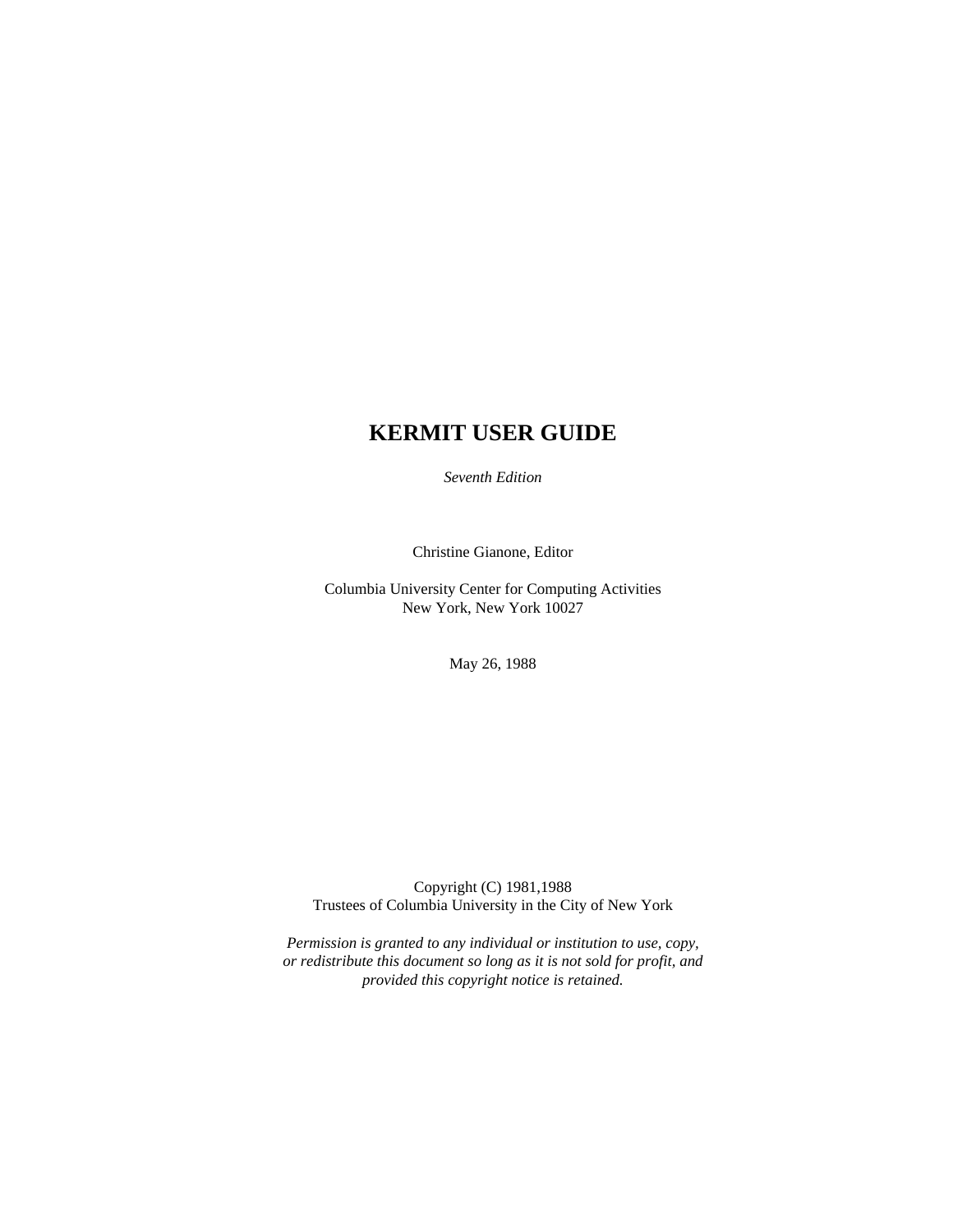# KERMIT USER GUIDE

*Seventh Edition*

Christine Gianone, Editor

Columbia University Center for Computing Activities
New York, New York 10027

May 26, 1988

Copyright (C) 1981,1988
Trustees of Columbia University in the City of New York

*Permission is granted to any individual or institution to use, copy, or redistribute this document so long as it is not sold for profit, and provided this copyright notice is retained.*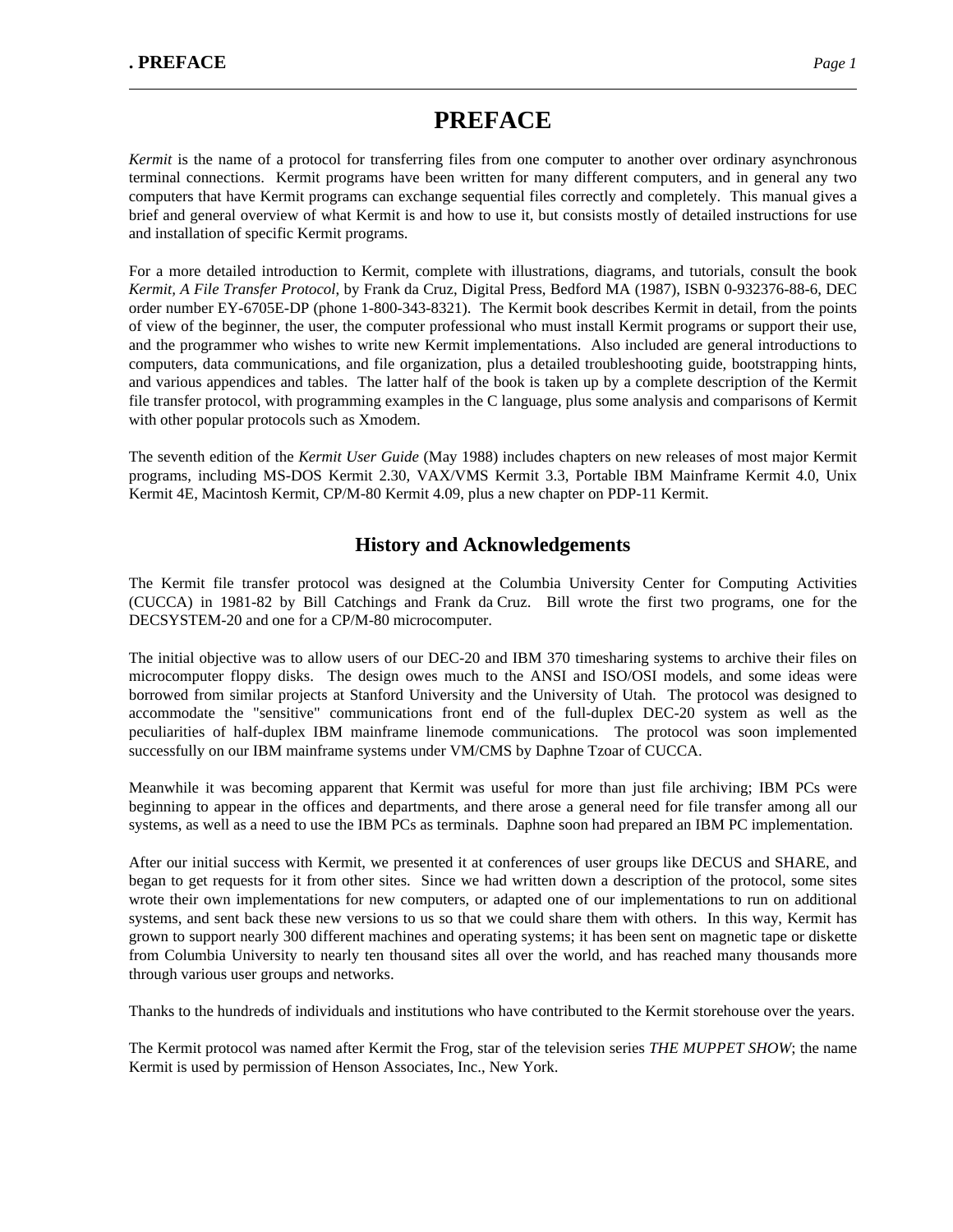# PREFACE

*Kermit* is the name of a protocol for transferring files from one computer to another over ordinary asynchronous terminal connections. Kermit programs have been written for many different computers, and in general any two computers that have Kermit programs can exchange sequential files correctly and completely. This manual gives a brief and general overview of what Kermit is and how to use it, but consists mostly of detailed instructions for use and installation of specific Kermit programs.

For a more detailed introduction to Kermit, complete with illustrations, diagrams, and tutorials, consult the book *Kermit, A File Transfer Protocol*, by Frank da Cruz, Digital Press, Bedford MA (1987), ISBN 0-932376-88-6, DEC order number EY-6705E-DP (phone 1-800-343-8321). The Kermit book describes Kermit in detail, from the points of view of the beginner, the user, the computer professional who must install Kermit programs or support their use, and the programmer who wishes to write new Kermit implementations. Also included are general introductions to computers, data communications, and file organization, plus a detailed troubleshooting guide, bootstrapping hints, and various appendices and tables. The latter half of the book is taken up by a complete description of the Kermit file transfer protocol, with programming examples in the C language, plus some analysis and comparisons of Kermit with other popular protocols such as Xmodem.

The seventh edition of the *Kermit User Guide* (May 1988) includes chapters on new releases of most major Kermit programs, including MS-DOS Kermit 2.30, VAX/VMS Kermit 3.3, Portable IBM Mainframe Kermit 4.0, Unix Kermit 4E, Macintosh Kermit, CP/M-80 Kermit 4.09, plus a new chapter on PDP-11 Kermit.

## History and Acknowledgements

The Kermit file transfer protocol was designed at the Columbia University Center for Computing Activities (CUCCA) in 1981-82 by Bill Catchings and Frank da Cruz. Bill wrote the first two programs, one for the DECSYSTEM-20 and one for a CP/M-80 microcomputer.

The initial objective was to allow users of our DEC-20 and IBM 370 timesharing systems to archive their files on microcomputer floppy disks. The design owes much to the ANSI and ISO/OSI models, and some ideas were borrowed from similar projects at Stanford University and the University of Utah. The protocol was designed to accommodate the "sensitive" communications front end of the full-duplex DEC-20 system as well as the peculiarities of half-duplex IBM mainframe linemode communications. The protocol was soon implemented successfully on our IBM mainframe systems under VM/CMS by Daphne Tzoar of CUCCA.

Meanwhile it was becoming apparent that Kermit was useful for more than just file archiving; IBM PCs were beginning to appear in the offices and departments, and there arose a general need for file transfer among all our systems, as well as a need to use the IBM PCs as terminals. Daphne soon had prepared an IBM PC implementation.

After our initial success with Kermit, we presented it at conferences of user groups like DECUS and SHARE, and began to get requests for it from other sites. Since we had written down a description of the protocol, some sites wrote their own implementations for new computers, or adapted one of our implementations to run on additional systems, and sent back these new versions to us so that we could share them with others. In this way, Kermit has grown to support nearly 300 different machines and operating systems; it has been sent on magnetic tape or diskette from Columbia University to nearly ten thousand sites all over the world, and has reached many thousands more through various user groups and networks.

Thanks to the hundreds of individuals and institutions who have contributed to the Kermit storehouse over the years.

The Kermit protocol was named after Kermit the Frog, star of the television series *THE MUPPET SHOW*; the name Kermit is used by permission of Henson Associates, Inc., New York.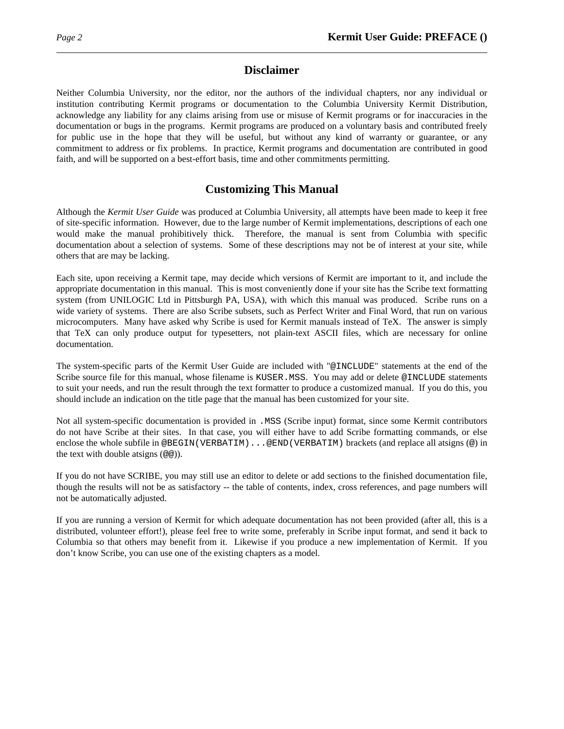## Disclaimer

Neither Columbia University, nor the editor, nor the authors of the individual chapters, nor any individual or institution contributing Kermit programs or documentation to the Columbia University Kermit Distribution, acknowledge any liability for any claims arising from use or misuse of Kermit programs or for inaccuracies in the documentation or bugs in the programs. Kermit programs are produced on a voluntary basis and contributed freely for public use in the hope that they will be useful, but without any kind of warranty or guarantee, or any commitment to address or fix problems. In practice, Kermit programs and documentation are contributed in good faith, and will be supported on a best-effort basis, time and other commitments permitting.

## Customizing This Manual

Although the *Kermit User Guide* was produced at Columbia University, all attempts have been made to keep it free of site-specific information. However, due to the large number of Kermit implementations, descriptions of each one would make the manual prohibitively thick. Therefore, the manual is sent from Columbia with specific documentation about a selection of systems. Some of these descriptions may not be of interest at your site, while others that are may be lacking.

Each site, upon receiving a Kermit tape, may decide which versions of Kermit are important to it, and include the appropriate documentation in this manual. This is most conveniently done if your site has the Scribe text formatting system (from UNILOGIC Ltd in Pittsburgh PA, USA), with which this manual was produced. Scribe runs on a wide variety of systems. There are also Scribe subsets, such as Perfect Writer and Final Word, that run on various microcomputers. Many have asked why Scribe is used for Kermit manuals instead of TeX. The answer is simply that TeX can only produce output for typesetters, not plain-text ASCII files, which are necessary for online documentation.

The system-specific parts of the Kermit User Guide are included with "`@INCLUDE`" statements at the end of the Scribe source file for this manual, whose filename is `KUSER.MSS`. You may add or delete `@INCLUDE` statements to suit your needs, and run the result through the text formatter to produce a customized manual. If you do this, you should include an indication on the title page that the manual has been customized for your site.

Not all system-specific documentation is provided in `.MSS` (Scribe input) format, since some Kermit contributors do not have Scribe at their sites. In that case, you will either have to add Scribe formatting commands, or else enclose the whole subfile in `@BEGIN(VERBATIM)...@END(VERBATIM)` brackets (and replace all atsigns (`@`) in the text with double atsigns (`@@`)).

If you do not have SCRIBE, you may still use an editor to delete or add sections to the finished documentation file, though the results will not be as satisfactory -- the table of contents, index, cross references, and page numbers will not be automatically adjusted.

If you are running a version of Kermit for which adequate documentation has not been provided (after all, this is a distributed, volunteer effort!), please feel free to write some, preferably in Scribe input format, and send it back to Columbia so that others may benefit from it. Likewise if you produce a new implementation of Kermit. If you don't know Scribe, you can use one of the existing chapters as a model.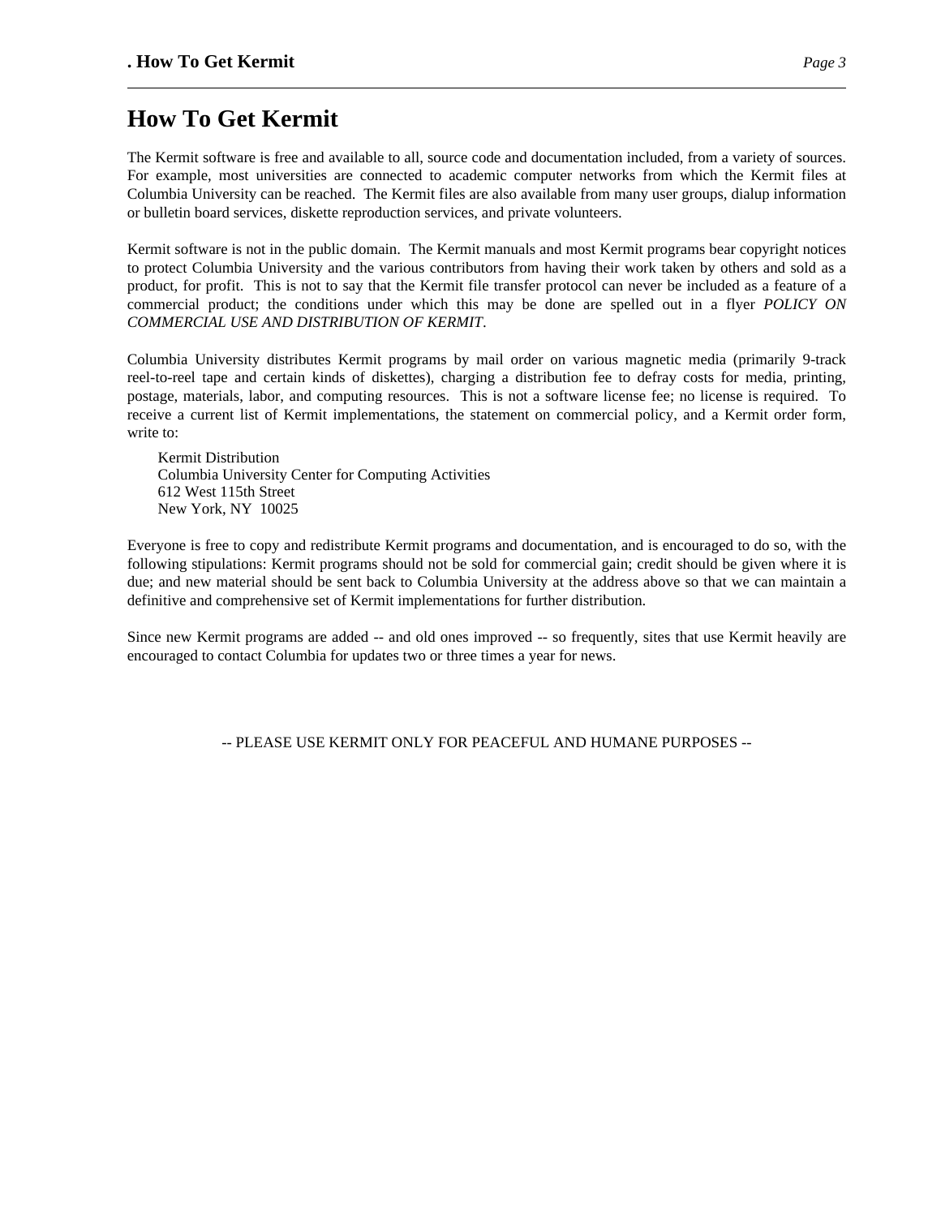# How To Get Kermit

The Kermit software is free and available to all, source code and documentation included, from a variety of sources. For example, most universities are connected to academic computer networks from which the Kermit files at Columbia University can be reached. The Kermit files are also available from many user groups, dialup information or bulletin board services, diskette reproduction services, and private volunteers.

Kermit software is not in the public domain. The Kermit manuals and most Kermit programs bear copyright notices to protect Columbia University and the various contributors from having their work taken by others and sold as a product, for profit. This is not to say that the Kermit file transfer protocol can never be included as a feature of a commercial product; the conditions under which this may be done are spelled out in a flyer *POLICY ON COMMERCIAL USE AND DISTRIBUTION OF KERMIT*.

Columbia University distributes Kermit programs by mail order on various magnetic media (primarily 9-track reel-to-reel tape and certain kinds of diskettes), charging a distribution fee to defray costs for media, printing, postage, materials, labor, and computing resources. This is not a software license fee; no license is required. To receive a current list of Kermit implementations, the statement on commercial policy, and a Kermit order form, write to:

Kermit Distribution
Columbia University Center for Computing Activities
612 West 115th Street
New York, NY 10025

Everyone is free to copy and redistribute Kermit programs and documentation, and is encouraged to do so, with the following stipulations: Kermit programs should not be sold for commercial gain; credit should be given where it is due; and new material should be sent back to Columbia University at the address above so that we can maintain a definitive and comprehensive set of Kermit implementations for further distribution.

Since new Kermit programs are added -- and old ones improved -- so frequently, sites that use Kermit heavily are encouraged to contact Columbia for updates two or three times a year for news.

-- PLEASE USE KERMIT ONLY FOR PEACEFUL AND HUMANE PURPOSES --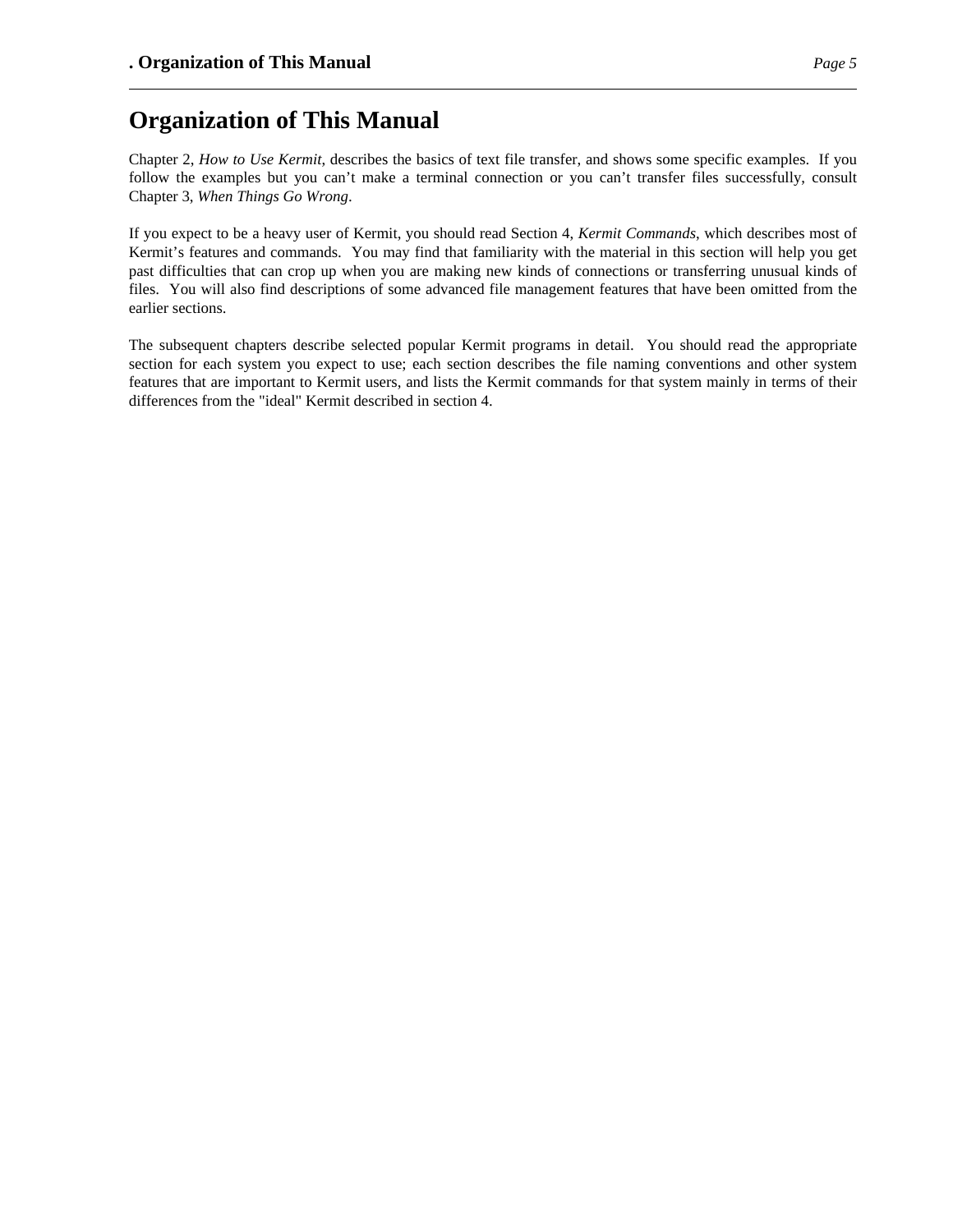# Organization of This Manual

Chapter 2, *How to Use Kermit*, describes the basics of text file transfer, and shows some specific examples. If you follow the examples but you can't make a terminal connection or you can't transfer files successfully, consult Chapter 3, *When Things Go Wrong*.

If you expect to be a heavy user of Kermit, you should read Section 4, *Kermit Commands*, which describes most of Kermit's features and commands. You may find that familiarity with the material in this section will help you get past difficulties that can crop up when you are making new kinds of connections or transferring unusual kinds of files. You will also find descriptions of some advanced file management features that have been omitted from the earlier sections.

The subsequent chapters describe selected popular Kermit programs in detail. You should read the appropriate section for each system you expect to use; each section describes the file naming conventions and other system features that are important to Kermit users, and lists the Kermit commands for that system mainly in terms of their differences from the "ideal" Kermit described in section 4.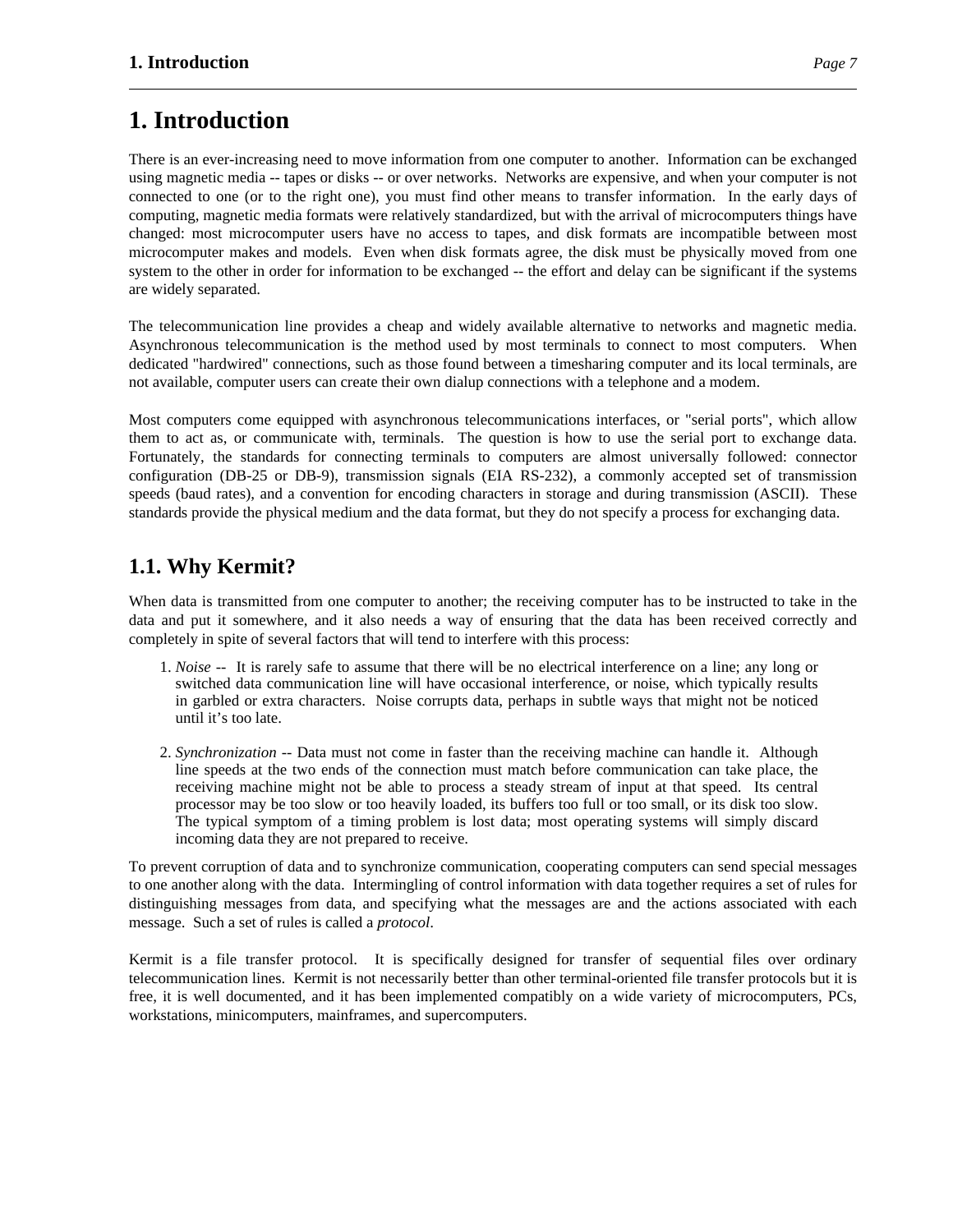# 1. Introduction

There is an ever-increasing need to move information from one computer to another. Information can be exchanged using magnetic media -- tapes or disks -- or over networks. Networks are expensive, and when your computer is not connected to one (or to the right one), you must find other means to transfer information. In the early days of computing, magnetic media formats were relatively standardized, but with the arrival of microcomputers things have changed: most microcomputer users have no access to tapes, and disk formats are incompatible between most microcomputer makes and models. Even when disk formats agree, the disk must be physically moved from one system to the other in order for information to be exchanged -- the effort and delay can be significant if the systems are widely separated.

The telecommunication line provides a cheap and widely available alternative to networks and magnetic media. Asynchronous telecommunication is the method used by most terminals to connect to most computers. When dedicated "hardwired" connections, such as those found between a timesharing computer and its local terminals, are not available, computer users can create their own dialup connections with a telephone and a modem.

Most computers come equipped with asynchronous telecommunications interfaces, or "serial ports", which allow them to act as, or communicate with, terminals. The question is how to use the serial port to exchange data. Fortunately, the standards for connecting terminals to computers are almost universally followed: connector configuration (DB-25 or DB-9), transmission signals (EIA RS-232), a commonly accepted set of transmission speeds (baud rates), and a convention for encoding characters in storage and during transmission (ASCII). These standards provide the physical medium and the data format, but they do not specify a process for exchanging data.

## 1.1. Why Kermit?

When data is transmitted from one computer to another; the receiving computer has to be instructed to take in the data and put it somewhere, and it also needs a way of ensuring that the data has been received correctly and completely in spite of several factors that will tend to interfere with this process:

1. *Noise* -- It is rarely safe to assume that there will be no electrical interference on a line; any long or switched data communication line will have occasional interference, or noise, which typically results in garbled or extra characters. Noise corrupts data, perhaps in subtle ways that might not be noticed until it's too late.

2. *Synchronization* -- Data must not come in faster than the receiving machine can handle it. Although line speeds at the two ends of the connection must match before communication can take place, the receiving machine might not be able to process a steady stream of input at that speed. Its central processor may be too slow or too heavily loaded, its buffers too full or too small, or its disk too slow. The typical symptom of a timing problem is lost data; most operating systems will simply discard incoming data they are not prepared to receive.

To prevent corruption of data and to synchronize communication, cooperating computers can send special messages to one another along with the data. Intermingling of control information with data together requires a set of rules for distinguishing messages from data, and specifying what the messages are and the actions associated with each message. Such a set of rules is called a *protocol*.

Kermit is a file transfer protocol. It is specifically designed for transfer of sequential files over ordinary telecommunication lines. Kermit is not necessarily better than other terminal-oriented file transfer protocols but it is free, it is well documented, and it has been implemented compatibly on a wide variety of microcomputers, PCs, workstations, minicomputers, mainframes, and supercomputers.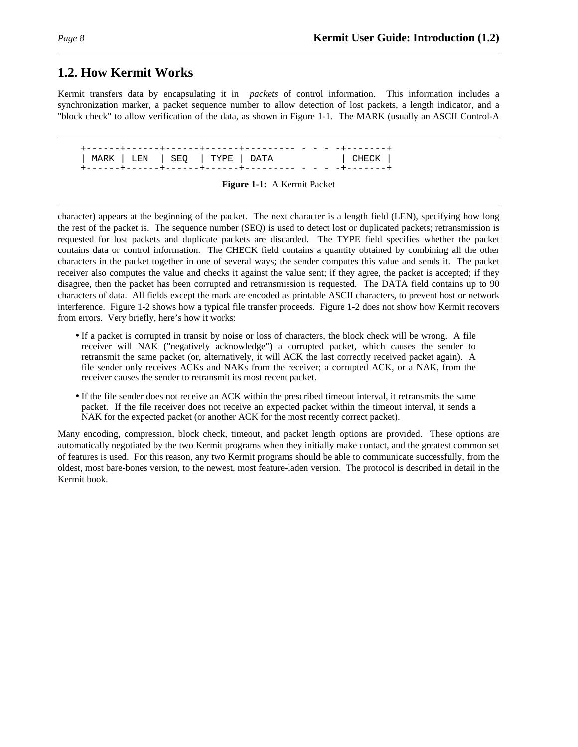## 1.2. How Kermit Works

Kermit transfers data by encapsulating it in *packets* of control information. This information includes a synchronization marker, a packet sequence number to allow detection of lost packets, a length indicator, and a "block check" to allow verification of the data, as shown in Figure 1-1. The MARK (usually an ASCII Control-A character) appears at the beginning of the packet. The next character is a length field (LEN), specifying how long the rest of the packet is. The sequence number (SEQ) is used to detect lost or duplicated packets; retransmission is requested for lost packets and duplicate packets are discarded. The TYPE field specifies whether the packet contains data or control information. The CHECK field contains a quantity obtained by combining all the other characters in the packet together in one of several ways; the sender computes this value and sends it. The packet receiver also computes the value and checks it against the value sent; if they agree, the packet is accepted; if they disagree, then the packet has been corrupted and retransmission is requested. The DATA field contains up to 90 characters of data. All fields except the mark are encoded as printable ASCII characters, to prevent host or network interference. Figure 1-2 shows how a typical file transfer proceeds. Figure 1-2 does not show how Kermit recovers from errors. Very briefly, here's how it works:

```
+------+------+------+------+--------- - - - -+-------+
| MARK | LEN  | SEQ  | TYPE | DATA            | CHECK |
+------+------+------+------+--------- - - - -+-------+
```

**Figure 1-1:** A Kermit Packet

- If a packet is corrupted in transit by noise or loss of characters, the block check will be wrong. A file receiver will NAK ("negatively acknowledge") a corrupted packet, which causes the sender to retransmit the same packet (or, alternatively, it will ACK the last correctly received packet again). A file sender only receives ACKs and NAKs from the receiver; a corrupted ACK, or a NAK, from the receiver causes the sender to retransmit its most recent packet.
- If the file sender does not receive an ACK within the prescribed timeout interval, it retransmits the same packet. If the file receiver does not receive an expected packet within the timeout interval, it sends a NAK for the expected packet (or another ACK for the most recently correct packet).

Many encoding, compression, block check, timeout, and packet length options are provided. These options are automatically negotiated by the two Kermit programs when they initially make contact, and the greatest common set of features is used. For this reason, any two Kermit programs should be able to communicate successfully, from the oldest, most bare-bones version, to the newest, most feature-laden version. The protocol is described in detail in the Kermit book.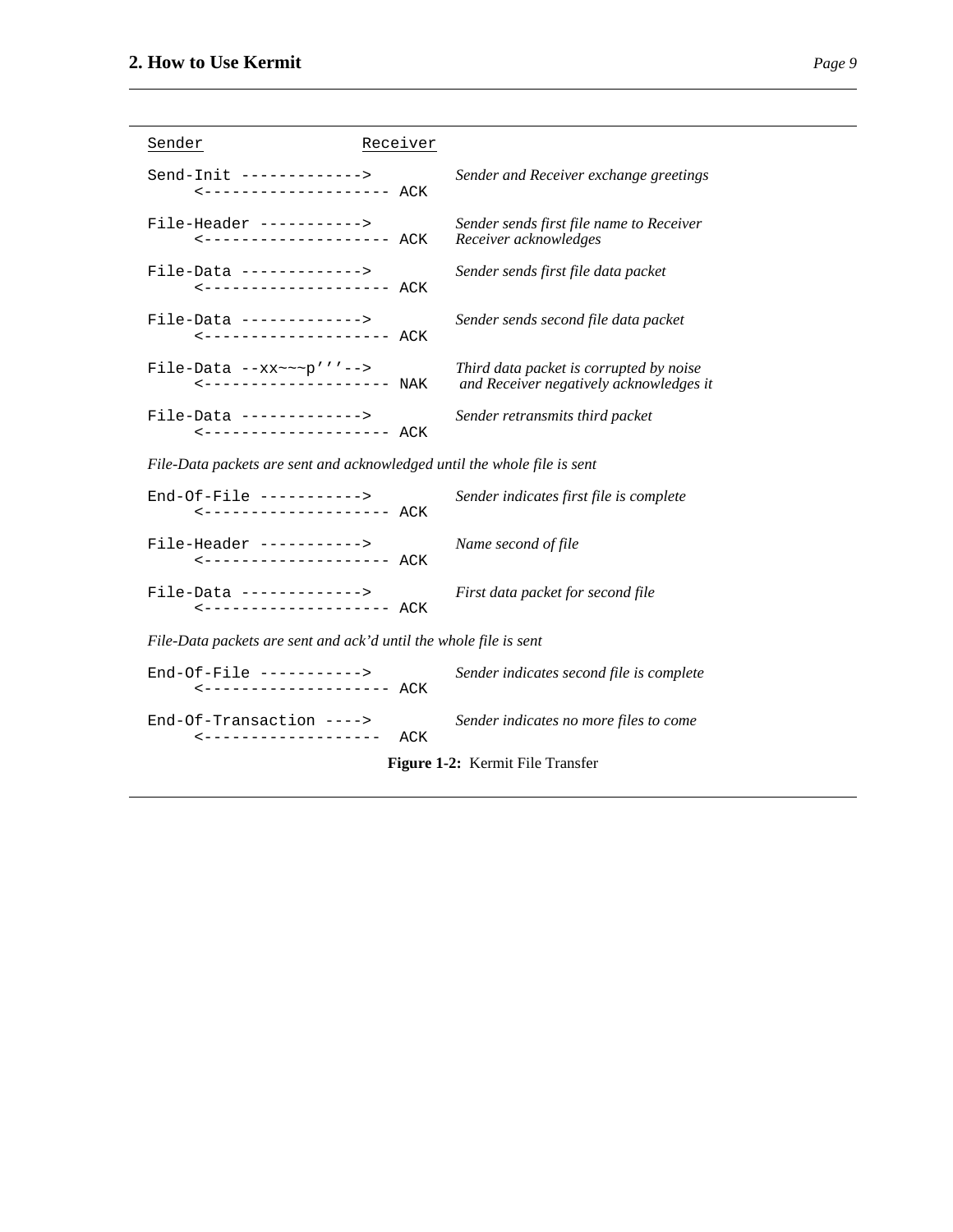```
Sender                     Receiver

Send-Init ------------->                Sender and Receiver exchange greetings
     <-------------------- ACK

File-Header ----------->                Sender sends first file name to Receiver
     <-------------------- ACK          Receiver acknowledges

File-Data ------------->                Sender sends first file data packet
     <-------------------- ACK

File-Data ------------->                Sender sends second file data packet
     <-------------------- ACK

File-Data --xx~~~p'''-->                Third data packet is corrupted by noise
     <-------------------- NAK           and Receiver negatively acknowledges it

File-Data ------------->                Sender retransmits third packet
     <-------------------- ACK

File-Data packets are sent and acknowledged until the whole file is sent

End-Of-File ----------->                Sender indicates first file is complete
     <-------------------- ACK

File-Header ----------->                Name second of file
     <-------------------- ACK

File-Data ------------->                First data packet for second file
     <-------------------- ACK

File-Data packets are sent and ack'd until the whole file is sent

End-Of-File ----------->                Sender indicates second file is complete
     <-------------------- ACK

End-Of-Transaction ---->                Sender indicates no more files to come
     <-------------------  ACK
```

**Figure 1-2:** Kermit File Transfer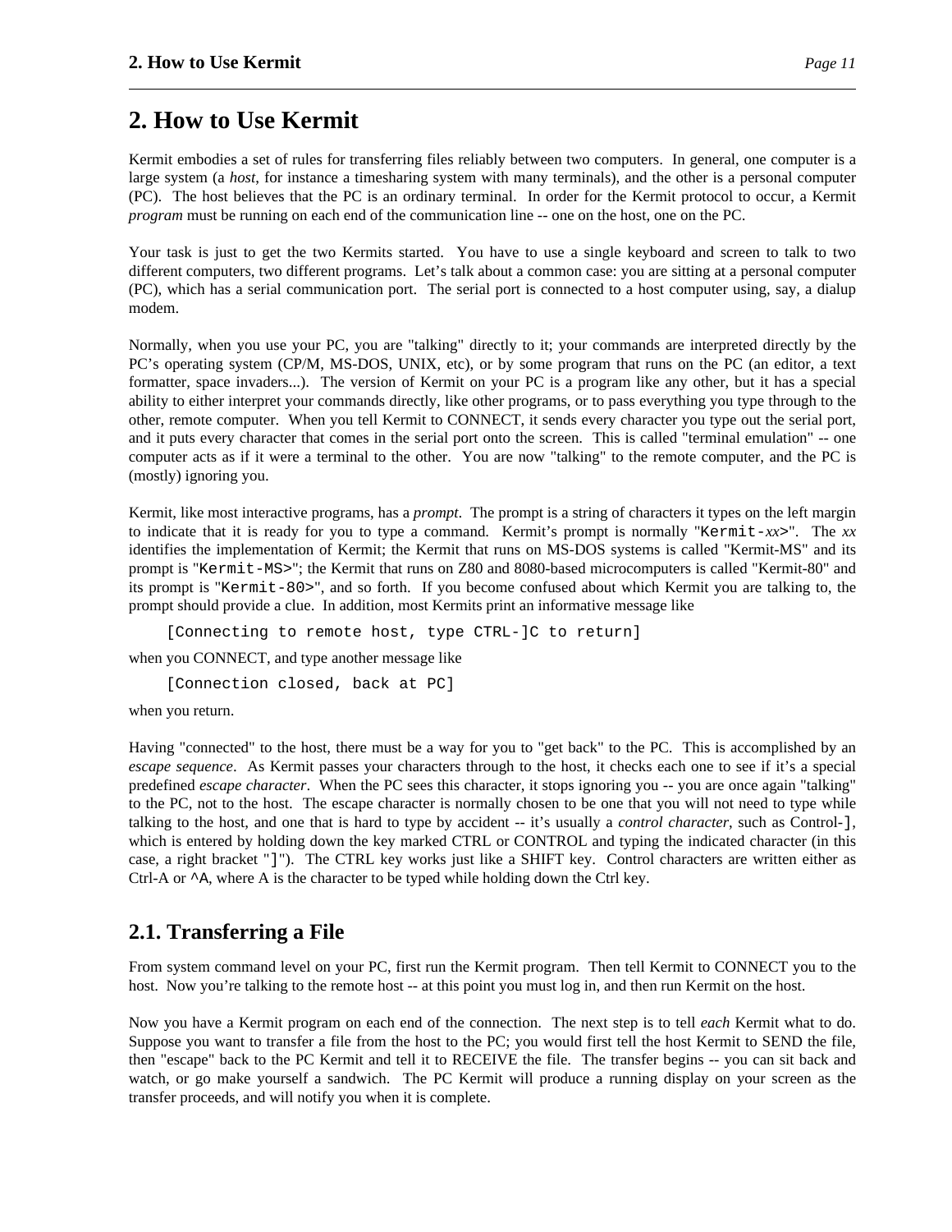# 2. How to Use Kermit

Kermit embodies a set of rules for transferring files reliably between two computers. In general, one computer is a large system (a *host*, for instance a timesharing system with many terminals), and the other is a personal computer (PC). The host believes that the PC is an ordinary terminal. In order for the Kermit protocol to occur, a Kermit *program* must be running on each end of the communication line -- one on the host, one on the PC.

Your task is just to get the two Kermits started. You have to use a single keyboard and screen to talk to two different computers, two different programs. Let's talk about a common case: you are sitting at a personal computer (PC), which has a serial communication port. The serial port is connected to a host computer using, say, a dialup modem.

Normally, when you use your PC, you are "talking" directly to it; your commands are interpreted directly by the PC's operating system (CP/M, MS-DOS, UNIX, etc), or by some program that runs on the PC (an editor, a text formatter, space invaders...). The version of Kermit on your PC is a program like any other, but it has a special ability to either interpret your commands directly, like other programs, or to pass everything you type through to the other, remote computer. When you tell Kermit to CONNECT, it sends every character you type out the serial port, and it puts every character that comes in the serial port onto the screen. This is called "terminal emulation" -- one computer acts as if it were a terminal to the other. You are now "talking" to the remote computer, and the PC is (mostly) ignoring you.

Kermit, like most interactive programs, has a *prompt*. The prompt is a string of characters it types on the left margin to indicate that it is ready for you to type a command. Kermit's prompt is normally "`Kermit-`*xx*`>`". The *xx* identifies the implementation of Kermit; the Kermit that runs on MS-DOS systems is called "Kermit-MS" and its prompt is "`Kermit-MS>`"; the Kermit that runs on Z80 and 8080-based microcomputers is called "Kermit-80" and its prompt is "`Kermit-80>`", and so forth. If you become confused about which Kermit you are talking to, the prompt should provide a clue. In addition, most Kermits print an informative message like

```
[Connecting to remote host, type CTRL-]C to return]
```

when you CONNECT, and type another message like

```
[Connection closed, back at PC]
```

when you return.

Having "connected" to the host, there must be a way for you to "get back" to the PC. This is accomplished by an *escape sequence*. As Kermit passes your characters through to the host, it checks each one to see if it's a special predefined *escape character*. When the PC sees this character, it stops ignoring you -- you are once again "talking" to the PC, not to the host. The escape character is normally chosen to be one that you will not need to type while talking to the host, and one that is hard to type by accident -- it's usually a *control character*, such as Control-`]`, which is entered by holding down the key marked CTRL or CONTROL and typing the indicated character (in this case, a right bracket "`]`"). The CTRL key works just like a SHIFT key. Control characters are written either as Ctrl-A or `^A`, where A is the character to be typed while holding down the Ctrl key.

## 2.1. Transferring a File

From system command level on your PC, first run the Kermit program. Then tell Kermit to CONNECT you to the host. Now you're talking to the remote host -- at this point you must log in, and then run Kermit on the host.

Now you have a Kermit program on each end of the connection. The next step is to tell *each* Kermit what to do. Suppose you want to transfer a file from the host to the PC; you would first tell the host Kermit to SEND the file, then "escape" back to the PC Kermit and tell it to RECEIVE the file. The transfer begins -- you can sit back and watch, or go make yourself a sandwich. The PC Kermit will produce a running display on your screen as the transfer proceeds, and will notify you when it is complete.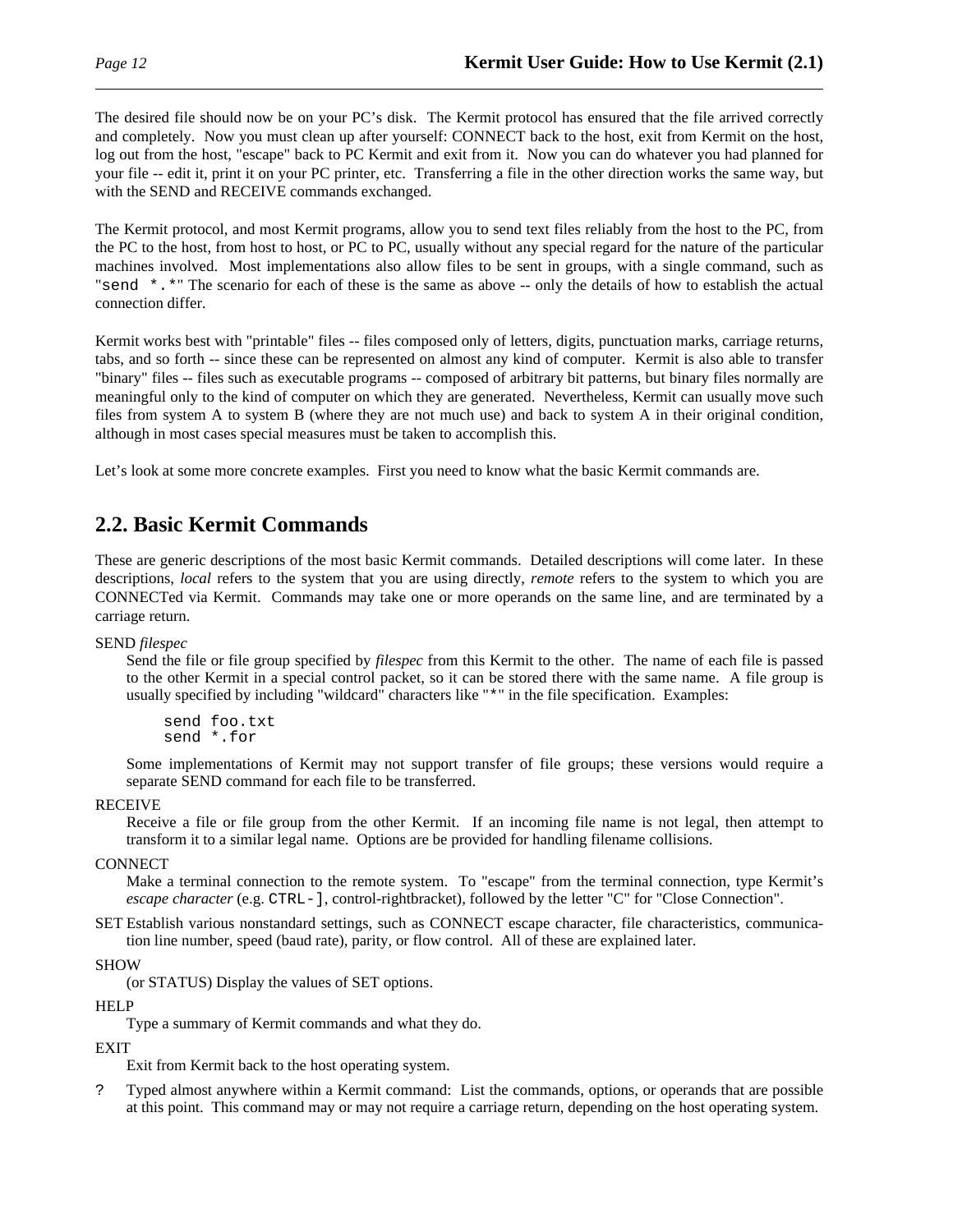The desired file should now be on your PC's disk. The Kermit protocol has ensured that the file arrived correctly and completely. Now you must clean up after yourself: CONNECT back to the host, exit from Kermit on the host, log out from the host, "escape" back to PC Kermit and exit from it. Now you can do whatever you had planned for your file -- edit it, print it on your PC printer, etc. Transferring a file in the other direction works the same way, but with the SEND and RECEIVE commands exchanged.

The Kermit protocol, and most Kermit programs, allow you to send text files reliably from the host to the PC, from the PC to the host, from host to host, or PC to PC, usually without any special regard for the nature of the particular machines involved. Most implementations also allow files to be sent in groups, with a single command, such as "`send *.*`" The scenario for each of these is the same as above -- only the details of how to establish the actual connection differ.

Kermit works best with "printable" files -- files composed only of letters, digits, punctuation marks, carriage returns, tabs, and so forth -- since these can be represented on almost any kind of computer. Kermit is also able to transfer "binary" files -- files such as executable programs -- composed of arbitrary bit patterns, but binary files normally are meaningful only to the kind of computer on which they are generated. Nevertheless, Kermit can usually move such files from system A to system B (where they are not much use) and back to system A in their original condition, although in most cases special measures must be taken to accomplish this.

Let's look at some more concrete examples. First you need to know what the basic Kermit commands are.

## 2.2. Basic Kermit Commands

These are generic descriptions of the most basic Kermit commands. Detailed descriptions will come later. In these descriptions, *local* refers to the system that you are using directly, *remote* refers to the system to which you are CONNECTed via Kermit. Commands may take one or more operands on the same line, and are terminated by a carriage return.

SEND *filespec*
: Send the file or file group specified by *filespec* from this Kermit to the other. The name of each file is passed to the other Kermit in a special control packet, so it can be stored there with the same name. A file group is usually specified by including "wildcard" characters like "`*`" in the file specification. Examples:

```
send foo.txt
send *.for
```

: Some implementations of Kermit may not support transfer of file groups; these versions would require a separate SEND command for each file to be transferred.

RECEIVE
: Receive a file or file group from the other Kermit. If an incoming file name is not legal, then attempt to transform it to a similar legal name. Options are be provided for handling filename collisions.

CONNECT
: Make a terminal connection to the remote system. To "escape" from the terminal connection, type Kermit's *escape character* (e.g. `CTRL-]`, control-rightbracket), followed by the letter "C" for "Close Connection".

SET
: Establish various nonstandard settings, such as CONNECT escape character, file characteristics, communication line number, speed (baud rate), parity, or flow control. All of these are explained later.

SHOW
: (or STATUS) Display the values of SET options.

HELP
: Type a summary of Kermit commands and what they do.

EXIT
: Exit from Kermit back to the host operating system.

`?`
: Typed almost anywhere within a Kermit command: List the commands, options, or operands that are possible at this point. This command may or may not require a carriage return, depending on the host operating system.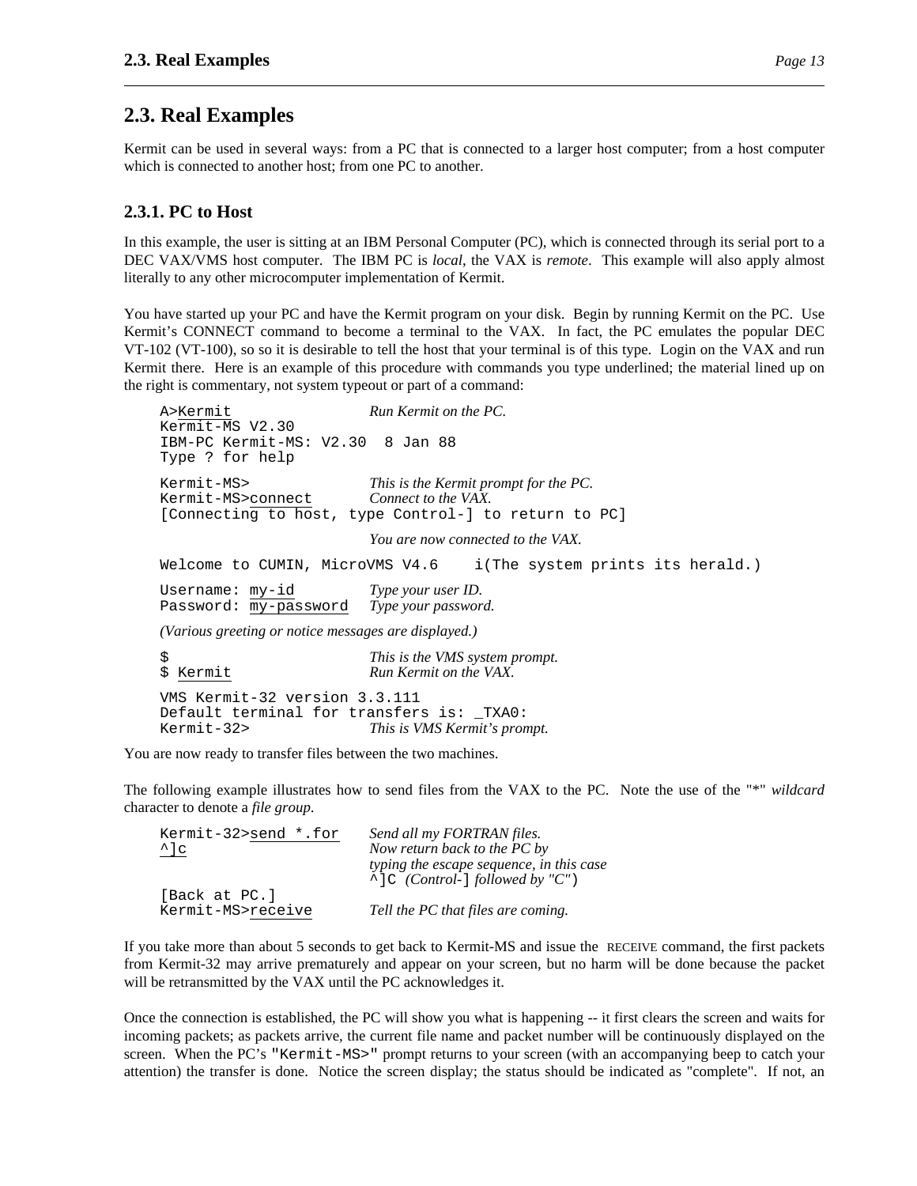## 2.3. Real Examples

Kermit can be used in several ways: from a PC that is connected to a larger host computer; from a host computer which is connected to another host; from one PC to another.

### 2.3.1. PC to Host

In this example, the user is sitting at an IBM Personal Computer (PC), which is connected through its serial port to a DEC VAX/VMS host computer. The IBM PC is *local*, the VAX is *remote*. This example will also apply almost literally to any other microcomputer implementation of Kermit.

You have started up your PC and have the Kermit program on your disk. Begin by running Kermit on the PC. Use Kermit's CONNECT command to become a terminal to the VAX. In fact, the PC emulates the popular DEC VT-102 (VT-100), so so it is desirable to tell the host that your terminal is of this type. Login on the VAX and run Kermit there. Here is an example of this procedure with commands you type underlined; the material lined up on the right is commentary, not system typeout or part of a command:

```
A>Kermit                    Run Kermit on the PC.
Kermit-MS V2.30
IBM-PC Kermit-MS: V2.30  8 Jan 88
Type ? for help

Kermit-MS>                  This is the Kermit prompt for the PC.
Kermit-MS>connect           Connect to the VAX.
[Connecting to host, type Control-] to return to PC]

                            You are now connected to the VAX.

Welcome to CUMIN, MicroVMS V4.6    i(The system prints its herald.)

Username: my-id             Type your user ID.
Password: my-password       Type your password.

(Various greeting or notice messages are displayed.)

$                           This is the VMS system prompt.
$ Kermit                    Run Kermit on the VAX.

VMS Kermit-32 version 3.3.111
Default terminal for transfers is: _TXA0:
Kermit-32>                  This is VMS Kermit's prompt.
```

You are now ready to transfer files between the two machines.

The following example illustrates how to send files from the VAX to the PC. Note the use of the "*" *wildcard* character to denote a *file group.*

```
Kermit-32>send *.for        Send all my FORTRAN files.
^]c                         Now return back to the PC by
                            typing the escape sequence, in this case
                            ^]C  (Control-] followed by "C")
[Back at PC.]
Kermit-MS>receive           Tell the PC that files are coming.
```

If you take more than about 5 seconds to get back to Kermit-MS and issue the RECEIVE command, the first packets from Kermit-32 may arrive prematurely and appear on your screen, but no harm will be done because the packet will be retransmitted by the VAX until the PC acknowledges it.

Once the connection is established, the PC will show you what is happening -- it first clears the screen and waits for incoming packets; as packets arrive, the current file name and packet number will be continuously displayed on the screen. When the PC's `"Kermit-MS>"` prompt returns to your screen (with an accompanying beep to catch your attention) the transfer is done. Notice the screen display; the status should be indicated as "complete". If not, an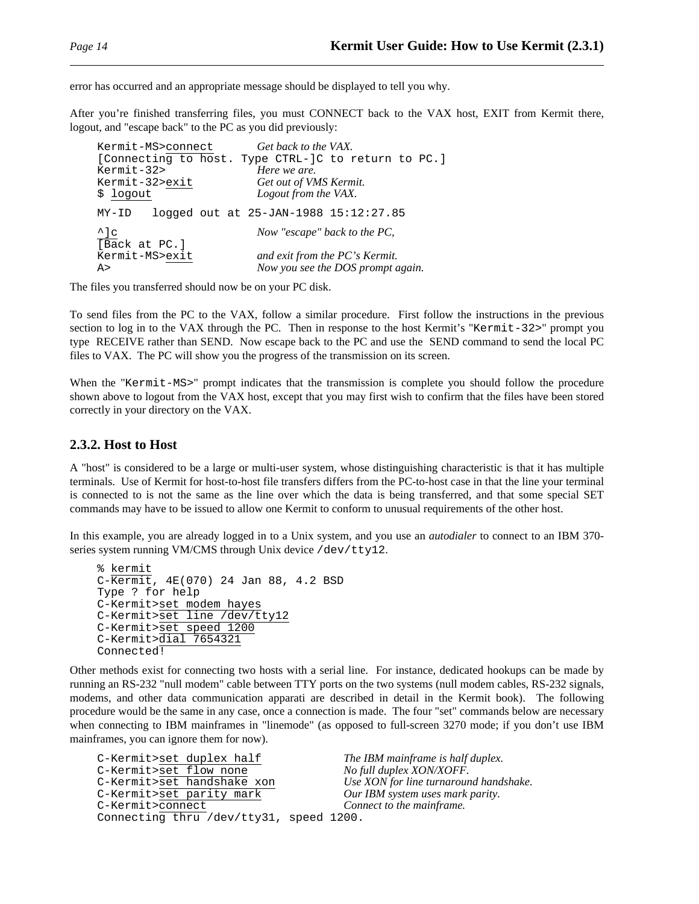error has occurred and an appropriate message should be displayed to tell you why.

After you're finished transferring files, you must CONNECT back to the VAX host, EXIT from Kermit there, logout, and "escape back" to the PC as you did previously:

```
Kermit-MS>connect           Get back to the VAX.
[Connecting to host. Type CTRL-]C to return to PC.]
Kermit-32>                  Here we are.
Kermit-32>exit              Get out of VMS Kermit.
$ logout                    Logout from the VAX.

MY-ID   logged out at 25-JAN-1988 15:12:27.85

^]c                         Now "escape" back to the PC,
[Back at PC.]
Kermit-MS>exit              and exit from the PC's Kermit.
A>                          Now you see the DOS prompt again.
```

The files you transferred should now be on your PC disk.

To send files from the PC to the VAX, follow a similar procedure. First follow the instructions in the previous section to log in to the VAX through the PC. Then in response to the host Kermit's "`Kermit-32>`" prompt you type RECEIVE rather than SEND. Now escape back to the PC and use the SEND command to send the local PC files to VAX. The PC will show you the progress of the transmission on its screen.

When the "`Kermit-MS>`" prompt indicates that the transmission is complete you should follow the procedure shown above to logout from the VAX host, except that you may first wish to confirm that the files have been stored correctly in your directory on the VAX.

### 2.3.2. Host to Host

A "host" is considered to be a large or multi-user system, whose distinguishing characteristic is that it has multiple terminals. Use of Kermit for host-to-host file transfers differs from the PC-to-host case in that the line your terminal is connected to is not the same as the line over which the data is being transferred, and that some special SET commands may have to be issued to allow one Kermit to conform to unusual requirements of the other host.

In this example, you are already logged in to a Unix system, and you use an *autodialer* to connect to an IBM 370-series system running VM/CMS through Unix device `/dev/tty12`.

```
% kermit
C-Kermit, 4E(070) 24 Jan 88, 4.2 BSD
Type ? for help
C-Kermit>set modem hayes
C-Kermit>set line /dev/tty12
C-Kermit>set speed 1200
C-Kermit>dial 7654321
Connected!
```

Other methods exist for connecting two hosts with a serial line. For instance, dedicated hookups can be made by running an RS-232 "null modem" cable between TTY ports on the two systems (null modem cables, RS-232 signals, modems, and other data communication apparati are described in detail in the Kermit book). The following procedure would be the same in any case, once a connection is made. The four "set" commands below are necessary when connecting to IBM mainframes in "linemode" (as opposed to full-screen 3270 mode; if you don't use IBM mainframes, you can ignore them for now).

```
C-Kermit>set duplex half          The IBM mainframe is half duplex.
C-Kermit>set flow none            No full duplex XON/XOFF.
C-Kermit>set handshake xon        Use XON for line turnaround handshake.
C-Kermit>set parity mark          Our IBM system uses mark parity.
C-Kermit>connect                  Connect to the mainframe.
Connecting thru /dev/tty31, speed 1200.
```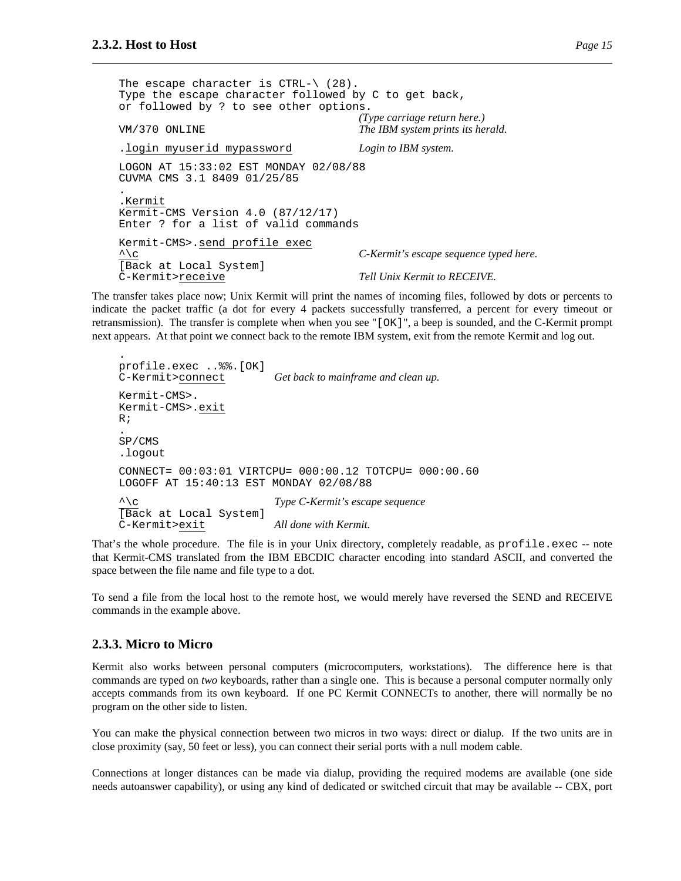```
The escape character is CTRL-\ (28).
Type the escape character followed by C to get back,
or followed by ? to see other options.
                                        (Type carriage return here.)
VM/370 ONLINE                           The IBM system prints its herald.

.login myuserid mypassword              Login to IBM system.

LOGON AT 15:33:02 EST MONDAY 02/08/88
CUVMA CMS 3.1 8409 01/25/85
.
.Kermit
Kermit-CMS Version 4.0 (87/12/17)
Enter ? for a list of valid commands

Kermit-CMS>.send profile exec
^\c                                     C-Kermit's escape sequence typed here.
[Back at Local System]
C-Kermit>receive                        Tell Unix Kermit to RECEIVE.
```

The transfer takes place now; Unix Kermit will print the names of incoming files, followed by dots or percents to indicate the packet traffic (a dot for every 4 packets successfully transferred, a percent for every timeout or retransmission). The transfer is complete when when you see "[OK]", a beep is sounded, and the C-Kermit prompt next appears. At that point we connect back to the remote IBM system, exit from the remote Kermit and log out.

```
.
profile.exec ..%%.[OK]
C-Kermit>connect           Get back to mainframe and clean up.

Kermit-CMS>.
Kermit-CMS>.exit
R;
.
SP/CMS
.logout

CONNECT= 00:03:01 VIRTCPU= 000:00.12 TOTCPU= 000:00.60
LOGOFF AT 15:40:13 EST MONDAY 02/08/88

^\c                        Type C-Kermit's escape sequence
[Back at Local System]
C-Kermit>exit              All done with Kermit.
```

That's the whole procedure. The file is in your Unix directory, completely readable, as `profile.exec` -- note that Kermit-CMS translated from the IBM EBCDIC character encoding into standard ASCII, and converted the space between the file name and file type to a dot.

To send a file from the local host to the remote host, we would merely have reversed the SEND and RECEIVE commands in the example above.

### 2.3.3. Micro to Micro

Kermit also works between personal computers (microcomputers, workstations). The difference here is that commands are typed on *two* keyboards, rather than a single one. This is because a personal computer normally only accepts commands from its own keyboard. If one PC Kermit CONNECTs to another, there will normally be no program on the other side to listen.

You can make the physical connection between two micros in two ways: direct or dialup. If the two units are in close proximity (say, 50 feet or less), you can connect their serial ports with a null modem cable.

Connections at longer distances can be made via dialup, providing the required modems are available (one side needs autoanswer capability), or using any kind of dedicated or switched circuit that may be available -- CBX, port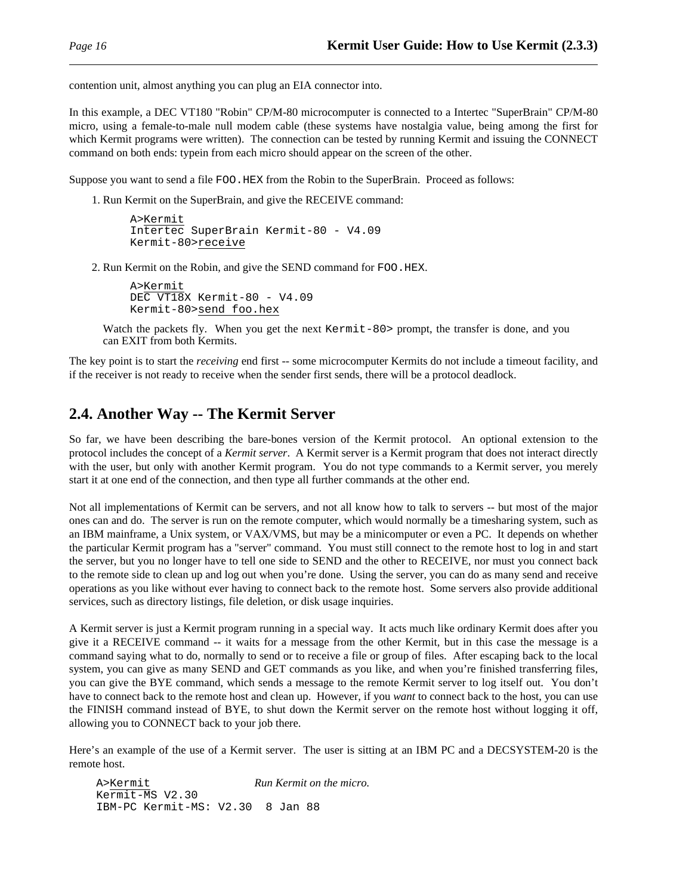contention unit, almost anything you can plug an EIA connector into.

In this example, a DEC VT180 "Robin" CP/M-80 microcomputer is connected to a Intertec "SuperBrain" CP/M-80 micro, using a female-to-male null modem cable (these systems have nostalgia value, being among the first for which Kermit programs were written). The connection can be tested by running Kermit and issuing the CONNECT command on both ends: typein from each micro should appear on the screen of the other.

Suppose you want to send a file `FOO.HEX` from the Robin to the SuperBrain. Proceed as follows:

1. Run Kermit on the SuperBrain, and give the RECEIVE command:

```
A>Kermit
Intertec SuperBrain Kermit-80 - V4.09
Kermit-80>receive
```

2. Run Kermit on the Robin, and give the SEND command for `FOO.HEX`.

```
A>Kermit
DEC VT18X Kermit-80 - V4.09
Kermit-80>send foo.hex
```

   Watch the packets fly. When you get the next `Kermit-80>` prompt, the transfer is done, and you can EXIT from both Kermits.

The key point is to start the *receiving* end first -- some microcomputer Kermits do not include a timeout facility, and if the receiver is not ready to receive when the sender first sends, there will be a protocol deadlock.

## 2.4. Another Way -- The Kermit Server

So far, we have been describing the bare-bones version of the Kermit protocol. An optional extension to the protocol includes the concept of a *Kermit server*. A Kermit server is a Kermit program that does not interact directly with the user, but only with another Kermit program. You do not type commands to a Kermit server, you merely start it at one end of the connection, and then type all further commands at the other end.

Not all implementations of Kermit can be servers, and not all know how to talk to servers -- but most of the major ones can and do. The server is run on the remote computer, which would normally be a timesharing system, such as an IBM mainframe, a Unix system, or VAX/VMS, but may be a minicomputer or even a PC. It depends on whether the particular Kermit program has a "server" command. You must still connect to the remote host to log in and start the server, but you no longer have to tell one side to SEND and the other to RECEIVE, nor must you connect back to the remote side to clean up and log out when you're done. Using the server, you can do as many send and receive operations as you like without ever having to connect back to the remote host. Some servers also provide additional services, such as directory listings, file deletion, or disk usage inquiries.

A Kermit server is just a Kermit program running in a special way. It acts much like ordinary Kermit does after you give it a RECEIVE command -- it waits for a message from the other Kermit, but in this case the message is a command saying what to do, normally to send or to receive a file or group of files. After escaping back to the local system, you can give as many SEND and GET commands as you like, and when you're finished transferring files, you can give the BYE command, which sends a message to the remote Kermit server to log itself out. You don't have to connect back to the remote host and clean up. However, if you *want* to connect back to the host, you can use the FINISH command instead of BYE, to shut down the Kermit server on the remote host without logging it off, allowing you to CONNECT back to your job there.

Here's an example of the use of a Kermit server. The user is sitting at an IBM PC and a DECSYSTEM-20 is the remote host.

```
A>Kermit                    Run Kermit on the micro.
Kermit-MS V2.30
IBM-PC Kermit-MS: V2.30  8 Jan 88
```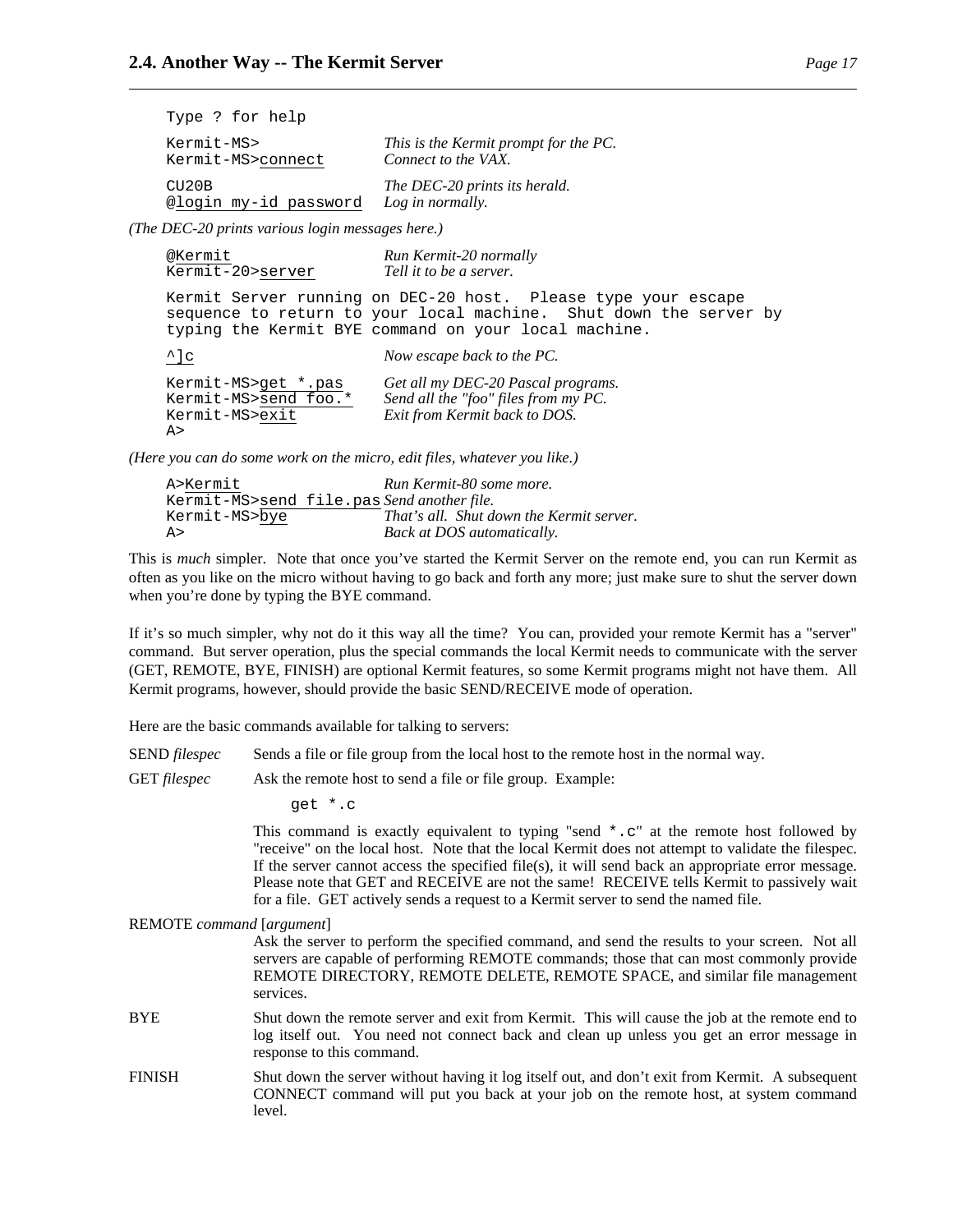```
Type ? for help

Kermit-MS>                     This is the Kermit prompt for the PC.
Kermit-MS>connect              Connect to the VAX.

CU20B                          The DEC-20 prints its herald.
@login my-id password          Log in normally.
```

*(The DEC-20 prints various login messages here.)*

```
@Kermit                        Run Kermit-20 normally
Kermit-20>server               Tell it to be a server.

Kermit Server running on DEC-20 host.  Please type your escape
sequence to return to your local machine.  Shut down the server by
typing the Kermit BYE command on your local machine.

^]c                            Now escape back to the PC.

Kermit-MS>get *.pas            Get all my DEC-20 Pascal programs.
Kermit-MS>send foo.*           Send all the "foo" files from my PC.
Kermit-MS>exit                 Exit from Kermit back to DOS.
A>
```

*(Here you can do some work on the micro, edit files, whatever you like.)*

```
A>Kermit                       Run Kermit-80 some more.
Kermit-MS>send file.pas        Send another file.
Kermit-MS>bye                  That's all.  Shut down the Kermit server.
A>                             Back at DOS automatically.
```

This is *much* simpler. Note that once you've started the Kermit Server on the remote end, you can run Kermit as often as you like on the micro without having to go back and forth any more; just make sure to shut the server down when you're done by typing the BYE command.

If it's so much simpler, why not do it this way all the time? You can, provided your remote Kermit has a "server" command. But server operation, plus the special commands the local Kermit needs to communicate with the server (GET, REMOTE, BYE, FINISH) are optional Kermit features, so some Kermit programs might not have them. All Kermit programs, however, should provide the basic SEND/RECEIVE mode of operation.

Here are the basic commands available for talking to servers:

SEND *filespec*
: Sends a file or file group from the local host to the remote host in the normal way.

GET *filespec*
: Ask the remote host to send a file or file group. Example:

```
get *.c
```

This command is exactly equivalent to typing "send `*.c`" at the remote host followed by "receive" on the local host. Note that the local Kermit does not attempt to validate the filespec. If the server cannot access the specified file(s), it will send back an appropriate error message. Please note that GET and RECEIVE are not the same! RECEIVE tells Kermit to passively wait for a file. GET actively sends a request to a Kermit server to send the named file.

REMOTE *command* [*argument*]
: Ask the server to perform the specified command, and send the results to your screen. Not all servers are capable of performing REMOTE commands; those that can most commonly provide REMOTE DIRECTORY, REMOTE DELETE, REMOTE SPACE, and similar file management services.

BYE
: Shut down the remote server and exit from Kermit. This will cause the job at the remote end to log itself out. You need not connect back and clean up unless you get an error message in response to this command.

FINISH
: Shut down the server without having it log itself out, and don't exit from Kermit. A subsequent CONNECT command will put you back at your job on the remote host, at system command level.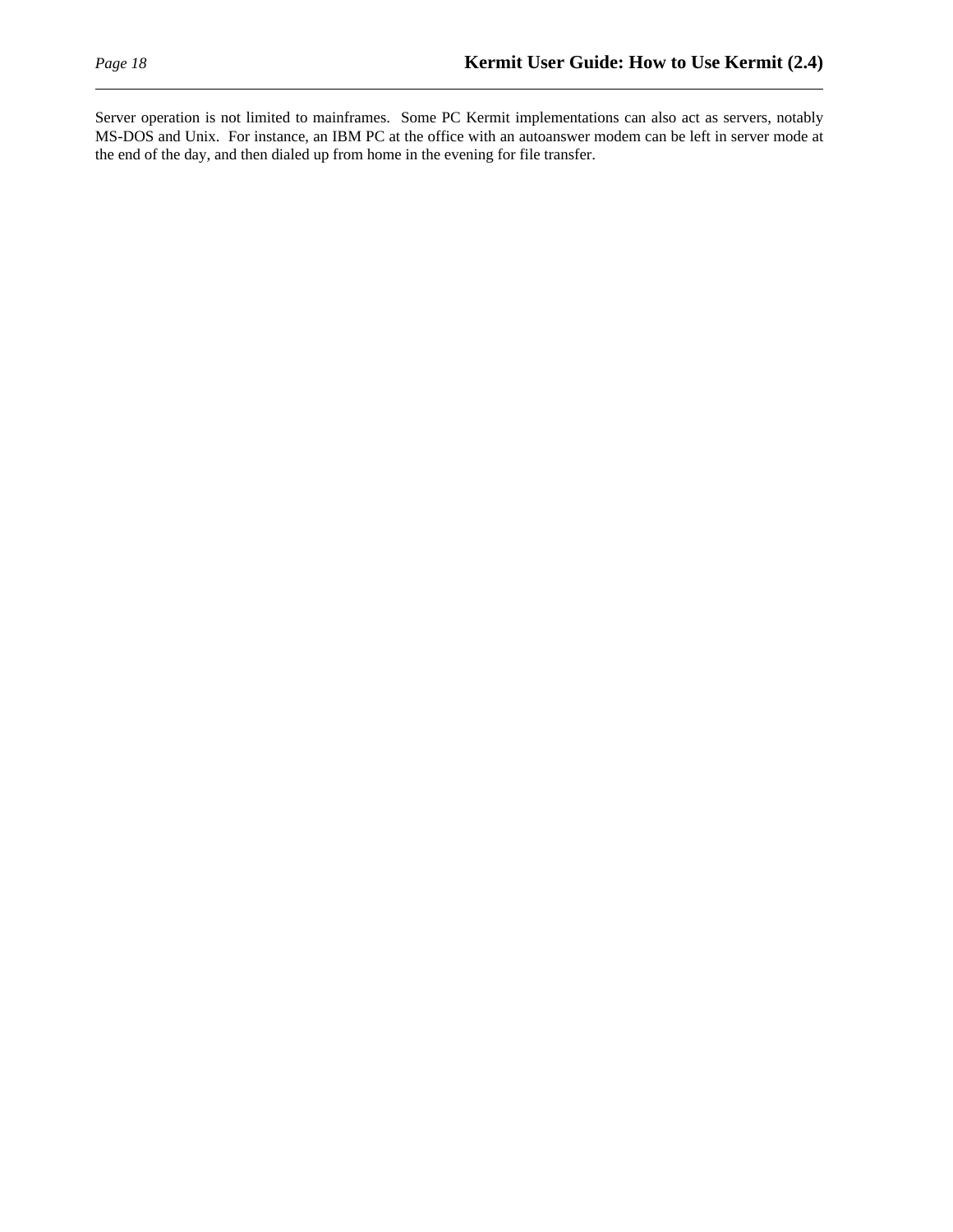Server operation is not limited to mainframes. Some PC Kermit implementations can also act as servers, notably MS-DOS and Unix. For instance, an IBM PC at the office with an autoanswer modem can be left in server mode at the end of the day, and then dialed up from home in the evening for file transfer.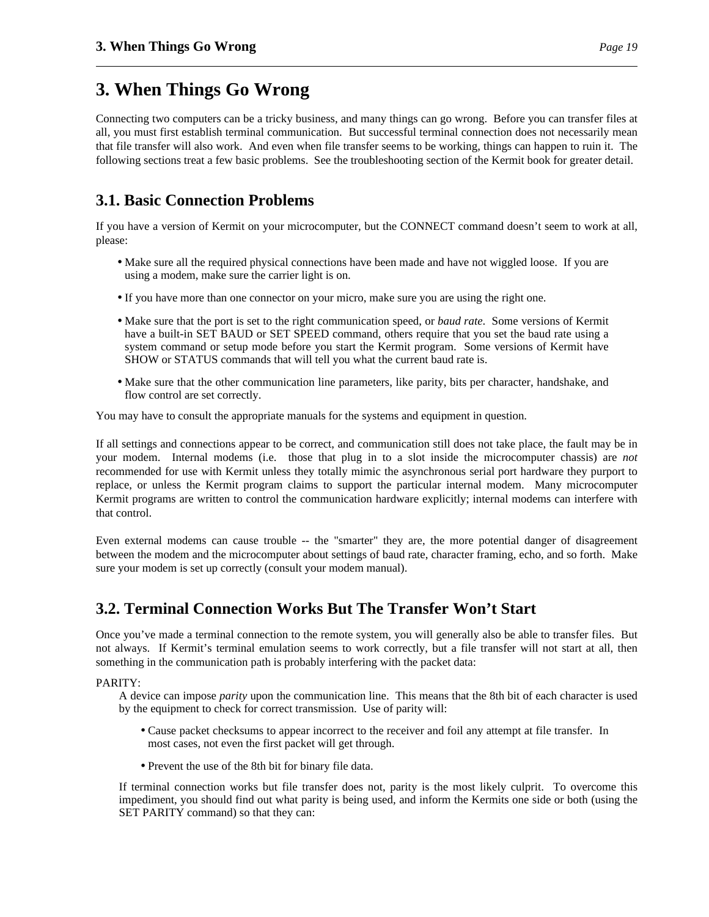# 3. When Things Go Wrong

Connecting two computers can be a tricky business, and many things can go wrong. Before you can transfer files at all, you must first establish terminal communication. But successful terminal connection does not necessarily mean that file transfer will also work. And even when file transfer seems to be working, things can happen to ruin it. The following sections treat a few basic problems. See the troubleshooting section of the Kermit book for greater detail.

## 3.1. Basic Connection Problems

If you have a version of Kermit on your microcomputer, but the CONNECT command doesn't seem to work at all, please:

- Make sure all the required physical connections have been made and have not wiggled loose. If you are using a modem, make sure the carrier light is on.
- If you have more than one connector on your micro, make sure you are using the right one.
- Make sure that the port is set to the right communication speed, or *baud rate*. Some versions of Kermit have a built-in SET BAUD or SET SPEED command, others require that you set the baud rate using a system command or setup mode before you start the Kermit program. Some versions of Kermit have SHOW or STATUS commands that will tell you what the current baud rate is.
- Make sure that the other communication line parameters, like parity, bits per character, handshake, and flow control are set correctly.

You may have to consult the appropriate manuals for the systems and equipment in question.

If all settings and connections appear to be correct, and communication still does not take place, the fault may be in your modem. Internal modems (i.e. those that plug in to a slot inside the microcomputer chassis) are *not* recommended for use with Kermit unless they totally mimic the asynchronous serial port hardware they purport to replace, or unless the Kermit program claims to support the particular internal modem. Many microcomputer Kermit programs are written to control the communication hardware explicitly; internal modems can interfere with that control.

Even external modems can cause trouble -- the "smarter" they are, the more potential danger of disagreement between the modem and the microcomputer about settings of baud rate, character framing, echo, and so forth. Make sure your modem is set up correctly (consult your modem manual).

## 3.2. Terminal Connection Works But The Transfer Won't Start

Once you've made a terminal connection to the remote system, you will generally also be able to transfer files. But not always. If Kermit's terminal emulation seems to work correctly, but a file transfer will not start at all, then something in the communication path is probably interfering with the packet data:

PARITY:

A device can impose *parity* upon the communication line. This means that the 8th bit of each character is used by the equipment to check for correct transmission. Use of parity will:

- Cause packet checksums to appear incorrect to the receiver and foil any attempt at file transfer. In most cases, not even the first packet will get through.
- Prevent the use of the 8th bit for binary file data.

If terminal connection works but file transfer does not, parity is the most likely culprit. To overcome this impediment, you should find out what parity is being used, and inform the Kermits one side or both (using the SET PARITY command) so that they can: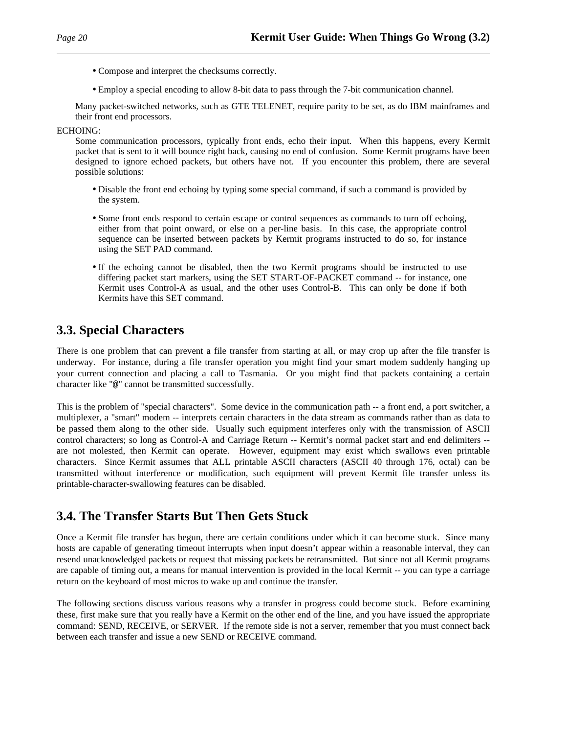- Compose and interpret the checksums correctly.

- Employ a special encoding to allow 8-bit data to pass through the 7-bit communication channel.

Many packet-switched networks, such as GTE TELENET, require parity to be set, as do IBM mainframes and their front end processors.

ECHOING:

Some communication processors, typically front ends, echo their input. When this happens, every Kermit packet that is sent to it will bounce right back, causing no end of confusion. Some Kermit programs have been designed to ignore echoed packets, but others have not. If you encounter this problem, there are several possible solutions:

- Disable the front end echoing by typing some special command, if such a command is provided by the system.

- Some front ends respond to certain escape or control sequences as commands to turn off echoing, either from that point onward, or else on a per-line basis. In this case, the appropriate control sequence can be inserted between packets by Kermit programs instructed to do so, for instance using the SET PAD command.

- If the echoing cannot be disabled, then the two Kermit programs should be instructed to use differing packet start markers, using the SET START-OF-PACKET command -- for instance, one Kermit uses Control-A as usual, and the other uses Control-B. This can only be done if both Kermits have this SET command.

## 3.3. Special Characters

There is one problem that can prevent a file transfer from starting at all, or may crop up after the file transfer is underway. For instance, during a file transfer operation you might find your smart modem suddenly hanging up your current connection and placing a call to Tasmania. Or you might find that packets containing a certain character like "@" cannot be transmitted successfully.

This is the problem of "special characters". Some device in the communication path -- a front end, a port switcher, a multiplexer, a "smart" modem -- interprets certain characters in the data stream as commands rather than as data to be passed them along to the other side. Usually such equipment interferes only with the transmission of ASCII control characters; so long as Control-A and Carriage Return -- Kermit's normal packet start and end delimiters -- are not molested, then Kermit can operate. However, equipment may exist which swallows even printable characters. Since Kermit assumes that ALL printable ASCII characters (ASCII 40 through 176, octal) can be transmitted without interference or modification, such equipment will prevent Kermit file transfer unless its printable-character-swallowing features can be disabled.

## 3.4. The Transfer Starts But Then Gets Stuck

Once a Kermit file transfer has begun, there are certain conditions under which it can become stuck. Since many hosts are capable of generating timeout interrupts when input doesn't appear within a reasonable interval, they can resend unacknowledged packets or request that missing packets be retransmitted. But since not all Kermit programs are capable of timing out, a means for manual intervention is provided in the local Kermit -- you can type a carriage return on the keyboard of most micros to wake up and continue the transfer.

The following sections discuss various reasons why a transfer in progress could become stuck. Before examining these, first make sure that you really have a Kermit on the other end of the line, and you have issued the appropriate command: SEND, RECEIVE, or SERVER. If the remote side is not a server, remember that you must connect back between each transfer and issue a new SEND or RECEIVE command.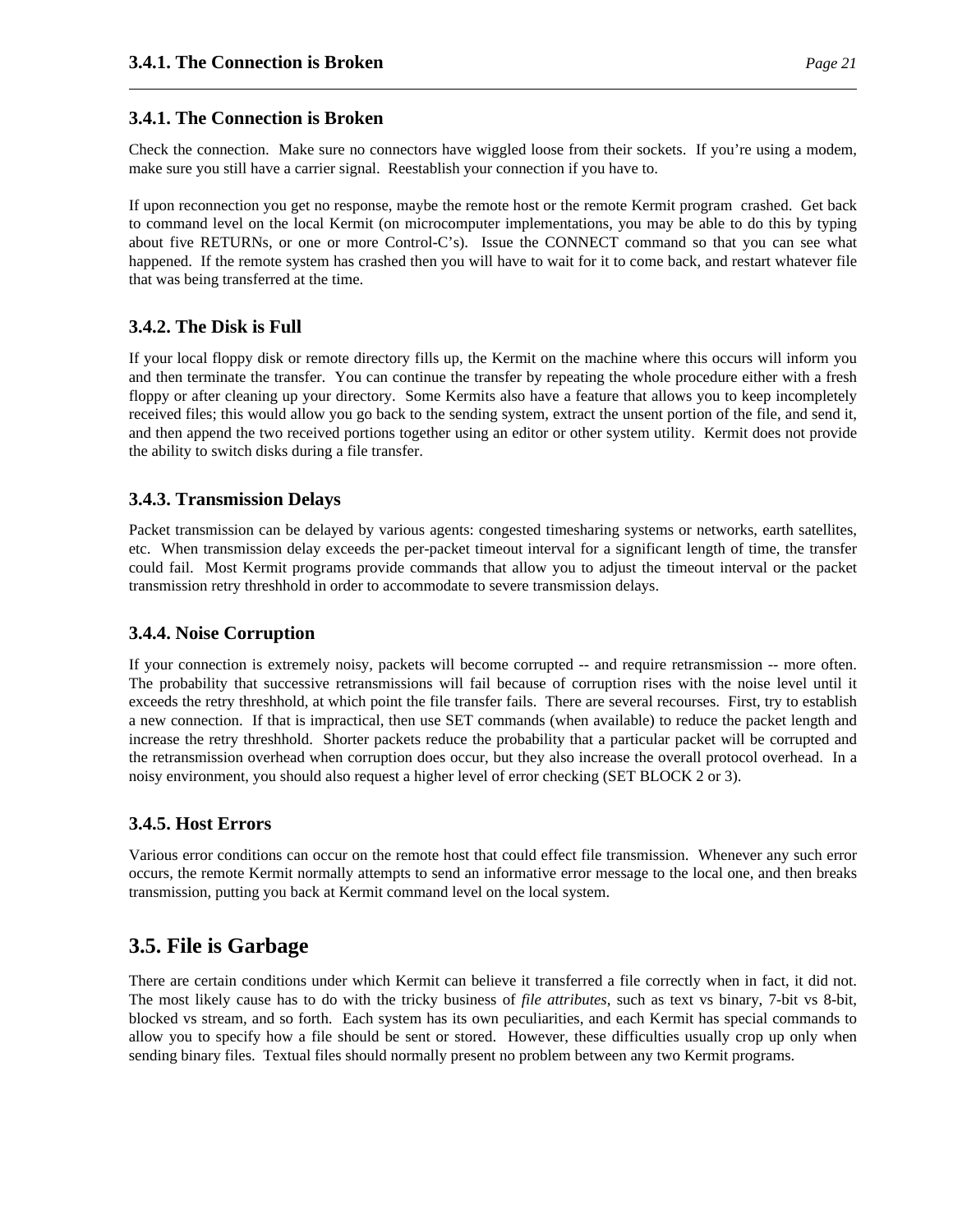### 3.4.1. The Connection is Broken

Check the connection. Make sure no connectors have wiggled loose from their sockets. If you're using a modem, make sure you still have a carrier signal. Reestablish your connection if you have to.

If upon reconnection you get no response, maybe the remote host or the remote Kermit program crashed. Get back to command level on the local Kermit (on microcomputer implementations, you may be able to do this by typing about five RETURNs, or one or more Control-C's). Issue the CONNECT command so that you can see what happened. If the remote system has crashed then you will have to wait for it to come back, and restart whatever file that was being transferred at the time.

### 3.4.2. The Disk is Full

If your local floppy disk or remote directory fills up, the Kermit on the machine where this occurs will inform you and then terminate the transfer. You can continue the transfer by repeating the whole procedure either with a fresh floppy or after cleaning up your directory. Some Kermits also have a feature that allows you to keep incompletely received files; this would allow you go back to the sending system, extract the unsent portion of the file, and send it, and then append the two received portions together using an editor or other system utility. Kermit does not provide the ability to switch disks during a file transfer.

### 3.4.3. Transmission Delays

Packet transmission can be delayed by various agents: congested timesharing systems or networks, earth satellites, etc. When transmission delay exceeds the per-packet timeout interval for a significant length of time, the transfer could fail. Most Kermit programs provide commands that allow you to adjust the timeout interval or the packet transmission retry threshhold in order to accommodate to severe transmission delays.

### 3.4.4. Noise Corruption

If your connection is extremely noisy, packets will become corrupted -- and require retransmission -- more often. The probability that successive retransmissions will fail because of corruption rises with the noise level until it exceeds the retry threshhold, at which point the file transfer fails. There are several recourses. First, try to establish a new connection. If that is impractical, then use SET commands (when available) to reduce the packet length and increase the retry threshhold. Shorter packets reduce the probability that a particular packet will be corrupted and the retransmission overhead when corruption does occur, but they also increase the overall protocol overhead. In a noisy environment, you should also request a higher level of error checking (SET BLOCK 2 or 3).

### 3.4.5. Host Errors

Various error conditions can occur on the remote host that could effect file transmission. Whenever any such error occurs, the remote Kermit normally attempts to send an informative error message to the local one, and then breaks transmission, putting you back at Kermit command level on the local system.

## 3.5. File is Garbage

There are certain conditions under which Kermit can believe it transferred a file correctly when in fact, it did not. The most likely cause has to do with the tricky business of *file attributes*, such as text vs binary, 7-bit vs 8-bit, blocked vs stream, and so forth. Each system has its own peculiarities, and each Kermit has special commands to allow you to specify how a file should be sent or stored. However, these difficulties usually crop up only when sending binary files. Textual files should normally present no problem between any two Kermit programs.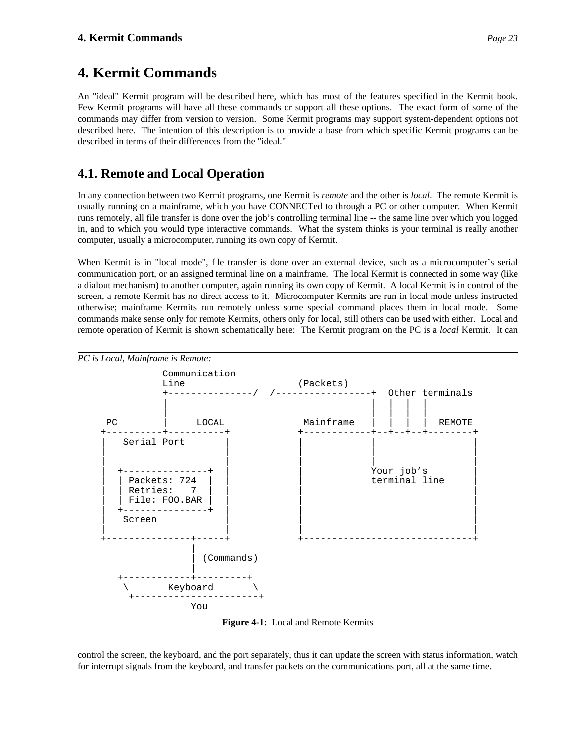# 4. Kermit Commands

An "ideal" Kermit program will be described here, which has most of the features specified in the Kermit book. Few Kermit programs will have all these commands or support all these options. The exact form of some of the commands may differ from version to version. Some Kermit programs may support system-dependent options not described here. The intention of this description is to provide a base from which specific Kermit programs can be described in terms of their differences from the "ideal."

## 4.1. Remote and Local Operation

In any connection between two Kermit programs, one Kermit is *remote* and the other is *local*. The remote Kermit is usually running on a mainframe, which you have CONNECTed to through a PC or other computer. When Kermit runs remotely, all file transfer is done over the job's controlling terminal line -- the same line over which you logged in, and to which you would type interactive commands. What the system thinks is your terminal is really another computer, usually a microcomputer, running its own copy of Kermit.

When Kermit is in "local mode", file transfer is done over an external device, such as a microcomputer's serial communication port, or an assigned terminal line on a mainframe. The local Kermit is connected in some way (like a dialout mechanism) to another computer, again running its own copy of Kermit. A local Kermit is in control of the screen, a remote Kermit has no direct access to it. Microcomputer Kermits are run in local mode unless instructed otherwise; mainframe Kermits run remotely unless some special command places them in local mode. Some commands make sense only for remote Kermits, others only for local, still others can be used with either. Local and remote operation of Kermit is shown schematically here: The Kermit program on the PC is a *local* Kermit. It can control the screen, the keyboard, and the port separately, thus it can update the screen with status information, watch for interrupt signals from the keyboard, and transfer packets on the communications port, all at the same time.

*PC is Local, Mainframe is Remote:*

```
              Communication
              Line                    (Packets)
              +---------------/  /-----------------+  Other terminals
              |                                    |  |  |  |
              |                                    |  |  |  |
     PC       |     LOCAL             Mainframe    |  |  |  |  REMOTE
    +----------+----------+          +------------+--+--+--+--------+
    |   Serial Port       |          |            |                 |
    |                     |          |            |                 |
    |                     |          |            |                 |
    |  +---------------+  |          |           Your job's         |
    |  | Packets: 724  |  |          |           terminal line      |
    |  | Retries:   7  |  |          |                              |
    |  | File: FOO.BAR |  |          |                              |
    |  +---------------+  |          |                              |
    |   Screen            |          |                              |
    |                     |          |                              |
    +---------------+-----+          +------------------------------+
                    |
                    | (Commands)
                    |
       +------------+---------+
        \       Keyboard       \
         +----------------------+
                   You
```

**Figure 4-1:** Local and Remote Kermits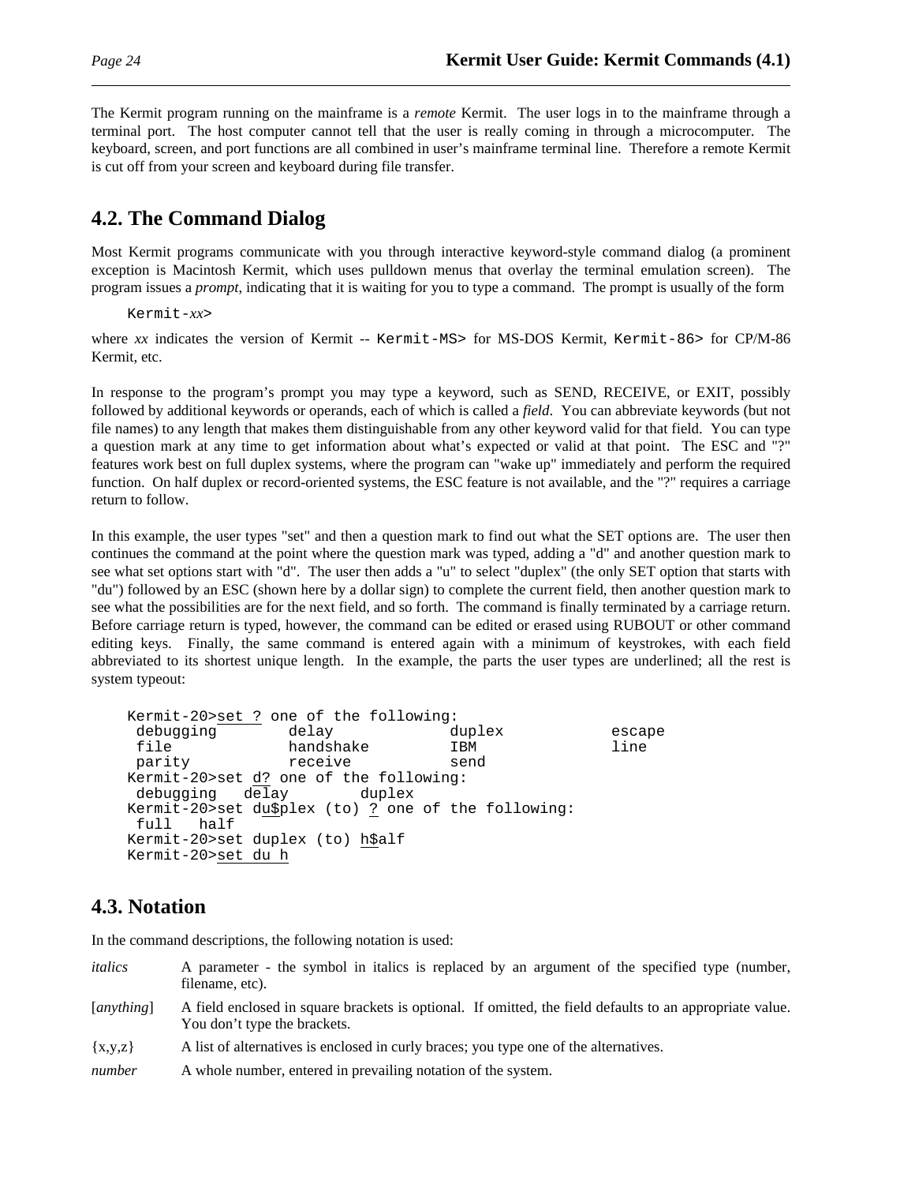The Kermit program running on the mainframe is a *remote* Kermit. The user logs in to the mainframe through a terminal port. The host computer cannot tell that the user is really coming in through a microcomputer. The keyboard, screen, and port functions are all combined in user's mainframe terminal line. Therefore a remote Kermit is cut off from your screen and keyboard during file transfer.

## 4.2. The Command Dialog

Most Kermit programs communicate with you through interactive keyword-style command dialog (a prominent exception is Macintosh Kermit, which uses pulldown menus that overlay the terminal emulation screen). The program issues a *prompt*, indicating that it is waiting for you to type a command. The prompt is usually of the form

Kermit-*xx*>

where *xx* indicates the version of Kermit -- `Kermit-MS>` for MS-DOS Kermit, `Kermit-86>` for CP/M-86 Kermit, etc.

In response to the program's prompt you may type a keyword, such as SEND, RECEIVE, or EXIT, possibly followed by additional keywords or operands, each of which is called a *field*. You can abbreviate keywords (but not file names) to any length that makes them distinguishable from any other keyword valid for that field. You can type a question mark at any time to get information about what's expected or valid at that point. The ESC and "?" features work best on full duplex systems, where the program can "wake up" immediately and perform the required function. On half duplex or record-oriented systems, the ESC feature is not available, and the "?" requires a carriage return to follow.

In this example, the user types "set" and then a question mark to find out what the SET options are. The user then continues the command at the point where the question mark was typed, adding a "d" and another question mark to see what set options start with "d". The user then adds a "u" to select "duplex" (the only SET option that starts with "du") followed by an ESC (shown here by a dollar sign) to complete the current field, then another question mark to see what the possibilities are for the next field, and so forth. The command is finally terminated by a carriage return. Before carriage return is typed, however, the command can be edited or erased using RUBOUT or other command editing keys. Finally, the same command is entered again with a minimum of keystrokes, with each field abbreviated to its shortest unique length. In the example, the parts the user types are underlined; all the rest is system typeout:

```
Kermit-20>set ? one of the following:
 debugging       delay           duplex           escape
 file            handshake       IBM              line
 parity          receive         send
Kermit-20>set d? one of the following:
 debugging   delay        duplex
Kermit-20>set du$plex (to) ? one of the following:
 full   half
Kermit-20>set duplex (to) h$alf
Kermit-20>set du h
```

## 4.3. Notation

In the command descriptions, the following notation is used:

*italics* A parameter - the symbol in italics is replaced by an argument of the specified type (number, filename, etc).

[*anything*] A field enclosed in square brackets is optional. If omitted, the field defaults to an appropriate value. You don't type the brackets.

{x,y,z} A list of alternatives is enclosed in curly braces; you type one of the alternatives.

*number* A whole number, entered in prevailing notation of the system.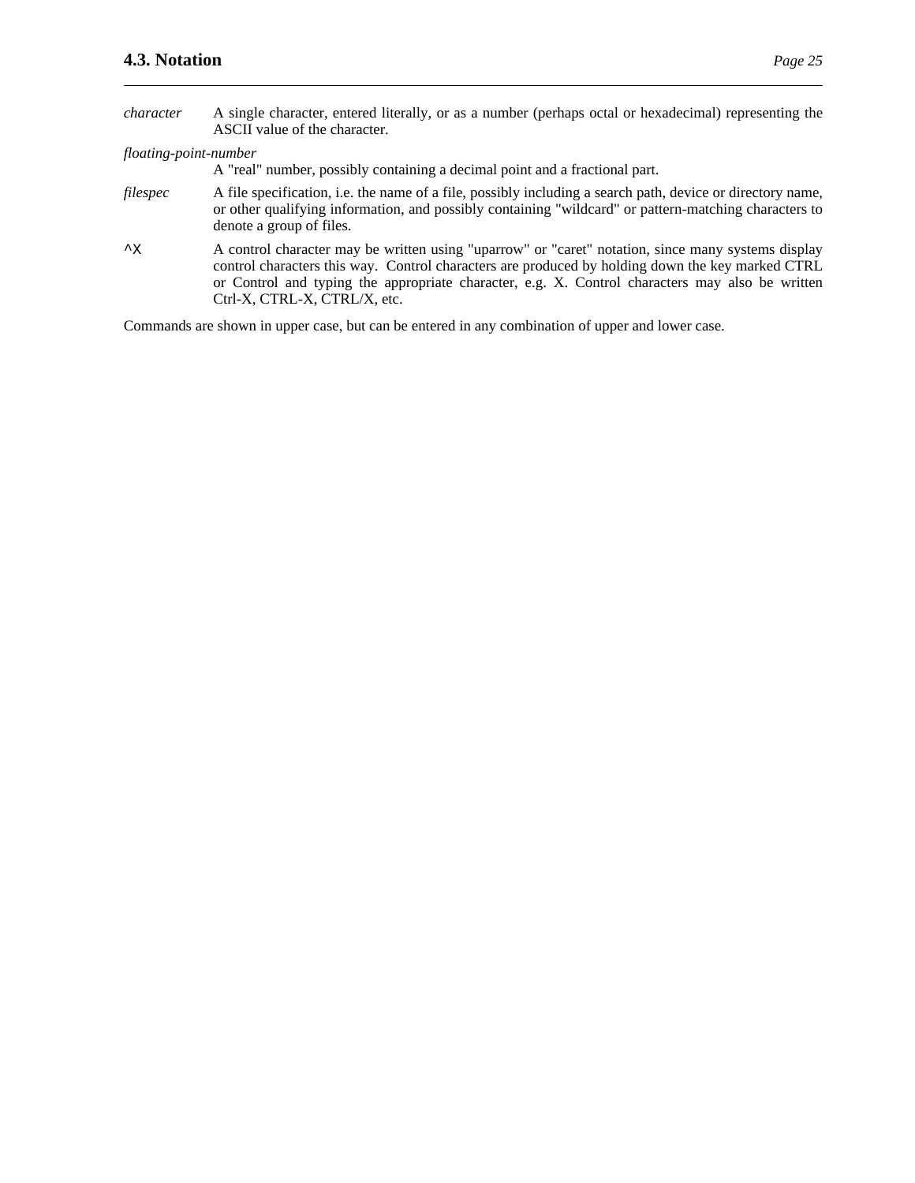*character* A single character, entered literally, or as a number (perhaps octal or hexadecimal) representing the ASCII value of the character.

*floating-point-number*
A "real" number, possibly containing a decimal point and a fractional part.

*filespec* A file specification, i.e. the name of a file, possibly including a search path, device or directory name, or other qualifying information, and possibly containing "wildcard" or pattern-matching characters to denote a group of files.

^X A control character may be written using "uparrow" or "caret" notation, since many systems display control characters this way. Control characters are produced by holding down the key marked CTRL or Control and typing the appropriate character, e.g. X. Control characters may also be written Ctrl-X, CTRL-X, CTRL/X, etc.

Commands are shown in upper case, but can be entered in any combination of upper and lower case.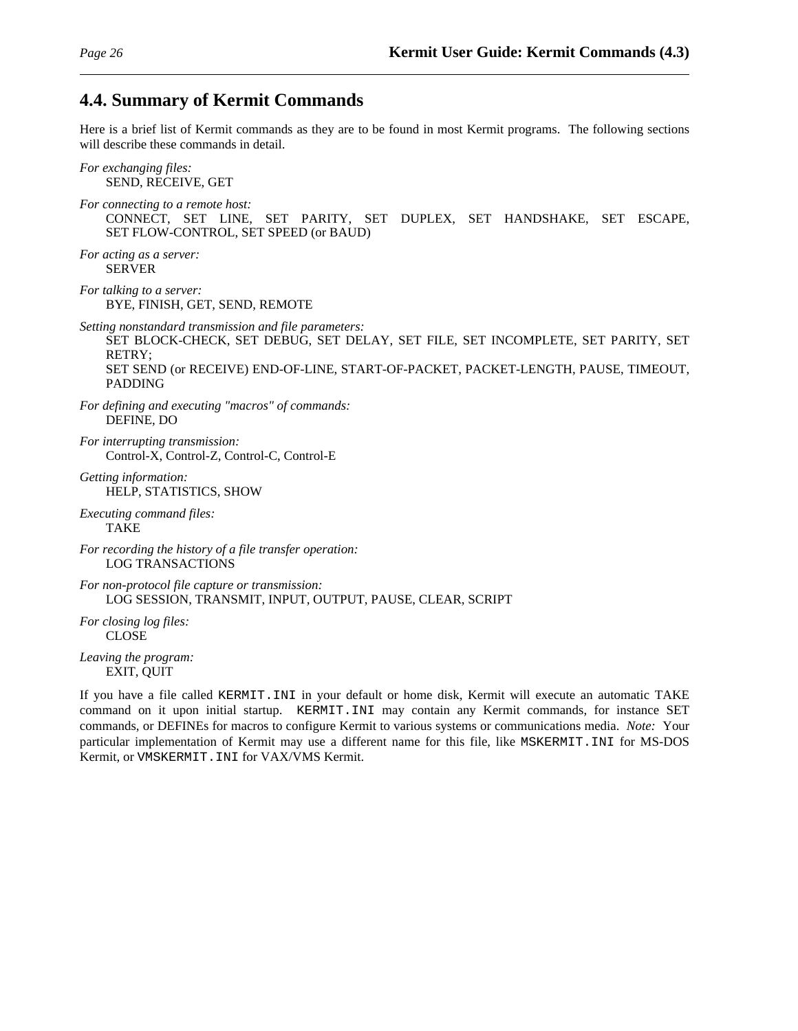## 4.4. Summary of Kermit Commands

Here is a brief list of Kermit commands as they are to be found in most Kermit programs. The following sections will describe these commands in detail.

*For exchanging files:*
SEND, RECEIVE, GET

*For connecting to a remote host:*
CONNECT, SET LINE, SET PARITY, SET DUPLEX, SET HANDSHAKE, SET ESCAPE, SET FLOW-CONTROL, SET SPEED (or BAUD)

*For acting as a server:*
SERVER

*For talking to a server:*
BYE, FINISH, GET, SEND, REMOTE

*Setting nonstandard transmission and file parameters:*
SET BLOCK-CHECK, SET DEBUG, SET DELAY, SET FILE, SET INCOMPLETE, SET PARITY, SET RETRY;
SET SEND (or RECEIVE) END-OF-LINE, START-OF-PACKET, PACKET-LENGTH, PAUSE, TIMEOUT, PADDING

*For defining and executing "macros" of commands:*
DEFINE, DO

*For interrupting transmission:*
Control-X, Control-Z, Control-C, Control-E

*Getting information:*
HELP, STATISTICS, SHOW

*Executing command files:*
TAKE

*For recording the history of a file transfer operation:*
LOG TRANSACTIONS

*For non-protocol file capture or transmission:*
LOG SESSION, TRANSMIT, INPUT, OUTPUT, PAUSE, CLEAR, SCRIPT

*For closing log files:*
CLOSE

*Leaving the program:*
EXIT, QUIT

If you have a file called `KERMIT.INI` in your default or home disk, Kermit will execute an automatic TAKE command on it upon initial startup. `KERMIT.INI` may contain any Kermit commands, for instance SET commands, or DEFINEs for macros to configure Kermit to various systems or communications media. *Note:* Your particular implementation of Kermit may use a different name for this file, like `MSKERMIT.INI` for MS-DOS Kermit, or `VMSKERMIT.INI` for VAX/VMS Kermit.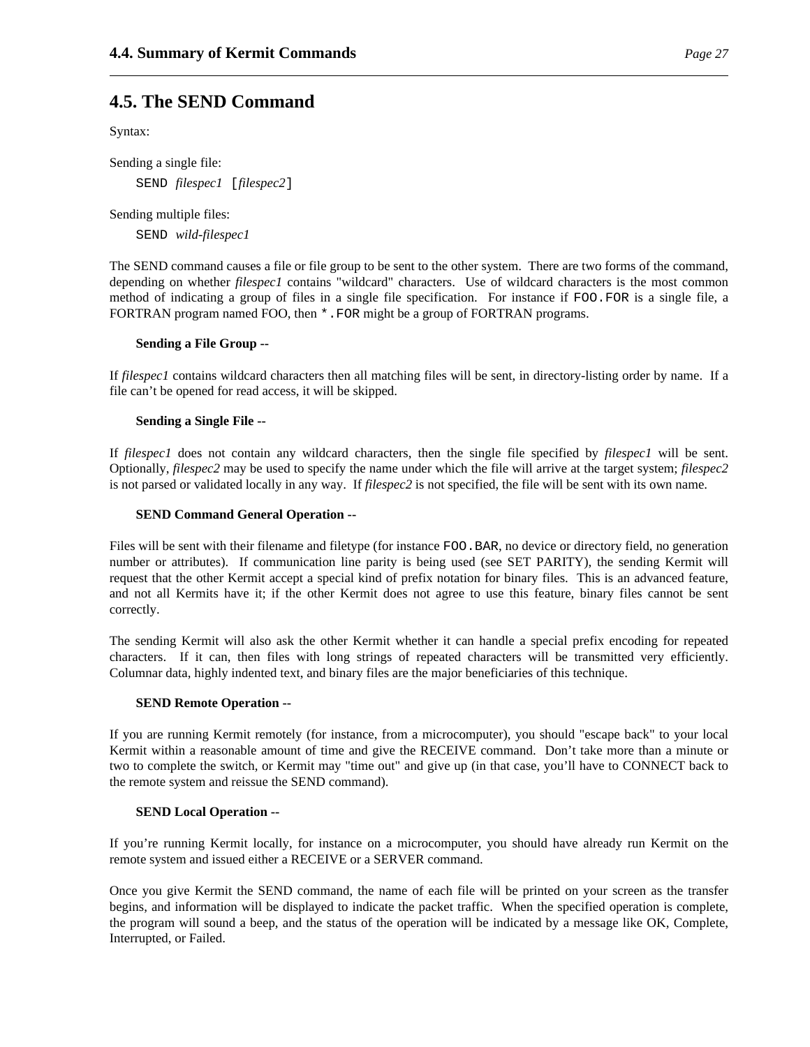## 4.5. The SEND Command

Syntax:

Sending a single file:

```
SEND filespec1 [filespec2]
```

Sending multiple files:

```
SEND wild-filespec1
```

The SEND command causes a file or file group to be sent to the other system. There are two forms of the command, depending on whether *filespec1* contains "wildcard" characters. Use of wildcard characters is the most common method of indicating a group of files in a single file specification. For instance if `FOO.FOR` is a single file, a FORTRAN program named FOO, then `*.FOR` might be a group of FORTRAN programs.

**Sending a File Group --**

If *filespec1* contains wildcard characters then all matching files will be sent, in directory-listing order by name. If a file can't be opened for read access, it will be skipped.

**Sending a Single File --**

If *filespec1* does not contain any wildcard characters, then the single file specified by *filespec1* will be sent. Optionally, *filespec2* may be used to specify the name under which the file will arrive at the target system; *filespec2* is not parsed or validated locally in any way. If *filespec2* is not specified, the file will be sent with its own name.

**SEND Command General Operation --**

Files will be sent with their filename and filetype (for instance `FOO.BAR`, no device or directory field, no generation number or attributes). If communication line parity is being used (see SET PARITY), the sending Kermit will request that the other Kermit accept a special kind of prefix notation for binary files. This is an advanced feature, and not all Kermits have it; if the other Kermit does not agree to use this feature, binary files cannot be sent correctly.

The sending Kermit will also ask the other Kermit whether it can handle a special prefix encoding for repeated characters. If it can, then files with long strings of repeated characters will be transmitted very efficiently. Columnar data, highly indented text, and binary files are the major beneficiaries of this technique.

**SEND Remote Operation --**

If you are running Kermit remotely (for instance, from a microcomputer), you should "escape back" to your local Kermit within a reasonable amount of time and give the RECEIVE command. Don't take more than a minute or two to complete the switch, or Kermit may "time out" and give up (in that case, you'll have to CONNECT back to the remote system and reissue the SEND command).

**SEND Local Operation --**

If you're running Kermit locally, for instance on a microcomputer, you should have already run Kermit on the remote system and issued either a RECEIVE or a SERVER command.

Once you give Kermit the SEND command, the name of each file will be printed on your screen as the transfer begins, and information will be displayed to indicate the packet traffic. When the specified operation is complete, the program will sound a beep, and the status of the operation will be indicated by a message like OK, Complete, Interrupted, or Failed.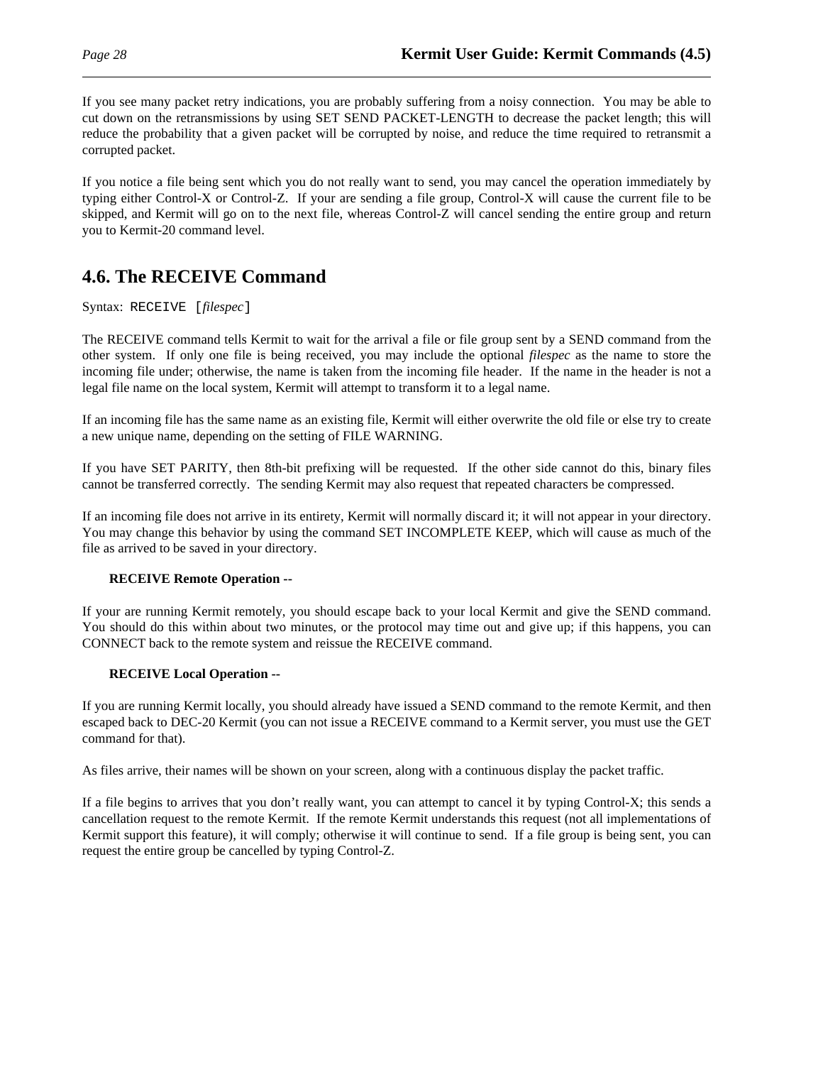If you see many packet retry indications, you are probably suffering from a noisy connection. You may be able to cut down on the retransmissions by using SET SEND PACKET-LENGTH to decrease the packet length; this will reduce the probability that a given packet will be corrupted by noise, and reduce the time required to retransmit a corrupted packet.

If you notice a file being sent which you do not really want to send, you may cancel the operation immediately by typing either Control-X or Control-Z. If your are sending a file group, Control-X will cause the current file to be skipped, and Kermit will go on to the next file, whereas Control-Z will cancel sending the entire group and return you to Kermit-20 command level.

## 4.6. The RECEIVE Command

Syntax: `RECEIVE [`*filespec*`]`

The RECEIVE command tells Kermit to wait for the arrival a file or file group sent by a SEND command from the other system. If only one file is being received, you may include the optional *filespec* as the name to store the incoming file under; otherwise, the name is taken from the incoming file header. If the name in the header is not a legal file name on the local system, Kermit will attempt to transform it to a legal name.

If an incoming file has the same name as an existing file, Kermit will either overwrite the old file or else try to create a new unique name, depending on the setting of FILE WARNING.

If you have SET PARITY, then 8th-bit prefixing will be requested. If the other side cannot do this, binary files cannot be transferred correctly. The sending Kermit may also request that repeated characters be compressed.

If an incoming file does not arrive in its entirety, Kermit will normally discard it; it will not appear in your directory. You may change this behavior by using the command SET INCOMPLETE KEEP, which will cause as much of the file as arrived to be saved in your directory.

**RECEIVE Remote Operation --**

If your are running Kermit remotely, you should escape back to your local Kermit and give the SEND command. You should do this within about two minutes, or the protocol may time out and give up; if this happens, you can CONNECT back to the remote system and reissue the RECEIVE command.

**RECEIVE Local Operation --**

If you are running Kermit locally, you should already have issued a SEND command to the remote Kermit, and then escaped back to DEC-20 Kermit (you can not issue a RECEIVE command to a Kermit server, you must use the GET command for that).

As files arrive, their names will be shown on your screen, along with a continuous display the packet traffic.

If a file begins to arrives that you don't really want, you can attempt to cancel it by typing Control-X; this sends a cancellation request to the remote Kermit. If the remote Kermit understands this request (not all implementations of Kermit support this feature), it will comply; otherwise it will continue to send. If a file group is being sent, you can request the entire group be cancelled by typing Control-Z.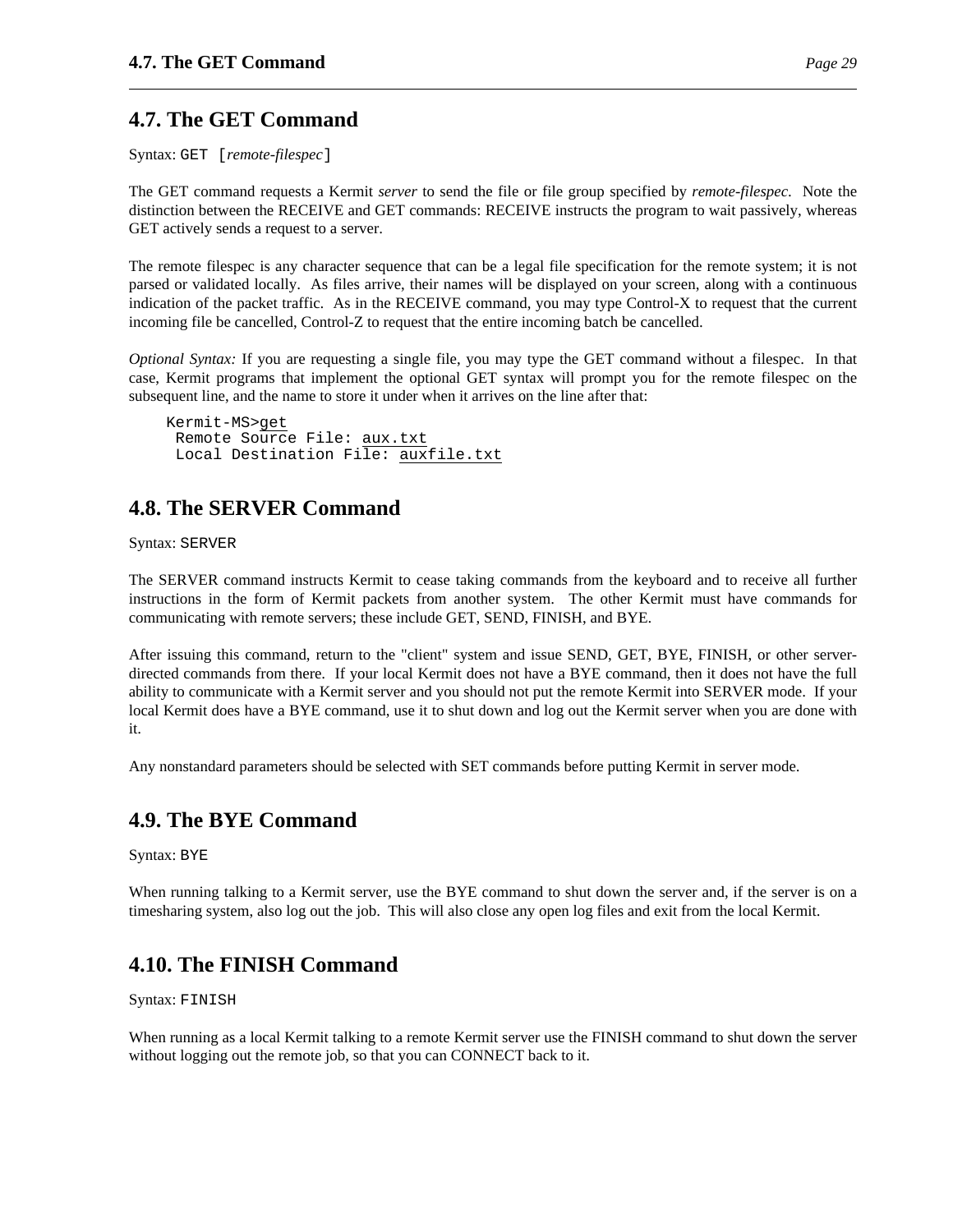## 4.7. The GET Command

Syntax: `GET [`*remote-filespec*`]`

The GET command requests a Kermit *server* to send the file or file group specified by *remote-filespec*. Note the distinction between the RECEIVE and GET commands: RECEIVE instructs the program to wait passively, whereas GET actively sends a request to a server.

The remote filespec is any character sequence that can be a legal file specification for the remote system; it is not parsed or validated locally. As files arrive, their names will be displayed on your screen, along with a continuous indication of the packet traffic. As in the RECEIVE command, you may type Control-X to request that the current incoming file be cancelled, Control-Z to request that the entire incoming batch be cancelled.

*Optional Syntax:* If you are requesting a single file, you may type the GET command without a filespec. In that case, Kermit programs that implement the optional GET syntax will prompt you for the remote filespec on the subsequent line, and the name to store it under when it arrives on the line after that:

```
Kermit-MS>get
 Remote Source File: aux.txt
 Local Destination File: auxfile.txt
```

## 4.8. The SERVER Command

Syntax: `SERVER`

The SERVER command instructs Kermit to cease taking commands from the keyboard and to receive all further instructions in the form of Kermit packets from another system. The other Kermit must have commands for communicating with remote servers; these include GET, SEND, FINISH, and BYE.

After issuing this command, return to the "client" system and issue SEND, GET, BYE, FINISH, or other server-directed commands from there. If your local Kermit does not have a BYE command, then it does not have the full ability to communicate with a Kermit server and you should not put the remote Kermit into SERVER mode. If your local Kermit does have a BYE command, use it to shut down and log out the Kermit server when you are done with it.

Any nonstandard parameters should be selected with SET commands before putting Kermit in server mode.

## 4.9. The BYE Command

Syntax: `BYE`

When running talking to a Kermit server, use the BYE command to shut down the server and, if the server is on a timesharing system, also log out the job. This will also close any open log files and exit from the local Kermit.

## 4.10. The FINISH Command

Syntax: `FINISH`

When running as a local Kermit talking to a remote Kermit server use the FINISH command to shut down the server without logging out the remote job, so that you can CONNECT back to it.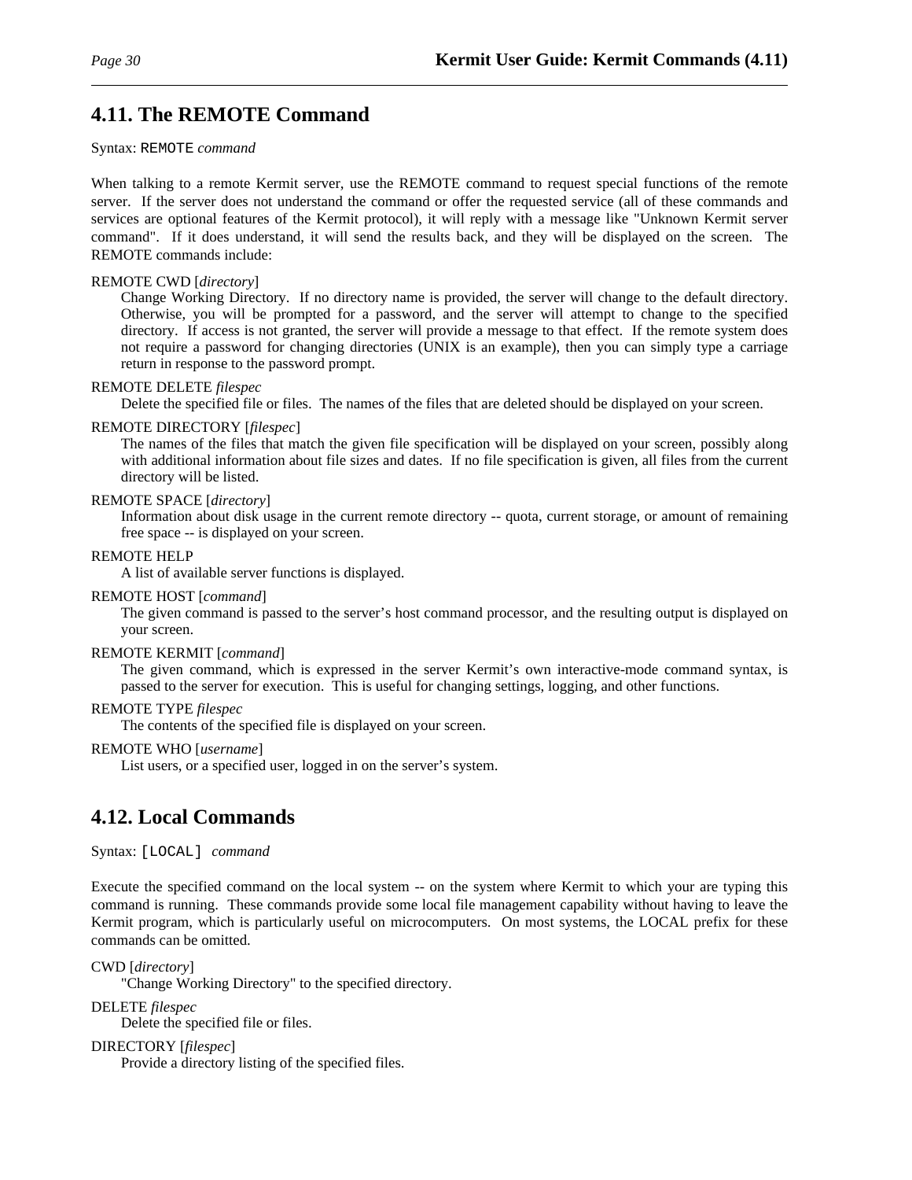## 4.11. The REMOTE Command

Syntax: `REMOTE` *command*

When talking to a remote Kermit server, use the REMOTE command to request special functions of the remote server. If the server does not understand the command or offer the requested service (all of these commands and services are optional features of the Kermit protocol), it will reply with a message like "Unknown Kermit server command". If it does understand, it will send the results back, and they will be displayed on the screen. The REMOTE commands include:

REMOTE CWD [*directory*]
: Change Working Directory. If no directory name is provided, the server will change to the default directory. Otherwise, you will be prompted for a password, and the server will attempt to change to the specified directory. If access is not granted, the server will provide a message to that effect. If the remote system does not require a password for changing directories (UNIX is an example), then you can simply type a carriage return in response to the password prompt.

REMOTE DELETE *filespec*
: Delete the specified file or files. The names of the files that are deleted should be displayed on your screen.

REMOTE DIRECTORY [*filespec*]
: The names of the files that match the given file specification will be displayed on your screen, possibly along with additional information about file sizes and dates. If no file specification is given, all files from the current directory will be listed.

REMOTE SPACE [*directory*]
: Information about disk usage in the current remote directory -- quota, current storage, or amount of remaining free space -- is displayed on your screen.

REMOTE HELP
: A list of available server functions is displayed.

REMOTE HOST [*command*]
: The given command is passed to the server's host command processor, and the resulting output is displayed on your screen.

REMOTE KERMIT [*command*]
: The given command, which is expressed in the server Kermit's own interactive-mode command syntax, is passed to the server for execution. This is useful for changing settings, logging, and other functions.

REMOTE TYPE *filespec*
: The contents of the specified file is displayed on your screen.

REMOTE WHO [*username*]
: List users, or a specified user, logged in on the server's system.

## 4.12. Local Commands

Syntax: `[LOCAL]` *command*

Execute the specified command on the local system -- on the system where Kermit to which your are typing this command is running. These commands provide some local file management capability without having to leave the Kermit program, which is particularly useful on microcomputers. On most systems, the LOCAL prefix for these commands can be omitted.

CWD [*directory*]
: "Change Working Directory" to the specified directory.

DELETE *filespec*
: Delete the specified file or files.

DIRECTORY [*filespec*]
: Provide a directory listing of the specified files.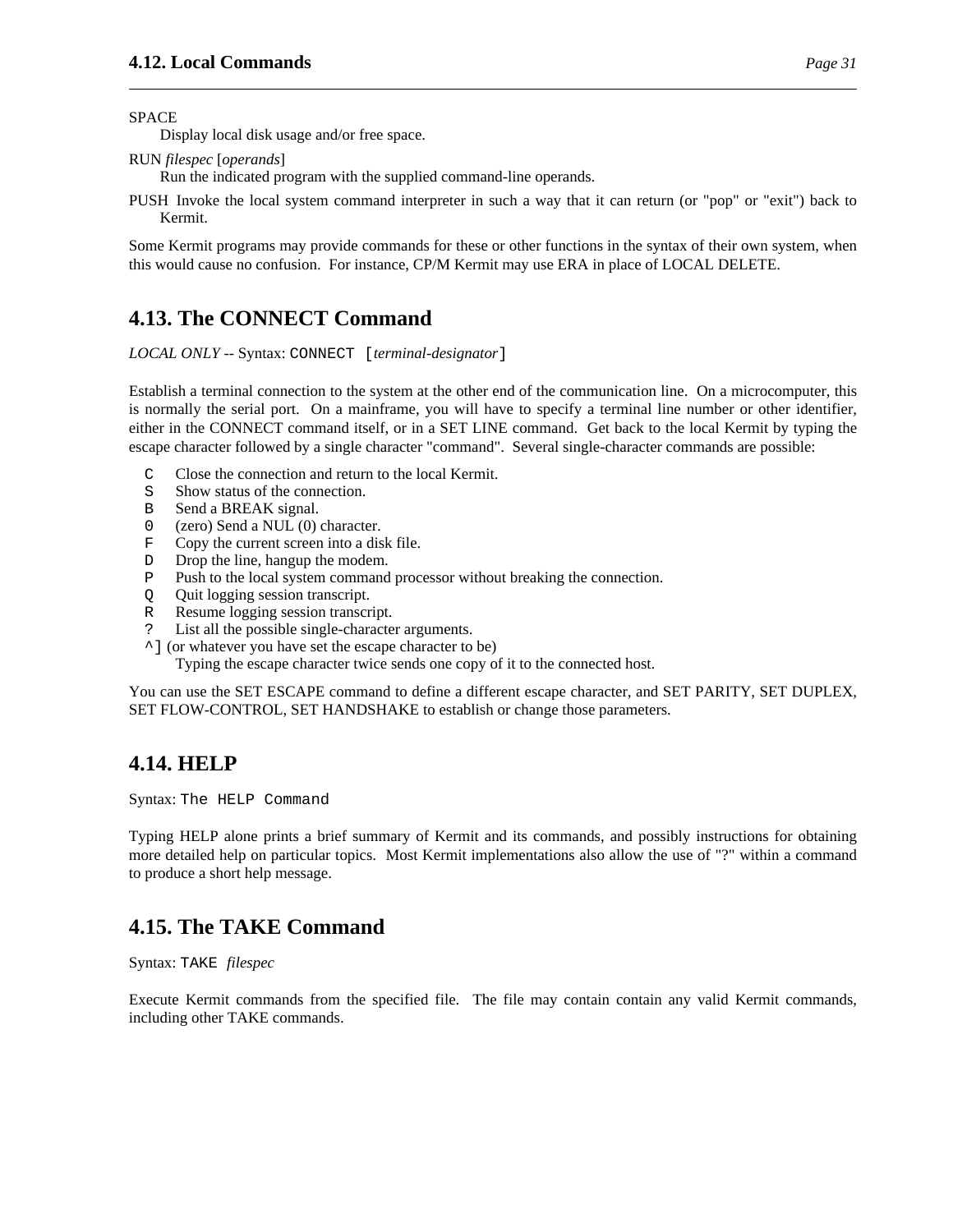SPACE
: Display local disk usage and/or free space.

RUN *filespec* [*operands*]
: Run the indicated program with the supplied command-line operands.

PUSH Invoke the local system command interpreter in such a way that it can return (or "pop" or "exit") back to Kermit.

Some Kermit programs may provide commands for these or other functions in the syntax of their own system, when this would cause no confusion. For instance, CP/M Kermit may use ERA in place of LOCAL DELETE.

## 4.13. The CONNECT Command

*LOCAL ONLY* -- Syntax: `CONNECT [`*terminal-designator*`]`

Establish a terminal connection to the system at the other end of the communication line. On a microcomputer, this is normally the serial port. On a mainframe, you will have to specify a terminal line number or other identifier, either in the CONNECT command itself, or in a SET LINE command. Get back to the local Kermit by typing the escape character followed by a single character "command". Several single-character commands are possible:

- `C` Close the connection and return to the local Kermit.
- `S` Show status of the connection.
- `B` Send a BREAK signal.
- `0` (zero) Send a NUL (0) character.
- `F` Copy the current screen into a disk file.
- `D` Drop the line, hangup the modem.
- `P` Push to the local system command processor without breaking the connection.
- `Q` Quit logging session transcript.
- `R` Resume logging session transcript.
- `?` List all the possible single-character arguments.
- `^]` (or whatever you have set the escape character to be)
  Typing the escape character twice sends one copy of it to the connected host.

You can use the SET ESCAPE command to define a different escape character, and SET PARITY, SET DUPLEX, SET FLOW-CONTROL, SET HANDSHAKE to establish or change those parameters.

## 4.14. HELP

Syntax: `The HELP Command`

Typing HELP alone prints a brief summary of Kermit and its commands, and possibly instructions for obtaining more detailed help on particular topics. Most Kermit implementations also allow the use of "?" within a command to produce a short help message.

## 4.15. The TAKE Command

Syntax: `TAKE` *filespec*

Execute Kermit commands from the specified file. The file may contain contain any valid Kermit commands, including other TAKE commands.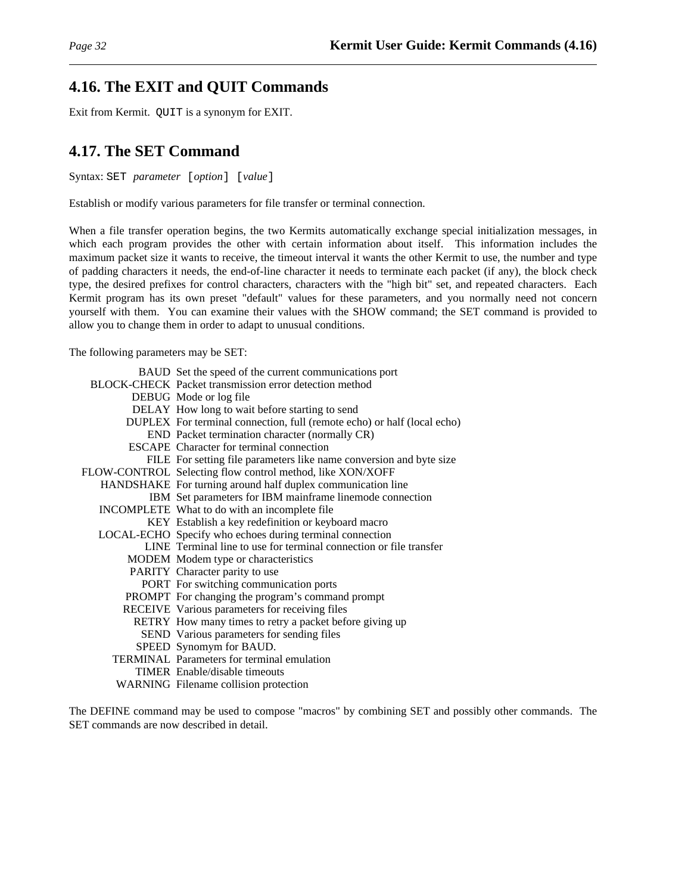## 4.16. The EXIT and QUIT Commands

Exit from Kermit. `QUIT` is a synonym for EXIT.

## 4.17. The SET Command

Syntax: `SET` *parameter* `[`*option*`]` `[`*value*`]`

Establish or modify various parameters for file transfer or terminal connection.

When a file transfer operation begins, the two Kermits automatically exchange special initialization messages, in which each program provides the other with certain information about itself. This information includes the maximum packet size it wants to receive, the timeout interval it wants the other Kermit to use, the number and type of padding characters it needs, the end-of-line character it needs to terminate each packet (if any), the block check type, the desired prefixes for control characters, characters with the "high bit" set, and repeated characters. Each Kermit program has its own preset "default" values for these parameters, and you normally need not concern yourself with them. You can examine their values with the SHOW command; the SET command is provided to allow you to change them in order to adapt to unusual conditions.

The following parameters may be SET:

| | |
|---|---|
| BAUD | Set the speed of the current communications port |
| BLOCK-CHECK | Packet transmission error detection method |
| DEBUG | Mode or log file |
| DELAY | How long to wait before starting to send |
| DUPLEX | For terminal connection, full (remote echo) or half (local echo) |
| END | Packet termination character (normally CR) |
| ESCAPE | Character for terminal connection |
| FILE | For setting file parameters like name conversion and byte size |
| FLOW-CONTROL | Selecting flow control method, like XON/XOFF |
| HANDSHAKE | For turning around half duplex communication line |
| IBM | Set parameters for IBM mainframe linemode connection |
| INCOMPLETE | What to do with an incomplete file |
| KEY | Establish a key redefinition or keyboard macro |
| LOCAL-ECHO | Specify who echoes during terminal connection |
| LINE | Terminal line to use for terminal connection or file transfer |
| MODEM | Modem type or characteristics |
| PARITY | Character parity to use |
| PORT | For switching communication ports |
| PROMPT | For changing the program's command prompt |
| RECEIVE | Various parameters for receiving files |
| RETRY | How many times to retry a packet before giving up |
| SEND | Various parameters for sending files |
| SPEED | Synomym for BAUD. |
| TERMINAL | Parameters for terminal emulation |
| TIMER | Enable/disable timeouts |
| WARNING | Filename collision protection |

The DEFINE command may be used to compose "macros" by combining SET and possibly other commands. The SET commands are now described in detail.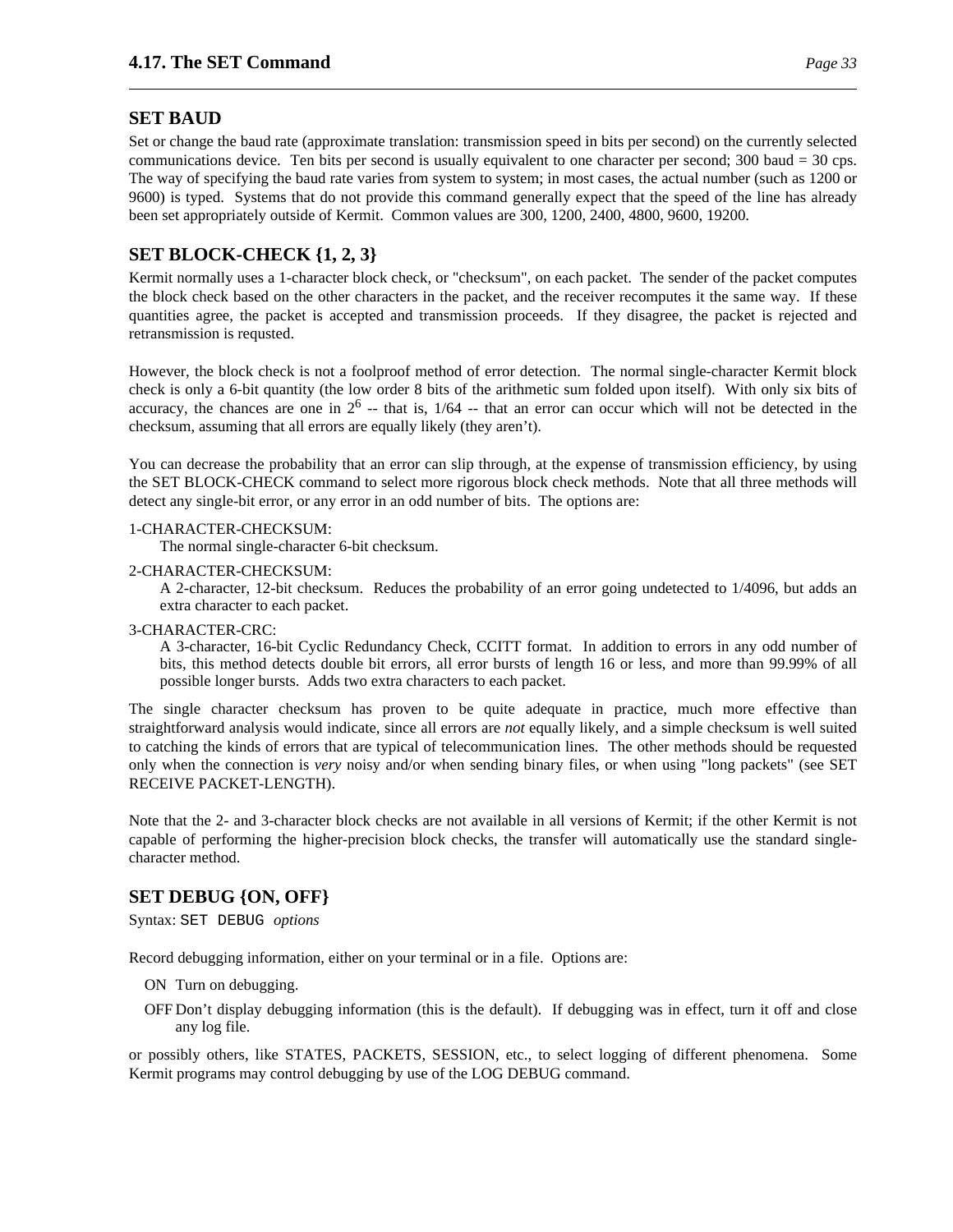## SET BAUD

Set or change the baud rate (approximate translation: transmission speed in bits per second) on the currently selected communications device. Ten bits per second is usually equivalent to one character per second; 300 baud = 30 cps. The way of specifying the baud rate varies from system to system; in most cases, the actual number (such as 1200 or 9600) is typed. Systems that do not provide this command generally expect that the speed of the line has already been set appropriately outside of Kermit. Common values are 300, 1200, 2400, 4800, 9600, 19200.

## SET BLOCK-CHECK {1, 2, 3}

Kermit normally uses a 1-character block check, or "checksum", on each packet. The sender of the packet computes the block check based on the other characters in the packet, and the receiver recomputes it the same way. If these quantities agree, the packet is accepted and transmission proceeds. If they disagree, the packet is rejected and retransmission is requsted.

However, the block check is not a foolproof method of error detection. The normal single-character Kermit block check is only a 6-bit quantity (the low order 8 bits of the arithmetic sum folded upon itself). With only six bits of accuracy, the chances are one in $2^6$ -- that is, 1/64 -- that an error can occur which will not be detected in the checksum, assuming that all errors are equally likely (they aren't).

You can decrease the probability that an error can slip through, at the expense of transmission efficiency, by using the SET BLOCK-CHECK command to select more rigorous block check methods. Note that all three methods will detect any single-bit error, or any error in an odd number of bits. The options are:

1-CHARACTER-CHECKSUM:
: The normal single-character 6-bit checksum.

2-CHARACTER-CHECKSUM:
: A 2-character, 12-bit checksum. Reduces the probability of an error going undetected to 1/4096, but adds an extra character to each packet.

3-CHARACTER-CRC:
: A 3-character, 16-bit Cyclic Redundancy Check, CCITT format. In addition to errors in any odd number of bits, this method detects double bit errors, all error bursts of length 16 or less, and more than 99.99% of all possible longer bursts. Adds two extra characters to each packet.

The single character checksum has proven to be quite adequate in practice, much more effective than straightforward analysis would indicate, since all errors are *not* equally likely, and a simple checksum is well suited to catching the kinds of errors that are typical of telecommunication lines. The other methods should be requested only when the connection is *very* noisy and/or when sending binary files, or when using "long packets" (see SET RECEIVE PACKET-LENGTH).

Note that the 2- and 3-character block checks are not available in all versions of Kermit; if the other Kermit is not capable of performing the higher-precision block checks, the transfer will automatically use the standard single-character method.

## SET DEBUG {ON, OFF}

Syntax: `SET DEBUG` *options*

Record debugging information, either on your terminal or in a file. Options are:

ON
: Turn on debugging.

OFF
: Don't display debugging information (this is the default). If debugging was in effect, turn it off and close any log file.

or possibly others, like STATES, PACKETS, SESSION, etc., to select logging of different phenomena. Some Kermit programs may control debugging by use of the LOG DEBUG command.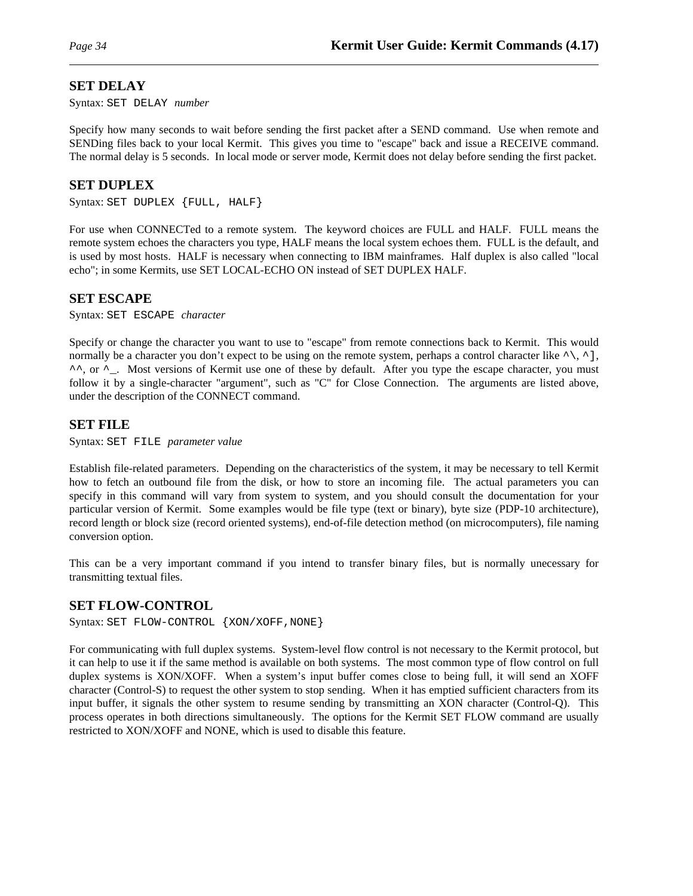## SET DELAY

Syntax: `SET DELAY` *number*

Specify how many seconds to wait before sending the first packet after a SEND command. Use when remote and SENDing files back to your local Kermit. This gives you time to "escape" back and issue a RECEIVE command. The normal delay is 5 seconds. In local mode or server mode, Kermit does not delay before sending the first packet.

## SET DUPLEX

Syntax: `SET DUPLEX {FULL, HALF}`

For use when CONNECTed to a remote system. The keyword choices are FULL and HALF. FULL means the remote system echoes the characters you type, HALF means the local system echoes them. FULL is the default, and is used by most hosts. HALF is necessary when connecting to IBM mainframes. Half duplex is also called "local echo"; in some Kermits, use SET LOCAL-ECHO ON instead of SET DUPLEX HALF.

## SET ESCAPE

Syntax: `SET ESCAPE` *character*

Specify or change the character you want to use to "escape" from remote connections back to Kermit. This would normally be a character you don't expect to be using on the remote system, perhaps a control character like `^\`, `^]`, `^^`, or `^_`. Most versions of Kermit use one of these by default. After you type the escape character, you must follow it by a single-character "argument", such as "C" for Close Connection. The arguments are listed above, under the description of the CONNECT command.

## SET FILE

Syntax: `SET FILE` *parameter value*

Establish file-related parameters. Depending on the characteristics of the system, it may be necessary to tell Kermit how to fetch an outbound file from the disk, or how to store an incoming file. The actual parameters you can specify in this command will vary from system to system, and you should consult the documentation for your particular version of Kermit. Some examples would be file type (text or binary), byte size (PDP-10 architecture), record length or block size (record oriented systems), end-of-file detection method (on microcomputers), file naming conversion option.

This can be a very important command if you intend to transfer binary files, but is normally unecessary for transmitting textual files.

## SET FLOW-CONTROL

Syntax: `SET FLOW-CONTROL {XON/XOFF,NONE}`

For communicating with full duplex systems. System-level flow control is not necessary to the Kermit protocol, but it can help to use it if the same method is available on both systems. The most common type of flow control on full duplex systems is XON/XOFF. When a system's input buffer comes close to being full, it will send an XOFF character (Control-S) to request the other system to stop sending. When it has emptied sufficient characters from its input buffer, it signals the other system to resume sending by transmitting an XON character (Control-Q). This process operates in both directions simultaneously. The options for the Kermit SET FLOW command are usually restricted to XON/XOFF and NONE, which is used to disable this feature.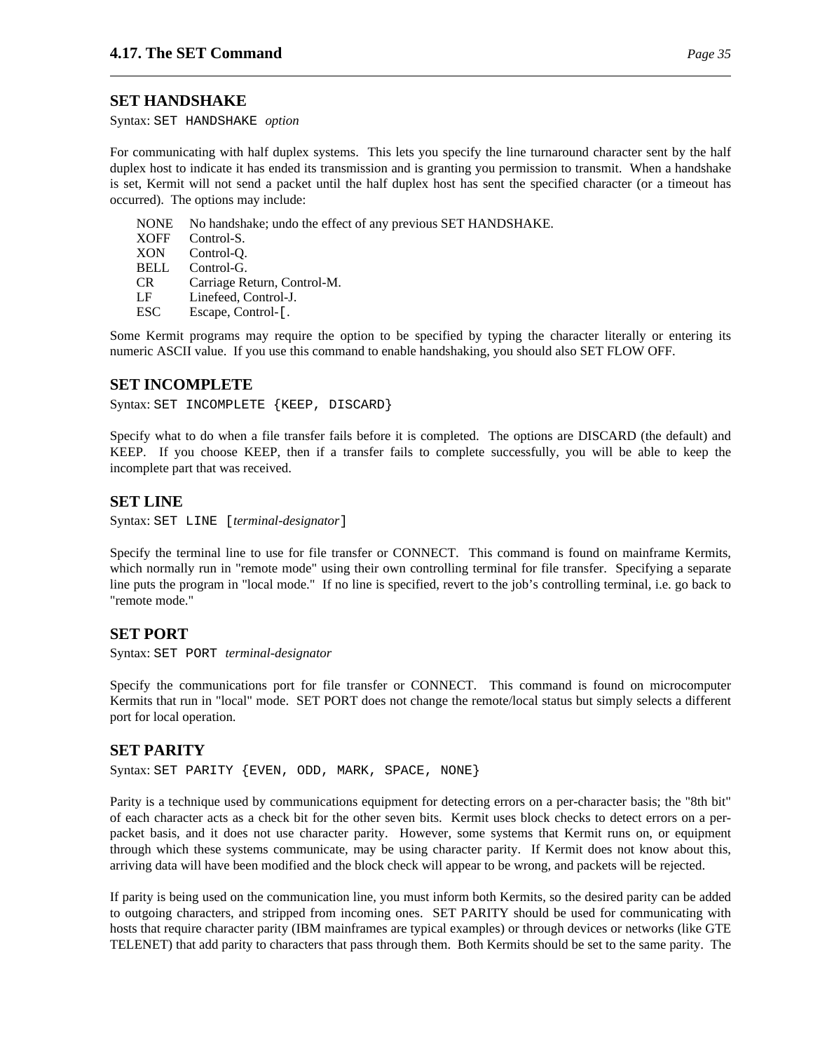## SET HANDSHAKE

Syntax: `SET HANDSHAKE` *option*

For communicating with half duplex systems. This lets you specify the line turnaround character sent by the half duplex host to indicate it has ended its transmission and is granting you permission to transmit. When a handshake is set, Kermit will not send a packet until the half duplex host has sent the specified character (or a timeout has occurred). The options may include:

| | |
|---|---|
| NONE | No handshake; undo the effect of any previous SET HANDSHAKE. |
| XOFF | Control-S. |
| XON | Control-Q. |
| BELL | Control-G. |
| CR | Carriage Return, Control-M. |
| LF | Linefeed, Control-J. |
| ESC | Escape, Control-[. |

Some Kermit programs may require the option to be specified by typing the character literally or entering its numeric ASCII value. If you use this command to enable handshaking, you should also SET FLOW OFF.

## SET INCOMPLETE

Syntax: `SET INCOMPLETE {KEEP, DISCARD}`

Specify what to do when a file transfer fails before it is completed. The options are DISCARD (the default) and KEEP. If you choose KEEP, then if a transfer fails to complete successfully, you will be able to keep the incomplete part that was received.

## SET LINE

Syntax: `SET LINE [`*terminal-designator*`]`

Specify the terminal line to use for file transfer or CONNECT. This command is found on mainframe Kermits, which normally run in "remote mode" using their own controlling terminal for file transfer. Specifying a separate line puts the program in "local mode." If no line is specified, revert to the job's controlling terminal, i.e. go back to "remote mode."

## SET PORT

Syntax: `SET PORT` *terminal-designator*

Specify the communications port for file transfer or CONNECT. This command is found on microcomputer Kermits that run in "local" mode. SET PORT does not change the remote/local status but simply selects a different port for local operation.

## SET PARITY

Syntax: `SET PARITY {EVEN, ODD, MARK, SPACE, NONE}`

Parity is a technique used by communications equipment for detecting errors on a per-character basis; the "8th bit" of each character acts as a check bit for the other seven bits. Kermit uses block checks to detect errors on a per-packet basis, and it does not use character parity. However, some systems that Kermit runs on, or equipment through which these systems communicate, may be using character parity. If Kermit does not know about this, arriving data will have been modified and the block check will appear to be wrong, and packets will be rejected.

If parity is being used on the communication line, you must inform both Kermits, so the desired parity can be added to outgoing characters, and stripped from incoming ones. SET PARITY should be used for communicating with hosts that require character parity (IBM mainframes are typical examples) or through devices or networks (like GTE TELENET) that add parity to characters that pass through them. Both Kermits should be set to the same parity. The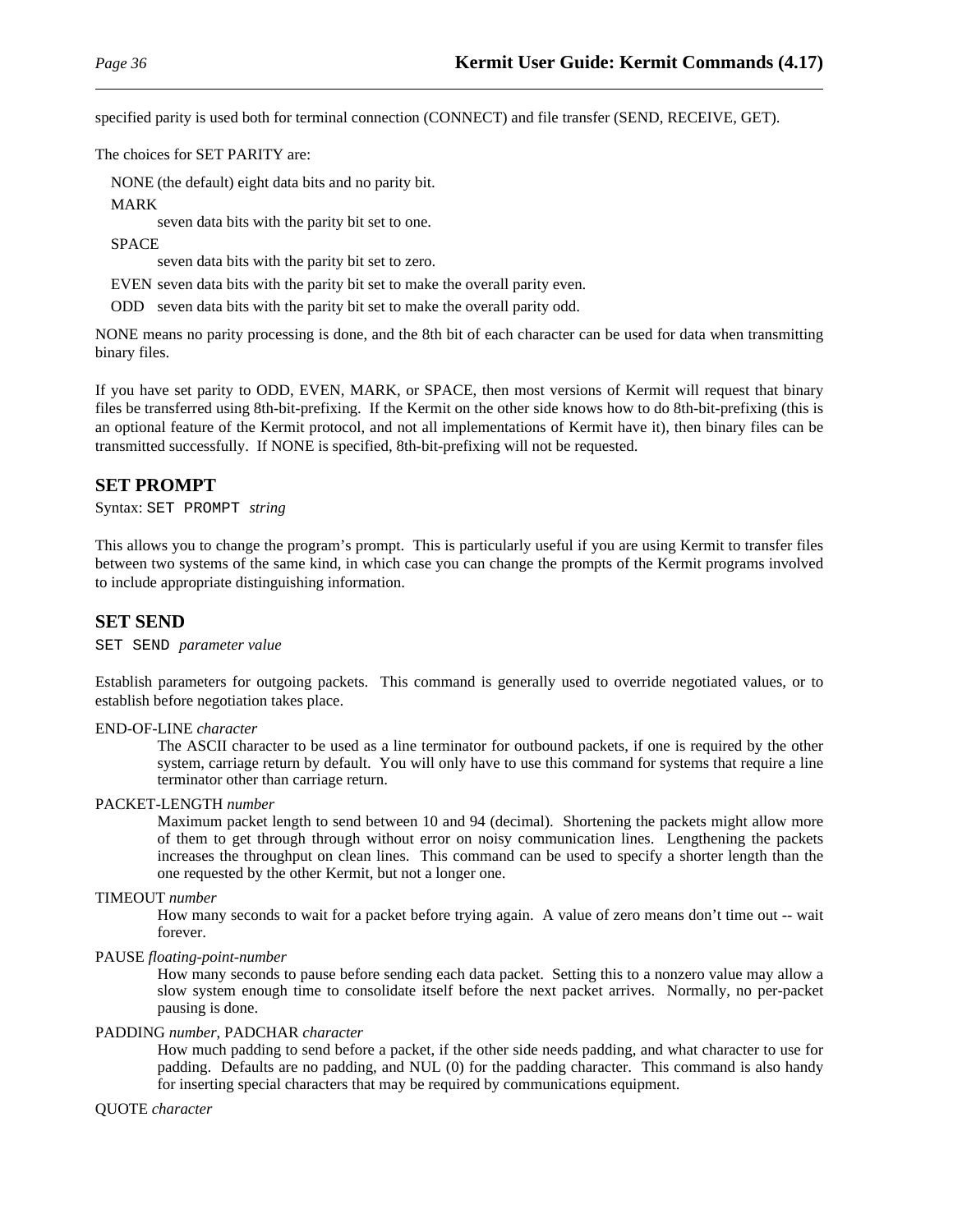specified parity is used both for terminal connection (CONNECT) and file transfer (SEND, RECEIVE, GET).

The choices for SET PARITY are:

NONE (the default) eight data bits and no parity bit.

MARK
: seven data bits with the parity bit set to one.

SPACE
: seven data bits with the parity bit set to zero.

EVEN seven data bits with the parity bit set to make the overall parity even.

ODD seven data bits with the parity bit set to make the overall parity odd.

NONE means no parity processing is done, and the 8th bit of each character can be used for data when transmitting binary files.

If you have set parity to ODD, EVEN, MARK, or SPACE, then most versions of Kermit will request that binary files be transferred using 8th-bit-prefixing. If the Kermit on the other side knows how to do 8th-bit-prefixing (this is an optional feature of the Kermit protocol, and not all implementations of Kermit have it), then binary files can be transmitted successfully. If NONE is specified, 8th-bit-prefixing will not be requested.

## SET PROMPT

Syntax: `SET PROMPT` *string*

This allows you to change the program's prompt. This is particularly useful if you are using Kermit to transfer files between two systems of the same kind, in which case you can change the prompts of the Kermit programs involved to include appropriate distinguishing information.

## SET SEND

`SET SEND` *parameter value*

Establish parameters for outgoing packets. This command is generally used to override negotiated values, or to establish before negotiation takes place.

END-OF-LINE *character*
: The ASCII character to be used as a line terminator for outbound packets, if one is required by the other system, carriage return by default. You will only have to use this command for systems that require a line terminator other than carriage return.

PACKET-LENGTH *number*
: Maximum packet length to send between 10 and 94 (decimal). Shortening the packets might allow more of them to get through through without error on noisy communication lines. Lengthening the packets increases the throughput on clean lines. This command can be used to specify a shorter length than the one requested by the other Kermit, but not a longer one.

TIMEOUT *number*
: How many seconds to wait for a packet before trying again. A value of zero means don't time out -- wait forever.

PAUSE *floating-point-number*
: How many seconds to pause before sending each data packet. Setting this to a nonzero value may allow a slow system enough time to consolidate itself before the next packet arrives. Normally, no per-packet pausing is done.

PADDING *number*, PADCHAR *character*
: How much padding to send before a packet, if the other side needs padding, and what character to use for padding. Defaults are no padding, and NUL (0) for the padding character. This command is also handy for inserting special characters that may be required by communications equipment.

QUOTE *character*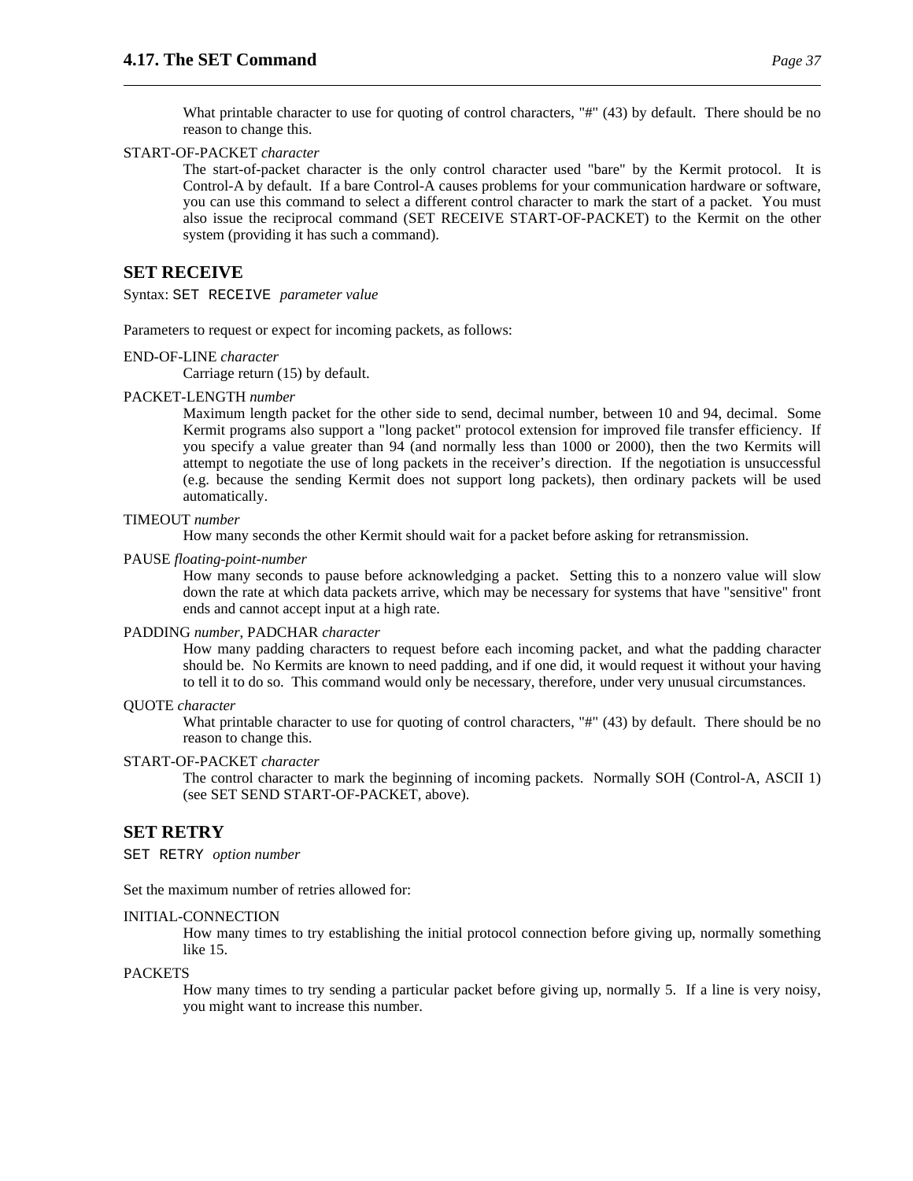What printable character to use for quoting of control characters, "#" (43) by default. There should be no reason to change this.

START-OF-PACKET *character*
: The start-of-packet character is the only control character used "bare" by the Kermit protocol. It is Control-A by default. If a bare Control-A causes problems for your communication hardware or software, you can use this command to select a different control character to mark the start of a packet. You must also issue the reciprocal command (SET RECEIVE START-OF-PACKET) to the Kermit on the other system (providing it has such a command).

## SET RECEIVE

Syntax: `SET RECEIVE` *parameter value*

Parameters to request or expect for incoming packets, as follows:

END-OF-LINE *character*
: Carriage return (15) by default.

PACKET-LENGTH *number*
: Maximum length packet for the other side to send, decimal number, between 10 and 94, decimal. Some Kermit programs also support a "long packet" protocol extension for improved file transfer efficiency. If you specify a value greater than 94 (and normally less than 1000 or 2000), then the two Kermits will attempt to negotiate the use of long packets in the receiver's direction. If the negotiation is unsuccessful (e.g. because the sending Kermit does not support long packets), then ordinary packets will be used automatically.

TIMEOUT *number*
: How many seconds the other Kermit should wait for a packet before asking for retransmission.

PAUSE *floating-point-number*
: How many seconds to pause before acknowledging a packet. Setting this to a nonzero value will slow down the rate at which data packets arrive, which may be necessary for systems that have "sensitive" front ends and cannot accept input at a high rate.

PADDING *number*, PADCHAR *character*
: How many padding characters to request before each incoming packet, and what the padding character should be. No Kermits are known to need padding, and if one did, it would request it without your having to tell it to do so. This command would only be necessary, therefore, under very unusual circumstances.

QUOTE *character*
: What printable character to use for quoting of control characters, "#" (43) by default. There should be no reason to change this.

START-OF-PACKET *character*
: The control character to mark the beginning of incoming packets. Normally SOH (Control-A, ASCII 1) (see SET SEND START-OF-PACKET, above).

## SET RETRY

`SET RETRY` *option number*

Set the maximum number of retries allowed for:

INITIAL-CONNECTION
: How many times to try establishing the initial protocol connection before giving up, normally something like 15.

PACKETS
: How many times to try sending a particular packet before giving up, normally 5. If a line is very noisy, you might want to increase this number.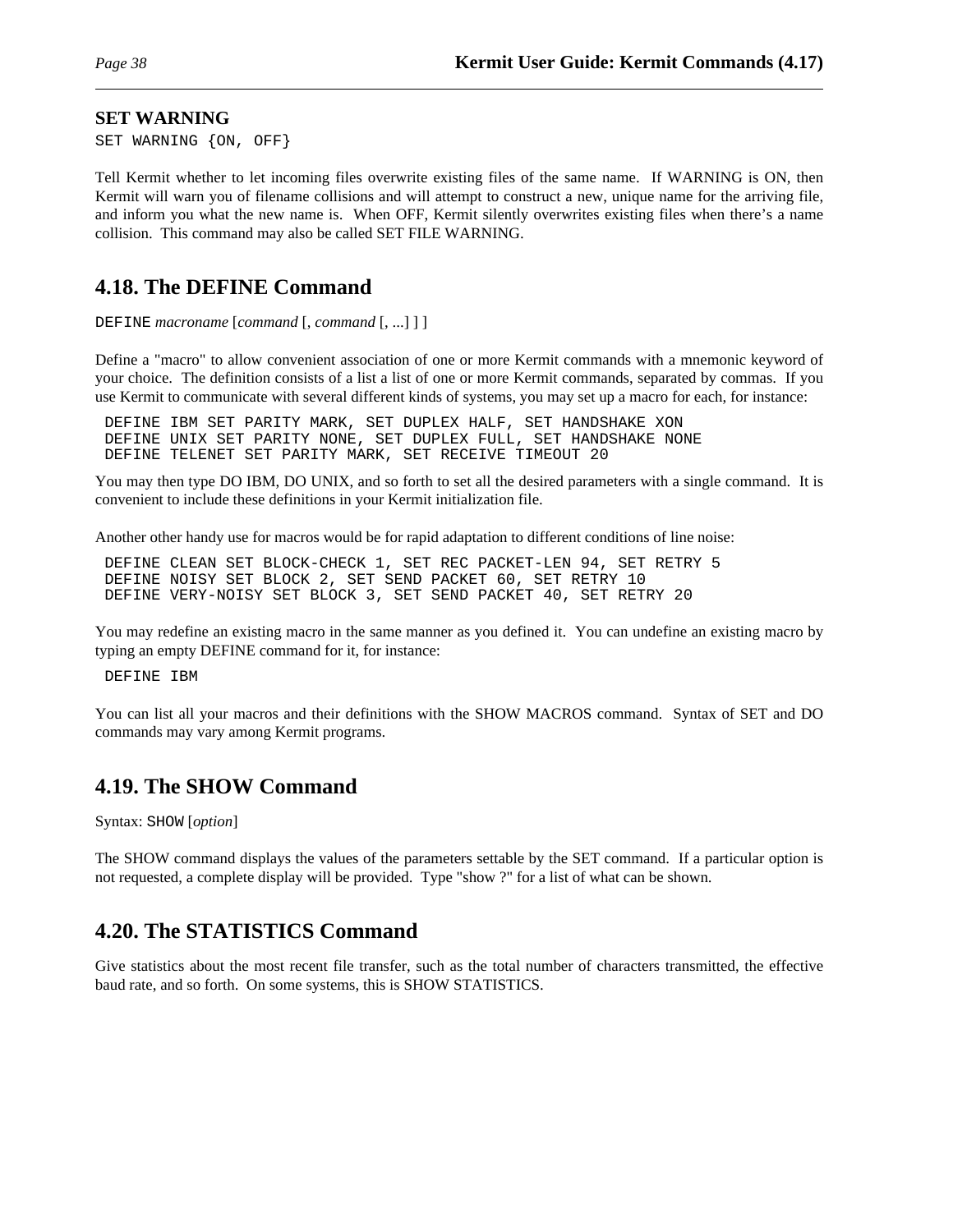### SET WARNING

```
SET WARNING {ON, OFF}
```

Tell Kermit whether to let incoming files overwrite existing files of the same name. If WARNING is ON, then Kermit will warn you of filename collisions and will attempt to construct a new, unique name for the arriving file, and inform you what the new name is. When OFF, Kermit silently overwrites existing files when there's a name collision. This command may also be called SET FILE WARNING.

## 4.18. The DEFINE Command

`DEFINE` *macroname* [*command* [, *command* [, ...] ] ]

Define a "macro" to allow convenient association of one or more Kermit commands with a mnemonic keyword of your choice. The definition consists of a list a list of one or more Kermit commands, separated by commas. If you use Kermit to communicate with several different kinds of systems, you may set up a macro for each, for instance:

```
DEFINE IBM SET PARITY MARK, SET DUPLEX HALF, SET HANDSHAKE XON
DEFINE UNIX SET PARITY NONE, SET DUPLEX FULL, SET HANDSHAKE NONE
DEFINE TELENET SET PARITY MARK, SET RECEIVE TIMEOUT 20
```

You may then type DO IBM, DO UNIX, and so forth to set all the desired parameters with a single command. It is convenient to include these definitions in your Kermit initialization file.

Another other handy use for macros would be for rapid adaptation to different conditions of line noise:

```
DEFINE CLEAN SET BLOCK-CHECK 1, SET REC PACKET-LEN 94, SET RETRY 5
DEFINE NOISY SET BLOCK 2, SET SEND PACKET 60, SET RETRY 10
DEFINE VERY-NOISY SET BLOCK 3, SET SEND PACKET 40, SET RETRY 20
```

You may redefine an existing macro in the same manner as you defined it. You can undefine an existing macro by typing an empty DEFINE command for it, for instance:

```
DEFINE IBM
```

You can list all your macros and their definitions with the SHOW MACROS command. Syntax of SET and DO commands may vary among Kermit programs.

## 4.19. The SHOW Command

Syntax: `SHOW` [*option*]

The SHOW command displays the values of the parameters settable by the SET command. If a particular option is not requested, a complete display will be provided. Type "show ?" for a list of what can be shown.

## 4.20. The STATISTICS Command

Give statistics about the most recent file transfer, such as the total number of characters transmitted, the effective baud rate, and so forth. On some systems, this is SHOW STATISTICS.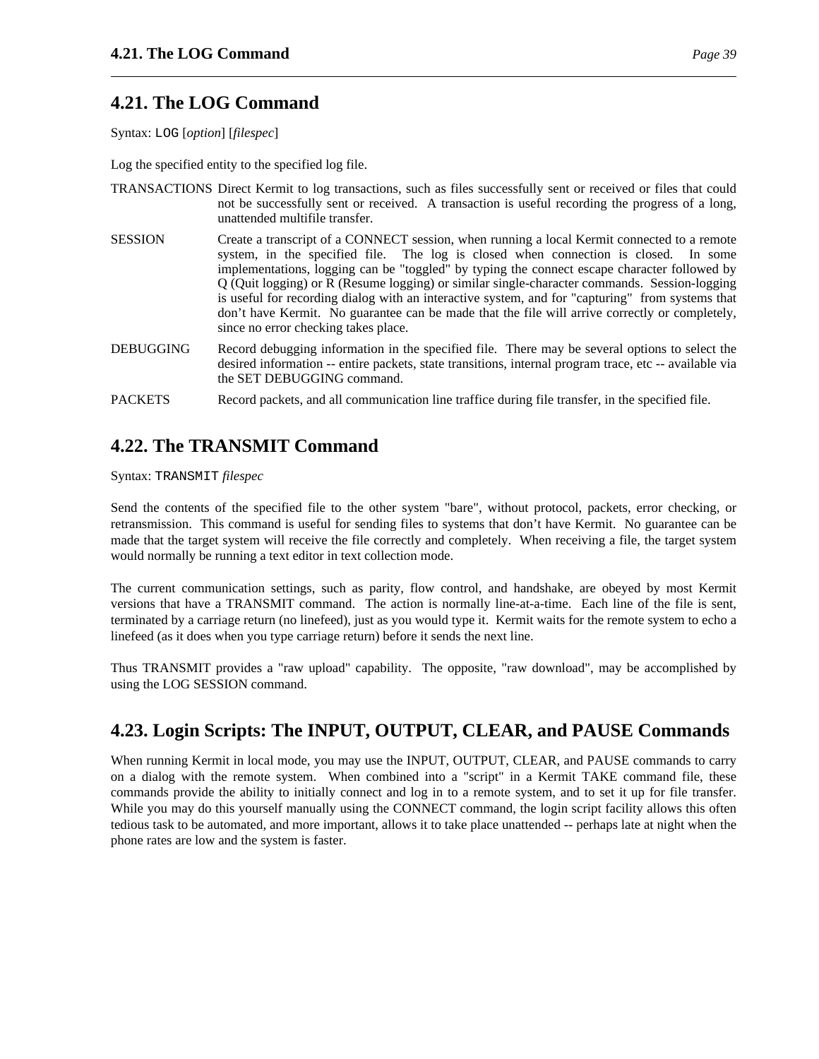## 4.21. The LOG Command

Syntax: `LOG` [*option*] [*filespec*]

Log the specified entity to the specified log file.

TRANSACTIONS Direct Kermit to log transactions, such as files successfully sent or received or files that could not be successfully sent or received. A transaction is useful recording the progress of a long, unattended multifile transfer.

SESSION Create a transcript of a CONNECT session, when running a local Kermit connected to a remote system, in the specified file. The log is closed when connection is closed. In some implementations, logging can be "toggled" by typing the connect escape character followed by Q (Quit logging) or R (Resume logging) or similar single-character commands. Session-logging is useful for recording dialog with an interactive system, and for "capturing" from systems that don't have Kermit. No guarantee can be made that the file will arrive correctly or completely, since no error checking takes place.

DEBUGGING Record debugging information in the specified file. There may be several options to select the desired information -- entire packets, state transitions, internal program trace, etc -- available via the SET DEBUGGING command.

PACKETS Record packets, and all communication line traffice during file transfer, in the specified file.

## 4.22. The TRANSMIT Command

Syntax: `TRANSMIT` *filespec*

Send the contents of the specified file to the other system "bare", without protocol, packets, error checking, or retransmission. This command is useful for sending files to systems that don't have Kermit. No guarantee can be made that the target system will receive the file correctly and completely. When receiving a file, the target system would normally be running a text editor in text collection mode.

The current communication settings, such as parity, flow control, and handshake, are obeyed by most Kermit versions that have a TRANSMIT command. The action is normally line-at-a-time. Each line of the file is sent, terminated by a carriage return (no linefeed), just as you would type it. Kermit waits for the remote system to echo a linefeed (as it does when you type carriage return) before it sends the next line.

Thus TRANSMIT provides a "raw upload" capability. The opposite, "raw download", may be accomplished by using the LOG SESSION command.

## 4.23. Login Scripts: The INPUT, OUTPUT, CLEAR, and PAUSE Commands

When running Kermit in local mode, you may use the INPUT, OUTPUT, CLEAR, and PAUSE commands to carry on a dialog with the remote system. When combined into a "script" in a Kermit TAKE command file, these commands provide the ability to initially connect and log in to a remote system, and to set it up for file transfer. While you may do this yourself manually using the CONNECT command, the login script facility allows this often tedious task to be automated, and more important, allows it to take place unattended -- perhaps late at night when the phone rates are low and the system is faster.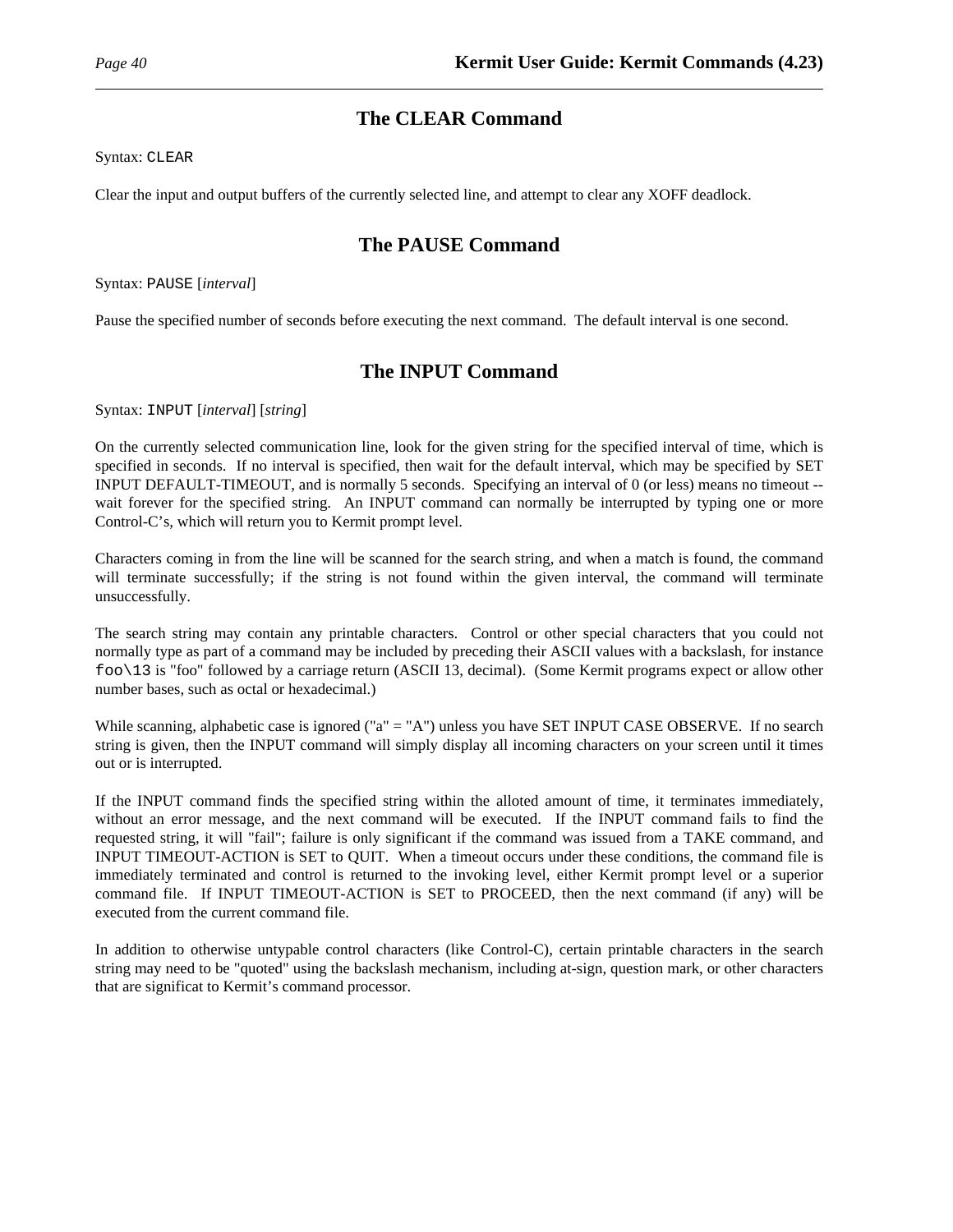## The CLEAR Command

Syntax: `CLEAR`

Clear the input and output buffers of the currently selected line, and attempt to clear any XOFF deadlock.

## The PAUSE Command

Syntax: `PAUSE` [*interval*]

Pause the specified number of seconds before executing the next command. The default interval is one second.

## The INPUT Command

Syntax: `INPUT` [*interval*] [*string*]

On the currently selected communication line, look for the given string for the specified interval of time, which is specified in seconds. If no interval is specified, then wait for the default interval, which may be specified by SET INPUT DEFAULT-TIMEOUT, and is normally 5 seconds. Specifying an interval of 0 (or less) means no timeout -- wait forever for the specified string. An INPUT command can normally be interrupted by typing one or more Control-C's, which will return you to Kermit prompt level.

Characters coming in from the line will be scanned for the search string, and when a match is found, the command will terminate successfully; if the string is not found within the given interval, the command will terminate unsuccessfully.

The search string may contain any printable characters. Control or other special characters that you could not normally type as part of a command may be included by preceding their ASCII values with a backslash, for instance `foo\13` is "foo" followed by a carriage return (ASCII 13, decimal). (Some Kermit programs expect or allow other number bases, such as octal or hexadecimal.)

While scanning, alphabetic case is ignored ("a" = "A") unless you have SET INPUT CASE OBSERVE. If no search string is given, then the INPUT command will simply display all incoming characters on your screen until it times out or is interrupted.

If the INPUT command finds the specified string within the alloted amount of time, it terminates immediately, without an error message, and the next command will be executed. If the INPUT command fails to find the requested string, it will "fail"; failure is only significant if the command was issued from a TAKE command, and INPUT TIMEOUT-ACTION is SET to QUIT. When a timeout occurs under these conditions, the command file is immediately terminated and control is returned to the invoking level, either Kermit prompt level or a superior command file. If INPUT TIMEOUT-ACTION is SET to PROCEED, then the next command (if any) will be executed from the current command file.

In addition to otherwise untypable control characters (like Control-C), certain printable characters in the search string may need to be "quoted" using the backslash mechanism, including at-sign, question mark, or other characters that are significat to Kermit's command processor.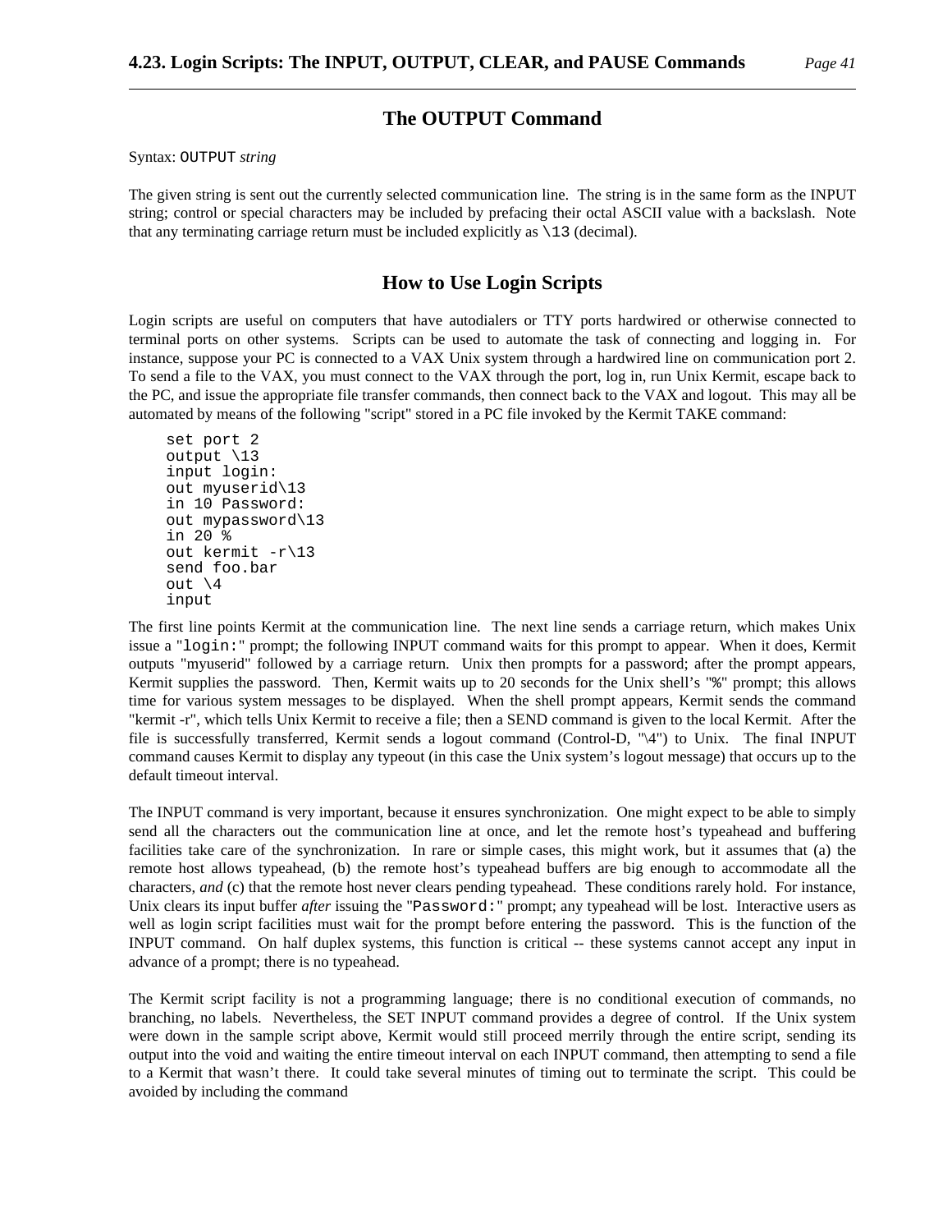## The OUTPUT Command

Syntax: `OUTPUT` *string*

The given string is sent out the currently selected communication line. The string is in the same form as the INPUT string; control or special characters may be included by prefacing their octal ASCII value with a backslash. Note that any terminating carriage return must be included explicitly as `\13` (decimal).

## How to Use Login Scripts

Login scripts are useful on computers that have autodialers or TTY ports hardwired or otherwise connected to terminal ports on other systems. Scripts can be used to automate the task of connecting and logging in. For instance, suppose your PC is connected to a VAX Unix system through a hardwired line on communication port 2. To send a file to the VAX, you must connect to the VAX through the port, log in, run Unix Kermit, escape back to the PC, and issue the appropriate file transfer commands, then connect back to the VAX and logout. This may all be automated by means of the following "script" stored in a PC file invoked by the Kermit TAKE command:

```
set port 2
output \13
input login:
out myuserid\13
in 10 Password:
out mypassword\13
in 20 %
out kermit -r\13
send foo.bar
out \4
input
```

The first line points Kermit at the communication line. The next line sends a carriage return, which makes Unix issue a "`login:`" prompt; the following INPUT command waits for this prompt to appear. When it does, Kermit outputs "myuserid" followed by a carriage return. Unix then prompts for a password; after the prompt appears, Kermit supplies the password. Then, Kermit waits up to 20 seconds for the Unix shell's "`%`" prompt; this allows time for various system messages to be displayed. When the shell prompt appears, Kermit sends the command "kermit -r", which tells Unix Kermit to receive a file; then a SEND command is given to the local Kermit. After the file is successfully transferred, Kermit sends a logout command (Control-D, "\4") to Unix. The final INPUT command causes Kermit to display any typeout (in this case the Unix system's logout message) that occurs up to the default timeout interval.

The INPUT command is very important, because it ensures synchronization. One might expect to be able to simply send all the characters out the communication line at once, and let the remote host's typeahead and buffering facilities take care of the synchronization. In rare or simple cases, this might work, but it assumes that (a) the remote host allows typeahead, (b) the remote host's typeahead buffers are big enough to accommodate all the characters, *and* (c) that the remote host never clears pending typeahead. These conditions rarely hold. For instance, Unix clears its input buffer *after* issuing the "`Password:`" prompt; any typeahead will be lost. Interactive users as well as login script facilities must wait for the prompt before entering the password. This is the function of the INPUT command. On half duplex systems, this function is critical -- these systems cannot accept any input in advance of a prompt; there is no typeahead.

The Kermit script facility is not a programming language; there is no conditional execution of commands, no branching, no labels. Nevertheless, the SET INPUT command provides a degree of control. If the Unix system were down in the sample script above, Kermit would still proceed merrily through the entire script, sending its output into the void and waiting the entire timeout interval on each INPUT command, then attempting to send a file to a Kermit that wasn't there. It could take several minutes of timing out to terminate the script. This could be avoided by including the command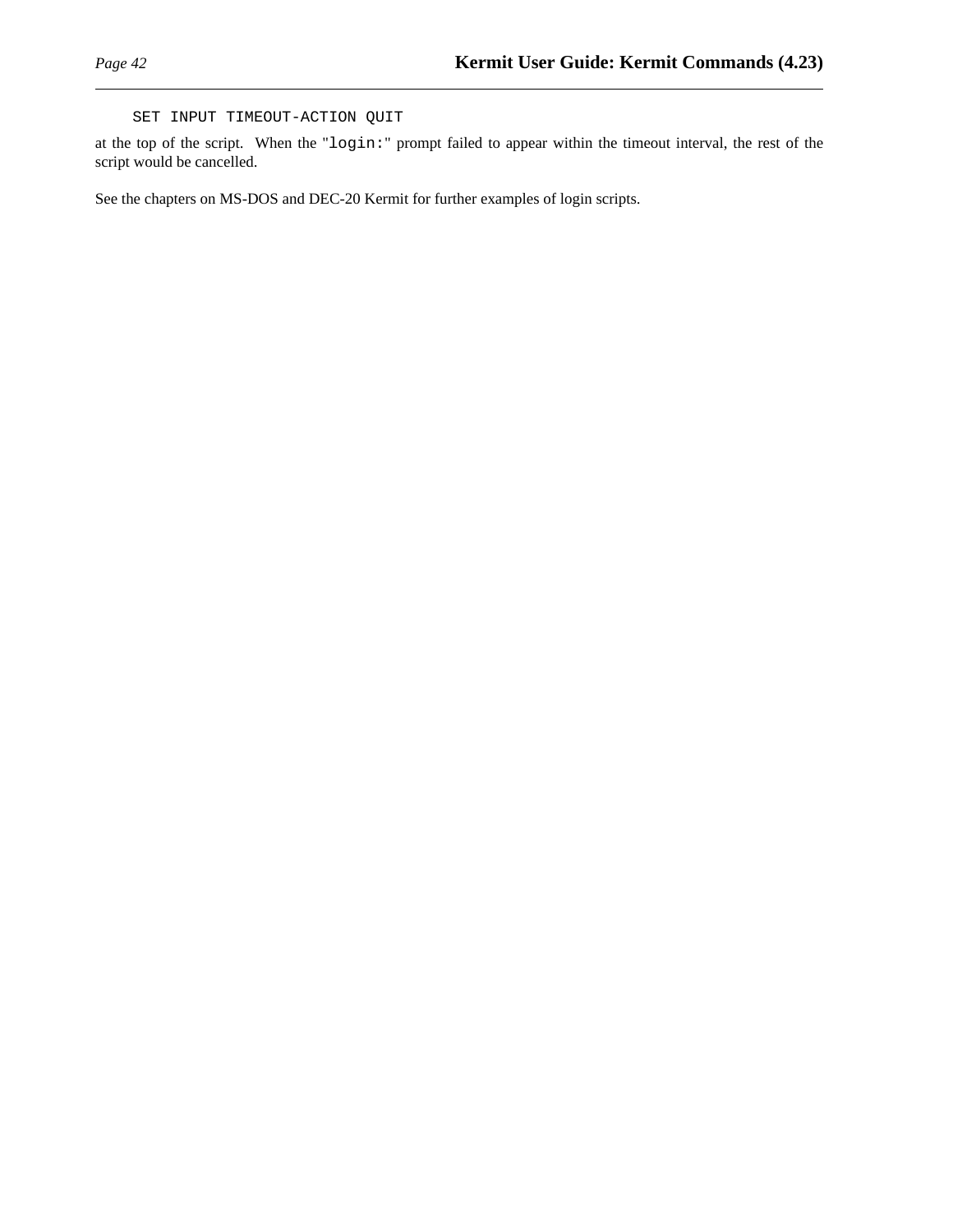```
SET INPUT TIMEOUT-ACTION QUIT
```

at the top of the script. When the "`login:`" prompt failed to appear within the timeout interval, the rest of the script would be cancelled.

See the chapters on MS-DOS and DEC-20 Kermit for further examples of login scripts.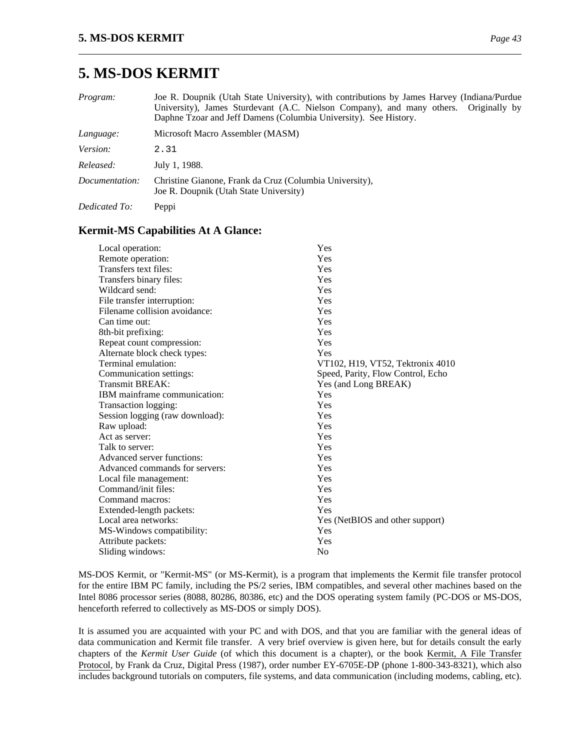# 5. MS-DOS KERMIT

*Program:* Joe R. Doupnik (Utah State University), with contributions by James Harvey (Indiana/Purdue University), James Sturdevant (A.C. Nielson Company), and many others. Originally by Daphne Tzoar and Jeff Damens (Columbia University). See History.

*Language:* Microsoft Macro Assembler (MASM)

*Version:* 2.31

*Released:* July 1, 1988.

*Documentation:* Christine Gianone, Frank da Cruz (Columbia University), Joe R. Doupnik (Utah State University)

*Dedicated To:* Peppi

## Kermit-MS Capabilities At A Glance:

| | |
|---|---|
| Local operation: | Yes |
| Remote operation: | Yes |
| Transfers text files: | Yes |
| Transfers binary files: | Yes |
| Wildcard send: | Yes |
| File transfer interruption: | Yes |
| Filename collision avoidance: | Yes |
| Can time out: | Yes |
| 8th-bit prefixing: | Yes |
| Repeat count compression: | Yes |
| Alternate block check types: | Yes |
| Terminal emulation: | VT102, H19, VT52, Tektronix 4010 |
| Communication settings: | Speed, Parity, Flow Control, Echo |
| Transmit BREAK: | Yes (and Long BREAK) |
| IBM mainframe communication: | Yes |
| Transaction logging: | Yes |
| Session logging (raw download): | Yes |
| Raw upload: | Yes |
| Act as server: | Yes |
| Talk to server: | Yes |
| Advanced server functions: | Yes |
| Advanced commands for servers: | Yes |
| Local file management: | Yes |
| Command/init files: | Yes |
| Command macros: | Yes |
| Extended-length packets: | Yes |
| Local area networks: | Yes (NetBIOS and other support) |
| MS-Windows compatibility: | Yes |
| Attribute packets: | Yes |
| Sliding windows: | No |

MS-DOS Kermit, or "Kermit-MS" (or MS-Kermit), is a program that implements the Kermit file transfer protocol for the entire IBM PC family, including the PS/2 series, IBM compatibles, and several other machines based on the Intel 8086 processor series (8088, 80286, 80386, etc) and the DOS operating system family (PC-DOS or MS-DOS, henceforth referred to collectively as MS-DOS or simply DOS).

It is assumed you are acquainted with your PC and with DOS, and that you are familiar with the general ideas of data communication and Kermit file transfer. A very brief overview is given here, but for details consult the early chapters of the *Kermit User Guide* (of which this document is a chapter), or the book Kermit, A File Transfer Protocol, by Frank da Cruz, Digital Press (1987), order number EY-6705E-DP (phone 1-800-343-8321), which also includes background tutorials on computers, file systems, and data communication (including modems, cabling, etc).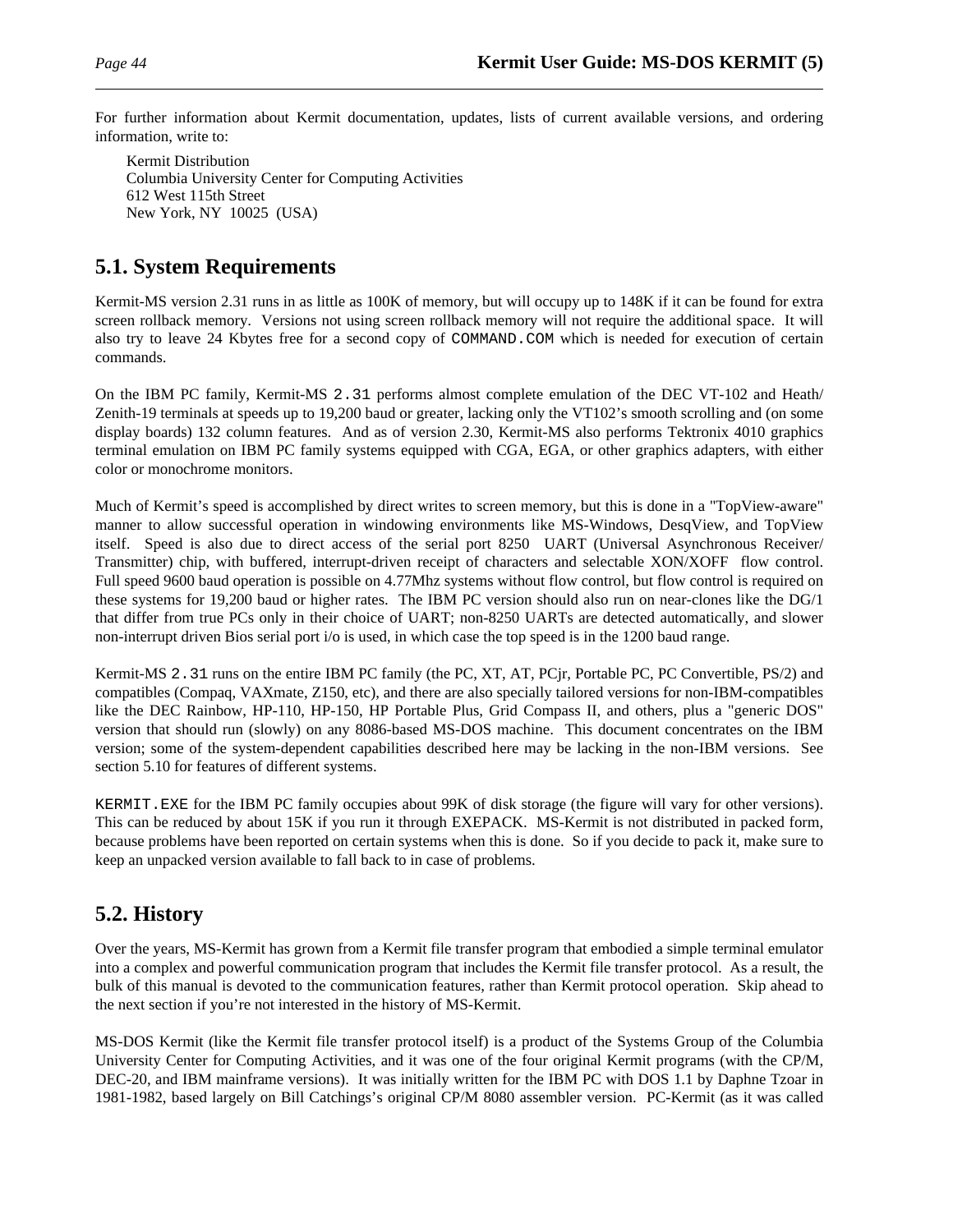For further information about Kermit documentation, updates, lists of current available versions, and ordering information, write to:

Kermit Distribution
Columbia University Center for Computing Activities
612 West 115th Street
New York, NY  10025  (USA)

## 5.1. System Requirements

Kermit-MS version 2.31 runs in as little as 100K of memory, but will occupy up to 148K if it can be found for extra screen rollback memory. Versions not using screen rollback memory will not require the additional space. It will also try to leave 24 Kbytes free for a second copy of `COMMAND.COM` which is needed for execution of certain commands.

On the IBM PC family, Kermit-MS `2.31` performs almost complete emulation of the DEC VT-102 and Heath/Zenith-19 terminals at speeds up to 19,200 baud or greater, lacking only the VT102's smooth scrolling and (on some display boards) 132 column features. And as of version 2.30, Kermit-MS also performs Tektronix 4010 graphics terminal emulation on IBM PC family systems equipped with CGA, EGA, or other graphics adapters, with either color or monochrome monitors.

Much of Kermit's speed is accomplished by direct writes to screen memory, but this is done in a "TopView-aware" manner to allow successful operation in windowing environments like MS-Windows, DesqView, and TopView itself. Speed is also due to direct access of the serial port 8250 UART (Universal Asynchronous Receiver/Transmitter) chip, with buffered, interrupt-driven receipt of characters and selectable XON/XOFF flow control. Full speed 9600 baud operation is possible on 4.77Mhz systems without flow control, but flow control is required on these systems for 19,200 baud or higher rates. The IBM PC version should also run on near-clones like the DG/1 that differ from true PCs only in their choice of UART; non-8250 UARTs are detected automatically, and slower non-interrupt driven Bios serial port i/o is used, in which case the top speed is in the 1200 baud range.

Kermit-MS `2.31` runs on the entire IBM PC family (the PC, XT, AT, PCjr, Portable PC, PC Convertible, PS/2) and compatibles (Compaq, VAXmate, Z150, etc), and there are also specially tailored versions for non-IBM-compatibles like the DEC Rainbow, HP-110, HP-150, HP Portable Plus, Grid Compass II, and others, plus a "generic DOS" version that should run (slowly) on any 8086-based MS-DOS machine. This document concentrates on the IBM version; some of the system-dependent capabilities described here may be lacking in the non-IBM versions. See section 5.10 for features of different systems.

`KERMIT.EXE` for the IBM PC family occupies about 99K of disk storage (the figure will vary for other versions). This can be reduced by about 15K if you run it through EXEPACK. MS-Kermit is not distributed in packed form, because problems have been reported on certain systems when this is done. So if you decide to pack it, make sure to keep an unpacked version available to fall back to in case of problems.

## 5.2. History

Over the years, MS-Kermit has grown from a Kermit file transfer program that embodied a simple terminal emulator into a complex and powerful communication program that includes the Kermit file transfer protocol. As a result, the bulk of this manual is devoted to the communication features, rather than Kermit protocol operation. Skip ahead to the next section if you're not interested in the history of MS-Kermit.

MS-DOS Kermit (like the Kermit file transfer protocol itself) is a product of the Systems Group of the Columbia University Center for Computing Activities, and it was one of the four original Kermit programs (with the CP/M, DEC-20, and IBM mainframe versions). It was initially written for the IBM PC with DOS 1.1 by Daphne Tzoar in 1981-1982, based largely on Bill Catchings's original CP/M 8080 assembler version. PC-Kermit (as it was called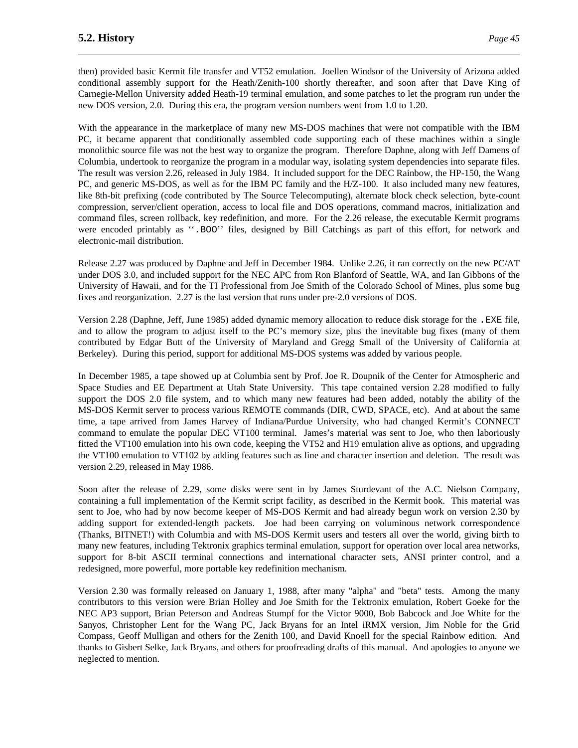then) provided basic Kermit file transfer and VT52 emulation. Joellen Windsor of the University of Arizona added conditional assembly support for the Heath/Zenith-100 shortly thereafter, and soon after that Dave King of Carnegie-Mellon University added Heath-19 terminal emulation, and some patches to let the program run under the new DOS version, 2.0. During this era, the program version numbers went from 1.0 to 1.20.

With the appearance in the marketplace of many new MS-DOS machines that were not compatible with the IBM PC, it became apparent that conditionally assembled code supporting each of these machines within a single monolithic source file was not the best way to organize the program. Therefore Daphne, along with Jeff Damens of Columbia, undertook to reorganize the program in a modular way, isolating system dependencies into separate files. The result was version 2.26, released in July 1984. It included support for the DEC Rainbow, the HP-150, the Wang PC, and generic MS-DOS, as well as for the IBM PC family and the H/Z-100. It also included many new features, like 8th-bit prefixing (code contributed by The Source Telecomputing), alternate block check selection, byte-count compression, server/client operation, access to local file and DOS operations, command macros, initialization and command files, screen rollback, key redefinition, and more. For the 2.26 release, the executable Kermit programs were encoded printably as ''`.BOO`'' files, designed by Bill Catchings as part of this effort, for network and electronic-mail distribution.

Release 2.27 was produced by Daphne and Jeff in December 1984. Unlike 2.26, it ran correctly on the new PC/AT under DOS 3.0, and included support for the NEC APC from Ron Blanford of Seattle, WA, and Ian Gibbons of the University of Hawaii, and for the TI Professional from Joe Smith of the Colorado School of Mines, plus some bug fixes and reorganization. 2.27 is the last version that runs under pre-2.0 versions of DOS.

Version 2.28 (Daphne, Jeff, June 1985) added dynamic memory allocation to reduce disk storage for the `.EXE` file, and to allow the program to adjust itself to the PC's memory size, plus the inevitable bug fixes (many of them contributed by Edgar Butt of the University of Maryland and Gregg Small of the University of California at Berkeley). During this period, support for additional MS-DOS systems was added by various people.

In December 1985, a tape showed up at Columbia sent by Prof. Joe R. Doupnik of the Center for Atmospheric and Space Studies and EE Department at Utah State University. This tape contained version 2.28 modified to fully support the DOS 2.0 file system, and to which many new features had been added, notably the ability of the MS-DOS Kermit server to process various REMOTE commands (DIR, CWD, SPACE, etc). And at about the same time, a tape arrived from James Harvey of Indiana/Purdue University, who had changed Kermit's CONNECT command to emulate the popular DEC VT100 terminal. James's material was sent to Joe, who then laboriously fitted the VT100 emulation into his own code, keeping the VT52 and H19 emulation alive as options, and upgrading the VT100 emulation to VT102 by adding features such as line and character insertion and deletion. The result was version 2.29, released in May 1986.

Soon after the release of 2.29, some disks were sent in by James Sturdevant of the A.C. Nielson Company, containing a full implementation of the Kermit script facility, as described in the Kermit book. This material was sent to Joe, who had by now become keeper of MS-DOS Kermit and had already begun work on version 2.30 by adding support for extended-length packets. Joe had been carrying on voluminous network correspondence (Thanks, BITNET!) with Columbia and with MS-DOS Kermit users and testers all over the world, giving birth to many new features, including Tektronix graphics terminal emulation, support for operation over local area networks, support for 8-bit ASCII terminal connections and international character sets, ANSI printer control, and a redesigned, more powerful, more portable key redefinition mechanism.

Version 2.30 was formally released on January 1, 1988, after many "alpha" and "beta" tests. Among the many contributors to this version were Brian Holley and Joe Smith for the Tektronix emulation, Robert Goeke for the NEC AP3 support, Brian Peterson and Andreas Stumpf for the Victor 9000, Bob Babcock and Joe White for the Sanyos, Christopher Lent for the Wang PC, Jack Bryans for an Intel iRMX version, Jim Noble for the Grid Compass, Geoff Mulligan and others for the Zenith 100, and David Knoell for the special Rainbow edition. And thanks to Gisbert Selke, Jack Bryans, and others for proofreading drafts of this manual. And apologies to anyone we neglected to mention.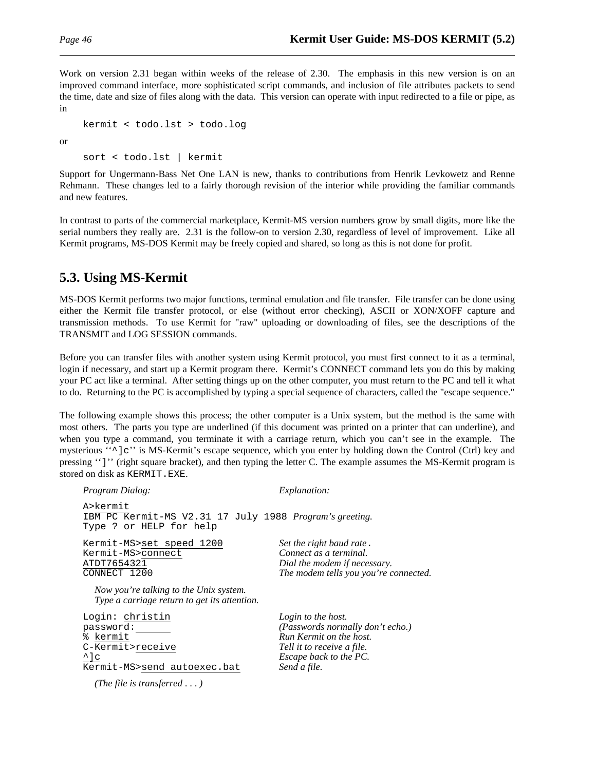Work on version 2.31 began within weeks of the release of 2.30. The emphasis in this new version is on an improved command interface, more sophisticated script commands, and inclusion of file attributes packets to send the time, date and size of files along with the data. This version can operate with input redirected to a file or pipe, as in

```
kermit < todo.lst > todo.log
```

or

```
sort < todo.lst | kermit
```

Support for Ungermann-Bass Net One LAN is new, thanks to contributions from Henrik Levkowetz and Renne Rehmann. These changes led to a fairly thorough revision of the interior while providing the familiar commands and new features.

In contrast to parts of the commercial marketplace, Kermit-MS version numbers grow by small digits, more like the serial numbers they really are. 2.31 is the follow-on to version 2.30, regardless of level of improvement. Like all Kermit programs, MS-DOS Kermit may be freely copied and shared, so long as this is not done for profit.

## 5.3. Using MS-Kermit

MS-DOS Kermit performs two major functions, terminal emulation and file transfer. File transfer can be done using either the Kermit file transfer protocol, or else (without error checking), ASCII or XON/XOFF capture and transmission methods. To use Kermit for "raw" uploading or downloading of files, see the descriptions of the TRANSMIT and LOG SESSION commands.

Before you can transfer files with another system using Kermit protocol, you must first connect to it as a terminal, login if necessary, and start up a Kermit program there. Kermit's CONNECT command lets you do this by making your PC act like a terminal. After setting things up on the other computer, you must return to the PC and tell it what to do. Returning to the PC is accomplished by typing a special sequence of characters, called the "escape sequence."

The following example shows this process; the other computer is a Unix system, but the method is the same with most others. The parts you type are underlined (if this document was printed on a printer that can underline), and when you type a command, you terminate it with a carriage return, which you can't see in the example. The mysterious ''`^]c`'' is MS-Kermit's escape sequence, which you enter by holding down the Control (Ctrl) key and pressing ''`]`'' (right square bracket), and then typing the letter C. The example assumes the MS-Kermit program is stored on disk as `KERMIT.EXE`.

| *Program Dialog:* | *Explanation:* |
|---|---|
| `A>kermit` | |
| `IBM PC Kermit-MS V2.31 17 July 1988` | *Program's greeting.* |
| `Type ? or HELP for help` | |
| `Kermit-MS>set speed 1200` | *Set the right baud rate.* |
| `Kermit-MS>connect` | *Connect as a terminal.* |
| `ATDT7654321` | *Dial the modem if necessary.* |
| `CONNECT 1200` | *The modem tells you you're connected.* |

*Now you're talking to the Unix system.*
*Type a carriage return to get its attention.*

| | |
|---|---|
| `Login: christin` | *Login to the host.* |
| `password:` | *(Passwords normally don't echo.)* |
| `% kermit` | *Run Kermit on the host.* |
| `C-Kermit>receive` | *Tell it to receive a file.* |
| `^]c` | *Escape back to the PC.* |
| `Kermit-MS>send autoexec.bat` | *Send a file.* |

*(The file is transferred . . . )*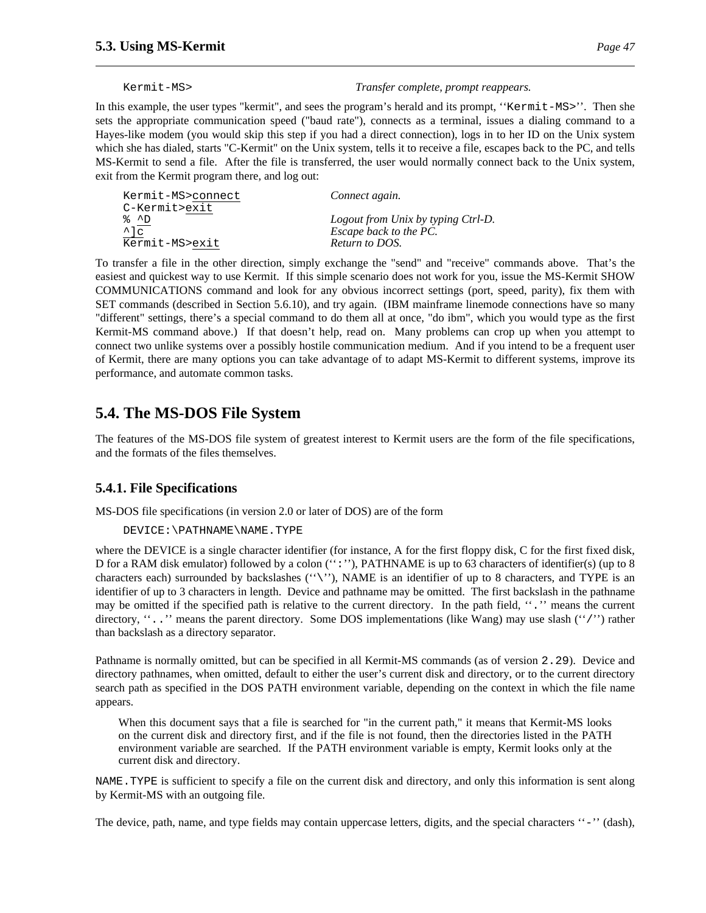```
Kermit-MS>                              Transfer complete, prompt reappears.
```

In this example, the user types "kermit", and sees the program's herald and its prompt, ''`Kermit-MS>`''. Then she sets the appropriate communication speed ("baud rate"), connects as a terminal, issues a dialing command to a Hayes-like modem (you would skip this step if you had a direct connection), logs in to her ID on the Unix system which she has dialed, starts "C-Kermit" on the Unix system, tells it to receive a file, escapes back to the PC, and tells MS-Kermit to send a file. After the file is transferred, the user would normally connect back to the Unix system, exit from the Kermit program there, and log out:

```
Kermit-MS>connect                  Connect again.
C-Kermit>exit
% ^D                               Logout from Unix by typing Ctrl-D.
^]c                                Escape back to the PC.
Kermit-MS>exit                     Return to DOS.
```

To transfer a file in the other direction, simply exchange the "send" and "receive" commands above. That's the easiest and quickest way to use Kermit. If this simple scenario does not work for you, issue the MS-Kermit SHOW COMMUNICATIONS command and look for any obvious incorrect settings (port, speed, parity), fix them with SET commands (described in Section 5.6.10), and try again. (IBM mainframe linemode connections have so many "different" settings, there's a special command to do them all at once, "do ibm", which you would type as the first Kermit-MS command above.) If that doesn't help, read on. Many problems can crop up when you attempt to connect two unlike systems over a possibly hostile communication medium. And if you intend to be a frequent user of Kermit, there are many options you can take advantage of to adapt MS-Kermit to different systems, improve its performance, and automate common tasks.

## 5.4. The MS-DOS File System

The features of the MS-DOS file system of greatest interest to Kermit users are the form of the file specifications, and the formats of the files themselves.

### 5.4.1. File Specifications

MS-DOS file specifications (in version 2.0 or later of DOS) are of the form

```
DEVICE:\PATHNAME\NAME.TYPE
```

where the DEVICE is a single character identifier (for instance, A for the first floppy disk, C for the first fixed disk, D for a RAM disk emulator) followed by a colon (''`:`''), PATHNAME is up to 63 characters of identifier(s) (up to 8 characters each) surrounded by backslashes (''`\`''), NAME is an identifier of up to 8 characters, and TYPE is an identifier of up to 3 characters in length. Device and pathname may be omitted. The first backslash in the pathname may be omitted if the specified path is relative to the current directory. In the path field, ''`.`'' means the current directory, ''`..`'' means the parent directory. Some DOS implementations (like Wang) may use slash (''`/`'') rather than backslash as a directory separator.

Pathname is normally omitted, but can be specified in all Kermit-MS commands (as of version `2.29`). Device and directory pathnames, when omitted, default to either the user's current disk and directory, or to the current directory search path as specified in the DOS PATH environment variable, depending on the context in which the file name appears.

> When this document says that a file is searched for "in the current path," it means that Kermit-MS looks on the current disk and directory first, and if the file is not found, then the directories listed in the PATH environment variable are searched. If the PATH environment variable is empty, Kermit looks only at the current disk and directory.

`NAME.TYPE` is sufficient to specify a file on the current disk and directory, and only this information is sent along by Kermit-MS with an outgoing file.

The device, path, name, and type fields may contain uppercase letters, digits, and the special characters ''`-`'' (dash),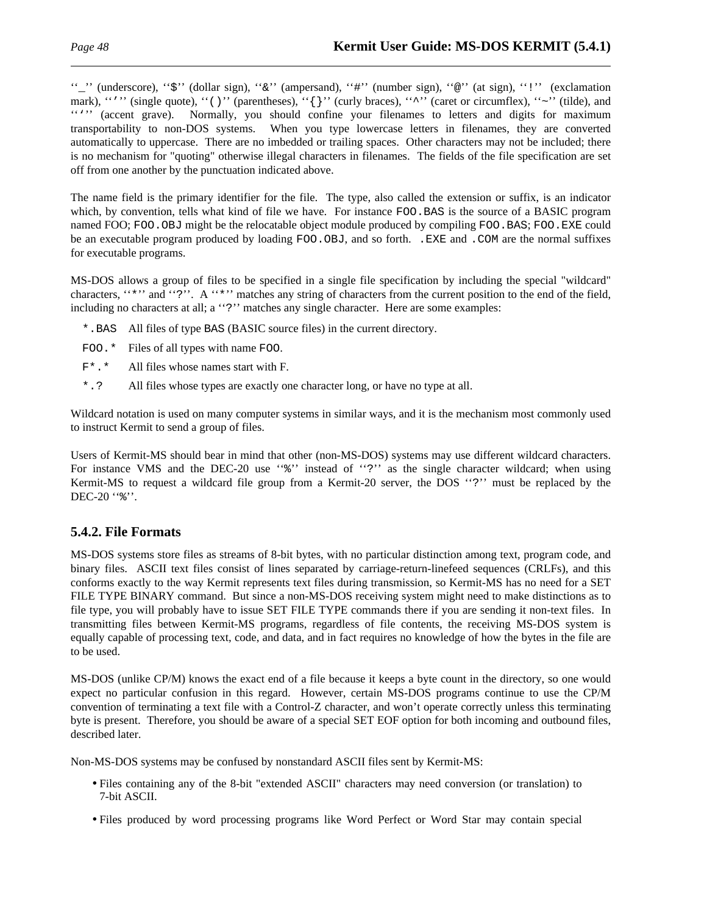''_'' (underscore), ''$'' (dollar sign), ''&'' (ampersand), ''#'' (number sign), ''@'' (at sign), ''!'' (exclamation mark), ''''' (single quote), ''()'' (parentheses), ''{}'' (curly braces), ''^'' (caret or circumflex), ''~'' (tilde), and ''`'' (accent grave). Normally, you should confine your filenames to letters and digits for maximum transportability to non-DOS systems. When you type lowercase letters in filenames, they are converted automatically to uppercase. There are no imbedded or trailing spaces. Other characters may not be included; there is no mechanism for "quoting" otherwise illegal characters in filenames. The fields of the file specification are set off from one another by the punctuation indicated above.

The name field is the primary identifier for the file. The type, also called the extension or suffix, is an indicator which, by convention, tells what kind of file we have. For instance `FOO.BAS` is the source of a BASIC program named FOO; `FOO.OBJ` might be the relocatable object module produced by compiling `FOO.BAS`; `FOO.EXE` could be an executable program produced by loading `FOO.OBJ`, and so forth. `.EXE` and `.COM` are the normal suffixes for executable programs.

MS-DOS allows a group of files to be specified in a single file specification by including the special "wildcard" characters, ''*'' and ''?''. A ''*'' matches any string of characters from the current position to the end of the field, including no characters at all; a ''?'' matches any single character. Here are some examples:

- `*.BAS` All files of type `BAS` (BASIC source files) in the current directory.
- `FOO.*` Files of all types with name `FOO`.
- `F*.*` All files whose names start with F.
- `*.?` All files whose types are exactly one character long, or have no type at all.

Wildcard notation is used on many computer systems in similar ways, and it is the mechanism most commonly used to instruct Kermit to send a group of files.

Users of Kermit-MS should bear in mind that other (non-MS-DOS) systems may use different wildcard characters. For instance VMS and the DEC-20 use ''%'' instead of ''?'' as the single character wildcard; when using Kermit-MS to request a wildcard file group from a Kermit-20 server, the DOS ''?'' must be replaced by the DEC-20 ''%''.

### 5.4.2. File Formats

MS-DOS systems store files as streams of 8-bit bytes, with no particular distinction among text, program code, and binary files. ASCII text files consist of lines separated by carriage-return-linefeed sequences (CRLFs), and this conforms exactly to the way Kermit represents text files during transmission, so Kermit-MS has no need for a SET FILE TYPE BINARY command. But since a non-MS-DOS receiving system might need to make distinctions as to file type, you will probably have to issue SET FILE TYPE commands there if you are sending it non-text files. In transmitting files between Kermit-MS programs, regardless of file contents, the receiving MS-DOS system is equally capable of processing text, code, and data, and in fact requires no knowledge of how the bytes in the file are to be used.

MS-DOS (unlike CP/M) knows the exact end of a file because it keeps a byte count in the directory, so one would expect no particular confusion in this regard. However, certain MS-DOS programs continue to use the CP/M convention of terminating a text file with a Control-Z character, and won't operate correctly unless this terminating byte is present. Therefore, you should be aware of a special SET EOF option for both incoming and outbound files, described later.

Non-MS-DOS systems may be confused by nonstandard ASCII files sent by Kermit-MS:

- Files containing any of the 8-bit "extended ASCII" characters may need conversion (or translation) to 7-bit ASCII.
- Files produced by word processing programs like Word Perfect or Word Star may contain special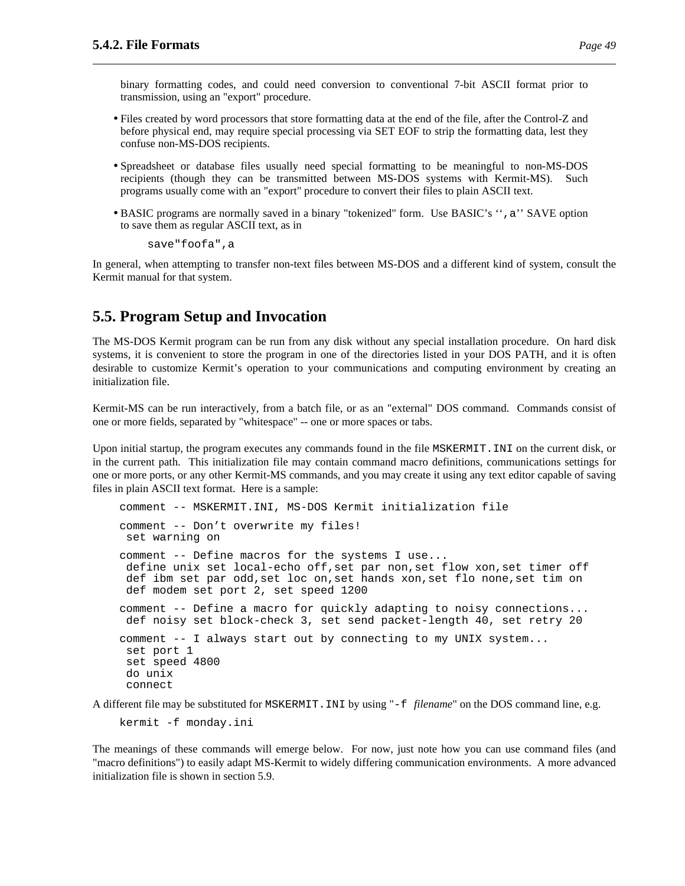binary formatting codes, and could need conversion to conventional 7-bit ASCII format prior to transmission, using an "export" procedure.

- Files created by word processors that store formatting data at the end of the file, after the Control-Z and before physical end, may require special processing via SET EOF to strip the formatting data, lest they confuse non-MS-DOS recipients.

- Spreadsheet or database files usually need special formatting to be meaningful to non-MS-DOS recipients (though they can be transmitted between MS-DOS systems with Kermit-MS). Such programs usually come with an "export" procedure to convert their files to plain ASCII text.

- BASIC programs are normally saved in a binary "tokenized" form. Use BASIC's ‘‘`,a`’’ SAVE option to save them as regular ASCII text, as in

```
save"foofa",a
```

In general, when attempting to transfer non-text files between MS-DOS and a different kind of system, consult the Kermit manual for that system.

## 5.5. Program Setup and Invocation

The MS-DOS Kermit program can be run from any disk without any special installation procedure. On hard disk systems, it is convenient to store the program in one of the directories listed in your DOS PATH, and it is often desirable to customize Kermit's operation to your communications and computing environment by creating an initialization file.

Kermit-MS can be run interactively, from a batch file, or as an "external" DOS command. Commands consist of one or more fields, separated by "whitespace" -- one or more spaces or tabs.

Upon initial startup, the program executes any commands found in the file `MSKERMIT.INI` on the current disk, or in the current path. This initialization file may contain command macro definitions, communications settings for one or more ports, or any other Kermit-MS commands, and you may create it using any text editor capable of saving files in plain ASCII text format. Here is a sample:

```
comment -- MSKERMIT.INI, MS-DOS Kermit initialization file

comment -- Don't overwrite my files!
 set warning on

comment -- Define macros for the systems I use...
 define unix set local-echo off,set par non,set flow xon,set timer off
 def ibm set par odd,set loc on,set hands xon,set flo none,set tim on
 def modem set port 2, set speed 1200

comment -- Define a macro for quickly adapting to noisy connections...
 def noisy set block-check 3, set send packet-length 40, set retry 20

comment -- I always start out by connecting to my UNIX system...
 set port 1
 set speed 4800
 do unix
 connect
```

A different file may be substituted for `MSKERMIT.INI` by using "`-f` *filename*" on the DOS command line, e.g.

```
kermit -f monday.ini
```

The meanings of these commands will emerge below. For now, just note how you can use command files (and "macro definitions") to easily adapt MS-Kermit to widely differing communication environments. A more advanced initialization file is shown in section 5.9.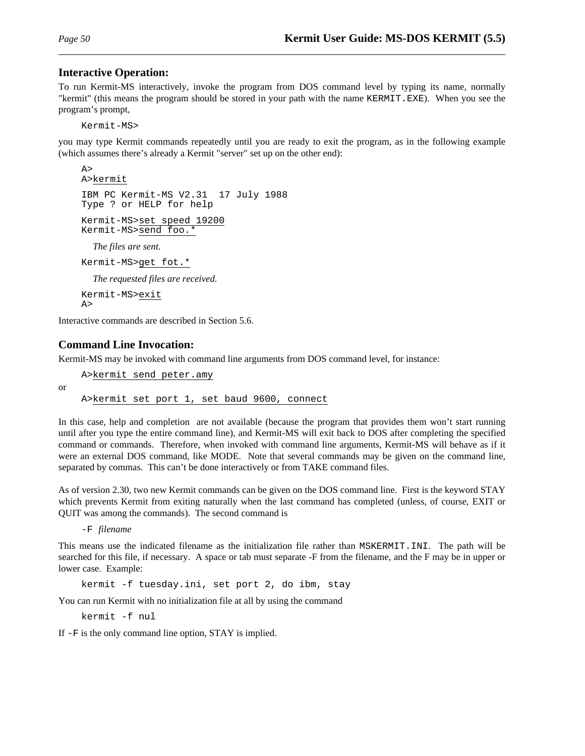### Interactive Operation:

To run Kermit-MS interactively, invoke the program from DOS command level by typing its name, normally "kermit" (this means the program should be stored in your path with the name `KERMIT.EXE`). When you see the program's prompt,

```
Kermit-MS>
```

you may type Kermit commands repeatedly until you are ready to exit the program, as in the following example (which assumes there's already a Kermit "server" set up on the other end):

```
A>
A>kermit

IBM PC Kermit-MS V2.31  17 July 1988
Type ? or HELP for help

Kermit-MS>set speed 19200
Kermit-MS>send foo.*
```

*The files are sent.*

```
Kermit-MS>get fot.*
```

*The requested files are received.*

```
Kermit-MS>exit
A>
```

Interactive commands are described in Section 5.6.

### Command Line Invocation:

Kermit-MS may be invoked with command line arguments from DOS command level, for instance:

```
A>kermit send peter.amy
```

or

```
A>kermit set port 1, set baud 9600, connect
```

In this case, help and completion are not available (because the program that provides them won't start running until after you type the entire command line), and Kermit-MS will exit back to DOS after completing the specified command or commands. Therefore, when invoked with command line arguments, Kermit-MS will behave as if it were an external DOS command, like MODE. Note that several commands may be given on the command line, separated by commas. This can't be done interactively or from TAKE command files.

As of version 2.30, two new Kermit commands can be given on the DOS command line. First is the keyword STAY which prevents Kermit from exiting naturally when the last command has completed (unless, of course, EXIT or QUIT was among the commands). The second command is

`-F` *filename*

This means use the indicated filename as the initialization file rather than `MSKERMIT.INI`. The path will be searched for this file, if necessary. A space or tab must separate -F from the filename, and the F may be in upper or lower case. Example:

```
kermit -f tuesday.ini, set port 2, do ibm, stay
```

You can run Kermit with no initialization file at all by using the command

```
kermit -f nul
```

If `-F` is the only command line option, STAY is implied.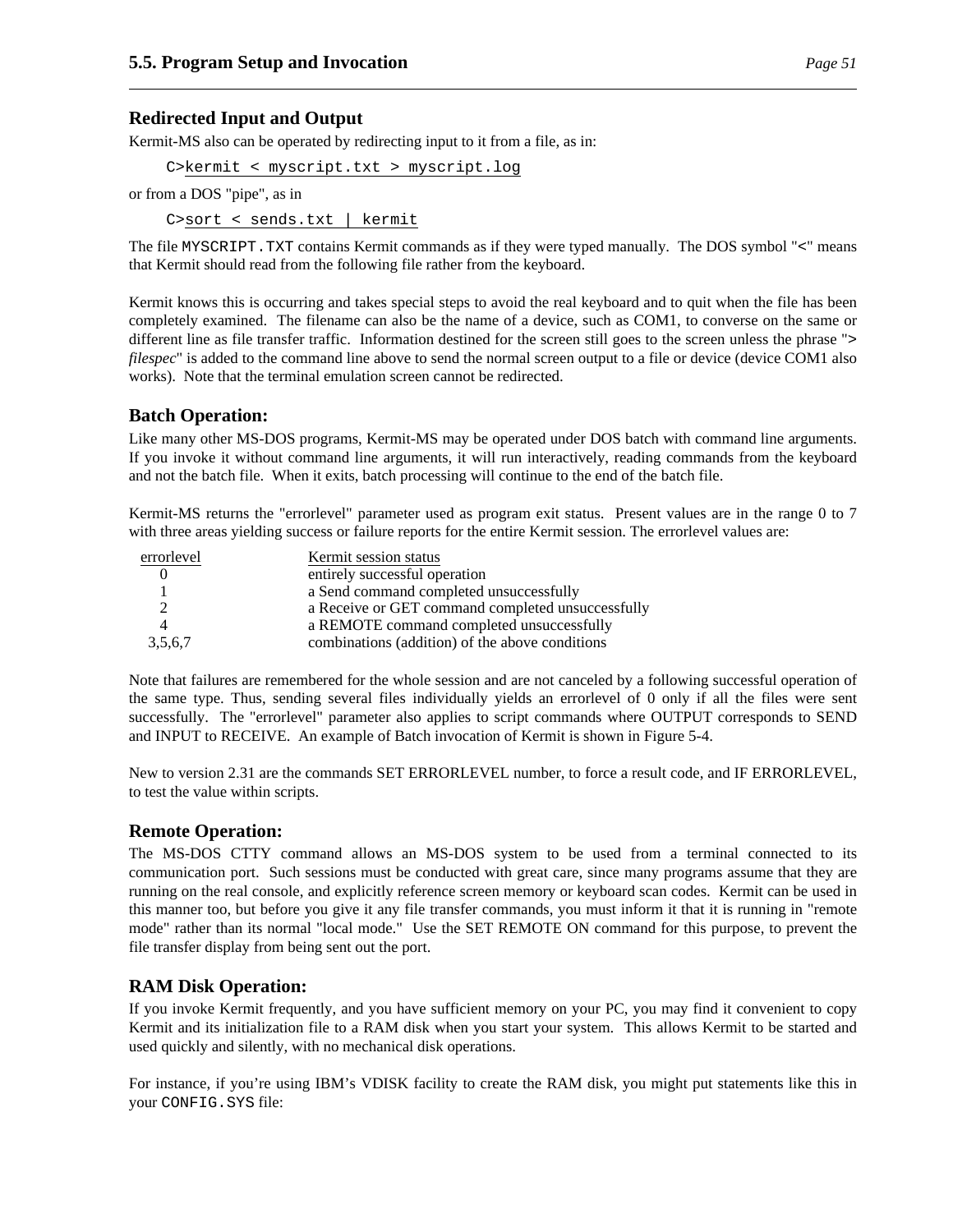## Redirected Input and Output

Kermit-MS also can be operated by redirecting input to it from a file, as in:

```
C>kermit < myscript.txt > myscript.log
```

or from a DOS "pipe", as in

```
C>sort < sends.txt | kermit
```

The file `MYSCRIPT.TXT` contains Kermit commands as if they were typed manually. The DOS symbol "<" means that Kermit should read from the following file rather from the keyboard.

Kermit knows this is occurring and takes special steps to avoid the real keyboard and to quit when the file has been completely examined. The filename can also be the name of a device, such as COM1, to converse on the same or different line as file transfer traffic. Information destined for the screen still goes to the screen unless the phrase "> *filespec*" is added to the command line above to send the normal screen output to a file or device (device COM1 also works). Note that the terminal emulation screen cannot be redirected.

## Batch Operation:

Like many other MS-DOS programs, Kermit-MS may be operated under DOS batch with command line arguments. If you invoke it without command line arguments, it will run interactively, reading commands from the keyboard and not the batch file. When it exits, batch processing will continue to the end of the batch file.

Kermit-MS returns the "errorlevel" parameter used as program exit status. Present values are in the range 0 to 7 with three areas yielding success or failure reports for the entire Kermit session. The errorlevel values are:

| errorlevel | Kermit session status |
|---|---|
| 0 | entirely successful operation |
| 1 | a Send command completed unsuccessfully |
| 2 | a Receive or GET command completed unsuccessfully |
| 4 | a REMOTE command completed unsuccessfully |
| 3,5,6,7 | combinations (addition) of the above conditions |

Note that failures are remembered for the whole session and are not canceled by a following successful operation of the same type. Thus, sending several files individually yields an errorlevel of 0 only if all the files were sent successfully. The "errorlevel" parameter also applies to script commands where OUTPUT corresponds to SEND and INPUT to RECEIVE. An example of Batch invocation of Kermit is shown in Figure 5-4.

New to version 2.31 are the commands SET ERRORLEVEL number, to force a result code, and IF ERRORLEVEL, to test the value within scripts.

## Remote Operation:

The MS-DOS CTTY command allows an MS-DOS system to be used from a terminal connected to its communication port. Such sessions must be conducted with great care, since many programs assume that they are running on the real console, and explicitly reference screen memory or keyboard scan codes. Kermit can be used in this manner too, but before you give it any file transfer commands, you must inform it that it is running in "remote mode" rather than its normal "local mode." Use the SET REMOTE ON command for this purpose, to prevent the file transfer display from being sent out the port.

## RAM Disk Operation:

If you invoke Kermit frequently, and you have sufficient memory on your PC, you may find it convenient to copy Kermit and its initialization file to a RAM disk when you start your system. This allows Kermit to be started and used quickly and silently, with no mechanical disk operations.

For instance, if you're using IBM's VDISK facility to create the RAM disk, you might put statements like this in your `CONFIG.SYS` file: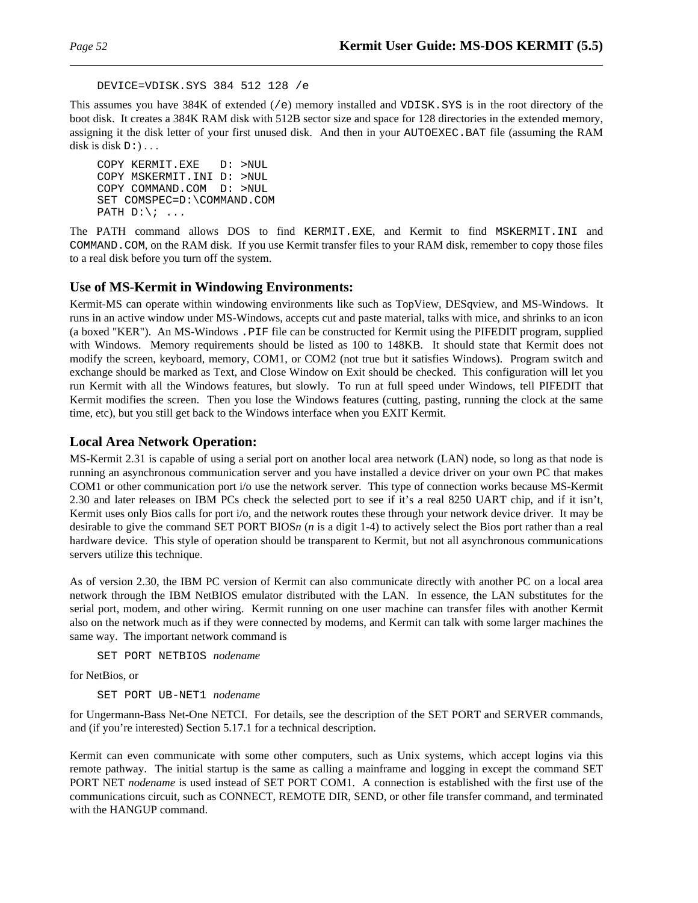```
DEVICE=VDISK.SYS 384 512 128 /e
```

This assumes you have 384K of extended (`/e`) memory installed and `VDISK.SYS` is in the root directory of the boot disk. It creates a 384K RAM disk with 512B sector size and space for 128 directories in the extended memory, assigning it the disk letter of your first unused disk. And then in your `AUTOEXEC.BAT` file (assuming the RAM disk is disk `D:`) . . .

```
COPY KERMIT.EXE   D: >NUL
COPY MSKERMIT.INI D: >NUL
COPY COMMAND.COM  D: >NUL
SET COMSPEC=D:\COMMAND.COM
PATH D:\; ...
```

The PATH command allows DOS to find `KERMIT.EXE`, and Kermit to find `MSKERMIT.INI` and `COMMAND.COM`, on the RAM disk. If you use Kermit transfer files to your RAM disk, remember to copy those files to a real disk before you turn off the system.

## Use of MS-Kermit in Windowing Environments:

Kermit-MS can operate within windowing environments like such as TopView, DESqview, and MS-Windows. It runs in an active window under MS-Windows, accepts cut and paste material, talks with mice, and shrinks to an icon (a boxed "KER"). An MS-Windows `.PIF` file can be constructed for Kermit using the PIFEDIT program, supplied with Windows. Memory requirements should be listed as 100 to 148KB. It should state that Kermit does not modify the screen, keyboard, memory, COM1, or COM2 (not true but it satisfies Windows). Program switch and exchange should be marked as Text, and Close Window on Exit should be checked. This configuration will let you run Kermit with all the Windows features, but slowly. To run at full speed under Windows, tell PIFEDIT that Kermit modifies the screen. Then you lose the Windows features (cutting, pasting, running the clock at the same time, etc), but you still get back to the Windows interface when you EXIT Kermit.

## Local Area Network Operation:

MS-Kermit 2.31 is capable of using a serial port on another local area network (LAN) node, so long as that node is running an asynchronous communication server and you have installed a device driver on your own PC that makes COM1 or other communication port i/o use the network server. This type of connection works because MS-Kermit 2.30 and later releases on IBM PCs check the selected port to see if it's a real 8250 UART chip, and if it isn't, Kermit uses only Bios calls for port i/o, and the network routes these through your network device driver. It may be desirable to give the command SET PORT BIOS*n* (*n* is a digit 1-4) to actively select the Bios port rather than a real hardware device. This style of operation should be transparent to Kermit, but not all asynchronous communications servers utilize this technique.

As of version 2.30, the IBM PC version of Kermit can also communicate directly with another PC on a local area network through the IBM NetBIOS emulator distributed with the LAN. In essence, the LAN substitutes for the serial port, modem, and other wiring. Kermit running on one user machine can transfer files with another Kermit also on the network much as if they were connected by modems, and Kermit can talk with some larger machines the same way. The important network command is

`SET PORT NETBIOS` *nodename*

for NetBios, or

`SET PORT UB-NET1` *nodename*

for Ungermann-Bass Net-One NETCI. For details, see the description of the SET PORT and SERVER commands, and (if you're interested) Section 5.17.1 for a technical description.

Kermit can even communicate with some other computers, such as Unix systems, which accept logins via this remote pathway. The initial startup is the same as calling a mainframe and logging in except the command SET PORT NET *nodename* is used instead of SET PORT COM1. A connection is established with the first use of the communications circuit, such as CONNECT, REMOTE DIR, SEND, or other file transfer command, and terminated with the HANGUP command.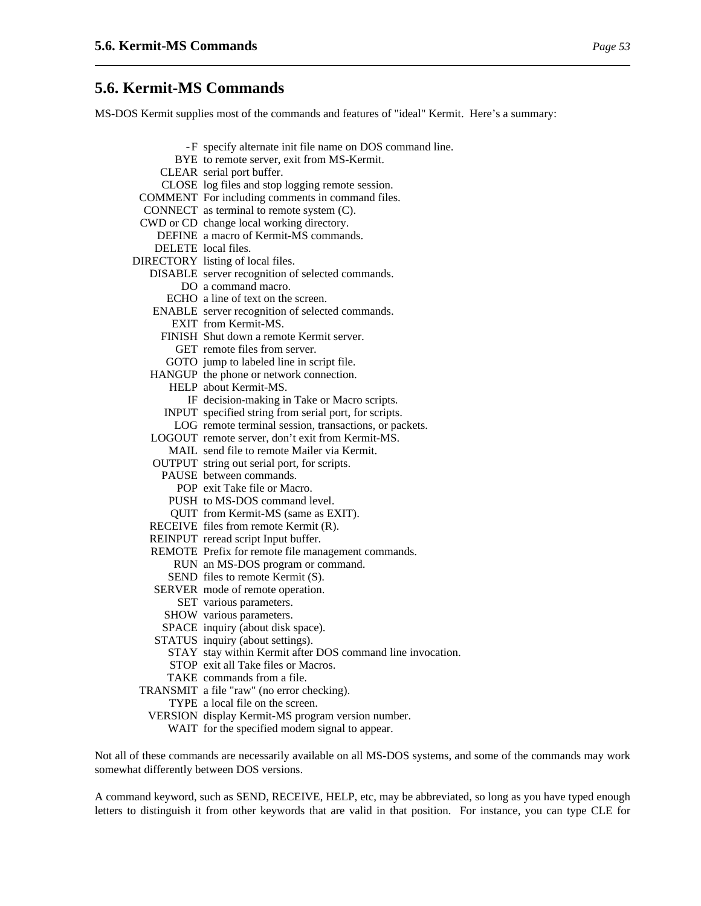## 5.6. Kermit-MS Commands

MS-DOS Kermit supplies most of the commands and features of "ideal" Kermit. Here's a summary:

| | |
|---|---|
| -F | specify alternate init file name on DOS command line. |
| BYE | to remote server, exit from MS-Kermit. |
| CLEAR | serial port buffer. |
| CLOSE | log files and stop logging remote session. |
| COMMENT | For including comments in command files. |
| CONNECT | as terminal to remote system (C). |
| CWD or CD | change local working directory. |
| DEFINE | a macro of Kermit-MS commands. |
| DELETE | local files. |
| DIRECTORY | listing of local files. |
| DISABLE | server recognition of selected commands. |
| DO | a command macro. |
| ECHO | a line of text on the screen. |
| ENABLE | server recognition of selected commands. |
| EXIT | from Kermit-MS. |
| FINISH | Shut down a remote Kermit server. |
| GET | remote files from server. |
| GOTO | jump to labeled line in script file. |
| HANGUP | the phone or network connection. |
| HELP | about Kermit-MS. |
| IF | decision-making in Take or Macro scripts. |
| INPUT | specified string from serial port, for scripts. |
| LOG | remote terminal session, transactions, or packets. |
| LOGOUT | remote server, don't exit from Kermit-MS. |
| MAIL | send file to remote Mailer via Kermit. |
| OUTPUT | string out serial port, for scripts. |
| PAUSE | between commands. |
| POP | exit Take file or Macro. |
| PUSH | to MS-DOS command level. |
| QUIT | from Kermit-MS (same as EXIT). |
| RECEIVE | files from remote Kermit (R). |
| REINPUT | reread script Input buffer. |
| REMOTE | Prefix for remote file management commands. |
| RUN | an MS-DOS program or command. |
| SEND | files to remote Kermit (S). |
| SERVER | mode of remote operation. |
| SET | various parameters. |
| SHOW | various parameters. |
| SPACE | inquiry (about disk space). |
| STATUS | inquiry (about settings). |
| STAY | stay within Kermit after DOS command line invocation. |
| STOP | exit all Take files or Macros. |
| TAKE | commands from a file. |
| TRANSMIT | a file "raw" (no error checking). |
| TYPE | a local file on the screen. |
| VERSION | display Kermit-MS program version number. |
| WAIT | for the specified modem signal to appear. |

Not all of these commands are necessarily available on all MS-DOS systems, and some of the commands may work somewhat differently between DOS versions.

A command keyword, such as SEND, RECEIVE, HELP, etc, may be abbreviated, so long as you have typed enough letters to distinguish it from other keywords that are valid in that position. For instance, you can type CLE for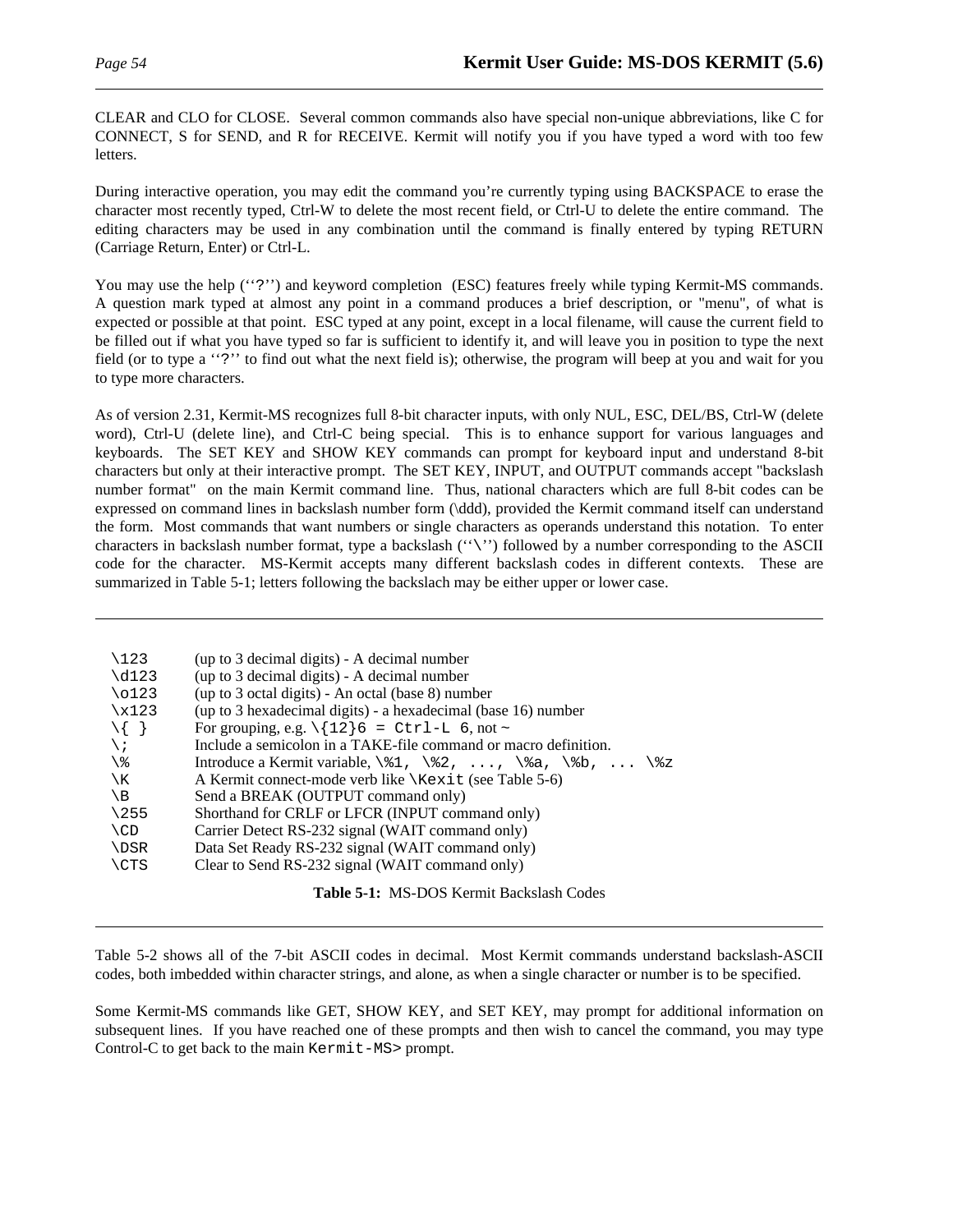CLEAR and CLO for CLOSE. Several common commands also have special non-unique abbreviations, like C for CONNECT, S for SEND, and R for RECEIVE. Kermit will notify you if you have typed a word with too few letters.

During interactive operation, you may edit the command you're currently typing using BACKSPACE to erase the character most recently typed, Ctrl-W to delete the most recent field, or Ctrl-U to delete the entire command. The editing characters may be used in any combination until the command is finally entered by typing RETURN (Carriage Return, Enter) or Ctrl-L.

You may use the help (``?'') and keyword completion (ESC) features freely while typing Kermit-MS commands. A question mark typed at almost any point in a command produces a brief description, or "menu", of what is expected or possible at that point. ESC typed at any point, except in a local filename, will cause the current field to be filled out if what you have typed so far is sufficient to identify it, and will leave you in position to type the next field (or to type a ``?'' to find out what the next field is); otherwise, the program will beep at you and wait for you to type more characters.

As of version 2.31, Kermit-MS recognizes full 8-bit character inputs, with only NUL, ESC, DEL/BS, Ctrl-W (delete word), Ctrl-U (delete line), and Ctrl-C being special. This is to enhance support for various languages and keyboards. The SET KEY and SHOW KEY commands can prompt for keyboard input and understand 8-bit characters but only at their interactive prompt. The SET KEY, INPUT, and OUTPUT commands accept "backslash number format" on the main Kermit command line. Thus, national characters which are full 8-bit codes can be expressed on command lines in backslash number form (\ddd), provided the Kermit command itself can understand the form. Most commands that want numbers or single characters as operands understand this notation. To enter characters in backslash number format, type a backslash (``\'') followed by a number corresponding to the ASCII code for the character. MS-Kermit accepts many different backslash codes in different contexts. These are summarized in Table 5-1; letters following the backslach may be either upper or lower case.

| Code | Meaning |
|---|---|
| `\123` | (up to 3 decimal digits) - A decimal number |
| `\d123` | (up to 3 decimal digits) - A decimal number |
| `\o123` | (up to 3 octal digits) - An octal (base 8) number |
| `\x123` | (up to 3 hexadecimal digits) - a hexadecimal (base 16) number |
| `\{ }` | For grouping, e.g. `\{12}6 = Ctrl-L 6`, not ~ |
| `\;` | Include a semicolon in a TAKE-file command or macro definition. |
| `\%` | Introduce a Kermit variable, `\%1, \%2, ..., \%a, \%b, ... \%z` |
| `\K` | A Kermit connect-mode verb like `\Kexit` (see Table 5-6) |
| `\B` | Send a BREAK (OUTPUT command only) |
| `\255` | Shorthand for CRLF or LFCR (INPUT command only) |
| `\CD` | Carrier Detect RS-232 signal (WAIT command only) |
| `\DSR` | Data Set Ready RS-232 signal (WAIT command only) |
| `\CTS` | Clear to Send RS-232 signal (WAIT command only) |

**Table 5-1:** MS-DOS Kermit Backslash Codes

Table 5-2 shows all of the 7-bit ASCII codes in decimal. Most Kermit commands understand backslash-ASCII codes, both imbedded within character strings, and alone, as when a single character or number is to be specified.

Some Kermit-MS commands like GET, SHOW KEY, and SET KEY, may prompt for additional information on subsequent lines. If you have reached one of these prompts and then wish to cancel the command, you may type Control-C to get back to the main `Kermit-MS>` prompt.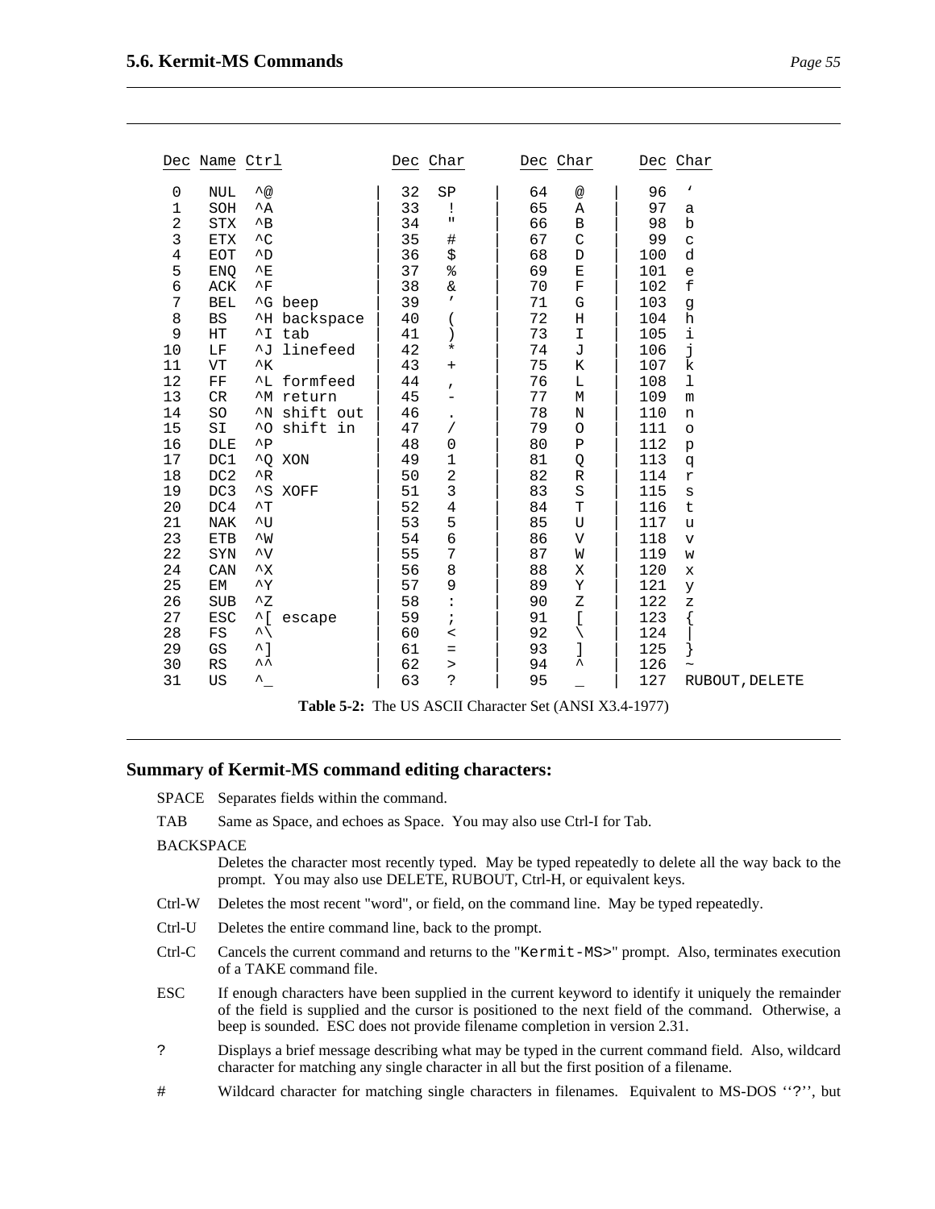| Dec | Name | Ctrl | | Dec | Char | Dec | Char | Dec | Char |
|---|---|---|---|---|---|---|---|---|---|
| 0 | NUL | ^@ | | 32 | SP | 64 | @ | 96 | ‘ |
| 1 | SOH | ^A | | 33 | ! | 65 | A | 97 | a |
| 2 | STX | ^B | | 34 | " | 66 | B | 98 | b |
| 3 | ETX | ^C | | 35 | # | 67 | C | 99 | c |
| 4 | EOT | ^D | | 36 | $ | 68 | D | 100 | d |
| 5 | ENQ | ^E | | 37 | % | 69 | E | 101 | e |
| 6 | ACK | ^F | | 38 | & | 70 | F | 102 | f |
| 7 | BEL | ^G | beep | 39 | ’ | 71 | G | 103 | g |
| 8 | BS | ^H | backspace | 40 | ( | 72 | H | 104 | h |
| 9 | HT | ^I | tab | 41 | ) | 73 | I | 105 | i |
| 10 | LF | ^J | linefeed | 42 | * | 74 | J | 106 | j |
| 11 | VT | ^K | | 43 | + | 75 | K | 107 | k |
| 12 | FF | ^L | formfeed | 44 | , | 76 | L | 108 | l |
| 13 | CR | ^M | return | 45 | - | 77 | M | 109 | m |
| 14 | SO | ^N | shift out | 46 | . | 78 | N | 110 | n |
| 15 | SI | ^O | shift in | 47 | / | 79 | O | 111 | o |
| 16 | DLE | ^P | | 48 | 0 | 80 | P | 112 | p |
| 17 | DC1 | ^Q | XON | 49 | 1 | 81 | Q | 113 | q |
| 18 | DC2 | ^R | | 50 | 2 | 82 | R | 114 | r |
| 19 | DC3 | ^S | XOFF | 51 | 3 | 83 | S | 115 | s |
| 20 | DC4 | ^T | | 52 | 4 | 84 | T | 116 | t |
| 21 | NAK | ^U | | 53 | 5 | 85 | U | 117 | u |
| 23 | ETB | ^W | | 54 | 6 | 86 | V | 118 | v |
| 22 | SYN | ^V | | 55 | 7 | 87 | W | 119 | w |
| 24 | CAN | ^X | | 56 | 8 | 88 | X | 120 | x |
| 25 | EM | ^Y | | 57 | 9 | 89 | Y | 121 | y |
| 26 | SUB | ^Z | | 58 | : | 90 | Z | 122 | z |
| 27 | ESC | ^[ | escape | 59 | ; | 91 | [ | 123 | { |
| 28 | FS | ^\ | | 60 | < | 92 | \ | 124 | \| |
| 29 | GS | ^] | | 61 | = | 93 | ] | 125 | } |
| 30 | RS | ^^ | | 62 | > | 94 | ^ | 126 | ~ |
| 31 | US | ^_ | | 63 | ? | 95 | _ | 127 | RUBOUT,DELETE |

**Table 5-2:** The US ASCII Character Set (ANSI X3.4-1977)

## Summary of Kermit-MS command editing characters:

SPACE Separates fields within the command.

TAB Same as Space, and echoes as Space. You may also use Ctrl-I for Tab.

BACKSPACE
Deletes the character most recently typed. May be typed repeatedly to delete all the way back to the prompt. You may also use DELETE, RUBOUT, Ctrl-H, or equivalent keys.

Ctrl-W Deletes the most recent "word", or field, on the command line. May be typed repeatedly.

Ctrl-U Deletes the entire command line, back to the prompt.

Ctrl-C Cancels the current command and returns to the "`Kermit-MS>`" prompt. Also, terminates execution of a TAKE command file.

ESC If enough characters have been supplied in the current keyword to identify it uniquely the remainder of the field is supplied and the cursor is positioned to the next field of the command. Otherwise, a beep is sounded. ESC does not provide filename completion in version 2.31.

? Displays a brief message describing what may be typed in the current command field. Also, wildcard character for matching any single character in all but the first position of a filename.

\# Wildcard character for matching single characters in filenames. Equivalent to MS-DOS ‘‘?’’, but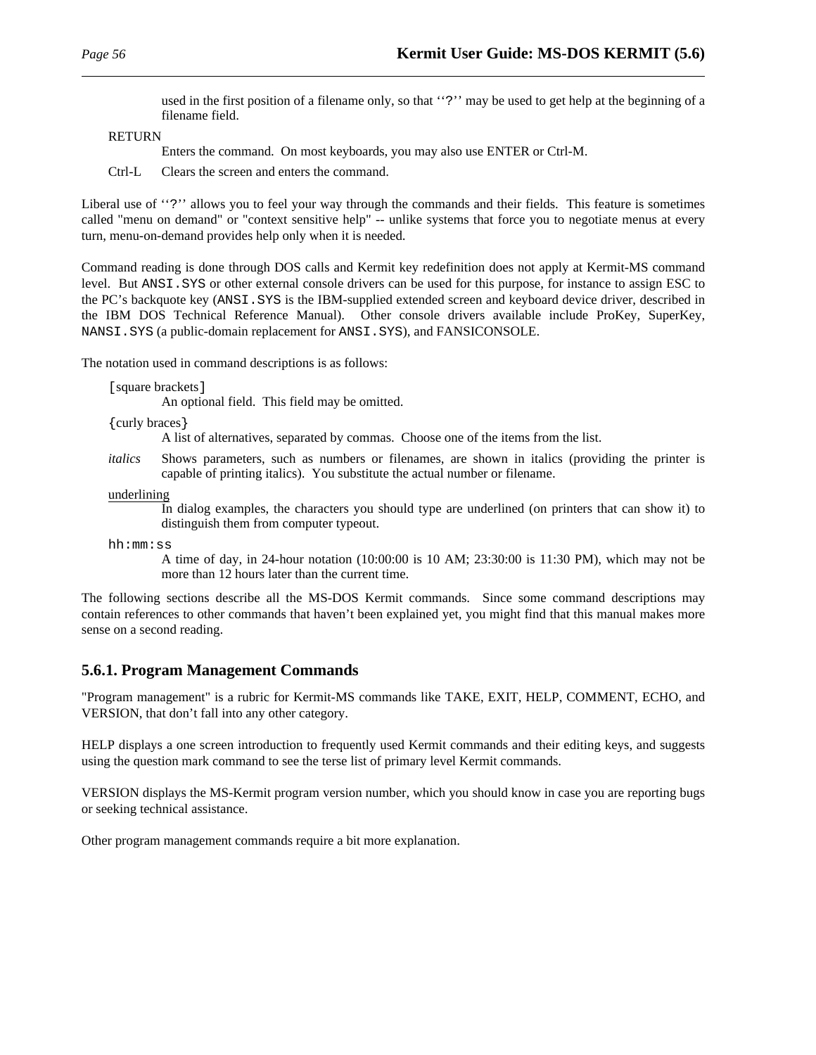used in the first position of a filename only, so that ‘‘`?`’’ may be used to get help at the beginning of a filename field.

RETURN
: Enters the command. On most keyboards, you may also use ENTER or Ctrl-M.

Ctrl-L
: Clears the screen and enters the command.

Liberal use of ‘‘`?`’’ allows you to feel your way through the commands and their fields. This feature is sometimes called "menu on demand" or "context sensitive help" -- unlike systems that force you to negotiate menus at every turn, menu-on-demand provides help only when it is needed.

Command reading is done through DOS calls and Kermit key redefinition does not apply at Kermit-MS command level. But `ANSI.SYS` or other external console drivers can be used for this purpose, for instance to assign ESC to the PC's backquote key (`ANSI.SYS` is the IBM-supplied extended screen and keyboard device driver, described in the IBM DOS Technical Reference Manual). Other console drivers available include ProKey, SuperKey, `NANSI.SYS` (a public-domain replacement for `ANSI.SYS`), and FANSICONSOLE.

The notation used in command descriptions is as follows:

[square brackets]
: An optional field. This field may be omitted.

{curly braces}
: A list of alternatives, separated by commas. Choose one of the items from the list.

*italics*
: Shows parameters, such as numbers or filenames, are shown in italics (providing the printer is capable of printing italics). You substitute the actual number or filename.

<u>underlining</u>
: In dialog examples, the characters you should type are underlined (on printers that can show it) to distinguish them from computer typeout.

`hh:mm:ss`
: A time of day, in 24-hour notation (10:00:00 is 10 AM; 23:30:00 is 11:30 PM), which may not be more than 12 hours later than the current time.

The following sections describe all the MS-DOS Kermit commands. Since some command descriptions may contain references to other commands that haven't been explained yet, you might find that this manual makes more sense on a second reading.

## 5.6.1. Program Management Commands

"Program management" is a rubric for Kermit-MS commands like TAKE, EXIT, HELP, COMMENT, ECHO, and VERSION, that don't fall into any other category.

HELP displays a one screen introduction to frequently used Kermit commands and their editing keys, and suggests using the question mark command to see the terse list of primary level Kermit commands.

VERSION displays the MS-Kermit program version number, which you should know in case you are reporting bugs or seeking technical assistance.

Other program management commands require a bit more explanation.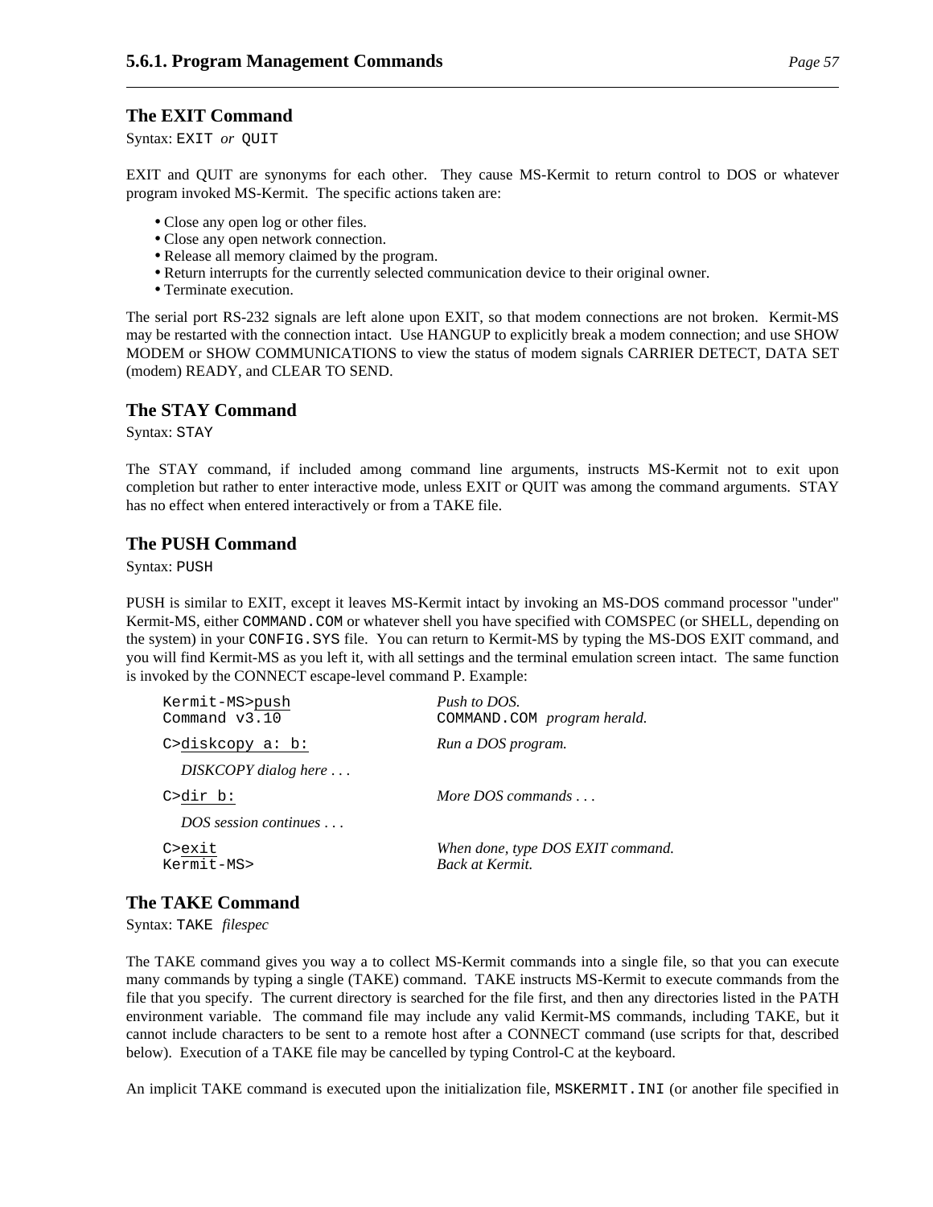## The EXIT Command

Syntax: `EXIT` *or* `QUIT`

EXIT and QUIT are synonyms for each other. They cause MS-Kermit to return control to DOS or whatever program invoked MS-Kermit. The specific actions taken are:

- Close any open log or other files.
- Close any open network connection.
- Release all memory claimed by the program.
- Return interrupts for the currently selected communication device to their original owner.
- Terminate execution.

The serial port RS-232 signals are left alone upon EXIT, so that modem connections are not broken. Kermit-MS may be restarted with the connection intact. Use HANGUP to explicitly break a modem connection; and use SHOW MODEM or SHOW COMMUNICATIONS to view the status of modem signals CARRIER DETECT, DATA SET (modem) READY, and CLEAR TO SEND.

## The STAY Command

Syntax: `STAY`

The STAY command, if included among command line arguments, instructs MS-Kermit not to exit upon completion but rather to enter interactive mode, unless EXIT or QUIT was among the command arguments. STAY has no effect when entered interactively or from a TAKE file.

## The PUSH Command

Syntax: `PUSH`

PUSH is similar to EXIT, except it leaves MS-Kermit intact by invoking an MS-DOS command processor "under" Kermit-MS, either `COMMAND.COM` or whatever shell you have specified with COMSPEC (or SHELL, depending on the system) in your `CONFIG.SYS` file. You can return to Kermit-MS by typing the MS-DOS EXIT command, and you will find Kermit-MS as you left it, with all settings and the terminal emulation screen intact. The same function is invoked by the CONNECT escape-level command P. Example:

```
Kermit-MS>push              Push to DOS.
Command v3.10               COMMAND.COM  program herald.

C>diskcopy a: b:            Run a DOS program.

   DISKCOPY dialog here . . .

C>dir b:                    More DOS commands . . .

   DOS session continues . . .

C>exit                      When done, type DOS EXIT command.
Kermit-MS>                  Back at Kermit.
```

## The TAKE Command

Syntax: `TAKE` *filespec*

The TAKE command gives you way a to collect MS-Kermit commands into a single file, so that you can execute many commands by typing a single (TAKE) command. TAKE instructs MS-Kermit to execute commands from the file that you specify. The current directory is searched for the file first, and then any directories listed in the PATH environment variable. The command file may include any valid Kermit-MS commands, including TAKE, but it cannot include characters to be sent to a remote host after a CONNECT command (use scripts for that, described below). Execution of a TAKE file may be cancelled by typing Control-C at the keyboard.

An implicit TAKE command is executed upon the initialization file, `MSKERMIT.INI` (or another file specified in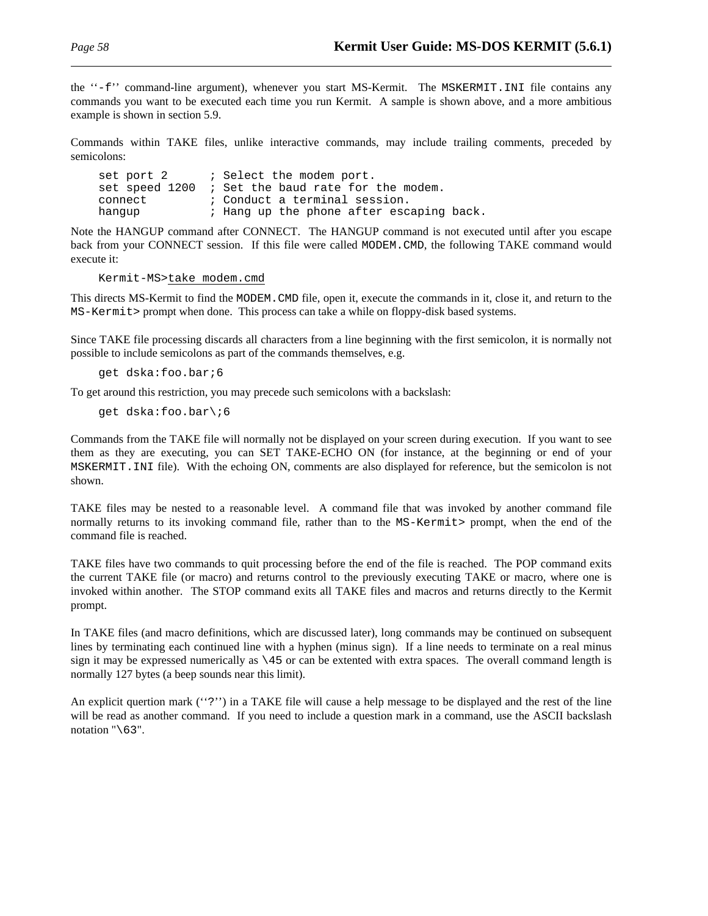the ''-f'' command-line argument), whenever you start MS-Kermit. The MSKERMIT.INI file contains any commands you want to be executed each time you run Kermit. A sample is shown above, and a more ambitious example is shown in section 5.9.

Commands within TAKE files, unlike interactive commands, may include trailing comments, preceded by semicolons:

```
set port 2       ; Select the modem port.
set speed 1200   ; Set the baud rate for the modem.
connect          ; Conduct a terminal session.
hangup           ; Hang up the phone after escaping back.
```

Note the HANGUP command after CONNECT. The HANGUP command is not executed until after you escape back from your CONNECT session. If this file were called MODEM.CMD, the following TAKE command would execute it:

```
Kermit-MS>take modem.cmd
```

This directs MS-Kermit to find the MODEM.CMD file, open it, execute the commands in it, close it, and return to the MS-Kermit> prompt when done. This process can take a while on floppy-disk based systems.

Since TAKE file processing discards all characters from a line beginning with the first semicolon, it is normally not possible to include semicolons as part of the commands themselves, e.g.

```
get dska:foo.bar;6
```

To get around this restriction, you may precede such semicolons with a backslash:

```
get dska:foo.bar\;6
```

Commands from the TAKE file will normally not be displayed on your screen during execution. If you want to see them as they are executing, you can SET TAKE-ECHO ON (for instance, at the beginning or end of your MSKERMIT.INI file). With the echoing ON, comments are also displayed for reference, but the semicolon is not shown.

TAKE files may be nested to a reasonable level. A command file that was invoked by another command file normally returns to its invoking command file, rather than to the MS-Kermit> prompt, when the end of the command file is reached.

TAKE files have two commands to quit processing before the end of the file is reached. The POP command exits the current TAKE file (or macro) and returns control to the previously executing TAKE or macro, where one is invoked within another. The STOP command exits all TAKE files and macros and returns directly to the Kermit prompt.

In TAKE files (and macro definitions, which are discussed later), long commands may be continued on subsequent lines by terminating each continued line with a hyphen (minus sign). If a line needs to terminate on a real minus sign it may be expressed numerically as \45 or can be extented with extra spaces. The overall command length is normally 127 bytes (a beep sounds near this limit).

An explicit quertion mark (''?'') in a TAKE file will cause a help message to be displayed and the rest of the line will be read as another command. If you need to include a question mark in a command, use the ASCII backslash notation "\63".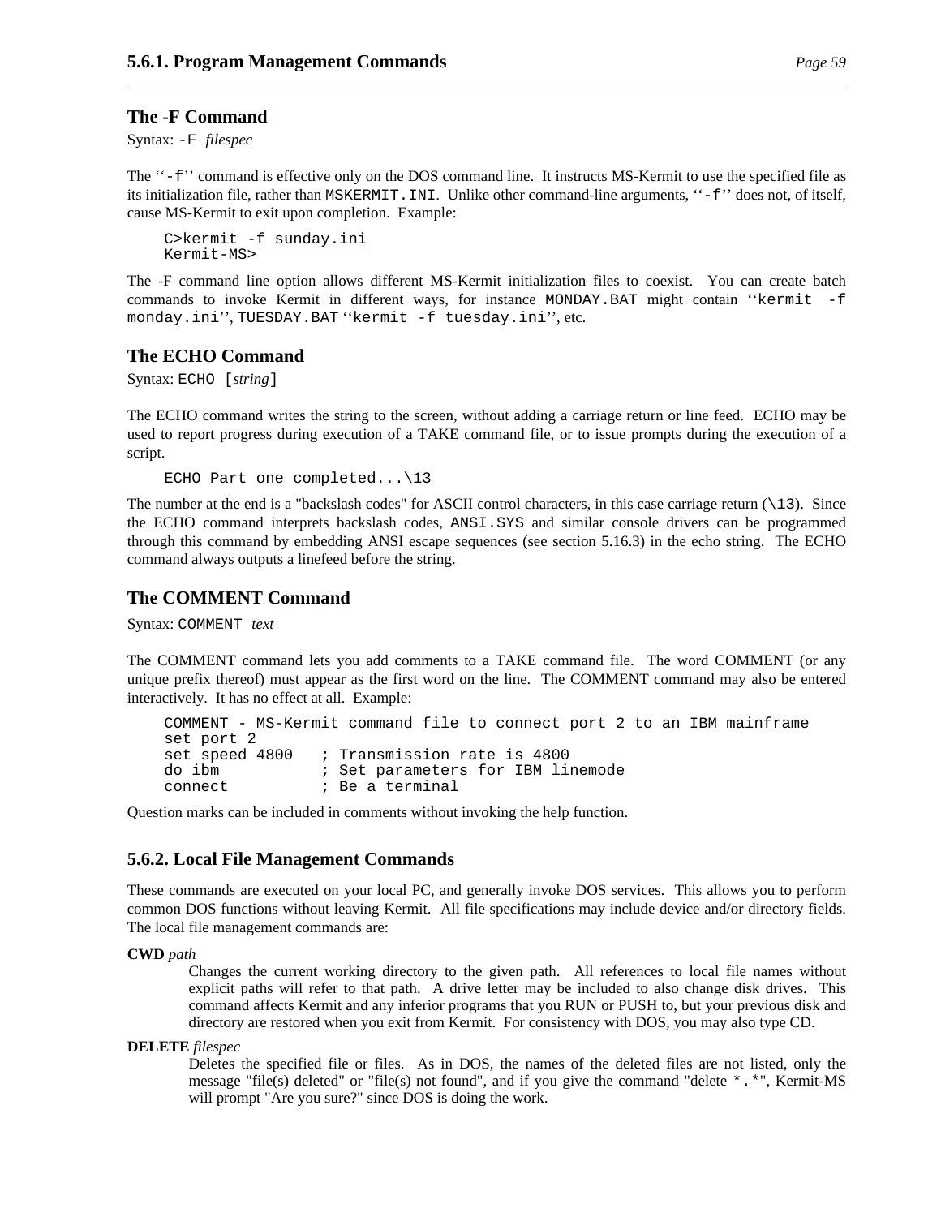### The -F Command

Syntax: `-F` *filespec*

The ''`-f`'' command is effective only on the DOS command line. It instructs MS-Kermit to use the specified file as its initialization file, rather than `MSKERMIT.INI`. Unlike other command-line arguments, ''`-f`'' does not, of itself, cause MS-Kermit to exit upon completion. Example:

```
C>kermit -f sunday.ini
Kermit-MS>
```

The -F command line option allows different MS-Kermit initialization files to coexist. You can create batch commands to invoke Kermit in different ways, for instance `MONDAY.BAT` might contain ''`kermit -f monday.ini`'', `TUESDAY.BAT` ''`kermit -f tuesday.ini`'', etc.

### The ECHO Command

Syntax: `ECHO [`*string*`]`

The ECHO command writes the string to the screen, without adding a carriage return or line feed. ECHO may be used to report progress during execution of a TAKE command file, or to issue prompts during the execution of a script.

```
ECHO Part one completed...\13
```

The number at the end is a "backslash codes" for ASCII control characters, in this case carriage return (`\13`). Since the ECHO command interprets backslash codes, `ANSI.SYS` and similar console drivers can be programmed through this command by embedding ANSI escape sequences (see section 5.16.3) in the echo string. The ECHO command always outputs a linefeed before the string.

### The COMMENT Command

Syntax: `COMMENT` *text*

The COMMENT command lets you add comments to a TAKE command file. The word COMMENT (or any unique prefix thereof) must appear as the first word on the line. The COMMENT command may also be entered interactively. It has no effect at all. Example:

```
COMMENT - MS-Kermit command file to connect port 2 to an IBM mainframe
set port 2
set speed 4800   ; Transmission rate is 4800
do ibm           ; Set parameters for IBM linemode
connect          ; Be a terminal
```

Question marks can be included in comments without invoking the help function.

## 5.6.2. Local File Management Commands

These commands are executed on your local PC, and generally invoke DOS services. This allows you to perform common DOS functions without leaving Kermit. All file specifications may include device and/or directory fields. The local file management commands are:

**CWD** *path*
: Changes the current working directory to the given path. All references to local file names without explicit paths will refer to that path. A drive letter may be included to also change disk drives. This command affects Kermit and any inferior programs that you RUN or PUSH to, but your previous disk and directory are restored when you exit from Kermit. For consistency with DOS, you may also type CD.

**DELETE** *filespec*
: Deletes the specified file or files. As in DOS, the names of the deleted files are not listed, only the message "file(s) deleted" or "file(s) not found", and if you give the command "delete `*.*`", Kermit-MS will prompt "Are you sure?" since DOS is doing the work.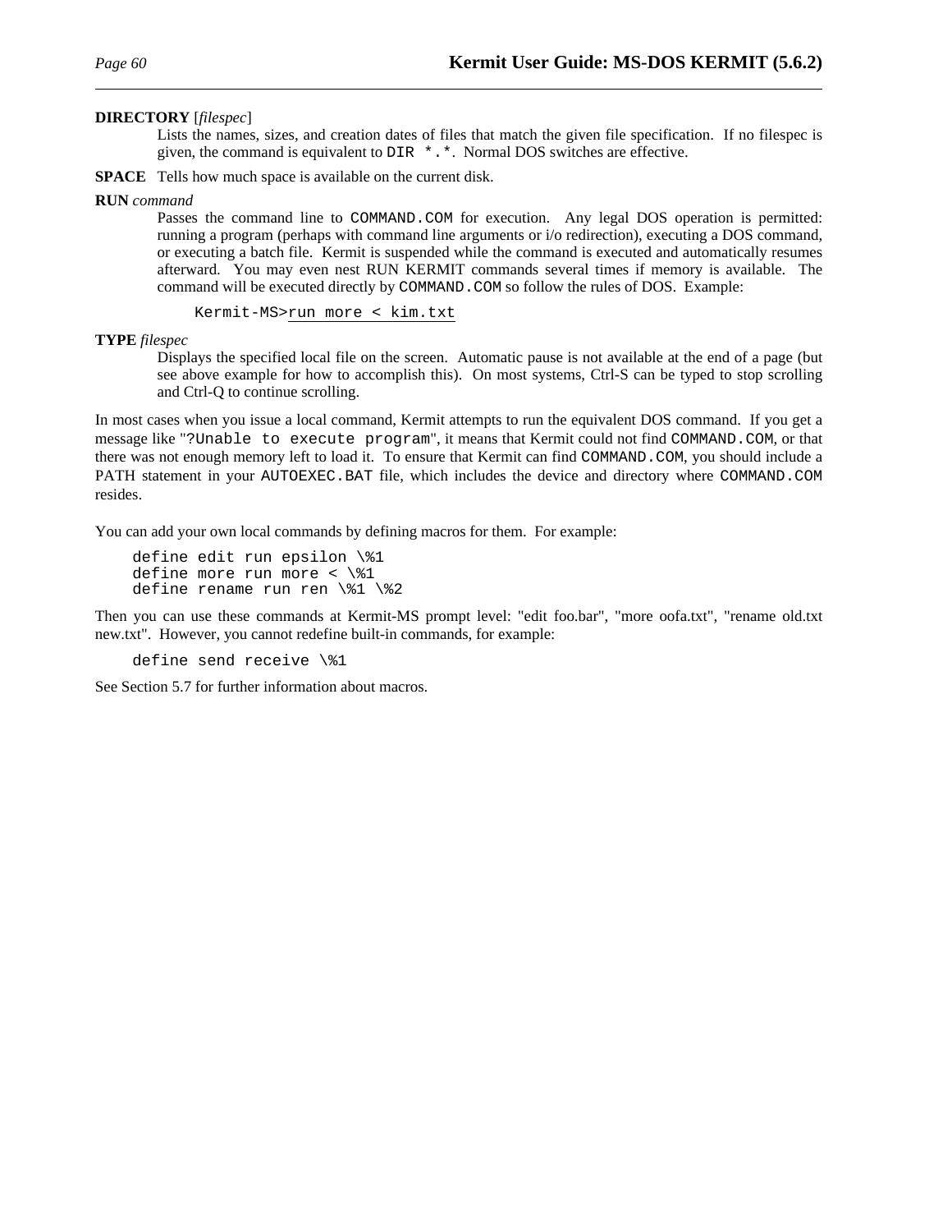**DIRECTORY** [*filespec*]

Lists the names, sizes, and creation dates of files that match the given file specification. If no filespec is given, the command is equivalent to `DIR *.*`. Normal DOS switches are effective.

**SPACE** Tells how much space is available on the current disk.

**RUN** *command*

Passes the command line to `COMMAND.COM` for execution. Any legal DOS operation is permitted: running a program (perhaps with command line arguments or i/o redirection), executing a DOS command, or executing a batch file. Kermit is suspended while the command is executed and automatically resumes afterward. You may even nest RUN KERMIT commands several times if memory is available. The command will be executed directly by `COMMAND.COM` so follow the rules of DOS. Example:

```
Kermit-MS>run more < kim.txt
```

**TYPE** *filespec*

Displays the specified local file on the screen. Automatic pause is not available at the end of a page (but see above example for how to accomplish this). On most systems, Ctrl-S can be typed to stop scrolling and Ctrl-Q to continue scrolling.

In most cases when you issue a local command, Kermit attempts to run the equivalent DOS command. If you get a message like "`?Unable to execute program`", it means that Kermit could not find `COMMAND.COM`, or that there was not enough memory left to load it. To ensure that Kermit can find `COMMAND.COM`, you should include a PATH statement in your `AUTOEXEC.BAT` file, which includes the device and directory where `COMMAND.COM` resides.

You can add your own local commands by defining macros for them. For example:

```
define edit run epsilon \%1
define more run more < \%1
define rename run ren \%1 \%2
```

Then you can use these commands at Kermit-MS prompt level: "edit foo.bar", "more oofa.txt", "rename old.txt new.txt". However, you cannot redefine built-in commands, for example:

```
define send receive \%1
```

See Section 5.7 for further information about macros.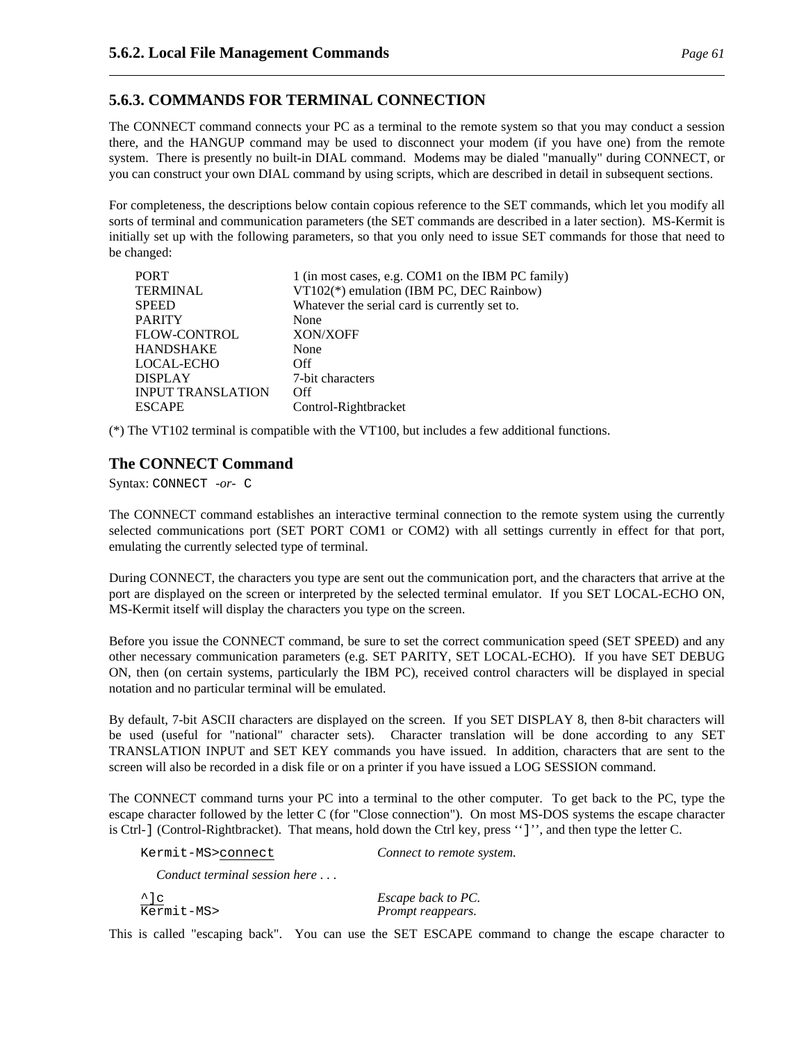## 5.6.3. COMMANDS FOR TERMINAL CONNECTION

The CONNECT command connects your PC as a terminal to the remote system so that you may conduct a session there, and the HANGUP command may be used to disconnect your modem (if you have one) from the remote system. There is presently no built-in DIAL command. Modems may be dialed "manually" during CONNECT, or you can construct your own DIAL command by using scripts, which are described in detail in subsequent sections.

For completeness, the descriptions below contain copious reference to the SET commands, which let you modify all sorts of terminal and communication parameters (the SET commands are described in a later section). MS-Kermit is initially set up with the following parameters, so that you only need to issue SET commands for those that need to be changed:

| | |
|---|---|
| PORT | 1 (in most cases, e.g. COM1 on the IBM PC family) |
| TERMINAL | VT102(*) emulation (IBM PC, DEC Rainbow) |
| SPEED | Whatever the serial card is currently set to. |
| PARITY | None |
| FLOW-CONTROL | XON/XOFF |
| HANDSHAKE | None |
| LOCAL-ECHO | Off |
| DISPLAY | 7-bit characters |
| INPUT TRANSLATION | Off |
| ESCAPE | Control-Rightbracket |

(*) The VT102 terminal is compatible with the VT100, but includes a few additional functions.

### The CONNECT Command

Syntax: `CONNECT` *-or-* `C`

The CONNECT command establishes an interactive terminal connection to the remote system using the currently selected communications port (SET PORT COM1 or COM2) with all settings currently in effect for that port, emulating the currently selected type of terminal.

During CONNECT, the characters you type are sent out the communication port, and the characters that arrive at the port are displayed on the screen or interpreted by the selected terminal emulator. If you SET LOCAL-ECHO ON, MS-Kermit itself will display the characters you type on the screen.

Before you issue the CONNECT command, be sure to set the correct communication speed (SET SPEED) and any other necessary communication parameters (e.g. SET PARITY, SET LOCAL-ECHO). If you have SET DEBUG ON, then (on certain systems, particularly the IBM PC), received control characters will be displayed in special notation and no particular terminal will be emulated.

By default, 7-bit ASCII characters are displayed on the screen. If you SET DISPLAY 8, then 8-bit characters will be used (useful for "national" character sets). Character translation will be done according to any SET TRANSLATION INPUT and SET KEY commands you have issued. In addition, characters that are sent to the screen will also be recorded in a disk file or on a printer if you have issued a LOG SESSION command.

The CONNECT command turns your PC into a terminal to the other computer. To get back to the PC, type the escape character followed by the letter C (for "Close connection"). On most MS-DOS systems the escape character is Ctrl-`]` (Control-Rightbracket). That means, hold down the Ctrl key, press ‘‘`]`’’, and then type the letter C.

```
Kermit-MS>connect              Connect to remote system.

   Conduct terminal session here . . .

^]c                            Escape back to PC.
Kermit-MS>                     Prompt reappears.
```

This is called "escaping back". You can use the SET ESCAPE command to change the escape character to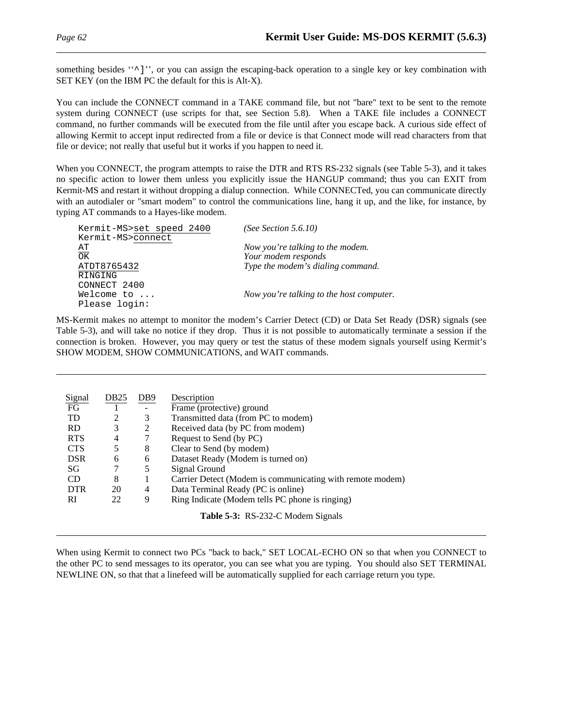something besides ''^]'', or you can assign the escaping-back operation to a single key or key combination with SET KEY (on the IBM PC the default for this is Alt-X).

You can include the CONNECT command in a TAKE command file, but not "bare" text to be sent to the remote system during CONNECT (use scripts for that, see Section 5.8). When a TAKE file includes a CONNECT command, no further commands will be executed from the file until after you escape back. A curious side effect of allowing Kermit to accept input redirected from a file or device is that Connect mode will read characters from that file or device; not really that useful but it works if you happen to need it.

When you CONNECT, the program attempts to raise the DTR and RTS RS-232 signals (see Table 5-3), and it takes no specific action to lower them unless you explicitly issue the HANGUP command; thus you can EXIT from Kermit-MS and restart it without dropping a dialup connection. While CONNECTed, you can communicate directly with an autodialer or "smart modem" to control the communications line, hang it up, and the like, for instance, by typing AT commands to a Hayes-like modem.

```
Kermit-MS>set speed 2400       (See Section 5.6.10)
Kermit-MS>connect
AT                             Now you're talking to the modem.
OK                             Your modem responds
ATDT8765432                    Type the modem's dialing command.
RINGING
CONNECT 2400
Welcome to ...                 Now you're talking to the host computer.
Please login:
```

MS-Kermit makes no attempt to monitor the modem's Carrier Detect (CD) or Data Set Ready (DSR) signals (see Table 5-3), and will take no notice if they drop. Thus it is not possible to automatically terminate a session if the connection is broken. However, you may query or test the status of these modem signals yourself using Kermit's SHOW MODEM, SHOW COMMUNICATIONS, and WAIT commands.

| Signal | DB25 | DB9 | Description |
|---|---|---|---|
| FG | 1 | - | Frame (protective) ground |
| TD | 2 | 3 | Transmitted data (from PC to modem) |
| RD | 3 | 2 | Received data (by PC from modem) |
| RTS | 4 | 7 | Request to Send (by PC) |
| CTS | 5 | 8 | Clear to Send (by modem) |
| DSR | 6 | 6 | Dataset Ready (Modem is turned on) |
| SG | 7 | 5 | Signal Ground |
| CD | 8 | 1 | Carrier Detect (Modem is communicating with remote modem) |
| DTR | 20 | 4 | Data Terminal Ready (PC is online) |
| RI | 22 | 9 | Ring Indicate (Modem tells PC phone is ringing) |

**Table 5-3:** RS-232-C Modem Signals

When using Kermit to connect two PCs "back to back," SET LOCAL-ECHO ON so that when you CONNECT to the other PC to send messages to its operator, you can see what you are typing. You should also SET TERMINAL NEWLINE ON, so that that a linefeed will be automatically supplied for each carriage return you type.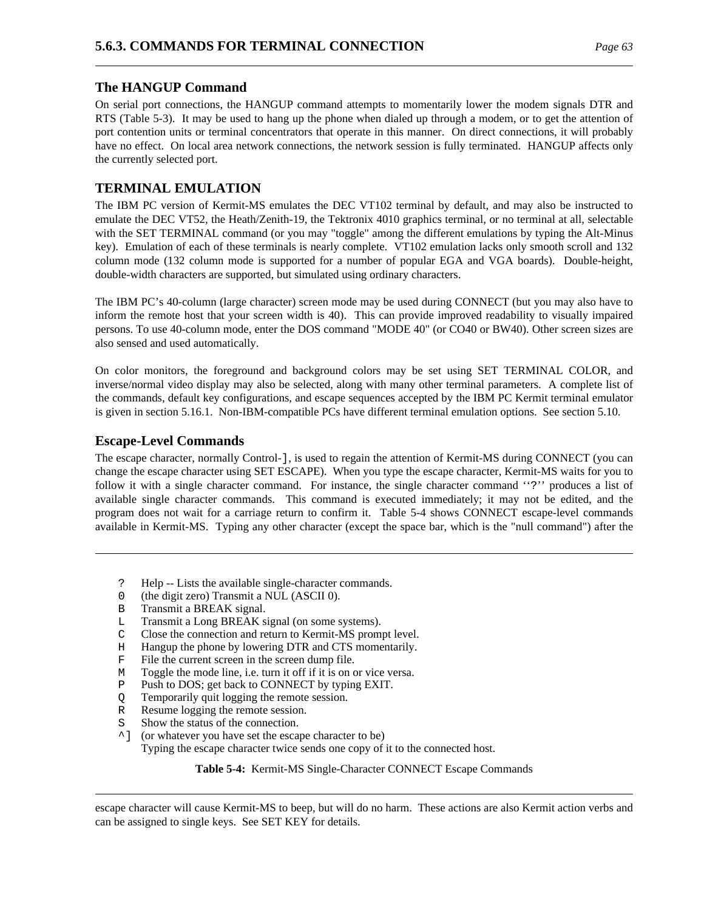## The HANGUP Command

On serial port connections, the HANGUP command attempts to momentarily lower the modem signals DTR and RTS (Table 5-3). It may be used to hang up the phone when dialed up through a modem, or to get the attention of port contention units or terminal concentrators that operate in this manner. On direct connections, it will probably have no effect. On local area network connections, the network session is fully terminated. HANGUP affects only the currently selected port.

## TERMINAL EMULATION

The IBM PC version of Kermit-MS emulates the DEC VT102 terminal by default, and may also be instructed to emulate the DEC VT52, the Heath/Zenith-19, the Tektronix 4010 graphics terminal, or no terminal at all, selectable with the SET TERMINAL command (or you may "toggle" among the different emulations by typing the Alt-Minus key). Emulation of each of these terminals is nearly complete. VT102 emulation lacks only smooth scroll and 132 column mode (132 column mode is supported for a number of popular EGA and VGA boards). Double-height, double-width characters are supported, but simulated using ordinary characters.

The IBM PC's 40-column (large character) screen mode may be used during CONNECT (but you may also have to inform the remote host that your screen width is 40). This can provide improved readability to visually impaired persons. To use 40-column mode, enter the DOS command "MODE 40" (or CO40 or BW40). Other screen sizes are also sensed and used automatically.

On color monitors, the foreground and background colors may be set using SET TERMINAL COLOR, and inverse/normal video display may also be selected, along with many other terminal parameters. A complete list of the commands, default key configurations, and escape sequences accepted by the IBM PC Kermit terminal emulator is given in section 5.16.1. Non-IBM-compatible PCs have different terminal emulation options. See section 5.10.

## Escape-Level Commands

The escape character, normally Control-`]`, is used to regain the attention of Kermit-MS during CONNECT (you can change the escape character using SET ESCAPE). When you type the escape character, Kermit-MS waits for you to follow it with a single character command. For instance, the single character command ''`?`'' produces a list of available single character commands. This command is executed immediately; it may not be edited, and the program does not wait for a carriage return to confirm it. Table 5-4 shows CONNECT escape-level commands available in Kermit-MS. Typing any other character (except the space bar, which is the "null command") after the escape character will cause Kermit-MS to beep, but will do no harm. These actions are also Kermit action verbs and can be assigned to single keys. See SET KEY for details.

```
?   Help -- Lists the available single-character commands.
0   (the digit zero) Transmit a NUL (ASCII 0).
B   Transmit a BREAK signal.
L   Transmit a Long BREAK signal (on some systems).
C   Close the connection and return to Kermit-MS prompt level.
H   Hangup the phone by lowering DTR and CTS momentarily.
F   File the current screen in the screen dump file.
M   Toggle the mode line, i.e. turn it off if it is on or vice versa.
P   Push to DOS; get back to CONNECT by typing EXIT.
Q   Temporarily quit logging the remote session.
R   Resume logging the remote session.
S   Show the status of the connection.
^]  (or whatever you have set the escape character to be)
    Typing the escape character twice sends one copy of it to the connected host.
```

**Table 5-4:** Kermit-MS Single-Character CONNECT Escape Commands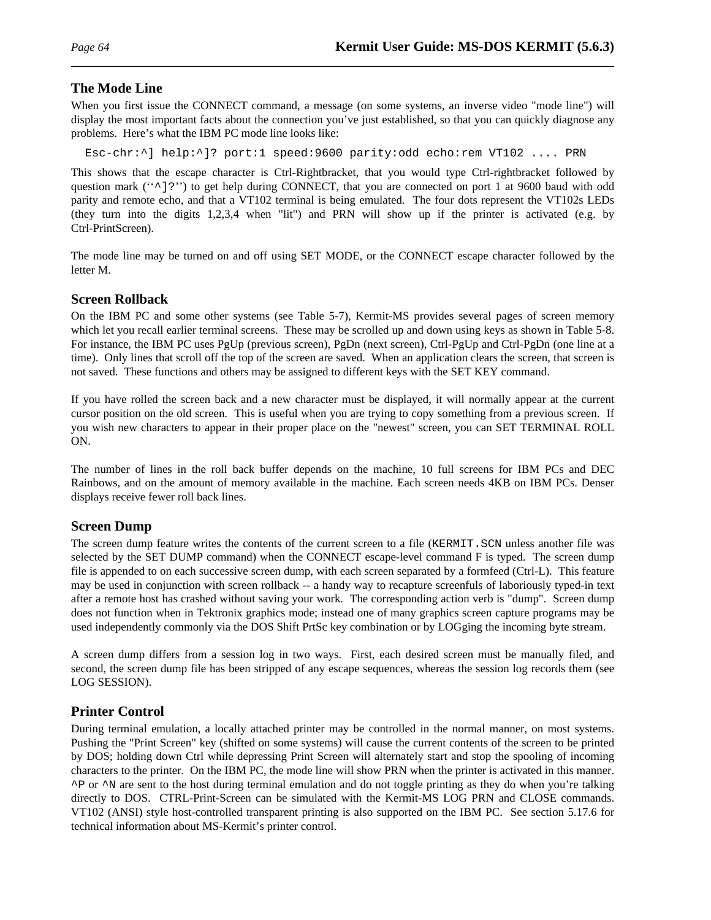## The Mode Line

When you first issue the CONNECT command, a message (on some systems, an inverse video "mode line") will display the most important facts about the connection you've just established, so that you can quickly diagnose any problems. Here's what the IBM PC mode line looks like:

```
Esc-chr:^] help:^]? port:1 speed:9600 parity:odd echo:rem VT102 .... PRN
```

This shows that the escape character is Ctrl-Rightbracket, that you would type Ctrl-rightbracket followed by question mark (''^]?'') to get help during CONNECT, that you are connected on port 1 at 9600 baud with odd parity and remote echo, and that a VT102 terminal is being emulated. The four dots represent the VT102s LEDs (they turn into the digits 1,2,3,4 when "lit") and PRN will show up if the printer is activated (e.g. by Ctrl-PrintScreen).

The mode line may be turned on and off using SET MODE, or the CONNECT escape character followed by the letter M.

## Screen Rollback

On the IBM PC and some other systems (see Table 5-7), Kermit-MS provides several pages of screen memory which let you recall earlier terminal screens. These may be scrolled up and down using keys as shown in Table 5-8. For instance, the IBM PC uses PgUp (previous screen), PgDn (next screen), Ctrl-PgUp and Ctrl-PgDn (one line at a time). Only lines that scroll off the top of the screen are saved. When an application clears the screen, that screen is not saved. These functions and others may be assigned to different keys with the SET KEY command.

If you have rolled the screen back and a new character must be displayed, it will normally appear at the current cursor position on the old screen. This is useful when you are trying to copy something from a previous screen. If you wish new characters to appear in their proper place on the "newest" screen, you can SET TERMINAL ROLL ON.

The number of lines in the roll back buffer depends on the machine, 10 full screens for IBM PCs and DEC Rainbows, and on the amount of memory available in the machine. Each screen needs 4KB on IBM PCs. Denser displays receive fewer roll back lines.

## Screen Dump

The screen dump feature writes the contents of the current screen to a file (`KERMIT.SCN` unless another file was selected by the SET DUMP command) when the CONNECT escape-level command F is typed. The screen dump file is appended to on each successive screen dump, with each screen separated by a formfeed (Ctrl-L). This feature may be used in conjunction with screen rollback -- a handy way to recapture screenfuls of laboriously typed-in text after a remote host has crashed without saving your work. The corresponding action verb is "dump". Screen dump does not function when in Tektronix graphics mode; instead one of many graphics screen capture programs may be used independently commonly via the DOS Shift PrtSc key combination or by LOGging the incoming byte stream.

A screen dump differs from a session log in two ways. First, each desired screen must be manually filed, and second, the screen dump file has been stripped of any escape sequences, whereas the session log records them (see LOG SESSION).

## Printer Control

During terminal emulation, a locally attached printer may be controlled in the normal manner, on most systems. Pushing the "Print Screen" key (shifted on some systems) will cause the current contents of the screen to be printed by DOS; holding down Ctrl while depressing Print Screen will alternately start and stop the spooling of incoming characters to the printer. On the IBM PC, the mode line will show PRN when the printer is activated in this manner. `^P` or `^N` are sent to the host during terminal emulation and do not toggle printing as they do when you're talking directly to DOS. CTRL-Print-Screen can be simulated with the Kermit-MS LOG PRN and CLOSE commands. VT102 (ANSI) style host-controlled transparent printing is also supported on the IBM PC. See section 5.17.6 for technical information about MS-Kermit's printer control.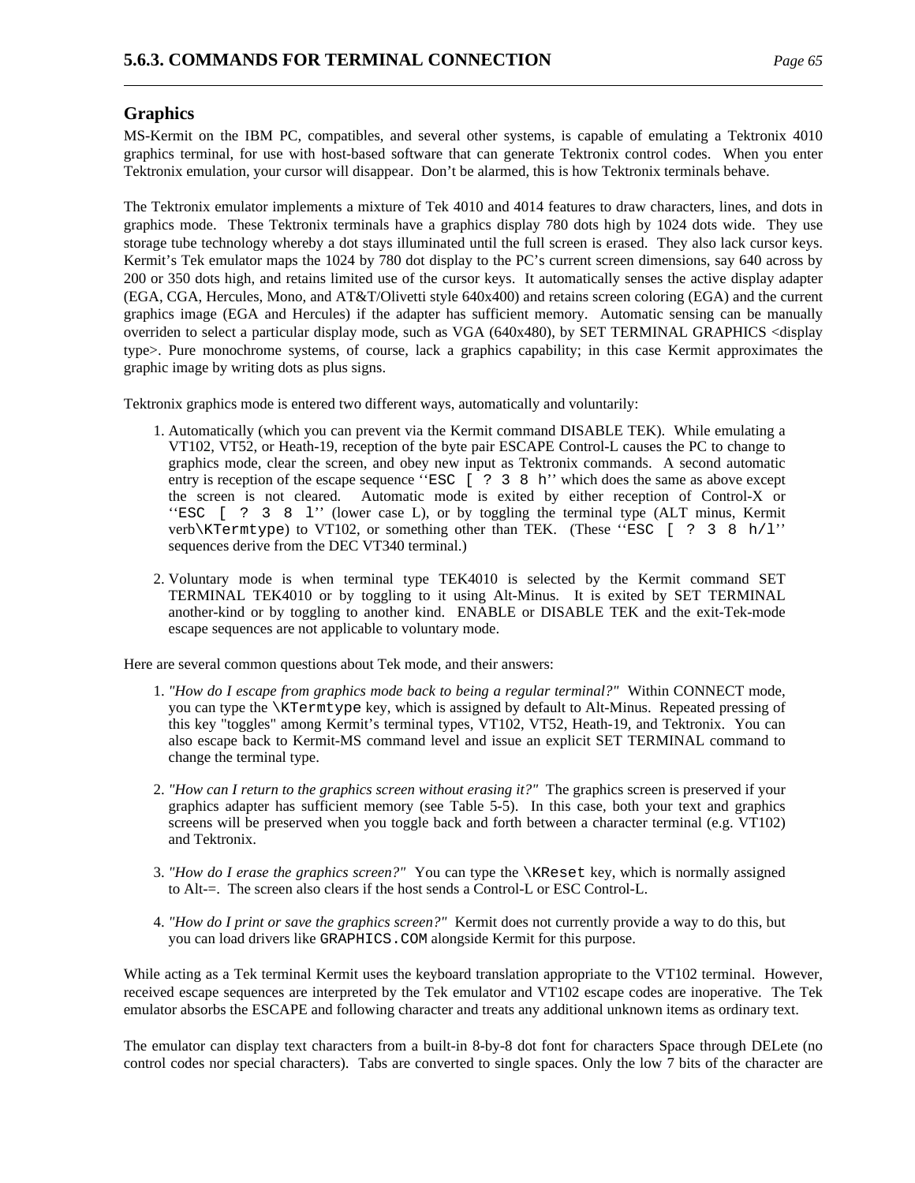## Graphics

MS-Kermit on the IBM PC, compatibles, and several other systems, is capable of emulating a Tektronix 4010 graphics terminal, for use with host-based software that can generate Tektronix control codes. When you enter Tektronix emulation, your cursor will disappear. Don't be alarmed, this is how Tektronix terminals behave.

The Tektronix emulator implements a mixture of Tek 4010 and 4014 features to draw characters, lines, and dots in graphics mode. These Tektronix terminals have a graphics display 780 dots high by 1024 dots wide. They use storage tube technology whereby a dot stays illuminated until the full screen is erased. They also lack cursor keys. Kermit's Tek emulator maps the 1024 by 780 dot display to the PC's current screen dimensions, say 640 across by 200 or 350 dots high, and retains limited use of the cursor keys. It automatically senses the active display adapter (EGA, CGA, Hercules, Mono, and AT&T/Olivetti style 640x400) and retains screen coloring (EGA) and the current graphics image (EGA and Hercules) if the adapter has sufficient memory. Automatic sensing can be manually overriden to select a particular display mode, such as VGA (640x480), by SET TERMINAL GRAPHICS <display type>. Pure monochrome systems, of course, lack a graphics capability; in this case Kermit approximates the graphic image by writing dots as plus signs.

Tektronix graphics mode is entered two different ways, automatically and voluntarily:

1. Automatically (which you can prevent via the Kermit command DISABLE TEK). While emulating a VT102, VT52, or Heath-19, reception of the byte pair ESCAPE Control-L causes the PC to change to graphics mode, clear the screen, and obey new input as Tektronix commands. A second automatic entry is reception of the escape sequence ''`ESC [ ? 3 8 h`'' which does the same as above except the screen is not cleared. Automatic mode is exited by either reception of Control-X or ''`ESC [ ? 3 8 l`'' (lower case L), or by toggling the terminal type (ALT minus, Kermit verb`\KTermtype`) to VT102, or something other than TEK. (These ''`ESC [ ? 3 8 h/l`'' sequences derive from the DEC VT340 terminal.)

2. Voluntary mode is when terminal type TEK4010 is selected by the Kermit command SET TERMINAL TEK4010 or by toggling to it using Alt-Minus. It is exited by SET TERMINAL another-kind or by toggling to another kind. ENABLE or DISABLE TEK and the exit-Tek-mode escape sequences are not applicable to voluntary mode.

Here are several common questions about Tek mode, and their answers:

1. *"How do I escape from graphics mode back to being a regular terminal?"* Within CONNECT mode, you can type the `\KTermtype` key, which is assigned by default to Alt-Minus. Repeated pressing of this key "toggles" among Kermit's terminal types, VT102, VT52, Heath-19, and Tektronix. You can also escape back to Kermit-MS command level and issue an explicit SET TERMINAL command to change the terminal type.

2. *"How can I return to the graphics screen without erasing it?"* The graphics screen is preserved if your graphics adapter has sufficient memory (see Table 5-5). In this case, both your text and graphics screens will be preserved when you toggle back and forth between a character terminal (e.g. VT102) and Tektronix.

3. *"How do I erase the graphics screen?"* You can type the `\KReset` key, which is normally assigned to Alt-=. The screen also clears if the host sends a Control-L or ESC Control-L.

4. *"How do I print or save the graphics screen?"* Kermit does not currently provide a way to do this, but you can load drivers like `GRAPHICS.COM` alongside Kermit for this purpose.

While acting as a Tek terminal Kermit uses the keyboard translation appropriate to the VT102 terminal. However, received escape sequences are interpreted by the Tek emulator and VT102 escape codes are inoperative. The Tek emulator absorbs the ESCAPE and following character and treats any additional unknown items as ordinary text.

The emulator can display text characters from a built-in 8-by-8 dot font for characters Space through DELete (no control codes nor special characters). Tabs are converted to single spaces. Only the low 7 bits of the character are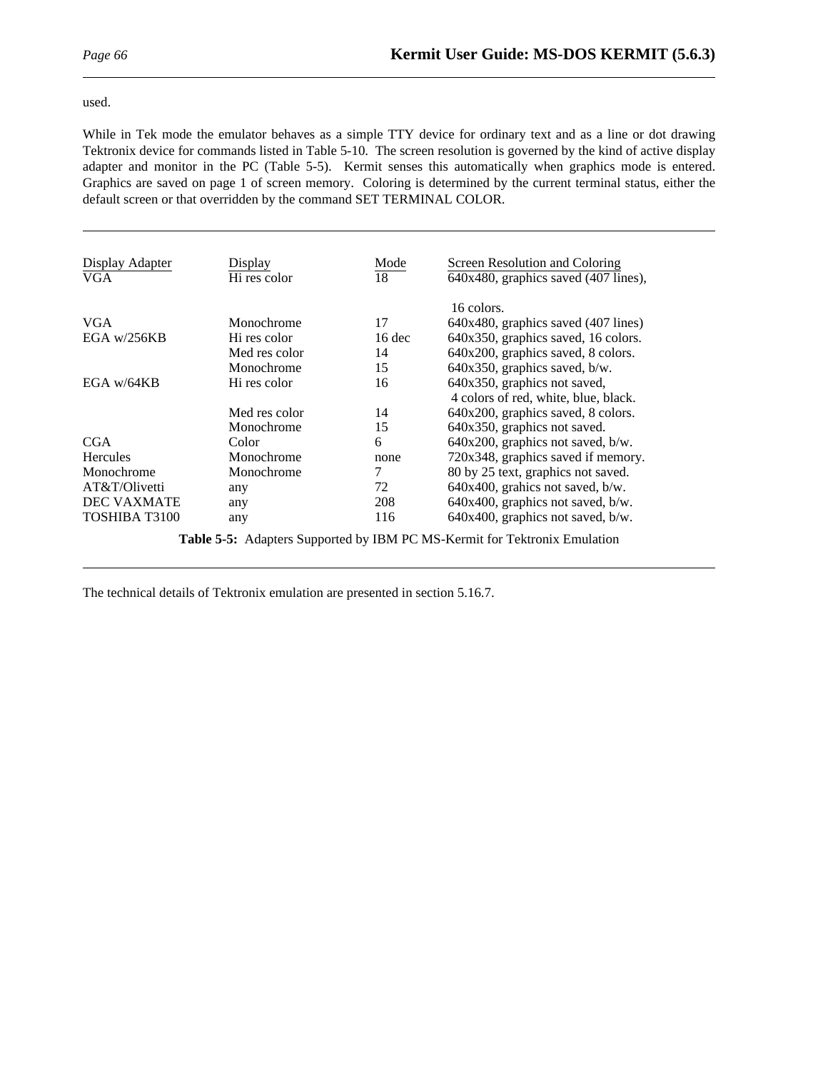used.

While in Tek mode the emulator behaves as a simple TTY device for ordinary text and as a line or dot drawing Tektronix device for commands listed in Table 5-10. The screen resolution is governed by the kind of active display adapter and monitor in the PC (Table 5-5). Kermit senses this automatically when graphics mode is entered. Graphics are saved on page 1 of screen memory. Coloring is determined by the current terminal status, either the default screen or that overridden by the command SET TERMINAL COLOR.

| Display Adapter | Display | Mode | Screen Resolution and Coloring |
|---|---|---|---|
| VGA | Hi res color | 18 | 640x480, graphics saved (407 lines), 16 colors. |
| VGA | Monochrome | 17 | 640x480, graphics saved (407 lines) |
| EGA w/256KB | Hi res color | 16 dec | 640x350, graphics saved, 16 colors. |
| | Med res color | 14 | 640x200, graphics saved, 8 colors. |
| | Monochrome | 15 | 640x350, graphics saved, b/w. |
| EGA w/64KB | Hi res color | 16 | 640x350, graphics not saved, 4 colors of red, white, blue, black. |
| | Med res color | 14 | 640x200, graphics saved, 8 colors. |
| | Monochrome | 15 | 640x350, graphics not saved. |
| CGA | Color | 6 | 640x200, graphics not saved, b/w. |
| Hercules | Monochrome | none | 720x348, graphics saved if memory. |
| Monochrome | Monochrome | 7 | 80 by 25 text, graphics not saved. |
| AT&T/Olivetti | any | 72 | 640x400, grahics not saved, b/w. |
| DEC VAXMATE | any | 208 | 640x400, graphics not saved, b/w. |
| TOSHIBA T3100 | any | 116 | 640x400, graphics not saved, b/w. |

**Table 5-5:** Adapters Supported by IBM PC MS-Kermit for Tektronix Emulation

The technical details of Tektronix emulation are presented in section 5.16.7.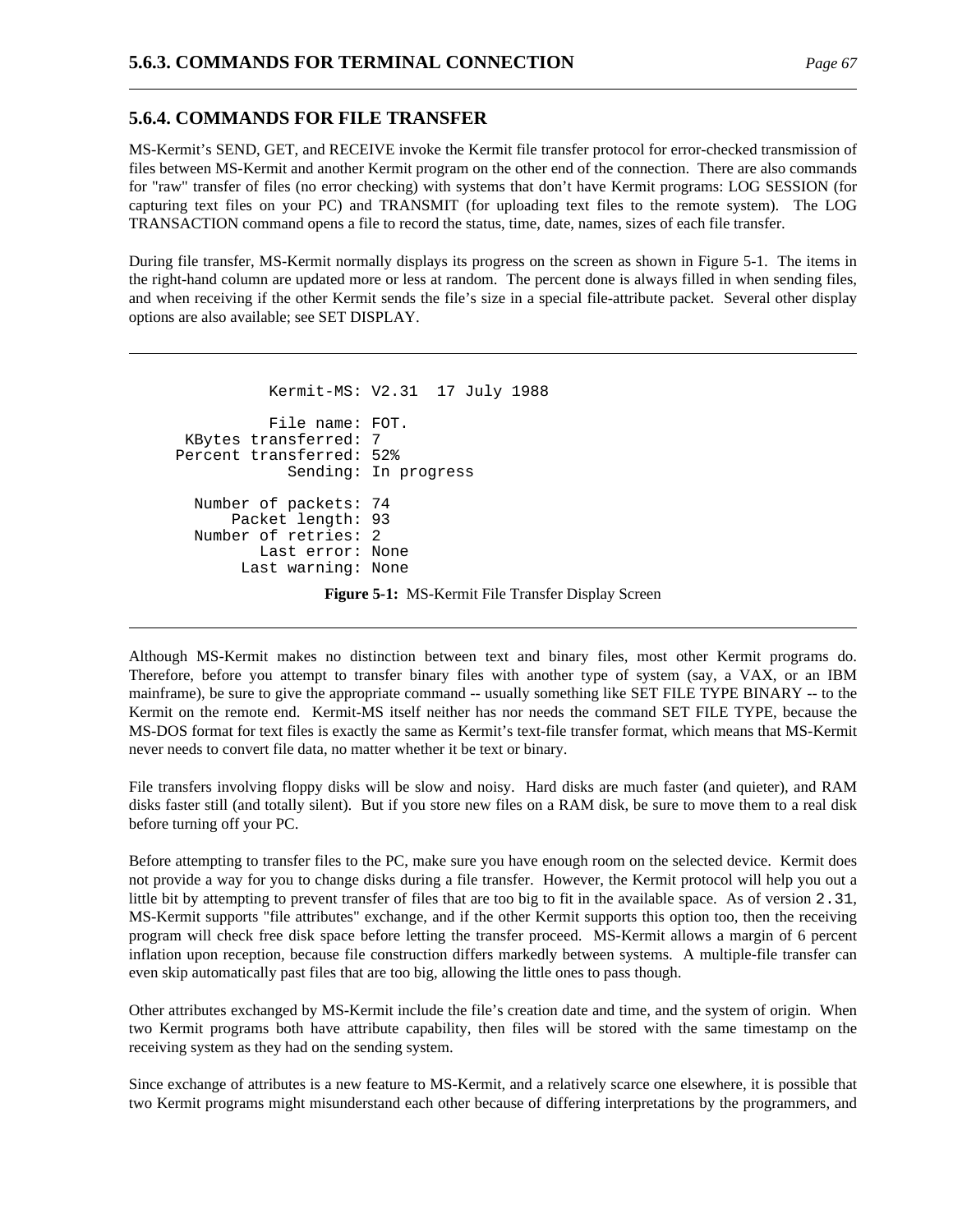### 5.6.4. COMMANDS FOR FILE TRANSFER

MS-Kermit's SEND, GET, and RECEIVE invoke the Kermit file transfer protocol for error-checked transmission of files between MS-Kermit and another Kermit program on the other end of the connection. There are also commands for "raw" transfer of files (no error checking) with systems that don't have Kermit programs: LOG SESSION (for capturing text files on your PC) and TRANSMIT (for uploading text files to the remote system). The LOG TRANSACTION command opens a file to record the status, time, date, names, sizes of each file transfer.

During file transfer, MS-Kermit normally displays its progress on the screen as shown in Figure 5-1. The items in the right-hand column are updated more or less at random. The percent done is always filled in when sending files, and when receiving if the other Kermit sends the file's size in a special file-attribute packet. Several other display options are also available; see SET DISPLAY.

```
           Kermit-MS: V2.31  17 July 1988

           File name: FOT.
    KBytes transferred: 7
   Percent transferred: 52%
             Sending: In progress

     Number of packets: 74
         Packet length: 93
     Number of retries: 2
            Last error: None
          Last warning: None
```

**Figure 5-1:** MS-Kermit File Transfer Display Screen

Although MS-Kermit makes no distinction between text and binary files, most other Kermit programs do. Therefore, before you attempt to transfer binary files with another type of system (say, a VAX, or an IBM mainframe), be sure to give the appropriate command -- usually something like SET FILE TYPE BINARY -- to the Kermit on the remote end. Kermit-MS itself neither has nor needs the command SET FILE TYPE, because the MS-DOS format for text files is exactly the same as Kermit's text-file transfer format, which means that MS-Kermit never needs to convert file data, no matter whether it be text or binary.

File transfers involving floppy disks will be slow and noisy. Hard disks are much faster (and quieter), and RAM disks faster still (and totally silent). But if you store new files on a RAM disk, be sure to move them to a real disk before turning off your PC.

Before attempting to transfer files to the PC, make sure you have enough room on the selected device. Kermit does not provide a way for you to change disks during a file transfer. However, the Kermit protocol will help you out a little bit by attempting to prevent transfer of files that are too big to fit in the available space. As of version 2.31, MS-Kermit supports "file attributes" exchange, and if the other Kermit supports this option too, then the receiving program will check free disk space before letting the transfer proceed. MS-Kermit allows a margin of 6 percent inflation upon reception, because file construction differs markedly between systems. A multiple-file transfer can even skip automatically past files that are too big, allowing the little ones to pass though.

Other attributes exchanged by MS-Kermit include the file's creation date and time, and the system of origin. When two Kermit programs both have attribute capability, then files will be stored with the same timestamp on the receiving system as they had on the sending system.

Since exchange of attributes is a new feature to MS-Kermit, and a relatively scarce one elsewhere, it is possible that two Kermit programs might misunderstand each other because of differing interpretations by the programmers, and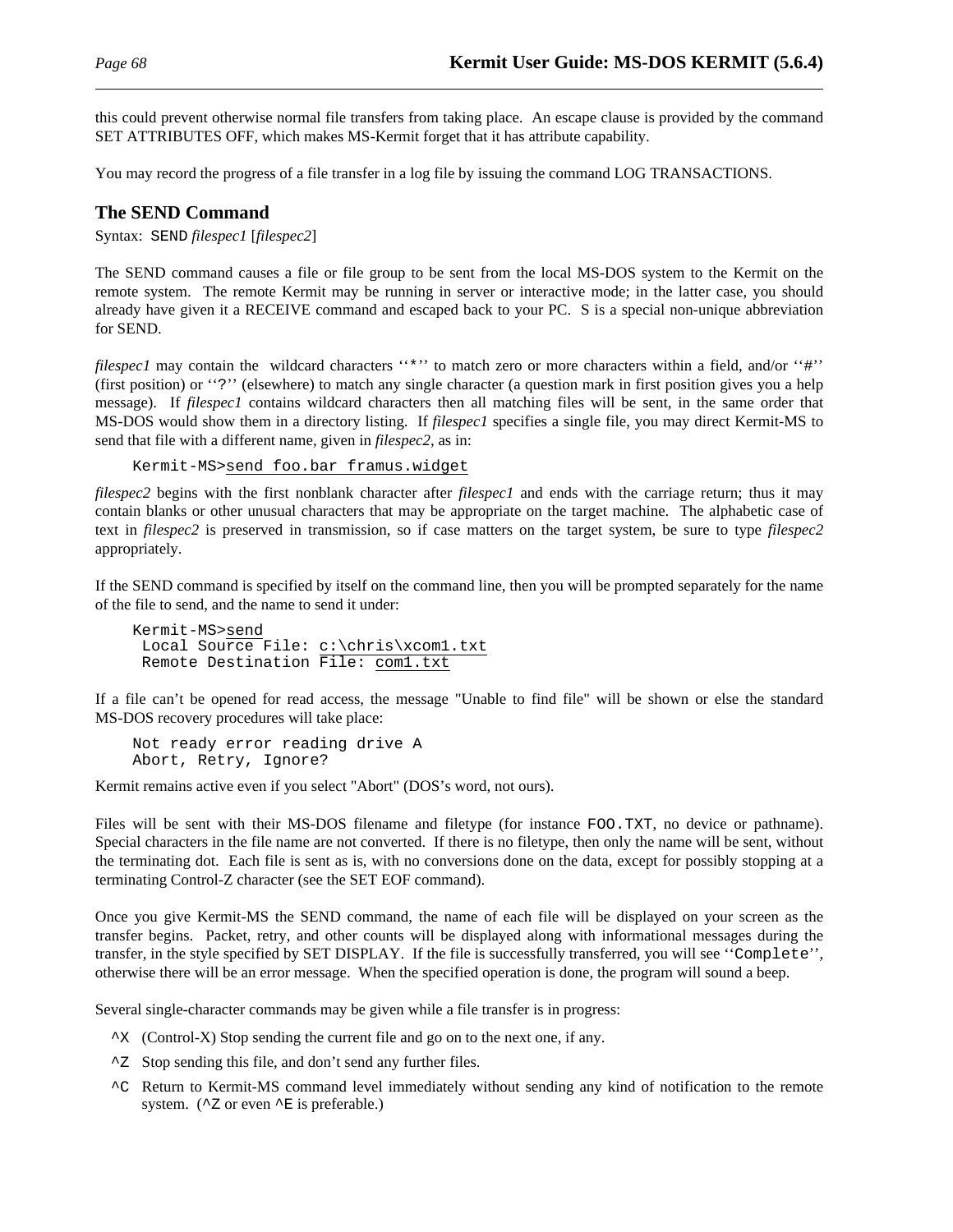this could prevent otherwise normal file transfers from taking place. An escape clause is provided by the command SET ATTRIBUTES OFF, which makes MS-Kermit forget that it has attribute capability.

You may record the progress of a file transfer in a log file by issuing the command LOG TRANSACTIONS.

## The SEND Command

Syntax: `SEND` *filespec1* [*filespec2*]

The SEND command causes a file or file group to be sent from the local MS-DOS system to the Kermit on the remote system. The remote Kermit may be running in server or interactive mode; in the latter case, you should already have given it a RECEIVE command and escaped back to your PC. S is a special non-unique abbreviation for SEND.

*filespec1* may contain the wildcard characters ''`*`'' to match zero or more characters within a field, and/or ''`#`'' (first position) or ''`?`'' (elsewhere) to match any single character (a question mark in first position gives you a help message). If *filespec1* contains wildcard characters then all matching files will be sent, in the same order that MS-DOS would show them in a directory listing. If *filespec1* specifies a single file, you may direct Kermit-MS to send that file with a different name, given in *filespec2*, as in:

```
Kermit-MS>send foo.bar framus.widget
```

*filespec2* begins with the first nonblank character after *filespec1* and ends with the carriage return; thus it may contain blanks or other unusual characters that may be appropriate on the target machine. The alphabetic case of text in *filespec2* is preserved in transmission, so if case matters on the target system, be sure to type *filespec2* appropriately.

If the SEND command is specified by itself on the command line, then you will be prompted separately for the name of the file to send, and the name to send it under:

```
Kermit-MS>send
 Local Source File: c:\chris\xcom1.txt
 Remote Destination File: com1.txt
```

If a file can't be opened for read access, the message "Unable to find file" will be shown or else the standard MS-DOS recovery procedures will take place:

```
Not ready error reading drive A
Abort, Retry, Ignore?
```

Kermit remains active even if you select "Abort" (DOS's word, not ours).

Files will be sent with their MS-DOS filename and filetype (for instance `FOO.TXT`, no device or pathname). Special characters in the file name are not converted. If there is no filetype, then only the name will be sent, without the terminating dot. Each file is sent as is, with no conversions done on the data, except for possibly stopping at a terminating Control-Z character (see the SET EOF command).

Once you give Kermit-MS the SEND command, the name of each file will be displayed on your screen as the transfer begins. Packet, retry, and other counts will be displayed along with informational messages during the transfer, in the style specified by SET DISPLAY. If the file is successfully transferred, you will see ''`Complete`'', otherwise there will be an error message. When the specified operation is done, the program will sound a beep.

Several single-character commands may be given while a file transfer is in progress:

- `^X` (Control-X) Stop sending the current file and go on to the next one, if any.
- `^Z` Stop sending this file, and don't send any further files.
- `^C` Return to Kermit-MS command level immediately without sending any kind of notification to the remote system. (`^Z` or even `^E` is preferable.)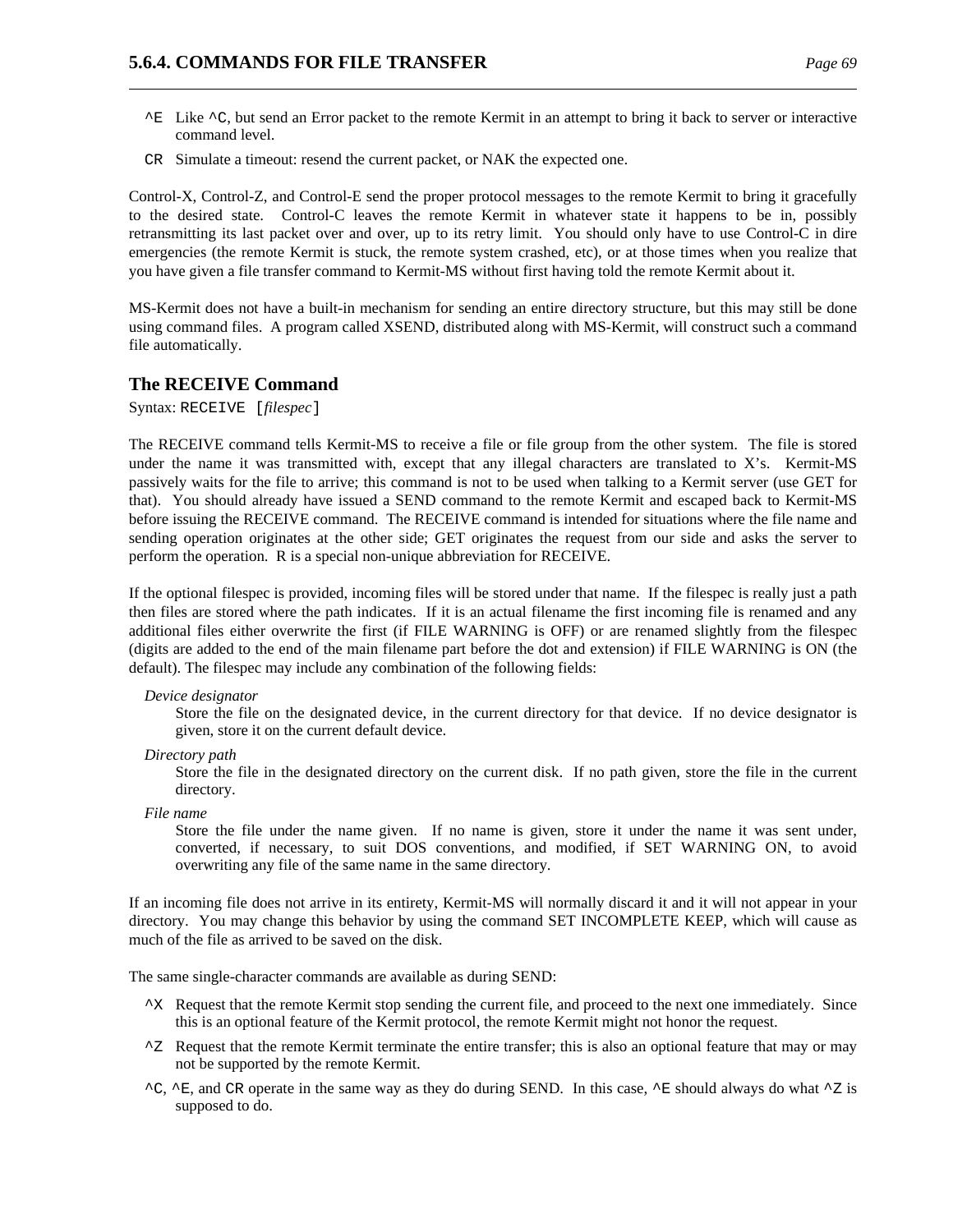^E
Like ^C, but send an Error packet to the remote Kermit in an attempt to bring it back to server or interactive command level.

CR
Simulate a timeout: resend the current packet, or NAK the expected one.

Control-X, Control-Z, and Control-E send the proper protocol messages to the remote Kermit to bring it gracefully to the desired state. Control-C leaves the remote Kermit in whatever state it happens to be in, possibly retransmitting its last packet over and over, up to its retry limit. You should only have to use Control-C in dire emergencies (the remote Kermit is stuck, the remote system crashed, etc), or at those times when you realize that you have given a file transfer command to Kermit-MS without first having told the remote Kermit about it.

MS-Kermit does not have a built-in mechanism for sending an entire directory structure, but this may still be done using command files. A program called XSEND, distributed along with MS-Kermit, will construct such a command file automatically.

## The RECEIVE Command

Syntax: `RECEIVE [`*filespec*`]`

The RECEIVE command tells Kermit-MS to receive a file or file group from the other system. The file is stored under the name it was transmitted with, except that any illegal characters are translated to X's. Kermit-MS passively waits for the file to arrive; this command is not to be used when talking to a Kermit server (use GET for that). You should already have issued a SEND command to the remote Kermit and escaped back to Kermit-MS before issuing the RECEIVE command. The RECEIVE command is intended for situations where the file name and sending operation originates at the other side; GET originates the request from our side and asks the server to perform the operation. R is a special non-unique abbreviation for RECEIVE.

If the optional filespec is provided, incoming files will be stored under that name. If the filespec is really just a path then files are stored where the path indicates. If it is an actual filename the first incoming file is renamed and any additional files either overwrite the first (if FILE WARNING is OFF) or are renamed slightly from the filespec (digits are added to the end of the main filename part before the dot and extension) if FILE WARNING is ON (the default). The filespec may include any combination of the following fields:

*Device designator*
Store the file on the designated device, in the current directory for that device. If no device designator is given, store it on the current default device.

*Directory path*
Store the file in the designated directory on the current disk. If no path given, store the file in the current directory.

*File name*
Store the file under the name given. If no name is given, store it under the name it was sent under, converted, if necessary, to suit DOS conventions, and modified, if SET WARNING ON, to avoid overwriting any file of the same name in the same directory.

If an incoming file does not arrive in its entirety, Kermit-MS will normally discard it and it will not appear in your directory. You may change this behavior by using the command SET INCOMPLETE KEEP, which will cause as much of the file as arrived to be saved on the disk.

The same single-character commands are available as during SEND:

^X
Request that the remote Kermit stop sending the current file, and proceed to the next one immediately. Since this is an optional feature of the Kermit protocol, the remote Kermit might not honor the request.

^Z
Request that the remote Kermit terminate the entire transfer; this is also an optional feature that may or may not be supported by the remote Kermit.

^C, ^E, and CR operate in the same way as they do during SEND. In this case, ^E should always do what ^Z is supposed to do.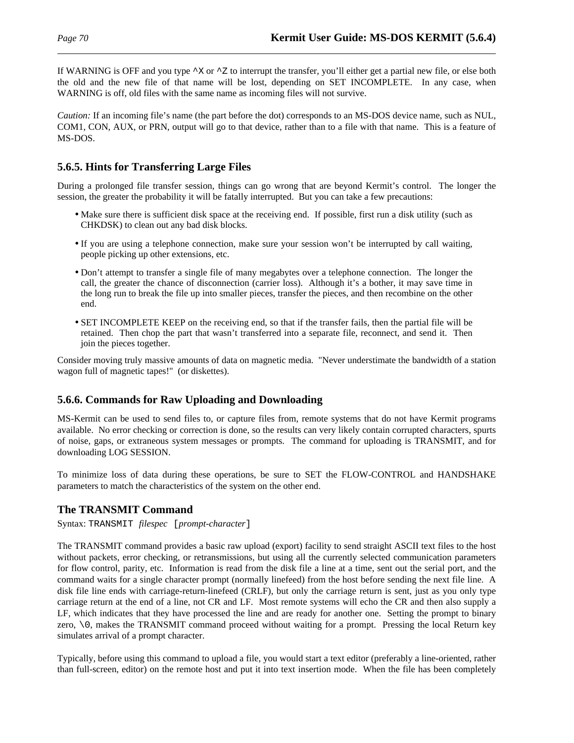If WARNING is OFF and you type ^X or ^Z to interrupt the transfer, you'll either get a partial new file, or else both the old and the new file of that name will be lost, depending on SET INCOMPLETE. In any case, when WARNING is off, old files with the same name as incoming files will not survive.

*Caution:* If an incoming file's name (the part before the dot) corresponds to an MS-DOS device name, such as NUL, COM1, CON, AUX, or PRN, output will go to that device, rather than to a file with that name. This is a feature of MS-DOS.

## 5.6.5. Hints for Transferring Large Files

During a prolonged file transfer session, things can go wrong that are beyond Kermit's control. The longer the session, the greater the probability it will be fatally interrupted. But you can take a few precautions:

- Make sure there is sufficient disk space at the receiving end. If possible, first run a disk utility (such as CHKDSK) to clean out any bad disk blocks.
- If you are using a telephone connection, make sure your session won't be interrupted by call waiting, people picking up other extensions, etc.
- Don't attempt to transfer a single file of many megabytes over a telephone connection. The longer the call, the greater the chance of disconnection (carrier loss). Although it's a bother, it may save time in the long run to break the file up into smaller pieces, transfer the pieces, and then recombine on the other end.
- SET INCOMPLETE KEEP on the receiving end, so that if the transfer fails, then the partial file will be retained. Then chop the part that wasn't transferred into a separate file, reconnect, and send it. Then join the pieces together.

Consider moving truly massive amounts of data on magnetic media. "Never understimate the bandwidth of a station wagon full of magnetic tapes!" (or diskettes).

## 5.6.6. Commands for Raw Uploading and Downloading

MS-Kermit can be used to send files to, or capture files from, remote systems that do not have Kermit programs available. No error checking or correction is done, so the results can very likely contain corrupted characters, spurts of noise, gaps, or extraneous system messages or prompts. The command for uploading is TRANSMIT, and for downloading LOG SESSION.

To minimize loss of data during these operations, be sure to SET the FLOW-CONTROL and HANDSHAKE parameters to match the characteristics of the system on the other end.

## The TRANSMIT Command

Syntax: TRANSMIT *filespec* [*prompt-character*]

The TRANSMIT command provides a basic raw upload (export) facility to send straight ASCII text files to the host without packets, error checking, or retransmissions, but using all the currently selected communication parameters for flow control, parity, etc. Information is read from the disk file a line at a time, sent out the serial port, and the command waits for a single character prompt (normally linefeed) from the host before sending the next file line. A disk file line ends with carriage-return-linefeed (CRLF), but only the carriage return is sent, just as you only type carriage return at the end of a line, not CR and LF. Most remote systems will echo the CR and then also supply a LF, which indicates that they have processed the line and are ready for another one. Setting the prompt to binary zero, \0, makes the TRANSMIT command proceed without waiting for a prompt. Pressing the local Return key simulates arrival of a prompt character.

Typically, before using this command to upload a file, you would start a text editor (preferably a line-oriented, rather than full-screen, editor) on the remote host and put it into text insertion mode. When the file has been completely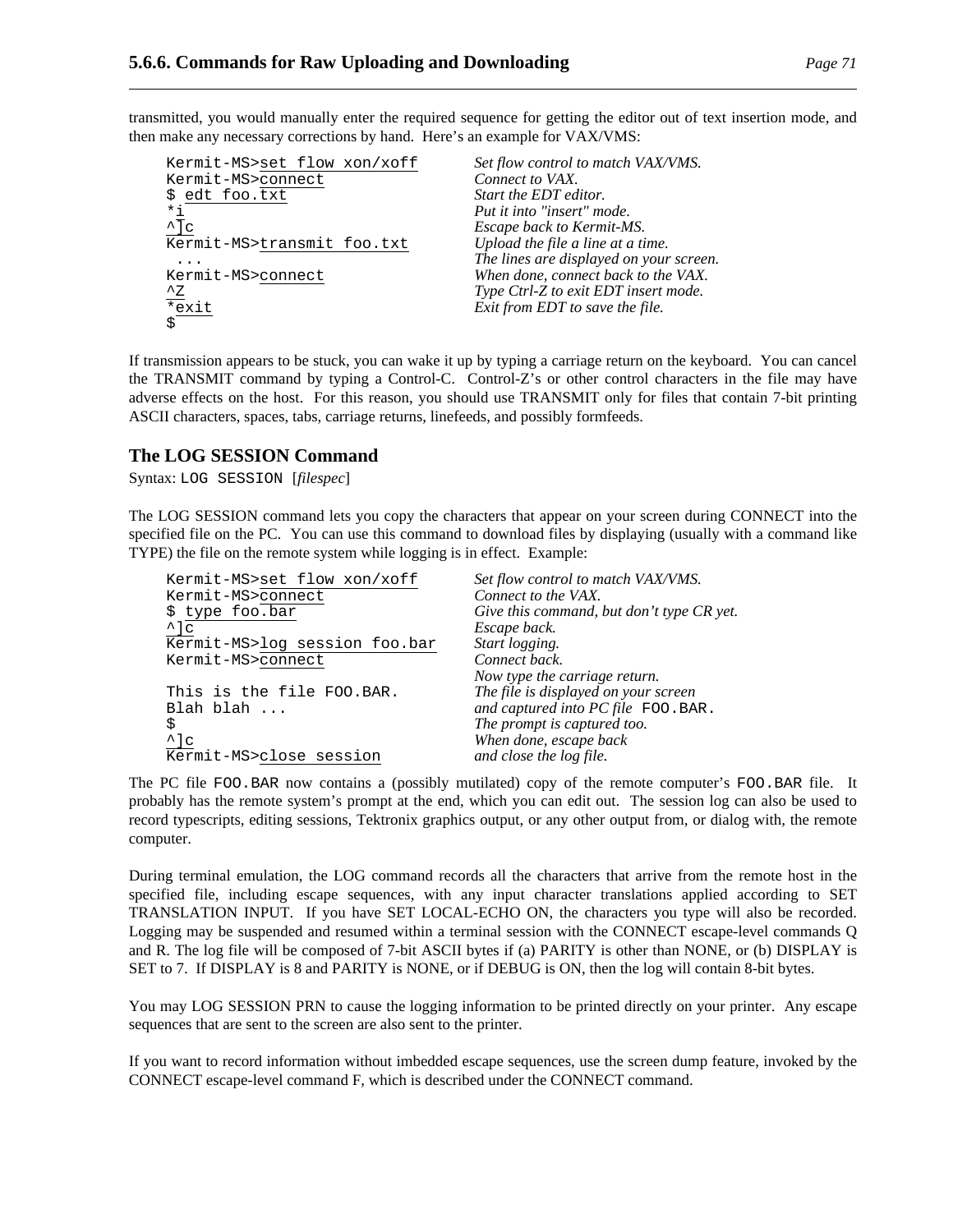transmitted, you would manually enter the required sequence for getting the editor out of text insertion mode, and then make any necessary corrections by hand. Here's an example for VAX/VMS:

```
Kermit-MS>set flow xon/xoff       Set flow control to match VAX/VMS.
Kermit-MS>connect                 Connect to VAX.
$ edt foo.txt                     Start the EDT editor.
*i                                Put it into "insert" mode.
^]c                               Escape back to Kermit-MS.
Kermit-MS>transmit foo.txt        Upload the file a line at a time.
 ...                              The lines are displayed on your screen.
Kermit-MS>connect                 When done, connect back to the VAX.
^Z                                Type Ctrl-Z to exit EDT insert mode.
*exit                             Exit from EDT to save the file.
$
```

If transmission appears to be stuck, you can wake it up by typing a carriage return on the keyboard. You can cancel the TRANSMIT command by typing a Control-C. Control-Z's or other control characters in the file may have adverse effects on the host. For this reason, you should use TRANSMIT only for files that contain 7-bit printing ASCII characters, spaces, tabs, carriage returns, linefeeds, and possibly formfeeds.

## The LOG SESSION Command

Syntax: `LOG SESSION` [*filespec*]

The LOG SESSION command lets you copy the characters that appear on your screen during CONNECT into the specified file on the PC. You can use this command to download files by displaying (usually with a command like TYPE) the file on the remote system while logging is in effect. Example:

```
Kermit-MS>set flow xon/xoff       Set flow control to match VAX/VMS.
Kermit-MS>connect                 Connect to the VAX.
$ type foo.bar                    Give this command, but don't type CR yet.
^]c                               Escape back.
Kermit-MS>log session foo.bar     Start logging.
Kermit-MS>connect                 Connect back.
                                  Now type the carriage return.
This is the file FOO.BAR.         The file is displayed on your screen
Blah blah ...                     and captured into PC file FOO.BAR.
$                                 The prompt is captured too.
^]c                               When done, escape back
Kermit-MS>close session           and close the log file.
```

The PC file `FOO.BAR` now contains a (possibly mutilated) copy of the remote computer's `FOO.BAR` file. It probably has the remote system's prompt at the end, which you can edit out. The session log can also be used to record typescripts, editing sessions, Tektronix graphics output, or any other output from, or dialog with, the remote computer.

During terminal emulation, the LOG command records all the characters that arrive from the remote host in the specified file, including escape sequences, with any input character translations applied according to SET TRANSLATION INPUT. If you have SET LOCAL-ECHO ON, the characters you type will also be recorded. Logging may be suspended and resumed within a terminal session with the CONNECT escape-level commands Q and R. The log file will be composed of 7-bit ASCII bytes if (a) PARITY is other than NONE, or (b) DISPLAY is SET to 7. If DISPLAY is 8 and PARITY is NONE, or if DEBUG is ON, then the log will contain 8-bit bytes.

You may LOG SESSION PRN to cause the logging information to be printed directly on your printer. Any escape sequences that are sent to the screen are also sent to the printer.

If you want to record information without imbedded escape sequences, use the screen dump feature, invoked by the CONNECT escape-level command F, which is described under the CONNECT command.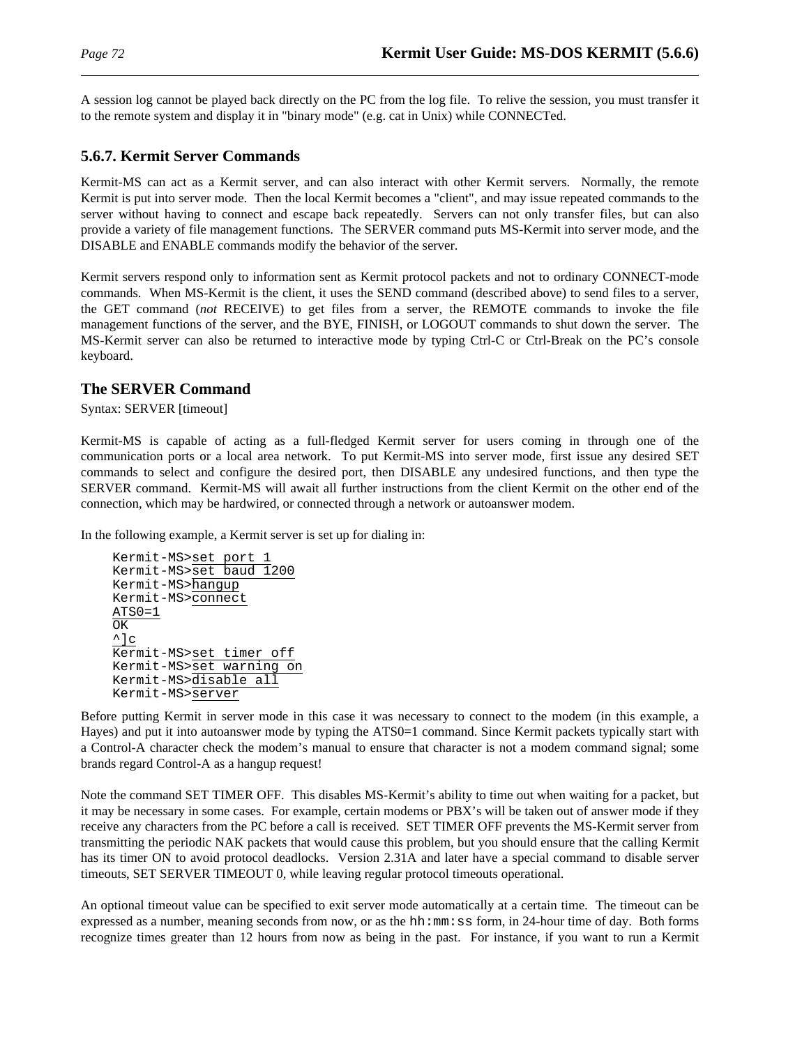A session log cannot be played back directly on the PC from the log file. To relive the session, you must transfer it to the remote system and display it in "binary mode" (e.g. cat in Unix) while CONNECTed.

### 5.6.7. Kermit Server Commands

Kermit-MS can act as a Kermit server, and can also interact with other Kermit servers. Normally, the remote Kermit is put into server mode. Then the local Kermit becomes a "client", and may issue repeated commands to the server without having to connect and escape back repeatedly. Servers can not only transfer files, but can also provide a variety of file management functions. The SERVER command puts MS-Kermit into server mode, and the DISABLE and ENABLE commands modify the behavior of the server.

Kermit servers respond only to information sent as Kermit protocol packets and not to ordinary CONNECT-mode commands. When MS-Kermit is the client, it uses the SEND command (described above) to send files to a server, the GET command (*not* RECEIVE) to get files from a server, the REMOTE commands to invoke the file management functions of the server, and the BYE, FINISH, or LOGOUT commands to shut down the server. The MS-Kermit server can also be returned to interactive mode by typing Ctrl-C or Ctrl-Break on the PC's console keyboard.

### The SERVER Command

Syntax: SERVER [timeout]

Kermit-MS is capable of acting as a full-fledged Kermit server for users coming in through one of the communication ports or a local area network. To put Kermit-MS into server mode, first issue any desired SET commands to select and configure the desired port, then DISABLE any undesired functions, and then type the SERVER command. Kermit-MS will await all further instructions from the client Kermit on the other end of the connection, which may be hardwired, or connected through a network or autoanswer modem.

In the following example, a Kermit server is set up for dialing in:

```
Kermit-MS>set port 1
Kermit-MS>set baud 1200
Kermit-MS>hangup
Kermit-MS>connect
ATS0=1
OK
^]c
Kermit-MS>set timer off
Kermit-MS>set warning on
Kermit-MS>disable all
Kermit-MS>server
```

Before putting Kermit in server mode in this case it was necessary to connect to the modem (in this example, a Hayes) and put it into autoanswer mode by typing the ATS0=1 command. Since Kermit packets typically start with a Control-A character check the modem's manual to ensure that character is not a modem command signal; some brands regard Control-A as a hangup request!

Note the command SET TIMER OFF. This disables MS-Kermit's ability to time out when waiting for a packet, but it may be necessary in some cases. For example, certain modems or PBX's will be taken out of answer mode if they receive any characters from the PC before a call is received. SET TIMER OFF prevents the MS-Kermit server from transmitting the periodic NAK packets that would cause this problem, but you should ensure that the calling Kermit has its timer ON to avoid protocol deadlocks. Version 2.31A and later have a special command to disable server timeouts, SET SERVER TIMEOUT 0, while leaving regular protocol timeouts operational.

An optional timeout value can be specified to exit server mode automatically at a certain time. The timeout can be expressed as a number, meaning seconds from now, or as the `hh:mm:ss` form, in 24-hour time of day. Both forms recognize times greater than 12 hours from now as being in the past. For instance, if you want to run a Kermit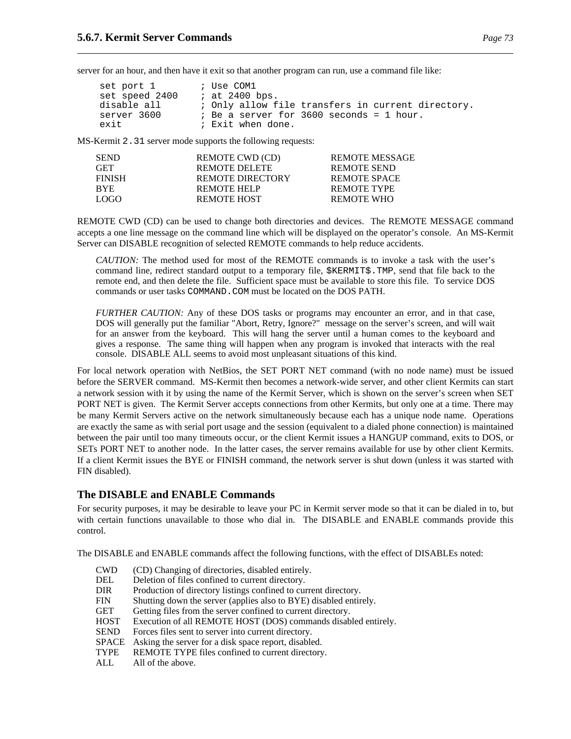server for an hour, and then have it exit so that another program can run, use a command file like:

```
set port 1        ; Use COM1
set speed 2400    ; at 2400 bps.
disable all       ; Only allow file transfers in current directory.
server 3600       ; Be a server for 3600 seconds = 1 hour.
exit              ; Exit when done.
```

MS-Kermit 2.31 server mode supports the following requests:

| | | |
|---|---|---|
| SEND | REMOTE CWD (CD) | REMOTE MESSAGE |
| GET | REMOTE DELETE | REMOTE SEND |
| FINISH | REMOTE DIRECTORY | REMOTE SPACE |
| BYE | REMOTE HELP | REMOTE TYPE |
| LOGO | REMOTE HOST | REMOTE WHO |

REMOTE CWD (CD) can be used to change both directories and devices. The REMOTE MESSAGE command accepts a one line message on the command line which will be displayed on the operator's console. An MS-Kermit Server can DISABLE recognition of selected REMOTE commands to help reduce accidents.

> *CAUTION:* The method used for most of the REMOTE commands is to invoke a task with the user's command line, redirect standard output to a temporary file, `$KERMIT$.TMP`, send that file back to the remote end, and then delete the file. Sufficient space must be available to store this file. To service DOS commands or user tasks `COMMAND.COM` must be located on the DOS PATH.

> *FURTHER CAUTION:* Any of these DOS tasks or programs may encounter an error, and in that case, DOS will generally put the familiar "Abort, Retry, Ignore?" message on the server's screen, and will wait for an answer from the keyboard. This will hang the server until a human comes to the keyboard and gives a response. The same thing will happen when any program is invoked that interacts with the real console. DISABLE ALL seems to avoid most unpleasant situations of this kind.

For local network operation with NetBios, the SET PORT NET command (with no node name) must be issued before the SERVER command. MS-Kermit then becomes a network-wide server, and other client Kermits can start a network session with it by using the name of the Kermit Server, which is shown on the server's screen when SET PORT NET is given. The Kermit Server accepts connections from other Kermits, but only one at a time. There may be many Kermit Servers active on the network simultaneously because each has a unique node name. Operations are exactly the same as with serial port usage and the session (equivalent to a dialed phone connection) is maintained between the pair until too many timeouts occur, or the client Kermit issues a HANGUP command, exits to DOS, or SETs PORT NET to another node. In the latter cases, the server remains available for use by other client Kermits. If a client Kermit issues the BYE or FINISH command, the network server is shut down (unless it was started with FIN disabled).

## The DISABLE and ENABLE Commands

For security purposes, it may be desirable to leave your PC in Kermit server mode so that it can be dialed in to, but with certain functions unavailable to those who dial in. The DISABLE and ENABLE commands provide this control.

The DISABLE and ENABLE commands affect the following functions, with the effect of DISABLEs noted:

| | |
|---|---|
| CWD | (CD) Changing of directories, disabled entirely. |
| DEL | Deletion of files confined to current directory. |
| DIR | Production of directory listings confined to current directory. |
| FIN | Shutting down the server (applies also to BYE) disabled entirely. |
| GET | Getting files from the server confined to current directory. |
| HOST | Execution of all REMOTE HOST (DOS) commands disabled entirely. |
| SEND | Forces files sent to server into current directory. |
| SPACE | Asking the server for a disk space report, disabled. |
| TYPE | REMOTE TYPE files confined to current directory. |
| ALL | All of the above. |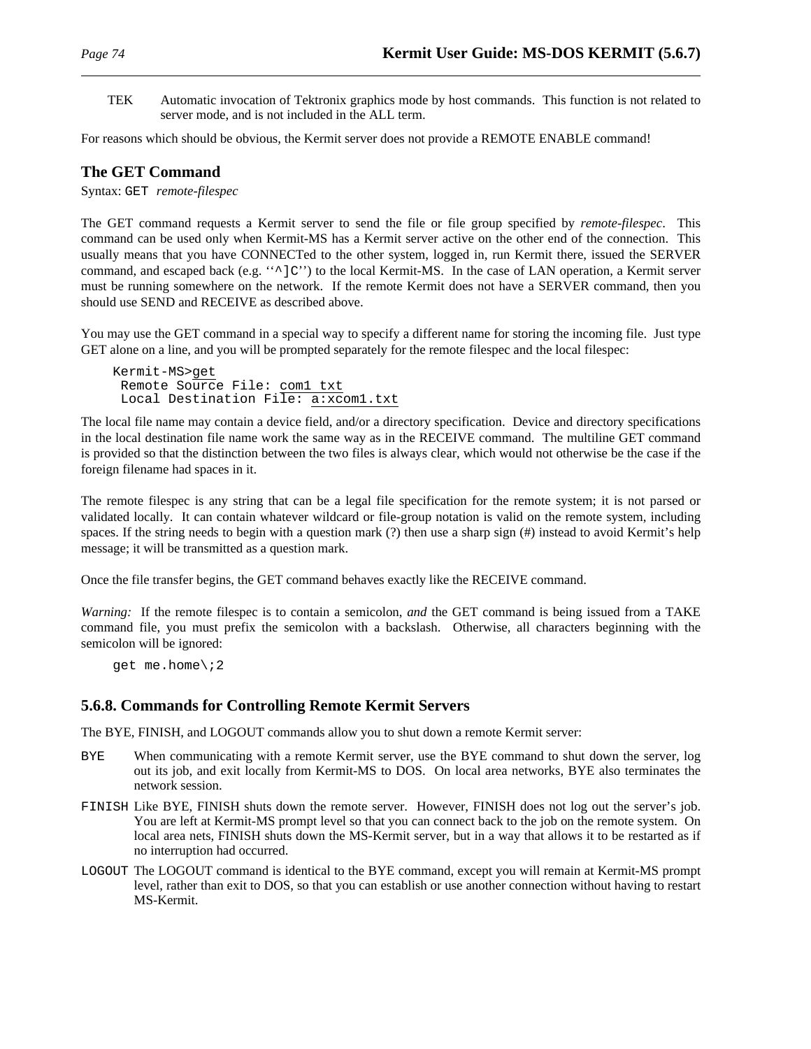TEK Automatic invocation of Tektronix graphics mode by host commands. This function is not related to server mode, and is not included in the ALL term.

For reasons which should be obvious, the Kermit server does not provide a REMOTE ENABLE command!

### The GET Command

Syntax: `GET` *remote-filespec*

The GET command requests a Kermit server to send the file or file group specified by *remote-filespec*. This command can be used only when Kermit-MS has a Kermit server active on the other end of the connection. This usually means that you have CONNECTed to the other system, logged in, run Kermit there, issued the SERVER command, and escaped back (e.g. ‘‘`^]C`’’) to the local Kermit-MS. In the case of LAN operation, a Kermit server must be running somewhere on the network. If the remote Kermit does not have a SERVER command, then you should use SEND and RECEIVE as described above.

You may use the GET command in a special way to specify a different name for storing the incoming file. Just type GET alone on a line, and you will be prompted separately for the remote filespec and the local filespec:

```
Kermit-MS>get
 Remote Source File: com1 txt
 Local Destination File: a:xcom1.txt
```

The local file name may contain a device field, and/or a directory specification. Device and directory specifications in the local destination file name work the same way as in the RECEIVE command. The multiline GET command is provided so that the distinction between the two files is always clear, which would not otherwise be the case if the foreign filename had spaces in it.

The remote filespec is any string that can be a legal file specification for the remote system; it is not parsed or validated locally. It can contain whatever wildcard or file-group notation is valid on the remote system, including spaces. If the string needs to begin with a question mark (?) then use a sharp sign (#) instead to avoid Kermit’s help message; it will be transmitted as a question mark.

Once the file transfer begins, the GET command behaves exactly like the RECEIVE command.

*Warning:* If the remote filespec is to contain a semicolon, *and* the GET command is being issued from a TAKE command file, you must prefix the semicolon with a backslash. Otherwise, all characters beginning with the semicolon will be ignored:

```
get me.home\;2
```

## 5.6.8. Commands for Controlling Remote Kermit Servers

The BYE, FINISH, and LOGOUT commands allow you to shut down a remote Kermit server:

`BYE` When communicating with a remote Kermit server, use the BYE command to shut down the server, log out its job, and exit locally from Kermit-MS to DOS. On local area networks, BYE also terminates the network session.

`FINISH` Like BYE, FINISH shuts down the remote server. However, FINISH does not log out the server’s job. You are left at Kermit-MS prompt level so that you can connect back to the job on the remote system. On local area nets, FINISH shuts down the MS-Kermit server, but in a way that allows it to be restarted as if no interruption had occurred.

`LOGOUT` The LOGOUT command is identical to the BYE command, except you will remain at Kermit-MS prompt level, rather than exit to DOS, so that you can establish or use another connection without having to restart MS-Kermit.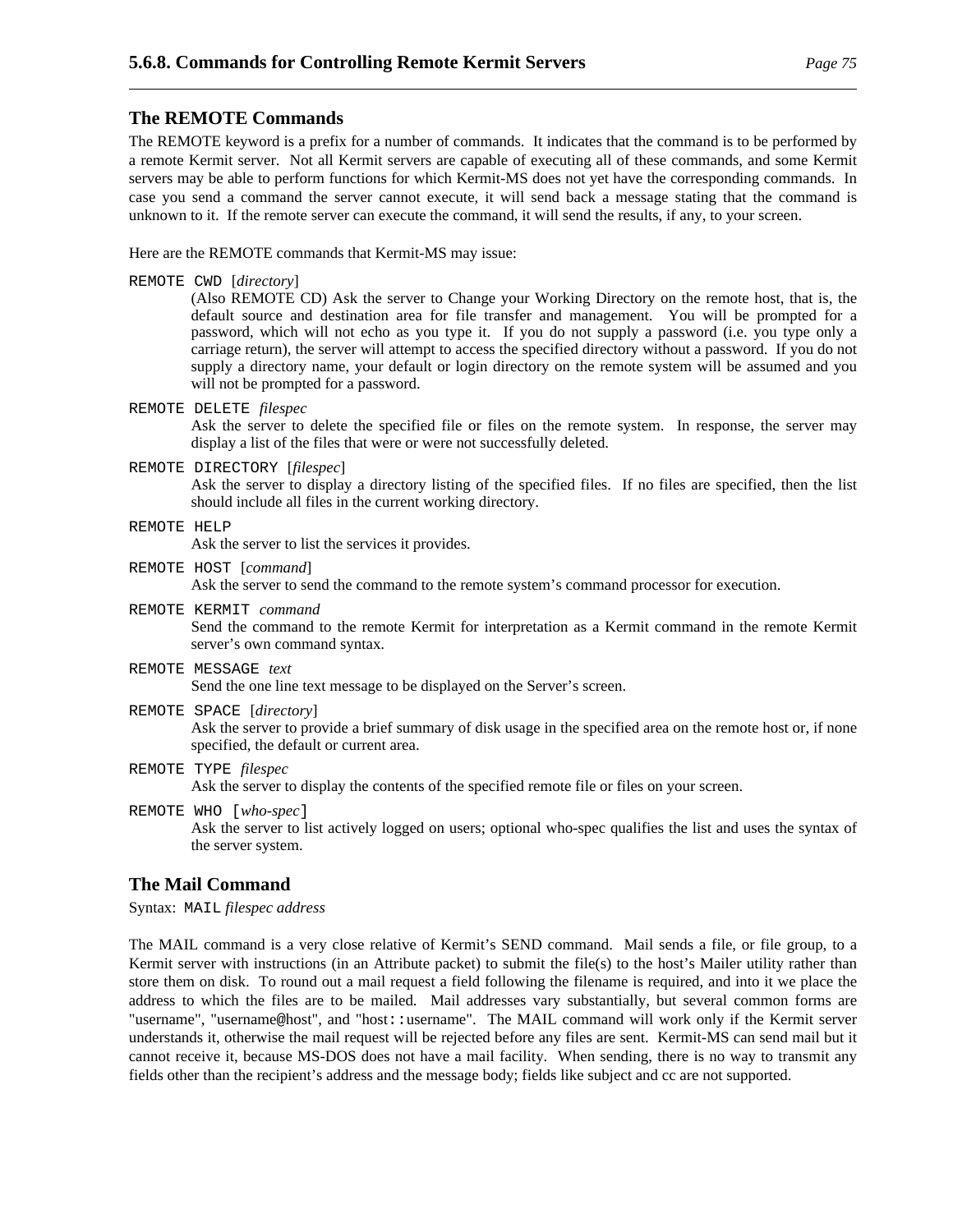## The REMOTE Commands

The REMOTE keyword is a prefix for a number of commands. It indicates that the command is to be performed by a remote Kermit server. Not all Kermit servers are capable of executing all of these commands, and some Kermit servers may be able to perform functions for which Kermit-MS does not yet have the corresponding commands. In case you send a command the server cannot execute, it will send back a message stating that the command is unknown to it. If the remote server can execute the command, it will send the results, if any, to your screen.

Here are the REMOTE commands that Kermit-MS may issue:

`REMOTE CWD` [*directory*]
: (Also REMOTE CD) Ask the server to Change your Working Directory on the remote host, that is, the default source and destination area for file transfer and management. You will be prompted for a password, which will not echo as you type it. If you do not supply a password (i.e. you type only a carriage return), the server will attempt to access the specified directory without a password. If you do not supply a directory name, your default or login directory on the remote system will be assumed and you will not be prompted for a password.

`REMOTE DELETE` *filespec*
: Ask the server to delete the specified file or files on the remote system. In response, the server may display a list of the files that were or were not successfully deleted.

`REMOTE DIRECTORY` [*filespec*]
: Ask the server to display a directory listing of the specified files. If no files are specified, then the list should include all files in the current working directory.

`REMOTE HELP`
: Ask the server to list the services it provides.

`REMOTE HOST` [*command*]
: Ask the server to send the command to the remote system's command processor for execution.

`REMOTE KERMIT` *command*
: Send the command to the remote Kermit for interpretation as a Kermit command in the remote Kermit server's own command syntax.

`REMOTE MESSAGE` *text*
: Send the one line text message to be displayed on the Server's screen.

`REMOTE SPACE` [*directory*]
: Ask the server to provide a brief summary of disk usage in the specified area on the remote host or, if none specified, the default or current area.

`REMOTE TYPE` *filespec*
: Ask the server to display the contents of the specified remote file or files on your screen.

`REMOTE WHO [`*who-spec*`]`
: Ask the server to list actively logged on users; optional who-spec qualifies the list and uses the syntax of the server system.

## The Mail Command

Syntax: `MAIL` *filespec address*

The MAIL command is a very close relative of Kermit's SEND command. Mail sends a file, or file group, to a Kermit server with instructions (in an Attribute packet) to submit the file(s) to the host's Mailer utility rather than store them on disk. To round out a mail request a field following the filename is required, and into it we place the address to which the files are to be mailed. Mail addresses vary substantially, but several common forms are "username", "username@host", and "host`::`username". The MAIL command will work only if the Kermit server understands it, otherwise the mail request will be rejected before any files are sent. Kermit-MS can send mail but it cannot receive it, because MS-DOS does not have a mail facility. When sending, there is no way to transmit any fields other than the recipient's address and the message body; fields like subject and cc are not supported.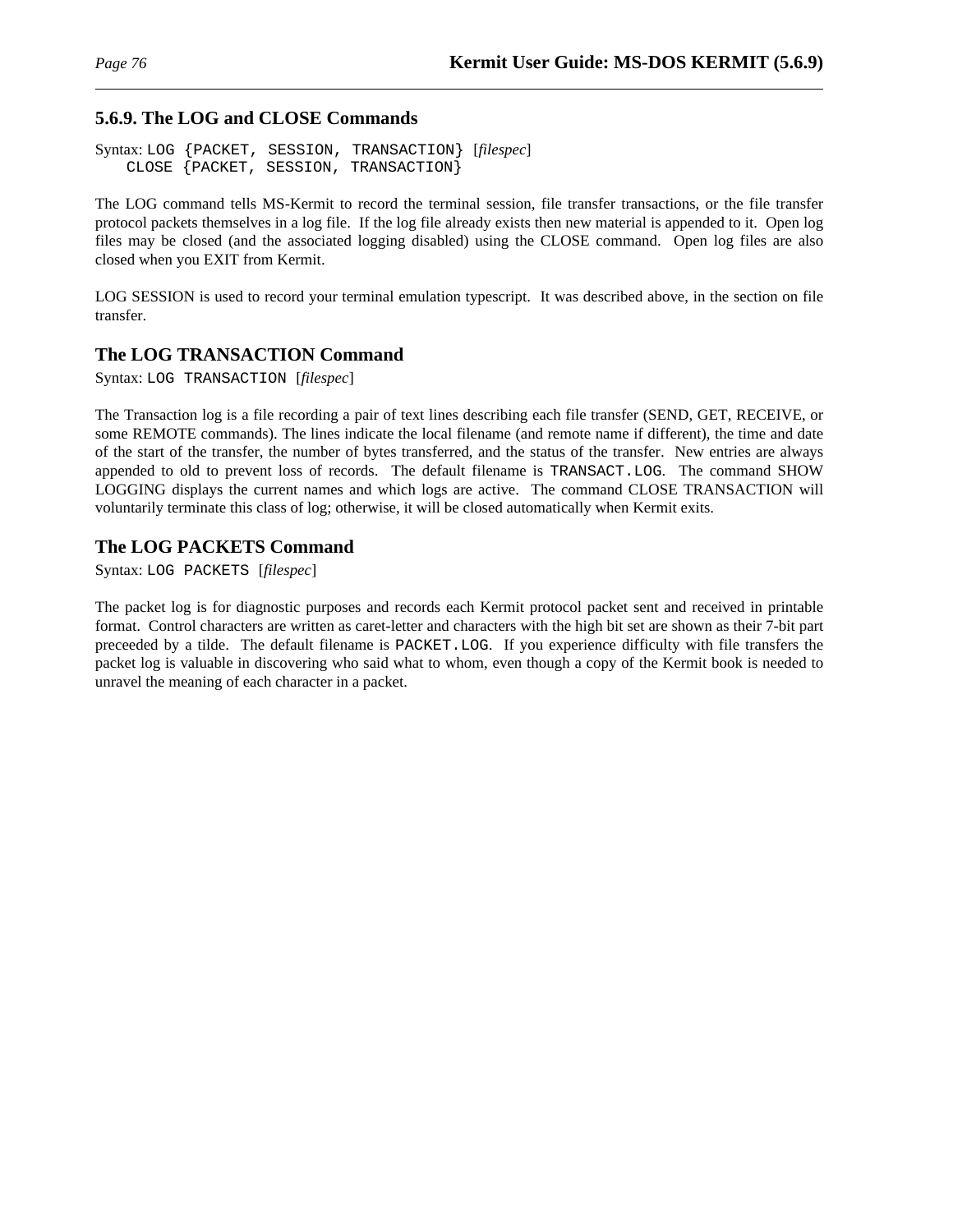### 5.6.9. The LOG and CLOSE Commands

Syntax: `LOG {PACKET, SESSION, TRANSACTION}` [*filespec*]
    `CLOSE {PACKET, SESSION, TRANSACTION}`

The LOG command tells MS-Kermit to record the terminal session, file transfer transactions, or the file transfer protocol packets themselves in a log file. If the log file already exists then new material is appended to it. Open log files may be closed (and the associated logging disabled) using the CLOSE command. Open log files are also closed when you EXIT from Kermit.

LOG SESSION is used to record your terminal emulation typescript. It was described above, in the section on file transfer.

### The LOG TRANSACTION Command

Syntax: `LOG TRANSACTION` [*filespec*]

The Transaction log is a file recording a pair of text lines describing each file transfer (SEND, GET, RECEIVE, or some REMOTE commands). The lines indicate the local filename (and remote name if different), the time and date of the start of the transfer, the number of bytes transferred, and the status of the transfer. New entries are always appended to old to prevent loss of records. The default filename is `TRANSACT.LOG`. The command SHOW LOGGING displays the current names and which logs are active. The command CLOSE TRANSACTION will voluntarily terminate this class of log; otherwise, it will be closed automatically when Kermit exits.

### The LOG PACKETS Command

Syntax: `LOG PACKETS` [*filespec*]

The packet log is for diagnostic purposes and records each Kermit protocol packet sent and received in printable format. Control characters are written as caret-letter and characters with the high bit set are shown as their 7-bit part preceeded by a tilde. The default filename is `PACKET.LOG`. If you experience difficulty with file transfers the packet log is valuable in discovering who said what to whom, even though a copy of the Kermit book is needed to unravel the meaning of each character in a packet.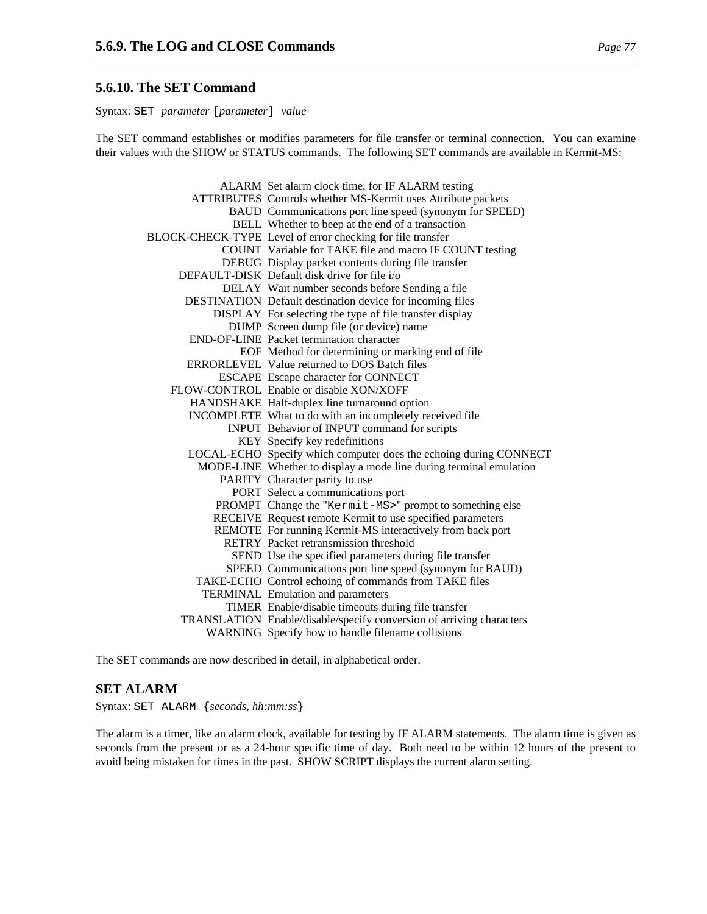## 5.6.10. The SET Command

Syntax: `SET` *parameter* [*parameter*] *value*

The SET command establishes or modifies parameters for file transfer or terminal connection. You can examine their values with the SHOW or STATUS commands. The following SET commands are available in Kermit-MS:

| | |
|---|---|
| ALARM | Set alarm clock time, for IF ALARM testing |
| ATTRIBUTES | Controls whether MS-Kermit uses Attribute packets |
| BAUD | Communications port line speed (synonym for SPEED) |
| BELL | Whether to beep at the end of a transaction |
| BLOCK-CHECK-TYPE | Level of error checking for file transfer |
| COUNT | Variable for TAKE file and macro IF COUNT testing |
| DEBUG | Display packet contents during file transfer |
| DEFAULT-DISK | Default disk drive for file i/o |
| DELAY | Wait number seconds before Sending a file |
| DESTINATION | Default destination device for incoming files |
| DISPLAY | For selecting the type of file transfer display |
| DUMP | Screen dump file (or device) name |
| END-OF-LINE | Packet termination character |
| EOF | Method for determining or marking end of file |
| ERRORLEVEL | Value returned to DOS Batch files |
| ESCAPE | Escape character for CONNECT |
| FLOW-CONTROL | Enable or disable XON/XOFF |
| HANDSHAKE | Half-duplex line turnaround option |
| INCOMPLETE | What to do with an incompletely received file |
| INPUT | Behavior of INPUT command for scripts |
| KEY | Specify key redefinitions |
| LOCAL-ECHO | Specify which computer does the echoing during CONNECT |
| MODE-LINE | Whether to display a mode line during terminal emulation |
| PARITY | Character parity to use |
| PORT | Select a communications port |
| PROMPT | Change the "`Kermit-MS>`" prompt to something else |
| RECEIVE | Request remote Kermit to use specified parameters |
| REMOTE | For running Kermit-MS interactively from back port |
| RETRY | Packet retransmission threshold |
| SEND | Use the specified parameters during file transfer |
| SPEED | Communications port line speed (synonym for BAUD) |
| TAKE-ECHO | Control echoing of commands from TAKE files |
| TERMINAL | Emulation and parameters |
| TIMER | Enable/disable timeouts during file transfer |
| TRANSLATION | Enable/disable/specify conversion of arriving characters |
| WARNING | Specify how to handle filename collisions |

The SET commands are now described in detail, in alphabetical order.

### SET ALARM

Syntax: `SET ALARM` {*seconds, hh:mm:ss*}

The alarm is a timer, like an alarm clock, available for testing by IF ALARM statements. The alarm time is given as seconds from the present or as a 24-hour specific time of day. Both need to be within 12 hours of the present to avoid being mistaken for times in the past. SHOW SCRIPT displays the current alarm setting.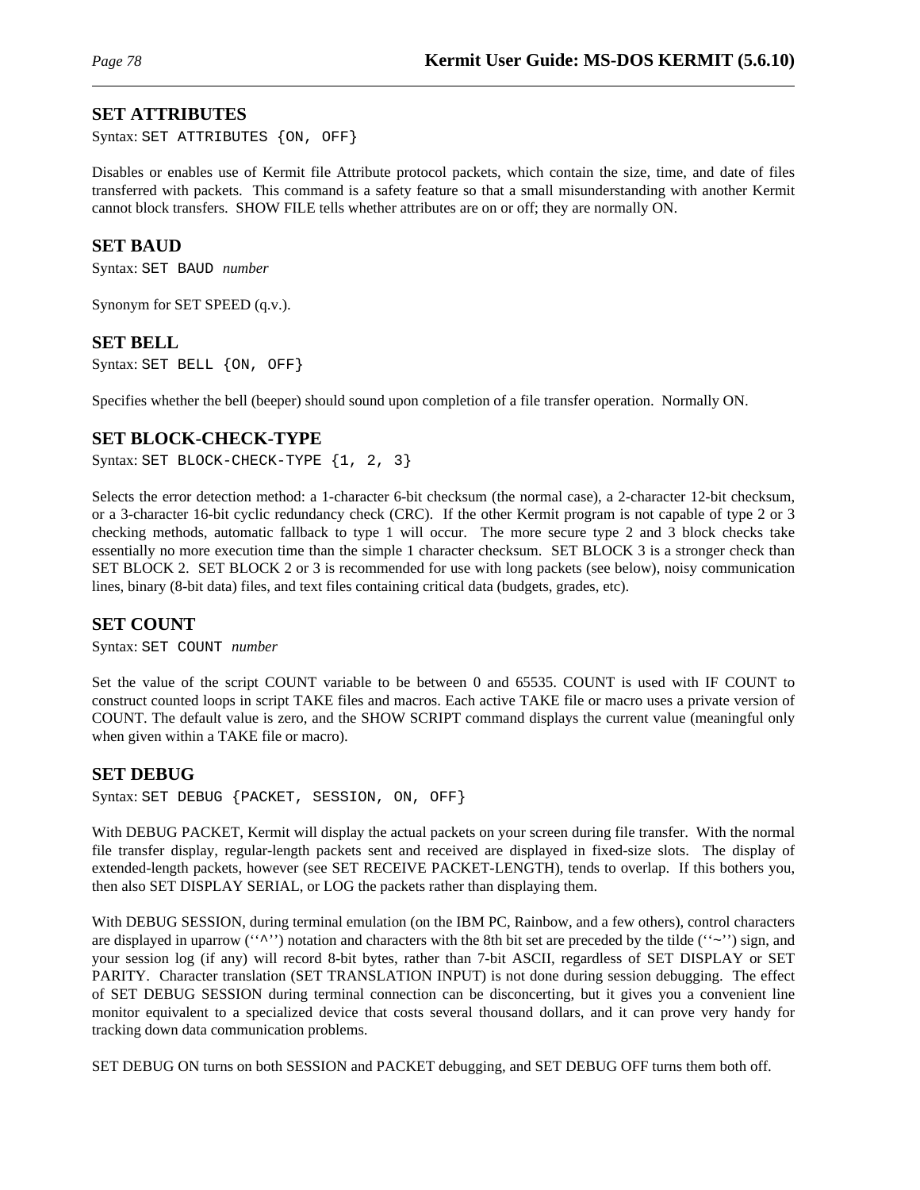## SET ATTRIBUTES

Syntax: `SET ATTRIBUTES {ON, OFF}`

Disables or enables use of Kermit file Attribute protocol packets, which contain the size, time, and date of files transferred with packets. This command is a safety feature so that a small misunderstanding with another Kermit cannot block transfers. SHOW FILE tells whether attributes are on or off; they are normally ON.

## SET BAUD

Syntax: `SET BAUD` *number*

Synonym for SET SPEED (q.v.).

## SET BELL

Syntax: `SET BELL {ON, OFF}`

Specifies whether the bell (beeper) should sound upon completion of a file transfer operation. Normally ON.

## SET BLOCK-CHECK-TYPE

Syntax: `SET BLOCK-CHECK-TYPE {1, 2, 3}`

Selects the error detection method: a 1-character 6-bit checksum (the normal case), a 2-character 12-bit checksum, or a 3-character 16-bit cyclic redundancy check (CRC). If the other Kermit program is not capable of type 2 or 3 checking methods, automatic fallback to type 1 will occur. The more secure type 2 and 3 block checks take essentially no more execution time than the simple 1 character checksum. SET BLOCK 3 is a stronger check than SET BLOCK 2. SET BLOCK 2 or 3 is recommended for use with long packets (see below), noisy communication lines, binary (8-bit data) files, and text files containing critical data (budgets, grades, etc).

## SET COUNT

Syntax: `SET COUNT` *number*

Set the value of the script COUNT variable to be between 0 and 65535. COUNT is used with IF COUNT to construct counted loops in script TAKE files and macros. Each active TAKE file or macro uses a private version of COUNT. The default value is zero, and the SHOW SCRIPT command displays the current value (meaningful only when given within a TAKE file or macro).

## SET DEBUG

Syntax: `SET DEBUG {PACKET, SESSION, ON, OFF}`

With DEBUG PACKET, Kermit will display the actual packets on your screen during file transfer. With the normal file transfer display, regular-length packets sent and received are displayed in fixed-size slots. The display of extended-length packets, however (see SET RECEIVE PACKET-LENGTH), tends to overlap. If this bothers you, then also SET DISPLAY SERIAL, or LOG the packets rather than displaying them.

With DEBUG SESSION, during terminal emulation (on the IBM PC, Rainbow, and a few others), control characters are displayed in uparrow (''^'') notation and characters with the 8th bit set are preceded by the tilde (''~'') sign, and your session log (if any) will record 8-bit bytes, rather than 7-bit ASCII, regardless of SET DISPLAY or SET PARITY. Character translation (SET TRANSLATION INPUT) is not done during session debugging. The effect of SET DEBUG SESSION during terminal connection can be disconcerting, but it gives you a convenient line monitor equivalent to a specialized device that costs several thousand dollars, and it can prove very handy for tracking down data communication problems.

SET DEBUG ON turns on both SESSION and PACKET debugging, and SET DEBUG OFF turns them both off.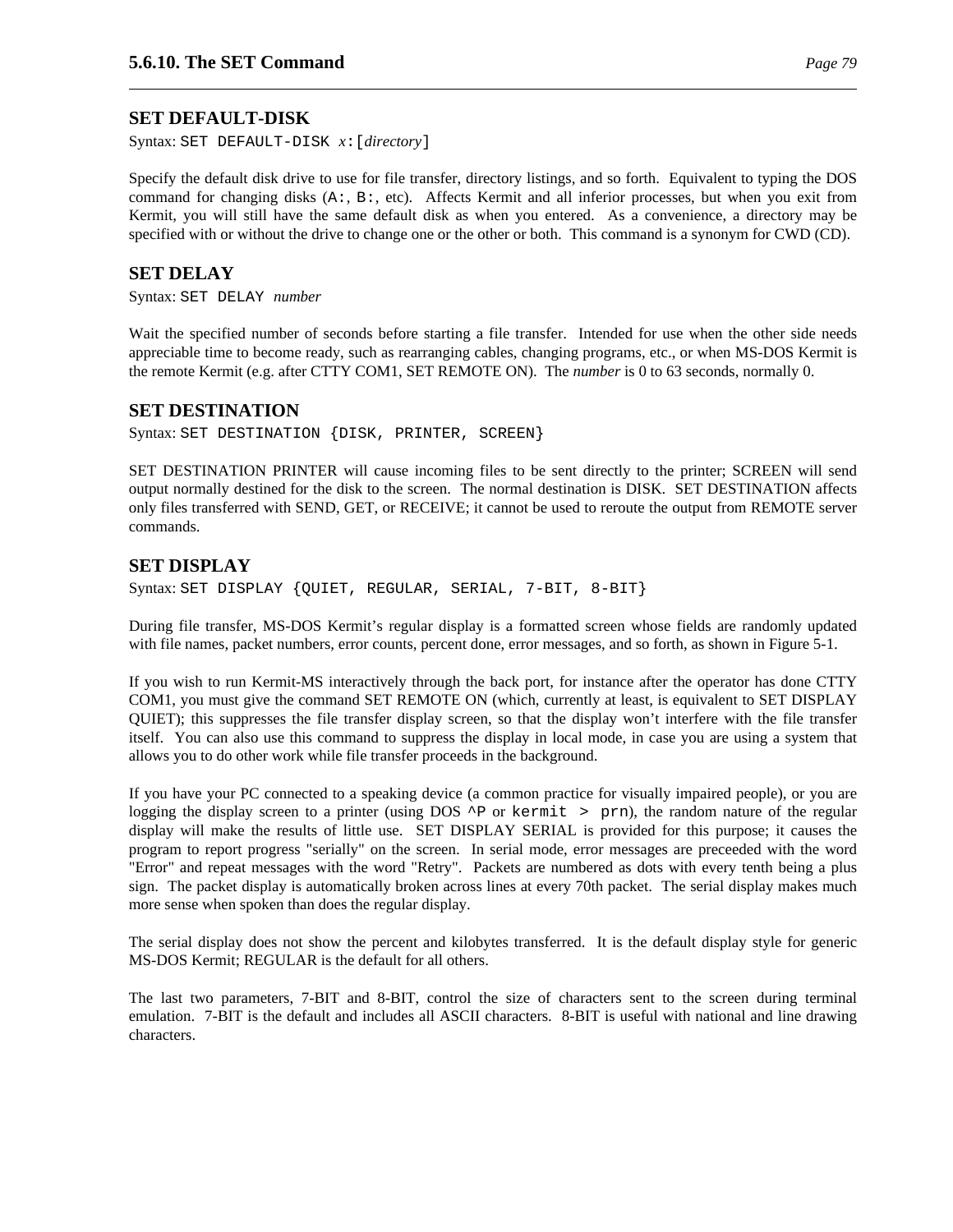## SET DEFAULT-DISK

Syntax: `SET DEFAULT-DISK` *x*`:[`*directory*`]`

Specify the default disk drive to use for file transfer, directory listings, and so forth. Equivalent to typing the DOS command for changing disks (`A:`, `B:`, etc). Affects Kermit and all inferior processes, but when you exit from Kermit, you will still have the same default disk as when you entered. As a convenience, a directory may be specified with or without the drive to change one or the other or both. This command is a synonym for CWD (CD).

## SET DELAY

Syntax: `SET DELAY` *number*

Wait the specified number of seconds before starting a file transfer. Intended for use when the other side needs appreciable time to become ready, such as rearranging cables, changing programs, etc., or when MS-DOS Kermit is the remote Kermit (e.g. after CTTY COM1, SET REMOTE ON). The *number* is 0 to 63 seconds, normally 0.

## SET DESTINATION

Syntax: `SET DESTINATION {DISK, PRINTER, SCREEN}`

SET DESTINATION PRINTER will cause incoming files to be sent directly to the printer; SCREEN will send output normally destined for the disk to the screen. The normal destination is DISK. SET DESTINATION affects only files transferred with SEND, GET, or RECEIVE; it cannot be used to reroute the output from REMOTE server commands.

## SET DISPLAY

Syntax: `SET DISPLAY {QUIET, REGULAR, SERIAL, 7-BIT, 8-BIT}`

During file transfer, MS-DOS Kermit's regular display is a formatted screen whose fields are randomly updated with file names, packet numbers, error counts, percent done, error messages, and so forth, as shown in Figure 5-1.

If you wish to run Kermit-MS interactively through the back port, for instance after the operator has done CTTY COM1, you must give the command SET REMOTE ON (which, currently at least, is equivalent to SET DISPLAY QUIET); this suppresses the file transfer display screen, so that the display won't interfere with the file transfer itself. You can also use this command to suppress the display in local mode, in case you are using a system that allows you to do other work while file transfer proceeds in the background.

If you have your PC connected to a speaking device (a common practice for visually impaired people), or you are logging the display screen to a printer (using DOS `^P` or `kermit > prn`), the random nature of the regular display will make the results of little use. SET DISPLAY SERIAL is provided for this purpose; it causes the program to report progress "serially" on the screen. In serial mode, error messages are preceeded with the word "Error" and repeat messages with the word "Retry". Packets are numbered as dots with every tenth being a plus sign. The packet display is automatically broken across lines at every 70th packet. The serial display makes much more sense when spoken than does the regular display.

The serial display does not show the percent and kilobytes transferred. It is the default display style for generic MS-DOS Kermit; REGULAR is the default for all others.

The last two parameters, 7-BIT and 8-BIT, control the size of characters sent to the screen during terminal emulation. 7-BIT is the default and includes all ASCII characters. 8-BIT is useful with national and line drawing characters.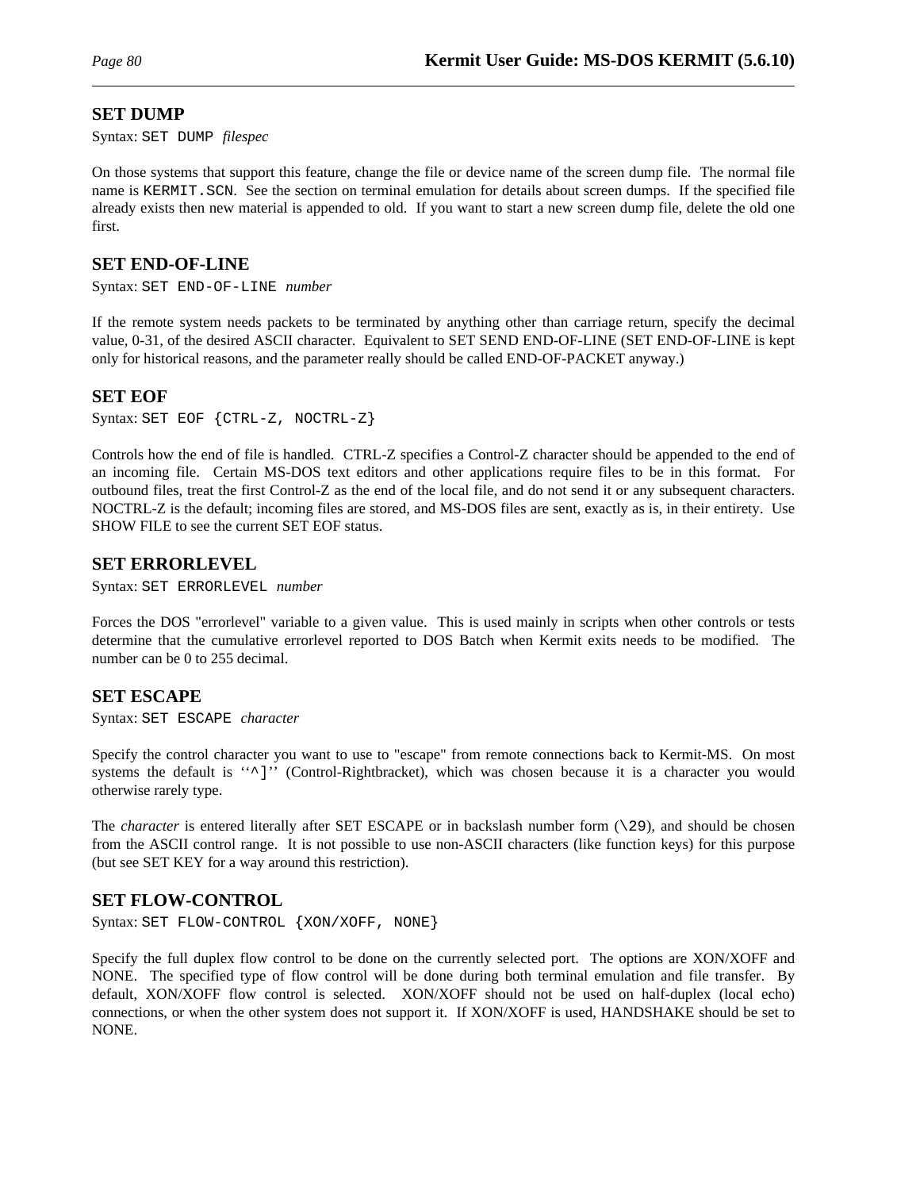## SET DUMP

Syntax: `SET DUMP` *filespec*

On those systems that support this feature, change the file or device name of the screen dump file. The normal file name is `KERMIT.SCN`. See the section on terminal emulation for details about screen dumps. If the specified file already exists then new material is appended to old. If you want to start a new screen dump file, delete the old one first.

## SET END-OF-LINE

Syntax: `SET END-OF-LINE` *number*

If the remote system needs packets to be terminated by anything other than carriage return, specify the decimal value, 0-31, of the desired ASCII character. Equivalent to SET SEND END-OF-LINE (SET END-OF-LINE is kept only for historical reasons, and the parameter really should be called END-OF-PACKET anyway.)

## SET EOF

Syntax: `SET EOF {CTRL-Z, NOCTRL-Z}`

Controls how the end of file is handled. CTRL-Z specifies a Control-Z character should be appended to the end of an incoming file. Certain MS-DOS text editors and other applications require files to be in this format. For outbound files, treat the first Control-Z as the end of the local file, and do not send it or any subsequent characters. NOCTRL-Z is the default; incoming files are stored, and MS-DOS files are sent, exactly as is, in their entirety. Use SHOW FILE to see the current SET EOF status.

## SET ERRORLEVEL

Syntax: `SET ERRORLEVEL` *number*

Forces the DOS "errorlevel" variable to a given value. This is used mainly in scripts when other controls or tests determine that the cumulative errorlevel reported to DOS Batch when Kermit exits needs to be modified. The number can be 0 to 255 decimal.

## SET ESCAPE

Syntax: `SET ESCAPE` *character*

Specify the control character you want to use to "escape" from remote connections back to Kermit-MS. On most systems the default is ''`^]`'' (Control-Rightbracket), which was chosen because it is a character you would otherwise rarely type.

The *character* is entered literally after SET ESCAPE or in backslash number form (`\29`), and should be chosen from the ASCII control range. It is not possible to use non-ASCII characters (like function keys) for this purpose (but see SET KEY for a way around this restriction).

## SET FLOW-CONTROL

Syntax: `SET FLOW-CONTROL {XON/XOFF, NONE}`

Specify the full duplex flow control to be done on the currently selected port. The options are XON/XOFF and NONE. The specified type of flow control will be done during both terminal emulation and file transfer. By default, XON/XOFF flow control is selected. XON/XOFF should not be used on half-duplex (local echo) connections, or when the other system does not support it. If XON/XOFF is used, HANDSHAKE should be set to NONE.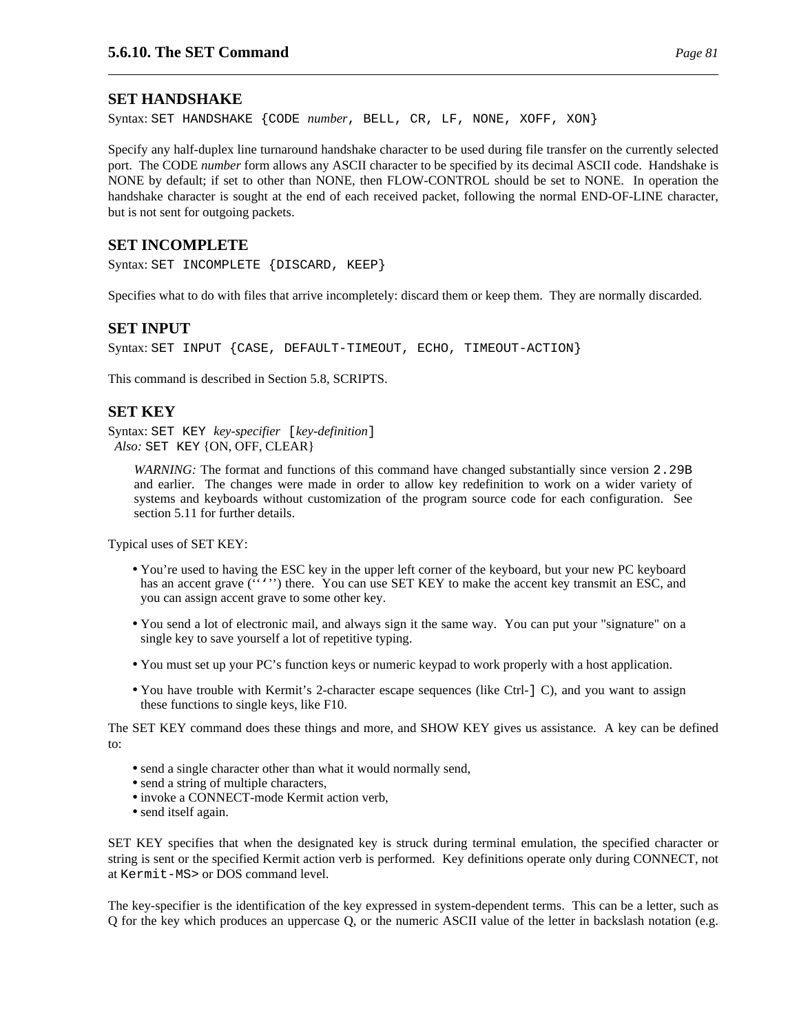## SET HANDSHAKE

Syntax: `SET HANDSHAKE {CODE` *number*`, BELL, CR, LF, NONE, XOFF, XON}`

Specify any half-duplex line turnaround handshake character to be used during file transfer on the currently selected port. The CODE *number* form allows any ASCII character to be specified by its decimal ASCII code. Handshake is NONE by default; if set to other than NONE, then FLOW-CONTROL should be set to NONE. In operation the handshake character is sought at the end of each received packet, following the normal END-OF-LINE character, but is not sent for outgoing packets.

## SET INCOMPLETE

Syntax: `SET INCOMPLETE {DISCARD, KEEP}`

Specifies what to do with files that arrive incompletely: discard them or keep them. They are normally discarded.

## SET INPUT

Syntax: `SET INPUT {CASE, DEFAULT-TIMEOUT, ECHO, TIMEOUT-ACTION}`

This command is described in Section 5.8, SCRIPTS.

## SET KEY

Syntax: `SET KEY` *key-specifier* `[`*key-definition*`]`
*Also:* `SET KEY` {ON, OFF, CLEAR}

> *WARNING:* The format and functions of this command have changed substantially since version `2.29B` and earlier. The changes were made in order to allow key redefinition to work on a wider variety of systems and keyboards without customization of the program source code for each configuration. See section 5.11 for further details.

Typical uses of SET KEY:

- You're used to having the ESC key in the upper left corner of the keyboard, but your new PC keyboard has an accent grave (''`'') there. You can use SET KEY to make the accent key transmit an ESC, and you can assign accent grave to some other key.

- You send a lot of electronic mail, and always sign it the same way. You can put your "signature" on a single key to save yourself a lot of repetitive typing.

- You must set up your PC's function keys or numeric keypad to work properly with a host application.

- You have trouble with Kermit's 2-character escape sequences (like Ctrl-`]` C), and you want to assign these functions to single keys, like F10.

The SET KEY command does these things and more, and SHOW KEY gives us assistance. A key can be defined to:

- send a single character other than what it would normally send,
- send a string of multiple characters,
- invoke a CONNECT-mode Kermit action verb,
- send itself again.

SET KEY specifies that when the designated key is struck during terminal emulation, the specified character or string is sent or the specified Kermit action verb is performed. Key definitions operate only during CONNECT, not at `Kermit-MS>` or DOS command level.

The key-specifier is the identification of the key expressed in system-dependent terms. This can be a letter, such as Q for the key which produces an uppercase Q, or the numeric ASCII value of the letter in backslash notation (e.g.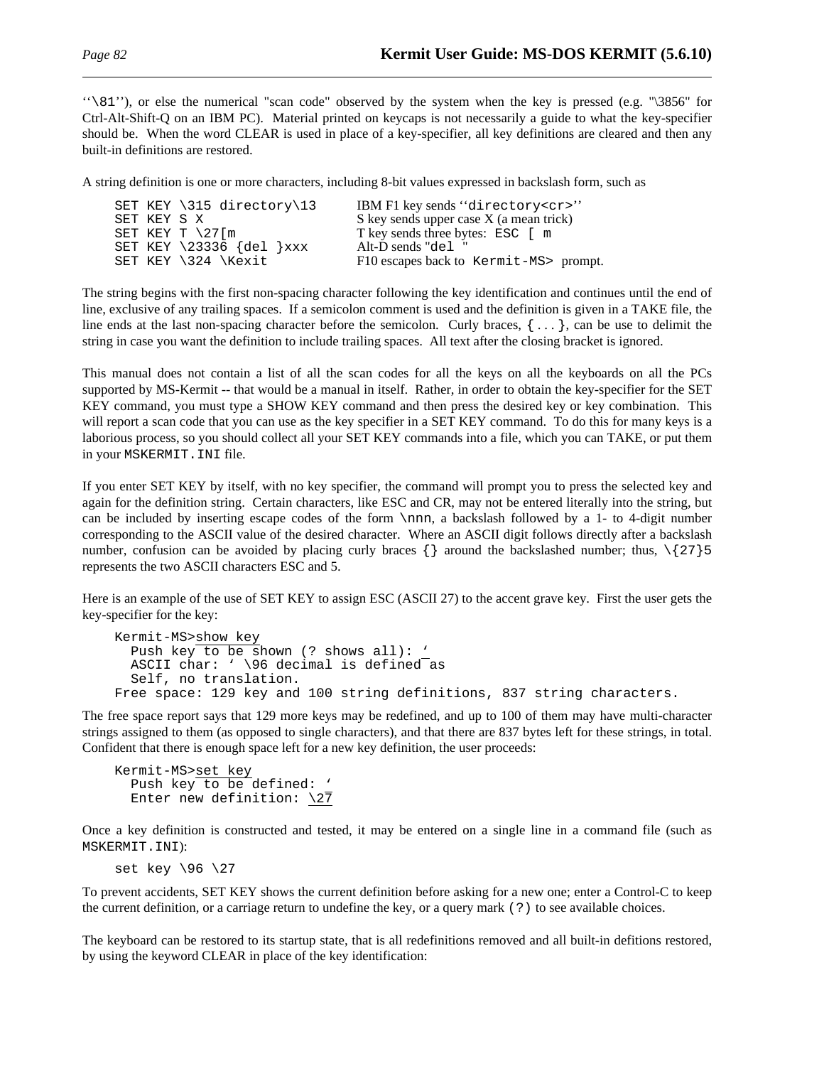''\81''), or else the numerical "scan code" observed by the system when the key is pressed (e.g. "\3856" for Ctrl-Alt-Shift-Q on an IBM PC). Material printed on keycaps is not necessarily a guide to what the key-specifier should be. When the word CLEAR is used in place of a key-specifier, all key definitions are cleared and then any built-in definitions are restored.

A string definition is one or more characters, including 8-bit values expressed in backslash form, such as

```
SET KEY \315 directory\13       IBM F1 key sends ''directory<cr>''
SET KEY S X                     S key sends upper case X (a mean trick)
SET KEY T \27[m                 T key sends three bytes: ESC [ m
SET KEY \23336 {del }xxx        Alt-D sends "del "
SET KEY \324 \Kexit             F10 escapes back to Kermit-MS> prompt.
```

The string begins with the first non-spacing character following the key identification and continues until the end of line, exclusive of any trailing spaces. If a semicolon comment is used and the definition is given in a TAKE file, the line ends at the last non-spacing character before the semicolon. Curly braces, {...}, can be use to delimit the string in case you want the definition to include trailing spaces. All text after the closing bracket is ignored.

This manual does not contain a list of all the scan codes for all the keys on all the keyboards on all the PCs supported by MS-Kermit -- that would be a manual in itself. Rather, in order to obtain the key-specifier for the SET KEY command, you must type a SHOW KEY command and then press the desired key or key combination. This will report a scan code that you can use as the key specifier in a SET KEY command. To do this for many keys is a laborious process, so you should collect all your SET KEY commands into a file, which you can TAKE, or put them in your `MSKERMIT.INI` file.

If you enter SET KEY by itself, with no key specifier, the command will prompt you to press the selected key and again for the definition string. Certain characters, like ESC and CR, may not be entered literally into the string, but can be included by inserting escape codes of the form `\nnn`, a backslash followed by a 1- to 4-digit number corresponding to the ASCII value of the desired character. Where an ASCII digit follows directly after a backslash number, confusion can be avoided by placing curly braces `{}` around the backslashed number; thus, `\{27}5` represents the two ASCII characters ESC and 5.

Here is an example of the use of SET KEY to assign ESC (ASCII 27) to the accent grave key. First the user gets the key-specifier for the key:

```
Kermit-MS>show key
  Push key to be shown (? shows all): `
  ASCII char: ` \96 decimal is defined as
  Self, no translation.
Free space: 129 key and 100 string definitions, 837 string characters.
```

The free space report says that 129 more keys may be redefined, and up to 100 of them may have multi-character strings assigned to them (as opposed to single characters), and that there are 837 bytes left for these strings, in total. Confident that there is enough space left for a new key definition, the user proceeds:

```
Kermit-MS>set key
  Push key to be defined: `
  Enter new definition: \27
```

Once a key definition is constructed and tested, it may be entered on a single line in a command file (such as `MSKERMIT.INI`):

```
set key \96 \27
```

To prevent accidents, SET KEY shows the current definition before asking for a new one; enter a Control-C to keep the current definition, or a carriage return to undefine the key, or a query mark `(?)` to see available choices.

The keyboard can be restored to its startup state, that is all redefinitions removed and all built-in defitions restored, by using the keyword CLEAR in place of the key identification: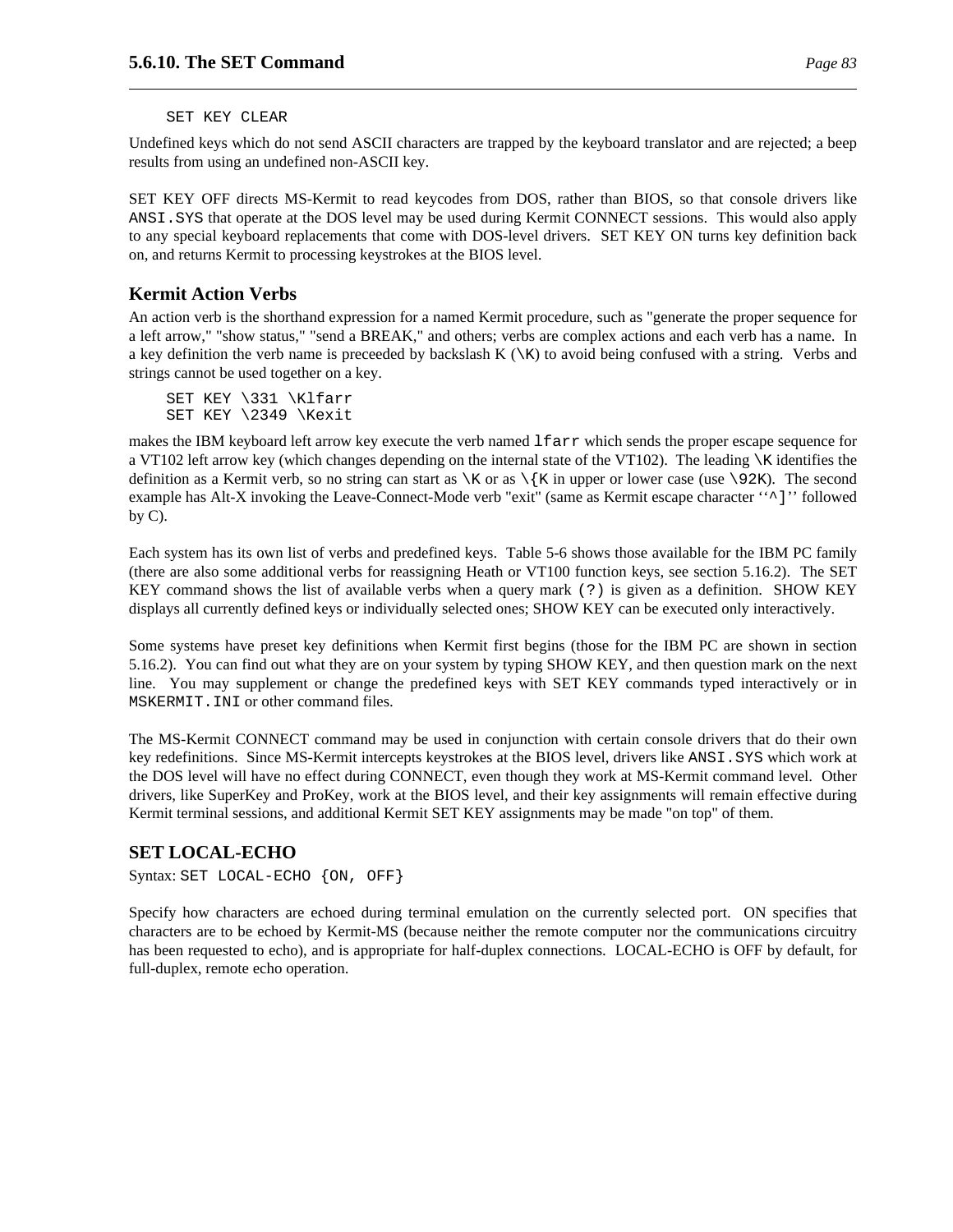```
SET KEY CLEAR
```

Undefined keys which do not send ASCII characters are trapped by the keyboard translator and are rejected; a beep results from using an undefined non-ASCII key.

SET KEY OFF directs MS-Kermit to read keycodes from DOS, rather than BIOS, so that console drivers like `ANSI.SYS` that operate at the DOS level may be used during Kermit CONNECT sessions. This would also apply to any special keyboard replacements that come with DOS-level drivers. SET KEY ON turns key definition back on, and returns Kermit to processing keystrokes at the BIOS level.

### Kermit Action Verbs

An action verb is the shorthand expression for a named Kermit procedure, such as "generate the proper sequence for a left arrow," "show status," "send a BREAK," and others; verbs are complex actions and each verb has a name. In a key definition the verb name is preceeded by backslash K (`\K`) to avoid being confused with a string. Verbs and strings cannot be used together on a key.

```
SET KEY \331 \Klfarr
SET KEY \2349 \Kexit
```

makes the IBM keyboard left arrow key execute the verb named `lfarr` which sends the proper escape sequence for a VT102 left arrow key (which changes depending on the internal state of the VT102). The leading `\K` identifies the definition as a Kermit verb, so no string can start as `\K` or as `\{K` in upper or lower case (use `\92K`). The second example has Alt-X invoking the Leave-Connect-Mode verb "exit" (same as Kermit escape character ''`^]`'' followed by C).

Each system has its own list of verbs and predefined keys. Table 5-6 shows those available for the IBM PC family (there are also some additional verbs for reassigning Heath or VT100 function keys, see section 5.16.2). The SET KEY command shows the list of available verbs when a query mark `(?)` is given as a definition. SHOW KEY displays all currently defined keys or individually selected ones; SHOW KEY can be executed only interactively.

Some systems have preset key definitions when Kermit first begins (those for the IBM PC are shown in section 5.16.2). You can find out what they are on your system by typing SHOW KEY, and then question mark on the next line. You may supplement or change the predefined keys with SET KEY commands typed interactively or in `MSKERMIT.INI` or other command files.

The MS-Kermit CONNECT command may be used in conjunction with certain console drivers that do their own key redefinitions. Since MS-Kermit intercepts keystrokes at the BIOS level, drivers like `ANSI.SYS` which work at the DOS level will have no effect during CONNECT, even though they work at MS-Kermit command level. Other drivers, like SuperKey and ProKey, work at the BIOS level, and their key assignments will remain effective during Kermit terminal sessions, and additional Kermit SET KEY assignments may be made "on top" of them.

### SET LOCAL-ECHO

Syntax: `SET LOCAL-ECHO {ON, OFF}`

Specify how characters are echoed during terminal emulation on the currently selected port. ON specifies that characters are to be echoed by Kermit-MS (because neither the remote computer nor the communications circuitry has been requested to echo), and is appropriate for half-duplex connections. LOCAL-ECHO is OFF by default, for full-duplex, remote echo operation.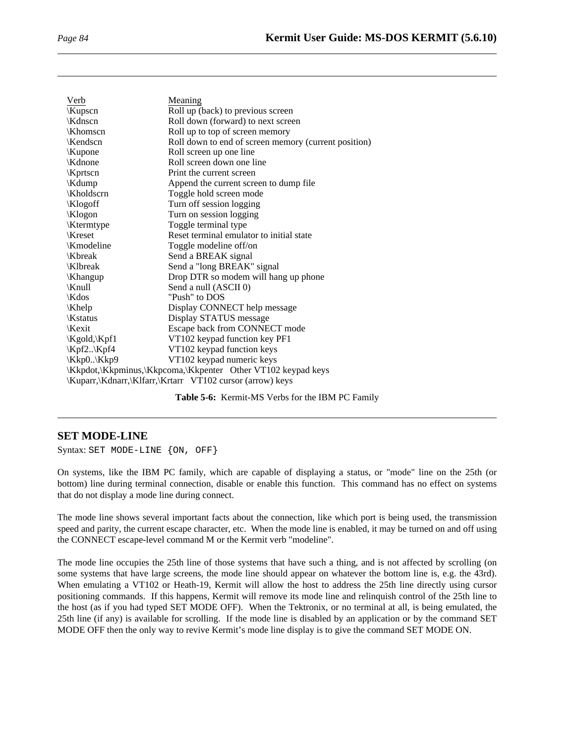| Verb | Meaning |
|---|---|
| \Kupscn | Roll up (back) to previous screen |
| \Kdnscn | Roll down (forward) to next screen |
| \Khomscn | Roll up to top of screen memory |
| \Kendscn | Roll down to end of screen memory (current position) |
| \Kupone | Roll screen up one line |
| \Kdnone | Roll screen down one line |
| \Kprtscn | Print the current screen |
| \Kdump | Append the current screen to dump file |
| \Kholdscrn | Toggle hold screen mode |
| \Klogoff | Turn off session logging |
| \Klogon | Turn on session logging |
| \Ktermtype | Toggle terminal type |
| \Kreset | Reset terminal emulator to initial state |
| \Kmodeline | Toggle modeline off/on |
| \Kbreak | Send a BREAK signal |
| \Klbreak | Send a "long BREAK" signal |
| \Khangup | Drop DTR so modem will hang up phone |
| \Knull | Send a null (ASCII 0) |
| \Kdos | "Push" to DOS |
| \Khelp | Display CONNECT help message |
| \Kstatus | Display STATUS message |
| \Kexit | Escape back from CONNECT mode |
| \Kgold,\Kpf1 | VT102 keypad function key PF1 |
| \Kpf2..\Kpf4 | VT102 keypad function keys |
| \Kkp0..\Kkp9 | VT102 keypad numeric keys |
| \Kkpdot,\Kkpminus,\Kkpcoma,\Kkpenter | Other VT102 keypad keys |
| \Kuparr,\Kdnarr,\Klfarr,\Krtarr | VT102 cursor (arrow) keys |

**Table 5-6:** Kermit-MS Verbs for the IBM PC Family

## SET MODE-LINE

Syntax: `SET MODE-LINE {ON, OFF}`

On systems, like the IBM PC family, which are capable of displaying a status, or "mode" line on the 25th (or bottom) line during terminal connection, disable or enable this function. This command has no effect on systems that do not display a mode line during connect.

The mode line shows several important facts about the connection, like which port is being used, the transmission speed and parity, the current escape character, etc. When the mode line is enabled, it may be turned on and off using the CONNECT escape-level command M or the Kermit verb "modeline".

The mode line occupies the 25th line of those systems that have such a thing, and is not affected by scrolling (on some systems that have large screens, the mode line should appear on whatever the bottom line is, e.g. the 43rd). When emulating a VT102 or Heath-19, Kermit will allow the host to address the 25th line directly using cursor positioning commands. If this happens, Kermit will remove its mode line and relinquish control of the 25th line to the host (as if you had typed SET MODE OFF). When the Tektronix, or no terminal at all, is being emulated, the 25th line (if any) is available for scrolling. If the mode line is disabled by an application or by the command SET MODE OFF then the only way to revive Kermit's mode line display is to give the command SET MODE ON.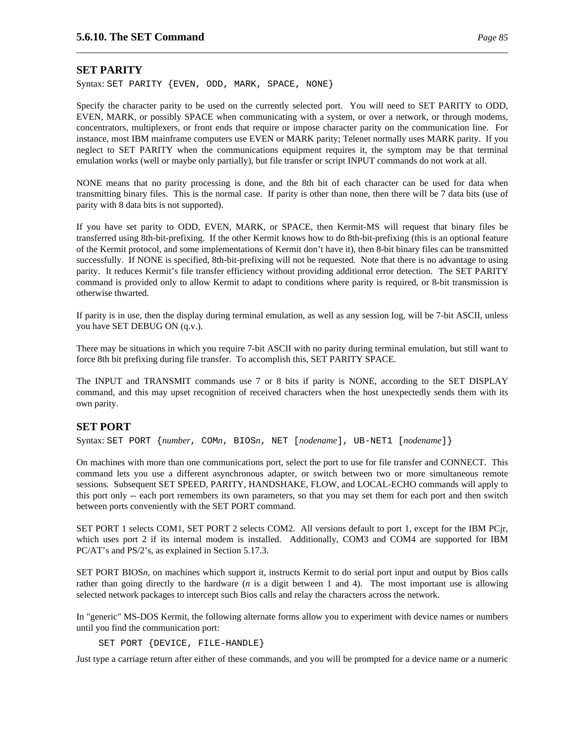## SET PARITY

Syntax: `SET PARITY {EVEN, ODD, MARK, SPACE, NONE}`

Specify the character parity to be used on the currently selected port. You will need to SET PARITY to ODD, EVEN, MARK, or possibly SPACE when communicating with a system, or over a network, or through modems, concentrators, multiplexers, or front ends that require or impose character parity on the communication line. For instance, most IBM mainframe computers use EVEN or MARK parity; Telenet normally uses MARK parity. If you neglect to SET PARITY when the communications equipment requires it, the symptom may be that terminal emulation works (well or maybe only partially), but file transfer or script INPUT commands do not work at all.

NONE means that no parity processing is done, and the 8th bit of each character can be used for data when transmitting binary files. This is the normal case. If parity is other than none, then there will be 7 data bits (use of parity with 8 data bits is not supported).

If you have set parity to ODD, EVEN, MARK, or SPACE, then Kermit-MS will request that binary files be transferred using 8th-bit-prefixing. If the other Kermit knows how to do 8th-bit-prefixing (this is an optional feature of the Kermit protocol, and some implementations of Kermit don't have it), then 8-bit binary files can be transmitted successfully. If NONE is specified, 8th-bit-prefixing will not be requested. Note that there is no advantage to using parity. It reduces Kermit's file transfer efficiency without providing additional error detection. The SET PARITY command is provided only to allow Kermit to adapt to conditions where parity is required, or 8-bit transmission is otherwise thwarted.

If parity is in use, then the display during terminal emulation, as well as any session log, will be 7-bit ASCII, unless you have SET DEBUG ON (q.v.).

There may be situations in which you require 7-bit ASCII with no parity during terminal emulation, but still want to force 8th bit prefixing during file transfer. To accomplish this, SET PARITY SPACE.

The INPUT and TRANSMIT commands use 7 or 8 bits if parity is NONE, according to the SET DISPLAY command, and this may upset recognition of received characters when the host unexpectedly sends them with its own parity.

## SET PORT

Syntax: `SET PORT {`*number*`, COM`*n*`, BIOS`*n*`, NET [`*nodename*`], UB-NET1 [`*nodename*`]}`

On machines with more than one communications port, select the port to use for file transfer and CONNECT. This command lets you use a different asynchronous adapter, or switch between two or more simultaneous remote sessions. Subsequent SET SPEED, PARITY, HANDSHAKE, FLOW, and LOCAL-ECHO commands will apply to this port only -- each port remembers its own parameters, so that you may set them for each port and then switch between ports conveniently with the SET PORT command.

SET PORT 1 selects COM1, SET PORT 2 selects COM2. All versions default to port 1, except for the IBM PCjr, which uses port 2 if its internal modem is installed. Additionally, COM3 and COM4 are supported for IBM PC/AT's and PS/2's, as explained in Section 5.17.3.

SET PORT BIOS*n*, on machines which support it, instructs Kermit to do serial port input and output by Bios calls rather than going directly to the hardware (*n* is a digit between 1 and 4). The most important use is allowing selected network packages to intercept such Bios calls and relay the characters across the network.

In "generic" MS-DOS Kermit, the following alternate forms allow you to experiment with device names or numbers until you find the communication port:

```
SET PORT {DEVICE, FILE-HANDLE}
```

Just type a carriage return after either of these commands, and you will be prompted for a device name or a numeric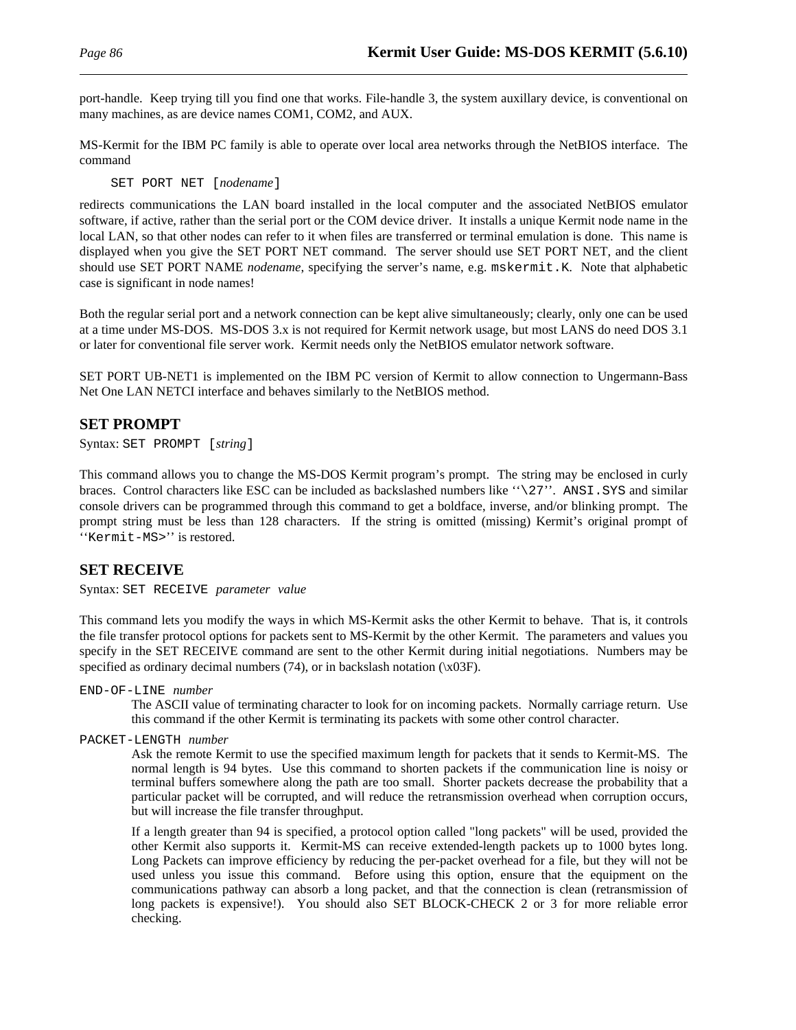port-handle. Keep trying till you find one that works. File-handle 3, the system auxillary device, is conventional on many machines, as are device names COM1, COM2, and AUX.

MS-Kermit for the IBM PC family is able to operate over local area networks through the NetBIOS interface. The command

    SET PORT NET [*nodename*]

redirects communications the LAN board installed in the local computer and the associated NetBIOS emulator software, if active, rather than the serial port or the COM device driver. It installs a unique Kermit node name in the local LAN, so that other nodes can refer to it when files are transferred or terminal emulation is done. This name is displayed when you give the SET PORT NET command. The server should use SET PORT NET, and the client should use SET PORT NAME *nodename*, specifying the server's name, e.g. `mskermit.K`. Note that alphabetic case is significant in node names!

Both the regular serial port and a network connection can be kept alive simultaneously; clearly, only one can be used at a time under MS-DOS. MS-DOS 3.x is not required for Kermit network usage, but most LANS do need DOS 3.1 or later for conventional file server work. Kermit needs only the NetBIOS emulator network software.

SET PORT UB-NET1 is implemented on the IBM PC version of Kermit to allow connection to Ungermann-Bass Net One LAN NETCI interface and behaves similarly to the NetBIOS method.

## SET PROMPT

Syntax: `SET PROMPT [`*string*`]`

This command allows you to change the MS-DOS Kermit program's prompt. The string may be enclosed in curly braces. Control characters like ESC can be included as backslashed numbers like ''`\27`''. `ANSI.SYS` and similar console drivers can be programmed through this command to get a boldface, inverse, and/or blinking prompt. The prompt string must be less than 128 characters. If the string is omitted (missing) Kermit's original prompt of ''`Kermit-MS>`'' is restored.

## SET RECEIVE

Syntax: `SET RECEIVE` *parameter value*

This command lets you modify the ways in which MS-Kermit asks the other Kermit to behave. That is, it controls the file transfer protocol options for packets sent to MS-Kermit by the other Kermit. The parameters and values you specify in the SET RECEIVE command are sent to the other Kermit during initial negotiations. Numbers may be specified as ordinary decimal numbers (74), or in backslash notation (\x03F).

`END-OF-LINE` *number*
: The ASCII value of terminating character to look for on incoming packets. Normally carriage return. Use this command if the other Kermit is terminating its packets with some other control character.

`PACKET-LENGTH` *number*
: Ask the remote Kermit to use the specified maximum length for packets that it sends to Kermit-MS. The normal length is 94 bytes. Use this command to shorten packets if the communication line is noisy or terminal buffers somewhere along the path are too small. Shorter packets decrease the probability that a particular packet will be corrupted, and will reduce the retransmission overhead when corruption occurs, but will increase the file transfer throughput.

  If a length greater than 94 is specified, a protocol option called "long packets" will be used, provided the other Kermit also supports it. Kermit-MS can receive extended-length packets up to 1000 bytes long. Long Packets can improve efficiency by reducing the per-packet overhead for a file, but they will not be used unless you issue this command. Before using this option, ensure that the equipment on the communications pathway can absorb a long packet, and that the connection is clean (retransmission of long packets is expensive!). You should also SET BLOCK-CHECK 2 or 3 for more reliable error checking.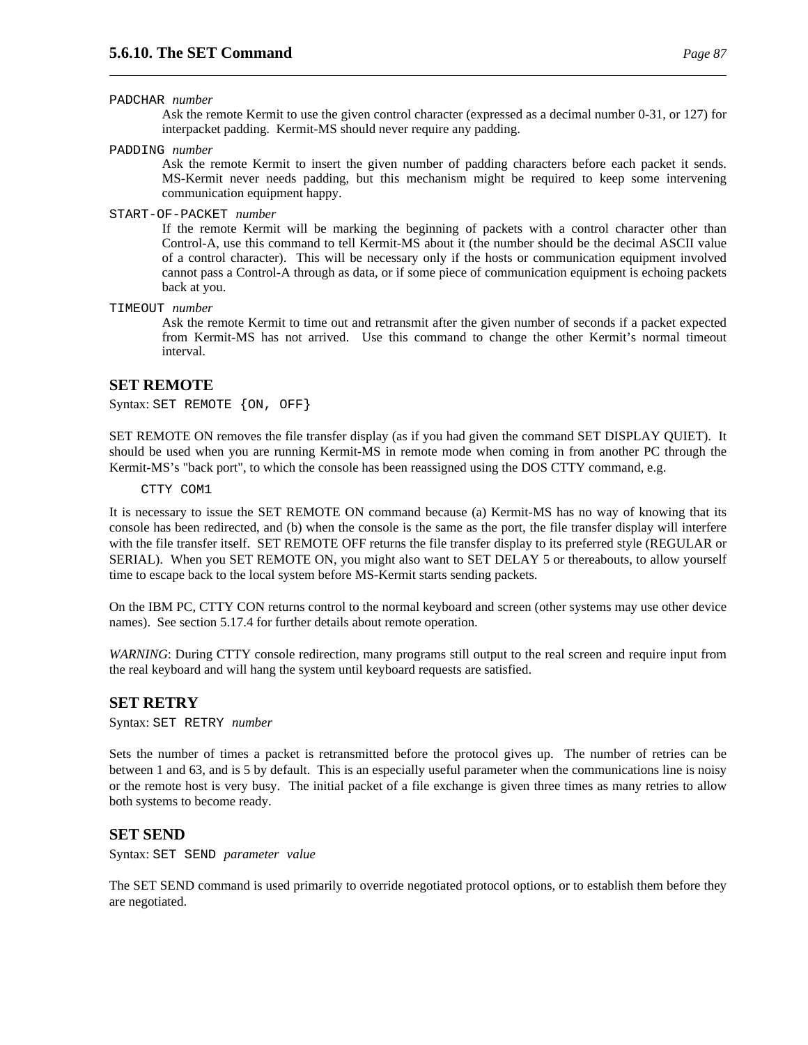`PADCHAR` *number*
: Ask the remote Kermit to use the given control character (expressed as a decimal number 0-31, or 127) for interpacket padding. Kermit-MS should never require any padding.

`PADDING` *number*
: Ask the remote Kermit to insert the given number of padding characters before each packet it sends. MS-Kermit never needs padding, but this mechanism might be required to keep some intervening communication equipment happy.

`START-OF-PACKET` *number*
: If the remote Kermit will be marking the beginning of packets with a control character other than Control-A, use this command to tell Kermit-MS about it (the number should be the decimal ASCII value of a control character). This will be necessary only if the hosts or communication equipment involved cannot pass a Control-A through as data, or if some piece of communication equipment is echoing packets back at you.

`TIMEOUT` *number*
: Ask the remote Kermit to time out and retransmit after the given number of seconds if a packet expected from Kermit-MS has not arrived. Use this command to change the other Kermit's normal timeout interval.

## SET REMOTE

Syntax: `SET REMOTE {ON, OFF}`

SET REMOTE ON removes the file transfer display (as if you had given the command SET DISPLAY QUIET). It should be used when you are running Kermit-MS in remote mode when coming in from another PC through the Kermit-MS's "back port", to which the console has been reassigned using the DOS CTTY command, e.g.

```
CTTY COM1
```

It is necessary to issue the SET REMOTE ON command because (a) Kermit-MS has no way of knowing that its console has been redirected, and (b) when the console is the same as the port, the file transfer display will interfere with the file transfer itself. SET REMOTE OFF returns the file transfer display to its preferred style (REGULAR or SERIAL). When you SET REMOTE ON, you might also want to SET DELAY 5 or thereabouts, to allow yourself time to escape back to the local system before MS-Kermit starts sending packets.

On the IBM PC, CTTY CON returns control to the normal keyboard and screen (other systems may use other device names). See section 5.17.4 for further details about remote operation.

*WARNING*: During CTTY console redirection, many programs still output to the real screen and require input from the real keyboard and will hang the system until keyboard requests are satisfied.

## SET RETRY

Syntax: `SET RETRY` *number*

Sets the number of times a packet is retransmitted before the protocol gives up. The number of retries can be between 1 and 63, and is 5 by default. This is an especially useful parameter when the communications line is noisy or the remote host is very busy. The initial packet of a file exchange is given three times as many retries to allow both systems to become ready.

## SET SEND

Syntax: `SET SEND` *parameter value*

The SET SEND command is used primarily to override negotiated protocol options, or to establish them before they are negotiated.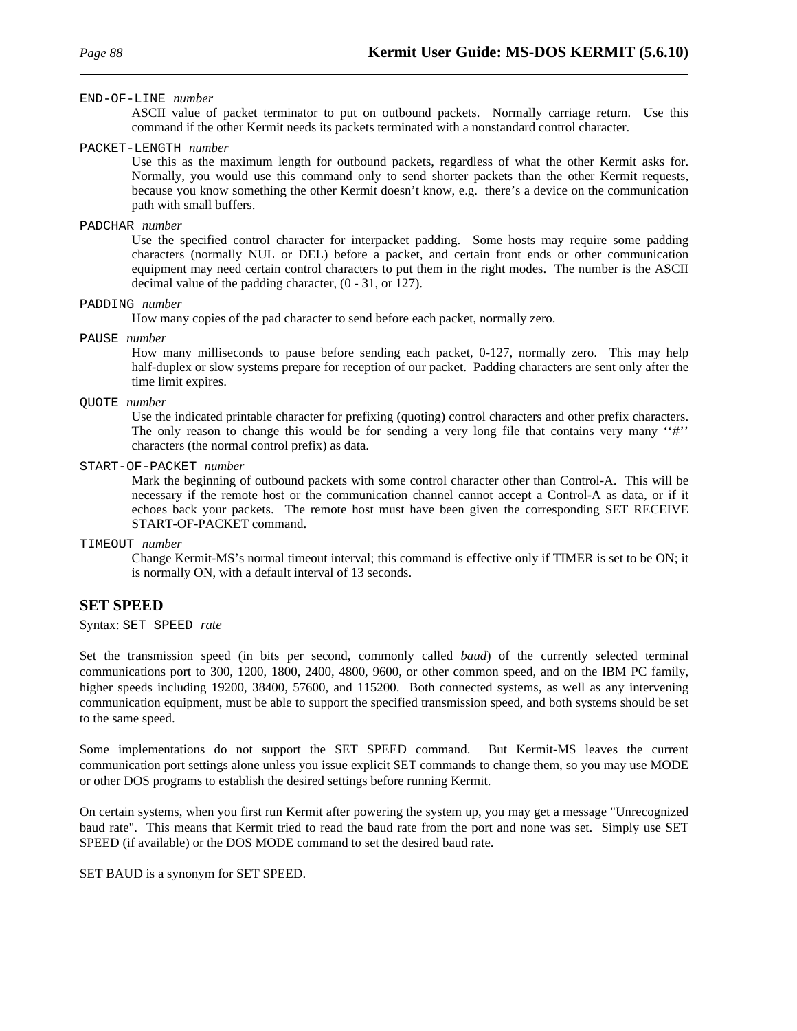`END-OF-LINE` *number*
: ASCII value of packet terminator to put on outbound packets. Normally carriage return. Use this command if the other Kermit needs its packets terminated with a nonstandard control character.

`PACKET-LENGTH` *number*
: Use this as the maximum length for outbound packets, regardless of what the other Kermit asks for. Normally, you would use this command only to send shorter packets than the other Kermit requests, because you know something the other Kermit doesn't know, e.g. there's a device on the communication path with small buffers.

`PADCHAR` *number*
: Use the specified control character for interpacket padding. Some hosts may require some padding characters (normally NUL or DEL) before a packet, and certain front ends or other communication equipment may need certain control characters to put them in the right modes. The number is the ASCII decimal value of the padding character, (0 - 31, or 127).

`PADDING` *number*
: How many copies of the pad character to send before each packet, normally zero.

`PAUSE` *number*
: How many milliseconds to pause before sending each packet, 0-127, normally zero. This may help half-duplex or slow systems prepare for reception of our packet. Padding characters are sent only after the time limit expires.

`QUOTE` *number*
: Use the indicated printable character for prefixing (quoting) control characters and other prefix characters. The only reason to change this would be for sending a very long file that contains very many ''#'' characters (the normal control prefix) as data.

`START-OF-PACKET` *number*
: Mark the beginning of outbound packets with some control character other than Control-A. This will be necessary if the remote host or the communication channel cannot accept a Control-A as data, or if it echoes back your packets. The remote host must have been given the corresponding SET RECEIVE START-OF-PACKET command.

`TIMEOUT` *number*
: Change Kermit-MS's normal timeout interval; this command is effective only if TIMER is set to be ON; it is normally ON, with a default interval of 13 seconds.

## SET SPEED

Syntax: `SET SPEED` *rate*

Set the transmission speed (in bits per second, commonly called *baud*) of the currently selected terminal communications port to 300, 1200, 1800, 2400, 4800, 9600, or other common speed, and on the IBM PC family, higher speeds including 19200, 38400, 57600, and 115200. Both connected systems, as well as any intervening communication equipment, must be able to support the specified transmission speed, and both systems should be set to the same speed.

Some implementations do not support the SET SPEED command. But Kermit-MS leaves the current communication port settings alone unless you issue explicit SET commands to change them, so you may use MODE or other DOS programs to establish the desired settings before running Kermit.

On certain systems, when you first run Kermit after powering the system up, you may get a message "Unrecognized baud rate". This means that Kermit tried to read the baud rate from the port and none was set. Simply use SET SPEED (if available) or the DOS MODE command to set the desired baud rate.

SET BAUD is a synonym for SET SPEED.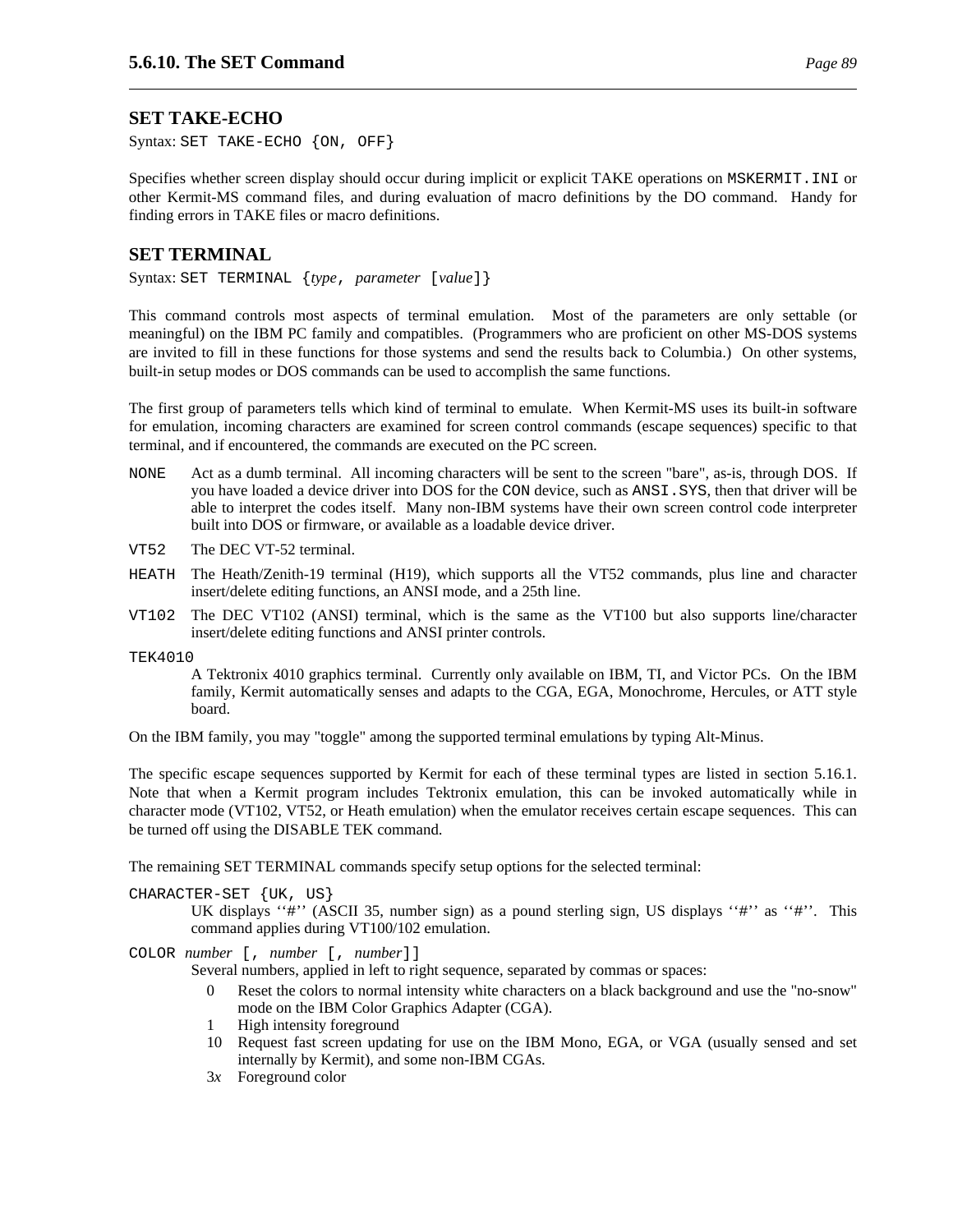## SET TAKE-ECHO

Syntax: `SET TAKE-ECHO {ON, OFF}`

Specifies whether screen display should occur during implicit or explicit TAKE operations on `MSKERMIT.INI` or other Kermit-MS command files, and during evaluation of macro definitions by the DO command. Handy for finding errors in TAKE files or macro definitions.

## SET TERMINAL

Syntax: `SET TERMINAL {`*type*`, `*parameter* `[`*value*`]}`

This command controls most aspects of terminal emulation. Most of the parameters are only settable (or meaningful) on the IBM PC family and compatibles. (Programmers who are proficient on other MS-DOS systems are invited to fill in these functions for those systems and send the results back to Columbia.) On other systems, built-in setup modes or DOS commands can be used to accomplish the same functions.

The first group of parameters tells which kind of terminal to emulate. When Kermit-MS uses its built-in software for emulation, incoming characters are examined for screen control commands (escape sequences) specific to that terminal, and if encountered, the commands are executed on the PC screen.

`NONE`
: Act as a dumb terminal. All incoming characters will be sent to the screen "bare", as-is, through DOS. If you have loaded a device driver into DOS for the `CON` device, such as `ANSI.SYS`, then that driver will be able to interpret the codes itself. Many non-IBM systems have their own screen control code interpreter built into DOS or firmware, or available as a loadable device driver.

`VT52`
: The DEC VT-52 terminal.

`HEATH`
: The Heath/Zenith-19 terminal (H19), which supports all the VT52 commands, plus line and character insert/delete editing functions, an ANSI mode, and a 25th line.

`VT102`
: The DEC VT102 (ANSI) terminal, which is the same as the VT100 but also supports line/character insert/delete editing functions and ANSI printer controls.

`TEK4010`
: A Tektronix 4010 graphics terminal. Currently only available on IBM, TI, and Victor PCs. On the IBM family, Kermit automatically senses and adapts to the CGA, EGA, Monochrome, Hercules, or ATT style board.

On the IBM family, you may "toggle" among the supported terminal emulations by typing Alt-Minus.

The specific escape sequences supported by Kermit for each of these terminal types are listed in section 5.16.1. Note that when a Kermit program includes Tektronix emulation, this can be invoked automatically while in character mode (VT102, VT52, or Heath emulation) when the emulator receives certain escape sequences. This can be turned off using the DISABLE TEK command.

The remaining SET TERMINAL commands specify setup options for the selected terminal:

`CHARACTER-SET {UK, US}`
: UK displays ‘‘#’’ (ASCII 35, number sign) as a pound sterling sign, US displays ‘‘#’’ as ‘‘#’’. This command applies during VT100/102 emulation.

`COLOR` *number* `[,` *number* `[,` *number*`]]`
: Several numbers, applied in left to right sequence, separated by commas or spaces:

- 0 Reset the colors to normal intensity white characters on a black background and use the "no-snow" mode on the IBM Color Graphics Adapter (CGA).
- 1 High intensity foreground
- 10 Request fast screen updating for use on the IBM Mono, EGA, or VGA (usually sensed and set internally by Kermit), and some non-IBM CGAs.
- 3*x* Foreground color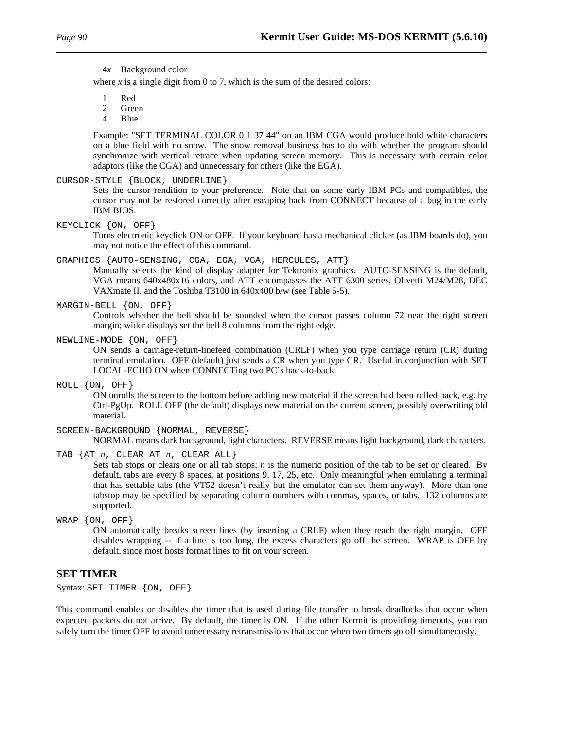4*x* Background color

where *x* is a single digit from 0 to 7, which is the sum of the desired colors:

1 Red
2 Green
4 Blue

Example: "SET TERMINAL COLOR 0 1 37 44" on an IBM CGA would produce bold white characters on a blue field with no snow. The snow removal business has to do with whether the program should synchronize with vertical retrace when updating screen memory. This is necessary with certain color adaptors (like the CGA) and unnecessary for others (like the EGA).

`CURSOR-STYLE {BLOCK, UNDERLINE}`
: Sets the cursor rendition to your preference. Note that on some early IBM PCs and compatibles, the cursor may not be restored correctly after escaping back from CONNECT because of a bug in the early IBM BIOS.

`KEYCLICK {ON, OFF}`
: Turns electronic keyclick ON or OFF. If your keyboard has a mechanical clicker (as IBM boards do), you may not notice the effect of this command.

`GRAPHICS {AUTO-SENSING, CGA, EGA, VGA, HERCULES, ATT}`
: Manually selects the kind of display adapter for Tektronix graphics. AUTO-SENSING is the default, VGA means 640x480x16 colors, and ATT encompasses the ATT 6300 series, Olivetti M24/M28, DEC VAXmate II, and the Toshiba T3100 in 640x400 b/w (see Table 5-5).

`MARGIN-BELL {ON, OFF}`
: Controls whether the bell should be sounded when the cursor passes column 72 near the right screen margin; wider displays set the bell 8 columns from the right edge.

`NEWLINE-MODE {ON, OFF}`
: ON sends a carriage-return-linefeed combination (CRLF) when you type carriage return (CR) during terminal emulation. OFF (default) just sends a CR when you type CR. Useful in conjunction with SET LOCAL-ECHO ON when CONNECTing two PC's back-to-back.

`ROLL {ON, OFF}`
: ON unrolls the screen to the bottom before adding new material if the screen had been rolled back, e.g. by Ctrl-PgUp. ROLL OFF (the default) displays new material on the current screen, possibly overwriting old material.

`SCREEN-BACKGROUND {NORMAL, REVERSE}`
: NORMAL means dark background, light characters. REVERSE means light background, dark characters.

`TAB {AT n, CLEAR AT n, CLEAR ALL}`
: Sets tab stops or clears one or all tab stops; *n* is the numeric position of the tab to be set or cleared. By default, tabs are every 8 spaces, at positions 9, 17, 25, etc. Only meaningful when emulating a terminal that has settable tabs (the VT52 doesn't really but the emulator can set them anyway). More than one tabstop may be specified by separating column numbers with commas, spaces, or tabs. 132 columns are supported.

`WRAP {ON, OFF}`
: ON automatically breaks screen lines (by inserting a CRLF) when they reach the right margin. OFF disables wrapping -- if a line is too long, the excess characters go off the screen. WRAP is OFF by default, since most hosts format lines to fit on your screen.

## SET TIMER

Syntax: `SET TIMER {ON, OFF}`

This command enables or disables the timer that is used during file transfer to break deadlocks that occur when expected packets do not arrive. By default, the timer is ON. If the other Kermit is providing timeouts, you can safely turn the timer OFF to avoid unnecessary retransmissions that occur when two timers go off simultaneously.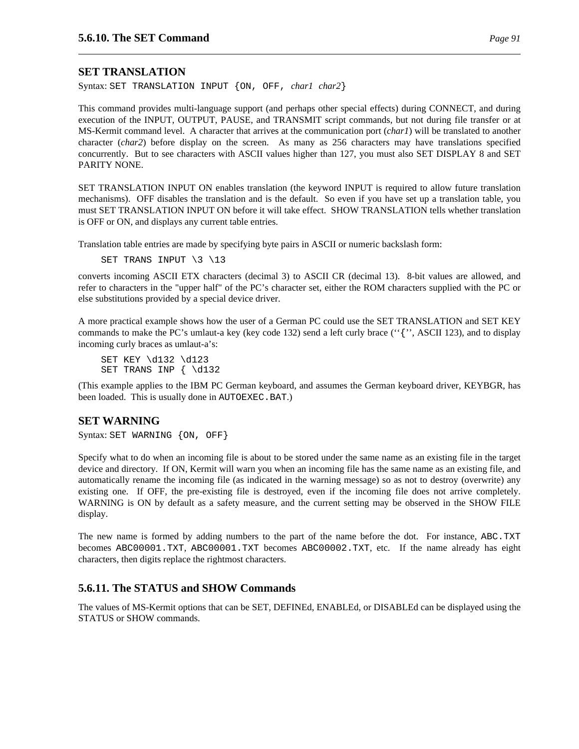## SET TRANSLATION

Syntax: `SET TRANSLATION INPUT {ON, OFF,` *char1 char2*`}`

This command provides multi-language support (and perhaps other special effects) during CONNECT, and during execution of the INPUT, OUTPUT, PAUSE, and TRANSMIT script commands, but not during file transfer or at MS-Kermit command level. A character that arrives at the communication port (*char1*) will be translated to another character (*char2*) before display on the screen. As many as 256 characters may have translations specified concurrently. But to see characters with ASCII values higher than 127, you must also SET DISPLAY 8 and SET PARITY NONE.

SET TRANSLATION INPUT ON enables translation (the keyword INPUT is required to allow future translation mechanisms). OFF disables the translation and is the default. So even if you have set up a translation table, you must SET TRANSLATION INPUT ON before it will take effect. SHOW TRANSLATION tells whether translation is OFF or ON, and displays any current table entries.

Translation table entries are made by specifying byte pairs in ASCII or numeric backslash form:

```
SET TRANS INPUT \3 \13
```

converts incoming ASCII ETX characters (decimal 3) to ASCII CR (decimal 13). 8-bit values are allowed, and refer to characters in the "upper half" of the PC's character set, either the ROM characters supplied with the PC or else substitutions provided by a special device driver.

A more practical example shows how the user of a German PC could use the SET TRANSLATION and SET KEY commands to make the PC's umlaut-a key (key code 132) send a left curly brace (``{'', ASCII 123), and to display incoming curly braces as umlaut-a's:

```
SET KEY \d132 \d123
SET TRANS INP { \d132
```

(This example applies to the IBM PC German keyboard, and assumes the German keyboard driver, KEYBGR, has been loaded. This is usually done in `AUTOEXEC.BAT`.)

## SET WARNING

Syntax: `SET WARNING {ON, OFF}`

Specify what to do when an incoming file is about to be stored under the same name as an existing file in the target device and directory. If ON, Kermit will warn you when an incoming file has the same name as an existing file, and automatically rename the incoming file (as indicated in the warning message) so as not to destroy (overwrite) any existing one. If OFF, the pre-existing file is destroyed, even if the incoming file does not arrive completely. WARNING is ON by default as a safety measure, and the current setting may be observed in the SHOW FILE display.

The new name is formed by adding numbers to the part of the name before the dot. For instance, `ABC.TXT` becomes `ABC00001.TXT`, `ABC00001.TXT` becomes `ABC00002.TXT`, etc. If the name already has eight characters, then digits replace the rightmost characters.

### 5.6.11. The STATUS and SHOW Commands

The values of MS-Kermit options that can be SET, DEFINEd, ENABLEd, or DISABLEd can be displayed using the STATUS or SHOW commands.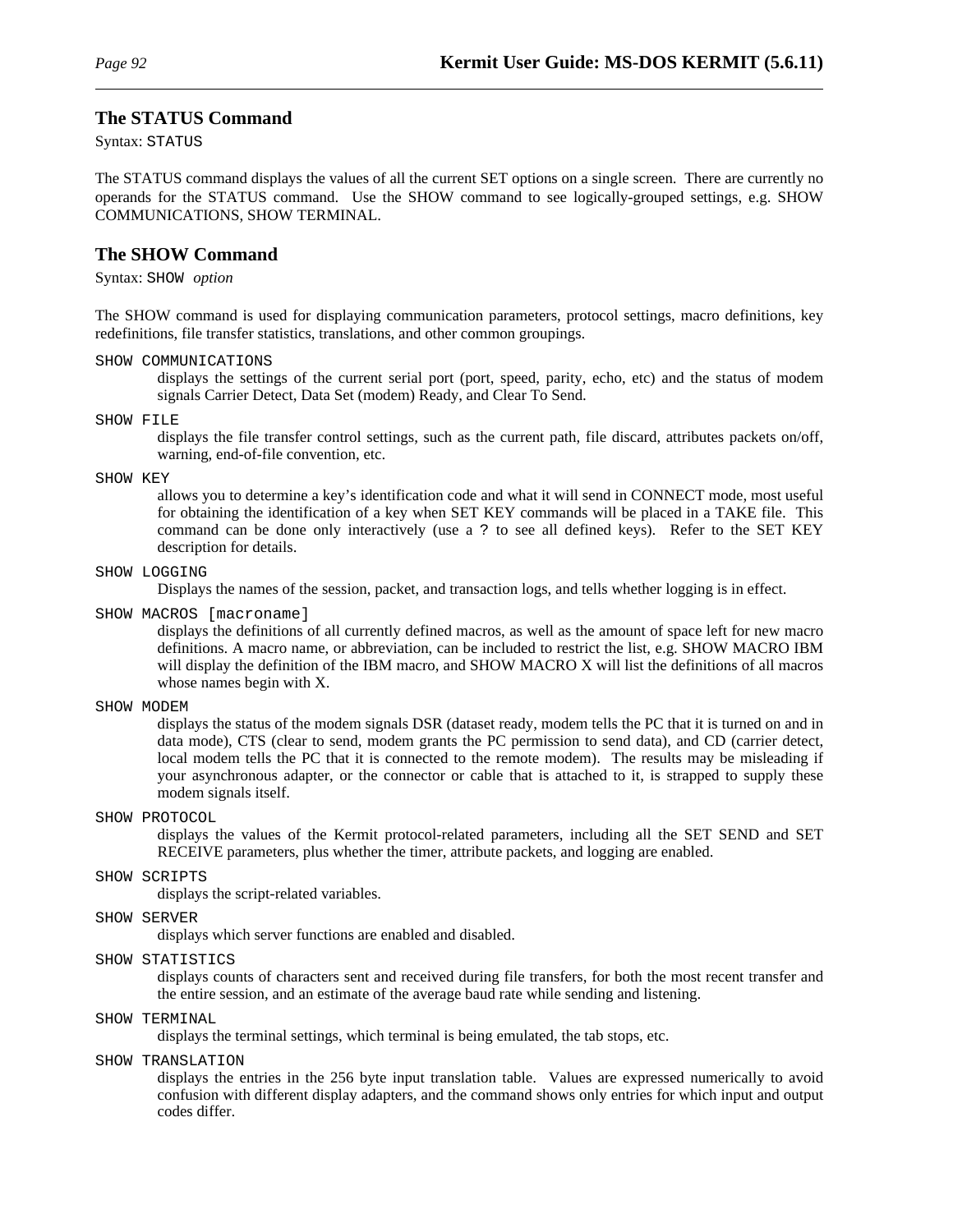## The STATUS Command

Syntax: `STATUS`

The STATUS command displays the values of all the current SET options on a single screen. There are currently no operands for the STATUS command. Use the SHOW command to see logically-grouped settings, e.g. SHOW COMMUNICATIONS, SHOW TERMINAL.

## The SHOW Command

Syntax: `SHOW` *option*

The SHOW command is used for displaying communication parameters, protocol settings, macro definitions, key redefinitions, file transfer statistics, translations, and other common groupings.

`SHOW COMMUNICATIONS`
: displays the settings of the current serial port (port, speed, parity, echo, etc) and the status of modem signals Carrier Detect, Data Set (modem) Ready, and Clear To Send.

`SHOW FILE`
: displays the file transfer control settings, such as the current path, file discard, attributes packets on/off, warning, end-of-file convention, etc.

`SHOW KEY`
: allows you to determine a key's identification code and what it will send in CONNECT mode, most useful for obtaining the identification of a key when SET KEY commands will be placed in a TAKE file. This command can be done only interactively (use a `?` to see all defined keys). Refer to the SET KEY description for details.

`SHOW LOGGING`
: Displays the names of the session, packet, and transaction logs, and tells whether logging is in effect.

`SHOW MACROS [macroname]`
: displays the definitions of all currently defined macros, as well as the amount of space left for new macro definitions. A macro name, or abbreviation, can be included to restrict the list, e.g. SHOW MACRO IBM will display the definition of the IBM macro, and SHOW MACRO X will list the definitions of all macros whose names begin with X.

`SHOW MODEM`
: displays the status of the modem signals DSR (dataset ready, modem tells the PC that it is turned on and in data mode), CTS (clear to send, modem grants the PC permission to send data), and CD (carrier detect, local modem tells the PC that it is connected to the remote modem). The results may be misleading if your asynchronous adapter, or the connector or cable that is attached to it, is strapped to supply these modem signals itself.

`SHOW PROTOCOL`
: displays the values of the Kermit protocol-related parameters, including all the SET SEND and SET RECEIVE parameters, plus whether the timer, attribute packets, and logging are enabled.

`SHOW SCRIPTS`
: displays the script-related variables.

`SHOW SERVER`
: displays which server functions are enabled and disabled.

`SHOW STATISTICS`
: displays counts of characters sent and received during file transfers, for both the most recent transfer and the entire session, and an estimate of the average baud rate while sending and listening.

`SHOW TERMINAL`
: displays the terminal settings, which terminal is being emulated, the tab stops, etc.

`SHOW TRANSLATION`
: displays the entries in the 256 byte input translation table. Values are expressed numerically to avoid confusion with different display adapters, and the command shows only entries for which input and output codes differ.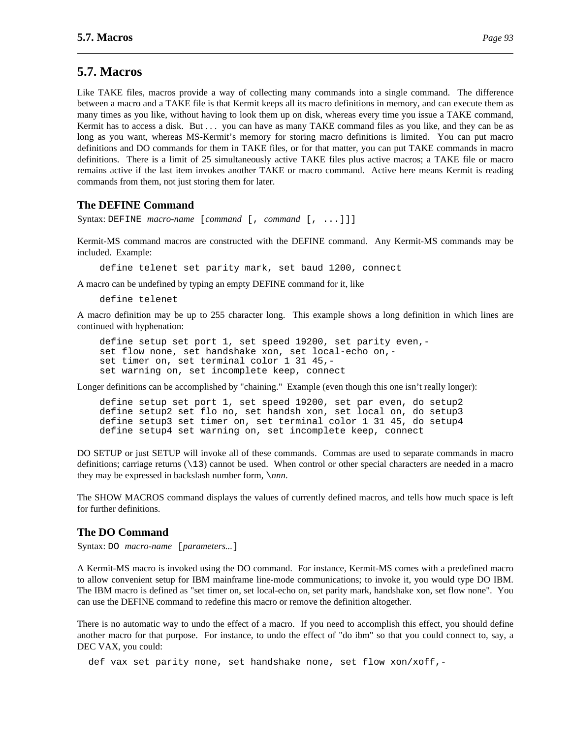## 5.7. Macros

Like TAKE files, macros provide a way of collecting many commands into a single command. The difference between a macro and a TAKE file is that Kermit keeps all its macro definitions in memory, and can execute them as many times as you like, without having to look them up on disk, whereas every time you issue a TAKE command, Kermit has to access a disk. But . . . you can have as many TAKE command files as you like, and they can be as long as you want, whereas MS-Kermit's memory for storing macro definitions is limited. You can put macro definitions and DO commands for them in TAKE files, or for that matter, you can put TAKE commands in macro definitions. There is a limit of 25 simultaneously active TAKE files plus active macros; a TAKE file or macro remains active if the last item invokes another TAKE or macro command. Active here means Kermit is reading commands from them, not just storing them for later.

### The DEFINE Command

Syntax: DEFINE *macro-name* [*command* [, *command* [, ...]]]

Kermit-MS command macros are constructed with the DEFINE command. Any Kermit-MS commands may be included. Example:

```
define telenet set parity mark, set baud 1200, connect
```

A macro can be undefined by typing an empty DEFINE command for it, like

```
define telenet
```

A macro definition may be up to 255 character long. This example shows a long definition in which lines are continued with hyphenation:

```
define setup set port 1, set speed 19200, set parity even,-
set flow none, set handshake xon, set local-echo on,-
set timer on, set terminal color 1 31 45,-
set warning on, set incomplete keep, connect
```

Longer definitions can be accomplished by "chaining." Example (even though this one isn't really longer):

```
define setup set port 1, set speed 19200, set par even, do setup2
define setup2 set flo no, set handsh xon, set local on, do setup3
define setup3 set timer on, set terminal color 1 31 45, do setup4
define setup4 set warning on, set incomplete keep, connect
```

DO SETUP or just SETUP will invoke all of these commands. Commas are used to separate commands in macro definitions; carriage returns (\13) cannot be used. When control or other special characters are needed in a macro they may be expressed in backslash number form, \*nnn*.

The SHOW MACROS command displays the values of currently defined macros, and tells how much space is left for further definitions.

### The DO Command

Syntax: DO *macro-name* [*parameters...*]

A Kermit-MS macro is invoked using the DO command. For instance, Kermit-MS comes with a predefined macro to allow convenient setup for IBM mainframe line-mode communications; to invoke it, you would type DO IBM. The IBM macro is defined as "set timer on, set local-echo on, set parity mark, handshake xon, set flow none". You can use the DEFINE command to redefine this macro or remove the definition altogether.

There is no automatic way to undo the effect of a macro. If you need to accomplish this effect, you should define another macro for that purpose. For instance, to undo the effect of "do ibm" so that you could connect to, say, a DEC VAX, you could:

```
def vax set parity none, set handshake none, set flow xon/xoff,-
```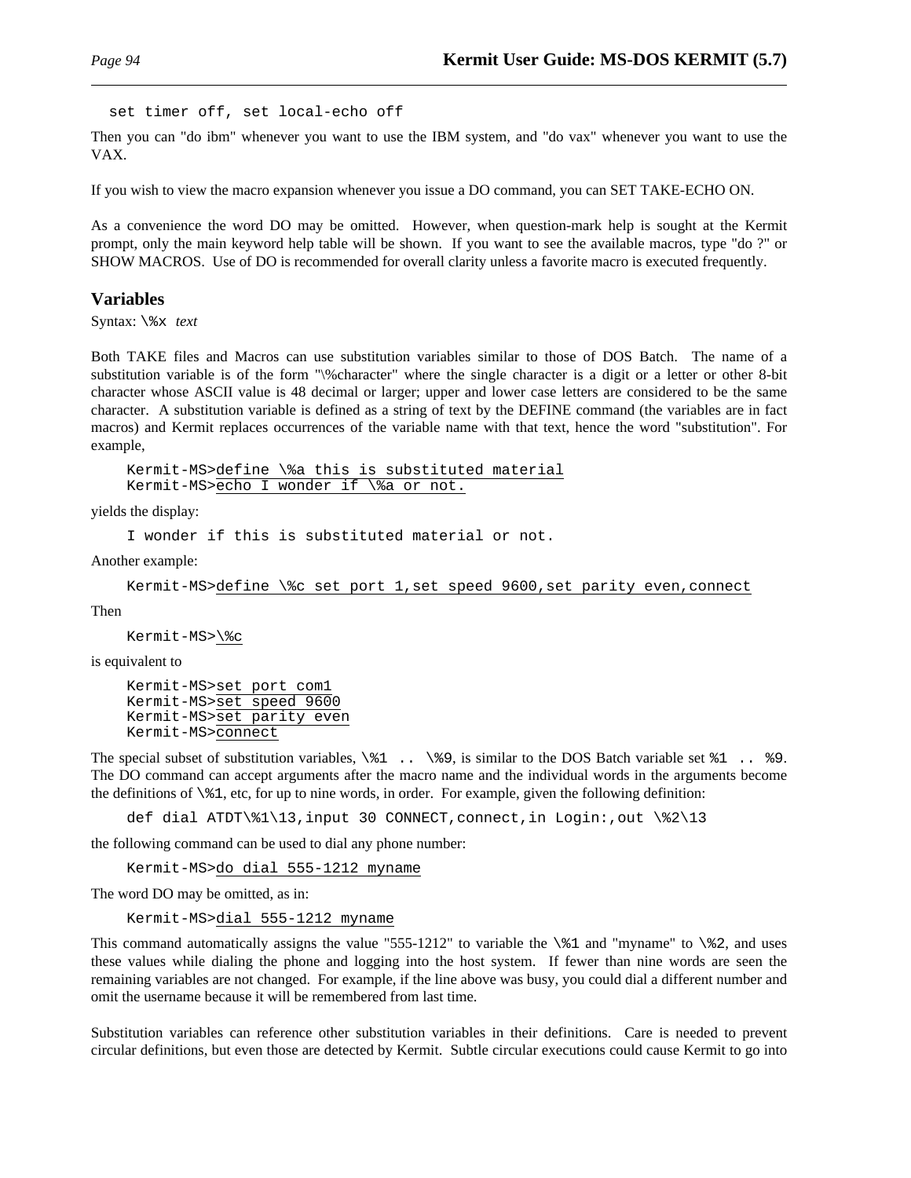```
set timer off, set local-echo off
```

Then you can "do ibm" whenever you want to use the IBM system, and "do vax" whenever you want to use the VAX.

If you wish to view the macro expansion whenever you issue a DO command, you can SET TAKE-ECHO ON.

As a convenience the word DO may be omitted. However, when question-mark help is sought at the Kermit prompt, only the main keyword help table will be shown. If you want to see the available macros, type "do ?" or SHOW MACROS. Use of DO is recommended for overall clarity unless a favorite macro is executed frequently.

## Variables

Syntax: `\%x` *text*

Both TAKE files and Macros can use substitution variables similar to those of DOS Batch. The name of a substitution variable is of the form "\%character" where the single character is a digit or a letter or other 8-bit character whose ASCII value is 48 decimal or larger; upper and lower case letters are considered to be the same character. A substitution variable is defined as a string of text by the DEFINE command (the variables are in fact macros) and Kermit replaces occurrences of the variable name with that text, hence the word "substitution". For example,

```
Kermit-MS>define \%a this is substituted material
Kermit-MS>echo I wonder if \%a or not.
```

yields the display:

```
I wonder if this is substituted material or not.
```

Another example:

```
Kermit-MS>define \%c set port 1,set speed 9600,set parity even,connect
```

Then

```
Kermit-MS>\%c
```

is equivalent to

```
Kermit-MS>set port com1
Kermit-MS>set speed 9600
Kermit-MS>set parity even
Kermit-MS>connect
```

The special subset of substitution variables, `\%1 .. \%9`, is similar to the DOS Batch variable set `%1 .. %9`. The DO command can accept arguments after the macro name and the individual words in the arguments become the definitions of `\%1`, etc, for up to nine words, in order. For example, given the following definition:

```
def dial ATDT\%1\13,input 30 CONNECT,connect,in Login:,out \%2\13
```

the following command can be used to dial any phone number:

```
Kermit-MS>do dial 555-1212 myname
```

The word DO may be omitted, as in:

```
Kermit-MS>dial 555-1212 myname
```

This command automatically assigns the value "555-1212" to variable the `\%1` and "myname" to `\%2`, and uses these values while dialing the phone and logging into the host system. If fewer than nine words are seen the remaining variables are not changed. For example, if the line above was busy, you could dial a different number and omit the username because it will be remembered from last time.

Substitution variables can reference other substitution variables in their definitions. Care is needed to prevent circular definitions, but even those are detected by Kermit. Subtle circular executions could cause Kermit to go into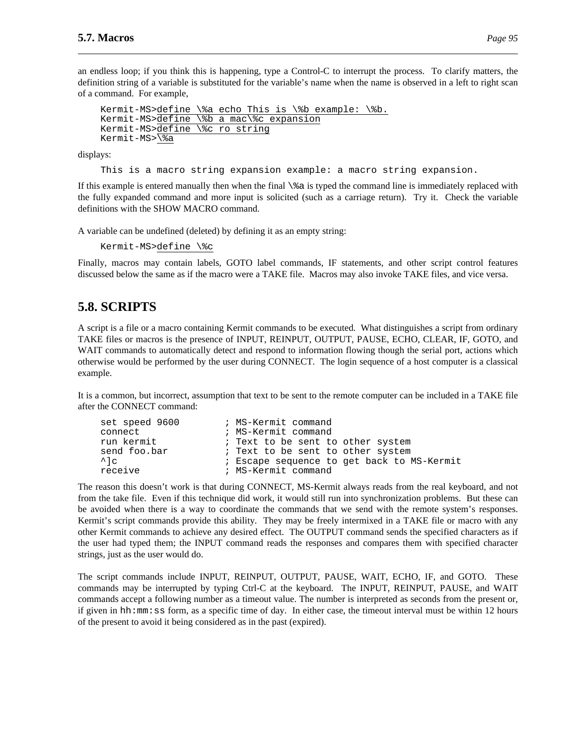an endless loop; if you think this is happening, type a Control-C to interrupt the process. To clarify matters, the definition string of a variable is substituted for the variable's name when the name is observed in a left to right scan of a command. For example,

```
Kermit-MS>define \%a echo This is \%b example: \%b.
Kermit-MS>define \%b a mac\%c expansion
Kermit-MS>define \%c ro string
Kermit-MS>\%a
```

displays:

```
This is a macro string expansion example: a macro string expansion.
```

If this example is entered manually then when the final `\%a` is typed the command line is immediately replaced with the fully expanded command and more input is solicited (such as a carriage return). Try it. Check the variable definitions with the SHOW MACRO command.

A variable can be undefined (deleted) by defining it as an empty string:

```
Kermit-MS>define \%c
```

Finally, macros may contain labels, GOTO label commands, IF statements, and other script control features discussed below the same as if the macro were a TAKE file. Macros may also invoke TAKE files, and vice versa.

## 5.8. SCRIPTS

A script is a file or a macro containing Kermit commands to be executed. What distinguishes a script from ordinary TAKE files or macros is the presence of INPUT, REINPUT, OUTPUT, PAUSE, ECHO, CLEAR, IF, GOTO, and WAIT commands to automatically detect and respond to information flowing though the serial port, actions which otherwise would be performed by the user during CONNECT. The login sequence of a host computer is a classical example.

It is a common, but incorrect, assumption that text to be sent to the remote computer can be included in a TAKE file after the CONNECT command:

```
set speed 9600        ; MS-Kermit command
connect               ; MS-Kermit command
run kermit            ; Text to be sent to other system
send foo.bar          ; Text to be sent to other system
^]c                   ; Escape sequence to get back to MS-Kermit
receive               ; MS-Kermit command
```

The reason this doesn't work is that during CONNECT, MS-Kermit always reads from the real keyboard, and not from the take file. Even if this technique did work, it would still run into synchronization problems. But these can be avoided when there is a way to coordinate the commands that we send with the remote system's responses. Kermit's script commands provide this ability. They may be freely intermixed in a TAKE file or macro with any other Kermit commands to achieve any desired effect. The OUTPUT command sends the specified characters as if the user had typed them; the INPUT command reads the responses and compares them with specified character strings, just as the user would do.

The script commands include INPUT, REINPUT, OUTPUT, PAUSE, WAIT, ECHO, IF, and GOTO. These commands may be interrupted by typing Ctrl-C at the keyboard. The INPUT, REINPUT, PAUSE, and WAIT commands accept a following number as a timeout value. The number is interpreted as seconds from the present or, if given in `hh:mm:ss` form, as a specific time of day. In either case, the timeout interval must be within 12 hours of the present to avoid it being considered as in the past (expired).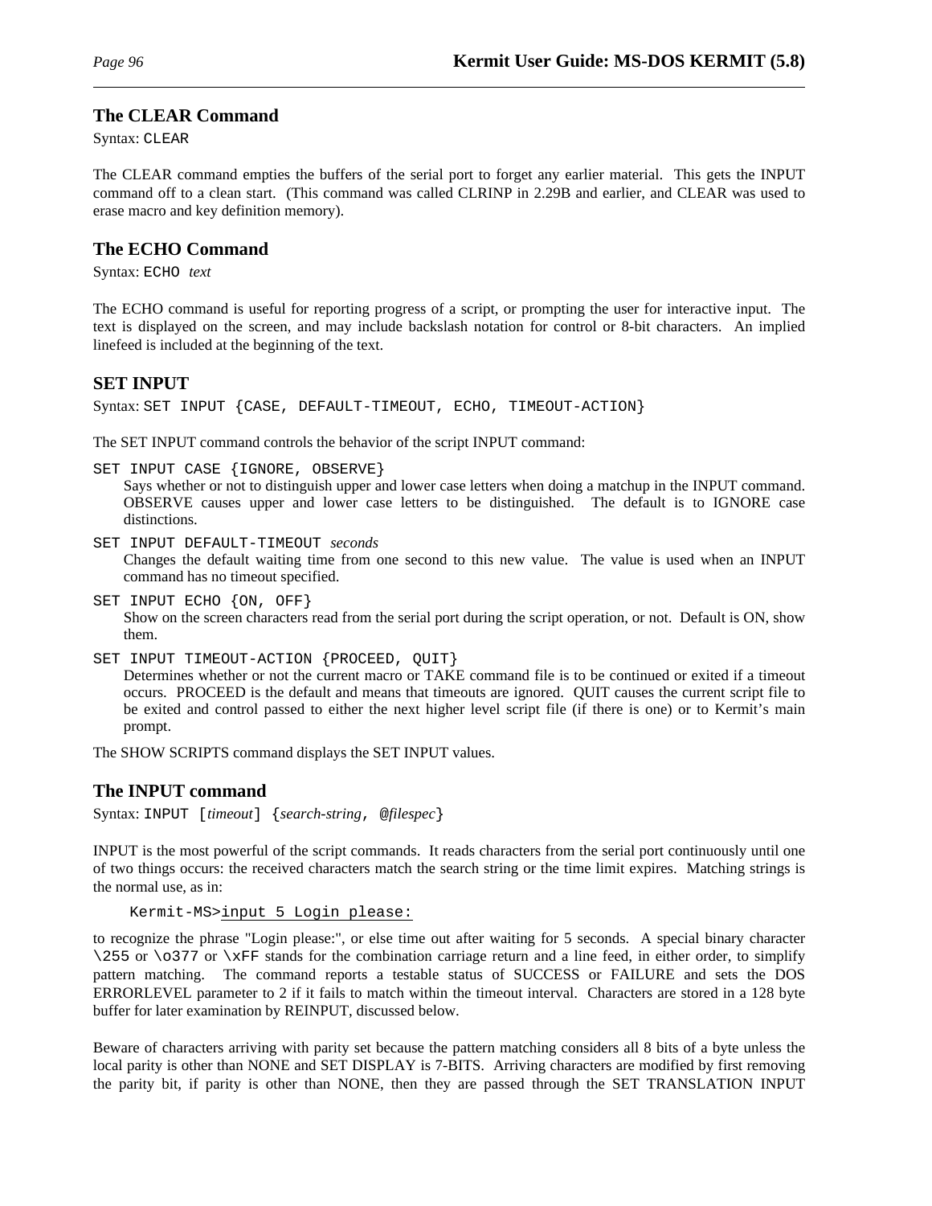## The CLEAR Command

Syntax: `CLEAR`

The CLEAR command empties the buffers of the serial port to forget any earlier material. This gets the INPUT command off to a clean start. (This command was called CLRINP in 2.29B and earlier, and CLEAR was used to erase macro and key definition memory).

## The ECHO Command

Syntax: `ECHO` *text*

The ECHO command is useful for reporting progress of a script, or prompting the user for interactive input. The text is displayed on the screen, and may include backslash notation for control or 8-bit characters. An implied linefeed is included at the beginning of the text.

## SET INPUT

Syntax: `SET INPUT {CASE, DEFAULT-TIMEOUT, ECHO, TIMEOUT-ACTION}`

The SET INPUT command controls the behavior of the script INPUT command:

`SET INPUT CASE {IGNORE, OBSERVE}`
: Says whether or not to distinguish upper and lower case letters when doing a matchup in the INPUT command. OBSERVE causes upper and lower case letters to be distinguished. The default is to IGNORE case distinctions.

`SET INPUT DEFAULT-TIMEOUT` *seconds*
: Changes the default waiting time from one second to this new value. The value is used when an INPUT command has no timeout specified.

`SET INPUT ECHO {ON, OFF}`
: Show on the screen characters read from the serial port during the script operation, or not. Default is ON, show them.

`SET INPUT TIMEOUT-ACTION {PROCEED, QUIT}`
: Determines whether or not the current macro or TAKE command file is to be continued or exited if a timeout occurs. PROCEED is the default and means that timeouts are ignored. QUIT causes the current script file to be exited and control passed to either the next higher level script file (if there is one) or to Kermit's main prompt.

The SHOW SCRIPTS command displays the SET INPUT values.

## The INPUT command

Syntax: `INPUT [`*timeout*`] {`*search-string*`, @`*filespec*`}`

INPUT is the most powerful of the script commands. It reads characters from the serial port continuously until one of two things occurs: the received characters match the search string or the time limit expires. Matching strings is the normal use, as in:

```
Kermit-MS>input 5 Login please:
```

to recognize the phrase "Login please:", or else time out after waiting for 5 seconds. A special binary character `\255` or `\o377` or `\xFF` stands for the combination carriage return and a line feed, in either order, to simplify pattern matching. The command reports a testable status of SUCCESS or FAILURE and sets the DOS ERRORLEVEL parameter to 2 if it fails to match within the timeout interval. Characters are stored in a 128 byte buffer for later examination by REINPUT, discussed below.

Beware of characters arriving with parity set because the pattern matching considers all 8 bits of a byte unless the local parity is other than NONE and SET DISPLAY is 7-BITS. Arriving characters are modified by first removing the parity bit, if parity is other than NONE, then they are passed through the SET TRANSLATION INPUT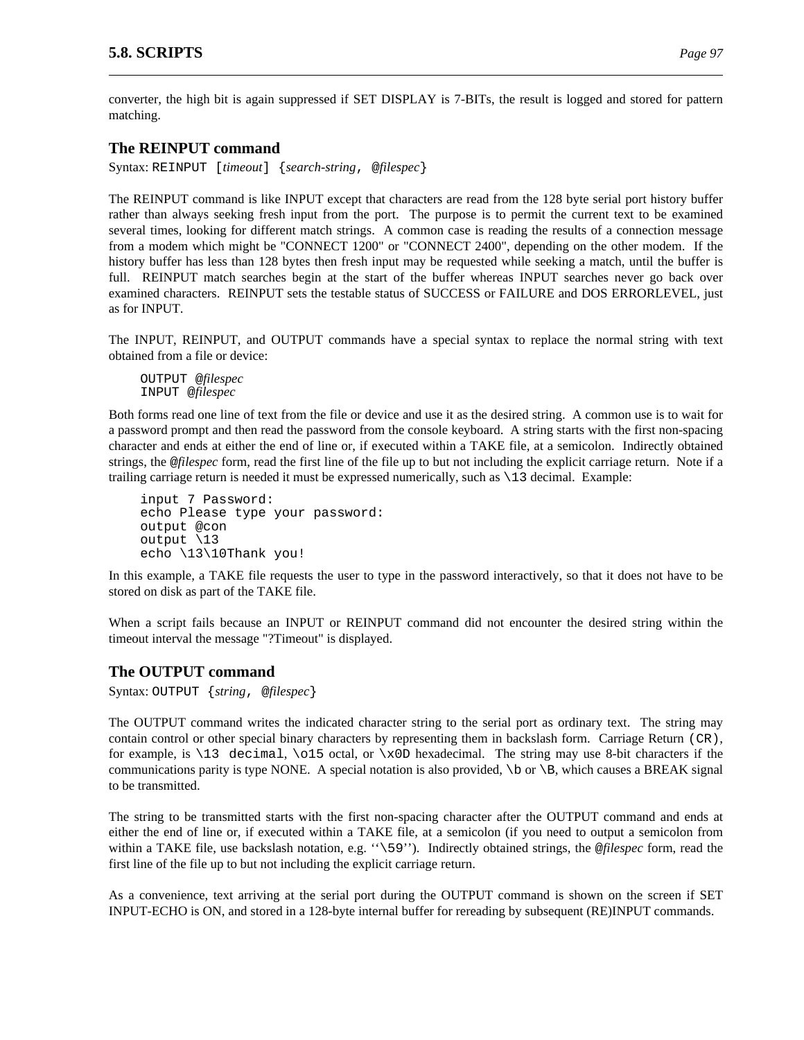converter, the high bit is again suppressed if SET DISPLAY is 7-BITs, the result is logged and stored for pattern matching.

### The REINPUT command

Syntax: `REINPUT [`*timeout*`] {`*search-string*`, @`*filespec*`}`

The REINPUT command is like INPUT except that characters are read from the 128 byte serial port history buffer rather than always seeking fresh input from the port. The purpose is to permit the current text to be examined several times, looking for different match strings. A common case is reading the results of a connection message from a modem which might be "CONNECT 1200" or "CONNECT 2400", depending on the other modem. If the history buffer has less than 128 bytes then fresh input may be requested while seeking a match, until the buffer is full. REINPUT match searches begin at the start of the buffer whereas INPUT searches never go back over examined characters. REINPUT sets the testable status of SUCCESS or FAILURE and DOS ERRORLEVEL, just as for INPUT.

The INPUT, REINPUT, and OUTPUT commands have a special syntax to replace the normal string with text obtained from a file or device:

```
OUTPUT @filespec
INPUT @filespec
```

Both forms read one line of text from the file or device and use it as the desired string. A common use is to wait for a password prompt and then read the password from the console keyboard. A string starts with the first non-spacing character and ends at either the end of line or, if executed within a TAKE file, at a semicolon. Indirectly obtained strings, the @*filespec* form, read the first line of the file up to but not including the explicit carriage return. Note if a trailing carriage return is needed it must be expressed numerically, such as `\13` decimal. Example:

```
input 7 Password:
echo Please type your password:
output @con
output \13
echo \13\10Thank you!
```

In this example, a TAKE file requests the user to type in the password interactively, so that it does not have to be stored on disk as part of the TAKE file.

When a script fails because an INPUT or REINPUT command did not encounter the desired string within the timeout interval the message "?Timeout" is displayed.

### The OUTPUT command

Syntax: `OUTPUT {`*string*`, @`*filespec*`}`

The OUTPUT command writes the indicated character string to the serial port as ordinary text. The string may contain control or other special binary characters by representing them in backslash form. Carriage Return `(CR)`, for example, is `\13 decimal`, `\o15` octal, or `\x0D` hexadecimal. The string may use 8-bit characters if the communications parity is type NONE. A special notation is also provided, `\b` or `\B`, which causes a BREAK signal to be transmitted.

The string to be transmitted starts with the first non-spacing character after the OUTPUT command and ends at either the end of line or, if executed within a TAKE file, at a semicolon (if you need to output a semicolon from within a TAKE file, use backslash notation, e.g. ‘‘`\59`’’). Indirectly obtained strings, the @*filespec* form, read the first line of the file up to but not including the explicit carriage return.

As a convenience, text arriving at the serial port during the OUTPUT command is shown on the screen if SET INPUT-ECHO is ON, and stored in a 128-byte internal buffer for rereading by subsequent (RE)INPUT commands.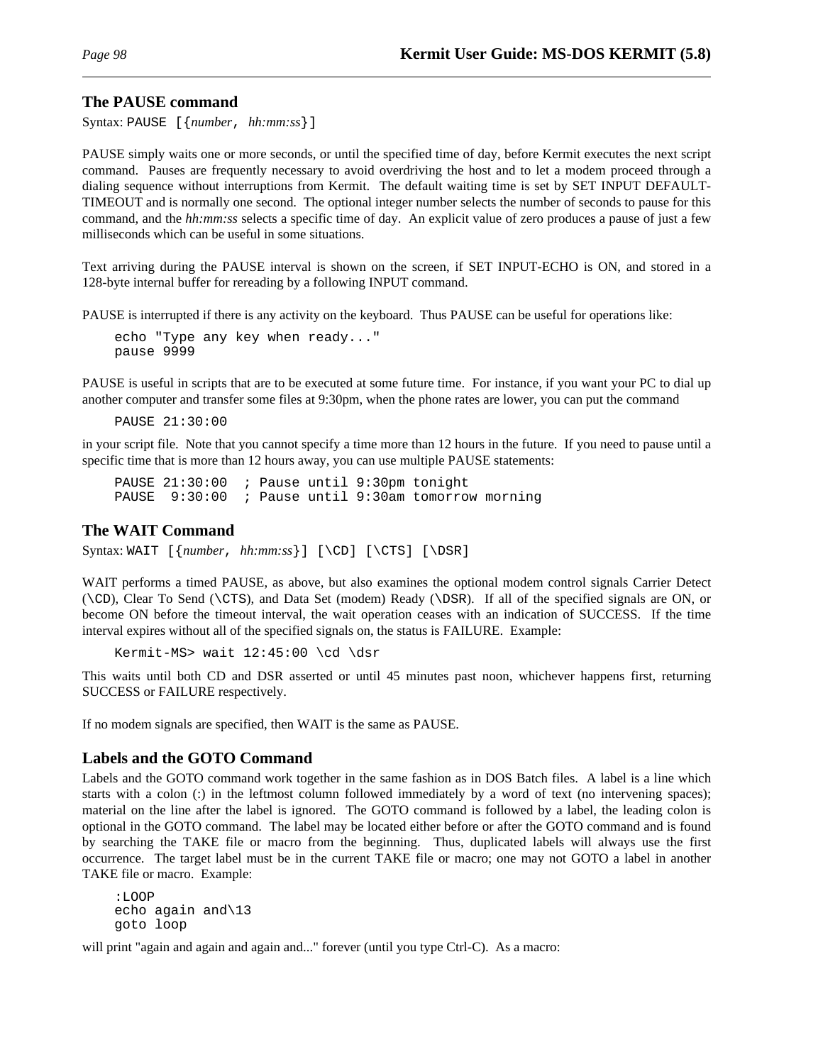## The PAUSE command

Syntax: `PAUSE [{`*number*`,` *hh:mm:ss*`}]`

PAUSE simply waits one or more seconds, or until the specified time of day, before Kermit executes the next script command. Pauses are frequently necessary to avoid overdriving the host and to let a modem proceed through a dialing sequence without interruptions from Kermit. The default waiting time is set by SET INPUT DEFAULT-TIMEOUT and is normally one second. The optional integer number selects the number of seconds to pause for this command, and the *hh:mm:ss* selects a specific time of day. An explicit value of zero produces a pause of just a few milliseconds which can be useful in some situations.

Text arriving during the PAUSE interval is shown on the screen, if SET INPUT-ECHO is ON, and stored in a 128-byte internal buffer for rereading by a following INPUT command.

PAUSE is interrupted if there is any activity on the keyboard. Thus PAUSE can be useful for operations like:

```
echo "Type any key when ready..."
pause 9999
```

PAUSE is useful in scripts that are to be executed at some future time. For instance, if you want your PC to dial up another computer and transfer some files at 9:30pm, when the phone rates are lower, you can put the command

```
PAUSE 21:30:00
```

in your script file. Note that you cannot specify a time more than 12 hours in the future. If you need to pause until a specific time that is more than 12 hours away, you can use multiple PAUSE statements:

```
PAUSE 21:30:00  ; Pause until 9:30pm tonight
PAUSE  9:30:00  ; Pause until 9:30am tomorrow morning
```

## The WAIT Command

Syntax: `WAIT [{`*number*`,` *hh:mm:ss*`}] [\CD] [\CTS] [\DSR]`

WAIT performs a timed PAUSE, as above, but also examines the optional modem control signals Carrier Detect (`\CD`), Clear To Send (`\CTS`), and Data Set (modem) Ready (`\DSR`). If all of the specified signals are ON, or become ON before the timeout interval, the wait operation ceases with an indication of SUCCESS. If the time interval expires without all of the specified signals on, the status is FAILURE. Example:

```
Kermit-MS> wait 12:45:00 \cd \dsr
```

This waits until both CD and DSR asserted or until 45 minutes past noon, whichever happens first, returning SUCCESS or FAILURE respectively.

If no modem signals are specified, then WAIT is the same as PAUSE.

## Labels and the GOTO Command

Labels and the GOTO command work together in the same fashion as in DOS Batch files. A label is a line which starts with a colon (:) in the leftmost column followed immediately by a word of text (no intervening spaces); material on the line after the label is ignored. The GOTO command is followed by a label, the leading colon is optional in the GOTO command. The label may be located either before or after the GOTO command and is found by searching the TAKE file or macro from the beginning. Thus, duplicated labels will always use the first occurrence. The target label must be in the current TAKE file or macro; one may not GOTO a label in another TAKE file or macro. Example:

```
:LOOP
echo again and\13
goto loop
```

will print "again and again and again and..." forever (until you type Ctrl-C). As a macro: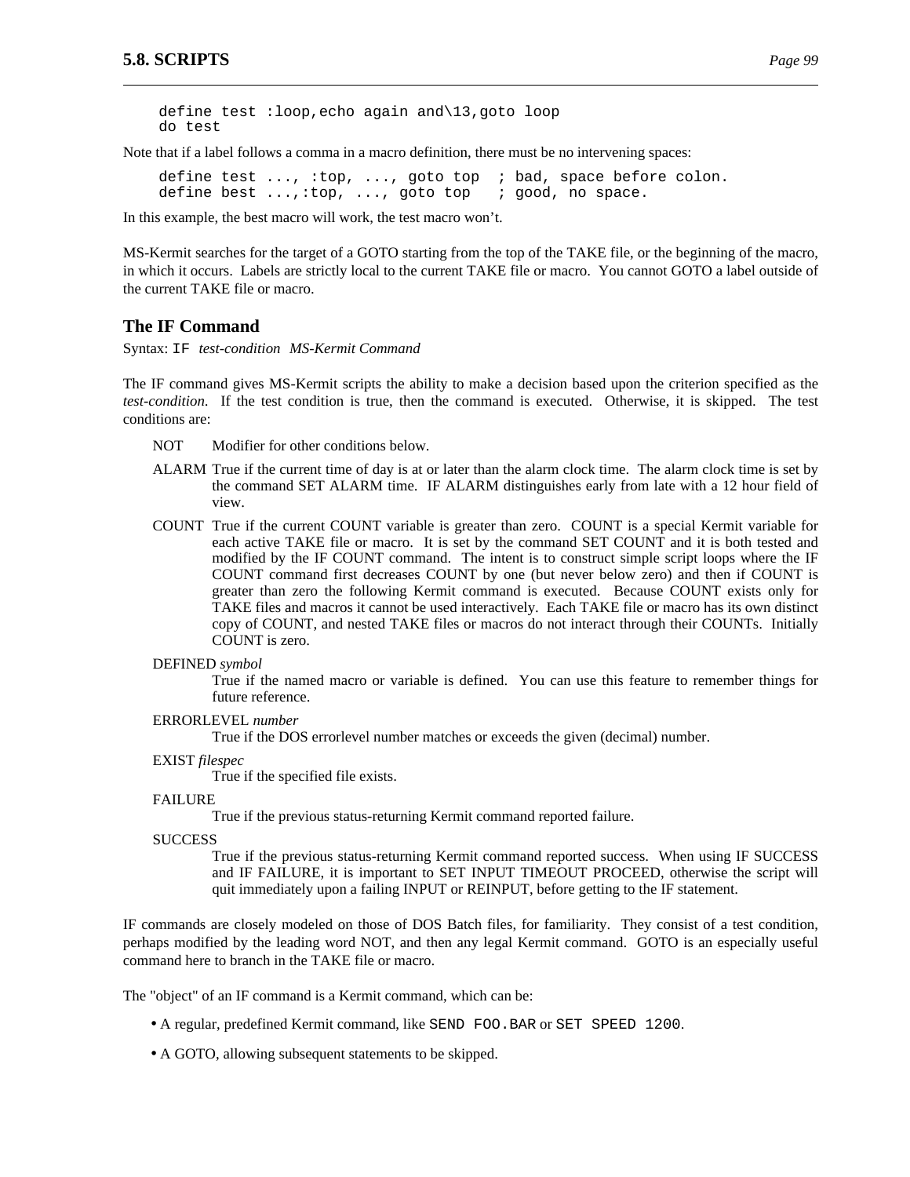```
define test :loop,echo again and\13,goto loop
do test
```

Note that if a label follows a comma in a macro definition, there must be no intervening spaces:

```
define test ..., :top, ..., goto top  ; bad, space before colon.
define best ...,:top, ..., goto top   ; good, no space.
```

In this example, the best macro will work, the test macro won't.

MS-Kermit searches for the target of a GOTO starting from the top of the TAKE file, or the beginning of the macro, in which it occurs. Labels are strictly local to the current TAKE file or macro. You cannot GOTO a label outside of the current TAKE file or macro.

### The IF Command

Syntax: `IF` *test-condition MS-Kermit Command*

The IF command gives MS-Kermit scripts the ability to make a decision based upon the criterion specified as the *test-condition*. If the test condition is true, then the command is executed. Otherwise, it is skipped. The test conditions are:

NOT
: Modifier for other conditions below.

ALARM
: True if the current time of day is at or later than the alarm clock time. The alarm clock time is set by the command SET ALARM time. IF ALARM distinguishes early from late with a 12 hour field of view.

COUNT
: True if the current COUNT variable is greater than zero. COUNT is a special Kermit variable for each active TAKE file or macro. It is set by the command SET COUNT and it is both tested and modified by the IF COUNT command. The intent is to construct simple script loops where the IF COUNT command first decreases COUNT by one (but never below zero) and then if COUNT is greater than zero the following Kermit command is executed. Because COUNT exists only for TAKE files and macros it cannot be used interactively. Each TAKE file or macro has its own distinct copy of COUNT, and nested TAKE files or macros do not interact through their COUNTs. Initially COUNT is zero.

DEFINED *symbol*
: True if the named macro or variable is defined. You can use this feature to remember things for future reference.

ERRORLEVEL *number*
: True if the DOS errorlevel number matches or exceeds the given (decimal) number.

EXIST *filespec*
: True if the specified file exists.

FAILURE
: True if the previous status-returning Kermit command reported failure.

SUCCESS
: True if the previous status-returning Kermit command reported success. When using IF SUCCESS and IF FAILURE, it is important to SET INPUT TIMEOUT PROCEED, otherwise the script will quit immediately upon a failing INPUT or REINPUT, before getting to the IF statement.

IF commands are closely modeled on those of DOS Batch files, for familiarity. They consist of a test condition, perhaps modified by the leading word NOT, and then any legal Kermit command. GOTO is an especially useful command here to branch in the TAKE file or macro.

The "object" of an IF command is a Kermit command, which can be:

- A regular, predefined Kermit command, like `SEND FOO.BAR` or `SET SPEED 1200`.
- A GOTO, allowing subsequent statements to be skipped.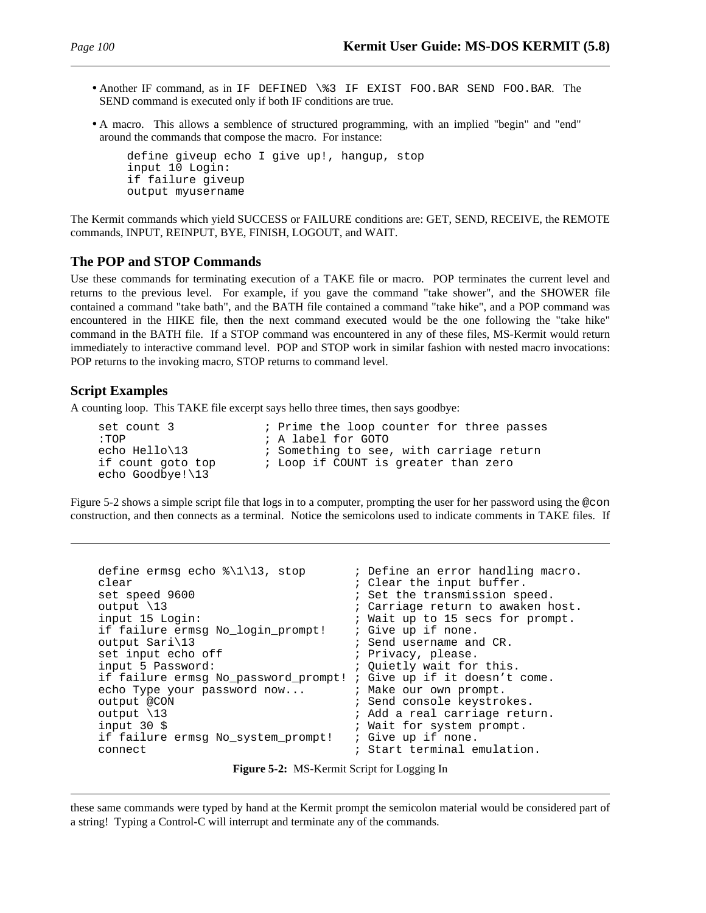- Another IF command, as in `IF DEFINED \%3 IF EXIST FOO.BAR SEND FOO.BAR`. The SEND command is executed only if both IF conditions are true.

- A macro. This allows a semblence of structured programming, with an implied "begin" and "end" around the commands that compose the macro. For instance:

```
define giveup echo I give up!, hangup, stop
input 10 Login:
if failure giveup
output myusername
```

The Kermit commands which yield SUCCESS or FAILURE conditions are: GET, SEND, RECEIVE, the REMOTE commands, INPUT, REINPUT, BYE, FINISH, LOGOUT, and WAIT.

### The POP and STOP Commands

Use these commands for terminating execution of a TAKE file or macro. POP terminates the current level and returns to the previous level. For example, if you gave the command "take shower", and the SHOWER file contained a command "take bath", and the BATH file contained a command "take hike", and a POP command was encountered in the HIKE file, then the next command executed would be the one following the "take hike" command in the BATH file. If a STOP command was encountered in any of these files, MS-Kermit would return immediately to interactive command level. POP and STOP work in similar fashion with nested macro invocations: POP returns to the invoking macro, STOP returns to command level.

### Script Examples

A counting loop. This TAKE file excerpt says hello three times, then says goodbye:

```
set count 3             ; Prime the loop counter for three passes
:TOP                    ; A label for GOTO
echo Hello\13           ; Something to see, with carriage return
if count goto top       ; Loop if COUNT is greater than zero
echo Goodbye!\13
```

Figure 5-2 shows a simple script file that logs in to a computer, prompting the user for her password using the `@con` construction, and then connects as a terminal. Notice the semicolons used to indicate comments in TAKE files. If these same commands were typed by hand at the Kermit prompt the semicolon material would be considered part of a string! Typing a Control-C will interrupt and terminate any of the commands.

```
define ermsg echo %\1\13, stop       ; Define an error handling macro.
clear                                ; Clear the input buffer.
set speed 9600                       ; Set the transmission speed.
output \13                           ; Carriage return to awaken host.
input 15 Login:                      ; Wait up to 15 secs for prompt.
if failure ermsg No_login_prompt!    ; Give up if none.
output Sari\13                       ; Send username and CR.
set input echo off                   ; Privacy, please.
input 5 Password:                    ; Quietly wait for this.
if failure ermsg No_password_prompt! ; Give up if it doesn't come.
echo Type your password now...       ; Make our own prompt.
output @CON                          ; Send console keystrokes.
output \13                           ; Add a real carriage return.
input 30 $                           ; Wait for system prompt.
if failure ermsg No_system_prompt!   ; Give up if none.
connect                              ; Start terminal emulation.
```

**Figure 5-2:** MS-Kermit Script for Logging In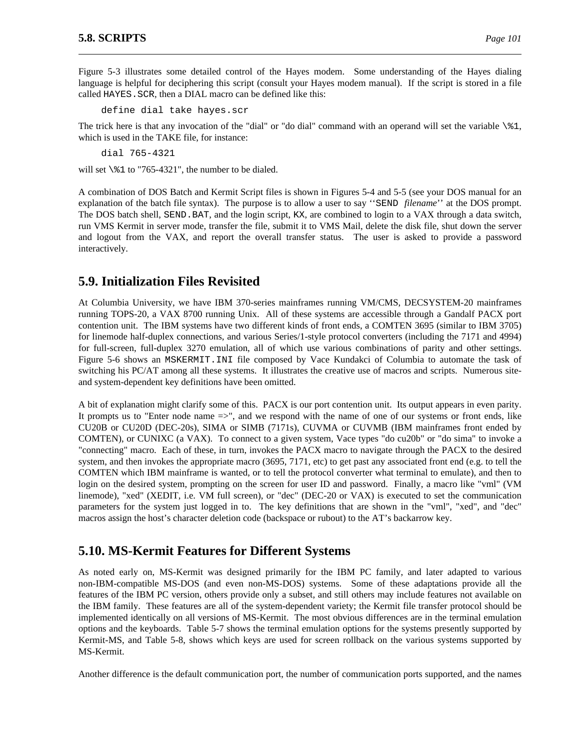Figure 5-3 illustrates some detailed control of the Hayes modem. Some understanding of the Hayes dialing language is helpful for deciphering this script (consult your Hayes modem manual). If the script is stored in a file called `HAYES.SCR`, then a DIAL macro can be defined like this:

```
define dial take hayes.scr
```

The trick here is that any invocation of the "dial" or "do dial" command with an operand will set the variable `\%1`, which is used in the TAKE file, for instance:

```
dial 765-4321
```

will set `\%1` to "765-4321", the number to be dialed.

A combination of DOS Batch and Kermit Script files is shown in Figures 5-4 and 5-5 (see your DOS manual for an explanation of the batch file syntax). The purpose is to allow a user to say ''`SEND` *filename*'' at the DOS prompt. The DOS batch shell, `SEND.BAT`, and the login script, `KX`, are combined to login to a VAX through a data switch, run VMS Kermit in server mode, transfer the file, submit it to VMS Mail, delete the disk file, shut down the server and logout from the VAX, and report the overall transfer status. The user is asked to provide a password interactively.

## 5.9. Initialization Files Revisited

At Columbia University, we have IBM 370-series mainframes running VM/CMS, DECSYSTEM-20 mainframes running TOPS-20, a VAX 8700 running Unix. All of these systems are accessible through a Gandalf PACX port contention unit. The IBM systems have two different kinds of front ends, a COMTEN 3695 (similar to IBM 3705) for linemode half-duplex connections, and various Series/1-style protocol converters (including the 7171 and 4994) for full-screen, full-duplex 3270 emulation, all of which use various combinations of parity and other settings. Figure 5-6 shows an `MSKERMIT.INI` file composed by Vace Kundakci of Columbia to automate the task of switching his PC/AT among all these systems. It illustrates the creative use of macros and scripts. Numerous site- and system-dependent key definitions have been omitted.

A bit of explanation might clarify some of this. PACX is our port contention unit. Its output appears in even parity. It prompts us to "Enter node name =>", and we respond with the name of one of our systems or front ends, like CU20B or CU20D (DEC-20s), SIMA or SIMB (7171s), CUVMA or CUVMB (IBM mainframes front ended by COMTEN), or CUNIXC (a VAX). To connect to a given system, Vace types "do cu20b" or "do sima" to invoke a "connecting" macro. Each of these, in turn, invokes the PACX macro to navigate through the PACX to the desired system, and then invokes the appropriate macro (3695, 7171, etc) to get past any associated front end (e.g. to tell the COMTEN which IBM mainframe is wanted, or to tell the protocol converter what terminal to emulate), and then to login on the desired system, prompting on the screen for user ID and password. Finally, a macro like "vml" (VM linemode), "xed" (XEDIT, i.e. VM full screen), or "dec" (DEC-20 or VAX) is executed to set the communication parameters for the system just logged in to. The key definitions that are shown in the "vml", "xed", and "dec" macros assign the host's character deletion code (backspace or rubout) to the AT's backarrow key.

## 5.10. MS-Kermit Features for Different Systems

As noted early on, MS-Kermit was designed primarily for the IBM PC family, and later adapted to various non-IBM-compatible MS-DOS (and even non-MS-DOS) systems. Some of these adaptations provide all the features of the IBM PC version, others provide only a subset, and still others may include features not available on the IBM family. These features are all of the system-dependent variety; the Kermit file transfer protocol should be implemented identically on all versions of MS-Kermit. The most obvious differences are in the terminal emulation options and the keyboards. Table 5-7 shows the terminal emulation options for the systems presently supported by Kermit-MS, and Table 5-8, shows which keys are used for screen rollback on the various systems supported by MS-Kermit.

Another difference is the default communication port, the number of communication ports supported, and the names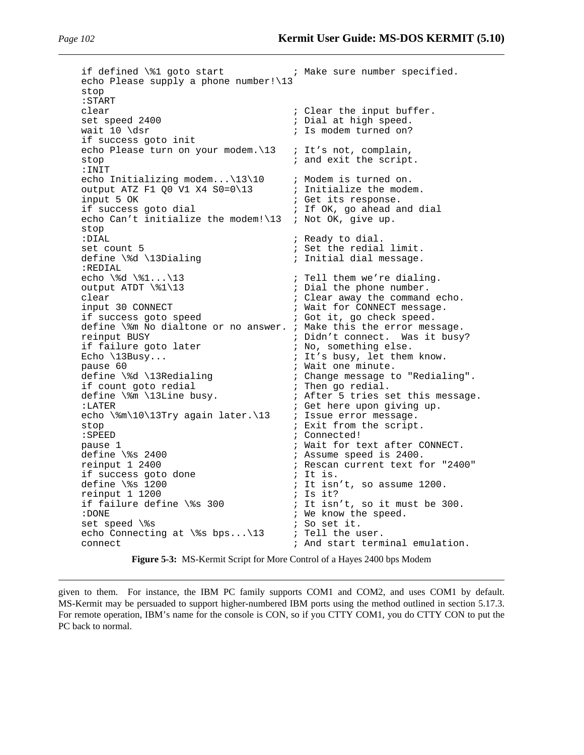```
if defined \%1 goto start           ; Make sure number specified.
echo Please supply a phone number!\13
stop
:START
clear                               ; Clear the input buffer.
set speed 2400                      ; Dial at high speed.
wait 10 \dsr                        ; Is modem turned on?
if success goto init
echo Please turn on your modem.\13  ; It's not, complain,
stop                                ; and exit the script.
:INIT
echo Initializing modem...\13\10    ; Modem is turned on.
output ATZ F1 Q0 V1 X4 S0=0\13      ; Initialize the modem.
input 5 OK                          ; Get its response.
if success goto dial                ; If OK, go ahead and dial
echo Can't initialize the modem!\13 ; Not OK, give up.
stop
:DIAL                               ; Ready to dial.
set count 5                         ; Set the redial limit.
define \%d \13Dialing               ; Initial dial message.
:REDIAL
echo \%d \%1...\13                  ; Tell them we're dialing.
output ATDT \%1\13                  ; Dial the phone number.
clear                               ; Clear away the command echo.
input 30 CONNECT                    ; Wait for CONNECT message.
if success goto speed               ; Got it, go check speed.
define \%m No dialtone or no answer. ; Make this the error message.
reinput BUSY                        ; Didn't connect.  Was it busy?
if failure goto later               ; No, something else.
Echo \13Busy...                     ; It's busy, let them know.
pause 60                            ; Wait one minute.
define \%d \13Redialing             ; Change message to "Redialing".
if count goto redial                ; Then go redial.
define \%m \13Line busy.            ; After 5 tries set this message.
:LATER                              ; Get here upon giving up.
echo \%m\10\13Try again later.\13   ; Issue error message.
stop                                ; Exit from the script.
:SPEED                              ; Connected!
pause 1                             ; Wait for text after CONNECT.
define \%s 2400                     ; Assume speed is 2400.
reinput 1 2400                      ; Rescan current text for "2400"
if success goto done                ; It is.
define \%s 1200                     ; It isn't, so assume 1200.
reinput 1 1200                      ; Is it?
if failure define \%s 300           ; It isn't, so it must be 300.
:DONE                               ; We know the speed.
set speed \%s                       ; So set it.
echo Connecting at \%s bps...\13    ; Tell the user.
connect                             ; And start terminal emulation.
```

**Figure 5-3:** MS-Kermit Script for More Control of a Hayes 2400 bps Modem

given to them. For instance, the IBM PC family supports COM1 and COM2, and uses COM1 by default. MS-Kermit may be persuaded to support higher-numbered IBM ports using the method outlined in section 5.17.3. For remote operation, IBM's name for the console is CON, so if you CTTY COM1, you do CTTY CON to put the PC back to normal.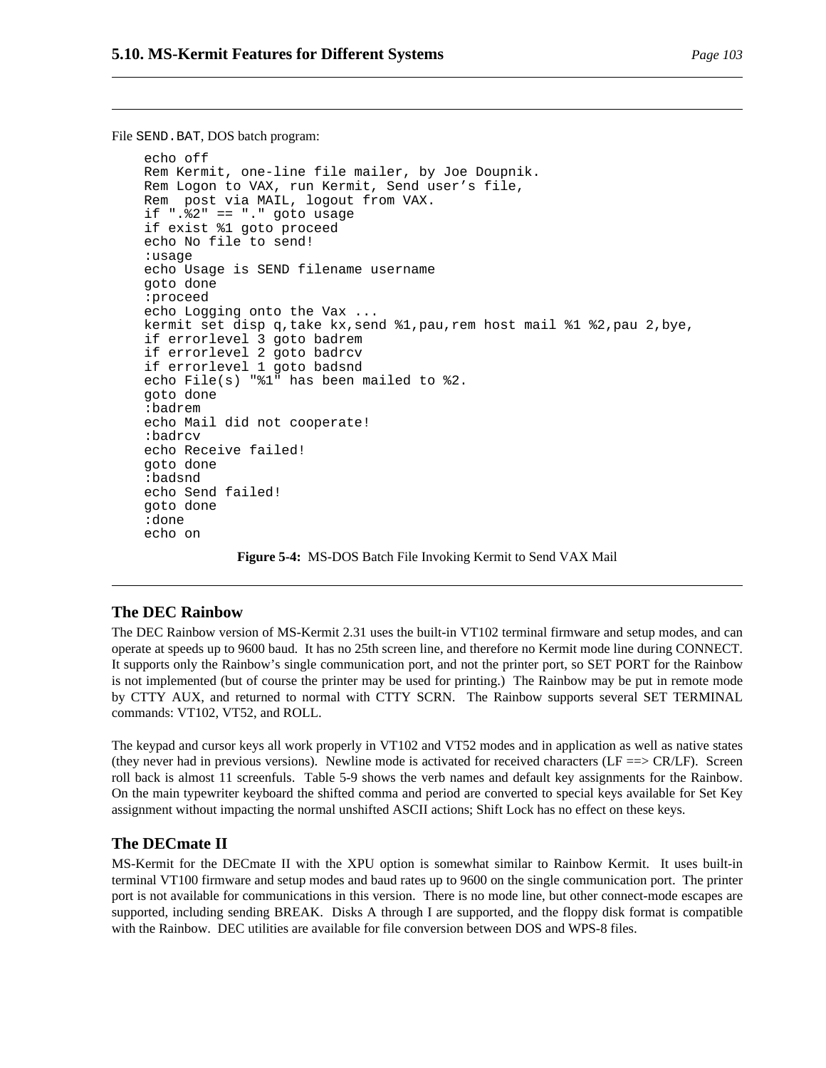File `SEND.BAT`, DOS batch program:

```
echo off
Rem Kermit, one-line file mailer, by Joe Doupnik.
Rem Logon to VAX, run Kermit, Send user's file,
Rem  post via MAIL, logout from VAX.
if ".%2" == "." goto usage
if exist %1 goto proceed
echo No file to send!
:usage
echo Usage is SEND filename username
goto done
:proceed
echo Logging onto the Vax ...
kermit set disp q,take kx,send %1,pau,rem host mail %1 %2,pau 2,bye,
if errorlevel 3 goto badrem
if errorlevel 2 goto badrcv
if errorlevel 1 goto badsnd
echo File(s) "%1" has been mailed to %2.
goto done
:badrem
echo Mail did not cooperate!
:badrcv
echo Receive failed!
goto done
:badsnd
echo Send failed!
goto done
:done
echo on
```

**Figure 5-4:** MS-DOS Batch File Invoking Kermit to Send VAX Mail

## The DEC Rainbow

The DEC Rainbow version of MS-Kermit 2.31 uses the built-in VT102 terminal firmware and setup modes, and can operate at speeds up to 9600 baud. It has no 25th screen line, and therefore no Kermit mode line during CONNECT. It supports only the Rainbow's single communication port, and not the printer port, so SET PORT for the Rainbow is not implemented (but of course the printer may be used for printing.) The Rainbow may be put in remote mode by CTTY AUX, and returned to normal with CTTY SCRN. The Rainbow supports several SET TERMINAL commands: VT102, VT52, and ROLL.

The keypad and cursor keys all work properly in VT102 and VT52 modes and in application as well as native states (they never had in previous versions). Newline mode is activated for received characters (LF ==> CR/LF). Screen roll back is almost 11 screenfuls. Table 5-9 shows the verb names and default key assignments for the Rainbow. On the main typewriter keyboard the shifted comma and period are converted to special keys available for Set Key assignment without impacting the normal unshifted ASCII actions; Shift Lock has no effect on these keys.

## The DECmate II

MS-Kermit for the DECmate II with the XPU option is somewhat similar to Rainbow Kermit. It uses built-in terminal VT100 firmware and setup modes and baud rates up to 9600 on the single communication port. The printer port is not available for communications in this version. There is no mode line, but other connect-mode escapes are supported, including sending BREAK. Disks A through I are supported, and the floppy disk format is compatible with the Rainbow. DEC utilities are available for file conversion between DOS and WPS-8 files.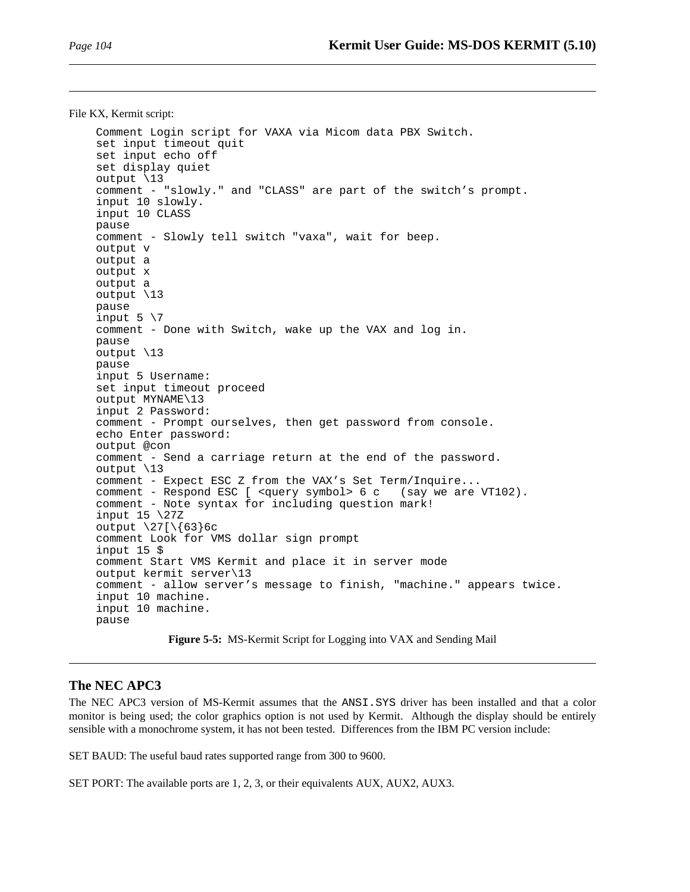File KX, Kermit script:

```
Comment Login script for VAXA via Micom data PBX Switch.
set input timeout quit
set input echo off
set display quiet
output \13
comment - "slowly." and "CLASS" are part of the switch's prompt.
input 10 slowly.
input 10 CLASS
pause
comment - Slowly tell switch "vaxa", wait for beep.
output v
output a
output x
output a
output \13
pause
input 5 \7
comment - Done with Switch, wake up the VAX and log in.
pause
output \13
pause
input 5 Username:
set input timeout proceed
output MYNAME\13
input 2 Password:
comment - Prompt ourselves, then get password from console.
echo Enter password:
output @con
comment - Send a carriage return at the end of the password.
output \13
comment - Expect ESC Z from the VAX's Set Term/Inquire...
comment - Respond ESC [ <query symbol> 6 c   (say we are VT102).
comment - Note syntax for including question mark!
input 15 \27Z
output \27[\{63}6c
comment Look for VMS dollar sign prompt
input 15 $
comment Start VMS Kermit and place it in server mode
output kermit server\13
comment - allow server's message to finish, "machine." appears twice.
input 10 machine.
input 10 machine.
pause
```

**Figure 5-5:** MS-Kermit Script for Logging into VAX and Sending Mail

## The NEC APC3

The NEC APC3 version of MS-Kermit assumes that the ANSI.SYS driver has been installed and that a color monitor is being used; the color graphics option is not used by Kermit. Although the display should be entirely sensible with a monochrome system, it has not been tested. Differences from the IBM PC version include:

SET BAUD: The useful baud rates supported range from 300 to 9600.

SET PORT: The available ports are 1, 2, 3, or their equivalents AUX, AUX2, AUX3.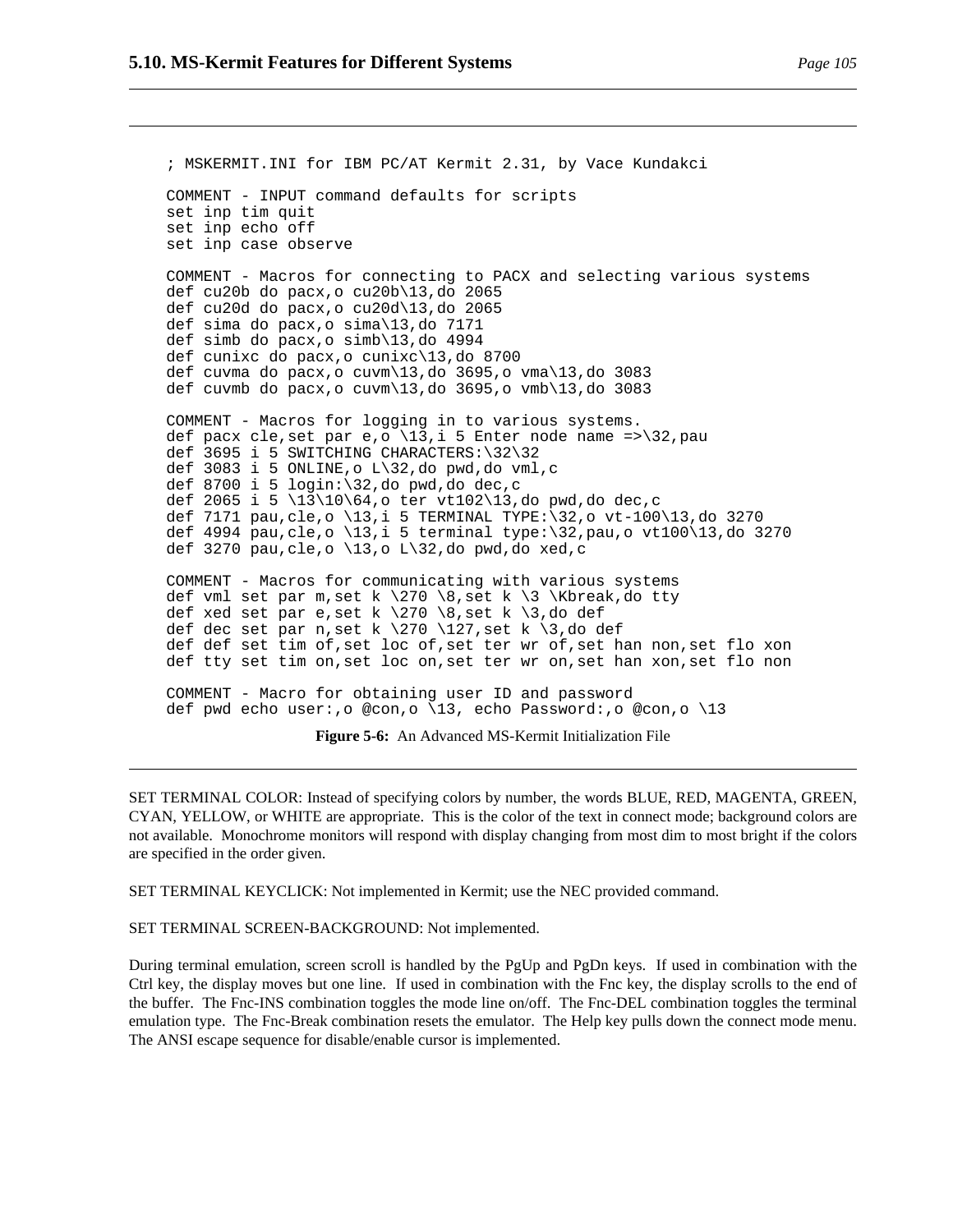```
; MSKERMIT.INI for IBM PC/AT Kermit 2.31, by Vace Kundakci

COMMENT - INPUT command defaults for scripts
set inp tim quit
set inp echo off
set inp case observe

COMMENT - Macros for connecting to PACX and selecting various systems
def cu20b do pacx,o cu20b\13,do 2065
def cu20d do pacx,o cu20d\13,do 2065
def sima do pacx,o sima\13,do 7171
def simb do pacx,o simb\13,do 4994
def cunixc do pacx,o cunixc\13,do 8700
def cuvma do pacx,o cuvm\13,do 3695,o vma\13,do 3083
def cuvmb do pacx,o cuvm\13,do 3695,o vmb\13,do 3083

COMMENT - Macros for logging in to various systems.
def pacx cle,set par e,o \13,i 5 Enter node name =>\32,pau
def 3695 i 5 SWITCHING CHARACTERS:\32\32
def 3083 i 5 ONLINE,o L\32,do pwd,do vml,c
def 8700 i 5 login:\32,do pwd,do dec,c
def 2065 i 5 \13\10\64,o ter vt102\13,do pwd,do dec,c
def 7171 pau,cle,o \13,i 5 TERMINAL TYPE:\32,o vt-100\13,do 3270
def 4994 pau,cle,o \13,i 5 terminal type:\32,pau,o vt100\13,do 3270
def 3270 pau,cle,o \13,o L\32,do pwd,do xed,c

COMMENT - Macros for communicating with various systems
def vml set par m,set k \270 \8,set k \3 \Kbreak,do tty
def xed set par e,set k \270 \8,set k \3,do def
def dec set par n,set k \270 \127,set k \3,do def
def def set tim of,set loc of,set ter wr of,set han non,set flo xon
def tty set tim on,set loc on,set ter wr on,set han xon,set flo non

COMMENT - Macro for obtaining user ID and password
def pwd echo user:,o @con,o \13, echo Password:,o @con,o \13
```

**Figure 5-6:** An Advanced MS-Kermit Initialization File

SET TERMINAL COLOR: Instead of specifying colors by number, the words BLUE, RED, MAGENTA, GREEN, CYAN, YELLOW, or WHITE are appropriate. This is the color of the text in connect mode; background colors are not available. Monochrome monitors will respond with display changing from most dim to most bright if the colors are specified in the order given.

SET TERMINAL KEYCLICK: Not implemented in Kermit; use the NEC provided command.

SET TERMINAL SCREEN-BACKGROUND: Not implemented.

During terminal emulation, screen scroll is handled by the PgUp and PgDn keys. If used in combination with the Ctrl key, the display moves but one line. If used in combination with the Fnc key, the display scrolls to the end of the buffer. The Fnc-INS combination toggles the mode line on/off. The Fnc-DEL combination toggles the terminal emulation type. The Fnc-Break combination resets the emulator. The Help key pulls down the connect mode menu. The ANSI escape sequence for disable/enable cursor is implemented.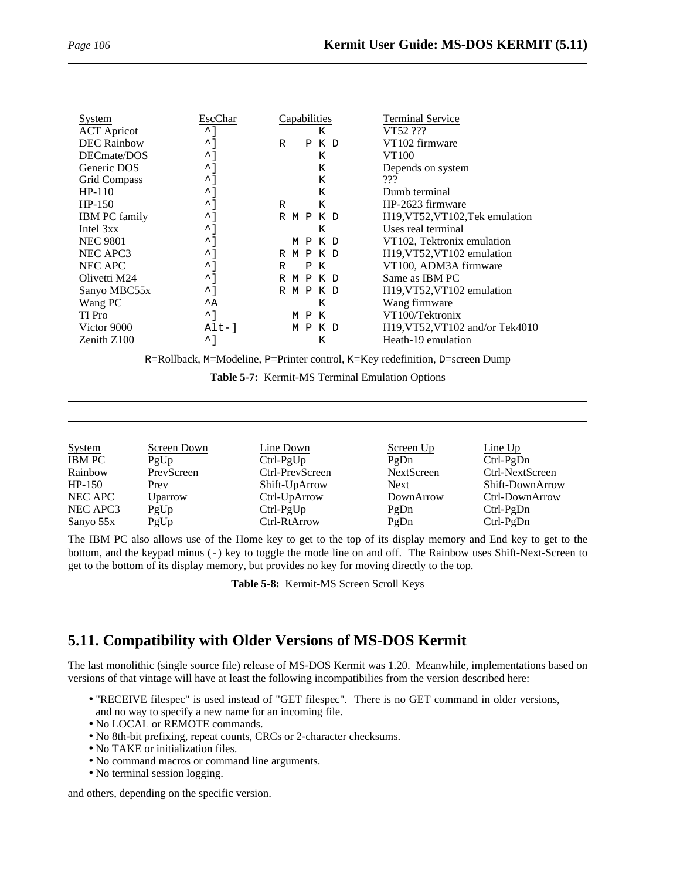| System | EscChar | Capabilities | Terminal Service |
| --- | --- | --- | --- |
| ACT Apricot | ^] | K | VT52 ??? |
| DEC Rainbow | ^] | R P K D | VT102 firmware |
| DECmate/DOS | ^] | K | VT100 |
| Generic DOS | ^] | K | Depends on system |
| Grid Compass | ^] | K | ??? |
| HP-110 | ^] | K | Dumb terminal |
| HP-150 | ^] | R K | HP-2623 firmware |
| IBM PC family | ^] | R M P K D | H19,VT52,VT102,Tek emulation |
| Intel 3xx | ^] | K | Uses real terminal |
| NEC 9801 | ^] | M P K D | VT102, Tektronix emulation |
| NEC APC3 | ^] | R M P K D | H19,VT52,VT102 emulation |
| NEC APC | ^] | R P K | VT100, ADM3A firmware |
| Olivetti M24 | ^] | R M P K D | Same as IBM PC |
| Sanyo MBC55x | ^] | R M P K D | H19,VT52,VT102 emulation |
| Wang PC | ^A | K | Wang firmware |
| TI Pro | ^] | M P K | VT100/Tektronix |
| Victor 9000 | Alt-] | M P K D | H19,VT52,VT102 and/or Tek4010 |
| Zenith Z100 | ^] | K | Heath-19 emulation |

R=Rollback, M=Modeline, P=Printer control, K=Key redefinition, D=screen Dump

**Table 5-7:** Kermit-MS Terminal Emulation Options

| System | Screen Down | Line Down | Screen Up | Line Up |
| --- | --- | --- | --- | --- |
| IBM PC | PgUp | Ctrl-PgUp | PgDn | Ctrl-PgDn |
| Rainbow | PrevScreen | Ctrl-PrevScreen | NextScreen | Ctrl-NextScreen |
| HP-150 | Prev | Shift-UpArrow | Next | Shift-DownArrow |
| NEC APC | Uparrow | Ctrl-UpArrow | DownArrow | Ctrl-DownArrow |
| NEC APC3 | PgUp | Ctrl-PgUp | PgDn | Ctrl-PgDn |
| Sanyo 55x | PgUp | Ctrl-RtArrow | PgDn | Ctrl-PgDn |

The IBM PC also allows use of the Home key to get to the top of its display memory and End key to get to the bottom, and the keypad minus (-) key to toggle the mode line on and off. The Rainbow uses Shift-Next-Screen to get to the bottom of its display memory, but provides no key for moving directly to the top.

**Table 5-8:** Kermit-MS Screen Scroll Keys

## 5.11. Compatibility with Older Versions of MS-DOS Kermit

The last monolithic (single source file) release of MS-DOS Kermit was 1.20. Meanwhile, implementations based on versions of that vintage will have at least the following incompatibilities from the version described here:

- "RECEIVE filespec" is used instead of "GET filespec". There is no GET command in older versions, and no way to specify a new name for an incoming file.
- No LOCAL or REMOTE commands.
- No 8th-bit prefixing, repeat counts, CRCs or 2-character checksums.
- No TAKE or initialization files.
- No command macros or command line arguments.
- No terminal session logging.

and others, depending on the specific version.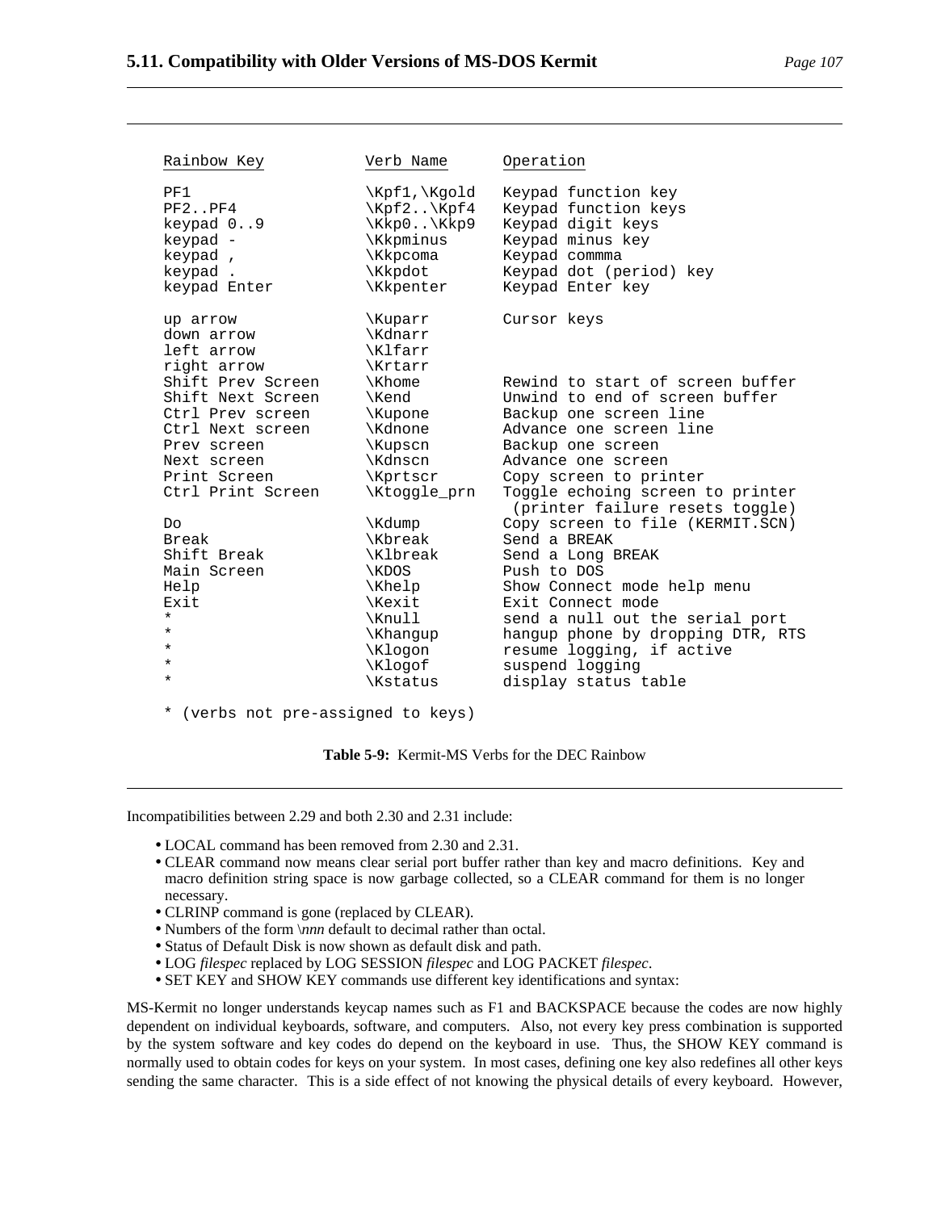| Rainbow Key | Verb Name | Operation |
|---|---|---|
| PF1 | \Kpf1,\Kgold | Keypad function key |
| PF2..PF4 | \Kpf2..\Kpf4 | Keypad function keys |
| keypad 0..9 | \Kkp0..\Kkp9 | Keypad digit keys |
| keypad - | \Kkpminus | Keypad minus key |
| keypad , | \Kkpcoma | Keypad commma |
| keypad . | \Kkpdot | Keypad dot (period) key |
| keypad Enter | \Kkpenter | Keypad Enter key |
| up arrow | \Kuparr | Cursor keys |
| down arrow | \Kdnarr | |
| left arrow | \Klfarr | |
| right arrow | \Krtarr | |
| Shift Prev Screen | \Khome | Rewind to start of screen buffer |
| Shift Next Screen | \Kend | Unwind to end of screen buffer |
| Ctrl Prev screen | \Kupone | Backup one screen line |
| Ctrl Next screen | \Kdnone | Advance one screen line |
| Prev screen | \Kupscn | Backup one screen |
| Next screen | \Kdnscn | Advance one screen |
| Print Screen | \Kprtscr | Copy screen to printer |
| Ctrl Print Screen | \Ktoggle_prn | Toggle echoing screen to printer (printer failure resets toggle) |
| Do | \Kdump | Copy screen to file (KERMIT.SCN) |
| Break | \Kbreak | Send a BREAK |
| Shift Break | \Klbreak | Send a Long BREAK |
| Main Screen | \KDOS | Push to DOS |
| Help | \Khelp | Show Connect mode help menu |
| Exit | \Kexit | Exit Connect mode |
| * | \Knull | send a null out the serial port |
| * | \Khangup | hangup phone by dropping DTR, RTS |
| * | \Klogon | resume logging, if active |
| * | \Klogof | suspend logging |
| * | \Kstatus | display status table |

* (verbs not pre-assigned to keys)

**Table 5-9:** Kermit-MS Verbs for the DEC Rainbow

Incompatibilities between 2.29 and both 2.30 and 2.31 include:

- LOCAL command has been removed from 2.30 and 2.31.
- CLEAR command now means clear serial port buffer rather than key and macro definitions. Key and macro definition string space is now garbage collected, so a CLEAR command for them is no longer necessary.
- CLRINP command is gone (replaced by CLEAR).
- Numbers of the form \*nnn* default to decimal rather than octal.
- Status of Default Disk is now shown as default disk and path.
- LOG *filespec* replaced by LOG SESSION *filespec* and LOG PACKET *filespec*.
- SET KEY and SHOW KEY commands use different key identifications and syntax:

MS-Kermit no longer understands keycap names such as F1 and BACKSPACE because the codes are now highly dependent on individual keyboards, software, and computers. Also, not every key press combination is supported by the system software and key codes do depend on the keyboard in use. Thus, the SHOW KEY command is normally used to obtain codes for keys on your system. In most cases, defining one key also redefines all other keys sending the same character. This is a side effect of not knowing the physical details of every keyboard. However,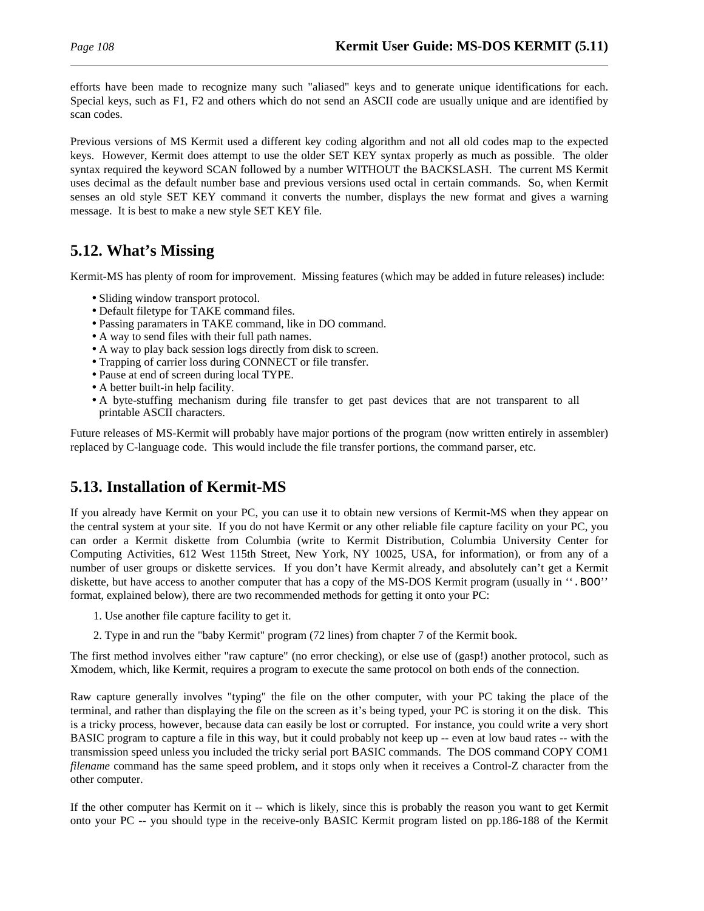efforts have been made to recognize many such "aliased" keys and to generate unique identifications for each. Special keys, such as F1, F2 and others which do not send an ASCII code are usually unique and are identified by scan codes.

Previous versions of MS Kermit used a different key coding algorithm and not all old codes map to the expected keys. However, Kermit does attempt to use the older SET KEY syntax properly as much as possible. The older syntax required the keyword SCAN followed by a number WITHOUT the BACKSLASH. The current MS Kermit uses decimal as the default number base and previous versions used octal in certain commands. So, when Kermit senses an old style SET KEY command it converts the number, displays the new format and gives a warning message. It is best to make a new style SET KEY file.

## 5.12. What's Missing

Kermit-MS has plenty of room for improvement. Missing features (which may be added in future releases) include:

- Sliding window transport protocol.
- Default filetype for TAKE command files.
- Passing paramaters in TAKE command, like in DO command.
- A way to send files with their full path names.
- A way to play back session logs directly from disk to screen.
- Trapping of carrier loss during CONNECT or file transfer.
- Pause at end of screen during local TYPE.
- A better built-in help facility.
- A byte-stuffing mechanism during file transfer to get past devices that are not transparent to all printable ASCII characters.

Future releases of MS-Kermit will probably have major portions of the program (now written entirely in assembler) replaced by C-language code. This would include the file transfer portions, the command parser, etc.

## 5.13. Installation of Kermit-MS

If you already have Kermit on your PC, you can use it to obtain new versions of Kermit-MS when they appear on the central system at your site. If you do not have Kermit or any other reliable file capture facility on your PC, you can order a Kermit diskette from Columbia (write to Kermit Distribution, Columbia University Center for Computing Activities, 612 West 115th Street, New York, NY 10025, USA, for information), or from any of a number of user groups or diskette services. If you don't have Kermit already, and absolutely can't get a Kermit diskette, but have access to another computer that has a copy of the MS-DOS Kermit program (usually in ``.BOO'' format, explained below), there are two recommended methods for getting it onto your PC:

1. Use another file capture facility to get it.
2. Type in and run the "baby Kermit" program (72 lines) from chapter 7 of the Kermit book.

The first method involves either "raw capture" (no error checking), or else use of (gasp!) another protocol, such as Xmodem, which, like Kermit, requires a program to execute the same protocol on both ends of the connection.

Raw capture generally involves "typing" the file on the other computer, with your PC taking the place of the terminal, and rather than displaying the file on the screen as it's being typed, your PC is storing it on the disk. This is a tricky process, however, because data can easily be lost or corrupted. For instance, you could write a very short BASIC program to capture a file in this way, but it could probably not keep up -- even at low baud rates -- with the transmission speed unless you included the tricky serial port BASIC commands. The DOS command COPY COM1 *filename* command has the same speed problem, and it stops only when it receives a Control-Z character from the other computer.

If the other computer has Kermit on it -- which is likely, since this is probably the reason you want to get Kermit onto your PC -- you should type in the receive-only BASIC Kermit program listed on pp.186-188 of the Kermit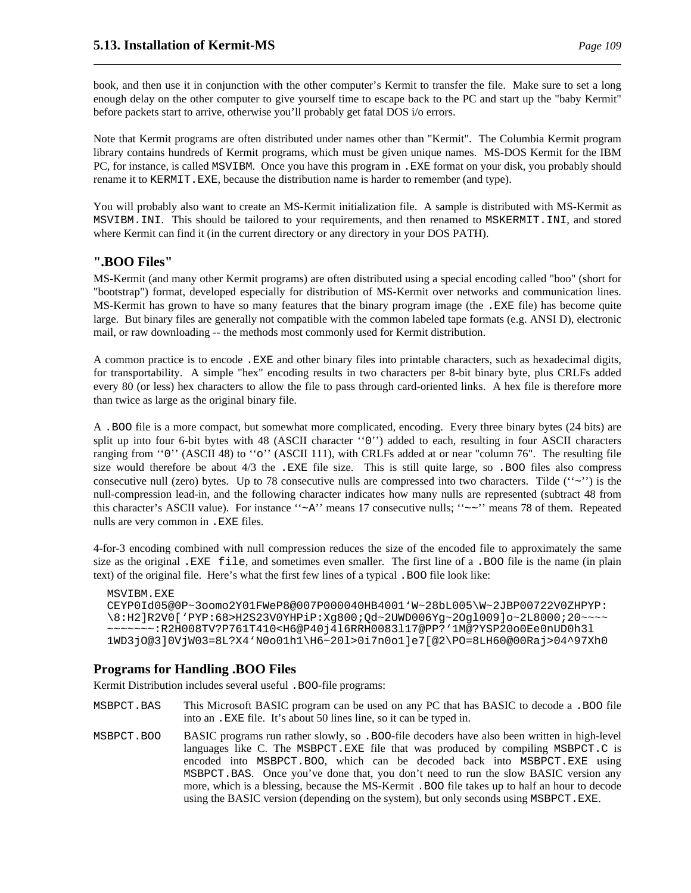book, and then use it in conjunction with the other computer's Kermit to transfer the file. Make sure to set a long enough delay on the other computer to give yourself time to escape back to the PC and start up the "baby Kermit" before packets start to arrive, otherwise you'll probably get fatal DOS i/o errors.

Note that Kermit programs are often distributed under names other than "Kermit". The Columbia Kermit program library contains hundreds of Kermit programs, which must be given unique names. MS-DOS Kermit for the IBM PC, for instance, is called `MSVIBM`. Once you have this program in `.EXE` format on your disk, you probably should rename it to `KERMIT.EXE`, because the distribution name is harder to remember (and type).

You will probably also want to create an MS-Kermit initialization file. A sample is distributed with MS-Kermit as `MSVIBM.INI`. This should be tailored to your requirements, and then renamed to `MSKERMIT.INI`, and stored where Kermit can find it (in the current directory or any directory in your DOS PATH).

### ".BOO Files"

MS-Kermit (and many other Kermit programs) are often distributed using a special encoding called "boo" (short for "bootstrap") format, developed especially for distribution of MS-Kermit over networks and communication lines. MS-Kermit has grown to have so many features that the binary program image (the `.EXE` file) has become quite large. But binary files are generally not compatible with the common labeled tape formats (e.g. ANSI D), electronic mail, or raw downloading -- the methods most commonly used for Kermit distribution.

A common practice is to encode `.EXE` and other binary files into printable characters, such as hexadecimal digits, for transportability. A simple "hex" encoding results in two characters per 8-bit binary byte, plus CRLFs added every 80 (or less) hex characters to allow the file to pass through card-oriented links. A hex file is therefore more than twice as large as the original binary file.

A `.BOO` file is a more compact, but somewhat more complicated, encoding. Every three binary bytes (24 bits) are split up into four 6-bit bytes with 48 (ASCII character ''`0`'') added to each, resulting in four ASCII characters ranging from ''`0`'' (ASCII 48) to ''`o`'' (ASCII 111), with CRLFs added at or near "column 76". The resulting file size would therefore be about 4/3 the `.EXE` file size. This is still quite large, so `.BOO` files also compress consecutive null (zero) bytes. Up to 78 consecutive nulls are compressed into two characters. Tilde (''`~`'') is the null-compression lead-in, and the following character indicates how many nulls are represented (subtract 48 from this character's ASCII value). For instance ''`~A`'' means 17 consecutive nulls; ''`~~`'' means 78 of them. Repeated nulls are very common in `.EXE` files.

4-for-3 encoding combined with null compression reduces the size of the encoded file to approximately the same size as the original `.EXE file`, and sometimes even smaller. The first line of a `.BOO` file is the name (in plain text) of the original file. Here's what the first few lines of a typical `.BOO` file look like:

```
MSVIBM.EXE
CEYP0Id05@0P~3oomo2Y01FWeP8@007P000040HB4001`W~28bL005\W~2JBP00722V0ZHPYP:
\8:H2]R2V0[`PYP:68>H2S23V0YHPiP:Xg800;Qd~2UWD006Yg~2Ogl009]o~2L8000;20~~~~
~~~~~~~:R2H008TV?P761T410<H6@P40j4l6RRH0083l17@PP?`1M@?YSP20o0Ee0nUD0h3l
1WD3jO@3]0VjW03=8L?X4`N0o01h1\H6~20l>0i7n0o1]e7[@2\PO=8LH60@00Raj>04^97Xh0
```

### Programs for Handling .BOO Files

Kermit Distribution includes several useful `.BOO`-file programs:

`MSBPCT.BAS`
: This Microsoft BASIC program can be used on any PC that has BASIC to decode a `.BOO` file into an `.EXE` file. It's about 50 lines line, so it can be typed in.

`MSBPCT.BOO`
: BASIC programs run rather slowly, so `.BOO`-file decoders have also been written in high-level languages like C. The `MSBPCT.EXE` file that was produced by compiling `MSBPCT.C` is encoded into `MSBPCT.BOO`, which can be decoded back into `MSBPCT.EXE` using `MSBPCT.BAS`. Once you've done that, you don't need to run the slow BASIC version any more, which is a blessing, because the MS-Kermit `.BOO` file takes up to half an hour to decode using the BASIC version (depending on the system), but only seconds using `MSBPCT.EXE`.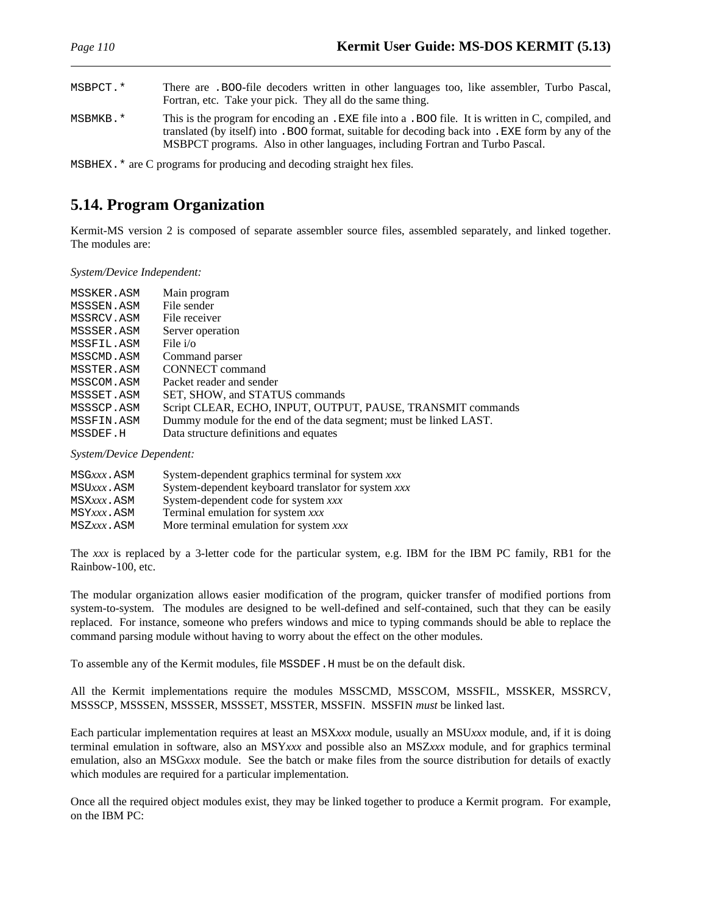MSBPCT.* There are .BOO-file decoders written in other languages too, like assembler, Turbo Pascal, Fortran, etc. Take your pick. They all do the same thing.

MSBMKB.* This is the program for encoding an .EXE file into a .BOO file. It is written in C, compiled, and translated (by itself) into .BOO format, suitable for decoding back into .EXE form by any of the MSBPCT programs. Also in other languages, including Fortran and Turbo Pascal.

MSBHEX.* are C programs for producing and decoding straight hex files.

## 5.14. Program Organization

Kermit-MS version 2 is composed of separate assembler source files, assembled separately, and linked together. The modules are:

*System/Device Independent:*

| | |
|---|---|
| MSSKER.ASM | Main program |
| MSSSEN.ASM | File sender |
| MSSRCV.ASM | File receiver |
| MSSSER.ASM | Server operation |
| MSSFIL.ASM | File i/o |
| MSSCMD.ASM | Command parser |
| MSSTER.ASM | CONNECT command |
| MSSCOM.ASM | Packet reader and sender |
| MSSSET.ASM | SET, SHOW, and STATUS commands |
| MSSSCP.ASM | Script CLEAR, ECHO, INPUT, OUTPUT, PAUSE, TRANSMIT commands |
| MSSFIN.ASM | Dummy module for the end of the data segment; must be linked LAST. |
| MSSDEF.H | Data structure definitions and equates |

*System/Device Dependent:*

| | |
|---|---|
| MSG*xxx*.ASM | System-dependent graphics terminal for system *xxx* |
| MSU*xxx*.ASM | System-dependent keyboard translator for system *xxx* |
| MSX*xxx*.ASM | System-dependent code for system *xxx* |
| MSY*xxx*.ASM | Terminal emulation for system *xxx* |
| MSZ*xxx*.ASM | More terminal emulation for system *xxx* |

The *xxx* is replaced by a 3-letter code for the particular system, e.g. IBM for the IBM PC family, RB1 for the Rainbow-100, etc.

The modular organization allows easier modification of the program, quicker transfer of modified portions from system-to-system. The modules are designed to be well-defined and self-contained, such that they can be easily replaced. For instance, someone who prefers windows and mice to typing commands should be able to replace the command parsing module without having to worry about the effect on the other modules.

To assemble any of the Kermit modules, file MSSDEF.H must be on the default disk.

All the Kermit implementations require the modules MSSCMD, MSSCOM, MSSFIL, MSSKER, MSSRCV, MSSSCP, MSSSEN, MSSSER, MSSSET, MSSTER, MSSFIN. MSSFIN *must* be linked last.

Each particular implementation requires at least an MSX*xxx* module, usually an MSU*xxx* module, and, if it is doing terminal emulation in software, also an MSY*xxx* and possible also an MSZ*xxx* module, and for graphics terminal emulation, also an MSG*xxx* module. See the batch or make files from the source distribution for details of exactly which modules are required for a particular implementation.

Once all the required object modules exist, they may be linked together to produce a Kermit program. For example, on the IBM PC: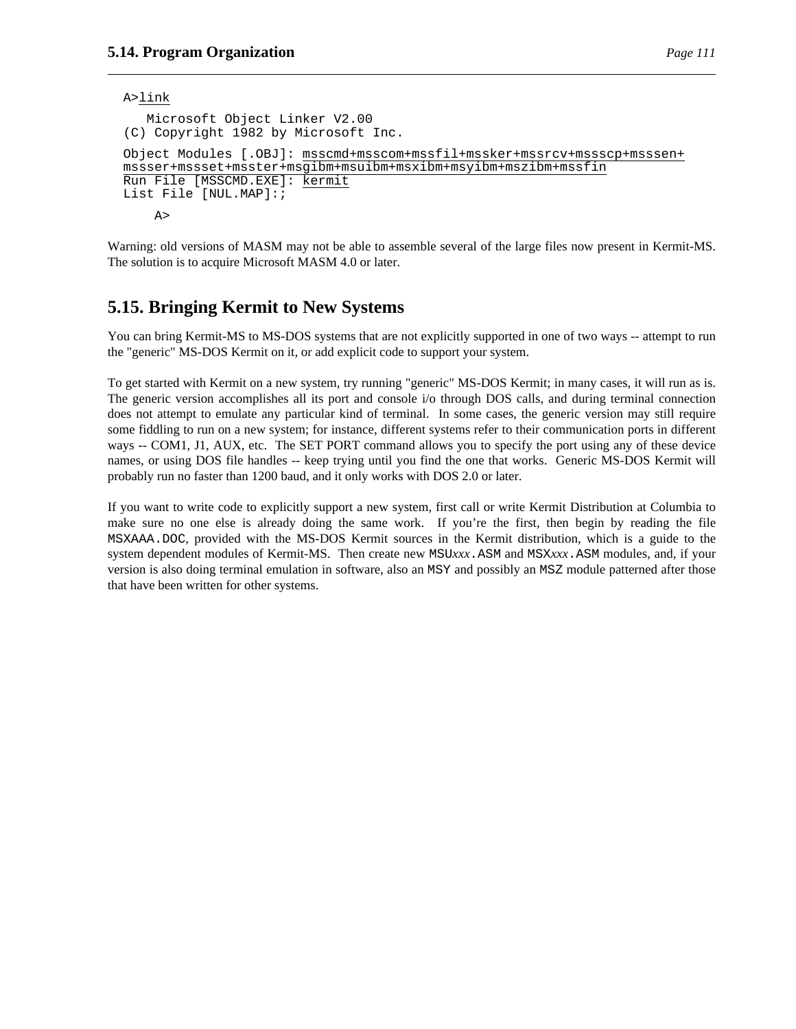```
A>link

   Microsoft Object Linker V2.00
(C) Copyright 1982 by Microsoft Inc.

Object Modules [.OBJ]: msscmd+msscom+mssfil+mssker+mssrcv+mssscp+msssen+
mssser+mssset+msster+msgibm+msuibm+msxibm+msyibm+mszibm+mssfin
Run File [MSSCMD.EXE]: kermit
List File [NUL.MAP]:;

    A>
```

Warning: old versions of MASM may not be able to assemble several of the large files now present in Kermit-MS. The solution is to acquire Microsoft MASM 4.0 or later.

## 5.15. Bringing Kermit to New Systems

You can bring Kermit-MS to MS-DOS systems that are not explicitly supported in one of two ways -- attempt to run the "generic" MS-DOS Kermit on it, or add explicit code to support your system.

To get started with Kermit on a new system, try running "generic" MS-DOS Kermit; in many cases, it will run as is. The generic version accomplishes all its port and console i/o through DOS calls, and during terminal connection does not attempt to emulate any particular kind of terminal. In some cases, the generic version may still require some fiddling to run on a new system; for instance, different systems refer to their communication ports in different ways -- COM1, J1, AUX, etc. The SET PORT command allows you to specify the port using any of these device names, or using DOS file handles -- keep trying until you find the one that works. Generic MS-DOS Kermit will probably run no faster than 1200 baud, and it only works with DOS 2.0 or later.

If you want to write code to explicitly support a new system, first call or write Kermit Distribution at Columbia to make sure no one else is already doing the same work. If you're the first, then begin by reading the file `MSXAAA.DOC`, provided with the MS-DOS Kermit sources in the Kermit distribution, which is a guide to the system dependent modules of Kermit-MS. Then create new `MSU`*xxx*`.ASM` and `MSX`*xxx*`.ASM` modules, and, if your version is also doing terminal emulation in software, also an `MSY` and possibly an `MSZ` module patterned after those that have been written for other systems.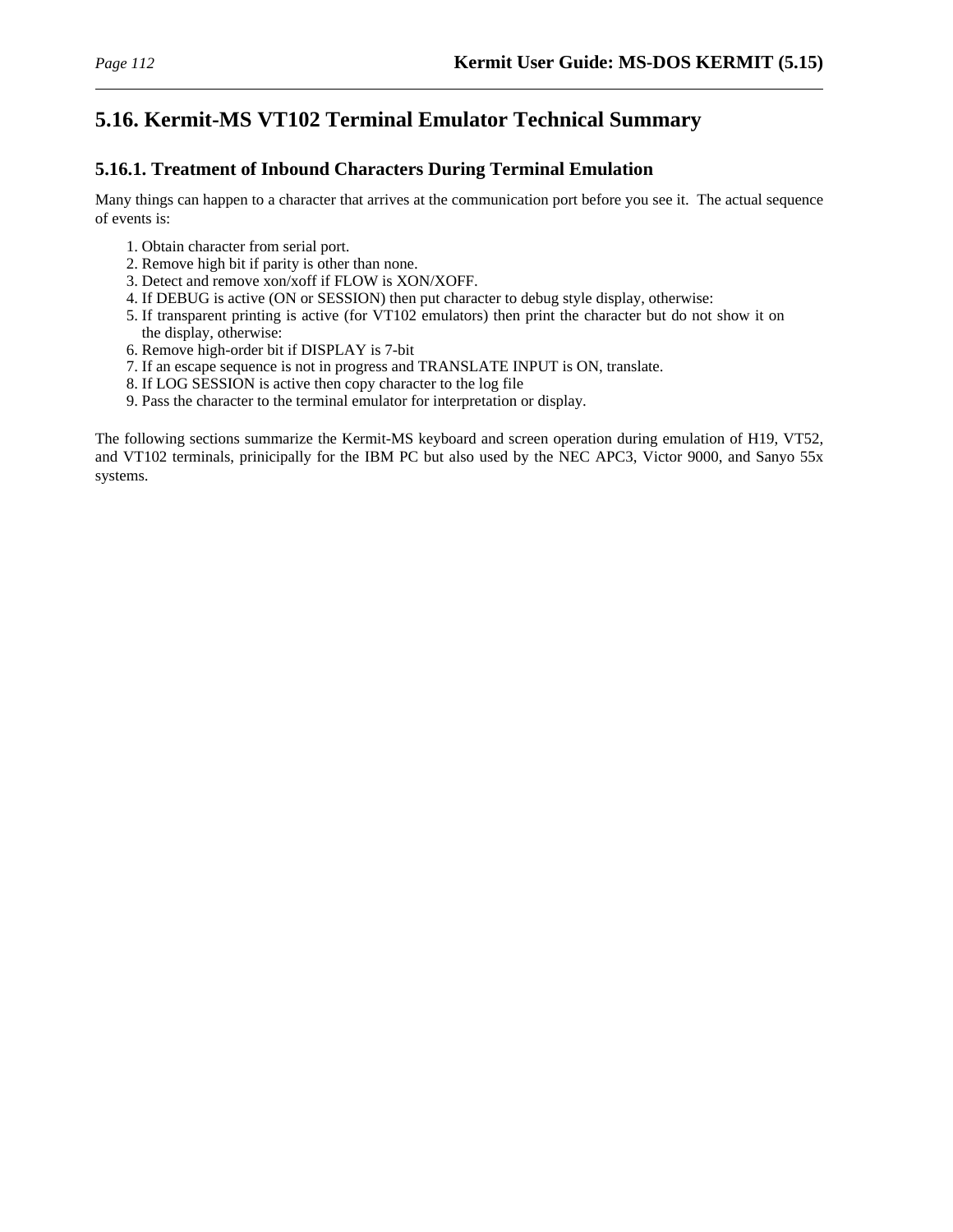## 5.16. Kermit-MS VT102 Terminal Emulator Technical Summary

### 5.16.1. Treatment of Inbound Characters During Terminal Emulation

Many things can happen to a character that arrives at the communication port before you see it. The actual sequence of events is:

1. Obtain character from serial port.
2. Remove high bit if parity is other than none.
3. Detect and remove xon/xoff if FLOW is XON/XOFF.
4. If DEBUG is active (ON or SESSION) then put character to debug style display, otherwise:
5. If transparent printing is active (for VT102 emulators) then print the character but do not show it on the display, otherwise:
6. Remove high-order bit if DISPLAY is 7-bit
7. If an escape sequence is not in progress and TRANSLATE INPUT is ON, translate.
8. If LOG SESSION is active then copy character to the log file
9. Pass the character to the terminal emulator for interpretation or display.

The following sections summarize the Kermit-MS keyboard and screen operation during emulation of H19, VT52, and VT102 terminals, prinicipally for the IBM PC but also used by the NEC APC3, Victor 9000, and Sanyo 55x systems.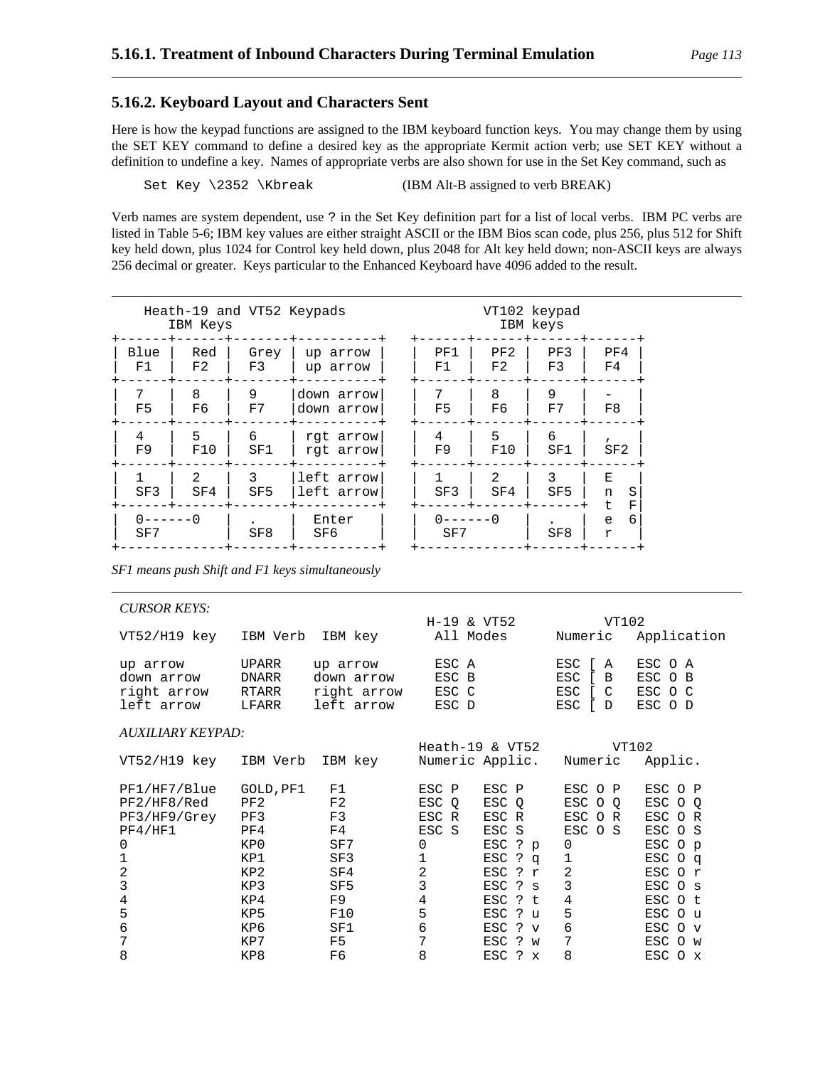## 5.16.2. Keyboard Layout and Characters Sent

Here is how the keypad functions are assigned to the IBM keyboard function keys. You may change them by using the SET KEY command to define a desired key as the appropriate Kermit action verb; use SET KEY without a definition to undefine a key. Names of appropriate verbs are also shown for use in the Set Key command, such as

```
Set Key \2352 \Kbreak
```

(IBM Alt-B assigned to verb BREAK)

Verb names are system dependent, use ? in the Set Key definition part for a list of local verbs. IBM PC verbs are listed in Table 5-6; IBM key values are either straight ASCII or the IBM Bios scan code, plus 256, plus 512 for Shift key held down, plus 1024 for Control key held down, plus 2048 for Alt key held down; non-ASCII keys are always 256 decimal or greater. Keys particular to the Enhanced Keyboard have 4096 added to the result.

```
     Heath-19 and VT52 Keypads                     VT102 keypad
          IBM Keys                                   IBM keys
+------+------+-------+----------+       +------+------+------+------+
| Blue |  Red | Grey  | up arrow |       |  PF1 |  PF2 |  PF3 |  PF4 |
|  F1  |  F2  |  F3   | up arrow |       |  F1  |  F2  |  F3  |  F4  |
+------+------+-------+----------+       +------+------+------+------+
|  7   |  8   |  9    |down arrow|       |  7   |  8   |  9   |  -   |
|  F5  |  F6  |  F7   |down arrow|       |  F5  |  F6  |  F7  |  F8  |
+------+------+-------+----------+       +------+------+------+------+
|  4   |  5   |  6    | rgt arrow|       |  4   |  5   |  6   |  ,   |
|  F9  |  F10 |  SF1  | rgt arrow|       |  F9  |  F10 |  SF1 |  SF2 |
+------+------+-------+----------+       +------+------+------+------+
|  1   |  2   |  3    |left arrow|       |  1   |  2   |  3   |  E   |
|  SF3 |  SF4 |  SF5  |left arrow|       |  SF3 |  SF4 |  SF5 |  n  S|
+------+------+-------+----------+       +------+------+------+  t  F|
|  0------0   |  .    |  Enter   |       |  0------0   |  .   |  e  6|
|  SF7        |  SF8  |  SF6     |       |  SF7        |  SF8 |  r   |
+-------------+-------+----------+       +-------------+------+------+
```

*SF1 means push Shift and F1 keys simultaneously*

*CURSOR KEYS:*

| VT52/H19 key | IBM Verb | IBM key | H-19 & VT52 All Modes | VT102 Numeric | VT102 Application |
|---|---|---|---|---|---|
| up arrow | UPARR | up arrow | ESC A | ESC [ A | ESC O A |
| down arrow | DNARR | down arrow | ESC B | ESC [ B | ESC O B |
| right arrow | RTARR | right arrow | ESC C | ESC [ C | ESC O C |
| left arrow | LFARR | left arrow | ESC D | ESC [ D | ESC O D |

*AUXILIARY KEYPAD:*

| VT52/H19 key | IBM Verb | IBM key | Heath-19 & VT52 Numeric | Heath-19 & VT52 Applic. | VT102 Numeric | VT102 Applic. |
|---|---|---|---|---|---|---|
| PF1/HF7/Blue | GOLD,PF1 | F1 | ESC P | ESC P | ESC O P | ESC O P |
| PF2/HF8/Red | PF2 | F2 | ESC Q | ESC Q | ESC O Q | ESC O Q |
| PF3/HF9/Grey | PF3 | F3 | ESC R | ESC R | ESC O R | ESC O R |
| PF4/HF1 | PF4 | F4 | ESC S | ESC S | ESC O S | ESC O S |
| 0 | KP0 | SF7 | 0 | ESC ? p | 0 | ESC O p |
| 1 | KP1 | SF3 | 1 | ESC ? q | 1 | ESC O q |
| 2 | KP2 | SF4 | 2 | ESC ? r | 2 | ESC O r |
| 3 | KP3 | SF5 | 3 | ESC ? s | 3 | ESC O s |
| 4 | KP4 | F9 | 4 | ESC ? t | 4 | ESC O t |
| 5 | KP5 | F10 | 5 | ESC ? u | 5 | ESC O u |
| 6 | KP6 | SF1 | 6 | ESC ? v | 6 | ESC O v |
| 7 | KP7 | F5 | 7 | ESC ? w | 7 | ESC O w |
| 8 | KP8 | F6 | 8 | ESC ? x | 8 | ESC O x |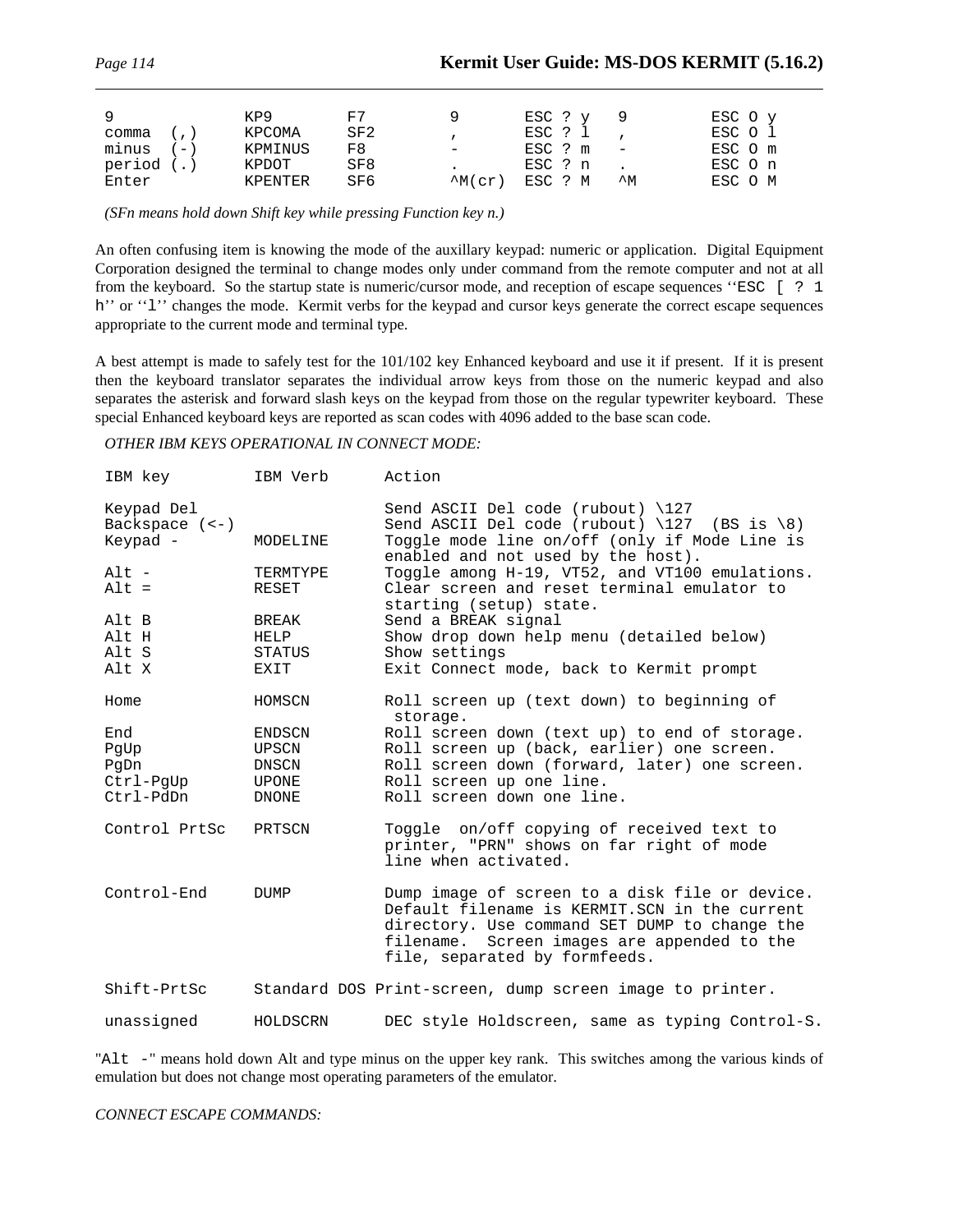| | | | | | | |
|---|---|---|---|---|---|---|
| 9 | KP9 | F7 | 9 | ESC ? y | 9 | ESC O y |
| comma (,) | KPCOMA | SF2 | , | ESC ? l | , | ESC O l |
| minus (-) | KPMINUS | F8 | - | ESC ? m | - | ESC O m |
| period (.) | KPDOT | SF8 | . | ESC ? n | . | ESC O n |
| Enter | KPENTER | SF6 | ^M(cr) | ESC ? M | ^M | ESC O M |

*(SFn means hold down Shift key while pressing Function key n.)*

An often confusing item is knowing the mode of the auxillary keypad: numeric or application. Digital Equipment Corporation designed the terminal to change modes only under command from the remote computer and not at all from the keyboard. So the startup state is numeric/cursor mode, and reception of escape sequences ‘‘`ESC [ ? 1 h`’’ or ‘‘`l`’’ changes the mode. Kermit verbs for the keypad and cursor keys generate the correct escape sequences appropriate to the current mode and terminal type.

A best attempt is made to safely test for the 101/102 key Enhanced keyboard and use it if present. If it is present then the keyboard translator separates the individual arrow keys from those on the numeric keypad and also separates the asterisk and forward slash keys on the keypad from those on the regular typewriter keyboard. These special Enhanced keyboard keys are reported as scan codes with 4096 added to the base scan code.

*OTHER IBM KEYS OPERATIONAL IN CONNECT MODE:*

| IBM key | IBM Verb | Action |
|---|---|---|
| Keypad Del | | Send ASCII Del code (rubout) \127 |
| Backspace (<-) | | Send ASCII Del code (rubout) \127 (BS is \8) |
| Keypad - | MODELINE | Toggle mode line on/off (only if Mode Line is enabled and not used by the host). |
| Alt - | TERMTYPE | Toggle among H-19, VT52, and VT100 emulations. |
| Alt = | RESET | Clear screen and reset terminal emulator to starting (setup) state. |
| Alt B | BREAK | Send a BREAK signal |
| Alt H | HELP | Show drop down help menu (detailed below) |
| Alt S | STATUS | Show settings |
| Alt X | EXIT | Exit Connect mode, back to Kermit prompt |
| Home | HOMSCN | Roll screen up (text down) to beginning of storage. |
| End | ENDSCN | Roll screen down (text up) to end of storage. |
| PgUp | UPSCN | Roll screen up (back, earlier) one screen. |
| PgDn | DNSCN | Roll screen down (forward, later) one screen. |
| Ctrl-PgUp | UPONE | Roll screen up one line. |
| Ctrl-PdDn | DNONE | Roll screen down one line. |
| Control PrtSc | PRTSCN | Toggle on/off copying of received text to printer, "PRN" shows on far right of mode line when activated. |
| Control-End | DUMP | Dump image of screen to a disk file or device. Default filename is KERMIT.SCN in the current directory. Use command SET DUMP to change the filename. Screen images are appended to the file, separated by formfeeds. |
| Shift-PrtSc | | Standard DOS Print-screen, dump screen image to printer. |
| unassigned | HOLDSCRN | DEC style Holdscreen, same as typing Control-S. |

"`Alt -`" means hold down Alt and type minus on the upper key rank. This switches among the various kinds of emulation but does not change most operating parameters of the emulator.

*CONNECT ESCAPE COMMANDS:*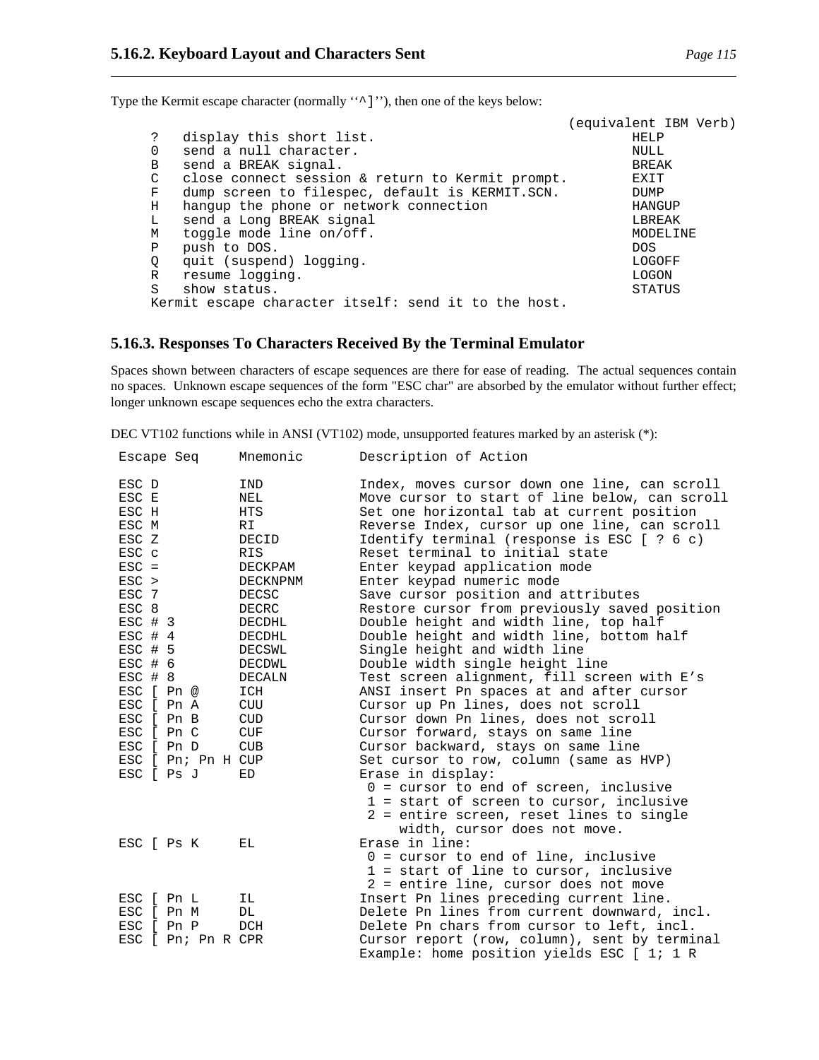Type the Kermit escape character (normally ‘‘^]’’), then one of the keys below:

```
                                                          (equivalent IBM Verb)
    ?   display this short list.                                 HELP
    0   send a null character.                                   NULL
    B   send a BREAK signal.                                     BREAK
    C   close connect session & return to Kermit prompt.         EXIT
    F   dump screen to filespec, default is KERMIT.SCN.          DUMP
    H   hangup the phone or network connection                   HANGUP
    L   send a Long BREAK signal                                 LBREAK
    M   toggle mode line on/off.                                 MODELINE
    P   push to DOS.                                             DOS
    Q   quit (suspend) logging.                                  LOGOFF
    R   resume logging.                                          LOGON
    S   show status.                                             STATUS
    Kermit escape character itself: send it to the host.
```

### 5.16.3. Responses To Characters Received By the Terminal Emulator

Spaces shown between characters of escape sequences are there for ease of reading. The actual sequences contain no spaces. Unknown escape sequences of the form "ESC char" are absorbed by the emulator without further effect; longer unknown escape sequences echo the extra characters.

DEC VT102 functions while in ANSI (VT102) mode, unsupported features marked by an asterisk (*):

```
 Escape Seq      Mnemonic       Description of Action

 ESC D           IND            Index, moves cursor down one line, can scroll
 ESC E           NEL            Move cursor to start of line below, can scroll
 ESC H           HTS            Set one horizontal tab at current position
 ESC M           RI             Reverse Index, cursor up one line, can scroll
 ESC Z           DECID          Identify terminal (response is ESC [ ? 6 c)
 ESC c           RIS            Reset terminal to initial state
 ESC =           DECKPAM        Enter keypad application mode
 ESC >           DECKNPNM       Enter keypad numeric mode
 ESC 7           DECSC          Save cursor position and attributes
 ESC 8           DECRC          Restore cursor from previously saved position
 ESC # 3         DECDHL         Double height and width line, top half
 ESC # 4         DECDHL         Double height and width line, bottom half
 ESC # 5         DECSWL         Single height and width line
 ESC # 6         DECDWL         Double width single height line
 ESC # 8         DECALN         Test screen alignment, fill screen with E's
 ESC [ Pn @      ICH            ANSI insert Pn spaces at and after cursor
 ESC [ Pn A      CUU            Cursor up Pn lines, does not scroll
 ESC [ Pn B      CUD            Cursor down Pn lines, does not scroll
 ESC [ Pn C      CUF            Cursor forward, stays on same line
 ESC [ Pn D      CUB            Cursor backward, stays on same line
 ESC [ Pn; Pn H  CUP            Set cursor to row, column (same as HVP)
 ESC [ Ps J      ED             Erase in display:
                                 0 = cursor to end of screen, inclusive
                                 1 = start of screen to cursor, inclusive
                                 2 = entire screen, reset lines to single
                                     width, cursor does not move.
 ESC [ Ps K      EL             Erase in line:
                                 0 = cursor to end of line, inclusive
                                 1 = start of line to cursor, inclusive
                                 2 = entire line, cursor does not move
 ESC [ Pn L      IL             Insert Pn lines preceding current line.
 ESC [ Pn M      DL             Delete Pn lines from current downward, incl.
 ESC [ Pn P      DCH            Delete Pn chars from cursor to left, incl.
 ESC [ Pn; Pn R  CPR            Cursor report (row, column), sent by terminal
                                Example: home position yields ESC [ 1; 1 R
```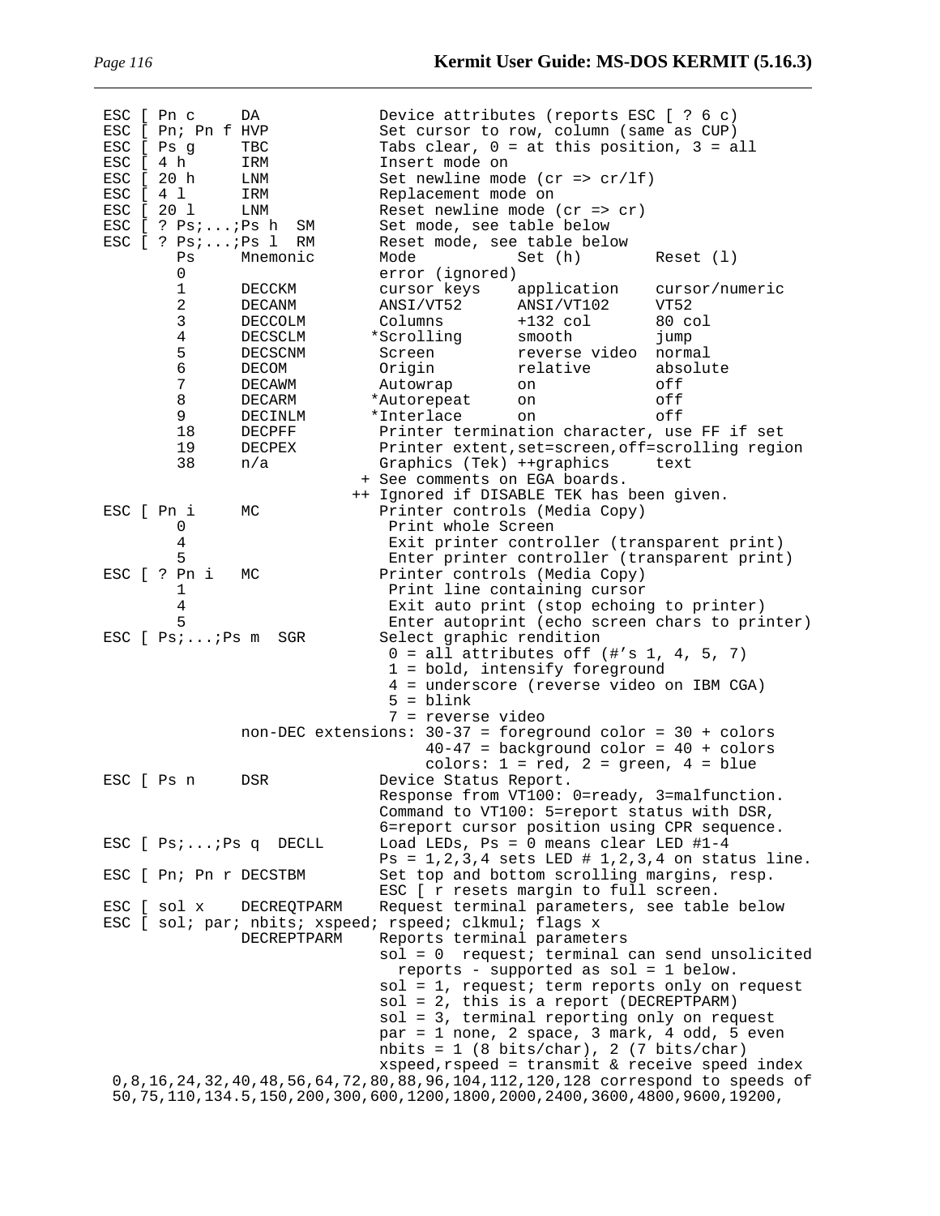```
ESC [ Pn c      DA              Device attributes (reports ESC [ ? 6 c)
ESC [ Pn; Pn f HVP              Set cursor to row, column (same as CUP)
ESC [ Ps g      TBC             Tabs clear, 0 = at this position, 3 = all
ESC [ 4 h       IRM             Insert mode on
ESC [ 20 h      LNM             Set newline mode (cr => cr/lf)
ESC [ 4 l       IRM             Replacement mode on
ESC [ 20 l      LNM             Reset newline mode (cr => cr)
ESC [ ? Ps;...;Ps h  SM         Set mode, see table below
ESC [ ? Ps;...;Ps l  RM         Reset mode, see table below
        Ps      Mnemonic        Mode          Set (h)        Reset (l)
        0                       error (ignored)
        1       DECCKM          cursor keys   application    cursor/numeric
        2       DECANM          ANSI/VT52     ANSI/VT102     VT52
        3       DECCOLM         Columns       +132 col       80 col
        4       DECSCLM        *Scrolling     smooth         jump
        5       DECSCNM         Screen        reverse video  normal
        6       DECOM           Origin        relative       absolute
        7       DECAWM          Autowrap      on             off
        8       DECARM         *Autorepeat    on             off
        9       DECINLM        *Interlace     on             off
        18      DECPFF          Printer termination character, use FF if set
        19      DECPEX          Printer extent,set=screen,off=scrolling region
        38      n/a             Graphics (Tek) ++graphics    text
                              + See comments on EGA boards.
                             ++ Ignored if DISABLE TEK has been given.
ESC [ Pn i      MC              Printer controls (Media Copy)
        0                        Print whole Screen
        4                        Exit printer controller (transparent print)
        5                        Enter printer controller (transparent print)
ESC [ ? Pn i    MC              Printer controls (Media Copy)
        1                        Print line containing cursor
        4                        Exit auto print (stop echoing to printer)
        5                        Enter autoprint (echo screen chars to printer)
ESC [ Ps;...;Ps m  SGR          Select graphic rendition
                                 0 = all attributes off (#'s 1, 4, 5, 7)
                                 1 = bold, intensify foreground
                                 4 = underscore (reverse video on IBM CGA)
                                 5 = blink
                                 7 = reverse video
                non-DEC extensions: 30-37 = foreground color = 30 + colors
                                    40-47 = background color = 40 + colors
                                    colors: 1 = red, 2 = green, 4 = blue
ESC [ Ps n      DSR             Device Status Report.
                                Response from VT100: 0=ready, 3=malfunction.
                                Command to VT100: 5=report status with DSR,
                                6=report cursor position using CPR sequence.
ESC [ Ps;...;Ps q  DECLL        Load LEDs, Ps = 0 means clear LED #1-4
                                Ps = 1,2,3,4 sets LED # 1,2,3,4 on status line.
ESC [ Pn; Pn r DECSTBM          Set top and bottom scrolling margins, resp.
                                ESC [ r resets margin to full screen.
ESC [ sol x     DECREQTPARM     Request terminal parameters, see table below
ESC [ sol; par; nbits; xspeed; rspeed; clkmul; flags x
                DECREPTPARM     Reports terminal parameters
                                sol = 0  request; terminal can send unsolicited
                                  reports - supported as sol = 1 below.
                                sol = 1, request; term reports only on request
                                sol = 2, this is a report (DECREPTPARM)
                                sol = 3, terminal reporting only on request
                                par = 1 none, 2 space, 3 mark, 4 odd, 5 even
                                nbits = 1 (8 bits/char), 2 (7 bits/char)
                                xspeed,rspeed = transmit & receive speed index
 0,8,16,24,32,40,48,56,64,72,80,88,96,104,112,120,128 correspond to speeds of
 50,75,110,134.5,150,200,300,600,1200,1800,2000,2400,3600,4800,9600,19200,
```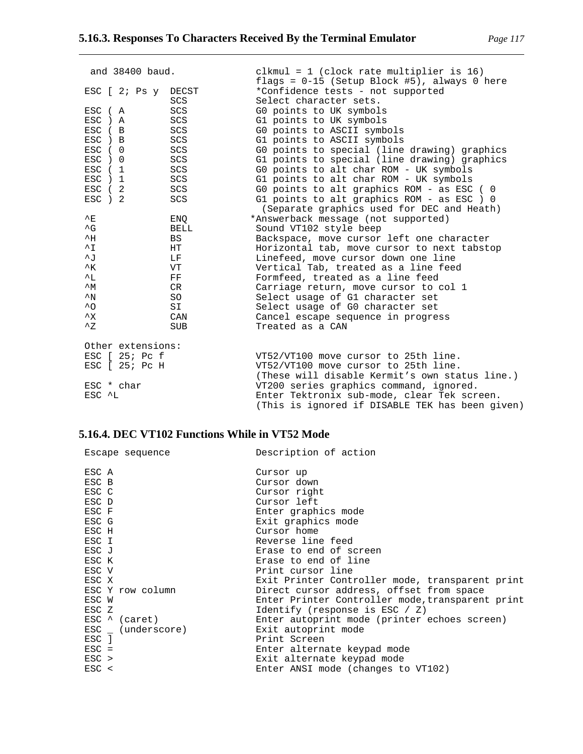```
 and 38400 baud.                           clkmul = 1 (clock rate multiplier is 16)
                                           flags = 0-15 (Setup Block #5), always 0 here
ESC [ 2; Ps y  DECST                      *Confidence tests - not supported
               SCS                         Select character sets.
ESC ( A        SCS                         G0 points to UK symbols
ESC ) A        SCS                         G1 points to UK symbols
ESC ( B        SCS                         G0 points to ASCII symbols
ESC ) B        SCS                         G1 points to ASCII symbols
ESC ( 0        SCS                         G0 points to special (line drawing) graphics
ESC ) 0        SCS                         G1 points to special (line drawing) graphics
ESC ( 1        SCS                         G0 points to alt char ROM - UK symbols
ESC ) 1        SCS                         G1 points to alt char ROM - UK symbols
ESC ( 2        SCS                         G0 points to alt graphics ROM - as ESC ( 0
ESC ) 2        SCS                         G1 points to alt graphics ROM - as ESC ) 0
                                            (Separate graphics used for DEC and Heath)
^E             ENQ                        *Answerback message (not supported)
^G             BELL                        Sound VT102 style beep
^H             BS                          Backspace, move cursor left one character
^I             HT                          Horizontal tab, move cursor to next tabstop
^J             LF                          Linefeed, move cursor down one line
^K             VT                          Vertical Tab, treated as a line feed
^L             FF                          Formfeed, treated as a line feed
^M             CR                          Carriage return, move cursor to col 1
^N             SO                          Select usage of G1 character set
^O             SI                          Select usage of G0 character set
^X             CAN                         Cancel escape sequence in progress
^Z             SUB                         Treated as a CAN

Other extensions:
ESC [ 25; Pc f                             VT52/VT100 move cursor to 25th line.
ESC [ 25; Pc H                             VT52/VT100 move cursor to 25th line.
                                           (These will disable Kermit's own status line.)
ESC * char                                 VT200 series graphics command, ignored.
ESC ^L                                     Enter Tektronix sub-mode, clear Tek screen.
                                           (This is ignored if DISABLE TEK has been given)
```

### 5.16.4. DEC VT102 Functions While in VT52 Mode

```
Escape sequence                            Description of action

ESC A                                      Cursor up
ESC B                                      Cursor down
ESC C                                      Cursor right
ESC D                                      Cursor left
ESC F                                      Enter graphics mode
ESC G                                      Exit graphics mode
ESC H                                      Cursor home
ESC I                                      Reverse line feed
ESC J                                      Erase to end of screen
ESC K                                      Erase to end of line
ESC V                                      Print cursor line
ESC X                                      Exit Printer Controller mode, transparent print
ESC Y row column                           Direct cursor address, offset from space
ESC W                                      Enter Printer Controller mode,transparent print
ESC Z                                      Identify (response is ESC / Z)
ESC ^ (caret)                              Enter autoprint mode (printer echoes screen)
ESC _ (underscore)                         Exit autoprint mode
ESC ]                                      Print Screen
ESC =                                      Enter alternate keypad mode
ESC >                                      Exit alternate keypad mode
ESC <                                      Enter ANSI mode (changes to VT102)
```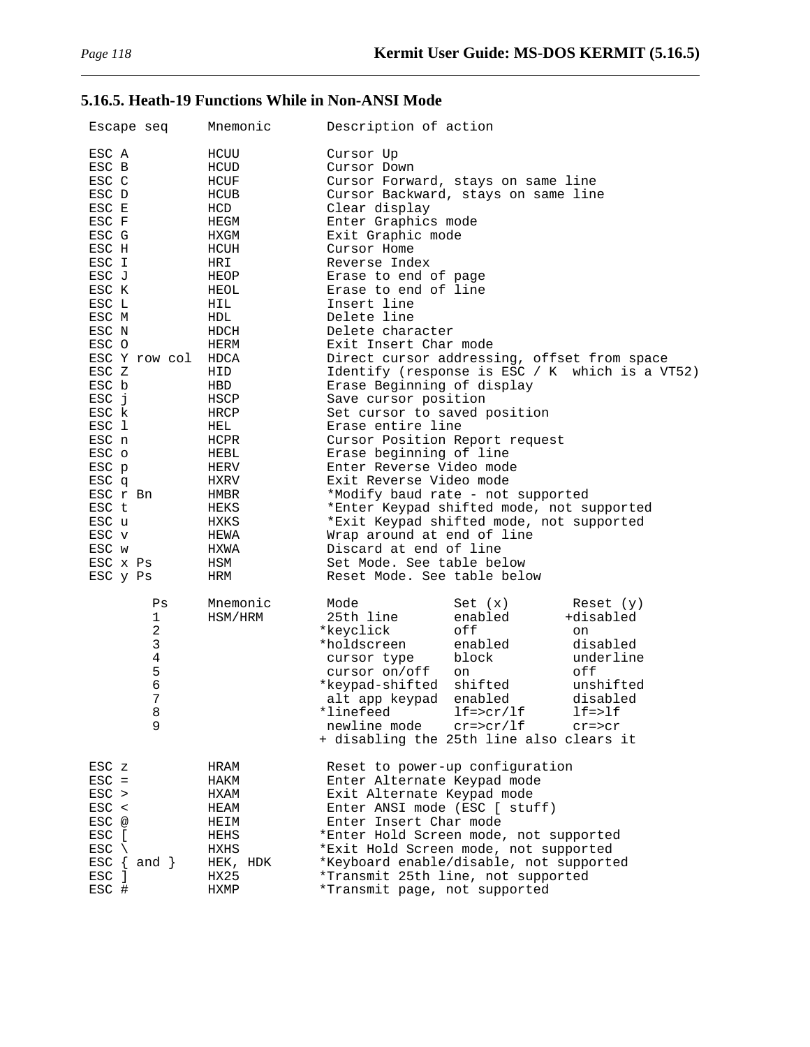### 5.16.5. Heath-19 Functions While in Non-ANSI Mode

| Escape seq | Mnemonic | Description of action |
|---|---|---|
| ESC A | HCUU | Cursor Up |
| ESC B | HCUD | Cursor Down |
| ESC C | HCUF | Cursor Forward, stays on same line |
| ESC D | HCUB | Cursor Backward, stays on same line |
| ESC E | HCD | Clear display |
| ESC F | HEGM | Enter Graphics mode |
| ESC G | HXGM | Exit Graphic mode |
| ESC H | HCUH | Cursor Home |
| ESC I | HRI | Reverse Index |
| ESC J | HEOP | Erase to end of page |
| ESC K | HEOL | Erase to end of line |
| ESC L | HIL | Insert line |
| ESC M | HDL | Delete line |
| ESC N | HDCH | Delete character |
| ESC O | HERM | Exit Insert Char mode |
| ESC Y row col | HDCA | Direct cursor addressing, offset from space |
| ESC Z | HID | Identify (response is ESC / K which is a VT52) |
| ESC b | HBD | Erase Beginning of display |
| ESC j | HSCP | Save cursor position |
| ESC k | HRCP | Set cursor to saved position |
| ESC l | HEL | Erase entire line |
| ESC n | HCPR | Cursor Position Report request |
| ESC o | HEBL | Erase beginning of line |
| ESC p | HERV | Enter Reverse Video mode |
| ESC q | HXRV | Exit Reverse Video mode |
| ESC r Bn | HMBR | *Modify baud rate - not supported |
| ESC t | HEKS | *Enter Keypad shifted mode, not supported |
| ESC u | HXKS | *Exit Keypad shifted mode, not supported |
| ESC v | HEWA | Wrap around at end of line |
| ESC w | HXWA | Discard at end of line |
| ESC x Ps | HSM | Set Mode. See table below |
| ESC y Ps | HRM | Reset Mode. See table below |

| Ps | Mnemonic | Mode | Set (x) | Reset (y) |
|---|---|---|---|---|
| 1 | HSM/HRM | 25th line | enabled | +disabled |
| 2 | | *keyclick | off | on |
| 3 | | *holdscreen | enabled | disabled |
| 4 | | cursor type | block | underline |
| 5 | | cursor on/off | on | off |
| 6 | | *keypad-shifted | shifted | unshifted |
| 7 | | alt app keypad | enabled | disabled |
| 8 | | *linefeed | lf=>cr/lf | lf=>lf |
| 9 | | newline mode | cr=>cr/lf | cr=>cr |

+ disabling the 25th line also clears it

| Escape seq | Mnemonic | Description of action |
|---|---|---|
| ESC z | HRAM | Reset to power-up configuration |
| ESC = | HAKM | Enter Alternate Keypad mode |
| ESC > | HXAM | Exit Alternate Keypad mode |
| ESC < | HEAM | Enter ANSI mode (ESC [ stuff) |
| ESC @ | HEIM | Enter Insert Char mode |
| ESC [ | HEHS | *Enter Hold Screen mode, not supported |
| ESC \ | HXHS | *Exit Hold Screen mode, not supported |
| ESC { and } | HEK, HDK | *Keyboard enable/disable, not supported |
| ESC ] | HX25 | *Transmit 25th line, not supported |
| ESC # | HXMP | *Transmit page, not supported |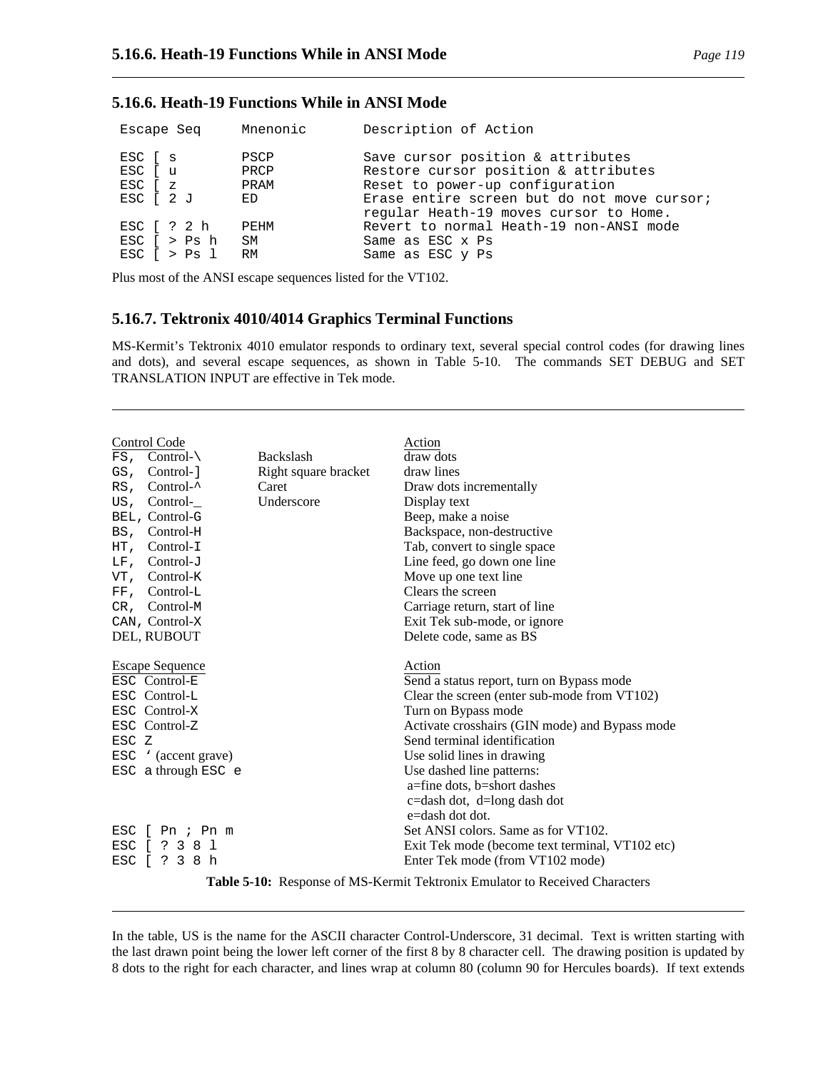### 5.16.6. Heath-19 Functions While in ANSI Mode

| Escape Seq | Mnenonic | Description of Action |
|---|---|---|
| ESC [ s | PSCP | Save cursor position & attributes |
| ESC [ u | PRCP | Restore cursor position & attributes |
| ESC [ z | PRAM | Reset to power-up configuration |
| ESC [ 2 J | ED | Erase entire screen but do not move cursor; regular Heath-19 moves cursor to Home. |
| ESC [ ? 2 h | PEHM | Revert to normal Heath-19 non-ANSI mode |
| ESC [ > Ps h | SM | Same as ESC x Ps |
| ESC [ > Ps l | RM | Same as ESC y Ps |

Plus most of the ANSI escape sequences listed for the VT102.

### 5.16.7. Tektronix 4010/4014 Graphics Terminal Functions

MS-Kermit's Tektronix 4010 emulator responds to ordinary text, several special control codes (for drawing lines and dots), and several escape sequences, as shown in Table 5-10. The commands SET DEBUG and SET TRANSLATION INPUT are effective in Tek mode.

| Control Code | | Action |
|---|---|---|
| FS, Control-\ | Backslash | draw dots |
| GS, Control-] | Right square bracket | draw lines |
| RS, Control-^ | Caret | Draw dots incrementally |
| US, Control-_ | Underscore | Display text |
| BEL, Control-G | | Beep, make a noise |
| BS, Control-H | | Backspace, non-destructive |
| HT, Control-I | | Tab, convert to single space |
| LF, Control-J | | Line feed, go down one line |
| VT, Control-K | | Move up one text line |
| FF, Control-L | | Clears the screen |
| CR, Control-M | | Carriage return, start of line |
| CAN, Control-X | | Exit Tek sub-mode, or ignore |
| DEL, RUBOUT | | Delete code, same as BS |

| Escape Sequence | Action |
|---|---|
| ESC Control-E | Send a status report, turn on Bypass mode |
| ESC Control-L | Clear the screen (enter sub-mode from VT102) |
| ESC Control-X | Turn on Bypass mode |
| ESC Control-Z | Activate crosshairs (GIN mode) and Bypass mode |
| ESC Z | Send terminal identification |
| ESC ' (accent grave) | Use solid lines in drawing |
| ESC a through ESC e | Use dashed line patterns: a=fine dots, b=short dashes c=dash dot, d=long dash dot e=dash dot dot. |
| ESC [ Pn ; Pn m | Set ANSI colors. Same as for VT102. |
| ESC [ ? 3 8 l | Exit Tek mode (become text terminal, VT102 etc) |
| ESC [ ? 3 8 h | Enter Tek mode (from VT102 mode) |

**Table 5-10:** Response of MS-Kermit Tektronix Emulator to Received Characters

In the table, US is the name for the ASCII character Control-Underscore, 31 decimal. Text is written starting with the last drawn point being the lower left corner of the first 8 by 8 character cell. The drawing position is updated by 8 dots to the right for each character, and lines wrap at column 80 (column 90 for Hercules boards). If text extends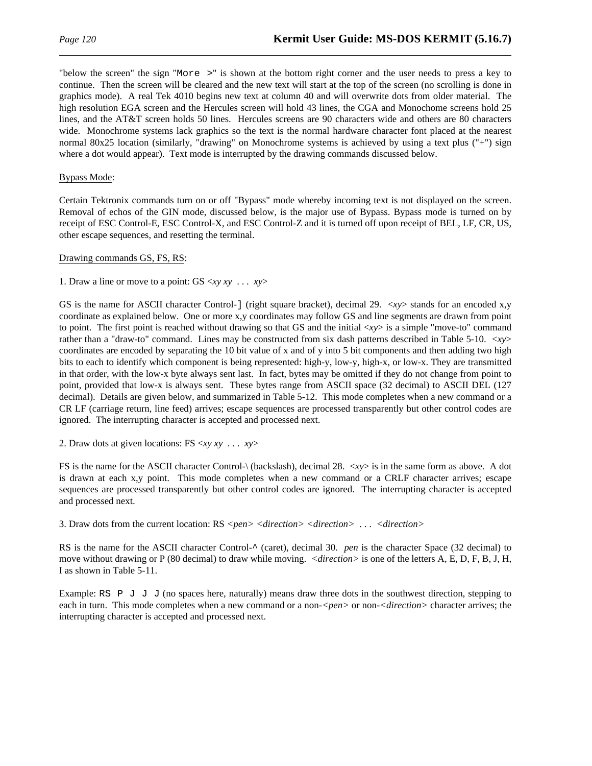"below the screen" the sign "`More >`" is shown at the bottom right corner and the user needs to press a key to continue. Then the screen will be cleared and the new text will start at the top of the screen (no scrolling is done in graphics mode). A real Tek 4010 begins new text at column 40 and will overwrite dots from older material. The high resolution EGA screen and the Hercules screen will hold 43 lines, the CGA and Monochome screens hold 25 lines, and the AT&T screen holds 50 lines. Hercules screens are 90 characters wide and others are 80 characters wide. Monochrome systems lack graphics so the text is the normal hardware character font placed at the nearest normal 80x25 location (similarly, "drawing" on Monochrome systems is achieved by using a text plus ("+") sign where a dot would appear). Text mode is interrupted by the drawing commands discussed below.

<u>Bypass Mode</u>:

Certain Tektronix commands turn on or off "Bypass" mode whereby incoming text is not displayed on the screen. Removal of echos of the GIN mode, discussed below, is the major use of Bypass. Bypass mode is turned on by receipt of ESC Control-E, ESC Control-X, and ESC Control-Z and it is turned off upon receipt of BEL, LF, CR, US, other escape sequences, and resetting the terminal.

<u>Drawing commands GS, FS, RS</u>:

1. Draw a line or move to a point: GS <*xy xy* . . . *xy*>

GS is the name for ASCII character Control-`]` (right square bracket), decimal 29. <*xy*> stands for an encoded x,y coordinate as explained below. One or more x,y coordinates may follow GS and line segments are drawn from point to point. The first point is reached without drawing so that GS and the initial <*xy*> is a simple "move-to" command rather than a "draw-to" command. Lines may be constructed from six dash patterns described in Table 5-10. <*xy*> coordinates are encoded by separating the 10 bit value of x and of y into 5 bit components and then adding two high bits to each to identify which component is being represented: high-y, low-y, high-x, or low-x. They are transmitted in that order, with the low-x byte always sent last. In fact, bytes may be omitted if they do not change from point to point, provided that low-x is always sent. These bytes range from ASCII space (32 decimal) to ASCII DEL (127 decimal). Details are given below, and summarized in Table 5-12. This mode completes when a new command or a CR LF (carriage return, line feed) arrives; escape sequences are processed transparently but other control codes are ignored. The interrupting character is accepted and processed next.

2. Draw dots at given locations: FS <*xy xy* . . . *xy*>

FS is the name for the ASCII character Control-\ (backslash), decimal 28. <*xy*> is in the same form as above. A dot is drawn at each x,y point. This mode completes when a new command or a CRLF character arrives; escape sequences are processed transparently but other control codes are ignored. The interrupting character is accepted and processed next.

3. Draw dots from the current location: RS <*pen*> <*direction*> <*direction*> . . . <*direction*>

RS is the name for the ASCII character Control-`^` (caret), decimal 30. *pen* is the character Space (32 decimal) to move without drawing or P (80 decimal) to draw while moving. <*direction*> is one of the letters A, E, D, F, B, J, H, I as shown in Table 5-11.

Example: `RS P J J J` (no spaces here, naturally) means draw three dots in the southwest direction, stepping to each in turn. This mode completes when a new command or a non-<*pen*> or non-<*direction*> character arrives; the interrupting character is accepted and processed next.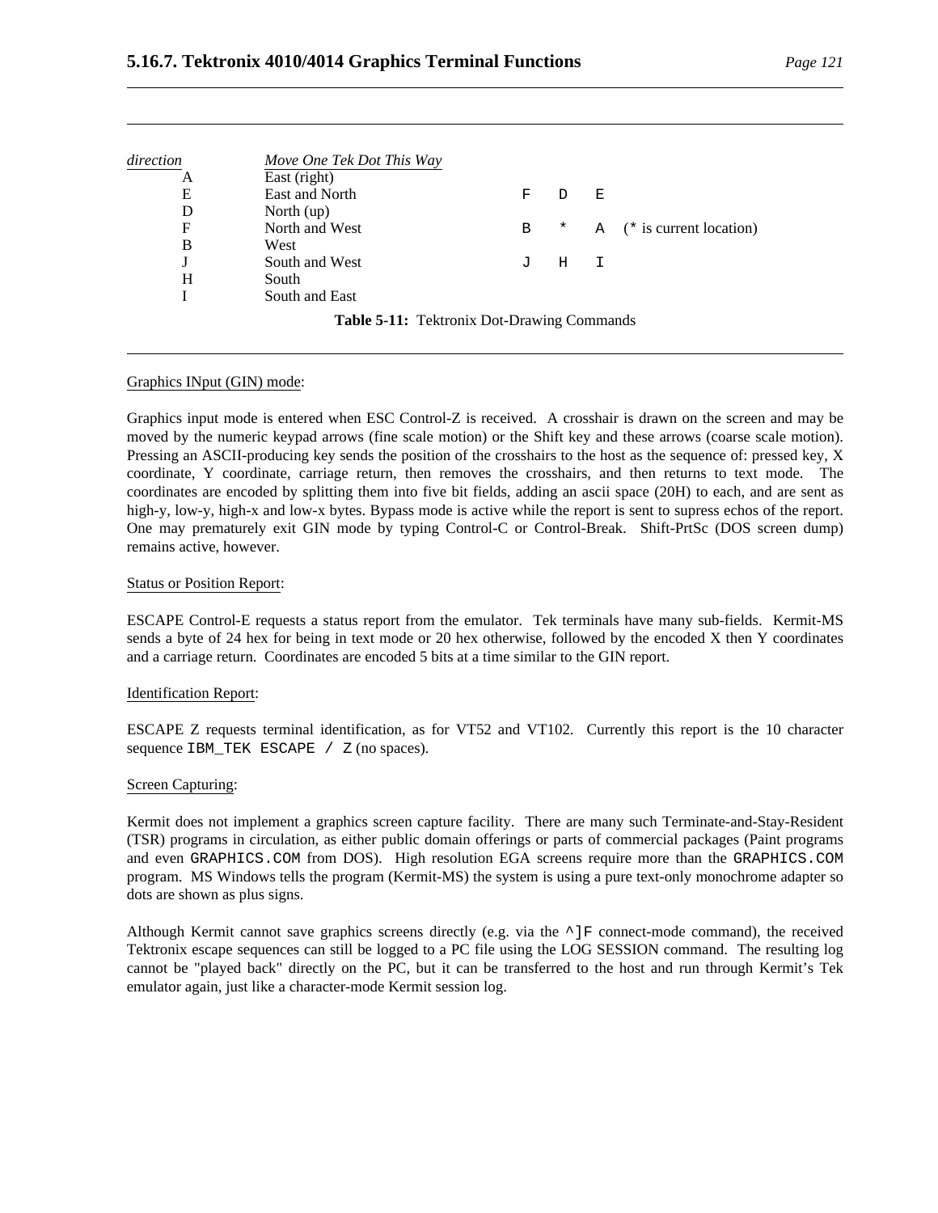| *direction* | *Move One Tek Dot This Way* | | | | |
|---|---|---|---|---|---|
| A | East (right) | | | | |
| E | East and North | F | D | E | |
| D | North (up) | | | | |
| F | North and West | B | * | A | (* is current location) |
| B | West | | | | |
| J | South and West | J | H | I | |
| H | South | | | | |
| I | South and East | | | | |

**Table 5-11:** Tektronix Dot-Drawing Commands

Graphics INput (GIN) mode:

Graphics input mode is entered when ESC Control-Z is received. A crosshair is drawn on the screen and may be moved by the numeric keypad arrows (fine scale motion) or the Shift key and these arrows (coarse scale motion). Pressing an ASCII-producing key sends the position of the crosshairs to the host as the sequence of: pressed key, X coordinate, Y coordinate, carriage return, then removes the crosshairs, and then returns to text mode. The coordinates are encoded by splitting them into five bit fields, adding an ascii space (20H) to each, and are sent as high-y, low-y, high-x and low-x bytes. Bypass mode is active while the report is sent to supress echos of the report. One may prematurely exit GIN mode by typing Control-C or Control-Break. Shift-PrtSc (DOS screen dump) remains active, however.

Status or Position Report:

ESCAPE Control-E requests a status report from the emulator. Tek terminals have many sub-fields. Kermit-MS sends a byte of 24 hex for being in text mode or 20 hex otherwise, followed by the encoded X then Y coordinates and a carriage return. Coordinates are encoded 5 bits at a time similar to the GIN report.

Identification Report:

ESCAPE Z requests terminal identification, as for VT52 and VT102. Currently this report is the 10 character sequence `IBM_TEK ESCAPE / Z` (no spaces).

Screen Capturing:

Kermit does not implement a graphics screen capture facility. There are many such Terminate-and-Stay-Resident (TSR) programs in circulation, as either public domain offerings or parts of commercial packages (Paint programs and even `GRAPHICS.COM` from DOS). High resolution EGA screens require more than the `GRAPHICS.COM` program. MS Windows tells the program (Kermit-MS) the system is using a pure text-only monochrome adapter so dots are shown as plus signs.

Although Kermit cannot save graphics screens directly (e.g. via the `^]F` connect-mode command), the received Tektronix escape sequences can still be logged to a PC file using the LOG SESSION command. The resulting log cannot be "played back" directly on the PC, but it can be transferred to the host and run through Kermit's Tek emulator again, just like a character-mode Kermit session log.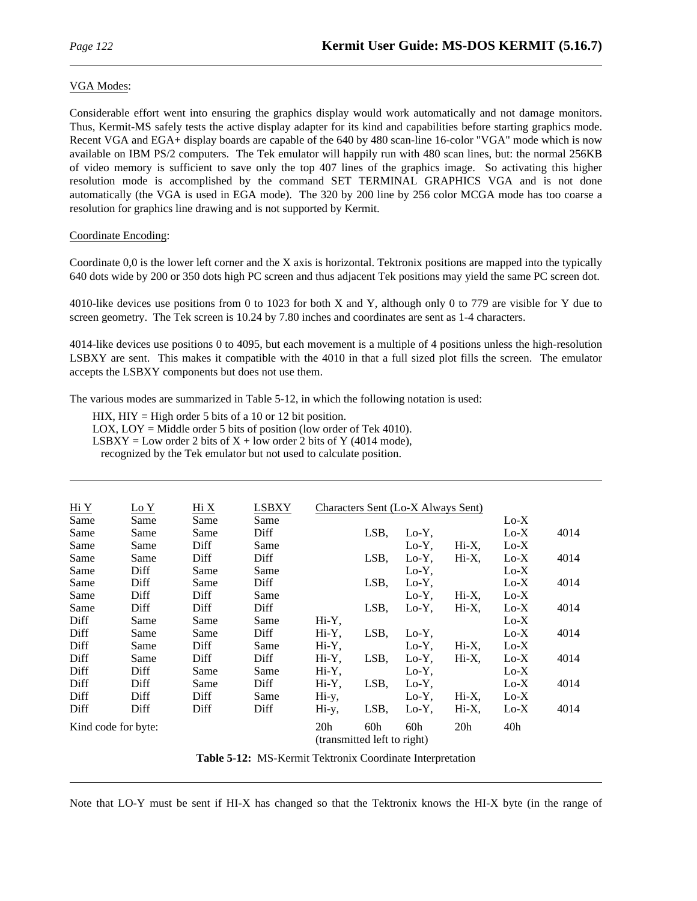VGA Modes:

Considerable effort went into ensuring the graphics display would work automatically and not damage monitors. Thus, Kermit-MS safely tests the active display adapter for its kind and capabilities before starting graphics mode. Recent VGA and EGA+ display boards are capable of the 640 by 480 scan-line 16-color "VGA" mode which is now available on IBM PS/2 computers. The Tek emulator will happily run with 480 scan lines, but: the normal 256KB of video memory is sufficient to save only the top 407 lines of the graphics image. So activating this higher resolution mode is accomplished by the command SET TERMINAL GRAPHICS VGA and is not done automatically (the VGA is used in EGA mode). The 320 by 200 line by 256 color MCGA mode has too coarse a resolution for graphics line drawing and is not supported by Kermit.

Coordinate Encoding:

Coordinate 0,0 is the lower left corner and the X axis is horizontal. Tektronix positions are mapped into the typically 640 dots wide by 200 or 350 dots high PC screen and thus adjacent Tek positions may yield the same PC screen dot.

4010-like devices use positions from 0 to 1023 for both X and Y, although only 0 to 779 are visible for Y due to screen geometry. The Tek screen is 10.24 by 7.80 inches and coordinates are sent as 1-4 characters.

4014-like devices use positions 0 to 4095, but each movement is a multiple of 4 positions unless the high-resolution LSBXY are sent. This makes it compatible with the 4010 in that a full sized plot fills the screen. The emulator accepts the LSBXY components but does not use them.

The various modes are summarized in Table 5-12, in which the following notation is used:

HIX, HIY = High order 5 bits of a 10 or 12 bit position.
LOX, LOY = Middle order 5 bits of position (low order of Tek 4010).
LSBXY = Low order 2 bits of X + low order 2 bits of Y (4014 mode),
recognized by the Tek emulator but not used to calculate position.

| Hi Y | Lo Y | Hi X | LSBXY | Characters Sent (Lo-X Always Sent) | | | | | |
|---|---|---|---|---|---|---|---|---|---|
| Same | Same | Same | Same | | | | | Lo-X | |
| Same | Same | Same | Diff | | LSB, | Lo-Y, | | Lo-X | 4014 |
| Same | Same | Diff | Same | | | Lo-Y, | Hi-X, | Lo-X | |
| Same | Same | Diff | Diff | | LSB, | Lo-Y, | Hi-X, | Lo-X | 4014 |
| Same | Diff | Same | Same | | | Lo-Y, | | Lo-X | |
| Same | Diff | Same | Diff | | LSB, | Lo-Y, | | Lo-X | 4014 |
| Same | Diff | Diff | Same | | | Lo-Y, | Hi-X, | Lo-X | |
| Same | Diff | Diff | Diff | | LSB, | Lo-Y, | Hi-X, | Lo-X | 4014 |
| Diff | Same | Same | Same | Hi-Y, | | | | Lo-X | |
| Diff | Same | Same | Diff | Hi-Y, | LSB, | Lo-Y, | | Lo-X | 4014 |
| Diff | Same | Diff | Same | Hi-Y, | | Lo-Y, | Hi-X, | Lo-X | |
| Diff | Same | Diff | Diff | Hi-Y, | LSB, | Lo-Y, | Hi-X, | Lo-X | 4014 |
| Diff | Diff | Same | Same | Hi-Y, | | Lo-Y, | | Lo-X | |
| Diff | Diff | Same | Diff | Hi-Y, | LSB, | Lo-Y, | | Lo-X | 4014 |
| Diff | Diff | Diff | Same | Hi-y, | | Lo-Y, | Hi-X, | Lo-X | |
| Diff | Diff | Diff | Diff | Hi-y, | LSB, | Lo-Y, | Hi-X, | Lo-X | 4014 |
| Kind code for byte: | | | | 20h | 60h | 60h | 20h | 40h | |
| | | | | (transmitted left to right) | | | | | |

**Table 5-12:** MS-Kermit Tektronix Coordinate Interpretation

Note that LO-Y must be sent if HI-X has changed so that the Tektronix knows the HI-X byte (in the range of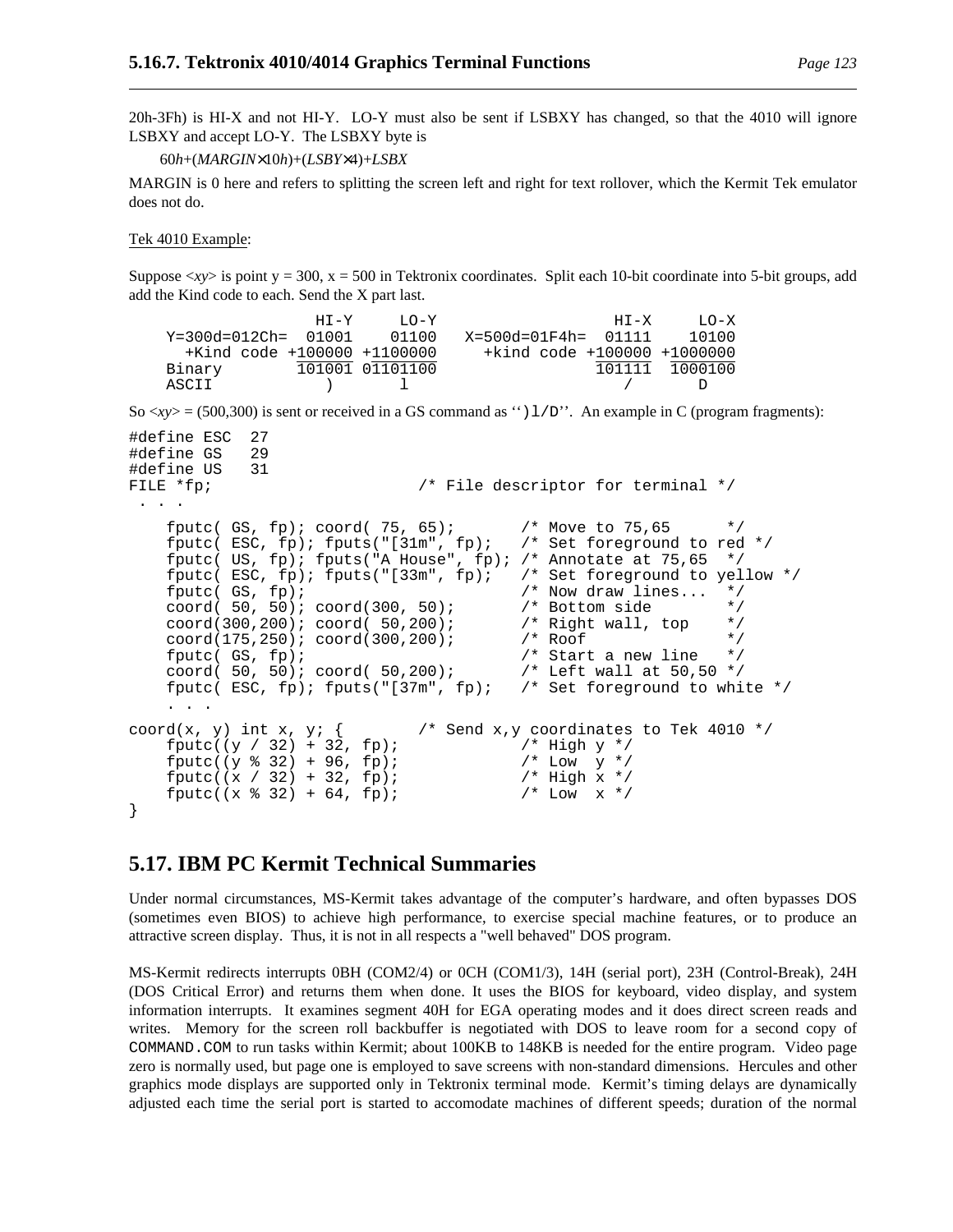20h-3Fh) is HI-X and not HI-Y. LO-Y must also be sent if LSBXY has changed, so that the 4010 will ignore LSBXY and accept LO-Y. The LSBXY byte is

$60h + (MARGIN \times 10h) + (LSBY \times 4) + LSBX$

MARGIN is 0 here and refers to splitting the screen left and right for text rollover, which the Kermit Tek emulator does not do.

Tek 4010 Example:

Suppose *<xy>* is point y = 300, x = 500 in Tektronix coordinates. Split each 10-bit coordinate into 5-bit groups, add add the Kind code to each. Send the X part last.

```
                 HI-Y     LO-Y                      HI-X     LO-X
    Y=300d=012Ch=  01001    01100   X=500d=01F4h=  01111    10100
      +Kind code +100000 +1100000     +kind code +100000 +1000000
    Binary        101001 01101100                 101111  1000100
    ASCII            )       l                       /       D
```

So *<xy>* = (500,300) is sent or received in a GS command as '')l/D''. An example in C (program fragments):

```
#define ESC  27
#define GS   29
#define US   31
FILE *fp;                       /* File descriptor for terminal */
 . . .
    fputc( GS, fp); coord( 75, 65);       /* Move to 75,65      */
    fputc( ESC, fp); fputs("[31m", fp);   /* Set foreground to red */
    fputc( US, fp); fputs("A House", fp); /* Annotate at 75,65  */
    fputc( ESC, fp); fputs("[33m", fp);   /* Set foreground to yellow */
    fputc( GS, fp);                       /* Now draw lines...  */
    coord( 50, 50); coord(300, 50);       /* Bottom side        */
    coord(300,200); coord( 50,200);       /* Right wall, top    */
    coord(175,250); coord(300,200);       /* Roof               */
    fputc( GS, fp);                       /* Start a new line   */
    coord( 50, 50); coord( 50,200);       /* Left wall at 50,50 */
    fputc( ESC, fp); fputs("[37m", fp);   /* Set foreground to white */
    . . .
coord(x, y) int x, y; {         /* Send x,y coordinates to Tek 4010 */
    fputc((y / 32) + 32, fp);             /* High y */
    fputc((y % 32) + 96, fp);             /* Low  y */
    fputc((x / 32) + 32, fp);             /* High x */
    fputc((x % 32) + 64, fp);             /* Low  x */
}
```

## 5.17. IBM PC Kermit Technical Summaries

Under normal circumstances, MS-Kermit takes advantage of the computer's hardware, and often bypasses DOS (sometimes even BIOS) to achieve high performance, to exercise special machine features, or to produce an attractive screen display. Thus, it is not in all respects a "well behaved" DOS program.

MS-Kermit redirects interrupts 0BH (COM2/4) or 0CH (COM1/3), 14H (serial port), 23H (Control-Break), 24H (DOS Critical Error) and returns them when done. It uses the BIOS for keyboard, video display, and system information interrupts. It examines segment 40H for EGA operating modes and it does direct screen reads and writes. Memory for the screen roll backbuffer is negotiated with DOS to leave room for a second copy of COMMAND.COM to run tasks within Kermit; about 100KB to 148KB is needed for the entire program. Video page zero is normally used, but page one is employed to save screens with non-standard dimensions. Hercules and other graphics mode displays are supported only in Tektronix terminal mode. Kermit's timing delays are dynamically adjusted each time the serial port is started to accomodate machines of different speeds; duration of the normal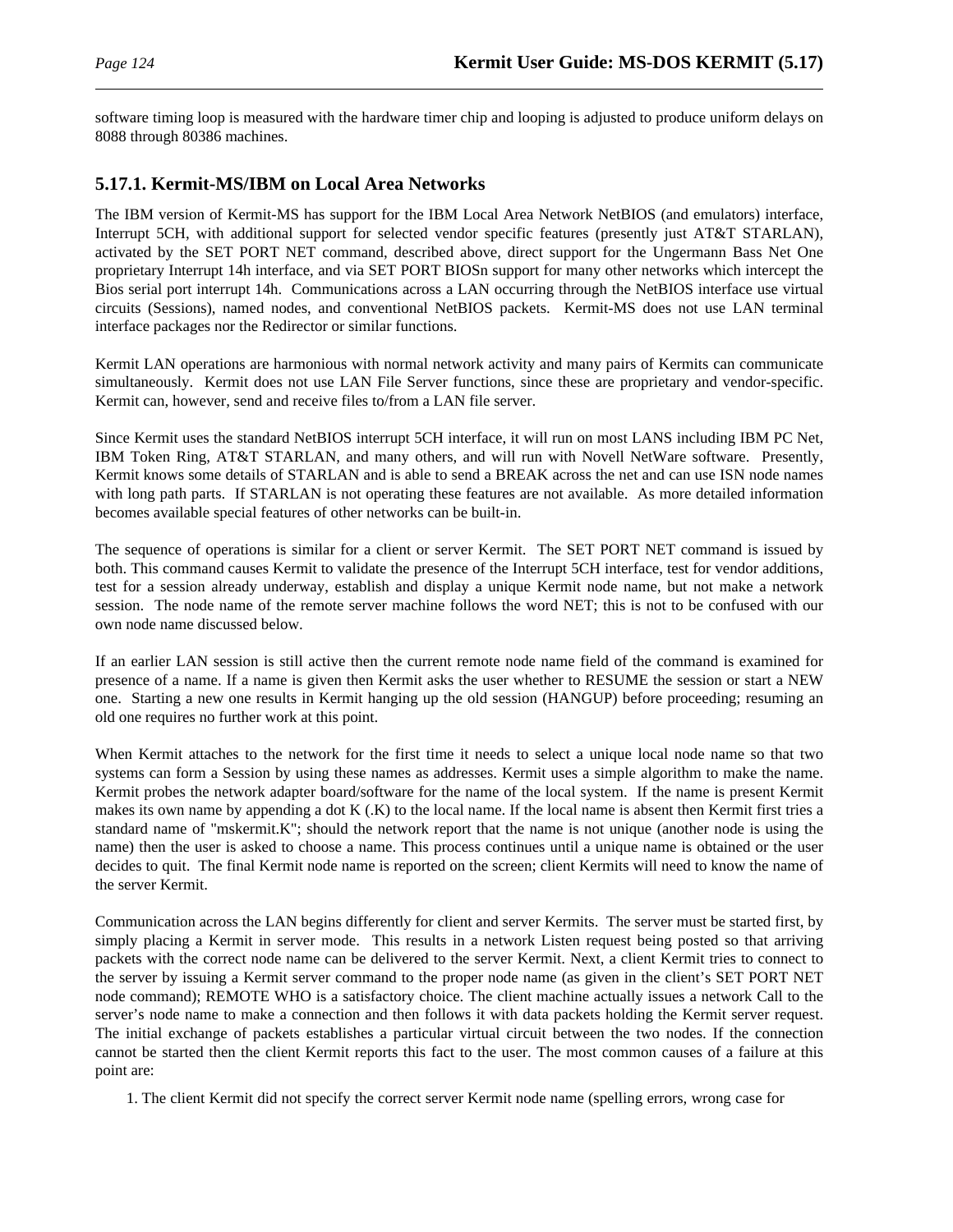software timing loop is measured with the hardware timer chip and looping is adjusted to produce uniform delays on 8088 through 80386 machines.

### 5.17.1. Kermit-MS/IBM on Local Area Networks

The IBM version of Kermit-MS has support for the IBM Local Area Network NetBIOS (and emulators) interface, Interrupt 5CH, with additional support for selected vendor specific features (presently just AT&T STARLAN), activated by the SET PORT NET command, described above, direct support for the Ungermann Bass Net One proprietary Interrupt 14h interface, and via SET PORT BIOSn support for many other networks which intercept the Bios serial port interrupt 14h. Communications across a LAN occurring through the NetBIOS interface use virtual circuits (Sessions), named nodes, and conventional NetBIOS packets. Kermit-MS does not use LAN terminal interface packages nor the Redirector or similar functions.

Kermit LAN operations are harmonious with normal network activity and many pairs of Kermits can communicate simultaneously. Kermit does not use LAN File Server functions, since these are proprietary and vendor-specific. Kermit can, however, send and receive files to/from a LAN file server.

Since Kermit uses the standard NetBIOS interrupt 5CH interface, it will run on most LANS including IBM PC Net, IBM Token Ring, AT&T STARLAN, and many others, and will run with Novell NetWare software. Presently, Kermit knows some details of STARLAN and is able to send a BREAK across the net and can use ISN node names with long path parts. If STARLAN is not operating these features are not available. As more detailed information becomes available special features of other networks can be built-in.

The sequence of operations is similar for a client or server Kermit. The SET PORT NET command is issued by both. This command causes Kermit to validate the presence of the Interrupt 5CH interface, test for vendor additions, test for a session already underway, establish and display a unique Kermit node name, but not make a network session. The node name of the remote server machine follows the word NET; this is not to be confused with our own node name discussed below.

If an earlier LAN session is still active then the current remote node name field of the command is examined for presence of a name. If a name is given then Kermit asks the user whether to RESUME the session or start a NEW one. Starting a new one results in Kermit hanging up the old session (HANGUP) before proceeding; resuming an old one requires no further work at this point.

When Kermit attaches to the network for the first time it needs to select a unique local node name so that two systems can form a Session by using these names as addresses. Kermit uses a simple algorithm to make the name. Kermit probes the network adapter board/software for the name of the local system. If the name is present Kermit makes its own name by appending a dot K (.K) to the local name. If the local name is absent then Kermit first tries a standard name of "mskermit.K"; should the network report that the name is not unique (another node is using the name) then the user is asked to choose a name. This process continues until a unique name is obtained or the user decides to quit. The final Kermit node name is reported on the screen; client Kermits will need to know the name of the server Kermit.

Communication across the LAN begins differently for client and server Kermits. The server must be started first, by simply placing a Kermit in server mode. This results in a network Listen request being posted so that arriving packets with the correct node name can be delivered to the server Kermit. Next, a client Kermit tries to connect to the server by issuing a Kermit server command to the proper node name (as given in the client's SET PORT NET node command); REMOTE WHO is a satisfactory choice. The client machine actually issues a network Call to the server's node name to make a connection and then follows it with data packets holding the Kermit server request. The initial exchange of packets establishes a particular virtual circuit between the two nodes. If the connection cannot be started then the client Kermit reports this fact to the user. The most common causes of a failure at this point are:

1. The client Kermit did not specify the correct server Kermit node name (spelling errors, wrong case for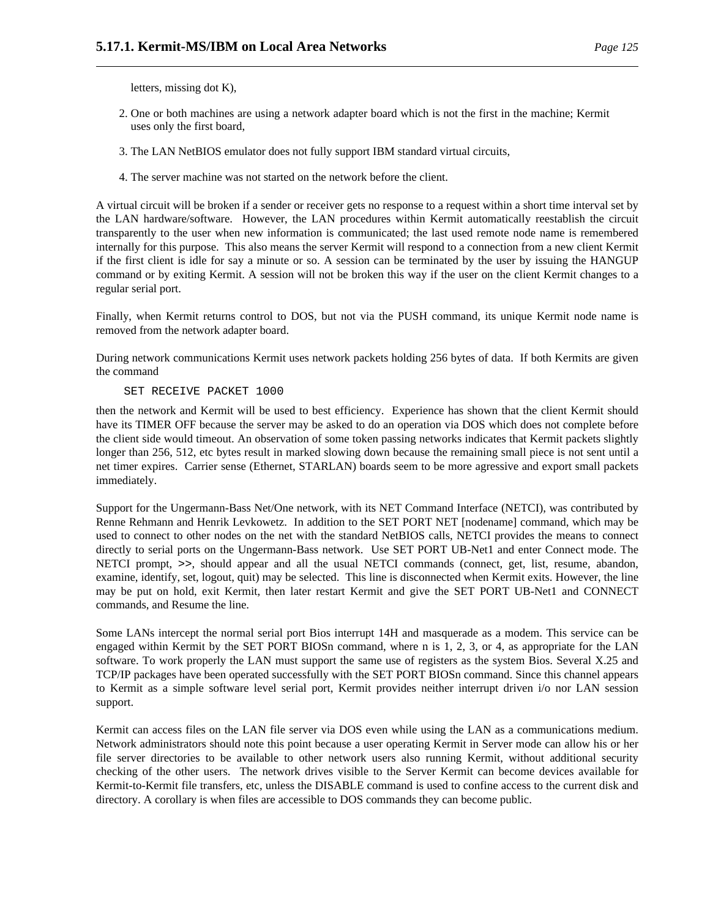letters, missing dot K),

2. One or both machines are using a network adapter board which is not the first in the machine; Kermit uses only the first board,

3. The LAN NetBIOS emulator does not fully support IBM standard virtual circuits,

4. The server machine was not started on the network before the client.

A virtual circuit will be broken if a sender or receiver gets no response to a request within a short time interval set by the LAN hardware/software. However, the LAN procedures within Kermit automatically reestablish the circuit transparently to the user when new information is communicated; the last used remote node name is remembered internally for this purpose. This also means the server Kermit will respond to a connection from a new client Kermit if the first client is idle for say a minute or so. A session can be terminated by the user by issuing the HANGUP command or by exiting Kermit. A session will not be broken this way if the user on the client Kermit changes to a regular serial port.

Finally, when Kermit returns control to DOS, but not via the PUSH command, its unique Kermit node name is removed from the network adapter board.

During network communications Kermit uses network packets holding 256 bytes of data. If both Kermits are given the command

```
SET RECEIVE PACKET 1000
```

then the network and Kermit will be used to best efficiency. Experience has shown that the client Kermit should have its TIMER OFF because the server may be asked to do an operation via DOS which does not complete before the client side would timeout. An observation of some token passing networks indicates that Kermit packets slightly longer than 256, 512, etc bytes result in marked slowing down because the remaining small piece is not sent until a net timer expires. Carrier sense (Ethernet, STARLAN) boards seem to be more agressive and export small packets immediately.

Support for the Ungermann-Bass Net/One network, with its NET Command Interface (NETCI), was contributed by Renne Rehmann and Henrik Levkowetz. In addition to the SET PORT NET [nodename] command, which may be used to connect to other nodes on the net with the standard NetBIOS calls, NETCI provides the means to connect directly to serial ports on the Ungermann-Bass network. Use SET PORT UB-Net1 and enter Connect mode. The NETCI prompt, `>>`, should appear and all the usual NETCI commands (connect, get, list, resume, abandon, examine, identify, set, logout, quit) may be selected. This line is disconnected when Kermit exits. However, the line may be put on hold, exit Kermit, then later restart Kermit and give the SET PORT UB-Net1 and CONNECT commands, and Resume the line.

Some LANs intercept the normal serial port Bios interrupt 14H and masquerade as a modem. This service can be engaged within Kermit by the SET PORT BIOSn command, where n is 1, 2, 3, or 4, as appropriate for the LAN software. To work properly the LAN must support the same use of registers as the system Bios. Several X.25 and TCP/IP packages have been operated successfully with the SET PORT BIOSn command. Since this channel appears to Kermit as a simple software level serial port, Kermit provides neither interrupt driven i/o nor LAN session support.

Kermit can access files on the LAN file server via DOS even while using the LAN as a communications medium. Network administrators should note this point because a user operating Kermit in Server mode can allow his or her file server directories to be available to other network users also running Kermit, without additional security checking of the other users. The network drives visible to the Server Kermit can become devices available for Kermit-to-Kermit file transfers, etc, unless the DISABLE command is used to confine access to the current disk and directory. A corollary is when files are accessible to DOS commands they can become public.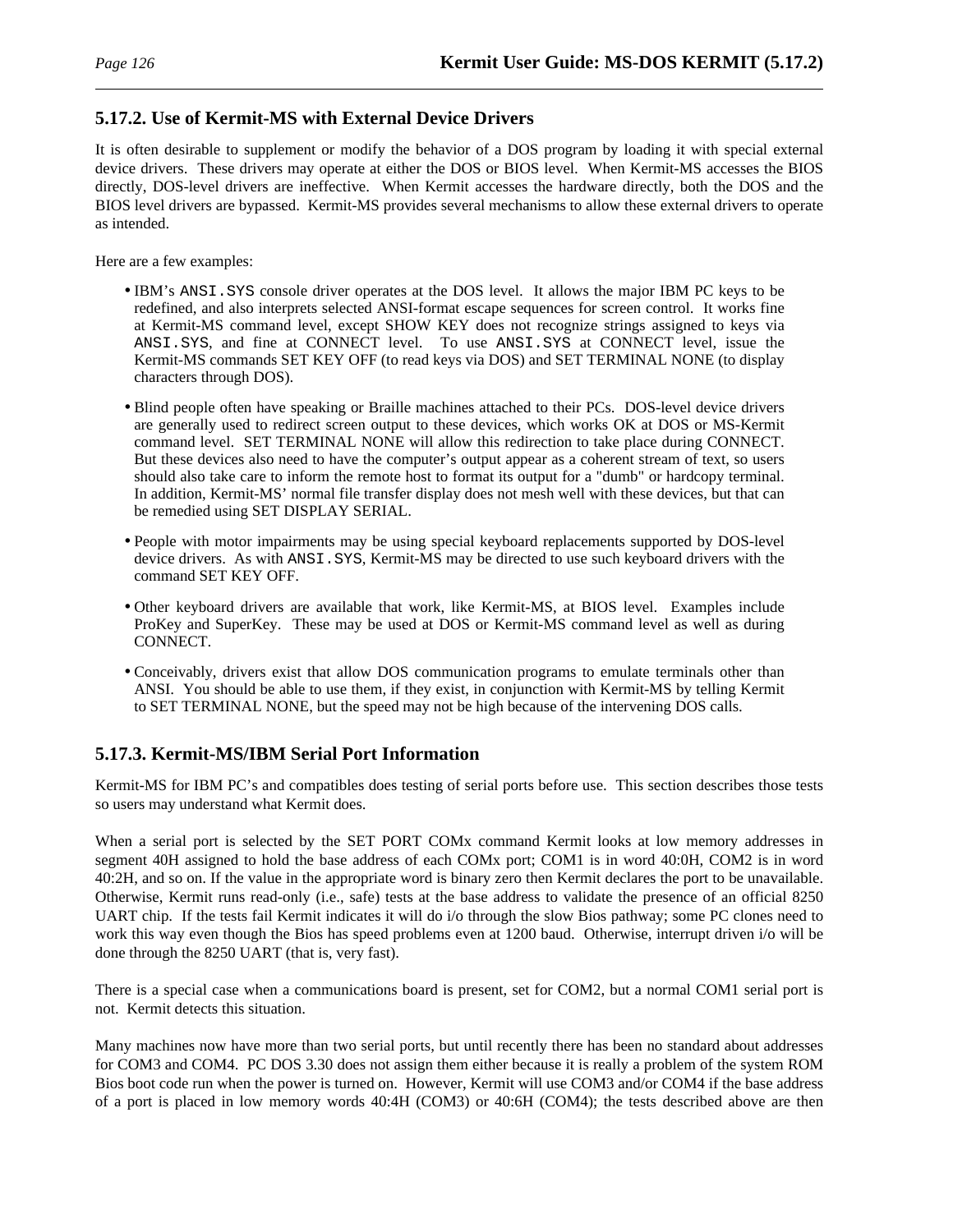### 5.17.2. Use of Kermit-MS with External Device Drivers

It is often desirable to supplement or modify the behavior of a DOS program by loading it with special external device drivers. These drivers may operate at either the DOS or BIOS level. When Kermit-MS accesses the BIOS directly, DOS-level drivers are ineffective. When Kermit accesses the hardware directly, both the DOS and the BIOS level drivers are bypassed. Kermit-MS provides several mechanisms to allow these external drivers to operate as intended.

Here are a few examples:

- IBM's `ANSI.SYS` console driver operates at the DOS level. It allows the major IBM PC keys to be redefined, and also interprets selected ANSI-format escape sequences for screen control. It works fine at Kermit-MS command level, except SHOW KEY does not recognize strings assigned to keys via `ANSI.SYS`, and fine at CONNECT level. To use `ANSI.SYS` at CONNECT level, issue the Kermit-MS commands SET KEY OFF (to read keys via DOS) and SET TERMINAL NONE (to display characters through DOS).

- Blind people often have speaking or Braille machines attached to their PCs. DOS-level device drivers are generally used to redirect screen output to these devices, which works OK at DOS or MS-Kermit command level. SET TERMINAL NONE will allow this redirection to take place during CONNECT. But these devices also need to have the computer's output appear as a coherent stream of text, so users should also take care to inform the remote host to format its output for a "dumb" or hardcopy terminal. In addition, Kermit-MS' normal file transfer display does not mesh well with these devices, but that can be remedied using SET DISPLAY SERIAL.

- People with motor impairments may be using special keyboard replacements supported by DOS-level device drivers. As with `ANSI.SYS`, Kermit-MS may be directed to use such keyboard drivers with the command SET KEY OFF.

- Other keyboard drivers are available that work, like Kermit-MS, at BIOS level. Examples include ProKey and SuperKey. These may be used at DOS or Kermit-MS command level as well as during CONNECT.

- Conceivably, drivers exist that allow DOS communication programs to emulate terminals other than ANSI. You should be able to use them, if they exist, in conjunction with Kermit-MS by telling Kermit to SET TERMINAL NONE, but the speed may not be high because of the intervening DOS calls.

### 5.17.3. Kermit-MS/IBM Serial Port Information

Kermit-MS for IBM PC's and compatibles does testing of serial ports before use. This section describes those tests so users may understand what Kermit does.

When a serial port is selected by the SET PORT COMx command Kermit looks at low memory addresses in segment 40H assigned to hold the base address of each COMx port; COM1 is in word 40:0H, COM2 is in word 40:2H, and so on. If the value in the appropriate word is binary zero then Kermit declares the port to be unavailable. Otherwise, Kermit runs read-only (i.e., safe) tests at the base address to validate the presence of an official 8250 UART chip. If the tests fail Kermit indicates it will do i/o through the slow Bios pathway; some PC clones need to work this way even though the Bios has speed problems even at 1200 baud. Otherwise, interrupt driven i/o will be done through the 8250 UART (that is, very fast).

There is a special case when a communications board is present, set for COM2, but a normal COM1 serial port is not. Kermit detects this situation.

Many machines now have more than two serial ports, but until recently there has been no standard about addresses for COM3 and COM4. PC DOS 3.30 does not assign them either because it is really a problem of the system ROM Bios boot code run when the power is turned on. However, Kermit will use COM3 and/or COM4 if the base address of a port is placed in low memory words 40:4H (COM3) or 40:6H (COM4); the tests described above are then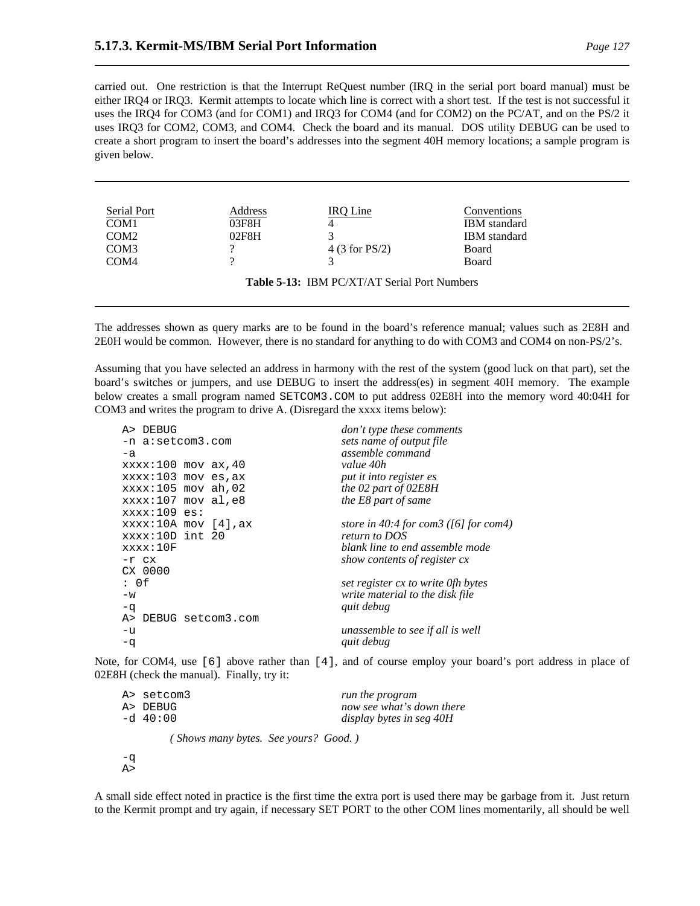carried out. One restriction is that the Interrupt ReQuest number (IRQ in the serial port board manual) must be either IRQ4 or IRQ3. Kermit attempts to locate which line is correct with a short test. If the test is not successful it uses the IRQ4 for COM3 (and for COM1) and IRQ3 for COM4 (and for COM2) on the PC/AT, and on the PS/2 it uses IRQ3 for COM2, COM3, and COM4. Check the board and its manual. DOS utility DEBUG can be used to create a short program to insert the board's addresses into the segment 40H memory locations; a sample program is given below.

| Serial Port | Address | IRQ Line | Conventions |
|---|---|---|---|
| COM1 | 03F8H | 4 | IBM standard |
| COM2 | 02F8H | 3 | IBM standard |
| COM3 | ? | 4 (3 for PS/2) | Board |
| COM4 | ? | 3 | Board |

**Table 5-13:** IBM PC/XT/AT Serial Port Numbers

The addresses shown as query marks are to be found in the board's reference manual; values such as 2E8H and 2E0H would be common. However, there is no standard for anything to do with COM3 and COM4 on non-PS/2's.

Assuming that you have selected an address in harmony with the rest of the system (good luck on that part), set the board's switches or jumpers, and use DEBUG to insert the address(es) in segment 40H memory. The example below creates a small program named `SETCOM3.COM` to put address 02E8H into the memory word 40:04H for COM3 and writes the program to drive A. (Disregard the xxxx items below):

```
A> DEBUG                          don't type these comments
-n a:setcom3.com                  sets name of output file
-a                                assemble command
xxxx:100 mov ax,40                value 40h
xxxx:103 mov es,ax                put it into register es
xxxx:105 mov ah,02                the 02 part of 02E8H
xxxx:107 mov al,e8                the E8 part of same
xxxx:109 es:
xxxx:10A mov [4],ax               store in 40:4 for com3 ([6] for com4)
xxxx:10D int 20                   return to DOS
xxxx:10F                          blank line to end assemble mode
-r cx                             show contents of register cx
CX 0000
: 0f                              set register cx to write 0fh bytes
-w                                write material to the disk file
-q                                quit debug
A> DEBUG setcom3.com
-u                                unassemble to see if all is well
-q                                quit debug
```

Note, for COM4, use `[6]` above rather than `[4]`, and of course employ your board's port address in place of 02E8H (check the manual). Finally, try it:

```
A> setcom3                        run the program
A> DEBUG                          now see what's down there
-d 40:00                          display bytes in seg 40H

        ( Shows many bytes.  See yours?  Good. )

-q
A>
```

A small side effect noted in practice is the first time the extra port is used there may be garbage from it. Just return to the Kermit prompt and try again, if necessary SET PORT to the other COM lines momentarily, all should be well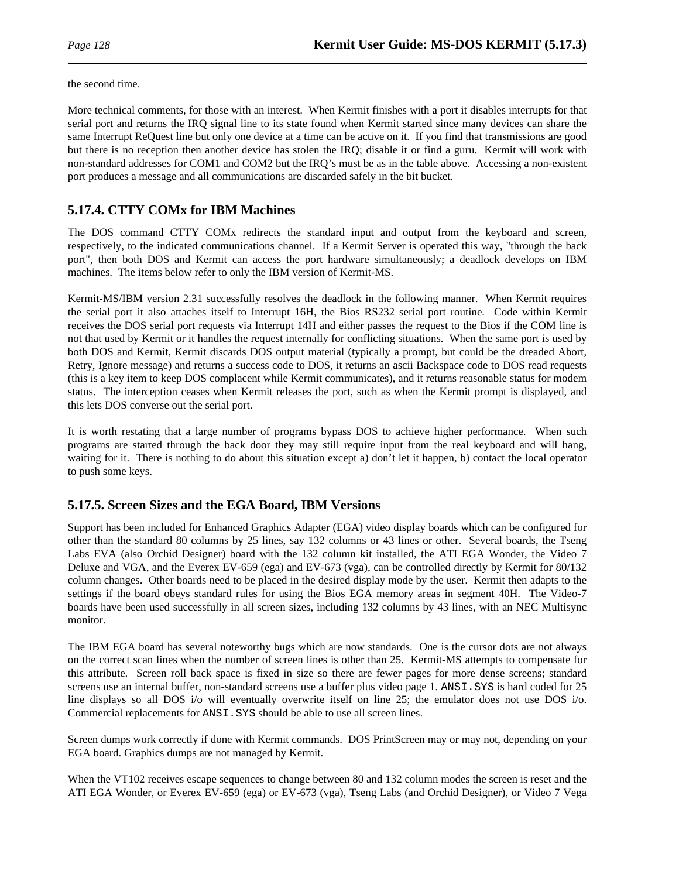the second time.

More technical comments, for those with an interest. When Kermit finishes with a port it disables interrupts for that serial port and returns the IRQ signal line to its state found when Kermit started since many devices can share the same Interrupt ReQuest line but only one device at a time can be active on it. If you find that transmissions are good but there is no reception then another device has stolen the IRQ; disable it or find a guru. Kermit will work with non-standard addresses for COM1 and COM2 but the IRQ's must be as in the table above. Accessing a non-existent port produces a message and all communications are discarded safely in the bit bucket.

## 5.17.4. CTTY COMx for IBM Machines

The DOS command CTTY COMx redirects the standard input and output from the keyboard and screen, respectively, to the indicated communications channel. If a Kermit Server is operated this way, "through the back port", then both DOS and Kermit can access the port hardware simultaneously; a deadlock develops on IBM machines. The items below refer to only the IBM version of Kermit-MS.

Kermit-MS/IBM version 2.31 successfully resolves the deadlock in the following manner. When Kermit requires the serial port it also attaches itself to Interrupt 16H, the Bios RS232 serial port routine. Code within Kermit receives the DOS serial port requests via Interrupt 14H and either passes the request to the Bios if the COM line is not that used by Kermit or it handles the request internally for conflicting situations. When the same port is used by both DOS and Kermit, Kermit discards DOS output material (typically a prompt, but could be the dreaded Abort, Retry, Ignore message) and returns a success code to DOS, it returns an ascii Backspace code to DOS read requests (this is a key item to keep DOS complacent while Kermit communicates), and it returns reasonable status for modem status. The interception ceases when Kermit releases the port, such as when the Kermit prompt is displayed, and this lets DOS converse out the serial port.

It is worth restating that a large number of programs bypass DOS to achieve higher performance. When such programs are started through the back door they may still require input from the real keyboard and will hang, waiting for it. There is nothing to do about this situation except a) don't let it happen, b) contact the local operator to push some keys.

## 5.17.5. Screen Sizes and the EGA Board, IBM Versions

Support has been included for Enhanced Graphics Adapter (EGA) video display boards which can be configured for other than the standard 80 columns by 25 lines, say 132 columns or 43 lines or other. Several boards, the Tseng Labs EVA (also Orchid Designer) board with the 132 column kit installed, the ATI EGA Wonder, the Video 7 Deluxe and VGA, and the Everex EV-659 (ega) and EV-673 (vga), can be controlled directly by Kermit for 80/132 column changes. Other boards need to be placed in the desired display mode by the user. Kermit then adapts to the settings if the board obeys standard rules for using the Bios EGA memory areas in segment 40H. The Video-7 boards have been used successfully in all screen sizes, including 132 columns by 43 lines, with an NEC Multisync monitor.

The IBM EGA board has several noteworthy bugs which are now standards. One is the cursor dots are not always on the correct scan lines when the number of screen lines is other than 25. Kermit-MS attempts to compensate for this attribute. Screen roll back space is fixed in size so there are fewer pages for more dense screens; standard screens use an internal buffer, non-standard screens use a buffer plus video page 1. `ANSI.SYS` is hard coded for 25 line displays so all DOS i/o will eventually overwrite itself on line 25; the emulator does not use DOS i/o. Commercial replacements for `ANSI.SYS` should be able to use all screen lines.

Screen dumps work correctly if done with Kermit commands. DOS PrintScreen may or may not, depending on your EGA board. Graphics dumps are not managed by Kermit.

When the VT102 receives escape sequences to change between 80 and 132 column modes the screen is reset and the ATI EGA Wonder, or Everex EV-659 (ega) or EV-673 (vga), Tseng Labs (and Orchid Designer), or Video 7 Vega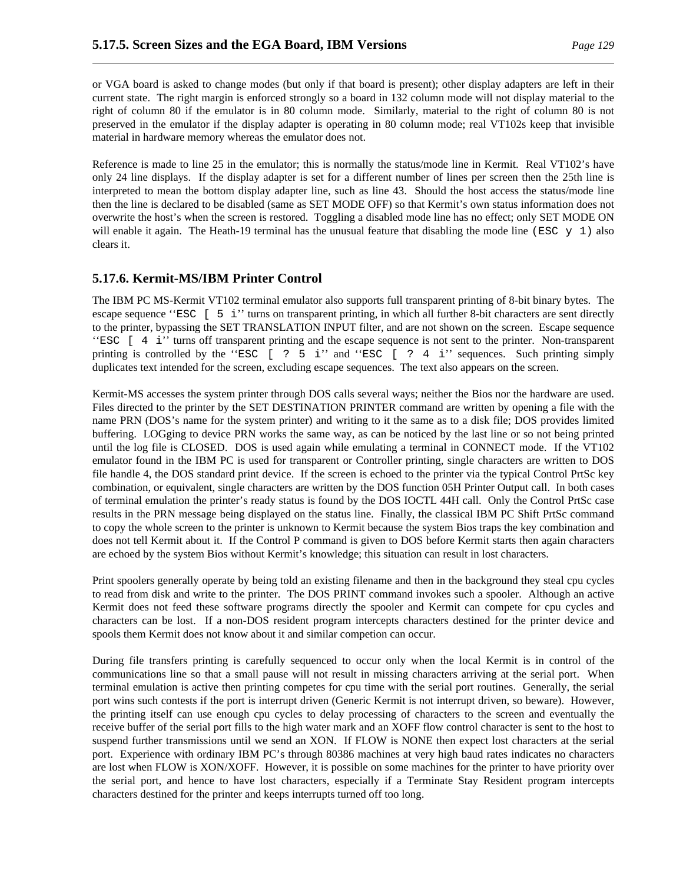or VGA board is asked to change modes (but only if that board is present); other display adapters are left in their current state. The right margin is enforced strongly so a board in 132 column mode will not display material to the right of column 80 if the emulator is in 80 column mode. Similarly, material to the right of column 80 is not preserved in the emulator if the display adapter is operating in 80 column mode; real VT102s keep that invisible material in hardware memory whereas the emulator does not.

Reference is made to line 25 in the emulator; this is normally the status/mode line in Kermit. Real VT102's have only 24 line displays. If the display adapter is set for a different number of lines per screen then the 25th line is interpreted to mean the bottom display adapter line, such as line 43. Should the host access the status/mode line then the line is declared to be disabled (same as SET MODE OFF) so that Kermit's own status information does not overwrite the host's when the screen is restored. Toggling a disabled mode line has no effect; only SET MODE ON will enable it again. The Heath-19 terminal has the unusual feature that disabling the mode line `(ESC y 1)` also clears it.

### 5.17.6. Kermit-MS/IBM Printer Control

The IBM PC MS-Kermit VT102 terminal emulator also supports full transparent printing of 8-bit binary bytes. The escape sequence ''`ESC [ 5 i`'' turns on transparent printing, in which all further 8-bit characters are sent directly to the printer, bypassing the SET TRANSLATION INPUT filter, and are not shown on the screen. Escape sequence ''`ESC [ 4 i`'' turns off transparent printing and the escape sequence is not sent to the printer. Non-transparent printing is controlled by the ''`ESC [ ? 5 i`'' and ''`ESC [ ? 4 i`'' sequences. Such printing simply duplicates text intended for the screen, excluding escape sequences. The text also appears on the screen.

Kermit-MS accesses the system printer through DOS calls several ways; neither the Bios nor the hardware are used. Files directed to the printer by the SET DESTINATION PRINTER command are written by opening a file with the name PRN (DOS's name for the system printer) and writing to it the same as to a disk file; DOS provides limited buffering. LOGging to device PRN works the same way, as can be noticed by the last line or so not being printed until the log file is CLOSED. DOS is used again while emulating a terminal in CONNECT mode. If the VT102 emulator found in the IBM PC is used for transparent or Controller printing, single characters are written to DOS file handle 4, the DOS standard print device. If the screen is echoed to the printer via the typical Control PrtSc key combination, or equivalent, single characters are written by the DOS function 05H Printer Output call. In both cases of terminal emulation the printer's ready status is found by the DOS IOCTL 44H call. Only the Control PrtSc case results in the PRN message being displayed on the status line. Finally, the classical IBM PC Shift PrtSc command to copy the whole screen to the printer is unknown to Kermit because the system Bios traps the key combination and does not tell Kermit about it. If the Control P command is given to DOS before Kermit starts then again characters are echoed by the system Bios without Kermit's knowledge; this situation can result in lost characters.

Print spoolers generally operate by being told an existing filename and then in the background they steal cpu cycles to read from disk and write to the printer. The DOS PRINT command invokes such a spooler. Although an active Kermit does not feed these software programs directly the spooler and Kermit can compete for cpu cycles and characters can be lost. If a non-DOS resident program intercepts characters destined for the printer device and spools them Kermit does not know about it and similar competion can occur.

During file transfers printing is carefully sequenced to occur only when the local Kermit is in control of the communications line so that a small pause will not result in missing characters arriving at the serial port. When terminal emulation is active then printing competes for cpu time with the serial port routines. Generally, the serial port wins such contests if the port is interrupt driven (Generic Kermit is not interrupt driven, so beware). However, the printing itself can use enough cpu cycles to delay processing of characters to the screen and eventually the receive buffer of the serial port fills to the high water mark and an XOFF flow control character is sent to the host to suspend further transmissions until we send an XON. If FLOW is NONE then expect lost characters at the serial port. Experience with ordinary IBM PC's through 80386 machines at very high baud rates indicates no characters are lost when FLOW is XON/XOFF. However, it is possible on some machines for the printer to have priority over the serial port, and hence to have lost characters, especially if a Terminate Stay Resident program intercepts characters destined for the printer and keeps interrupts turned off too long.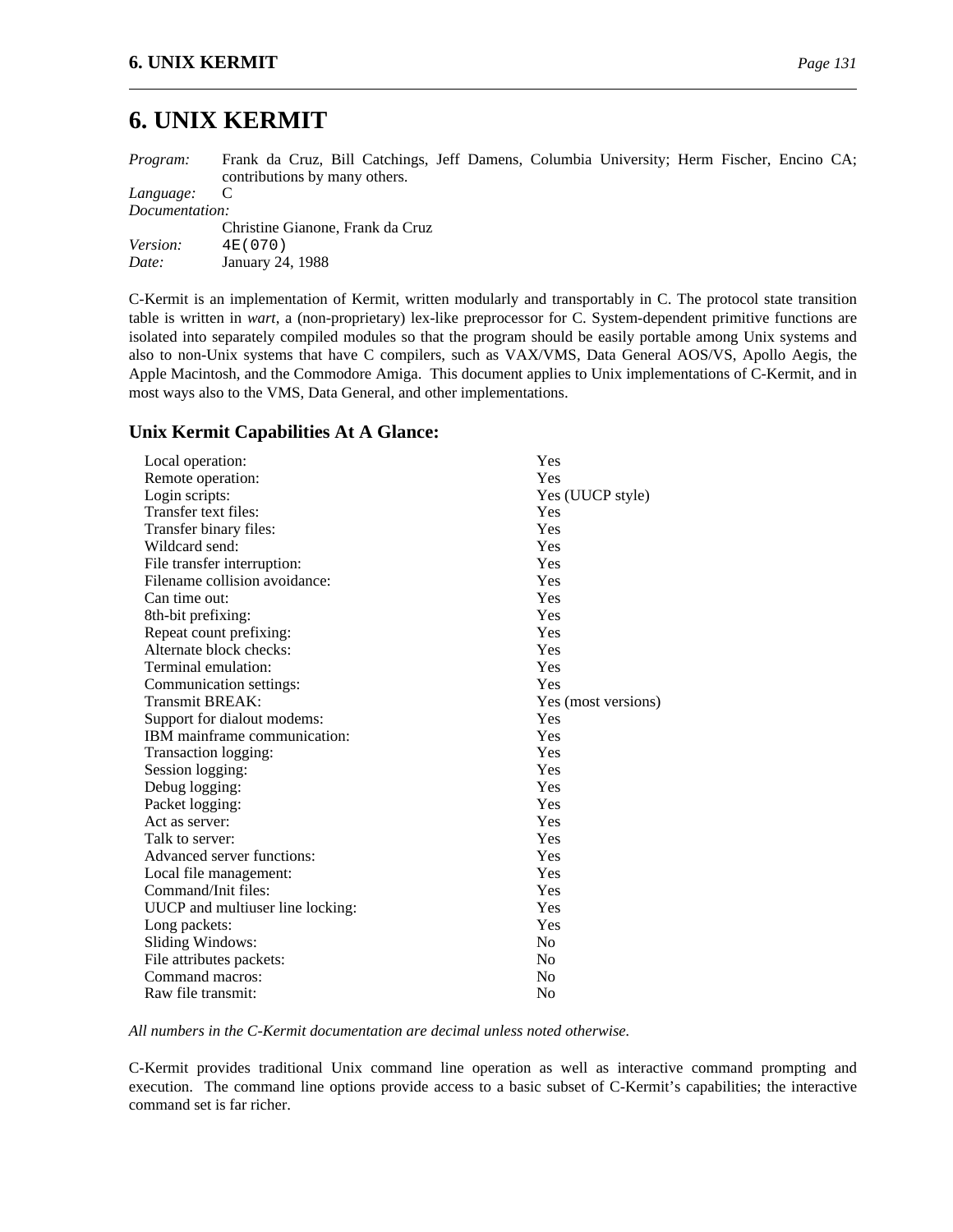# 6. UNIX KERMIT

*Program:* Frank da Cruz, Bill Catchings, Jeff Damens, Columbia University; Herm Fischer, Encino CA; contributions by many others.
*Language:* C
*Documentation:* Christine Gianone, Frank da Cruz
*Version:* `4E(070)`
*Date:* January 24, 1988

C-Kermit is an implementation of Kermit, written modularly and transportably in C. The protocol state transition table is written in *wart*, a (non-proprietary) lex-like preprocessor for C. System-dependent primitive functions are isolated into separately compiled modules so that the program should be easily portable among Unix systems and also to non-Unix systems that have C compilers, such as VAX/VMS, Data General AOS/VS, Apollo Aegis, the Apple Macintosh, and the Commodore Amiga. This document applies to Unix implementations of C-Kermit, and in most ways also to the VMS, Data General, and other implementations.

## Unix Kermit Capabilities At A Glance:

| | |
|---|---|
| Local operation: | Yes |
| Remote operation: | Yes |
| Login scripts: | Yes (UUCP style) |
| Transfer text files: | Yes |
| Transfer binary files: | Yes |
| Wildcard send: | Yes |
| File transfer interruption: | Yes |
| Filename collision avoidance: | Yes |
| Can time out: | Yes |
| 8th-bit prefixing: | Yes |
| Repeat count prefixing: | Yes |
| Alternate block checks: | Yes |
| Terminal emulation: | Yes |
| Communication settings: | Yes |
| Transmit BREAK: | Yes (most versions) |
| Support for dialout modems: | Yes |
| IBM mainframe communication: | Yes |
| Transaction logging: | Yes |
| Session logging: | Yes |
| Debug logging: | Yes |
| Packet logging: | Yes |
| Act as server: | Yes |
| Talk to server: | Yes |
| Advanced server functions: | Yes |
| Local file management: | Yes |
| Command/Init files: | Yes |
| UUCP and multiuser line locking: | Yes |
| Long packets: | Yes |
| Sliding Windows: | No |
| File attributes packets: | No |
| Command macros: | No |
| Raw file transmit: | No |

*All numbers in the C-Kermit documentation are decimal unless noted otherwise.*

C-Kermit provides traditional Unix command line operation as well as interactive command prompting and execution. The command line options provide access to a basic subset of C-Kermit's capabilities; the interactive command set is far richer.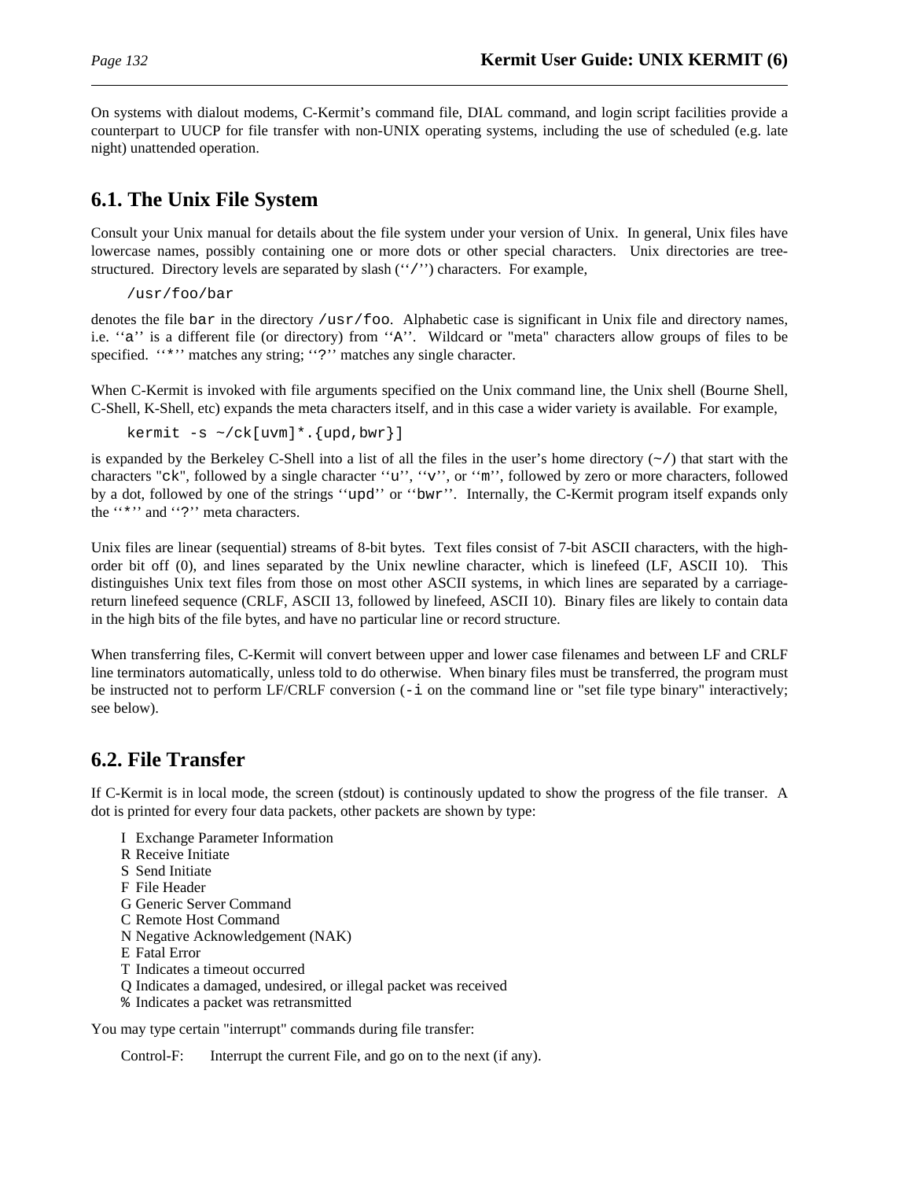On systems with dialout modems, C-Kermit's command file, DIAL command, and login script facilities provide a counterpart to UUCP for file transfer with non-UNIX operating systems, including the use of scheduled (e.g. late night) unattended operation.

## 6.1. The Unix File System

Consult your Unix manual for details about the file system under your version of Unix. In general, Unix files have lowercase names, possibly containing one or more dots or other special characters. Unix directories are tree-structured. Directory levels are separated by slash (''`/`'') characters. For example,

```
/usr/foo/bar
```

denotes the file `bar` in the directory `/usr/foo`. Alphabetic case is significant in Unix file and directory names, i.e. ''`a`'' is a different file (or directory) from ''`A`''. Wildcard or "meta" characters allow groups of files to be specified. ''`*`'' matches any string; ''`?`'' matches any single character.

When C-Kermit is invoked with file arguments specified on the Unix command line, the Unix shell (Bourne Shell, C-Shell, K-Shell, etc) expands the meta characters itself, and in this case a wider variety is available. For example,

```
kermit -s ~/ck[uvm]*.{upd,bwr}]
```

is expanded by the Berkeley C-Shell into a list of all the files in the user's home directory (`~/`) that start with the characters "`ck`", followed by a single character ''`u`'', ''`v`'', or ''`m`'', followed by zero or more characters, followed by a dot, followed by one of the strings ''`upd`'' or ''`bwr`''. Internally, the C-Kermit program itself expands only the ''`*`'' and ''`?`'' meta characters.

Unix files are linear (sequential) streams of 8-bit bytes. Text files consist of 7-bit ASCII characters, with the high-order bit off (0), and lines separated by the Unix newline character, which is linefeed (LF, ASCII 10). This distinguishes Unix text files from those on most other ASCII systems, in which lines are separated by a carriage-return linefeed sequence (CRLF, ASCII 13, followed by linefeed, ASCII 10). Binary files are likely to contain data in the high bits of the file bytes, and have no particular line or record structure.

When transferring files, C-Kermit will convert between upper and lower case filenames and between LF and CRLF line terminators automatically, unless told to do otherwise. When binary files must be transferred, the program must be instructed not to perform LF/CRLF conversion (`-i` on the command line or "set file type binary" interactively; see below).

## 6.2. File Transfer

If C-Kermit is in local mode, the screen (stdout) is continously updated to show the progress of the file transer. A dot is printed for every four data packets, other packets are shown by type:

- I Exchange Parameter Information
- R Receive Initiate
- S Send Initiate
- F File Header
- G Generic Server Command
- C Remote Host Command
- N Negative Acknowledgement (NAK)
- E Fatal Error
- T Indicates a timeout occurred
- Q Indicates a damaged, undesired, or illegal packet was received
- `%` Indicates a packet was retransmitted

You may type certain "interrupt" commands during file transfer:

Control-F: Interrupt the current File, and go on to the next (if any).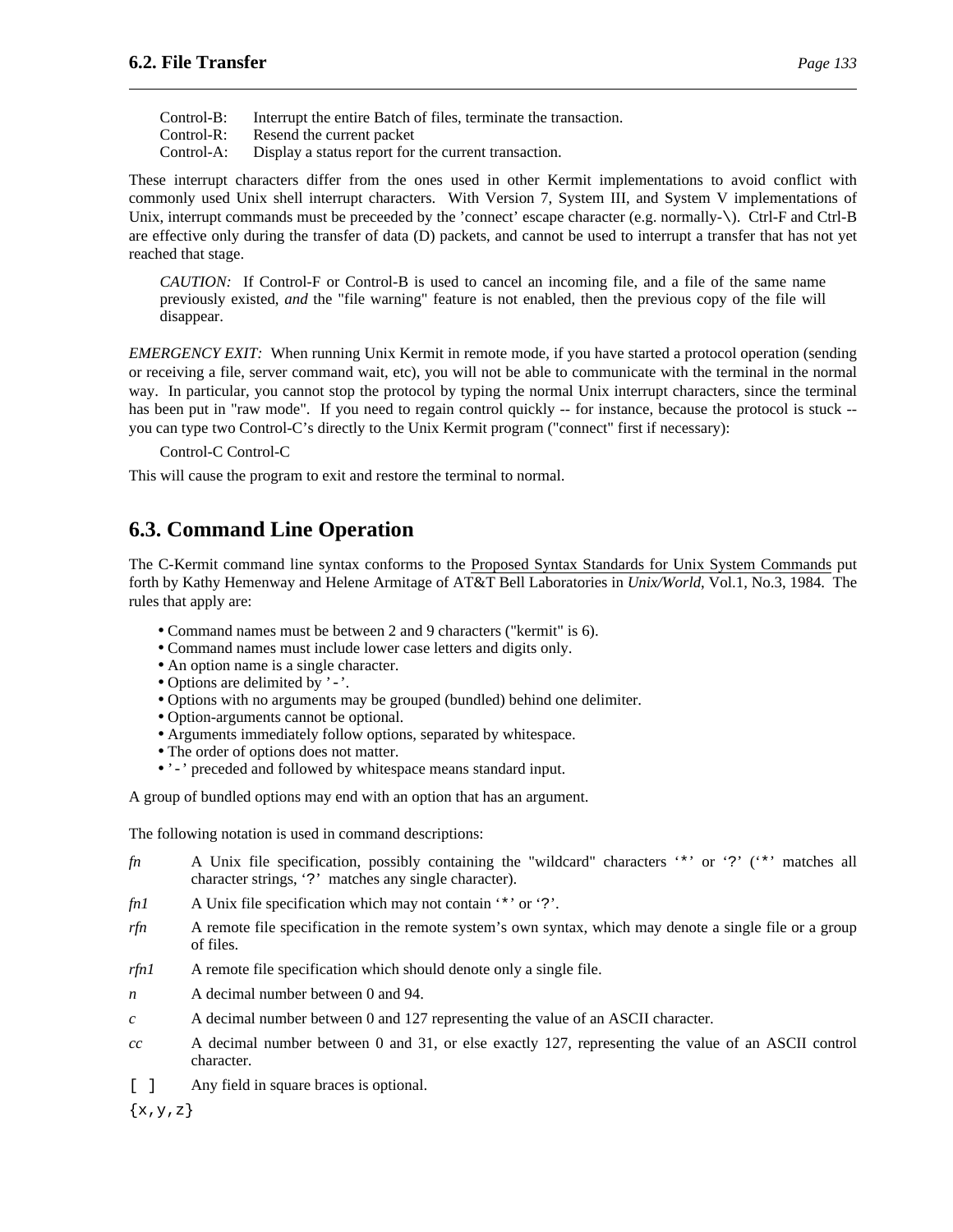Control-B: Interrupt the entire Batch of files, terminate the transaction.
Control-R: Resend the current packet
Control-A: Display a status report for the current transaction.

These interrupt characters differ from the ones used in other Kermit implementations to avoid conflict with commonly used Unix shell interrupt characters. With Version 7, System III, and System V implementations of Unix, interrupt commands must be preceeded by the 'connect' escape character (e.g. normally-`\`). Ctrl-F and Ctrl-B are effective only during the transfer of data (D) packets, and cannot be used to interrupt a transfer that has not yet reached that stage.

> *CAUTION:* If Control-F or Control-B is used to cancel an incoming file, and a file of the same name previously existed, *and* the "file warning" feature is not enabled, then the previous copy of the file will disappear.

*EMERGENCY EXIT:* When running Unix Kermit in remote mode, if you have started a protocol operation (sending or receiving a file, server command wait, etc), you will not be able to communicate with the terminal in the normal way. In particular, you cannot stop the protocol by typing the normal Unix interrupt characters, since the terminal has been put in "raw mode". If you need to regain control quickly -- for instance, because the protocol is stuck -- you can type two Control-C's directly to the Unix Kermit program ("connect" first if necessary):

    Control-C Control-C

This will cause the program to exit and restore the terminal to normal.

## 6.3. Command Line Operation

The C-Kermit command line syntax conforms to the Proposed Syntax Standards for Unix System Commands put forth by Kathy Hemenway and Helene Armitage of AT&T Bell Laboratories in *Unix/World*, Vol.1, No.3, 1984. The rules that apply are:

- Command names must be between 2 and 9 characters ("kermit" is 6).
- Command names must include lower case letters and digits only.
- An option name is a single character.
- Options are delimited by '`-`'.
- Options with no arguments may be grouped (bundled) behind one delimiter.
- Option-arguments cannot be optional.
- Arguments immediately follow options, separated by whitespace.
- The order of options does not matter.
- '`-`' preceded and followed by whitespace means standard input.

A group of bundled options may end with an option that has an argument.

The following notation is used in command descriptions:

*fn* A Unix file specification, possibly containing the "wildcard" characters '`*`' or '`?`' ('`*`' matches all character strings, '`?`' matches any single character).

*fn1* A Unix file specification which may not contain '`*`' or '`?`'.

*rfn* A remote file specification in the remote system's own syntax, which may denote a single file or a group of files.

*rfn1* A remote file specification which should denote only a single file.

*n* A decimal number between 0 and 94.

*c* A decimal number between 0 and 127 representing the value of an ASCII character.

*cc* A decimal number between 0 and 31, or else exactly 127, representing the value of an ASCII control character.

`[ ]` Any field in square braces is optional.

`{x,y,z}`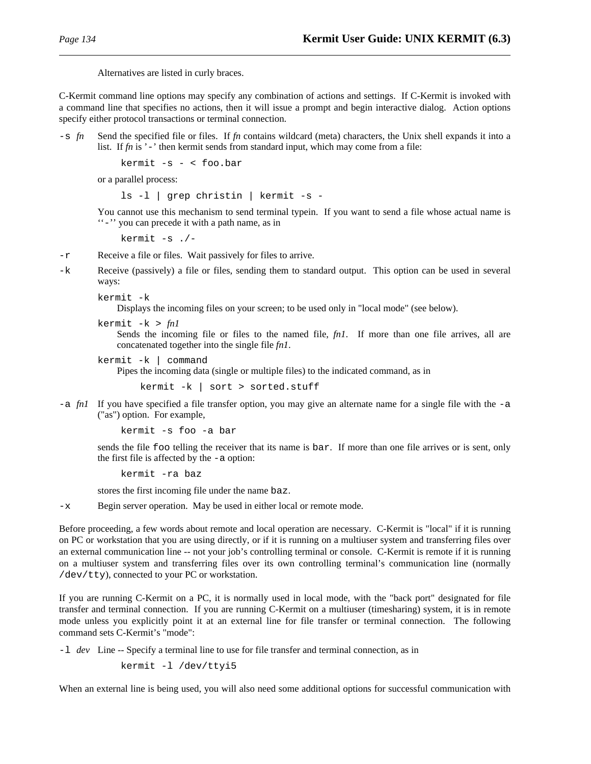Alternatives are listed in curly braces.

C-Kermit command line options may specify any combination of actions and settings. If C-Kermit is invoked with a command line that specifies no actions, then it will issue a prompt and begin interactive dialog. Action options specify either protocol transactions or terminal connection.

`-s` *fn* Send the specified file or files. If *fn* contains wildcard (meta) characters, the Unix shell expands it into a list. If *fn* is '`-`' then kermit sends from standard input, which may come from a file:

```
kermit -s - < foo.bar
```

or a parallel process:

```
ls -l | grep christin | kermit -s -
```

You cannot use this mechanism to send terminal typein. If you want to send a file whose actual name is ''`-`'' you can precede it with a path name, as in

```
kermit -s ./-
```

`-r` Receive a file or files. Wait passively for files to arrive.

`-k` Receive (passively) a file or files, sending them to standard output. This option can be used in several ways:

`kermit -k`
Displays the incoming files on your screen; to be used only in "local mode" (see below).

`kermit -k >` *fn1*
Sends the incoming file or files to the named file, *fn1*. If more than one file arrives, all are concatenated together into the single file *fn1*.

`kermit -k | command`
Pipes the incoming data (single or multiple files) to the indicated command, as in

```
kermit -k | sort > sorted.stuff
```

`-a` *fn1* If you have specified a file transfer option, you may give an alternate name for a single file with the `-a` ("as") option. For example,

```
kermit -s foo -a bar
```

sends the file `foo` telling the receiver that its name is `bar`. If more than one file arrives or is sent, only the first file is affected by the `-a` option:

```
kermit -ra baz
```

stores the first incoming file under the name `baz`.

`-x` Begin server operation. May be used in either local or remote mode.

Before proceeding, a few words about remote and local operation are necessary. C-Kermit is "local" if it is running on PC or workstation that you are using directly, or if it is running on a multiuser system and transferring files over an external communication line -- not your job's controlling terminal or console. C-Kermit is remote if it is running on a multiuser system and transferring files over its own controlling terminal's communication line (normally `/dev/tty`), connected to your PC or workstation.

If you are running C-Kermit on a PC, it is normally used in local mode, with the "back port" designated for file transfer and terminal connection. If you are running C-Kermit on a multiuser (timesharing) system, it is in remote mode unless you explicitly point it at an external line for file transfer or terminal connection. The following command sets C-Kermit's "mode":

`-l` *dev* Line -- Specify a terminal line to use for file transfer and terminal connection, as in

```
kermit -l /dev/ttyi5
```

When an external line is being used, you will also need some additional options for successful communication with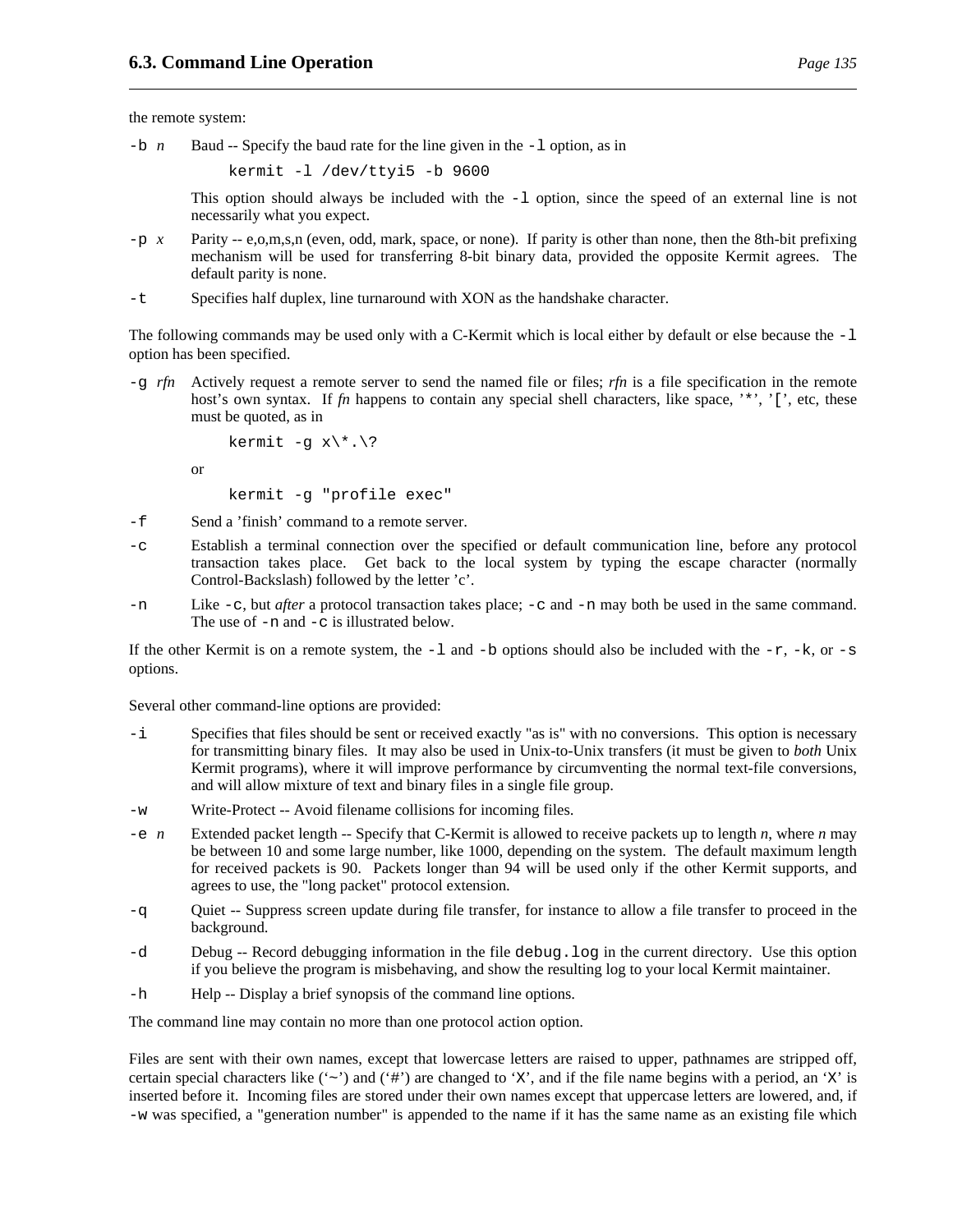the remote system:

`-b` *n* Baud -- Specify the baud rate for the line given in the `-l` option, as in

```
kermit -l /dev/ttyi5 -b 9600
```

This option should always be included with the `-l` option, since the speed of an external line is not necessarily what you expect.

`-p` *x* Parity -- e,o,m,s,n (even, odd, mark, space, or none). If parity is other than none, then the 8th-bit prefixing mechanism will be used for transferring 8-bit binary data, provided the opposite Kermit agrees. The default parity is none.

`-t` Specifies half duplex, line turnaround with XON as the handshake character.

The following commands may be used only with a C-Kermit which is local either by default or else because the `-l` option has been specified.

`-g` *rfn* Actively request a remote server to send the named file or files; *rfn* is a file specification in the remote host's own syntax. If *fn* happens to contain any special shell characters, like space, '`*`', '`[`', etc, these must be quoted, as in

```
kermit -g x\*.\?
```

or

```
kermit -g "profile exec"
```

`-f` Send a 'finish' command to a remote server.

`-c` Establish a terminal connection over the specified or default communication line, before any protocol transaction takes place. Get back to the local system by typing the escape character (normally Control-Backslash) followed by the letter 'c'.

`-n` Like `-c`, but *after* a protocol transaction takes place; `-c` and `-n` may both be used in the same command. The use of `-n` and `-c` is illustrated below.

If the other Kermit is on a remote system, the `-l` and `-b` options should also be included with the `-r`, `-k`, or `-s` options.

Several other command-line options are provided:

`-i` Specifies that files should be sent or received exactly "as is" with no conversions. This option is necessary for transmitting binary files. It may also be used in Unix-to-Unix transfers (it must be given to *both* Unix Kermit programs), where it will improve performance by circumventing the normal text-file conversions, and will allow mixture of text and binary files in a single file group.

`-w` Write-Protect -- Avoid filename collisions for incoming files.

`-e` *n* Extended packet length -- Specify that C-Kermit is allowed to receive packets up to length *n*, where *n* may be between 10 and some large number, like 1000, depending on the system. The default maximum length for received packets is 90. Packets longer than 94 will be used only if the other Kermit supports, and agrees to use, the "long packet" protocol extension.

`-q` Quiet -- Suppress screen update during file transfer, for instance to allow a file transfer to proceed in the background.

`-d` Debug -- Record debugging information in the file `debug.log` in the current directory. Use this option if you believe the program is misbehaving, and show the resulting log to your local Kermit maintainer.

`-h` Help -- Display a brief synopsis of the command line options.

The command line may contain no more than one protocol action option.

Files are sent with their own names, except that lowercase letters are raised to upper, pathnames are stripped off, certain special characters like ('`~`') and ('`#`') are changed to '`X`', and if the file name begins with a period, an '`X`' is inserted before it. Incoming files are stored under their own names except that uppercase letters are lowered, and, if `-w` was specified, a "generation number" is appended to the name if it has the same name as an existing file which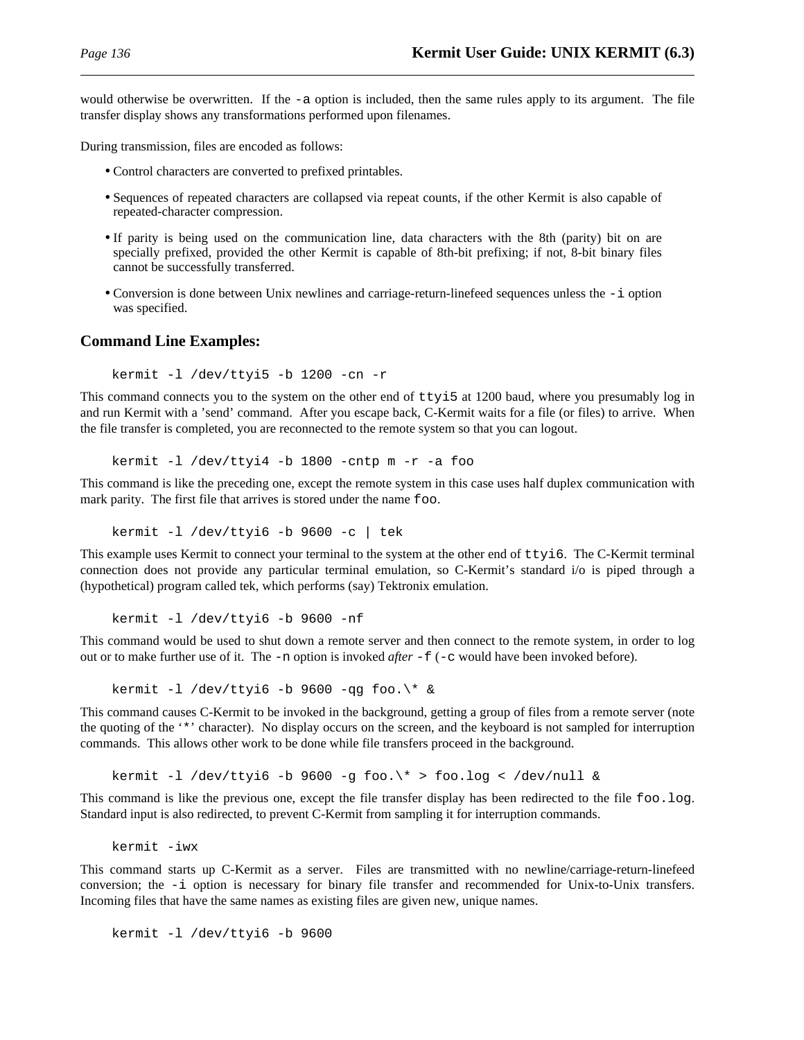would otherwise be overwritten. If the `-a` option is included, then the same rules apply to its argument. The file transfer display shows any transformations performed upon filenames.

During transmission, files are encoded as follows:

- Control characters are converted to prefixed printables.
- Sequences of repeated characters are collapsed via repeat counts, if the other Kermit is also capable of repeated-character compression.
- If parity is being used on the communication line, data characters with the 8th (parity) bit on are specially prefixed, provided the other Kermit is capable of 8th-bit prefixing; if not, 8-bit binary files cannot be successfully transferred.
- Conversion is done between Unix newlines and carriage-return-linefeed sequences unless the `-i` option was specified.

## Command Line Examples:

```
kermit -l /dev/ttyi5 -b 1200 -cn -r
```

This command connects you to the system on the other end of `ttyi5` at 1200 baud, where you presumably log in and run Kermit with a 'send' command. After you escape back, C-Kermit waits for a file (or files) to arrive. When the file transfer is completed, you are reconnected to the remote system so that you can logout.

```
kermit -l /dev/ttyi4 -b 1800 -cntp m -r -a foo
```

This command is like the preceding one, except the remote system in this case uses half duplex communication with mark parity. The first file that arrives is stored under the name `foo`.

```
kermit -l /dev/ttyi6 -b 9600 -c | tek
```

This example uses Kermit to connect your terminal to the system at the other end of `ttyi6`. The C-Kermit terminal connection does not provide any particular terminal emulation, so C-Kermit's standard i/o is piped through a (hypothetical) program called tek, which performs (say) Tektronix emulation.

```
kermit -l /dev/ttyi6 -b 9600 -nf
```

This command would be used to shut down a remote server and then connect to the remote system, in order to log out or to make further use of it. The `-n` option is invoked *after* `-f` (`-c` would have been invoked before).

```
kermit -l /dev/ttyi6 -b 9600 -qg foo.\* &
```

This command causes C-Kermit to be invoked in the background, getting a group of files from a remote server (note the quoting of the '`*`' character). No display occurs on the screen, and the keyboard is not sampled for interruption commands. This allows other work to be done while file transfers proceed in the background.

```
kermit -l /dev/ttyi6 -b 9600 -g foo.\* > foo.log < /dev/null &
```

This command is like the previous one, except the file transfer display has been redirected to the file `foo.log`. Standard input is also redirected, to prevent C-Kermit from sampling it for interruption commands.

```
kermit -iwx
```

This command starts up C-Kermit as a server. Files are transmitted with no newline/carriage-return-linefeed conversion; the `-i` option is necessary for binary file transfer and recommended for Unix-to-Unix transfers. Incoming files that have the same names as existing files are given new, unique names.

```
kermit -l /dev/ttyi6 -b 9600
```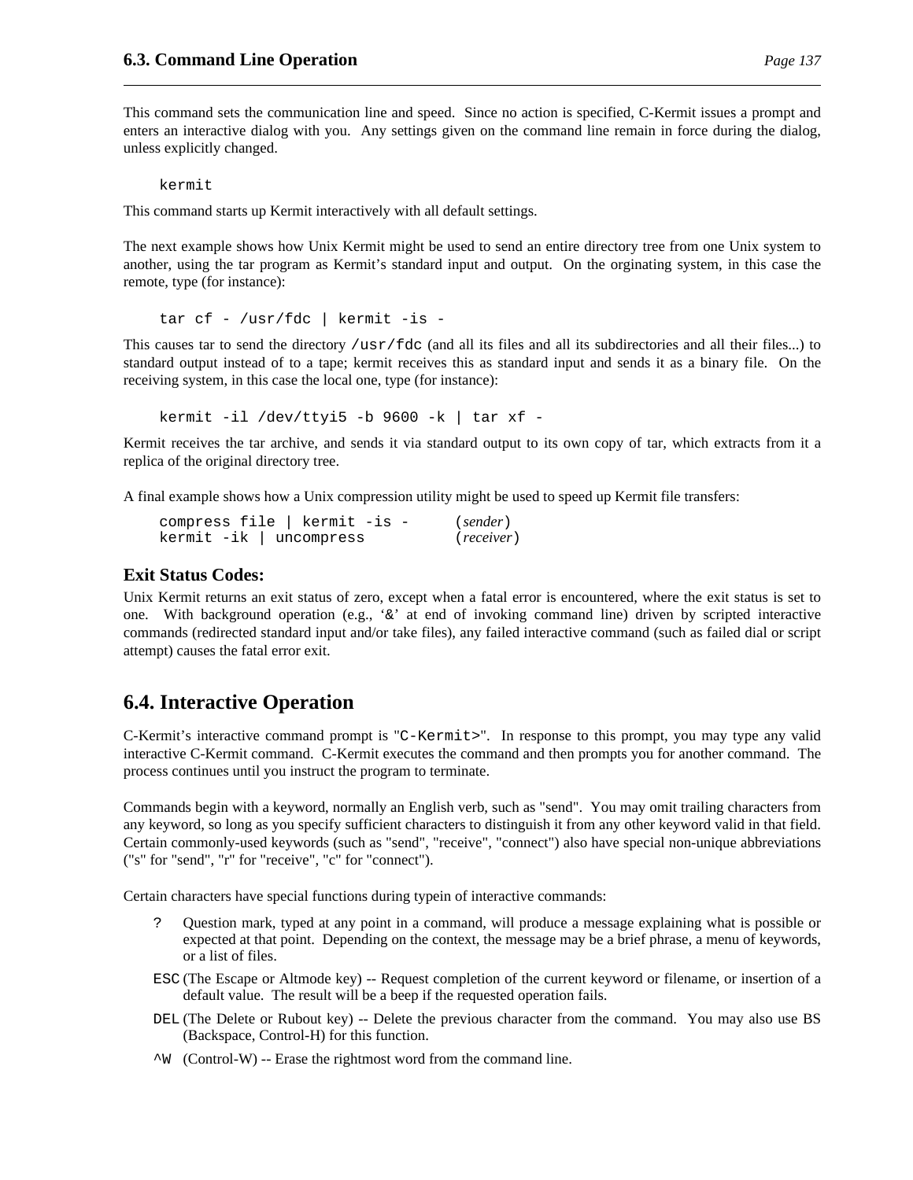This command sets the communication line and speed. Since no action is specified, C-Kermit issues a prompt and enters an interactive dialog with you. Any settings given on the command line remain in force during the dialog, unless explicitly changed.

```
kermit
```

This command starts up Kermit interactively with all default settings.

The next example shows how Unix Kermit might be used to send an entire directory tree from one Unix system to another, using the tar program as Kermit's standard input and output. On the orginating system, in this case the remote, type (for instance):

```
tar cf - /usr/fdc | kermit -is -
```

This causes tar to send the directory `/usr/fdc` (and all its files and all its subdirectories and all their files...) to standard output instead of to a tape; kermit receives this as standard input and sends it as a binary file. On the receiving system, in this case the local one, type (for instance):

```
kermit -il /dev/ttyi5 -b 9600 -k | tar xf -
```

Kermit receives the tar archive, and sends it via standard output to its own copy of tar, which extracts from it a replica of the original directory tree.

A final example shows how a Unix compression utility might be used to speed up Kermit file transfers:

```
compress file | kermit -is -      (sender)
kermit -ik | uncompress           (receiver)
```

### Exit Status Codes:

Unix Kermit returns an exit status of zero, except when a fatal error is encountered, where the exit status is set to one. With background operation (e.g., '&' at end of invoking command line) driven by scripted interactive commands (redirected standard input and/or take files), any failed interactive command (such as failed dial or script attempt) causes the fatal error exit.

## 6.4. Interactive Operation

C-Kermit's interactive command prompt is "`C-Kermit>`". In response to this prompt, you may type any valid interactive C-Kermit command. C-Kermit executes the command and then prompts you for another command. The process continues until you instruct the program to terminate.

Commands begin with a keyword, normally an English verb, such as "send". You may omit trailing characters from any keyword, so long as you specify sufficient characters to distinguish it from any other keyword valid in that field. Certain commonly-used keywords (such as "send", "receive", "connect") also have special non-unique abbreviations ("s" for "send", "r" for "receive", "c" for "connect").

Certain characters have special functions during typein of interactive commands:

- `?` Question mark, typed at any point in a command, will produce a message explaining what is possible or expected at that point. Depending on the context, the message may be a brief phrase, a menu of keywords, or a list of files.
- `ESC` (The Escape or Altmode key) -- Request completion of the current keyword or filename, or insertion of a default value. The result will be a beep if the requested operation fails.
- `DEL` (The Delete or Rubout key) -- Delete the previous character from the command. You may also use BS (Backspace, Control-H) for this function.
- `^W` (Control-W) -- Erase the rightmost word from the command line.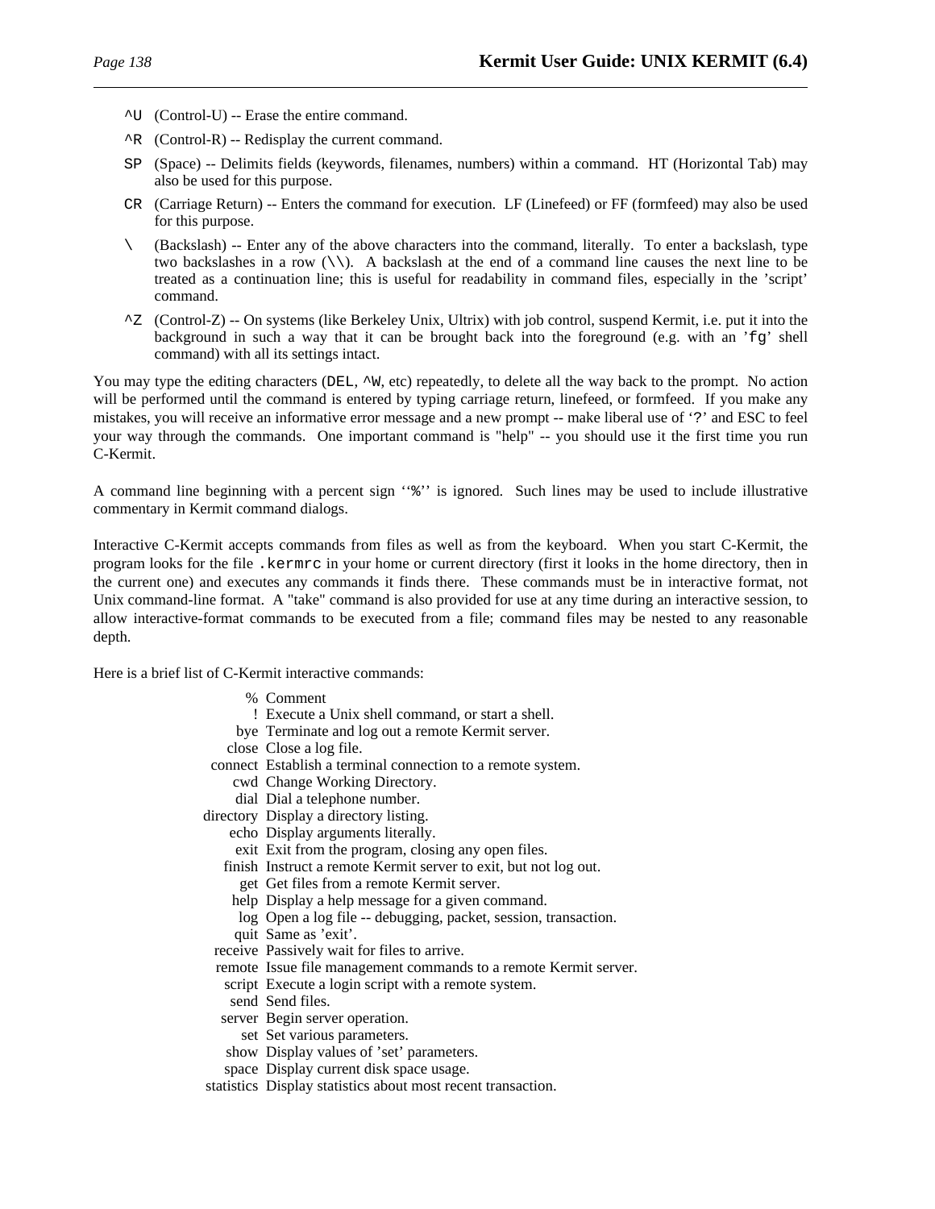`^U` (Control-U) -- Erase the entire command.

`^R` (Control-R) -- Redisplay the current command.

`SP` (Space) -- Delimits fields (keywords, filenames, numbers) within a command. HT (Horizontal Tab) may also be used for this purpose.

`CR` (Carriage Return) -- Enters the command for execution. LF (Linefeed) or FF (formfeed) may also be used for this purpose.

`\` (Backslash) -- Enter any of the above characters into the command, literally. To enter a backslash, type two backslashes in a row (`\\`). A backslash at the end of a command line causes the next line to be treated as a continuation line; this is useful for readability in command files, especially in the 'script' command.

`^Z` (Control-Z) -- On systems (like Berkeley Unix, Ultrix) with job control, suspend Kermit, i.e. put it into the background in such a way that it can be brought back into the foreground (e.g. with an '`fg`' shell command) with all its settings intact.

You may type the editing characters (`DEL`, `^W`, etc) repeatedly, to delete all the way back to the prompt. No action will be performed until the command is entered by typing carriage return, linefeed, or formfeed. If you make any mistakes, you will receive an informative error message and a new prompt -- make liberal use of '`?`' and ESC to feel your way through the commands. One important command is "help" -- you should use it the first time you run C-Kermit.

A command line beginning with a percent sign ''`%`'' is ignored. Such lines may be used to include illustrative commentary in Kermit command dialogs.

Interactive C-Kermit accepts commands from files as well as from the keyboard. When you start C-Kermit, the program looks for the file `.kermrc` in your home or current directory (first it looks in the home directory, then in the current one) and executes any commands it finds there. These commands must be in interactive format, not Unix command-line format. A "take" command is also provided for use at any time during an interactive session, to allow interactive-format commands to be executed from a file; command files may be nested to any reasonable depth.

Here is a brief list of C-Kermit interactive commands:

| | |
|---:|---|
| % | Comment |
| ! | Execute a Unix shell command, or start a shell. |
| bye | Terminate and log out a remote Kermit server. |
| close | Close a log file. |
| connect | Establish a terminal connection to a remote system. |
| cwd | Change Working Directory. |
| dial | Dial a telephone number. |
| directory | Display a directory listing. |
| echo | Display arguments literally. |
| exit | Exit from the program, closing any open files. |
| finish | Instruct a remote Kermit server to exit, but not log out. |
| get | Get files from a remote Kermit server. |
| help | Display a help message for a given command. |
| log | Open a log file -- debugging, packet, session, transaction. |
| quit | Same as 'exit'. |
| receive | Passively wait for files to arrive. |
| remote | Issue file management commands to a remote Kermit server. |
| script | Execute a login script with a remote system. |
| send | Send files. |
| server | Begin server operation. |
| set | Set various parameters. |
| show | Display values of 'set' parameters. |
| space | Display current disk space usage. |
| statistics | Display statistics about most recent transaction. |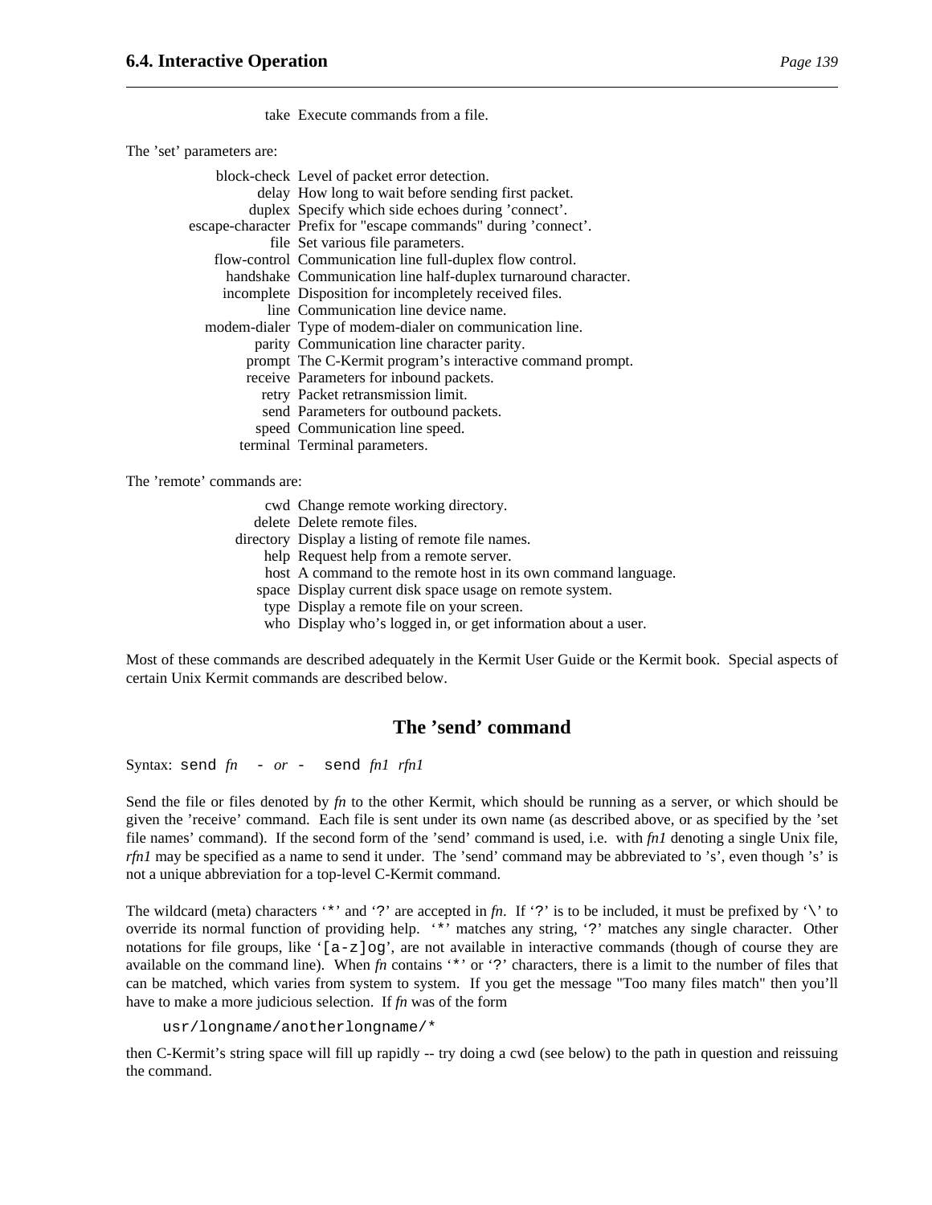| | |
|---|---|
| take | Execute commands from a file. |

The 'set' parameters are:

| | |
|---|---|
| block-check | Level of packet error detection. |
| delay | How long to wait before sending first packet. |
| duplex | Specify which side echoes during 'connect'. |
| escape-character | Prefix for "escape commands" during 'connect'. |
| file | Set various file parameters. |
| flow-control | Communication line full-duplex flow control. |
| handshake | Communication line half-duplex turnaround character. |
| incomplete | Disposition for incompletely received files. |
| line | Communication line device name. |
| modem-dialer | Type of modem-dialer on communication line. |
| parity | Communication line character parity. |
| prompt | The C-Kermit program's interactive command prompt. |
| receive | Parameters for inbound packets. |
| retry | Packet retransmission limit. |
| send | Parameters for outbound packets. |
| speed | Communication line speed. |
| terminal | Terminal parameters. |

The 'remote' commands are:

| | |
|---|---|
| cwd | Change remote working directory. |
| delete | Delete remote files. |
| directory | Display a listing of remote file names. |
| help | Request help from a remote server. |
| host | A command to the remote host in its own command language. |
| space | Display current disk space usage on remote system. |
| type | Display a remote file on your screen. |
| who | Display who's logged in, or get information about a user. |

Most of these commands are described adequately in the Kermit User Guide or the Kermit book. Special aspects of certain Unix Kermit commands are described below.

## The 'send' command

Syntax: `send` *fn* - *or* - `send` *fn1 rfn1*

Send the file or files denoted by *fn* to the other Kermit, which should be running as a server, or which should be given the 'receive' command. Each file is sent under its own name (as described above, or as specified by the 'set file names' command). If the second form of the 'send' command is used, i.e. with *fn1* denoting a single Unix file, *rfn1* may be specified as a name to send it under. The 'send' command may be abbreviated to 's', even though 's' is not a unique abbreviation for a top-level C-Kermit command.

The wildcard (meta) characters '`*`' and '`?`' are accepted in *fn*. If '`?`' is to be included, it must be prefixed by '`\`' to override its normal function of providing help. '`*`' matches any string, '`?`' matches any single character. Other notations for file groups, like '`[a-z]og`', are not available in interactive commands (though of course they are available on the command line). When *fn* contains '`*`' or '`?`' characters, there is a limit to the number of files that can be matched, which varies from system to system. If you get the message "Too many files match" then you'll have to make a more judicious selection. If *fn* was of the form

```
usr/longname/anotherlongname/*
```

then C-Kermit's string space will fill up rapidly -- try doing a cwd (see below) to the path in question and reissuing the command.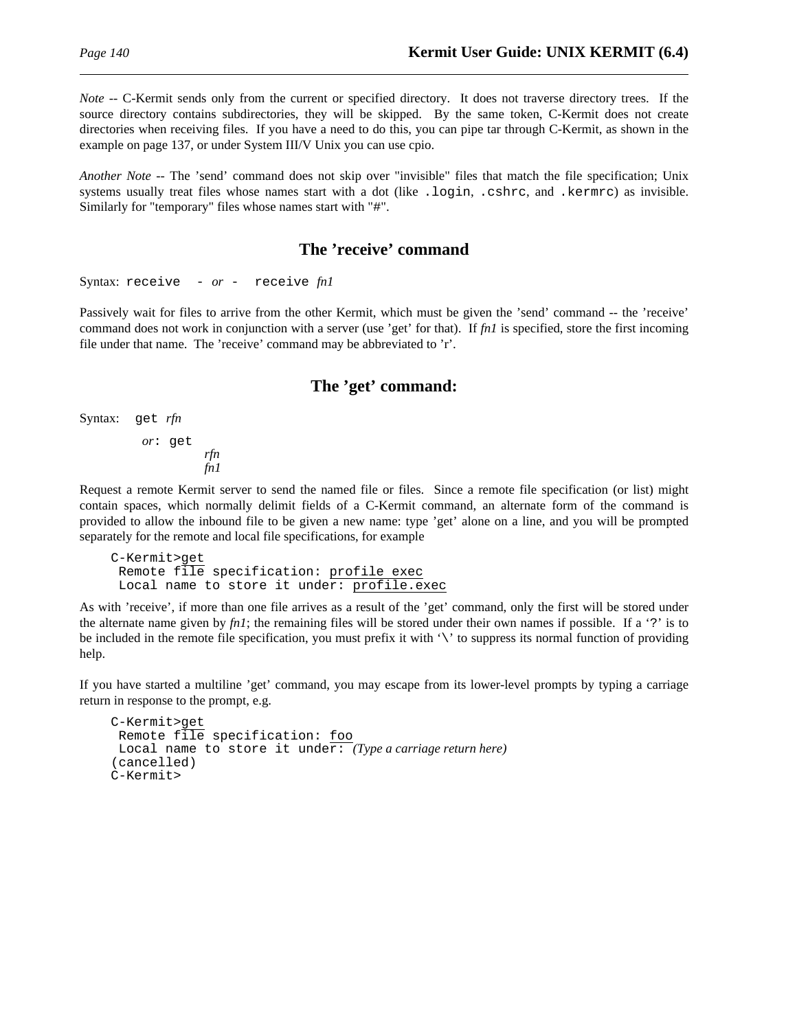*Note* -- C-Kermit sends only from the current or specified directory. It does not traverse directory trees. If the source directory contains subdirectories, they will be skipped. By the same token, C-Kermit does not create directories when receiving files. If you have a need to do this, you can pipe tar through C-Kermit, as shown in the example on page 137, or under System III/V Unix you can use cpio.

*Another Note* -- The 'send' command does not skip over "invisible" files that match the file specification; Unix systems usually treat files whose names start with a dot (like `.login`, `.cshrc`, and `.kermrc`) as invisible. Similarly for "temporary" files whose names start with "#".

## The 'receive' command

Syntax: `receive` - *or* - `receive` *fn1*

Passively wait for files to arrive from the other Kermit, which must be given the 'send' command -- the 'receive' command does not work in conjunction with a server (use 'get' for that). If *fn1* is specified, store the first incoming file under that name. The 'receive' command may be abbreviated to 'r'.

## The 'get' command:

Syntax: `get` *rfn*

*or*: `get`
*rfn*
*fn1*

Request a remote Kermit server to send the named file or files. Since a remote file specification (or list) might contain spaces, which normally delimit fields of a C-Kermit command, an alternate form of the command is provided to allow the inbound file to be given a new name: type 'get' alone on a line, and you will be prompted separately for the remote and local file specifications, for example

```
C-Kermit>get
 Remote file specification: profile exec
 Local name to store it under: profile.exec
```

As with 'receive', if more than one file arrives as a result of the 'get' command, only the first will be stored under the alternate name given by *fn1*; the remaining files will be stored under their own names if possible. If a '?' is to be included in the remote file specification, you must prefix it with '\' to suppress its normal function of providing help.

If you have started a multiline 'get' command, you may escape from its lower-level prompts by typing a carriage return in response to the prompt, e.g.

```
C-Kermit>get
 Remote file specification: foo
 Local name to store it under: (Type a carriage return here)
(cancelled)
C-Kermit>
```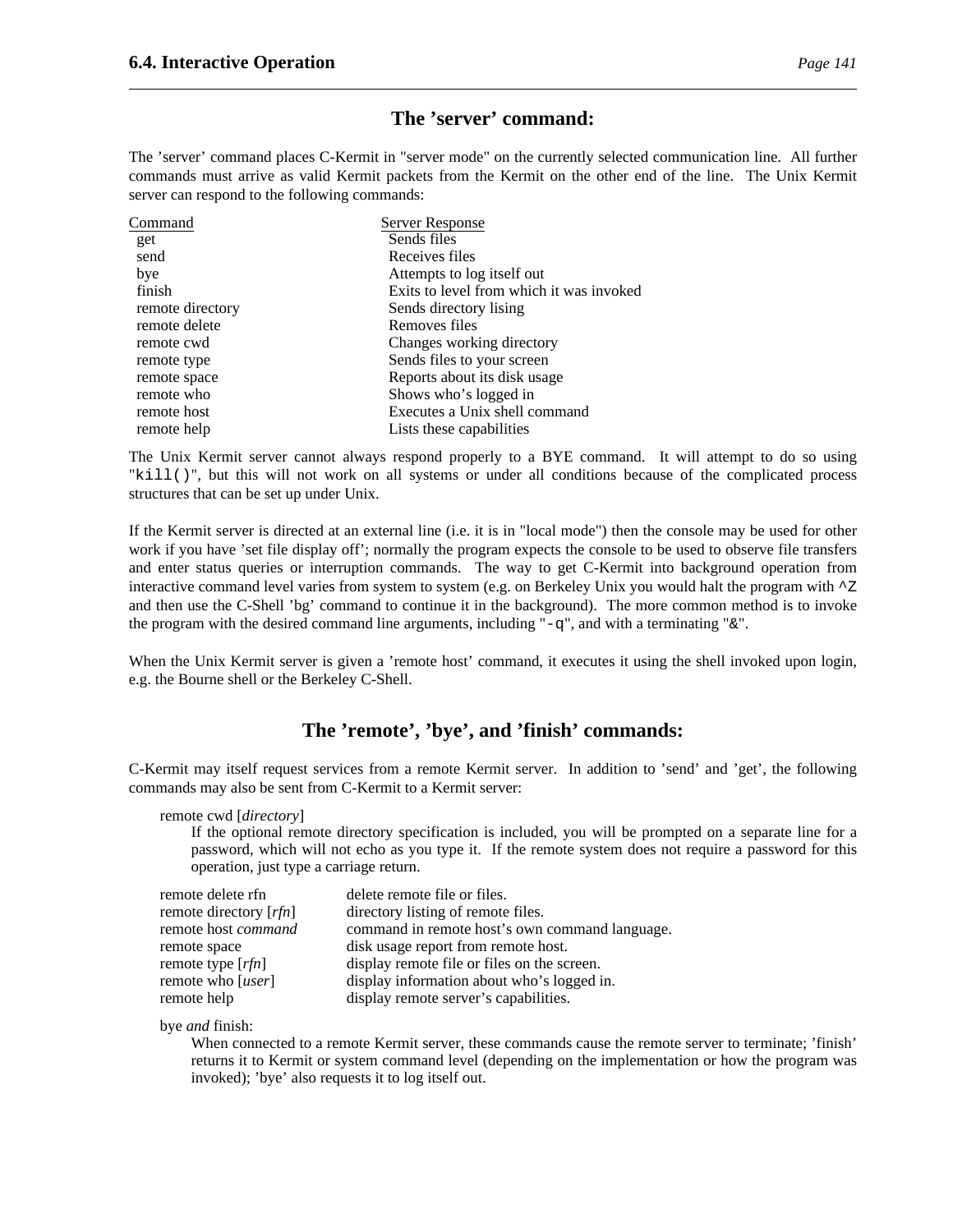## The 'server' command:

The 'server' command places C-Kermit in "server mode" on the currently selected communication line. All further commands must arrive as valid Kermit packets from the Kermit on the other end of the line. The Unix Kermit server can respond to the following commands:

| Command | Server Response |
|---|---|
| get | Sends files |
| send | Receives files |
| bye | Attempts to log itself out |
| finish | Exits to level from which it was invoked |
| remote directory | Sends directory lising |
| remote delete | Removes files |
| remote cwd | Changes working directory |
| remote type | Sends files to your screen |
| remote space | Reports about its disk usage |
| remote who | Shows who's logged in |
| remote host | Executes a Unix shell command |
| remote help | Lists these capabilities |

The Unix Kermit server cannot always respond properly to a BYE command. It will attempt to do so using "`kill()`", but this will not work on all systems or under all conditions because of the complicated process structures that can be set up under Unix.

If the Kermit server is directed at an external line (i.e. it is in "local mode") then the console may be used for other work if you have 'set file display off'; normally the program expects the console to be used to observe file transfers and enter status queries or interruption commands. The way to get C-Kermit into background operation from interactive command level varies from system to system (e.g. on Berkeley Unix you would halt the program with `^Z` and then use the C-Shell 'bg' command to continue it in the background). The more common method is to invoke the program with the desired command line arguments, including "`-q`", and with a terminating "`&`".

When the Unix Kermit server is given a 'remote host' command, it executes it using the shell invoked upon login, e.g. the Bourne shell or the Berkeley C-Shell.

## The 'remote', 'bye', and 'finish' commands:

C-Kermit may itself request services from a remote Kermit server. In addition to 'send' and 'get', the following commands may also be sent from C-Kermit to a Kermit server:

remote cwd [*directory*]
: If the optional remote directory specification is included, you will be prompted on a separate line for a password, which will not echo as you type it. If the remote system does not require a password for this operation, just type a carriage return.

| | |
|---|---|
| remote delete rfn | delete remote file or files. |
| remote directory [*rfn*] | directory listing of remote files. |
| remote host *command* | command in remote host's own command language. |
| remote space | disk usage report from remote host. |
| remote type [*rfn*] | display remote file or files on the screen. |
| remote who [*user*] | display information about who's logged in. |
| remote help | display remote server's capabilities. |

bye *and* finish:
: When connected to a remote Kermit server, these commands cause the remote server to terminate; 'finish' returns it to Kermit or system command level (depending on the implementation or how the program was invoked); 'bye' also requests it to log itself out.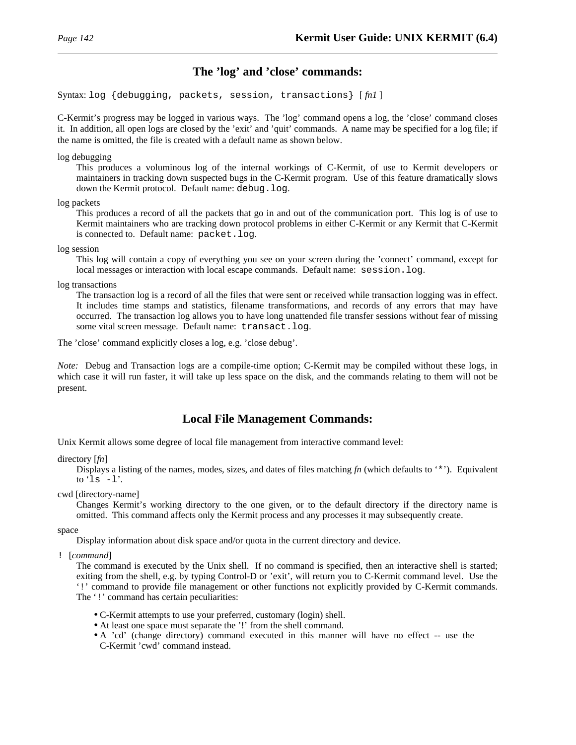## The 'log' and 'close' commands:

Syntax: `log {debugging, packets, session, transactions}` [ *fn1* ]

C-Kermit's progress may be logged in various ways. The 'log' command opens a log, the 'close' command closes it. In addition, all open logs are closed by the 'exit' and 'quit' commands. A name may be specified for a log file; if the name is omitted, the file is created with a default name as shown below.

log debugging
: This produces a voluminous log of the internal workings of C-Kermit, of use to Kermit developers or maintainers in tracking down suspected bugs in the C-Kermit program. Use of this feature dramatically slows down the Kermit protocol. Default name: `debug.log`.

log packets
: This produces a record of all the packets that go in and out of the communication port. This log is of use to Kermit maintainers who are tracking down protocol problems in either C-Kermit or any Kermit that C-Kermit is connected to. Default name: `packet.log`.

log session
: This log will contain a copy of everything you see on your screen during the 'connect' command, except for local messages or interaction with local escape commands. Default name: `session.log`.

log transactions
: The transaction log is a record of all the files that were sent or received while transaction logging was in effect. It includes time stamps and statistics, filename transformations, and records of any errors that may have occurred. The transaction log allows you to have long unattended file transfer sessions without fear of missing some vital screen message. Default name: `transact.log`.

The 'close' command explicitly closes a log, e.g. 'close debug'.

*Note:* Debug and Transaction logs are a compile-time option; C-Kermit may be compiled without these logs, in which case it will run faster, it will take up less space on the disk, and the commands relating to them will not be present.

## Local File Management Commands:

Unix Kermit allows some degree of local file management from interactive command level:

directory [*fn*]
: Displays a listing of the names, modes, sizes, and dates of files matching *fn* (which defaults to '`*`'). Equivalent to '`ls -l`'.

cwd [directory-name]
: Changes Kermit's working directory to the one given, or to the default directory if the directory name is omitted. This command affects only the Kermit process and any processes it may subsequently create.

space
: Display information about disk space and/or quota in the current directory and device.

`!` [*command*]
: The command is executed by the Unix shell. If no command is specified, then an interactive shell is started; exiting from the shell, e.g. by typing Control-D or 'exit', will return you to C-Kermit command level. Use the '`!`' command to provide file management or other functions not explicitly provided by C-Kermit commands. The '`!`' command has certain peculiarities:

  - C-Kermit attempts to use your preferred, customary (login) shell.
  - At least one space must separate the '!' from the shell command.
  - A 'cd' (change directory) command executed in this manner will have no effect -- use the C-Kermit 'cwd' command instead.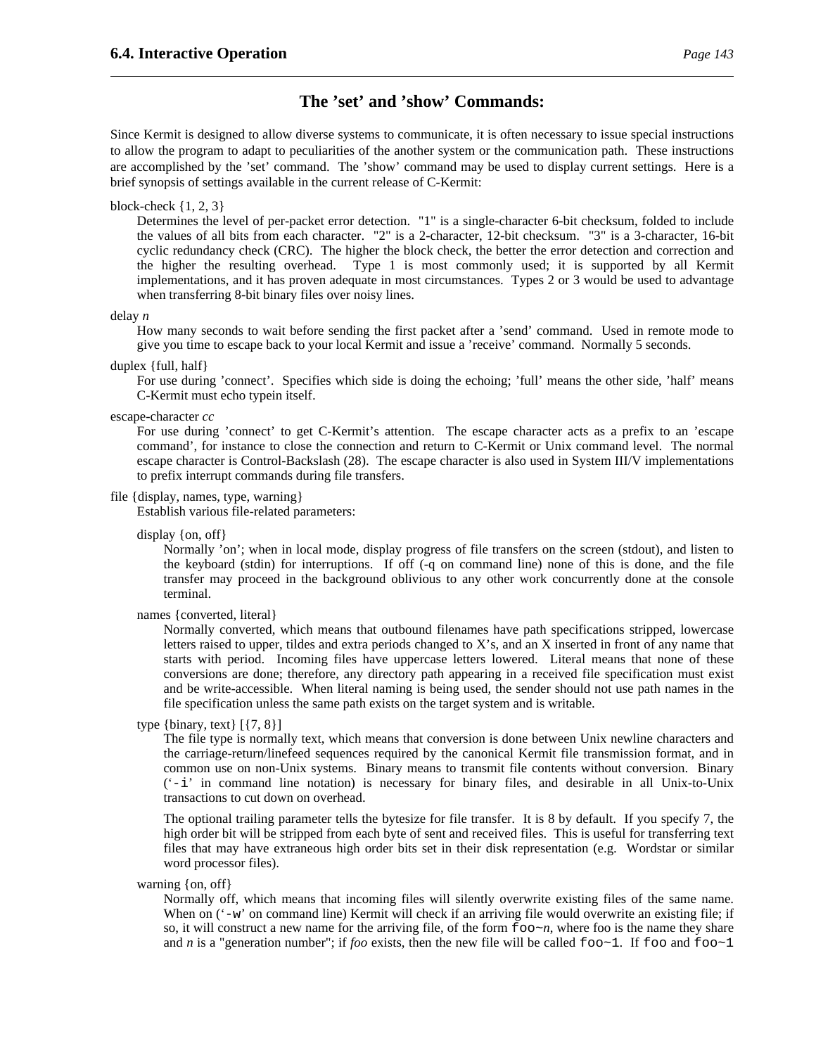## The 'set' and 'show' Commands:

Since Kermit is designed to allow diverse systems to communicate, it is often necessary to issue special instructions to allow the program to adapt to peculiarities of the another system or the communication path. These instructions are accomplished by the 'set' command. The 'show' command may be used to display current settings. Here is a brief synopsis of settings available in the current release of C-Kermit:

block-check {1, 2, 3}

> Determines the level of per-packet error detection. "1" is a single-character 6-bit checksum, folded to include the values of all bits from each character. "2" is a 2-character, 12-bit checksum. "3" is a 3-character, 16-bit cyclic redundancy check (CRC). The higher the block check, the better the error detection and correction and the higher the resulting overhead. Type 1 is most commonly used; it is supported by all Kermit implementations, and it has proven adequate in most circumstances. Types 2 or 3 would be used to advantage when transferring 8-bit binary files over noisy lines.

delay *n*

> How many seconds to wait before sending the first packet after a 'send' command. Used in remote mode to give you time to escape back to your local Kermit and issue a 'receive' command. Normally 5 seconds.

duplex {full, half}

> For use during 'connect'. Specifies which side is doing the echoing; 'full' means the other side, 'half' means C-Kermit must echo typein itself.

escape-character *cc*

> For use during 'connect' to get C-Kermit's attention. The escape character acts as a prefix to an 'escape command', for instance to close the connection and return to C-Kermit or Unix command level. The normal escape character is Control-Backslash (28). The escape character is also used in System III/V implementations to prefix interrupt commands during file transfers.

file {display, names, type, warning}

> Establish various file-related parameters:
>
> display {on, off}
>
> > Normally 'on'; when in local mode, display progress of file transfers on the screen (stdout), and listen to the keyboard (stdin) for interruptions. If off (-q on command line) none of this is done, and the file transfer may proceed in the background oblivious to any other work concurrently done at the console terminal.
>
> names {converted, literal}
>
> > Normally converted, which means that outbound filenames have path specifications stripped, lowercase letters raised to upper, tildes and extra periods changed to X's, and an X inserted in front of any name that starts with period. Incoming files have uppercase letters lowered. Literal means that none of these conversions are done; therefore, any directory path appearing in a received file specification must exist and be write-accessible. When literal naming is being used, the sender should not use path names in the file specification unless the same path exists on the target system and is writable.
>
> type {binary, text} [{7, 8}]
>
> > The file type is normally text, which means that conversion is done between Unix newline characters and the carriage-return/linefeed sequences required by the canonical Kermit file transmission format, and in common use on non-Unix systems. Binary means to transmit file contents without conversion. Binary ('`-i`' in command line notation) is necessary for binary files, and desirable in all Unix-to-Unix transactions to cut down on overhead.
> >
> > The optional trailing parameter tells the bytesize for file transfer. It is 8 by default. If you specify 7, the high order bit will be stripped from each byte of sent and received files. This is useful for transferring text files that may have extraneous high order bits set in their disk representation (e.g. Wordstar or similar word processor files).
>
> warning {on, off}
>
> > Normally off, which means that incoming files will silently overwrite existing files of the same name. When on ('`-w`' on command line) Kermit will check if an arriving file would overwrite an existing file; if so, it will construct a new name for the arriving file, of the form `foo~`*n*, where foo is the name they share and *n* is a "generation number"; if *foo* exists, then the new file will be called `foo~1`. If `foo` and `foo~1`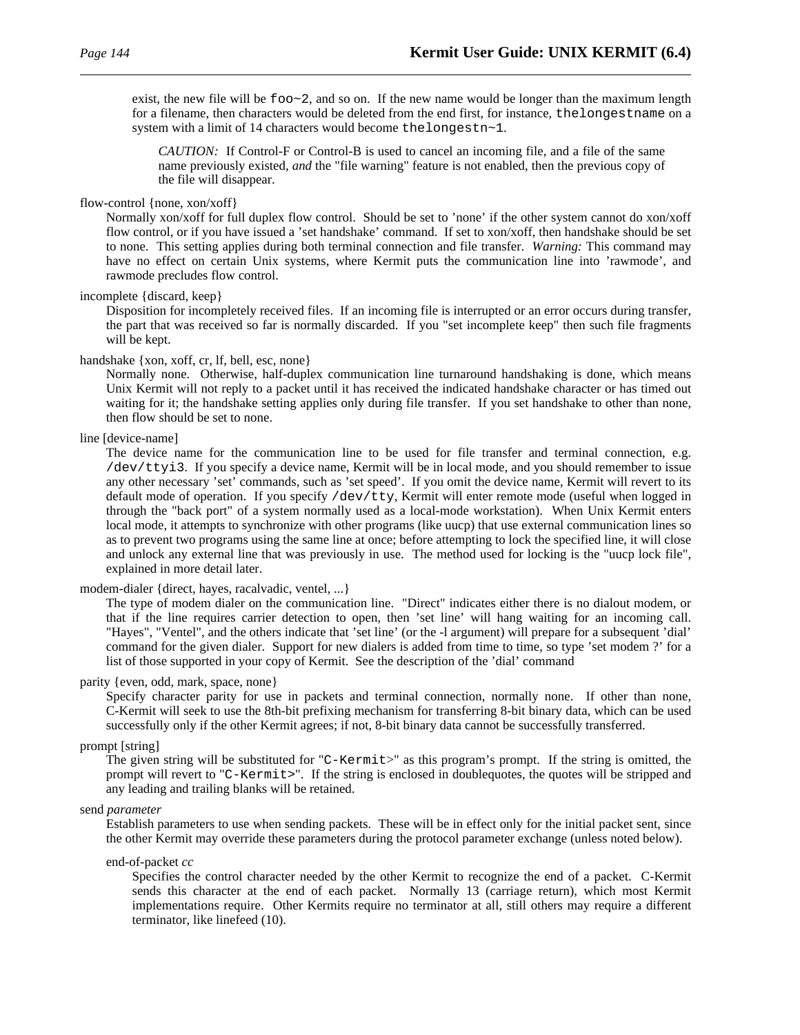exist, the new file will be `foo~2`, and so on. If the new name would be longer than the maximum length for a filename, then characters would be deleted from the end first, for instance, `thelongestname` on a system with a limit of 14 characters would become `thelongestn~1`.

> *CAUTION:* If Control-F or Control-B is used to cancel an incoming file, and a file of the same name previously existed, *and* the "file warning" feature is not enabled, then the previous copy of the file will disappear.

flow-control {none, xon/xoff}
: Normally xon/xoff for full duplex flow control. Should be set to 'none' if the other system cannot do xon/xoff flow control, or if you have issued a 'set handshake' command. If set to xon/xoff, then handshake should be set to none. This setting applies during both terminal connection and file transfer. *Warning:* This command may have no effect on certain Unix systems, where Kermit puts the communication line into 'rawmode', and rawmode precludes flow control.

incomplete {discard, keep}
: Disposition for incompletely received files. If an incoming file is interrupted or an error occurs during transfer, the part that was received so far is normally discarded. If you "set incomplete keep" then such file fragments will be kept.

handshake {xon, xoff, cr, lf, bell, esc, none}
: Normally none. Otherwise, half-duplex communication line turnaround handshaking is done, which means Unix Kermit will not reply to a packet until it has received the indicated handshake character or has timed out waiting for it; the handshake setting applies only during file transfer. If you set handshake to other than none, then flow should be set to none.

line [device-name]
: The device name for the communication line to be used for file transfer and terminal connection, e.g. `/dev/ttyi3`. If you specify a device name, Kermit will be in local mode, and you should remember to issue any other necessary 'set' commands, such as 'set speed'. If you omit the device name, Kermit will revert to its default mode of operation. If you specify `/dev/tty`, Kermit will enter remote mode (useful when logged in through the "back port" of a system normally used as a local-mode workstation). When Unix Kermit enters local mode, it attempts to synchronize with other programs (like uucp) that use external communication lines so as to prevent two programs using the same line at once; before attempting to lock the specified line, it will close and unlock any external line that was previously in use. The method used for locking is the "uucp lock file", explained in more detail later.

modem-dialer {direct, hayes, racalvadic, ventel, ...}
: The type of modem dialer on the communication line. "Direct" indicates either there is no dialout modem, or that if the line requires carrier detection to open, then 'set line' will hang waiting for an incoming call. "Hayes", "Ventel", and the others indicate that 'set line' (or the -l argument) will prepare for a subsequent 'dial' command for the given dialer. Support for new dialers is added from time to time, so type 'set modem ?' for a list of those supported in your copy of Kermit. See the description of the 'dial' command

parity {even, odd, mark, space, none}
: Specify character parity for use in packets and terminal connection, normally none. If other than none, C-Kermit will seek to use the 8th-bit prefixing mechanism for transferring 8-bit binary data, which can be used successfully only if the other Kermit agrees; if not, 8-bit binary data cannot be successfully transferred.

prompt [string]
: The given string will be substituted for "`C-Kermit>`" as this program's prompt. If the string is omitted, the prompt will revert to "`C-Kermit>`". If the string is enclosed in doublequotes, the quotes will be stripped and any leading and trailing blanks will be retained.

send *parameter*
: Establish parameters to use when sending packets. These will be in effect only for the initial packet sent, since the other Kermit may override these parameters during the protocol parameter exchange (unless noted below).

 end-of-packet *cc*
 : Specifies the control character needed by the other Kermit to recognize the end of a packet. C-Kermit sends this character at the end of each packet. Normally 13 (carriage return), which most Kermit implementations require. Other Kermits require no terminator at all, still others may require a different terminator, like linefeed (10).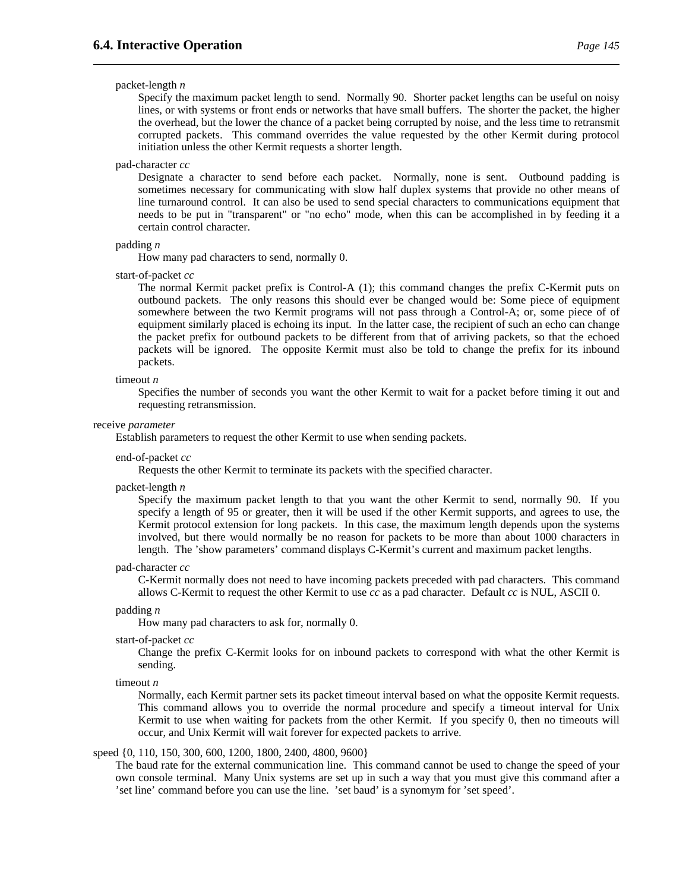packet-length *n*

Specify the maximum packet length to send. Normally 90. Shorter packet lengths can be useful on noisy lines, or with systems or front ends or networks that have small buffers. The shorter the packet, the higher the overhead, but the lower the chance of a packet being corrupted by noise, and the less time to retransmit corrupted packets. This command overrides the value requested by the other Kermit during protocol initiation unless the other Kermit requests a shorter length.

pad-character *cc*

Designate a character to send before each packet. Normally, none is sent. Outbound padding is sometimes necessary for communicating with slow half duplex systems that provide no other means of line turnaround control. It can also be used to send special characters to communications equipment that needs to be put in "transparent" or "no echo" mode, when this can be accomplished in by feeding it a certain control character.

padding *n*

How many pad characters to send, normally 0.

start-of-packet *cc*

The normal Kermit packet prefix is Control-A (1); this command changes the prefix C-Kermit puts on outbound packets. The only reasons this should ever be changed would be: Some piece of equipment somewhere between the two Kermit programs will not pass through a Control-A; or, some piece of of equipment similarly placed is echoing its input. In the latter case, the recipient of such an echo can change the packet prefix for outbound packets to be different from that of arriving packets, so that the echoed packets will be ignored. The opposite Kermit must also be told to change the prefix for its inbound packets.

timeout *n*

Specifies the number of seconds you want the other Kermit to wait for a packet before timing it out and requesting retransmission.

receive *parameter*

Establish parameters to request the other Kermit to use when sending packets.

end-of-packet *cc*

Requests the other Kermit to terminate its packets with the specified character.

packet-length *n*

Specify the maximum packet length to that you want the other Kermit to send, normally 90. If you specify a length of 95 or greater, then it will be used if the other Kermit supports, and agrees to use, the Kermit protocol extension for long packets. In this case, the maximum length depends upon the systems involved, but there would normally be no reason for packets to be more than about 1000 characters in length. The 'show parameters' command displays C-Kermit's current and maximum packet lengths.

pad-character *cc*

C-Kermit normally does not need to have incoming packets preceded with pad characters. This command allows C-Kermit to request the other Kermit to use *cc* as a pad character. Default *cc* is NUL, ASCII 0.

padding *n*

How many pad characters to ask for, normally 0.

start-of-packet *cc*

Change the prefix C-Kermit looks for on inbound packets to correspond with what the other Kermit is sending.

timeout *n*

Normally, each Kermit partner sets its packet timeout interval based on what the opposite Kermit requests. This command allows you to override the normal procedure and specify a timeout interval for Unix Kermit to use when waiting for packets from the other Kermit. If you specify 0, then no timeouts will occur, and Unix Kermit will wait forever for expected packets to arrive.

speed {0, 110, 150, 300, 600, 1200, 1800, 2400, 4800, 9600}

The baud rate for the external communication line. This command cannot be used to change the speed of your own console terminal. Many Unix systems are set up in such a way that you must give this command after a 'set line' command before you can use the line. 'set baud' is a synomym for 'set speed'.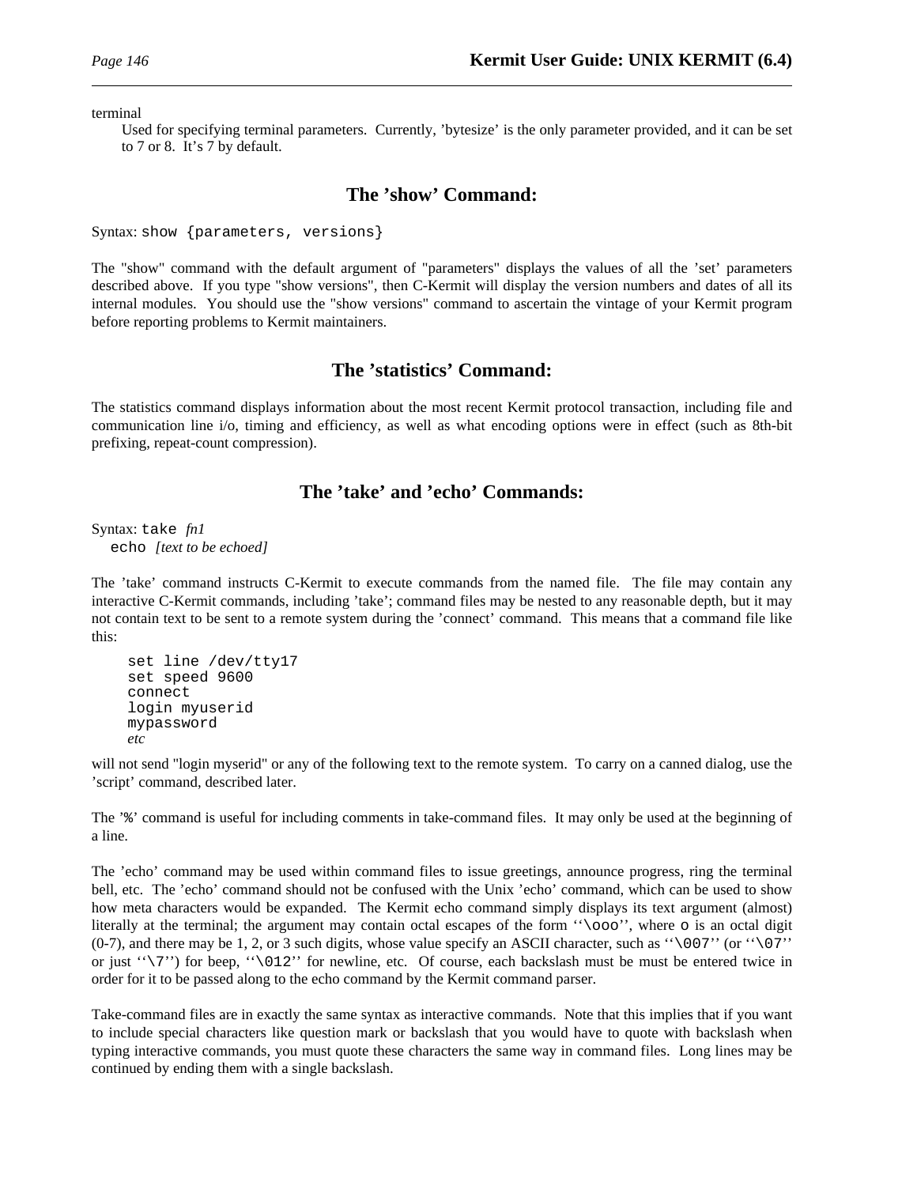terminal

Used for specifying terminal parameters. Currently, 'bytesize' is the only parameter provided, and it can be set to 7 or 8. It's 7 by default.

## The 'show' Command:

Syntax: `show {parameters, versions}`

The "show" command with the default argument of "parameters" displays the values of all the 'set' parameters described above. If you type "show versions", then C-Kermit will display the version numbers and dates of all its internal modules. You should use the "show versions" command to ascertain the vintage of your Kermit program before reporting problems to Kermit maintainers.

## The 'statistics' Command:

The statistics command displays information about the most recent Kermit protocol transaction, including file and communication line i/o, timing and efficiency, as well as what encoding options were in effect (such as 8th-bit prefixing, repeat-count compression).

## The 'take' and 'echo' Commands:

Syntax: `take` *fn1*
`echo` *[text to be echoed]*

The 'take' command instructs C-Kermit to execute commands from the named file. The file may contain any interactive C-Kermit commands, including 'take'; command files may be nested to any reasonable depth, but it may not contain text to be sent to a remote system during the 'connect' command. This means that a command file like this:

```
set line /dev/tty17
set speed 9600
connect
login myuserid
mypassword
etc
```

will not send "login myserid" or any of the following text to the remote system. To carry on a canned dialog, use the 'script' command, described later.

The '`%`' command is useful for including comments in take-command files. It may only be used at the beginning of a line.

The 'echo' command may be used within command files to issue greetings, announce progress, ring the terminal bell, etc. The 'echo' command should not be confused with the Unix 'echo' command, which can be used to show how meta characters would be expanded. The Kermit echo command simply displays its text argument (almost) literally at the terminal; the argument may contain octal escapes of the form ''`\ooo`'', where `o` is an octal digit (0-7), and there may be 1, 2, or 3 such digits, whose value specify an ASCII character, such as ''`\007`'' (or ''`\07`'' or just ''`\7`'') for beep, ''`\012`'' for newline, etc. Of course, each backslash must be must be entered twice in order for it to be passed along to the echo command by the Kermit command parser.

Take-command files are in exactly the same syntax as interactive commands. Note that this implies that if you want to include special characters like question mark or backslash that you would have to quote with backslash when typing interactive commands, you must quote these characters the same way in command files. Long lines may be continued by ending them with a single backslash.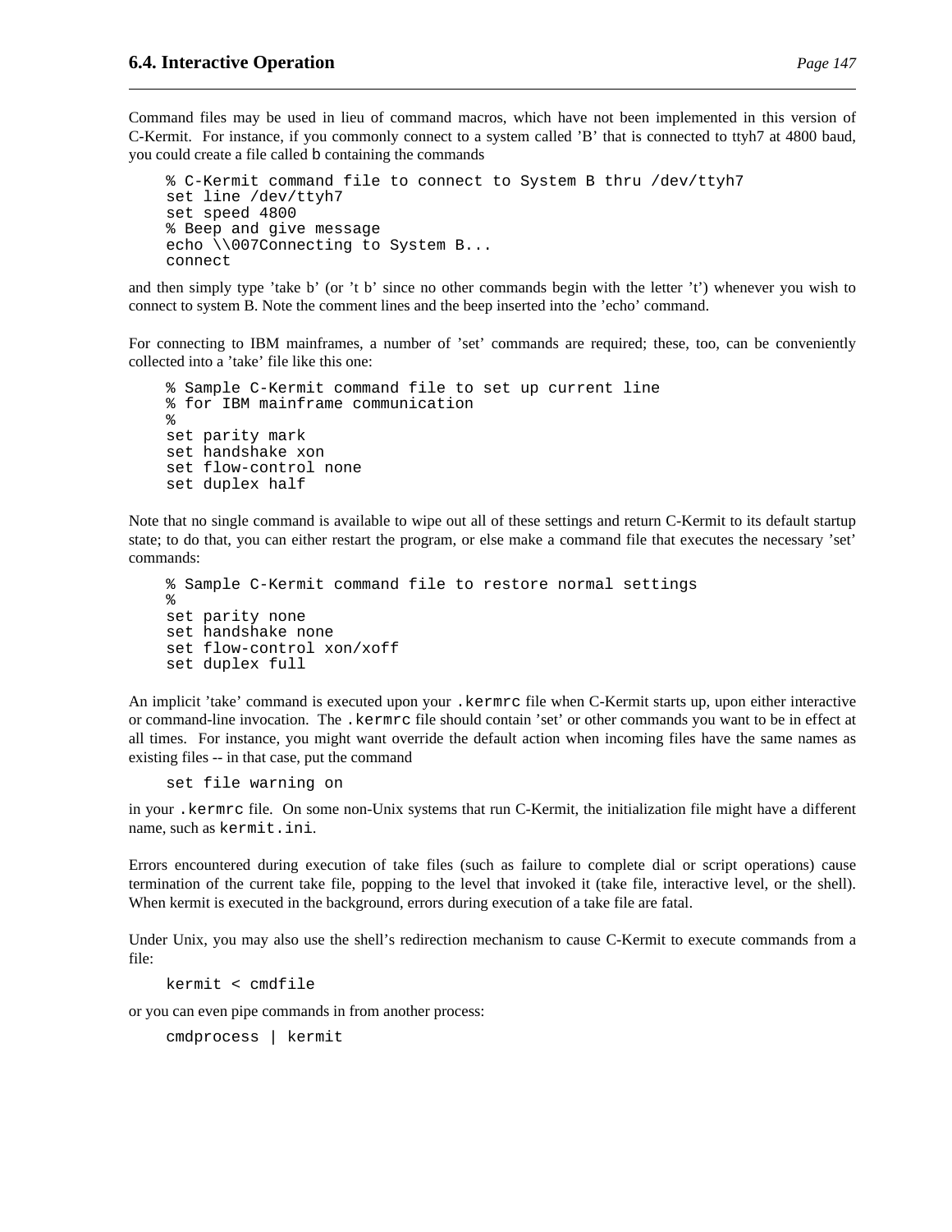Command files may be used in lieu of command macros, which have not been implemented in this version of C-Kermit. For instance, if you commonly connect to a system called 'B' that is connected to ttyh7 at 4800 baud, you could create a file called `b` containing the commands

```
% C-Kermit command file to connect to System B thru /dev/ttyh7
set line /dev/ttyh7
set speed 4800
% Beep and give message
echo \\007Connecting to System B...
connect
```

and then simply type 'take b' (or 't b' since no other commands begin with the letter 't') whenever you wish to connect to system B. Note the comment lines and the beep inserted into the 'echo' command.

For connecting to IBM mainframes, a number of 'set' commands are required; these, too, can be conveniently collected into a 'take' file like this one:

```
% Sample C-Kermit command file to set up current line
% for IBM mainframe communication
%
set parity mark
set handshake xon
set flow-control none
set duplex half
```

Note that no single command is available to wipe out all of these settings and return C-Kermit to its default startup state; to do that, you can either restart the program, or else make a command file that executes the necessary 'set' commands:

```
% Sample C-Kermit command file to restore normal settings
%
set parity none
set handshake none
set flow-control xon/xoff
set duplex full
```

An implicit 'take' command is executed upon your `.kermrc` file when C-Kermit starts up, upon either interactive or command-line invocation. The `.kermrc` file should contain 'set' or other commands you want to be in effect at all times. For instance, you might want override the default action when incoming files have the same names as existing files -- in that case, put the command

```
set file warning on
```

in your `.kermrc` file. On some non-Unix systems that run C-Kermit, the initialization file might have a different name, such as `kermit.ini`.

Errors encountered during execution of take files (such as failure to complete dial or script operations) cause termination of the current take file, popping to the level that invoked it (take file, interactive level, or the shell). When kermit is executed in the background, errors during execution of a take file are fatal.

Under Unix, you may also use the shell's redirection mechanism to cause C-Kermit to execute commands from a file:

```
kermit < cmdfile
```

or you can even pipe commands in from another process:

```
cmdprocess | kermit
```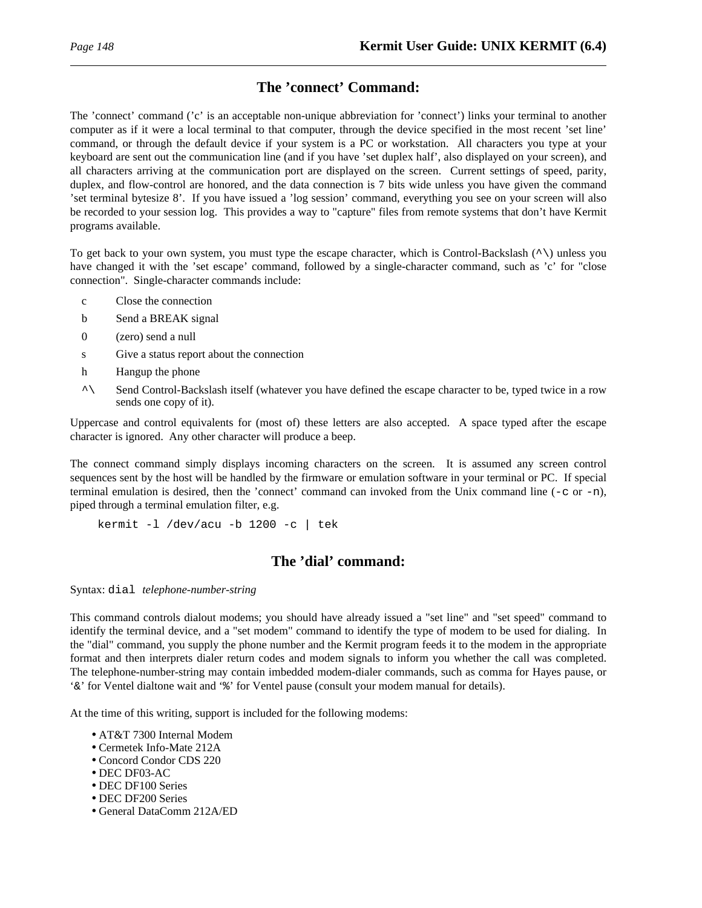## The 'connect' Command:

The 'connect' command ('c' is an acceptable non-unique abbreviation for 'connect') links your terminal to another computer as if it were a local terminal to that computer, through the device specified in the most recent 'set line' command, or through the default device if your system is a PC or workstation. All characters you type at your keyboard are sent out the communication line (and if you have 'set duplex half', also displayed on your screen), and all characters arriving at the communication port are displayed on the screen. Current settings of speed, parity, duplex, and flow-control are honored, and the data connection is 7 bits wide unless you have given the command 'set terminal bytesize 8'. If you have issued a 'log session' command, everything you see on your screen will also be recorded to your session log. This provides a way to "capture" files from remote systems that don't have Kermit programs available.

To get back to your own system, you must type the escape character, which is Control-Backslash (`^\`) unless you have changed it with the 'set escape' command, followed by a single-character command, such as 'c' for "close connection". Single-character commands include:

- c — Close the connection
- b — Send a BREAK signal
- 0 — (zero) send a null
- s — Give a status report about the connection
- h — Hangup the phone
- `^\` — Send Control-Backslash itself (whatever you have defined the escape character to be, typed twice in a row sends one copy of it).

Uppercase and control equivalents for (most of) these letters are also accepted. A space typed after the escape character is ignored. Any other character will produce a beep.

The connect command simply displays incoming characters on the screen. It is assumed any screen control sequences sent by the host will be handled by the firmware or emulation software in your terminal or PC. If special terminal emulation is desired, then the 'connect' command can invoked from the Unix command line (`-c` or `-n`), piped through a terminal emulation filter, e.g.

```
kermit -l /dev/acu -b 1200 -c | tek
```

## The 'dial' command:

Syntax: `dial` *telephone-number-string*

This command controls dialout modems; you should have already issued a "set line" and "set speed" command to identify the terminal device, and a "set modem" command to identify the type of modem to be used for dialing. In the "dial" command, you supply the phone number and the Kermit program feeds it to the modem in the appropriate format and then interprets dialer return codes and modem signals to inform you whether the call was completed. The telephone-number-string may contain imbedded modem-dialer commands, such as comma for Hayes pause, or '`&`' for Ventel dialtone wait and '`%`' for Ventel pause (consult your modem manual for details).

At the time of this writing, support is included for the following modems:

- AT&T 7300 Internal Modem
- Cermetek Info-Mate 212A
- Concord Condor CDS 220
- DEC DF03-AC
- DEC DF100 Series
- DEC DF200 Series
- General DataComm 212A/ED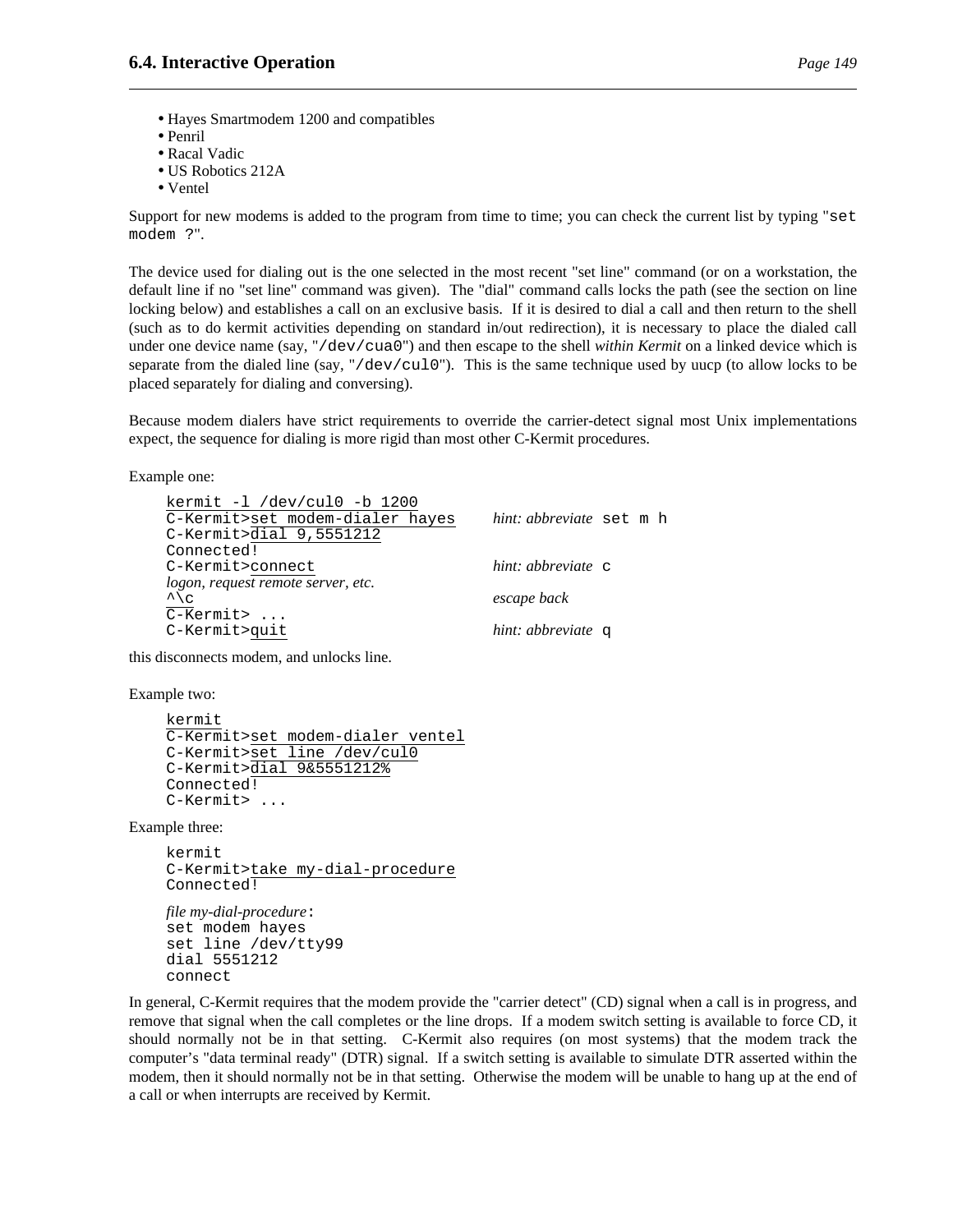- Hayes Smartmodem 1200 and compatibles
- Penril
- Racal Vadic
- US Robotics 212A
- Ventel

Support for new modems is added to the program from time to time; you can check the current list by typing "`set modem ?`".

The device used for dialing out is the one selected in the most recent "set line" command (or on a workstation, the default line if no "set line" command was given). The "dial" command calls locks the path (see the section on line locking below) and establishes a call on an exclusive basis. If it is desired to dial a call and then return to the shell (such as to do kermit activities depending on standard in/out redirection), it is necessary to place the dialed call under one device name (say, "`/dev/cua0`") and then escape to the shell *within Kermit* on a linked device which is separate from the dialed line (say, "`/dev/cul0`"). This is the same technique used by uucp (to allow locks to be placed separately for dialing and conversing).

Because modem dialers have strict requirements to override the carrier-detect signal most Unix implementations expect, the sequence for dialing is more rigid than most other C-Kermit procedures.

Example one:

```
kermit -l /dev/cul0 -b 1200
C-Kermit>set modem-dialer hayes        hint: abbreviate set m h
C-Kermit>dial 9,5551212
Connected!
C-Kermit>connect                       hint: abbreviate c
logon, request remote server, etc.
^\c                                    escape back
C-Kermit> ...
C-Kermit>quit                          hint: abbreviate q
```

this disconnects modem, and unlocks line.

Example two:

```
kermit
C-Kermit>set modem-dialer ventel
C-Kermit>set line /dev/cul0
C-Kermit>dial 9&5551212%
Connected!
C-Kermit> ...
```

Example three:

```
kermit
C-Kermit>take my-dial-procedure
Connected!

file my-dial-procedure:
set modem hayes
set line /dev/tty99
dial 5551212
connect
```

In general, C-Kermit requires that the modem provide the "carrier detect" (CD) signal when a call is in progress, and remove that signal when the call completes or the line drops. If a modem switch setting is available to force CD, it should normally not be in that setting. C-Kermit also requires (on most systems) that the modem track the computer's "data terminal ready" (DTR) signal. If a switch setting is available to simulate DTR asserted within the modem, then it should normally not be in that setting. Otherwise the modem will be unable to hang up at the end of a call or when interrupts are received by Kermit.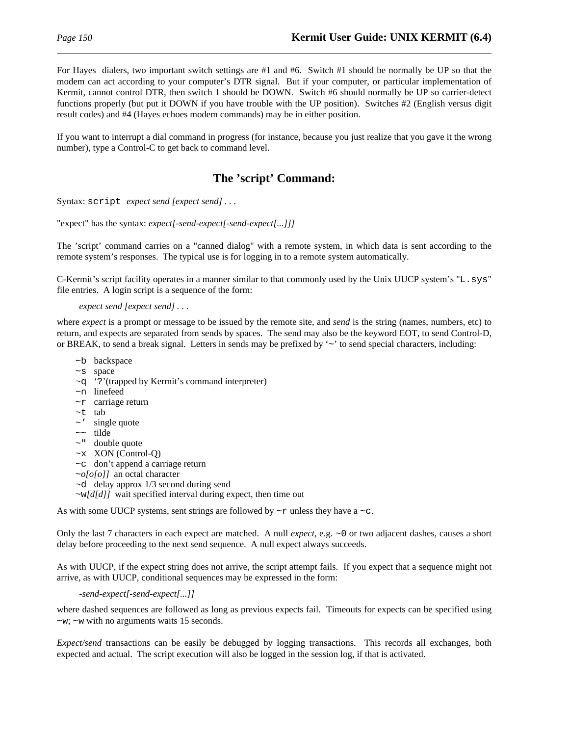For Hayes dialers, two important switch settings are #1 and #6. Switch #1 should be normally be UP so that the modem can act according to your computer's DTR signal. But if your computer, or particular implementation of Kermit, cannot control DTR, then switch 1 should be DOWN. Switch #6 should normally be UP so carrier-detect functions properly (but put it DOWN if you have trouble with the UP position). Switches #2 (English versus digit result codes) and #4 (Hayes echoes modem commands) may be in either position.

If you want to interrupt a dial command in progress (for instance, because you just realize that you gave it the wrong number), type a Control-C to get back to command level.

## The 'script' Command:

Syntax: `script` *expect send [expect send] . . .*

"expect" has the syntax: *expect[-send-expect[-send-expect[...]]]*

The 'script' command carries on a "canned dialog" with a remote system, in which data is sent according to the remote system's responses. The typical use is for logging in to a remote system automatically.

C-Kermit's script facility operates in a manner similar to that commonly used by the Unix UUCP system's "`L.sys`" file entries. A login script is a sequence of the form:

> *expect send [expect send] . . .*

where *expect* is a prompt or message to be issued by the remote site, and *send* is the string (names, numbers, etc) to return, and expects are separated from sends by spaces. The send may also be the keyword EOT, to send Control-D, or BREAK, to send a break signal. Letters in sends may be prefixed by '`~`' to send special characters, including:

- `~b` backspace
- `~s` space
- `~q` '`?`'(trapped by Kermit's command interpreter)
- `~n` linefeed
- `~r` carriage return
- `~t` tab
- `~'` single quote
- `~~` tilde
- `~"` double quote
- `~x` XON (Control-Q)
- `~c` don't append a carriage return
- `~`*o[o[o]]* an octal character
- `~d` delay approx 1/3 second during send
- `~w`*[d[d]]* wait specified interval during expect, then time out

As with some UUCP systems, sent strings are followed by `~r` unless they have a `~c`.

Only the last 7 characters in each expect are matched. A null *expect*, e.g. `~0` or two adjacent dashes, causes a short delay before proceeding to the next send sequence. A null expect always succeeds.

As with UUCP, if the expect string does not arrive, the script attempt fails. If you expect that a sequence might not arrive, as with UUCP, conditional sequences may be expressed in the form:

> *-send-expect[-send-expect[...]]*

where dashed sequences are followed as long as previous expects fail. Timeouts for expects can be specified using `~w`; `~w` with no arguments waits 15 seconds.

*Expect/send* transactions can be easily be debugged by logging transactions. This records all exchanges, both expected and actual. The script execution will also be logged in the session log, if that is activated.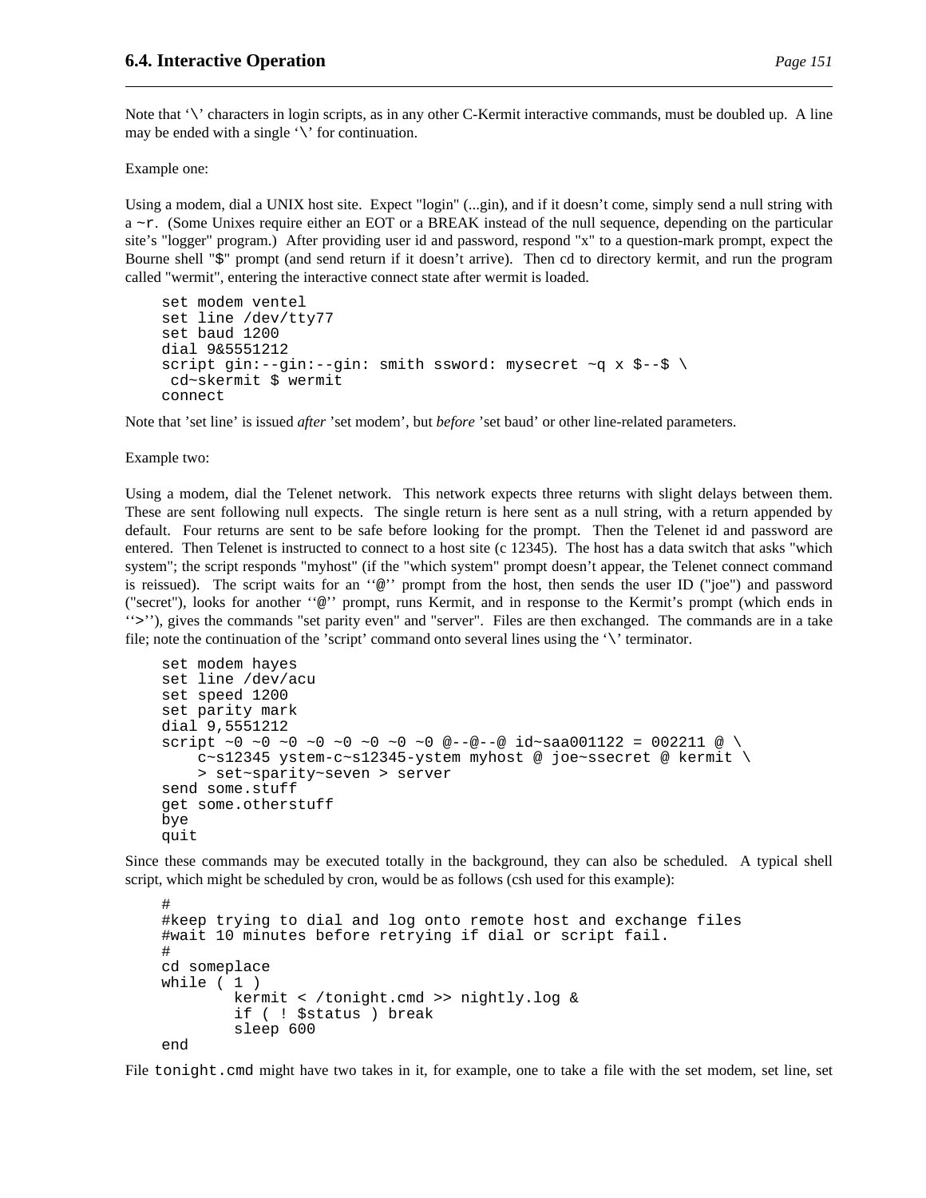Note that '\' characters in login scripts, as in any other C-Kermit interactive commands, must be doubled up. A line may be ended with a single '\' for continuation.

Example one:

Using a modem, dial a UNIX host site. Expect "login" (...gin), and if it doesn't come, simply send a null string with a `~r`. (Some Unixes require either an EOT or a BREAK instead of the null sequence, depending on the particular site's "logger" program.) After providing user id and password, respond "x" to a question-mark prompt, expect the Bourne shell "$" prompt (and send return if it doesn't arrive). Then cd to directory kermit, and run the program called "wermit", entering the interactive connect state after wermit is loaded.

```
set modem ventel
set line /dev/tty77
set baud 1200
dial 9&5551212
script gin:--gin:--gin: smith ssword: mysecret ~q x $--$ \
 cd~skermit $ wermit
connect
```

Note that 'set line' is issued *after* 'set modem', but *before* 'set baud' or other line-related parameters.

Example two:

Using a modem, dial the Telenet network. This network expects three returns with slight delays between them. These are sent following null expects. The single return is here sent as a null string, with a return appended by default. Four returns are sent to be safe before looking for the prompt. Then the Telenet id and password are entered. Then Telenet is instructed to connect to a host site (c 12345). The host has a data switch that asks "which system"; the script responds "myhost" (if the "which system" prompt doesn't appear, the Telenet connect command is reissued). The script waits for an ''@'' prompt from the host, then sends the user ID ("joe") and password ("secret"), looks for another ''@'' prompt, runs Kermit, and in response to the Kermit's prompt (which ends in ''>''), gives the commands "set parity even" and "server". Files are then exchanged. The commands are in a take file; note the continuation of the 'script' command onto several lines using the '\' terminator.

```
set modem hayes
set line /dev/acu
set speed 1200
set parity mark
dial 9,5551212
script ~0 ~0 ~0 ~0 ~0 ~0 ~0 ~0 @--@--@ id~saa001122 = 002211 @ \
    c~s12345 ystem-c~s12345-ystem myhost @ joe~ssecret @ kermit \
    > set~sparity~seven > server
send some.stuff
get some.otherstuff
bye
quit
```

Since these commands may be executed totally in the background, they can also be scheduled. A typical shell script, which might be scheduled by cron, would be as follows (csh used for this example):

```
#
#keep trying to dial and log onto remote host and exchange files
#wait 10 minutes before retrying if dial or script fail.
#
cd someplace
while ( 1 )
        kermit < /tonight.cmd >> nightly.log &
        if ( ! $status ) break
        sleep 600
end
```

File `tonight.cmd` might have two takes in it, for example, one to take a file with the set modem, set line, set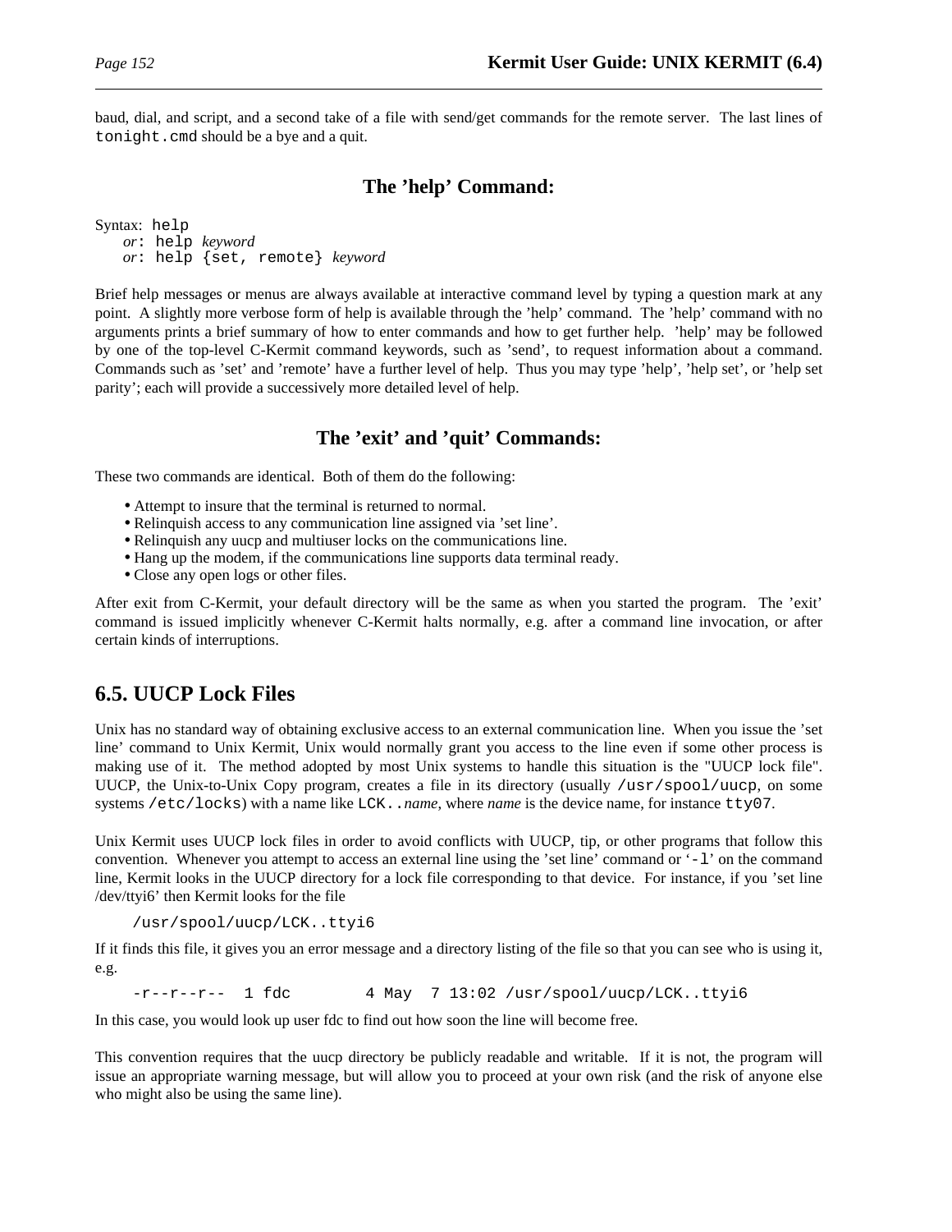baud, dial, and script, and a second take of a file with send/get commands for the remote server. The last lines of `tonight.cmd` should be a bye and a quit.

### The 'help' Command:

Syntax: `help`
*or*: `help` *keyword*
*or*: `help {set, remote}` *keyword*

Brief help messages or menus are always available at interactive command level by typing a question mark at any point. A slightly more verbose form of help is available through the 'help' command. The 'help' command with no arguments prints a brief summary of how to enter commands and how to get further help. 'help' may be followed by one of the top-level C-Kermit command keywords, such as 'send', to request information about a command. Commands such as 'set' and 'remote' have a further level of help. Thus you may type 'help', 'help set', or 'help set parity'; each will provide a successively more detailed level of help.

### The 'exit' and 'quit' Commands:

These two commands are identical. Both of them do the following:

- Attempt to insure that the terminal is returned to normal.
- Relinquish access to any communication line assigned via 'set line'.
- Relinquish any uucp and multiuser locks on the communications line.
- Hang up the modem, if the communications line supports data terminal ready.
- Close any open logs or other files.

After exit from C-Kermit, your default directory will be the same as when you started the program. The 'exit' command is issued implicitly whenever C-Kermit halts normally, e.g. after a command line invocation, or after certain kinds of interruptions.

## 6.5. UUCP Lock Files

Unix has no standard way of obtaining exclusive access to an external communication line. When you issue the 'set line' command to Unix Kermit, Unix would normally grant you access to the line even if some other process is making use of it. The method adopted by most Unix systems to handle this situation is the "UUCP lock file". UUCP, the Unix-to-Unix Copy program, creates a file in its directory (usually `/usr/spool/uucp`, on some systems `/etc/locks`) with a name like `LCK..`*name*, where *name* is the device name, for instance `tty07`.

Unix Kermit uses UUCP lock files in order to avoid conflicts with UUCP, tip, or other programs that follow this convention. Whenever you attempt to access an external line using the 'set line' command or '`-l`' on the command line, Kermit looks in the UUCP directory for a lock file corresponding to that device. For instance, if you 'set line /dev/ttyi6' then Kermit looks for the file

```
/usr/spool/uucp/LCK..ttyi6
```

If it finds this file, it gives you an error message and a directory listing of the file so that you can see who is using it, e.g.

```
-r--r--r--  1 fdc        4 May  7 13:02 /usr/spool/uucp/LCK..ttyi6
```

In this case, you would look up user fdc to find out how soon the line will become free.

This convention requires that the uucp directory be publicly readable and writable. If it is not, the program will issue an appropriate warning message, but will allow you to proceed at your own risk (and the risk of anyone else who might also be using the same line).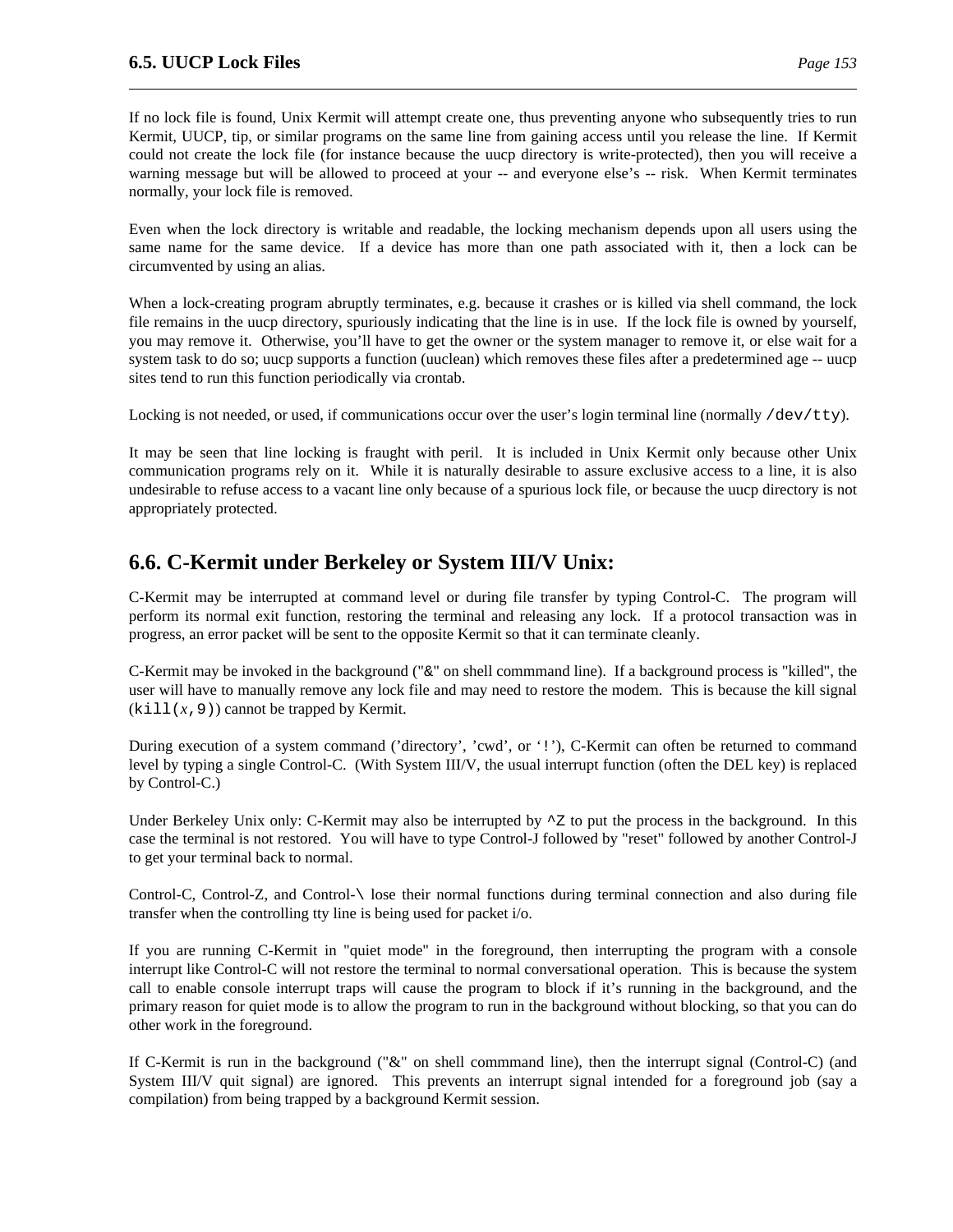If no lock file is found, Unix Kermit will attempt create one, thus preventing anyone who subsequently tries to run Kermit, UUCP, tip, or similar programs on the same line from gaining access until you release the line. If Kermit could not create the lock file (for instance because the uucp directory is write-protected), then you will receive a warning message but will be allowed to proceed at your -- and everyone else's -- risk. When Kermit terminates normally, your lock file is removed.

Even when the lock directory is writable and readable, the locking mechanism depends upon all users using the same name for the same device. If a device has more than one path associated with it, then a lock can be circumvented by using an alias.

When a lock-creating program abruptly terminates, e.g. because it crashes or is killed via shell command, the lock file remains in the uucp directory, spuriously indicating that the line is in use. If the lock file is owned by yourself, you may remove it. Otherwise, you'll have to get the owner or the system manager to remove it, or else wait for a system task to do so; uucp supports a function (uuclean) which removes these files after a predetermined age -- uucp sites tend to run this function periodically via crontab.

Locking is not needed, or used, if communications occur over the user's login terminal line (normally `/dev/tty`).

It may be seen that line locking is fraught with peril. It is included in Unix Kermit only because other Unix communication programs rely on it. While it is naturally desirable to assure exclusive access to a line, it is also undesirable to refuse access to a vacant line only because of a spurious lock file, or because the uucp directory is not appropriately protected.

## 6.6. C-Kermit under Berkeley or System III/V Unix:

C-Kermit may be interrupted at command level or during file transfer by typing Control-C. The program will perform its normal exit function, restoring the terminal and releasing any lock. If a protocol transaction was in progress, an error packet will be sent to the opposite Kermit so that it can terminate cleanly.

C-Kermit may be invoked in the background ("&" on shell commmand line). If a background process is "killed", the user will have to manually remove any lock file and may need to restore the modem. This is because the kill signal (`kill(`*x*`,9)`) cannot be trapped by Kermit.

During execution of a system command ('directory', 'cwd', or '`!`'), C-Kermit can often be returned to command level by typing a single Control-C. (With System III/V, the usual interrupt function (often the DEL key) is replaced by Control-C.)

Under Berkeley Unix only: C-Kermit may also be interrupted by `^Z` to put the process in the background. In this case the terminal is not restored. You will have to type Control-J followed by "reset" followed by another Control-J to get your terminal back to normal.

Control-C, Control-Z, and Control-`\` lose their normal functions during terminal connection and also during file transfer when the controlling tty line is being used for packet i/o.

If you are running C-Kermit in "quiet mode" in the foreground, then interrupting the program with a console interrupt like Control-C will not restore the terminal to normal conversational operation. This is because the system call to enable console interrupt traps will cause the program to block if it's running in the background, and the primary reason for quiet mode is to allow the program to run in the background without blocking, so that you can do other work in the foreground.

If C-Kermit is run in the background ("&" on shell commmand line), then the interrupt signal (Control-C) (and System III/V quit signal) are ignored. This prevents an interrupt signal intended for a foreground job (say a compilation) from being trapped by a background Kermit session.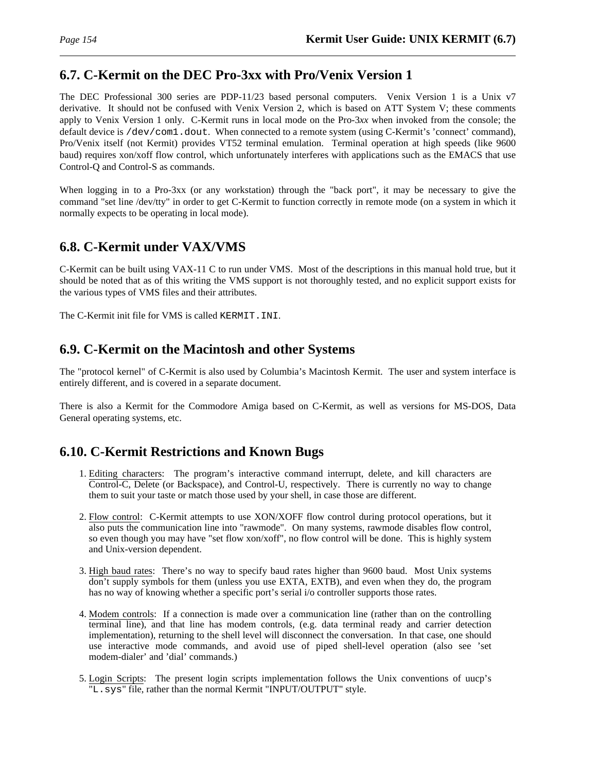## 6.7. C-Kermit on the DEC Pro-3xx with Pro/Venix Version 1

The DEC Professional 300 series are PDP-11/23 based personal computers. Venix Version 1 is a Unix v7 derivative. It should not be confused with Venix Version 2, which is based on ATT System V; these comments apply to Venix Version 1 only. C-Kermit runs in local mode on the Pro-3*xx* when invoked from the console; the default device is `/dev/com1.dout`. When connected to a remote system (using C-Kermit's 'connect' command), Pro/Venix itself (not Kermit) provides VT52 terminal emulation. Terminal operation at high speeds (like 9600 baud) requires xon/xoff flow control, which unfortunately interferes with applications such as the EMACS that use Control-Q and Control-S as commands.

When logging in to a Pro-3xx (or any workstation) through the "back port", it may be necessary to give the command "set line /dev/tty" in order to get C-Kermit to function correctly in remote mode (on a system in which it normally expects to be operating in local mode).

## 6.8. C-Kermit under VAX/VMS

C-Kermit can be built using VAX-11 C to run under VMS. Most of the descriptions in this manual hold true, but it should be noted that as of this writing the VMS support is not thoroughly tested, and no explicit support exists for the various types of VMS files and their attributes.

The C-Kermit init file for VMS is called `KERMIT.INI`.

## 6.9. C-Kermit on the Macintosh and other Systems

The "protocol kernel" of C-Kermit is also used by Columbia's Macintosh Kermit. The user and system interface is entirely different, and is covered in a separate document.

There is also a Kermit for the Commodore Amiga based on C-Kermit, as well as versions for MS-DOS, Data General operating systems, etc.

## 6.10. C-Kermit Restrictions and Known Bugs

1. Editing characters: The program's interactive command interrupt, delete, and kill characters are Control-C, Delete (or Backspace), and Control-U, respectively. There is currently no way to change them to suit your taste or match those used by your shell, in case those are different.

2. Flow control: C-Kermit attempts to use XON/XOFF flow control during protocol operations, but it also puts the communication line into "rawmode". On many systems, rawmode disables flow control, so even though you may have "set flow xon/xoff", no flow control will be done. This is highly system and Unix-version dependent.

3. High baud rates: There's no way to specify baud rates higher than 9600 baud. Most Unix systems don't supply symbols for them (unless you use EXTA, EXTB), and even when they do, the program has no way of knowing whether a specific port's serial i/o controller supports those rates.

4. Modem controls: If a connection is made over a communication line (rather than on the controlling terminal line), and that line has modem controls, (e.g. data terminal ready and carrier detection implementation), returning to the shell level will disconnect the conversation. In that case, one should use interactive mode commands, and avoid use of piped shell-level operation (also see 'set modem-dialer' and 'dial' commands.)

5. Login Scripts: The present login scripts implementation follows the Unix conventions of uucp's "`L.sys`" file, rather than the normal Kermit "INPUT/OUTPUT" style.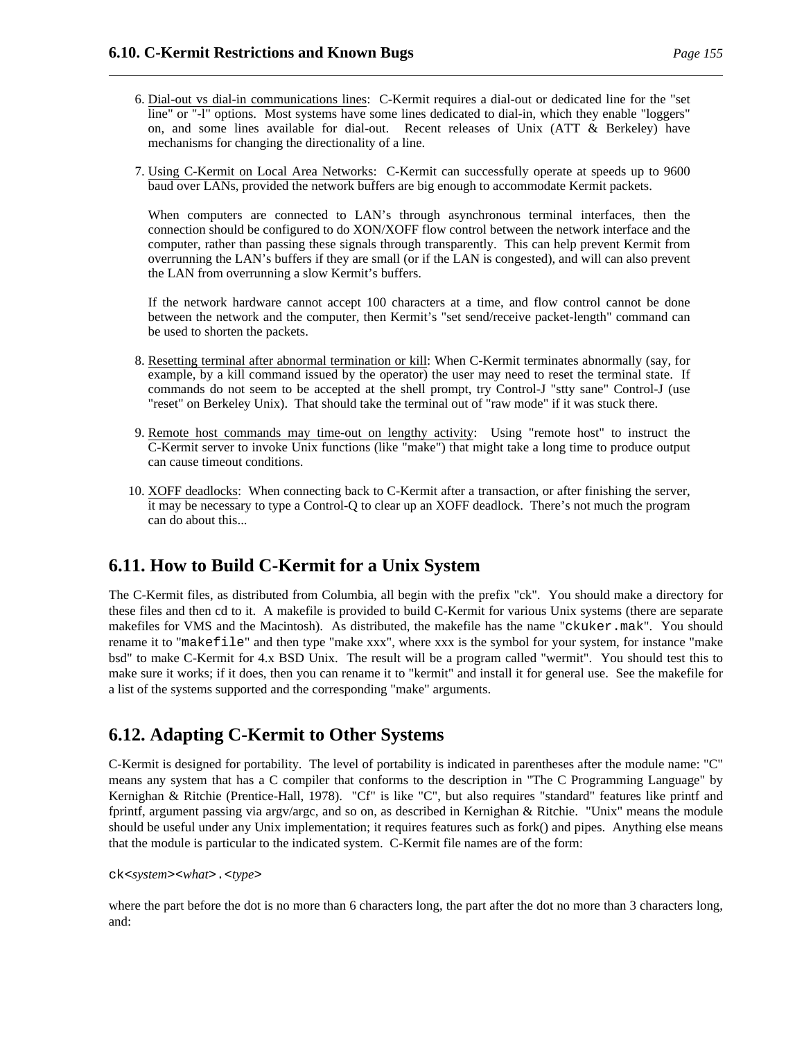6. Dial-out vs dial-in communications lines: C-Kermit requires a dial-out or dedicated line for the "set line" or "-l" options. Most systems have some lines dedicated to dial-in, which they enable "loggers" on, and some lines available for dial-out. Recent releases of Unix (ATT & Berkeley) have mechanisms for changing the directionality of a line.

7. Using C-Kermit on Local Area Networks: C-Kermit can successfully operate at speeds up to 9600 baud over LANs, provided the network buffers are big enough to accommodate Kermit packets.

   When computers are connected to LAN's through asynchronous terminal interfaces, then the connection should be configured to do XON/XOFF flow control between the network interface and the computer, rather than passing these signals through transparently. This can help prevent Kermit from overrunning the LAN's buffers if they are small (or if the LAN is congested), and will can also prevent the LAN from overrunning a slow Kermit's buffers.

   If the network hardware cannot accept 100 characters at a time, and flow control cannot be done between the network and the computer, then Kermit's "set send/receive packet-length" command can be used to shorten the packets.

8. Resetting terminal after abnormal termination or kill: When C-Kermit terminates abnormally (say, for example, by a kill command issued by the operator) the user may need to reset the terminal state. If commands do not seem to be accepted at the shell prompt, try Control-J "stty sane" Control-J (use "reset" on Berkeley Unix). That should take the terminal out of "raw mode" if it was stuck there.

9. Remote host commands may time-out on lengthy activity: Using "remote host" to instruct the C-Kermit server to invoke Unix functions (like "make") that might take a long time to produce output can cause timeout conditions.

10. XOFF deadlocks: When connecting back to C-Kermit after a transaction, or after finishing the server, it may be necessary to type a Control-Q to clear up an XOFF deadlock. There's not much the program can do about this...

## 6.11. How to Build C-Kermit for a Unix System

The C-Kermit files, as distributed from Columbia, all begin with the prefix "ck". You should make a directory for these files and then cd to it. A makefile is provided to build C-Kermit for various Unix systems (there are separate makefiles for VMS and the Macintosh). As distributed, the makefile has the name "`ckuker.mak`". You should rename it to "`makefile`" and then type "make xxx", where xxx is the symbol for your system, for instance "make bsd" to make C-Kermit for 4.x BSD Unix. The result will be a program called "wermit". You should test this to make sure it works; if it does, then you can rename it to "kermit" and install it for general use. See the makefile for a list of the systems supported and the corresponding "make" arguments.

## 6.12. Adapting C-Kermit to Other Systems

C-Kermit is designed for portability. The level of portability is indicated in parentheses after the module name: "C" means any system that has a C compiler that conforms to the description in "The C Programming Language" by Kernighan & Ritchie (Prentice-Hall, 1978). "Cf" is like "C", but also requires "standard" features like printf and fprintf, argument passing via argv/argc, and so on, as described in Kernighan & Ritchie. "Unix" means the module should be useful under any Unix implementation; it requires features such as fork() and pipes. Anything else means that the module is particular to the indicated system. C-Kermit file names are of the form:

`ck`<*system*><*what*>`.`<*type*>

where the part before the dot is no more than 6 characters long, the part after the dot no more than 3 characters long, and: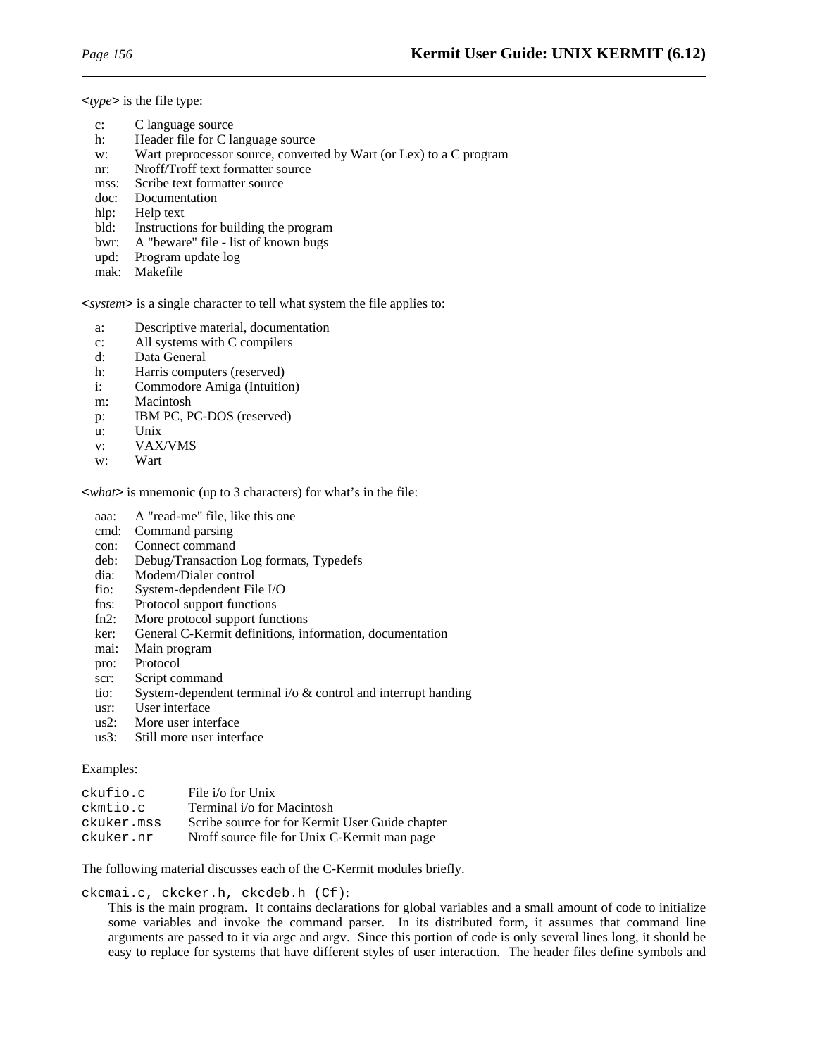**<*type*>** is the file type:

- c: C language source
- h: Header file for C language source
- w: Wart preprocessor source, converted by Wart (or Lex) to a C program
- nr: Nroff/Troff text formatter source
- mss: Scribe text formatter source
- doc: Documentation
- hlp: Help text
- bld: Instructions for building the program
- bwr: A "beware" file - list of known bugs
- upd: Program update log
- mak: Makefile

**<*system*>** is a single character to tell what system the file applies to:

- a: Descriptive material, documentation
- c: All systems with C compilers
- d: Data General
- h: Harris computers (reserved)
- i: Commodore Amiga (Intuition)
- m: Macintosh
- p: IBM PC, PC-DOS (reserved)
- u: Unix
- v: VAX/VMS
- w: Wart

**<*what*>** is mnemonic (up to 3 characters) for what's in the file:

- aaa: A "read-me" file, like this one
- cmd: Command parsing
- con: Connect command
- deb: Debug/Transaction Log formats, Typedefs
- dia: Modem/Dialer control
- fio: System-depdendent File I/O
- fns: Protocol support functions
- fn2: More protocol support functions
- ker: General C-Kermit definitions, information, documentation
- mai: Main program
- pro: Protocol
- scr: Script command
- tio: System-dependent terminal i/o & control and interrupt handing
- usr: User interface
- us2: More user interface
- us3: Still more user interface

Examples:

| | |
|---|---|
| `ckufio.c` | File i/o for Unix |
| `ckmtio.c` | Terminal i/o for Macintosh |
| `ckuker.mss` | Scribe source for for Kermit User Guide chapter |
| `ckuker.nr` | Nroff source file for Unix C-Kermit man page |

The following material discusses each of the C-Kermit modules briefly.

`ckcmai.c, ckcker.h, ckcdeb.h (Cf)`:
This is the main program. It contains declarations for global variables and a small amount of code to initialize some variables and invoke the command parser. In its distributed form, it assumes that command line arguments are passed to it via argc and argv. Since this portion of code is only several lines long, it should be easy to replace for systems that have different styles of user interaction. The header files define symbols and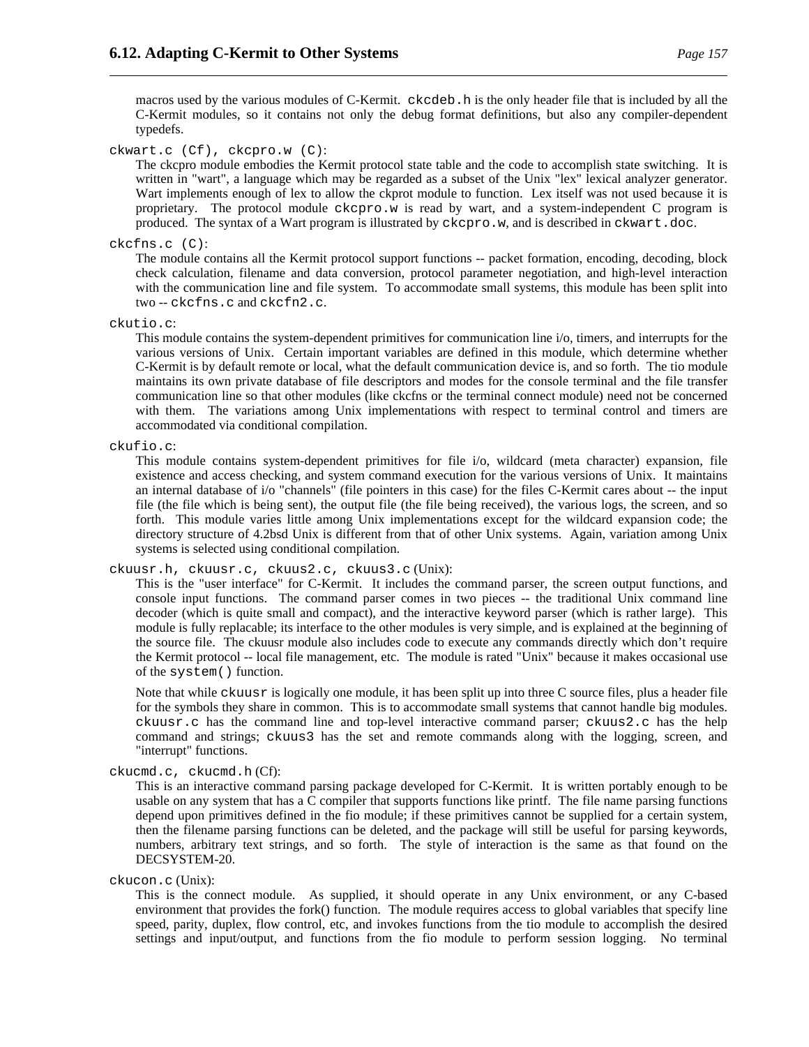macros used by the various modules of C-Kermit. `ckcdeb.h` is the only header file that is included by all the C-Kermit modules, so it contains not only the debug format definitions, but also any compiler-dependent typedefs.

`ckwart.c (Cf), ckcpro.w (C)`:
The ckcpro module embodies the Kermit protocol state table and the code to accomplish state switching. It is written in "wart", a language which may be regarded as a subset of the Unix "lex" lexical analyzer generator. Wart implements enough of lex to allow the ckprot module to function. Lex itself was not used because it is proprietary. The protocol module `ckcpro.w` is read by wart, and a system-independent C program is produced. The syntax of a Wart program is illustrated by `ckcpro.w`, and is described in `ckwart.doc`.

`ckcfns.c (C)`:
The module contains all the Kermit protocol support functions -- packet formation, encoding, decoding, block check calculation, filename and data conversion, protocol parameter negotiation, and high-level interaction with the communication line and file system. To accommodate small systems, this module has been split into two -- `ckcfns.c` and `ckcfn2.c`.

`ckutio.c`:
This module contains the system-dependent primitives for communication line i/o, timers, and interrupts for the various versions of Unix. Certain important variables are defined in this module, which determine whether C-Kermit is by default remote or local, what the default communication device is, and so forth. The tio module maintains its own private database of file descriptors and modes for the console terminal and the file transfer communication line so that other modules (like ckcfns or the terminal connect module) need not be concerned with them. The variations among Unix implementations with respect to terminal control and timers are accommodated via conditional compilation.

`ckufio.c`:
This module contains system-dependent primitives for file i/o, wildcard (meta character) expansion, file existence and access checking, and system command execution for the various versions of Unix. It maintains an internal database of i/o "channels" (file pointers in this case) for the files C-Kermit cares about -- the input file (the file which is being sent), the output file (the file being received), the various logs, the screen, and so forth. This module varies little among Unix implementations except for the wildcard expansion code; the directory structure of 4.2bsd Unix is different from that of other Unix systems. Again, variation among Unix systems is selected using conditional compilation.

`ckuusr.h, ckuusr.c, ckuus2.c, ckuus3.c` (Unix):
This is the "user interface" for C-Kermit. It includes the command parser, the screen output functions, and console input functions. The command parser comes in two pieces -- the traditional Unix command line decoder (which is quite small and compact), and the interactive keyword parser (which is rather large). This module is fully replacable; its interface to the other modules is very simple, and is explained at the beginning of the source file. The ckuusr module also includes code to execute any commands directly which don't require the Kermit protocol -- local file management, etc. The module is rated "Unix" because it makes occasional use of the `system()` function.

Note that while `ckuusr` is logically one module, it has been split up into three C source files, plus a header file for the symbols they share in common. This is to accommodate small systems that cannot handle big modules. `ckuusr.c` has the command line and top-level interactive command parser; `ckuus2.c` has the help command and strings; `ckuus3` has the set and remote commands along with the logging, screen, and "interrupt" functions.

`ckucmd.c, ckucmd.h` (Cf):
This is an interactive command parsing package developed for C-Kermit. It is written portably enough to be usable on any system that has a C compiler that supports functions like printf. The file name parsing functions depend upon primitives defined in the fio module; if these primitives cannot be supplied for a certain system, then the filename parsing functions can be deleted, and the package will still be useful for parsing keywords, numbers, arbitrary text strings, and so forth. The style of interaction is the same as that found on the DECSYSTEM-20.

`ckucon.c` (Unix):
This is the connect module. As supplied, it should operate in any Unix environment, or any C-based environment that provides the fork() function. The module requires access to global variables that specify line speed, parity, duplex, flow control, etc, and invokes functions from the tio module to accomplish the desired settings and input/output, and functions from the fio module to perform session logging. No terminal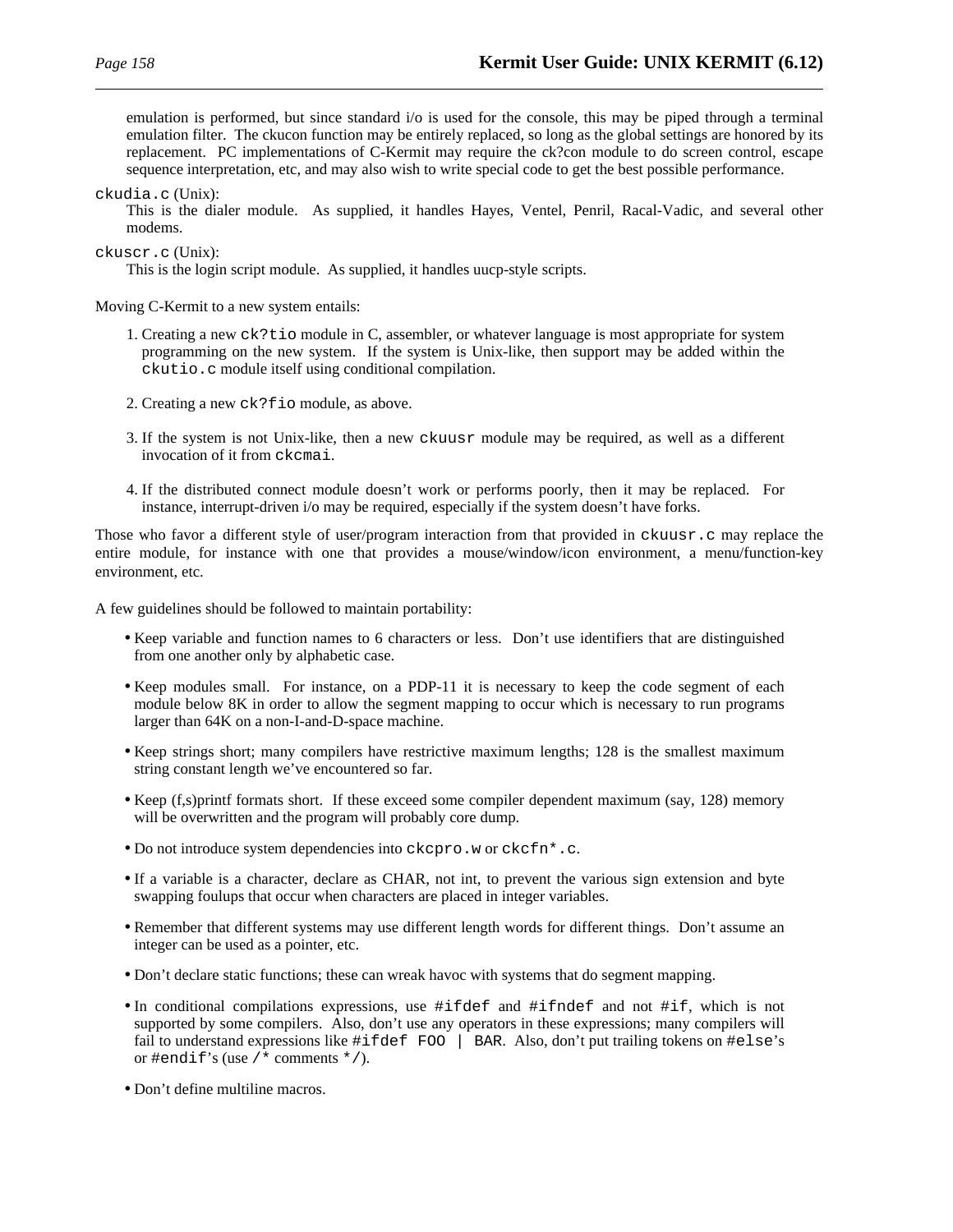emulation is performed, but since standard i/o is used for the console, this may be piped through a terminal emulation filter. The ckucon function may be entirely replaced, so long as the global settings are honored by its replacement. PC implementations of C-Kermit may require the ck?con module to do screen control, escape sequence interpretation, etc, and may also wish to write special code to get the best possible performance.

`ckudia.c` (Unix):
: This is the dialer module. As supplied, it handles Hayes, Ventel, Penril, Racal-Vadic, and several other modems.

`ckuscr.c` (Unix):
: This is the login script module. As supplied, it handles uucp-style scripts.

Moving C-Kermit to a new system entails:

1. Creating a new `ck?tio` module in C, assembler, or whatever language is most appropriate for system programming on the new system. If the system is Unix-like, then support may be added within the `ckutio.c` module itself using conditional compilation.

2. Creating a new `ck?fio` module, as above.

3. If the system is not Unix-like, then a new `ckuusr` module may be required, as well as a different invocation of it from `ckcmai`.

4. If the distributed connect module doesn't work or performs poorly, then it may be replaced. For instance, interrupt-driven i/o may be required, especially if the system doesn't have forks.

Those who favor a different style of user/program interaction from that provided in `ckuusr.c` may replace the entire module, for instance with one that provides a mouse/window/icon environment, a menu/function-key environment, etc.

A few guidelines should be followed to maintain portability:

- Keep variable and function names to 6 characters or less. Don't use identifiers that are distinguished from one another only by alphabetic case.

- Keep modules small. For instance, on a PDP-11 it is necessary to keep the code segment of each module below 8K in order to allow the segment mapping to occur which is necessary to run programs larger than 64K on a non-I-and-D-space machine.

- Keep strings short; many compilers have restrictive maximum lengths; 128 is the smallest maximum string constant length we've encountered so far.

- Keep (f,s)printf formats short. If these exceed some compiler dependent maximum (say, 128) memory will be overwritten and the program will probably core dump.

- Do not introduce system dependencies into `ckcpro.w` or `ckcfn*.c`.

- If a variable is a character, declare as CHAR, not int, to prevent the various sign extension and byte swapping foulups that occur when characters are placed in integer variables.

- Remember that different systems may use different length words for different things. Don't assume an integer can be used as a pointer, etc.

- Don't declare static functions; these can wreak havoc with systems that do segment mapping.

- In conditional compilations expressions, use `#ifdef` and `#ifndef` and not `#if`, which is not supported by some compilers. Also, don't use any operators in these expressions; many compilers will fail to understand expressions like `#ifdef FOO | BAR`. Also, don't put trailing tokens on `#else`'s or `#endif`'s (use `/*` comments `*/`).

- Don't define multiline macros.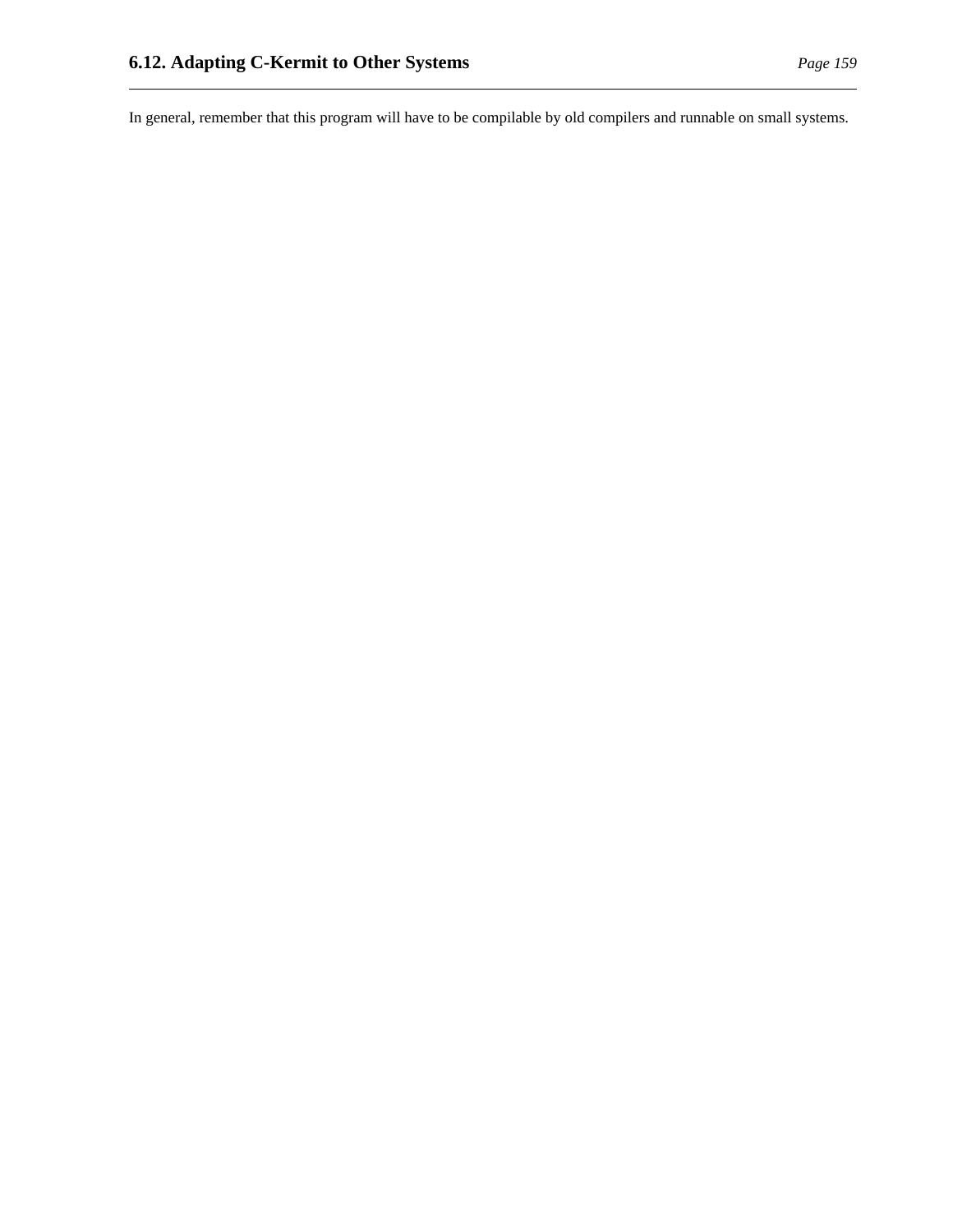In general, remember that this program will have to be compilable by old compilers and runnable on small systems.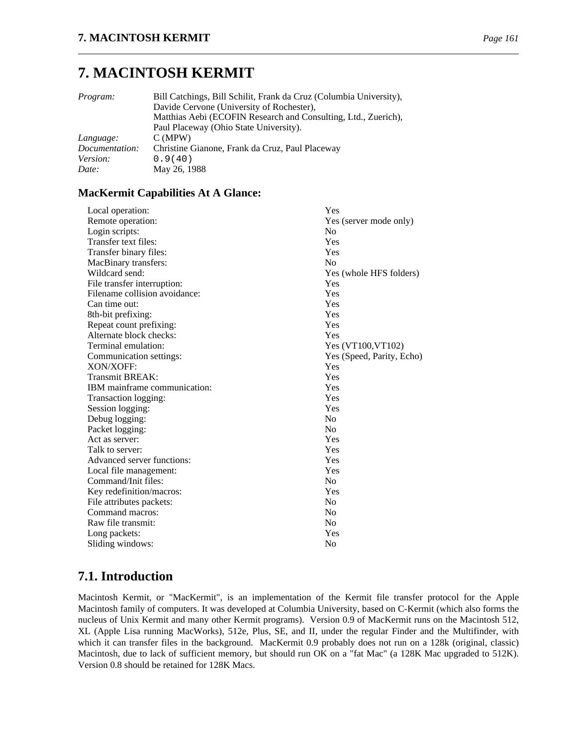# 7. MACINTOSH KERMIT

| | |
|---|---|
| *Program:* | Bill Catchings, Bill Schilit, Frank da Cruz (Columbia University), Davide Cervone (University of Rochester), Matthias Aebi (ECOFIN Research and Consulting, Ltd., Zuerich), Paul Placeway (Ohio State University). |
| *Language:* | C (MPW) |
| *Documentation:* | Christine Gianone, Frank da Cruz, Paul Placeway |
| *Version:* | `0.9(40)` |
| *Date:* | May 26, 1988 |

### MacKermit Capabilities At A Glance:

| | |
|---|---|
| Local operation: | Yes |
| Remote operation: | Yes (server mode only) |
| Login scripts: | No |
| Transfer text files: | Yes |
| Transfer binary files: | Yes |
| MacBinary transfers: | No |
| Wildcard send: | Yes (whole HFS folders) |
| File transfer interruption: | Yes |
| Filename collision avoidance: | Yes |
| Can time out: | Yes |
| 8th-bit prefixing: | Yes |
| Repeat count prefixing: | Yes |
| Alternate block checks: | Yes |
| Terminal emulation: | Yes (VT100,VT102) |
| Communication settings: | Yes (Speed, Parity, Echo) |
| XON/XOFF: | Yes |
| Transmit BREAK: | Yes |
| IBM mainframe communication: | Yes |
| Transaction logging: | Yes |
| Session logging: | Yes |
| Debug logging: | No |
| Packet logging: | No |
| Act as server: | Yes |
| Talk to server: | Yes |
| Advanced server functions: | Yes |
| Local file management: | Yes |
| Command/Init files: | No |
| Key redefinition/macros: | Yes |
| File attributes packets: | No |
| Command macros: | No |
| Raw file transmit: | No |
| Long packets: | Yes |
| Sliding windows: | No |

## 7.1. Introduction

Macintosh Kermit, or "MacKermit", is an implementation of the Kermit file transfer protocol for the Apple Macintosh family of computers. It was developed at Columbia University, based on C-Kermit (which also forms the nucleus of Unix Kermit and many other Kermit programs). Version 0.9 of MacKermit runs on the Macintosh 512, XL (Apple Lisa running MacWorks), 512e, Plus, SE, and II, under the regular Finder and the Multifinder, with which it can transfer files in the background. MacKermit 0.9 probably does not run on a 128k (original, classic) Macintosh, due to lack of sufficient memory, but should run OK on a "fat Mac" (a 128K Mac upgraded to 512K). Version 0.8 should be retained for 128K Macs.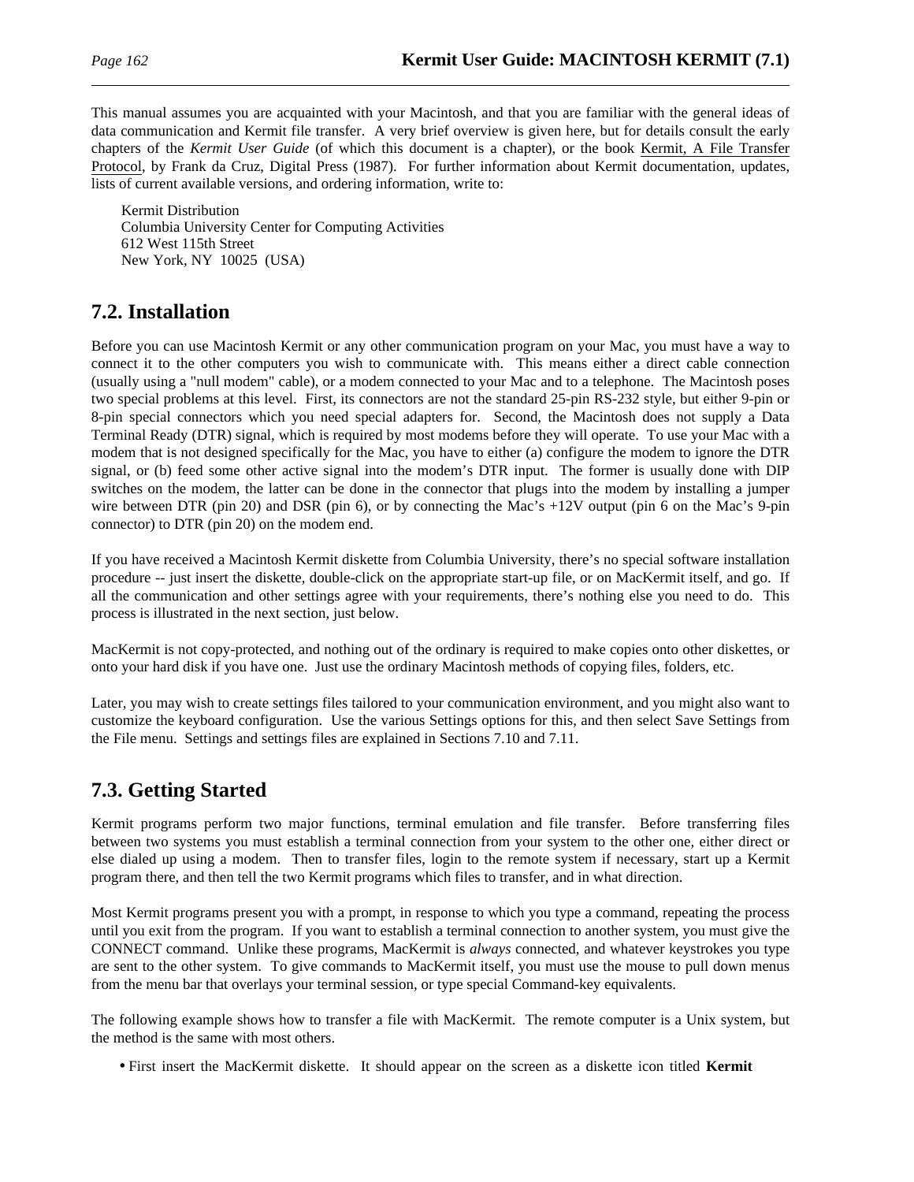This manual assumes you are acquainted with your Macintosh, and that you are familiar with the general ideas of data communication and Kermit file transfer. A very brief overview is given here, but for details consult the early chapters of the *Kermit User Guide* (of which this document is a chapter), or the book Kermit, A File Transfer Protocol, by Frank da Cruz, Digital Press (1987). For further information about Kermit documentation, updates, lists of current available versions, and ordering information, write to:

Kermit Distribution
Columbia University Center for Computing Activities
612 West 115th Street
New York, NY 10025 (USA)

## 7.2. Installation

Before you can use Macintosh Kermit or any other communication program on your Mac, you must have a way to connect it to the other computers you wish to communicate with. This means either a direct cable connection (usually using a "null modem" cable), or a modem connected to your Mac and to a telephone. The Macintosh poses two special problems at this level. First, its connectors are not the standard 25-pin RS-232 style, but either 9-pin or 8-pin special connectors which you need special adapters for. Second, the Macintosh does not supply a Data Terminal Ready (DTR) signal, which is required by most modems before they will operate. To use your Mac with a modem that is not designed specifically for the Mac, you have to either (a) configure the modem to ignore the DTR signal, or (b) feed some other active signal into the modem's DTR input. The former is usually done with DIP switches on the modem, the latter can be done in the connector that plugs into the modem by installing a jumper wire between DTR (pin 20) and DSR (pin 6), or by connecting the Mac's +12V output (pin 6 on the Mac's 9-pin connector) to DTR (pin 20) on the modem end.

If you have received a Macintosh Kermit diskette from Columbia University, there's no special software installation procedure -- just insert the diskette, double-click on the appropriate start-up file, or on MacKermit itself, and go. If all the communication and other settings agree with your requirements, there's nothing else you need to do. This process is illustrated in the next section, just below.

MacKermit is not copy-protected, and nothing out of the ordinary is required to make copies onto other diskettes, or onto your hard disk if you have one. Just use the ordinary Macintosh methods of copying files, folders, etc.

Later, you may wish to create settings files tailored to your communication environment, and you might also want to customize the keyboard configuration. Use the various Settings options for this, and then select Save Settings from the File menu. Settings and settings files are explained in Sections 7.10 and 7.11.

## 7.3. Getting Started

Kermit programs perform two major functions, terminal emulation and file transfer. Before transferring files between two systems you must establish a terminal connection from your system to the other one, either direct or else dialed up using a modem. Then to transfer files, login to the remote system if necessary, start up a Kermit program there, and then tell the two Kermit programs which files to transfer, and in what direction.

Most Kermit programs present you with a prompt, in response to which you type a command, repeating the process until you exit from the program. If you want to establish a terminal connection to another system, you must give the CONNECT command. Unlike these programs, MacKermit is *always* connected, and whatever keystrokes you type are sent to the other system. To give commands to MacKermit itself, you must use the mouse to pull down menus from the menu bar that overlays your terminal session, or type special Command-key equivalents.

The following example shows how to transfer a file with MacKermit. The remote computer is a Unix system, but the method is the same with most others.

- First insert the MacKermit diskette. It should appear on the screen as a diskette icon titled **Kermit**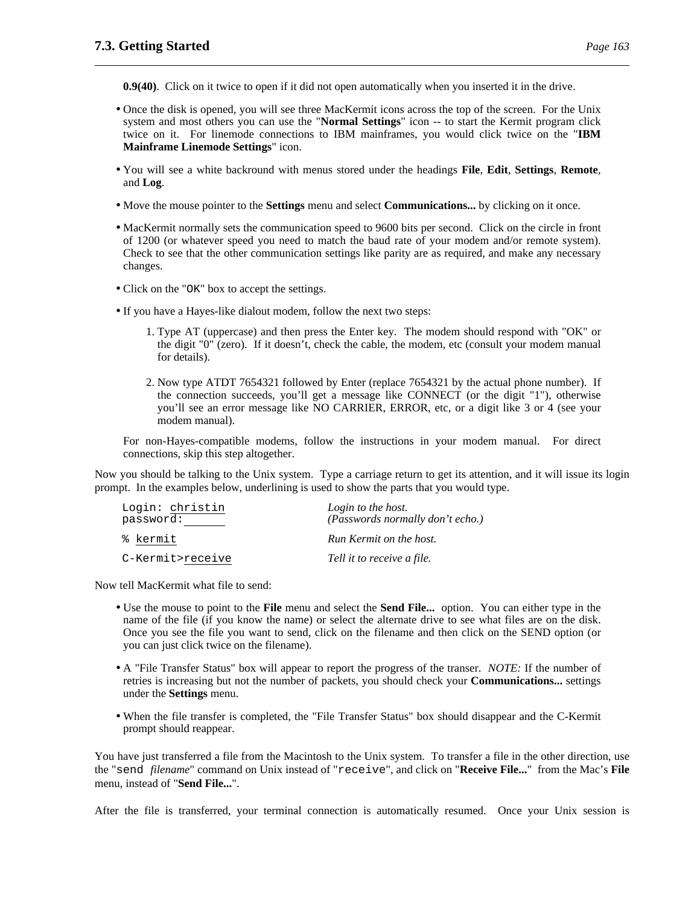**0.9(40)**. Click on it twice to open if it did not open automatically when you inserted it in the drive.

- Once the disk is opened, you will see three MacKermit icons across the top of the screen. For the Unix system and most others you can use the "**Normal Settings**" icon -- to start the Kermit program click twice on it. For linemode connections to IBM mainframes, you would click twice on the "**IBM Mainframe Linemode Settings**" icon.

- You will see a white backround with menus stored under the headings **File**, **Edit**, **Settings**, **Remote**, and **Log**.

- Move the mouse pointer to the **Settings** menu and select **Communications...** by clicking on it once.

- MacKermit normally sets the communication speed to 9600 bits per second. Click on the circle in front of 1200 (or whatever speed you need to match the baud rate of your modem and/or remote system). Check to see that the other communication settings like parity are as required, and make any necessary changes.

- Click on the "`OK`" box to accept the settings.

- If you have a Hayes-like dialout modem, follow the next two steps:

  1. Type AT (uppercase) and then press the Enter key. The modem should respond with "OK" or the digit "0" (zero). If it doesn't, check the cable, the modem, etc (consult your modem manual for details).

  2. Now type ATDT 7654321 followed by Enter (replace 7654321 by the actual phone number). If the connection succeeds, you'll get a message like CONNECT (or the digit "1"), otherwise you'll see an error message like NO CARRIER, ERROR, etc, or a digit like 3 or 4 (see your modem manual).

  For non-Hayes-compatible modems, follow the instructions in your modem manual. For direct connections, skip this step altogether.

Now you should be talking to the Unix system. Type a carriage return to get its attention, and it will issue its login prompt. In the examples below, underlining is used to show the parts that you would type.

```
Login: christin          Login to the host.
password:                (Passwords normally don't echo.)

% kermit                 Run Kermit on the host.

C-Kermit>receive         Tell it to receive a file.
```

Now tell MacKermit what file to send:

- Use the mouse to point to the **File** menu and select the **Send File...** option. You can either type in the name of the file (if you know the name) or select the alternate drive to see what files are on the disk. Once you see the file you want to send, click on the filename and then click on the SEND option (or you can just click twice on the filename).

- A "File Transfer Status" box will appear to report the progress of the transer. *NOTE:* If the number of retries is increasing but not the number of packets, you should check your **Communications...** settings under the **Settings** menu.

- When the file transfer is completed, the "File Transfer Status" box should disappear and the C-Kermit prompt should reappear.

You have just transferred a file from the Macintosh to the Unix system. To transfer a file in the other direction, use the "`send` *filename*" command on Unix instead of "`receive`", and click on "**Receive File...**" from the Mac's **File** menu, instead of "**Send File...**".

After the file is transferred, your terminal connection is automatically resumed. Once your Unix session is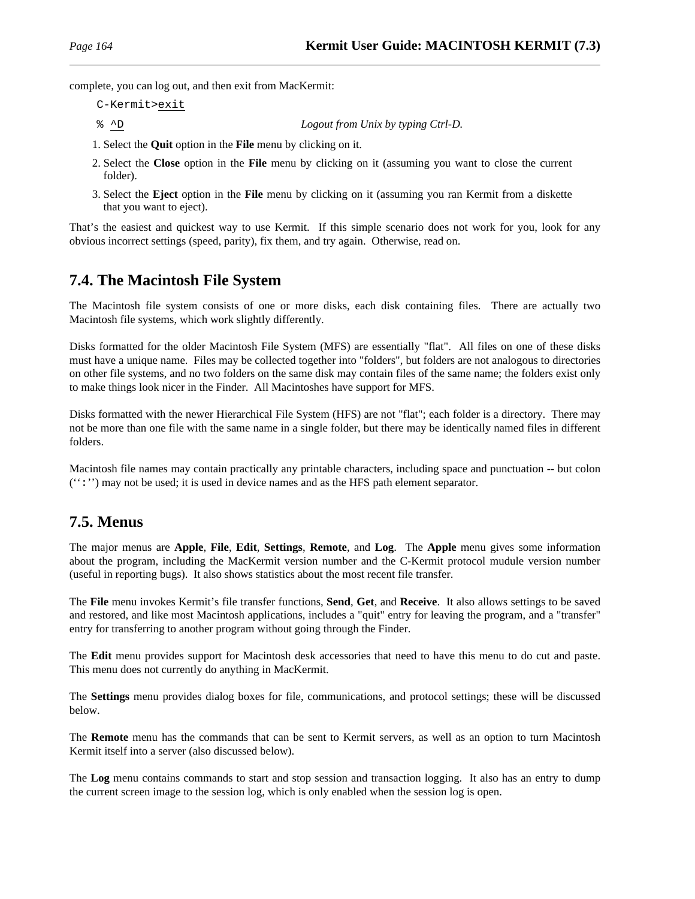complete, you can log out, and then exit from MacKermit:

```
C-Kermit>exit
% ^D                                   Logout from Unix by typing Ctrl-D.
```

1. Select the **Quit** option in the **File** menu by clicking on it.
2. Select the **Close** option in the **File** menu by clicking on it (assuming you want to close the current folder).
3. Select the **Eject** option in the **File** menu by clicking on it (assuming you ran Kermit from a diskette that you want to eject).

That's the easiest and quickest way to use Kermit. If this simple scenario does not work for you, look for any obvious incorrect settings (speed, parity), fix them, and try again. Otherwise, read on.

## 7.4. The Macintosh File System

The Macintosh file system consists of one or more disks, each disk containing files. There are actually two Macintosh file systems, which work slightly differently.

Disks formatted for the older Macintosh File System (MFS) are essentially "flat". All files on one of these disks must have a unique name. Files may be collected together into "folders", but folders are not analogous to directories on other file systems, and no two folders on the same disk may contain files of the same name; the folders exist only to make things look nicer in the Finder. All Macintoshes have support for MFS.

Disks formatted with the newer Hierarchical File System (HFS) are not "flat"; each folder is a directory. There may not be more than one file with the same name in a single folder, but there may be identically named files in different folders.

Macintosh file names may contain practically any printable characters, including space and punctuation -- but colon (``:'') may not be used; it is used in device names and as the HFS path element separator.

## 7.5. Menus

The major menus are **Apple**, **File**, **Edit**, **Settings**, **Remote**, and **Log**. The **Apple** menu gives some information about the program, including the MacKermit version number and the C-Kermit protocol mudule version number (useful in reporting bugs). It also shows statistics about the most recent file transfer.

The **File** menu invokes Kermit's file transfer functions, **Send**, **Get**, and **Receive**. It also allows settings to be saved and restored, and like most Macintosh applications, includes a "quit" entry for leaving the program, and a "transfer" entry for transferring to another program without going through the Finder.

The **Edit** menu provides support for Macintosh desk accessories that need to have this menu to do cut and paste. This menu does not currently do anything in MacKermit.

The **Settings** menu provides dialog boxes for file, communications, and protocol settings; these will be discussed below.

The **Remote** menu has the commands that can be sent to Kermit servers, as well as an option to turn Macintosh Kermit itself into a server (also discussed below).

The **Log** menu contains commands to start and stop session and transaction logging. It also has an entry to dump the current screen image to the session log, which is only enabled when the session log is open.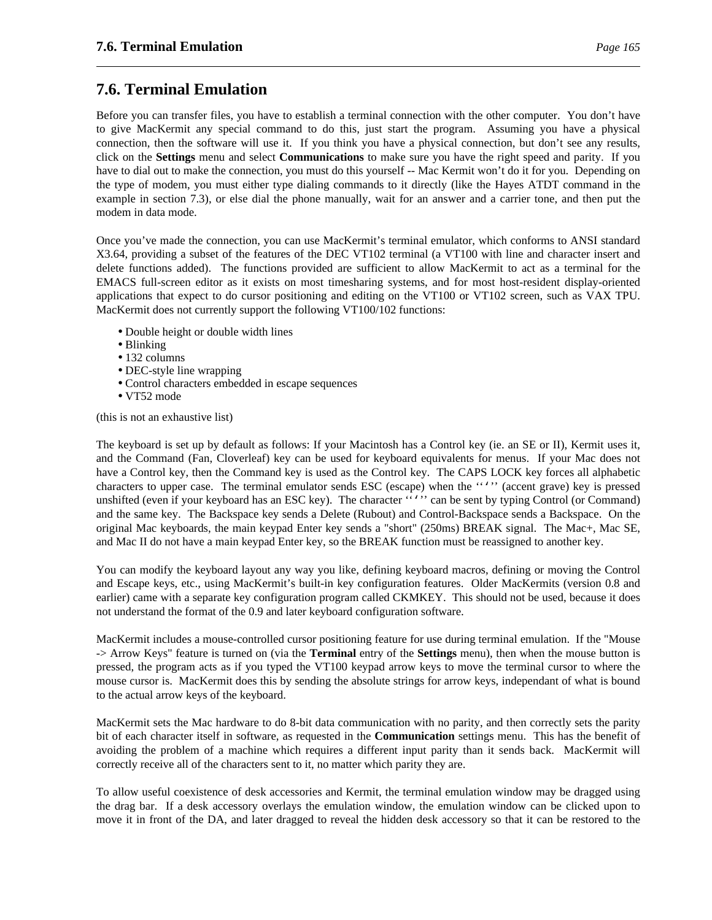## 7.6. Terminal Emulation

Before you can transfer files, you have to establish a terminal connection with the other computer. You don't have to give MacKermit any special command to do this, just start the program. Assuming you have a physical connection, then the software will use it. If you think you have a physical connection, but don't see any results, click on the **Settings** menu and select **Communications** to make sure you have the right speed and parity. If you have to dial out to make the connection, you must do this yourself -- Mac Kermit won't do it for you. Depending on the type of modem, you must either type dialing commands to it directly (like the Hayes ATDT command in the example in section 7.3), or else dial the phone manually, wait for an answer and a carrier tone, and then put the modem in data mode.

Once you've made the connection, you can use MacKermit's terminal emulator, which conforms to ANSI standard X3.64, providing a subset of the features of the DEC VT102 terminal (a VT100 with line and character insert and delete functions added). The functions provided are sufficient to allow MacKermit to act as a terminal for the EMACS full-screen editor as it exists on most timesharing systems, and for most host-resident display-oriented applications that expect to do cursor positioning and editing on the VT100 or VT102 screen, such as VAX TPU. MacKermit does not currently support the following VT100/102 functions:

- Double height or double width lines
- Blinking
- 132 columns
- DEC-style line wrapping
- Control characters embedded in escape sequences
- VT52 mode

(this is not an exhaustive list)

The keyboard is set up by default as follows: If your Macintosh has a Control key (ie. an SE or II), Kermit uses it, and the Command (Fan, Cloverleaf) key can be used for keyboard equivalents for menus. If your Mac does not have a Control key, then the Command key is used as the Control key. The CAPS LOCK key forces all alphabetic characters to upper case. The terminal emulator sends ESC (escape) when the ‘‘`’’ (accent grave) key is pressed unshifted (even if your keyboard has an ESC key). The character ‘‘`’’ can be sent by typing Control (or Command) and the same key. The Backspace key sends a Delete (Rubout) and Control-Backspace sends a Backspace. On the original Mac keyboards, the main keypad Enter key sends a "short" (250ms) BREAK signal. The Mac+, Mac SE, and Mac II do not have a main keypad Enter key, so the BREAK function must be reassigned to another key.

You can modify the keyboard layout any way you like, defining keyboard macros, defining or moving the Control and Escape keys, etc., using MacKermit's built-in key configuration features. Older MacKermits (version 0.8 and earlier) came with a separate key configuration program called CKMKEY. This should not be used, because it does not understand the format of the 0.9 and later keyboard configuration software.

MacKermit includes a mouse-controlled cursor positioning feature for use during terminal emulation. If the "Mouse -> Arrow Keys" feature is turned on (via the **Terminal** entry of the **Settings** menu), then when the mouse button is pressed, the program acts as if you typed the VT100 keypad arrow keys to move the terminal cursor to where the mouse cursor is. MacKermit does this by sending the absolute strings for arrow keys, independant of what is bound to the actual arrow keys of the keyboard.

MacKermit sets the Mac hardware to do 8-bit data communication with no parity, and then correctly sets the parity bit of each character itself in software, as requested in the **Communication** settings menu. This has the benefit of avoiding the problem of a machine which requires a different input parity than it sends back. MacKermit will correctly receive all of the characters sent to it, no matter which parity they are.

To allow useful coexistence of desk accessories and Kermit, the terminal emulation window may be dragged using the drag bar. If a desk accessory overlays the emulation window, the emulation window can be clicked upon to move it in front of the DA, and later dragged to reveal the hidden desk accessory so that it can be restored to the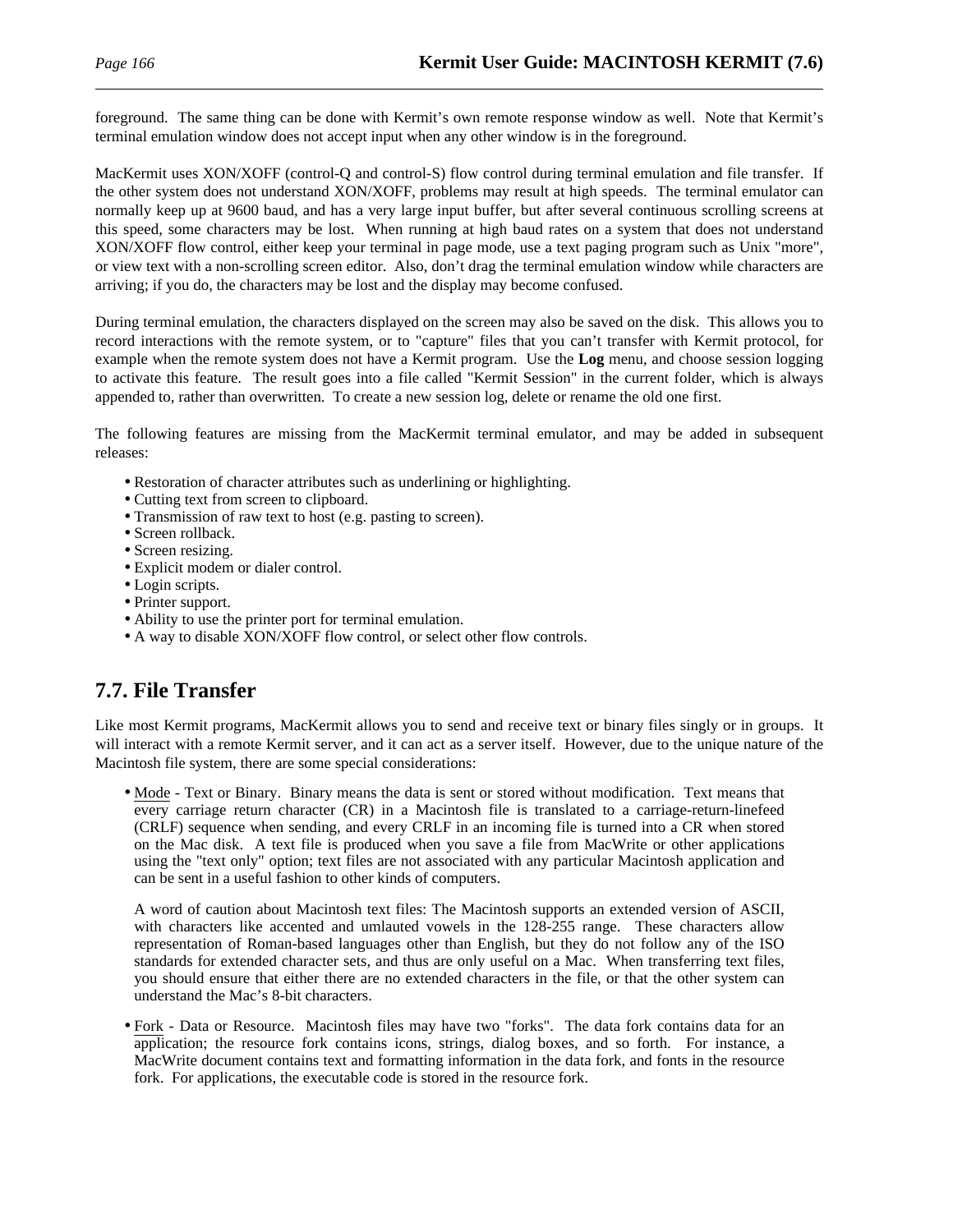foreground. The same thing can be done with Kermit's own remote response window as well. Note that Kermit's terminal emulation window does not accept input when any other window is in the foreground.

MacKermit uses XON/XOFF (control-Q and control-S) flow control during terminal emulation and file transfer. If the other system does not understand XON/XOFF, problems may result at high speeds. The terminal emulator can normally keep up at 9600 baud, and has a very large input buffer, but after several continuous scrolling screens at this speed, some characters may be lost. When running at high baud rates on a system that does not understand XON/XOFF flow control, either keep your terminal in page mode, use a text paging program such as Unix "more", or view text with a non-scrolling screen editor. Also, don't drag the terminal emulation window while characters are arriving; if you do, the characters may be lost and the display may become confused.

During terminal emulation, the characters displayed on the screen may also be saved on the disk. This allows you to record interactions with the remote system, or to "capture" files that you can't transfer with Kermit protocol, for example when the remote system does not have a Kermit program. Use the **Log** menu, and choose session logging to activate this feature. The result goes into a file called "Kermit Session" in the current folder, which is always appended to, rather than overwritten. To create a new session log, delete or rename the old one first.

The following features are missing from the MacKermit terminal emulator, and may be added in subsequent releases:

- Restoration of character attributes such as underlining or highlighting.
- Cutting text from screen to clipboard.
- Transmission of raw text to host (e.g. pasting to screen).
- Screen rollback.
- Screen resizing.
- Explicit modem or dialer control.
- Login scripts.
- Printer support.
- Ability to use the printer port for terminal emulation.
- A way to disable XON/XOFF flow control, or select other flow controls.

## 7.7. File Transfer

Like most Kermit programs, MacKermit allows you to send and receive text or binary files singly or in groups. It will interact with a remote Kermit server, and it can act as a server itself. However, due to the unique nature of the Macintosh file system, there are some special considerations:

- Mode - Text or Binary. Binary means the data is sent or stored without modification. Text means that every carriage return character (CR) in a Macintosh file is translated to a carriage-return-linefeed (CRLF) sequence when sending, and every CRLF in an incoming file is turned into a CR when stored on the Mac disk. A text file is produced when you save a file from MacWrite or other applications using the "text only" option; text files are not associated with any particular Macintosh application and can be sent in a useful fashion to other kinds of computers.

  A word of caution about Macintosh text files: The Macintosh supports an extended version of ASCII, with characters like accented and umlauted vowels in the 128-255 range. These characters allow representation of Roman-based languages other than English, but they do not follow any of the ISO standards for extended character sets, and thus are only useful on a Mac. When transferring text files, you should ensure that either there are no extended characters in the file, or that the other system can understand the Mac's 8-bit characters.

- Fork - Data or Resource. Macintosh files may have two "forks". The data fork contains data for an application; the resource fork contains icons, strings, dialog boxes, and so forth. For instance, a MacWrite document contains text and formatting information in the data fork, and fonts in the resource fork. For applications, the executable code is stored in the resource fork.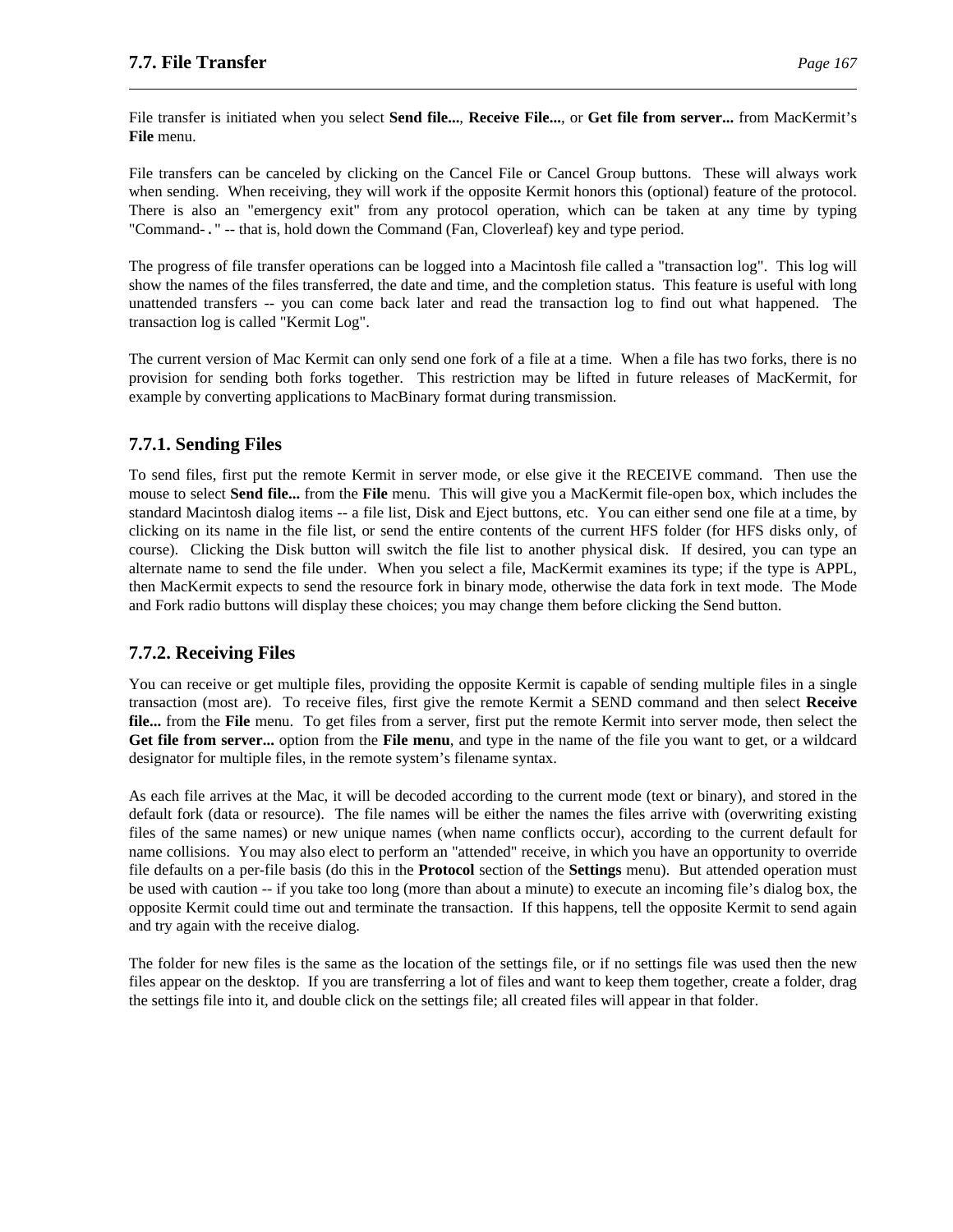## 7.7. File Transfer

File transfer is initiated when you select **Send file...**, **Receive File...**, or **Get file from server...** from MacKermit's **File** menu.

File transfers can be canceled by clicking on the Cancel File or Cancel Group buttons. These will always work when sending. When receiving, they will work if the opposite Kermit honors this (optional) feature of the protocol. There is also an "emergency exit" from any protocol operation, which can be taken at any time by typing "Command-." -- that is, hold down the Command (Fan, Cloverleaf) key and type period.

The progress of file transfer operations can be logged into a Macintosh file called a "transaction log". This log will show the names of the files transferred, the date and time, and the completion status. This feature is useful with long unattended transfers -- you can come back later and read the transaction log to find out what happened. The transaction log is called "Kermit Log".

The current version of Mac Kermit can only send one fork of a file at a time. When a file has two forks, there is no provision for sending both forks together. This restriction may be lifted in future releases of MacKermit, for example by converting applications to MacBinary format during transmission.

### 7.7.1. Sending Files

To send files, first put the remote Kermit in server mode, or else give it the RECEIVE command. Then use the mouse to select **Send file...** from the **File** menu. This will give you a MacKermit file-open box, which includes the standard Macintosh dialog items -- a file list, Disk and Eject buttons, etc. You can either send one file at a time, by clicking on its name in the file list, or send the entire contents of the current HFS folder (for HFS disks only, of course). Clicking the Disk button will switch the file list to another physical disk. If desired, you can type an alternate name to send the file under. When you select a file, MacKermit examines its type; if the type is APPL, then MacKermit expects to send the resource fork in binary mode, otherwise the data fork in text mode. The Mode and Fork radio buttons will display these choices; you may change them before clicking the Send button.

### 7.7.2. Receiving Files

You can receive or get multiple files, providing the opposite Kermit is capable of sending multiple files in a single transaction (most are). To receive files, first give the remote Kermit a SEND command and then select **Receive file...** from the **File** menu. To get files from a server, first put the remote Kermit into server mode, then select the **Get file from server...** option from the **File menu**, and type in the name of the file you want to get, or a wildcard designator for multiple files, in the remote system's filename syntax.

As each file arrives at the Mac, it will be decoded according to the current mode (text or binary), and stored in the default fork (data or resource). The file names will be either the names the files arrive with (overwriting existing files of the same names) or new unique names (when name conflicts occur), according to the current default for name collisions. You may also elect to perform an "attended" receive, in which you have an opportunity to override file defaults on a per-file basis (do this in the **Protocol** section of the **Settings** menu). But attended operation must be used with caution -- if you take too long (more than about a minute) to execute an incoming file's dialog box, the opposite Kermit could time out and terminate the transaction. If this happens, tell the opposite Kermit to send again and try again with the receive dialog.

The folder for new files is the same as the location of the settings file, or if no settings file was used then the new files appear on the desktop. If you are transferring a lot of files and want to keep them together, create a folder, drag the settings file into it, and double click on the settings file; all created files will appear in that folder.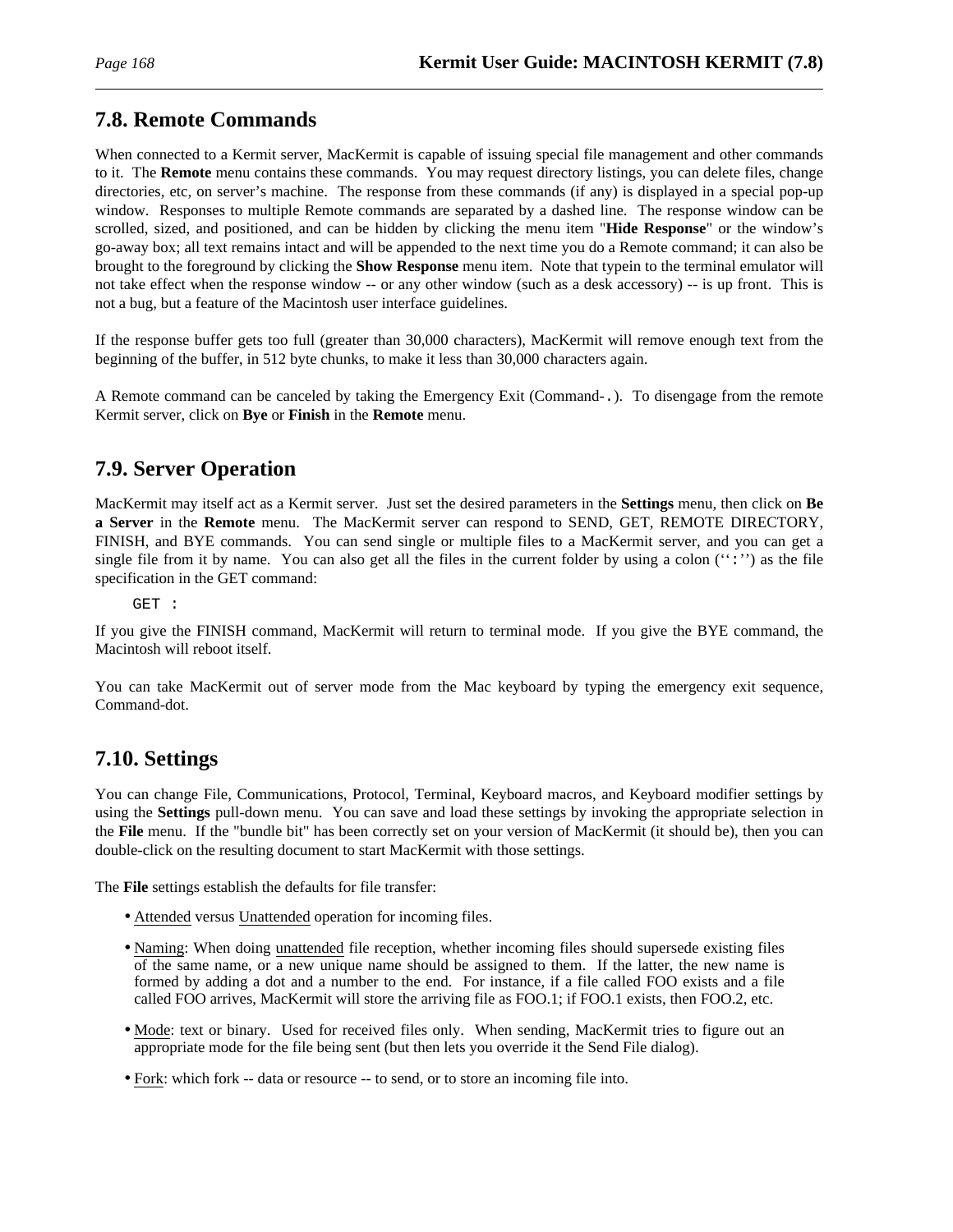## 7.8. Remote Commands

When connected to a Kermit server, MacKermit is capable of issuing special file management and other commands to it. The **Remote** menu contains these commands. You may request directory listings, you can delete files, change directories, etc, on server's machine. The response from these commands (if any) is displayed in a special pop-up window. Responses to multiple Remote commands are separated by a dashed line. The response window can be scrolled, sized, and positioned, and can be hidden by clicking the menu item "**Hide Response**" or the window's go-away box; all text remains intact and will be appended to the next time you do a Remote command; it can also be brought to the foreground by clicking the **Show Response** menu item. Note that typein to the terminal emulator will not take effect when the response window -- or any other window (such as a desk accessory) -- is up front. This is not a bug, but a feature of the Macintosh user interface guidelines.

If the response buffer gets too full (greater than 30,000 characters), MacKermit will remove enough text from the beginning of the buffer, in 512 byte chunks, to make it less than 30,000 characters again.

A Remote command can be canceled by taking the Emergency Exit (Command-`.`). To disengage from the remote Kermit server, click on **Bye** or **Finish** in the **Remote** menu.

## 7.9. Server Operation

MacKermit may itself act as a Kermit server. Just set the desired parameters in the **Settings** menu, then click on **Be a Server** in the **Remote** menu. The MacKermit server can respond to SEND, GET, REMOTE DIRECTORY, FINISH, and BYE commands. You can send single or multiple files to a MacKermit server, and you can get a single file from it by name. You can also get all the files in the current folder by using a colon (‘‘`:`’’) as the file specification in the GET command:

```
GET :
```

If you give the FINISH command, MacKermit will return to terminal mode. If you give the BYE command, the Macintosh will reboot itself.

You can take MacKermit out of server mode from the Mac keyboard by typing the emergency exit sequence, Command-dot.

## 7.10. Settings

You can change File, Communications, Protocol, Terminal, Keyboard macros, and Keyboard modifier settings by using the **Settings** pull-down menu. You can save and load these settings by invoking the appropriate selection in the **File** menu. If the "bundle bit" has been correctly set on your version of MacKermit (it should be), then you can double-click on the resulting document to start MacKermit with those settings.

The **File** settings establish the defaults for file transfer:

- Attended versus Unattended operation for incoming files.
- Naming: When doing unattended file reception, whether incoming files should supersede existing files of the same name, or a new unique name should be assigned to them. If the latter, the new name is formed by adding a dot and a number to the end. For instance, if a file called FOO exists and a file called FOO arrives, MacKermit will store the arriving file as FOO.1; if FOO.1 exists, then FOO.2, etc.
- Mode: text or binary. Used for received files only. When sending, MacKermit tries to figure out an appropriate mode for the file being sent (but then lets you override it the Send File dialog).
- Fork: which fork -- data or resource -- to send, or to store an incoming file into.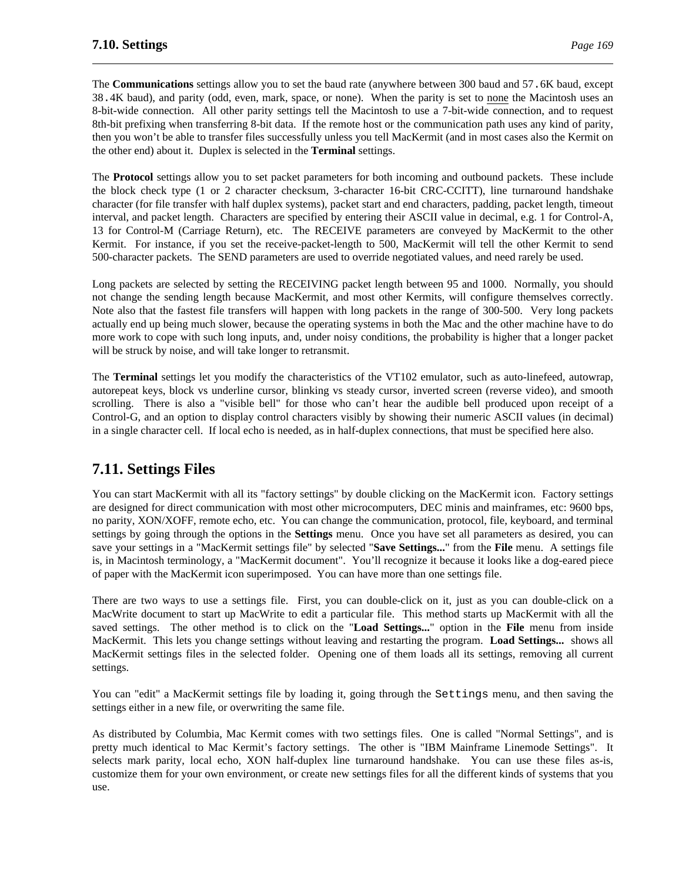The **Communications** settings allow you to set the baud rate (anywhere between 300 baud and 57.6K baud, except 38.4K baud), and parity (odd, even, mark, space, or none). When the parity is set to none the Macintosh uses an 8-bit-wide connection. All other parity settings tell the Macintosh to use a 7-bit-wide connection, and to request 8th-bit prefixing when transferring 8-bit data. If the remote host or the communication path uses any kind of parity, then you won't be able to transfer files successfully unless you tell MacKermit (and in most cases also the Kermit on the other end) about it. Duplex is selected in the **Terminal** settings.

The **Protocol** settings allow you to set packet parameters for both incoming and outbound packets. These include the block check type (1 or 2 character checksum, 3-character 16-bit CRC-CCITT), line turnaround handshake character (for file transfer with half duplex systems), packet start and end characters, padding, packet length, timeout interval, and packet length. Characters are specified by entering their ASCII value in decimal, e.g. 1 for Control-A, 13 for Control-M (Carriage Return), etc. The RECEIVE parameters are conveyed by MacKermit to the other Kermit. For instance, if you set the receive-packet-length to 500, MacKermit will tell the other Kermit to send 500-character packets. The SEND parameters are used to override negotiated values, and need rarely be used.

Long packets are selected by setting the RECEIVING packet length between 95 and 1000. Normally, you should not change the sending length because MacKermit, and most other Kermits, will configure themselves correctly. Note also that the fastest file transfers will happen with long packets in the range of 300-500. Very long packets actually end up being much slower, because the operating systems in both the Mac and the other machine have to do more work to cope with such long inputs, and, under noisy conditions, the probability is higher that a longer packet will be struck by noise, and will take longer to retransmit.

The **Terminal** settings let you modify the characteristics of the VT102 emulator, such as auto-linefeed, autowrap, autorepeat keys, block vs underline cursor, blinking vs steady cursor, inverted screen (reverse video), and smooth scrolling. There is also a "visible bell" for those who can't hear the audible bell produced upon receipt of a Control-G, and an option to display control characters visibly by showing their numeric ASCII values (in decimal) in a single character cell. If local echo is needed, as in half-duplex connections, that must be specified here also.

## 7.11. Settings Files

You can start MacKermit with all its "factory settings" by double clicking on the MacKermit icon. Factory settings are designed for direct communication with most other microcomputers, DEC minis and mainframes, etc: 9600 bps, no parity, XON/XOFF, remote echo, etc. You can change the communication, protocol, file, keyboard, and terminal settings by going through the options in the **Settings** menu. Once you have set all parameters as desired, you can save your settings in a "MacKermit settings file" by selected "**Save Settings...**" from the **File** menu. A settings file is, in Macintosh terminology, a "MacKermit document". You'll recognize it because it looks like a dog-eared piece of paper with the MacKermit icon superimposed. You can have more than one settings file.

There are two ways to use a settings file. First, you can double-click on it, just as you can double-click on a MacWrite document to start up MacWrite to edit a particular file. This method starts up MacKermit with all the saved settings. The other method is to click on the "**Load Settings...**" option in the **File** menu from inside MacKermit. This lets you change settings without leaving and restarting the program. **Load Settings...** shows all MacKermit settings files in the selected folder. Opening one of them loads all its settings, removing all current settings.

You can "edit" a MacKermit settings file by loading it, going through the Settings menu, and then saving the settings either in a new file, or overwriting the same file.

As distributed by Columbia, Mac Kermit comes with two settings files. One is called "Normal Settings", and is pretty much identical to Mac Kermit's factory settings. The other is "IBM Mainframe Linemode Settings". It selects mark parity, local echo, XON half-duplex line turnaround handshake. You can use these files as-is, customize them for your own environment, or create new settings files for all the different kinds of systems that you use.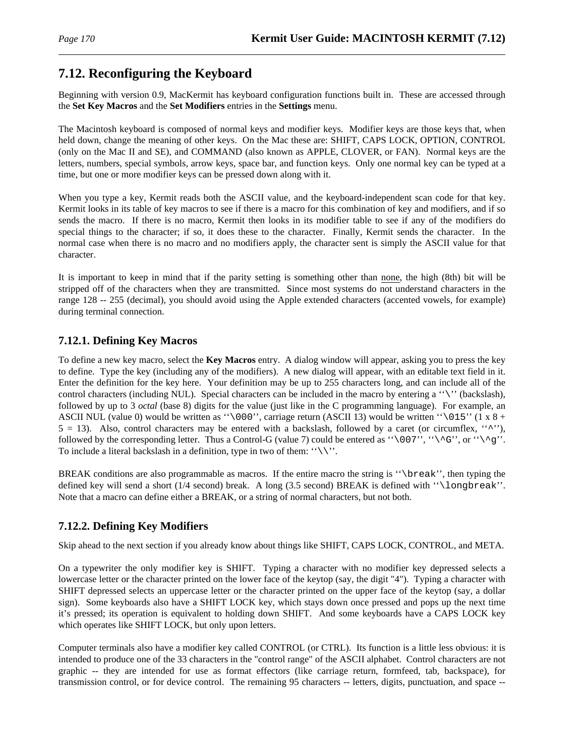## 7.12. Reconfiguring the Keyboard

Beginning with version 0.9, MacKermit has keyboard configuration functions built in. These are accessed through the **Set Key Macros** and the **Set Modifiers** entries in the **Settings** menu.

The Macintosh keyboard is composed of normal keys and modifier keys. Modifier keys are those keys that, when held down, change the meaning of other keys. On the Mac these are: SHIFT, CAPS LOCK, OPTION, CONTROL (only on the Mac II and SE), and COMMAND (also known as APPLE, CLOVER, or FAN). Normal keys are the letters, numbers, special symbols, arrow keys, space bar, and function keys. Only one normal key can be typed at a time, but one or more modifier keys can be pressed down along with it.

When you type a key, Kermit reads both the ASCII value, and the keyboard-independent scan code for that key. Kermit looks in its table of key macros to see if there is a macro for this combination of key and modifiers, and if so sends the macro. If there is no macro, Kermit then looks in its modifier table to see if any of the modifiers do special things to the character; if so, it does these to the character. Finally, Kermit sends the character. In the normal case when there is no macro and no modifiers apply, the character sent is simply the ASCII value for that character.

It is important to keep in mind that if the parity setting is something other than none, the high (8th) bit will be stripped off of the characters when they are transmitted. Since most systems do not understand characters in the range 128 -- 255 (decimal), you should avoid using the Apple extended characters (accented vowels, for example) during terminal connection.

### 7.12.1. Defining Key Macros

To define a new key macro, select the **Key Macros** entry. A dialog window will appear, asking you to press the key to define. Type the key (including any of the modifiers). A new dialog will appear, with an editable text field in it. Enter the definition for the key here. Your definition may be up to 255 characters long, and can include all of the control characters (including NUL). Special characters can be included in the macro by entering a ‘‘`\`’’ (backslash), followed by up to 3 *octal* (base 8) digits for the value (just like in the C programming language). For example, an ASCII NUL (value 0) would be written as ‘‘`\000`’’, carriage return (ASCII 13) would be written ‘‘`\015`’’ (1 x 8 + 5 = 13). Also, control characters may be entered with a backslash, followed by a caret (or circumflex, ‘‘`^`’’), followed by the corresponding letter. Thus a Control-G (value 7) could be entered as ‘‘`\007`’’, ‘‘`\^G`’’, or ‘‘`\^g`’’. To include a literal backslash in a definition, type in two of them: ‘‘`\\`’’.

BREAK conditions are also programmable as macros. If the entire macro the string is ‘‘`\break`’’, then typing the defined key will send a short (1/4 second) break. A long (3.5 second) BREAK is defined with ‘‘`\longbreak`’’. Note that a macro can define either a BREAK, or a string of normal characters, but not both.

### 7.12.2. Defining Key Modifiers

Skip ahead to the next section if you already know about things like SHIFT, CAPS LOCK, CONTROL, and META.

On a typewriter the only modifier key is SHIFT. Typing a character with no modifier key depressed selects a lowercase letter or the character printed on the lower face of the keytop (say, the digit "4"). Typing a character with SHIFT depressed selects an uppercase letter or the character printed on the upper face of the keytop (say, a dollar sign). Some keyboards also have a SHIFT LOCK key, which stays down once pressed and pops up the next time it’s pressed; its operation is equivalent to holding down SHIFT. And some keyboards have a CAPS LOCK key which operates like SHIFT LOCK, but only upon letters.

Computer terminals also have a modifier key called CONTROL (or CTRL). Its function is a little less obvious: it is intended to produce one of the 33 characters in the "control range" of the ASCII alphabet. Control characters are not graphic -- they are intended for use as format effectors (like carriage return, formfeed, tab, backspace), for transmission control, or for device control. The remaining 95 characters -- letters, digits, punctuation, and space --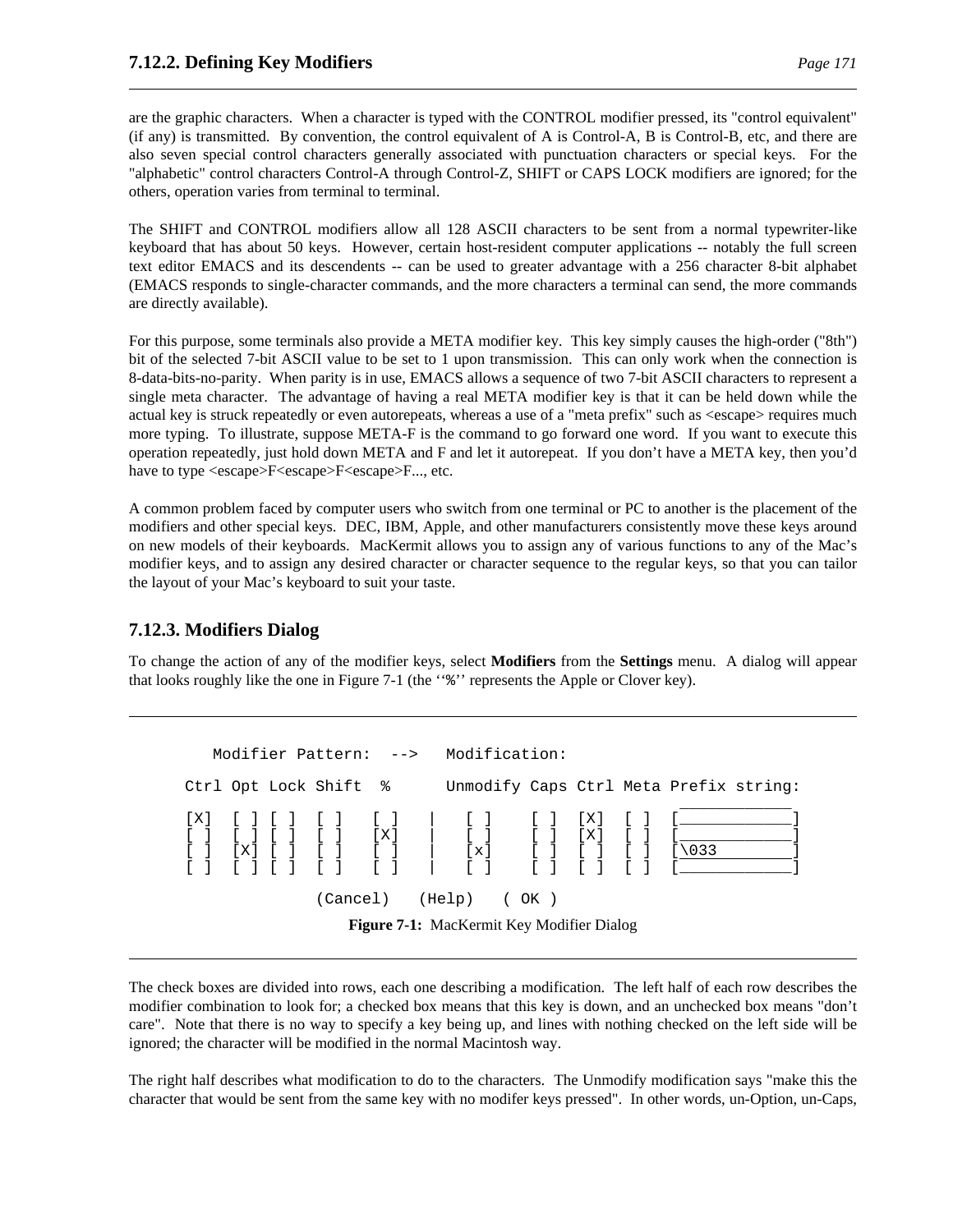are the graphic characters. When a character is typed with the CONTROL modifier pressed, its "control equivalent" (if any) is transmitted. By convention, the control equivalent of A is Control-A, B is Control-B, etc, and there are also seven special control characters generally associated with punctuation characters or special keys. For the "alphabetic" control characters Control-A through Control-Z, SHIFT or CAPS LOCK modifiers are ignored; for the others, operation varies from terminal to terminal.

The SHIFT and CONTROL modifiers allow all 128 ASCII characters to be sent from a normal typewriter-like keyboard that has about 50 keys. However, certain host-resident computer applications -- notably the full screen text editor EMACS and its descendents -- can be used to greater advantage with a 256 character 8-bit alphabet (EMACS responds to single-character commands, and the more characters a terminal can send, the more commands are directly available).

For this purpose, some terminals also provide a META modifier key. This key simply causes the high-order ("8th") bit of the selected 7-bit ASCII value to be set to 1 upon transmission. This can only work when the connection is 8-data-bits-no-parity. When parity is in use, EMACS allows a sequence of two 7-bit ASCII characters to represent a single meta character. The advantage of having a real META modifier key is that it can be held down while the actual key is struck repeatedly or even autorepeats, whereas a use of a "meta prefix" such as <escape> requires much more typing. To illustrate, suppose META-F is the command to go forward one word. If you want to execute this operation repeatedly, just hold down META and F and let it autorepeat. If you don't have a META key, then you'd have to type <escape>F<escape>F<escape>F..., etc.

A common problem faced by computer users who switch from one terminal or PC to another is the placement of the modifiers and other special keys. DEC, IBM, Apple, and other manufacturers consistently move these keys around on new models of their keyboards. MacKermit allows you to assign any of various functions to any of the Mac's modifier keys, and to assign any desired character or character sequence to the regular keys, so that you can tailor the layout of your Mac's keyboard to suit your taste.

### 7.12.3. Modifiers Dialog

To change the action of any of the modifier keys, select **Modifiers** from the **Settings** menu. A dialog will appear that looks roughly like the one in Figure 7-1 (the ''%'' represents the Apple or Clover key).

```
   Modifier Pattern:  -->   Modification:

Ctrl Opt Lock Shift  %      Unmodify Caps Ctrl Meta Prefix string:
                                                    _____________
[X]  [ ] [ ]  [ ]   [ ]   |   [ ]    [ ]  [X]  [ ]  [_____________]
[ ]  [ ] [ ]  [ ]   [X]   |   [ ]    [ ]  [X]  [ ]  [_____________]
[ ]  [X] [ ]  [ ]   [ ]   |   [x]    [ ]  [ ]  [ ]  [\033_________]
[ ]  [ ] [ ]  [ ]   [ ]   |   [ ]    [ ]  [ ]  [ ]  [_____________]

              (Cancel)   (Help)   ( OK )
```

**Figure 7-1:** MacKermit Key Modifier Dialog

The check boxes are divided into rows, each one describing a modification. The left half of each row describes the modifier combination to look for; a checked box means that this key is down, and an unchecked box means "don't care". Note that there is no way to specify a key being up, and lines with nothing checked on the left side will be ignored; the character will be modified in the normal Macintosh way.

The right half describes what modification to do to the characters. The Unmodify modification says "make this the character that would be sent from the same key with no modifer keys pressed". In other words, un-Option, un-Caps,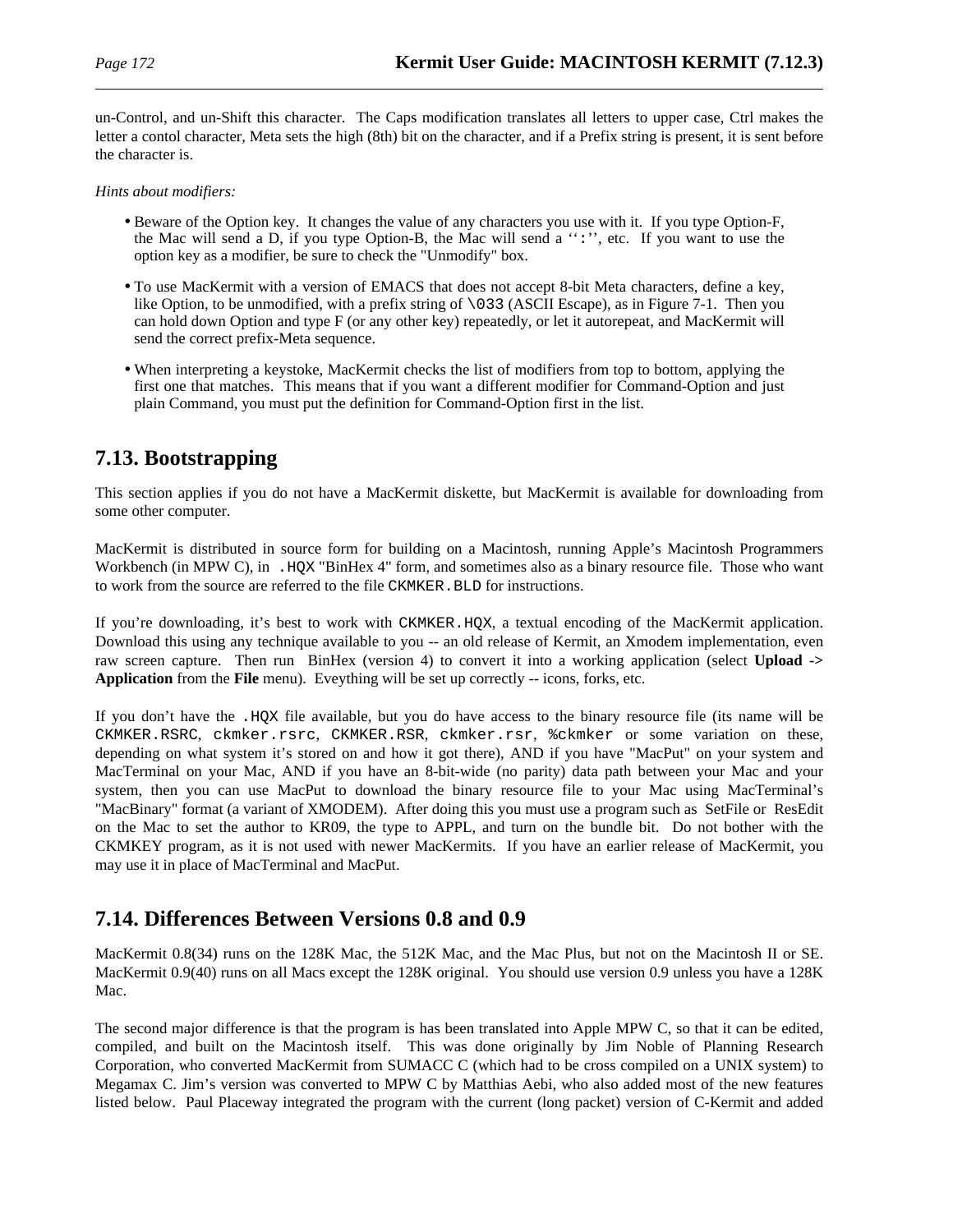un-Control, and un-Shift this character. The Caps modification translates all letters to upper case, Ctrl makes the letter a contol character, Meta sets the high (8th) bit on the character, and if a Prefix string is present, it is sent before the character is.

*Hints about modifiers:*

- Beware of the Option key. It changes the value of any characters you use with it. If you type Option-F, the Mac will send a D, if you type Option-B, the Mac will send a ``:'', etc. If you want to use the option key as a modifier, be sure to check the "Unmodify" box.
- To use MacKermit with a version of EMACS that does not accept 8-bit Meta characters, define a key, like Option, to be unmodified, with a prefix string of `\033` (ASCII Escape), as in Figure 7-1. Then you can hold down Option and type F (or any other key) repeatedly, or let it autorepeat, and MacKermit will send the correct prefix-Meta sequence.
- When interpreting a keystoke, MacKermit checks the list of modifiers from top to bottom, applying the first one that matches. This means that if you want a different modifier for Command-Option and just plain Command, you must put the definition for Command-Option first in the list.

## 7.13. Bootstrapping

This section applies if you do not have a MacKermit diskette, but MacKermit is available for downloading from some other computer.

MacKermit is distributed in source form for building on a Macintosh, running Apple's Macintosh Programmers Workbench (in MPW C), in `.HQX` "BinHex 4" form, and sometimes also as a binary resource file. Those who want to work from the source are referred to the file `CKMKER.BLD` for instructions.

If you're downloading, it's best to work with `CKMKER.HQX`, a textual encoding of the MacKermit application. Download this using any technique available to you -- an old release of Kermit, an Xmodem implementation, even raw screen capture. Then run BinHex (version 4) to convert it into a working application (select **Upload -> Application** from the **File** menu). Eveything will be set up correctly -- icons, forks, etc.

If you don't have the `.HQX` file available, but you do have access to the binary resource file (its name will be `CKMKER.RSRC`, `ckmker.rsrc`, `CKMKER.RSR`, `ckmker.rsr`, `%ckmker` or some variation on these, depending on what system it's stored on and how it got there), AND if you have "MacPut" on your system and MacTerminal on your Mac, AND if you have an 8-bit-wide (no parity) data path between your Mac and your system, then you can use MacPut to download the binary resource file to your Mac using MacTerminal's "MacBinary" format (a variant of XMODEM). After doing this you must use a program such as SetFile or ResEdit on the Mac to set the author to KR09, the type to APPL, and turn on the bundle bit. Do not bother with the CKMKEY program, as it is not used with newer MacKermits. If you have an earlier release of MacKermit, you may use it in place of MacTerminal and MacPut.

## 7.14. Differences Between Versions 0.8 and 0.9

MacKermit 0.8(34) runs on the 128K Mac, the 512K Mac, and the Mac Plus, but not on the Macintosh II or SE. MacKermit 0.9(40) runs on all Macs except the 128K original. You should use version 0.9 unless you have a 128K Mac.

The second major difference is that the program is has been translated into Apple MPW C, so that it can be edited, compiled, and built on the Macintosh itself. This was done originally by Jim Noble of Planning Research Corporation, who converted MacKermit from SUMACC C (which had to be cross compiled on a UNIX system) to Megamax C. Jim's version was converted to MPW C by Matthias Aebi, who also added most of the new features listed below. Paul Placeway integrated the program with the current (long packet) version of C-Kermit and added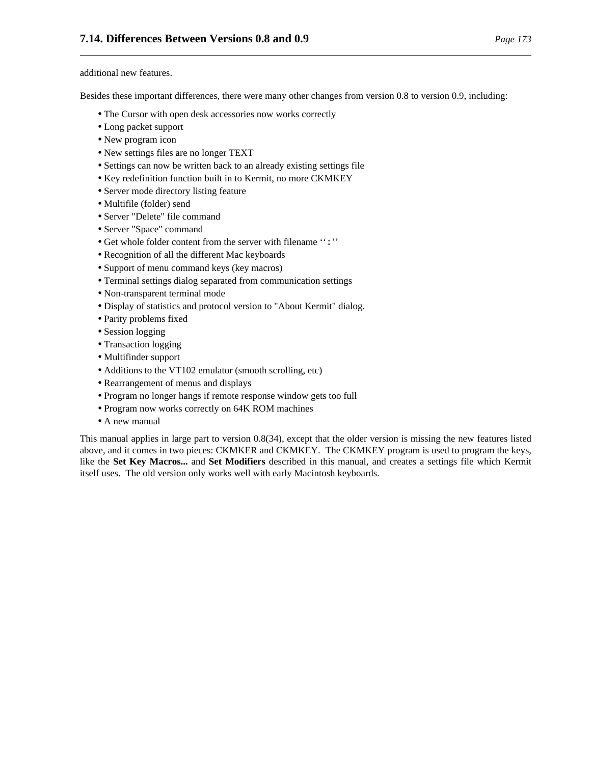additional new features.

Besides these important differences, there were many other changes from version 0.8 to version 0.9, including:

- The Cursor with open desk accessories now works correctly
- Long packet support
- New program icon
- New settings files are no longer TEXT
- Settings can now be written back to an already existing settings file
- Key redefinition function built in to Kermit, no more CKMKEY
- Server mode directory listing feature
- Multifile (folder) send
- Server "Delete" file command
- Server "Space" command
- Get whole folder content from the server with filename ‘‘**:**’’
- Recognition of all the different Mac keyboards
- Support of menu command keys (key macros)
- Terminal settings dialog separated from communication settings
- Non-transparent terminal mode
- Display of statistics and protocol version to "About Kermit" dialog.
- Parity problems fixed
- Session logging
- Transaction logging
- Multifinder support
- Additions to the VT102 emulator (smooth scrolling, etc)
- Rearrangement of menus and displays
- Program no longer hangs if remote response window gets too full
- Program now works correctly on 64K ROM machines
- A new manual

This manual applies in large part to version 0.8(34), except that the older version is missing the new features listed above, and it comes in two pieces: CKMKER and CKMKEY. The CKMKEY program is used to program the keys, like the **Set Key Macros...** and **Set Modifiers** described in this manual, and creates a settings file which Kermit itself uses. The old version only works well with early Macintosh keyboards.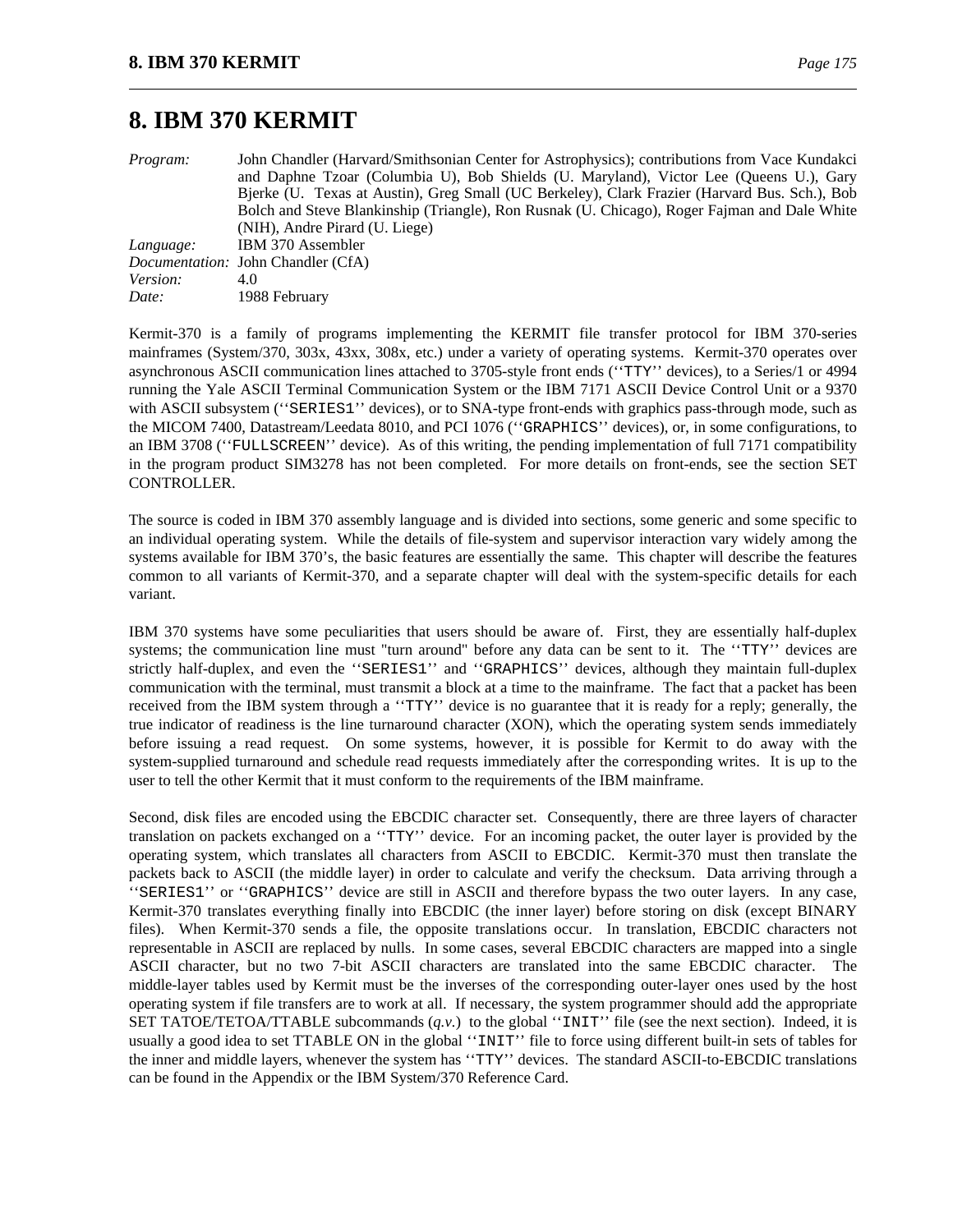# 8. IBM 370 KERMIT

*Program:* John Chandler (Harvard/Smithsonian Center for Astrophysics); contributions from Vace Kundakci and Daphne Tzoar (Columbia U), Bob Shields (U. Maryland), Victor Lee (Queens U.), Gary Bjerke (U. Texas at Austin), Greg Small (UC Berkeley), Clark Frazier (Harvard Bus. Sch.), Bob Bolch and Steve Blankinship (Triangle), Ron Rusnak (U. Chicago), Roger Fajman and Dale White (NIH), Andre Pirard (U. Liege)
*Language:* IBM 370 Assembler
*Documentation:* John Chandler (CfA)
*Version:* 4.0
*Date:* 1988 February

Kermit-370 is a family of programs implementing the KERMIT file transfer protocol for IBM 370-series mainframes (System/370, 303x, 43xx, 308x, etc.) under a variety of operating systems. Kermit-370 operates over asynchronous ASCII communication lines attached to 3705-style front ends (''`TTY`'' devices), to a Series/1 or 4994 running the Yale ASCII Terminal Communication System or the IBM 7171 ASCII Device Control Unit or a 9370 with ASCII subsystem (''`SERIES1`'' devices), or to SNA-type front-ends with graphics pass-through mode, such as the MICOM 7400, Datastream/Leedata 8010, and PCI 1076 (''`GRAPHICS`'' devices), or, in some configurations, to an IBM 3708 (''`FULLSCREEN`'' device). As of this writing, the pending implementation of full 7171 compatibility in the program product SIM3278 has not been completed. For more details on front-ends, see the section SET CONTROLLER.

The source is coded in IBM 370 assembly language and is divided into sections, some generic and some specific to an individual operating system. While the details of file-system and supervisor interaction vary widely among the systems available for IBM 370's, the basic features are essentially the same. This chapter will describe the features common to all variants of Kermit-370, and a separate chapter will deal with the system-specific details for each variant.

IBM 370 systems have some peculiarities that users should be aware of. First, they are essentially half-duplex systems; the communication line must "turn around" before any data can be sent to it. The ''`TTY`'' devices are strictly half-duplex, and even the ''`SERIES1`'' and ''`GRAPHICS`'' devices, although they maintain full-duplex communication with the terminal, must transmit a block at a time to the mainframe. The fact that a packet has been received from the IBM system through a ''`TTY`'' device is no guarantee that it is ready for a reply; generally, the true indicator of readiness is the line turnaround character (XON), which the operating system sends immediately before issuing a read request. On some systems, however, it is possible for Kermit to do away with the system-supplied turnaround and schedule read requests immediately after the corresponding writes. It is up to the user to tell the other Kermit that it must conform to the requirements of the IBM mainframe.

Second, disk files are encoded using the EBCDIC character set. Consequently, there are three layers of character translation on packets exchanged on a ''`TTY`'' device. For an incoming packet, the outer layer is provided by the operating system, which translates all characters from ASCII to EBCDIC. Kermit-370 must then translate the packets back to ASCII (the middle layer) in order to calculate and verify the checksum. Data arriving through a ''`SERIES1`'' or ''`GRAPHICS`'' device are still in ASCII and therefore bypass the two outer layers. In any case, Kermit-370 translates everything finally into EBCDIC (the inner layer) before storing on disk (except BINARY files). When Kermit-370 sends a file, the opposite translations occur. In translation, EBCDIC characters not representable in ASCII are replaced by nulls. In some cases, several EBCDIC characters are mapped into a single ASCII character, but no two 7-bit ASCII characters are translated into the same EBCDIC character. The middle-layer tables used by Kermit must be the inverses of the corresponding outer-layer ones used by the host operating system if file transfers are to work at all. If necessary, the system programmer should add the appropriate SET TATOE/TETOA/TTABLE subcommands (*q.v.*) to the global ''`INIT`'' file (see the next section). Indeed, it is usually a good idea to set TTABLE ON in the global ''`INIT`'' file to force using different built-in sets of tables for the inner and middle layers, whenever the system has ''`TTY`'' devices. The standard ASCII-to-EBCDIC translations can be found in the Appendix or the IBM System/370 Reference Card.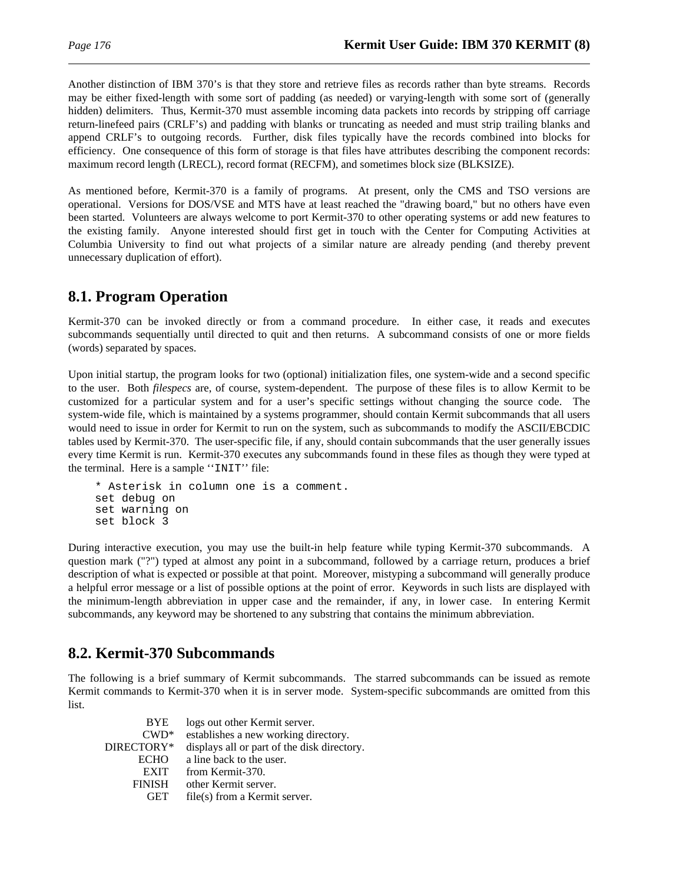Another distinction of IBM 370's is that they store and retrieve files as records rather than byte streams. Records may be either fixed-length with some sort of padding (as needed) or varying-length with some sort of (generally hidden) delimiters. Thus, Kermit-370 must assemble incoming data packets into records by stripping off carriage return-linefeed pairs (CRLF's) and padding with blanks or truncating as needed and must strip trailing blanks and append CRLF's to outgoing records. Further, disk files typically have the records combined into blocks for efficiency. One consequence of this form of storage is that files have attributes describing the component records: maximum record length (LRECL), record format (RECFM), and sometimes block size (BLKSIZE).

As mentioned before, Kermit-370 is a family of programs. At present, only the CMS and TSO versions are operational. Versions for DOS/VSE and MTS have at least reached the "drawing board," but no others have even been started. Volunteers are always welcome to port Kermit-370 to other operating systems or add new features to the existing family. Anyone interested should first get in touch with the Center for Computing Activities at Columbia University to find out what projects of a similar nature are already pending (and thereby prevent unnecessary duplication of effort).

## 8.1. Program Operation

Kermit-370 can be invoked directly or from a command procedure. In either case, it reads and executes subcommands sequentially until directed to quit and then returns. A subcommand consists of one or more fields (words) separated by spaces.

Upon initial startup, the program looks for two (optional) initialization files, one system-wide and a second specific to the user. Both *filespecs* are, of course, system-dependent. The purpose of these files is to allow Kermit to be customized for a particular system and for a user's specific settings without changing the source code. The system-wide file, which is maintained by a systems programmer, should contain Kermit subcommands that all users would need to issue in order for Kermit to run on the system, such as subcommands to modify the ASCII/EBCDIC tables used by Kermit-370. The user-specific file, if any, should contain subcommands that the user generally issues every time Kermit is run. Kermit-370 executes any subcommands found in these files as though they were typed at the terminal. Here is a sample ''`INIT`'' file:

```
* Asterisk in column one is a comment.
set debug on
set warning on
set block 3
```

During interactive execution, you may use the built-in help feature while typing Kermit-370 subcommands. A question mark ("?") typed at almost any point in a subcommand, followed by a carriage return, produces a brief description of what is expected or possible at that point. Moreover, mistyping a subcommand will generally produce a helpful error message or a list of possible options at the point of error. Keywords in such lists are displayed with the minimum-length abbreviation in upper case and the remainder, if any, in lower case. In entering Kermit subcommands, any keyword may be shortened to any substring that contains the minimum abbreviation.

## 8.2. Kermit-370 Subcommands

The following is a brief summary of Kermit subcommands. The starred subcommands can be issued as remote Kermit commands to Kermit-370 when it is in server mode. System-specific subcommands are omitted from this list.

| | |
|---|---|
| BYE | logs out other Kermit server. |
| CWD* | establishes a new working directory. |
| DIRECTORY* | displays all or part of the disk directory. |
| ECHO | a line back to the user. |
| EXIT | from Kermit-370. |
| FINISH | other Kermit server. |
| GET | file(s) from a Kermit server. |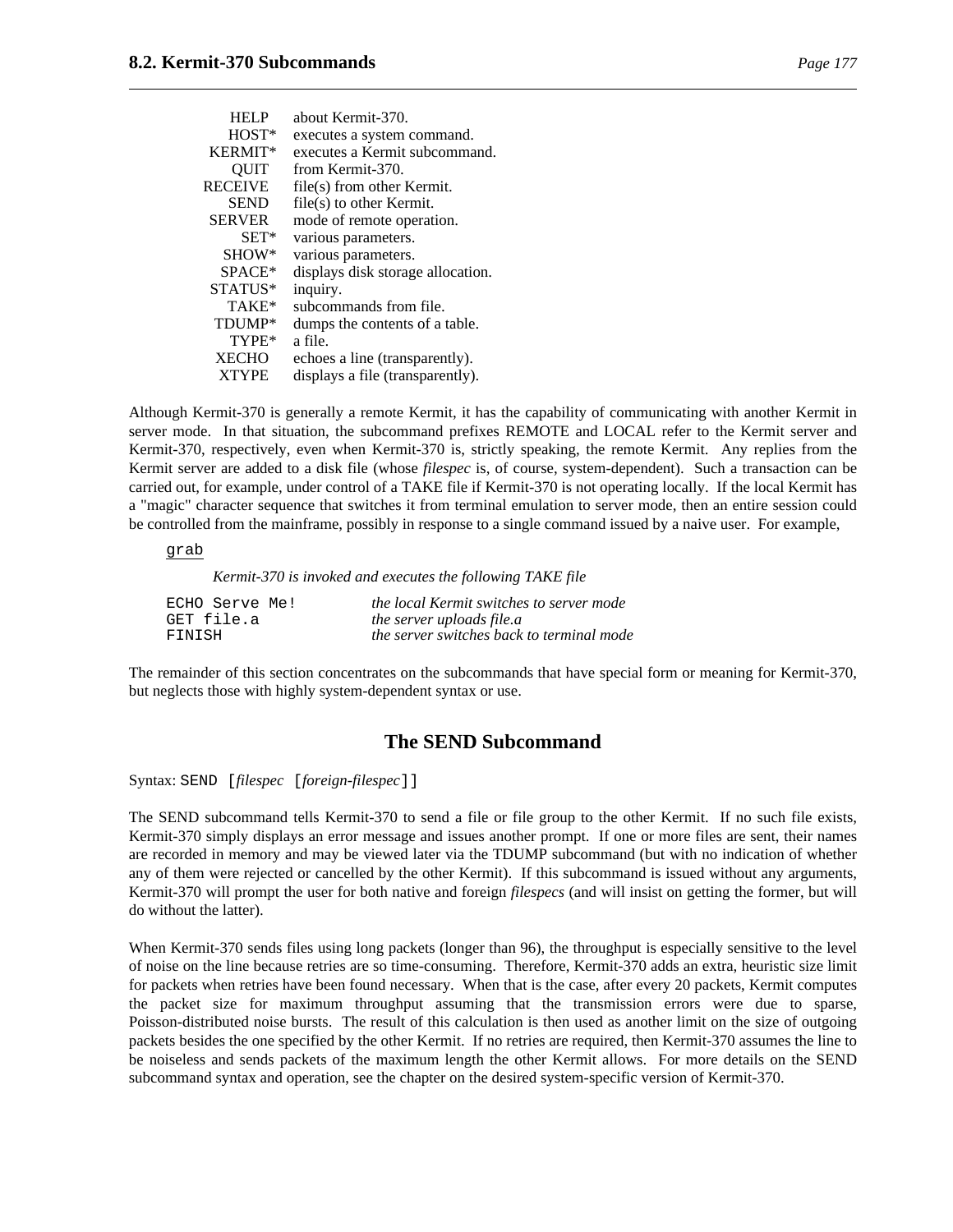| | |
|---|---|
| HELP | about Kermit-370. |
| HOST* | executes a system command. |
| KERMIT* | executes a Kermit subcommand. |
| QUIT | from Kermit-370. |
| RECEIVE | file(s) from other Kermit. |
| SEND | file(s) to other Kermit. |
| SERVER | mode of remote operation. |
| SET* | various parameters. |
| SHOW* | various parameters. |
| SPACE* | displays disk storage allocation. |
| STATUS* | inquiry. |
| TAKE* | subcommands from file. |
| TDUMP* | dumps the contents of a table. |
| TYPE* | a file. |
| XECHO | echoes a line (transparently). |
| XTYPE | displays a file (transparently). |

Although Kermit-370 is generally a remote Kermit, it has the capability of communicating with another Kermit in server mode. In that situation, the subcommand prefixes REMOTE and LOCAL refer to the Kermit server and Kermit-370, respectively, even when Kermit-370 is, strictly speaking, the remote Kermit. Any replies from the Kermit server are added to a disk file (whose *filespec* is, of course, system-dependent). Such a transaction can be carried out, for example, under control of a TAKE file if Kermit-370 is not operating locally. If the local Kermit has a "magic" character sequence that switches it from terminal emulation to server mode, then an entire session could be controlled from the mainframe, possibly in response to a single command issued by a naive user. For example,

grab

*Kermit-370 is invoked and executes the following TAKE file*

| | |
|---|---|
| `ECHO Serve Me!` | *the local Kermit switches to server mode* |
| `GET file.a` | *the server uploads file.a* |
| `FINISH` | *the server switches back to terminal mode* |

The remainder of this section concentrates on the subcommands that have special form or meaning for Kermit-370, but neglects those with highly system-dependent syntax or use.

## The SEND Subcommand

Syntax: `SEND [`*filespec* `[`*foreign-filespec*`]]`

The SEND subcommand tells Kermit-370 to send a file or file group to the other Kermit. If no such file exists, Kermit-370 simply displays an error message and issues another prompt. If one or more files are sent, their names are recorded in memory and may be viewed later via the TDUMP subcommand (but with no indication of whether any of them were rejected or cancelled by the other Kermit). If this subcommand is issued without any arguments, Kermit-370 will prompt the user for both native and foreign *filespecs* (and will insist on getting the former, but will do without the latter).

When Kermit-370 sends files using long packets (longer than 96), the throughput is especially sensitive to the level of noise on the line because retries are so time-consuming. Therefore, Kermit-370 adds an extra, heuristic size limit for packets when retries have been found necessary. When that is the case, after every 20 packets, Kermit computes the packet size for maximum throughput assuming that the transmission errors were due to sparse, Poisson-distributed noise bursts. The result of this calculation is then used as another limit on the size of outgoing packets besides the one specified by the other Kermit. If no retries are required, then Kermit-370 assumes the line to be noiseless and sends packets of the maximum length the other Kermit allows. For more details on the SEND subcommand syntax and operation, see the chapter on the desired system-specific version of Kermit-370.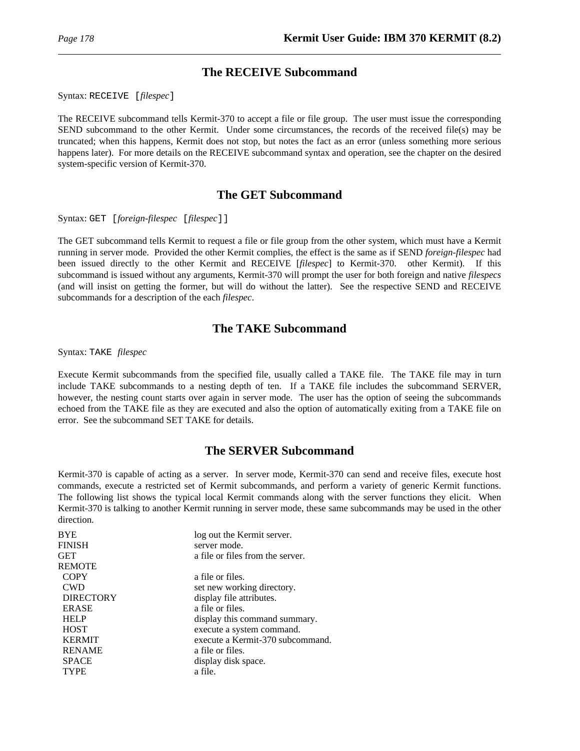## The RECEIVE Subcommand

Syntax: RECEIVE [*filespec*]

The RECEIVE subcommand tells Kermit-370 to accept a file or file group. The user must issue the corresponding SEND subcommand to the other Kermit. Under some circumstances, the records of the received file(s) may be truncated; when this happens, Kermit does not stop, but notes the fact as an error (unless something more serious happens later). For more details on the RECEIVE subcommand syntax and operation, see the chapter on the desired system-specific version of Kermit-370.

## The GET Subcommand

Syntax: GET [*foreign-filespec* [*filespec*]]

The GET subcommand tells Kermit to request a file or file group from the other system, which must have a Kermit running in server mode. Provided the other Kermit complies, the effect is the same as if SEND *foreign-filespec* had been issued directly to the other Kermit and RECEIVE [*filespec*] to Kermit-370. other Kermit). If this subcommand is issued without any arguments, Kermit-370 will prompt the user for both foreign and native *filespecs* (and will insist on getting the former, but will do without the latter). See the respective SEND and RECEIVE subcommands for a description of the each *filespec*.

## The TAKE Subcommand

Syntax: TAKE *filespec*

Execute Kermit subcommands from the specified file, usually called a TAKE file. The TAKE file may in turn include TAKE subcommands to a nesting depth of ten. If a TAKE file includes the subcommand SERVER, however, the nesting count starts over again in server mode. The user has the option of seeing the subcommands echoed from the TAKE file as they are executed and also the option of automatically exiting from a TAKE file on error. See the subcommand SET TAKE for details.

## The SERVER Subcommand

Kermit-370 is capable of acting as a server. In server mode, Kermit-370 can send and receive files, execute host commands, execute a restricted set of Kermit subcommands, and perform a variety of generic Kermit functions. The following list shows the typical local Kermit commands along with the server functions they elicit. When Kermit-370 is talking to another Kermit running in server mode, these same subcommands may be used in the other direction.

| | |
|---|---|
| BYE | log out the Kermit server. |
| FINISH | server mode. |
| GET | a file or files from the server. |
| REMOTE | |
| COPY | a file or files. |
| CWD | set new working directory. |
| DIRECTORY | display file attributes. |
| ERASE | a file or files. |
| HELP | display this command summary. |
| HOST | execute a system command. |
| KERMIT | execute a Kermit-370 subcommand. |
| RENAME | a file or files. |
| SPACE | display disk space. |
| TYPE | a file. |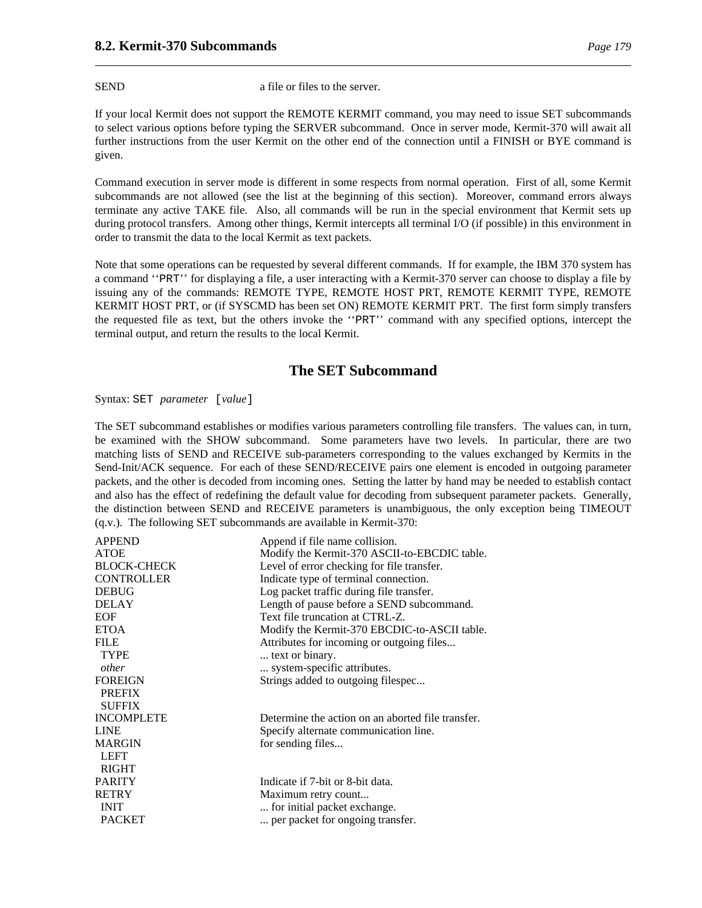| | |
|---|---|
| SEND | a file or files to the server. |

If your local Kermit does not support the REMOTE KERMIT command, you may need to issue SET subcommands to select various options before typing the SERVER subcommand. Once in server mode, Kermit-370 will await all further instructions from the user Kermit on the other end of the connection until a FINISH or BYE command is given.

Command execution in server mode is different in some respects from normal operation. First of all, some Kermit subcommands are not allowed (see the list at the beginning of this section). Moreover, command errors always terminate any active TAKE file. Also, all commands will be run in the special environment that Kermit sets up during protocol transfers. Among other things, Kermit intercepts all terminal I/O (if possible) in this environment in order to transmit the data to the local Kermit as text packets.

Note that some operations can be requested by several different commands. If for example, the IBM 370 system has a command ‘‘PRT’’ for displaying a file, a user interacting with a Kermit-370 server can choose to display a file by issuing any of the commands: REMOTE TYPE, REMOTE HOST PRT, REMOTE KERMIT TYPE, REMOTE KERMIT HOST PRT, or (if SYSCMD has been set ON) REMOTE KERMIT PRT. The first form simply transfers the requested file as text, but the others invoke the ‘‘PRT’’ command with any specified options, intercept the terminal output, and return the results to the local Kermit.

## The SET Subcommand

Syntax: SET *parameter* [*value*]

The SET subcommand establishes or modifies various parameters controlling file transfers. The values can, in turn, be examined with the SHOW subcommand. Some parameters have two levels. In particular, there are two matching lists of SEND and RECEIVE sub-parameters corresponding to the values exchanged by Kermits in the Send-Init/ACK sequence. For each of these SEND/RECEIVE pairs one element is encoded in outgoing parameter packets, and the other is decoded from incoming ones. Setting the latter by hand may be needed to establish contact and also has the effect of redefining the default value for decoding from subsequent parameter packets. Generally, the distinction between SEND and RECEIVE parameters is unambiguous, the only exception being TIMEOUT (q.v.). The following SET subcommands are available in Kermit-370:

| | |
|---|---|
| APPEND | Append if file name collision. |
| ATOE | Modify the Kermit-370 ASCII-to-EBCDIC table. |
| BLOCK-CHECK | Level of error checking for file transfer. |
| CONTROLLER | Indicate type of terminal connection. |
| DEBUG | Log packet traffic during file transfer. |
| DELAY | Length of pause before a SEND subcommand. |
| EOF | Text file truncation at CTRL-Z. |
| ETOA | Modify the Kermit-370 EBCDIC-to-ASCII table. |
| FILE | Attributes for incoming or outgoing files... |
| TYPE | ... text or binary. |
| *other* | ... system-specific attributes. |
| FOREIGN | Strings added to outgoing filespec... |
| PREFIX | |
| SUFFIX | |
| INCOMPLETE | Determine the action on an aborted file transfer. |
| LINE | Specify alternate communication line. |
| MARGIN | for sending files... |
| LEFT | |
| RIGHT | |
| PARITY | Indicate if 7-bit or 8-bit data. |
| RETRY | Maximum retry count... |
| INIT | ... for initial packet exchange. |
| PACKET | ... per packet for ongoing transfer. |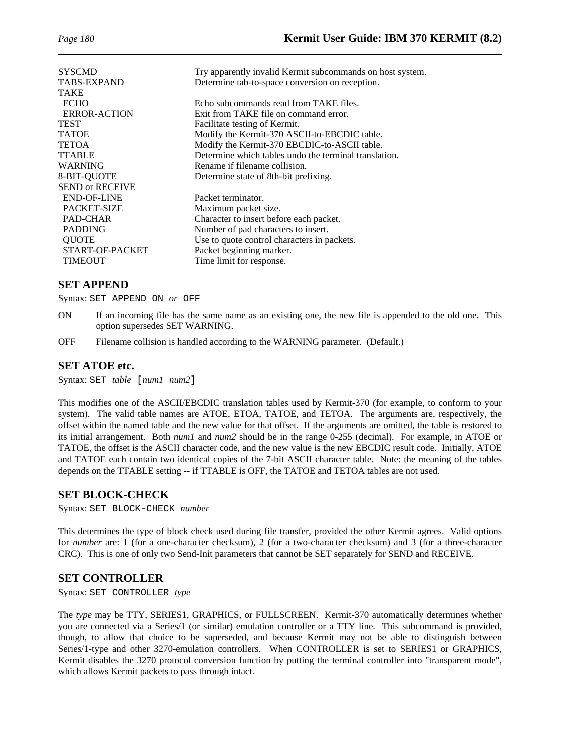| | |
|---|---|
| SYSCMD | Try apparently invalid Kermit subcommands on host system. |
| TABS-EXPAND | Determine tab-to-space conversion on reception. |
| TAKE | |
| ECHO | Echo subcommands read from TAKE files. |
| ERROR-ACTION | Exit from TAKE file on command error. |
| TEST | Facilitate testing of Kermit. |
| TATOE | Modify the Kermit-370 ASCII-to-EBCDIC table. |
| TETOA | Modify the Kermit-370 EBCDIC-to-ASCII table. |
| TTABLE | Determine which tables undo the terminal translation. |
| WARNING | Rename if filename collision. |
| 8-BIT-QUOTE | Determine state of 8th-bit prefixing. |
| SEND or RECEIVE | |
| END-OF-LINE | Packet terminator. |
| PACKET-SIZE | Maximum packet size. |
| PAD-CHAR | Character to insert before each packet. |
| PADDING | Number of pad characters to insert. |
| QUOTE | Use to quote control characters in packets. |
| START-OF-PACKET | Packet beginning marker. |
| TIMEOUT | Time limit for response. |

## SET APPEND

Syntax: `SET APPEND ON` *or* `OFF`

ON If an incoming file has the same name as an existing one, the new file is appended to the old one. This option supersedes SET WARNING.

OFF Filename collision is handled according to the WARNING parameter. (Default.)

## SET ATOE etc.

Syntax: `SET` *table* `[`*num1 num2*`]`

This modifies one of the ASCII/EBCDIC translation tables used by Kermit-370 (for example, to conform to your system). The valid table names are ATOE, ETOA, TATOE, and TETOA. The arguments are, respectively, the offset within the named table and the new value for that offset. If the arguments are omitted, the table is restored to its initial arrangement. Both *num1* and *num2* should be in the range 0-255 (decimal). For example, in ATOE or TATOE, the offset is the ASCII character code, and the new value is the new EBCDIC result code. Initially, ATOE and TATOE each contain two identical copies of the 7-bit ASCII character table. Note: the meaning of the tables depends on the TTABLE setting -- if TTABLE is OFF, the TATOE and TETOA tables are not used.

## SET BLOCK-CHECK

Syntax: `SET BLOCK-CHECK` *number*

This determines the type of block check used during file transfer, provided the other Kermit agrees. Valid options for *number* are: 1 (for a one-character checksum), 2 (for a two-character checksum) and 3 (for a three-character CRC). This is one of only two Send-Init parameters that cannot be SET separately for SEND and RECEIVE.

## SET CONTROLLER

Syntax: `SET CONTROLLER` *type*

The *type* may be TTY, SERIES1, GRAPHICS, or FULLSCREEN. Kermit-370 automatically determines whether you are connected via a Series/1 (or similar) emulation controller or a TTY line. This subcommand is provided, though, to allow that choice to be superseded, and because Kermit may not be able to distinguish between Series/1-type and other 3270-emulation controllers. When CONTROLLER is set to SERIES1 or GRAPHICS, Kermit disables the 3270 protocol conversion function by putting the terminal controller into "transparent mode", which allows Kermit packets to pass through intact.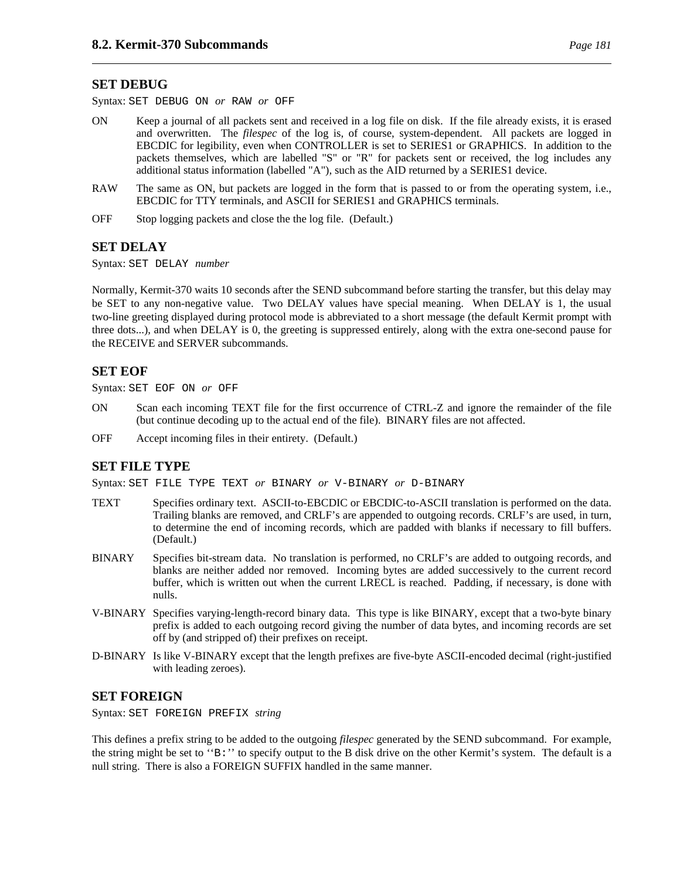### SET DEBUG

Syntax: `SET DEBUG ON` *or* `RAW` *or* `OFF`

ON
: Keep a journal of all packets sent and received in a log file on disk. If the file already exists, it is erased and overwritten. The *filespec* of the log is, of course, system-dependent. All packets are logged in EBCDIC for legibility, even when CONTROLLER is set to SERIES1 or GRAPHICS. In addition to the packets themselves, which are labelled "S" or "R" for packets sent or received, the log includes any additional status information (labelled "A"), such as the AID returned by a SERIES1 device.

RAW
: The same as ON, but packets are logged in the form that is passed to or from the operating system, i.e., EBCDIC for TTY terminals, and ASCII for SERIES1 and GRAPHICS terminals.

OFF
: Stop logging packets and close the the log file. (Default.)

### SET DELAY

Syntax: `SET DELAY` *number*

Normally, Kermit-370 waits 10 seconds after the SEND subcommand before starting the transfer, but this delay may be SET to any non-negative value. Two DELAY values have special meaning. When DELAY is 1, the usual two-line greeting displayed during protocol mode is abbreviated to a short message (the default Kermit prompt with three dots...), and when DELAY is 0, the greeting is suppressed entirely, along with the extra one-second pause for the RECEIVE and SERVER subcommands.

### SET EOF

Syntax: `SET EOF ON` *or* `OFF`

ON
: Scan each incoming TEXT file for the first occurrence of CTRL-Z and ignore the remainder of the file (but continue decoding up to the actual end of the file). BINARY files are not affected.

OFF
: Accept incoming files in their entirety. (Default.)

### SET FILE TYPE

Syntax: `SET FILE TYPE TEXT` *or* `BINARY` *or* `V-BINARY` *or* `D-BINARY`

TEXT
: Specifies ordinary text. ASCII-to-EBCDIC or EBCDIC-to-ASCII translation is performed on the data. Trailing blanks are removed, and CRLF's are appended to outgoing records. CRLF's are used, in turn, to determine the end of incoming records, which are padded with blanks if necessary to fill buffers. (Default.)

BINARY
: Specifies bit-stream data. No translation is performed, no CRLF's are added to outgoing records, and blanks are neither added nor removed. Incoming bytes are added successively to the current record buffer, which is written out when the current LRECL is reached. Padding, if necessary, is done with nulls.

V-BINARY
: Specifies varying-length-record binary data. This type is like BINARY, except that a two-byte binary prefix is added to each outgoing record giving the number of data bytes, and incoming records are set off by (and stripped of) their prefixes on receipt.

D-BINARY
: Is like V-BINARY except that the length prefixes are five-byte ASCII-encoded decimal (right-justified with leading zeroes).

### SET FOREIGN

Syntax: `SET FOREIGN PREFIX` *string*

This defines a prefix string to be added to the outgoing *filespec* generated by the SEND subcommand. For example, the string might be set to ``B:'' to specify output to the B disk drive on the other Kermit's system. The default is a null string. There is also a FOREIGN SUFFIX handled in the same manner.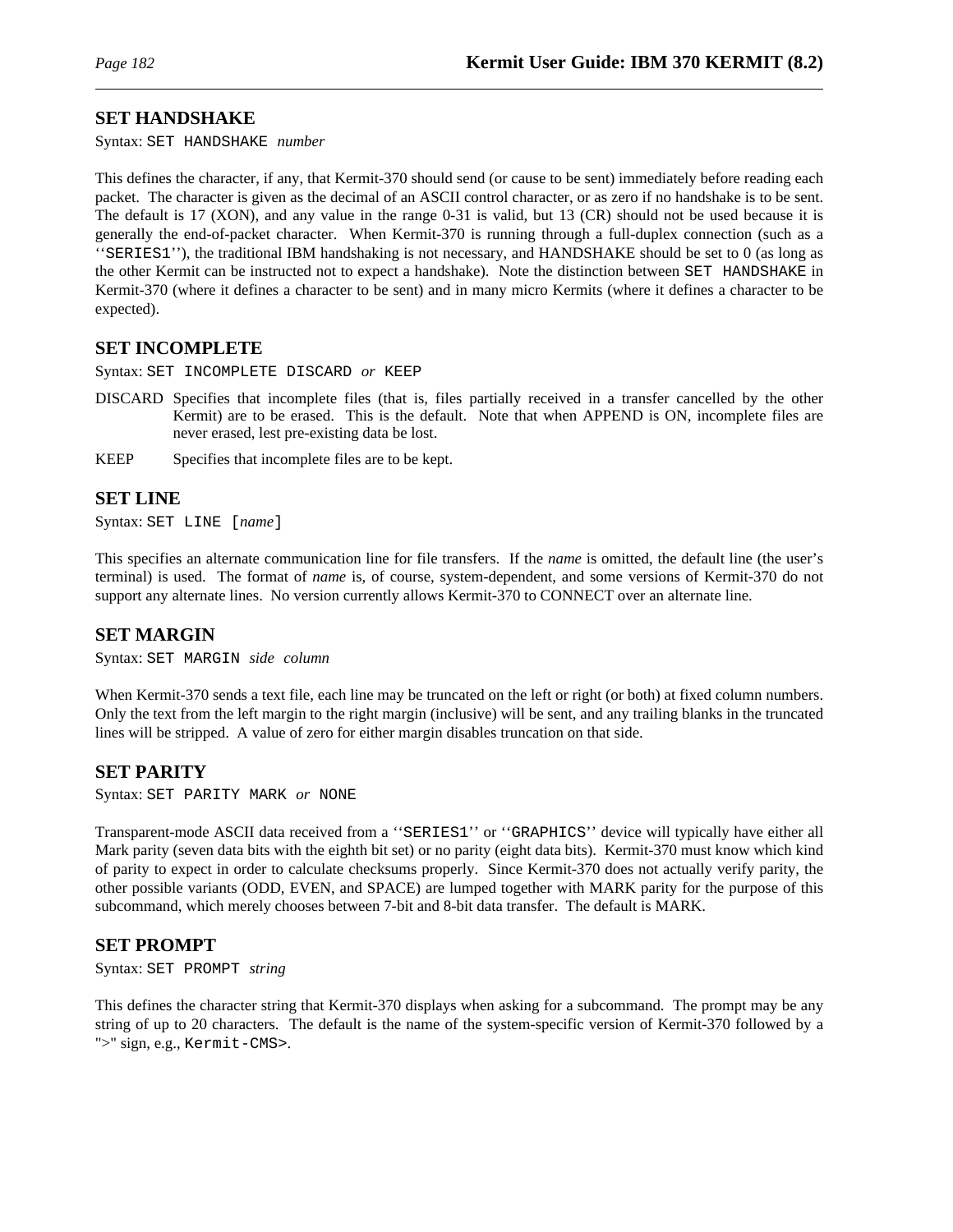## SET HANDSHAKE

Syntax: `SET HANDSHAKE` *number*

This defines the character, if any, that Kermit-370 should send (or cause to be sent) immediately before reading each packet. The character is given as the decimal of an ASCII control character, or as zero if no handshake is to be sent. The default is 17 (XON), and any value in the range 0-31 is valid, but 13 (CR) should not be used because it is generally the end-of-packet character. When Kermit-370 is running through a full-duplex connection (such as a ''`SERIES1`''), the traditional IBM handshaking is not necessary, and HANDSHAKE should be set to 0 (as long as the other Kermit can be instructed not to expect a handshake). Note the distinction between `SET HANDSHAKE` in Kermit-370 (where it defines a character to be sent) and in many micro Kermits (where it defines a character to be expected).

## SET INCOMPLETE

Syntax: `SET INCOMPLETE DISCARD` *or* `KEEP`

DISCARD Specifies that incomplete files (that is, files partially received in a transfer cancelled by the other Kermit) are to be erased. This is the default. Note that when APPEND is ON, incomplete files are never erased, lest pre-existing data be lost.

KEEP Specifies that incomplete files are to be kept.

## SET LINE

Syntax: `SET LINE [`*name*`]`

This specifies an alternate communication line for file transfers. If the *name* is omitted, the default line (the user's terminal) is used. The format of *name* is, of course, system-dependent, and some versions of Kermit-370 do not support any alternate lines. No version currently allows Kermit-370 to CONNECT over an alternate line.

## SET MARGIN

Syntax: `SET MARGIN` *side column*

When Kermit-370 sends a text file, each line may be truncated on the left or right (or both) at fixed column numbers. Only the text from the left margin to the right margin (inclusive) will be sent, and any trailing blanks in the truncated lines will be stripped. A value of zero for either margin disables truncation on that side.

## SET PARITY

Syntax: `SET PARITY MARK` *or* `NONE`

Transparent-mode ASCII data received from a ''`SERIES1`'' or ''`GRAPHICS`'' device will typically have either all Mark parity (seven data bits with the eighth bit set) or no parity (eight data bits). Kermit-370 must know which kind of parity to expect in order to calculate checksums properly. Since Kermit-370 does not actually verify parity, the other possible variants (ODD, EVEN, and SPACE) are lumped together with MARK parity for the purpose of this subcommand, which merely chooses between 7-bit and 8-bit data transfer. The default is MARK.

## SET PROMPT

Syntax: `SET PROMPT` *string*

This defines the character string that Kermit-370 displays when asking for a subcommand. The prompt may be any string of up to 20 characters. The default is the name of the system-specific version of Kermit-370 followed by a ">" sign, e.g., `Kermit-CMS>`.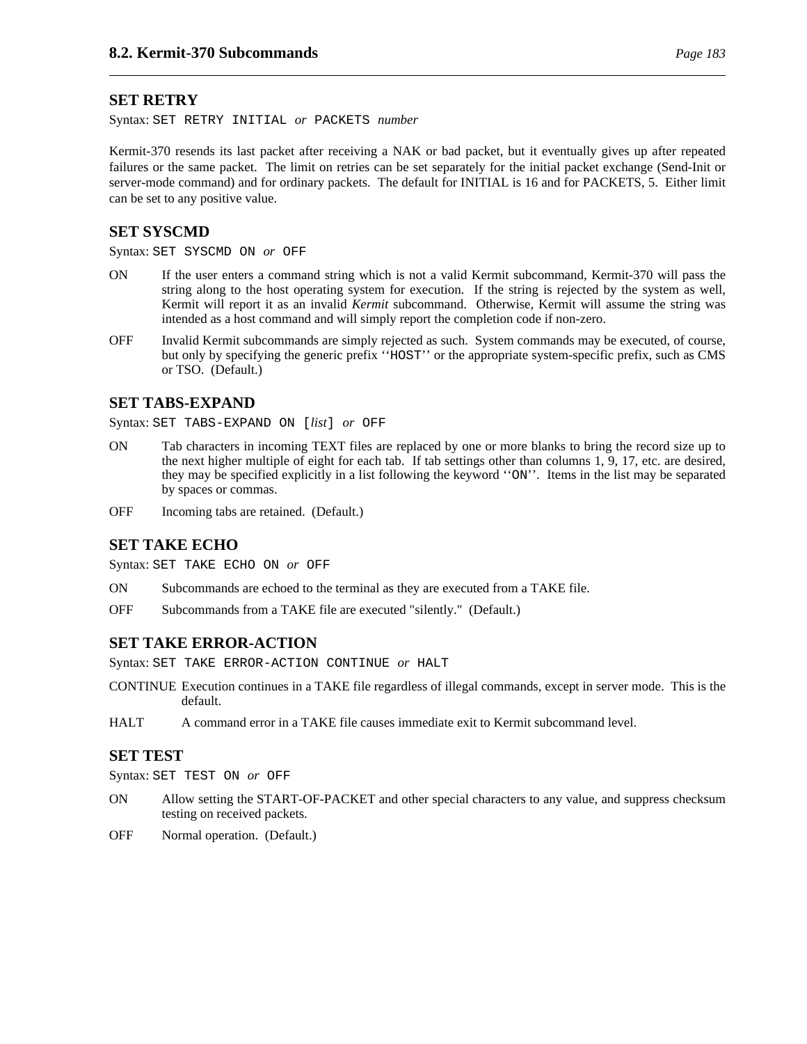### SET RETRY

Syntax: `SET RETRY INITIAL` *or* `PACKETS` *number*

Kermit-370 resends its last packet after receiving a NAK or bad packet, but it eventually gives up after repeated failures or the same packet. The limit on retries can be set separately for the initial packet exchange (Send-Init or server-mode command) and for ordinary packets. The default for INITIAL is 16 and for PACKETS, 5. Either limit can be set to any positive value.

### SET SYSCMD

Syntax: `SET SYSCMD ON` *or* `OFF`

ON
: If the user enters a command string which is not a valid Kermit subcommand, Kermit-370 will pass the string along to the host operating system for execution. If the string is rejected by the system as well, Kermit will report it as an invalid *Kermit* subcommand. Otherwise, Kermit will assume the string was intended as a host command and will simply report the completion code if non-zero.

OFF
: Invalid Kermit subcommands are simply rejected as such. System commands may be executed, of course, but only by specifying the generic prefix ''`HOST`'' or the appropriate system-specific prefix, such as CMS or TSO. (Default.)

### SET TABS-EXPAND

Syntax: `SET TABS-EXPAND ON [`*list*`]` *or* `OFF`

ON
: Tab characters in incoming TEXT files are replaced by one or more blanks to bring the record size up to the next higher multiple of eight for each tab. If tab settings other than columns 1, 9, 17, etc. are desired, they may be specified explicitly in a list following the keyword ''`ON`''. Items in the list may be separated by spaces or commas.

OFF
: Incoming tabs are retained. (Default.)

### SET TAKE ECHO

Syntax: `SET TAKE ECHO ON` *or* `OFF`

ON
: Subcommands are echoed to the terminal as they are executed from a TAKE file.

OFF
: Subcommands from a TAKE file are executed "silently." (Default.)

### SET TAKE ERROR-ACTION

Syntax: `SET TAKE ERROR-ACTION CONTINUE` *or* `HALT`

CONTINUE
: Execution continues in a TAKE file regardless of illegal commands, except in server mode. This is the default.

HALT
: A command error in a TAKE file causes immediate exit to Kermit subcommand level.

### SET TEST

Syntax: `SET TEST ON` *or* `OFF`

ON
: Allow setting the START-OF-PACKET and other special characters to any value, and suppress checksum testing on received packets.

OFF
: Normal operation. (Default.)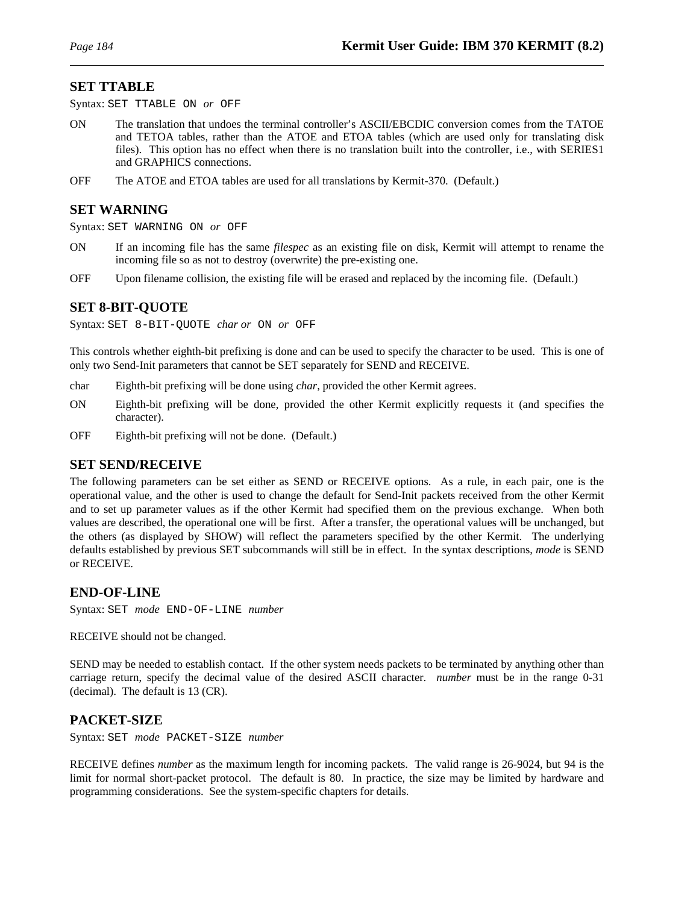## SET TTABLE

Syntax: `SET TTABLE ON` *or* `OFF`

ON The translation that undoes the terminal controller's ASCII/EBCDIC conversion comes from the TATOE and TETOA tables, rather than the ATOE and ETOA tables (which are used only for translating disk files). This option has no effect when there is no translation built into the controller, i.e., with SERIES1 and GRAPHICS connections.

OFF The ATOE and ETOA tables are used for all translations by Kermit-370. (Default.)

## SET WARNING

Syntax: `SET WARNING ON` *or* `OFF`

ON If an incoming file has the same *filespec* as an existing file on disk, Kermit will attempt to rename the incoming file so as not to destroy (overwrite) the pre-existing one.

OFF Upon filename collision, the existing file will be erased and replaced by the incoming file. (Default.)

## SET 8-BIT-QUOTE

Syntax: `SET 8-BIT-QUOTE` *char or* `ON` *or* `OFF`

This controls whether eighth-bit prefixing is done and can be used to specify the character to be used. This is one of only two Send-Init parameters that cannot be SET separately for SEND and RECEIVE.

char Eighth-bit prefixing will be done using *char*, provided the other Kermit agrees.

ON Eighth-bit prefixing will be done, provided the other Kermit explicitly requests it (and specifies the character).

OFF Eighth-bit prefixing will not be done. (Default.)

## SET SEND/RECEIVE

The following parameters can be set either as SEND or RECEIVE options. As a rule, in each pair, one is the operational value, and the other is used to change the default for Send-Init packets received from the other Kermit and to set up parameter values as if the other Kermit had specified them on the previous exchange. When both values are described, the operational one will be first. After a transfer, the operational values will be unchanged, but the others (as displayed by SHOW) will reflect the parameters specified by the other Kermit. The underlying defaults established by previous SET subcommands will still be in effect. In the syntax descriptions, *mode* is SEND or RECEIVE.

## END-OF-LINE

Syntax: `SET` *mode* `END-OF-LINE` *number*

RECEIVE should not be changed.

SEND may be needed to establish contact. If the other system needs packets to be terminated by anything other than carriage return, specify the decimal value of the desired ASCII character. *number* must be in the range 0-31 (decimal). The default is 13 (CR).

## PACKET-SIZE

Syntax: `SET` *mode* `PACKET-SIZE` *number*

RECEIVE defines *number* as the maximum length for incoming packets. The valid range is 26-9024, but 94 is the limit for normal short-packet protocol. The default is 80. In practice, the size may be limited by hardware and programming considerations. See the system-specific chapters for details.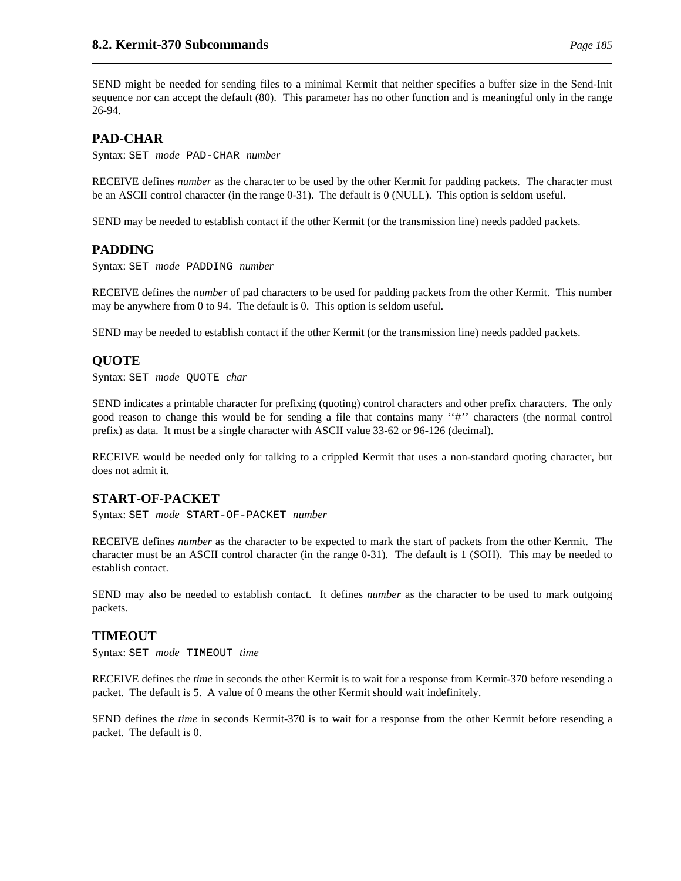SEND might be needed for sending files to a minimal Kermit that neither specifies a buffer size in the Send-Init sequence nor can accept the default (80). This parameter has no other function and is meaningful only in the range 26-94.

### PAD-CHAR

Syntax: `SET` *mode* `PAD-CHAR` *number*

RECEIVE defines *number* as the character to be used by the other Kermit for padding packets. The character must be an ASCII control character (in the range 0-31). The default is 0 (NULL). This option is seldom useful.

SEND may be needed to establish contact if the other Kermit (or the transmission line) needs padded packets.

### PADDING

Syntax: `SET` *mode* `PADDING` *number*

RECEIVE defines the *number* of pad characters to be used for padding packets from the other Kermit. This number may be anywhere from 0 to 94. The default is 0. This option is seldom useful.

SEND may be needed to establish contact if the other Kermit (or the transmission line) needs padded packets.

### QUOTE

Syntax: `SET` *mode* `QUOTE` *char*

SEND indicates a printable character for prefixing (quoting) control characters and other prefix characters. The only good reason to change this would be for sending a file that contains many ‘‘#’’ characters (the normal control prefix) as data. It must be a single character with ASCII value 33-62 or 96-126 (decimal).

RECEIVE would be needed only for talking to a crippled Kermit that uses a non-standard quoting character, but does not admit it.

### START-OF-PACKET

Syntax: `SET` *mode* `START-OF-PACKET` *number*

RECEIVE defines *number* as the character to be expected to mark the start of packets from the other Kermit. The character must be an ASCII control character (in the range 0-31). The default is 1 (SOH). This may be needed to establish contact.

SEND may also be needed to establish contact. It defines *number* as the character to be used to mark outgoing packets.

### TIMEOUT

Syntax: `SET` *mode* `TIMEOUT` *time*

RECEIVE defines the *time* in seconds the other Kermit is to wait for a response from Kermit-370 before resending a packet. The default is 5. A value of 0 means the other Kermit should wait indefinitely.

SEND defines the *time* in seconds Kermit-370 is to wait for a response from the other Kermit before resending a packet. The default is 0.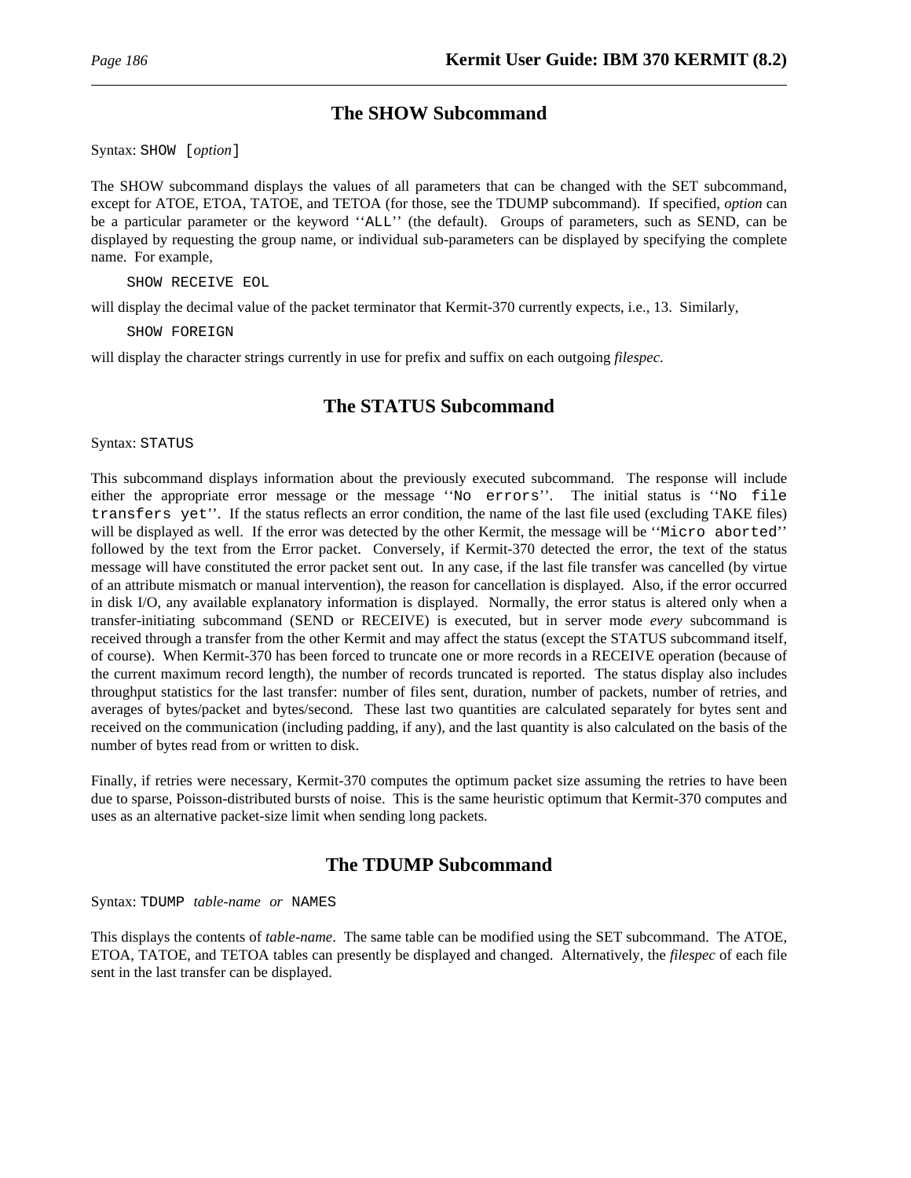## The SHOW Subcommand

Syntax: `SHOW [`*option*`]`

The SHOW subcommand displays the values of all parameters that can be changed with the SET subcommand, except for ATOE, ETOA, TATOE, and TETOA (for those, see the TDUMP subcommand). If specified, *option* can be a particular parameter or the keyword ''`ALL`'' (the default). Groups of parameters, such as SEND, can be displayed by requesting the group name, or individual sub-parameters can be displayed by specifying the complete name. For example,

```
SHOW RECEIVE EOL
```

will display the decimal value of the packet terminator that Kermit-370 currently expects, i.e., 13. Similarly,

```
SHOW FOREIGN
```

will display the character strings currently in use for prefix and suffix on each outgoing *filespec*.

## The STATUS Subcommand

Syntax: `STATUS`

This subcommand displays information about the previously executed subcommand. The response will include either the appropriate error message or the message ''`No errors`''. The initial status is ''`No file transfers yet`''. If the status reflects an error condition, the name of the last file used (excluding TAKE files) will be displayed as well. If the error was detected by the other Kermit, the message will be ''`Micro aborted`'' followed by the text from the Error packet. Conversely, if Kermit-370 detected the error, the text of the status message will have constituted the error packet sent out. In any case, if the last file transfer was cancelled (by virtue of an attribute mismatch or manual intervention), the reason for cancellation is displayed. Also, if the error occurred in disk I/O, any available explanatory information is displayed. Normally, the error status is altered only when a transfer-initiating subcommand (SEND or RECEIVE) is executed, but in server mode *every* subcommand is received through a transfer from the other Kermit and may affect the status (except the STATUS subcommand itself, of course). When Kermit-370 has been forced to truncate one or more records in a RECEIVE operation (because of the current maximum record length), the number of records truncated is reported. The status display also includes throughput statistics for the last transfer: number of files sent, duration, number of packets, number of retries, and averages of bytes/packet and bytes/second. These last two quantities are calculated separately for bytes sent and received on the communication (including padding, if any), and the last quantity is also calculated on the basis of the number of bytes read from or written to disk.

Finally, if retries were necessary, Kermit-370 computes the optimum packet size assuming the retries to have been due to sparse, Poisson-distributed bursts of noise. This is the same heuristic optimum that Kermit-370 computes and uses as an alternative packet-size limit when sending long packets.

## The TDUMP Subcommand

Syntax: `TDUMP` *table-name* *or* `NAMES`

This displays the contents of *table-name*. The same table can be modified using the SET subcommand. The ATOE, ETOA, TATOE, and TETOA tables can presently be displayed and changed. Alternatively, the *filespec* of each file sent in the last transfer can be displayed.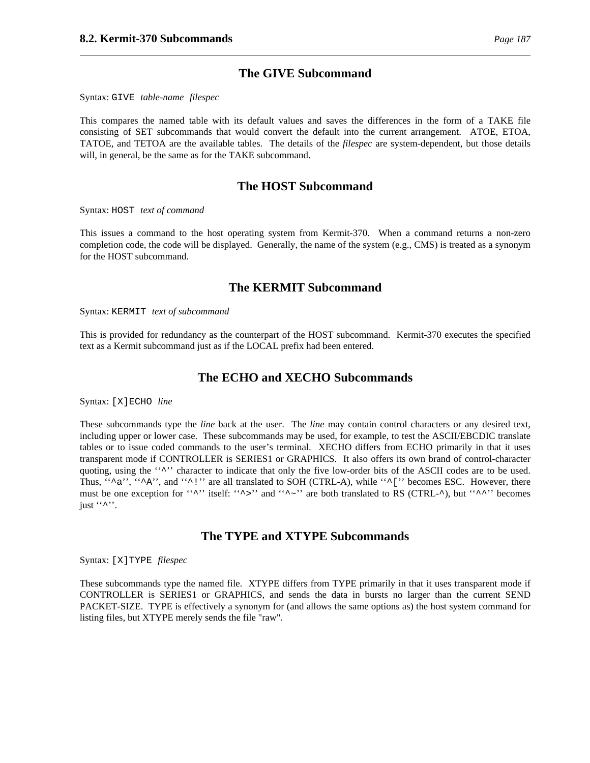## The GIVE Subcommand

Syntax: `GIVE` *table-name filespec*

This compares the named table with its default values and saves the differences in the form of a TAKE file consisting of SET subcommands that would convert the default into the current arrangement. ATOE, ETOA, TATOE, and TETOA are the available tables. The details of the *filespec* are system-dependent, but those details will, in general, be the same as for the TAKE subcommand.

## The HOST Subcommand

Syntax: `HOST` *text of command*

This issues a command to the host operating system from Kermit-370. When a command returns a non-zero completion code, the code will be displayed. Generally, the name of the system (e.g., CMS) is treated as a synonym for the HOST subcommand.

## The KERMIT Subcommand

Syntax: `KERMIT` *text of subcommand*

This is provided for redundancy as the counterpart of the HOST subcommand. Kermit-370 executes the specified text as a Kermit subcommand just as if the LOCAL prefix had been entered.

## The ECHO and XECHO Subcommands

Syntax: `[X]ECHO` *line*

These subcommands type the *line* back at the user. The *line* may contain control characters or any desired text, including upper or lower case. These subcommands may be used, for example, to test the ASCII/EBCDIC translate tables or to issue coded commands to the user's terminal. XECHO differs from ECHO primarily in that it uses transparent mode if CONTROLLER is SERIES1 or GRAPHICS. It also offers its own brand of control-character quoting, using the ''`^`'' character to indicate that only the five low-order bits of the ASCII codes are to be used. Thus, ''`^a`'', ''`^A`'', and ''`^!`'' are all translated to SOH (CTRL-A), while ''`^[`'' becomes ESC. However, there must be one exception for ''`^`'' itself: ''`^>`'' and ''`^~`'' are both translated to RS (CTRL-^), but ''`^^`'' becomes just ''`^`''.

## The TYPE and XTYPE Subcommands

Syntax: `[X]TYPE` *filespec*

These subcommands type the named file. XTYPE differs from TYPE primarily in that it uses transparent mode if CONTROLLER is SERIES1 or GRAPHICS, and sends the data in bursts no larger than the current SEND PACKET-SIZE. TYPE is effectively a synonym for (and allows the same options as) the host system command for listing files, but XTYPE merely sends the file "raw".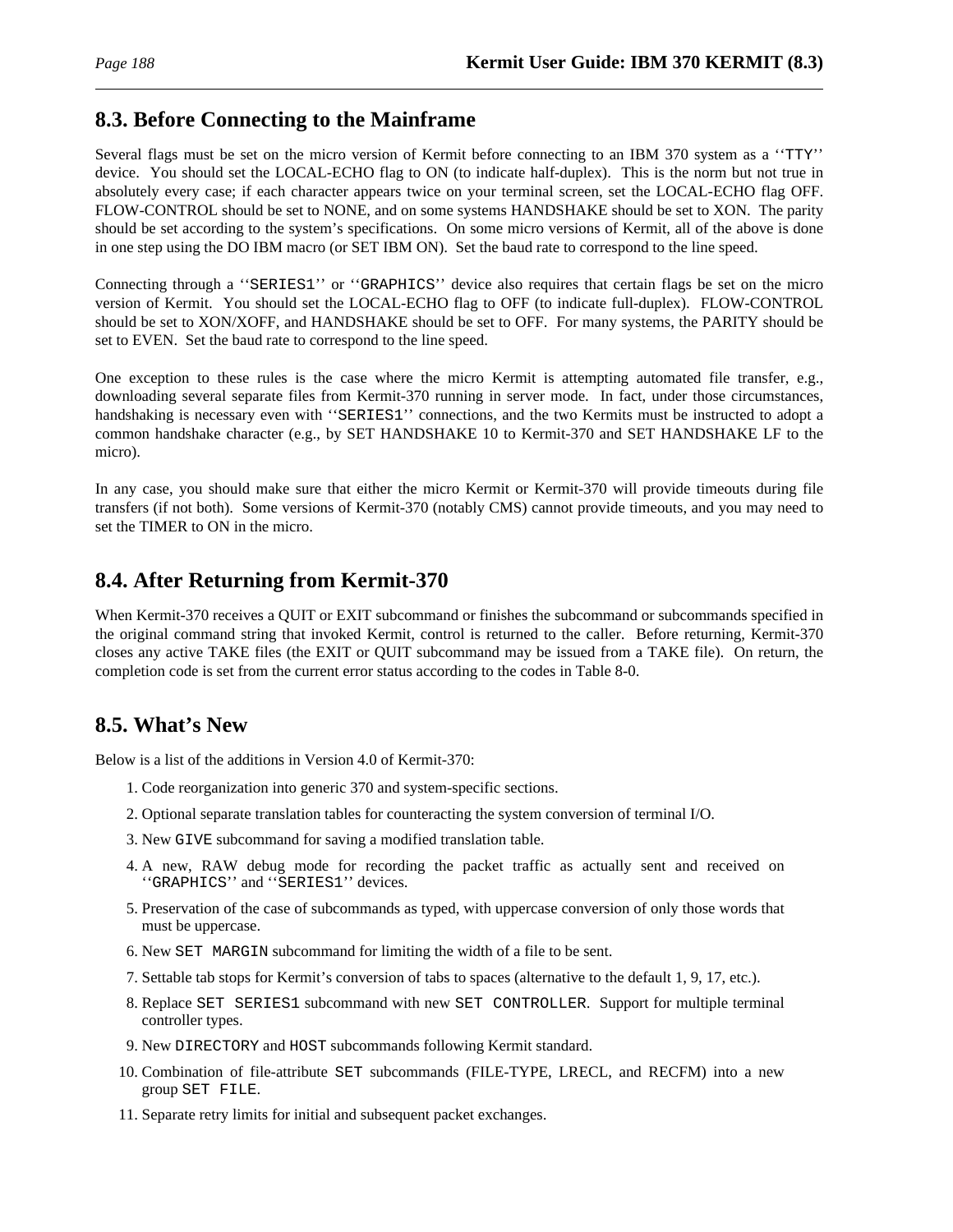## 8.3. Before Connecting to the Mainframe

Several flags must be set on the micro version of Kermit before connecting to an IBM 370 system as a ''`TTY`'' device. You should set the LOCAL-ECHO flag to ON (to indicate half-duplex). This is the norm but not true in absolutely every case; if each character appears twice on your terminal screen, set the LOCAL-ECHO flag OFF. FLOW-CONTROL should be set to NONE, and on some systems HANDSHAKE should be set to XON. The parity should be set according to the system's specifications. On some micro versions of Kermit, all of the above is done in one step using the DO IBM macro (or SET IBM ON). Set the baud rate to correspond to the line speed.

Connecting through a ''`SERIES1`'' or ''`GRAPHICS`'' device also requires that certain flags be set on the micro version of Kermit. You should set the LOCAL-ECHO flag to OFF (to indicate full-duplex). FLOW-CONTROL should be set to XON/XOFF, and HANDSHAKE should be set to OFF. For many systems, the PARITY should be set to EVEN. Set the baud rate to correspond to the line speed.

One exception to these rules is the case where the micro Kermit is attempting automated file transfer, e.g., downloading several separate files from Kermit-370 running in server mode. In fact, under those circumstances, handshaking is necessary even with ''`SERIES1`'' connections, and the two Kermits must be instructed to adopt a common handshake character (e.g., by SET HANDSHAKE 10 to Kermit-370 and SET HANDSHAKE LF to the micro).

In any case, you should make sure that either the micro Kermit or Kermit-370 will provide timeouts during file transfers (if not both). Some versions of Kermit-370 (notably CMS) cannot provide timeouts, and you may need to set the TIMER to ON in the micro.

## 8.4. After Returning from Kermit-370

When Kermit-370 receives a QUIT or EXIT subcommand or finishes the subcommand or subcommands specified in the original command string that invoked Kermit, control is returned to the caller. Before returning, Kermit-370 closes any active TAKE files (the EXIT or QUIT subcommand may be issued from a TAKE file). On return, the completion code is set from the current error status according to the codes in Table 8-0.

## 8.5. What's New

Below is a list of the additions in Version 4.0 of Kermit-370:

1. Code reorganization into generic 370 and system-specific sections.
2. Optional separate translation tables for counteracting the system conversion of terminal I/O.
3. New `GIVE` subcommand for saving a modified translation table.
4. A new, RAW debug mode for recording the packet traffic as actually sent and received on ''`GRAPHICS`'' and ''`SERIES1`'' devices.
5. Preservation of the case of subcommands as typed, with uppercase conversion of only those words that must be uppercase.
6. New `SET MARGIN` subcommand for limiting the width of a file to be sent.
7. Settable tab stops for Kermit's conversion of tabs to spaces (alternative to the default 1, 9, 17, etc.).
8. Replace `SET SERIES1` subcommand with new `SET CONTROLLER`. Support for multiple terminal controller types.
9. New `DIRECTORY` and `HOST` subcommands following Kermit standard.
10. Combination of file-attribute `SET` subcommands (FILE-TYPE, LRECL, and RECFM) into a new group `SET FILE`.
11. Separate retry limits for initial and subsequent packet exchanges.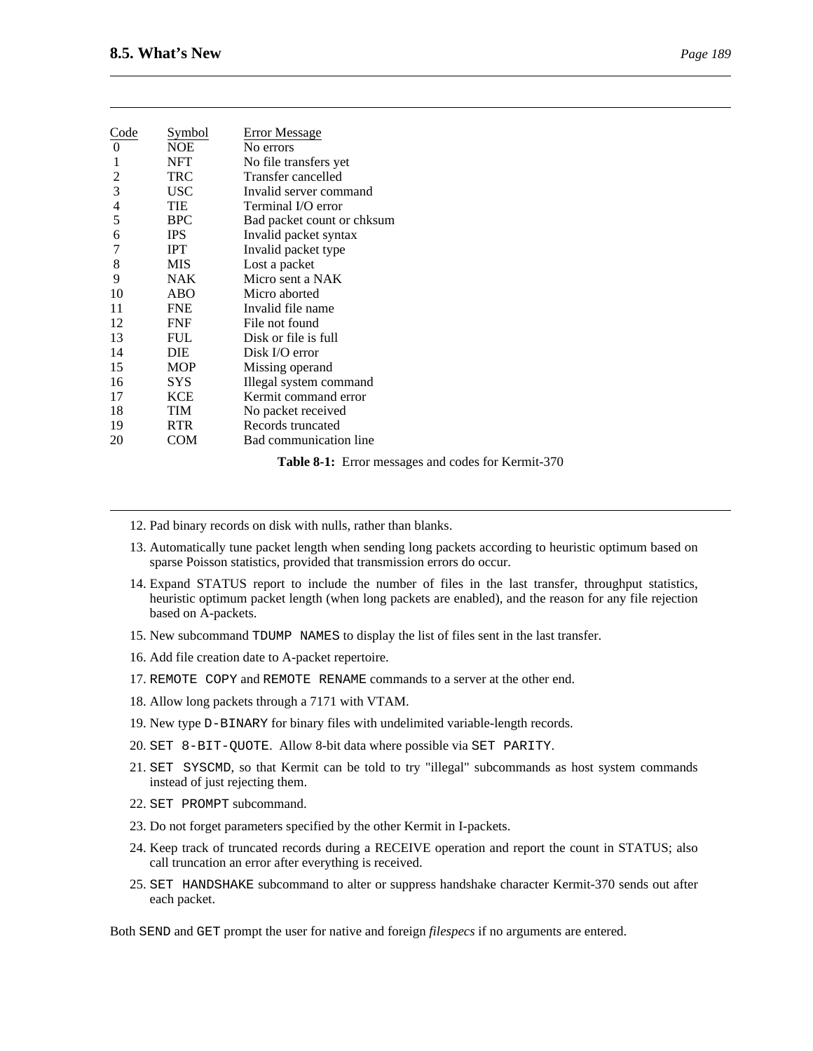| Code | Symbol | Error Message |
|---|---|---|
| 0 | NOE | No errors |
| 1 | NFT | No file transfers yet |
| 2 | TRC | Transfer cancelled |
| 3 | USC | Invalid server command |
| 4 | TIE | Terminal I/O error |
| 5 | BPC | Bad packet count or chksum |
| 6 | IPS | Invalid packet syntax |
| 7 | IPT | Invalid packet type |
| 8 | MIS | Lost a packet |
| 9 | NAK | Micro sent a NAK |
| 10 | ABO | Micro aborted |
| 11 | FNE | Invalid file name |
| 12 | FNF | File not found |
| 13 | FUL | Disk or file is full |
| 14 | DIE | Disk I/O error |
| 15 | MOP | Missing operand |
| 16 | SYS | Illegal system command |
| 17 | KCE | Kermit command error |
| 18 | TIM | No packet received |
| 19 | RTR | Records truncated |
| 20 | COM | Bad communication line |

**Table 8-1:** Error messages and codes for Kermit-370

12. Pad binary records on disk with nulls, rather than blanks.
13. Automatically tune packet length when sending long packets according to heuristic optimum based on sparse Poisson statistics, provided that transmission errors do occur.
14. Expand STATUS report to include the number of files in the last transfer, throughput statistics, heuristic optimum packet length (when long packets are enabled), and the reason for any file rejection based on A-packets.
15. New subcommand `TDUMP NAMES` to display the list of files sent in the last transfer.
16. Add file creation date to A-packet repertoire.
17. `REMOTE COPY` and `REMOTE RENAME` commands to a server at the other end.
18. Allow long packets through a 7171 with VTAM.
19. New type `D-BINARY` for binary files with undelimited variable-length records.
20. `SET 8-BIT-QUOTE`. Allow 8-bit data where possible via `SET PARITY`.
21. `SET SYSCMD`, so that Kermit can be told to try "illegal" subcommands as host system commands instead of just rejecting them.
22. `SET PROMPT` subcommand.
23. Do not forget parameters specified by the other Kermit in I-packets.
24. Keep track of truncated records during a RECEIVE operation and report the count in STATUS; also call truncation an error after everything is received.
25. `SET HANDSHAKE` subcommand to alter or suppress handshake character Kermit-370 sends out after each packet.

Both `SEND` and `GET` prompt the user for native and foreign *filespecs* if no arguments are entered.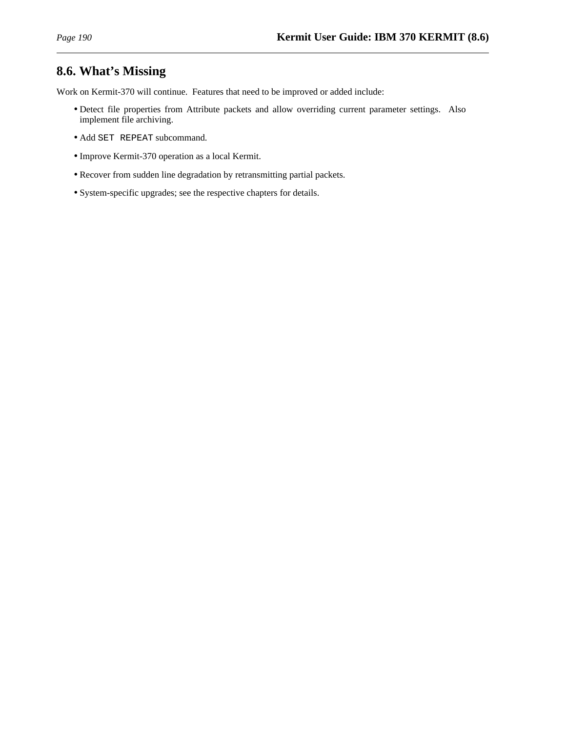## 8.6. What's Missing

Work on Kermit-370 will continue. Features that need to be improved or added include:

- Detect file properties from Attribute packets and allow overriding current parameter settings. Also implement file archiving.
- Add `SET REPEAT` subcommand.
- Improve Kermit-370 operation as a local Kermit.
- Recover from sudden line degradation by retransmitting partial packets.
- System-specific upgrades; see the respective chapters for details.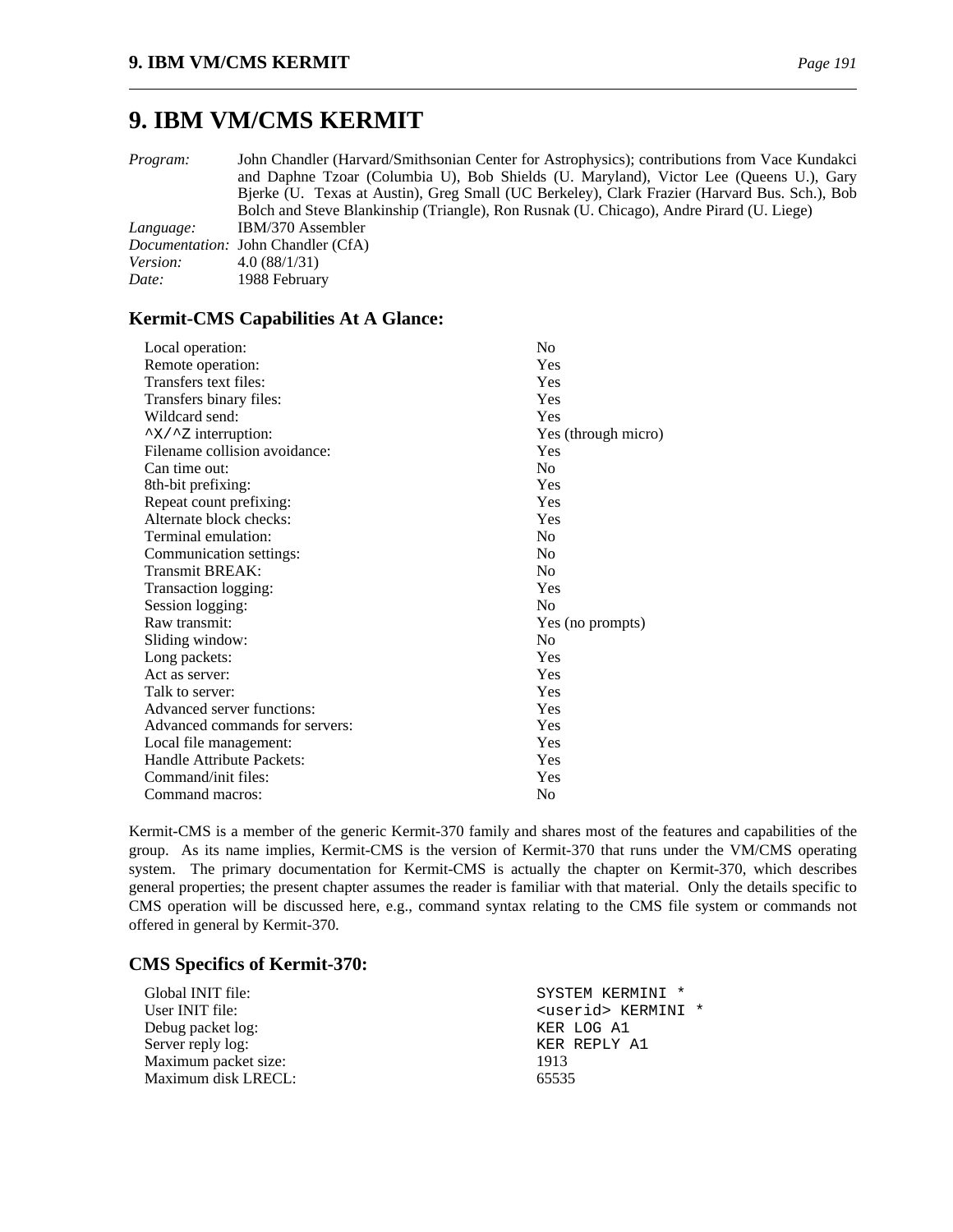# 9. IBM VM/CMS KERMIT

*Program:* John Chandler (Harvard/Smithsonian Center for Astrophysics); contributions from Vace Kundakci and Daphne Tzoar (Columbia U), Bob Shields (U. Maryland), Victor Lee (Queens U.), Gary Bjerke (U. Texas at Austin), Greg Small (UC Berkeley), Clark Frazier (Harvard Bus. Sch.), Bob Bolch and Steve Blankinship (Triangle), Ron Rusnak (U. Chicago), Andre Pirard (U. Liege)
*Language:* IBM/370 Assembler
*Documentation:* John Chandler (CfA)
*Version:* 4.0 (88/1/31)
*Date:* 1988 February

## Kermit-CMS Capabilities At A Glance:

| | |
|---|---|
| Local operation: | No |
| Remote operation: | Yes |
| Transfers text files: | Yes |
| Transfers binary files: | Yes |
| Wildcard send: | Yes |
| `^X/^Z` interruption: | Yes (through micro) |
| Filename collision avoidance: | Yes |
| Can time out: | No |
| 8th-bit prefixing: | Yes |
| Repeat count prefixing: | Yes |
| Alternate block checks: | Yes |
| Terminal emulation: | No |
| Communication settings: | No |
| Transmit BREAK: | No |
| Transaction logging: | Yes |
| Session logging: | No |
| Raw transmit: | Yes (no prompts) |
| Sliding window: | No |
| Long packets: | Yes |
| Act as server: | Yes |
| Talk to server: | Yes |
| Advanced server functions: | Yes |
| Advanced commands for servers: | Yes |
| Local file management: | Yes |
| Handle Attribute Packets: | Yes |
| Command/init files: | Yes |
| Command macros: | No |

Kermit-CMS is a member of the generic Kermit-370 family and shares most of the features and capabilities of the group. As its name implies, Kermit-CMS is the version of Kermit-370 that runs under the VM/CMS operating system. The primary documentation for Kermit-CMS is actually the chapter on Kermit-370, which describes general properties; the present chapter assumes the reader is familiar with that material. Only the details specific to CMS operation will be discussed here, e.g., command syntax relating to the CMS file system or commands not offered in general by Kermit-370.

## CMS Specifics of Kermit-370:

| | |
|---|---|
| Global INIT file: | `SYSTEM KERMINI *` |
| User INIT file: | `<userid> KERMINI *` |
| Debug packet log: | `KER LOG A1` |
| Server reply log: | `KER REPLY A1` |
| Maximum packet size: | 1913 |
| Maximum disk LRECL: | 65535 |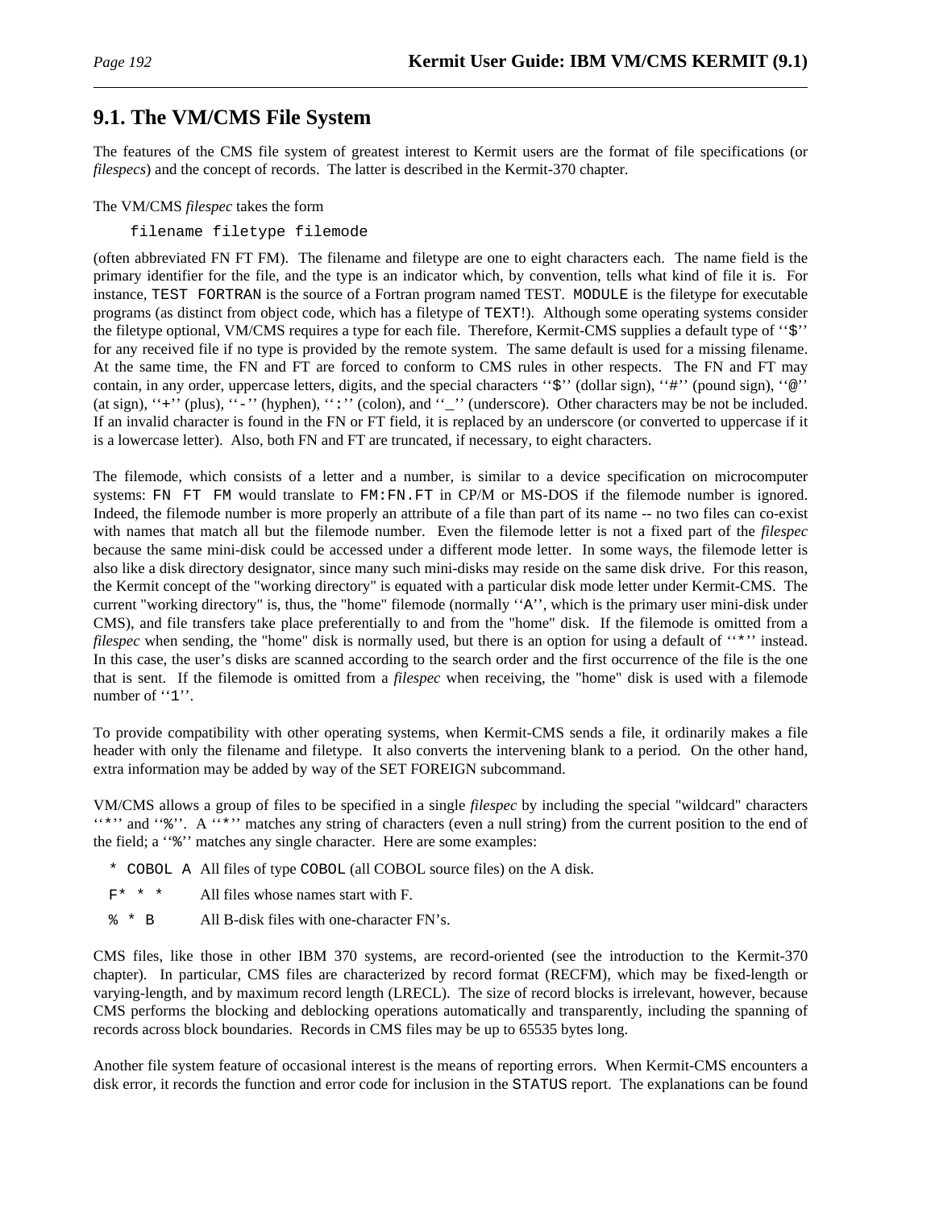## 9.1. The VM/CMS File System

The features of the CMS file system of greatest interest to Kermit users are the format of file specifications (or *filespecs*) and the concept of records. The latter is described in the Kermit-370 chapter.

The VM/CMS *filespec* takes the form

```
filename filetype filemode
```

(often abbreviated FN FT FM). The filename and filetype are one to eight characters each. The name field is the primary identifier for the file, and the type is an indicator which, by convention, tells what kind of file it is. For instance, `TEST FORTRAN` is the source of a Fortran program named TEST. `MODULE` is the filetype for executable programs (as distinct from object code, which has a filetype of `TEXT`!). Although some operating systems consider the filetype optional, VM/CMS requires a type for each file. Therefore, Kermit-CMS supplies a default type of ''`$`'' for any received file if no type is provided by the remote system. The same default is used for a missing filename. At the same time, the FN and FT are forced to conform to CMS rules in other respects. The FN and FT may contain, in any order, uppercase letters, digits, and the special characters ''`$`'' (dollar sign), ''`#`'' (pound sign), ''`@`'' (at sign), ''`+`'' (plus), ''`-`'' (hyphen), ''`:`'' (colon), and ''`_`'' (underscore). Other characters may be not be included. If an invalid character is found in the FN or FT field, it is replaced by an underscore (or converted to uppercase if it is a lowercase letter). Also, both FN and FT are truncated, if necessary, to eight characters.

The filemode, which consists of a letter and a number, is similar to a device specification on microcomputer systems: `FN FT FM` would translate to `FM:FN.FT` in CP/M or MS-DOS if the filemode number is ignored. Indeed, the filemode number is more properly an attribute of a file than part of its name -- no two files can co-exist with names that match all but the filemode number. Even the filemode letter is not a fixed part of the *filespec* because the same mini-disk could be accessed under a different mode letter. In some ways, the filemode letter is also like a disk directory designator, since many such mini-disks may reside on the same disk drive. For this reason, the Kermit concept of the "working directory" is equated with a particular disk mode letter under Kermit-CMS. The current "working directory" is, thus, the "home" filemode (normally ''`A`'', which is the primary user mini-disk under CMS), and file transfers take place preferentially to and from the "home" disk. If the filemode is omitted from a *filespec* when sending, the "home" disk is normally used, but there is an option for using a default of ''`*`'' instead. In this case, the user's disks are scanned according to the search order and the first occurrence of the file is the one that is sent. If the filemode is omitted from a *filespec* when receiving, the "home" disk is used with a filemode number of ''`1`''.

To provide compatibility with other operating systems, when Kermit-CMS sends a file, it ordinarily makes a file header with only the filename and filetype. It also converts the intervening blank to a period. On the other hand, extra information may be added by way of the SET FOREIGN subcommand.

VM/CMS allows a group of files to be specified in a single *filespec* by including the special "wildcard" characters ''`*`'' and ''`%`''. A ''`*`'' matches any string of characters (even a null string) from the current position to the end of the field; a ''`%`'' matches any single character. Here are some examples:

| | |
|---|---|
| `* COBOL A` | All files of type `COBOL` (all COBOL source files) on the A disk. |
| `F* * *` | All files whose names start with F. |
| `% * B` | All B-disk files with one-character FN's. |

CMS files, like those in other IBM 370 systems, are record-oriented (see the introduction to the Kermit-370 chapter). In particular, CMS files are characterized by record format (RECFM), which may be fixed-length or varying-length, and by maximum record length (LRECL). The size of record blocks is irrelevant, however, because CMS performs the blocking and deblocking operations automatically and transparently, including the spanning of records across block boundaries. Records in CMS files may be up to 65535 bytes long.

Another file system feature of occasional interest is the means of reporting errors. When Kermit-CMS encounters a disk error, it records the function and error code for inclusion in the `STATUS` report. The explanations can be found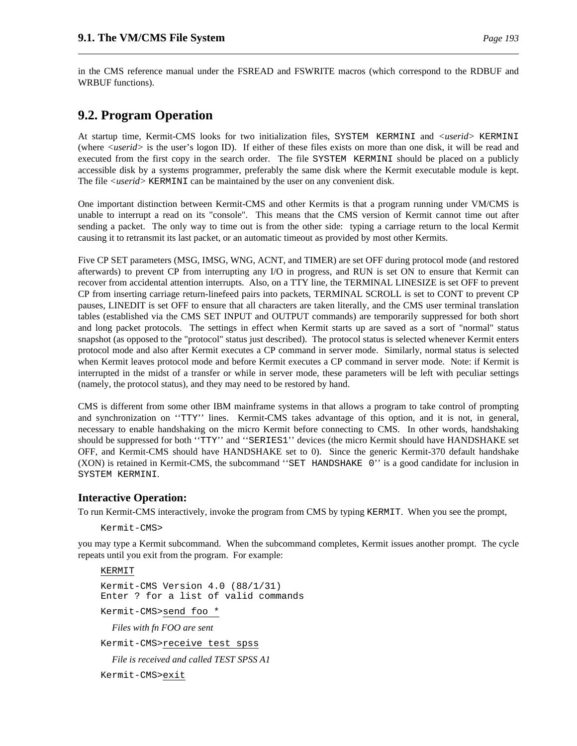in the CMS reference manual under the FSREAD and FSWRITE macros (which correspond to the RDBUF and WRBUF functions).

## 9.2. Program Operation

At startup time, Kermit-CMS looks for two initialization files, SYSTEM KERMINI and *<userid>* KERMINI (where *<userid>* is the user's logon ID). If either of these files exists on more than one disk, it will be read and executed from the first copy in the search order. The file SYSTEM KERMINI should be placed on a publicly accessible disk by a systems programmer, preferably the same disk where the Kermit executable module is kept. The file *<userid>* KERMINI can be maintained by the user on any convenient disk.

One important distinction between Kermit-CMS and other Kermits is that a program running under VM/CMS is unable to interrupt a read on its "console". This means that the CMS version of Kermit cannot time out after sending a packet. The only way to time out is from the other side: typing a carriage return to the local Kermit causing it to retransmit its last packet, or an automatic timeout as provided by most other Kermits.

Five CP SET parameters (MSG, IMSG, WNG, ACNT, and TIMER) are set OFF during protocol mode (and restored afterwards) to prevent CP from interrupting any I/O in progress, and RUN is set ON to ensure that Kermit can recover from accidental attention interrupts. Also, on a TTY line, the TERMINAL LINESIZE is set OFF to prevent CP from inserting carriage return-linefeed pairs into packets, TERMINAL SCROLL is set to CONT to prevent CP pauses, LINEDIT is set OFF to ensure that all characters are taken literally, and the CMS user terminal translation tables (established via the CMS SET INPUT and OUTPUT commands) are temporarily suppressed for both short and long packet protocols. The settings in effect when Kermit starts up are saved as a sort of "normal" status snapshot (as opposed to the "protocol" status just described). The protocol status is selected whenever Kermit enters protocol mode and also after Kermit executes a CP command in server mode. Similarly, normal status is selected when Kermit leaves protocol mode and before Kermit executes a CP command in server mode. Note: if Kermit is interrupted in the midst of a transfer or while in server mode, these parameters will be left with peculiar settings (namely, the protocol status), and they may need to be restored by hand.

CMS is different from some other IBM mainframe systems in that allows a program to take control of prompting and synchronization on ''TTY'' lines. Kermit-CMS takes advantage of this option, and it is not, in general, necessary to enable handshaking on the micro Kermit before connecting to CMS. In other words, handshaking should be suppressed for both ''TTY'' and ''SERIES1'' devices (the micro Kermit should have HANDSHAKE set OFF, and Kermit-CMS should have HANDSHAKE set to 0). Since the generic Kermit-370 default handshake (XON) is retained in Kermit-CMS, the subcommand ''SET HANDSHAKE 0'' is a good candidate for inclusion in SYSTEM KERMINI.

### Interactive Operation:

To run Kermit-CMS interactively, invoke the program from CMS by typing KERMIT. When you see the prompt,

```
Kermit-CMS>
```

you may type a Kermit subcommand. When the subcommand completes, Kermit issues another prompt. The cycle repeats until you exit from the program. For example:

```
KERMIT

Kermit-CMS Version 4.0 (88/1/31)
Enter ? for a list of valid commands

Kermit-CMS>send foo *
```

*Files with fn FOO are sent*

```
Kermit-CMS>receive test spss
```

*File is received and called TEST SPSS A1*

```
Kermit-CMS>exit
```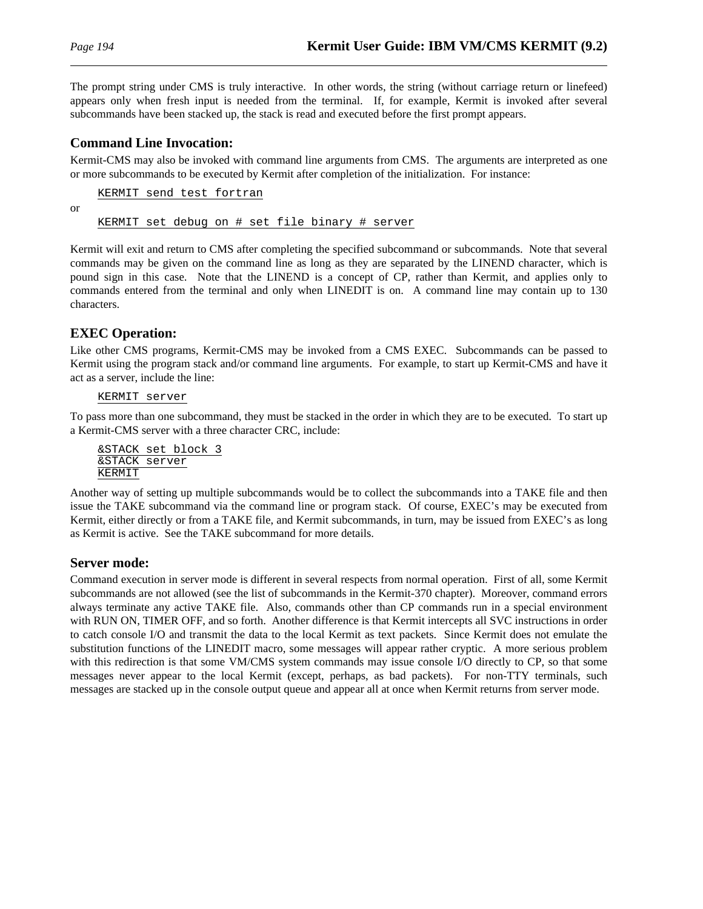The prompt string under CMS is truly interactive. In other words, the string (without carriage return or linefeed) appears only when fresh input is needed from the terminal. If, for example, Kermit is invoked after several subcommands have been stacked up, the stack is read and executed before the first prompt appears.

### Command Line Invocation:

Kermit-CMS may also be invoked with command line arguments from CMS. The arguments are interpreted as one or more subcommands to be executed by Kermit after completion of the initialization. For instance:

```
KERMIT send test fortran
```

or

```
KERMIT set debug on # set file binary # server
```

Kermit will exit and return to CMS after completing the specified subcommand or subcommands. Note that several commands may be given on the command line as long as they are separated by the LINEND character, which is pound sign in this case. Note that the LINEND is a concept of CP, rather than Kermit, and applies only to commands entered from the terminal and only when LINEDIT is on. A command line may contain up to 130 characters.

### EXEC Operation:

Like other CMS programs, Kermit-CMS may be invoked from a CMS EXEC. Subcommands can be passed to Kermit using the program stack and/or command line arguments. For example, to start up Kermit-CMS and have it act as a server, include the line:

```
KERMIT server
```

To pass more than one subcommand, they must be stacked in the order in which they are to be executed. To start up a Kermit-CMS server with a three character CRC, include:

```
&STACK set block 3
&STACK server
KERMIT
```

Another way of setting up multiple subcommands would be to collect the subcommands into a TAKE file and then issue the TAKE subcommand via the command line or program stack. Of course, EXEC's may be executed from Kermit, either directly or from a TAKE file, and Kermit subcommands, in turn, may be issued from EXEC's as long as Kermit is active. See the TAKE subcommand for more details.

### Server mode:

Command execution in server mode is different in several respects from normal operation. First of all, some Kermit subcommands are not allowed (see the list of subcommands in the Kermit-370 chapter). Moreover, command errors always terminate any active TAKE file. Also, commands other than CP commands run in a special environment with RUN ON, TIMER OFF, and so forth. Another difference is that Kermit intercepts all SVC instructions in order to catch console I/O and transmit the data to the local Kermit as text packets. Since Kermit does not emulate the substitution functions of the LINEDIT macro, some messages will appear rather cryptic. A more serious problem with this redirection is that some VM/CMS system commands may issue console I/O directly to CP, so that some messages never appear to the local Kermit (except, perhaps, as bad packets). For non-TTY terminals, such messages are stacked up in the console output queue and appear all at once when Kermit returns from server mode.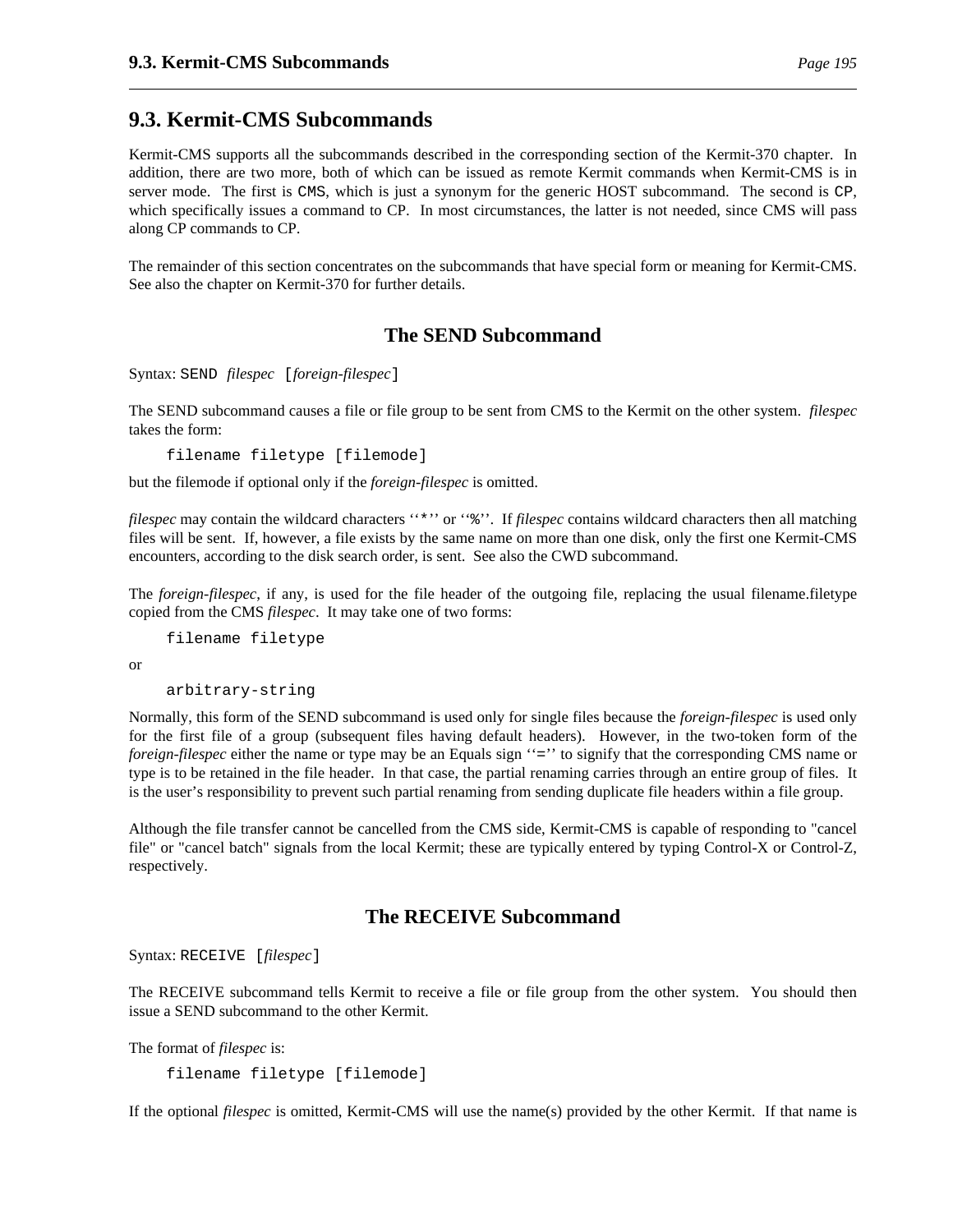## 9.3. Kermit-CMS Subcommands

Kermit-CMS supports all the subcommands described in the corresponding section of the Kermit-370 chapter. In addition, there are two more, both of which can be issued as remote Kermit commands when Kermit-CMS is in server mode. The first is `CMS`, which is just a synonym for the generic HOST subcommand. The second is `CP`, which specifically issues a command to CP. In most circumstances, the latter is not needed, since CMS will pass along CP commands to CP.

The remainder of this section concentrates on the subcommands that have special form or meaning for Kermit-CMS. See also the chapter on Kermit-370 for further details.

### The SEND Subcommand

Syntax: `SEND` *filespec* `[`*foreign-filespec*`]`

The SEND subcommand causes a file or file group to be sent from CMS to the Kermit on the other system. *filespec* takes the form:

```
filename filetype [filemode]
```

but the filemode if optional only if the *foreign-filespec* is omitted.

*filespec* may contain the wildcard characters ‘‘`*`’’ or ‘‘`%`’’. If *filespec* contains wildcard characters then all matching files will be sent. If, however, a file exists by the same name on more than one disk, only the first one Kermit-CMS encounters, according to the disk search order, is sent. See also the CWD subcommand.

The *foreign-filespec*, if any, is used for the file header of the outgoing file, replacing the usual filename.filetype copied from the CMS *filespec*. It may take one of two forms:

```
filename filetype
```

or

```
arbitrary-string
```

Normally, this form of the SEND subcommand is used only for single files because the *foreign-filespec* is used only for the first file of a group (subsequent files having default headers). However, in the two-token form of the *foreign-filespec* either the name or type may be an Equals sign ‘‘`=`’’ to signify that the corresponding CMS name or type is to be retained in the file header. In that case, the partial renaming carries through an entire group of files. It is the user’s responsibility to prevent such partial renaming from sending duplicate file headers within a file group.

Although the file transfer cannot be cancelled from the CMS side, Kermit-CMS is capable of responding to "cancel file" or "cancel batch" signals from the local Kermit; these are typically entered by typing Control-X or Control-Z, respectively.

### The RECEIVE Subcommand

Syntax: `RECEIVE [`*filespec*`]`

The RECEIVE subcommand tells Kermit to receive a file or file group from the other system. You should then issue a SEND subcommand to the other Kermit.

The format of *filespec* is:

```
filename filetype [filemode]
```

If the optional *filespec* is omitted, Kermit-CMS will use the name(s) provided by the other Kermit. If that name is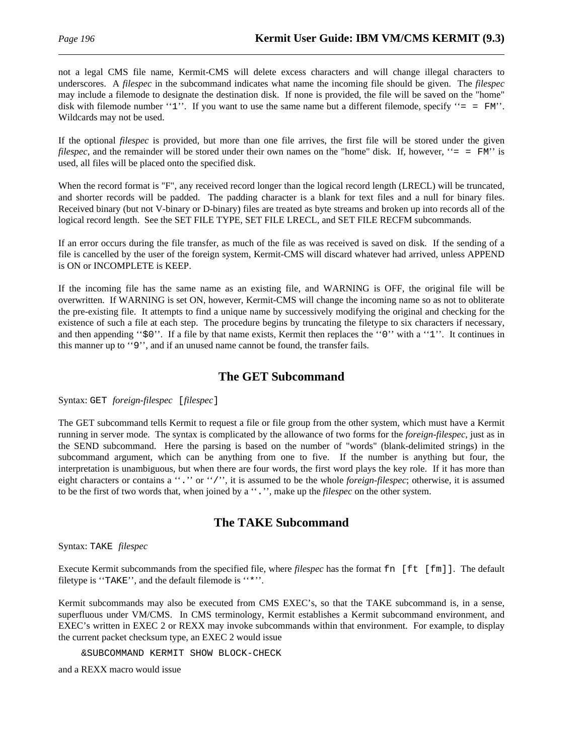not a legal CMS file name, Kermit-CMS will delete excess characters and will change illegal characters to underscores. A *filespec* in the subcommand indicates what name the incoming file should be given. The *filespec* may include a filemode to designate the destination disk. If none is provided, the file will be saved on the "home" disk with filemode number ``1``. If you want to use the same name but a different filemode, specify ``= = FM``. Wildcards may not be used.

If the optional *filespec* is provided, but more than one file arrives, the first file will be stored under the given *filespec*, and the remainder will be stored under their own names on the "home" disk. If, however, ``= = FM`` is used, all files will be placed onto the specified disk.

When the record format is "F", any received record longer than the logical record length (LRECL) will be truncated, and shorter records will be padded. The padding character is a blank for text files and a null for binary files. Received binary (but not V-binary or D-binary) files are treated as byte streams and broken up into records all of the logical record length. See the SET FILE TYPE, SET FILE LRECL, and SET FILE RECFM subcommands.

If an error occurs during the file transfer, as much of the file as was received is saved on disk. If the sending of a file is cancelled by the user of the foreign system, Kermit-CMS will discard whatever had arrived, unless APPEND is ON or INCOMPLETE is KEEP.

If the incoming file has the same name as an existing file, and WARNING is OFF, the original file will be overwritten. If WARNING is set ON, however, Kermit-CMS will change the incoming name so as not to obliterate the pre-existing file. It attempts to find a unique name by successively modifying the original and checking for the existence of such a file at each step. The procedure begins by truncating the filetype to six characters if necessary, and then appending ``$0``. If a file by that name exists, Kermit then replaces the ``0`` with a ``1``. It continues in this manner up to ``9``, and if an unused name cannot be found, the transfer fails.

## The GET Subcommand

Syntax: GET *foreign-filespec* [*filespec*]

The GET subcommand tells Kermit to request a file or file group from the other system, which must have a Kermit running in server mode. The syntax is complicated by the allowance of two forms for the *foreign-filespec*, just as in the SEND subcommand. Here the parsing is based on the number of "words" (blank-delimited strings) in the subcommand argument, which can be anything from one to five. If the number is anything but four, the interpretation is unambiguous, but when there are four words, the first word plays the key role. If it has more than eight characters or contains a ``.`` or ``/``, it is assumed to be the whole *foreign-filespec*; otherwise, it is assumed to be the first of two words that, when joined by a ``.``, make up the *filespec* on the other system.

## The TAKE Subcommand

Syntax: TAKE *filespec*

Execute Kermit subcommands from the specified file, where *filespec* has the format fn [ft [fm]]. The default filetype is ``TAKE``, and the default filemode is ``*``.

Kermit subcommands may also be executed from CMS EXEC's, so that the TAKE subcommand is, in a sense, superfluous under VM/CMS. In CMS terminology, Kermit establishes a Kermit subcommand environment, and EXEC's written in EXEC 2 or REXX may invoke subcommands within that environment. For example, to display the current packet checksum type, an EXEC 2 would issue

```
&SUBCOMMAND KERMIT SHOW BLOCK-CHECK
```

and a REXX macro would issue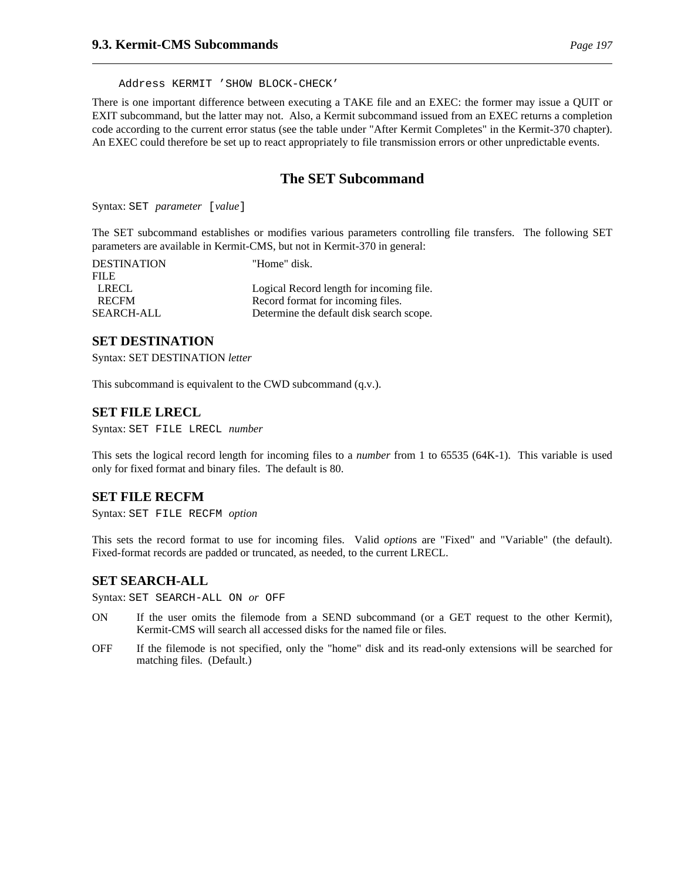```
Address KERMIT 'SHOW BLOCK-CHECK'
```

There is one important difference between executing a TAKE file and an EXEC: the former may issue a QUIT or EXIT subcommand, but the latter may not. Also, a Kermit subcommand issued from an EXEC returns a completion code according to the current error status (see the table under "After Kermit Completes" in the Kermit-370 chapter). An EXEC could therefore be set up to react appropriately to file transmission errors or other unpredictable events.

## The SET Subcommand

Syntax: `SET` *parameter* `[`*value*`]`

The SET subcommand establishes or modifies various parameters controlling file transfers. The following SET parameters are available in Kermit-CMS, but not in Kermit-370 in general:

| | |
|---|---|
| DESTINATION | "Home" disk. |
| FILE | |
| LRECL | Logical Record length for incoming file. |
| RECFM | Record format for incoming files. |
| SEARCH-ALL | Determine the default disk search scope. |

### SET DESTINATION

Syntax: SET DESTINATION *letter*

This subcommand is equivalent to the CWD subcommand (q.v.).

### SET FILE LRECL

Syntax: `SET FILE LRECL` *number*

This sets the logical record length for incoming files to a *number* from 1 to 65535 (64K-1). This variable is used only for fixed format and binary files. The default is 80.

### SET FILE RECFM

Syntax: `SET FILE RECFM` *option*

This sets the record format to use for incoming files. Valid *option*s are "Fixed" and "Variable" (the default). Fixed-format records are padded or truncated, as needed, to the current LRECL.

### SET SEARCH-ALL

Syntax: `SET SEARCH-ALL ON` *or* `OFF`

ON — If the user omits the filemode from a SEND subcommand (or a GET request to the other Kermit), Kermit-CMS will search all accessed disks for the named file or files.

OFF — If the filemode is not specified, only the "home" disk and its read-only extensions will be searched for matching files. (Default.)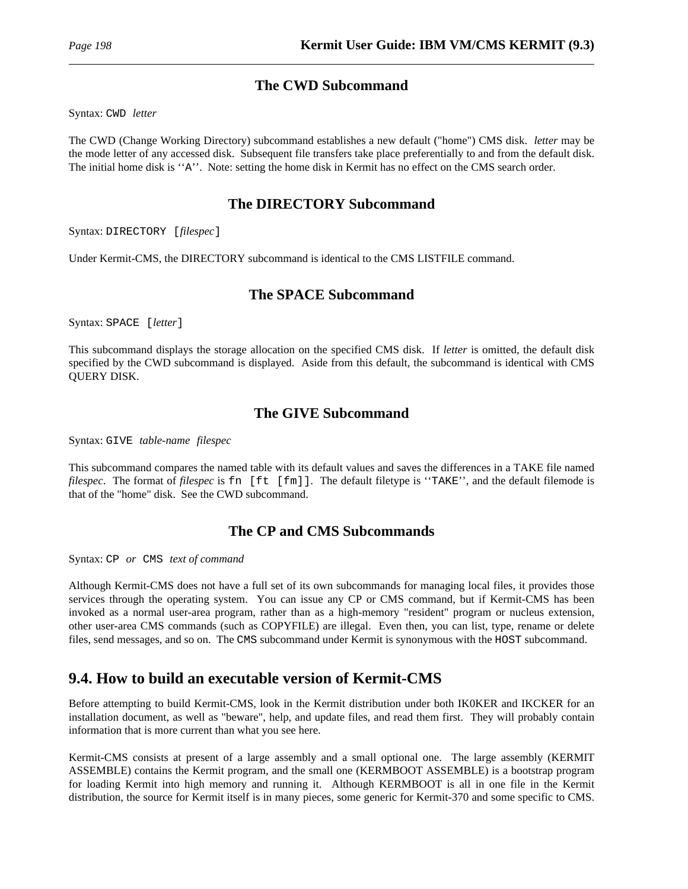### The CWD Subcommand

Syntax: `CWD` *letter*

The CWD (Change Working Directory) subcommand establishes a new default ("home") CMS disk. *letter* may be the mode letter of any accessed disk. Subsequent file transfers take place preferentially to and from the default disk. The initial home disk is ‘‘`A`’’. Note: setting the home disk in Kermit has no effect on the CMS search order.

### The DIRECTORY Subcommand

Syntax: `DIRECTORY [`*filespec*`]`

Under Kermit-CMS, the DIRECTORY subcommand is identical to the CMS LISTFILE command.

### The SPACE Subcommand

Syntax: `SPACE [`*letter*`]`

This subcommand displays the storage allocation on the specified CMS disk. If *letter* is omitted, the default disk specified by the CWD subcommand is displayed. Aside from this default, the subcommand is identical with CMS QUERY DISK.

### The GIVE Subcommand

Syntax: `GIVE` *table-name filespec*

This subcommand compares the named table with its default values and saves the differences in a TAKE file named *filespec*. The format of *filespec* is `fn [ft [fm]]`. The default filetype is ‘‘`TAKE`’’, and the default filemode is that of the "home" disk. See the CWD subcommand.

### The CP and CMS Subcommands

Syntax: `CP` *or* `CMS` *text of command*

Although Kermit-CMS does not have a full set of its own subcommands for managing local files, it provides those services through the operating system. You can issue any CP or CMS command, but if Kermit-CMS has been invoked as a normal user-area program, rather than as a high-memory "resident" program or nucleus extension, other user-area CMS commands (such as COPYFILE) are illegal. Even then, you can list, type, rename or delete files, send messages, and so on. The `CMS` subcommand under Kermit is synonymous with the `HOST` subcommand.

## 9.4. How to build an executable version of Kermit-CMS

Before attempting to build Kermit-CMS, look in the Kermit distribution under both IK0KER and IKCKER for an installation document, as well as "beware", help, and update files, and read them first. They will probably contain information that is more current than what you see here.

Kermit-CMS consists at present of a large assembly and a small optional one. The large assembly (KERMIT ASSEMBLE) contains the Kermit program, and the small one (KERMBOOT ASSEMBLE) is a bootstrap program for loading Kermit into high memory and running it. Although KERMBOOT is all in one file in the Kermit distribution, the source for Kermit itself is in many pieces, some generic for Kermit-370 and some specific to CMS.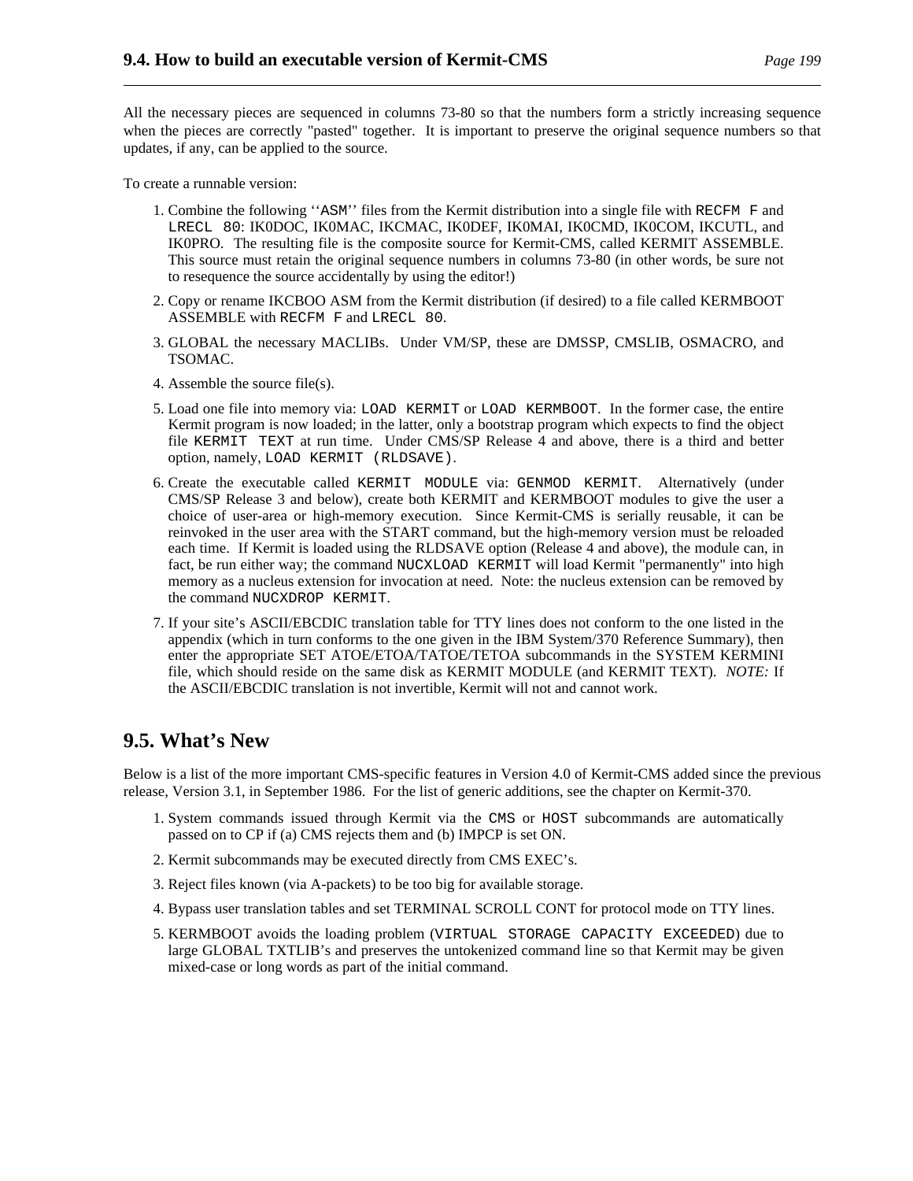All the necessary pieces are sequenced in columns 73-80 so that the numbers form a strictly increasing sequence when the pieces are correctly "pasted" together. It is important to preserve the original sequence numbers so that updates, if any, can be applied to the source.

To create a runnable version:

1. Combine the following ''`ASM`'' files from the Kermit distribution into a single file with `RECFM F` and `LRECL 80`: IK0DOC, IK0MAC, IKCMAC, IK0DEF, IK0MAI, IK0CMD, IK0COM, IKCUTL, and IK0PRO. The resulting file is the composite source for Kermit-CMS, called KERMIT ASSEMBLE. This source must retain the original sequence numbers in columns 73-80 (in other words, be sure not to resequence the source accidentally by using the editor!)
2. Copy or rename IKCBOO ASM from the Kermit distribution (if desired) to a file called KERMBOOT ASSEMBLE with `RECFM F` and `LRECL 80`.
3. GLOBAL the necessary MACLIBs. Under VM/SP, these are DMSSP, CMSLIB, OSMACRO, and TSOMAC.
4. Assemble the source file(s).
5. Load one file into memory via: `LOAD KERMIT` or `LOAD KERMBOOT`. In the former case, the entire Kermit program is now loaded; in the latter, only a bootstrap program which expects to find the object file `KERMIT TEXT` at run time. Under CMS/SP Release 4 and above, there is a third and better option, namely, `LOAD KERMIT (RLDSAVE)`.
6. Create the executable called `KERMIT MODULE` via: `GENMOD KERMIT`. Alternatively (under CMS/SP Release 3 and below), create both KERMIT and KERMBOOT modules to give the user a choice of user-area or high-memory execution. Since Kermit-CMS is serially reusable, it can be reinvoked in the user area with the START command, but the high-memory version must be reloaded each time. If Kermit is loaded using the RLDSAVE option (Release 4 and above), the module can, in fact, be run either way; the command `NUCXLOAD KERMIT` will load Kermit "permanently" into high memory as a nucleus extension for invocation at need. Note: the nucleus extension can be removed by the command `NUCXDROP KERMIT`.
7. If your site's ASCII/EBCDIC translation table for TTY lines does not conform to the one listed in the appendix (which in turn conforms to the one given in the IBM System/370 Reference Summary), then enter the appropriate SET ATOE/ETOA/TATOE/TETOA subcommands in the SYSTEM KERMINI file, which should reside on the same disk as KERMIT MODULE (and KERMIT TEXT). *NOTE:* If the ASCII/EBCDIC translation is not invertible, Kermit will not and cannot work.

## 9.5. What's New

Below is a list of the more important CMS-specific features in Version 4.0 of Kermit-CMS added since the previous release, Version 3.1, in September 1986. For the list of generic additions, see the chapter on Kermit-370.

1. System commands issued through Kermit via the `CMS` or `HOST` subcommands are automatically passed on to CP if (a) CMS rejects them and (b) IMPCP is set ON.
2. Kermit subcommands may be executed directly from CMS EXEC's.
3. Reject files known (via A-packets) to be too big for available storage.
4. Bypass user translation tables and set TERMINAL SCROLL CONT for protocol mode on TTY lines.
5. KERMBOOT avoids the loading problem (`VIRTUAL STORAGE CAPACITY EXCEEDED`) due to large GLOBAL TXTLIB's and preserves the untokenized command line so that Kermit may be given mixed-case or long words as part of the initial command.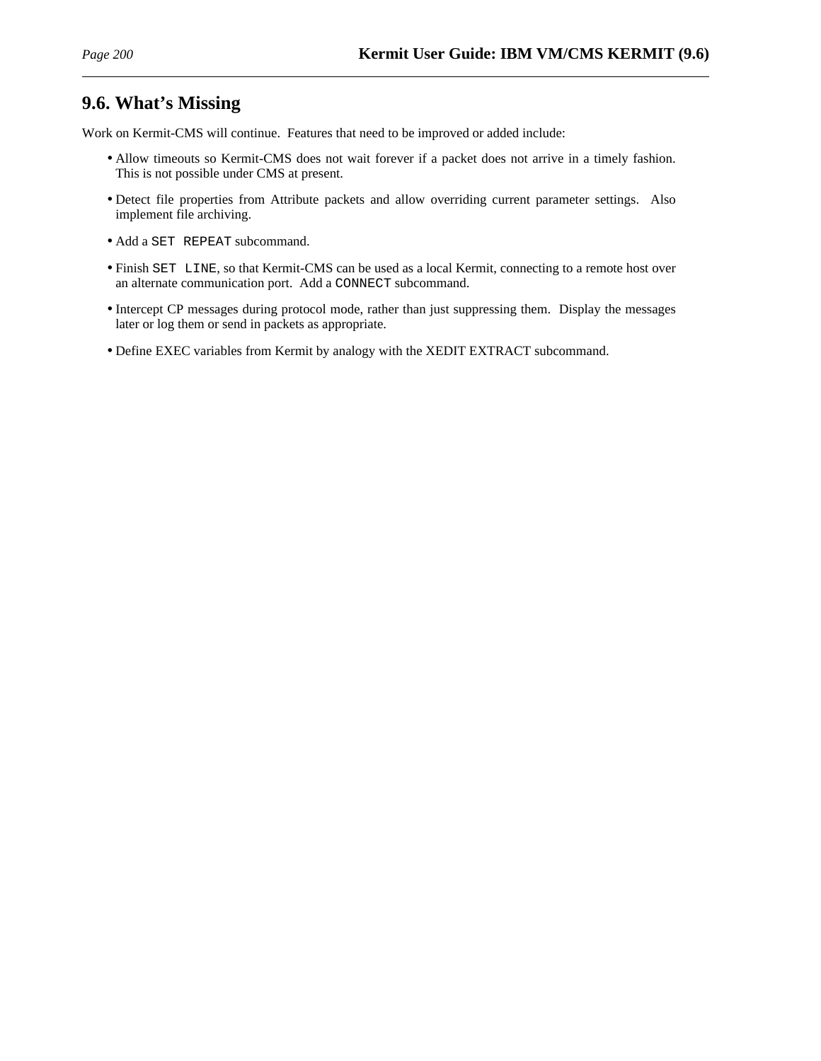## 9.6. What's Missing

Work on Kermit-CMS will continue. Features that need to be improved or added include:

- Allow timeouts so Kermit-CMS does not wait forever if a packet does not arrive in a timely fashion. This is not possible under CMS at present.
- Detect file properties from Attribute packets and allow overriding current parameter settings. Also implement file archiving.
- Add a `SET REPEAT` subcommand.
- Finish `SET LINE`, so that Kermit-CMS can be used as a local Kermit, connecting to a remote host over an alternate communication port. Add a `CONNECT` subcommand.
- Intercept CP messages during protocol mode, rather than just suppressing them. Display the messages later or log them or send in packets as appropriate.
- Define EXEC variables from Kermit by analogy with the XEDIT EXTRACT subcommand.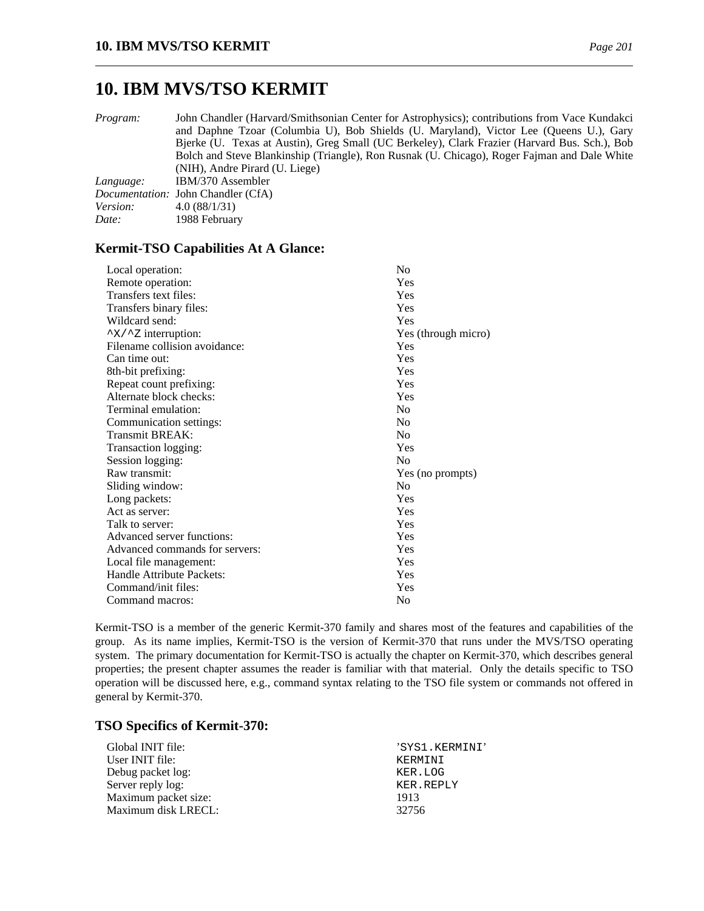# 10. IBM MVS/TSO KERMIT

*Program:* John Chandler (Harvard/Smithsonian Center for Astrophysics); contributions from Vace Kundakci and Daphne Tzoar (Columbia U), Bob Shields (U. Maryland), Victor Lee (Queens U.), Gary Bjerke (U. Texas at Austin), Greg Small (UC Berkeley), Clark Frazier (Harvard Bus. Sch.), Bob Bolch and Steve Blankinship (Triangle), Ron Rusnak (U. Chicago), Roger Fajman and Dale White (NIH), Andre Pirard (U. Liege)
*Language:* IBM/370 Assembler
*Documentation:* John Chandler (CfA)
*Version:* 4.0 (88/1/31)
*Date:* 1988 February

## Kermit-TSO Capabilities At A Glance:

| | |
|---|---|
| Local operation: | No |
| Remote operation: | Yes |
| Transfers text files: | Yes |
| Transfers binary files: | Yes |
| Wildcard send: | Yes |
| `^X/^Z` interruption: | Yes (through micro) |
| Filename collision avoidance: | Yes |
| Can time out: | Yes |
| 8th-bit prefixing: | Yes |
| Repeat count prefixing: | Yes |
| Alternate block checks: | Yes |
| Terminal emulation: | No |
| Communication settings: | No |
| Transmit BREAK: | No |
| Transaction logging: | Yes |
| Session logging: | No |
| Raw transmit: | Yes (no prompts) |
| Sliding window: | No |
| Long packets: | Yes |
| Act as server: | Yes |
| Talk to server: | Yes |
| Advanced server functions: | Yes |
| Advanced commands for servers: | Yes |
| Local file management: | Yes |
| Handle Attribute Packets: | Yes |
| Command/init files: | Yes |
| Command macros: | No |

Kermit-TSO is a member of the generic Kermit-370 family and shares most of the features and capabilities of the group. As its name implies, Kermit-TSO is the version of Kermit-370 that runs under the MVS/TSO operating system. The primary documentation for Kermit-TSO is actually the chapter on Kermit-370, which describes general properties; the present chapter assumes the reader is familiar with that material. Only the details specific to TSO operation will be discussed here, e.g., command syntax relating to the TSO file system or commands not offered in general by Kermit-370.

## TSO Specifics of Kermit-370:

| | |
|---|---|
| Global INIT file: | `'SYS1.KERMINI'` |
| User INIT file: | `KERMINI` |
| Debug packet log: | `KER.LOG` |
| Server reply log: | `KER.REPLY` |
| Maximum packet size: | 1913 |
| Maximum disk LRECL: | 32756 |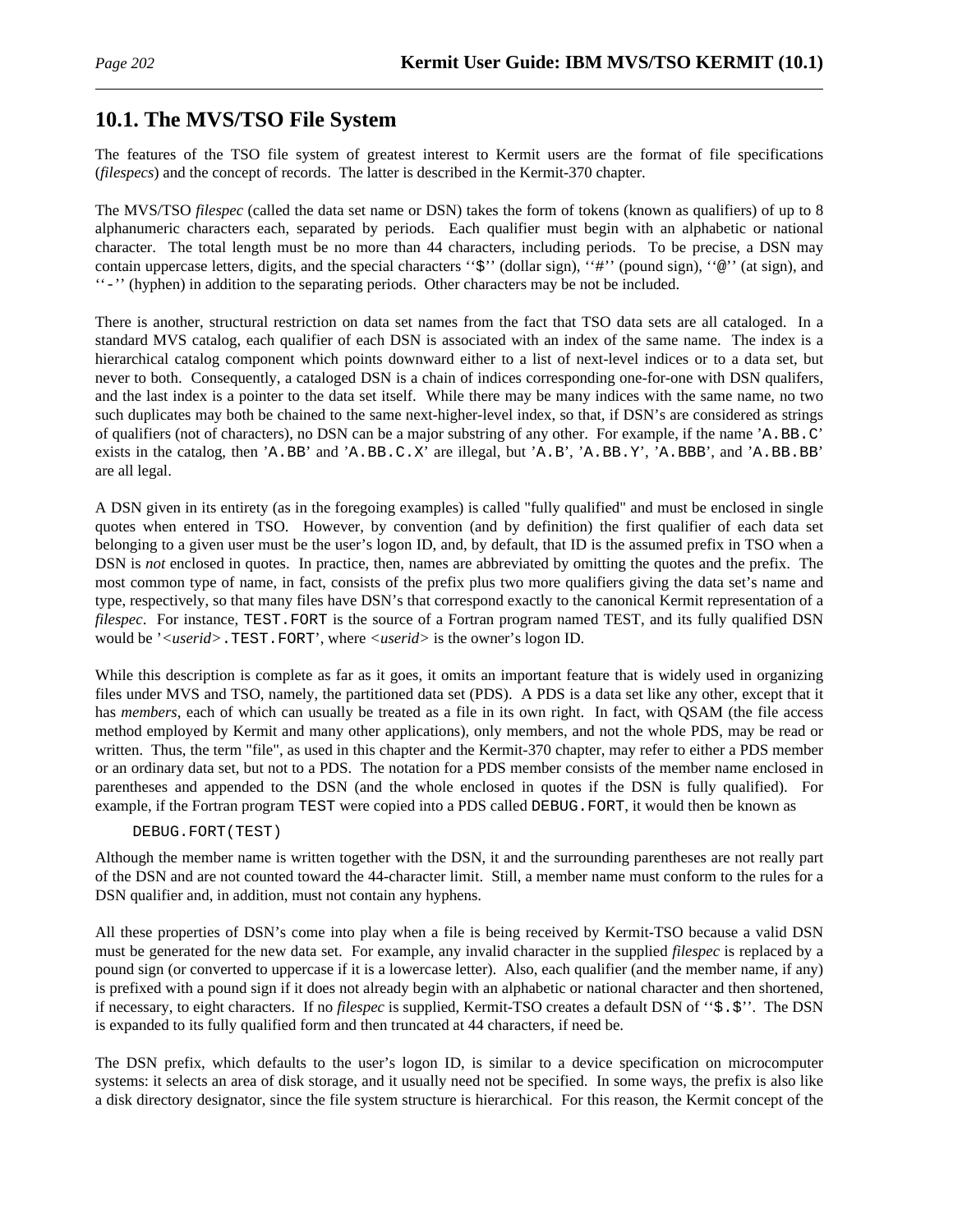## 10.1. The MVS/TSO File System

The features of the TSO file system of greatest interest to Kermit users are the format of file specifications (*filespecs*) and the concept of records. The latter is described in the Kermit-370 chapter.

The MVS/TSO *filespec* (called the data set name or DSN) takes the form of tokens (known as qualifiers) of up to 8 alphanumeric characters each, separated by periods. Each qualifier must begin with an alphabetic or national character. The total length must be no more than 44 characters, including periods. To be precise, a DSN may contain uppercase letters, digits, and the special characters ''`$`'' (dollar sign), ''`#`'' (pound sign), ''`@`'' (at sign), and ''`-`'' (hyphen) in addition to the separating periods. Other characters may be not be included.

There is another, structural restriction on data set names from the fact that TSO data sets are all cataloged. In a standard MVS catalog, each qualifier of each DSN is associated with an index of the same name. The index is a hierarchical catalog component which points downward either to a list of next-level indices or to a data set, but never to both. Consequently, a cataloged DSN is a chain of indices corresponding one-for-one with DSN qualifers, and the last index is a pointer to the data set itself. While there may be many indices with the same name, no two such duplicates may both be chained to the same next-higher-level index, so that, if DSN's are considered as strings of qualifiers (not of characters), no DSN can be a major substring of any other. For example, if the name '`A.BB.C`' exists in the catalog, then '`A.BB`' and '`A.BB.C.X`' are illegal, but '`A.B`', '`A.BB.Y`', '`A.BBB`', and '`A.BB.BB`' are all legal.

A DSN given in its entirety (as in the foregoing examples) is called "fully qualified" and must be enclosed in single quotes when entered in TSO. However, by convention (and by definition) the first qualifier of each data set belonging to a given user must be the user's logon ID, and, by default, that ID is the assumed prefix in TSO when a DSN is *not* enclosed in quotes. In practice, then, names are abbreviated by omitting the quotes and the prefix. The most common type of name, in fact, consists of the prefix plus two more qualifiers giving the data set's name and type, respectively, so that many files have DSN's that correspond exactly to the canonical Kermit representation of a *filespec*. For instance, `TEST.FORT` is the source of a Fortran program named TEST, and its fully qualified DSN would be '*<userid>*`.TEST.FORT`', where *<userid>* is the owner's logon ID.

While this description is complete as far as it goes, it omits an important feature that is widely used in organizing files under MVS and TSO, namely, the partitioned data set (PDS). A PDS is a data set like any other, except that it has *members*, each of which can usually be treated as a file in its own right. In fact, with QSAM (the file access method employed by Kermit and many other applications), only members, and not the whole PDS, may be read or written. Thus, the term "file", as used in this chapter and the Kermit-370 chapter, may refer to either a PDS member or an ordinary data set, but not to a PDS. The notation for a PDS member consists of the member name enclosed in parentheses and appended to the DSN (and the whole enclosed in quotes if the DSN is fully qualified). For example, if the Fortran program `TEST` were copied into a PDS called `DEBUG.FORT`, it would then be known as

```
DEBUG.FORT(TEST)
```

Although the member name is written together with the DSN, it and the surrounding parentheses are not really part of the DSN and are not counted toward the 44-character limit. Still, a member name must conform to the rules for a DSN qualifier and, in addition, must not contain any hyphens.

All these properties of DSN's come into play when a file is being received by Kermit-TSO because a valid DSN must be generated for the new data set. For example, any invalid character in the supplied *filespec* is replaced by a pound sign (or converted to uppercase if it is a lowercase letter). Also, each qualifier (and the member name, if any) is prefixed with a pound sign if it does not already begin with an alphabetic or national character and then shortened, if necessary, to eight characters. If no *filespec* is supplied, Kermit-TSO creates a default DSN of ''`$.$`''. The DSN is expanded to its fully qualified form and then truncated at 44 characters, if need be.

The DSN prefix, which defaults to the user's logon ID, is similar to a device specification on microcomputer systems: it selects an area of disk storage, and it usually need not be specified. In some ways, the prefix is also like a disk directory designator, since the file system structure is hierarchical. For this reason, the Kermit concept of the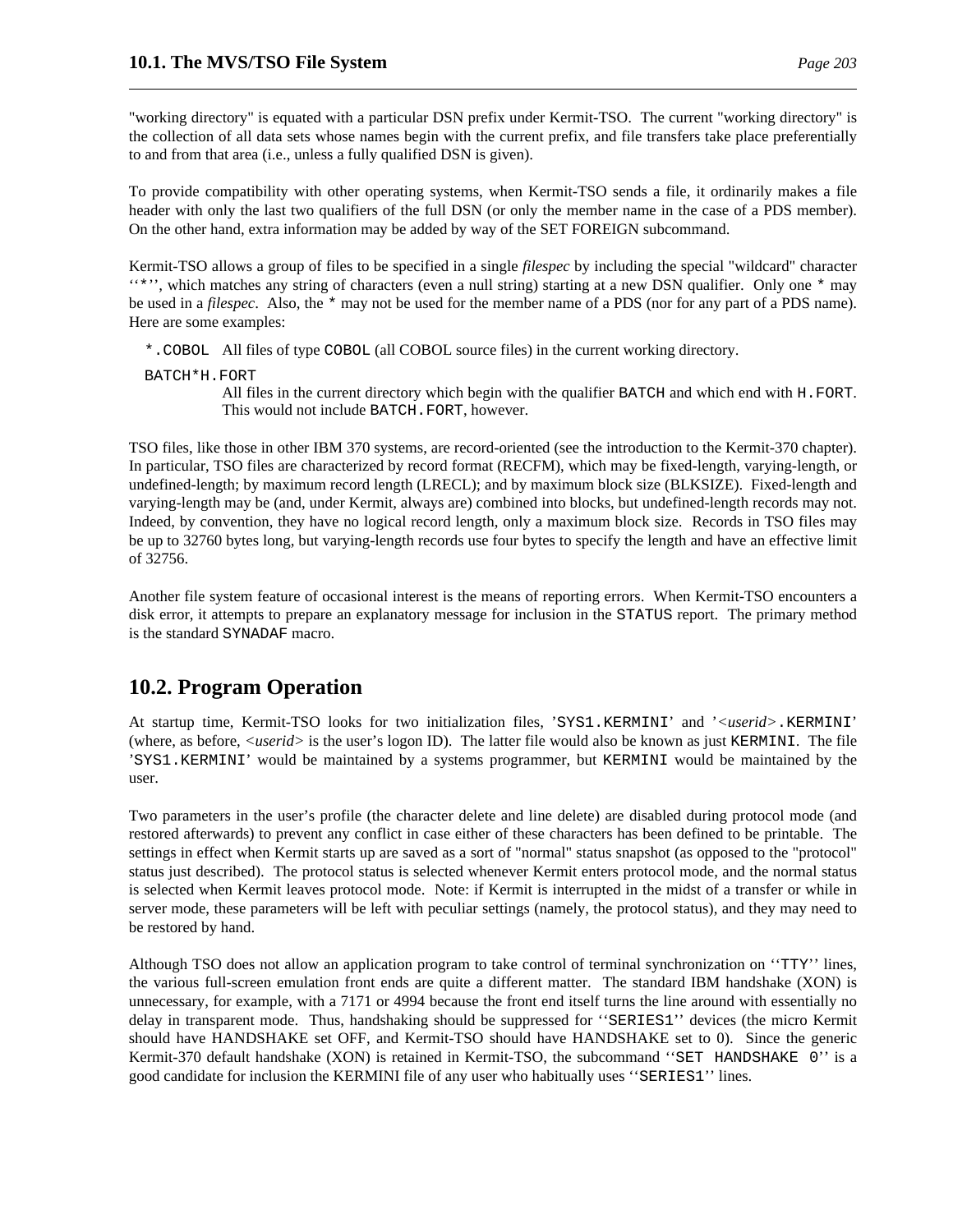"working directory" is equated with a particular DSN prefix under Kermit-TSO. The current "working directory" is the collection of all data sets whose names begin with the current prefix, and file transfers take place preferentially to and from that area (i.e., unless a fully qualified DSN is given).

To provide compatibility with other operating systems, when Kermit-TSO sends a file, it ordinarily makes a file header with only the last two qualifiers of the full DSN (or only the member name in the case of a PDS member). On the other hand, extra information may be added by way of the SET FOREIGN subcommand.

Kermit-TSO allows a group of files to be specified in a single *filespec* by including the special "wildcard" character ''`*`'', which matches any string of characters (even a null string) starting at a new DSN qualifier. Only one `*` may be used in a *filespec*. Also, the `*` may not be used for the member name of a PDS (nor for any part of a PDS name). Here are some examples:

`*.COBOL` All files of type `COBOL` (all COBOL source files) in the current working directory.

`BATCH*H.FORT`
All files in the current directory which begin with the qualifier `BATCH` and which end with `H.FORT`. This would not include `BATCH.FORT`, however.

TSO files, like those in other IBM 370 systems, are record-oriented (see the introduction to the Kermit-370 chapter). In particular, TSO files are characterized by record format (RECFM), which may be fixed-length, varying-length, or undefined-length; by maximum record length (LRECL); and by maximum block size (BLKSIZE). Fixed-length and varying-length may be (and, under Kermit, always are) combined into blocks, but undefined-length records may not. Indeed, by convention, they have no logical record length, only a maximum block size. Records in TSO files may be up to 32760 bytes long, but varying-length records use four bytes to specify the length and have an effective limit of 32756.

Another file system feature of occasional interest is the means of reporting errors. When Kermit-TSO encounters a disk error, it attempts to prepare an explanatory message for inclusion in the `STATUS` report. The primary method is the standard `SYNADAF` macro.

## 10.2. Program Operation

At startup time, Kermit-TSO looks for two initialization files, '`SYS1.KERMINI`' and '*<userid>*`.KERMINI`' (where, as before, *<userid>* is the user's logon ID). The latter file would also be known as just `KERMINI`. The file '`SYS1.KERMINI`' would be maintained by a systems programmer, but `KERMINI` would be maintained by the user.

Two parameters in the user's profile (the character delete and line delete) are disabled during protocol mode (and restored afterwards) to prevent any conflict in case either of these characters has been defined to be printable. The settings in effect when Kermit starts up are saved as a sort of "normal" status snapshot (as opposed to the "protocol" status just described). The protocol status is selected whenever Kermit enters protocol mode, and the normal status is selected when Kermit leaves protocol mode. Note: if Kermit is interrupted in the midst of a transfer or while in server mode, these parameters will be left with peculiar settings (namely, the protocol status), and they may need to be restored by hand.

Although TSO does not allow an application program to take control of terminal synchronization on ''`TTY`'' lines, the various full-screen emulation front ends are quite a different matter. The standard IBM handshake (XON) is unnecessary, for example, with a 7171 or 4994 because the front end itself turns the line around with essentially no delay in transparent mode. Thus, handshaking should be suppressed for ''`SERIES1`'' devices (the micro Kermit should have HANDSHAKE set OFF, and Kermit-TSO should have HANDSHAKE set to 0). Since the generic Kermit-370 default handshake (XON) is retained in Kermit-TSO, the subcommand ''`SET HANDSHAKE 0`'' is a good candidate for inclusion the KERMINI file of any user who habitually uses ''`SERIES1`'' lines.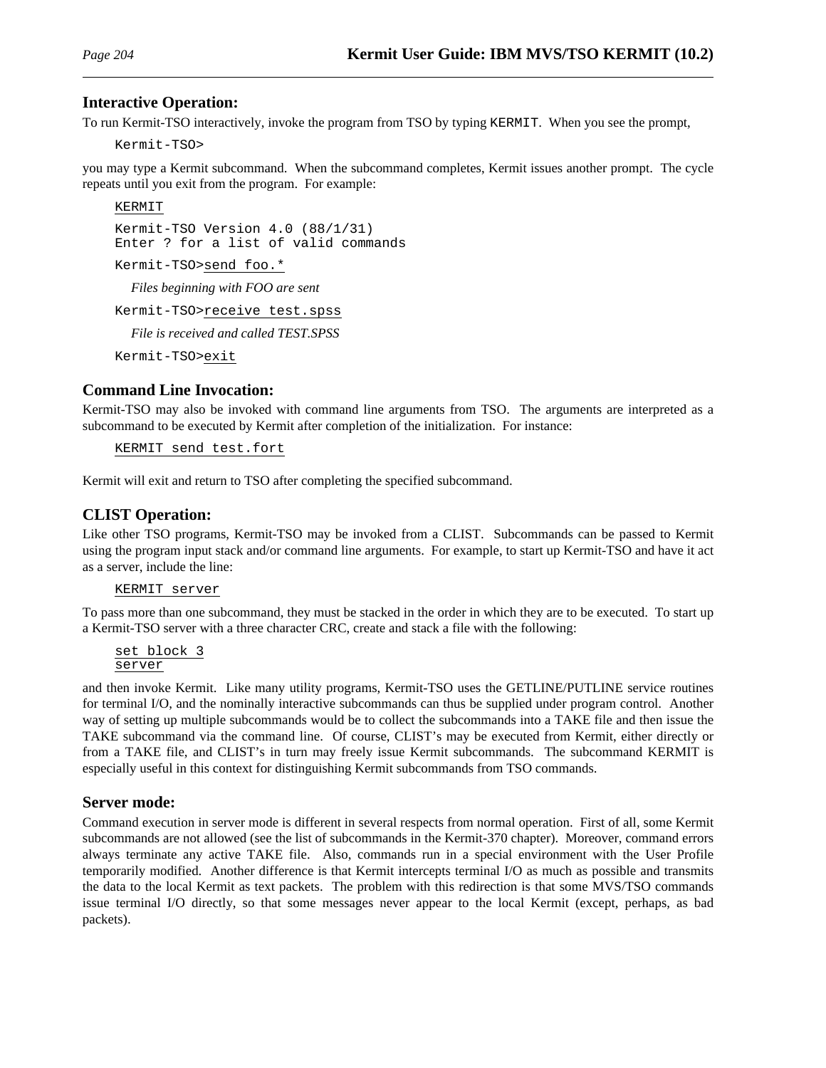### Interactive Operation:

To run Kermit-TSO interactively, invoke the program from TSO by typing `KERMIT`. When you see the prompt,

```
Kermit-TSO>
```

you may type a Kermit subcommand. When the subcommand completes, Kermit issues another prompt. The cycle repeats until you exit from the program. For example:

```
KERMIT

Kermit-TSO Version 4.0 (88/1/31)
Enter ? for a list of valid commands

Kermit-TSO>send foo.*
```

*Files beginning with FOO are sent*

```
Kermit-TSO>receive test.spss
```

*File is received and called TEST.SPSS*

```
Kermit-TSO>exit
```

### Command Line Invocation:

Kermit-TSO may also be invoked with command line arguments from TSO. The arguments are interpreted as a subcommand to be executed by Kermit after completion of the initialization. For instance:

```
KERMIT send test.fort
```

Kermit will exit and return to TSO after completing the specified subcommand.

### CLIST Operation:

Like other TSO programs, Kermit-TSO may be invoked from a CLIST. Subcommands can be passed to Kermit using the program input stack and/or command line arguments. For example, to start up Kermit-TSO and have it act as a server, include the line:

```
KERMIT server
```

To pass more than one subcommand, they must be stacked in the order in which they are to be executed. To start up a Kermit-TSO server with a three character CRC, create and stack a file with the following:

```
set block 3
server
```

and then invoke Kermit. Like many utility programs, Kermit-TSO uses the GETLINE/PUTLINE service routines for terminal I/O, and the nominally interactive subcommands can thus be supplied under program control. Another way of setting up multiple subcommands would be to collect the subcommands into a TAKE file and then issue the TAKE subcommand via the command line. Of course, CLIST's may be executed from Kermit, either directly or from a TAKE file, and CLIST's in turn may freely issue Kermit subcommands. The subcommand KERMIT is especially useful in this context for distinguishing Kermit subcommands from TSO commands.

### Server mode:

Command execution in server mode is different in several respects from normal operation. First of all, some Kermit subcommands are not allowed (see the list of subcommands in the Kermit-370 chapter). Moreover, command errors always terminate any active TAKE file. Also, commands run in a special environment with the User Profile temporarily modified. Another difference is that Kermit intercepts terminal I/O as much as possible and transmits the data to the local Kermit as text packets. The problem with this redirection is that some MVS/TSO commands issue terminal I/O directly, so that some messages never appear to the local Kermit (except, perhaps, as bad packets).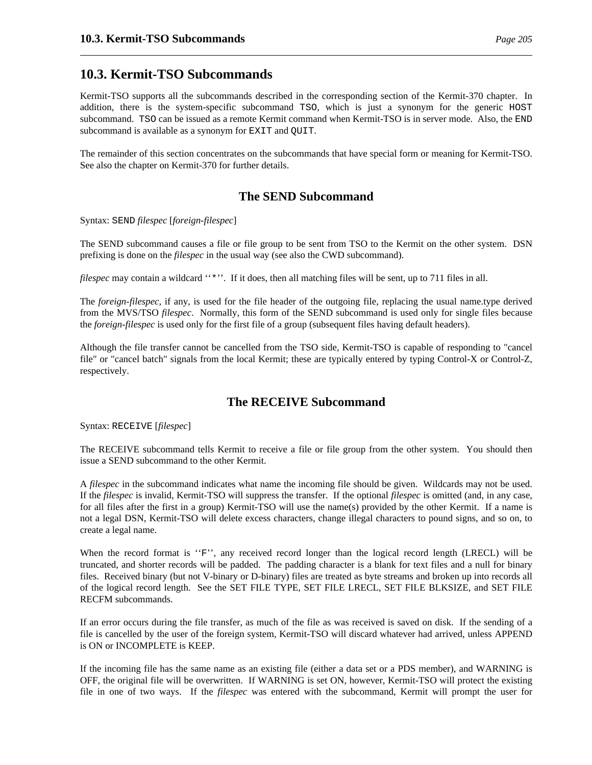## 10.3. Kermit-TSO Subcommands

Kermit-TSO supports all the subcommands described in the corresponding section of the Kermit-370 chapter. In addition, there is the system-specific subcommand `TSO`, which is just a synonym for the generic `HOST` subcommand. `TSO` can be issued as a remote Kermit command when Kermit-TSO is in server mode. Also, the `END` subcommand is available as a synonym for `EXIT` and `QUIT`.

The remainder of this section concentrates on the subcommands that have special form or meaning for Kermit-TSO. See also the chapter on Kermit-370 for further details.

### The SEND Subcommand

Syntax: `SEND` *filespec* [*foreign-filespec*]

The SEND subcommand causes a file or file group to be sent from TSO to the Kermit on the other system. DSN prefixing is done on the *filespec* in the usual way (see also the CWD subcommand).

*filespec* may contain a wildcard ''*''. If it does, then all matching files will be sent, up to 711 files in all.

The *foreign-filespec*, if any, is used for the file header of the outgoing file, replacing the usual name.type derived from the MVS/TSO *filespec*. Normally, this form of the SEND subcommand is used only for single files because the *foreign-filespec* is used only for the first file of a group (subsequent files having default headers).

Although the file transfer cannot be cancelled from the TSO side, Kermit-TSO is capable of responding to "cancel file" or "cancel batch" signals from the local Kermit; these are typically entered by typing Control-X or Control-Z, respectively.

### The RECEIVE Subcommand

Syntax: `RECEIVE` [*filespec*]

The RECEIVE subcommand tells Kermit to receive a file or file group from the other system. You should then issue a SEND subcommand to the other Kermit.

A *filespec* in the subcommand indicates what name the incoming file should be given. Wildcards may not be used. If the *filespec* is invalid, Kermit-TSO will suppress the transfer. If the optional *filespec* is omitted (and, in any case, for all files after the first in a group) Kermit-TSO will use the name(s) provided by the other Kermit. If a name is not a legal DSN, Kermit-TSO will delete excess characters, change illegal characters to pound signs, and so on, to create a legal name.

When the record format is ''F'', any received record longer than the logical record length (LRECL) will be truncated, and shorter records will be padded. The padding character is a blank for text files and a null for binary files. Received binary (but not V-binary or D-binary) files are treated as byte streams and broken up into records all of the logical record length. See the SET FILE TYPE, SET FILE LRECL, SET FILE BLKSIZE, and SET FILE RECFM subcommands.

If an error occurs during the file transfer, as much of the file as was received is saved on disk. If the sending of a file is cancelled by the user of the foreign system, Kermit-TSO will discard whatever had arrived, unless APPEND is ON or INCOMPLETE is KEEP.

If the incoming file has the same name as an existing file (either a data set or a PDS member), and WARNING is OFF, the original file will be overwritten. If WARNING is set ON, however, Kermit-TSO will protect the existing file in one of two ways. If the *filespec* was entered with the subcommand, Kermit will prompt the user for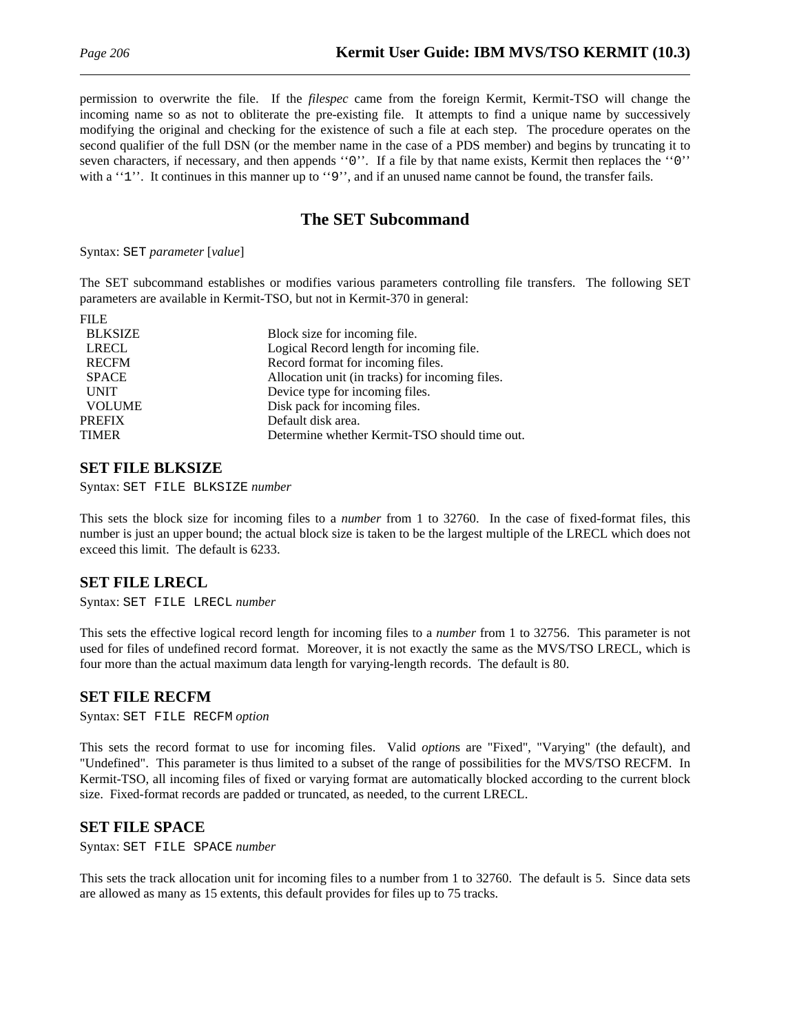permission to overwrite the file. If the *filespec* came from the foreign Kermit, Kermit-TSO will change the incoming name so as not to obliterate the pre-existing file. It attempts to find a unique name by successively modifying the original and checking for the existence of such a file at each step. The procedure operates on the second qualifier of the full DSN (or the member name in the case of a PDS member) and begins by truncating it to seven characters, if necessary, and then appends ''`0`''. If a file by that name exists, Kermit then replaces the ''`0`'' with a ''`1`''. It continues in this manner up to ''`9`'', and if an unused name cannot be found, the transfer fails.

## The SET Subcommand

Syntax: `SET` *parameter* [*value*]

The SET subcommand establishes or modifies various parameters controlling file transfers. The following SET parameters are available in Kermit-TSO, but not in Kermit-370 in general:

| | |
|---|---|
| FILE | |
| BLKSIZE | Block size for incoming file. |
| LRECL | Logical Record length for incoming file. |
| RECFM | Record format for incoming files. |
| SPACE | Allocation unit (in tracks) for incoming files. |
| UNIT | Device type for incoming files. |
| VOLUME | Disk pack for incoming files. |
| PREFIX | Default disk area. |
| TIMER | Determine whether Kermit-TSO should time out. |

### SET FILE BLKSIZE

Syntax: `SET FILE BLKSIZE` *number*

This sets the block size for incoming files to a *number* from 1 to 32760. In the case of fixed-format files, this number is just an upper bound; the actual block size is taken to be the largest multiple of the LRECL which does not exceed this limit. The default is 6233.

### SET FILE LRECL

Syntax: `SET FILE LRECL` *number*

This sets the effective logical record length for incoming files to a *number* from 1 to 32756. This parameter is not used for files of undefined record format. Moreover, it is not exactly the same as the MVS/TSO LRECL, which is four more than the actual maximum data length for varying-length records. The default is 80.

### SET FILE RECFM

Syntax: `SET FILE RECFM` *option*

This sets the record format to use for incoming files. Valid *option*s are "Fixed", "Varying" (the default), and "Undefined". This parameter is thus limited to a subset of the range of possibilities for the MVS/TSO RECFM. In Kermit-TSO, all incoming files of fixed or varying format are automatically blocked according to the current block size. Fixed-format records are padded or truncated, as needed, to the current LRECL.

### SET FILE SPACE

Syntax: `SET FILE SPACE` *number*

This sets the track allocation unit for incoming files to a number from 1 to 32760. The default is 5. Since data sets are allowed as many as 15 extents, this default provides for files up to 75 tracks.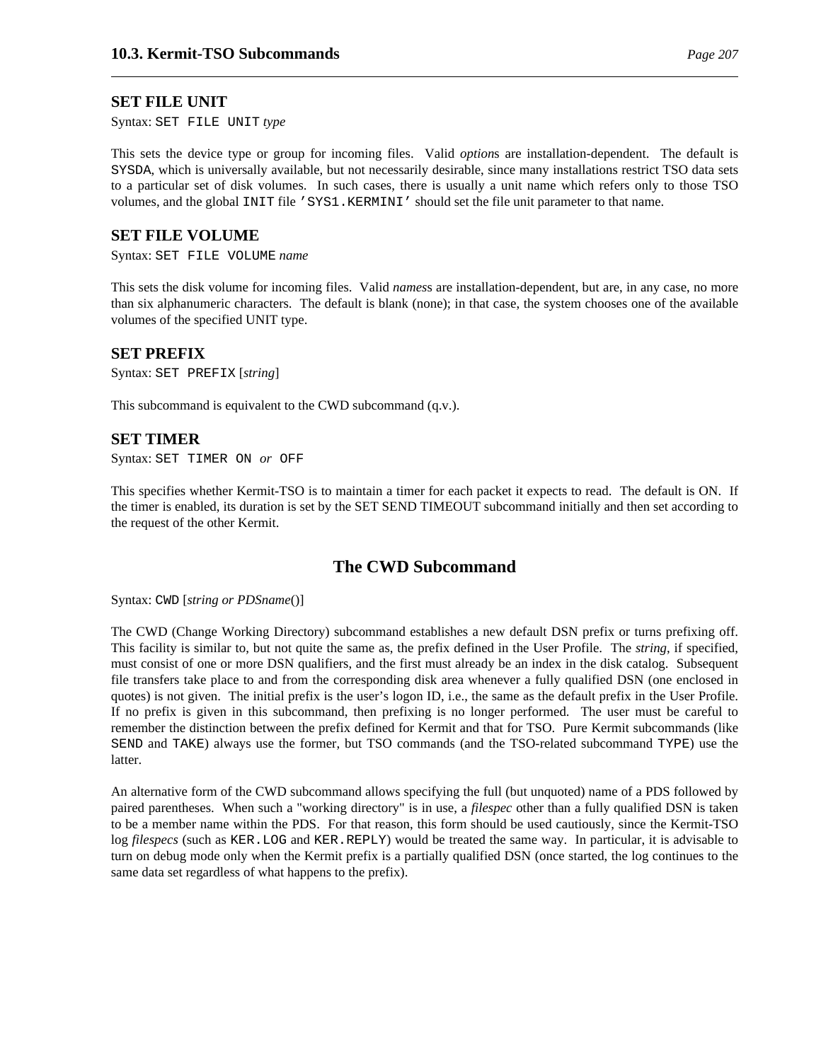### SET FILE UNIT

Syntax: `SET FILE UNIT` *type*

This sets the device type or group for incoming files. Valid *option*s are installation-dependent. The default is `SYSDA`, which is universally available, but not necessarily desirable, since many installations restrict TSO data sets to a particular set of disk volumes. In such cases, there is usually a unit name which refers only to those TSO volumes, and the global `INIT` file `'SYS1.KERMINI'` should set the file unit parameter to that name.

### SET FILE VOLUME

Syntax: `SET FILE VOLUME` *name*

This sets the disk volume for incoming files. Valid *names*s are installation-dependent, but are, in any case, no more than six alphanumeric characters. The default is blank (none); in that case, the system chooses one of the available volumes of the specified UNIT type.

### SET PREFIX

Syntax: `SET PREFIX` [*string*]

This subcommand is equivalent to the CWD subcommand (q.v.).

### SET TIMER

Syntax: `SET TIMER ON` *or* `OFF`

This specifies whether Kermit-TSO is to maintain a timer for each packet it expects to read. The default is ON. If the timer is enabled, its duration is set by the SET SEND TIMEOUT subcommand initially and then set according to the request of the other Kermit.

## The CWD Subcommand

Syntax: `CWD` [*string or PDSname*()]

The CWD (Change Working Directory) subcommand establishes a new default DSN prefix or turns prefixing off. This facility is similar to, but not quite the same as, the prefix defined in the User Profile. The *string*, if specified, must consist of one or more DSN qualifiers, and the first must already be an index in the disk catalog. Subsequent file transfers take place to and from the corresponding disk area whenever a fully qualified DSN (one enclosed in quotes) is not given. The initial prefix is the user's logon ID, i.e., the same as the default prefix in the User Profile. If no prefix is given in this subcommand, then prefixing is no longer performed. The user must be careful to remember the distinction between the prefix defined for Kermit and that for TSO. Pure Kermit subcommands (like `SEND` and `TAKE`) always use the former, but TSO commands (and the TSO-related subcommand `TYPE`) use the latter.

An alternative form of the CWD subcommand allows specifying the full (but unquoted) name of a PDS followed by paired parentheses. When such a "working directory" is in use, a *filespec* other than a fully qualified DSN is taken to be a member name within the PDS. For that reason, this form should be used cautiously, since the Kermit-TSO log *filespecs* (such as `KER.LOG` and `KER.REPLY`) would be treated the same way. In particular, it is advisable to turn on debug mode only when the Kermit prefix is a partially qualified DSN (once started, the log continues to the same data set regardless of what happens to the prefix).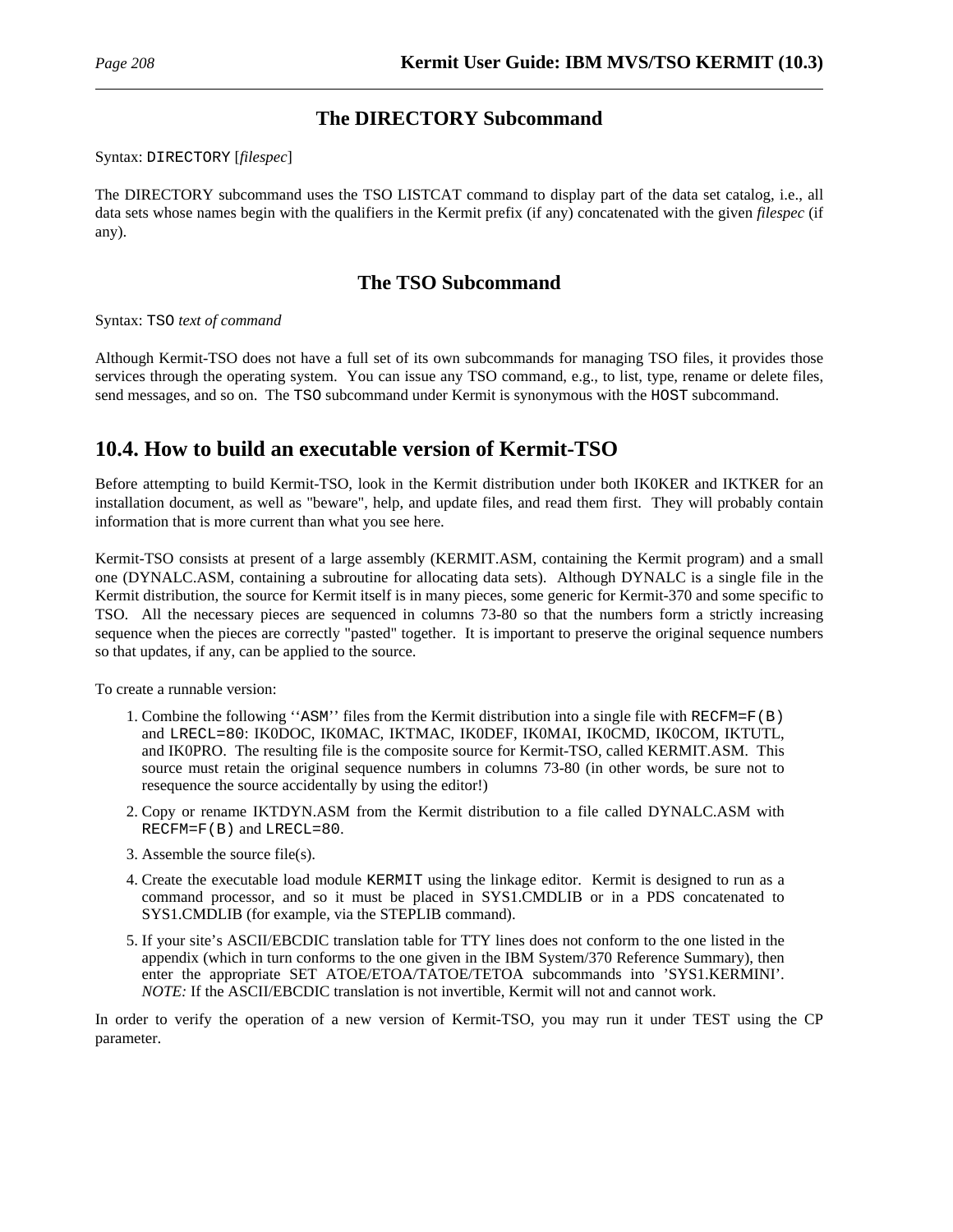## The DIRECTORY Subcommand

Syntax: `DIRECTORY` [*filespec*]

The DIRECTORY subcommand uses the TSO LISTCAT command to display part of the data set catalog, i.e., all data sets whose names begin with the qualifiers in the Kermit prefix (if any) concatenated with the given *filespec* (if any).

## The TSO Subcommand

Syntax: `TSO` *text of command*

Although Kermit-TSO does not have a full set of its own subcommands for managing TSO files, it provides those services through the operating system. You can issue any TSO command, e.g., to list, type, rename or delete files, send messages, and so on. The `TSO` subcommand under Kermit is synonymous with the `HOST` subcommand.

# 10.4. How to build an executable version of Kermit-TSO

Before attempting to build Kermit-TSO, look in the Kermit distribution under both IK0KER and IKTKER for an installation document, as well as "beware", help, and update files, and read them first. They will probably contain information that is more current than what you see here.

Kermit-TSO consists at present of a large assembly (KERMIT.ASM, containing the Kermit program) and a small one (DYNALC.ASM, containing a subroutine for allocating data sets). Although DYNALC is a single file in the Kermit distribution, the source for Kermit itself is in many pieces, some generic for Kermit-370 and some specific to TSO. All the necessary pieces are sequenced in columns 73-80 so that the numbers form a strictly increasing sequence when the pieces are correctly "pasted" together. It is important to preserve the original sequence numbers so that updates, if any, can be applied to the source.

To create a runnable version:

1. Combine the following ‘‘`ASM`’’ files from the Kermit distribution into a single file with `RECFM=F(B)` and `LRECL=80`: IK0DOC, IK0MAC, IKTMAC, IK0DEF, IK0MAI, IK0CMD, IK0COM, IKTUTL, and IK0PRO. The resulting file is the composite source for Kermit-TSO, called KERMIT.ASM. This source must retain the original sequence numbers in columns 73-80 (in other words, be sure not to resequence the source accidentally by using the editor!)
2. Copy or rename IKTDYN.ASM from the Kermit distribution to a file called DYNALC.ASM with `RECFM=F(B)` and `LRECL=80`.
3. Assemble the source file(s).
4. Create the executable load module `KERMIT` using the linkage editor. Kermit is designed to run as a command processor, and so it must be placed in SYS1.CMDLIB or in a PDS concatenated to SYS1.CMDLIB (for example, via the STEPLIB command).
5. If your site's ASCII/EBCDIC translation table for TTY lines does not conform to the one listed in the appendix (which in turn conforms to the one given in the IBM System/370 Reference Summary), then enter the appropriate SET ATOE/ETOA/TATOE/TETOA subcommands into 'SYS1.KERMINI'. *NOTE:* If the ASCII/EBCDIC translation is not invertible, Kermit will not and cannot work.

In order to verify the operation of a new version of Kermit-TSO, you may run it under TEST using the CP parameter.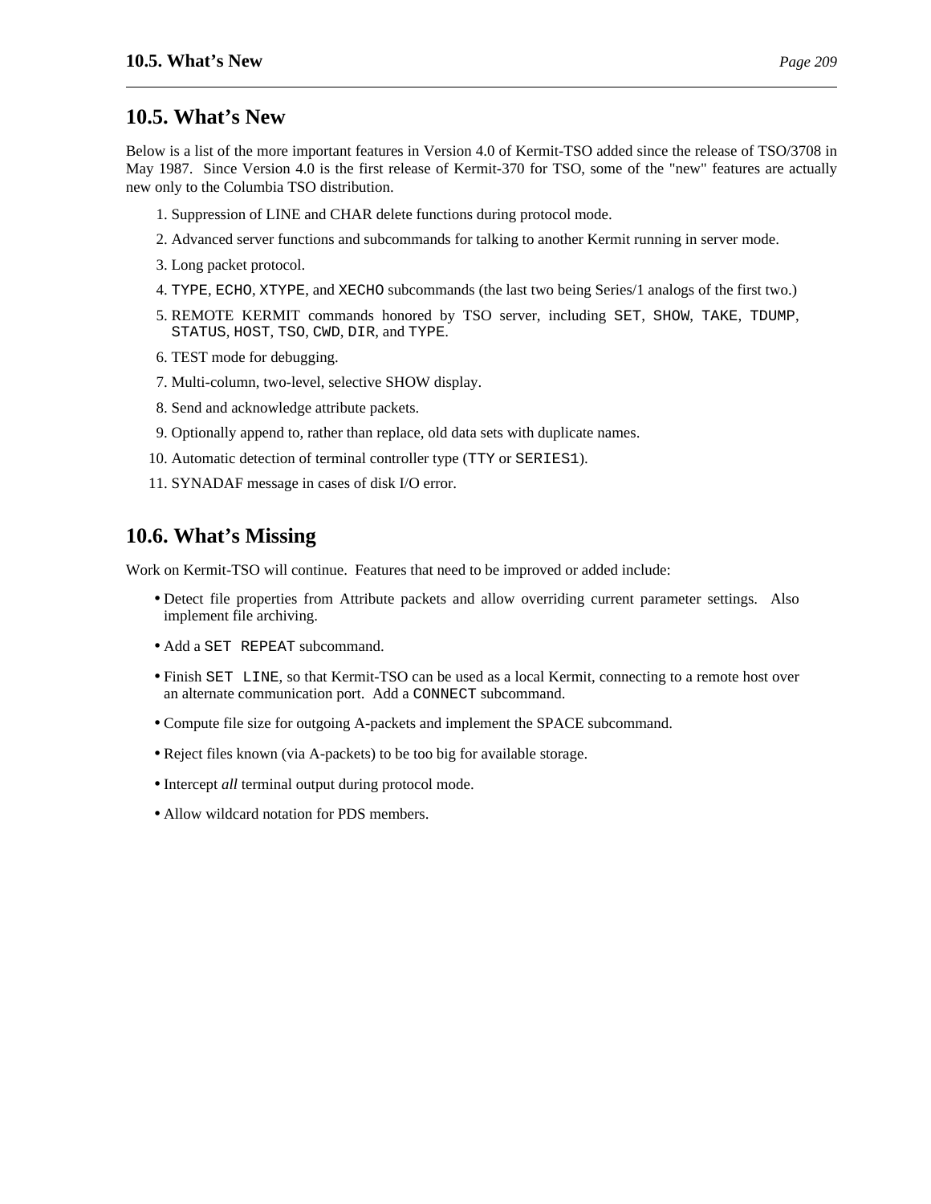## 10.5. What's New

Below is a list of the more important features in Version 4.0 of Kermit-TSO added since the release of TSO/3708 in May 1987. Since Version 4.0 is the first release of Kermit-370 for TSO, some of the "new" features are actually new only to the Columbia TSO distribution.

1. Suppression of LINE and CHAR delete functions during protocol mode.
2. Advanced server functions and subcommands for talking to another Kermit running in server mode.
3. Long packet protocol.
4. `TYPE`, `ECHO`, `XTYPE`, and `XECHO` subcommands (the last two being Series/1 analogs of the first two.)
5. REMOTE KERMIT commands honored by TSO server, including `SET`, `SHOW`, `TAKE`, `TDUMP`, `STATUS`, `HOST`, `TSO`, `CWD`, `DIR`, and `TYPE`.
6. TEST mode for debugging.
7. Multi-column, two-level, selective SHOW display.
8. Send and acknowledge attribute packets.
9. Optionally append to, rather than replace, old data sets with duplicate names.
10. Automatic detection of terminal controller type (`TTY` or `SERIES1`).
11. SYNADAF message in cases of disk I/O error.

## 10.6. What's Missing

Work on Kermit-TSO will continue. Features that need to be improved or added include:

- Detect file properties from Attribute packets and allow overriding current parameter settings. Also implement file archiving.
- Add a `SET REPEAT` subcommand.
- Finish `SET LINE`, so that Kermit-TSO can be used as a local Kermit, connecting to a remote host over an alternate communication port. Add a `CONNECT` subcommand.
- Compute file size for outgoing A-packets and implement the SPACE subcommand.
- Reject files known (via A-packets) to be too big for available storage.
- Intercept *all* terminal output during protocol mode.
- Allow wildcard notation for PDS members.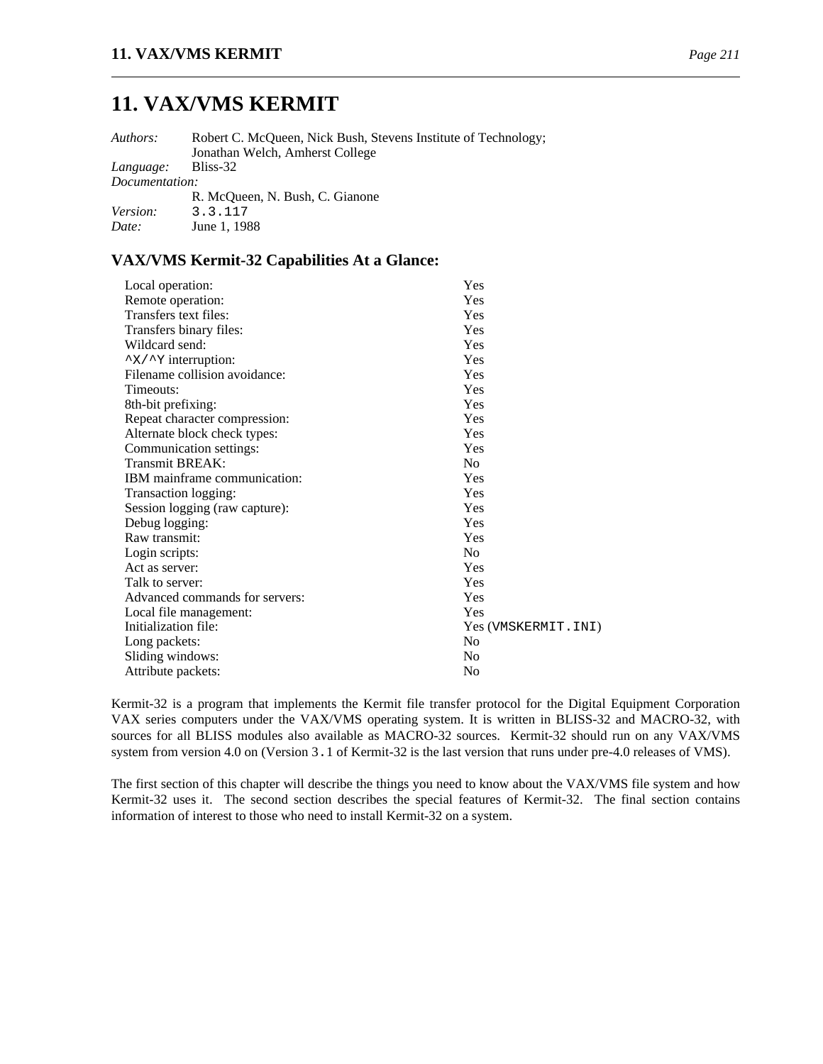# 11. VAX/VMS KERMIT

*Authors:* Robert C. McQueen, Nick Bush, Stevens Institute of Technology; Jonathan Welch, Amherst College
*Language:* Bliss-32
*Documentation:* R. McQueen, N. Bush, C. Gianone
*Version:* `3.3.117`
*Date:* June 1, 1988

## VAX/VMS Kermit-32 Capabilities At a Glance:

| | |
|---|---|
| Local operation: | Yes |
| Remote operation: | Yes |
| Transfers text files: | Yes |
| Transfers binary files: | Yes |
| Wildcard send: | Yes |
| `^X/^Y` interruption: | Yes |
| Filename collision avoidance: | Yes |
| Timeouts: | Yes |
| 8th-bit prefixing: | Yes |
| Repeat character compression: | Yes |
| Alternate block check types: | Yes |
| Communication settings: | Yes |
| Transmit BREAK: | No |
| IBM mainframe communication: | Yes |
| Transaction logging: | Yes |
| Session logging (raw capture): | Yes |
| Debug logging: | Yes |
| Raw transmit: | Yes |
| Login scripts: | No |
| Act as server: | Yes |
| Talk to server: | Yes |
| Advanced commands for servers: | Yes |
| Local file management: | Yes |
| Initialization file: | Yes (`VMSKERMIT.INI`) |
| Long packets: | No |
| Sliding windows: | No |
| Attribute packets: | No |

Kermit-32 is a program that implements the Kermit file transfer protocol for the Digital Equipment Corporation VAX series computers under the VAX/VMS operating system. It is written in BLISS-32 and MACRO-32, with sources for all BLISS modules also available as MACRO-32 sources. Kermit-32 should run on any VAX/VMS system from version 4.0 on (Version `3.1` of Kermit-32 is the last version that runs under pre-4.0 releases of VMS).

The first section of this chapter will describe the things you need to know about the VAX/VMS file system and how Kermit-32 uses it. The second section describes the special features of Kermit-32. The final section contains information of interest to those who need to install Kermit-32 on a system.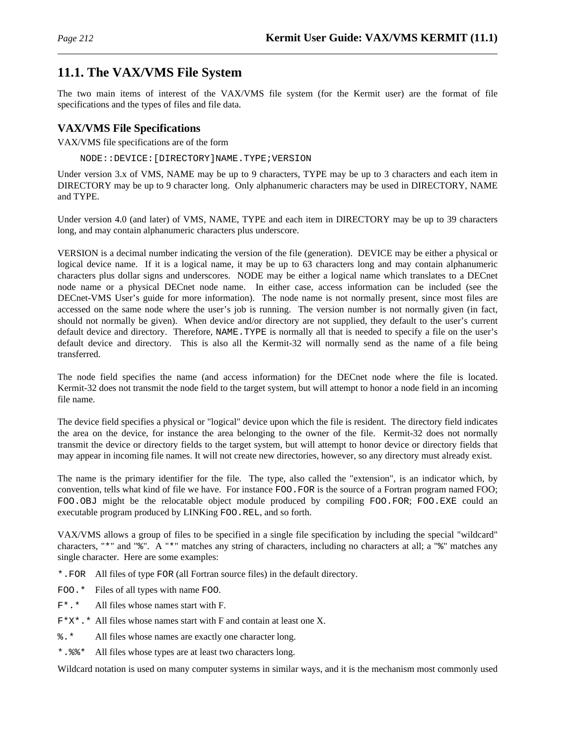## 11.1. The VAX/VMS File System

The two main items of interest of the VAX/VMS file system (for the Kermit user) are the format of file specifications and the types of files and file data.

### VAX/VMS File Specifications

VAX/VMS file specifications are of the form

```
NODE::DEVICE:[DIRECTORY]NAME.TYPE;VERSION
```

Under version 3.x of VMS, NAME may be up to 9 characters, TYPE may be up to 3 characters and each item in DIRECTORY may be up to 9 character long. Only alphanumeric characters may be used in DIRECTORY, NAME and TYPE.

Under version 4.0 (and later) of VMS, NAME, TYPE and each item in DIRECTORY may be up to 39 characters long, and may contain alphanumeric characters plus underscore.

VERSION is a decimal number indicating the version of the file (generation). DEVICE may be either a physical or logical device name. If it is a logical name, it may be up to 63 characters long and may contain alphanumeric characters plus dollar signs and underscores. NODE may be either a logical name which translates to a DECnet node name or a physical DECnet node name. In either case, access information can be included (see the DECnet-VMS User's guide for more information). The node name is not normally present, since most files are accessed on the same node where the user's job is running. The version number is not normally given (in fact, should not normally be given). When device and/or directory are not supplied, they default to the user's current default device and directory. Therefore, `NAME.TYPE` is normally all that is needed to specify a file on the user's default device and directory. This is also all the Kermit-32 will normally send as the name of a file being transferred.

The node field specifies the name (and access information) for the DECnet node where the file is located. Kermit-32 does not transmit the node field to the target system, but will attempt to honor a node field in an incoming file name.

The device field specifies a physical or "logical" device upon which the file is resident. The directory field indicates the area on the device, for instance the area belonging to the owner of the file. Kermit-32 does not normally transmit the device or directory fields to the target system, but will attempt to honor device or directory fields that may appear in incoming file names. It will not create new directories, however, so any directory must already exist.

The name is the primary identifier for the file. The type, also called the "extension", is an indicator which, by convention, tells what kind of file we have. For instance `FOO.FOR` is the source of a Fortran program named FOO; `FOO.OBJ` might be the relocatable object module produced by compiling `FOO.FOR`; `FOO.EXE` could an executable program produced by LINKing `FOO.REL`, and so forth.

VAX/VMS allows a group of files to be specified in a single file specification by including the special "wildcard" characters, "`*`" and "`%`". A "`*`" matches any string of characters, including no characters at all; a "`%`" matches any single character. Here are some examples:

- `*.FOR` All files of type `FOR` (all Fortran source files) in the default directory.
- `FOO.*` Files of all types with name `FOO`.
- `F*.*` All files whose names start with F.
- `F*X*.*` All files whose names start with F and contain at least one X.
- `%.*` All files whose names are exactly one character long.
- `*.%%*` All files whose types are at least two characters long.

Wildcard notation is used on many computer systems in similar ways, and it is the mechanism most commonly used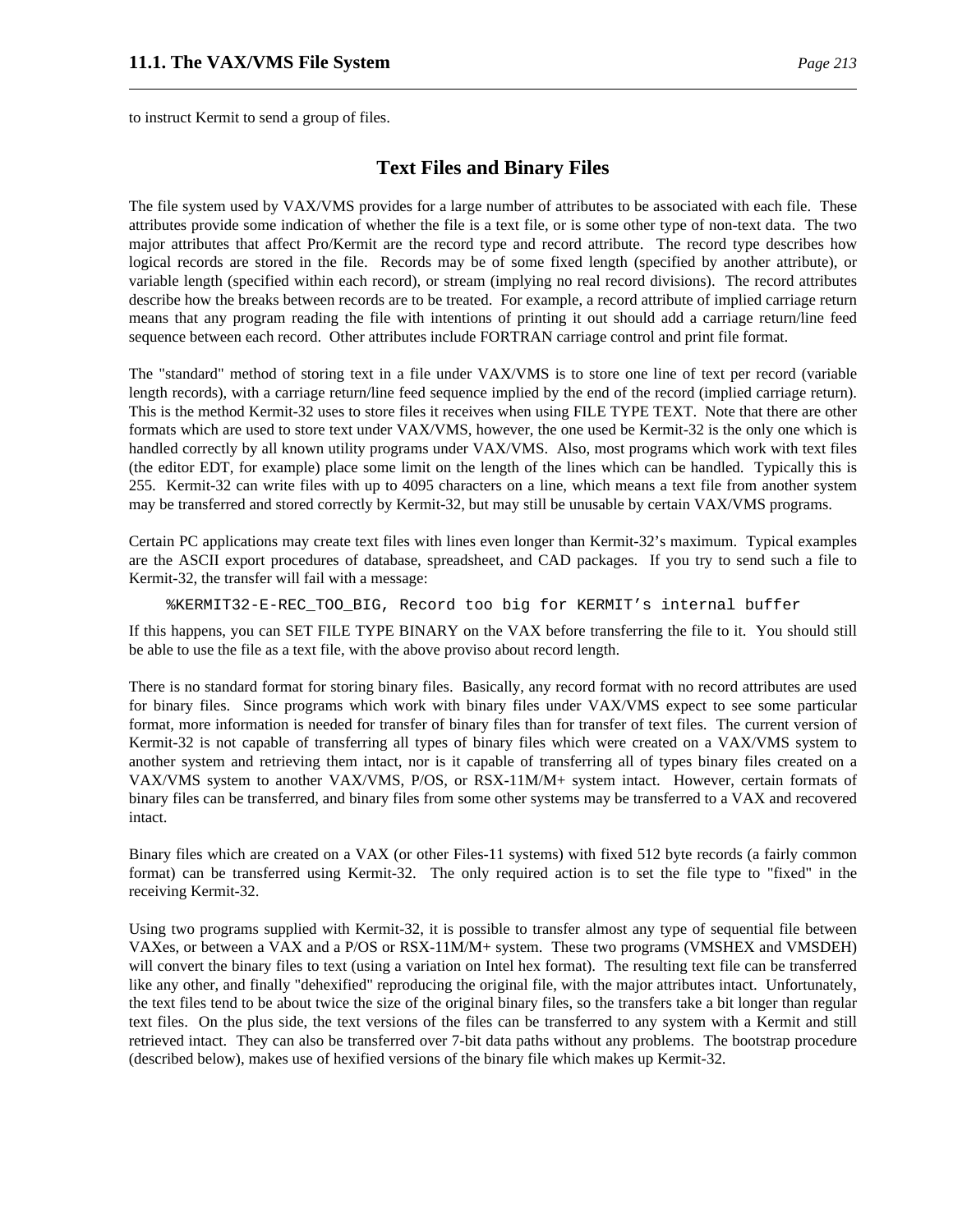to instruct Kermit to send a group of files.

## Text Files and Binary Files

The file system used by VAX/VMS provides for a large number of attributes to be associated with each file. These attributes provide some indication of whether the file is a text file, or is some other type of non-text data. The two major attributes that affect Pro/Kermit are the record type and record attribute. The record type describes how logical records are stored in the file. Records may be of some fixed length (specified by another attribute), or variable length (specified within each record), or stream (implying no real record divisions). The record attributes describe how the breaks between records are to be treated. For example, a record attribute of implied carriage return means that any program reading the file with intentions of printing it out should add a carriage return/line feed sequence between each record. Other attributes include FORTRAN carriage control and print file format.

The "standard" method of storing text in a file under VAX/VMS is to store one line of text per record (variable length records), with a carriage return/line feed sequence implied by the end of the record (implied carriage return). This is the method Kermit-32 uses to store files it receives when using FILE TYPE TEXT. Note that there are other formats which are used to store text under VAX/VMS, however, the one used be Kermit-32 is the only one which is handled correctly by all known utility programs under VAX/VMS. Also, most programs which work with text files (the editor EDT, for example) place some limit on the length of the lines which can be handled. Typically this is 255. Kermit-32 can write files with up to 4095 characters on a line, which means a text file from another system may be transferred and stored correctly by Kermit-32, but may still be unusable by certain VAX/VMS programs.

Certain PC applications may create text files with lines even longer than Kermit-32's maximum. Typical examples are the ASCII export procedures of database, spreadsheet, and CAD packages. If you try to send such a file to Kermit-32, the transfer will fail with a message:

```
%KERMIT32-E-REC_TOO_BIG, Record too big for KERMIT's internal buffer
```

If this happens, you can SET FILE TYPE BINARY on the VAX before transferring the file to it. You should still be able to use the file as a text file, with the above proviso about record length.

There is no standard format for storing binary files. Basically, any record format with no record attributes are used for binary files. Since programs which work with binary files under VAX/VMS expect to see some particular format, more information is needed for transfer of binary files than for transfer of text files. The current version of Kermit-32 is not capable of transferring all types of binary files which were created on a VAX/VMS system to another system and retrieving them intact, nor is it capable of transferring all of types binary files created on a VAX/VMS system to another VAX/VMS, P/OS, or RSX-11M/M+ system intact. However, certain formats of binary files can be transferred, and binary files from some other systems may be transferred to a VAX and recovered intact.

Binary files which are created on a VAX (or other Files-11 systems) with fixed 512 byte records (a fairly common format) can be transferred using Kermit-32. The only required action is to set the file type to "fixed" in the receiving Kermit-32.

Using two programs supplied with Kermit-32, it is possible to transfer almost any type of sequential file between VAXes, or between a VAX and a P/OS or RSX-11M/M+ system. These two programs (VMSHEX and VMSDEH) will convert the binary files to text (using a variation on Intel hex format). The resulting text file can be transferred like any other, and finally "dehexified" reproducing the original file, with the major attributes intact. Unfortunately, the text files tend to be about twice the size of the original binary files, so the transfers take a bit longer than regular text files. On the plus side, the text versions of the files can be transferred to any system with a Kermit and still retrieved intact. They can also be transferred over 7-bit data paths without any problems. The bootstrap procedure (described below), makes use of hexified versions of the binary file which makes up Kermit-32.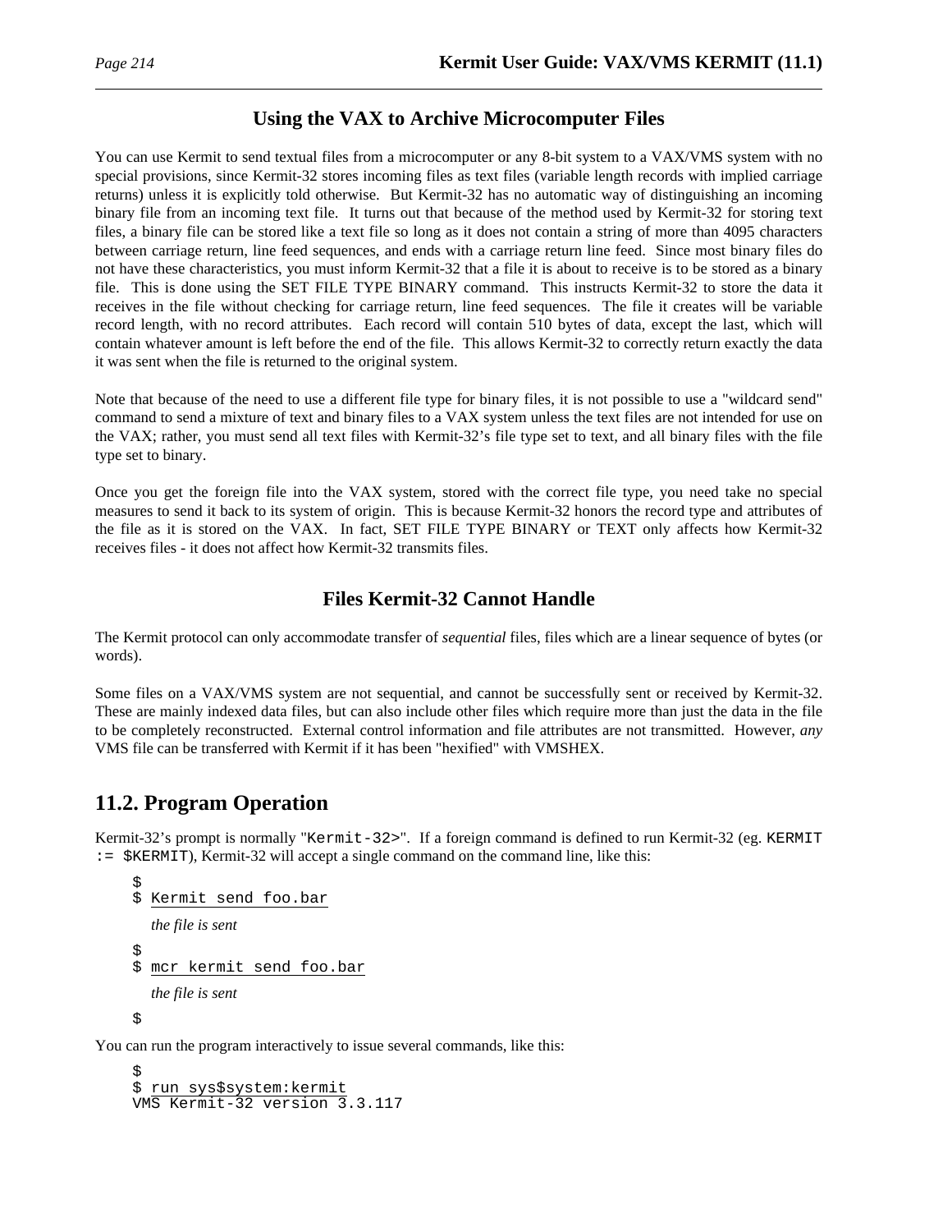## Using the VAX to Archive Microcomputer Files

You can use Kermit to send textual files from a microcomputer or any 8-bit system to a VAX/VMS system with no special provisions, since Kermit-32 stores incoming files as text files (variable length records with implied carriage returns) unless it is explicitly told otherwise. But Kermit-32 has no automatic way of distinguishing an incoming binary file from an incoming text file. It turns out that because of the method used by Kermit-32 for storing text files, a binary file can be stored like a text file so long as it does not contain a string of more than 4095 characters between carriage return, line feed sequences, and ends with a carriage return line feed. Since most binary files do not have these characteristics, you must inform Kermit-32 that a file it is about to receive is to be stored as a binary file. This is done using the SET FILE TYPE BINARY command. This instructs Kermit-32 to store the data it receives in the file without checking for carriage return, line feed sequences. The file it creates will be variable record length, with no record attributes. Each record will contain 510 bytes of data, except the last, which will contain whatever amount is left before the end of the file. This allows Kermit-32 to correctly return exactly the data it was sent when the file is returned to the original system.

Note that because of the need to use a different file type for binary files, it is not possible to use a "wildcard send" command to send a mixture of text and binary files to a VAX system unless the text files are not intended for use on the VAX; rather, you must send all text files with Kermit-32's file type set to text, and all binary files with the file type set to binary.

Once you get the foreign file into the VAX system, stored with the correct file type, you need take no special measures to send it back to its system of origin. This is because Kermit-32 honors the record type and attributes of the file as it is stored on the VAX. In fact, SET FILE TYPE BINARY or TEXT only affects how Kermit-32 receives files - it does not affect how Kermit-32 transmits files.

## Files Kermit-32 Cannot Handle

The Kermit protocol can only accommodate transfer of *sequential* files, files which are a linear sequence of bytes (or words).

Some files on a VAX/VMS system are not sequential, and cannot be successfully sent or received by Kermit-32. These are mainly indexed data files, but can also include other files which require more than just the data in the file to be completely reconstructed. External control information and file attributes are not transmitted. However, *any* VMS file can be transferred with Kermit if it has been "hexified" with VMSHEX.

# 11.2. Program Operation

Kermit-32's prompt is normally "`Kermit-32>`". If a foreign command is defined to run Kermit-32 (eg. `KERMIT := $KERMIT`), Kermit-32 will accept a single command on the command line, like this:

```
$
$ Kermit send foo.bar
    the file is sent
$
$ mcr kermit send foo.bar
    the file is sent
$
```

You can run the program interactively to issue several commands, like this:

```
$
$ run sys$system:kermit
VMS Kermit-32 version 3.3.117
```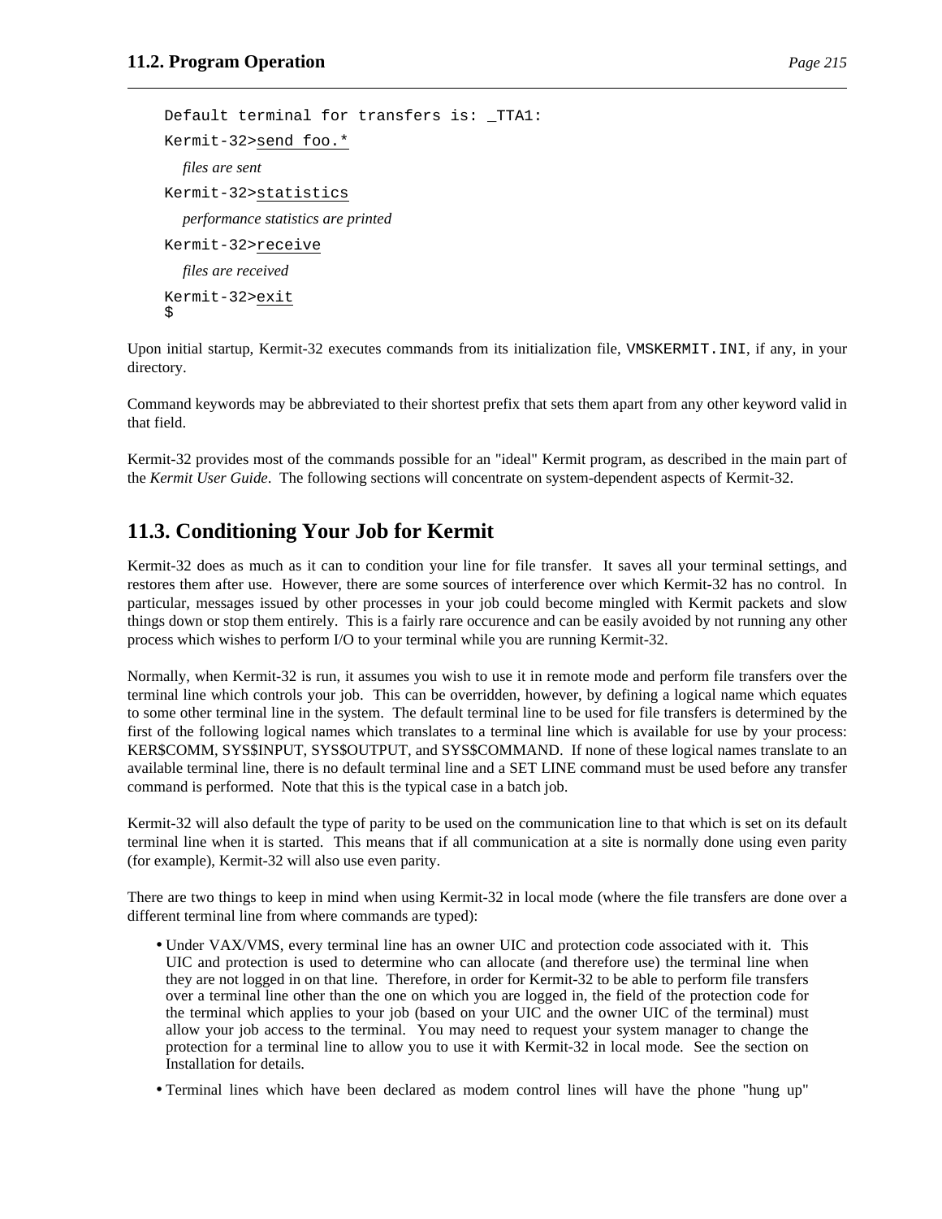```
Default terminal for transfers is: _TTA1:
Kermit-32>send foo.*
   files are sent
Kermit-32>statistics
   performance statistics are printed
Kermit-32>receive
   files are received
Kermit-32>exit
$
```

Upon initial startup, Kermit-32 executes commands from its initialization file, VMSKERMIT.INI, if any, in your directory.

Command keywords may be abbreviated to their shortest prefix that sets them apart from any other keyword valid in that field.

Kermit-32 provides most of the commands possible for an "ideal" Kermit program, as described in the main part of the *Kermit User Guide*. The following sections will concentrate on system-dependent aspects of Kermit-32.

## 11.3. Conditioning Your Job for Kermit

Kermit-32 does as much as it can to condition your line for file transfer. It saves all your terminal settings, and restores them after use. However, there are some sources of interference over which Kermit-32 has no control. In particular, messages issued by other processes in your job could become mingled with Kermit packets and slow things down or stop them entirely. This is a fairly rare occurence and can be easily avoided by not running any other process which wishes to perform I/O to your terminal while you are running Kermit-32.

Normally, when Kermit-32 is run, it assumes you wish to use it in remote mode and perform file transfers over the terminal line which controls your job. This can be overridden, however, by defining a logical name which equates to some other terminal line in the system. The default terminal line to be used for file transfers is determined by the first of the following logical names which translates to a terminal line which is available for use by your process: KER$COMM, SYS$INPUT, SYS$OUTPUT, and SYS$COMMAND. If none of these logical names translate to an available terminal line, there is no default terminal line and a SET LINE command must be used before any transfer command is performed. Note that this is the typical case in a batch job.

Kermit-32 will also default the type of parity to be used on the communication line to that which is set on its default terminal line when it is started. This means that if all communication at a site is normally done using even parity (for example), Kermit-32 will also use even parity.

There are two things to keep in mind when using Kermit-32 in local mode (where the file transfers are done over a different terminal line from where commands are typed):

- Under VAX/VMS, every terminal line has an owner UIC and protection code associated with it. This UIC and protection is used to determine who can allocate (and therefore use) the terminal line when they are not logged in on that line. Therefore, in order for Kermit-32 to be able to perform file transfers over a terminal line other than the one on which you are logged in, the field of the protection code for the terminal which applies to your job (based on your UIC and the owner UIC of the terminal) must allow your job access to the terminal. You may need to request your system manager to change the protection for a terminal line to allow you to use it with Kermit-32 in local mode. See the section on Installation for details.
- Terminal lines which have been declared as modem control lines will have the phone "hung up"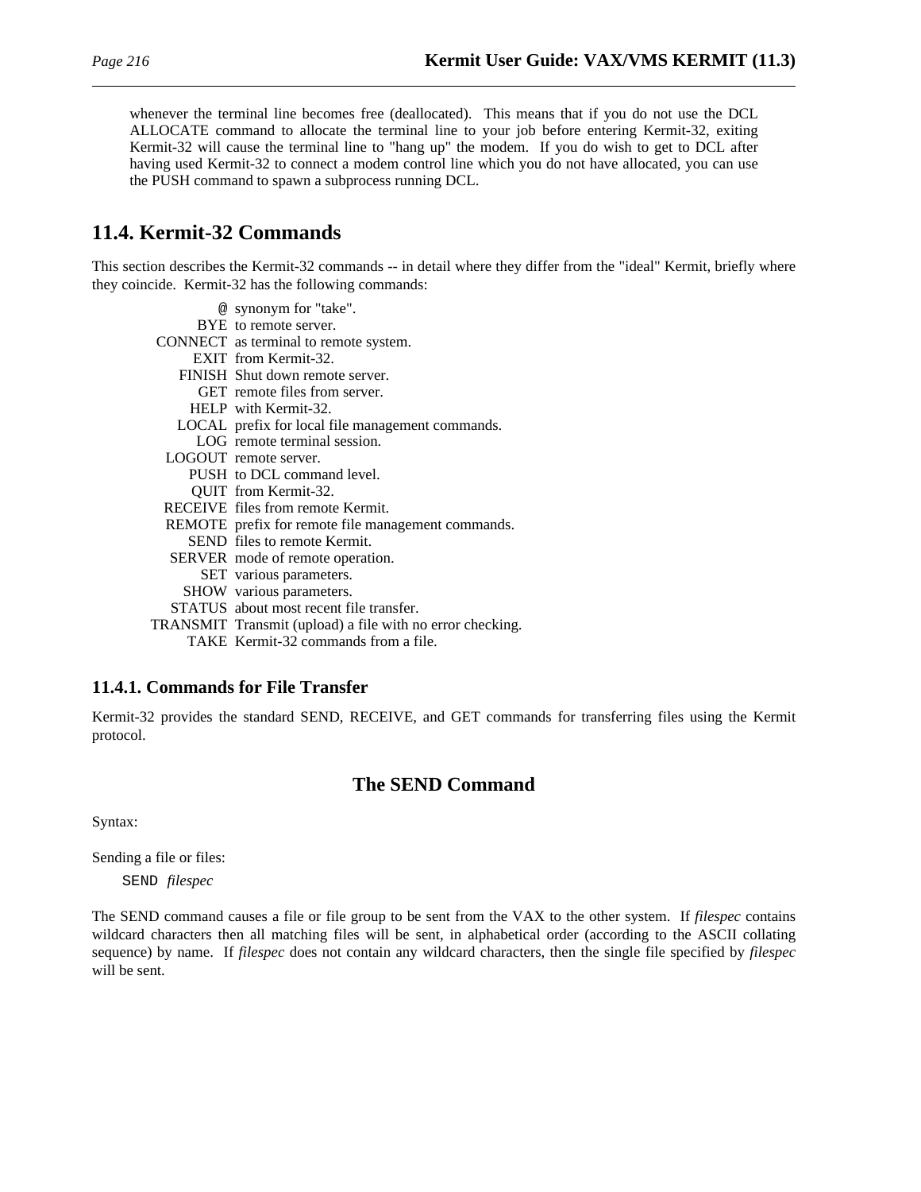whenever the terminal line becomes free (deallocated). This means that if you do not use the DCL ALLOCATE command to allocate the terminal line to your job before entering Kermit-32, exiting Kermit-32 will cause the terminal line to "hang up" the modem. If you do wish to get to DCL after having used Kermit-32 to connect a modem control line which you do not have allocated, you can use the PUSH command to spawn a subprocess running DCL.

## 11.4. Kermit-32 Commands

This section describes the Kermit-32 commands -- in detail where they differ from the "ideal" Kermit, briefly where they coincide. Kermit-32 has the following commands:

| | |
|---|---|
| @ | synonym for "take". |
| BYE | to remote server. |
| CONNECT | as terminal to remote system. |
| EXIT | from Kermit-32. |
| FINISH | Shut down remote server. |
| GET | remote files from server. |
| HELP | with Kermit-32. |
| LOCAL | prefix for local file management commands. |
| LOG | remote terminal session. |
| LOGOUT | remote server. |
| PUSH | to DCL command level. |
| QUIT | from Kermit-32. |
| RECEIVE | files from remote Kermit. |
| REMOTE | prefix for remote file management commands. |
| SEND | files to remote Kermit. |
| SERVER | mode of remote operation. |
| SET | various parameters. |
| SHOW | various parameters. |
| STATUS | about most recent file transfer. |
| TRANSMIT | Transmit (upload) a file with no error checking. |
| TAKE | Kermit-32 commands from a file. |

### 11.4.1. Commands for File Transfer

Kermit-32 provides the standard SEND, RECEIVE, and GET commands for transferring files using the Kermit protocol.

## The SEND Command

Syntax:

Sending a file or files:

`SEND` *filespec*

The SEND command causes a file or file group to be sent from the VAX to the other system. If *filespec* contains wildcard characters then all matching files will be sent, in alphabetical order (according to the ASCII collating sequence) by name. If *filespec* does not contain any wildcard characters, then the single file specified by *filespec* will be sent.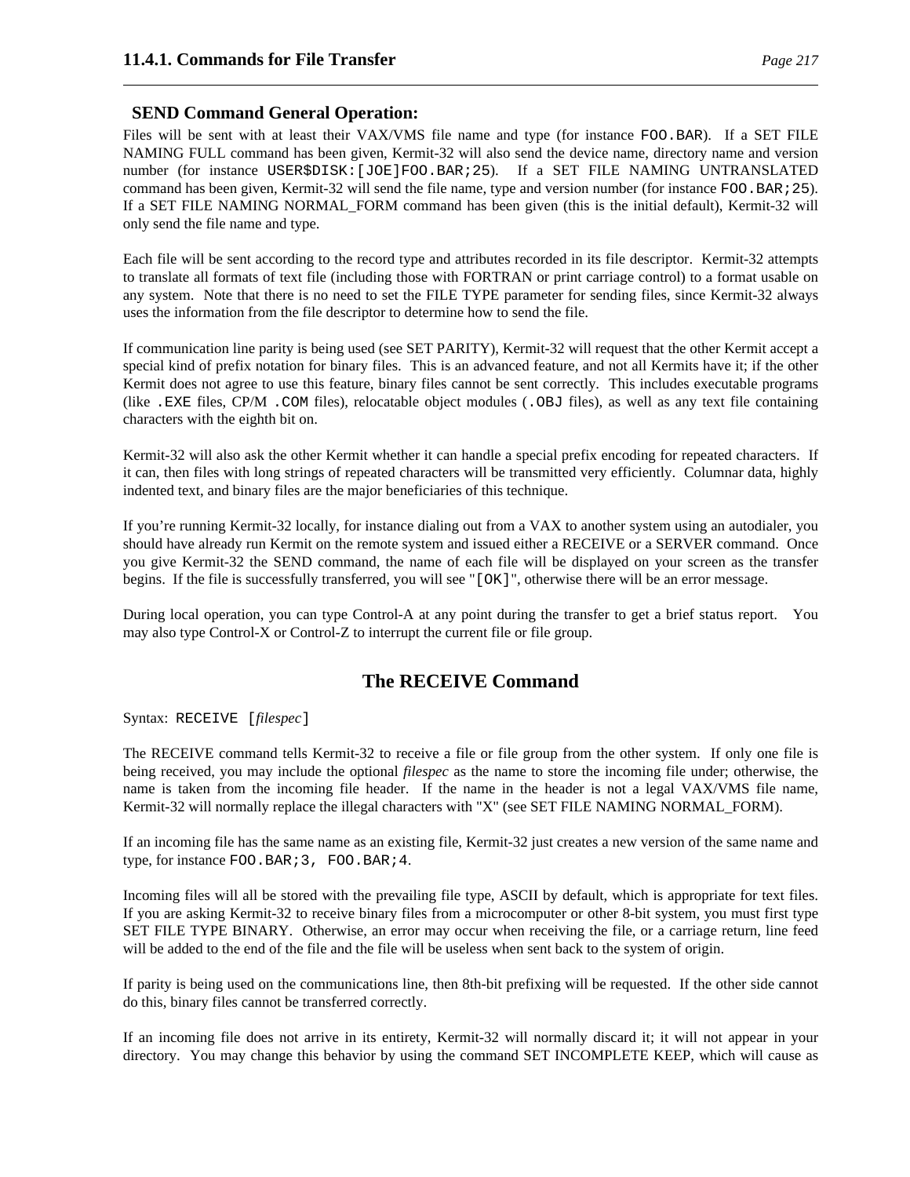### SEND Command General Operation:

Files will be sent with at least their VAX/VMS file name and type (for instance `FOO.BAR`). If a SET FILE NAMING FULL command has been given, Kermit-32 will also send the device name, directory name and version number (for instance `USER$DISK:[JOE]FOO.BAR;25`). If a SET FILE NAMING UNTRANSLATED command has been given, Kermit-32 will send the file name, type and version number (for instance `FOO.BAR;25`). If a SET FILE NAMING NORMAL_FORM command has been given (this is the initial default), Kermit-32 will only send the file name and type.

Each file will be sent according to the record type and attributes recorded in its file descriptor. Kermit-32 attempts to translate all formats of text file (including those with FORTRAN or print carriage control) to a format usable on any system. Note that there is no need to set the FILE TYPE parameter for sending files, since Kermit-32 always uses the information from the file descriptor to determine how to send the file.

If communication line parity is being used (see SET PARITY), Kermit-32 will request that the other Kermit accept a special kind of prefix notation for binary files. This is an advanced feature, and not all Kermits have it; if the other Kermit does not agree to use this feature, binary files cannot be sent correctly. This includes executable programs (like `.EXE` files, CP/M `.COM` files), relocatable object modules (`.OBJ` files), as well as any text file containing characters with the eighth bit on.

Kermit-32 will also ask the other Kermit whether it can handle a special prefix encoding for repeated characters. If it can, then files with long strings of repeated characters will be transmitted very efficiently. Columnar data, highly indented text, and binary files are the major beneficiaries of this technique.

If you're running Kermit-32 locally, for instance dialing out from a VAX to another system using an autodialer, you should have already run Kermit on the remote system and issued either a RECEIVE or a SERVER command. Once you give Kermit-32 the SEND command, the name of each file will be displayed on your screen as the transfer begins. If the file is successfully transferred, you will see "`[OK]`", otherwise there will be an error message.

During local operation, you can type Control-A at any point during the transfer to get a brief status report. You may also type Control-X or Control-Z to interrupt the current file or file group.

## The RECEIVE Command

Syntax: `RECEIVE [`*filespec*`]`

The RECEIVE command tells Kermit-32 to receive a file or file group from the other system. If only one file is being received, you may include the optional *filespec* as the name to store the incoming file under; otherwise, the name is taken from the incoming file header. If the name in the header is not a legal VAX/VMS file name, Kermit-32 will normally replace the illegal characters with "X" (see SET FILE NAMING NORMAL_FORM).

If an incoming file has the same name as an existing file, Kermit-32 just creates a new version of the same name and type, for instance `FOO.BAR;3, FOO.BAR;4`.

Incoming files will all be stored with the prevailing file type, ASCII by default, which is appropriate for text files. If you are asking Kermit-32 to receive binary files from a microcomputer or other 8-bit system, you must first type SET FILE TYPE BINARY. Otherwise, an error may occur when receiving the file, or a carriage return, line feed will be added to the end of the file and the file will be useless when sent back to the system of origin.

If parity is being used on the communications line, then 8th-bit prefixing will be requested. If the other side cannot do this, binary files cannot be transferred correctly.

If an incoming file does not arrive in its entirety, Kermit-32 will normally discard it; it will not appear in your directory. You may change this behavior by using the command SET INCOMPLETE KEEP, which will cause as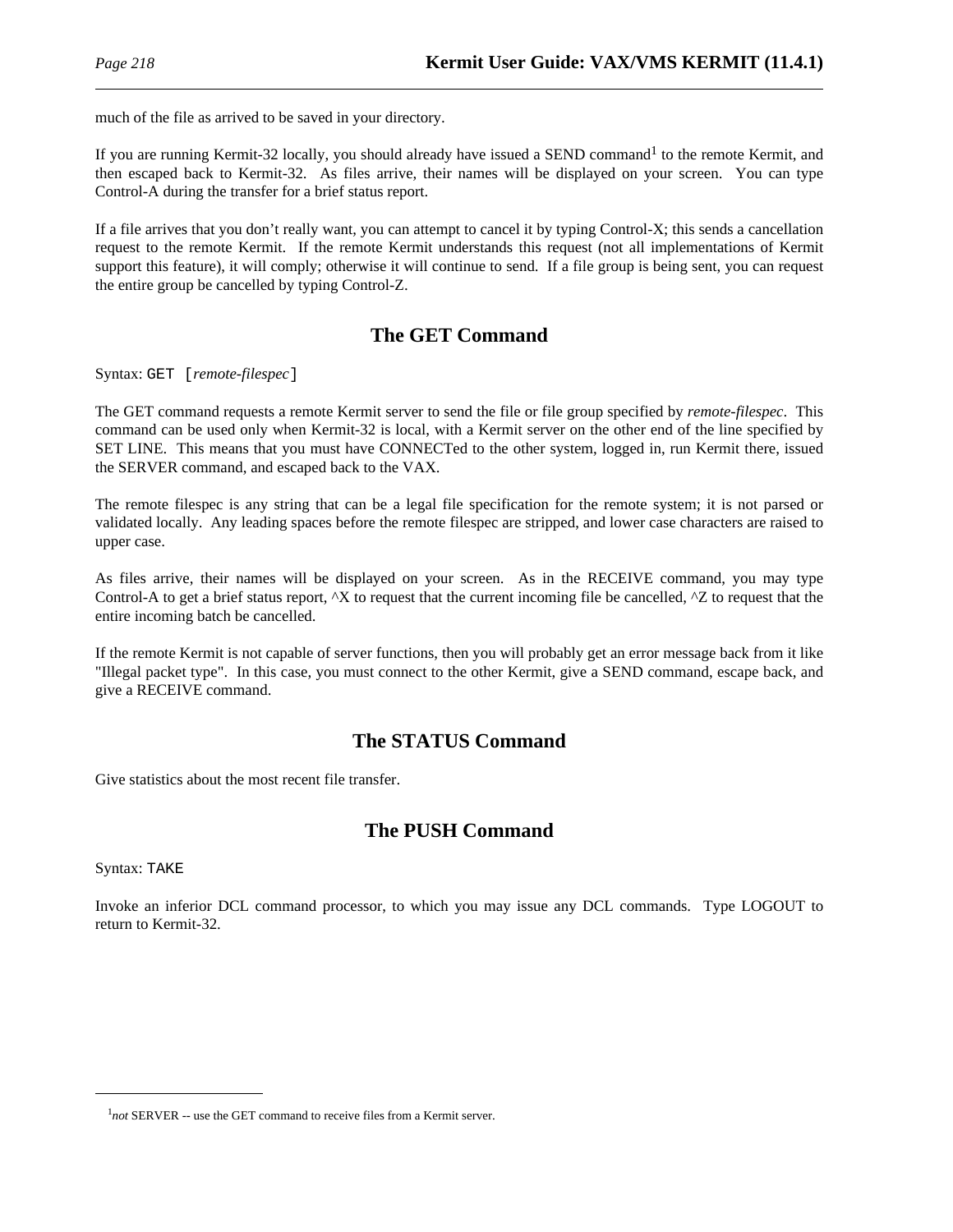much of the file as arrived to be saved in your directory.

If you are running Kermit-32 locally, you should already have issued a SEND command[1] to the remote Kermit, and then escaped back to Kermit-32. As files arrive, their names will be displayed on your screen. You can type Control-A during the transfer for a brief status report.

If a file arrives that you don't really want, you can attempt to cancel it by typing Control-X; this sends a cancellation request to the remote Kermit. If the remote Kermit understands this request (not all implementations of Kermit support this feature), it will comply; otherwise it will continue to send. If a file group is being sent, you can request the entire group be cancelled by typing Control-Z.

## The GET Command

Syntax: `GET [`*remote-filespec*`]`

The GET command requests a remote Kermit server to send the file or file group specified by *remote-filespec*. This command can be used only when Kermit-32 is local, with a Kermit server on the other end of the line specified by SET LINE. This means that you must have CONNECTed to the other system, logged in, run Kermit there, issued the SERVER command, and escaped back to the VAX.

The remote filespec is any string that can be a legal file specification for the remote system; it is not parsed or validated locally. Any leading spaces before the remote filespec are stripped, and lower case characters are raised to upper case.

As files arrive, their names will be displayed on your screen. As in the RECEIVE command, you may type Control-A to get a brief status report, ^X to request that the current incoming file be cancelled, ^Z to request that the entire incoming batch be cancelled.

If the remote Kermit is not capable of server functions, then you will probably get an error message back from it like "Illegal packet type". In this case, you must connect to the other Kermit, give a SEND command, escape back, and give a RECEIVE command.

## The STATUS Command

Give statistics about the most recent file transfer.

## The PUSH Command

Syntax: `TAKE`

Invoke an inferior DCL command processor, to which you may issue any DCL commands. Type LOGOUT to return to Kermit-32.

---

[1] *not* SERVER -- use the GET command to receive files from a Kermit server.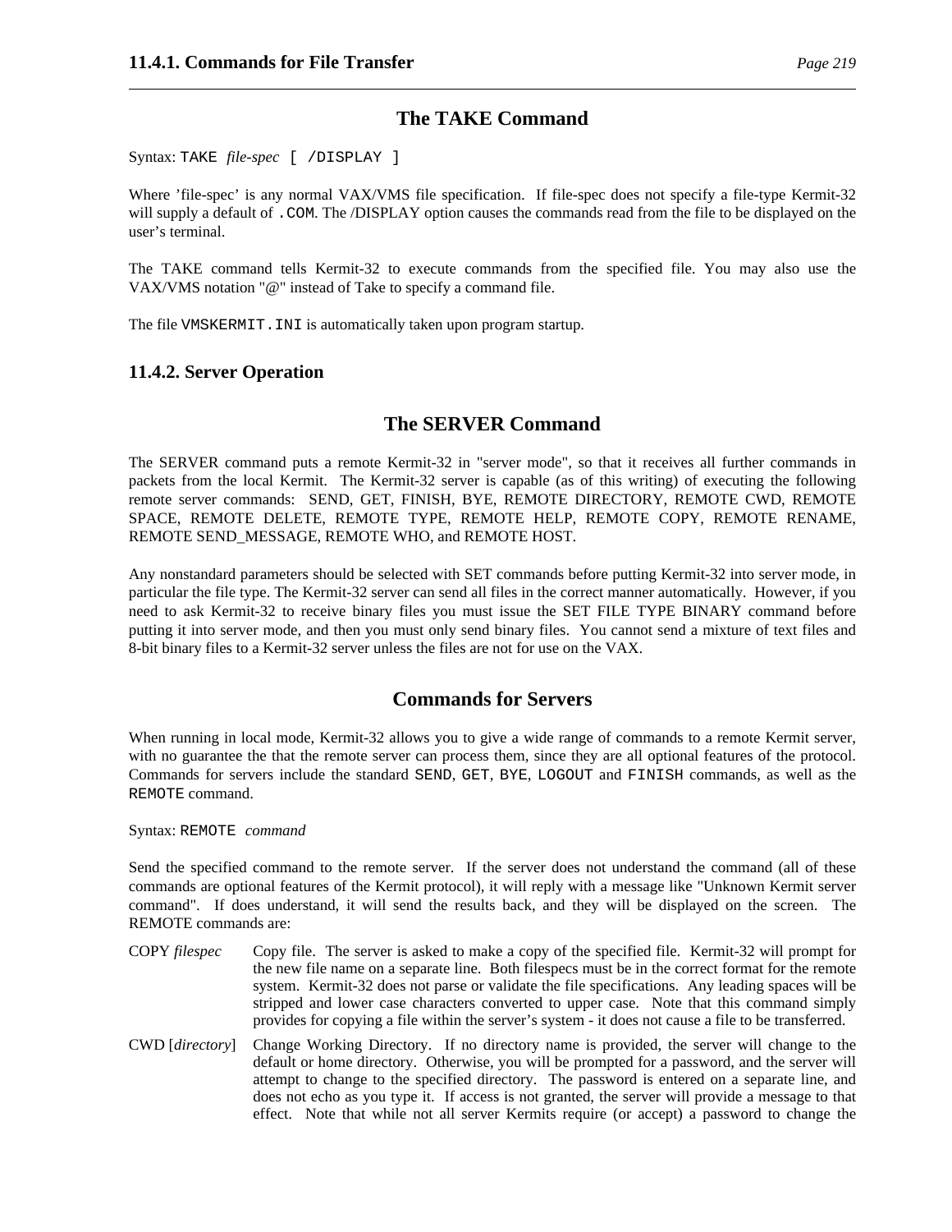## The TAKE Command

Syntax: `TAKE` *file-spec* `[ /DISPLAY ]`

Where 'file-spec' is any normal VAX/VMS file specification. If file-spec does not specify a file-type Kermit-32 will supply a default of `.COM`. The /DISPLAY option causes the commands read from the file to be displayed on the user's terminal.

The TAKE command tells Kermit-32 to execute commands from the specified file. You may also use the VAX/VMS notation "@" instead of Take to specify a command file.

The file `VMSKERMIT.INI` is automatically taken upon program startup.

### 11.4.2. Server Operation

## The SERVER Command

The SERVER command puts a remote Kermit-32 in "server mode", so that it receives all further commands in packets from the local Kermit. The Kermit-32 server is capable (as of this writing) of executing the following remote server commands: SEND, GET, FINISH, BYE, REMOTE DIRECTORY, REMOTE CWD, REMOTE SPACE, REMOTE DELETE, REMOTE TYPE, REMOTE HELP, REMOTE COPY, REMOTE RENAME, REMOTE SEND_MESSAGE, REMOTE WHO, and REMOTE HOST.

Any nonstandard parameters should be selected with SET commands before putting Kermit-32 into server mode, in particular the file type. The Kermit-32 server can send all files in the correct manner automatically. However, if you need to ask Kermit-32 to receive binary files you must issue the SET FILE TYPE BINARY command before putting it into server mode, and then you must only send binary files. You cannot send a mixture of text files and 8-bit binary files to a Kermit-32 server unless the files are not for use on the VAX.

## Commands for Servers

When running in local mode, Kermit-32 allows you to give a wide range of commands to a remote Kermit server, with no guarantee the that the remote server can process them, since they are all optional features of the protocol. Commands for servers include the standard `SEND`, `GET`, `BYE`, `LOGOUT` and `FINISH` commands, as well as the `REMOTE` command.

Syntax: `REMOTE` *command*

Send the specified command to the remote server. If the server does not understand the command (all of these commands are optional features of the Kermit protocol), it will reply with a message like "Unknown Kermit server command". If does understand, it will send the results back, and they will be displayed on the screen. The REMOTE commands are:

COPY *filespec*
: Copy file. The server is asked to make a copy of the specified file. Kermit-32 will prompt for the new file name on a separate line. Both filespecs must be in the correct format for the remote system. Kermit-32 does not parse or validate the file specifications. Any leading spaces will be stripped and lower case characters converted to upper case. Note that this command simply provides for copying a file within the server's system - it does not cause a file to be transferred.

CWD [*directory*]
: Change Working Directory. If no directory name is provided, the server will change to the default or home directory. Otherwise, you will be prompted for a password, and the server will attempt to change to the specified directory. The password is entered on a separate line, and does not echo as you type it. If access is not granted, the server will provide a message to that effect. Note that while not all server Kermits require (or accept) a password to change the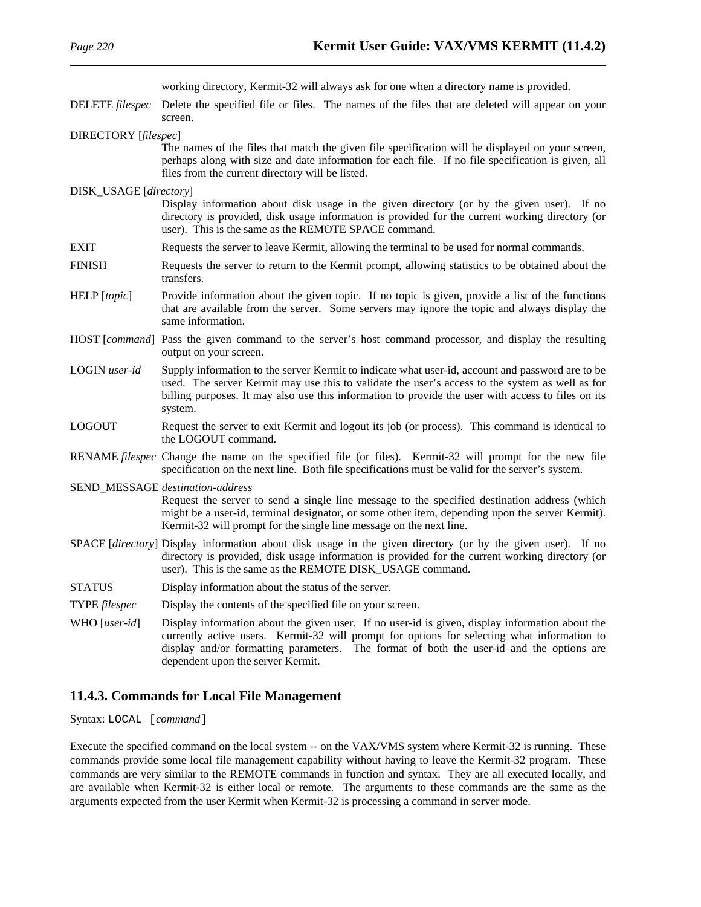working directory, Kermit-32 will always ask for one when a directory name is provided.

DELETE *filespec*
: Delete the specified file or files. The names of the files that are deleted will appear on your screen.

DIRECTORY [*filespec*]
: The names of the files that match the given file specification will be displayed on your screen, perhaps along with size and date information for each file. If no file specification is given, all files from the current directory will be listed.

DISK_USAGE [*directory*]
: Display information about disk usage in the given directory (or by the given user). If no directory is provided, disk usage information is provided for the current working directory (or user). This is the same as the REMOTE SPACE command.

EXIT
: Requests the server to leave Kermit, allowing the terminal to be used for normal commands.

FINISH
: Requests the server to return to the Kermit prompt, allowing statistics to be obtained about the transfers.

HELP [*topic*]
: Provide information about the given topic. If no topic is given, provide a list of the functions that are available from the server. Some servers may ignore the topic and always display the same information.

HOST [*command*]
: Pass the given command to the server's host command processor, and display the resulting output on your screen.

LOGIN *user-id*
: Supply information to the server Kermit to indicate what user-id, account and password are to be used. The server Kermit may use this to validate the user's access to the system as well as for billing purposes. It may also use this information to provide the user with access to files on its system.

LOGOUT
: Request the server to exit Kermit and logout its job (or process). This command is identical to the LOGOUT command.

RENAME *filespec*
: Change the name on the specified file (or files). Kermit-32 will prompt for the new file specification on the next line. Both file specifications must be valid for the server's system.

SEND_MESSAGE *destination-address*
: Request the server to send a single line message to the specified destination address (which might be a user-id, terminal designator, or some other item, depending upon the server Kermit). Kermit-32 will prompt for the single line message on the next line.

SPACE [*directory*]
: Display information about disk usage in the given directory (or by the given user). If no directory is provided, disk usage information is provided for the current working directory (or user). This is the same as the REMOTE DISK_USAGE command.

STATUS
: Display information about the status of the server.

TYPE *filespec*
: Display the contents of the specified file on your screen.

WHO [*user-id*]
: Display information about the given user. If no user-id is given, display information about the currently active users. Kermit-32 will prompt for options for selecting what information to display and/or formatting parameters. The format of both the user-id and the options are dependent upon the server Kermit.

### 11.4.3. Commands for Local File Management

Syntax: `LOCAL [`*command*`]`

Execute the specified command on the local system -- on the VAX/VMS system where Kermit-32 is running. These commands provide some local file management capability without having to leave the Kermit-32 program. These commands are very similar to the REMOTE commands in function and syntax. They are all executed locally, and are available when Kermit-32 is either local or remote. The arguments to these commands are the same as the arguments expected from the user Kermit when Kermit-32 is processing a command in server mode.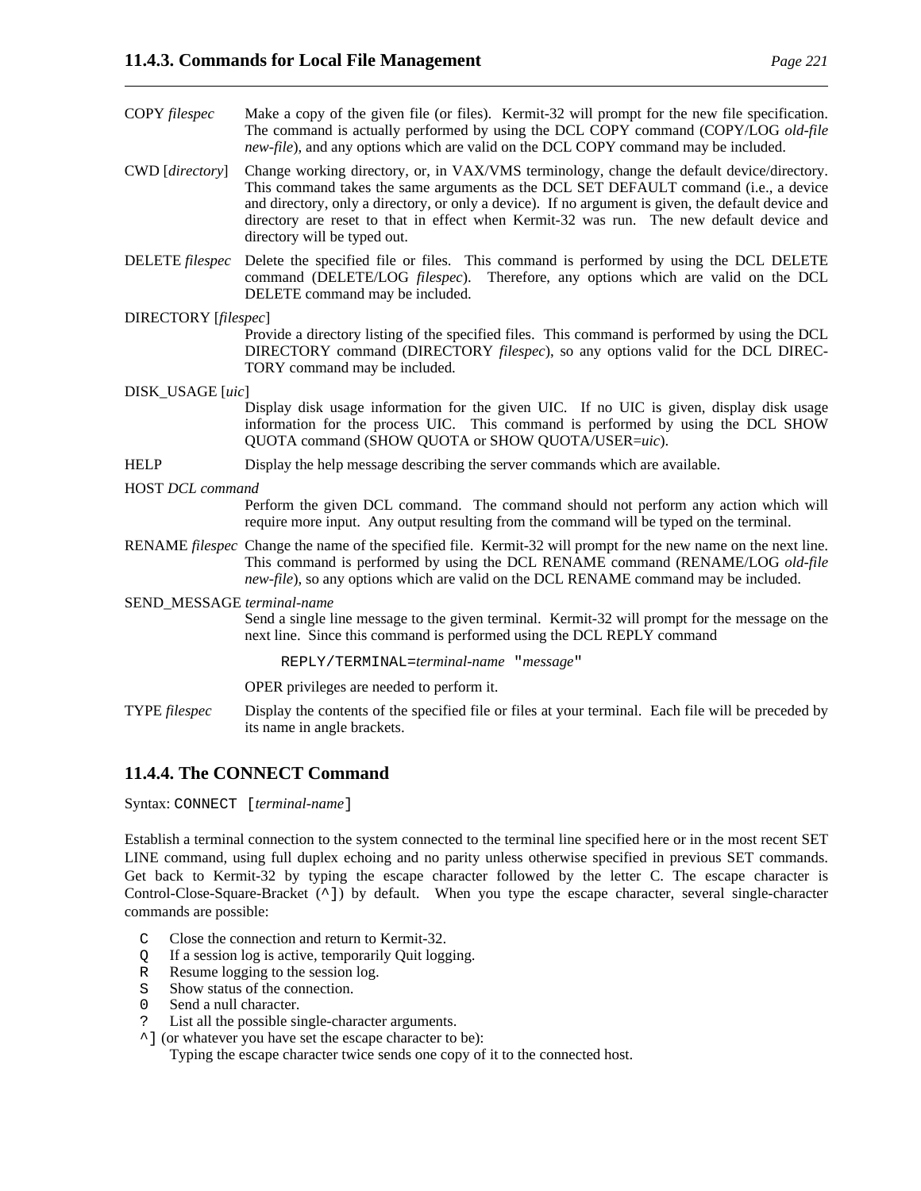COPY *filespec* Make a copy of the given file (or files). Kermit-32 will prompt for the new file specification. The command is actually performed by using the DCL COPY command (COPY/LOG *old-file new-file*), and any options which are valid on the DCL COPY command may be included.

CWD [*directory*] Change working directory, or, in VAX/VMS terminology, change the default device/directory. This command takes the same arguments as the DCL SET DEFAULT command (i.e., a device and directory, only a directory, or only a device). If no argument is given, the default device and directory are reset to that in effect when Kermit-32 was run. The new default device and directory will be typed out.

DELETE *filespec* Delete the specified file or files. This command is performed by using the DCL DELETE command (DELETE/LOG *filespec*). Therefore, any options which are valid on the DCL DELETE command may be included.

DIRECTORY [*filespec*]
Provide a directory listing of the specified files. This command is performed by using the DCL DIRECTORY command (DIRECTORY *filespec*), so any options valid for the DCL DIRECTORY command may be included.

DISK_USAGE [*uic*]
Display disk usage information for the given UIC. If no UIC is given, display disk usage information for the process UIC. This command is performed by using the DCL SHOW QUOTA command (SHOW QUOTA or SHOW QUOTA/USER=*uic*).

HELP Display the help message describing the server commands which are available.

HOST *DCL command*
Perform the given DCL command. The command should not perform any action which will require more input. Any output resulting from the command will be typed on the terminal.

RENAME *filespec* Change the name of the specified file. Kermit-32 will prompt for the new name on the next line. This command is performed by using the DCL RENAME command (RENAME/LOG *old-file new-file*), so any options which are valid on the DCL RENAME command may be included.

SEND_MESSAGE *terminal-name*
Send a single line message to the given terminal. Kermit-32 will prompt for the message on the next line. Since this command is performed using the DCL REPLY command

REPLY/TERMINAL=*terminal-name* "*message*"

OPER privileges are needed to perform it.

TYPE *filespec* Display the contents of the specified file or files at your terminal. Each file will be preceded by its name in angle brackets.

## 11.4.4. The CONNECT Command

Syntax: `CONNECT [`*terminal-name*`]`

Establish a terminal connection to the system connected to the terminal line specified here or in the most recent SET LINE command, using full duplex echoing and no parity unless otherwise specified in previous SET commands. Get back to Kermit-32 by typing the escape character followed by the letter C. The escape character is Control-Close-Square-Bracket (`^]`) by default. When you type the escape character, several single-character commands are possible:

- `C` Close the connection and return to Kermit-32.
- `Q` If a session log is active, temporarily Quit logging.
- `R` Resume logging to the session log.
- `S` Show status of the connection.
- `0` Send a null character.
- `?` List all the possible single-character arguments.
- `^]` (or whatever you have set the escape character to be):
  Typing the escape character twice sends one copy of it to the connected host.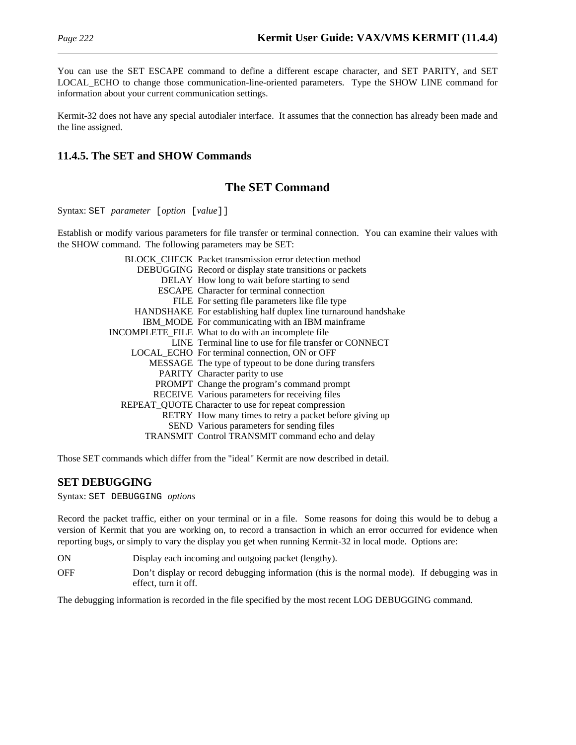You can use the SET ESCAPE command to define a different escape character, and SET PARITY, and SET LOCAL_ECHO to change those communication-line-oriented parameters. Type the SHOW LINE command for information about your current communication settings.

Kermit-32 does not have any special autodialer interface. It assumes that the connection has already been made and the line assigned.

### 11.4.5. The SET and SHOW Commands

## The SET Command

Syntax: `SET` *parameter* [*option* [*value*]]

Establish or modify various parameters for file transfer or terminal connection. You can examine their values with the SHOW command. The following parameters may be SET:

| Parameter | Description |
|---|---|
| BLOCK_CHECK | Packet transmission error detection method |
| DEBUGGING | Record or display state transitions or packets |
| DELAY | How long to wait before starting to send |
| ESCAPE | Character for terminal connection |
| FILE | For setting file parameters like file type |
| HANDSHAKE | For establishing half duplex line turnaround handshake |
| IBM_MODE | For communicating with an IBM mainframe |
| INCOMPLETE_FILE | What to do with an incomplete file |
| LINE | Terminal line to use for file transfer or CONNECT |
| LOCAL_ECHO | For terminal connection, ON or OFF |
| MESSAGE | The type of typeout to be done during transfers |
| PARITY | Character parity to use |
| PROMPT | Change the program's command prompt |
| RECEIVE | Various parameters for receiving files |
| REPEAT_QUOTE | Character to use for repeat compression |
| RETRY | How many times to retry a packet before giving up |
| SEND | Various parameters for sending files |
| TRANSMIT | Control TRANSMIT command echo and delay |

Those SET commands which differ from the "ideal" Kermit are now described in detail.

### SET DEBUGGING

Syntax: `SET DEBUGGING` *options*

Record the packet traffic, either on your terminal or in a file. Some reasons for doing this would be to debug a version of Kermit that you are working on, to record a transaction in which an error occurred for evidence when reporting bugs, or simply to vary the display you get when running Kermit-32 in local mode. Options are:

ON
: Display each incoming and outgoing packet (lengthy).

OFF
: Don't display or record debugging information (this is the normal mode). If debugging was in effect, turn it off.

The debugging information is recorded in the file specified by the most recent LOG DEBUGGING command.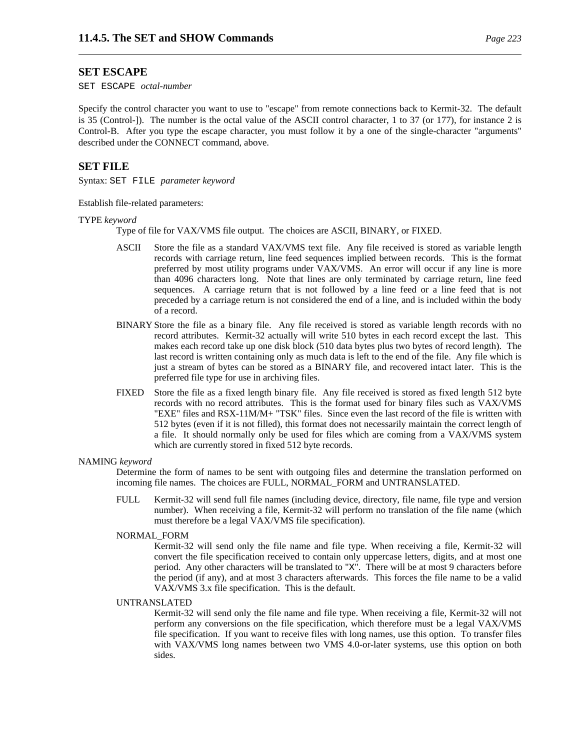## SET ESCAPE

`SET ESCAPE` *octal-number*

Specify the control character you want to use to "escape" from remote connections back to Kermit-32. The default is 35 (Control-]). The number is the octal value of the ASCII control character, 1 to 37 (or 177), for instance 2 is Control-B. After you type the escape character, you must follow it by a one of the single-character "arguments" described under the CONNECT command, above.

## SET FILE

Syntax: `SET FILE` *parameter keyword*

Establish file-related parameters:

TYPE *keyword*

Type of file for VAX/VMS file output. The choices are ASCII, BINARY, or FIXED.

- ASCII — Store the file as a standard VAX/VMS text file. Any file received is stored as variable length records with carriage return, line feed sequences implied between records. This is the format preferred by most utility programs under VAX/VMS. An error will occur if any line is more than 4096 characters long. Note that lines are only terminated by carriage return, line feed sequences. A carriage return that is not followed by a line feed or a line feed that is not preceded by a carriage return is not considered the end of a line, and is included within the body of a record.

- BINARY — Store the file as a binary file. Any file received is stored as variable length records with no record attributes. Kermit-32 actually will write 510 bytes in each record except the last. This makes each record take up one disk block (510 data bytes plus two bytes of record length). The last record is written containing only as much data is left to the end of the file. Any file which is just a stream of bytes can be stored as a BINARY file, and recovered intact later. This is the preferred file type for use in archiving files.

- FIXED — Store the file as a fixed length binary file. Any file received is stored as fixed length 512 byte records with no record attributes. This is the format used for binary files such as VAX/VMS "EXE" files and RSX-11M/M+ "TSK" files. Since even the last record of the file is written with 512 bytes (even if it is not filled), this format does not necessarily maintain the correct length of a file. It should normally only be used for files which are coming from a VAX/VMS system which are currently stored in fixed 512 byte records.

NAMING *keyword*

Determine the form of names to be sent with outgoing files and determine the translation performed on incoming file names. The choices are FULL, NORMAL_FORM and UNTRANSLATED.

- FULL — Kermit-32 will send full file names (including device, directory, file name, file type and version number). When receiving a file, Kermit-32 will perform no translation of the file name (which must therefore be a legal VAX/VMS file specification).

- NORMAL_FORM — Kermit-32 will send only the file name and file type. When receiving a file, Kermit-32 will convert the file specification received to contain only uppercase letters, digits, and at most one period. Any other characters will be translated to "`X`". There will be at most 9 characters before the period (if any), and at most 3 characters afterwards. This forces the file name to be a valid VAX/VMS 3.x file specification. This is the default.

- UNTRANSLATED — Kermit-32 will send only the file name and file type. When receiving a file, Kermit-32 will not perform any conversions on the file specification, which therefore must be a legal VAX/VMS file specification. If you want to receive files with long names, use this option. To transfer files with VAX/VMS long names between two VMS 4.0-or-later systems, use this option on both sides.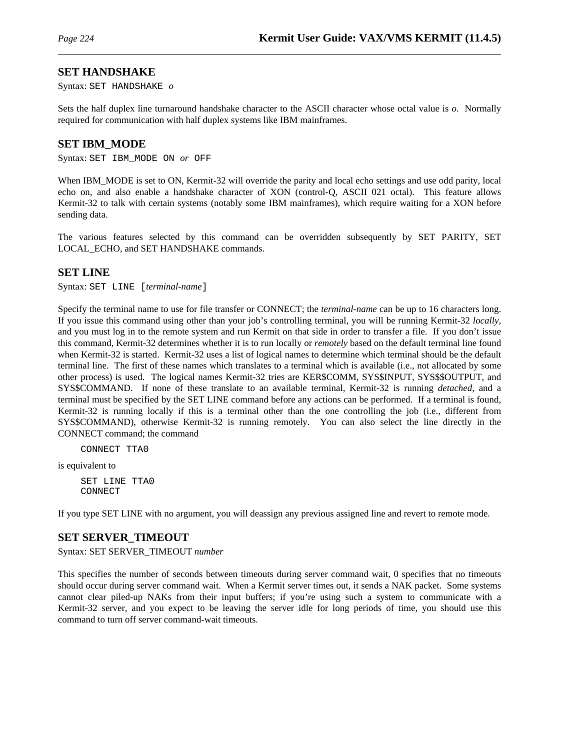### SET HANDSHAKE

Syntax: `SET HANDSHAKE` *o*

Sets the half duplex line turnaround handshake character to the ASCII character whose octal value is *o*. Normally required for communication with half duplex systems like IBM mainframes.

### SET IBM_MODE

Syntax: `SET IBM_MODE ON` *or* `OFF`

When IBM_MODE is set to ON, Kermit-32 will override the parity and local echo settings and use odd parity, local echo on, and also enable a handshake character of XON (control-Q, ASCII 021 octal). This feature allows Kermit-32 to talk with certain systems (notably some IBM mainframes), which require waiting for a XON before sending data.

The various features selected by this command can be overridden subsequently by SET PARITY, SET LOCAL_ECHO, and SET HANDSHAKE commands.

### SET LINE

Syntax: `SET LINE [`*terminal-name*`]`

Specify the terminal name to use for file transfer or CONNECT; the *terminal-name* can be up to 16 characters long. If you issue this command using other than your job's controlling terminal, you will be running Kermit-32 *locally*, and you must log in to the remote system and run Kermit on that side in order to transfer a file. If you don't issue this command, Kermit-32 determines whether it is to run locally or *remotely* based on the default terminal line found when Kermit-32 is started. Kermit-32 uses a list of logical names to determine which terminal should be the default terminal line. The first of these names which translates to a terminal which is available (i.e., not allocated by some other process) is used. The logical names Kermit-32 tries are KER$COMM, SYS$INPUT, SYS$$OUTPUT, and SYS$COMMAND. If none of these translate to an available terminal, Kermit-32 is running *detached*, and a terminal must be specified by the SET LINE command before any actions can be performed. If a terminal is found, Kermit-32 is running locally if this is a terminal other than the one controlling the job (i.e., different from SYS$COMMAND), otherwise Kermit-32 is running remotely. You can also select the line directly in the CONNECT command; the command

```
CONNECT TTA0
```

is equivalent to

```
SET LINE TTA0
CONNECT
```

If you type SET LINE with no argument, you will deassign any previous assigned line and revert to remote mode.

### SET SERVER_TIMEOUT

Syntax: SET SERVER_TIMEOUT *number*

This specifies the number of seconds between timeouts during server command wait, 0 specifies that no timeouts should occur during server command wait. When a Kermit server times out, it sends a NAK packet. Some systems cannot clear piled-up NAKs from their input buffers; if you're using such a system to communicate with a Kermit-32 server, and you expect to be leaving the server idle for long periods of time, you should use this command to turn off server command-wait timeouts.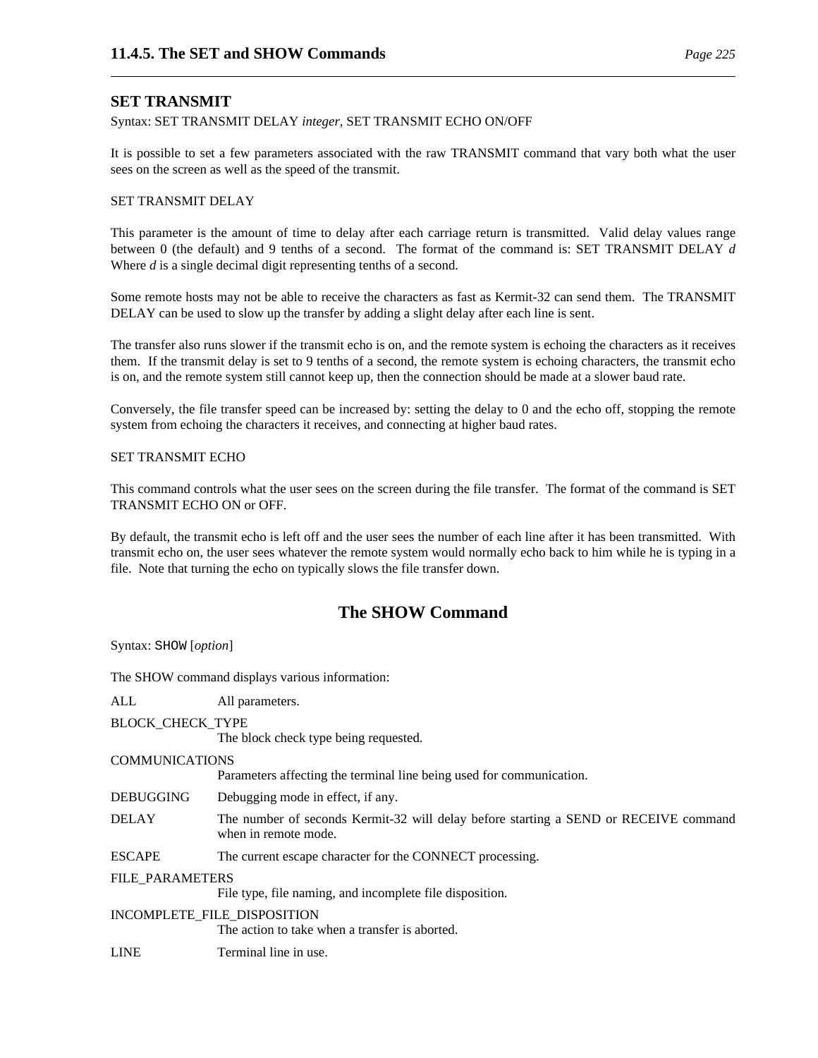## SET TRANSMIT

Syntax: SET TRANSMIT DELAY *integer*, SET TRANSMIT ECHO ON/OFF

It is possible to set a few parameters associated with the raw TRANSMIT command that vary both what the user sees on the screen as well as the speed of the transmit.

SET TRANSMIT DELAY

This parameter is the amount of time to delay after each carriage return is transmitted. Valid delay values range between 0 (the default) and 9 tenths of a second. The format of the command is: SET TRANSMIT DELAY *d* Where *d* is a single decimal digit representing tenths of a second.

Some remote hosts may not be able to receive the characters as fast as Kermit-32 can send them. The TRANSMIT DELAY can be used to slow up the transfer by adding a slight delay after each line is sent.

The transfer also runs slower if the transmit echo is on, and the remote system is echoing the characters as it receives them. If the transmit delay is set to 9 tenths of a second, the remote system is echoing characters, the transmit echo is on, and the remote system still cannot keep up, then the connection should be made at a slower baud rate.

Conversely, the file transfer speed can be increased by: setting the delay to 0 and the echo off, stopping the remote system from echoing the characters it receives, and connecting at higher baud rates.

SET TRANSMIT ECHO

This command controls what the user sees on the screen during the file transfer. The format of the command is SET TRANSMIT ECHO ON or OFF.

By default, the transmit echo is left off and the user sees the number of each line after it has been transmitted. With transmit echo on, the user sees whatever the remote system would normally echo back to him while he is typing in a file. Note that turning the echo on typically slows the file transfer down.

## The SHOW Command

Syntax: `SHOW` [*option*]

The SHOW command displays various information:

ALL
: All parameters.

BLOCK_CHECK_TYPE
: The block check type being requested.

COMMUNICATIONS
: Parameters affecting the terminal line being used for communication.

DEBUGGING
: Debugging mode in effect, if any.

DELAY
: The number of seconds Kermit-32 will delay before starting a SEND or RECEIVE command when in remote mode.

ESCAPE
: The current escape character for the CONNECT processing.

FILE_PARAMETERS
: File type, file naming, and incomplete file disposition.

INCOMPLETE_FILE_DISPOSITION
: The action to take when a transfer is aborted.

LINE
: Terminal line in use.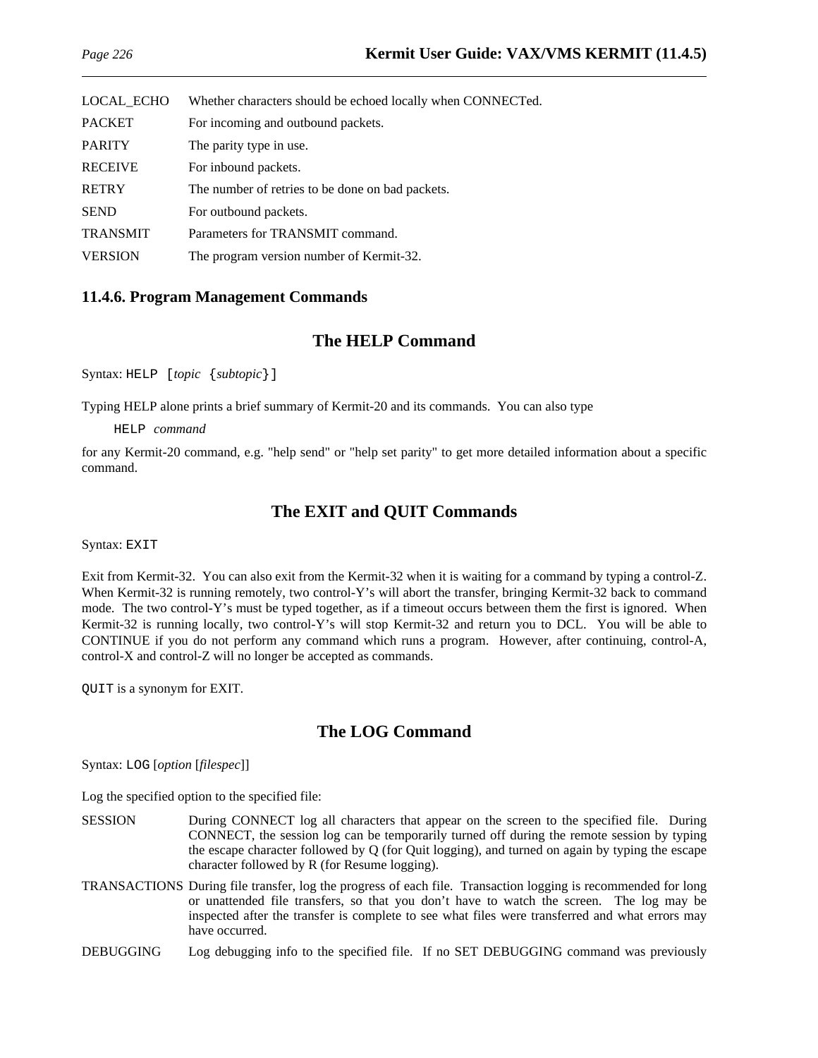LOCAL_ECHO Whether characters should be echoed locally when CONNECTed.

PACKET For incoming and outbound packets.

PARITY The parity type in use.

RECEIVE For inbound packets.

RETRY The number of retries to be done on bad packets.

SEND For outbound packets.

TRANSMIT Parameters for TRANSMIT command.

VERSION The program version number of Kermit-32.

### 11.4.6. Program Management Commands

## The HELP Command

Syntax: `HELP [`*topic* `{`*subtopic*`}]`

Typing HELP alone prints a brief summary of Kermit-20 and its commands. You can also type

`HELP` *command*

for any Kermit-20 command, e.g. "help send" or "help set parity" to get more detailed information about a specific command.

## The EXIT and QUIT Commands

Syntax: `EXIT`

Exit from Kermit-32. You can also exit from the Kermit-32 when it is waiting for a command by typing a control-Z. When Kermit-32 is running remotely, two control-Y's will abort the transfer, bringing Kermit-32 back to command mode. The two control-Y's must be typed together, as if a timeout occurs between them the first is ignored. When Kermit-32 is running locally, two control-Y's will stop Kermit-32 and return you to DCL. You will be able to CONTINUE if you do not perform any command which runs a program. However, after continuing, control-A, control-X and control-Z will no longer be accepted as commands.

`QUIT` is a synonym for EXIT.

## The LOG Command

Syntax: `LOG` [*option* [*filespec*]]

Log the specified option to the specified file:

SESSION During CONNECT log all characters that appear on the screen to the specified file. During CONNECT, the session log can be temporarily turned off during the remote session by typing the escape character followed by Q (for Quit logging), and turned on again by typing the escape character followed by R (for Resume logging).

TRANSACTIONS During file transfer, log the progress of each file. Transaction logging is recommended for long or unattended file transfers, so that you don't have to watch the screen. The log may be inspected after the transfer is complete to see what files were transferred and what errors may have occurred.

DEBUGGING Log debugging info to the specified file. If no SET DEBUGGING command was previously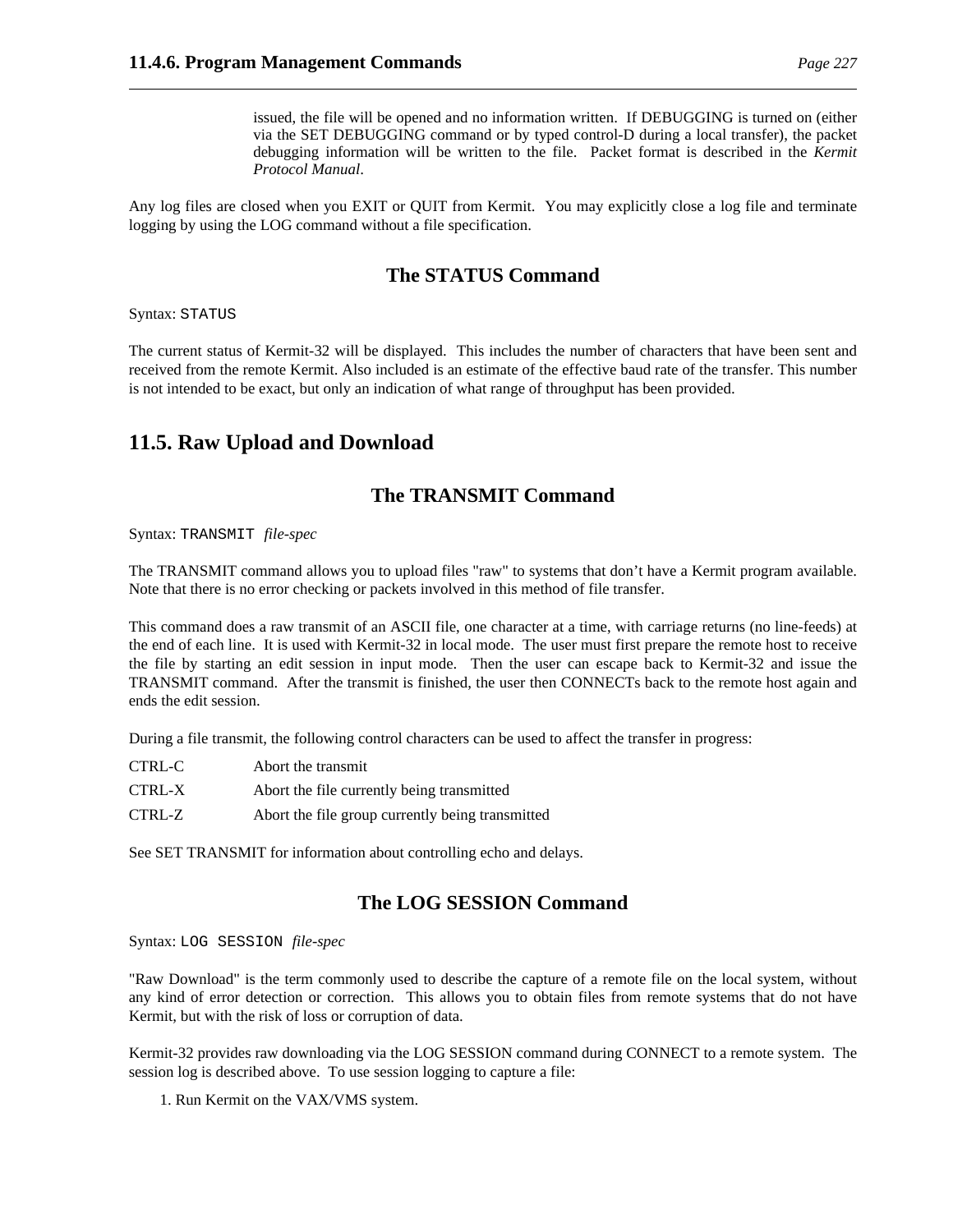issued, the file will be opened and no information written. If DEBUGGING is turned on (either via the SET DEBUGGING command or by typed control-D during a local transfer), the packet debugging information will be written to the file. Packet format is described in the *Kermit Protocol Manual*.

Any log files are closed when you EXIT or QUIT from Kermit. You may explicitly close a log file and terminate logging by using the LOG command without a file specification.

### The STATUS Command

Syntax: `STATUS`

The current status of Kermit-32 will be displayed. This includes the number of characters that have been sent and received from the remote Kermit. Also included is an estimate of the effective baud rate of the transfer. This number is not intended to be exact, but only an indication of what range of throughput has been provided.

## 11.5. Raw Upload and Download

### The TRANSMIT Command

Syntax: `TRANSMIT` *file-spec*

The TRANSMIT command allows you to upload files "raw" to systems that don't have a Kermit program available. Note that there is no error checking or packets involved in this method of file transfer.

This command does a raw transmit of an ASCII file, one character at a time, with carriage returns (no line-feeds) at the end of each line. It is used with Kermit-32 in local mode. The user must first prepare the remote host to receive the file by starting an edit session in input mode. Then the user can escape back to Kermit-32 and issue the TRANSMIT command. After the transmit is finished, the user then CONNECTs back to the remote host again and ends the edit session.

During a file transmit, the following control characters can be used to affect the transfer in progress:

| | |
|---|---|
| CTRL-C | Abort the transmit |
| CTRL-X | Abort the file currently being transmitted |
| CTRL-Z | Abort the file group currently being transmitted |

See SET TRANSMIT for information about controlling echo and delays.

### The LOG SESSION Command

Syntax: `LOG SESSION` *file-spec*

"Raw Download" is the term commonly used to describe the capture of a remote file on the local system, without any kind of error detection or correction. This allows you to obtain files from remote systems that do not have Kermit, but with the risk of loss or corruption of data.

Kermit-32 provides raw downloading via the LOG SESSION command during CONNECT to a remote system. The session log is described above. To use session logging to capture a file:

1. Run Kermit on the VAX/VMS system.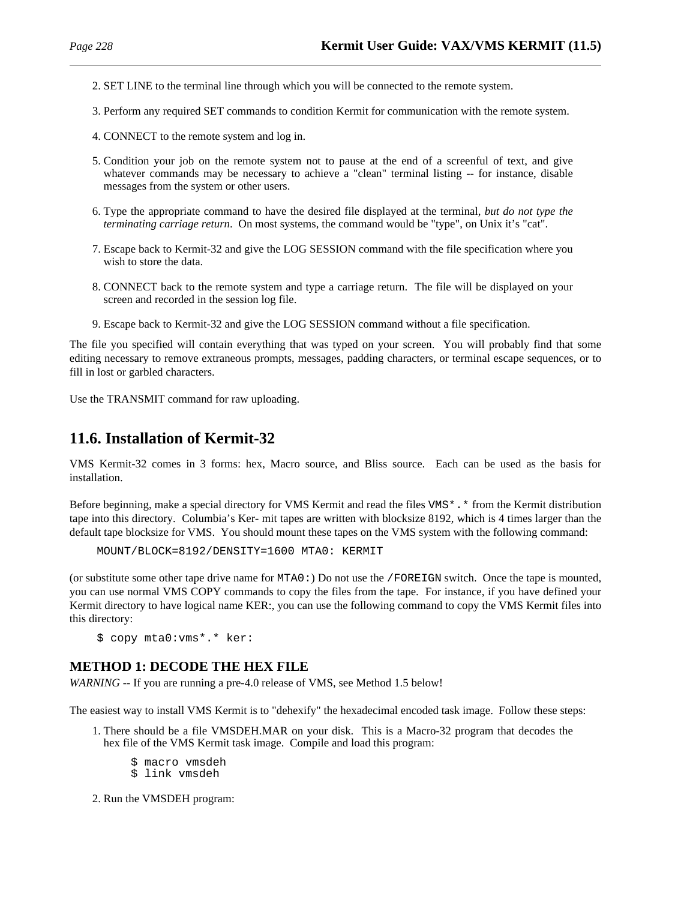2. SET LINE to the terminal line through which you will be connected to the remote system.

3. Perform any required SET commands to condition Kermit for communication with the remote system.

4. CONNECT to the remote system and log in.

5. Condition your job on the remote system not to pause at the end of a screenful of text, and give whatever commands may be necessary to achieve a "clean" terminal listing -- for instance, disable messages from the system or other users.

6. Type the appropriate command to have the desired file displayed at the terminal, *but do not type the terminating carriage return*. On most systems, the command would be "type", on Unix it's "cat".

7. Escape back to Kermit-32 and give the LOG SESSION command with the file specification where you wish to store the data.

8. CONNECT back to the remote system and type a carriage return. The file will be displayed on your screen and recorded in the session log file.

9. Escape back to Kermit-32 and give the LOG SESSION command without a file specification.

The file you specified will contain everything that was typed on your screen. You will probably find that some editing necessary to remove extraneous prompts, messages, padding characters, or terminal escape sequences, or to fill in lost or garbled characters.

Use the TRANSMIT command for raw uploading.

## 11.6. Installation of Kermit-32

VMS Kermit-32 comes in 3 forms: hex, Macro source, and Bliss source. Each can be used as the basis for installation.

Before beginning, make a special directory for VMS Kermit and read the files `VMS*.*` from the Kermit distribution tape into this directory. Columbia's Ker- mit tapes are written with blocksize 8192, which is 4 times larger than the default tape blocksize for VMS. You should mount these tapes on the VMS system with the following command:

```
MOUNT/BLOCK=8192/DENSITY=1600 MTA0: KERMIT
```

(or substitute some other tape drive name for `MTA0:`) Do not use the `/FOREIGN` switch. Once the tape is mounted, you can use normal VMS COPY commands to copy the files from the tape. For instance, if you have defined your Kermit directory to have logical name KER:, you can use the following command to copy the VMS Kermit files into this directory:

```
$ copy mta0:vms*.* ker:
```

### METHOD 1: DECODE THE HEX FILE

*WARNING* -- If you are running a pre-4.0 release of VMS, see Method 1.5 below!

The easiest way to install VMS Kermit is to "dehexify" the hexadecimal encoded task image. Follow these steps:

1. There should be a file VMSDEH.MAR on your disk. This is a Macro-32 program that decodes the hex file of the VMS Kermit task image. Compile and load this program:

```
$ macro vmsdeh
$ link vmsdeh
```

2. Run the VMSDEH program: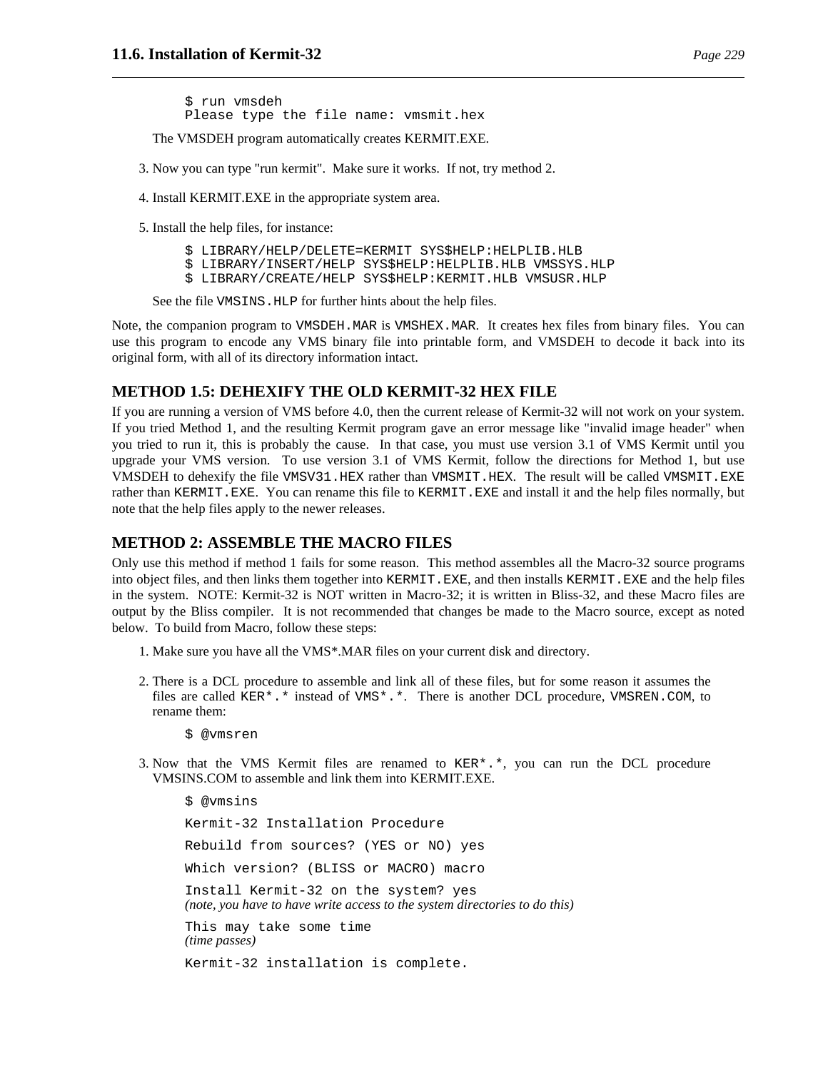```
$ run vmsdeh
Please type the file name: vmsmit.hex
```

The VMSDEH program automatically creates KERMIT.EXE.

3. Now you can type "run kermit". Make sure it works. If not, try method 2.

4. Install KERMIT.EXE in the appropriate system area.

5. Install the help files, for instance:

```
$ LIBRARY/HELP/DELETE=KERMIT SYS$HELP:HELPLIB.HLB
$ LIBRARY/INSERT/HELP SYS$HELP:HELPLIB.HLB VMSSYS.HLP
$ LIBRARY/CREATE/HELP SYS$HELP:KERMIT.HLB VMSUSR.HLP
```

See the file VMSINS.HLP for further hints about the help files.

Note, the companion program to VMSDEH.MAR is VMSHEX.MAR. It creates hex files from binary files. You can use this program to encode any VMS binary file into printable form, and VMSDEH to decode it back into its original form, with all of its directory information intact.

## METHOD 1.5: DEHEXIFY THE OLD KERMIT-32 HEX FILE

If you are running a version of VMS before 4.0, then the current release of Kermit-32 will not work on your system. If you tried Method 1, and the resulting Kermit program gave an error message like "invalid image header" when you tried to run it, this is probably the cause. In that case, you must use version 3.1 of VMS Kermit until you upgrade your VMS version. To use version 3.1 of VMS Kermit, follow the directions for Method 1, but use VMSDEH to dehexify the file VMSV31.HEX rather than VMSMIT.HEX. The result will be called VMSMIT.EXE rather than KERMIT.EXE. You can rename this file to KERMIT.EXE and install it and the help files normally, but note that the help files apply to the newer releases.

## METHOD 2: ASSEMBLE THE MACRO FILES

Only use this method if method 1 fails for some reason. This method assembles all the Macro-32 source programs into object files, and then links them together into KERMIT.EXE, and then installs KERMIT.EXE and the help files in the system. NOTE: Kermit-32 is NOT written in Macro-32; it is written in Bliss-32, and these Macro files are output by the Bliss compiler. It is not recommended that changes be made to the Macro source, except as noted below. To build from Macro, follow these steps:

1. Make sure you have all the VMS*.MAR files on your current disk and directory.

2. There is a DCL procedure to assemble and link all of these files, but for some reason it assumes the files are called KER*.* instead of VMS*.*. There is another DCL procedure, VMSREN.COM, to rename them:

```
$ @vmsren
```

3. Now that the VMS Kermit files are renamed to KER*.*, you can run the DCL procedure VMSINS.COM to assemble and link them into KERMIT.EXE.

```
$ @vmsins

Kermit-32 Installation Procedure

Rebuild from sources? (YES or NO) yes

Which version? (BLISS or MACRO) macro

Install Kermit-32 on the system? yes
```

*(note, you have to have write access to the system directories to do this)*

```
This may take some time
```

*(time passes)*

```
Kermit-32 installation is complete.
```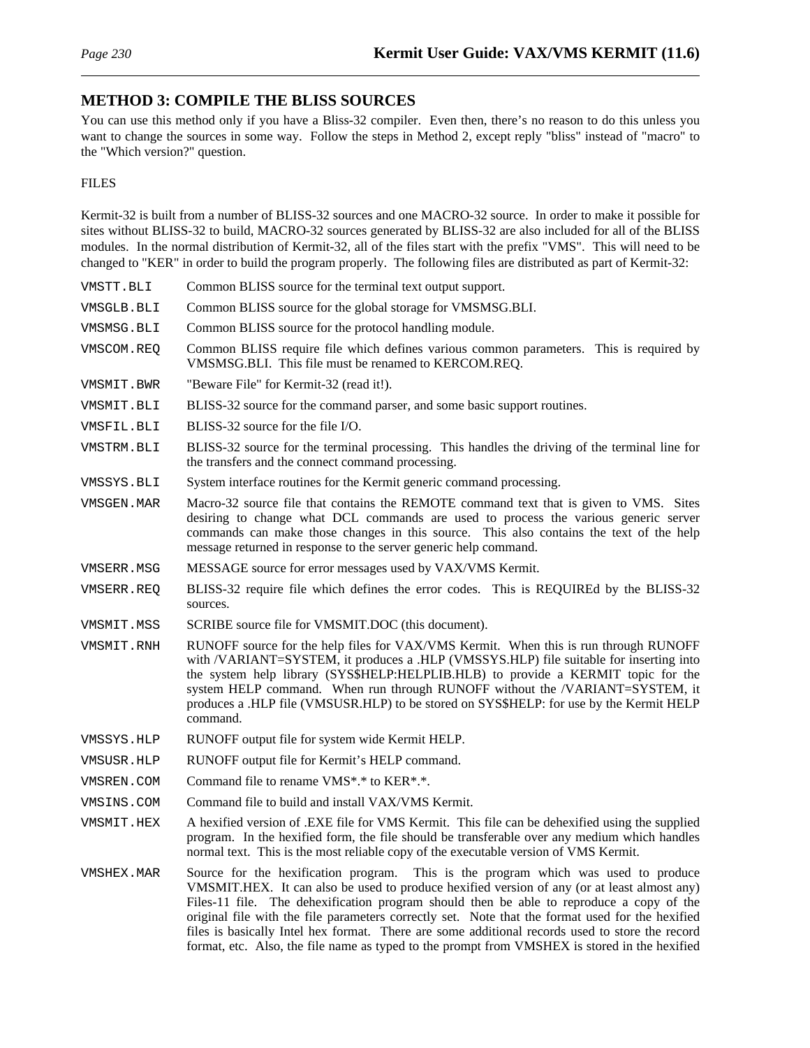## METHOD 3: COMPILE THE BLISS SOURCES

You can use this method only if you have a Bliss-32 compiler. Even then, there's no reason to do this unless you want to change the sources in some way. Follow the steps in Method 2, except reply "bliss" instead of "macro" to the "Which version?" question.

FILES

Kermit-32 is built from a number of BLISS-32 sources and one MACRO-32 source. In order to make it possible for sites without BLISS-32 to build, MACRO-32 sources generated by BLISS-32 are also included for all of the BLISS modules. In the normal distribution of Kermit-32, all of the files start with the prefix "VMS". This will need to be changed to "KER" in order to build the program properly. The following files are distributed as part of Kermit-32:

`VMSTT.BLI` Common BLISS source for the terminal text output support.

`VMSGLB.BLI` Common BLISS source for the global storage for VMSMSG.BLI.

`VMSMSG.BLI` Common BLISS source for the protocol handling module.

`VMSCOM.REQ` Common BLISS require file which defines various common parameters. This is required by VMSMSG.BLI. This file must be renamed to KERCOM.REQ.

`VMSMIT.BWR` "Beware File" for Kermit-32 (read it!).

`VMSMIT.BLI` BLISS-32 source for the command parser, and some basic support routines.

`VMSFIL.BLI` BLISS-32 source for the file I/O.

`VMSTRM.BLI` BLISS-32 source for the terminal processing. This handles the driving of the terminal line for the transfers and the connect command processing.

`VMSSYS.BLI` System interface routines for the Kermit generic command processing.

`VMSGEN.MAR` Macro-32 source file that contains the REMOTE command text that is given to VMS. Sites desiring to change what DCL commands are used to process the various generic server commands can make those changes in this source. This also contains the text of the help message returned in response to the server generic help command.

`VMSERR.MSG` MESSAGE source for error messages used by VAX/VMS Kermit.

`VMSERR.REQ` BLISS-32 require file which defines the error codes. This is REQUIREd by the BLISS-32 sources.

`VMSMIT.MSS` SCRIBE source file for VMSMIT.DOC (this document).

`VMSMIT.RNH` RUNOFF source for the help files for VAX/VMS Kermit. When this is run through RUNOFF with /VARIANT=SYSTEM, it produces a .HLP (VMSSYS.HLP) file suitable for inserting into the system help library (SYS$HELP:HELPLIB.HLB) to provide a KERMIT topic for the system HELP command. When run through RUNOFF without the /VARIANT=SYSTEM, it produces a .HLP file (VMSUSR.HLP) to be stored on SYS$HELP: for use by the Kermit HELP command.

`VMSSYS.HLP` RUNOFF output file for system wide Kermit HELP.

`VMSUSR.HLP` RUNOFF output file for Kermit's HELP command.

`VMSREN.COM` Command file to rename VMS*.* to KER*.*.

`VMSINS.COM` Command file to build and install VAX/VMS Kermit.

`VMSMIT.HEX` A hexified version of .EXE file for VMS Kermit. This file can be dehexified using the supplied program. In the hexified form, the file should be transferable over any medium which handles normal text. This is the most reliable copy of the executable version of VMS Kermit.

`VMSHEX.MAR` Source for the hexification program. This is the program which was used to produce VMSMIT.HEX. It can also be used to produce hexified version of any (or at least almost any) Files-11 file. The dehexification program should then be able to reproduce a copy of the original file with the file parameters correctly set. Note that the format used for the hexified files is basically Intel hex format. There are some additional records used to store the record format, etc. Also, the file name as typed to the prompt from VMSHEX is stored in the hexified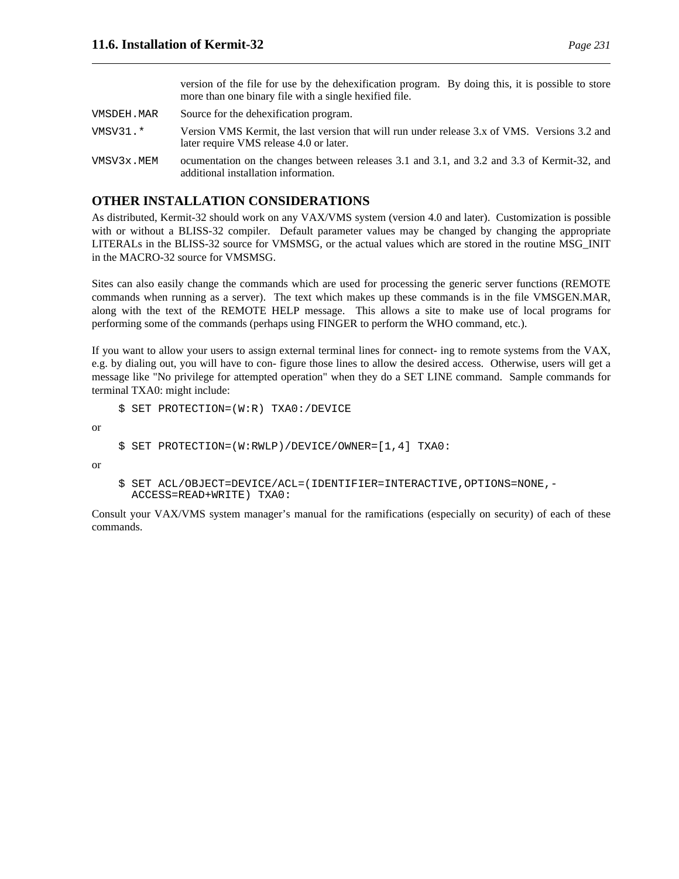version of the file for use by the dehexification program. By doing this, it is possible to store more than one binary file with a single hexified file.

`VMSDEH.MAR` Source for the dehexification program.

`VMSV31.*` Version VMS Kermit, the last version that will run under release 3.x of VMS. Versions 3.2 and later require VMS release 4.0 or later.

`VMSV3x.MEM` ocumentation on the changes between releases 3.1 and 3.1, and 3.2 and 3.3 of Kermit-32, and additional installation information.

## OTHER INSTALLATION CONSIDERATIONS

As distributed, Kermit-32 should work on any VAX/VMS system (version 4.0 and later). Customization is possible with or without a BLISS-32 compiler. Default parameter values may be changed by changing the appropriate LITERALs in the BLISS-32 source for VMSMSG, or the actual values which are stored in the routine MSG_INIT in the MACRO-32 source for VMSMSG.

Sites can also easily change the commands which are used for processing the generic server functions (REMOTE commands when running as a server). The text which makes up these commands is in the file VMSGEN.MAR, along with the text of the REMOTE HELP message. This allows a site to make use of local programs for performing some of the commands (perhaps using FINGER to perform the WHO command, etc.).

If you want to allow your users to assign external terminal lines for connect- ing to remote systems from the VAX, e.g. by dialing out, you will have to con- figure those lines to allow the desired access. Otherwise, users will get a message like "No privilege for attempted operation" when they do a SET LINE command. Sample commands for terminal TXA0: might include:

```
$ SET PROTECTION=(W:R) TXA0:/DEVICE
```

or

```
$ SET PROTECTION=(W:RWLP)/DEVICE/OWNER=[1,4] TXA0:
```

or

```
$ SET ACL/OBJECT=DEVICE/ACL=(IDENTIFIER=INTERACTIVE,OPTIONS=NONE,-
  ACCESS=READ+WRITE) TXA0:
```

Consult your VAX/VMS system manager's manual for the ramifications (especially on security) of each of these commands.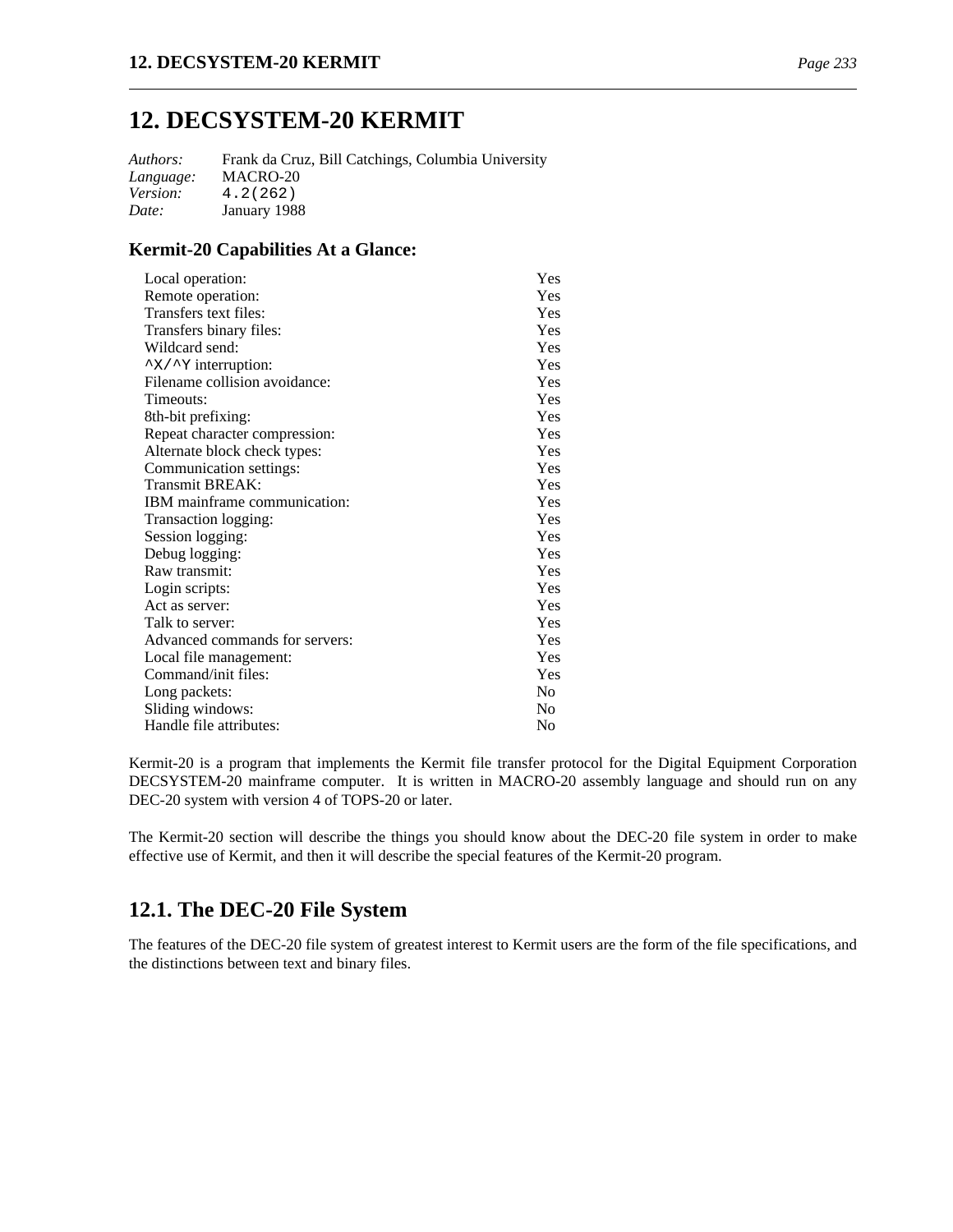# 12. DECSYSTEM-20 KERMIT

*Authors:* Frank da Cruz, Bill Catchings, Columbia University
*Language:* MACRO-20
*Version:* 4.2(262)
*Date:* January 1988

### Kermit-20 Capabilities At a Glance:

| | |
|---|---|
| Local operation: | Yes |
| Remote operation: | Yes |
| Transfers text files: | Yes |
| Transfers binary files: | Yes |
| Wildcard send: | Yes |
| ^X/^Y interruption: | Yes |
| Filename collision avoidance: | Yes |
| Timeouts: | Yes |
| 8th-bit prefixing: | Yes |
| Repeat character compression: | Yes |
| Alternate block check types: | Yes |
| Communication settings: | Yes |
| Transmit BREAK: | Yes |
| IBM mainframe communication: | Yes |
| Transaction logging: | Yes |
| Session logging: | Yes |
| Debug logging: | Yes |
| Raw transmit: | Yes |
| Login scripts: | Yes |
| Act as server: | Yes |
| Talk to server: | Yes |
| Advanced commands for servers: | Yes |
| Local file management: | Yes |
| Command/init files: | Yes |
| Long packets: | No |
| Sliding windows: | No |
| Handle file attributes: | No |

Kermit-20 is a program that implements the Kermit file transfer protocol for the Digital Equipment Corporation DECSYSTEM-20 mainframe computer. It is written in MACRO-20 assembly language and should run on any DEC-20 system with version 4 of TOPS-20 or later.

The Kermit-20 section will describe the things you should know about the DEC-20 file system in order to make effective use of Kermit, and then it will describe the special features of the Kermit-20 program.

## 12.1. The DEC-20 File System

The features of the DEC-20 file system of greatest interest to Kermit users are the form of the file specifications, and the distinctions between text and binary files.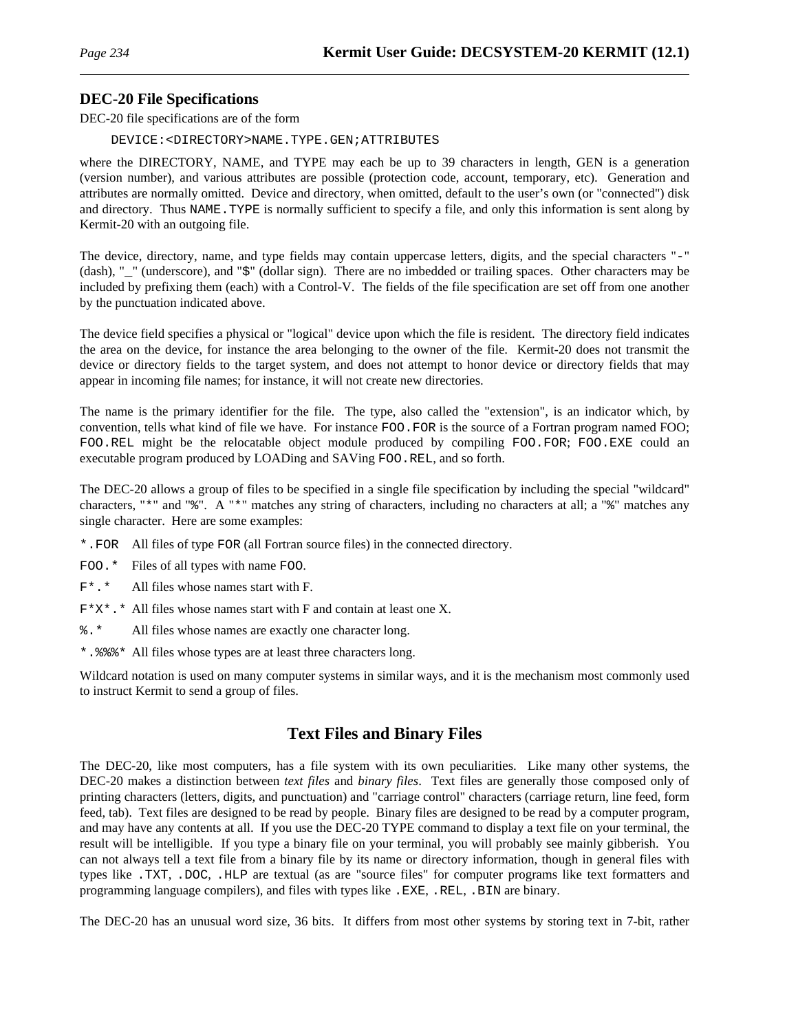### DEC-20 File Specifications

DEC-20 file specifications are of the form

```
DEVICE:<DIRECTORY>NAME.TYPE.GEN;ATTRIBUTES
```

where the DIRECTORY, NAME, and TYPE may each be up to 39 characters in length, GEN is a generation (version number), and various attributes are possible (protection code, account, temporary, etc). Generation and attributes are normally omitted. Device and directory, when omitted, default to the user's own (or "connected") disk and directory. Thus `NAME.TYPE` is normally sufficient to specify a file, and only this information is sent along by Kermit-20 with an outgoing file.

The device, directory, name, and type fields may contain uppercase letters, digits, and the special characters "`-`" (dash), "`_`" (underscore), and "`$`" (dollar sign). There are no imbedded or trailing spaces. Other characters may be included by prefixing them (each) with a Control-V. The fields of the file specification are set off from one another by the punctuation indicated above.

The device field specifies a physical or "logical" device upon which the file is resident. The directory field indicates the area on the device, for instance the area belonging to the owner of the file. Kermit-20 does not transmit the device or directory fields to the target system, and does not attempt to honor device or directory fields that may appear in incoming file names; for instance, it will not create new directories.

The name is the primary identifier for the file. The type, also called the "extension", is an indicator which, by convention, tells what kind of file we have. For instance `FOO.FOR` is the source of a Fortran program named FOO; `FOO.REL` might be the relocatable object module produced by compiling `FOO.FOR`; `FOO.EXE` could an executable program produced by LOADing and SAVing `FOO.REL`, and so forth.

The DEC-20 allows a group of files to be specified in a single file specification by including the special "wildcard" characters, "`*`" and "`%`". A "`*`" matches any string of characters, including no characters at all; a "`%`" matches any single character. Here are some examples:

- `*.FOR` All files of type `FOR` (all Fortran source files) in the connected directory.
- `FOO.*` Files of all types with name `FOO`.
- `F*.*` All files whose names start with F.
- `F*X*.*` All files whose names start with F and contain at least one X.
- `%.*` All files whose names are exactly one character long.
- `*.%%%*` All files whose types are at least three characters long.

Wildcard notation is used on many computer systems in similar ways, and it is the mechanism most commonly used to instruct Kermit to send a group of files.

## Text Files and Binary Files

The DEC-20, like most computers, has a file system with its own peculiarities. Like many other systems, the DEC-20 makes a distinction between *text files* and *binary files*. Text files are generally those composed only of printing characters (letters, digits, and punctuation) and "carriage control" characters (carriage return, line feed, form feed, tab). Text files are designed to be read by people. Binary files are designed to be read by a computer program, and may have any contents at all. If you use the DEC-20 TYPE command to display a text file on your terminal, the result will be intelligible. If you type a binary file on your terminal, you will probably see mainly gibberish. You can not always tell a text file from a binary file by its name or directory information, though in general files with types like `.TXT`, `.DOC`, `.HLP` are textual (as are "source files" for computer programs like text formatters and programming language compilers), and files with types like `.EXE`, `.REL`, `.BIN` are binary.

The DEC-20 has an unusual word size, 36 bits. It differs from most other systems by storing text in 7-bit, rather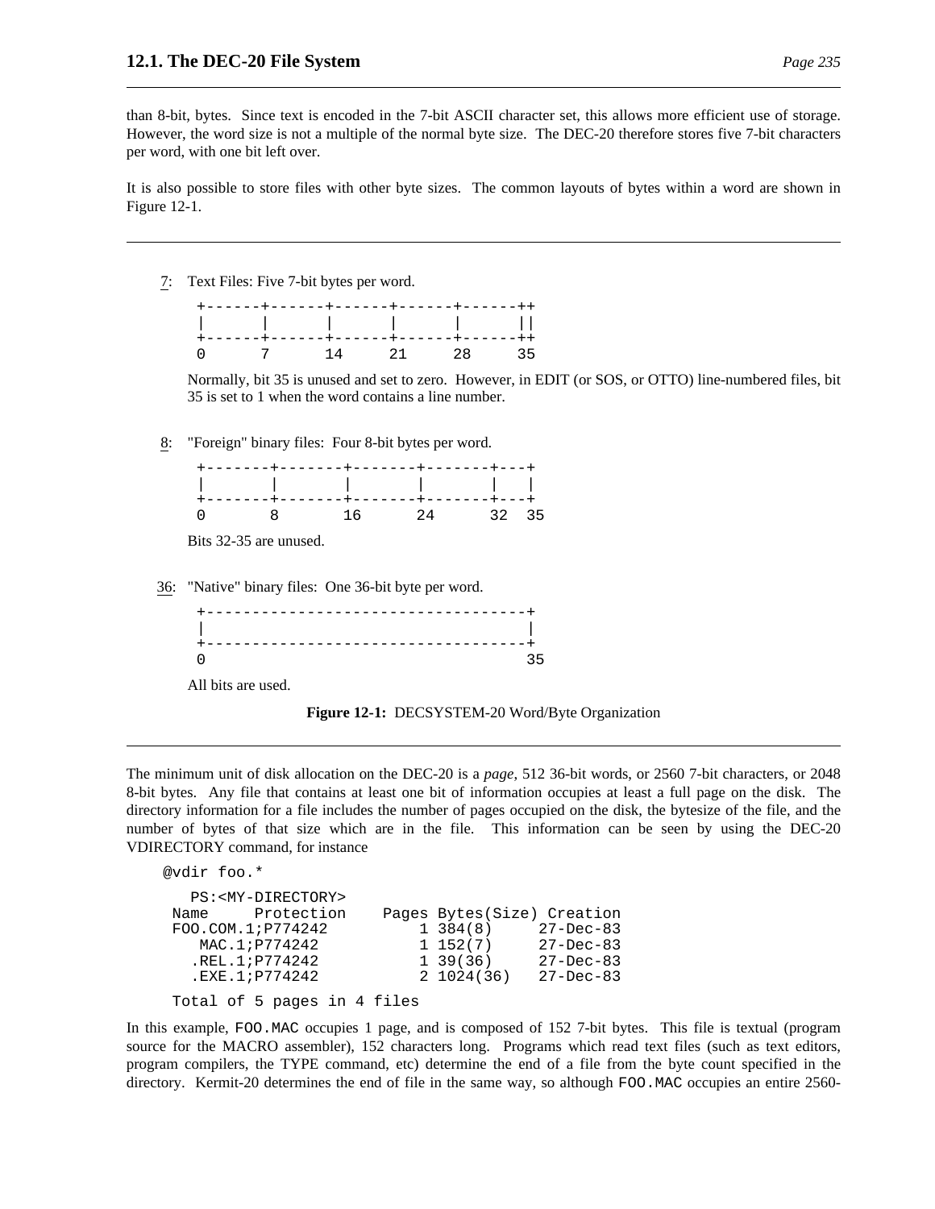than 8-bit, bytes. Since text is encoded in the 7-bit ASCII character set, this allows more efficient use of storage. However, the word size is not a multiple of the normal byte size. The DEC-20 therefore stores five 7-bit characters per word, with one bit left over.

It is also possible to store files with other byte sizes. The common layouts of bytes within a word are shown in Figure 12-1.

---

7: Text Files: Five 7-bit bytes per word.

```
+------+------+------+------+------++
|      |      |      |      |      ||
+------+------+------+------+------++
0      7      14     21     28     35
```

Normally, bit 35 is unused and set to zero. However, in EDIT (or SOS, or OTTO) line-numbered files, bit 35 is set to 1 when the word contains a line number.

8: "Foreign" binary files: Four 8-bit bytes per word.

```
+-------+-------+-------+-------+---+
|       |       |       |       |   |
+-------+-------+-------+-------+---+
0       8       16      24      32  35
```

Bits 32-35 are unused.

36: "Native" binary files: One 36-bit byte per word.

```
+-----------------------------------+
|                                   |
+-----------------------------------+
0                                   35
```

All bits are used.

**Figure 12-1:** DECSYSTEM-20 Word/Byte Organization

---

The minimum unit of disk allocation on the DEC-20 is a *page*, 512 36-bit words, or 2560 7-bit characters, or 2048 8-bit bytes. Any file that contains at least one bit of information occupies at least a full page on the disk. The directory information for a file includes the number of pages occupied on the disk, the bytesize of the file, and the number of bytes of that size which are in the file. This information can be seen by using the DEC-20 VDIRECTORY command, for instance

```
@vdir foo.*

   PS:<MY-DIRECTORY>
 Name     Protection    Pages Bytes(Size) Creation
 FOO.COM.1;P774242          1 384(8)     27-Dec-83
    MAC.1;P774242           1 152(7)     27-Dec-83
   .REL.1;P774242           1 39(36)     27-Dec-83
   .EXE.1;P774242           2 1024(36)   27-Dec-83

 Total of 5 pages in 4 files
```

In this example, FOO.MAC occupies 1 page, and is composed of 152 7-bit bytes. This file is textual (program source for the MACRO assembler), 152 characters long. Programs which read text files (such as text editors, program compilers, the TYPE command, etc) determine the end of a file from the byte count specified in the directory. Kermit-20 determines the end of file in the same way, so although FOO.MAC occupies an entire 2560-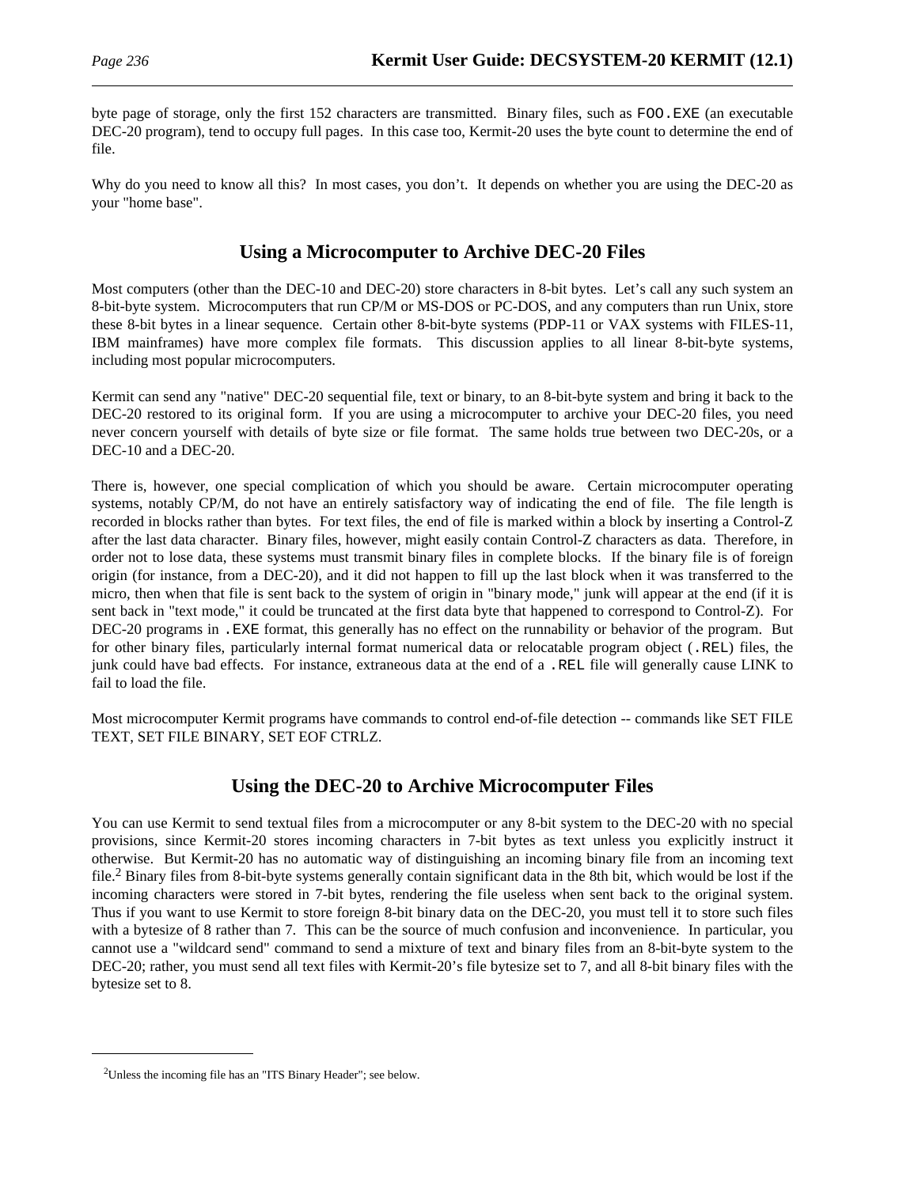byte page of storage, only the first 152 characters are transmitted. Binary files, such as FOO.EXE (an executable DEC-20 program), tend to occupy full pages. In this case too, Kermit-20 uses the byte count to determine the end of file.

Why do you need to know all this? In most cases, you don't. It depends on whether you are using the DEC-20 as your "home base".

## Using a Microcomputer to Archive DEC-20 Files

Most computers (other than the DEC-10 and DEC-20) store characters in 8-bit bytes. Let's call any such system an 8-bit-byte system. Microcomputers that run CP/M or MS-DOS or PC-DOS, and any computers than run Unix, store these 8-bit bytes in a linear sequence. Certain other 8-bit-byte systems (PDP-11 or VAX systems with FILES-11, IBM mainframes) have more complex file formats. This discussion applies to all linear 8-bit-byte systems, including most popular microcomputers.

Kermit can send any "native" DEC-20 sequential file, text or binary, to an 8-bit-byte system and bring it back to the DEC-20 restored to its original form. If you are using a microcomputer to archive your DEC-20 files, you need never concern yourself with details of byte size or file format. The same holds true between two DEC-20s, or a DEC-10 and a DEC-20.

There is, however, one special complication of which you should be aware. Certain microcomputer operating systems, notably CP/M, do not have an entirely satisfactory way of indicating the end of file. The file length is recorded in blocks rather than bytes. For text files, the end of file is marked within a block by inserting a Control-Z after the last data character. Binary files, however, might easily contain Control-Z characters as data. Therefore, in order not to lose data, these systems must transmit binary files in complete blocks. If the binary file is of foreign origin (for instance, from a DEC-20), and it did not happen to fill up the last block when it was transferred to the micro, then when that file is sent back to the system of origin in "binary mode," junk will appear at the end (if it is sent back in "text mode," it could be truncated at the first data byte that happened to correspond to Control-Z). For DEC-20 programs in .EXE format, this generally has no effect on the runnability or behavior of the program. But for other binary files, particularly internal format numerical data or relocatable program object (.REL) files, the junk could have bad effects. For instance, extraneous data at the end of a .REL file will generally cause LINK to fail to load the file.

Most microcomputer Kermit programs have commands to control end-of-file detection -- commands like SET FILE TEXT, SET FILE BINARY, SET EOF CTRLZ.

## Using the DEC-20 to Archive Microcomputer Files

You can use Kermit to send textual files from a microcomputer or any 8-bit system to the DEC-20 with no special provisions, since Kermit-20 stores incoming characters in 7-bit bytes as text unless you explicitly instruct it otherwise. But Kermit-20 has no automatic way of distinguishing an incoming binary file from an incoming text file.[2] Binary files from 8-bit-byte systems generally contain significant data in the 8th bit, which would be lost if the incoming characters were stored in 7-bit bytes, rendering the file useless when sent back to the original system. Thus if you want to use Kermit to store foreign 8-bit binary data on the DEC-20, you must tell it to store such files with a bytesize of 8 rather than 7. This can be the source of much confusion and inconvenience. In particular, you cannot use a "wildcard send" command to send a mixture of text and binary files from an 8-bit-byte system to the DEC-20; rather, you must send all text files with Kermit-20's file bytesize set to 7, and all 8-bit binary files with the bytesize set to 8.

---

[2]Unless the incoming file has an "ITS Binary Header"; see below.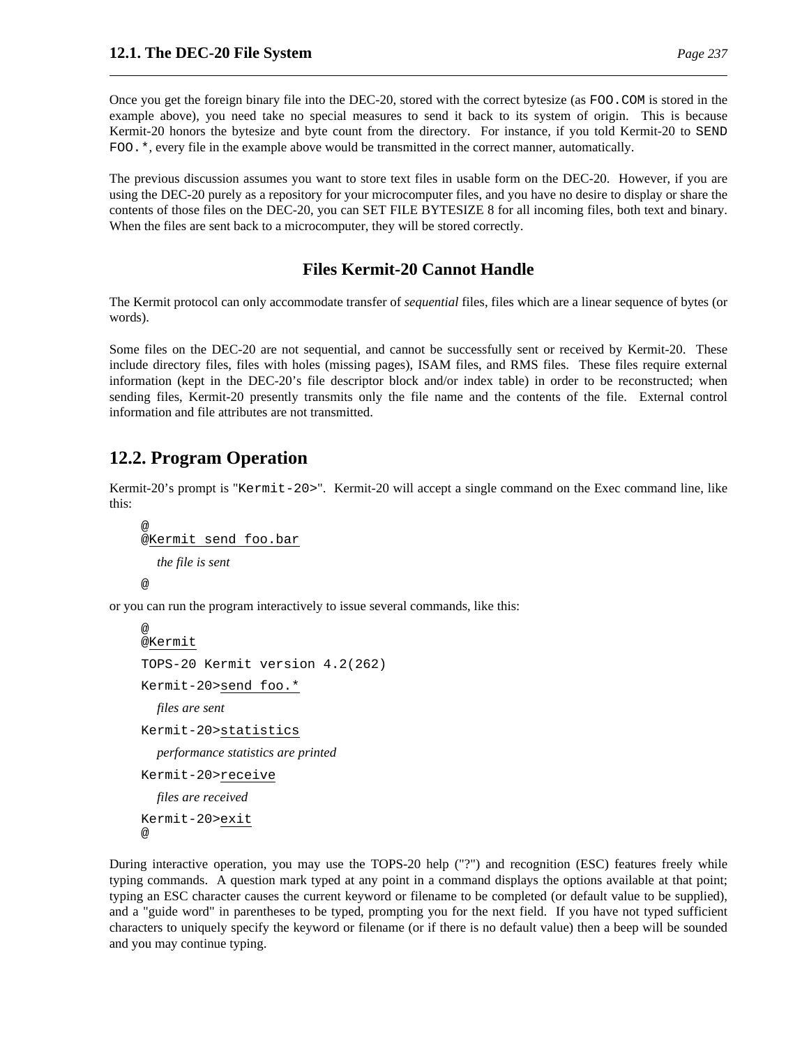Once you get the foreign binary file into the DEC-20, stored with the correct bytesize (as `FOO.COM` is stored in the example above), you need take no special measures to send it back to its system of origin. This is because Kermit-20 honors the bytesize and byte count from the directory. For instance, if you told Kermit-20 to `SEND FOO.*`, every file in the example above would be transmitted in the correct manner, automatically.

The previous discussion assumes you want to store text files in usable form on the DEC-20. However, if you are using the DEC-20 purely as a repository for your microcomputer files, and you have no desire to display or share the contents of those files on the DEC-20, you can SET FILE BYTESIZE 8 for all incoming files, both text and binary. When the files are sent back to a microcomputer, they will be stored correctly.

### Files Kermit-20 Cannot Handle

The Kermit protocol can only accommodate transfer of *sequential* files, files which are a linear sequence of bytes (or words).

Some files on the DEC-20 are not sequential, and cannot be successfully sent or received by Kermit-20. These include directory files, files with holes (missing pages), ISAM files, and RMS files. These files require external information (kept in the DEC-20's file descriptor block and/or index table) in order to be reconstructed; when sending files, Kermit-20 presently transmits only the file name and the contents of the file. External control information and file attributes are not transmitted.

## 12.2. Program Operation

Kermit-20's prompt is "`Kermit-20>`". Kermit-20 will accept a single command on the Exec command line, like this:

```
@
@Kermit send foo.bar
    the file is sent
@
```

or you can run the program interactively to issue several commands, like this:

```
@
@Kermit
TOPS-20 Kermit version 4.2(262)
Kermit-20>send foo.*
    files are sent
Kermit-20>statistics
    performance statistics are printed
Kermit-20>receive
    files are received
Kermit-20>exit
@
```

During interactive operation, you may use the TOPS-20 help ("?") and recognition (ESC) features freely while typing commands. A question mark typed at any point in a command displays the options available at that point; typing an ESC character causes the current keyword or filename to be completed (or default value to be supplied), and a "guide word" in parentheses to be typed, prompting you for the next field. If you have not typed sufficient characters to uniquely specify the keyword or filename (or if there is no default value) then a beep will be sounded and you may continue typing.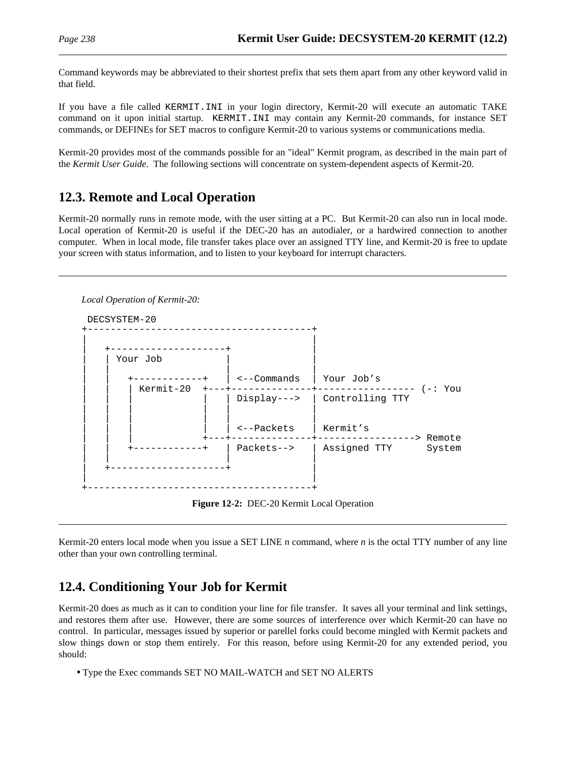Command keywords may be abbreviated to their shortest prefix that sets them apart from any other keyword valid in that field.

If you have a file called KERMIT.INI in your login directory, Kermit-20 will execute an automatic TAKE command on it upon initial startup. KERMIT.INI may contain any Kermit-20 commands, for instance SET commands, or DEFINEs for SET macros to configure Kermit-20 to various systems or communications media.

Kermit-20 provides most of the commands possible for an "ideal" Kermit program, as described in the main part of the *Kermit User Guide*. The following sections will concentrate on system-dependent aspects of Kermit-20.

## 12.3. Remote and Local Operation

Kermit-20 normally runs in remote mode, with the user sitting at a PC. But Kermit-20 can also run in local mode. Local operation of Kermit-20 is useful if the DEC-20 has an autodialer, or a hardwired connection to another computer. When in local mode, file transfer takes place over an assigned TTY line, and Kermit-20 is free to update your screen with status information, and to listen to your keyboard for interrupt characters.

*Local Operation of Kermit-20:*

```
 DECSYSTEM-20
+----------------------------------------+
|                                        |
|   +--------------------+               |
|   | Your Job           |               |
|   |                    |               |
|   |   +------------+   | <--Commands   | Your Job's
|   |   | Kermit-20  +---+---------------+------------------ (-: You
|   |   |            |   | Display--->   | Controlling TTY
|   |   |            |   |               |
|   |   |            |   |               |
|   |   |            |   | <--Packets    | Kermit's
|   |   |            +---+---------------+-----------------> Remote
|   |   +------------+   | Packets-->    | Assigned TTY      System
|   |                    |               |
|   +--------------------+               |
|                                        |
+----------------------------------------+
```

**Figure 12-2:** DEC-20 Kermit Local Operation

Kermit-20 enters local mode when you issue a SET LINE *n* command, where *n* is the octal TTY number of any line other than your own controlling terminal.

## 12.4. Conditioning Your Job for Kermit

Kermit-20 does as much as it can to condition your line for file transfer. It saves all your terminal and link settings, and restores them after use. However, there are some sources of interference over which Kermit-20 can have no control. In particular, messages issued by superior or parellel forks could become mingled with Kermit packets and slow things down or stop them entirely. For this reason, before using Kermit-20 for any extended period, you should:

- Type the Exec commands SET NO MAIL-WATCH and SET NO ALERTS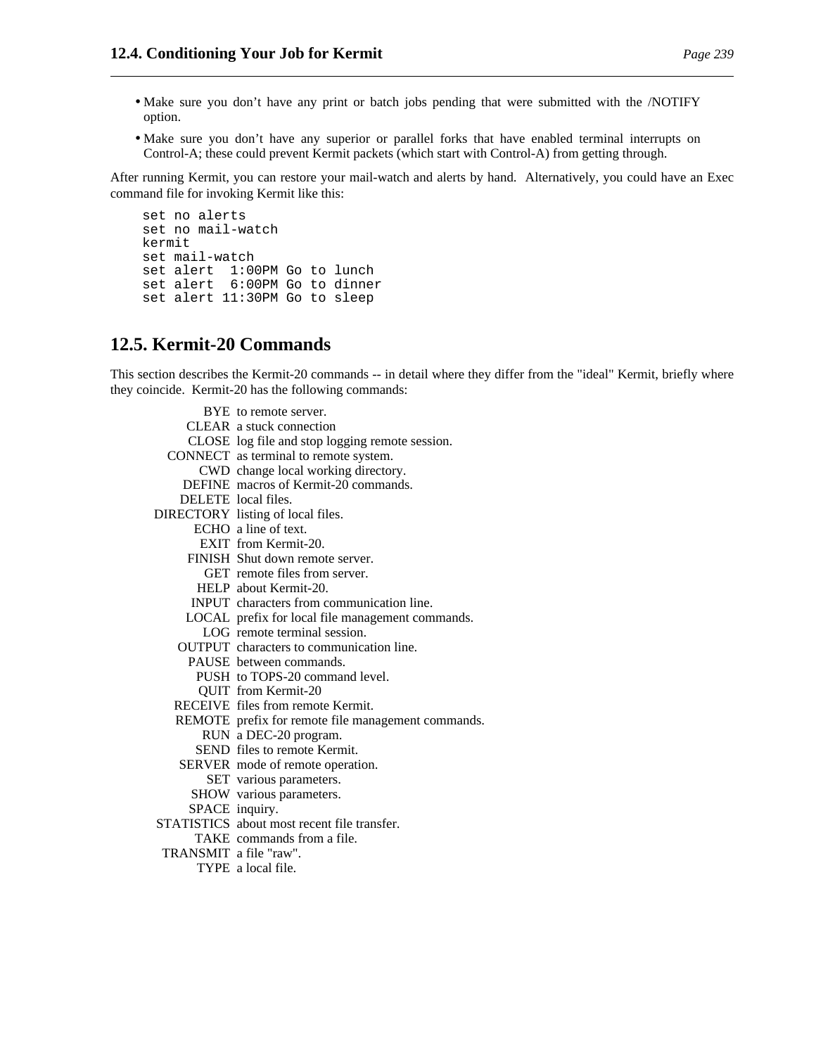- Make sure you don't have any print or batch jobs pending that were submitted with the /NOTIFY option.
- Make sure you don't have any superior or parallel forks that have enabled terminal interrupts on Control-A; these could prevent Kermit packets (which start with Control-A) from getting through.

After running Kermit, you can restore your mail-watch and alerts by hand. Alternatively, you could have an Exec command file for invoking Kermit like this:

```
set no alerts
set no mail-watch
kermit
set mail-watch
set alert  1:00PM Go to lunch
set alert  6:00PM Go to dinner
set alert 11:30PM Go to sleep
```

## 12.5. Kermit-20 Commands

This section describes the Kermit-20 commands -- in detail where they differ from the "ideal" Kermit, briefly where they coincide. Kermit-20 has the following commands:

| | |
|---|---|
| BYE | to remote server. |
| CLEAR | a stuck connection |
| CLOSE | log file and stop logging remote session. |
| CONNECT | as terminal to remote system. |
| CWD | change local working directory. |
| DEFINE | macros of Kermit-20 commands. |
| DELETE | local files. |
| DIRECTORY | listing of local files. |
| ECHO | a line of text. |
| EXIT | from Kermit-20. |
| FINISH | Shut down remote server. |
| GET | remote files from server. |
| HELP | about Kermit-20. |
| INPUT | characters from communication line. |
| LOCAL | prefix for local file management commands. |
| LOG | remote terminal session. |
| OUTPUT | characters to communication line. |
| PAUSE | between commands. |
| PUSH | to TOPS-20 command level. |
| QUIT | from Kermit-20 |
| RECEIVE | files from remote Kermit. |
| REMOTE | prefix for remote file management commands. |
| RUN | a DEC-20 program. |
| SEND | files to remote Kermit. |
| SERVER | mode of remote operation. |
| SET | various parameters. |
| SHOW | various parameters. |
| SPACE | inquiry. |
| STATISTICS | about most recent file transfer. |
| TAKE | commands from a file. |
| TRANSMIT | a file "raw". |
| TYPE | a local file. |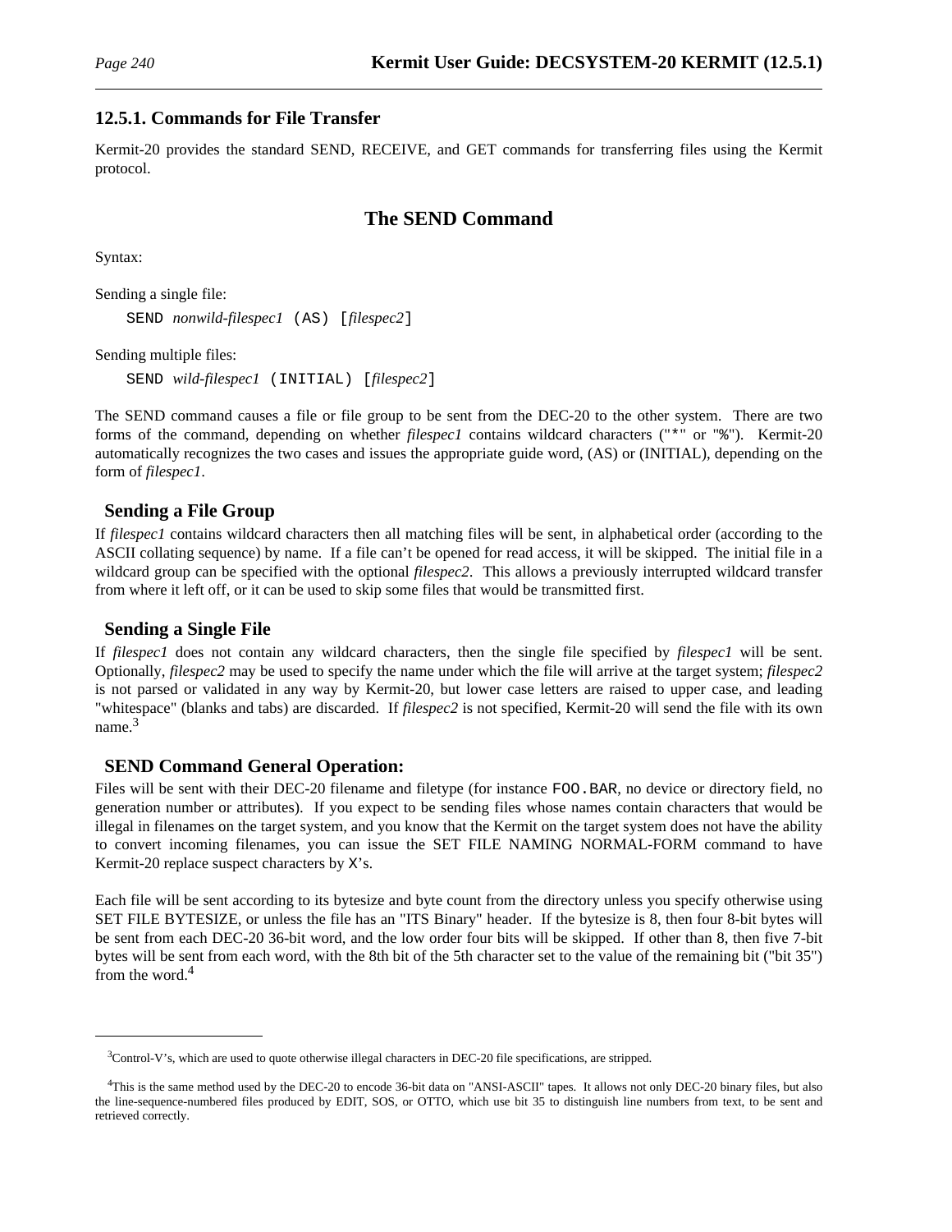### 12.5.1. Commands for File Transfer

Kermit-20 provides the standard SEND, RECEIVE, and GET commands for transferring files using the Kermit protocol.

## The SEND Command

Syntax:

Sending a single file:

```
SEND nonwild-filespec1 (AS) [filespec2]
```

Sending multiple files:

```
SEND wild-filespec1 (INITIAL) [filespec2]
```

The SEND command causes a file or file group to be sent from the DEC-20 to the other system. There are two forms of the command, depending on whether *filespec1* contains wildcard characters ("`*`" or "`%`"). Kermit-20 automatically recognizes the two cases and issues the appropriate guide word, (AS) or (INITIAL), depending on the form of *filespec1*.

#### Sending a File Group

If *filespec1* contains wildcard characters then all matching files will be sent, in alphabetical order (according to the ASCII collating sequence) by name. If a file can't be opened for read access, it will be skipped. The initial file in a wildcard group can be specified with the optional *filespec2*. This allows a previously interrupted wildcard transfer from where it left off, or it can be used to skip some files that would be transmitted first.

#### Sending a Single File

If *filespec1* does not contain any wildcard characters, then the single file specified by *filespec1* will be sent. Optionally, *filespec2* may be used to specify the name under which the file will arrive at the target system; *filespec2* is not parsed or validated in any way by Kermit-20, but lower case letters are raised to upper case, and leading "whitespace" (blanks and tabs) are discarded. If *filespec2* is not specified, Kermit-20 will send the file with its own name.[3]

#### SEND Command General Operation:

Files will be sent with their DEC-20 filename and filetype (for instance `FOO.BAR`, no device or directory field, no generation number or attributes). If you expect to be sending files whose names contain characters that would be illegal in filenames on the target system, and you know that the Kermit on the target system does not have the ability to convert incoming filenames, you can issue the SET FILE NAMING NORMAL-FORM command to have Kermit-20 replace suspect characters by `X`'s.

Each file will be sent according to its bytesize and byte count from the directory unless you specify otherwise using SET FILE BYTESIZE, or unless the file has an "ITS Binary" header. If the bytesize is 8, then four 8-bit bytes will be sent from each DEC-20 36-bit word, and the low order four bits will be skipped. If other than 8, then five 7-bit bytes will be sent from each word, with the 8th bit of the 5th character set to the value of the remaining bit ("bit 35") from the word.[4]

---

[3] Control-V's, which are used to quote otherwise illegal characters in DEC-20 file specifications, are stripped.

[4] This is the same method used by the DEC-20 to encode 36-bit data on "ANSI-ASCII" tapes. It allows not only DEC-20 binary files, but also the line-sequence-numbered files produced by EDIT, SOS, or OTTO, which use bit 35 to distinguish line numbers from text, to be sent and retrieved correctly.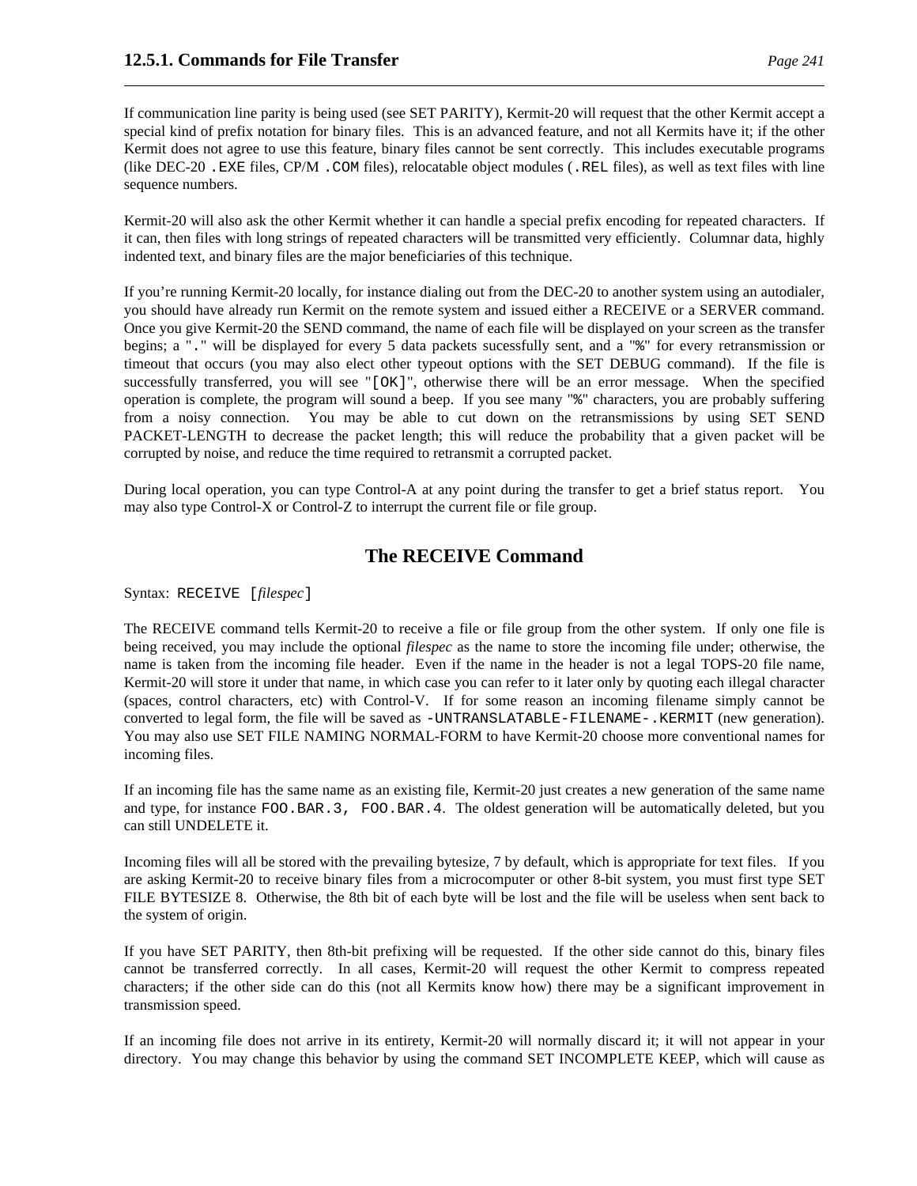If communication line parity is being used (see SET PARITY), Kermit-20 will request that the other Kermit accept a special kind of prefix notation for binary files. This is an advanced feature, and not all Kermits have it; if the other Kermit does not agree to use this feature, binary files cannot be sent correctly. This includes executable programs (like DEC-20 `.EXE` files, CP/M `.COM` files), relocatable object modules (`.REL` files), as well as text files with line sequence numbers.

Kermit-20 will also ask the other Kermit whether it can handle a special prefix encoding for repeated characters. If it can, then files with long strings of repeated characters will be transmitted very efficiently. Columnar data, highly indented text, and binary files are the major beneficiaries of this technique.

If you're running Kermit-20 locally, for instance dialing out from the DEC-20 to another system using an autodialer, you should have already run Kermit on the remote system and issued either a RECEIVE or a SERVER command. Once you give Kermit-20 the SEND command, the name of each file will be displayed on your screen as the transfer begins; a "`.`" will be displayed for every 5 data packets sucessfully sent, and a "`%`" for every retransmission or timeout that occurs (you may also elect other typeout options with the SET DEBUG command). If the file is successfully transferred, you will see "`[OK]`", otherwise there will be an error message. When the specified operation is complete, the program will sound a beep. If you see many "`%`" characters, you are probably suffering from a noisy connection. You may be able to cut down on the retransmissions by using SET SEND PACKET-LENGTH to decrease the packet length; this will reduce the probability that a given packet will be corrupted by noise, and reduce the time required to retransmit a corrupted packet.

During local operation, you can type Control-A at any point during the transfer to get a brief status report. You may also type Control-X or Control-Z to interrupt the current file or file group.

## The RECEIVE Command

Syntax: `RECEIVE [`*filespec*`]`

The RECEIVE command tells Kermit-20 to receive a file or file group from the other system. If only one file is being received, you may include the optional *filespec* as the name to store the incoming file under; otherwise, the name is taken from the incoming file header. Even if the name in the header is not a legal TOPS-20 file name, Kermit-20 will store it under that name, in which case you can refer to it later only by quoting each illegal character (spaces, control characters, etc) with Control-V. If for some reason an incoming filename simply cannot be converted to legal form, the file will be saved as `-UNTRANSLATABLE-FILENAME-.KERMIT` (new generation). You may also use SET FILE NAMING NORMAL-FORM to have Kermit-20 choose more conventional names for incoming files.

If an incoming file has the same name as an existing file, Kermit-20 just creates a new generation of the same name and type, for instance `FOO.BAR.3, FOO.BAR.4`. The oldest generation will be automatically deleted, but you can still UNDELETE it.

Incoming files will all be stored with the prevailing bytesize, 7 by default, which is appropriate for text files. If you are asking Kermit-20 to receive binary files from a microcomputer or other 8-bit system, you must first type SET FILE BYTESIZE 8. Otherwise, the 8th bit of each byte will be lost and the file will be useless when sent back to the system of origin.

If you have SET PARITY, then 8th-bit prefixing will be requested. If the other side cannot do this, binary files cannot be transferred correctly. In all cases, Kermit-20 will request the other Kermit to compress repeated characters; if the other side can do this (not all Kermits know how) there may be a significant improvement in transmission speed.

If an incoming file does not arrive in its entirety, Kermit-20 will normally discard it; it will not appear in your directory. You may change this behavior by using the command SET INCOMPLETE KEEP, which will cause as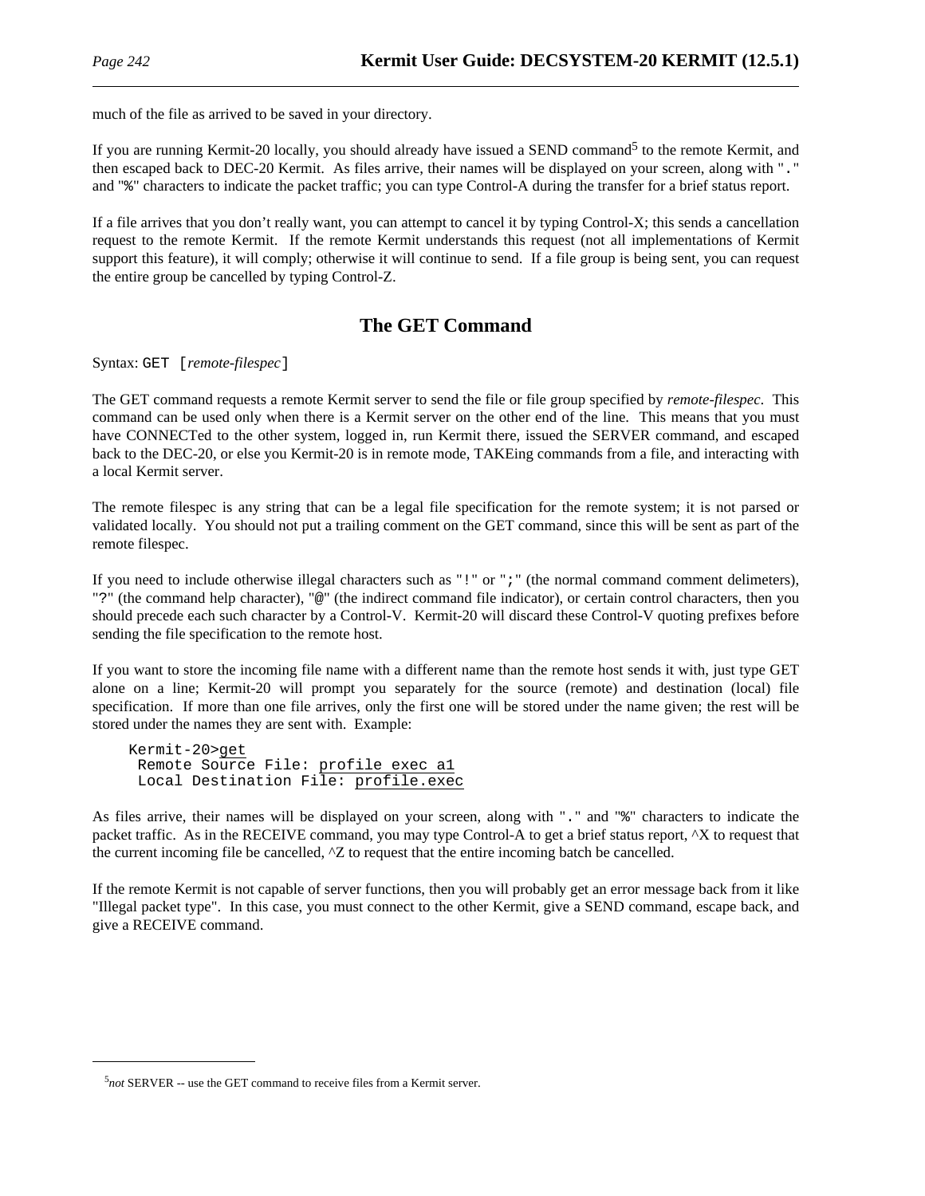much of the file as arrived to be saved in your directory.

If you are running Kermit-20 locally, you should already have issued a SEND command[5] to the remote Kermit, and then escaped back to DEC-20 Kermit. As files arrive, their names will be displayed on your screen, along with "." and "%" characters to indicate the packet traffic; you can type Control-A during the transfer for a brief status report.

If a file arrives that you don't really want, you can attempt to cancel it by typing Control-X; this sends a cancellation request to the remote Kermit. If the remote Kermit understands this request (not all implementations of Kermit support this feature), it will comply; otherwise it will continue to send. If a file group is being sent, you can request the entire group be cancelled by typing Control-Z.

## The GET Command

Syntax: `GET [`*remote-filespec*`]`

The GET command requests a remote Kermit server to send the file or file group specified by *remote-filespec*. This command can be used only when there is a Kermit server on the other end of the line. This means that you must have CONNECTed to the other system, logged in, run Kermit there, issued the SERVER command, and escaped back to the DEC-20, or else you Kermit-20 is in remote mode, TAKEing commands from a file, and interacting with a local Kermit server.

The remote filespec is any string that can be a legal file specification for the remote system; it is not parsed or validated locally. You should not put a trailing comment on the GET command, since this will be sent as part of the remote filespec.

If you need to include otherwise illegal characters such as "!" or ";" (the normal command comment delimeters), "?" (the command help character), "@" (the indirect command file indicator), or certain control characters, then you should precede each such character by a Control-V. Kermit-20 will discard these Control-V quoting prefixes before sending the file specification to the remote host.

If you want to store the incoming file name with a different name than the remote host sends it with, just type GET alone on a line; Kermit-20 will prompt you separately for the source (remote) and destination (local) file specification. If more than one file arrives, only the first one will be stored under the name given; the rest will be stored under the names they are sent with. Example:

```
Kermit-20>get
 Remote Source File: profile exec a1
 Local Destination File: profile.exec
```

As files arrive, their names will be displayed on your screen, along with "." and "%" characters to indicate the packet traffic. As in the RECEIVE command, you may type Control-A to get a brief status report, ^X to request that the current incoming file be cancelled, ^Z to request that the entire incoming batch be cancelled.

If the remote Kermit is not capable of server functions, then you will probably get an error message back from it like "Illegal packet type". In this case, you must connect to the other Kermit, give a SEND command, escape back, and give a RECEIVE command.

---

[5] *not* SERVER -- use the GET command to receive files from a Kermit server.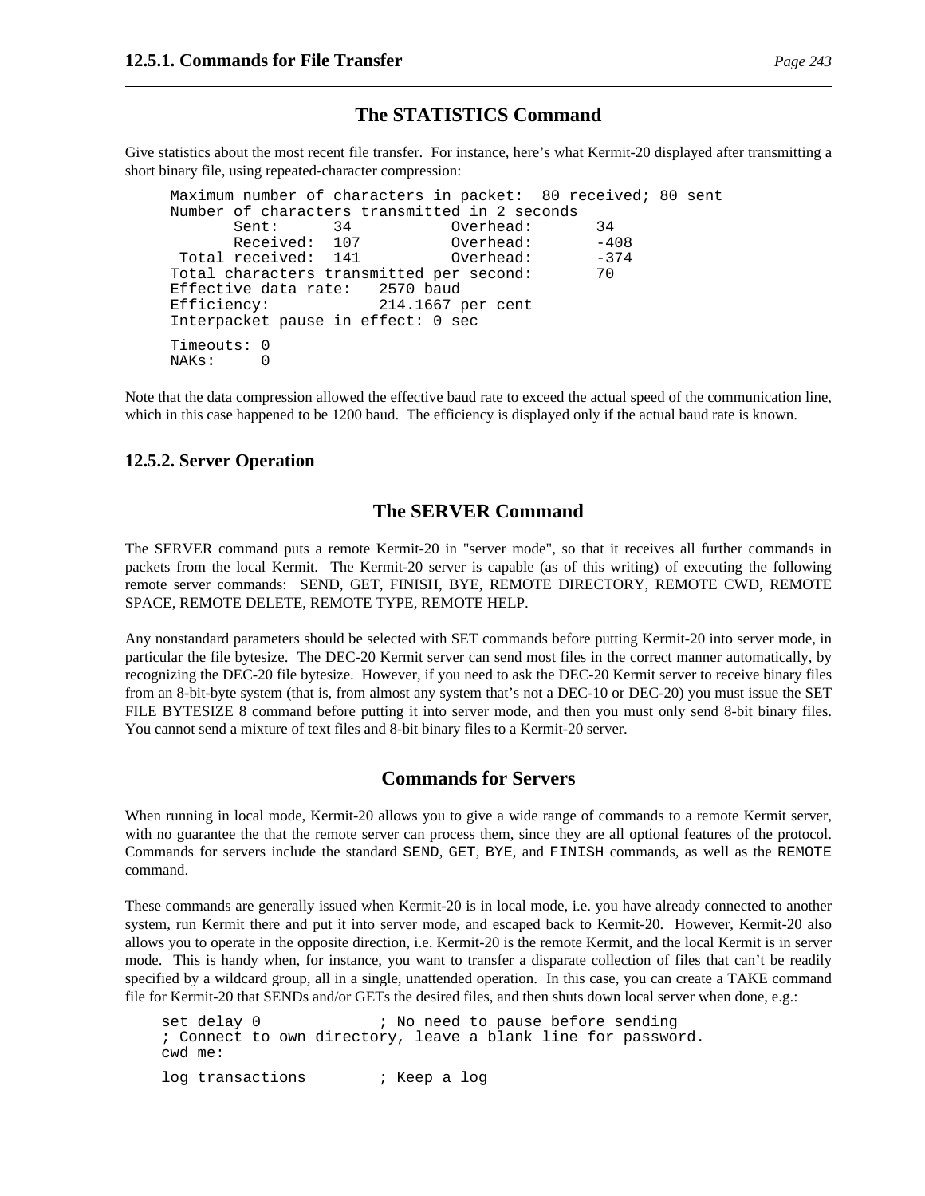## The STATISTICS Command

Give statistics about the most recent file transfer. For instance, here's what Kermit-20 displayed after transmitting a short binary file, using repeated-character compression:

```
Maximum number of characters in packet:  80 received; 80 sent
Number of characters transmitted in 2 seconds
       Sent:      34          Overhead:       34
       Received:  107         Overhead:       -408
 Total received:  141         Overhead:       -374
Total characters transmitted per second:       70
Effective data rate:   2570 baud
Efficiency:            214.1667 per cent
Interpacket pause in effect: 0 sec

Timeouts: 0
NAKs:     0
```

Note that the data compression allowed the effective baud rate to exceed the actual speed of the communication line, which in this case happened to be 1200 baud. The efficiency is displayed only if the actual baud rate is known.

### 12.5.2. Server Operation

## The SERVER Command

The SERVER command puts a remote Kermit-20 in "server mode", so that it receives all further commands in packets from the local Kermit. The Kermit-20 server is capable (as of this writing) of executing the following remote server commands: SEND, GET, FINISH, BYE, REMOTE DIRECTORY, REMOTE CWD, REMOTE SPACE, REMOTE DELETE, REMOTE TYPE, REMOTE HELP.

Any nonstandard parameters should be selected with SET commands before putting Kermit-20 into server mode, in particular the file bytesize. The DEC-20 Kermit server can send most files in the correct manner automatically, by recognizing the DEC-20 file bytesize. However, if you need to ask the DEC-20 Kermit server to receive binary files from an 8-bit-byte system (that is, from almost any system that's not a DEC-10 or DEC-20) you must issue the SET FILE BYTESIZE 8 command before putting it into server mode, and then you must only send 8-bit binary files. You cannot send a mixture of text files and 8-bit binary files to a Kermit-20 server.

## Commands for Servers

When running in local mode, Kermit-20 allows you to give a wide range of commands to a remote Kermit server, with no guarantee the that the remote server can process them, since they are all optional features of the protocol. Commands for servers include the standard `SEND`, `GET`, `BYE`, and `FINISH` commands, as well as the `REMOTE` command.

These commands are generally issued when Kermit-20 is in local mode, i.e. you have already connected to another system, run Kermit there and put it into server mode, and escaped back to Kermit-20. However, Kermit-20 also allows you to operate in the opposite direction, i.e. Kermit-20 is the remote Kermit, and the local Kermit is in server mode. This is handy when, for instance, you want to transfer a disparate collection of files that can't be readily specified by a wildcard group, all in a single, unattended operation. In this case, you can create a TAKE command file for Kermit-20 that SENDs and/or GETs the desired files, and then shuts down local server when done, e.g.:

```
set delay 0             ; No need to pause before sending
; Connect to own directory, leave a blank line for password.
cwd me:

log transactions        ; Keep a log
```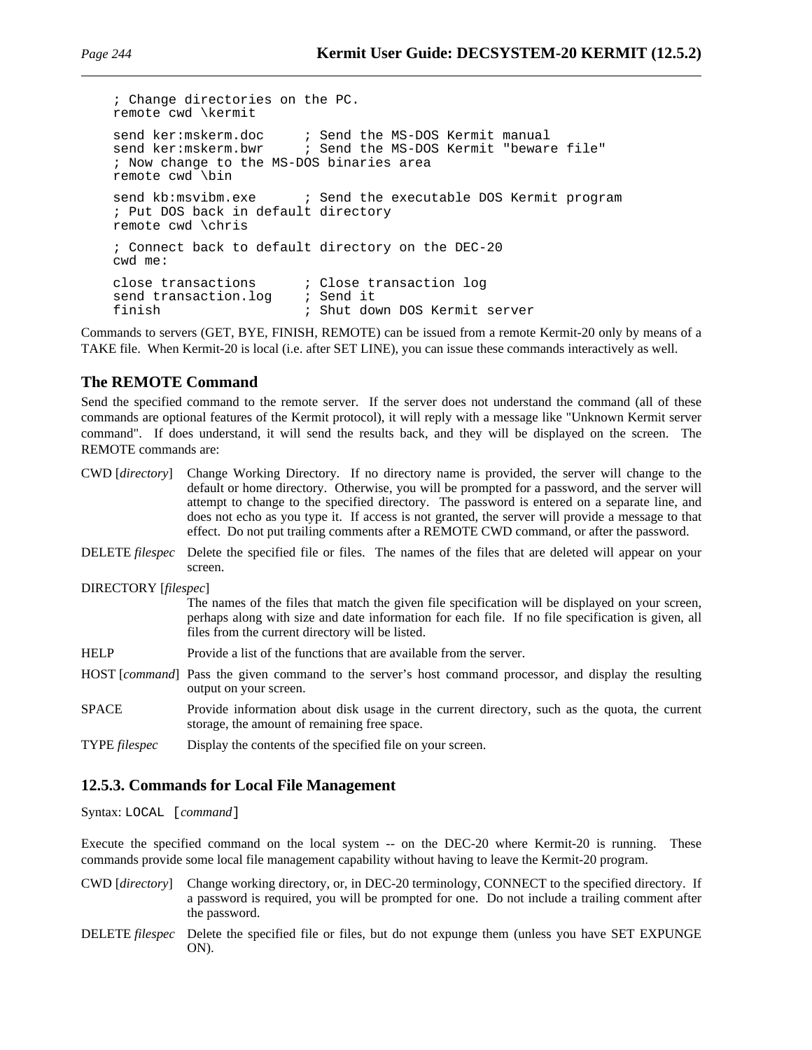```
; Change directories on the PC.
remote cwd \kermit

send ker:mskerm.doc     ; Send the MS-DOS Kermit manual
send ker:mskerm.bwr     ; Send the MS-DOS Kermit "beware file"
; Now change to the MS-DOS binaries area
remote cwd \bin

send kb:msvibm.exe      ; Send the executable DOS Kermit program
; Put DOS back in default directory
remote cwd \chris

; Connect back to default directory on the DEC-20
cwd me:

close transactions      ; Close transaction log
send transaction.log    ; Send it
finish                  ; Shut down DOS Kermit server
```

Commands to servers (GET, BYE, FINISH, REMOTE) can be issued from a remote Kermit-20 only by means of a TAKE file. When Kermit-20 is local (i.e. after SET LINE), you can issue these commands interactively as well.

### The REMOTE Command

Send the specified command to the remote server. If the server does not understand the command (all of these commands are optional features of the Kermit protocol), it will reply with a message like "Unknown Kermit server command". If does understand, it will send the results back, and they will be displayed on the screen. The REMOTE commands are:

CWD [*directory*]
: Change Working Directory. If no directory name is provided, the server will change to the default or home directory. Otherwise, you will be prompted for a password, and the server will attempt to change to the specified directory. The password is entered on a separate line, and does not echo as you type it. If access is not granted, the server will provide a message to that effect. Do not put trailing comments after a REMOTE CWD command, or after the password.

DELETE *filespec*
: Delete the specified file or files. The names of the files that are deleted will appear on your screen.

DIRECTORY [*filespec*]
: The names of the files that match the given file specification will be displayed on your screen, perhaps along with size and date information for each file. If no file specification is given, all files from the current directory will be listed.

HELP
: Provide a list of the functions that are available from the server.

HOST [*command*]
: Pass the given command to the server's host command processor, and display the resulting output on your screen.

SPACE
: Provide information about disk usage in the current directory, such as the quota, the current storage, the amount of remaining free space.

TYPE *filespec*
: Display the contents of the specified file on your screen.

## 12.5.3. Commands for Local File Management

Syntax: `LOCAL [`*command*`]`

Execute the specified command on the local system -- on the DEC-20 where Kermit-20 is running. These commands provide some local file management capability without having to leave the Kermit-20 program.

CWD [*directory*]
: Change working directory, or, in DEC-20 terminology, CONNECT to the specified directory. If a password is required, you will be prompted for one. Do not include a trailing comment after the password.

DELETE *filespec*
: Delete the specified file or files, but do not expunge them (unless you have SET EXPUNGE ON).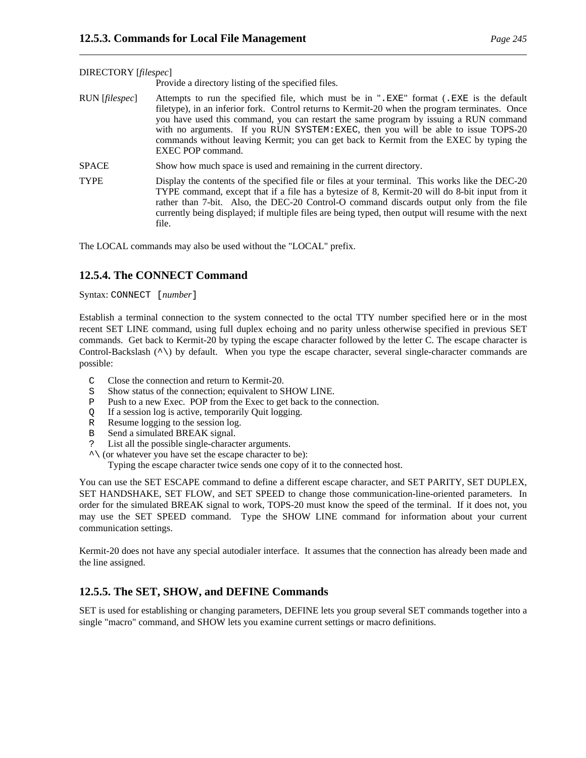DIRECTORY [*filespec*]
Provide a directory listing of the specified files.

RUN [*filespec*]
Attempts to run the specified file, which must be in "`.EXE`" format (`.EXE` is the default filetype), in an inferior fork. Control returns to Kermit-20 when the program terminates. Once you have used this command, you can restart the same program by issuing a RUN command with no arguments. If you RUN `SYSTEM:EXEC`, then you will be able to issue TOPS-20 commands without leaving Kermit; you can get back to Kermit from the EXEC by typing the EXEC POP command.

SPACE
Show how much space is used and remaining in the current directory.

TYPE
Display the contents of the specified file or files at your terminal. This works like the DEC-20 TYPE command, except that if a file has a bytesize of 8, Kermit-20 will do 8-bit input from it rather than 7-bit. Also, the DEC-20 Control-O command discards output only from the file currently being displayed; if multiple files are being typed, then output will resume with the next file.

The LOCAL commands may also be used without the "LOCAL" prefix.

### 12.5.4. The CONNECT Command

Syntax: `CONNECT [`*number*`]`

Establish a terminal connection to the system connected to the octal TTY number specified here or in the most recent SET LINE command, using full duplex echoing and no parity unless otherwise specified in previous SET commands. Get back to Kermit-20 by typing the escape character followed by the letter C. The escape character is Control-Backslash (`^\`) by default. When you type the escape character, several single-character commands are possible:

- `C` Close the connection and return to Kermit-20.
- `S` Show status of the connection; equivalent to SHOW LINE.
- `P` Push to a new Exec. POP from the Exec to get back to the connection.
- `Q` If a session log is active, temporarily Quit logging.
- `R` Resume logging to the session log.
- `B` Send a simulated BREAK signal.
- `?` List all the possible single-character arguments.
- `^\` (or whatever you have set the escape character to be):
  Typing the escape character twice sends one copy of it to the connected host.

You can use the SET ESCAPE command to define a different escape character, and SET PARITY, SET DUPLEX, SET HANDSHAKE, SET FLOW, and SET SPEED to change those communication-line-oriented parameters. In order for the simulated BREAK signal to work, TOPS-20 must know the speed of the terminal. If it does not, you may use the SET SPEED command. Type the SHOW LINE command for information about your current communication settings.

Kermit-20 does not have any special autodialer interface. It assumes that the connection has already been made and the line assigned.

### 12.5.5. The SET, SHOW, and DEFINE Commands

SET is used for establishing or changing parameters, DEFINE lets you group several SET commands together into a single "macro" command, and SHOW lets you examine current settings or macro definitions.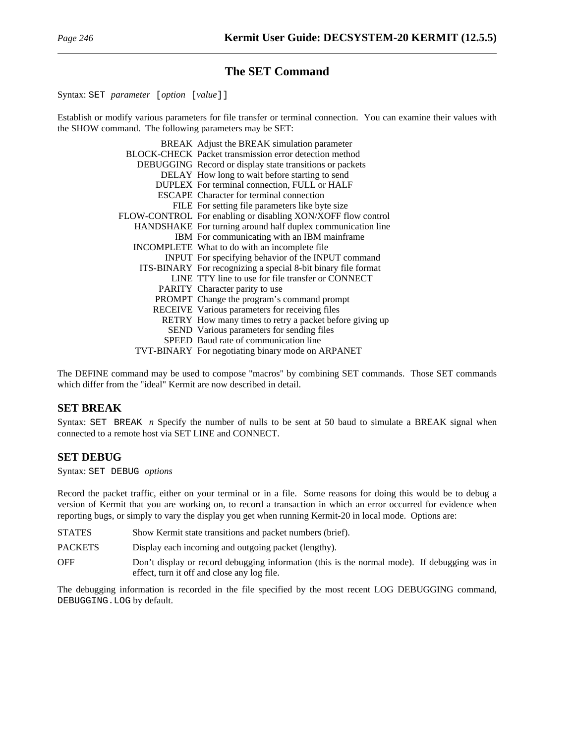## The SET Command

Syntax: `SET` *parameter* `[`*option* `[`*value*`]]`

Establish or modify various parameters for file transfer or terminal connection. You can examine their values with the SHOW command. The following parameters may be SET:

| | |
|---|---|
| BREAK | Adjust the BREAK simulation parameter |
| BLOCK-CHECK | Packet transmission error detection method |
| DEBUGGING | Record or display state transitions or packets |
| DELAY | How long to wait before starting to send |
| DUPLEX | For terminal connection, FULL or HALF |
| ESCAPE | Character for terminal connection |
| FILE | For setting file parameters like byte size |
| FLOW-CONTROL | For enabling or disabling XON/XOFF flow control |
| HANDSHAKE | For turning around half duplex communication line |
| IBM | For communicating with an IBM mainframe |
| INCOMPLETE | What to do with an incomplete file |
| INPUT | For specifying behavior of the INPUT command |
| ITS-BINARY | For recognizing a special 8-bit binary file format |
| LINE | TTY line to use for file transfer or CONNECT |
| PARITY | Character parity to use |
| PROMPT | Change the program's command prompt |
| RECEIVE | Various parameters for receiving files |
| RETRY | How many times to retry a packet before giving up |
| SEND | Various parameters for sending files |
| SPEED | Baud rate of communication line |
| TVT-BINARY | For negotiating binary mode on ARPANET |

The DEFINE command may be used to compose "macros" by combining SET commands. Those SET commands which differ from the "ideal" Kermit are now described in detail.

### SET BREAK

Syntax: `SET BREAK` *n* Specify the number of nulls to be sent at 50 baud to simulate a BREAK signal when connected to a remote host via SET LINE and CONNECT.

### SET DEBUG

Syntax: `SET DEBUG` *options*

Record the packet traffic, either on your terminal or in a file. Some reasons for doing this would be to debug a version of Kermit that you are working on, to record a transaction in which an error occurred for evidence when reporting bugs, or simply to vary the display you get when running Kermit-20 in local mode. Options are:

STATES
: Show Kermit state transitions and packet numbers (brief).

PACKETS
: Display each incoming and outgoing packet (lengthy).

OFF
: Don't display or record debugging information (this is the normal mode). If debugging was in effect, turn it off and close any log file.

The debugging information is recorded in the file specified by the most recent LOG DEBUGGING command, `DEBUGGING.LOG` by default.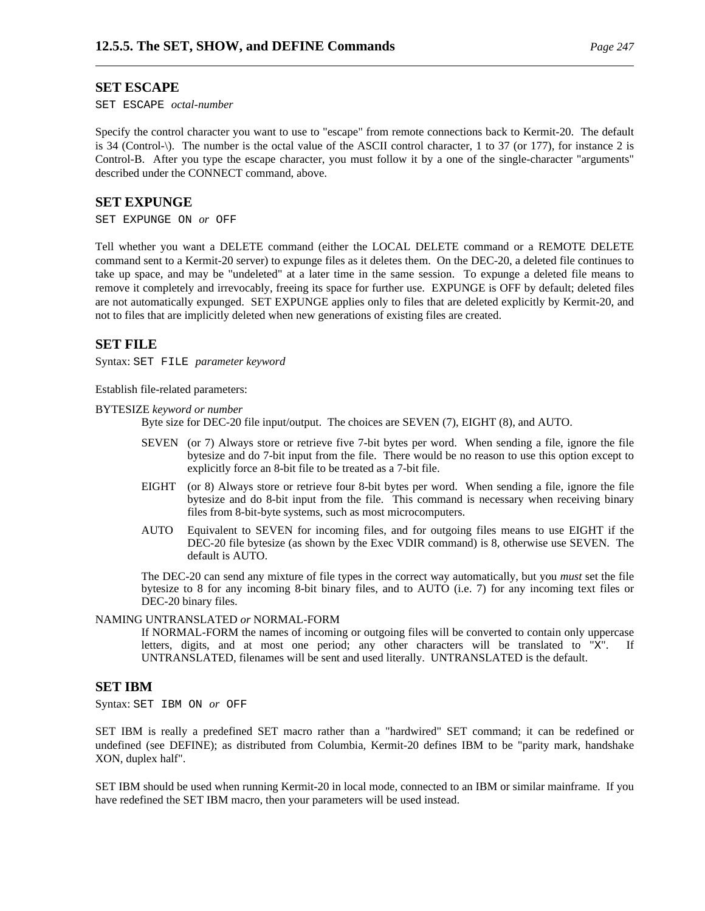## SET ESCAPE

`SET ESCAPE` *octal-number*

Specify the control character you want to use to "escape" from remote connections back to Kermit-20. The default is 34 (Control-\). The number is the octal value of the ASCII control character, 1 to 37 (or 177), for instance 2 is Control-B. After you type the escape character, you must follow it by a one of the single-character "arguments" described under the CONNECT command, above.

## SET EXPUNGE

`SET EXPUNGE ON` *or* `OFF`

Tell whether you want a DELETE command (either the LOCAL DELETE command or a REMOTE DELETE command sent to a Kermit-20 server) to expunge files as it deletes them. On the DEC-20, a deleted file continues to take up space, and may be "undeleted" at a later time in the same session. To expunge a deleted file means to remove it completely and irrevocably, freeing its space for further use. EXPUNGE is OFF by default; deleted files are not automatically expunged. SET EXPUNGE applies only to files that are deleted explicitly by Kermit-20, and not to files that are implicitly deleted when new generations of existing files are created.

## SET FILE

Syntax: `SET FILE` *parameter keyword*

Establish file-related parameters:

BYTESIZE *keyword or number*

Byte size for DEC-20 file input/output. The choices are SEVEN (7), EIGHT (8), and AUTO.

SEVEN (or 7) Always store or retrieve five 7-bit bytes per word. When sending a file, ignore the file bytesize and do 7-bit input from the file. There would be no reason to use this option except to explicitly force an 8-bit file to be treated as a 7-bit file.

EIGHT (or 8) Always store or retrieve four 8-bit bytes per word. When sending a file, ignore the file bytesize and do 8-bit input from the file. This command is necessary when receiving binary files from 8-bit-byte systems, such as most microcomputers.

AUTO Equivalent to SEVEN for incoming files, and for outgoing files means to use EIGHT if the DEC-20 file bytesize (as shown by the Exec VDIR command) is 8, otherwise use SEVEN. The default is AUTO.

The DEC-20 can send any mixture of file types in the correct way automatically, but you *must* set the file bytesize to 8 for any incoming 8-bit binary files, and to AUTO (i.e. 7) for any incoming text files or DEC-20 binary files.

NAMING UNTRANSLATED *or* NORMAL-FORM

If NORMAL-FORM the names of incoming or outgoing files will be converted to contain only uppercase letters, digits, and at most one period; any other characters will be translated to "X". If UNTRANSLATED, filenames will be sent and used literally. UNTRANSLATED is the default.

## SET IBM

Syntax: `SET IBM ON` *or* `OFF`

SET IBM is really a predefined SET macro rather than a "hardwired" SET command; it can be redefined or undefined (see DEFINE); as distributed from Columbia, Kermit-20 defines IBM to be "parity mark, handshake XON, duplex half".

SET IBM should be used when running Kermit-20 in local mode, connected to an IBM or similar mainframe. If you have redefined the SET IBM macro, then your parameters will be used instead.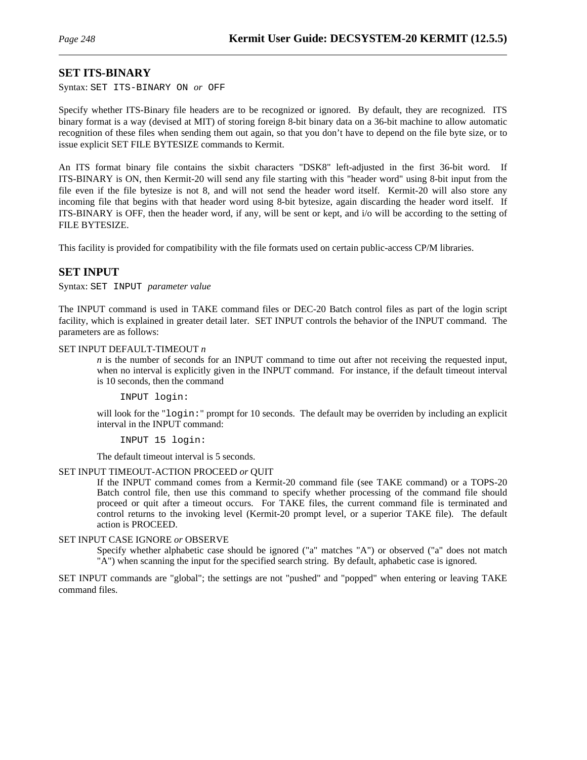## SET ITS-BINARY

Syntax: `SET ITS-BINARY ON` *or* `OFF`

Specify whether ITS-Binary file headers are to be recognized or ignored. By default, they are recognized. ITS binary format is a way (devised at MIT) of storing foreign 8-bit binary data on a 36-bit machine to allow automatic recognition of these files when sending them out again, so that you don't have to depend on the file byte size, or to issue explicit SET FILE BYTESIZE commands to Kermit.

An ITS format binary file contains the sixbit characters "DSK8" left-adjusted in the first 36-bit word. If ITS-BINARY is ON, then Kermit-20 will send any file starting with this "header word" using 8-bit input from the file even if the file bytesize is not 8, and will not send the header word itself. Kermit-20 will also store any incoming file that begins with that header word using 8-bit bytesize, again discarding the header word itself. If ITS-BINARY is OFF, then the header word, if any, will be sent or kept, and i/o will be according to the setting of FILE BYTESIZE.

This facility is provided for compatibility with the file formats used on certain public-access CP/M libraries.

## SET INPUT

Syntax: `SET INPUT` *parameter value*

The INPUT command is used in TAKE command files or DEC-20 Batch control files as part of the login script facility, which is explained in greater detail later. SET INPUT controls the behavior of the INPUT command. The parameters are as follows:

SET INPUT DEFAULT-TIMEOUT *n*

> *n* is the number of seconds for an INPUT command to time out after not receiving the requested input, when no interval is explicitly given in the INPUT command. For instance, if the default timeout interval is 10 seconds, then the command
>
> ```
> INPUT login:
> ```
>
> will look for the "`login:`" prompt for 10 seconds. The default may be overriden by including an explicit interval in the INPUT command:
>
> ```
> INPUT 15 login:
> ```
>
> The default timeout interval is 5 seconds.

SET INPUT TIMEOUT-ACTION PROCEED *or* QUIT

> If the INPUT command comes from a Kermit-20 command file (see TAKE command) or a TOPS-20 Batch control file, then use this command to specify whether processing of the command file should proceed or quit after a timeout occurs. For TAKE files, the current command file is terminated and control returns to the invoking level (Kermit-20 prompt level, or a superior TAKE file). The default action is PROCEED.

SET INPUT CASE IGNORE *or* OBSERVE

> Specify whether alphabetic case should be ignored ("a" matches "A") or observed ("a" does not match "A") when scanning the input for the specified search string. By default, aphabetic case is ignored.

SET INPUT commands are "global"; the settings are not "pushed" and "popped" when entering or leaving TAKE command files.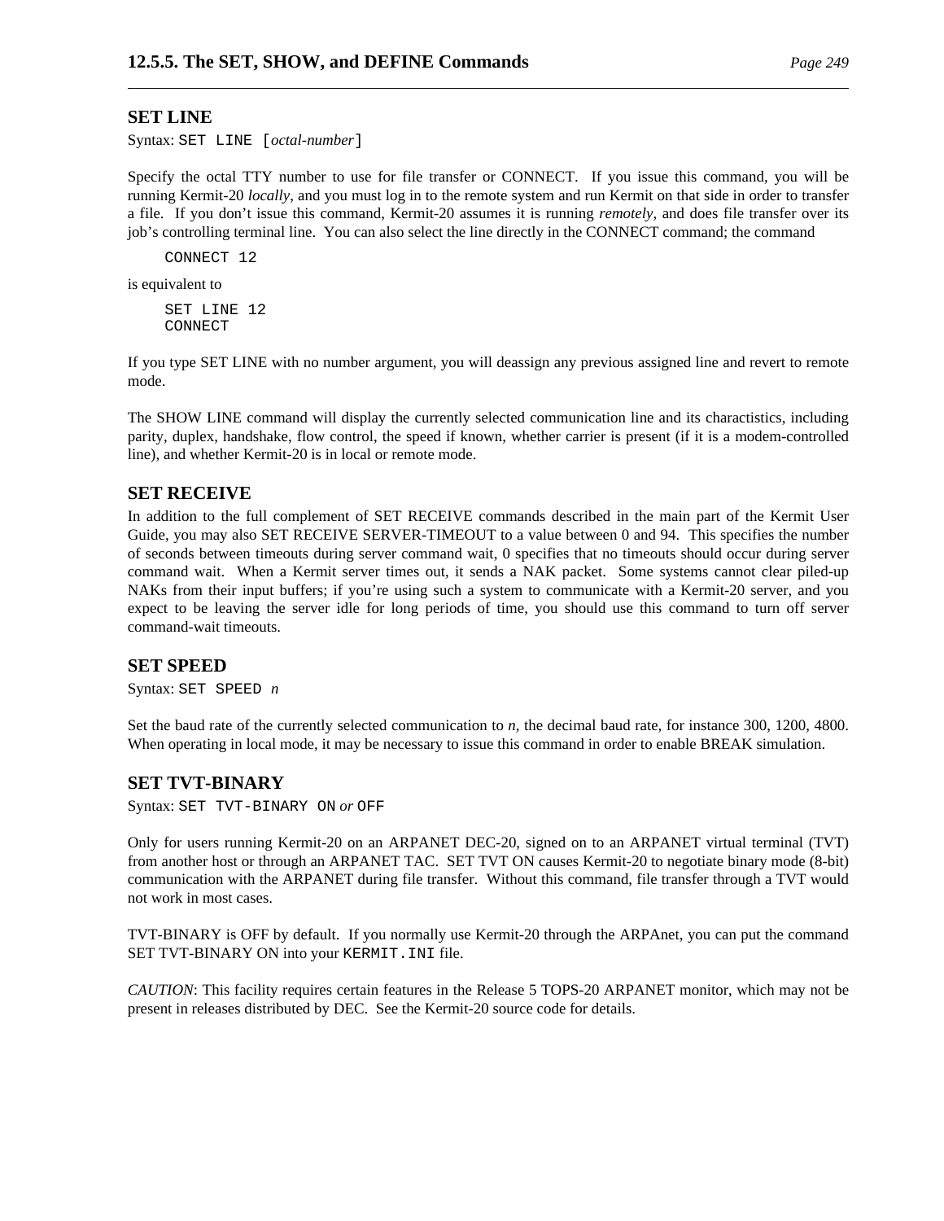### SET LINE

Syntax: `SET LINE [`*octal-number*`]`

Specify the octal TTY number to use for file transfer or CONNECT. If you issue this command, you will be running Kermit-20 *locally*, and you must log in to the remote system and run Kermit on that side in order to transfer a file. If you don't issue this command, Kermit-20 assumes it is running *remotely*, and does file transfer over its job's controlling terminal line. You can also select the line directly in the CONNECT command; the command

```
CONNECT 12
```

is equivalent to

```
SET LINE 12
CONNECT
```

If you type SET LINE with no number argument, you will deassign any previous assigned line and revert to remote mode.

The SHOW LINE command will display the currently selected communication line and its charactistics, including parity, duplex, handshake, flow control, the speed if known, whether carrier is present (if it is a modem-controlled line), and whether Kermit-20 is in local or remote mode.

### SET RECEIVE

In addition to the full complement of SET RECEIVE commands described in the main part of the Kermit User Guide, you may also SET RECEIVE SERVER-TIMEOUT to a value between 0 and 94. This specifies the number of seconds between timeouts during server command wait, 0 specifies that no timeouts should occur during server command wait. When a Kermit server times out, it sends a NAK packet. Some systems cannot clear piled-up NAKs from their input buffers; if you're using such a system to communicate with a Kermit-20 server, and you expect to be leaving the server idle for long periods of time, you should use this command to turn off server command-wait timeouts.

### SET SPEED

Syntax: `SET SPEED` *n*

Set the baud rate of the currently selected communication to *n*, the decimal baud rate, for instance 300, 1200, 4800. When operating in local mode, it may be necessary to issue this command in order to enable BREAK simulation.

### SET TVT-BINARY

Syntax: `SET TVT-BINARY ON` *or* `OFF`

Only for users running Kermit-20 on an ARPANET DEC-20, signed on to an ARPANET virtual terminal (TVT) from another host or through an ARPANET TAC. SET TVT ON causes Kermit-20 to negotiate binary mode (8-bit) communication with the ARPANET during file transfer. Without this command, file transfer through a TVT would not work in most cases.

TVT-BINARY is OFF by default. If you normally use Kermit-20 through the ARPAnet, you can put the command SET TVT-BINARY ON into your `KERMIT.INI` file.

*CAUTION*: This facility requires certain features in the Release 5 TOPS-20 ARPANET monitor, which may not be present in releases distributed by DEC. See the Kermit-20 source code for details.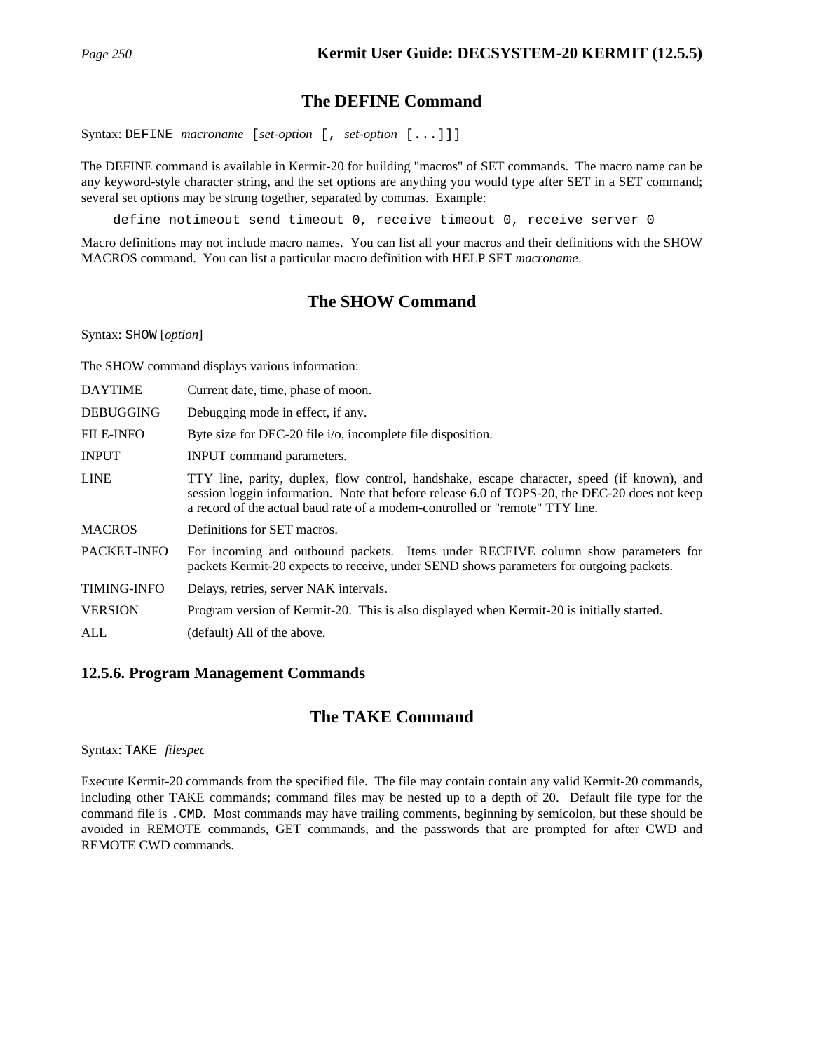## The DEFINE Command

Syntax: `DEFINE` *macroname* [*set-option* [, *set-option* [...]]]

The DEFINE command is available in Kermit-20 for building "macros" of SET commands. The macro name can be any keyword-style character string, and the set options are anything you would type after SET in a SET command; several set options may be strung together, separated by commas. Example:

```
define notimeout send timeout 0, receive timeout 0, receive server 0
```

Macro definitions may not include macro names. You can list all your macros and their definitions with the SHOW MACROS command. You can list a particular macro definition with HELP SET *macroname*.

## The SHOW Command

Syntax: `SHOW` [*option*]

The SHOW command displays various information:

DAYTIME
: Current date, time, phase of moon.

DEBUGGING
: Debugging mode in effect, if any.

FILE-INFO
: Byte size for DEC-20 file i/o, incomplete file disposition.

INPUT
: INPUT command parameters.

LINE
: TTY line, parity, duplex, flow control, handshake, escape character, speed (if known), and session loggin information. Note that before release 6.0 of TOPS-20, the DEC-20 does not keep a record of the actual baud rate of a modem-controlled or "remote" TTY line.

MACROS
: Definitions for SET macros.

PACKET-INFO
: For incoming and outbound packets. Items under RECEIVE column show parameters for packets Kermit-20 expects to receive, under SEND shows parameters for outgoing packets.

TIMING-INFO
: Delays, retries, server NAK intervals.

VERSION
: Program version of Kermit-20. This is also displayed when Kermit-20 is initially started.

ALL
: (default) All of the above.

### 12.5.6. Program Management Commands

## The TAKE Command

Syntax: `TAKE` *filespec*

Execute Kermit-20 commands from the specified file. The file may contain contain any valid Kermit-20 commands, including other TAKE commands; command files may be nested up to a depth of 20. Default file type for the command file is `.CMD`. Most commands may have trailing comments, beginning by semicolon, but these should be avoided in REMOTE commands, GET commands, and the passwords that are prompted for after CWD and REMOTE CWD commands.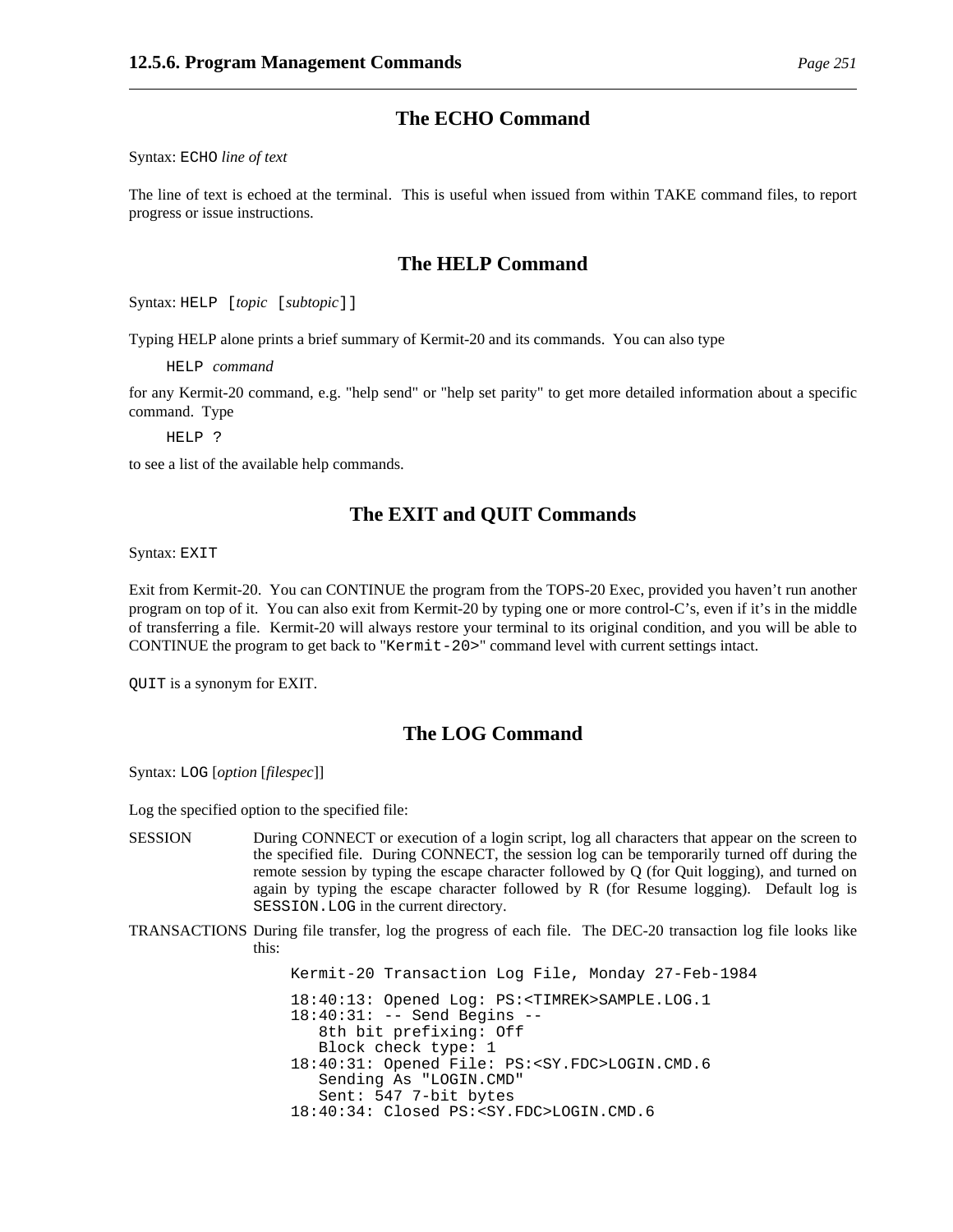## The ECHO Command

Syntax: `ECHO` *line of text*

The line of text is echoed at the terminal. This is useful when issued from within TAKE command files, to report progress or issue instructions.

## The HELP Command

Syntax: `HELP [`*topic* `[`*subtopic*`]]`

Typing HELP alone prints a brief summary of Kermit-20 and its commands. You can also type

    HELP command

for any Kermit-20 command, e.g. "help send" or "help set parity" to get more detailed information about a specific command. Type

    HELP ?

to see a list of the available help commands.

## The EXIT and QUIT Commands

Syntax: `EXIT`

Exit from Kermit-20. You can CONTINUE the program from the TOPS-20 Exec, provided you haven't run another program on top of it. You can also exit from Kermit-20 by typing one or more control-C's, even if it's in the middle of transferring a file. Kermit-20 will always restore your terminal to its original condition, and you will be able to CONTINUE the program to get back to "`Kermit-20>`" command level with current settings intact.

`QUIT` is a synonym for EXIT.

## The LOG Command

Syntax: `LOG` [*option* [*filespec*]]

Log the specified option to the specified file:

SESSION
: During CONNECT or execution of a login script, log all characters that appear on the screen to the specified file. During CONNECT, the session log can be temporarily turned off during the remote session by typing the escape character followed by Q (for Quit logging), and turned on again by typing the escape character followed by R (for Resume logging). Default log is `SESSION.LOG` in the current directory.

TRANSACTIONS
: During file transfer, log the progress of each file. The DEC-20 transaction log file looks like this:

```
Kermit-20 Transaction Log File, Monday 27-Feb-1984

18:40:13: Opened Log: PS:<TIMREK>SAMPLE.LOG.1
18:40:31: -- Send Begins --
   8th bit prefixing: Off
   Block check type: 1
18:40:31: Opened File: PS:<SY.FDC>LOGIN.CMD.6
   Sending As "LOGIN.CMD"
   Sent: 547 7-bit bytes
18:40:34: Closed PS:<SY.FDC>LOGIN.CMD.6
```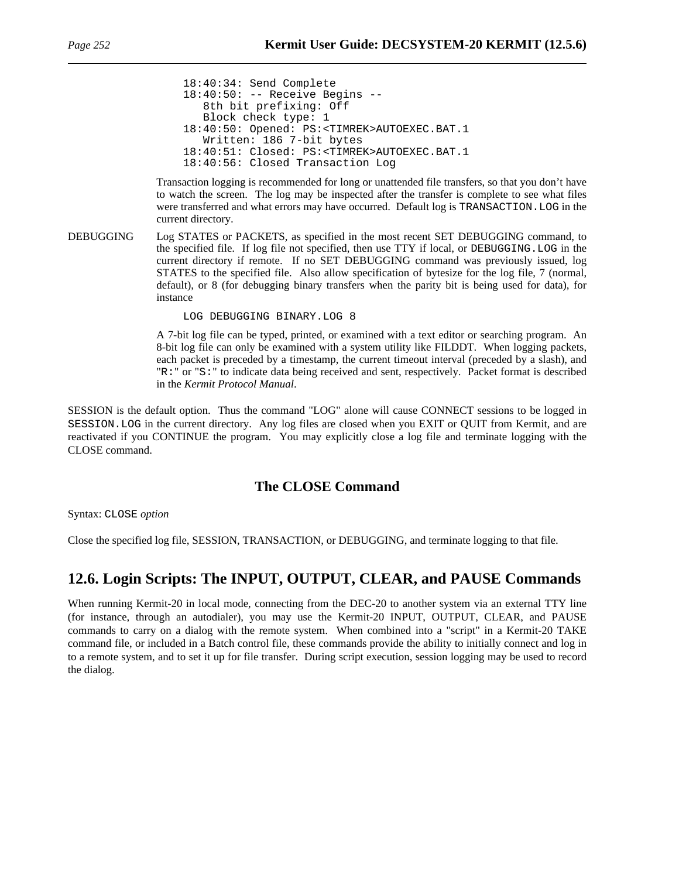```
18:40:34: Send Complete
18:40:50: -- Receive Begins --
   8th bit prefixing: Off
   Block check type: 1
18:40:50: Opened: PS:<TIMREK>AUTOEXEC.BAT.1
   Written: 186 7-bit bytes
18:40:51: Closed: PS:<TIMREK>AUTOEXEC.BAT.1
18:40:56: Closed Transaction Log
```

Transaction logging is recommended for long or unattended file transfers, so that you don't have to watch the screen. The log may be inspected after the transfer is complete to see what files were transferred and what errors may have occurred. Default log is `TRANSACTION.LOG` in the current directory.

DEBUGGING
: Log STATES or PACKETS, as specified in the most recent SET DEBUGGING command, to the specified file. If log file not specified, then use TTY if local, or `DEBUGGING.LOG` in the current directory if remote. If no SET DEBUGGING command was previously issued, log STATES to the specified file. Also allow specification of bytesize for the log file, 7 (normal, default), or 8 (for debugging binary transfers when the parity bit is being used for data), for instance

```
LOG DEBUGGING BINARY.LOG 8
```

A 7-bit log file can be typed, printed, or examined with a text editor or searching program. An 8-bit log file can only be examined with a system utility like FILDDT. When logging packets, each packet is preceded by a timestamp, the current timeout interval (preceded by a slash), and "`R:`" or "`S:`" to indicate data being received and sent, respectively. Packet format is described in the *Kermit Protocol Manual*.

SESSION is the default option. Thus the command "LOG" alone will cause CONNECT sessions to be logged in `SESSION.LOG` in the current directory. Any log files are closed when you EXIT or QUIT from Kermit, and are reactivated if you CONTINUE the program. You may explicitly close a log file and terminate logging with the CLOSE command.

### The CLOSE Command

Syntax: `CLOSE` *option*

Close the specified log file, SESSION, TRANSACTION, or DEBUGGING, and terminate logging to that file.

## 12.6. Login Scripts: The INPUT, OUTPUT, CLEAR, and PAUSE Commands

When running Kermit-20 in local mode, connecting from the DEC-20 to another system via an external TTY line (for instance, through an autodialer), you may use the Kermit-20 INPUT, OUTPUT, CLEAR, and PAUSE commands to carry on a dialog with the remote system. When combined into a "script" in a Kermit-20 TAKE command file, or included in a Batch control file, these commands provide the ability to initially connect and log in to a remote system, and to set it up for file transfer. During script execution, session logging may be used to record the dialog.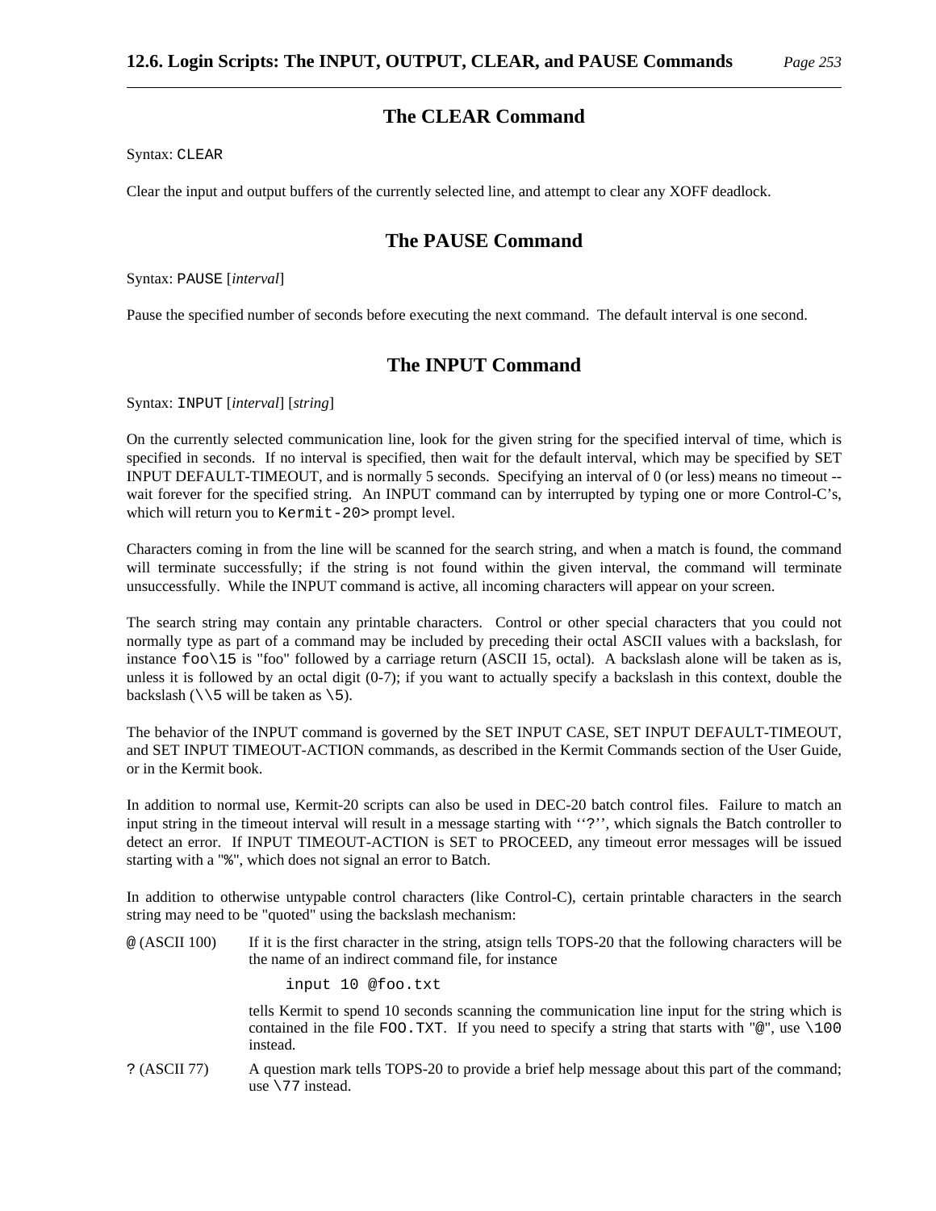## The CLEAR Command

Syntax: `CLEAR`

Clear the input and output buffers of the currently selected line, and attempt to clear any XOFF deadlock.

## The PAUSE Command

Syntax: `PAUSE` [*interval*]

Pause the specified number of seconds before executing the next command. The default interval is one second.

## The INPUT Command

Syntax: `INPUT` [*interval*] [*string*]

On the currently selected communication line, look for the given string for the specified interval of time, which is specified in seconds. If no interval is specified, then wait for the default interval, which may be specified by SET INPUT DEFAULT-TIMEOUT, and is normally 5 seconds. Specifying an interval of 0 (or less) means no timeout -- wait forever for the specified string. An INPUT command can by interrupted by typing one or more Control-C's, which will return you to `Kermit-20>` prompt level.

Characters coming in from the line will be scanned for the search string, and when a match is found, the command will terminate successfully; if the string is not found within the given interval, the command will terminate unsuccessfully. While the INPUT command is active, all incoming characters will appear on your screen.

The search string may contain any printable characters. Control or other special characters that you could not normally type as part of a command may be included by preceding their octal ASCII values with a backslash, for instance `foo\15` is "foo" followed by a carriage return (ASCII 15, octal). A backslash alone will be taken as is, unless it is followed by an octal digit (0-7); if you want to actually specify a backslash in this context, double the backslash (`\\5` will be taken as `\5`).

The behavior of the INPUT command is governed by the SET INPUT CASE, SET INPUT DEFAULT-TIMEOUT, and SET INPUT TIMEOUT-ACTION commands, as described in the Kermit Commands section of the User Guide, or in the Kermit book.

In addition to normal use, Kermit-20 scripts can also be used in DEC-20 batch control files. Failure to match an input string in the timeout interval will result in a message starting with ''`?`'', which signals the Batch controller to detect an error. If INPUT TIMEOUT-ACTION is SET to PROCEED, any timeout error messages will be issued starting with a "`%`", which does not signal an error to Batch.

In addition to otherwise untypable control characters (like Control-C), certain printable characters in the search string may need to be "quoted" using the backslash mechanism:

`@` (ASCII 100) If it is the first character in the string, atsign tells TOPS-20 that the following characters will be the name of an indirect command file, for instance

```
input 10 @foo.txt
```

tells Kermit to spend 10 seconds scanning the communication line input for the string which is contained in the file `FOO.TXT`. If you need to specify a string that starts with "`@`", use `\100` instead.

`?` (ASCII 77) A question mark tells TOPS-20 to provide a brief help message about this part of the command; use `\77` instead.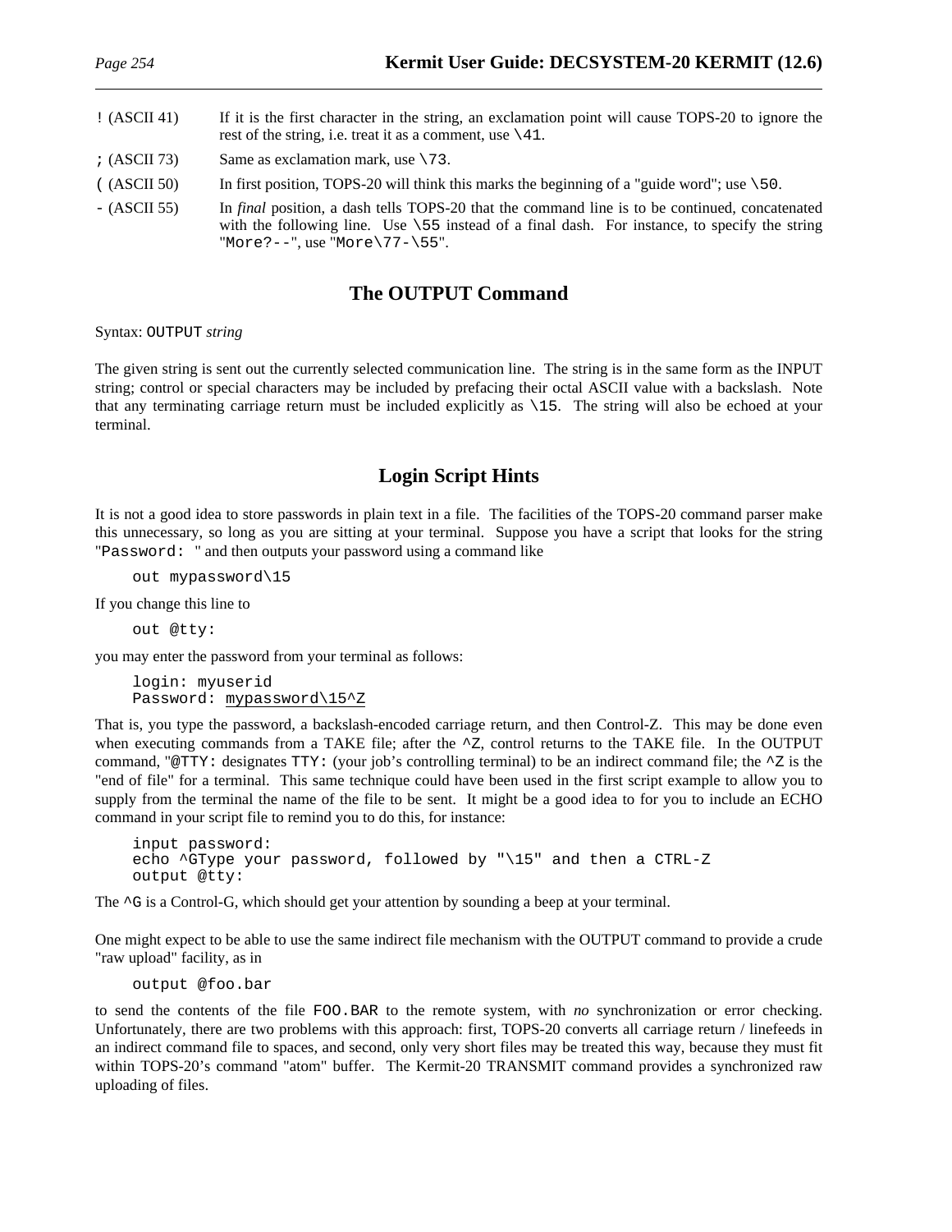`!` (ASCII 41) — If it is the first character in the string, an exclamation point will cause TOPS-20 to ignore the rest of the string, i.e. treat it as a comment, use `\41`.

`;` (ASCII 73) — Same as exclamation mark, use `\73`.

`(` (ASCII 50) — In first position, TOPS-20 will think this marks the beginning of a "guide word"; use `\50`.

`-` (ASCII 55) — In *final* position, a dash tells TOPS-20 that the command line is to be continued, concatenated with the following line. Use `\55` instead of a final dash. For instance, to specify the string "`More?--`", use "`More\77-\55`".

## The OUTPUT Command

Syntax: `OUTPUT` *string*

The given string is sent out the currently selected communication line. The string is in the same form as the INPUT string; control or special characters may be included by prefacing their octal ASCII value with a backslash. Note that any terminating carriage return must be included explicitly as `\15`. The string will also be echoed at your terminal.

## Login Script Hints

It is not a good idea to store passwords in plain text in a file. The facilities of the TOPS-20 command parser make this unnecessary, so long as you are sitting at your terminal. Suppose you have a script that looks for the string "`Password: `" and then outputs your password using a command like

```
out mypassword\15
```

If you change this line to

```
out @tty:
```

you may enter the password from your terminal as follows:

```
login: myuserid
Password: mypassword\15^Z
```

That is, you type the password, a backslash-encoded carriage return, and then Control-Z. This may be done even when executing commands from a TAKE file; after the `^Z`, control returns to the TAKE file. In the OUTPUT command, "`@TTY:` designates `TTY:` (your job's controlling terminal) to be an indirect command file; the `^Z` is the "end of file" for a terminal. This same technique could have been used in the first script example to allow you to supply from the terminal the name of the file to be sent. It might be a good idea to for you to include an ECHO command in your script file to remind you to do this, for instance:

```
input password:
echo ^GType your password, followed by "\15" and then a CTRL-Z
output @tty:
```

The `^G` is a Control-G, which should get your attention by sounding a beep at your terminal.

One might expect to be able to use the same indirect file mechanism with the OUTPUT command to provide a crude "raw upload" facility, as in

```
output @foo.bar
```

to send the contents of the file `FOO.BAR` to the remote system, with *no* synchronization or error checking. Unfortunately, there are two problems with this approach: first, TOPS-20 converts all carriage return / linefeeds in an indirect command file to spaces, and second, only very short files may be treated this way, because they must fit within TOPS-20's command "atom" buffer. The Kermit-20 TRANSMIT command provides a synchronized raw uploading of files.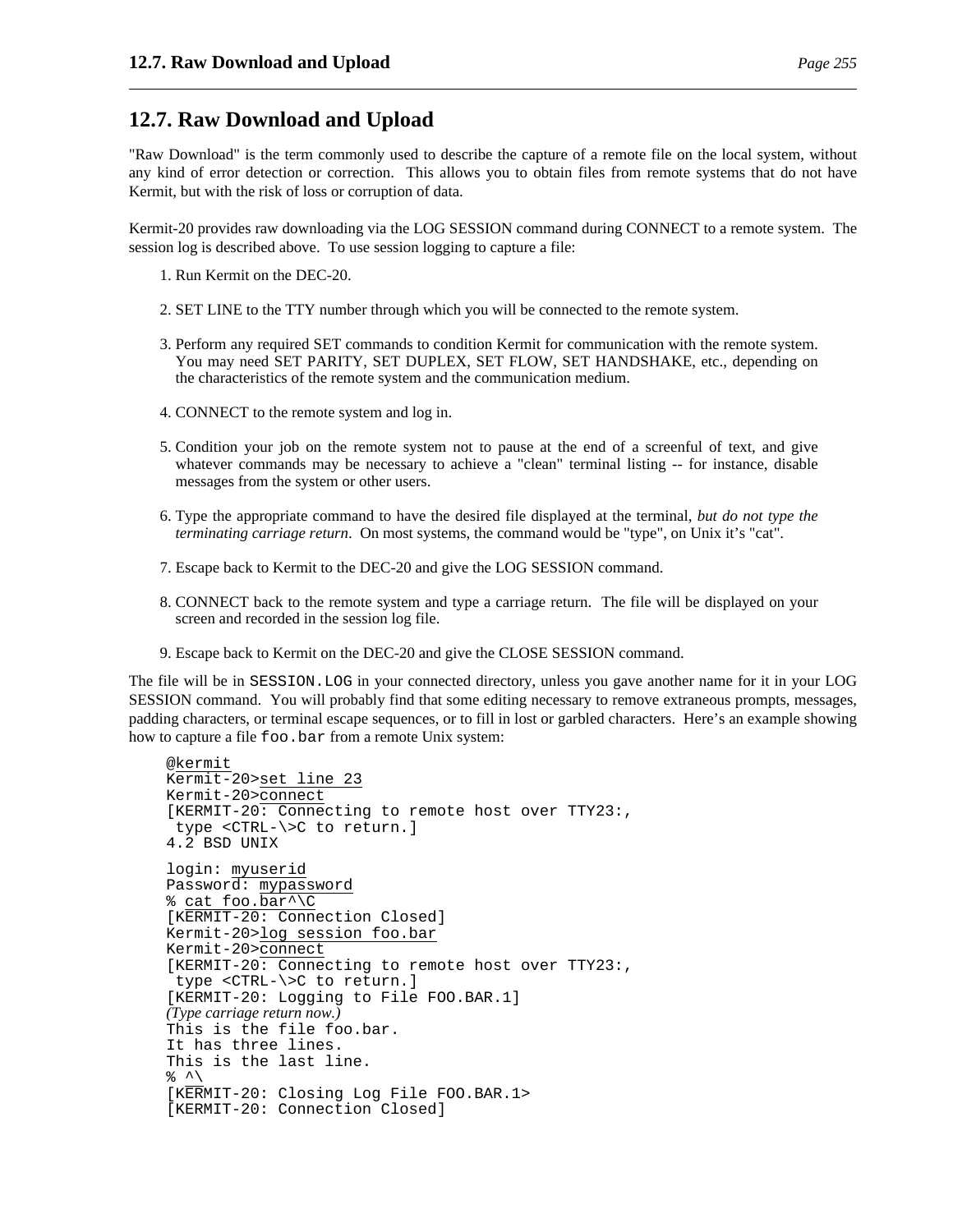## 12.7. Raw Download and Upload

"Raw Download" is the term commonly used to describe the capture of a remote file on the local system, without any kind of error detection or correction. This allows you to obtain files from remote systems that do not have Kermit, but with the risk of loss or corruption of data.

Kermit-20 provides raw downloading via the LOG SESSION command during CONNECT to a remote system. The session log is described above. To use session logging to capture a file:

1. Run Kermit on the DEC-20.
2. SET LINE to the TTY number through which you will be connected to the remote system.
3. Perform any required SET commands to condition Kermit for communication with the remote system. You may need SET PARITY, SET DUPLEX, SET FLOW, SET HANDSHAKE, etc., depending on the characteristics of the remote system and the communication medium.
4. CONNECT to the remote system and log in.
5. Condition your job on the remote system not to pause at the end of a screenful of text, and give whatever commands may be necessary to achieve a "clean" terminal listing -- for instance, disable messages from the system or other users.
6. Type the appropriate command to have the desired file displayed at the terminal, *but do not type the terminating carriage return*. On most systems, the command would be "type", on Unix it's "cat".
7. Escape back to Kermit to the DEC-20 and give the LOG SESSION command.
8. CONNECT back to the remote system and type a carriage return. The file will be displayed on your screen and recorded in the session log file.
9. Escape back to Kermit on the DEC-20 and give the CLOSE SESSION command.

The file will be in `SESSION.LOG` in your connected directory, unless you gave another name for it in your LOG SESSION command. You will probably find that some editing necessary to remove extraneous prompts, messages, padding characters, or terminal escape sequences, or to fill in lost or garbled characters. Here's an example showing how to capture a file `foo.bar` from a remote Unix system:

```
@kermit
Kermit-20>set line 23
Kermit-20>connect
[KERMIT-20: Connecting to remote host over TTY23:,
 type <CTRL-\>C to return.]
4.2 BSD UNIX

login: myuserid
Password: mypassword
% cat foo.bar^\C
[KERMIT-20: Connection Closed]
Kermit-20>log session foo.bar
Kermit-20>connect
[KERMIT-20: Connecting to remote host over TTY23:,
 type <CTRL-\>C to return.]
[KERMIT-20: Logging to File FOO.BAR.1]
(Type carriage return now.)
This is the file foo.bar.
It has three lines.
This is the last line.
% ^\
[KERMIT-20: Closing Log File FOO.BAR.1>
[KERMIT-20: Connection Closed]
```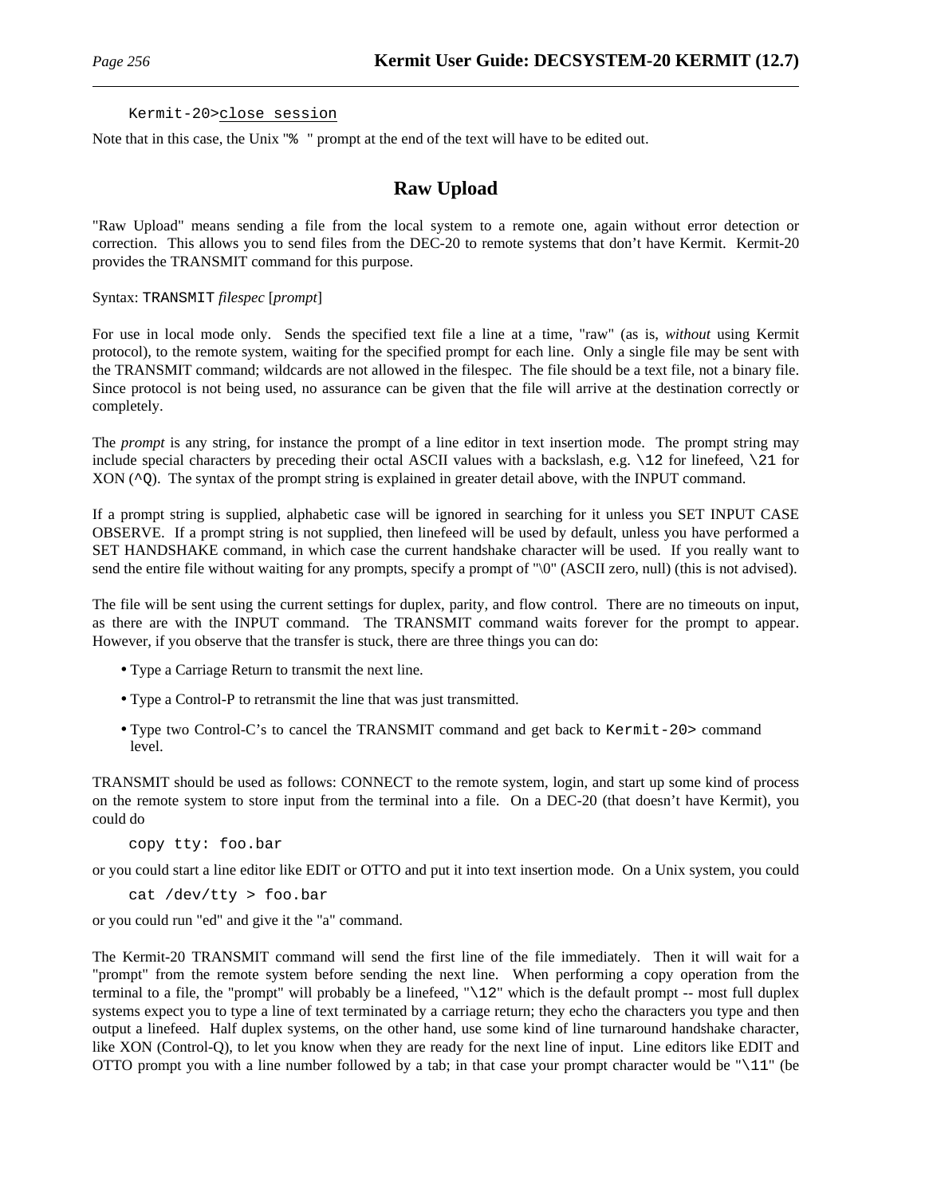```
Kermit-20>close session
```

Note that in this case, the Unix "`% `" prompt at the end of the text will have to be edited out.

## Raw Upload

"Raw Upload" means sending a file from the local system to a remote one, again without error detection or correction. This allows you to send files from the DEC-20 to remote systems that don't have Kermit. Kermit-20 provides the TRANSMIT command for this purpose.

Syntax: `TRANSMIT` *filespec* [*prompt*]

For use in local mode only. Sends the specified text file a line at a time, "raw" (as is, *without* using Kermit protocol), to the remote system, waiting for the specified prompt for each line. Only a single file may be sent with the TRANSMIT command; wildcards are not allowed in the filespec. The file should be a text file, not a binary file. Since protocol is not being used, no assurance can be given that the file will arrive at the destination correctly or completely.

The *prompt* is any string, for instance the prompt of a line editor in text insertion mode. The prompt string may include special characters by preceding their octal ASCII values with a backslash, e.g. `\12` for linefeed, `\21` for XON (`^Q`). The syntax of the prompt string is explained in greater detail above, with the INPUT command.

If a prompt string is supplied, alphabetic case will be ignored in searching for it unless you SET INPUT CASE OBSERVE. If a prompt string is not supplied, then linefeed will be used by default, unless you have performed a SET HANDSHAKE command, in which case the current handshake character will be used. If you really want to send the entire file without waiting for any prompts, specify a prompt of "\0" (ASCII zero, null) (this is not advised).

The file will be sent using the current settings for duplex, parity, and flow control. There are no timeouts on input, as there are with the INPUT command. The TRANSMIT command waits forever for the prompt to appear. However, if you observe that the transfer is stuck, there are three things you can do:

- Type a Carriage Return to transmit the next line.
- Type a Control-P to retransmit the line that was just transmitted.
- Type two Control-C's to cancel the TRANSMIT command and get back to `Kermit-20>` command level.

TRANSMIT should be used as follows: CONNECT to the remote system, login, and start up some kind of process on the remote system to store input from the terminal into a file. On a DEC-20 (that doesn't have Kermit), you could do

```
copy tty: foo.bar
```

or you could start a line editor like EDIT or OTTO and put it into text insertion mode. On a Unix system, you could

```
cat /dev/tty > foo.bar
```

or you could run "ed" and give it the "a" command.

The Kermit-20 TRANSMIT command will send the first line of the file immediately. Then it will wait for a "prompt" from the remote system before sending the next line. When performing a copy operation from the terminal to a file, the "prompt" will probably be a linefeed, "`\12`" which is the default prompt -- most full duplex systems expect you to type a line of text terminated by a carriage return; they echo the characters you type and then output a linefeed. Half duplex systems, on the other hand, use some kind of line turnaround handshake character, like XON (Control-Q), to let you know when they are ready for the next line of input. Line editors like EDIT and OTTO prompt you with a line number followed by a tab; in that case your prompt character would be "`\11`" (be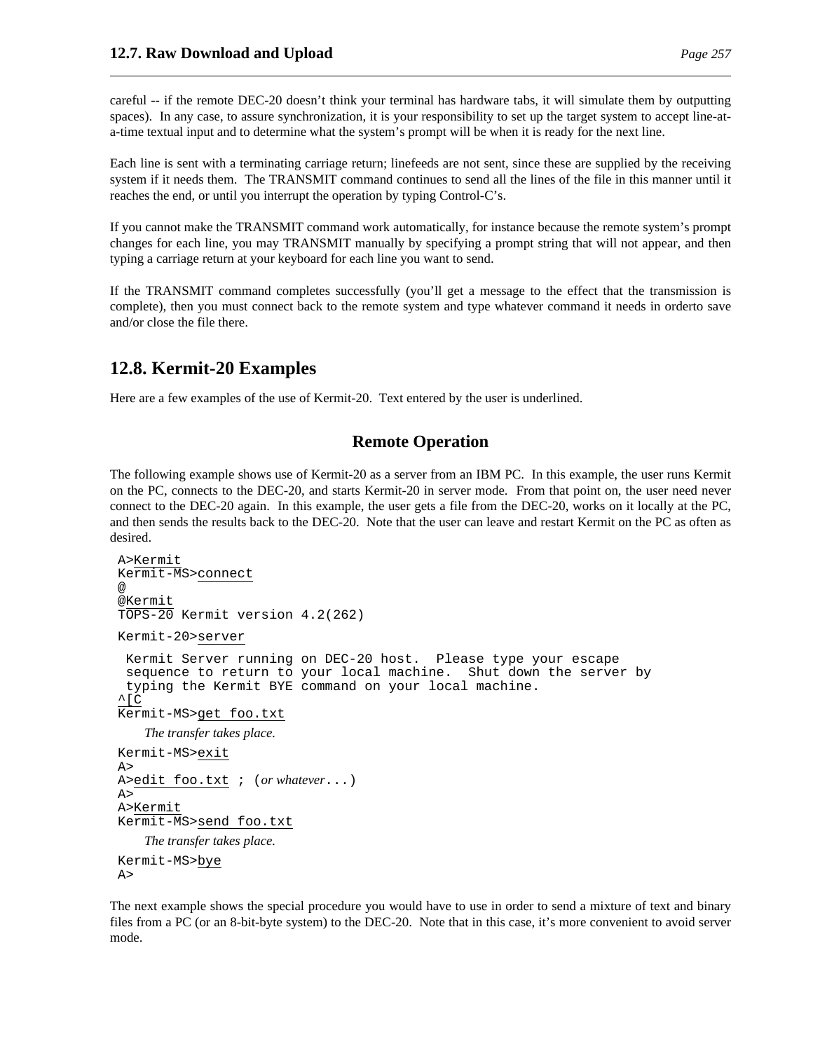careful -- if the remote DEC-20 doesn't think your terminal has hardware tabs, it will simulate them by outputting spaces). In any case, to assure synchronization, it is your responsibility to set up the target system to accept line-at-a-time textual input and to determine what the system's prompt will be when it is ready for the next line.

Each line is sent with a terminating carriage return; linefeeds are not sent, since these are supplied by the receiving system if it needs them. The TRANSMIT command continues to send all the lines of the file in this manner until it reaches the end, or until you interrupt the operation by typing Control-C's.

If you cannot make the TRANSMIT command work automatically, for instance because the remote system's prompt changes for each line, you may TRANSMIT manually by specifying a prompt string that will not appear, and then typing a carriage return at your keyboard for each line you want to send.

If the TRANSMIT command completes successfully (you'll get a message to the effect that the transmission is complete), then you must connect back to the remote system and type whatever command it needs in orderto save and/or close the file there.

## 12.8. Kermit-20 Examples

Here are a few examples of the use of Kermit-20. Text entered by the user is underlined.

### Remote Operation

The following example shows use of Kermit-20 as a server from an IBM PC. In this example, the user runs Kermit on the PC, connects to the DEC-20, and starts Kermit-20 in server mode. From that point on, the user need never connect to the DEC-20 again. In this example, the user gets a file from the DEC-20, works on it locally at the PC, and then sends the results back to the DEC-20. Note that the user can leave and restart Kermit on the PC as often as desired.

```
A>Kermit
Kermit-MS>connect
@
@Kermit
TOPS-20 Kermit version 4.2(262)

Kermit-20>server

 Kermit Server running on DEC-20 host.  Please type your escape
 sequence to return to your local machine.  Shut down the server by
 typing the Kermit BYE command on your local machine.
^[C
Kermit-MS>get foo.txt

    The transfer takes place.

Kermit-MS>exit
A>
A>edit foo.txt ; (or whatever...)
A>
A>Kermit
Kermit-MS>send foo.txt

    The transfer takes place.

Kermit-MS>bye
A>
```

The next example shows the special procedure you would have to use in order to send a mixture of text and binary files from a PC (or an 8-bit-byte system) to the DEC-20. Note that in this case, it's more convenient to avoid server mode.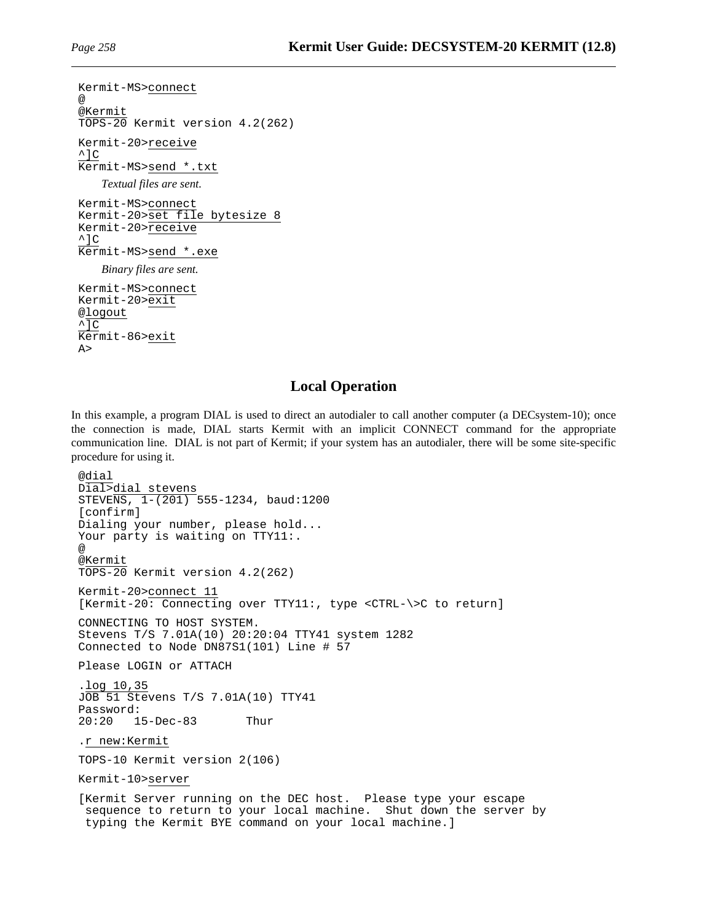```
Kermit-MS>connect
@
@Kermit
TOPS-20 Kermit version 4.2(262)

Kermit-20>receive
^]C
Kermit-MS>send *.txt
```

*Textual files are sent.*

```
Kermit-MS>connect
Kermit-20>set file bytesize 8
Kermit-20>receive
^]C
Kermit-MS>send *.exe
```

*Binary files are sent.*

```
Kermit-MS>connect
Kermit-20>exit
@logout
^]C
Kermit-86>exit
A>
```

## Local Operation

In this example, a program DIAL is used to direct an autodialer to call another computer (a DECsystem-10); once the connection is made, DIAL starts Kermit with an implicit CONNECT command for the appropriate communication line. DIAL is not part of Kermit; if your system has an autodialer, there will be some site-specific procedure for using it.

```
@dial
Dial>dial stevens
STEVENS, 1-(201) 555-1234, baud:1200
[confirm]
Dialing your number, please hold...
Your party is waiting on TTY11:.
@
@Kermit
TOPS-20 Kermit version 4.2(262)

Kermit-20>connect 11
[Kermit-20: Connecting over TTY11:, type <CTRL-\>C to return]

CONNECTING TO HOST SYSTEM.
Stevens T/S 7.01A(10) 20:20:04 TTY41 system 1282
Connected to Node DN87S1(101) Line # 57

Please LOGIN or ATTACH

.log 10,35
JOB 51 Stevens T/S 7.01A(10) TTY41
Password:
20:20   15-Dec-83       Thur

.r new:Kermit

TOPS-10 Kermit version 2(106)

Kermit-10>server

[Kermit Server running on the DEC host.  Please type your escape
 sequence to return to your local machine.  Shut down the server by
 typing the Kermit BYE command on your local machine.]
```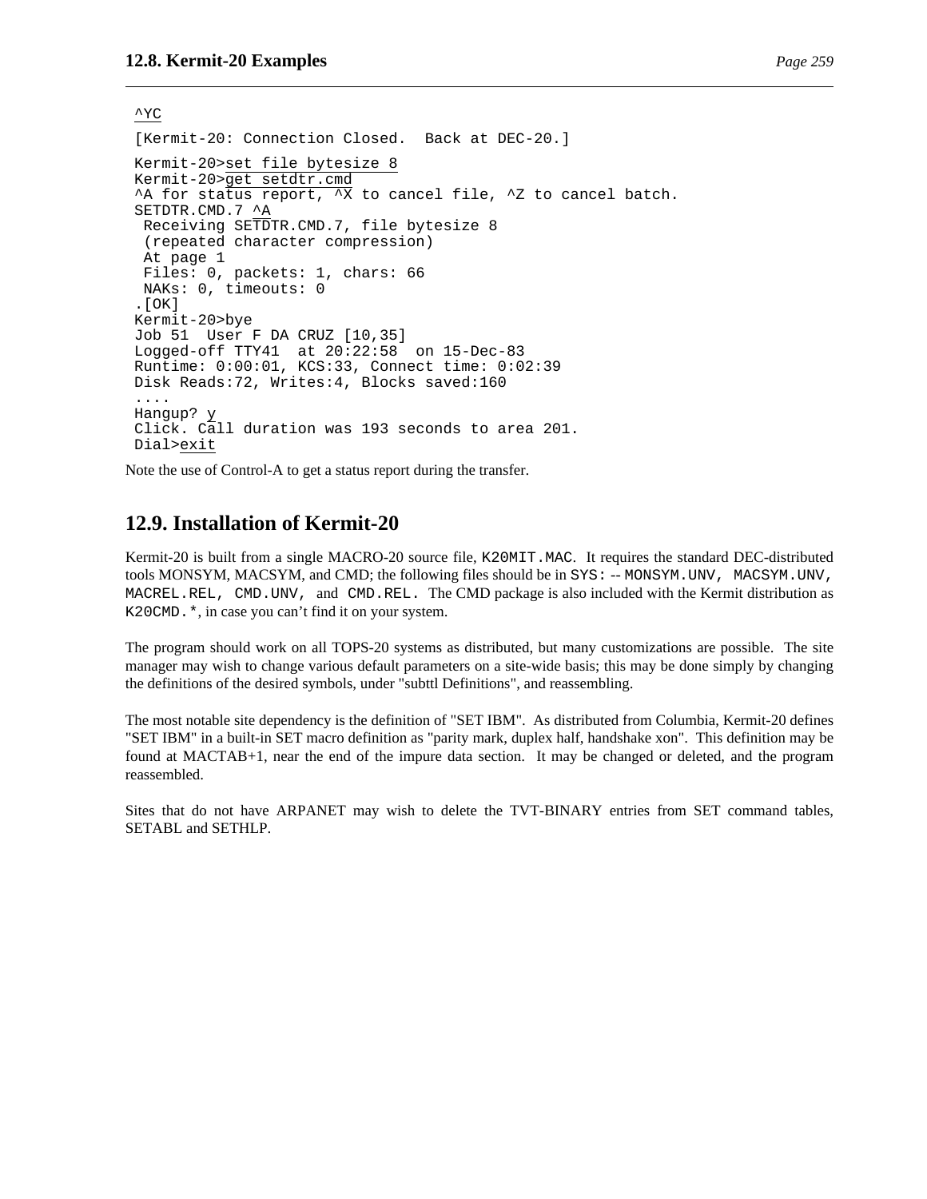```
^YC
[Kermit-20: Connection Closed.  Back at DEC-20.]
Kermit-20>set file bytesize 8
Kermit-20>get setdtr.cmd
^A for status report, ^X to cancel file, ^Z to cancel batch.
SETDTR.CMD.7 ^A
 Receiving SETDTR.CMD.7, file bytesize 8
 (repeated character compression)
 At page 1
 Files: 0, packets: 1, chars: 66
 NAKs: 0, timeouts: 0
.[OK]
Kermit-20>bye
Job 51  User F DA CRUZ [10,35]
Logged-off TTY41  at 20:22:58  on 15-Dec-83
Runtime: 0:00:01, KCS:33, Connect time: 0:02:39
Disk Reads:72, Writes:4, Blocks saved:160
....
Hangup? y
Click. Call duration was 193 seconds to area 201.
Dial>exit
```

Note the use of Control-A to get a status report during the transfer.

## 12.9. Installation of Kermit-20

Kermit-20 is built from a single MACRO-20 source file, `K20MIT.MAC`. It requires the standard DEC-distributed tools MONSYM, MACSYM, and CMD; the following files should be in `SYS:` -- `MONSYM.UNV`, `MACSYM.UNV`, `MACREL.REL`, `CMD.UNV`, and `CMD.REL`. The CMD package is also included with the Kermit distribution as `K20CMD.*`, in case you can't find it on your system.

The program should work on all TOPS-20 systems as distributed, but many customizations are possible. The site manager may wish to change various default parameters on a site-wide basis; this may be done simply by changing the definitions of the desired symbols, under "subttl Definitions", and reassembling.

The most notable site dependency is the definition of "SET IBM". As distributed from Columbia, Kermit-20 defines "SET IBM" in a built-in SET macro definition as "parity mark, duplex half, handshake xon". This definition may be found at MACTAB+1, near the end of the impure data section. It may be changed or deleted, and the program reassembled.

Sites that do not have ARPANET may wish to delete the TVT-BINARY entries from SET command tables, SETABL and SETHLP.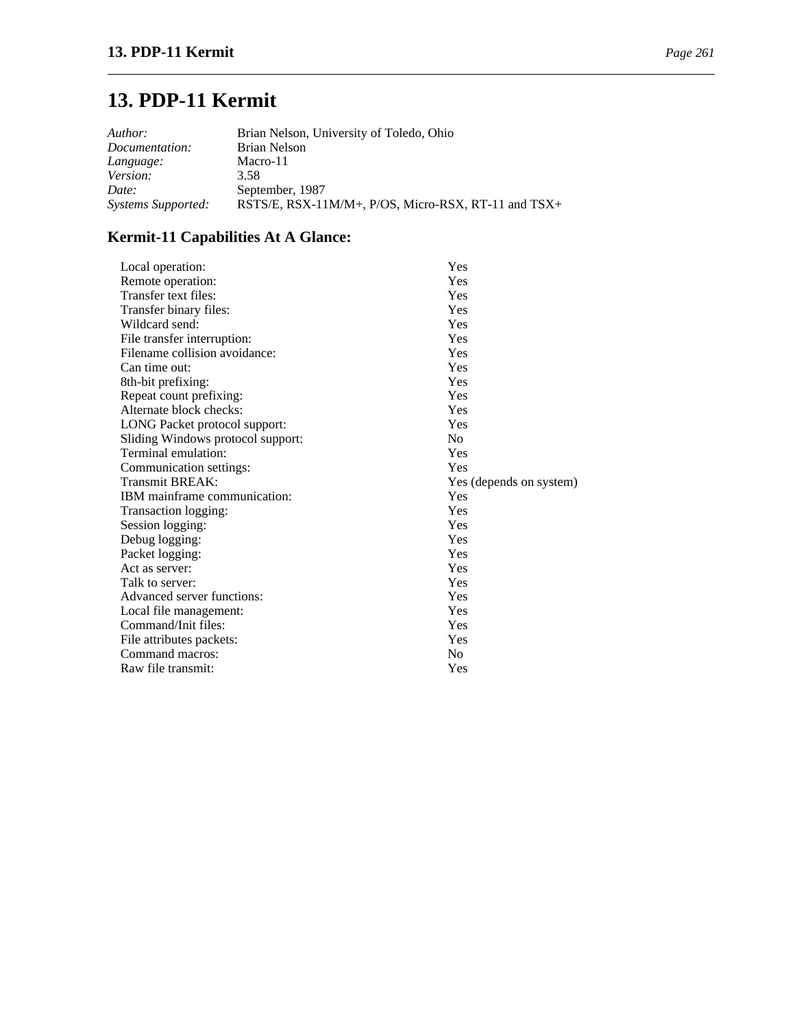# 13. PDP-11 Kermit

| | |
|---|---|
| *Author:* | Brian Nelson, University of Toledo, Ohio |
| *Documentation:* | Brian Nelson |
| *Language:* | Macro-11 |
| *Version:* | 3.58 |
| *Date:* | September, 1987 |
| *Systems Supported:* | RSTS/E, RSX-11M/M+, P/OS, Micro-RSX, RT-11 and TSX+ |

## Kermit-11 Capabilities At A Glance:

| | |
|---|---|
| Local operation: | Yes |
| Remote operation: | Yes |
| Transfer text files: | Yes |
| Transfer binary files: | Yes |
| Wildcard send: | Yes |
| File transfer interruption: | Yes |
| Filename collision avoidance: | Yes |
| Can time out: | Yes |
| 8th-bit prefixing: | Yes |
| Repeat count prefixing: | Yes |
| Alternate block checks: | Yes |
| LONG Packet protocol support: | Yes |
| Sliding Windows protocol support: | No |
| Terminal emulation: | Yes |
| Communication settings: | Yes |
| Transmit BREAK: | Yes (depends on system) |
| IBM mainframe communication: | Yes |
| Transaction logging: | Yes |
| Session logging: | Yes |
| Debug logging: | Yes |
| Packet logging: | Yes |
| Act as server: | Yes |
| Talk to server: | Yes |
| Advanced server functions: | Yes |
| Local file management: | Yes |
| Command/Init files: | Yes |
| File attributes packets: | Yes |
| Command macros: | No |
| Raw file transmit: | Yes |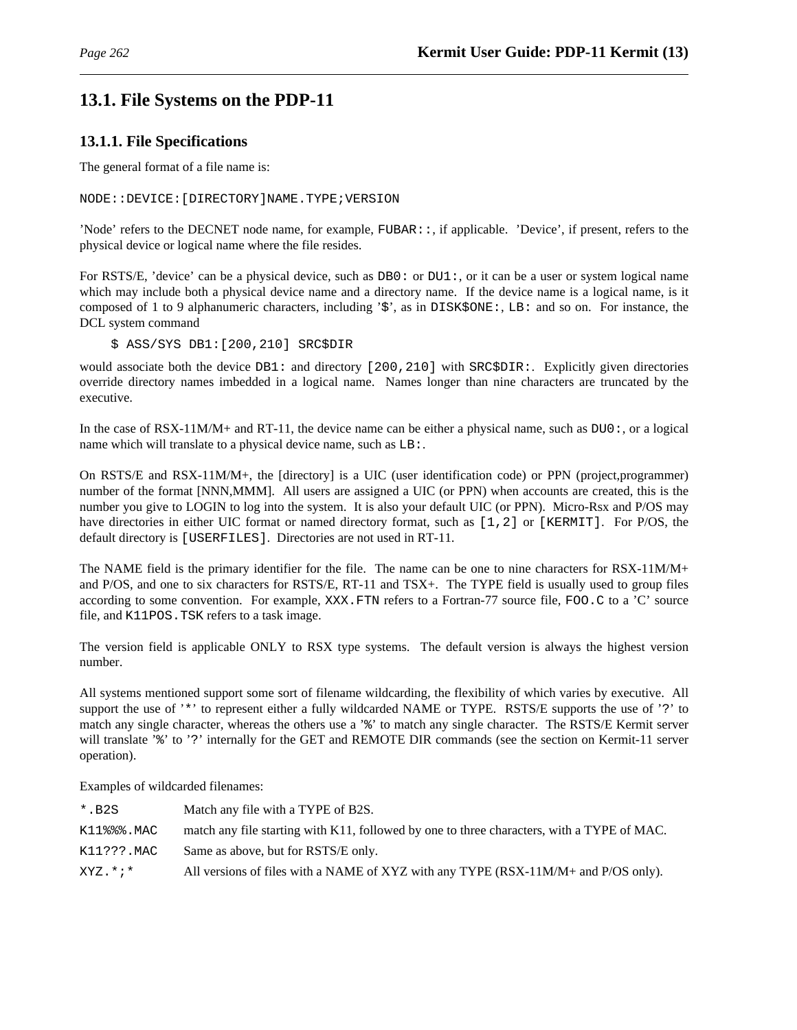## 13.1. File Systems on the PDP-11

### 13.1.1. File Specifications

The general format of a file name is:

```
NODE::DEVICE:[DIRECTORY]NAME.TYPE;VERSION
```

'Node' refers to the DECNET node name, for example, `FUBAR::`, if applicable. 'Device', if present, refers to the physical device or logical name where the file resides.

For RSTS/E, 'device' can be a physical device, such as `DB0:` or `DU1:`, or it can be a user or system logical name which may include both a physical device name and a directory name. If the device name is a logical name, is it composed of 1 to 9 alphanumeric characters, including '`$`', as in `DISK$ONE:`, `LB:` and so on. For instance, the DCL system command

```
$ ASS/SYS DB1:[200,210] SRC$DIR
```

would associate both the device `DB1:` and directory `[200,210]` with `SRC$DIR:`. Explicitly given directories override directory names imbedded in a logical name. Names longer than nine characters are truncated by the executive.

In the case of RSX-11M/M+ and RT-11, the device name can be either a physical name, such as `DU0:`, or a logical name which will translate to a physical device name, such as `LB:`.

On RSTS/E and RSX-11M/M+, the [directory] is a UIC (user identification code) or PPN (project,programmer) number of the format [NNN,MMM]. All users are assigned a UIC (or PPN) when accounts are created, this is the number you give to LOGIN to log into the system. It is also your default UIC (or PPN). Micro-Rsx and P/OS may have directories in either UIC format or named directory format, such as `[1,2]` or `[KERMIT]`. For P/OS, the default directory is `[USERFILES]`. Directories are not used in RT-11.

The NAME field is the primary identifier for the file. The name can be one to nine characters for RSX-11M/M+ and P/OS, and one to six characters for RSTS/E, RT-11 and TSX+. The TYPE field is usually used to group files according to some convention. For example, `XXX.FTN` refers to a Fortran-77 source file, `FOO.C` to a 'C' source file, and `K11POS.TSK` refers to a task image.

The version field is applicable ONLY to RSX type systems. The default version is always the highest version number.

All systems mentioned support some sort of filename wildcarding, the flexibility of which varies by executive. All support the use of '`*`' to represent either a fully wildcarded NAME or TYPE. RSTS/E supports the use of '`?`' to match any single character, whereas the others use a '`%`' to match any single character. The RSTS/E Kermit server will translate '`%`' to '`?`' internally for the GET and REMOTE DIR commands (see the section on Kermit-11 server operation).

Examples of wildcarded filenames:

| | |
|---|---|
| `*.B2S` | Match any file with a TYPE of B2S. |
| `K11%%%.MAC` | match any file starting with K11, followed by one to three characters, with a TYPE of MAC. |
| `K11???.MAC` | Same as above, but for RSTS/E only. |
| `XYZ.*;*` | All versions of files with a NAME of XYZ with any TYPE (RSX-11M/M+ and P/OS only). |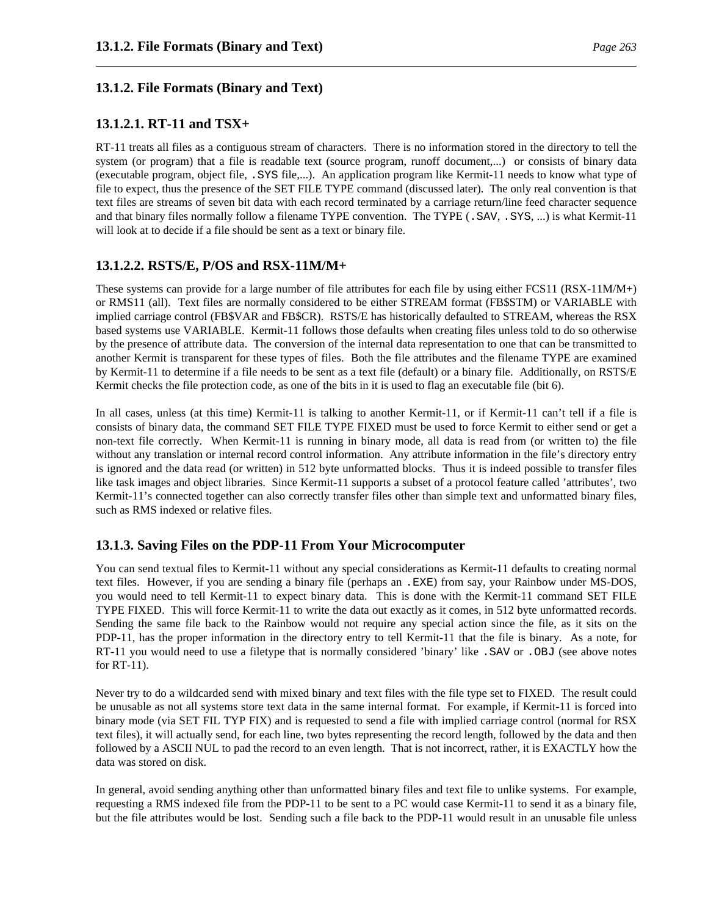### 13.1.2. File Formats (Binary and Text)

#### 13.1.2.1. RT-11 and TSX+

RT-11 treats all files as a contiguous stream of characters. There is no information stored in the directory to tell the system (or program) that a file is readable text (source program, runoff document,...) or consists of binary data (executable program, object file, `.SYS` file,...). An application program like Kermit-11 needs to know what type of file to expect, thus the presence of the SET FILE TYPE command (discussed later). The only real convention is that text files are streams of seven bit data with each record terminated by a carriage return/line feed character sequence and that binary files normally follow a filename TYPE convention. The TYPE (`.SAV`, `.SYS`, ...) is what Kermit-11 will look at to decide if a file should be sent as a text or binary file.

#### 13.1.2.2. RSTS/E, P/OS and RSX-11M/M+

These systems can provide for a large number of file attributes for each file by using either FCS11 (RSX-11M/M+) or RMS11 (all). Text files are normally considered to be either STREAM format (FB$STM) or VARIABLE with implied carriage control (FB$VAR and FB$CR). RSTS/E has historically defaulted to STREAM, whereas the RSX based systems use VARIABLE. Kermit-11 follows those defaults when creating files unless told to do so otherwise by the presence of attribute data. The conversion of the internal data representation to one that can be transmitted to another Kermit is transparent for these types of files. Both the file attributes and the filename TYPE are examined by Kermit-11 to determine if a file needs to be sent as a text file (default) or a binary file. Additionally, on RSTS/E Kermit checks the file protection code, as one of the bits in it is used to flag an executable file (bit 6).

In all cases, unless (at this time) Kermit-11 is talking to another Kermit-11, or if Kermit-11 can't tell if a file is consists of binary data, the command SET FILE TYPE FIXED must be used to force Kermit to either send or get a non-text file correctly. When Kermit-11 is running in binary mode, all data is read from (or written to) the file without any translation or internal record control information. Any attribute information in the file's directory entry is ignored and the data read (or written) in 512 byte unformatted blocks. Thus it is indeed possible to transfer files like task images and object libraries. Since Kermit-11 supports a subset of a protocol feature called 'attributes', two Kermit-11's connected together can also correctly transfer files other than simple text and unformatted binary files, such as RMS indexed or relative files.

### 13.1.3. Saving Files on the PDP-11 From Your Microcomputer

You can send textual files to Kermit-11 without any special considerations as Kermit-11 defaults to creating normal text files. However, if you are sending a binary file (perhaps an `.EXE`) from say, your Rainbow under MS-DOS, you would need to tell Kermit-11 to expect binary data. This is done with the Kermit-11 command SET FILE TYPE FIXED. This will force Kermit-11 to write the data out exactly as it comes, in 512 byte unformatted records. Sending the same file back to the Rainbow would not require any special action since the file, as it sits on the PDP-11, has the proper information in the directory entry to tell Kermit-11 that the file is binary. As a note, for RT-11 you would need to use a filetype that is normally considered 'binary' like `.SAV` or `.OBJ` (see above notes for RT-11).

Never try to do a wildcarded send with mixed binary and text files with the file type set to FIXED. The result could be unusable as not all systems store text data in the same internal format. For example, if Kermit-11 is forced into binary mode (via SET FIL TYP FIX) and is requested to send a file with implied carriage control (normal for RSX text files), it will actually send, for each line, two bytes representing the record length, followed by the data and then followed by a ASCII NUL to pad the record to an even length. That is not incorrect, rather, it is EXACTLY how the data was stored on disk.

In general, avoid sending anything other than unformatted binary files and text file to unlike systems. For example, requesting a RMS indexed file from the PDP-11 to be sent to a PC would case Kermit-11 to send it as a binary file, but the file attributes would be lost. Sending such a file back to the PDP-11 would result in an unusable file unless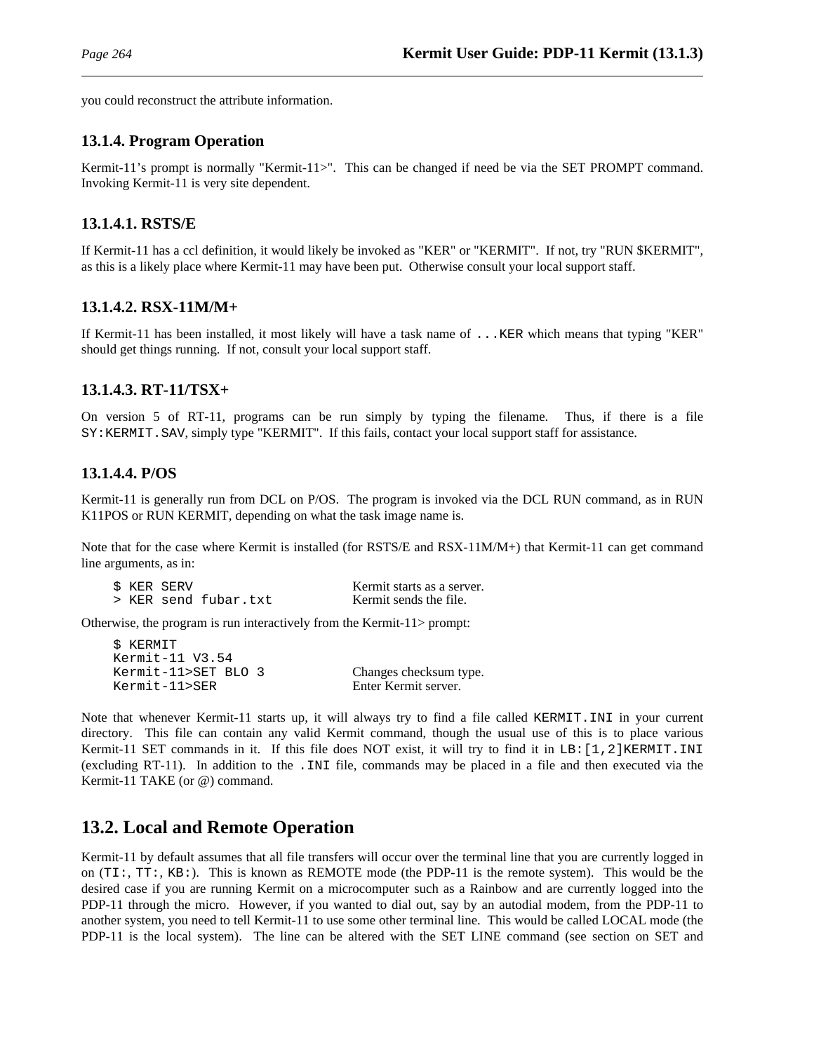you could reconstruct the attribute information.

### 13.1.4. Program Operation

Kermit-11's prompt is normally "Kermit-11>". This can be changed if need be via the SET PROMPT command. Invoking Kermit-11 is very site dependent.

#### 13.1.4.1. RSTS/E

If Kermit-11 has a ccl definition, it would likely be invoked as "KER" or "KERMIT". If not, try "RUN $KERMIT", as this is a likely place where Kermit-11 may have been put. Otherwise consult your local support staff.

#### 13.1.4.2. RSX-11M/M+

If Kermit-11 has been installed, it most likely will have a task name of `...KER` which means that typing "KER" should get things running. If not, consult your local support staff.

#### 13.1.4.3. RT-11/TSX+

On version 5 of RT-11, programs can be run simply by typing the filename. Thus, if there is a file `SY:KERMIT.SAV`, simply type "KERMIT". If this fails, contact your local support staff for assistance.

#### 13.1.4.4. P/OS

Kermit-11 is generally run from DCL on P/OS. The program is invoked via the DCL RUN command, as in RUN K11POS or RUN KERMIT, depending on what the task image name is.

Note that for the case where Kermit is installed (for RSTS/E and RSX-11M/M+) that Kermit-11 can get command line arguments, as in:

```
$ KER SERV                    Kermit starts as a server.
> KER send fubar.txt          Kermit sends the file.
```

Otherwise, the program is run interactively from the Kermit-11> prompt:

```
$ KERMIT
Kermit-11 V3.54
Kermit-11>SET BLO 3           Changes checksum type.
Kermit-11>SER                 Enter Kermit server.
```

Note that whenever Kermit-11 starts up, it will always try to find a file called `KERMIT.INI` in your current directory. This file can contain any valid Kermit command, though the usual use of this is to place various Kermit-11 SET commands in it. If this file does NOT exist, it will try to find it in `LB:[1,2]KERMIT.INI` (excluding RT-11). In addition to the `.INI` file, commands may be placed in a file and then executed via the Kermit-11 TAKE (or @) command.

## 13.2. Local and Remote Operation

Kermit-11 by default assumes that all file transfers will occur over the terminal line that you are currently logged in on (`TI:`, `TT:`, `KB:`). This is known as REMOTE mode (the PDP-11 is the remote system). This would be the desired case if you are running Kermit on a microcomputer such as a Rainbow and are currently logged into the PDP-11 through the micro. However, if you wanted to dial out, say by an autodial modem, from the PDP-11 to another system, you need to tell Kermit-11 to use some other terminal line. This would be called LOCAL mode (the PDP-11 is the local system). The line can be altered with the SET LINE command (see section on SET and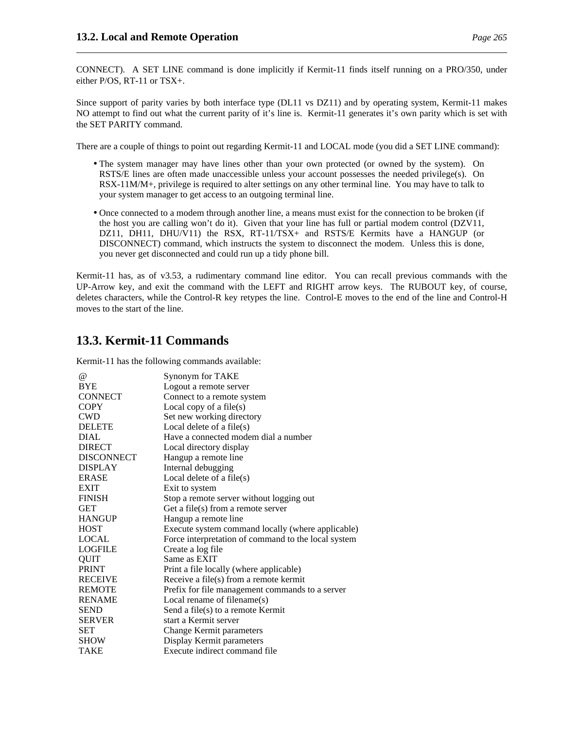CONNECT). A SET LINE command is done implicitly if Kermit-11 finds itself running on a PRO/350, under either P/OS, RT-11 or TSX+.

Since support of parity varies by both interface type (DL11 vs DZ11) and by operating system, Kermit-11 makes NO attempt to find out what the current parity of it's line is. Kermit-11 generates it's own parity which is set with the SET PARITY command.

There are a couple of things to point out regarding Kermit-11 and LOCAL mode (you did a SET LINE command):

- The system manager may have lines other than your own protected (or owned by the system). On RSTS/E lines are often made unaccessible unless your account possesses the needed privilege(s). On RSX-11M/M+, privilege is required to alter settings on any other terminal line. You may have to talk to your system manager to get access to an outgoing terminal line.

- Once connected to a modem through another line, a means must exist for the connection to be broken (if the host you are calling won't do it). Given that your line has full or partial modem control (DZV11, DZ11, DH11, DHU/V11) the RSX, RT-11/TSX+ and RSTS/E Kermits have a HANGUP (or DISCONNECT) command, which instructs the system to disconnect the modem. Unless this is done, you never get disconnected and could run up a tidy phone bill.

Kermit-11 has, as of v3.53, a rudimentary command line editor. You can recall previous commands with the UP-Arrow key, and exit the command with the LEFT and RIGHT arrow keys. The RUBOUT key, of course, deletes characters, while the Control-R key retypes the line. Control-E moves to the end of the line and Control-H moves to the start of the line.

## 13.3. Kermit-11 Commands

Kermit-11 has the following commands available:

| | |
|---|---|
| @ | Synonym for TAKE |
| BYE | Logout a remote server |
| CONNECT | Connect to a remote system |
| COPY | Local copy of a file(s) |
| CWD | Set new working directory |
| DELETE | Local delete of a file(s) |
| DIAL | Have a connected modem dial a number |
| DIRECT | Local directory display |
| DISCONNECT | Hangup a remote line |
| DISPLAY | Internal debugging |
| ERASE | Local delete of a file(s) |
| EXIT | Exit to system |
| FINISH | Stop a remote server without logging out |
| GET | Get a file(s) from a remote server |
| HANGUP | Hangup a remote line |
| HOST | Execute system command locally (where applicable) |
| LOCAL | Force interpretation of command to the local system |
| LOGFILE | Create a log file |
| QUIT | Same as EXIT |
| PRINT | Print a file locally (where applicable) |
| RECEIVE | Receive a file(s) from a remote kermit |
| REMOTE | Prefix for file management commands to a server |
| RENAME | Local rename of filename(s) |
| SEND | Send a file(s) to a remote Kermit |
| SERVER | start a Kermit server |
| SET | Change Kermit parameters |
| SHOW | Display Kermit parameters |
| TAKE | Execute indirect command file |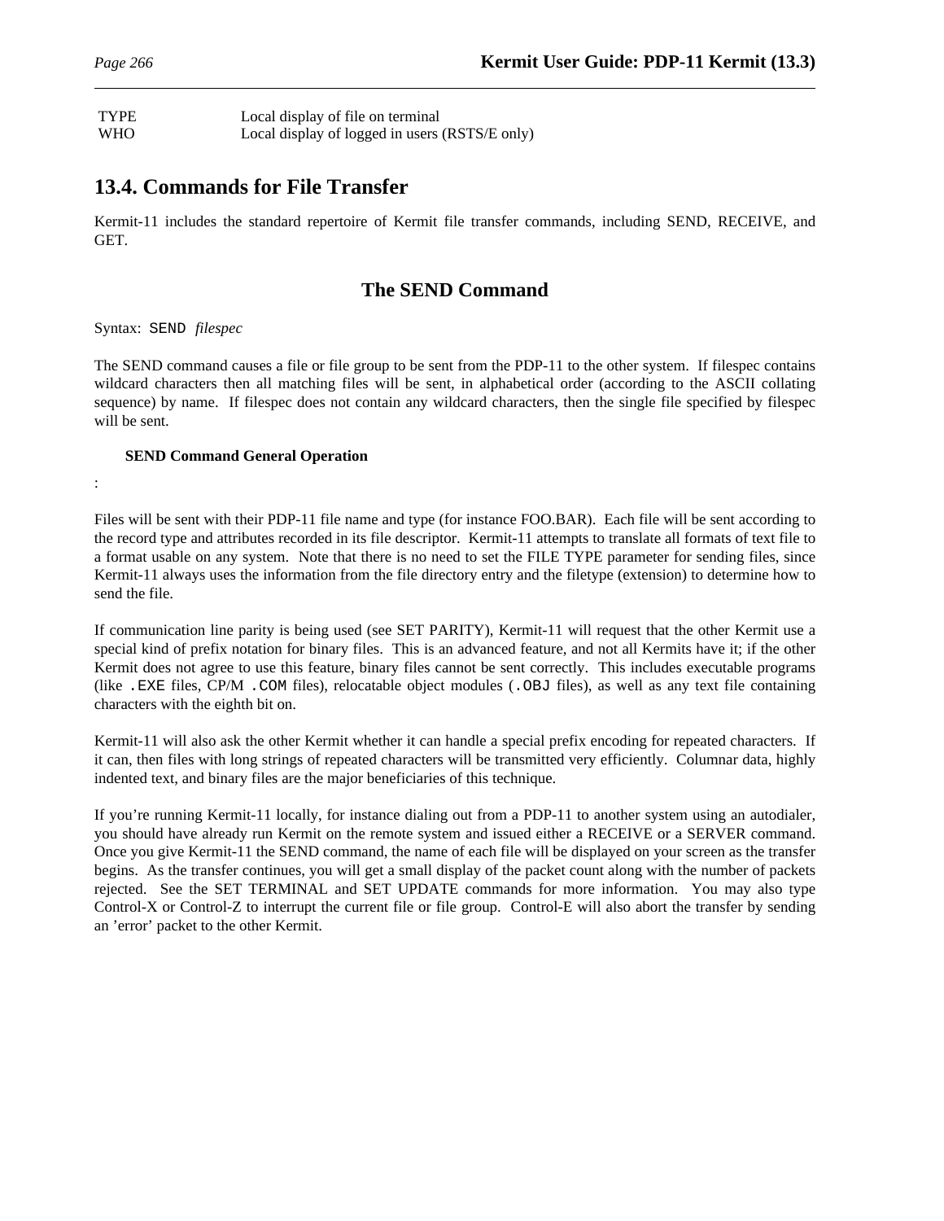| | |
|---|---|
| TYPE | Local display of file on terminal |
| WHO | Local display of logged in users (RSTS/E only) |

## 13.4. Commands for File Transfer

Kermit-11 includes the standard repertoire of Kermit file transfer commands, including SEND, RECEIVE, and GET.

### The SEND Command

Syntax: `SEND` *filespec*

The SEND command causes a file or file group to be sent from the PDP-11 to the other system. If filespec contains wildcard characters then all matching files will be sent, in alphabetical order (according to the ASCII collating sequence) by name. If filespec does not contain any wildcard characters, then the single file specified by filespec will be sent.

#### SEND Command General Operation

:

Files will be sent with their PDP-11 file name and type (for instance FOO.BAR). Each file will be sent according to the record type and attributes recorded in its file descriptor. Kermit-11 attempts to translate all formats of text file to a format usable on any system. Note that there is no need to set the FILE TYPE parameter for sending files, since Kermit-11 always uses the information from the file directory entry and the filetype (extension) to determine how to send the file.

If communication line parity is being used (see SET PARITY), Kermit-11 will request that the other Kermit use a special kind of prefix notation for binary files. This is an advanced feature, and not all Kermits have it; if the other Kermit does not agree to use this feature, binary files cannot be sent correctly. This includes executable programs (like `.EXE` files, CP/M `.COM` files), relocatable object modules (`.OBJ` files), as well as any text file containing characters with the eighth bit on.

Kermit-11 will also ask the other Kermit whether it can handle a special prefix encoding for repeated characters. If it can, then files with long strings of repeated characters will be transmitted very efficiently. Columnar data, highly indented text, and binary files are the major beneficiaries of this technique.

If you're running Kermit-11 locally, for instance dialing out from a PDP-11 to another system using an autodialer, you should have already run Kermit on the remote system and issued either a RECEIVE or a SERVER command. Once you give Kermit-11 the SEND command, the name of each file will be displayed on your screen as the transfer begins. As the transfer continues, you will get a small display of the packet count along with the number of packets rejected. See the SET TERMINAL and SET UPDATE commands for more information. You may also type Control-X or Control-Z to interrupt the current file or file group. Control-E will also abort the transfer by sending an 'error' packet to the other Kermit.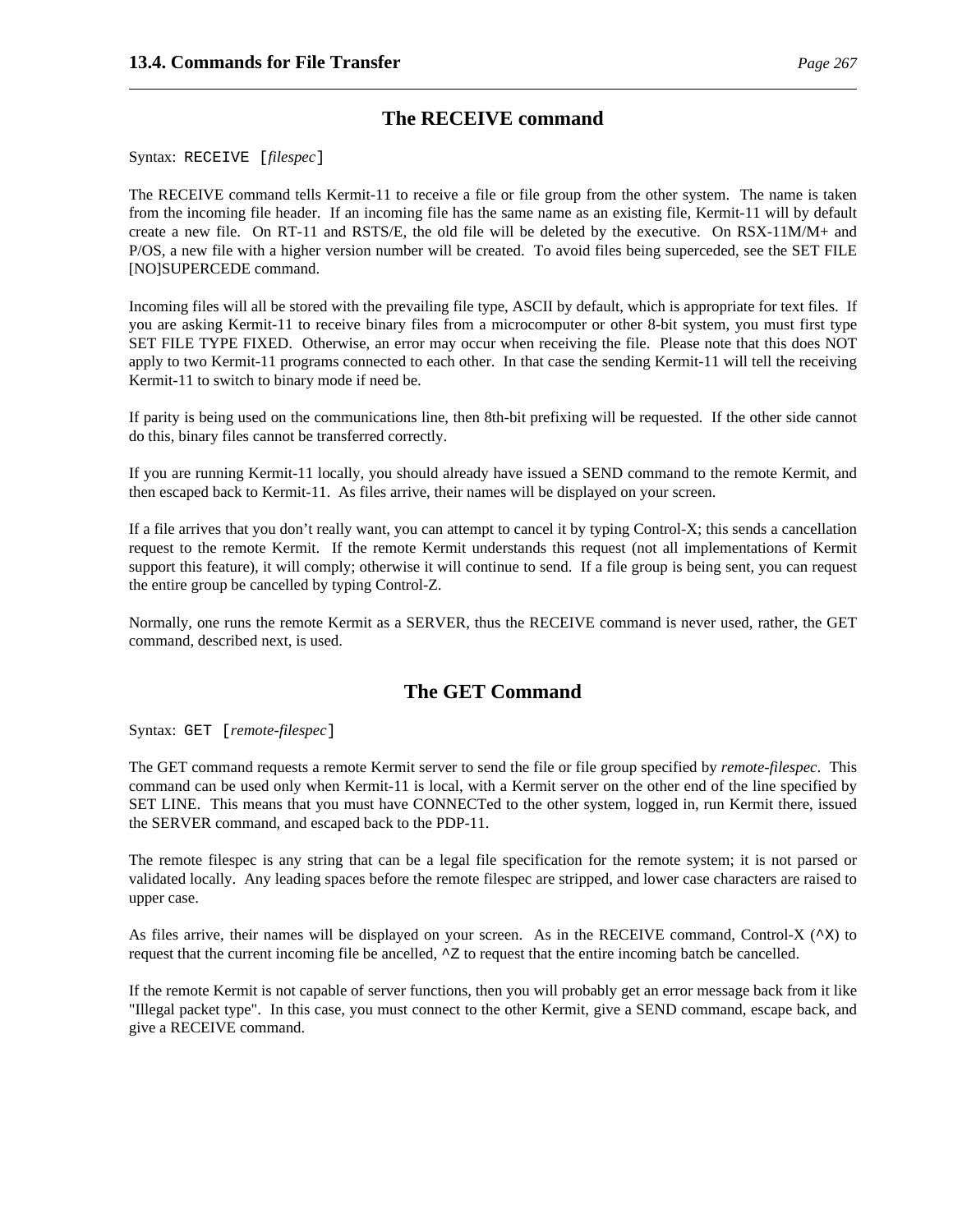## The RECEIVE command

Syntax: `RECEIVE [`*filespec*`]`

The RECEIVE command tells Kermit-11 to receive a file or file group from the other system. The name is taken from the incoming file header. If an incoming file has the same name as an existing file, Kermit-11 will by default create a new file. On RT-11 and RSTS/E, the old file will be deleted by the executive. On RSX-11M/M+ and P/OS, a new file with a higher version number will be created. To avoid files being superceded, see the SET FILE [NO]SUPERCEDE command.

Incoming files will all be stored with the prevailing file type, ASCII by default, which is appropriate for text files. If you are asking Kermit-11 to receive binary files from a microcomputer or other 8-bit system, you must first type SET FILE TYPE FIXED. Otherwise, an error may occur when receiving the file. Please note that this does NOT apply to two Kermit-11 programs connected to each other. In that case the sending Kermit-11 will tell the receiving Kermit-11 to switch to binary mode if need be.

If parity is being used on the communications line, then 8th-bit prefixing will be requested. If the other side cannot do this, binary files cannot be transferred correctly.

If you are running Kermit-11 locally, you should already have issued a SEND command to the remote Kermit, and then escaped back to Kermit-11. As files arrive, their names will be displayed on your screen.

If a file arrives that you don't really want, you can attempt to cancel it by typing Control-X; this sends a cancellation request to the remote Kermit. If the remote Kermit understands this request (not all implementations of Kermit support this feature), it will comply; otherwise it will continue to send. If a file group is being sent, you can request the entire group be cancelled by typing Control-Z.

Normally, one runs the remote Kermit as a SERVER, thus the RECEIVE command is never used, rather, the GET command, described next, is used.

## The GET Command

Syntax: `GET [`*remote-filespec*`]`

The GET command requests a remote Kermit server to send the file or file group specified by *remote-filespec*. This command can be used only when Kermit-11 is local, with a Kermit server on the other end of the line specified by SET LINE. This means that you must have CONNECTed to the other system, logged in, run Kermit there, issued the SERVER command, and escaped back to the PDP-11.

The remote filespec is any string that can be a legal file specification for the remote system; it is not parsed or validated locally. Any leading spaces before the remote filespec are stripped, and lower case characters are raised to upper case.

As files arrive, their names will be displayed on your screen. As in the RECEIVE command, Control-X (`^X`) to request that the current incoming file be ancelled, `^Z` to request that the entire incoming batch be cancelled.

If the remote Kermit is not capable of server functions, then you will probably get an error message back from it like "Illegal packet type". In this case, you must connect to the other Kermit, give a SEND command, escape back, and give a RECEIVE command.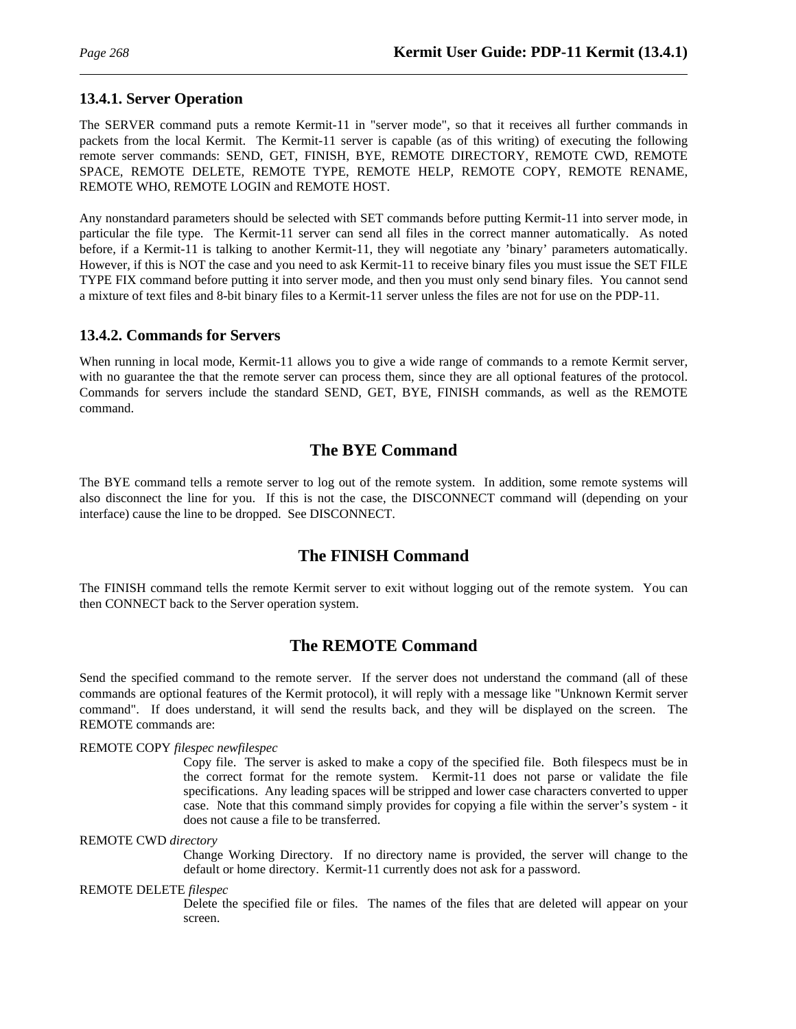### 13.4.1. Server Operation

The SERVER command puts a remote Kermit-11 in "server mode", so that it receives all further commands in packets from the local Kermit. The Kermit-11 server is capable (as of this writing) of executing the following remote server commands: SEND, GET, FINISH, BYE, REMOTE DIRECTORY, REMOTE CWD, REMOTE SPACE, REMOTE DELETE, REMOTE TYPE, REMOTE HELP, REMOTE COPY, REMOTE RENAME, REMOTE WHO, REMOTE LOGIN and REMOTE HOST.

Any nonstandard parameters should be selected with SET commands before putting Kermit-11 into server mode, in particular the file type. The Kermit-11 server can send all files in the correct manner automatically. As noted before, if a Kermit-11 is talking to another Kermit-11, they will negotiate any 'binary' parameters automatically. However, if this is NOT the case and you need to ask Kermit-11 to receive binary files you must issue the SET FILE TYPE FIX command before putting it into server mode, and then you must only send binary files. You cannot send a mixture of text files and 8-bit binary files to a Kermit-11 server unless the files are not for use on the PDP-11.

### 13.4.2. Commands for Servers

When running in local mode, Kermit-11 allows you to give a wide range of commands to a remote Kermit server, with no guarantee the that the remote server can process them, since they are all optional features of the protocol. Commands for servers include the standard SEND, GET, BYE, FINISH commands, as well as the REMOTE command.

## The BYE Command

The BYE command tells a remote server to log out of the remote system. In addition, some remote systems will also disconnect the line for you. If this is not the case, the DISCONNECT command will (depending on your interface) cause the line to be dropped. See DISCONNECT.

## The FINISH Command

The FINISH command tells the remote Kermit server to exit without logging out of the remote system. You can then CONNECT back to the Server operation system.

## The REMOTE Command

Send the specified command to the remote server. If the server does not understand the command (all of these commands are optional features of the Kermit protocol), it will reply with a message like "Unknown Kermit server command". If does understand, it will send the results back, and they will be displayed on the screen. The REMOTE commands are:

REMOTE COPY *filespec newfilespec*
: Copy file. The server is asked to make a copy of the specified file. Both filespecs must be in the correct format for the remote system. Kermit-11 does not parse or validate the file specifications. Any leading spaces will be stripped and lower case characters converted to upper case. Note that this command simply provides for copying a file within the server's system - it does not cause a file to be transferred.

REMOTE CWD *directory*
: Change Working Directory. If no directory name is provided, the server will change to the default or home directory. Kermit-11 currently does not ask for a password.

REMOTE DELETE *filespec*
: Delete the specified file or files. The names of the files that are deleted will appear on your screen.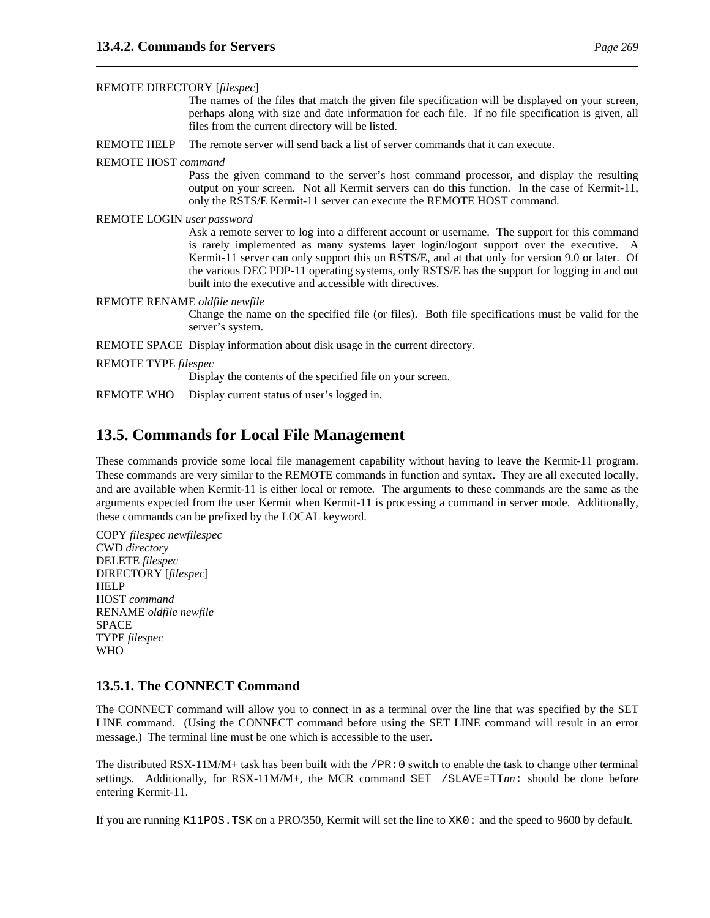REMOTE DIRECTORY [*filespec*]
: The names of the files that match the given file specification will be displayed on your screen, perhaps along with size and date information for each file. If no file specification is given, all files from the current directory will be listed.

REMOTE HELP
: The remote server will send back a list of server commands that it can execute.

REMOTE HOST *command*
: Pass the given command to the server's host command processor, and display the resulting output on your screen. Not all Kermit servers can do this function. In the case of Kermit-11, only the RSTS/E Kermit-11 server can execute the REMOTE HOST command.

REMOTE LOGIN *user password*
: Ask a remote server to log into a different account or username. The support for this command is rarely implemented as many systems layer login/logout support over the executive. A Kermit-11 server can only support this on RSTS/E, and at that only for version 9.0 or later. Of the various DEC PDP-11 operating systems, only RSTS/E has the support for logging in and out built into the executive and accessible with directives.

REMOTE RENAME *oldfile newfile*
: Change the name on the specified file (or files). Both file specifications must be valid for the server's system.

REMOTE SPACE
: Display information about disk usage in the current directory.

REMOTE TYPE *filespec*
: Display the contents of the specified file on your screen.

REMOTE WHO
: Display current status of user's logged in.

## 13.5. Commands for Local File Management

These commands provide some local file management capability without having to leave the Kermit-11 program. These commands are very similar to the REMOTE commands in function and syntax. They are all executed locally, and are available when Kermit-11 is either local or remote. The arguments to these commands are the same as the arguments expected from the user Kermit when Kermit-11 is processing a command in server mode. Additionally, these commands can be prefixed by the LOCAL keyword.

COPY *filespec newfilespec*
CWD *directory*
DELETE *filespec*
DIRECTORY [*filespec*]
HELP
HOST *command*
RENAME *oldfile newfile*
SPACE
TYPE *filespec*
WHO

### 13.5.1. The CONNECT Command

The CONNECT command will allow you to connect in as a terminal over the line that was specified by the SET LINE command. (Using the CONNECT command before using the SET LINE command will result in an error message.) The terminal line must be one which is accessible to the user.

The distributed RSX-11M/M+ task has been built with the `/PR:0` switch to enable the task to change other terminal settings. Additionally, for RSX-11M/M+, the MCR command `SET /SLAVE=TT`*nn*`:` should be done before entering Kermit-11.

If you are running `K11POS.TSK` on a PRO/350, Kermit will set the line to `XK0:` and the speed to 9600 by default.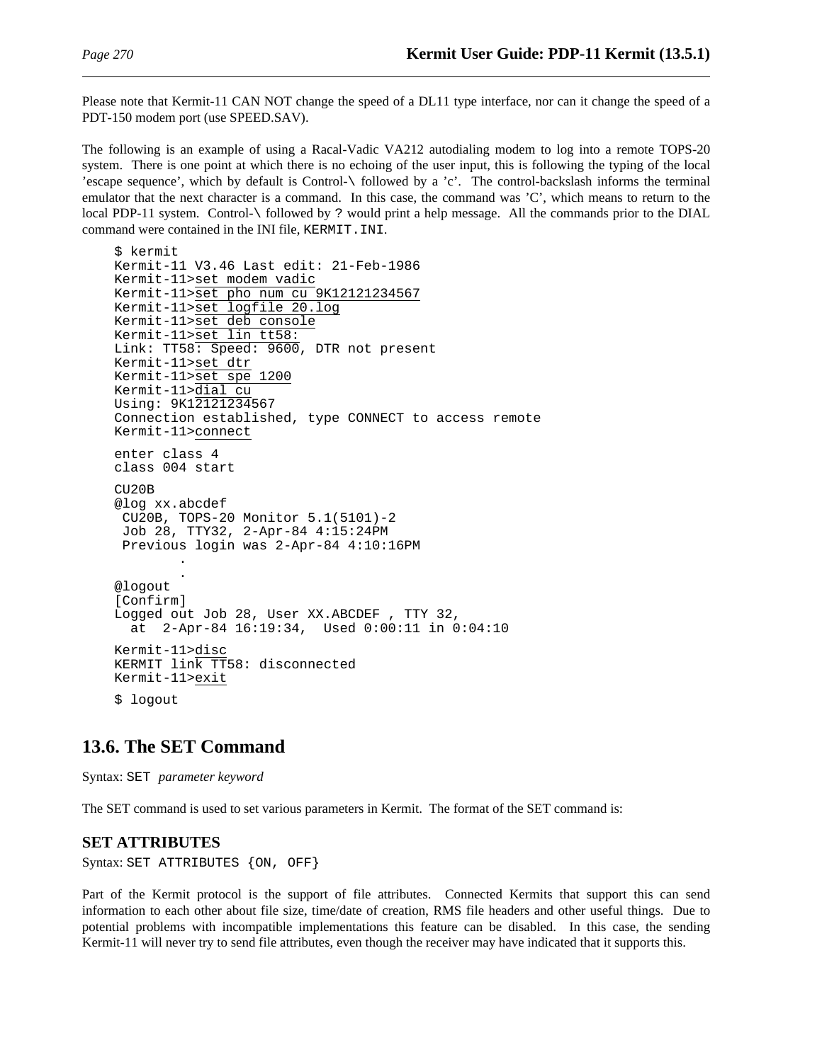Please note that Kermit-11 CAN NOT change the speed of a DL11 type interface, nor can it change the speed of a PDT-150 modem port (use SPEED.SAV).

The following is an example of using a Racal-Vadic VA212 autodialing modem to log into a remote TOPS-20 system. There is one point at which there is no echoing of the user input, this is following the typing of the local 'escape sequence', which by default is Control-\ followed by a 'c'. The control-backslash informs the terminal emulator that the next character is a command. In this case, the command was 'C', which means to return to the local PDP-11 system. Control-\ followed by ? would print a help message. All the commands prior to the DIAL command were contained in the INI file, `KERMIT.INI`.

```
$ kermit
Kermit-11 V3.46 Last edit: 21-Feb-1986
Kermit-11>set modem vadic
Kermit-11>set pho num cu 9K12121234567
Kermit-11>set logfile 20.log
Kermit-11>set deb console
Kermit-11>set lin tt58:
Link: TT58: Speed: 9600, DTR not present
Kermit-11>set dtr
Kermit-11>set spe 1200
Kermit-11>dial cu
Using: 9K12121234567
Connection established, type CONNECT to access remote
Kermit-11>connect

enter class 4
class 004 start

CU20B
@log xx.abcdef
 CU20B, TOPS-20 Monitor 5.1(5101)-2
 Job 28, TTY32, 2-Apr-84 4:15:24PM
 Previous login was 2-Apr-84 4:10:16PM
        .
        .
@logout
[Confirm]
Logged out Job 28, User XX.ABCDEF , TTY 32,
  at  2-Apr-84 16:19:34,  Used 0:00:11 in 0:04:10

Kermit-11>disc
KERMIT link TT58: disconnected
Kermit-11>exit

$ logout
```

## 13.6. The SET Command

Syntax: `SET` *parameter keyword*

The SET command is used to set various parameters in Kermit. The format of the SET command is:

### SET ATTRIBUTES

Syntax: `SET ATTRIBUTES {ON, OFF}`

Part of the Kermit protocol is the support of file attributes. Connected Kermits that support this can send information to each other about file size, time/date of creation, RMS file headers and other useful things. Due to potential problems with incompatible implementations this feature can be disabled. In this case, the sending Kermit-11 will never try to send file attributes, even though the receiver may have indicated that it supports this.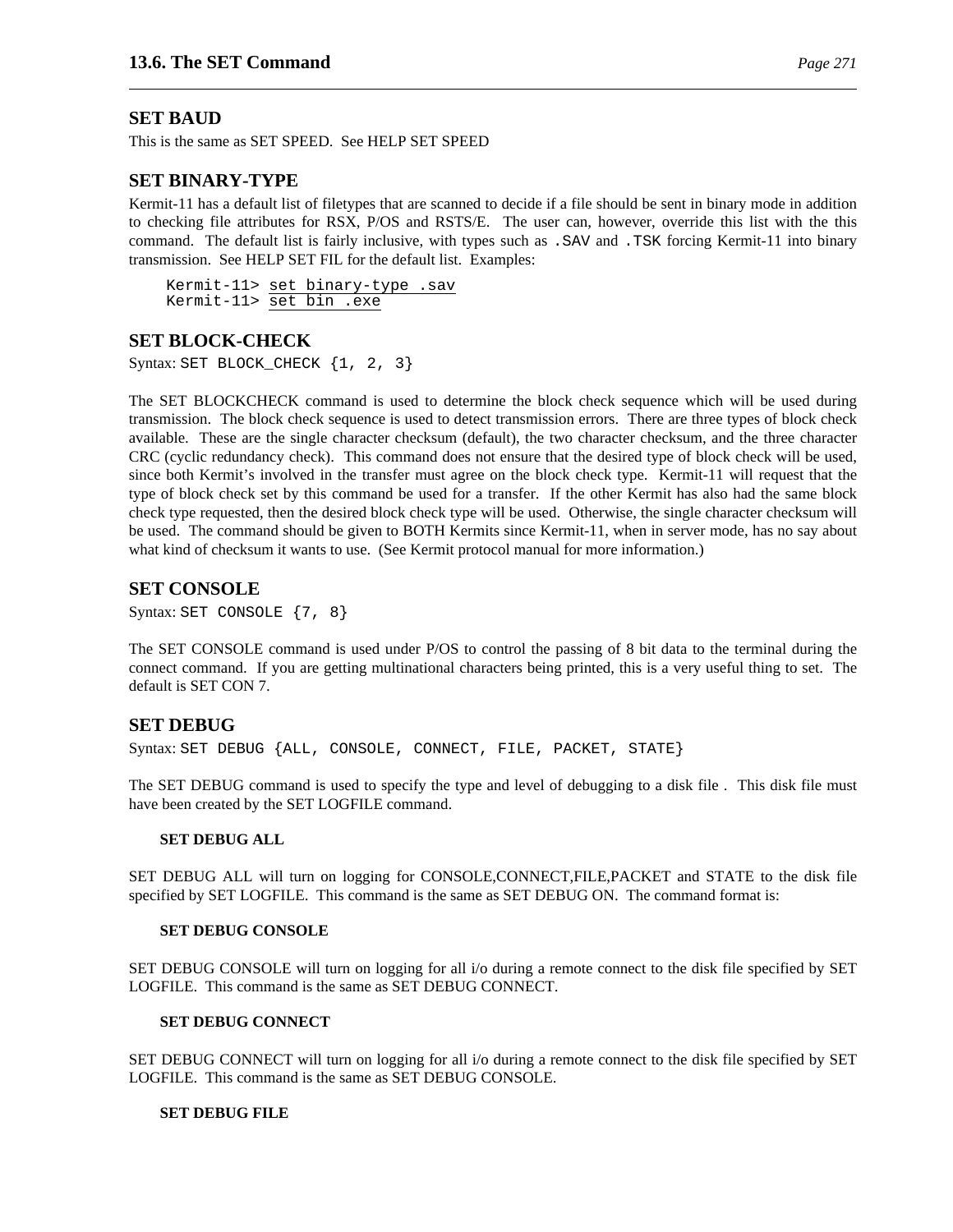## SET BAUD

This is the same as SET SPEED. See HELP SET SPEED

## SET BINARY-TYPE

Kermit-11 has a default list of filetypes that are scanned to decide if a file should be sent in binary mode in addition to checking file attributes for RSX, P/OS and RSTS/E. The user can, however, override this list with the this command. The default list is fairly inclusive, with types such as `.SAV` and `.TSK` forcing Kermit-11 into binary transmission. See HELP SET FIL for the default list. Examples:

```
Kermit-11> set binary-type .sav
Kermit-11> set bin .exe
```

## SET BLOCK-CHECK

Syntax: `SET BLOCK_CHECK {1, 2, 3}`

The SET BLOCKCHECK command is used to determine the block check sequence which will be used during transmission. The block check sequence is used to detect transmission errors. There are three types of block check available. These are the single character checksum (default), the two character checksum, and the three character CRC (cyclic redundancy check). This command does not ensure that the desired type of block check will be used, since both Kermit's involved in the transfer must agree on the block check type. Kermit-11 will request that the type of block check set by this command be used for a transfer. If the other Kermit has also had the same block check type requested, then the desired block check type will be used. Otherwise, the single character checksum will be used. The command should be given to BOTH Kermits since Kermit-11, when in server mode, has no say about what kind of checksum it wants to use. (See Kermit protocol manual for more information.)

## SET CONSOLE

Syntax: `SET CONSOLE {7, 8}`

The SET CONSOLE command is used under P/OS to control the passing of 8 bit data to the terminal during the connect command. If you are getting multinational characters being printed, this is a very useful thing to set. The default is SET CON 7.

## SET DEBUG

Syntax: `SET DEBUG {ALL, CONSOLE, CONNECT, FILE, PACKET, STATE}`

The SET DEBUG command is used to specify the type and level of debugging to a disk file . This disk file must have been created by the SET LOGFILE command.

**SET DEBUG ALL**

SET DEBUG ALL will turn on logging for CONSOLE,CONNECT,FILE,PACKET and STATE to the disk file specified by SET LOGFILE. This command is the same as SET DEBUG ON. The command format is:

**SET DEBUG CONSOLE**

SET DEBUG CONSOLE will turn on logging for all i/o during a remote connect to the disk file specified by SET LOGFILE. This command is the same as SET DEBUG CONNECT.

**SET DEBUG CONNECT**

SET DEBUG CONNECT will turn on logging for all i/o during a remote connect to the disk file specified by SET LOGFILE. This command is the same as SET DEBUG CONSOLE.

**SET DEBUG FILE**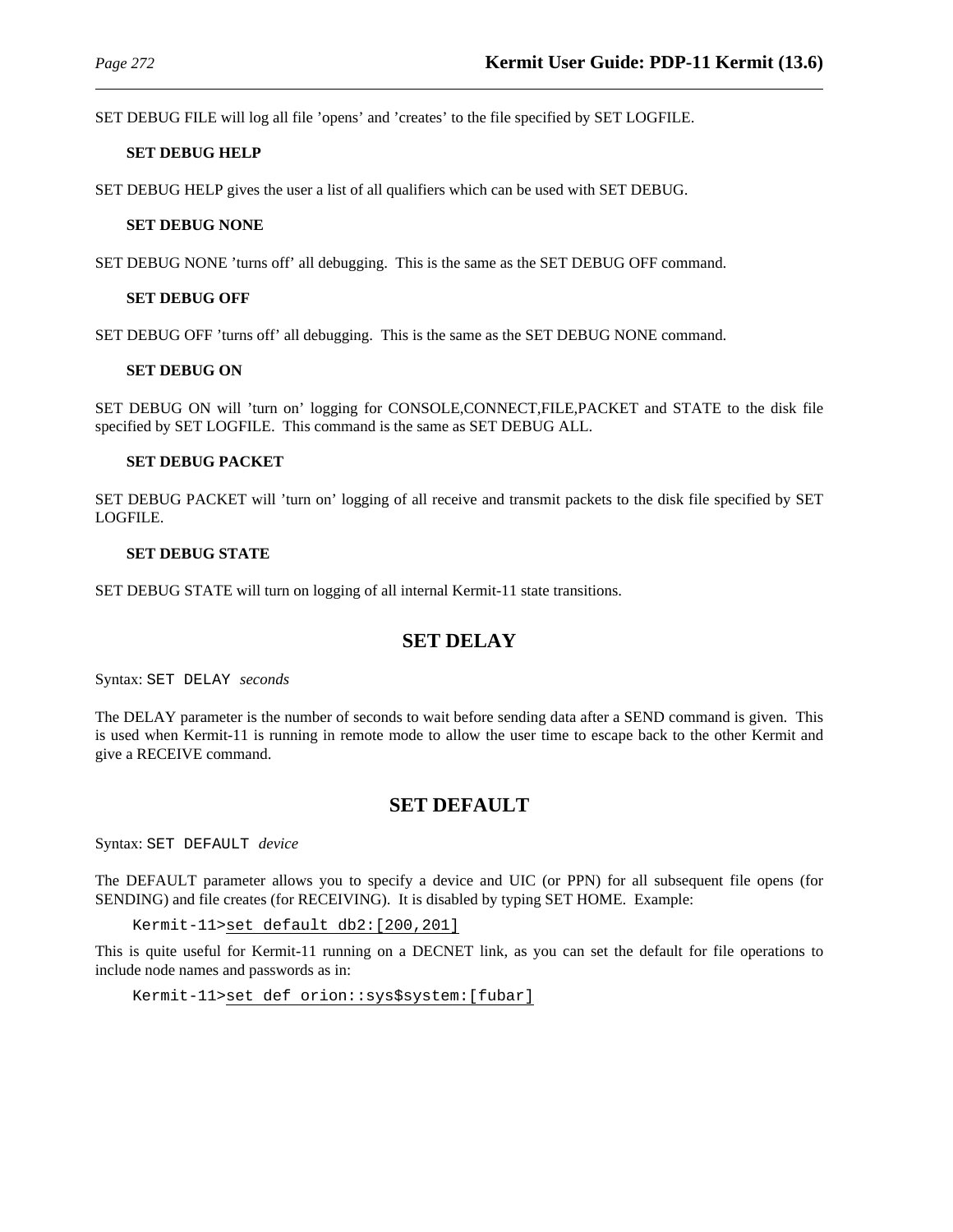SET DEBUG FILE will log all file 'opens' and 'creates' to the file specified by SET LOGFILE.

**SET DEBUG HELP**

SET DEBUG HELP gives the user a list of all qualifiers which can be used with SET DEBUG.

**SET DEBUG NONE**

SET DEBUG NONE 'turns off' all debugging. This is the same as the SET DEBUG OFF command.

**SET DEBUG OFF**

SET DEBUG OFF 'turns off' all debugging. This is the same as the SET DEBUG NONE command.

**SET DEBUG ON**

SET DEBUG ON will 'turn on' logging for CONSOLE,CONNECT,FILE,PACKET and STATE to the disk file specified by SET LOGFILE. This command is the same as SET DEBUG ALL.

**SET DEBUG PACKET**

SET DEBUG PACKET will 'turn on' logging of all receive and transmit packets to the disk file specified by SET LOGFILE.

**SET DEBUG STATE**

SET DEBUG STATE will turn on logging of all internal Kermit-11 state transitions.

## SET DELAY

Syntax: `SET DELAY` *seconds*

The DELAY parameter is the number of seconds to wait before sending data after a SEND command is given. This is used when Kermit-11 is running in remote mode to allow the user time to escape back to the other Kermit and give a RECEIVE command.

## SET DEFAULT

Syntax: `SET DEFAULT` *device*

The DEFAULT parameter allows you to specify a device and UIC (or PPN) for all subsequent file opens (for SENDING) and file creates (for RECEIVING). It is disabled by typing SET HOME. Example:

```
Kermit-11>set default db2:[200,201]
```

This is quite useful for Kermit-11 running on a DECNET link, as you can set the default for file operations to include node names and passwords as in:

```
Kermit-11>set def orion::sys$system:[fubar]
```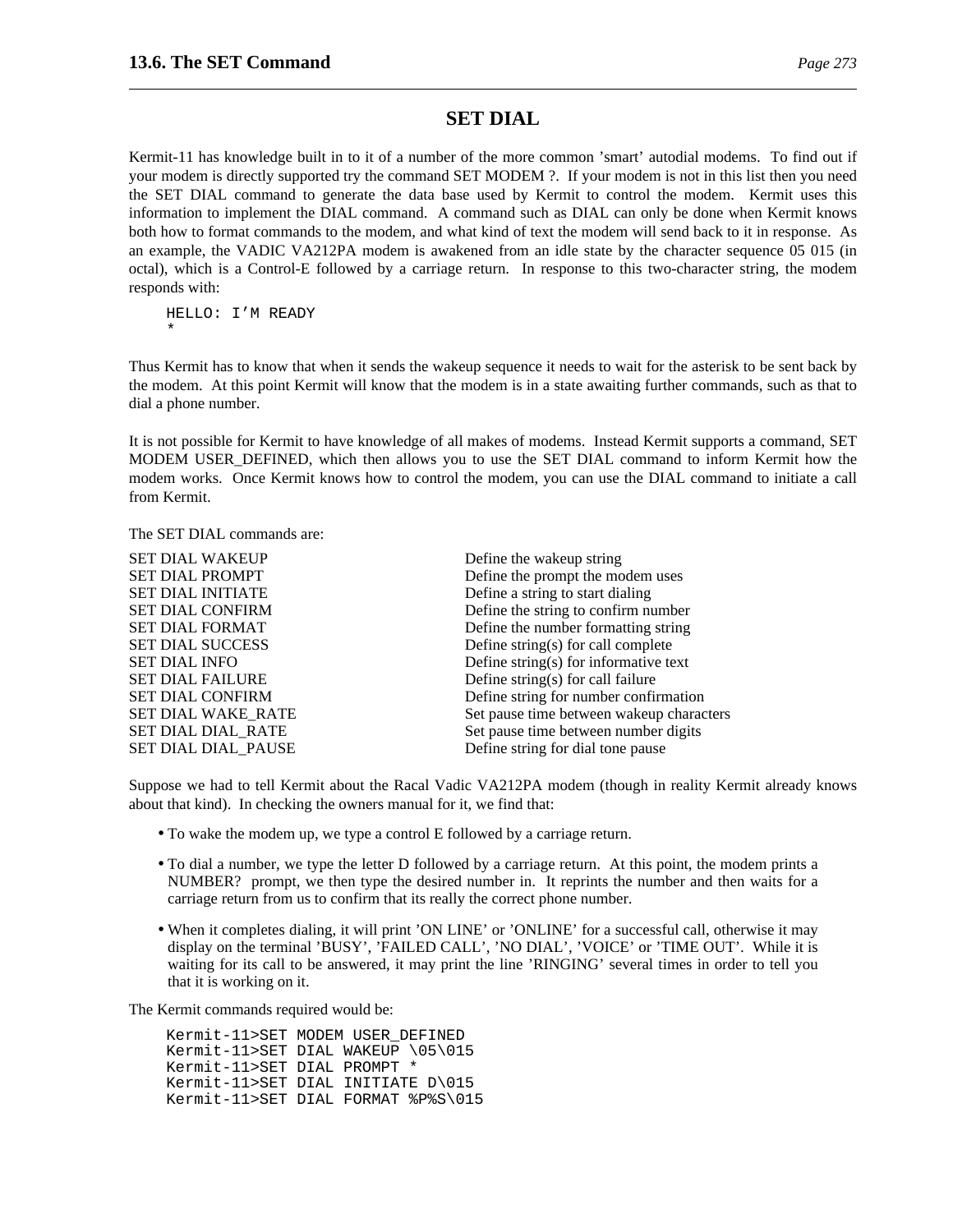## SET DIAL

Kermit-11 has knowledge built in to it of a number of the more common 'smart' autodial modems. To find out if your modem is directly supported try the command SET MODEM ?. If your modem is not in this list then you need the SET DIAL command to generate the data base used by Kermit to control the modem. Kermit uses this information to implement the DIAL command. A command such as DIAL can only be done when Kermit knows both how to format commands to the modem, and what kind of text the modem will send back to it in response. As an example, the VADIC VA212PA modem is awakened from an idle state by the character sequence 05 015 (in octal), which is a Control-E followed by a carriage return. In response to this two-character string, the modem responds with:

```
HELLO: I'M READY
*
```

Thus Kermit has to know that when it sends the wakeup sequence it needs to wait for the asterisk to be sent back by the modem. At this point Kermit will know that the modem is in a state awaiting further commands, such as that to dial a phone number.

It is not possible for Kermit to have knowledge of all makes of modems. Instead Kermit supports a command, SET MODEM USER_DEFINED, which then allows you to use the SET DIAL command to inform Kermit how the modem works. Once Kermit knows how to control the modem, you can use the DIAL command to initiate a call from Kermit.

The SET DIAL commands are:

| | |
|---|---|
| SET DIAL WAKEUP | Define the wakeup string |
| SET DIAL PROMPT | Define the prompt the modem uses |
| SET DIAL INITIATE | Define a string to start dialing |
| SET DIAL CONFIRM | Define the string to confirm number |
| SET DIAL FORMAT | Define the number formatting string |
| SET DIAL SUCCESS | Define string(s) for call complete |
| SET DIAL INFO | Define string(s) for informative text |
| SET DIAL FAILURE | Define string(s) for call failure |
| SET DIAL CONFIRM | Define string for number confirmation |
| SET DIAL WAKE_RATE | Set pause time between wakeup characters |
| SET DIAL DIAL_RATE | Set pause time between number digits |
| SET DIAL DIAL_PAUSE | Define string for dial tone pause |

Suppose we had to tell Kermit about the Racal Vadic VA212PA modem (though in reality Kermit already knows about that kind). In checking the owners manual for it, we find that:

- To wake the modem up, we type a control E followed by a carriage return.
- To dial a number, we type the letter D followed by a carriage return. At this point, the modem prints a NUMBER? prompt, we then type the desired number in. It reprints the number and then waits for a carriage return from us to confirm that its really the correct phone number.
- When it completes dialing, it will print 'ON LINE' or 'ONLINE' for a successful call, otherwise it may display on the terminal 'BUSY', 'FAILED CALL', 'NO DIAL', 'VOICE' or 'TIME OUT'. While it is waiting for its call to be answered, it may print the line 'RINGING' several times in order to tell you that it is working on it.

The Kermit commands required would be:

```
Kermit-11>SET MODEM USER_DEFINED
Kermit-11>SET DIAL WAKEUP \05\015
Kermit-11>SET DIAL PROMPT *
Kermit-11>SET DIAL INITIATE D\015
Kermit-11>SET DIAL FORMAT %P%S\015
```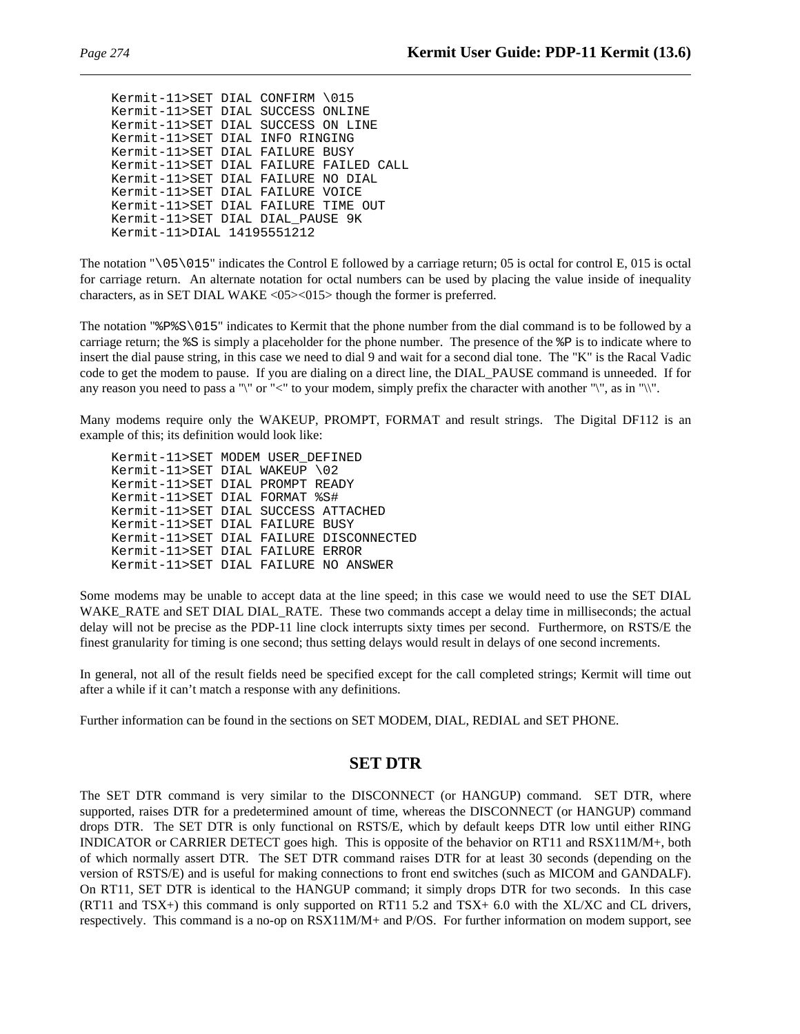```
Kermit-11>SET DIAL CONFIRM \015
Kermit-11>SET DIAL SUCCESS ONLINE
Kermit-11>SET DIAL SUCCESS ON LINE
Kermit-11>SET DIAL INFO RINGING
Kermit-11>SET DIAL FAILURE BUSY
Kermit-11>SET DIAL FAILURE FAILED CALL
Kermit-11>SET DIAL FAILURE NO DIAL
Kermit-11>SET DIAL FAILURE VOICE
Kermit-11>SET DIAL FAILURE TIME OUT
Kermit-11>SET DIAL DIAL_PAUSE 9K
Kermit-11>DIAL 14195551212
```

The notation "`\05\015`" indicates the Control E followed by a carriage return; 05 is octal for control E, 015 is octal for carriage return. An alternate notation for octal numbers can be used by placing the value inside of inequality characters, as in SET DIAL WAKE <05><015> though the former is preferred.

The notation "`%P%S\015`" indicates to Kermit that the phone number from the dial command is to be followed by a carriage return; the `%S` is simply a placeholder for the phone number. The presence of the `%P` is to indicate where to insert the dial pause string, in this case we need to dial 9 and wait for a second dial tone. The "K" is the Racal Vadic code to get the modem to pause. If you are dialing on a direct line, the DIAL_PAUSE command is unneeded. If for any reason you need to pass a "\" or "<" to your modem, simply prefix the character with another "\", as in "\\".

Many modems require only the WAKEUP, PROMPT, FORMAT and result strings. The Digital DF112 is an example of this; its definition would look like:

```
Kermit-11>SET MODEM USER_DEFINED
Kermit-11>SET DIAL WAKEUP \02
Kermit-11>SET DIAL PROMPT READY
Kermit-11>SET DIAL FORMAT %S#
Kermit-11>SET DIAL SUCCESS ATTACHED
Kermit-11>SET DIAL FAILURE BUSY
Kermit-11>SET DIAL FAILURE DISCONNECTED
Kermit-11>SET DIAL FAILURE ERROR
Kermit-11>SET DIAL FAILURE NO ANSWER
```

Some modems may be unable to accept data at the line speed; in this case we would need to use the SET DIAL WAKE_RATE and SET DIAL DIAL_RATE. These two commands accept a delay time in milliseconds; the actual delay will not be precise as the PDP-11 line clock interrupts sixty times per second. Furthermore, on RSTS/E the finest granularity for timing is one second; thus setting delays would result in delays of one second increments.

In general, not all of the result fields need be specified except for the call completed strings; Kermit will time out after a while if it can't match a response with any definitions.

Further information can be found in the sections on SET MODEM, DIAL, REDIAL and SET PHONE.

## SET DTR

The SET DTR command is very similar to the DISCONNECT (or HANGUP) command. SET DTR, where supported, raises DTR for a predetermined amount of time, whereas the DISCONNECT (or HANGUP) command drops DTR. The SET DTR is only functional on RSTS/E, which by default keeps DTR low until either RING INDICATOR or CARRIER DETECT goes high. This is opposite of the behavior on RT11 and RSX11M/M+, both of which normally assert DTR. The SET DTR command raises DTR for at least 30 seconds (depending on the version of RSTS/E) and is useful for making connections to front end switches (such as MICOM and GANDALF). On RT11, SET DTR is identical to the HANGUP command; it simply drops DTR for two seconds. In this case (RT11 and TSX+) this command is only supported on RT11 5.2 and TSX+ 6.0 with the XL/XC and CL drivers, respectively. This command is a no-op on RSX11M/M+ and P/OS. For further information on modem support, see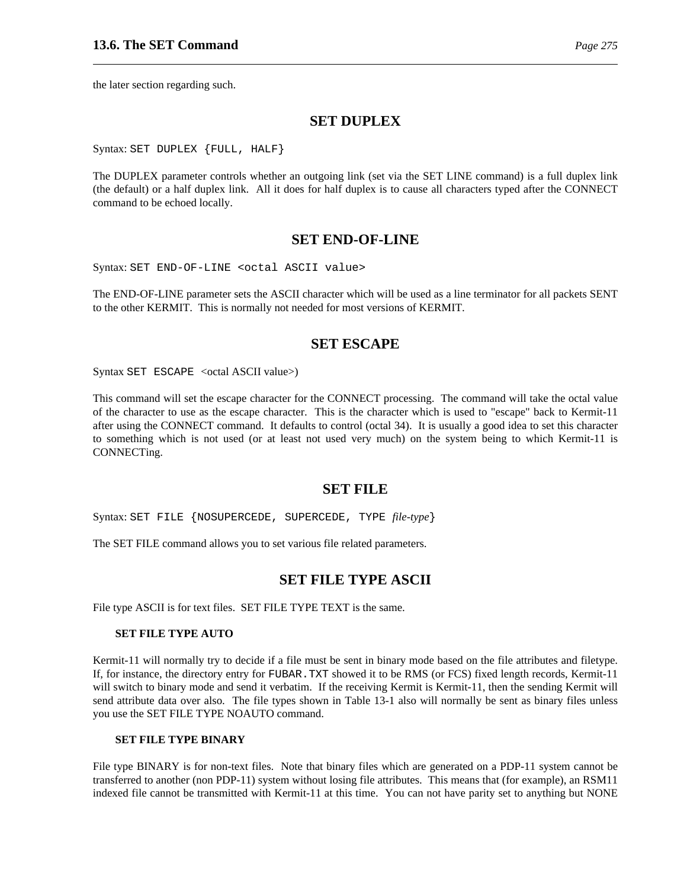the later section regarding such.

## SET DUPLEX

Syntax: `SET DUPLEX {FULL, HALF}`

The DUPLEX parameter controls whether an outgoing link (set via the SET LINE command) is a full duplex link (the default) or a half duplex link. All it does for half duplex is to cause all characters typed after the CONNECT command to be echoed locally.

## SET END-OF-LINE

Syntax: `SET END-OF-LINE <octal ASCII value>`

The END-OF-LINE parameter sets the ASCII character which will be used as a line terminator for all packets SENT to the other KERMIT. This is normally not needed for most versions of KERMIT.

## SET ESCAPE

Syntax `SET ESCAPE` <octal ASCII value>)

This command will set the escape character for the CONNECT processing. The command will take the octal value of the character to use as the escape character. This is the character which is used to "escape" back to Kermit-11 after using the CONNECT command. It defaults to control (octal 34). It is usually a good idea to set this character to something which is not used (or at least not used very much) on the system being to which Kermit-11 is CONNECTing.

## SET FILE

Syntax: `SET FILE {NOSUPERCEDE, SUPERCEDE, TYPE` *file-type*`}`

The SET FILE command allows you to set various file related parameters.

## SET FILE TYPE ASCII

File type ASCII is for text files. SET FILE TYPE TEXT is the same.

#### SET FILE TYPE AUTO

Kermit-11 will normally try to decide if a file must be sent in binary mode based on the file attributes and filetype. If, for instance, the directory entry for `FUBAR.TXT` showed it to be RMS (or FCS) fixed length records, Kermit-11 will switch to binary mode and send it verbatim. If the receiving Kermit is Kermit-11, then the sending Kermit will send attribute data over also. The file types shown in Table 13-1 also will normally be sent as binary files unless you use the SET FILE TYPE NOAUTO command.

#### SET FILE TYPE BINARY

File type BINARY is for non-text files. Note that binary files which are generated on a PDP-11 system cannot be transferred to another (non PDP-11) system without losing file attributes. This means that (for example), an RSM11 indexed file cannot be transmitted with Kermit-11 at this time. You can not have parity set to anything but NONE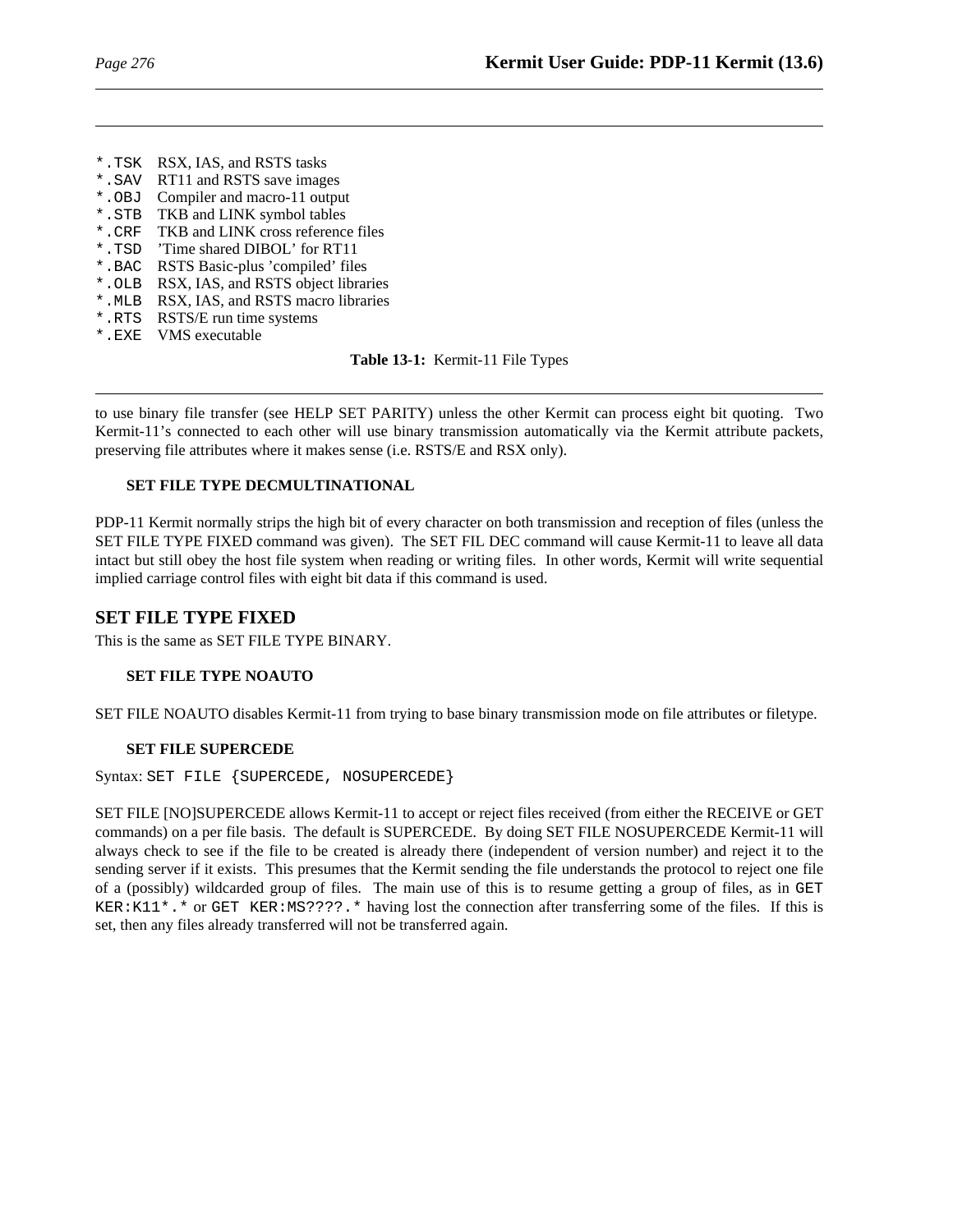| | |
|---|---|
| `*.TSK` | RSX, IAS, and RSTS tasks |
| `*.SAV` | RT11 and RSTS save images |
| `*.OBJ` | Compiler and macro-11 output |
| `*.STB` | TKB and LINK symbol tables |
| `*.CRF` | TKB and LINK cross reference files |
| `*.TSD` | 'Time shared DIBOL' for RT11 |
| `*.BAC` | RSTS Basic-plus 'compiled' files |
| `*.OLB` | RSX, IAS, and RSTS object libraries |
| `*.MLB` | RSX, IAS, and RSTS macro libraries |
| `*.RTS` | RSTS/E run time systems |
| `*.EXE` | VMS executable |

**Table 13-1:** Kermit-11 File Types

to use binary file transfer (see HELP SET PARITY) unless the other Kermit can process eight bit quoting. Two Kermit-11's connected to each other will use binary transmission automatically via the Kermit attribute packets, preserving file attributes where it makes sense (i.e. RSTS/E and RSX only).

**SET FILE TYPE DECMULTINATIONAL**

PDP-11 Kermit normally strips the high bit of every character on both transmission and reception of files (unless the SET FILE TYPE FIXED command was given). The SET FIL DEC command will cause Kermit-11 to leave all data intact but still obey the host file system when reading or writing files. In other words, Kermit will write sequential implied carriage control files with eight bit data if this command is used.

## SET FILE TYPE FIXED

This is the same as SET FILE TYPE BINARY.

**SET FILE TYPE NOAUTO**

SET FILE NOAUTO disables Kermit-11 from trying to base binary transmission mode on file attributes or filetype.

**SET FILE SUPERCEDE**

Syntax: `SET FILE {SUPERCEDE, NOSUPERCEDE}`

SET FILE [NO]SUPERCEDE allows Kermit-11 to accept or reject files received (from either the RECEIVE or GET commands) on a per file basis. The default is SUPERCEDE. By doing SET FILE NOSUPERCEDE Kermit-11 will always check to see if the file to be created is already there (independent of version number) and reject it to the sending server if it exists. This presumes that the Kermit sending the file understands the protocol to reject one file of a (possibly) wildcarded group of files. The main use of this is to resume getting a group of files, as in `GET KER:K11*.*` or `GET KER:MS????.*` having lost the connection after transferring some of the files. If this is set, then any files already transferred will not be transferred again.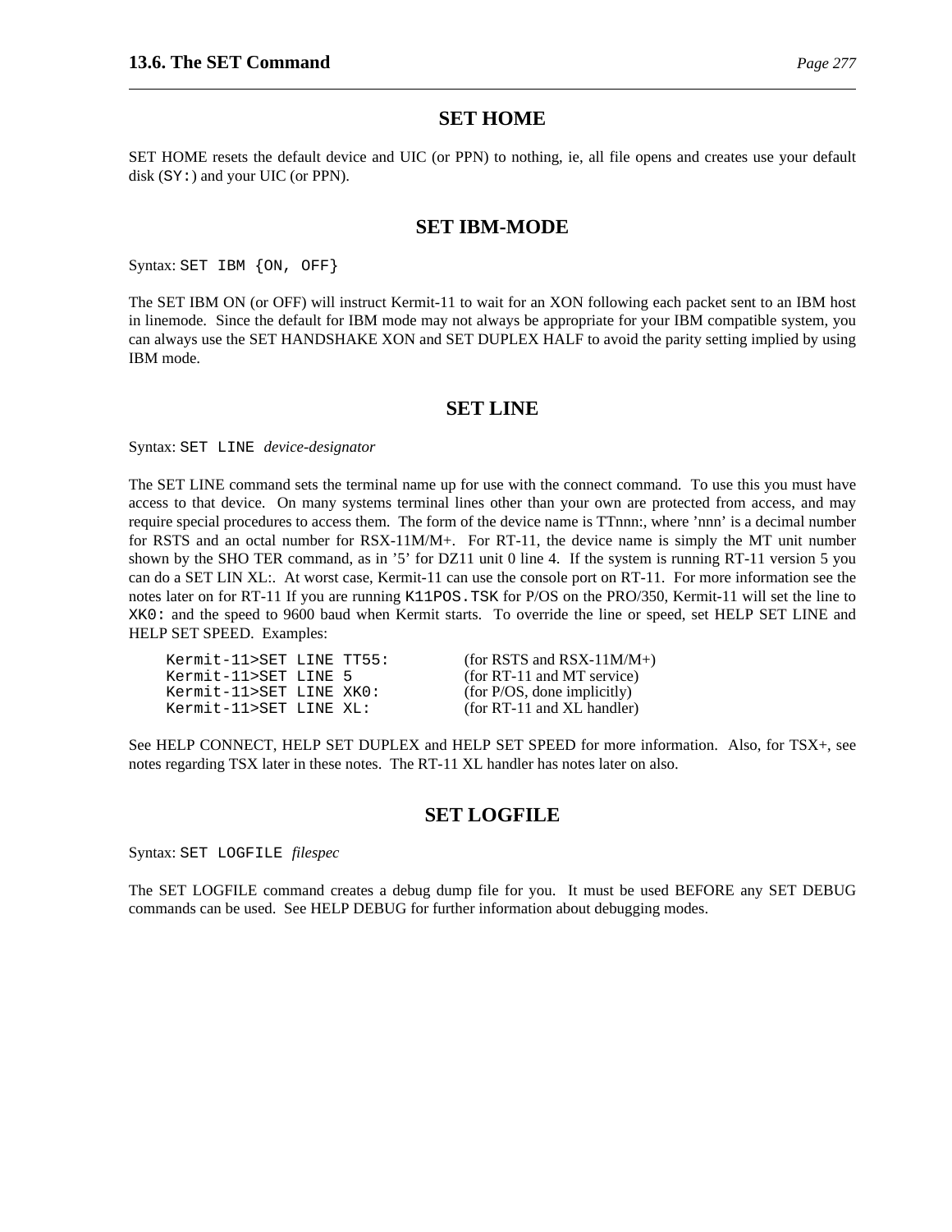## SET HOME

SET HOME resets the default device and UIC (or PPN) to nothing, ie, all file opens and creates use your default disk (`SY:`) and your UIC (or PPN).

## SET IBM-MODE

Syntax: `SET IBM {ON, OFF}`

The SET IBM ON (or OFF) will instruct Kermit-11 to wait for an XON following each packet sent to an IBM host in linemode. Since the default for IBM mode may not always be appropriate for your IBM compatible system, you can always use the SET HANDSHAKE XON and SET DUPLEX HALF to avoid the parity setting implied by using IBM mode.

## SET LINE

Syntax: `SET LINE` *device-designator*

The SET LINE command sets the terminal name up for use with the connect command. To use this you must have access to that device. On many systems terminal lines other than your own are protected from access, and may require special procedures to access them. The form of the device name is TTnnn:, where 'nnn' is a decimal number for RSTS and an octal number for RSX-11M/M+. For RT-11, the device name is simply the MT unit number shown by the SHO TER command, as in '5' for DZ11 unit 0 line 4. If the system is running RT-11 version 5 you can do a SET LIN XL:. At worst case, Kermit-11 can use the console port on RT-11. For more information see the notes later on for RT-11 If you are running `K11POS.TSK` for P/OS on the PRO/350, Kermit-11 will set the line to `XK0:` and the speed to 9600 baud when Kermit starts. To override the line or speed, set HELP SET LINE and HELP SET SPEED. Examples:

```
Kermit-11>SET LINE TT55:        (for RSTS and RSX-11M/M+)
Kermit-11>SET LINE 5            (for RT-11 and MT service)
Kermit-11>SET LINE XK0:         (for P/OS, done implicitly)
Kermit-11>SET LINE XL:          (for RT-11 and XL handler)
```

See HELP CONNECT, HELP SET DUPLEX and HELP SET SPEED for more information. Also, for TSX+, see notes regarding TSX later in these notes. The RT-11 XL handler has notes later on also.

## SET LOGFILE

Syntax: `SET LOGFILE` *filespec*

The SET LOGFILE command creates a debug dump file for you. It must be used BEFORE any SET DEBUG commands can be used. See HELP DEBUG for further information about debugging modes.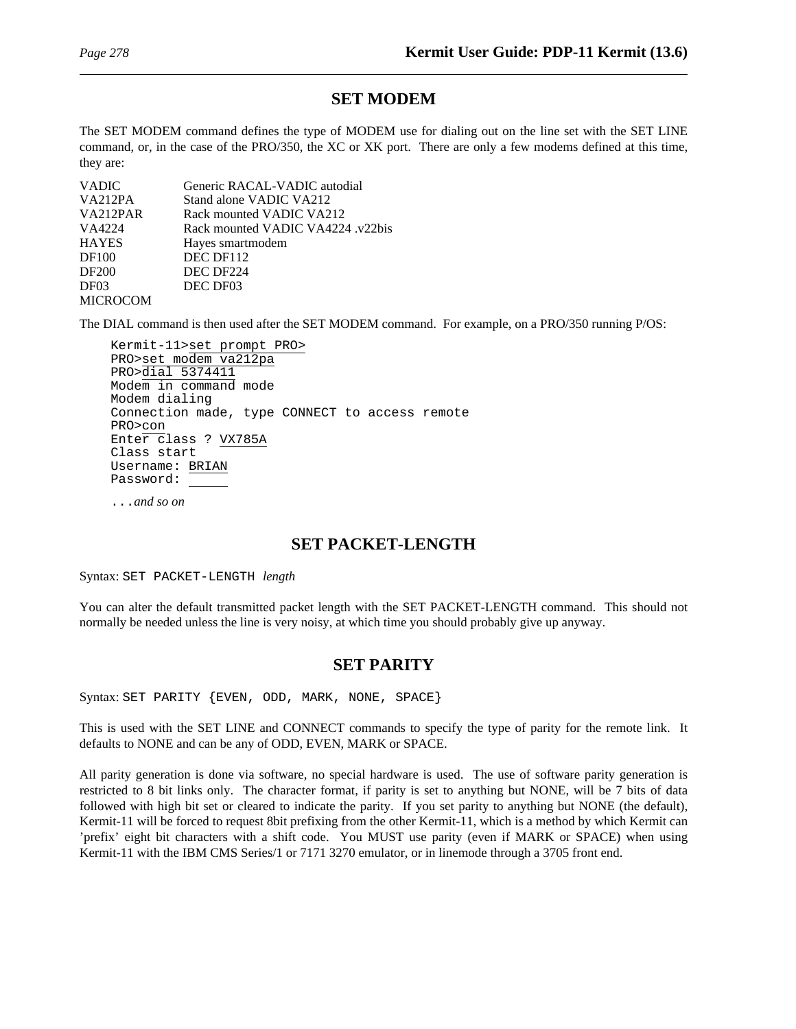## SET MODEM

The SET MODEM command defines the type of MODEM use for dialing out on the line set with the SET LINE command, or, in the case of the PRO/350, the XC or XK port. There are only a few modems defined at this time, they are:

| | |
|---|---|
| VADIC | Generic RACAL-VADIC autodial |
| VA212PA | Stand alone VADIC VA212 |
| VA212PAR | Rack mounted VADIC VA212 |
| VA4224 | Rack mounted VADIC VA4224 .v22bis |
| HAYES | Hayes smartmodem |
| DF100 | DEC DF112 |
| DF200 | DEC DF224 |
| DF03 | DEC DF03 |
| MICROCOM | |

The DIAL command is then used after the SET MODEM command. For example, on a PRO/350 running P/OS:

```
Kermit-11>set prompt PRO>
PRO>set modem va212pa
PRO>dial 5374411
Modem in command mode
Modem dialing
Connection made, type CONNECT to access remote
PRO>con
Enter class ? VX785A
Class start
Username: BRIAN
Password: _____
```

...*and so on*

## SET PACKET-LENGTH

Syntax: `SET PACKET-LENGTH` *length*

You can alter the default transmitted packet length with the SET PACKET-LENGTH command. This should not normally be needed unless the line is very noisy, at which time you should probably give up anyway.

## SET PARITY

Syntax: `SET PARITY {EVEN, ODD, MARK, NONE, SPACE}`

This is used with the SET LINE and CONNECT commands to specify the type of parity for the remote link. It defaults to NONE and can be any of ODD, EVEN, MARK or SPACE.

All parity generation is done via software, no special hardware is used. The use of software parity generation is restricted to 8 bit links only. The character format, if parity is set to anything but NONE, will be 7 bits of data followed with high bit set or cleared to indicate the parity. If you set parity to anything but NONE (the default), Kermit-11 will be forced to request 8bit prefixing from the other Kermit-11, which is a method by which Kermit can 'prefix' eight bit characters with a shift code. You MUST use parity (even if MARK or SPACE) when using Kermit-11 with the IBM CMS Series/1 or 7171 3270 emulator, or in linemode through a 3705 front end.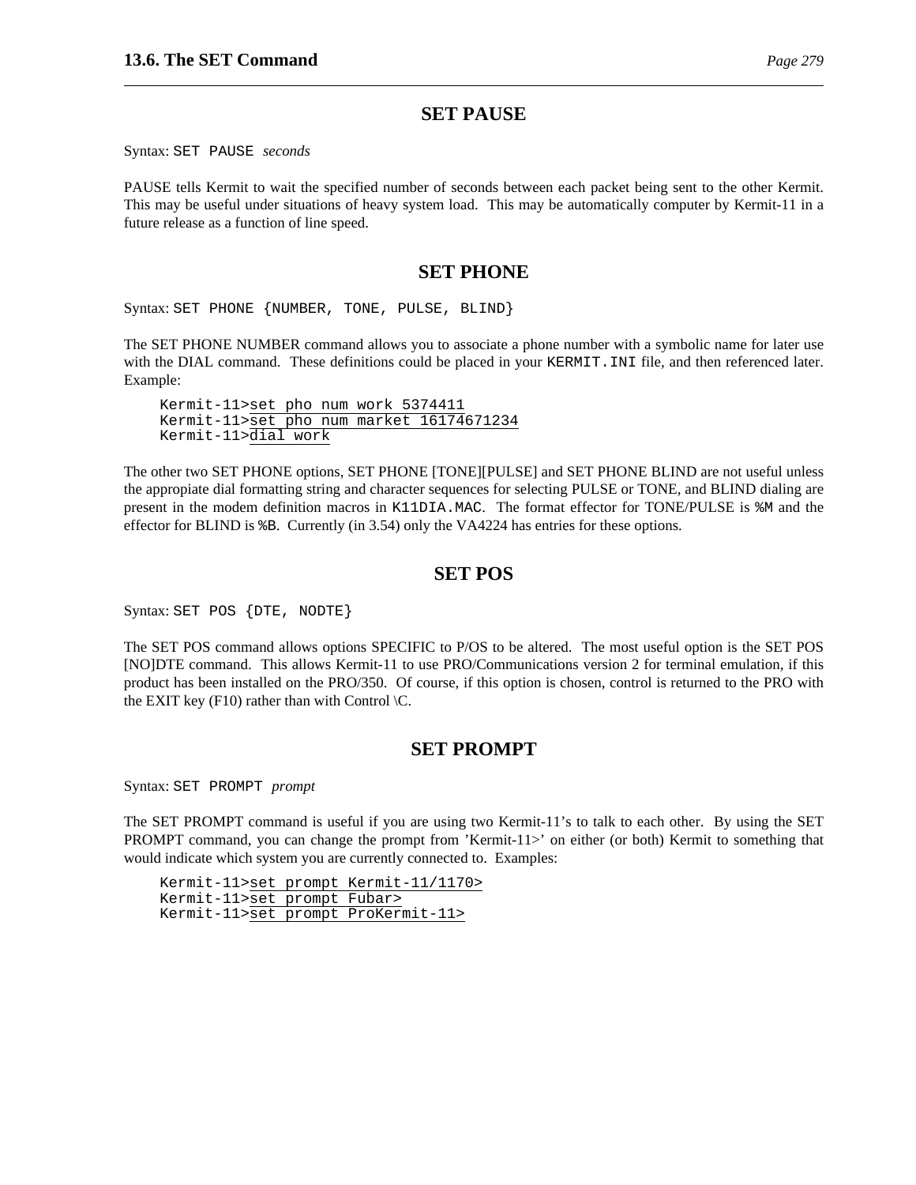## SET PAUSE

Syntax: `SET PAUSE` *seconds*

PAUSE tells Kermit to wait the specified number of seconds between each packet being sent to the other Kermit. This may be useful under situations of heavy system load. This may be automatically computer by Kermit-11 in a future release as a function of line speed.

## SET PHONE

Syntax: `SET PHONE {NUMBER, TONE, PULSE, BLIND}`

The SET PHONE NUMBER command allows you to associate a phone number with a symbolic name for later use with the DIAL command. These definitions could be placed in your `KERMIT.INI` file, and then referenced later. Example:

```
Kermit-11>set pho num work 5374411
Kermit-11>set pho num market 16174671234
Kermit-11>dial work
```

The other two SET PHONE options, SET PHONE [TONE][PULSE] and SET PHONE BLIND are not useful unless the appropiate dial formatting string and character sequences for selecting PULSE or TONE, and BLIND dialing are present in the modem definition macros in `K11DIA.MAC`. The format effector for TONE/PULSE is `%M` and the effector for BLIND is `%B`. Currently (in 3.54) only the VA4224 has entries for these options.

## SET POS

Syntax: `SET POS {DTE, NODTE}`

The SET POS command allows options SPECIFIC to P/OS to be altered. The most useful option is the SET POS [NO]DTE command. This allows Kermit-11 to use PRO/Communications version 2 for terminal emulation, if this product has been installed on the PRO/350. Of course, if this option is chosen, control is returned to the PRO with the EXIT key (F10) rather than with Control \C.

## SET PROMPT

Syntax: `SET PROMPT` *prompt*

The SET PROMPT command is useful if you are using two Kermit-11's to talk to each other. By using the SET PROMPT command, you can change the prompt from 'Kermit-11>' on either (or both) Kermit to something that would indicate which system you are currently connected to. Examples:

```
Kermit-11>set prompt Kermit-11/1170>
Kermit-11>set prompt Fubar>
Kermit-11>set prompt ProKermit-11>
```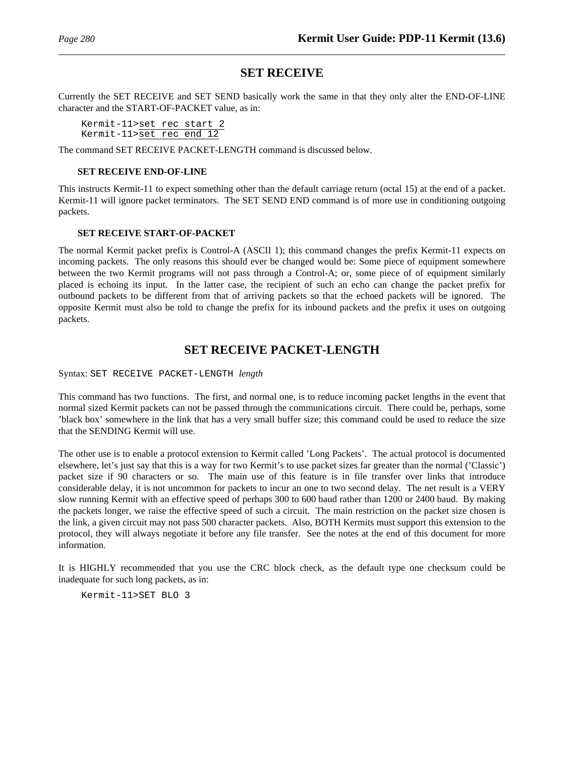## SET RECEIVE

Currently the SET RECEIVE and SET SEND basically work the same in that they only alter the END-OF-LINE character and the START-OF-PACKET value, as in:

```
Kermit-11>set rec start 2
Kermit-11>set rec end 12
```

The command SET RECEIVE PACKET-LENGTH command is discussed below.

**SET RECEIVE END-OF-LINE**

This instructs Kermit-11 to expect something other than the default carriage return (octal 15) at the end of a packet. Kermit-11 will ignore packet terminators. The SET SEND END command is of more use in conditioning outgoing packets.

**SET RECEIVE START-OF-PACKET**

The normal Kermit packet prefix is Control-A (ASCII 1); this command changes the prefix Kermit-11 expects on incoming packets. The only reasons this should ever be changed would be: Some piece of equipment somewhere between the two Kermit programs will not pass through a Control-A; or, some piece of of equipment similarly placed is echoing its input. In the latter case, the recipient of such an echo can change the packet prefix for outbound packets to be different from that of arriving packets so that the echoed packets will be ignored. The opposite Kermit must also be told to change the prefix for its inbound packets and the prefix it uses on outgoing packets.

## SET RECEIVE PACKET-LENGTH

Syntax: `SET RECEIVE PACKET-LENGTH` *length*

This command has two functions. The first, and normal one, is to reduce incoming packet lengths in the event that normal sized Kermit packets can not be passed through the communications circuit. There could be, perhaps, some 'black box' somewhere in the link that has a very small buffer size; this command could be used to reduce the size that the SENDING Kermit will use.

The other use is to enable a protocol extension to Kermit called 'Long Packets'. The actual protocol is documented elsewhere, let's just say that this is a way for two Kermit's to use packet sizes far greater than the normal ('Classic') packet size if 90 characters or so. The main use of this feature is in file transfer over links that introduce considerable delay, it is not uncommon for packets to incur an one to two second delay. The net result is a VERY slow running Kermit with an effective speed of perhaps 300 to 600 baud rather than 1200 or 2400 baud. By making the packets longer, we raise the effective speed of such a circuit. The main restriction on the packet size chosen is the link, a given circuit may not pass 500 character packets. Also, BOTH Kermits must support this extension to the protocol, they will always negotiate it before any file transfer. See the notes at the end of this document for more information.

It is HIGHLY recommended that you use the CRC block check, as the default type one checksum could be inadequate for such long packets, as in:

```
Kermit-11>SET BLO 3
```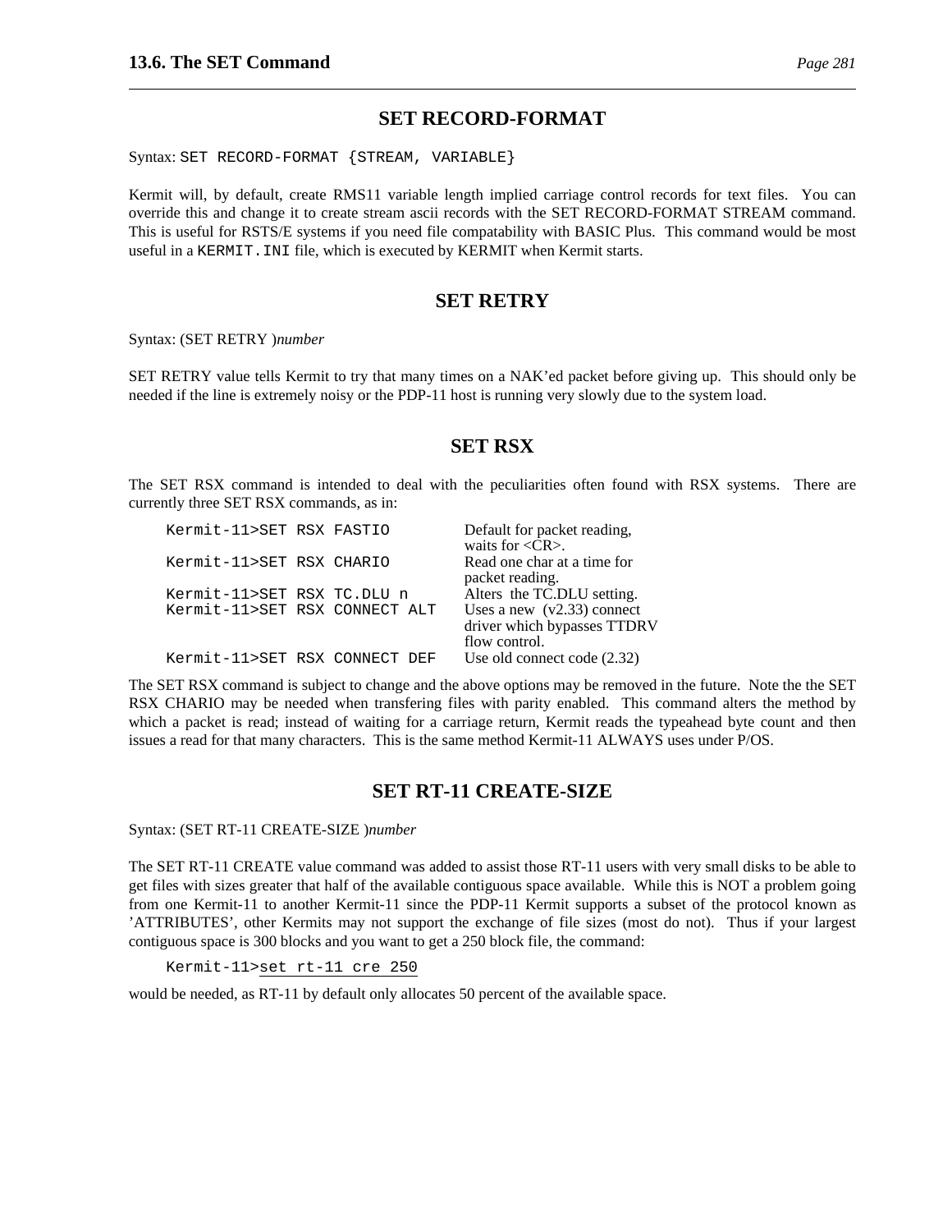## SET RECORD-FORMAT

Syntax: `SET RECORD-FORMAT {STREAM, VARIABLE}`

Kermit will, by default, create RMS11 variable length implied carriage control records for text files. You can override this and change it to create stream ascii records with the SET RECORD-FORMAT STREAM command. This is useful for RSTS/E systems if you need file compatability with BASIC Plus. This command would be most useful in a `KERMIT.INI` file, which is executed by KERMIT when Kermit starts.

## SET RETRY

Syntax: (SET RETRY )*number*

SET RETRY value tells Kermit to try that many times on a NAK'ed packet before giving up. This should only be needed if the line is extremely noisy or the PDP-11 host is running very slowly due to the system load.

## SET RSX

The SET RSX command is intended to deal with the peculiarities often found with RSX systems. There are currently three SET RSX commands, as in:

| | |
|---|---|
| `Kermit-11>SET RSX FASTIO` | Default for packet reading, waits for <CR>. |
| `Kermit-11>SET RSX CHARIO` | Read one char at a time for packet reading. |
| `Kermit-11>SET RSX TC.DLU n` | Alters the TC.DLU setting. |
| `Kermit-11>SET RSX CONNECT ALT` | Uses a new (v2.33) connect driver which bypasses TTDRV flow control. |
| `Kermit-11>SET RSX CONNECT DEF` | Use old connect code (2.32) |

The SET RSX command is subject to change and the above options may be removed in the future. Note the the SET RSX CHARIO may be needed when transfering files with parity enabled. This command alters the method by which a packet is read; instead of waiting for a carriage return, Kermit reads the typeahead byte count and then issues a read for that many characters. This is the same method Kermit-11 ALWAYS uses under P/OS.

## SET RT-11 CREATE-SIZE

Syntax: (SET RT-11 CREATE-SIZE )*number*

The SET RT-11 CREATE value command was added to assist those RT-11 users with very small disks to be able to get files with sizes greater that half of the available contiguous space available. While this is NOT a problem going from one Kermit-11 to another Kermit-11 since the PDP-11 Kermit supports a subset of the protocol known as 'ATTRIBUTES', other Kermits may not support the exchange of file sizes (most do not). Thus if your largest contiguous space is 300 blocks and you want to get a 250 block file, the command:

```
Kermit-11>set rt-11 cre 250
```

would be needed, as RT-11 by default only allocates 50 percent of the available space.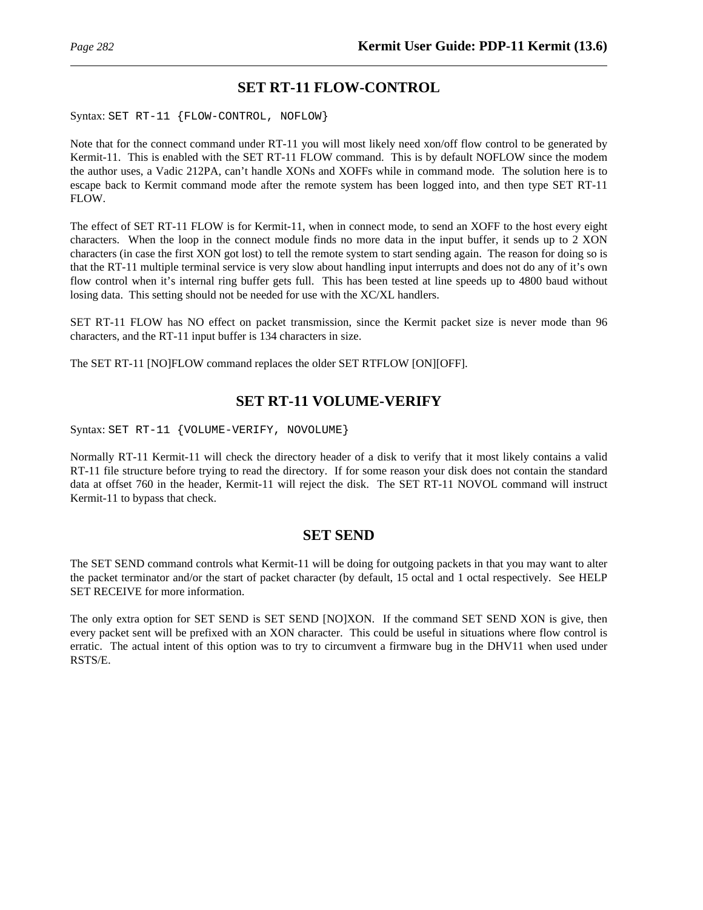## SET RT-11 FLOW-CONTROL

Syntax: `SET RT-11 {FLOW-CONTROL, NOFLOW}`

Note that for the connect command under RT-11 you will most likely need xon/off flow control to be generated by Kermit-11. This is enabled with the SET RT-11 FLOW command. This is by default NOFLOW since the modem the author uses, a Vadic 212PA, can't handle XONs and XOFFs while in command mode. The solution here is to escape back to Kermit command mode after the remote system has been logged into, and then type SET RT-11 FLOW.

The effect of SET RT-11 FLOW is for Kermit-11, when in connect mode, to send an XOFF to the host every eight characters. When the loop in the connect module finds no more data in the input buffer, it sends up to 2 XON characters (in case the first XON got lost) to tell the remote system to start sending again. The reason for doing so is that the RT-11 multiple terminal service is very slow about handling input interrupts and does not do any of it's own flow control when it's internal ring buffer gets full. This has been tested at line speeds up to 4800 baud without losing data. This setting should not be needed for use with the XC/XL handlers.

SET RT-11 FLOW has NO effect on packet transmission, since the Kermit packet size is never mode than 96 characters, and the RT-11 input buffer is 134 characters in size.

The SET RT-11 [NO]FLOW command replaces the older SET RTFLOW [ON][OFF].

## SET RT-11 VOLUME-VERIFY

Syntax: `SET RT-11 {VOLUME-VERIFY, NOVOLUME}`

Normally RT-11 Kermit-11 will check the directory header of a disk to verify that it most likely contains a valid RT-11 file structure before trying to read the directory. If for some reason your disk does not contain the standard data at offset 760 in the header, Kermit-11 will reject the disk. The SET RT-11 NOVOL command will instruct Kermit-11 to bypass that check.

## SET SEND

The SET SEND command controls what Kermit-11 will be doing for outgoing packets in that you may want to alter the packet terminator and/or the start of packet character (by default, 15 octal and 1 octal respectively. See HELP SET RECEIVE for more information.

The only extra option for SET SEND is SET SEND [NO]XON. If the command SET SEND XON is give, then every packet sent will be prefixed with an XON character. This could be useful in situations where flow control is erratic. The actual intent of this option was to try to circumvent a firmware bug in the DHV11 when used under RSTS/E.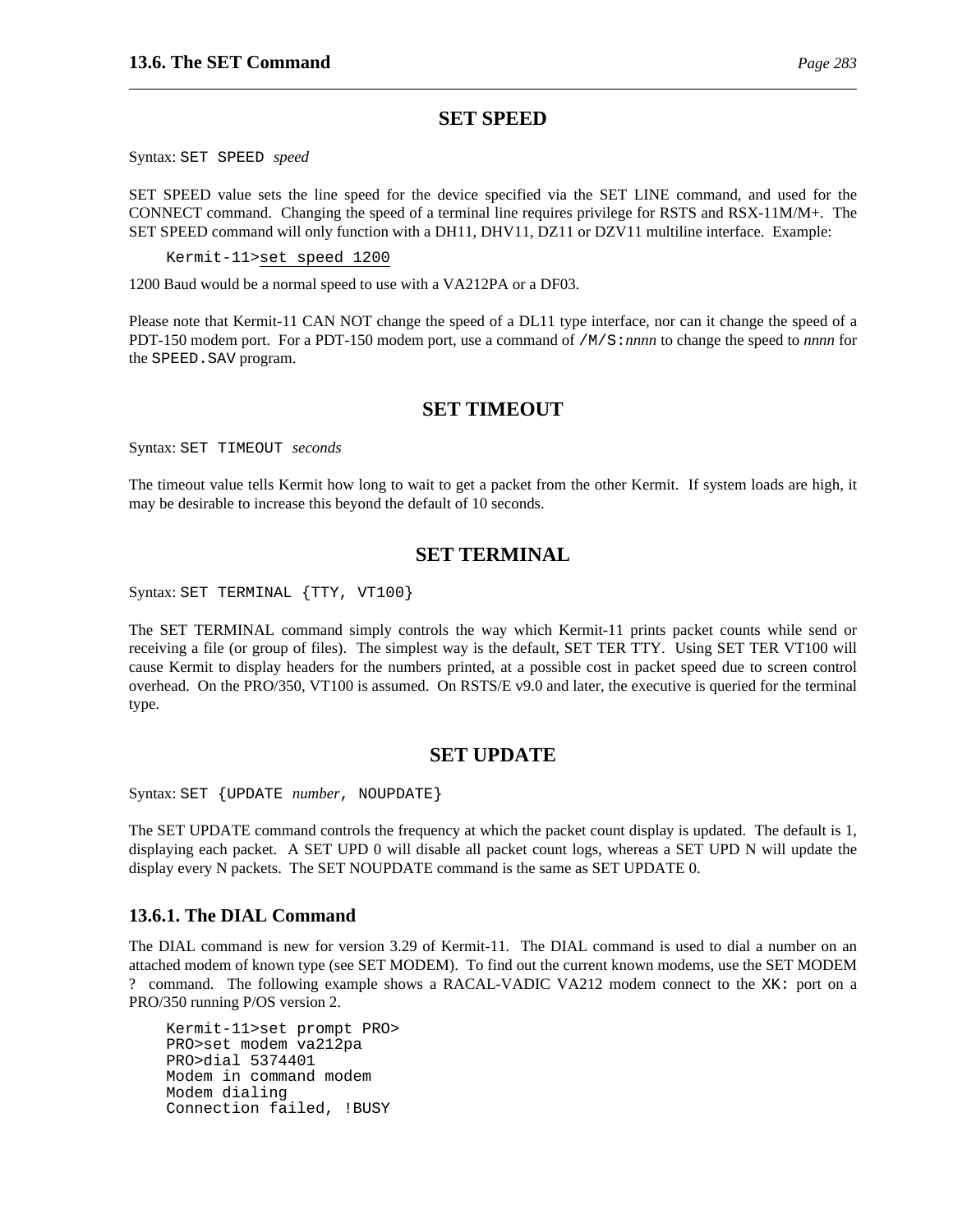## SET SPEED

Syntax: `SET SPEED` *speed*

SET SPEED value sets the line speed for the device specified via the SET LINE command, and used for the CONNECT command. Changing the speed of a terminal line requires privilege for RSTS and RSX-11M/M+. The SET SPEED command will only function with a DH11, DHV11, DZ11 or DZV11 multiline interface. Example:

```
Kermit-11>set speed 1200
```

1200 Baud would be a normal speed to use with a VA212PA or a DF03.

Please note that Kermit-11 CAN NOT change the speed of a DL11 type interface, nor can it change the speed of a PDT-150 modem port. For a PDT-150 modem port, use a command of `/M/S:`*nnnn* to change the speed to *nnnn* for the `SPEED.SAV` program.

## SET TIMEOUT

Syntax: `SET TIMEOUT` *seconds*

The timeout value tells Kermit how long to wait to get a packet from the other Kermit. If system loads are high, it may be desirable to increase this beyond the default of 10 seconds.

## SET TERMINAL

Syntax: `SET TERMINAL {TTY, VT100}`

The SET TERMINAL command simply controls the way which Kermit-11 prints packet counts while send or receiving a file (or group of files). The simplest way is the default, SET TER TTY. Using SET TER VT100 will cause Kermit to display headers for the numbers printed, at a possible cost in packet speed due to screen control overhead. On the PRO/350, VT100 is assumed. On RSTS/E v9.0 and later, the executive is queried for the terminal type.

## SET UPDATE

Syntax: `SET {UPDATE` *number*`, NOUPDATE}`

The SET UPDATE command controls the frequency at which the packet count display is updated. The default is 1, displaying each packet. A SET UPD 0 will disable all packet count logs, whereas a SET UPD N will update the display every N packets. The SET NOUPDATE command is the same as SET UPDATE 0.

### 13.6.1. The DIAL Command

The DIAL command is new for version 3.29 of Kermit-11. The DIAL command is used to dial a number on an attached modem of known type (see SET MODEM). To find out the current known modems, use the SET MODEM ? command. The following example shows a RACAL-VADIC VA212 modem connect to the `XK:` port on a PRO/350 running P/OS version 2.

```
Kermit-11>set prompt PRO>
PRO>set modem va212pa
PRO>dial 5374401
Modem in command modem
Modem dialing
Connection failed, !BUSY
```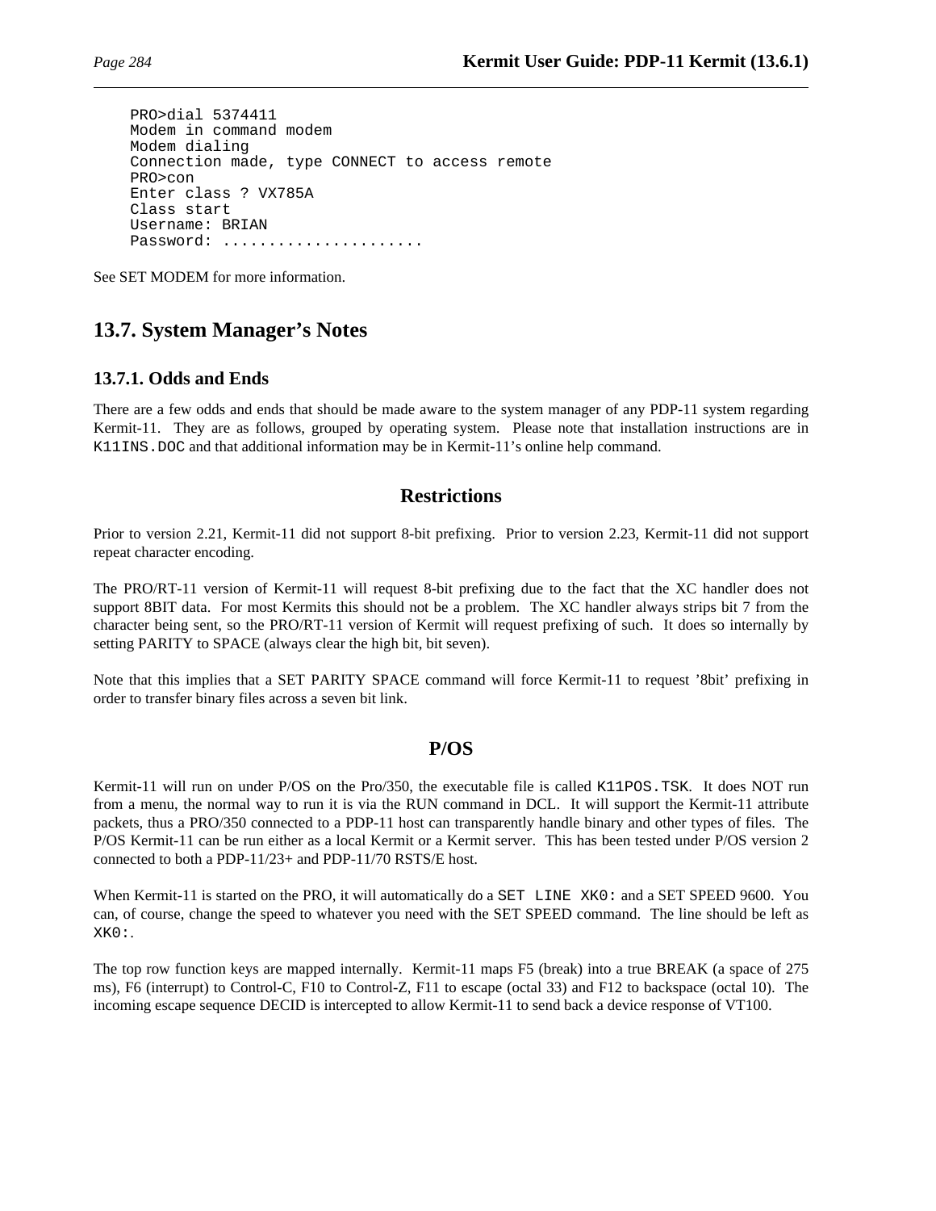```
PRO>dial 5374411
Modem in command modem
Modem dialing
Connection made, type CONNECT to access remote
PRO>con
Enter class ? VX785A
Class start
Username: BRIAN
Password: ......................
```

See SET MODEM for more information.

## 13.7. System Manager's Notes

### 13.7.1. Odds and Ends

There are a few odds and ends that should be made aware to the system manager of any PDP-11 system regarding Kermit-11. They are as follows, grouped by operating system. Please note that installation instructions are in `K11INS.DOC` and that additional information may be in Kermit-11's online help command.

#### Restrictions

Prior to version 2.21, Kermit-11 did not support 8-bit prefixing. Prior to version 2.23, Kermit-11 did not support repeat character encoding.

The PRO/RT-11 version of Kermit-11 will request 8-bit prefixing due to the fact that the XC handler does not support 8BIT data. For most Kermits this should not be a problem. The XC handler always strips bit 7 from the character being sent, so the PRO/RT-11 version of Kermit will request prefixing of such. It does so internally by setting PARITY to SPACE (always clear the high bit, bit seven).

Note that this implies that a SET PARITY SPACE command will force Kermit-11 to request '8bit' prefixing in order to transfer binary files across a seven bit link.

#### P/OS

Kermit-11 will run on under P/OS on the Pro/350, the executable file is called `K11POS.TSK`. It does NOT run from a menu, the normal way to run it is via the RUN command in DCL. It will support the Kermit-11 attribute packets, thus a PRO/350 connected to a PDP-11 host can transparently handle binary and other types of files. The P/OS Kermit-11 can be run either as a local Kermit or a Kermit server. This has been tested under P/OS version 2 connected to both a PDP-11/23+ and PDP-11/70 RSTS/E host.

When Kermit-11 is started on the PRO, it will automatically do a `SET LINE XK0:` and a SET SPEED 9600. You can, of course, change the speed to whatever you need with the SET SPEED command. The line should be left as `XK0:`.

The top row function keys are mapped internally. Kermit-11 maps F5 (break) into a true BREAK (a space of 275 ms), F6 (interrupt) to Control-C, F10 to Control-Z, F11 to escape (octal 33) and F12 to backspace (octal 10). The incoming escape sequence DECID is intercepted to allow Kermit-11 to send back a device response of VT100.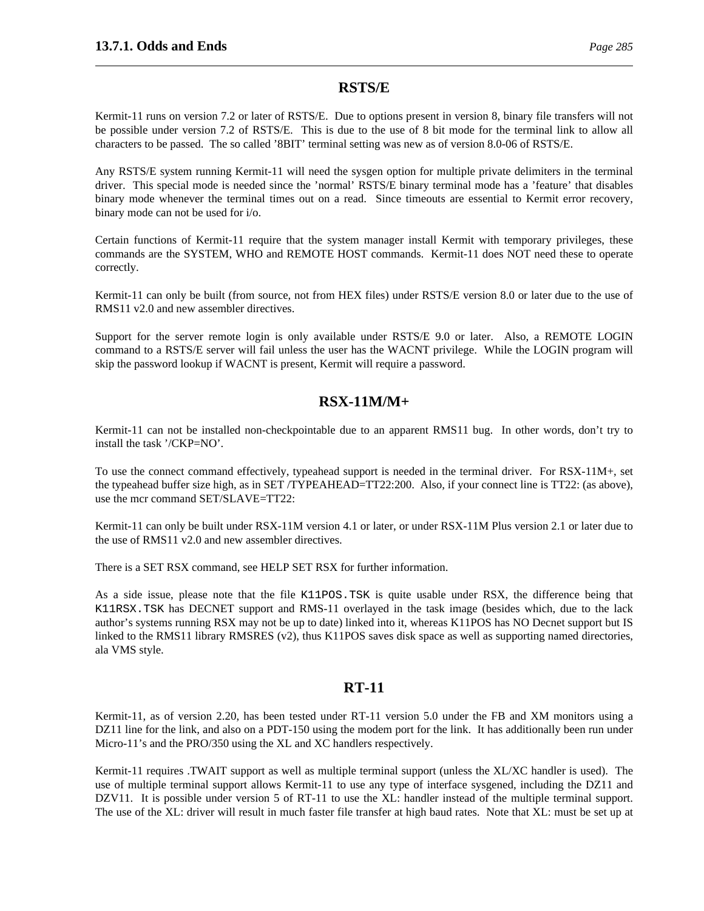## RSTS/E

Kermit-11 runs on version 7.2 or later of RSTS/E. Due to options present in version 8, binary file transfers will not be possible under version 7.2 of RSTS/E. This is due to the use of 8 bit mode for the terminal link to allow all characters to be passed. The so called '8BIT' terminal setting was new as of version 8.0-06 of RSTS/E.

Any RSTS/E system running Kermit-11 will need the sysgen option for multiple private delimiters in the terminal driver. This special mode is needed since the 'normal' RSTS/E binary terminal mode has a 'feature' that disables binary mode whenever the terminal times out on a read. Since timeouts are essential to Kermit error recovery, binary mode can not be used for i/o.

Certain functions of Kermit-11 require that the system manager install Kermit with temporary privileges, these commands are the SYSTEM, WHO and REMOTE HOST commands. Kermit-11 does NOT need these to operate correctly.

Kermit-11 can only be built (from source, not from HEX files) under RSTS/E version 8.0 or later due to the use of RMS11 v2.0 and new assembler directives.

Support for the server remote login is only available under RSTS/E 9.0 or later. Also, a REMOTE LOGIN command to a RSTS/E server will fail unless the user has the WACNT privilege. While the LOGIN program will skip the password lookup if WACNT is present, Kermit will require a password.

## RSX-11M/M+

Kermit-11 can not be installed non-checkpointable due to an apparent RMS11 bug. In other words, don't try to install the task '/CKP=NO'.

To use the connect command effectively, typeahead support is needed in the terminal driver. For RSX-11M+, set the typeahead buffer size high, as in SET /TYPEAHEAD=TT22:200. Also, if your connect line is TT22: (as above), use the mcr command SET/SLAVE=TT22:

Kermit-11 can only be built under RSX-11M version 4.1 or later, or under RSX-11M Plus version 2.1 or later due to the use of RMS11 v2.0 and new assembler directives.

There is a SET RSX command, see HELP SET RSX for further information.

As a side issue, please note that the file `K11POS.TSK` is quite usable under RSX, the difference being that `K11RSX.TSK` has DECNET support and RMS-11 overlayed in the task image (besides which, due to the lack author's systems running RSX may not be up to date) linked into it, whereas K11POS has NO Decnet support but IS linked to the RMS11 library RMSRES (v2), thus K11POS saves disk space as well as supporting named directories, ala VMS style.

## RT-11

Kermit-11, as of version 2.20, has been tested under RT-11 version 5.0 under the FB and XM monitors using a DZ11 line for the link, and also on a PDT-150 using the modem port for the link. It has additionally been run under Micro-11's and the PRO/350 using the XL and XC handlers respectively.

Kermit-11 requires .TWAIT support as well as multiple terminal support (unless the XL/XC handler is used). The use of multiple terminal support allows Kermit-11 to use any type of interface sysgened, including the DZ11 and DZV11. It is possible under version 5 of RT-11 to use the XL: handler instead of the multiple terminal support. The use of the XL: driver will result in much faster file transfer at high baud rates. Note that XL: must be set up at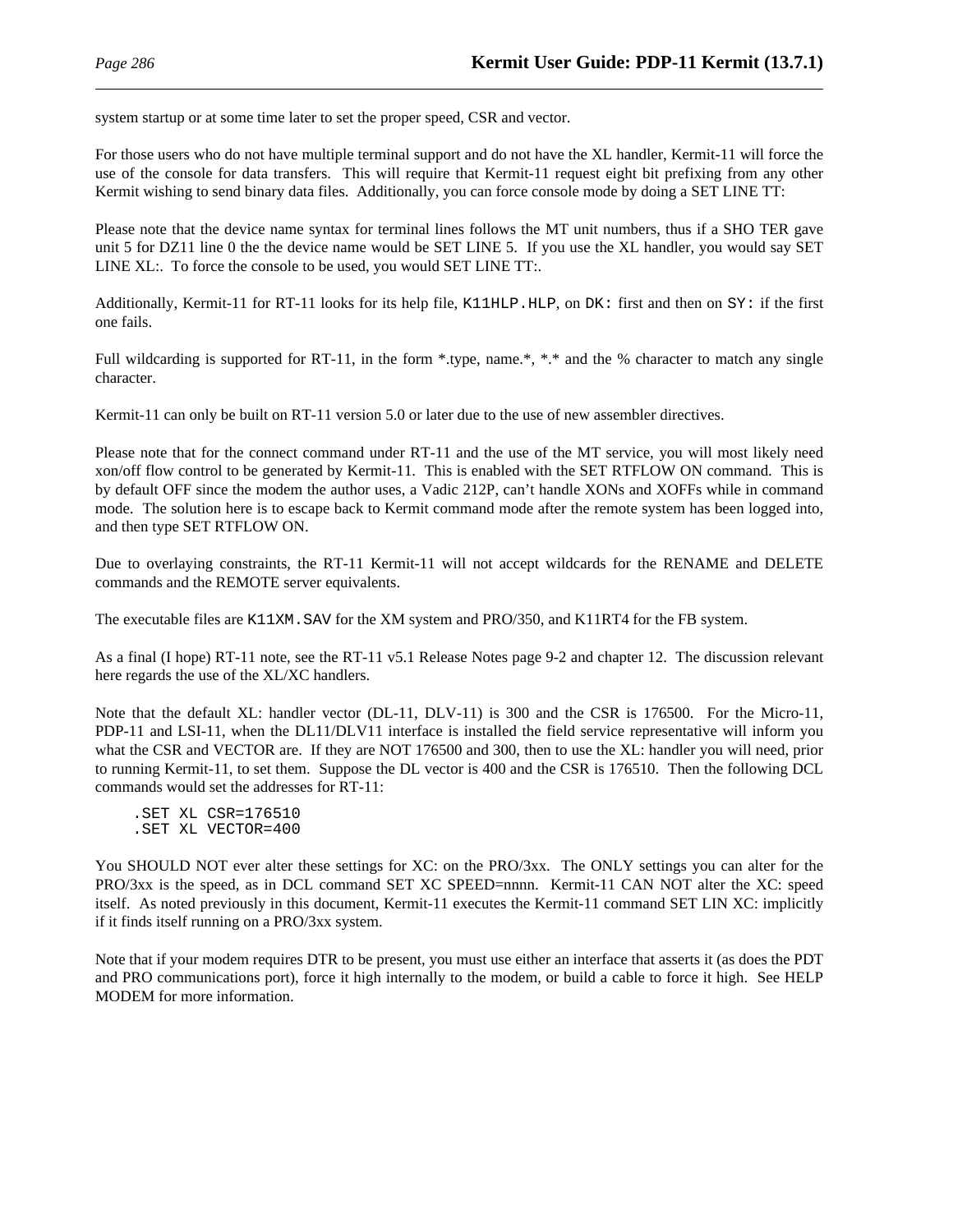system startup or at some time later to set the proper speed, CSR and vector.

For those users who do not have multiple terminal support and do not have the XL handler, Kermit-11 will force the use of the console for data transfers. This will require that Kermit-11 request eight bit prefixing from any other Kermit wishing to send binary data files. Additionally, you can force console mode by doing a SET LINE TT:

Please note that the device name syntax for terminal lines follows the MT unit numbers, thus if a SHO TER gave unit 5 for DZ11 line 0 the the device name would be SET LINE 5. If you use the XL handler, you would say SET LINE XL:. To force the console to be used, you would SET LINE TT:.

Additionally, Kermit-11 for RT-11 looks for its help file, `K11HLP.HLP`, on `DK:` first and then on `SY:` if the first one fails.

Full wildcarding is supported for RT-11, in the form *.type, name.*, *.* and the % character to match any single character.

Kermit-11 can only be built on RT-11 version 5.0 or later due to the use of new assembler directives.

Please note that for the connect command under RT-11 and the use of the MT service, you will most likely need xon/off flow control to be generated by Kermit-11. This is enabled with the SET RTFLOW ON command. This is by default OFF since the modem the author uses, a Vadic 212P, can't handle XONs and XOFFs while in command mode. The solution here is to escape back to Kermit command mode after the remote system has been logged into, and then type SET RTFLOW ON.

Due to overlaying constraints, the RT-11 Kermit-11 will not accept wildcards for the RENAME and DELETE commands and the REMOTE server equivalents.

The executable files are `K11XM.SAV` for the XM system and PRO/350, and K11RT4 for the FB system.

As a final (I hope) RT-11 note, see the RT-11 v5.1 Release Notes page 9-2 and chapter 12. The discussion relevant here regards the use of the XL/XC handlers.

Note that the default XL: handler vector (DL-11, DLV-11) is 300 and the CSR is 176500. For the Micro-11, PDP-11 and LSI-11, when the DL11/DLV11 interface is installed the field service representative will inform you what the CSR and VECTOR are. If they are NOT 176500 and 300, then to use the XL: handler you will need, prior to running Kermit-11, to set them. Suppose the DL vector is 400 and the CSR is 176510. Then the following DCL commands would set the addresses for RT-11:

```
.SET XL CSR=176510
.SET XL VECTOR=400
```

You SHOULD NOT ever alter these settings for XC: on the PRO/3xx. The ONLY settings you can alter for the PRO/3xx is the speed, as in DCL command SET XC SPEED=nnnn. Kermit-11 CAN NOT alter the XC: speed itself. As noted previously in this document, Kermit-11 executes the Kermit-11 command SET LIN XC: implicitly if it finds itself running on a PRO/3xx system.

Note that if your modem requires DTR to be present, you must use either an interface that asserts it (as does the PDT and PRO communications port), force it high internally to the modem, or build a cable to force it high. See HELP MODEM for more information.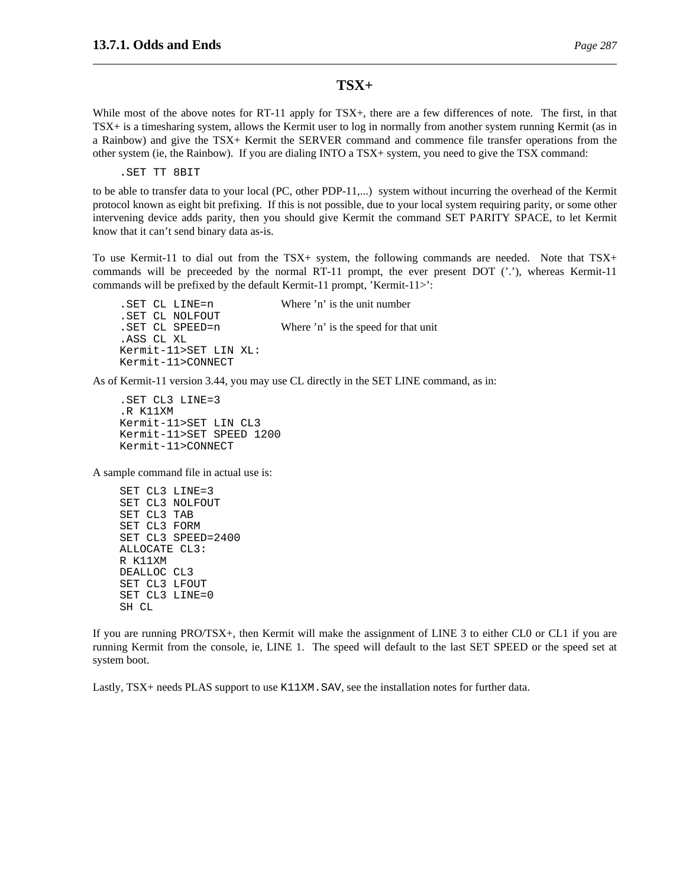## TSX+

While most of the above notes for RT-11 apply for TSX+, there are a few differences of note. The first, in that TSX+ is a timesharing system, allows the Kermit user to log in normally from another system running Kermit (as in a Rainbow) and give the TSX+ Kermit the SERVER command and commence file transfer operations from the other system (ie, the Rainbow). If you are dialing INTO a TSX+ system, you need to give the TSX command:

```
.SET TT 8BIT
```

to be able to transfer data to your local (PC, other PDP-11,...) system without incurring the overhead of the Kermit protocol known as eight bit prefixing. If this is not possible, due to your local system requiring parity, or some other intervening device adds parity, then you should give Kermit the command SET PARITY SPACE, to let Kermit know that it can't send binary data as-is.

To use Kermit-11 to dial out from the TSX+ system, the following commands are needed. Note that TSX+ commands will be preceeded by the normal RT-11 prompt, the ever present DOT ('.'), whereas Kermit-11 commands will be prefixed by the default Kermit-11 prompt, 'Kermit-11>':

```
.SET CL LINE=n            Where 'n' is the unit number
.SET CL NOLFOUT
.SET CL SPEED=n           Where 'n' is the speed for that unit
.ASS CL XL
Kermit-11>SET LIN XL:
Kermit-11>CONNECT
```

As of Kermit-11 version 3.44, you may use CL directly in the SET LINE command, as in:

```
.SET CL3 LINE=3
.R K11XM
Kermit-11>SET LIN CL3
Kermit-11>SET SPEED 1200
Kermit-11>CONNECT
```

A sample command file in actual use is:

```
SET CL3 LINE=3
SET CL3 NOLFOUT
SET CL3 TAB
SET CL3 FORM
SET CL3 SPEED=2400
ALLOCATE CL3:
R K11XM
DEALLOC CL3
SET CL3 LFOUT
SET CL3 LINE=0
SH CL
```

If you are running PRO/TSX+, then Kermit will make the assignment of LINE 3 to either CL0 or CL1 if you are running Kermit from the console, ie, LINE 1. The speed will default to the last SET SPEED or the speed set at system boot.

Lastly, TSX+ needs PLAS support to use `K11XM.SAV`, see the installation notes for further data.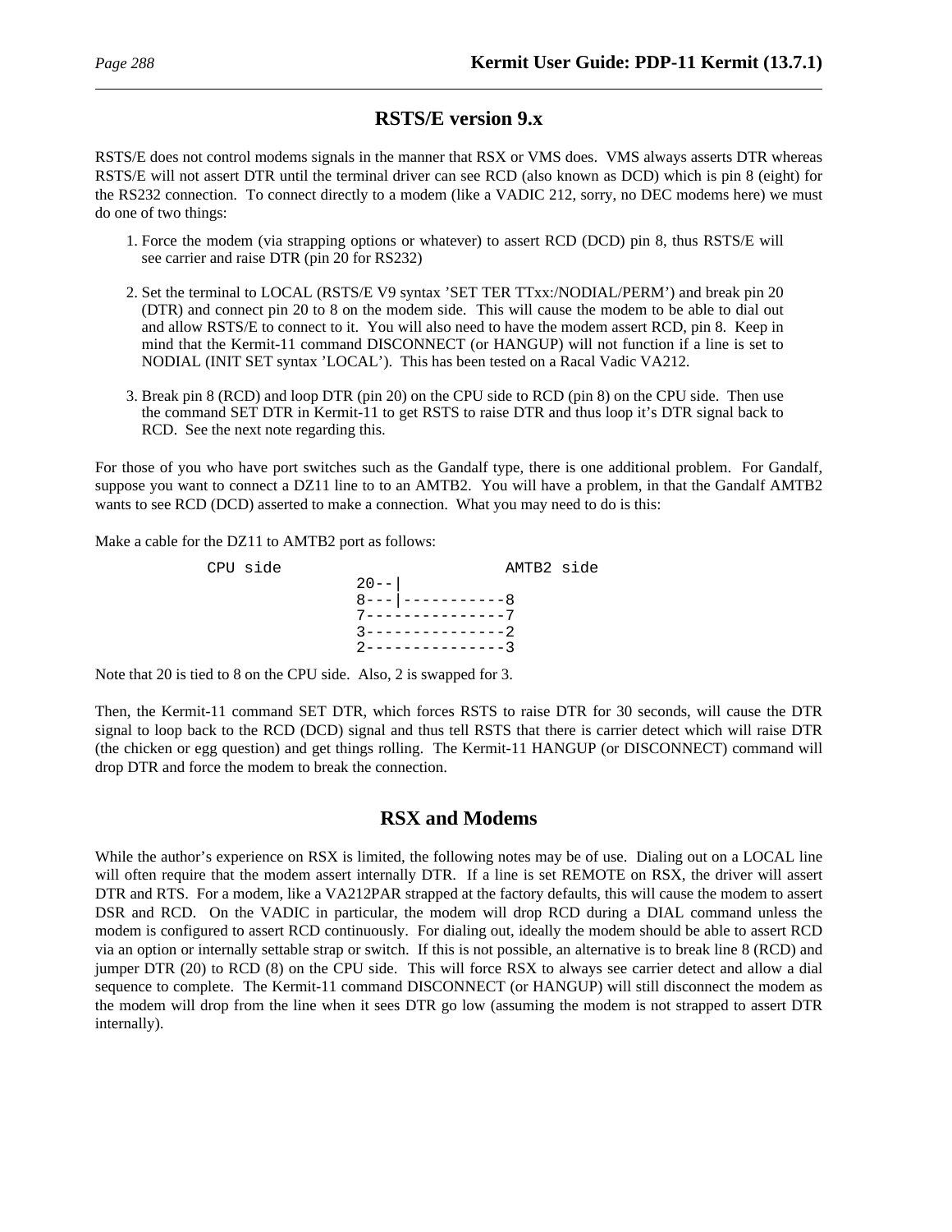## RSTS/E version 9.x

RSTS/E does not control modems signals in the manner that RSX or VMS does. VMS always asserts DTR whereas RSTS/E will not assert DTR until the terminal driver can see RCD (also known as DCD) which is pin 8 (eight) for the RS232 connection. To connect directly to a modem (like a VADIC 212, sorry, no DEC modems here) we must do one of two things:

1. Force the modem (via strapping options or whatever) to assert RCD (DCD) pin 8, thus RSTS/E will see carrier and raise DTR (pin 20 for RS232)

2. Set the terminal to LOCAL (RSTS/E V9 syntax 'SET TER TTxx:/NODIAL/PERM') and break pin 20 (DTR) and connect pin 20 to 8 on the modem side. This will cause the modem to be able to dial out and allow RSTS/E to connect to it. You will also need to have the modem assert RCD, pin 8. Keep in mind that the Kermit-11 command DISCONNECT (or HANGUP) will not function if a line is set to NODIAL (INIT SET syntax 'LOCAL'). This has been tested on a Racal Vadic VA212.

3. Break pin 8 (RCD) and loop DTR (pin 20) on the CPU side to RCD (pin 8) on the CPU side. Then use the command SET DTR in Kermit-11 to get RSTS to raise DTR and thus loop it's DTR signal back to RCD. See the next note regarding this.

For those of you who have port switches such as the Gandalf type, there is one additional problem. For Gandalf, suppose you want to connect a DZ11 line to to an AMTB2. You will have a problem, in that the Gandalf AMTB2 wants to see RCD (DCD) asserted to make a connection. What you may need to do is this:

Make a cable for the DZ11 to AMTB2 port as follows:

```
CPU side                     AMTB2 side
                   20--|
                   8---|-----------8
                   7---------------7
                   3---------------2
                   2---------------3
```

Note that 20 is tied to 8 on the CPU side. Also, 2 is swapped for 3.

Then, the Kermit-11 command SET DTR, which forces RSTS to raise DTR for 30 seconds, will cause the DTR signal to loop back to the RCD (DCD) signal and thus tell RSTS that there is carrier detect which will raise DTR (the chicken or egg question) and get things rolling. The Kermit-11 HANGUP (or DISCONNECT) command will drop DTR and force the modem to break the connection.

## RSX and Modems

While the author's experience on RSX is limited, the following notes may be of use. Dialing out on a LOCAL line will often require that the modem assert internally DTR. If a line is set REMOTE on RSX, the driver will assert DTR and RTS. For a modem, like a VA212PAR strapped at the factory defaults, this will cause the modem to assert DSR and RCD. On the VADIC in particular, the modem will drop RCD during a DIAL command unless the modem is configured to assert RCD continuously. For dialing out, ideally the modem should be able to assert RCD via an option or internally settable strap or switch. If this is not possible, an alternative is to break line 8 (RCD) and jumper DTR (20) to RCD (8) on the CPU side. This will force RSX to always see carrier detect and allow a dial sequence to complete. The Kermit-11 command DISCONNECT (or HANGUP) will still disconnect the modem as the modem will drop from the line when it sees DTR go low (assuming the modem is not strapped to assert DTR internally).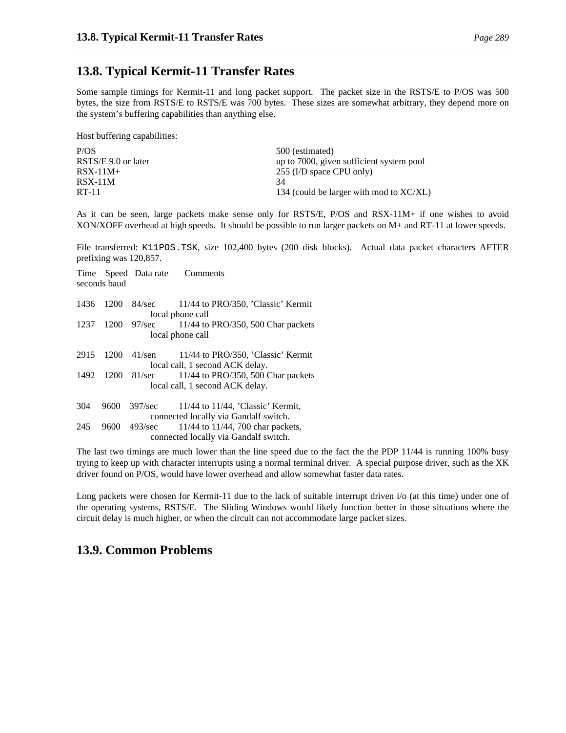## 13.8. Typical Kermit-11 Transfer Rates

Some sample timings for Kermit-11 and long packet support. The packet size in the RSTS/E to P/OS was 500 bytes, the size from RSTS/E to RSTS/E was 700 bytes. These sizes are somewhat arbitrary, they depend more on the system's buffering capabilities than anything else.

Host buffering capabilities:

| | |
|---|---|
| P/OS | 500 (estimated) |
| RSTS/E 9.0 or later | up to 7000, given sufficient system pool |
| RSX-11M+ | 255 (I/D space CPU only) |
| RSX-11M | 34 |
| RT-11 | 134 (could be larger with mod to XC/XL) |

As it can be seen, large packets make sense only for RSTS/E, P/OS and RSX-11M+ if one wishes to avoid XON/XOFF overhead at high speeds. It should be possible to run larger packets on M+ and RT-11 at lower speeds.

File transferred: `K11POS.TSK`, size 102,400 bytes (200 disk blocks). Actual data packet characters AFTER prefixing was 120,857.

| Time seconds | Speed baud | Data rate | Comments |
|---|---|---|---|
| 1436 | 1200 | 84/sec | 11/44 to PRO/350, 'Classic' Kermit local phone call |
| 1237 | 1200 | 97/sec | 11/44 to PRO/350, 500 Char packets local phone call |
| 2915 | 1200 | 41/sen | 11/44 to PRO/350, 'Classic' Kermit local call, 1 second ACK delay. |
| 1492 | 1200 | 81/sec | 11/44 to PRO/350, 500 Char packets local call, 1 second ACK delay. |
| 304 | 9600 | 397/sec | 11/44 to 11/44, 'Classic' Kermit, connected locally via Gandalf switch. |
| 245 | 9600 | 493/sec | 11/44 to 11/44, 700 char packets, connected locally via Gandalf switch. |

The last two timings are much lower than the line speed due to the fact the the PDP 11/44 is running 100% busy trying to keep up with character interrupts using a normal terminal driver. A special purpose driver, such as the XK driver found on P/OS, would have lower overhead and allow somewhat faster data rates.

Long packets were chosen for Kermit-11 due to the lack of suitable interrupt driven i/o (at this time) under one of the operating systems, RSTS/E. The Sliding Windows would likely function better in those situations where the circuit delay is much higher, or when the circuit can not accommodate large packet sizes.

## 13.9. Common Problems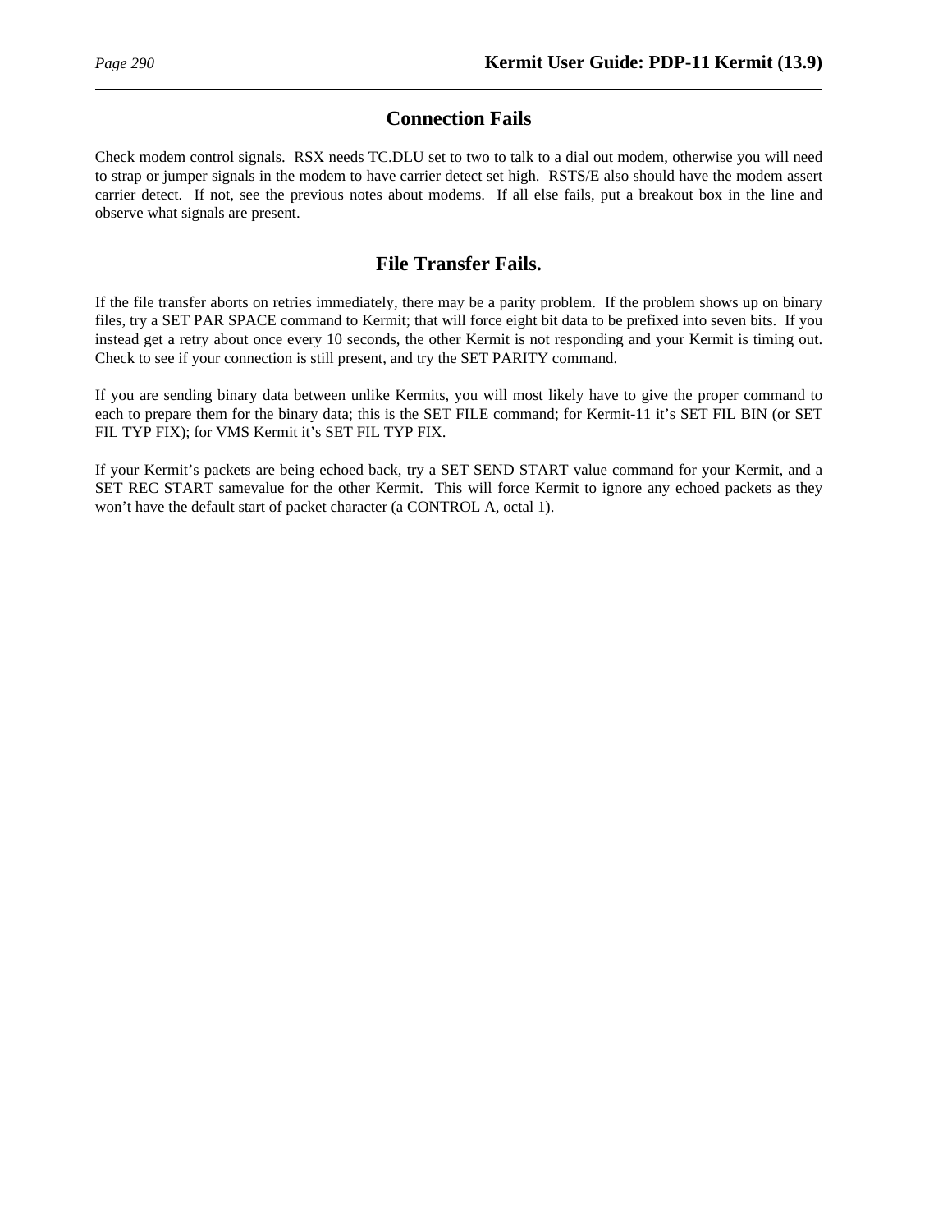## Connection Fails

Check modem control signals. RSX needs TC.DLU set to two to talk to a dial out modem, otherwise you will need to strap or jumper signals in the modem to have carrier detect set high. RSTS/E also should have the modem assert carrier detect. If not, see the previous notes about modems. If all else fails, put a breakout box in the line and observe what signals are present.

## File Transfer Fails.

If the file transfer aborts on retries immediately, there may be a parity problem. If the problem shows up on binary files, try a SET PAR SPACE command to Kermit; that will force eight bit data to be prefixed into seven bits. If you instead get a retry about once every 10 seconds, the other Kermit is not responding and your Kermit is timing out. Check to see if your connection is still present, and try the SET PARITY command.

If you are sending binary data between unlike Kermits, you will most likely have to give the proper command to each to prepare them for the binary data; this is the SET FILE command; for Kermit-11 it's SET FIL BIN (or SET FIL TYP FIX); for VMS Kermit it's SET FIL TYP FIX.

If your Kermit's packets are being echoed back, try a SET SEND START value command for your Kermit, and a SET REC START samevalue for the other Kermit. This will force Kermit to ignore any echoed packets as they won't have the default start of packet character (a CONTROL A, octal 1).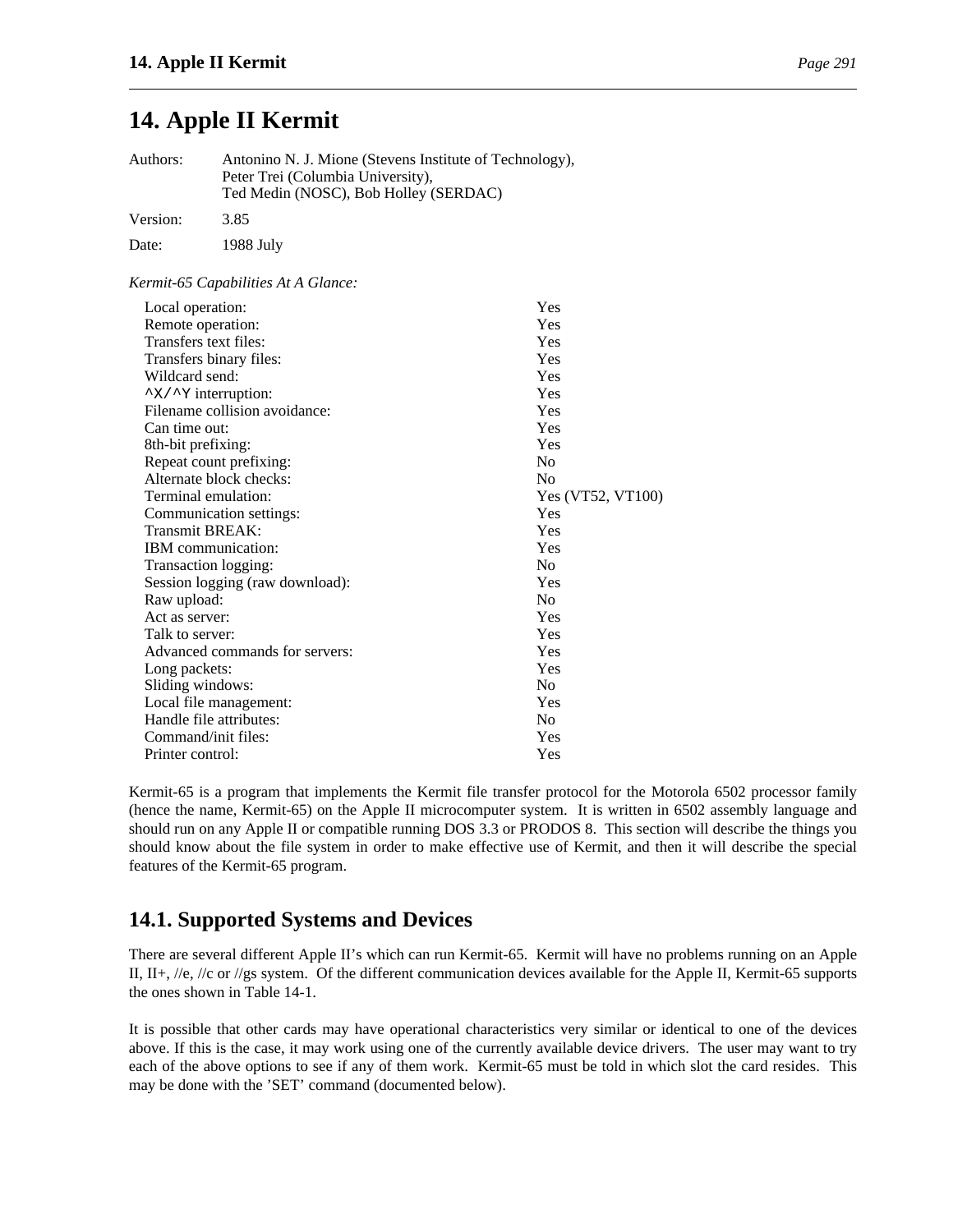# 14. Apple II Kermit

Authors: Antonino N. J. Mione (Stevens Institute of Technology),
Peter Trei (Columbia University),
Ted Medin (NOSC), Bob Holley (SERDAC)

Version: 3.85

Date: 1988 July

*Kermit-65 Capabilities At A Glance:*

| | |
|---|---|
| Local operation: | Yes |
| Remote operation: | Yes |
| Transfers text files: | Yes |
| Transfers binary files: | Yes |
| Wildcard send: | Yes |
| ^X/^Y interruption: | Yes |
| Filename collision avoidance: | Yes |
| Can time out: | Yes |
| 8th-bit prefixing: | Yes |
| Repeat count prefixing: | No |
| Alternate block checks: | No |
| Terminal emulation: | Yes (VT52, VT100) |
| Communication settings: | Yes |
| Transmit BREAK: | Yes |
| IBM communication: | Yes |
| Transaction logging: | No |
| Session logging (raw download): | Yes |
| Raw upload: | No |
| Act as server: | Yes |
| Talk to server: | Yes |
| Advanced commands for servers: | Yes |
| Long packets: | Yes |
| Sliding windows: | No |
| Local file management: | Yes |
| Handle file attributes: | No |
| Command/init files: | Yes |
| Printer control: | Yes |

Kermit-65 is a program that implements the Kermit file transfer protocol for the Motorola 6502 processor family (hence the name, Kermit-65) on the Apple II microcomputer system. It is written in 6502 assembly language and should run on any Apple II or compatible running DOS 3.3 or PRODOS 8. This section will describe the things you should know about the file system in order to make effective use of Kermit, and then it will describe the special features of the Kermit-65 program.

## 14.1. Supported Systems and Devices

There are several different Apple II's which can run Kermit-65. Kermit will have no problems running on an Apple II, II+, //e, //c or //gs system. Of the different communication devices available for the Apple II, Kermit-65 supports the ones shown in Table 14-1.

It is possible that other cards may have operational characteristics very similar or identical to one of the devices above. If this is the case, it may work using one of the currently available device drivers. The user may want to try each of the above options to see if any of them work. Kermit-65 must be told in which slot the card resides. This may be done with the 'SET' command (documented below).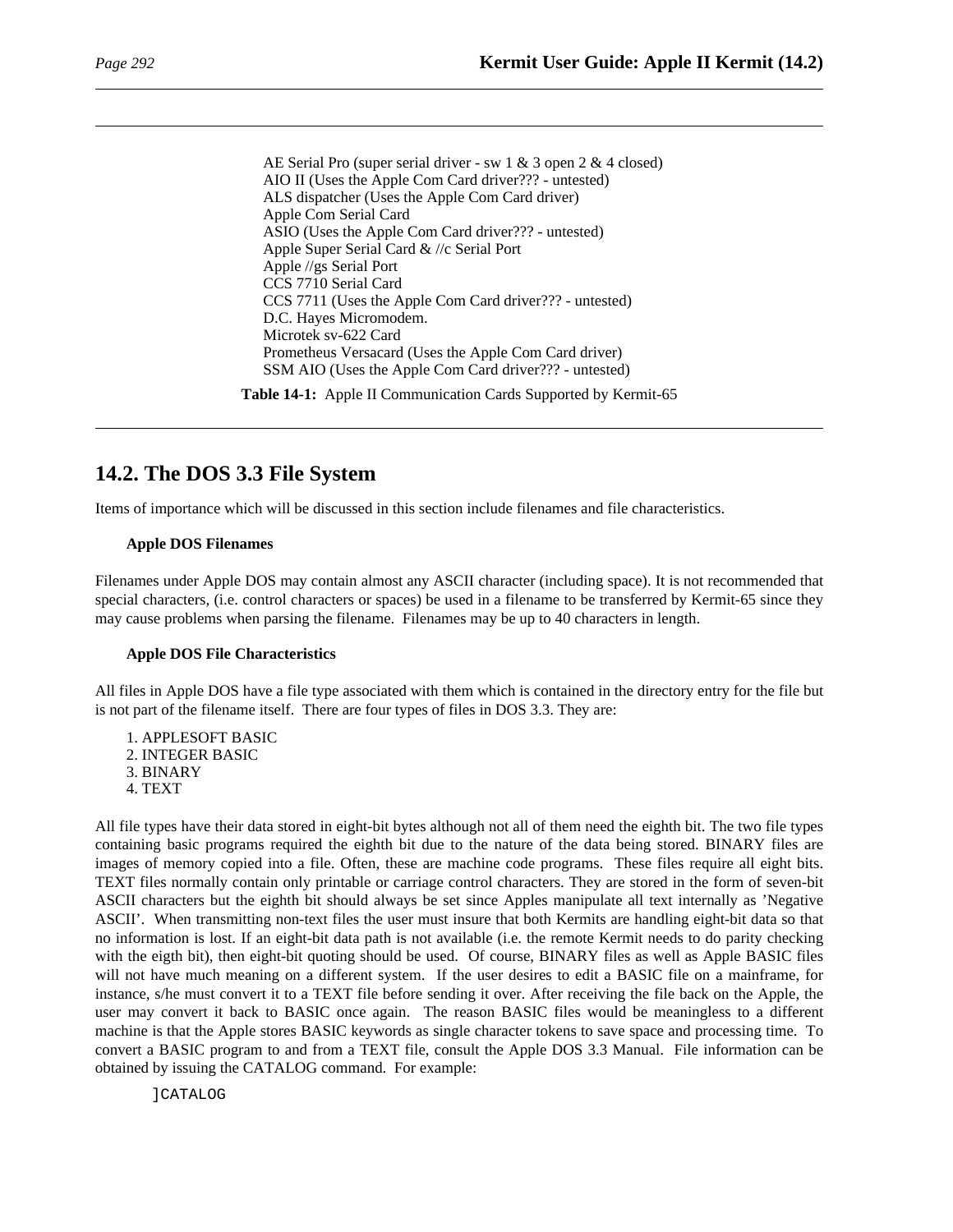AE Serial Pro (super serial driver - sw 1 & 3 open 2 & 4 closed)
AIO II (Uses the Apple Com Card driver??? - untested)
ALS dispatcher (Uses the Apple Com Card driver)
Apple Com Serial Card
ASIO (Uses the Apple Com Card driver??? - untested)
Apple Super Serial Card & //c Serial Port
Apple //gs Serial Port
CCS 7710 Serial Card
CCS 7711 (Uses the Apple Com Card driver??? - untested)
D.C. Hayes Micromodem.
Microtek sv-622 Card
Prometheus Versacard (Uses the Apple Com Card driver)
SSM AIO (Uses the Apple Com Card driver??? - untested)

**Table 14-1:** Apple II Communication Cards Supported by Kermit-65

## 14.2. The DOS 3.3 File System

Items of importance which will be discussed in this section include filenames and file characteristics.

**Apple DOS Filenames**

Filenames under Apple DOS may contain almost any ASCII character (including space). It is not recommended that special characters, (i.e. control characters or spaces) be used in a filename to be transferred by Kermit-65 since they may cause problems when parsing the filename. Filenames may be up to 40 characters in length.

**Apple DOS File Characteristics**

All files in Apple DOS have a file type associated with them which is contained in the directory entry for the file but is not part of the filename itself. There are four types of files in DOS 3.3. They are:

1. APPLESOFT BASIC
2. INTEGER BASIC
3. BINARY
4. TEXT

All file types have their data stored in eight-bit bytes although not all of them need the eighth bit. The two file types containing basic programs required the eighth bit due to the nature of the data being stored. BINARY files are images of memory copied into a file. Often, these are machine code programs. These files require all eight bits. TEXT files normally contain only printable or carriage control characters. They are stored in the form of seven-bit ASCII characters but the eighth bit should always be set since Apples manipulate all text internally as 'Negative ASCII'. When transmitting non-text files the user must insure that both Kermits are handling eight-bit data so that no information is lost. If an eight-bit data path is not available (i.e. the remote Kermit needs to do parity checking with the eigth bit), then eight-bit quoting should be used. Of course, BINARY files as well as Apple BASIC files will not have much meaning on a different system. If the user desires to edit a BASIC file on a mainframe, for instance, s/he must convert it to a TEXT file before sending it over. After receiving the file back on the Apple, the user may convert it back to BASIC once again. The reason BASIC files would be meaningless to a different machine is that the Apple stores BASIC keywords as single character tokens to save space and processing time. To convert a BASIC program to and from a TEXT file, consult the Apple DOS 3.3 Manual. File information can be obtained by issuing the CATALOG command. For example:

```
]CATALOG
```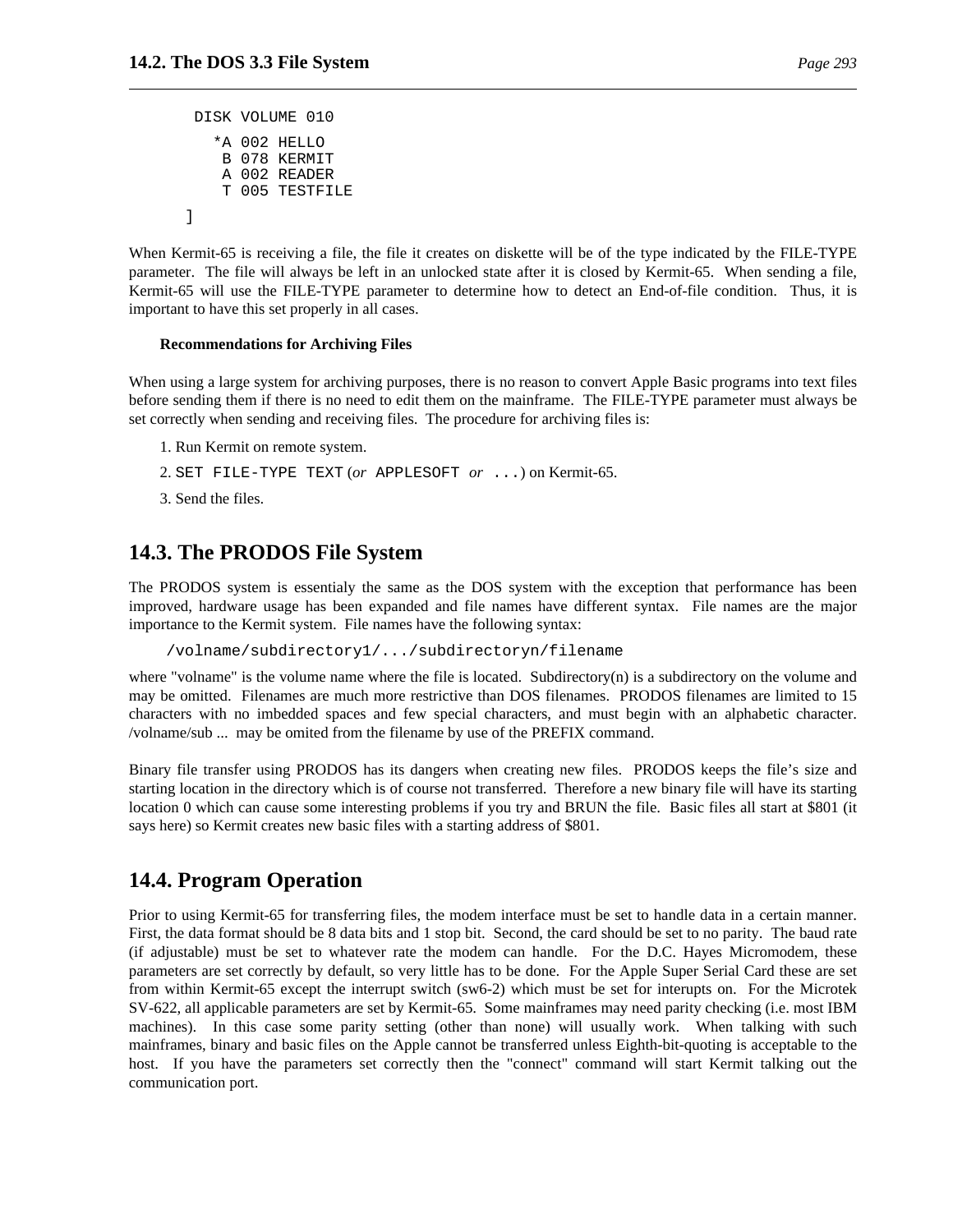```
 DISK VOLUME 010

   *A 002 HELLO
    B 078 KERMIT
    A 002 READER
    T 005 TESTFILE

]
```

When Kermit-65 is receiving a file, the file it creates on diskette will be of the type indicated by the FILE-TYPE parameter. The file will always be left in an unlocked state after it is closed by Kermit-65. When sending a file, Kermit-65 will use the FILE-TYPE parameter to determine how to detect an End-of-file condition. Thus, it is important to have this set properly in all cases.

### Recommendations for Archiving Files

When using a large system for archiving purposes, there is no reason to convert Apple Basic programs into text files before sending them if there is no need to edit them on the mainframe. The FILE-TYPE parameter must always be set correctly when sending and receiving files. The procedure for archiving files is:

1. Run Kermit on remote system.
2. `SET FILE-TYPE TEXT` (*or* `APPLESOFT` *or* `...`) on Kermit-65.
3. Send the files.

## 14.3. The PRODOS File System

The PRODOS system is essentialy the same as the DOS system with the exception that performance has been improved, hardware usage has been expanded and file names have different syntax. File names are the major importance to the Kermit system. File names have the following syntax:

```
/volname/subdirectory1/.../subdirectoryn/filename
```

where "volname" is the volume name where the file is located. Subdirectory(n) is a subdirectory on the volume and may be omitted. Filenames are much more restrictive than DOS filenames. PRODOS filenames are limited to 15 characters with no imbedded spaces and few special characters, and must begin with an alphabetic character. /volname/sub ... may be omited from the filename by use of the PREFIX command.

Binary file transfer using PRODOS has its dangers when creating new files. PRODOS keeps the file's size and starting location in the directory which is of course not transferred. Therefore a new binary file will have its starting location 0 which can cause some interesting problems if you try and BRUN the file. Basic files all start at $801 (it says here) so Kermit creates new basic files with a starting address of $801.

## 14.4. Program Operation

Prior to using Kermit-65 for transferring files, the modem interface must be set to handle data in a certain manner. First, the data format should be 8 data bits and 1 stop bit. Second, the card should be set to no parity. The baud rate (if adjustable) must be set to whatever rate the modem can handle. For the D.C. Hayes Micromodem, these parameters are set correctly by default, so very little has to be done. For the Apple Super Serial Card these are set from within Kermit-65 except the interrupt switch (sw6-2) which must be set for interupts on. For the Microtek SV-622, all applicable parameters are set by Kermit-65. Some mainframes may need parity checking (i.e. most IBM machines). In this case some parity setting (other than none) will usually work. When talking with such mainframes, binary and basic files on the Apple cannot be transferred unless Eighth-bit-quoting is acceptable to the host. If you have the parameters set correctly then the "connect" command will start Kermit talking out the communication port.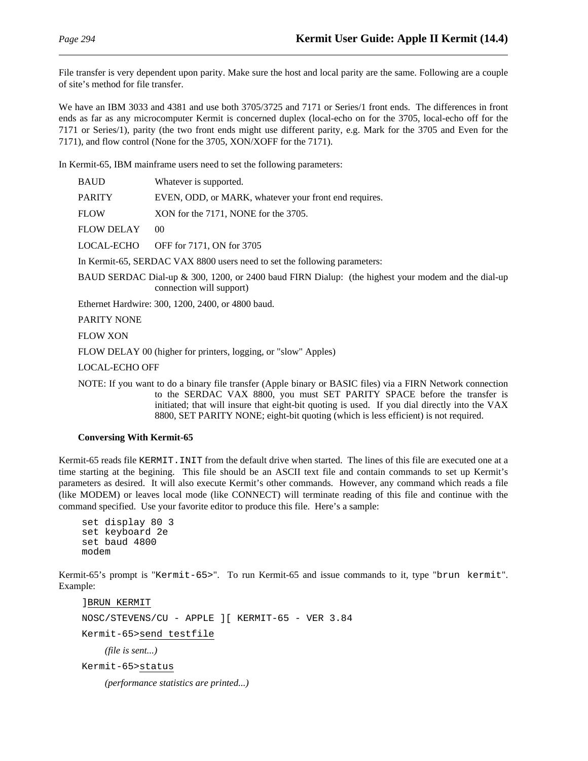File transfer is very dependent upon parity. Make sure the host and local parity are the same. Following are a couple of site's method for file transfer.

We have an IBM 3033 and 4381 and use both 3705/3725 and 7171 or Series/1 front ends. The differences in front ends as far as any microcomputer Kermit is concerned duplex (local-echo on for the 3705, local-echo off for the 7171 or Series/1), parity (the two front ends might use different parity, e.g. Mark for the 3705 and Even for the 7171), and flow control (None for the 3705, XON/XOFF for the 7171).

In Kermit-65, IBM mainframe users need to set the following parameters:

| | |
|---|---|
| BAUD | Whatever is supported. |
| PARITY | EVEN, ODD, or MARK, whatever your front end requires. |
| FLOW | XON for the 7171, NONE for the 3705. |
| FLOW DELAY | 00 |
| LOCAL-ECHO | OFF for 7171, ON for 3705 |

In Kermit-65, SERDAC VAX 8800 users need to set the following parameters:

BAUD SERDAC Dial-up & 300, 1200, or 2400 baud FIRN Dialup: (the highest your modem and the dial-up connection will support)

Ethernet Hardwire: 300, 1200, 2400, or 4800 baud.

PARITY NONE

FLOW XON

FLOW DELAY 00 (higher for printers, logging, or "slow" Apples)

LOCAL-ECHO OFF

NOTE: If you want to do a binary file transfer (Apple binary or BASIC files) via a FIRN Network connection to the SERDAC VAX 8800, you must SET PARITY SPACE before the transfer is initiated; that will insure that eight-bit quoting is used. If you dial directly into the VAX 8800, SET PARITY NONE; eight-bit quoting (which is less efficient) is not required.

**Conversing With Kermit-65**

Kermit-65 reads file `KERMIT.INIT` from the default drive when started. The lines of this file are executed one at a time starting at the begining. This file should be an ASCII text file and contain commands to set up Kermit's parameters as desired. It will also execute Kermit's other commands. However, any command which reads a file (like MODEM) or leaves local mode (like CONNECT) will terminate reading of this file and continue with the command specified. Use your favorite editor to produce this file. Here's a sample:

```
set display 80 3
set keyboard 2e
set baud 4800
modem
```

Kermit-65's prompt is "`Kermit-65>`". To run Kermit-65 and issue commands to it, type "`brun kermit`". Example:

```
]BRUN KERMIT
NOSC/STEVENS/CU - APPLE ][ KERMIT-65 - VER 3.84
Kermit-65>send testfile
```

*(file is sent...)*

```
Kermit-65>status
```

*(performance statistics are printed...)*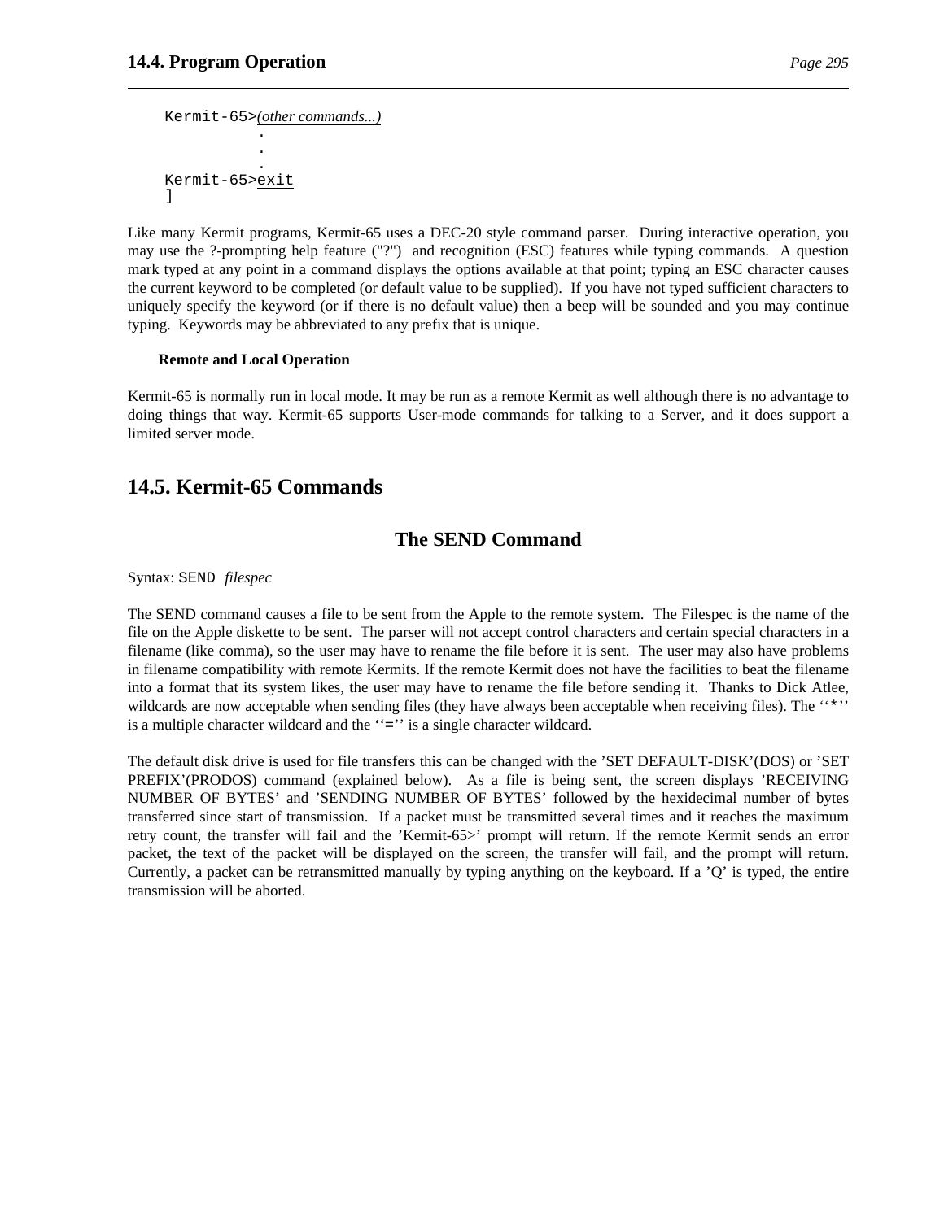```
Kermit-65>(other commands...)
          .
          .
          .
Kermit-65>exit
]
```

Like many Kermit programs, Kermit-65 uses a DEC-20 style command parser. During interactive operation, you may use the ?-prompting help feature ("?") and recognition (ESC) features while typing commands. A question mark typed at any point in a command displays the options available at that point; typing an ESC character causes the current keyword to be completed (or default value to be supplied). If you have not typed sufficient characters to uniquely specify the keyword (or if there is no default value) then a beep will be sounded and you may continue typing. Keywords may be abbreviated to any prefix that is unique.

**Remote and Local Operation**

Kermit-65 is normally run in local mode. It may be run as a remote Kermit as well although there is no advantage to doing things that way. Kermit-65 supports User-mode commands for talking to a Server, and it does support a limited server mode.

## 14.5. Kermit-65 Commands

### The SEND Command

Syntax: `SEND` *filespec*

The SEND command causes a file to be sent from the Apple to the remote system. The Filespec is the name of the file on the Apple diskette to be sent. The parser will not accept control characters and certain special characters in a filename (like comma), so the user may have to rename the file before it is sent. The user may also have problems in filename compatibility with remote Kermits. If the remote Kermit does not have the facilities to beat the filename into a format that its system likes, the user may have to rename the file before sending it. Thanks to Dick Atlee, wildcards are now acceptable when sending files (they have always been acceptable when receiving files). The ‘‘*’’ is a multiple character wildcard and the ‘‘=’’ is a single character wildcard.

The default disk drive is used for file transfers this can be changed with the 'SET DEFAULT-DISK'(DOS) or 'SET PREFIX'(PRODOS) command (explained below). As a file is being sent, the screen displays 'RECEIVING NUMBER OF BYTES' and 'SENDING NUMBER OF BYTES' followed by the hexidecimal number of bytes transferred since start of transmission. If a packet must be transmitted several times and it reaches the maximum retry count, the transfer will fail and the 'Kermit-65>' prompt will return. If the remote Kermit sends an error packet, the text of the packet will be displayed on the screen, the transfer will fail, and the prompt will return. Currently, a packet can be retransmitted manually by typing anything on the keyboard. If a 'Q' is typed, the entire transmission will be aborted.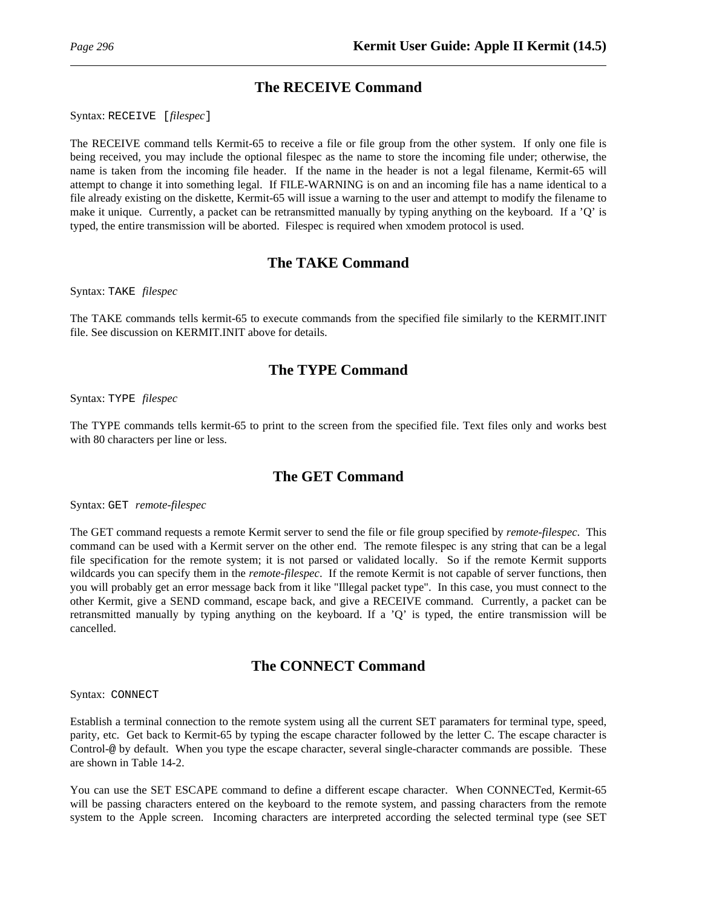## The RECEIVE Command

Syntax: `RECEIVE [`*filespec*`]`

The RECEIVE command tells Kermit-65 to receive a file or file group from the other system. If only one file is being received, you may include the optional filespec as the name to store the incoming file under; otherwise, the name is taken from the incoming file header. If the name in the header is not a legal filename, Kermit-65 will attempt to change it into something legal. If FILE-WARNING is on and an incoming file has a name identical to a file already existing on the diskette, Kermit-65 will issue a warning to the user and attempt to modify the filename to make it unique. Currently, a packet can be retransmitted manually by typing anything on the keyboard. If a 'Q' is typed, the entire transmission will be aborted. Filespec is required when xmodem protocol is used.

## The TAKE Command

Syntax: `TAKE` *filespec*

The TAKE commands tells kermit-65 to execute commands from the specified file similarly to the KERMIT.INIT file. See discussion on KERMIT.INIT above for details.

## The TYPE Command

Syntax: `TYPE` *filespec*

The TYPE commands tells kermit-65 to print to the screen from the specified file. Text files only and works best with 80 characters per line or less.

## The GET Command

Syntax: `GET` *remote-filespec*

The GET command requests a remote Kermit server to send the file or file group specified by *remote-filespec*. This command can be used with a Kermit server on the other end. The remote filespec is any string that can be a legal file specification for the remote system; it is not parsed or validated locally. So if the remote Kermit supports wildcards you can specify them in the *remote-filespec*. If the remote Kermit is not capable of server functions, then you will probably get an error message back from it like "Illegal packet type". In this case, you must connect to the other Kermit, give a SEND command, escape back, and give a RECEIVE command. Currently, a packet can be retransmitted manually by typing anything on the keyboard. If a 'Q' is typed, the entire transmission will be cancelled.

## The CONNECT Command

Syntax: `CONNECT`

Establish a terminal connection to the remote system using all the current SET paramaters for terminal type, speed, parity, etc. Get back to Kermit-65 by typing the escape character followed by the letter C. The escape character is Control-@ by default. When you type the escape character, several single-character commands are possible. These are shown in Table 14-2.

You can use the SET ESCAPE command to define a different escape character. When CONNECTed, Kermit-65 will be passing characters entered on the keyboard to the remote system, and passing characters from the remote system to the Apple screen. Incoming characters are interpreted according the selected terminal type (see SET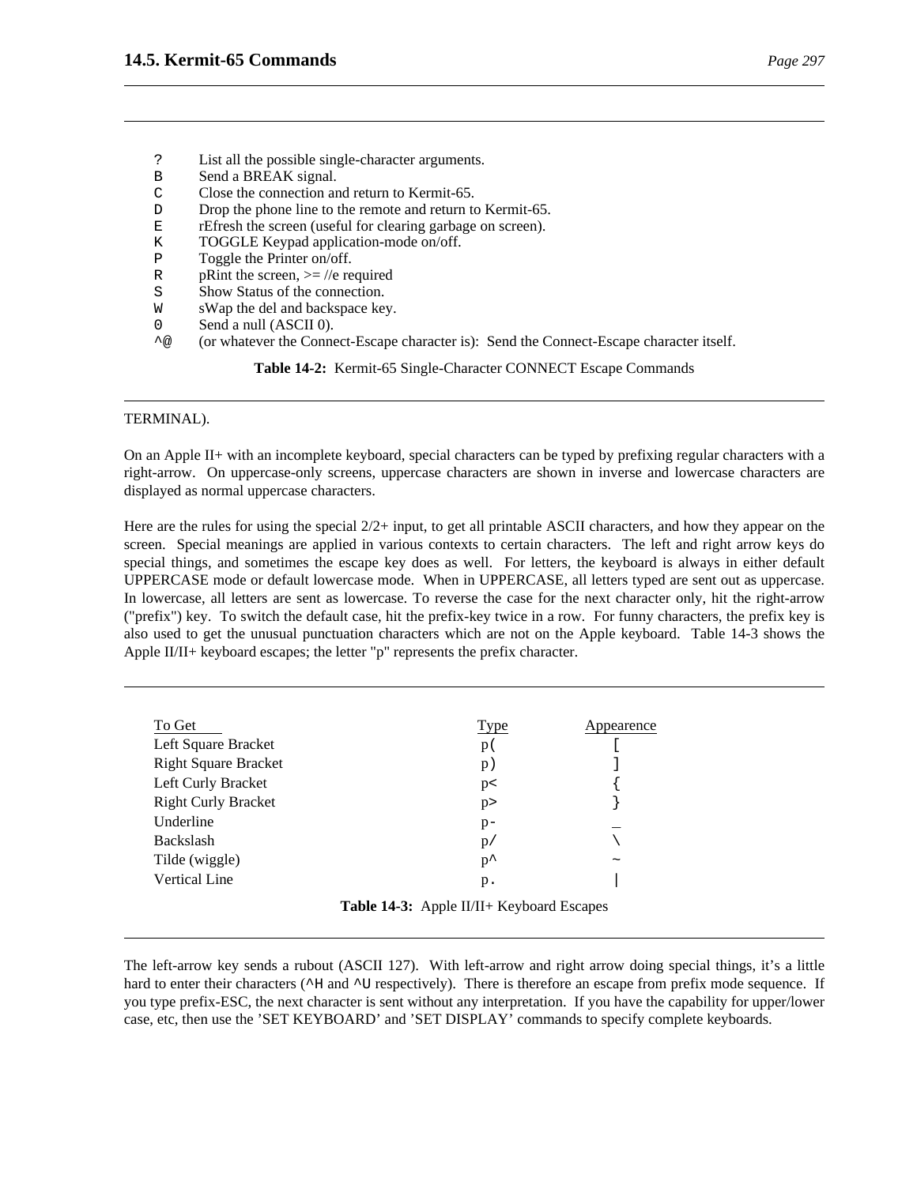| | |
|---|---|
| ? | List all the possible single-character arguments. |
| B | Send a BREAK signal. |
| C | Close the connection and return to Kermit-65. |
| D | Drop the phone line to the remote and return to Kermit-65. |
| E | rEfresh the screen (useful for clearing garbage on screen). |
| K | TOGGLE Keypad application-mode on/off. |
| P | Toggle the Printer on/off. |
| R | pRint the screen, >= //e required |
| S | Show Status of the connection. |
| W | sWap the del and backspace key. |
| 0 | Send a null (ASCII 0). |
| ^@ | (or whatever the Connect-Escape character is): Send the Connect-Escape character itself. |

**Table 14-2:** Kermit-65 Single-Character CONNECT Escape Commands

TERMINAL).

On an Apple II+ with an incomplete keyboard, special characters can be typed by prefixing regular characters with a right-arrow. On uppercase-only screens, uppercase characters are shown in inverse and lowercase characters are displayed as normal uppercase characters.

Here are the rules for using the special 2/2+ input, to get all printable ASCII characters, and how they appear on the screen. Special meanings are applied in various contexts to certain characters. The left and right arrow keys do special things, and sometimes the escape key does as well. For letters, the keyboard is always in either default UPPERCASE mode or default lowercase mode. When in UPPERCASE, all letters typed are sent out as uppercase. In lowercase, all letters are sent as lowercase. To reverse the case for the next character only, hit the right-arrow ("prefix") key. To switch the default case, hit the prefix-key twice in a row. For funny characters, the prefix key is also used to get the unusual punctuation characters which are not on the Apple keyboard. Table 14-3 shows the Apple II/II+ keyboard escapes; the letter "p" represents the prefix character.

| To Get | Type | Appearence |
|---|---|---|
| Left Square Bracket | p( | [ |
| Right Square Bracket | p) | ] |
| Left Curly Bracket | p< | { |
| Right Curly Bracket | p> | } |
| Underline | p- | _ |
| Backslash | p/ | \ |
| Tilde (wiggle) | p^ | ~ |
| Vertical Line | p. | \| |

**Table 14-3:** Apple II/II+ Keyboard Escapes

The left-arrow key sends a rubout (ASCII 127). With left-arrow and right arrow doing special things, it's a little hard to enter their characters (^H and ^U respectively). There is therefore an escape from prefix mode sequence. If you type prefix-ESC, the next character is sent without any interpretation. If you have the capability for upper/lower case, etc, then use the 'SET KEYBOARD' and 'SET DISPLAY' commands to specify complete keyboards.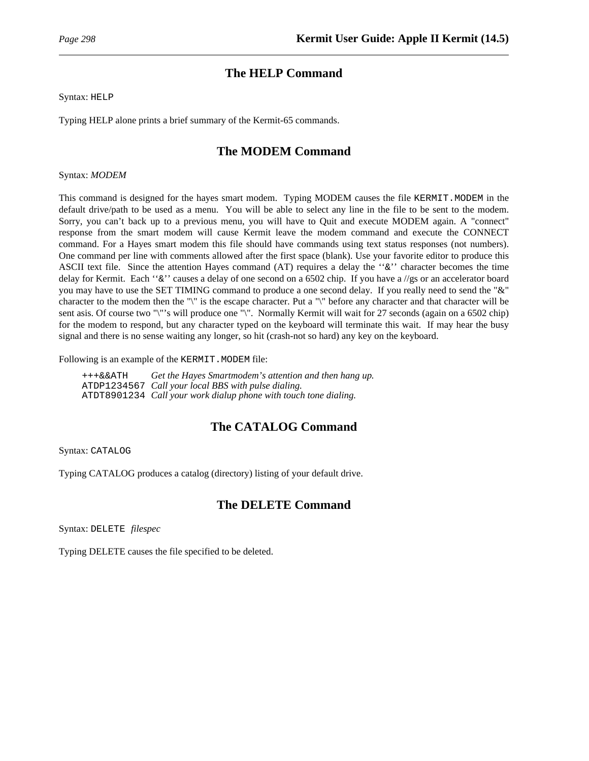## The HELP Command

Syntax: `HELP`

Typing HELP alone prints a brief summary of the Kermit-65 commands.

## The MODEM Command

Syntax: *MODEM*

This command is designed for the hayes smart modem. Typing MODEM causes the file `KERMIT.MODEM` in the default drive/path to be used as a menu. You will be able to select any line in the file to be sent to the modem. Sorry, you can't back up to a previous menu, you will have to Quit and execute MODEM again. A "connect" response from the smart modem will cause Kermit leave the modem command and execute the CONNECT command. For a Hayes smart modem this file should have commands using text status responses (not numbers). One command per line with comments allowed after the first space (blank). Use your favorite editor to produce this ASCII text file. Since the attention Hayes command (AT) requires a delay the ''`&`'' character becomes the time delay for Kermit. Each ''`&`'' causes a delay of one second on a 6502 chip. If you have a //gs or an accelerator board you may have to use the SET TIMING command to produce a one second delay. If you really need to send the "&" character to the modem then the "\" is the escape character. Put a "\" before any character and that character will be sent asis. Of course two "\"'s will produce one "\". Normally Kermit will wait for 27 seconds (again on a 6502 chip) for the modem to respond, but any character typed on the keyboard will terminate this wait. If may hear the busy signal and there is no sense waiting any longer, so hit (crash-not so hard) any key on the keyboard.

Following is an example of the `KERMIT.MODEM` file:

```
+++&&ATH      Get the Hayes Smartmodem's attention and then hang up.
ATDP1234567  Call your local BBS with pulse dialing.
ATDT8901234  Call your work dialup phone with touch tone dialing.
```

## The CATALOG Command

Syntax: `CATALOG`

Typing CATALOG produces a catalog (directory) listing of your default drive.

## The DELETE Command

Syntax: `DELETE` *filespec*

Typing DELETE causes the file specified to be deleted.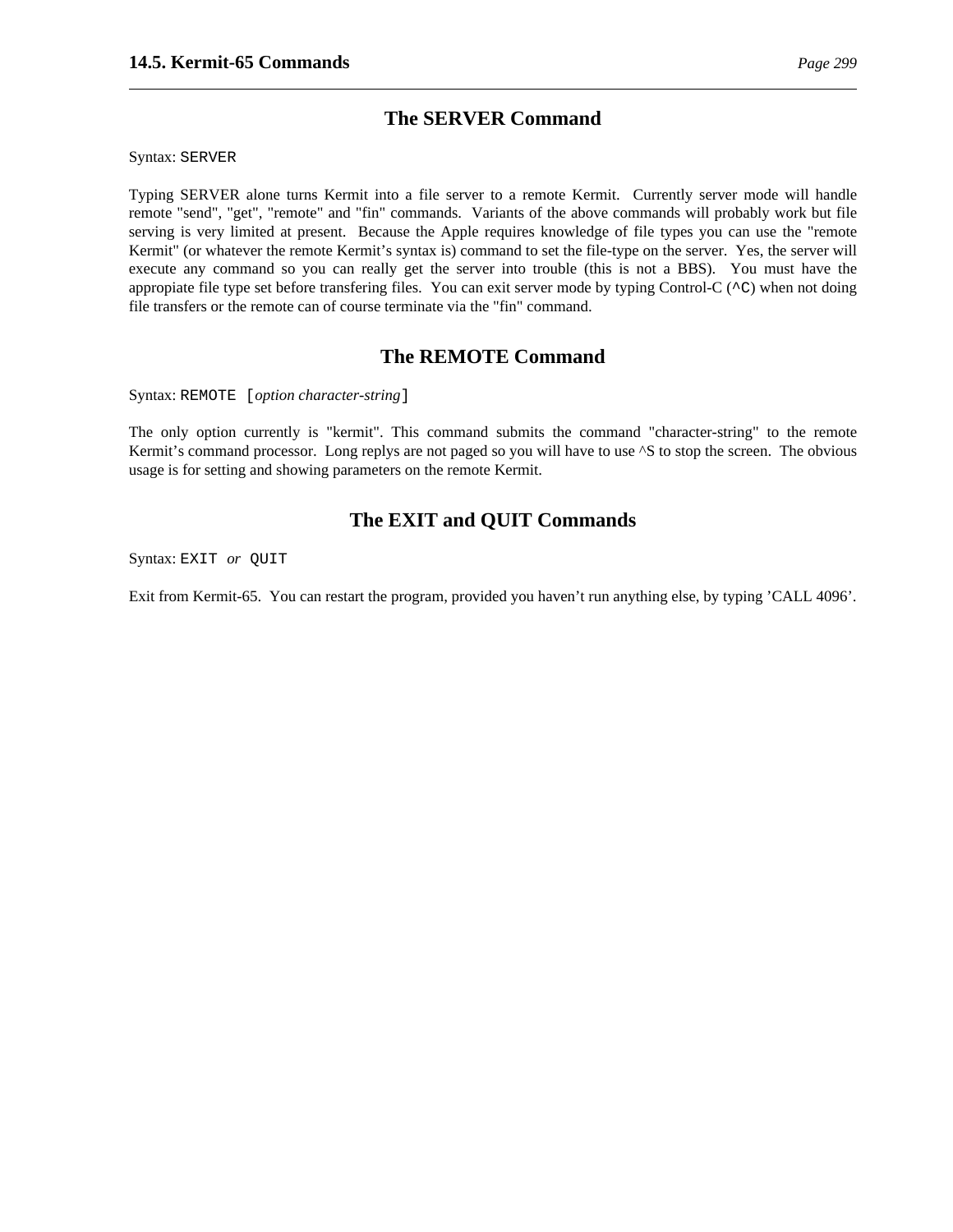## The SERVER Command

Syntax: `SERVER`

Typing SERVER alone turns Kermit into a file server to a remote Kermit. Currently server mode will handle remote "send", "get", "remote" and "fin" commands. Variants of the above commands will probably work but file serving is very limited at present. Because the Apple requires knowledge of file types you can use the "remote Kermit" (or whatever the remote Kermit's syntax is) command to set the file-type on the server. Yes, the server will execute any command so you can really get the server into trouble (this is not a BBS). You must have the appropiate file type set before transfering files. You can exit server mode by typing Control-C (`^C`) when not doing file transfers or the remote can of course terminate via the "fin" command.

## The REMOTE Command

Syntax: `REMOTE [`*option character-string*`]`

The only option currently is "kermit". This command submits the command "character-string" to the remote Kermit's command processor. Long replys are not paged so you will have to use ^S to stop the screen. The obvious usage is for setting and showing parameters on the remote Kermit.

## The EXIT and QUIT Commands

Syntax: `EXIT` *or* `QUIT`

Exit from Kermit-65. You can restart the program, provided you haven't run anything else, by typing 'CALL 4096'.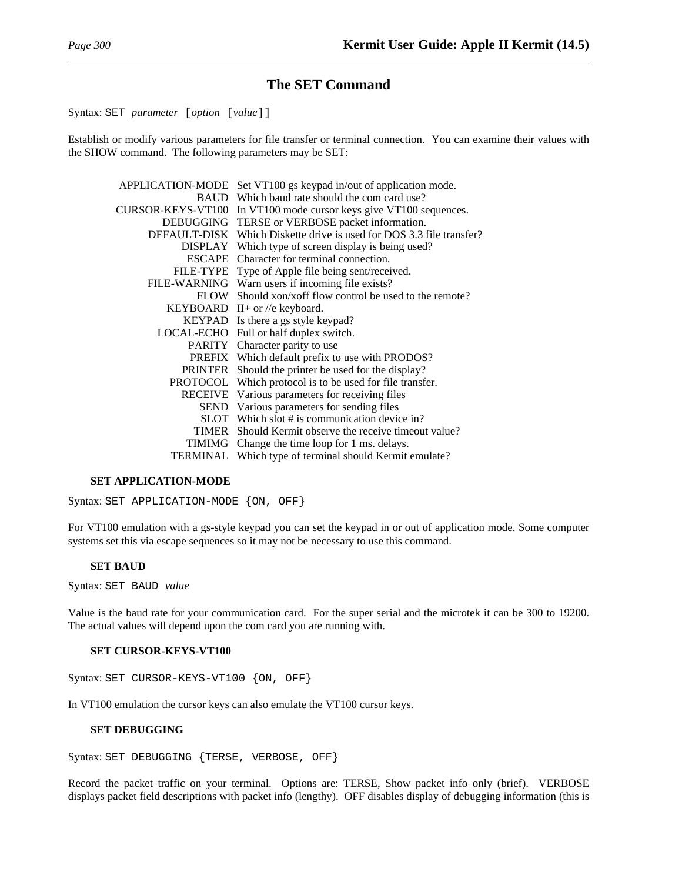## The SET Command

Syntax: `SET` *parameter* [*option* [*value*]]

Establish or modify various parameters for file transfer or terminal connection. You can examine their values with the SHOW command. The following parameters may be SET:

| | |
|---|---|
| APPLICATION-MODE | Set VT100 gs keypad in/out of application mode. |
| BAUD | Which baud rate should the com card use? |
| CURSOR-KEYS-VT100 | In VT100 mode cursor keys give VT100 sequences. |
| DEBUGGING | TERSE or VERBOSE packet information. |
| DEFAULT-DISK | Which Diskette drive is used for DOS 3.3 file transfer? |
| DISPLAY | Which type of screen display is being used? |
| ESCAPE | Character for terminal connection. |
| FILE-TYPE | Type of Apple file being sent/received. |
| FILE-WARNING | Warn users if incoming file exists? |
| FLOW | Should xon/xoff flow control be used to the remote? |
| KEYBOARD | II+ or //e keyboard. |
| KEYPAD | Is there a gs style keypad? |
| LOCAL-ECHO | Full or half duplex switch. |
| PARITY | Character parity to use |
| PREFIX | Which default prefix to use with PRODOS? |
| PRINTER | Should the printer be used for the display? |
| PROTOCOL | Which protocol is to be used for file transfer. |
| RECEIVE | Various parameters for receiving files |
| SEND | Various parameters for sending files |
| SLOT | Which slot # is communication device in? |
| TIMER | Should Kermit observe the receive timeout value? |
| TIMIMG | Change the time loop for 1 ms. delays. |
| TERMINAL | Which type of terminal should Kermit emulate? |

### SET APPLICATION-MODE

Syntax: `SET APPLICATION-MODE {ON, OFF}`

For VT100 emulation with a gs-style keypad you can set the keypad in or out of application mode. Some computer systems set this via escape sequences so it may not be necessary to use this command.

### SET BAUD

Syntax: `SET BAUD` *value*

Value is the baud rate for your communication card. For the super serial and the microtek it can be 300 to 19200. The actual values will depend upon the com card you are running with.

### SET CURSOR-KEYS-VT100

Syntax: `SET CURSOR-KEYS-VT100 {ON, OFF}`

In VT100 emulation the cursor keys can also emulate the VT100 cursor keys.

### SET DEBUGGING

Syntax: `SET DEBUGGING {TERSE, VERBOSE, OFF}`

Record the packet traffic on your terminal. Options are: TERSE, Show packet info only (brief). VERBOSE displays packet field descriptions with packet info (lengthy). OFF disables display of debugging information (this is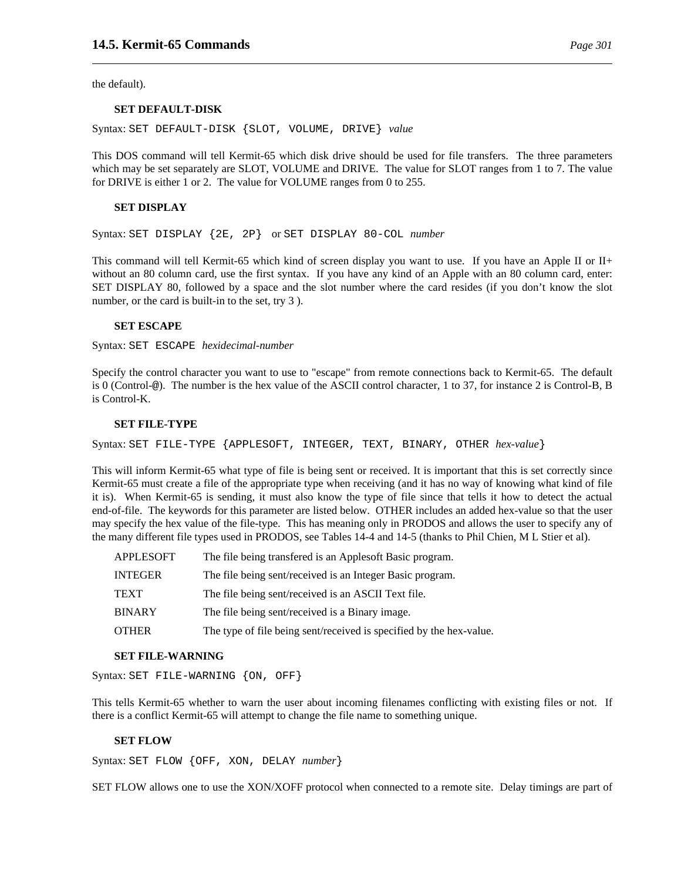the default).

### SET DEFAULT-DISK

Syntax: `SET DEFAULT-DISK {SLOT, VOLUME, DRIVE}` *value*

This DOS command will tell Kermit-65 which disk drive should be used for file transfers. The three parameters which may be set separately are SLOT, VOLUME and DRIVE. The value for SLOT ranges from 1 to 7. The value for DRIVE is either 1 or 2. The value for VOLUME ranges from 0 to 255.

### SET DISPLAY

Syntax: `SET DISPLAY {2E, 2P}` or `SET DISPLAY 80-COL` *number*

This command will tell Kermit-65 which kind of screen display you want to use. If you have an Apple II or II+ without an 80 column card, use the first syntax. If you have any kind of an Apple with an 80 column card, enter: SET DISPLAY 80, followed by a space and the slot number where the card resides (if you don't know the slot number, or the card is built-in to the set, try 3 ).

### SET ESCAPE

Syntax: `SET ESCAPE` *hexidecimal-number*

Specify the control character you want to use to "escape" from remote connections back to Kermit-65. The default is 0 (Control-@). The number is the hex value of the ASCII control character, 1 to 37, for instance 2 is Control-B, B is Control-K.

### SET FILE-TYPE

Syntax: `SET FILE-TYPE {APPLESOFT, INTEGER, TEXT, BINARY, OTHER` *hex-value*`}`

This will inform Kermit-65 what type of file is being sent or received. It is important that this is set correctly since Kermit-65 must create a file of the appropriate type when receiving (and it has no way of knowing what kind of file it is). When Kermit-65 is sending, it must also know the type of file since that tells it how to detect the actual end-of-file. The keywords for this parameter are listed below. OTHER includes an added hex-value so that the user may specify the hex value of the file-type. This has meaning only in PRODOS and allows the user to specify any of the many different file types used in PRODOS, see Tables 14-4 and 14-5 (thanks to Phil Chien, M L Stier et al).

| | |
|---|---|
| APPLESOFT | The file being transfered is an Applesoft Basic program. |
| INTEGER | The file being sent/received is an Integer Basic program. |
| TEXT | The file being sent/received is an ASCII Text file. |
| BINARY | The file being sent/received is a Binary image. |
| OTHER | The type of file being sent/received is specified by the hex-value. |

### SET FILE-WARNING

Syntax: `SET FILE-WARNING {ON, OFF}`

This tells Kermit-65 whether to warn the user about incoming filenames conflicting with existing files or not. If there is a conflict Kermit-65 will attempt to change the file name to something unique.

### SET FLOW

Syntax: `SET FLOW {OFF, XON, DELAY` *number*`}`

SET FLOW allows one to use the XON/XOFF protocol when connected to a remote site. Delay timings are part of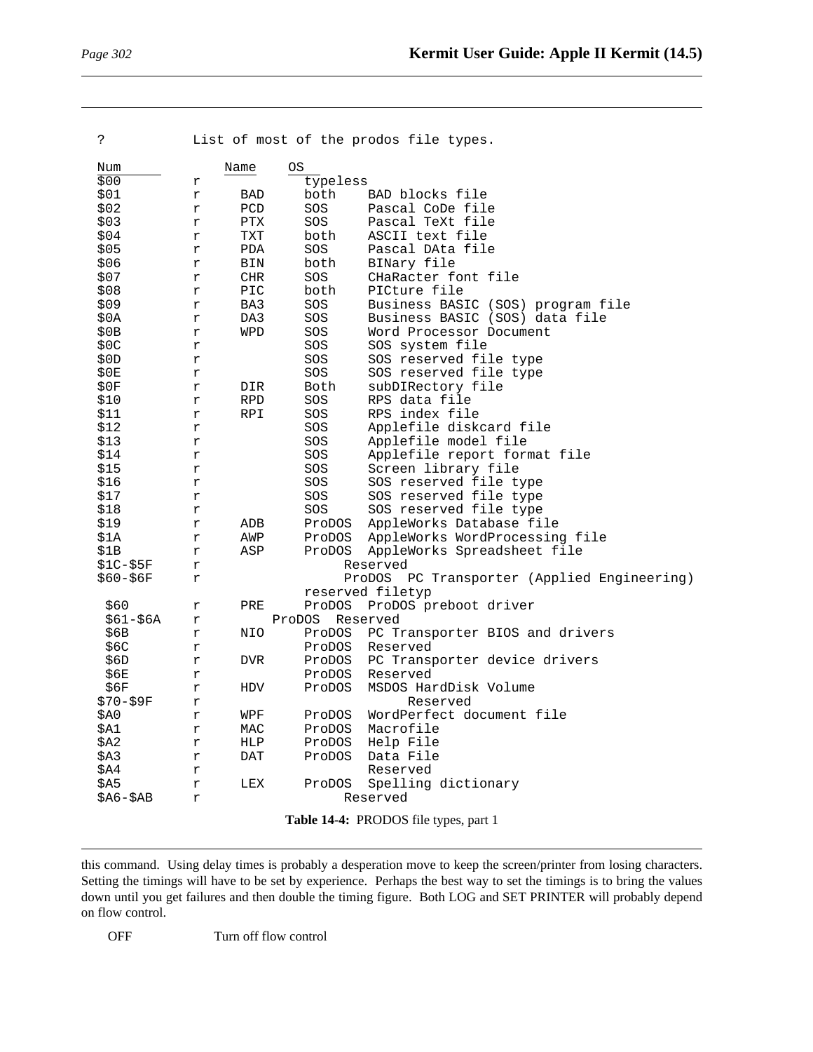| ? | | List of most of the prodos file types. | | |
|---|---|---|---|---|
| **Num** | | **Name** | **OS** | |
| $00 | r | | typeless | |
| $01 | r | BAD | both | BAD blocks file |
| $02 | r | PCD | SOS | Pascal CoDe file |
| $03 | r | PTX | SOS | Pascal TeXt file |
| $04 | r | TXT | both | ASCII text file |
| $05 | r | PDA | SOS | Pascal DAta file |
| $06 | r | BIN | both | BINary file |
| $07 | r | CHR | SOS | CHaRacter font file |
| $08 | r | PIC | both | PICture file |
| $09 | r | BA3 | SOS | Business BASIC (SOS) program file |
| $0A | r | DA3 | SOS | Business BASIC (SOS) data file |
| $0B | r | WPD | SOS | Word Processor Document |
| $0C | r | | SOS | SOS system file |
| $0D | r | | SOS | SOS reserved file type |
| $0E | r | | SOS | SOS reserved file type |
| $0F | r | DIR | Both | subDIRectory file |
| $10 | r | RPD | SOS | RPS data file |
| $11 | r | RPI | SOS | RPS index file |
| $12 | r | | SOS | Applefile diskcard file |
| $13 | r | | SOS | Applefile model file |
| $14 | r | | SOS | Applefile report format file |
| $15 | r | | SOS | Screen library file |
| $16 | r | | SOS | SOS reserved file type |
| $17 | r | | SOS | SOS reserved file type |
| $18 | r | | SOS | SOS reserved file type |
| $19 | r | ADB | ProDOS | AppleWorks Database file |
| $1A | r | AWP | ProDOS | AppleWorks WordProcessing file |
| $1B | r | ASP | ProDOS | AppleWorks Spreadsheet file |
| $1C-$5F | r | | | Reserved |
| $60-$6F | r | | | ProDOS PC Transporter (Applied Engineering) reserved filetyp |
| $60 | r | PRE | ProDOS | ProDOS preboot driver |
| $61-$6A | r | | ProDOS | Reserved |
| $6B | r | NIO | ProDOS | PC Transporter BIOS and drivers |
| $6C | r | | ProDOS | Reserved |
| $6D | r | DVR | ProDOS | PC Transporter device drivers |
| $6E | r | | ProDOS | Reserved |
| $6F | r | HDV | ProDOS | MSDOS HardDisk Volume |
| $70-$9F | r | | | Reserved |
| $A0 | r | WPF | ProDOS | WordPerfect document file |
| $A1 | r | MAC | ProDOS | Macrofile |
| $A2 | r | HLP | ProDOS | Help File |
| $A3 | r | DAT | ProDOS | Data File |
| $A4 | r | | | Reserved |
| $A5 | r | LEX | ProDOS | Spelling dictionary |
| $A6-$AB | r | | | Reserved |

**Table 14-4:** PRODOS file types, part 1

this command. Using delay times is probably a desperation move to keep the screen/printer from losing characters. Setting the timings will have to be set by experience. Perhaps the best way to set the timings is to bring the values down until you get failures and then double the timing figure. Both LOG and SET PRINTER will probably depend on flow control.

OFF Turn off flow control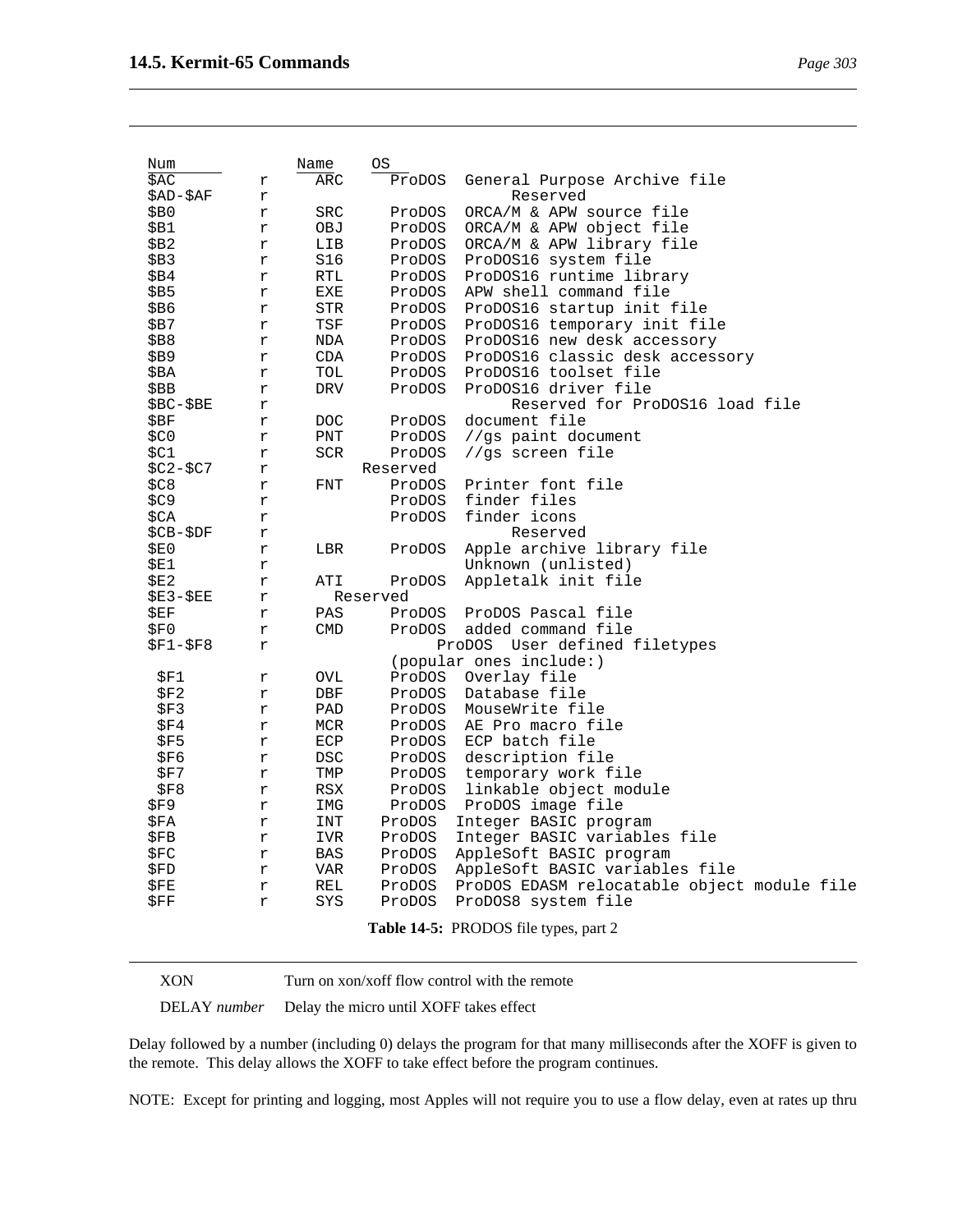| Num | | Name | OS | |
|---|---|---|---|---|
| $AC | r | ARC | ProDOS | General Purpose Archive file |
| $AD-$AF | r | | | Reserved |
| $B0 | r | SRC | ProDOS | ORCA/M & APW source file |
| $B1 | r | OBJ | ProDOS | ORCA/M & APW object file |
| $B2 | r | LIB | ProDOS | ORCA/M & APW library file |
| $B3 | r | S16 | ProDOS | ProDOS16 system file |
| $B4 | r | RTL | ProDOS | ProDOS16 runtime library |
| $B5 | r | EXE | ProDOS | APW shell command file |
| $B6 | r | STR | ProDOS | ProDOS16 startup init file |
| $B7 | r | TSF | ProDOS | ProDOS16 temporary init file |
| $B8 | r | NDA | ProDOS | ProDOS16 new desk accessory |
| $B9 | r | CDA | ProDOS | ProDOS16 classic desk accessory |
| $BA | r | TOL | ProDOS | ProDOS16 toolset file |
| $BB | r | DRV | ProDOS | ProDOS16 driver file |
| $BC-$BE | r | | | Reserved for ProDOS16 load file |
| $BF | r | DOC | ProDOS | document file |
| $C0 | r | PNT | ProDOS | //gs paint document |
| $C1 | r | SCR | ProDOS | //gs screen file |
| $C2-$C7 | r | | Reserved | |
| $C8 | r | FNT | ProDOS | Printer font file |
| $C9 | r | | ProDOS | finder files |
| $CA | r | | ProDOS | finder icons |
| $CB-$DF | r | | | Reserved |
| $E0 | r | LBR | ProDOS | Apple archive library file |
| $E1 | r | | | Unknown (unlisted) |
| $E2 | r | ATI | ProDOS | Appletalk init file |
| $E3-$EE | r | | Reserved | |
| $EF | r | PAS | ProDOS | ProDOS Pascal file |
| $F0 | r | CMD | ProDOS | added command file |
| $F1-$F8 | r | | ProDOS | User defined filetypes (popular ones include:) |
| $F1 | r | OVL | ProDOS | Overlay file |
| $F2 | r | DBF | ProDOS | Database file |
| $F3 | r | PAD | ProDOS | MouseWrite file |
| $F4 | r | MCR | ProDOS | AE Pro macro file |
| $F5 | r | ECP | ProDOS | ECP batch file |
| $F6 | r | DSC | ProDOS | description file |
| $F7 | r | TMP | ProDOS | temporary work file |
| $F8 | r | RSX | ProDOS | linkable object module |
| $F9 | r | IMG | ProDOS | ProDOS image file |
| $FA | r | INT | ProDOS | Integer BASIC program |
| $FB | r | IVR | ProDOS | Integer BASIC variables file |
| $FC | r | BAS | ProDOS | AppleSoft BASIC program |
| $FD | r | VAR | ProDOS | AppleSoft BASIC variables file |
| $FE | r | REL | ProDOS | ProDOS EDASM relocatable object module file |
| $FF | r | SYS | ProDOS | ProDOS8 system file |

**Table 14-5:** PRODOS file types, part 2

XON Turn on xon/xoff flow control with the remote

DELAY *number* Delay the micro until XOFF takes effect

Delay followed by a number (including 0) delays the program for that many milliseconds after the XOFF is given to the remote. This delay allows the XOFF to take effect before the program continues.

NOTE: Except for printing and logging, most Apples will not require you to use a flow delay, even at rates up thru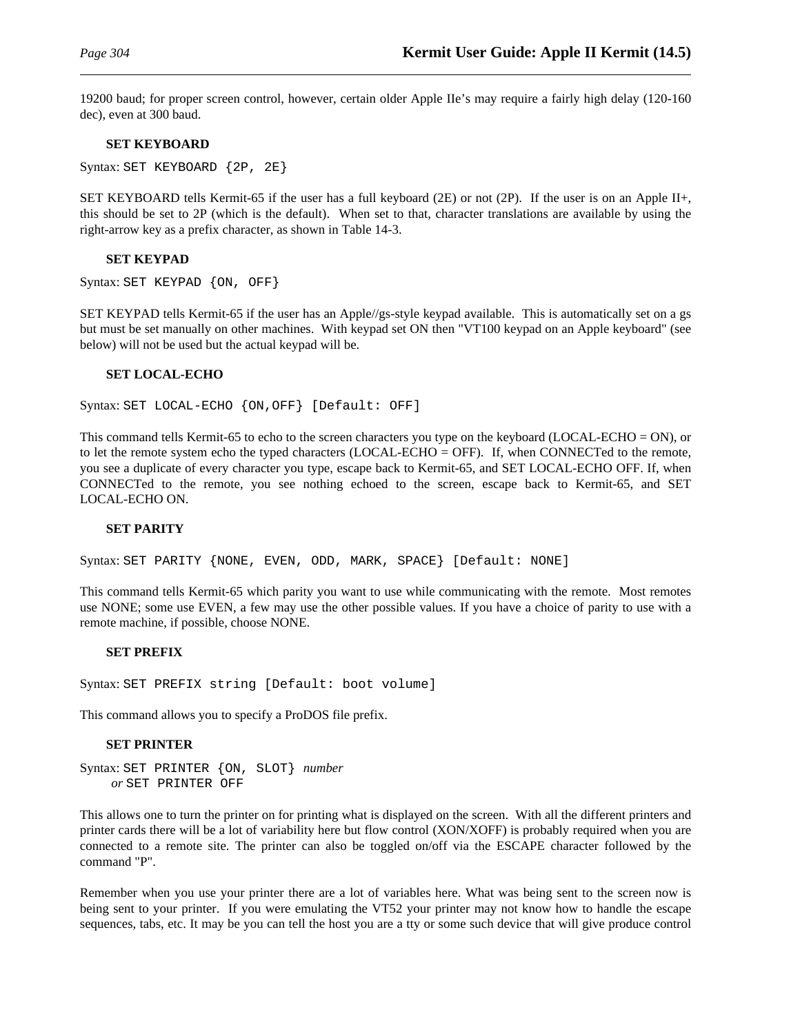19200 baud; for proper screen control, however, certain older Apple IIe's may require a fairly high delay (120-160 dec), even at 300 baud.

### SET KEYBOARD

Syntax: `SET KEYBOARD {2P, 2E}`

SET KEYBOARD tells Kermit-65 if the user has a full keyboard (2E) or not (2P). If the user is on an Apple II+, this should be set to 2P (which is the default). When set to that, character translations are available by using the right-arrow key as a prefix character, as shown in Table 14-3.

### SET KEYPAD

Syntax: `SET KEYPAD {ON, OFF}`

SET KEYPAD tells Kermit-65 if the user has an Apple//gs-style keypad available. This is automatically set on a gs but must be set manually on other machines. With keypad set ON then "VT100 keypad on an Apple keyboard" (see below) will not be used but the actual keypad will be.

### SET LOCAL-ECHO

Syntax: `SET LOCAL-ECHO {ON,OFF} [Default: OFF]`

This command tells Kermit-65 to echo to the screen characters you type on the keyboard (LOCAL-ECHO = ON), or to let the remote system echo the typed characters (LOCAL-ECHO = OFF). If, when CONNECTed to the remote, you see a duplicate of every character you type, escape back to Kermit-65, and SET LOCAL-ECHO OFF. If, when CONNECTed to the remote, you see nothing echoed to the screen, escape back to Kermit-65, and SET LOCAL-ECHO ON.

### SET PARITY

Syntax: `SET PARITY {NONE, EVEN, ODD, MARK, SPACE} [Default: NONE]`

This command tells Kermit-65 which parity you want to use while communicating with the remote. Most remotes use NONE; some use EVEN, a few may use the other possible values. If you have a choice of parity to use with a remote machine, if possible, choose NONE.

### SET PREFIX

Syntax: `SET PREFIX string [Default: boot volume]`

This command allows you to specify a ProDOS file prefix.

### SET PRINTER

Syntax: `SET PRINTER {ON, SLOT}` *number*
*or* `SET PRINTER OFF`

This allows one to turn the printer on for printing what is displayed on the screen. With all the different printers and printer cards there will be a lot of variability here but flow control (XON/XOFF) is probably required when you are connected to a remote site. The printer can also be toggled on/off via the ESCAPE character followed by the command "P".

Remember when you use your printer there are a lot of variables here. What was being sent to the screen now is being sent to your printer. If you were emulating the VT52 your printer may not know how to handle the escape sequences, tabs, etc. It may be you can tell the host you are a tty or some such device that will give produce control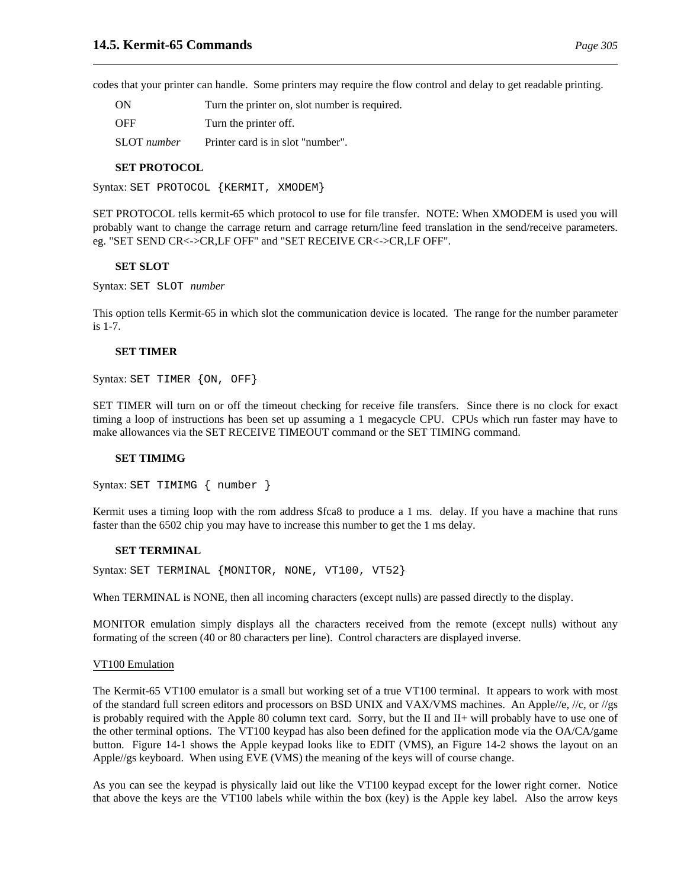codes that your printer can handle. Some printers may require the flow control and delay to get readable printing.

| | |
|---|---|
| ON | Turn the printer on, slot number is required. |
| OFF | Turn the printer off. |
| SLOT *number* | Printer card is in slot "number". |

**SET PROTOCOL**

Syntax: `SET PROTOCOL {KERMIT, XMODEM}`

SET PROTOCOL tells kermit-65 which protocol to use for file transfer. NOTE: When XMODEM is used you will probably want to change the carrage return and carrage return/line feed translation in the send/receive parameters. eg. "SET SEND CR<->CR,LF OFF" and "SET RECEIVE CR<->CR,LF OFF".

**SET SLOT**

Syntax: `SET SLOT` *number*

This option tells Kermit-65 in which slot the communication device is located. The range for the number parameter is 1-7.

**SET TIMER**

Syntax: `SET TIMER {ON, OFF}`

SET TIMER will turn on or off the timeout checking for receive file transfers. Since there is no clock for exact timing a loop of instructions has been set up assuming a 1 megacycle CPU. CPUs which run faster may have to make allowances via the SET RECEIVE TIMEOUT command or the SET TIMING command.

**SET TIMIMG**

Syntax: `SET TIMIMG { number }`

Kermit uses a timing loop with the rom address $fca8 to produce a 1 ms. delay. If you have a machine that runs faster than the 6502 chip you may have to increase this number to get the 1 ms delay.

**SET TERMINAL**

Syntax: `SET TERMINAL {MONITOR, NONE, VT100, VT52}`

When TERMINAL is NONE, then all incoming characters (except nulls) are passed directly to the display.

MONITOR emulation simply displays all the characters received from the remote (except nulls) without any formating of the screen (40 or 80 characters per line). Control characters are displayed inverse.

<u>VT100 Emulation</u>

The Kermit-65 VT100 emulator is a small but working set of a true VT100 terminal. It appears to work with most of the standard full screen editors and processors on BSD UNIX and VAX/VMS machines. An Apple//e, //c, or //gs is probably required with the Apple 80 column text card. Sorry, but the II and II+ will probably have to use one of the other terminal options. The VT100 keypad has also been defined for the application mode via the OA/CA/game button. Figure 14-1 shows the Apple keypad looks like to EDIT (VMS), an Figure 14-2 shows the layout on an Apple//gs keyboard. When using EVE (VMS) the meaning of the keys will of course change.

As you can see the keypad is physically laid out like the VT100 keypad except for the lower right corner. Notice that above the keys are the VT100 labels while within the box (key) is the Apple key label. Also the arrow keys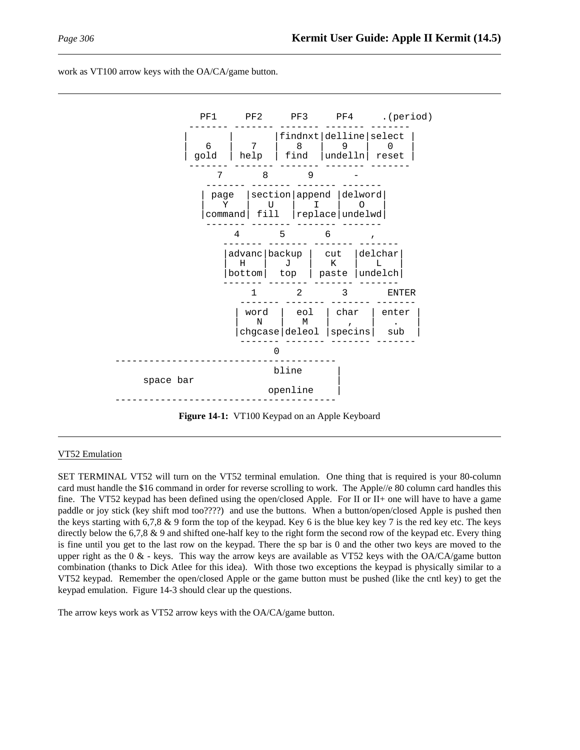work as VT100 arrow keys with the OA/CA/game button.

```
                   PF1     PF2     PF3     PF4     .(period)
                 ------- ------- ------- ------- -------
                |       |       |findnxt|delline|select |
                |   6   |   7   |   8   |   9   |   0   |
                | gold  | help  | find  |undelln| reset |
                 ------- ------- ------- ------- -------
                    7       8       9       -
                   ------- ------- ------- -------
                  | page  |section|append |delword|
                  |   Y   |   U   |   I   |   O   |
                  |command| fill  |replace|undelwd|
                   ------- ------- ------- -------
                      4       5       6       ,
                     ------- ------- ------- -------
                    |advanc|backup |  cut  |delchar|
                    |   H   |   J   |   K   |   L   |
                    |bottom|  top  | paste |undelch|
                     ------- ------- ------- -------
                        1       2       3       ENTER
                       ------- ------- ------- -------
                      | word  |  eol  | char  | enter |
                      |   N   |   M   |   ,   |   .   |
                      |chgcase|deleol |specins|  sub  |
                       ------- ------- ------- -------
                              0
  ---------------------------------------
                              bline      |
       space bar                         |
                             openline    |
  ---------------------------------------
```

**Figure 14-1:** VT100 Keypad on an Apple Keyboard

VT52 Emulation

SET TERMINAL VT52 will turn on the VT52 terminal emulation. One thing that is required is your 80-column card must handle the $16 command in order for reverse scrolling to work. The Apple//e 80 column card handles this fine. The VT52 keypad has been defined using the open/closed Apple. For II or II+ one will have to have a game paddle or joy stick (key shift mod too????) and use the buttons. When a button/open/closed Apple is pushed then the keys starting with 6,7,8 & 9 form the top of the keypad. Key 6 is the blue key key 7 is the red key etc. The keys directly below the 6,7,8 & 9 and shifted one-half key to the right form the second row of the keypad etc. Every thing is fine until you get to the last row on the keypad. There the sp bar is 0 and the other two keys are moved to the upper right as the 0 & - keys. This way the arrow keys are available as VT52 keys with the OA/CA/game button combination (thanks to Dick Atlee for this idea). With those two exceptions the keypad is physically similar to a VT52 keypad. Remember the open/closed Apple or the game button must be pushed (like the cntl key) to get the keypad emulation. Figure 14-3 should clear up the questions.

The arrow keys work as VT52 arrow keys with the OA/CA/game button.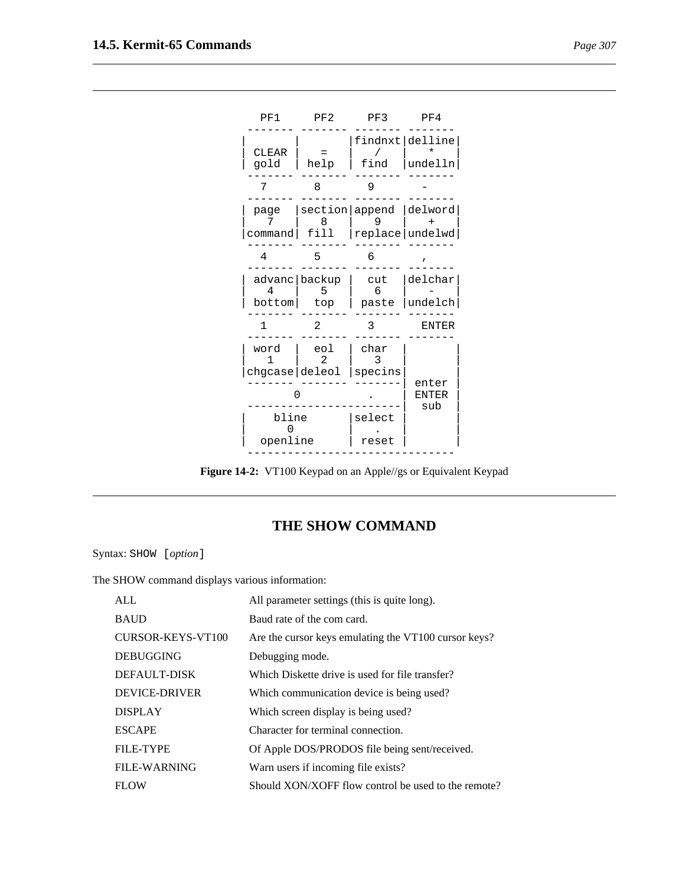```
   PF1     PF2     PF3     PF4
 ------- ------- ------- -------
|       |       |findnxt|delline|
| CLEAR |   =   |   /   |   *   |
| gold  | help  | find  |undelln|
 ------- ------- ------- -------
   7       8       9       -
 ------- ------- ------- -------
| page  |section|append |delword|
|   7   |   8   |   9   |   +   |
|command| fill  |replace|undelwd|
 ------- ------- ------- -------
   4       5       6       ,
 ------- ------- ------- -------
| advanc|backup |  cut  |delchar|
|   4   |   5   |   6   |   -   |
| bottom|  top  | paste |undelch|
 ------- ------- ------- -------
   1       2       3      ENTER
 ------- ------- ------- -------
| word  |  eol  | char  |       |
|   1   |   2   |   3   |       |
|chgcase|deleol |specins|       |
 ------- ------- -------| enter |
        0           .   | ENTER |
 -----------------------|  sub  |
|    bline      |select |       |
|      0        |   .   |       |
|  openline     | reset |       |
 -------------------------------
```

**Figure 14-2:** VT100 Keypad on an Apple//gs or Equivalent Keypad

## THE SHOW COMMAND

Syntax: `SHOW [`*option*`]`

The SHOW command displays various information:

| | |
|---|---|
| ALL | All parameter settings (this is quite long). |
| BAUD | Baud rate of the com card. |
| CURSOR-KEYS-VT100 | Are the cursor keys emulating the VT100 cursor keys? |
| DEBUGGING | Debugging mode. |
| DEFAULT-DISK | Which Diskette drive is used for file transfer? |
| DEVICE-DRIVER | Which communication device is being used? |
| DISPLAY | Which screen display is being used? |
| ESCAPE | Character for terminal connection. |
| FILE-TYPE | Of Apple DOS/PRODOS file being sent/received. |
| FILE-WARNING | Warn users if incoming file exists? |
| FLOW | Should XON/XOFF flow control be used to the remote? |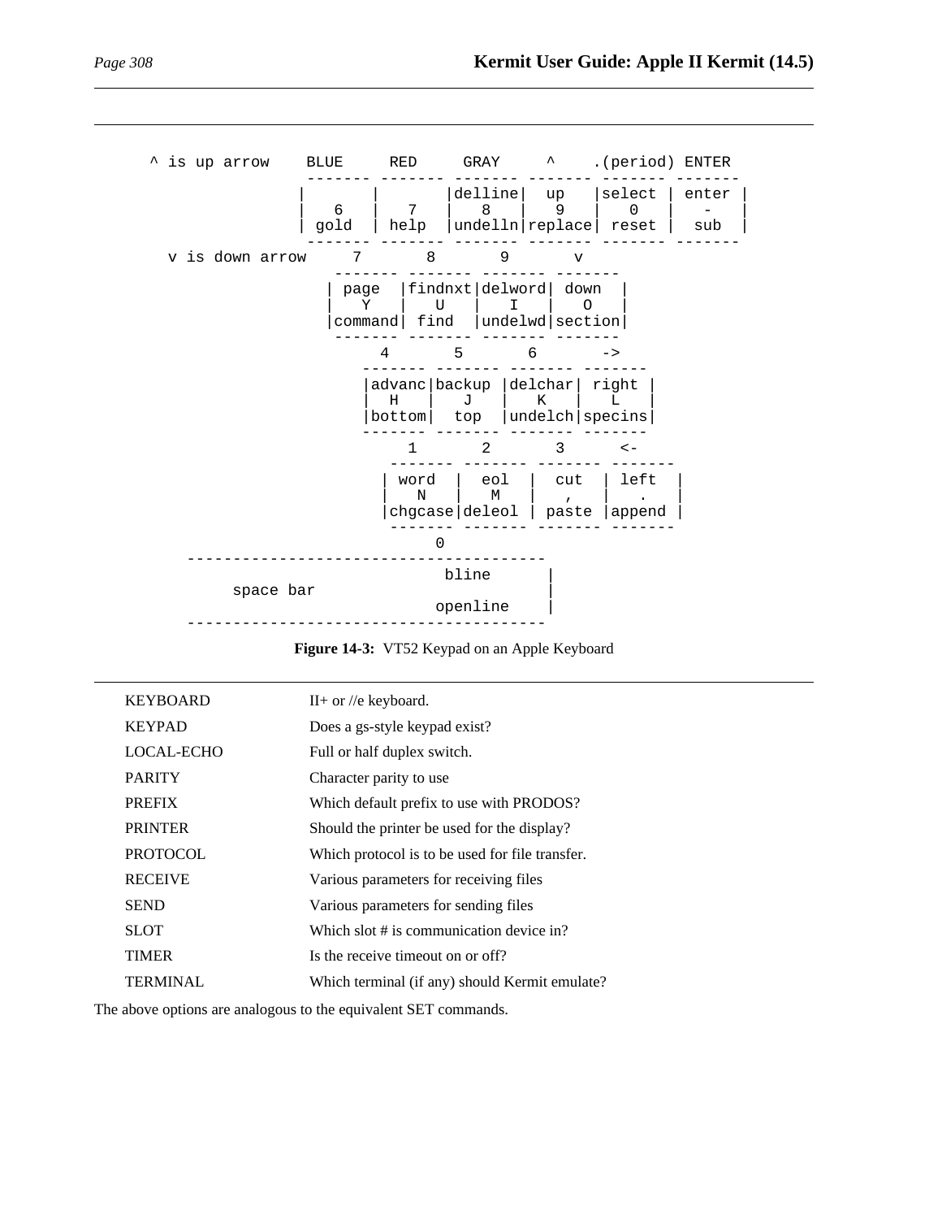```
      ^ is up arrow    BLUE     RED     GRAY     ^    .(period) ENTER
                      ------- ------- ------- ------- ------- -------
                     |       |       |delline|  up   |select | enter |
                     |   6   |   7   |   8   |   9   |   0   |   -   |
                     | gold  | help  |undelln|replace| reset |  sub  |
                      ------- ------- ------- ------- ------- -------
        v is down arrow     7       8       9       v
                         ------- ------- ------- -------
                        | page  |findnxt|delword| down  |
                        |   Y   |   U   |   I   |   O   |
                        |command| find  |undelwd|section|
                         ------- ------- ------- -------
                             4       5       6       ->
                            ------- ------- ------- -------
                           |advanc|backup |delchar| right |
                           |  H   |   J   |   K   |   L   |
                           |bottom|  top  |undelch|specins|
                            ------- ------- ------- -------
                                1       2       3      <-
                               ------- ------- ------- -------
                              | word  |  eol  |  cut  | left  |
                              |   N   |   M   |   ,   |   .   |
                              |chgcase|deleol | paste |append |
                               ------- ------- ------- -------
                                   0
          --------------------------------------
                                    bline       |
               space bar                        |
                                   openline     |
          --------------------------------------
```

**Figure 14-3:** VT52 Keypad on an Apple Keyboard

| | |
|---|---|
| KEYBOARD | II+ or //e keyboard. |
| KEYPAD | Does a gs-style keypad exist? |
| LOCAL-ECHO | Full or half duplex switch. |
| PARITY | Character parity to use |
| PREFIX | Which default prefix to use with PRODOS? |
| PRINTER | Should the printer be used for the display? |
| PROTOCOL | Which protocol is to be used for file transfer. |
| RECEIVE | Various parameters for receiving files |
| SEND | Various parameters for sending files |
| SLOT | Which slot # is communication device in? |
| TIMER | Is the receive timeout on or off? |
| TERMINAL | Which terminal (if any) should Kermit emulate? |

The above options are analogous to the equivalent SET commands.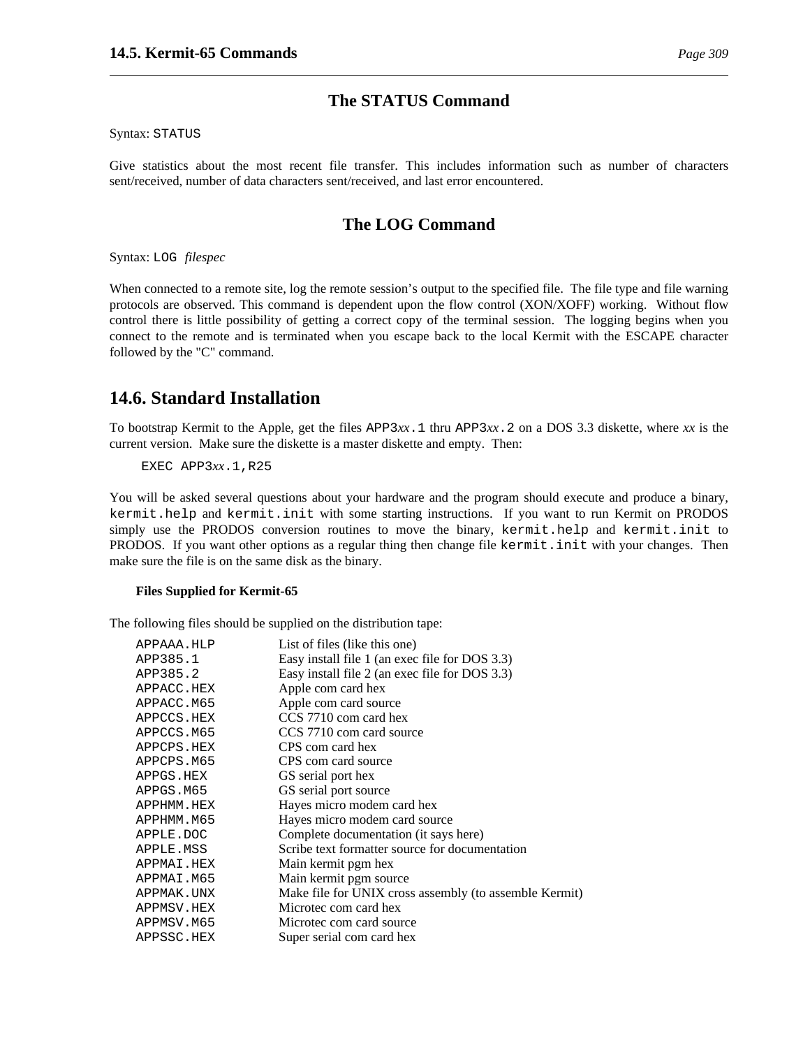## The STATUS Command

Syntax: `STATUS`

Give statistics about the most recent file transfer. This includes information such as number of characters sent/received, number of data characters sent/received, and last error encountered.

## The LOG Command

Syntax: `LOG` *filespec*

When connected to a remote site, log the remote session's output to the specified file. The file type and file warning protocols are observed. This command is dependent upon the flow control (XON/XOFF) working. Without flow control there is little possibility of getting a correct copy of the terminal session. The logging begins when you connect to the remote and is terminated when you escape back to the local Kermit with the ESCAPE character followed by the "C" command.

# 14.6. Standard Installation

To bootstrap Kermit to the Apple, get the files `APP3`*xx*`.1` thru `APP3`*xx*`.2` on a DOS 3.3 diskette, where *xx* is the current version. Make sure the diskette is a master diskette and empty. Then:

```
EXEC APP3xx.1,R25
```

You will be asked several questions about your hardware and the program should execute and produce a binary, `kermit.help` and `kermit.init` with some starting instructions. If you want to run Kermit on PRODOS simply use the PRODOS conversion routines to move the binary, `kermit.help` and `kermit.init` to PRODOS. If you want other options as a regular thing then change file `kermit.init` with your changes. Then make sure the file is on the same disk as the binary.

**Files Supplied for Kermit-65**

The following files should be supplied on the distribution tape:

| File | Description |
|---|---|
| `APPAAA.HLP` | List of files (like this one) |
| `APP385.1` | Easy install file 1 (an exec file for DOS 3.3) |
| `APP385.2` | Easy install file 2 (an exec file for DOS 3.3) |
| `APPACC.HEX` | Apple com card hex |
| `APPACC.M65` | Apple com card source |
| `APPCCS.HEX` | CCS 7710 com card hex |
| `APPCCS.M65` | CCS 7710 com card source |
| `APPCPS.HEX` | CPS com card hex |
| `APPCPS.M65` | CPS com card source |
| `APPGS.HEX` | GS serial port hex |
| `APPGS.M65` | GS serial port source |
| `APPHMM.HEX` | Hayes micro modem card hex |
| `APPHMM.M65` | Hayes micro modem card source |
| `APPLE.DOC` | Complete documentation (it says here) |
| `APPLE.MSS` | Scribe text formatter source for documentation |
| `APPMAI.HEX` | Main kermit pgm hex |
| `APPMAI.M65` | Main kermit pgm source |
| `APPMAK.UNX` | Make file for UNIX cross assembly (to assemble Kermit) |
| `APPMSV.HEX` | Microtec com card hex |
| `APPMSV.M65` | Microtec com card source |
| `APPSSC.HEX` | Super serial com card hex |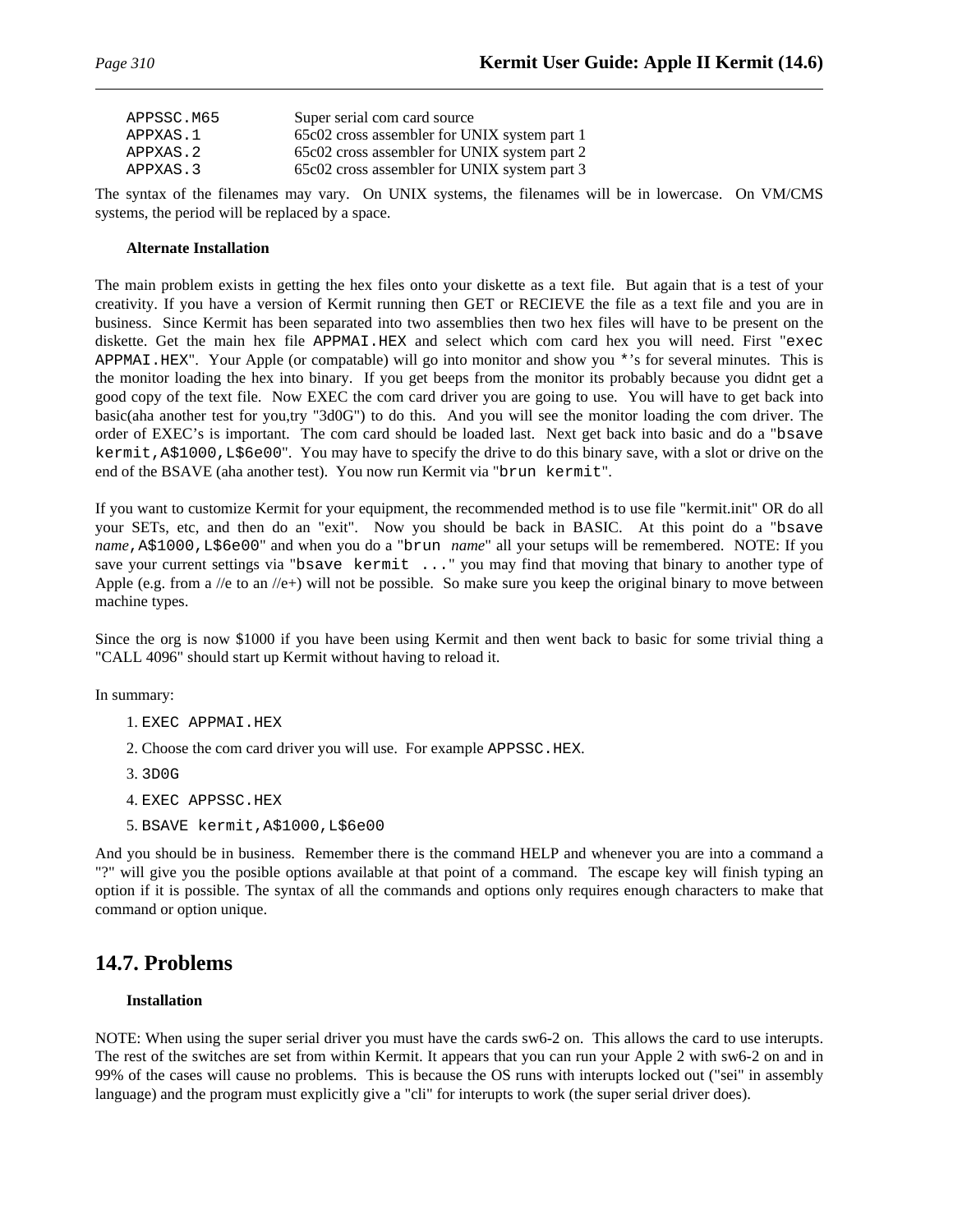| | |
|---|---|
| APPSSC.M65 | Super serial com card source |
| APPXAS.1 | 65c02 cross assembler for UNIX system part 1 |
| APPXAS.2 | 65c02 cross assembler for UNIX system part 2 |
| APPXAS.3 | 65c02 cross assembler for UNIX system part 3 |

The syntax of the filenames may vary. On UNIX systems, the filenames will be in lowercase. On VM/CMS systems, the period will be replaced by a space.

**Alternate Installation**

The main problem exists in getting the hex files onto your diskette as a text file. But again that is a test of your creativity. If you have a version of Kermit running then GET or RECIEVE the file as a text file and you are in business. Since Kermit has been separated into two assemblies then two hex files will have to be present on the diskette. Get the main hex file `APPMAI.HEX` and select which com card hex you will need. First "`exec APPMAI.HEX`". Your Apple (or compatable) will go into monitor and show you `*`'s for several minutes. This is the monitor loading the hex into binary. If you get beeps from the monitor its probably because you didnt get a good copy of the text file. Now EXEC the com card driver you are going to use. You will have to get back into basic(aha another test for you,try "3d0G") to do this. And you will see the monitor loading the com driver. The order of EXEC's is important. The com card should be loaded last. Next get back into basic and do a "`bsave kermit,A$1000,L$6e00`". You may have to specify the drive to do this binary save, with a slot or drive on the end of the BSAVE (aha another test). You now run Kermit via "`brun kermit`".

If you want to customize Kermit for your equipment, the recommended method is to use file "kermit.init" OR do all your SETs, etc, and then do an "exit". Now you should be back in BASIC. At this point do a "`bsave` *name*`,A$1000,L$6e00`" and when you do a "`brun` *name*" all your setups will be remembered. NOTE: If you save your current settings via "`bsave kermit ...`" you may find that moving that binary to another type of Apple (e.g. from a //e to an //e+) will not be possible. So make sure you keep the original binary to move between machine types.

Since the org is now $1000 if you have been using Kermit and then went back to basic for some trivial thing a "CALL 4096" should start up Kermit without having to reload it.

In summary:

1. `EXEC APPMAI.HEX`
2. Choose the com card driver you will use. For example `APPSSC.HEX`.
3. `3D0G`
4. `EXEC APPSSC.HEX`
5. `BSAVE kermit,A$1000,L$6e00`

And you should be in business. Remember there is the command HELP and whenever you are into a command a "?" will give you the posible options available at that point of a command. The escape key will finish typing an option if it is possible. The syntax of all the commands and options only requires enough characters to make that command or option unique.

## 14.7. Problems

**Installation**

NOTE: When using the super serial driver you must have the cards sw6-2 on. This allows the card to use interupts. The rest of the switches are set from within Kermit. It appears that you can run your Apple 2 with sw6-2 on and in 99% of the cases will cause no problems. This is because the OS runs with interupts locked out ("sei" in assembly language) and the program must explicitly give a "cli" for interupts to work (the super serial driver does).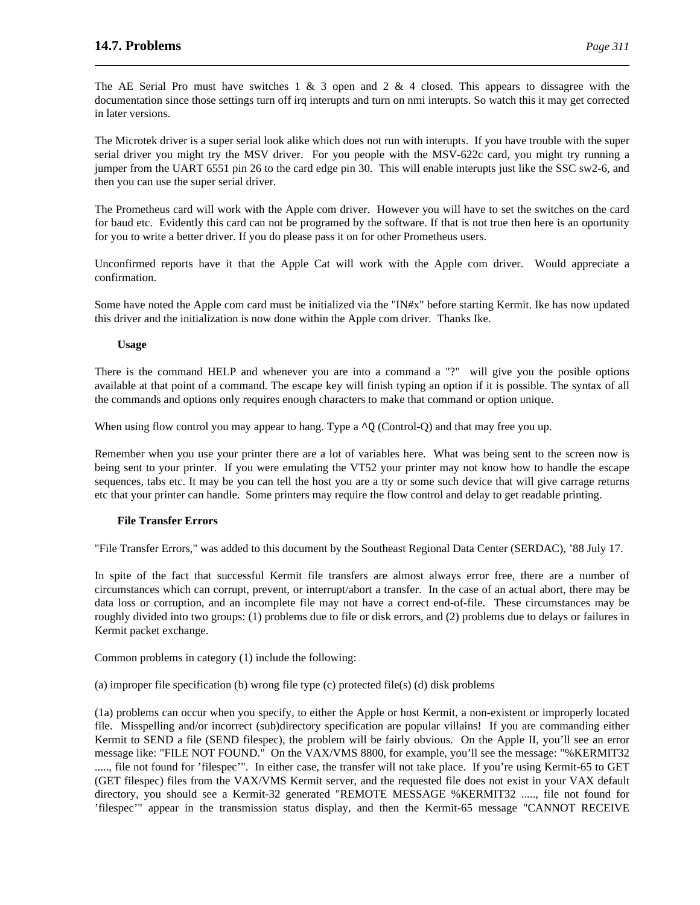The AE Serial Pro must have switches 1 & 3 open and 2 & 4 closed. This appears to dissagree with the documentation since those settings turn off irq interupts and turn on nmi interupts. So watch this it may get corrected in later versions.

The Microtek driver is a super serial look alike which does not run with interupts. If you have trouble with the super serial driver you might try the MSV driver. For you people with the MSV-622c card, you might try running a jumper from the UART 6551 pin 26 to the card edge pin 30. This will enable interupts just like the SSC sw2-6, and then you can use the super serial driver.

The Prometheus card will work with the Apple com driver. However you will have to set the switches on the card for baud etc. Evidently this card can not be programed by the software. If that is not true then here is an oportunity for you to write a better driver. If you do please pass it on for other Prometheus users.

Unconfirmed reports have it that the Apple Cat will work with the Apple com driver. Would appreciate a confirmation.

Some have noted the Apple com card must be initialized via the "IN#x" before starting Kermit. Ike has now updated this driver and the initialization is now done within the Apple com driver. Thanks Ike.

**Usage**

There is the command HELP and whenever you are into a command a "?" will give you the posible options available at that point of a command. The escape key will finish typing an option if it is possible. The syntax of all the commands and options only requires enough characters to make that command or option unique.

When using flow control you may appear to hang. Type a `^Q` (Control-Q) and that may free you up.

Remember when you use your printer there are a lot of variables here. What was being sent to the screen now is being sent to your printer. If you were emulating the VT52 your printer may not know how to handle the escape sequences, tabs etc. It may be you can tell the host you are a tty or some such device that will give carrage returns etc that your printer can handle. Some printers may require the flow control and delay to get readable printing.

**File Transfer Errors**

"File Transfer Errors," was added to this document by the Southeast Regional Data Center (SERDAC), '88 July 17.

In spite of the fact that successful Kermit file transfers are almost always error free, there are a number of circumstances which can corrupt, prevent, or interrupt/abort a transfer. In the case of an actual abort, there may be data loss or corruption, and an incomplete file may not have a correct end-of-file. These circumstances may be roughly divided into two groups: (1) problems due to file or disk errors, and (2) problems due to delays or failures in Kermit packet exchange.

Common problems in category (1) include the following:

(a) improper file specification (b) wrong file type (c) protected file(s) (d) disk problems

(1a) problems can occur when you specify, to either the Apple or host Kermit, a non-existent or improperly located file. Misspelling and/or incorrect (sub)directory specification are popular villains! If you are commanding either Kermit to SEND a file (SEND filespec), the problem will be fairly obvious. On the Apple II, you'll see an error message like: "FILE NOT FOUND." On the VAX/VMS 8800, for example, you'll see the message: "%KERMIT32 ....., file not found for 'filespec'". In either case, the transfer will not take place. If you're using Kermit-65 to GET (GET filespec) files from the VAX/VMS Kermit server, and the requested file does not exist in your VAX default directory, you should see a Kermit-32 generated "REMOTE MESSAGE %KERMIT32 ....., file not found for 'filespec'" appear in the transmission status display, and then the Kermit-65 message "CANNOT RECEIVE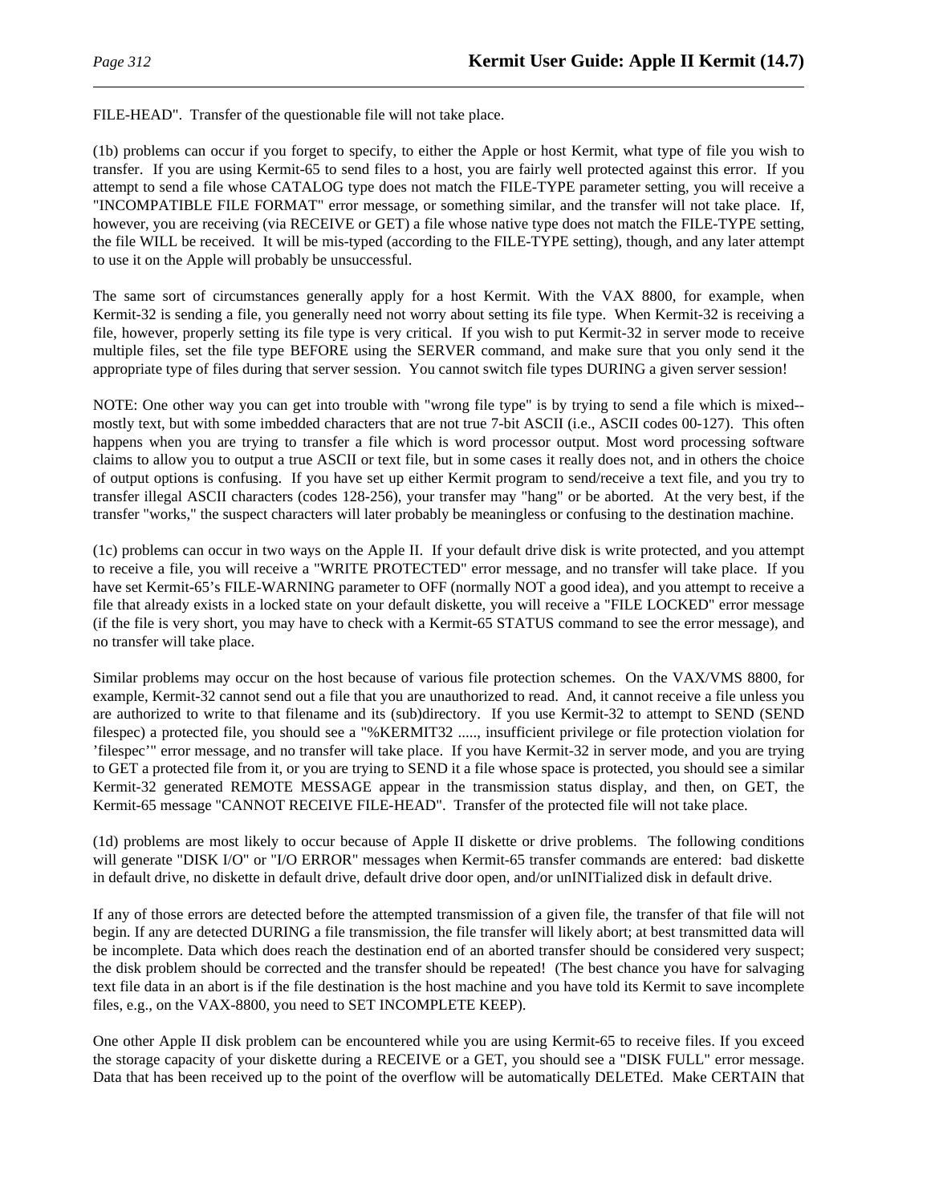FILE-HEAD". Transfer of the questionable file will not take place.

(1b) problems can occur if you forget to specify, to either the Apple or host Kermit, what type of file you wish to transfer. If you are using Kermit-65 to send files to a host, you are fairly well protected against this error. If you attempt to send a file whose CATALOG type does not match the FILE-TYPE parameter setting, you will receive a "INCOMPATIBLE FILE FORMAT" error message, or something similar, and the transfer will not take place. If, however, you are receiving (via RECEIVE or GET) a file whose native type does not match the FILE-TYPE setting, the file WILL be received. It will be mis-typed (according to the FILE-TYPE setting), though, and any later attempt to use it on the Apple will probably be unsuccessful.

The same sort of circumstances generally apply for a host Kermit. With the VAX 8800, for example, when Kermit-32 is sending a file, you generally need not worry about setting its file type. When Kermit-32 is receiving a file, however, properly setting its file type is very critical. If you wish to put Kermit-32 in server mode to receive multiple files, set the file type BEFORE using the SERVER command, and make sure that you only send it the appropriate type of files during that server session. You cannot switch file types DURING a given server session!

NOTE: One other way you can get into trouble with "wrong file type" is by trying to send a file which is mixed--mostly text, but with some imbedded characters that are not true 7-bit ASCII (i.e., ASCII codes 00-127). This often happens when you are trying to transfer a file which is word processor output. Most word processing software claims to allow you to output a true ASCII or text file, but in some cases it really does not, and in others the choice of output options is confusing. If you have set up either Kermit program to send/receive a text file, and you try to transfer illegal ASCII characters (codes 128-256), your transfer may "hang" or be aborted. At the very best, if the transfer "works," the suspect characters will later probably be meaningless or confusing to the destination machine.

(1c) problems can occur in two ways on the Apple II. If your default drive disk is write protected, and you attempt to receive a file, you will receive a "WRITE PROTECTED" error message, and no transfer will take place. If you have set Kermit-65's FILE-WARNING parameter to OFF (normally NOT a good idea), and you attempt to receive a file that already exists in a locked state on your default diskette, you will receive a "FILE LOCKED" error message (if the file is very short, you may have to check with a Kermit-65 STATUS command to see the error message), and no transfer will take place.

Similar problems may occur on the host because of various file protection schemes. On the VAX/VMS 8800, for example, Kermit-32 cannot send out a file that you are unauthorized to read. And, it cannot receive a file unless you are authorized to write to that filename and its (sub)directory. If you use Kermit-32 to attempt to SEND (SEND filespec) a protected file, you should see a "%KERMIT32 ....., insufficient privilege or file protection violation for 'filespec'" error message, and no transfer will take place. If you have Kermit-32 in server mode, and you are trying to GET a protected file from it, or you are trying to SEND it a file whose space is protected, you should see a similar Kermit-32 generated REMOTE MESSAGE appear in the transmission status display, and then, on GET, the Kermit-65 message "CANNOT RECEIVE FILE-HEAD". Transfer of the protected file will not take place.

(1d) problems are most likely to occur because of Apple II diskette or drive problems. The following conditions will generate "DISK I/O" or "I/O ERROR" messages when Kermit-65 transfer commands are entered: bad diskette in default drive, no diskette in default drive, default drive door open, and/or unINITialized disk in default drive.

If any of those errors are detected before the attempted transmission of a given file, the transfer of that file will not begin. If any are detected DURING a file transmission, the file transfer will likely abort; at best transmitted data will be incomplete. Data which does reach the destination end of an aborted transfer should be considered very suspect; the disk problem should be corrected and the transfer should be repeated! (The best chance you have for salvaging text file data in an abort is if the file destination is the host machine and you have told its Kermit to save incomplete files, e.g., on the VAX-8800, you need to SET INCOMPLETE KEEP).

One other Apple II disk problem can be encountered while you are using Kermit-65 to receive files. If you exceed the storage capacity of your diskette during a RECEIVE or a GET, you should see a "DISK FULL" error message. Data that has been received up to the point of the overflow will be automatically DELETEd. Make CERTAIN that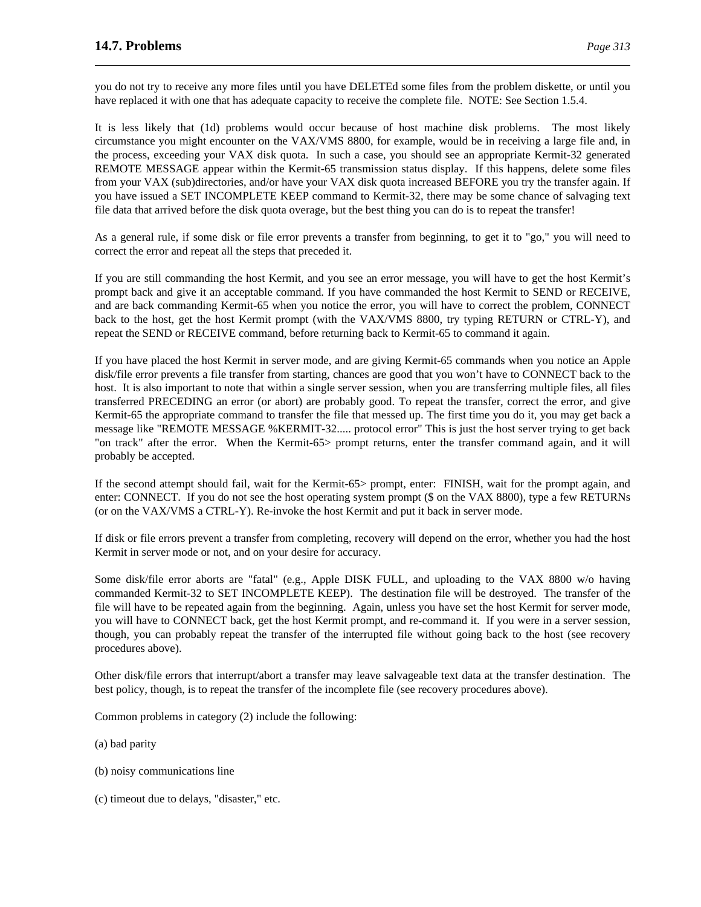you do not try to receive any more files until you have DELETEd some files from the problem diskette, or until you have replaced it with one that has adequate capacity to receive the complete file. NOTE: See Section 1.5.4.

It is less likely that (1d) problems would occur because of host machine disk problems. The most likely circumstance you might encounter on the VAX/VMS 8800, for example, would be in receiving a large file and, in the process, exceeding your VAX disk quota. In such a case, you should see an appropriate Kermit-32 generated REMOTE MESSAGE appear within the Kermit-65 transmission status display. If this happens, delete some files from your VAX (sub)directories, and/or have your VAX disk quota increased BEFORE you try the transfer again. If you have issued a SET INCOMPLETE KEEP command to Kermit-32, there may be some chance of salvaging text file data that arrived before the disk quota overage, but the best thing you can do is to repeat the transfer!

As a general rule, if some disk or file error prevents a transfer from beginning, to get it to "go," you will need to correct the error and repeat all the steps that preceded it.

If you are still commanding the host Kermit, and you see an error message, you will have to get the host Kermit's prompt back and give it an acceptable command. If you have commanded the host Kermit to SEND or RECEIVE, and are back commanding Kermit-65 when you notice the error, you will have to correct the problem, CONNECT back to the host, get the host Kermit prompt (with the VAX/VMS 8800, try typing RETURN or CTRL-Y), and repeat the SEND or RECEIVE command, before returning back to Kermit-65 to command it again.

If you have placed the host Kermit in server mode, and are giving Kermit-65 commands when you notice an Apple disk/file error prevents a file transfer from starting, chances are good that you won't have to CONNECT back to the host. It is also important to note that within a single server session, when you are transferring multiple files, all files transferred PRECEDING an error (or abort) are probably good. To repeat the transfer, correct the error, and give Kermit-65 the appropriate command to transfer the file that messed up. The first time you do it, you may get back a message like "REMOTE MESSAGE %KERMIT-32..... protocol error" This is just the host server trying to get back "on track" after the error. When the Kermit-65> prompt returns, enter the transfer command again, and it will probably be accepted.

If the second attempt should fail, wait for the Kermit-65> prompt, enter: FINISH, wait for the prompt again, and enter: CONNECT. If you do not see the host operating system prompt ($ on the VAX 8800), type a few RETURNs (or on the VAX/VMS a CTRL-Y). Re-invoke the host Kermit and put it back in server mode.

If disk or file errors prevent a transfer from completing, recovery will depend on the error, whether you had the host Kermit in server mode or not, and on your desire for accuracy.

Some disk/file error aborts are "fatal" (e.g., Apple DISK FULL, and uploading to the VAX 8800 w/o having commanded Kermit-32 to SET INCOMPLETE KEEP). The destination file will be destroyed. The transfer of the file will have to be repeated again from the beginning. Again, unless you have set the host Kermit for server mode, you will have to CONNECT back, get the host Kermit prompt, and re-command it. If you were in a server session, though, you can probably repeat the transfer of the interrupted file without going back to the host (see recovery procedures above).

Other disk/file errors that interrupt/abort a transfer may leave salvageable text data at the transfer destination. The best policy, though, is to repeat the transfer of the incomplete file (see recovery procedures above).

Common problems in category (2) include the following:

(a) bad parity

(b) noisy communications line

(c) timeout due to delays, "disaster," etc.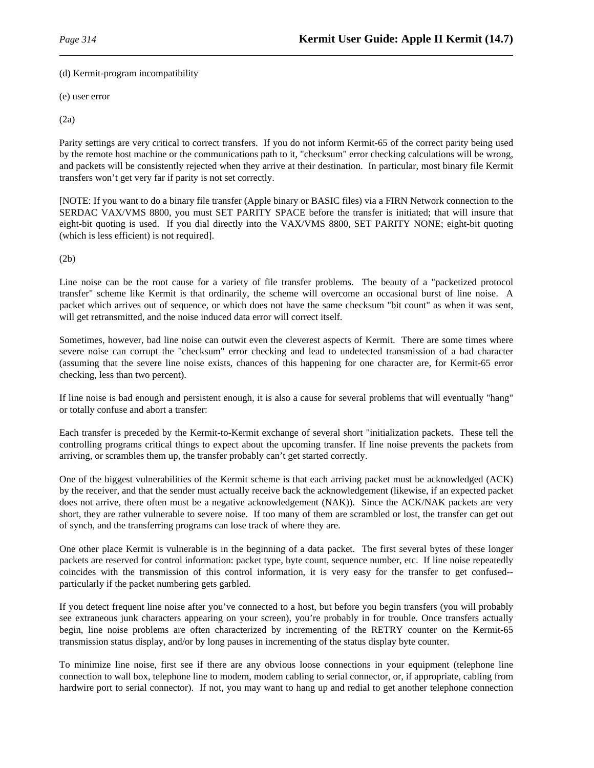(d) Kermit-program incompatibility

(e) user error

(2a)

Parity settings are very critical to correct transfers. If you do not inform Kermit-65 of the correct parity being used by the remote host machine or the communications path to it, "checksum" error checking calculations will be wrong, and packets will be consistently rejected when they arrive at their destination. In particular, most binary file Kermit transfers won't get very far if parity is not set correctly.

[NOTE: If you want to do a binary file transfer (Apple binary or BASIC files) via a FIRN Network connection to the SERDAC VAX/VMS 8800, you must SET PARITY SPACE before the transfer is initiated; that will insure that eight-bit quoting is used. If you dial directly into the VAX/VMS 8800, SET PARITY NONE; eight-bit quoting (which is less efficient) is not required].

(2b)

Line noise can be the root cause for a variety of file transfer problems. The beauty of a "packetized protocol transfer" scheme like Kermit is that ordinarily, the scheme will overcome an occasional burst of line noise. A packet which arrives out of sequence, or which does not have the same checksum "bit count" as when it was sent, will get retransmitted, and the noise induced data error will correct itself.

Sometimes, however, bad line noise can outwit even the cleverest aspects of Kermit. There are some times where severe noise can corrupt the "checksum" error checking and lead to undetected transmission of a bad character (assuming that the severe line noise exists, chances of this happening for one character are, for Kermit-65 error checking, less than two percent).

If line noise is bad enough and persistent enough, it is also a cause for several problems that will eventually "hang" or totally confuse and abort a transfer:

Each transfer is preceded by the Kermit-to-Kermit exchange of several short "initialization packets. These tell the controlling programs critical things to expect about the upcoming transfer. If line noise prevents the packets from arriving, or scrambles them up, the transfer probably can't get started correctly.

One of the biggest vulnerabilities of the Kermit scheme is that each arriving packet must be acknowledged (ACK) by the receiver, and that the sender must actually receive back the acknowledgement (likewise, if an expected packet does not arrive, there often must be a negative acknowledgement (NAK)). Since the ACK/NAK packets are very short, they are rather vulnerable to severe noise. If too many of them are scrambled or lost, the transfer can get out of synch, and the transferring programs can lose track of where they are.

One other place Kermit is vulnerable is in the beginning of a data packet. The first several bytes of these longer packets are reserved for control information: packet type, byte count, sequence number, etc. If line noise repeatedly coincides with the transmission of this control information, it is very easy for the transfer to get confused--particularly if the packet numbering gets garbled.

If you detect frequent line noise after you've connected to a host, but before you begin transfers (you will probably see extraneous junk characters appearing on your screen), you're probably in for trouble. Once transfers actually begin, line noise problems are often characterized by incrementing of the RETRY counter on the Kermit-65 transmission status display, and/or by long pauses in incrementing of the status display byte counter.

To minimize line noise, first see if there are any obvious loose connections in your equipment (telephone line connection to wall box, telephone line to modem, modem cabling to serial connector, or, if appropriate, cabling from hardwire port to serial connector). If not, you may want to hang up and redial to get another telephone connection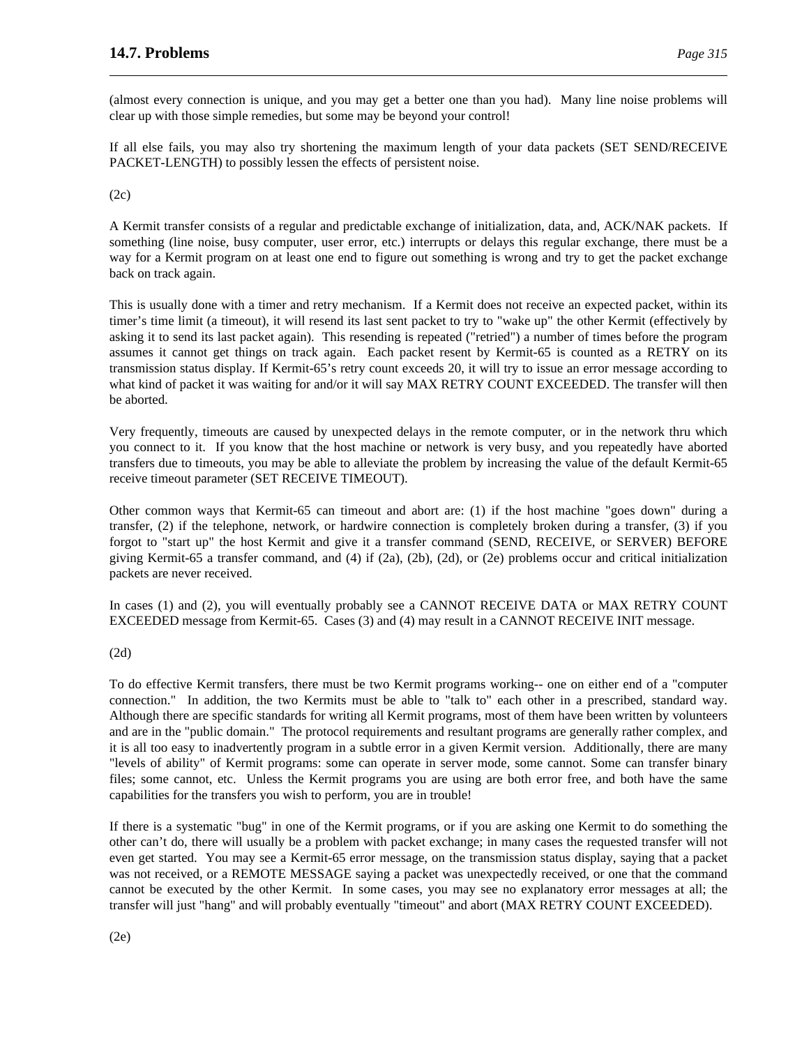(almost every connection is unique, and you may get a better one than you had). Many line noise problems will clear up with those simple remedies, but some may be beyond your control!

If all else fails, you may also try shortening the maximum length of your data packets (SET SEND/RECEIVE PACKET-LENGTH) to possibly lessen the effects of persistent noise.

(2c)

A Kermit transfer consists of a regular and predictable exchange of initialization, data, and, ACK/NAK packets. If something (line noise, busy computer, user error, etc.) interrupts or delays this regular exchange, there must be a way for a Kermit program on at least one end to figure out something is wrong and try to get the packet exchange back on track again.

This is usually done with a timer and retry mechanism. If a Kermit does not receive an expected packet, within its timer's time limit (a timeout), it will resend its last sent packet to try to "wake up" the other Kermit (effectively by asking it to send its last packet again). This resending is repeated ("retried") a number of times before the program assumes it cannot get things on track again. Each packet resent by Kermit-65 is counted as a RETRY on its transmission status display. If Kermit-65's retry count exceeds 20, it will try to issue an error message according to what kind of packet it was waiting for and/or it will say MAX RETRY COUNT EXCEEDED. The transfer will then be aborted.

Very frequently, timeouts are caused by unexpected delays in the remote computer, or in the network thru which you connect to it. If you know that the host machine or network is very busy, and you repeatedly have aborted transfers due to timeouts, you may be able to alleviate the problem by increasing the value of the default Kermit-65 receive timeout parameter (SET RECEIVE TIMEOUT).

Other common ways that Kermit-65 can timeout and abort are: (1) if the host machine "goes down" during a transfer, (2) if the telephone, network, or hardwire connection is completely broken during a transfer, (3) if you forgot to "start up" the host Kermit and give it a transfer command (SEND, RECEIVE, or SERVER) BEFORE giving Kermit-65 a transfer command, and (4) if (2a), (2b), (2d), or (2e) problems occur and critical initialization packets are never received.

In cases (1) and (2), you will eventually probably see a CANNOT RECEIVE DATA or MAX RETRY COUNT EXCEEDED message from Kermit-65. Cases (3) and (4) may result in a CANNOT RECEIVE INIT message.

(2d)

To do effective Kermit transfers, there must be two Kermit programs working-- one on either end of a "computer connection." In addition, the two Kermits must be able to "talk to" each other in a prescribed, standard way. Although there are specific standards for writing all Kermit programs, most of them have been written by volunteers and are in the "public domain." The protocol requirements and resultant programs are generally rather complex, and it is all too easy to inadvertently program in a subtle error in a given Kermit version. Additionally, there are many "levels of ability" of Kermit programs: some can operate in server mode, some cannot. Some can transfer binary files; some cannot, etc. Unless the Kermit programs you are using are both error free, and both have the same capabilities for the transfers you wish to perform, you are in trouble!

If there is a systematic "bug" in one of the Kermit programs, or if you are asking one Kermit to do something the other can't do, there will usually be a problem with packet exchange; in many cases the requested transfer will not even get started. You may see a Kermit-65 error message, on the transmission status display, saying that a packet was not received, or a REMOTE MESSAGE saying a packet was unexpectedly received, or one that the command cannot be executed by the other Kermit. In some cases, you may see no explanatory error messages at all; the transfer will just "hang" and will probably eventually "timeout" and abort (MAX RETRY COUNT EXCEEDED).

(2e)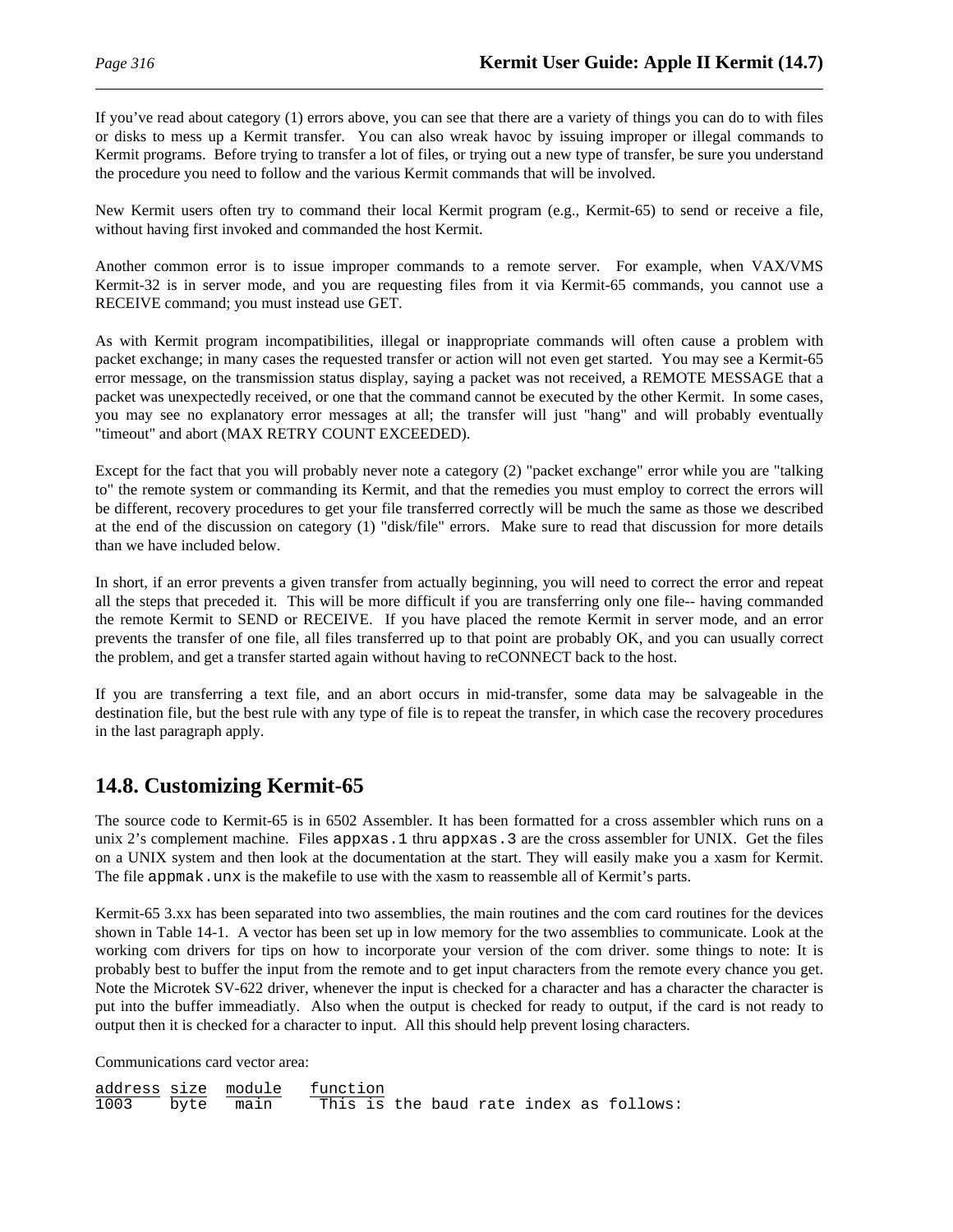If you've read about category (1) errors above, you can see that there are a variety of things you can do to with files or disks to mess up a Kermit transfer. You can also wreak havoc by issuing improper or illegal commands to Kermit programs. Before trying to transfer a lot of files, or trying out a new type of transfer, be sure you understand the procedure you need to follow and the various Kermit commands that will be involved.

New Kermit users often try to command their local Kermit program (e.g., Kermit-65) to send or receive a file, without having first invoked and commanded the host Kermit.

Another common error is to issue improper commands to a remote server. For example, when VAX/VMS Kermit-32 is in server mode, and you are requesting files from it via Kermit-65 commands, you cannot use a RECEIVE command; you must instead use GET.

As with Kermit program incompatibilities, illegal or inappropriate commands will often cause a problem with packet exchange; in many cases the requested transfer or action will not even get started. You may see a Kermit-65 error message, on the transmission status display, saying a packet was not received, a REMOTE MESSAGE that a packet was unexpectedly received, or one that the command cannot be executed by the other Kermit. In some cases, you may see no explanatory error messages at all; the transfer will just "hang" and will probably eventually "timeout" and abort (MAX RETRY COUNT EXCEEDED).

Except for the fact that you will probably never note a category (2) "packet exchange" error while you are "talking to" the remote system or commanding its Kermit, and that the remedies you must employ to correct the errors will be different, recovery procedures to get your file transferred correctly will be much the same as those we described at the end of the discussion on category (1) "disk/file" errors. Make sure to read that discussion for more details than we have included below.

In short, if an error prevents a given transfer from actually beginning, you will need to correct the error and repeat all the steps that preceded it. This will be more difficult if you are transferring only one file-- having commanded the remote Kermit to SEND or RECEIVE. If you have placed the remote Kermit in server mode, and an error prevents the transfer of one file, all files transferred up to that point are probably OK, and you can usually correct the problem, and get a transfer started again without having to reCONNECT back to the host.

If you are transferring a text file, and an abort occurs in mid-transfer, some data may be salvageable in the destination file, but the best rule with any type of file is to repeat the transfer, in which case the recovery procedures in the last paragraph apply.

## 14.8. Customizing Kermit-65

The source code to Kermit-65 is in 6502 Assembler. It has been formatted for a cross assembler which runs on a unix 2's complement machine. Files `appxas.1` thru `appxas.3` are the cross assembler for UNIX. Get the files on a UNIX system and then look at the documentation at the start. They will easily make you a xasm for Kermit. The file `appmak.unx` is the makefile to use with the xasm to reassemble all of Kermit's parts.

Kermit-65 3.xx has been separated into two assemblies, the main routines and the com card routines for the devices shown in Table 14-1. A vector has been set up in low memory for the two assemblies to communicate. Look at the working com drivers for tips on how to incorporate your version of the com driver. some things to note: It is probably best to buffer the input from the remote and to get input characters from the remote every chance you get. Note the Microtek SV-622 driver, whenever the input is checked for a character and has a character the character is put into the buffer immeadiatly. Also when the output is checked for ready to output, if the card is not ready to output then it is checked for a character to input. All this should help prevent losing characters.

Communications card vector area:

```
address size  module   function
1003    byte   main     This is the baud rate index as follows:
```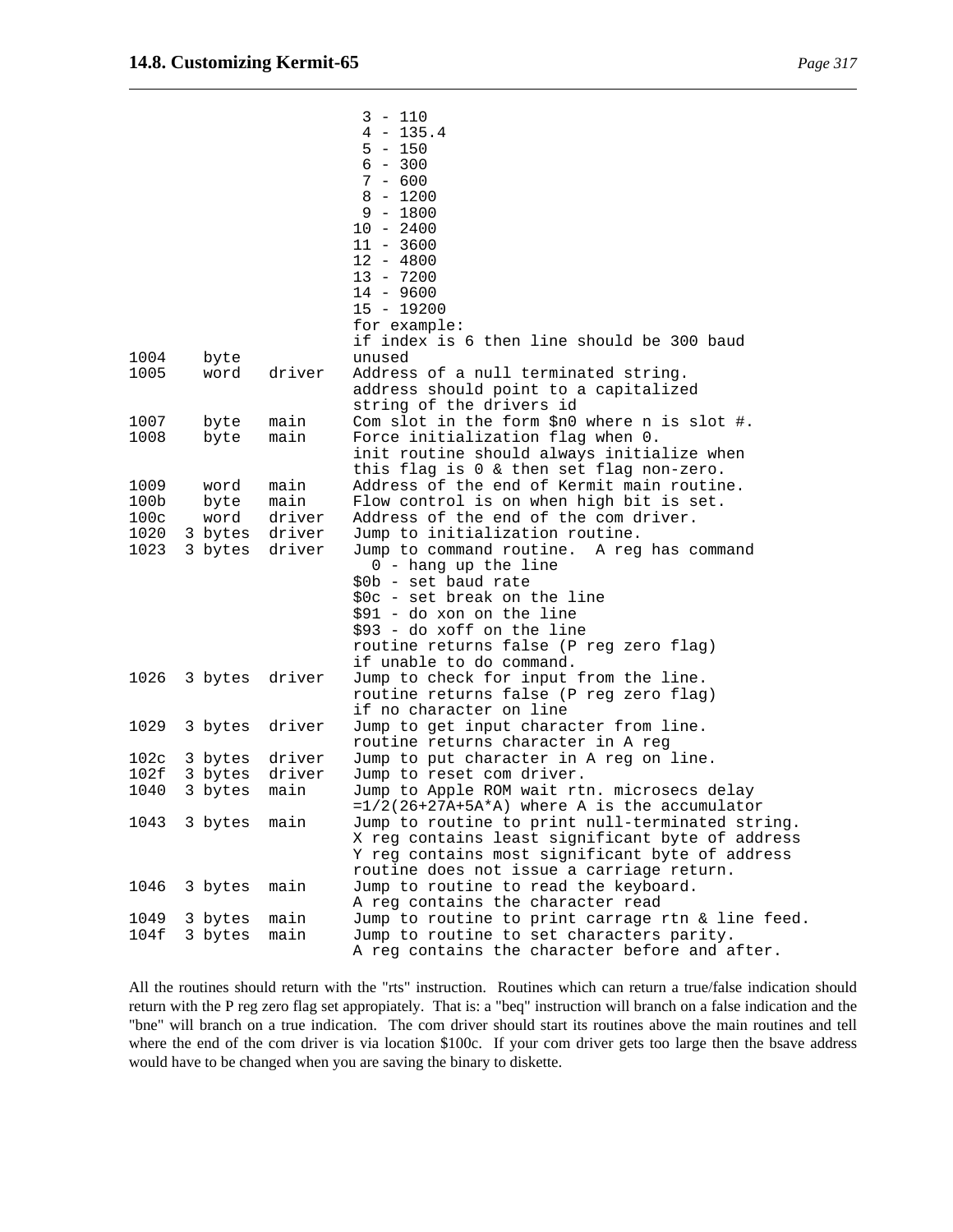```
                               3 - 110
                               4 - 135.4
                               5 - 150
                               6 - 300
                               7 - 600
                               8 - 1200
                               9 - 1800
                              10 - 2400
                              11 - 3600
                              12 - 4800
                              13 - 7200
                              14 - 9600
                              15 - 19200
                              for example:
                              if index is 6 then line should be 300 baud
1004    byte                  unused
1005    word     driver       Address of a null terminated string.
                              address should point to a capitalized
                              string of the drivers id
1007    byte     main         Com slot in the form $n0 where n is slot #.
1008    byte     main         Force initialization flag when 0.
                              init routine should always initialize when
                              this flag is 0 & then set flag non-zero.
1009    word     main         Address of the end of Kermit main routine.
100b    byte     main         Flow control is on when high bit is set.
100c    word     driver       Address of the end of the com driver.
1020  3 bytes    driver       Jump to initialization routine.
1023  3 bytes    driver       Jump to command routine.  A reg has command
                                0 - hang up the line
                              $0b - set baud rate
                              $0c - set break on the line
                              $91 - do xon on the line
                              $93 - do xoff on the line
                              routine returns false (P reg zero flag)
                              if unable to do command.
1026  3 bytes    driver       Jump to check for input from the line.
                              routine returns false (P reg zero flag)
                              if no character on line
1029  3 bytes    driver       Jump to get input character from line.
                              routine returns character in A reg
102c  3 bytes    driver       Jump to put character in A reg on line.
102f  3 bytes    driver       Jump to reset com driver.
1040  3 bytes    main         Jump to Apple ROM wait rtn. microsecs delay
                              =1/2(26+27A+5A*A) where A is the accumulator
1043  3 bytes    main         Jump to routine to print null-terminated string.
                              X reg contains least significant byte of address
                              Y reg contains most significant byte of address
                              routine does not issue a carriage return.
1046  3 bytes    main         Jump to routine to read the keyboard.
                              A reg contains the character read
1049  3 bytes    main         Jump to routine to print carrage rtn & line feed.
104f  3 bytes    main         Jump to routine to set characters parity.
                              A reg contains the character before and after.
```

All the routines should return with the "rts" instruction. Routines which can return a true/false indication should return with the P reg zero flag set appropiately. That is: a "beq" instruction will branch on a false indication and the "bne" will branch on a true indication. The com driver should start its routines above the main routines and tell where the end of the com driver is via location $100c. If your com driver gets too large then the bsave address would have to be changed when you are saving the binary to diskette.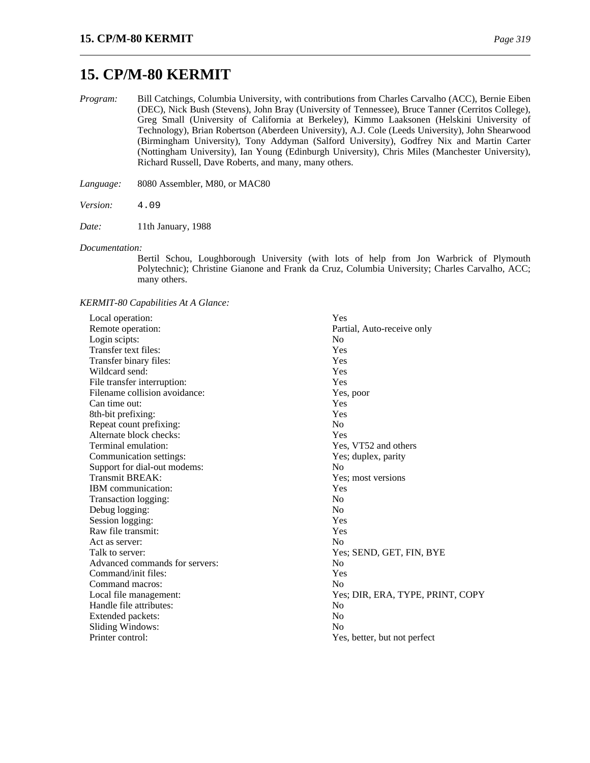# 15. CP/M-80 KERMIT

*Program:* Bill Catchings, Columbia University, with contributions from Charles Carvalho (ACC), Bernie Eiben (DEC), Nick Bush (Stevens), John Bray (University of Tennessee), Bruce Tanner (Cerritos College), Greg Small (University of California at Berkeley), Kimmo Laaksonen (Helskini University of Technology), Brian Robertson (Aberdeen University), A.J. Cole (Leeds University), John Shearwood (Birmingham University), Tony Addyman (Salford University), Godfrey Nix and Martin Carter (Nottingham University), Ian Young (Edinburgh University), Chris Miles (Manchester University), Richard Russell, Dave Roberts, and many, many others.

*Language:* 8080 Assembler, M80, or MAC80

*Version:* 4.09

*Date:* 11th January, 1988

*Documentation:*
Bertil Schou, Loughborough University (with lots of help from Jon Warbrick of Plymouth Polytechnic); Christine Gianone and Frank da Cruz, Columbia University; Charles Carvalho, ACC; many others.

*KERMIT-80 Capabilities At A Glance:*

| | |
|---|---|
| Local operation: | Yes |
| Remote operation: | Partial, Auto-receive only |
| Login scipts: | No |
| Transfer text files: | Yes |
| Transfer binary files: | Yes |
| Wildcard send: | Yes |
| File transfer interruption: | Yes |
| Filename collision avoidance: | Yes, poor |
| Can time out: | Yes |
| 8th-bit prefixing: | Yes |
| Repeat count prefixing: | No |
| Alternate block checks: | Yes |
| Terminal emulation: | Yes, VT52 and others |
| Communication settings: | Yes; duplex, parity |
| Support for dial-out modems: | No |
| Transmit BREAK: | Yes; most versions |
| IBM communication: | Yes |
| Transaction logging: | No |
| Debug logging: | No |
| Session logging: | Yes |
| Raw file transmit: | Yes |
| Act as server: | No |
| Talk to server: | Yes; SEND, GET, FIN, BYE |
| Advanced commands for servers: | No |
| Command/init files: | Yes |
| Command macros: | No |
| Local file management: | Yes; DIR, ERA, TYPE, PRINT, COPY |
| Handle file attributes: | No |
| Extended packets: | No |
| Sliding Windows: | No |
| Printer control: | Yes, better, but not perfect |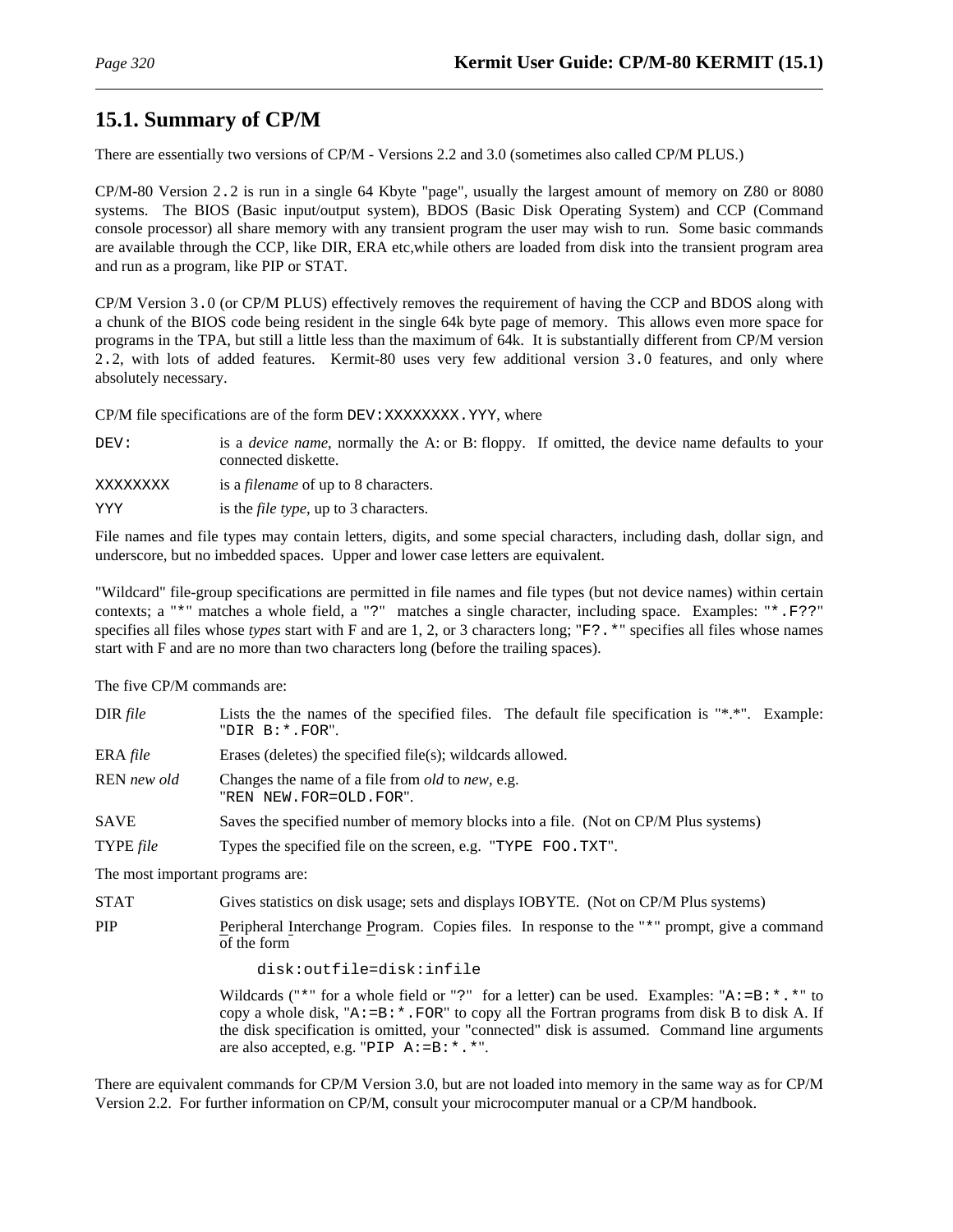## 15.1. Summary of CP/M

There are essentially two versions of CP/M - Versions 2.2 and 3.0 (sometimes also called CP/M PLUS.)

CP/M-80 Version `2.2` is run in a single 64 Kbyte "page", usually the largest amount of memory on Z80 or 8080 systems. The BIOS (Basic input/output system), BDOS (Basic Disk Operating System) and CCP (Command console processor) all share memory with any transient program the user may wish to run. Some basic commands are available through the CCP, like DIR, ERA etc,while others are loaded from disk into the transient program area and run as a program, like PIP or STAT.

CP/M Version `3.0` (or CP/M PLUS) effectively removes the requirement of having the CCP and BDOS along with a chunk of the BIOS code being resident in the single 64k byte page of memory. This allows even more space for programs in the TPA, but still a little less than the maximum of 64k. It is substantially different from CP/M version `2.2`, with lots of added features. Kermit-80 uses very few additional version `3.0` features, and only where absolutely necessary.

CP/M file specifications are of the form `DEV:XXXXXXXX.YYY`, where

| | |
|---|---|
| `DEV:` | is a *device name*, normally the A: or B: floppy. If omitted, the device name defaults to your connected diskette. |
| `XXXXXXXX` | is a *filename* of up to 8 characters. |
| `YYY` | is the *file type*, up to 3 characters. |

File names and file types may contain letters, digits, and some special characters, including dash, dollar sign, and underscore, but no imbedded spaces. Upper and lower case letters are equivalent.

"Wildcard" file-group specifications are permitted in file names and file types (but not device names) within certain contexts; a "`*`" matches a whole field, a "`?`" matches a single character, including space. Examples: "`*.F??`" specifies all files whose *types* start with F and are 1, 2, or 3 characters long; "`F?.*`" specifies all files whose names start with F and are no more than two characters long (before the trailing spaces).

The five CP/M commands are:

| | |
|---|---|
| DIR *file* | Lists the the names of the specified files. The default file specification is "*.*". Example: "`DIR B:*.FOR`". |
| ERA *file* | Erases (deletes) the specified file(s); wildcards allowed. |
| REN *new old* | Changes the name of a file from *old* to *new*, e.g. "`REN NEW.FOR=OLD.FOR`". |
| SAVE | Saves the specified number of memory blocks into a file. (Not on CP/M Plus systems) |
| TYPE *file* | Types the specified file on the screen, e.g. "`TYPE FOO.TXT`". |

The most important programs are:

STAT
: Gives statistics on disk usage; sets and displays IOBYTE. (Not on CP/M Plus systems)

PIP
: Peripheral Interchange Program. Copies files. In response to the "`*`" prompt, give a command of the form

```
disk:outfile=disk:infile
```

Wildcards ("`*`" for a whole field or "`?`" for a letter) can be used. Examples: "`A:=B:*.*`" to copy a whole disk, "`A:=B:*.FOR`" to copy all the Fortran programs from disk B to disk A. If the disk specification is omitted, your "connected" disk is assumed. Command line arguments are also accepted, e.g. "`PIP A:=B:*.*`".

There are equivalent commands for CP/M Version 3.0, but are not loaded into memory in the same way as for CP/M Version 2.2. For further information on CP/M, consult your microcomputer manual or a CP/M handbook.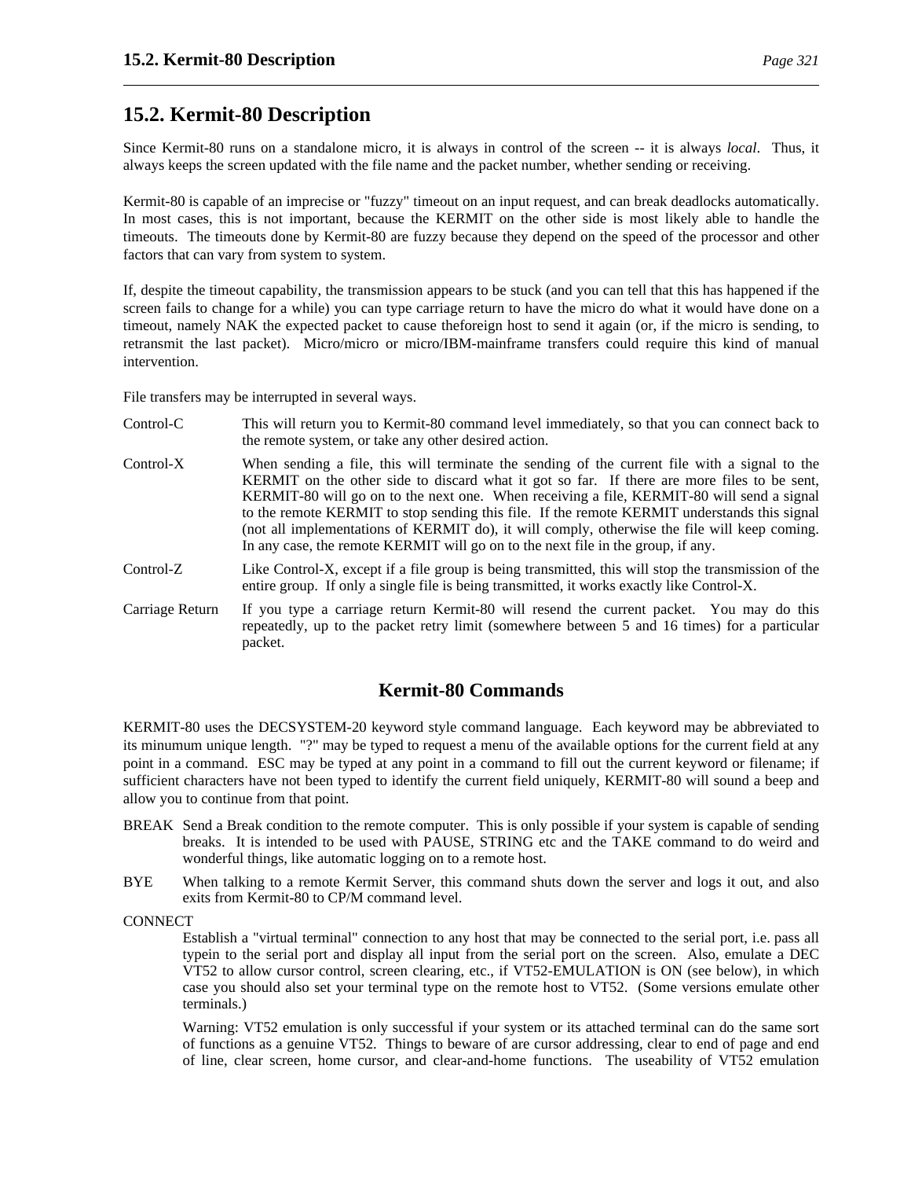## 15.2. Kermit-80 Description

Since Kermit-80 runs on a standalone micro, it is always in control of the screen -- it is always *local*. Thus, it always keeps the screen updated with the file name and the packet number, whether sending or receiving.

Kermit-80 is capable of an imprecise or "fuzzy" timeout on an input request, and can break deadlocks automatically. In most cases, this is not important, because the KERMIT on the other side is most likely able to handle the timeouts. The timeouts done by Kermit-80 are fuzzy because they depend on the speed of the processor and other factors that can vary from system to system.

If, despite the timeout capability, the transmission appears to be stuck (and you can tell that this has happened if the screen fails to change for a while) you can type carriage return to have the micro do what it would have done on a timeout, namely NAK the expected packet to cause theforeign host to send it again (or, if the micro is sending, to retransmit the last packet). Micro/micro or micro/IBM-mainframe transfers could require this kind of manual intervention.

File transfers may be interrupted in several ways.

Control-C
: This will return you to Kermit-80 command level immediately, so that you can connect back to the remote system, or take any other desired action.

Control-X
: When sending a file, this will terminate the sending of the current file with a signal to the KERMIT on the other side to discard what it got so far. If there are more files to be sent, KERMIT-80 will go on to the next one. When receiving a file, KERMIT-80 will send a signal to the remote KERMIT to stop sending this file. If the remote KERMIT understands this signal (not all implementations of KERMIT do), it will comply, otherwise the file will keep coming. In any case, the remote KERMIT will go on to the next file in the group, if any.

Control-Z
: Like Control-X, except if a file group is being transmitted, this will stop the transmission of the entire group. If only a single file is being transmitted, it works exactly like Control-X.

Carriage Return
: If you type a carriage return Kermit-80 will resend the current packet. You may do this repeatedly, up to the packet retry limit (somewhere between 5 and 16 times) for a particular packet.

### Kermit-80 Commands

KERMIT-80 uses the DECSYSTEM-20 keyword style command language. Each keyword may be abbreviated to its minumum unique length. "?" may be typed to request a menu of the available options for the current field at any point in a command. ESC may be typed at any point in a command to fill out the current keyword or filename; if sufficient characters have not been typed to identify the current field uniquely, KERMIT-80 will sound a beep and allow you to continue from that point.

BREAK
: Send a Break condition to the remote computer. This is only possible if your system is capable of sending breaks. It is intended to be used with PAUSE, STRING etc and the TAKE command to do weird and wonderful things, like automatic logging on to a remote host.

BYE
: When talking to a remote Kermit Server, this command shuts down the server and logs it out, and also exits from Kermit-80 to CP/M command level.

CONNECT
: Establish a "virtual terminal" connection to any host that may be connected to the serial port, i.e. pass all typein to the serial port and display all input from the serial port on the screen. Also, emulate a DEC VT52 to allow cursor control, screen clearing, etc., if VT52-EMULATION is ON (see below), in which case you should also set your terminal type on the remote host to VT52. (Some versions emulate other terminals.)

  Warning: VT52 emulation is only successful if your system or its attached terminal can do the same sort of functions as a genuine VT52. Things to beware of are cursor addressing, clear to end of page and end of line, clear screen, home cursor, and clear-and-home functions. The useability of VT52 emulation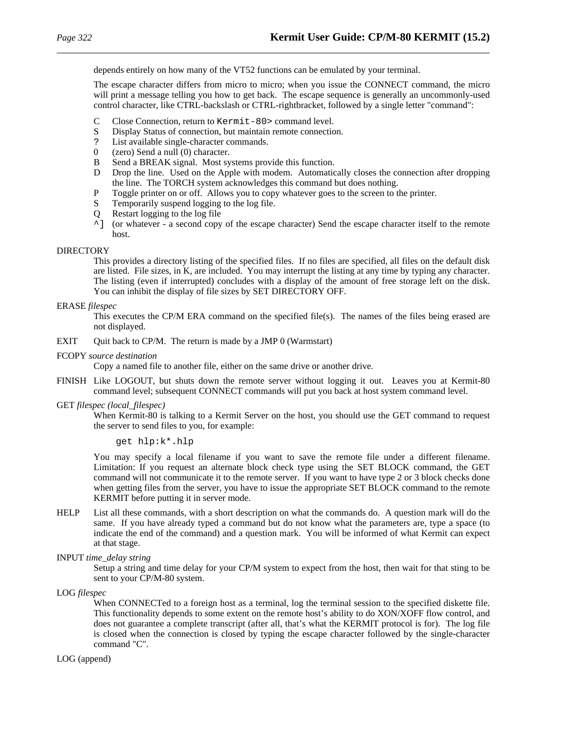depends entirely on how many of the VT52 functions can be emulated by your terminal.

The escape character differs from micro to micro; when you issue the CONNECT command, the micro will print a message telling you how to get back. The escape sequence is generally an uncommonly-used control character, like CTRL-backslash or CTRL-rightbracket, followed by a single letter "command":

- C Close Connection, return to `Kermit-80>` command level.
- S Display Status of connection, but maintain remote connection.
- `?` List available single-character commands.
- 0 (zero) Send a null (0) character.
- B Send a BREAK signal. Most systems provide this function.
- D Drop the line. Used on the Apple with modem. Automatically closes the connection after dropping the line. The TORCH system acknowledges this command but does nothing.
- P Toggle printer on or off. Allows you to copy whatever goes to the screen to the printer.
- S Temporarily suspend logging to the log file.
- Q Restart logging to the log file
- `^]` (or whatever - a second copy of the escape character) Send the escape character itself to the remote host.

DIRECTORY
: This provides a directory listing of the specified files. If no files are specified, all files on the default disk are listed. File sizes, in K, are included. You may interrupt the listing at any time by typing any character. The listing (even if interrupted) concludes with a display of the amount of free storage left on the disk. You can inhibit the display of file sizes by SET DIRECTORY OFF.

ERASE *filespec*
: This executes the CP/M ERA command on the specified file(s). The names of the files being erased are not displayed.

EXIT
: Quit back to CP/M. The return is made by a JMP 0 (Warmstart)

FCOPY *source destination*
: Copy a named file to another file, either on the same drive or another drive.

FINISH
: Like LOGOUT, but shuts down the remote server without logging it out. Leaves you at Kermit-80 command level; subsequent CONNECT commands will put you back at host system command level.

GET *filespec (local_filespec)*
: When Kermit-80 is talking to a Kermit Server on the host, you should use the GET command to request the server to send files to you, for example:

```
get hlp:k*.hlp
```

You may specify a local filename if you want to save the remote file under a different filename. Limitation: If you request an alternate block check type using the SET BLOCK command, the GET command will not communicate it to the remote server. If you want to have type 2 or 3 block checks done when getting files from the server, you have to issue the appropriate SET BLOCK command to the remote KERMIT before putting it in server mode.

HELP
: List all these commands, with a short description on what the commands do. A question mark will do the same. If you have already typed a command but do not know what the parameters are, type a space (to indicate the end of the command) and a question mark. You will be informed of what Kermit can expect at that stage.

INPUT *time_delay string*
: Setup a string and time delay for your CP/M system to expect from the host, then wait for that sting to be sent to your CP/M-80 system.

LOG *filespec*
: When CONNECTed to a foreign host as a terminal, log the terminal session to the specified diskette file. This functionality depends to some extent on the remote host's ability to do XON/XOFF flow control, and does not guarantee a complete transcript (after all, that's what the KERMIT protocol is for). The log file is closed when the connection is closed by typing the escape character followed by the single-character command "C".

LOG (append)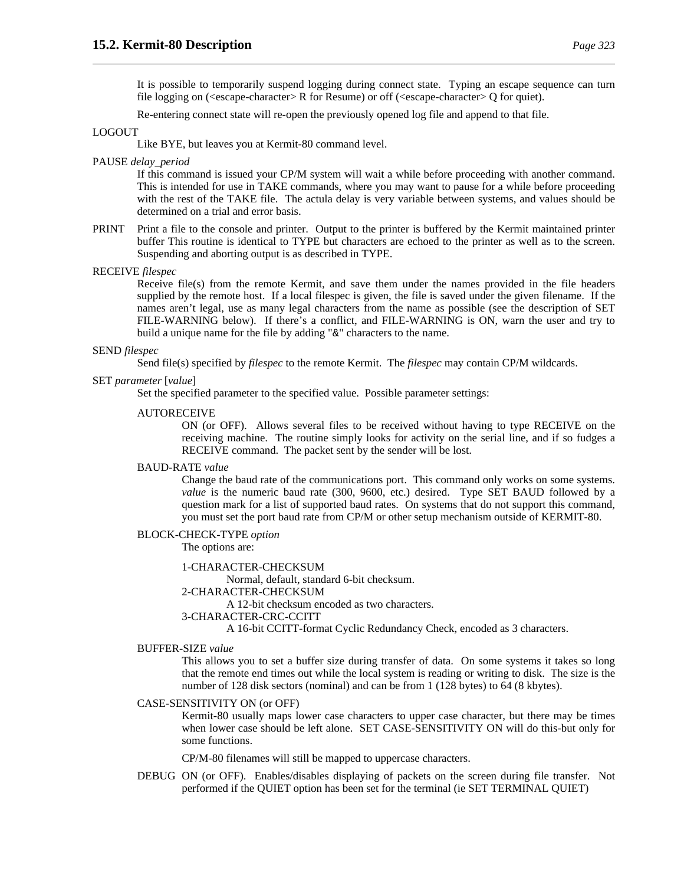It is possible to temporarily suspend logging during connect state. Typing an escape sequence can turn file logging on (<escape-character> R for Resume) or off (<escape-character> Q for quiet).

Re-entering connect state will re-open the previously opened log file and append to that file.

LOGOUT
: Like BYE, but leaves you at Kermit-80 command level.

PAUSE *delay_period*
: If this command is issued your CP/M system will wait a while before proceeding with another command. This is intended for use in TAKE commands, where you may want to pause for a while before proceeding with the rest of the TAKE file. The actula delay is very variable between systems, and values should be determined on a trial and error basis.

PRINT
: Print a file to the console and printer. Output to the printer is buffered by the Kermit maintained printer buffer This routine is identical to TYPE but characters are echoed to the printer as well as to the screen. Suspending and aborting output is as described in TYPE.

RECEIVE *filespec*
: Receive file(s) from the remote Kermit, and save them under the names provided in the file headers supplied by the remote host. If a local filespec is given, the file is saved under the given filename. If the names aren't legal, use as many legal characters from the name as possible (see the description of SET FILE-WARNING below). If there's a conflict, and FILE-WARNING is ON, warn the user and try to build a unique name for the file by adding "&" characters to the name.

SEND *filespec*
: Send file(s) specified by *filespec* to the remote Kermit. The *filespec* may contain CP/M wildcards.

SET *parameter* [*value*]
: Set the specified parameter to the specified value. Possible parameter settings:

  AUTORECEIVE
  : ON (or OFF). Allows several files to be received without having to type RECEIVE on the receiving machine. The routine simply looks for activity on the serial line, and if so fudges a RECEIVE command. The packet sent by the sender will be lost.

  BAUD-RATE *value*
  : Change the baud rate of the communications port. This command only works on some systems. *value* is the numeric baud rate (300, 9600, etc.) desired. Type SET BAUD followed by a question mark for a list of supported baud rates. On systems that do not support this command, you must set the port baud rate from CP/M or other setup mechanism outside of KERMIT-80.

  BLOCK-CHECK-TYPE *option*
  : The options are:

    1-CHARACTER-CHECKSUM
    : Normal, default, standard 6-bit checksum.

    2-CHARACTER-CHECKSUM
    : A 12-bit checksum encoded as two characters.

    3-CHARACTER-CRC-CCITT
    : A 16-bit CCITT-format Cyclic Redundancy Check, encoded as 3 characters.

  BUFFER-SIZE *value*
  : This allows you to set a buffer size during transfer of data. On some systems it takes so long that the remote end times out while the local system is reading or writing to disk. The size is the number of 128 disk sectors (nominal) and can be from 1 (128 bytes) to 64 (8 kbytes).

  CASE-SENSITIVITY ON (or OFF)
  : Kermit-80 usually maps lower case characters to upper case character, but there may be times when lower case should be left alone. SET CASE-SENSITIVITY ON will do this-but only for some functions.

    CP/M-80 filenames will still be mapped to uppercase characters.

  DEBUG
  : ON (or OFF). Enables/disables displaying of packets on the screen during file transfer. Not performed if the QUIET option has been set for the terminal (ie SET TERMINAL QUIET)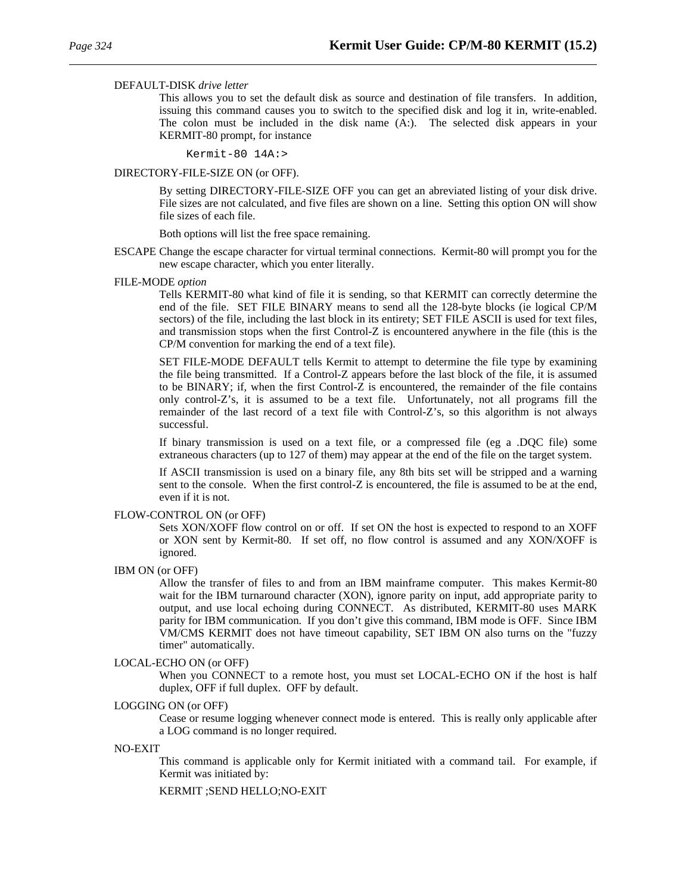DEFAULT-DISK *drive letter*

This allows you to set the default disk as source and destination of file transfers. In addition, issuing this command causes you to switch to the specified disk and log it in, write-enabled. The colon must be included in the disk name (A:). The selected disk appears in your KERMIT-80 prompt, for instance

```
Kermit-80 14A:>
```

DIRECTORY-FILE-SIZE ON (or OFF).

By setting DIRECTORY-FILE-SIZE OFF you can get an abreviated listing of your disk drive. File sizes are not calculated, and five files are shown on a line. Setting this option ON will show file sizes of each file.

Both options will list the free space remaining.

ESCAPE Change the escape character for virtual terminal connections. Kermit-80 will prompt you for the new escape character, which you enter literally.

FILE-MODE *option*

Tells KERMIT-80 what kind of file it is sending, so that KERMIT can correctly determine the end of the file. SET FILE BINARY means to send all the 128-byte blocks (ie logical CP/M sectors) of the file, including the last block in its entirety; SET FILE ASCII is used for text files, and transmission stops when the first Control-Z is encountered anywhere in the file (this is the CP/M convention for marking the end of a text file).

SET FILE-MODE DEFAULT tells Kermit to attempt to determine the file type by examining the file being transmitted. If a Control-Z appears before the last block of the file, it is assumed to be BINARY; if, when the first Control-Z is encountered, the remainder of the file contains only control-Z's, it is assumed to be a text file. Unfortunately, not all programs fill the remainder of the last record of a text file with Control-Z's, so this algorithm is not always successful.

If binary transmission is used on a text file, or a compressed file (eg a .DQC file) some extraneous characters (up to 127 of them) may appear at the end of the file on the target system.

If ASCII transmission is used on a binary file, any 8th bits set will be stripped and a warning sent to the console. When the first control-Z is encountered, the file is assumed to be at the end, even if it is not.

FLOW-CONTROL ON (or OFF)

Sets XON/XOFF flow control on or off. If set ON the host is expected to respond to an XOFF or XON sent by Kermit-80. If set off, no flow control is assumed and any XON/XOFF is ignored.

IBM ON (or OFF)

Allow the transfer of files to and from an IBM mainframe computer. This makes Kermit-80 wait for the IBM turnaround character (XON), ignore parity on input, add appropriate parity to output, and use local echoing during CONNECT. As distributed, KERMIT-80 uses MARK parity for IBM communication. If you don't give this command, IBM mode is OFF. Since IBM VM/CMS KERMIT does not have timeout capability, SET IBM ON also turns on the "fuzzy timer" automatically.

LOCAL-ECHO ON (or OFF)

When you CONNECT to a remote host, you must set LOCAL-ECHO ON if the host is half duplex, OFF if full duplex. OFF by default.

LOGGING ON (or OFF)

Cease or resume logging whenever connect mode is entered. This is really only applicable after a LOG command is no longer required.

NO-EXIT

This command is applicable only for Kermit initiated with a command tail. For example, if Kermit was initiated by:

KERMIT ;SEND HELLO;NO-EXIT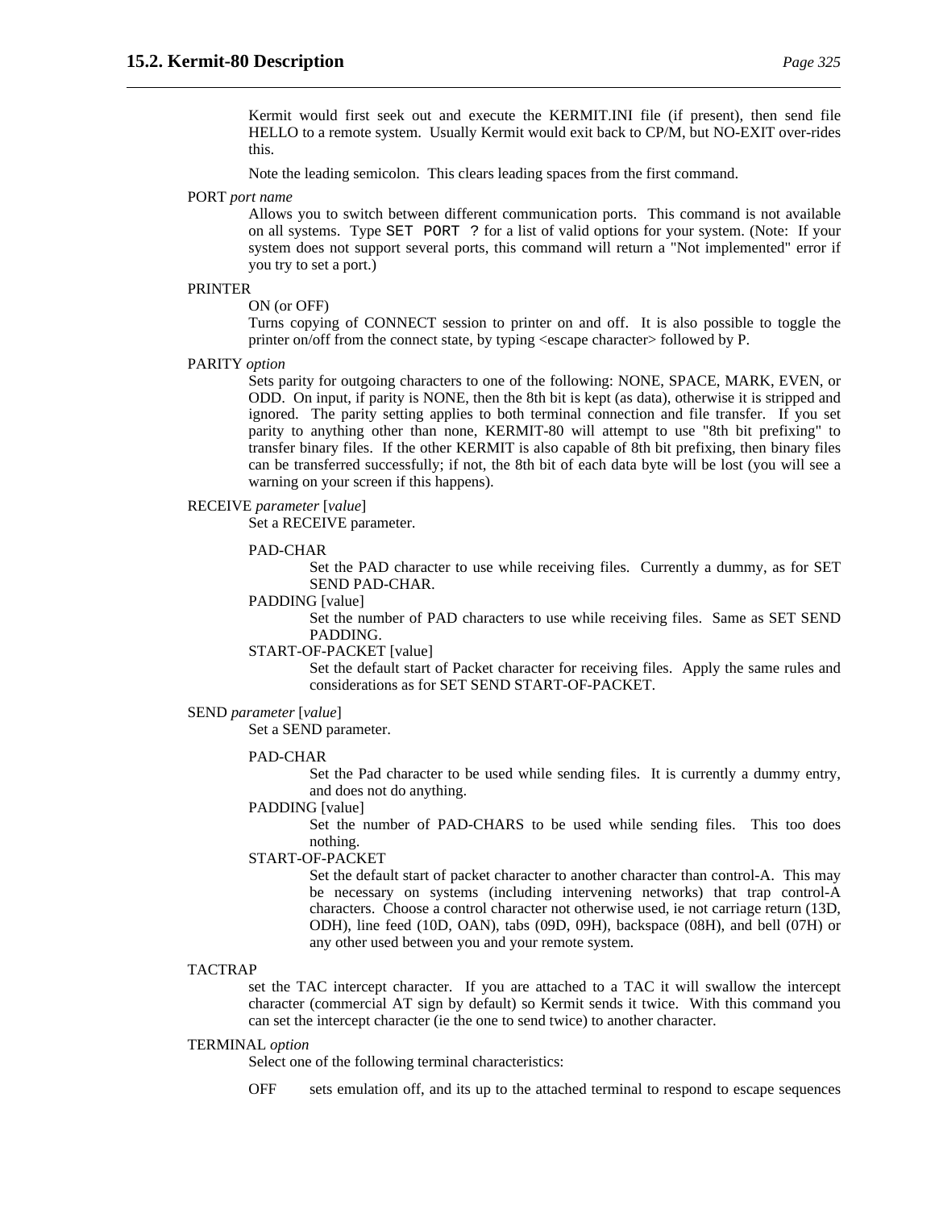Kermit would first seek out and execute the KERMIT.INI file (if present), then send file HELLO to a remote system. Usually Kermit would exit back to CP/M, but NO-EXIT over-rides this.

Note the leading semicolon. This clears leading spaces from the first command.

PORT *port name*

Allows you to switch between different communication ports. This command is not available on all systems. Type `SET PORT ?` for a list of valid options for your system. (Note: If your system does not support several ports, this command will return a "Not implemented" error if you try to set a port.)

PRINTER

ON (or OFF)

Turns copying of CONNECT session to printer on and off. It is also possible to toggle the printer on/off from the connect state, by typing <escape character> followed by P.

PARITY *option*

Sets parity for outgoing characters to one of the following: NONE, SPACE, MARK, EVEN, or ODD. On input, if parity is NONE, then the 8th bit is kept (as data), otherwise it is stripped and ignored. The parity setting applies to both terminal connection and file transfer. If you set parity to anything other than none, KERMIT-80 will attempt to use "8th bit prefixing" to transfer binary files. If the other KERMIT is also capable of 8th bit prefixing, then binary files can be transferred successfully; if not, the 8th bit of each data byte will be lost (you will see a warning on your screen if this happens).

RECEIVE *parameter* [*value*]

Set a RECEIVE parameter.

PAD-CHAR

Set the PAD character to use while receiving files. Currently a dummy, as for SET SEND PAD-CHAR.

PADDING [value]

Set the number of PAD characters to use while receiving files. Same as SET SEND PADDING.

START-OF-PACKET [value]

Set the default start of Packet character for receiving files. Apply the same rules and considerations as for SET SEND START-OF-PACKET.

SEND *parameter* [*value*]

Set a SEND parameter.

PAD-CHAR

Set the Pad character to be used while sending files. It is currently a dummy entry, and does not do anything.

PADDING [value]

Set the number of PAD-CHARS to be used while sending files. This too does nothing.

START-OF-PACKET

Set the default start of packet character to another character than control-A. This may be necessary on systems (including intervening networks) that trap control-A characters. Choose a control character not otherwise used, ie not carriage return (13D, ODH), line feed (10D, OAN), tabs (09D, 09H), backspace (08H), and bell (07H) or any other used between you and your remote system.

TACTRAP

set the TAC intercept character. If you are attached to a TAC it will swallow the intercept character (commercial AT sign by default) so Kermit sends it twice. With this command you can set the intercept character (ie the one to send twice) to another character.

TERMINAL *option*

Select one of the following terminal characteristics:

OFF sets emulation off, and its up to the attached terminal to respond to escape sequences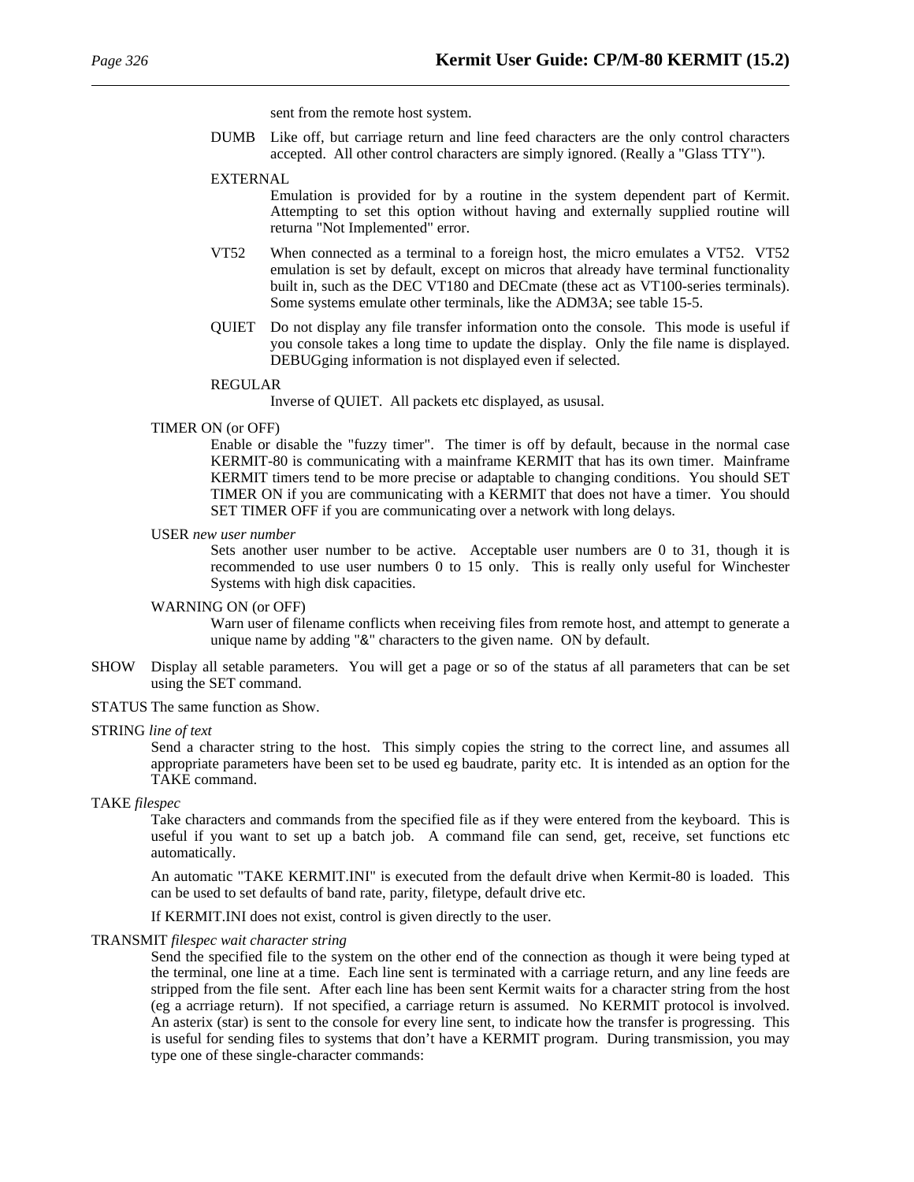sent from the remote host system.

DUMB Like off, but carriage return and line feed characters are the only control characters accepted. All other control characters are simply ignored. (Really a "Glass TTY").

EXTERNAL
Emulation is provided for by a routine in the system dependent part of Kermit. Attempting to set this option without having and externally supplied routine will returna "Not Implemented" error.

VT52 When connected as a terminal to a foreign host, the micro emulates a VT52. VT52 emulation is set by default, except on micros that already have terminal functionality built in, such as the DEC VT180 and DECmate (these act as VT100-series terminals). Some systems emulate other terminals, like the ADM3A; see table 15-5.

QUIET Do not display any file transfer information onto the console. This mode is useful if you console takes a long time to update the display. Only the file name is displayed. DEBUGging information is not displayed even if selected.

REGULAR
Inverse of QUIET. All packets etc displayed, as ususal.

TIMER ON (or OFF)
Enable or disable the "fuzzy timer". The timer is off by default, because in the normal case KERMIT-80 is communicating with a mainframe KERMIT that has its own timer. Mainframe KERMIT timers tend to be more precise or adaptable to changing conditions. You should SET TIMER ON if you are communicating with a KERMIT that does not have a timer. You should SET TIMER OFF if you are communicating over a network with long delays.

USER *new user number*
Sets another user number to be active. Acceptable user numbers are 0 to 31, though it is recommended to use user numbers 0 to 15 only. This is really only useful for Winchester Systems with high disk capacities.

WARNING ON (or OFF)
Warn user of filename conflicts when receiving files from remote host, and attempt to generate a unique name by adding "&" characters to the given name. ON by default.

SHOW Display all setable parameters. You will get a page or so of the status af all parameters that can be set using the SET command.

STATUS The same function as Show.

STRING *line of text*
Send a character string to the host. This simply copies the string to the correct line, and assumes all appropriate parameters have been set to be used eg baudrate, parity etc. It is intended as an option for the TAKE command.

TAKE *filespec*
Take characters and commands from the specified file as if they were entered from the keyboard. This is useful if you want to set up a batch job. A command file can send, get, receive, set functions etc automatically.

An automatic "TAKE KERMIT.INI" is executed from the default drive when Kermit-80 is loaded. This can be used to set defaults of band rate, parity, filetype, default drive etc.

If KERMIT.INI does not exist, control is given directly to the user.

TRANSMIT *filespec wait character string*
Send the specified file to the system on the other end of the connection as though it were being typed at the terminal, one line at a time. Each line sent is terminated with a carriage return, and any line feeds are stripped from the file sent. After each line has been sent Kermit waits for a character string from the host (eg a acrriage return). If not specified, a carriage return is assumed. No KERMIT protocol is involved. An asterix (star) is sent to the console for every line sent, to indicate how the transfer is progressing. This is useful for sending files to systems that don't have a KERMIT program. During transmission, you may type one of these single-character commands: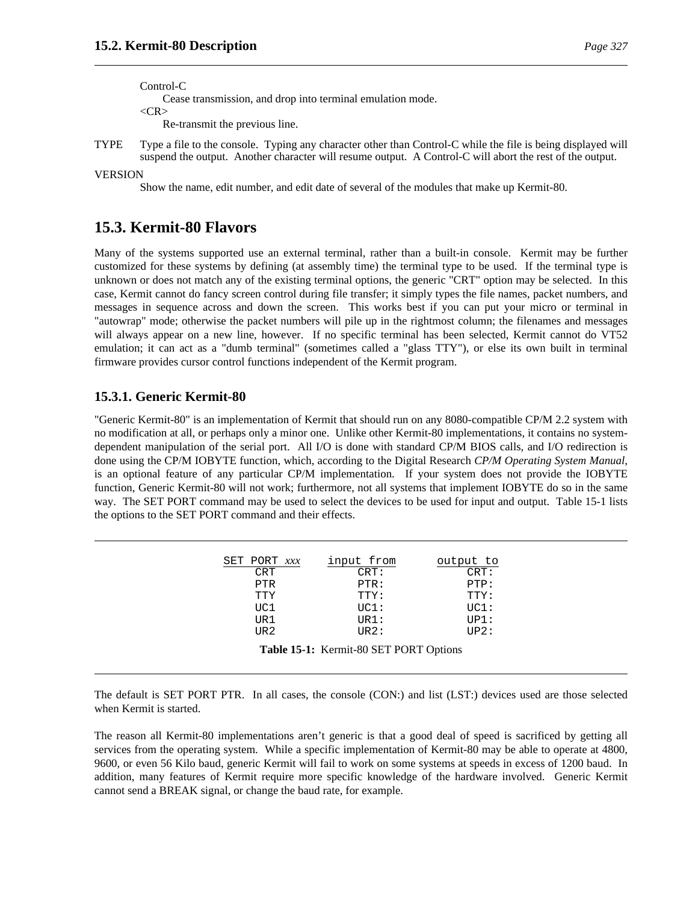Control-C
: Cease transmission, and drop into terminal emulation mode.

<CR>
: Re-transmit the previous line.

TYPE
: Type a file to the console. Typing any character other than Control-C while the file is being displayed will suspend the output. Another character will resume output. A Control-C will abort the rest of the output.

VERSION
: Show the name, edit number, and edit date of several of the modules that make up Kermit-80.

## 15.3. Kermit-80 Flavors

Many of the systems supported use an external terminal, rather than a built-in console. Kermit may be further customized for these systems by defining (at assembly time) the terminal type to be used. If the terminal type is unknown or does not match any of the existing terminal options, the generic "CRT" option may be selected. In this case, Kermit cannot do fancy screen control during file transfer; it simply types the file names, packet numbers, and messages in sequence across and down the screen. This works best if you can put your micro or terminal in "autowrap" mode; otherwise the packet numbers will pile up in the rightmost column; the filenames and messages will always appear on a new line, however. If no specific terminal has been selected, Kermit cannot do VT52 emulation; it can act as a "dumb terminal" (sometimes called a "glass TTY"), or else its own built in terminal firmware provides cursor control functions independent of the Kermit program.

### 15.3.1. Generic Kermit-80

"Generic Kermit-80" is an implementation of Kermit that should run on any 8080-compatible CP/M 2.2 system with no modification at all, or perhaps only a minor one. Unlike other Kermit-80 implementations, it contains no system-dependent manipulation of the serial port. All I/O is done with standard CP/M BIOS calls, and I/O redirection is done using the CP/M IOBYTE function, which, according to the Digital Research *CP/M Operating System Manual*, is an optional feature of any particular CP/M implementation. If your system does not provide the IOBYTE function, Generic Kermit-80 will not work; furthermore, not all systems that implement IOBYTE do so in the same way. The SET PORT command may be used to select the devices to be used for input and output. Table 15-1 lists the options to the SET PORT command and their effects.

| SET PORT *xxx* | input from | output to |
|---|---|---|
| CRT | CRT: | CRT: |
| PTR | PTR: | PTP: |
| TTY | TTY: | TTY: |
| UC1 | UC1: | UC1: |
| UR1 | UR1: | UP1: |
| UR2 | UR2: | UP2: |

**Table 15-1:** Kermit-80 SET PORT Options

The default is SET PORT PTR. In all cases, the console (CON:) and list (LST:) devices used are those selected when Kermit is started.

The reason all Kermit-80 implementations aren't generic is that a good deal of speed is sacrificed by getting all services from the operating system. While a specific implementation of Kermit-80 may be able to operate at 4800, 9600, or even 56 Kilo baud, generic Kermit will fail to work on some systems at speeds in excess of 1200 baud. In addition, many features of Kermit require more specific knowledge of the hardware involved. Generic Kermit cannot send a BREAK signal, or change the baud rate, for example.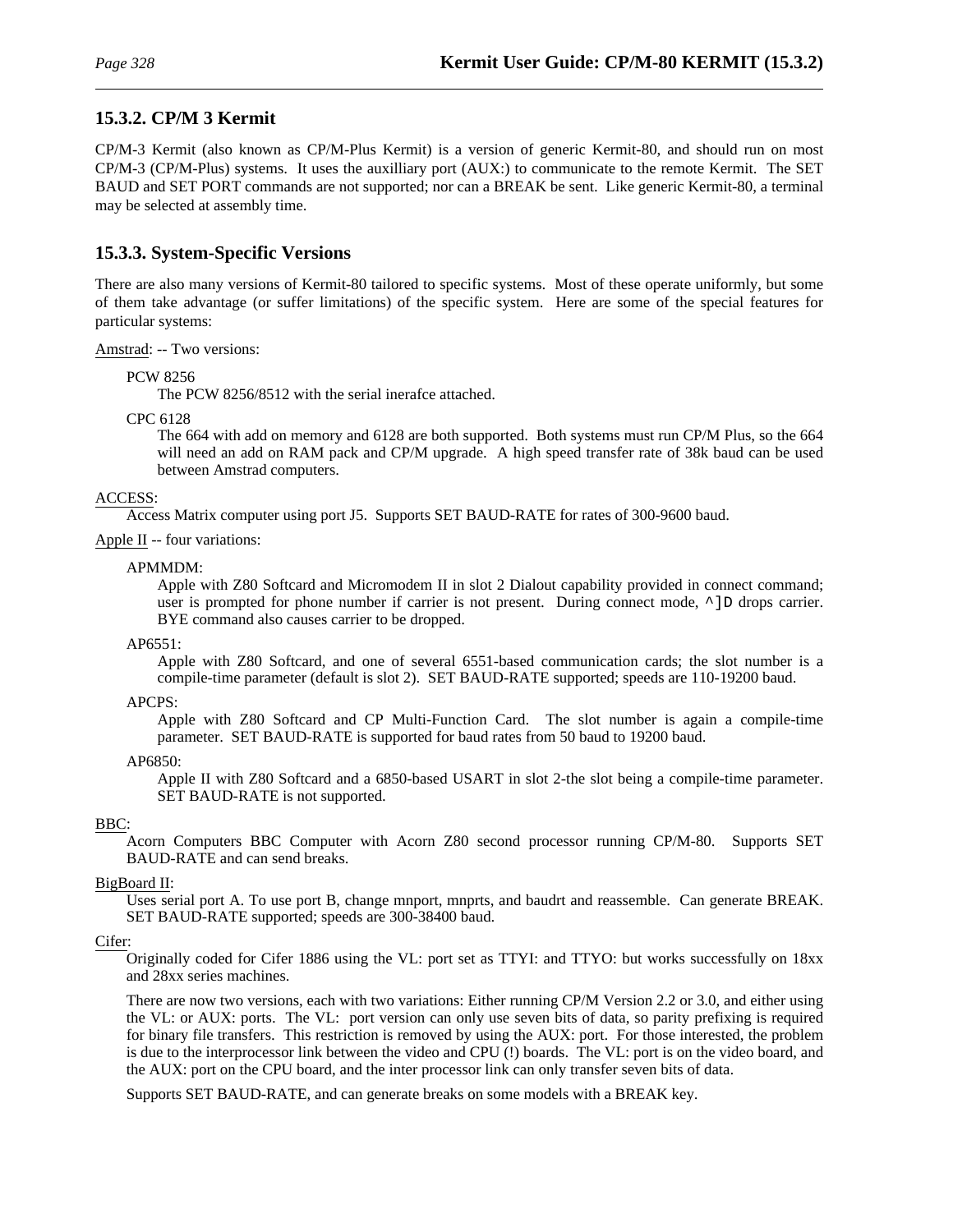### 15.3.2. CP/M 3 Kermit

CP/M-3 Kermit (also known as CP/M-Plus Kermit) is a version of generic Kermit-80, and should run on most CP/M-3 (CP/M-Plus) systems. It uses the auxilliary port (AUX:) to communicate to the remote Kermit. The SET BAUD and SET PORT commands are not supported; nor can a BREAK be sent. Like generic Kermit-80, a terminal may be selected at assembly time.

### 15.3.3. System-Specific Versions

There are also many versions of Kermit-80 tailored to specific systems. Most of these operate uniformly, but some of them take advantage (or suffer limitations) of the specific system. Here are some of the special features for particular systems:

Amstrad: -- Two versions:

PCW 8256
: The PCW 8256/8512 with the serial inerafce attached.

CPC 6128
: The 664 with add on memory and 6128 are both supported. Both systems must run CP/M Plus, so the 664 will need an add on RAM pack and CP/M upgrade. A high speed transfer rate of 38k baud can be used between Amstrad computers.

ACCESS:
: Access Matrix computer using port J5. Supports SET BAUD-RATE for rates of 300-9600 baud.

Apple II -- four variations:

APMMDM:
: Apple with Z80 Softcard and Micromodem II in slot 2 Dialout capability provided in connect command; user is prompted for phone number if carrier is not present. During connect mode, `^]D` drops carrier. BYE command also causes carrier to be dropped.

AP6551:
: Apple with Z80 Softcard, and one of several 6551-based communication cards; the slot number is a compile-time parameter (default is slot 2). SET BAUD-RATE supported; speeds are 110-19200 baud.

APCPS:
: Apple with Z80 Softcard and CP Multi-Function Card. The slot number is again a compile-time parameter. SET BAUD-RATE is supported for baud rates from 50 baud to 19200 baud.

AP6850:
: Apple II with Z80 Softcard and a 6850-based USART in slot 2-the slot being a compile-time parameter. SET BAUD-RATE is not supported.

BBC:
: Acorn Computers BBC Computer with Acorn Z80 second processor running CP/M-80. Supports SET BAUD-RATE and can send breaks.

BigBoard II:
: Uses serial port A. To use port B, change mnport, mnprts, and baudrt and reassemble. Can generate BREAK. SET BAUD-RATE supported; speeds are 300-38400 baud.

Cifer:
: Originally coded for Cifer 1886 using the VL: port set as TTYI: and TTYO: but works successfully on 18xx and 28xx series machines.

  There are now two versions, each with two variations: Either running CP/M Version 2.2 or 3.0, and either using the VL: or AUX: ports. The VL: port version can only use seven bits of data, so parity prefixing is required for binary file transfers. This restriction is removed by using the AUX: port. For those interested, the problem is due to the interprocessor link between the video and CPU (!) boards. The VL: port is on the video board, and the AUX: port on the CPU board, and the inter processor link can only transfer seven bits of data.

  Supports SET BAUD-RATE, and can generate breaks on some models with a BREAK key.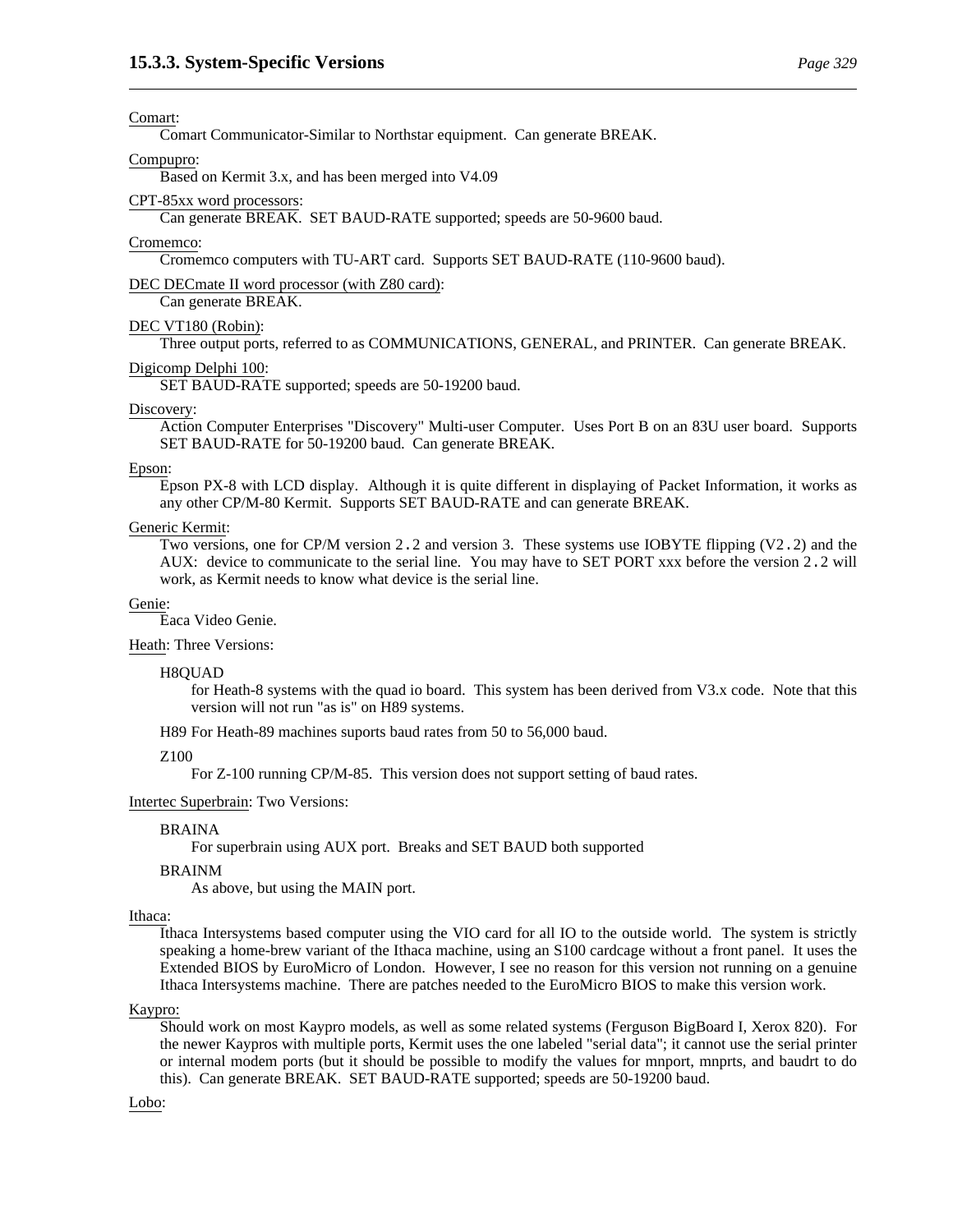Comart:
: Comart Communicator-Similar to Northstar equipment. Can generate BREAK.

Compupro:
: Based on Kermit 3.x, and has been merged into V4.09

CPT-85xx word processors:
: Can generate BREAK. SET BAUD-RATE supported; speeds are 50-9600 baud.

Cromemco:
: Cromemco computers with TU-ART card. Supports SET BAUD-RATE (110-9600 baud).

DEC DECmate II word processor (with Z80 card):
: Can generate BREAK.

DEC VT180 (Robin):
: Three output ports, referred to as COMMUNICATIONS, GENERAL, and PRINTER. Can generate BREAK.

Digicomp Delphi 100:
: SET BAUD-RATE supported; speeds are 50-19200 baud.

Discovery:
: Action Computer Enterprises "Discovery" Multi-user Computer. Uses Port B on an 83U user board. Supports SET BAUD-RATE for 50-19200 baud. Can generate BREAK.

Epson:
: Epson PX-8 with LCD display. Although it is quite different in displaying of Packet Information, it works as any other CP/M-80 Kermit. Supports SET BAUD-RATE and can generate BREAK.

Generic Kermit:
: Two versions, one for CP/M version 2.2 and version 3. These systems use IOBYTE flipping (V2.2) and the AUX: device to communicate to the serial line. You may have to SET PORT xxx before the version 2.2 will work, as Kermit needs to know what device is the serial line.

Genie:
: Eaca Video Genie.

Heath: Three Versions:

H8QUAD
: for Heath-8 systems with the quad io board. This system has been derived from V3.x code. Note that this version will not run "as is" on H89 systems.

H89 For Heath-89 machines suports baud rates from 50 to 56,000 baud.

Z100
: For Z-100 running CP/M-85. This version does not support setting of baud rates.

Intertec Superbrain: Two Versions:

BRAINA
: For superbrain using AUX port. Breaks and SET BAUD both supported

BRAINM
: As above, but using the MAIN port.

Ithaca:
: Ithaca Intersystems based computer using the VIO card for all IO to the outside world. The system is strictly speaking a home-brew variant of the Ithaca machine, using an S100 cardcage without a front panel. It uses the Extended BIOS by EuroMicro of London. However, I see no reason for this version not running on a genuine Ithaca Intersystems machine. There are patches needed to the EuroMicro BIOS to make this version work.

Kaypro:
: Should work on most Kaypro models, as well as some related systems (Ferguson BigBoard I, Xerox 820). For the newer Kaypros with multiple ports, Kermit uses the one labeled "serial data"; it cannot use the serial printer or internal modem ports (but it should be possible to modify the values for mnport, mnprts, and baudrt to do this). Can generate BREAK. SET BAUD-RATE supported; speeds are 50-19200 baud.

Lobo: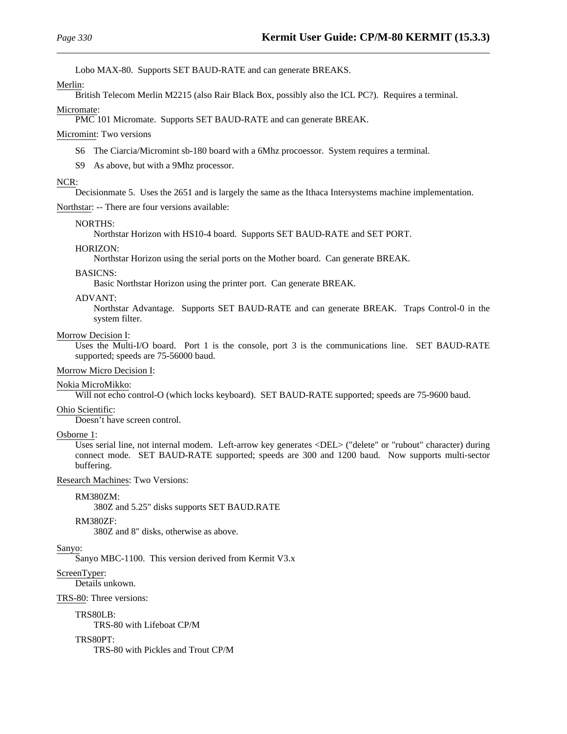Lobo MAX-80. Supports SET BAUD-RATE and can generate BREAKS.

Merlin:
British Telecom Merlin M2215 (also Rair Black Box, possibly also the ICL PC?). Requires a terminal.

Micromate:
PMC 101 Micromate. Supports SET BAUD-RATE and can generate BREAK.

Micromint: Two versions

S6 The Ciarcia/Micromint sb-180 board with a 6Mhz procoessor. System requires a terminal.

S9 As above, but with a 9Mhz processor.

NCR:
Decisionmate 5. Uses the 2651 and is largely the same as the Ithaca Intersystems machine implementation.

Northstar: -- There are four versions available:

NORTHS:
Northstar Horizon with HS10-4 board. Supports SET BAUD-RATE and SET PORT.

HORIZON:
Northstar Horizon using the serial ports on the Mother board. Can generate BREAK.

BASICNS:
Basic Northstar Horizon using the printer port. Can generate BREAK.

ADVANT:
Northstar Advantage. Supports SET BAUD-RATE and can generate BREAK. Traps Control-0 in the system filter.

Morrow Decision I:
Uses the Multi-I/O board. Port 1 is the console, port 3 is the communications line. SET BAUD-RATE supported; speeds are 75-56000 baud.

Morrow Micro Decision I:

Nokia MicroMikko:
Will not echo control-O (which locks keyboard). SET BAUD-RATE supported; speeds are 75-9600 baud.

Ohio Scientific:
Doesn't have screen control.

Osborne 1:
Uses serial line, not internal modem. Left-arrow key generates <DEL> ("delete" or "rubout" character) during connect mode. SET BAUD-RATE supported; speeds are 300 and 1200 baud. Now supports multi-sector buffering.

Research Machines: Two Versions:

RM380ZM:
380Z and 5.25" disks supports SET BAUD.RATE

RM380ZF:
380Z and 8" disks, otherwise as above.

Sanyo:
Sanyo MBC-1100. This version derived from Kermit V3.x

ScreenTyper:
Details unkown.

TRS-80: Three versions:

TRS80LB:
TRS-80 with Lifeboat CP/M

TRS80PT:
TRS-80 with Pickles and Trout CP/M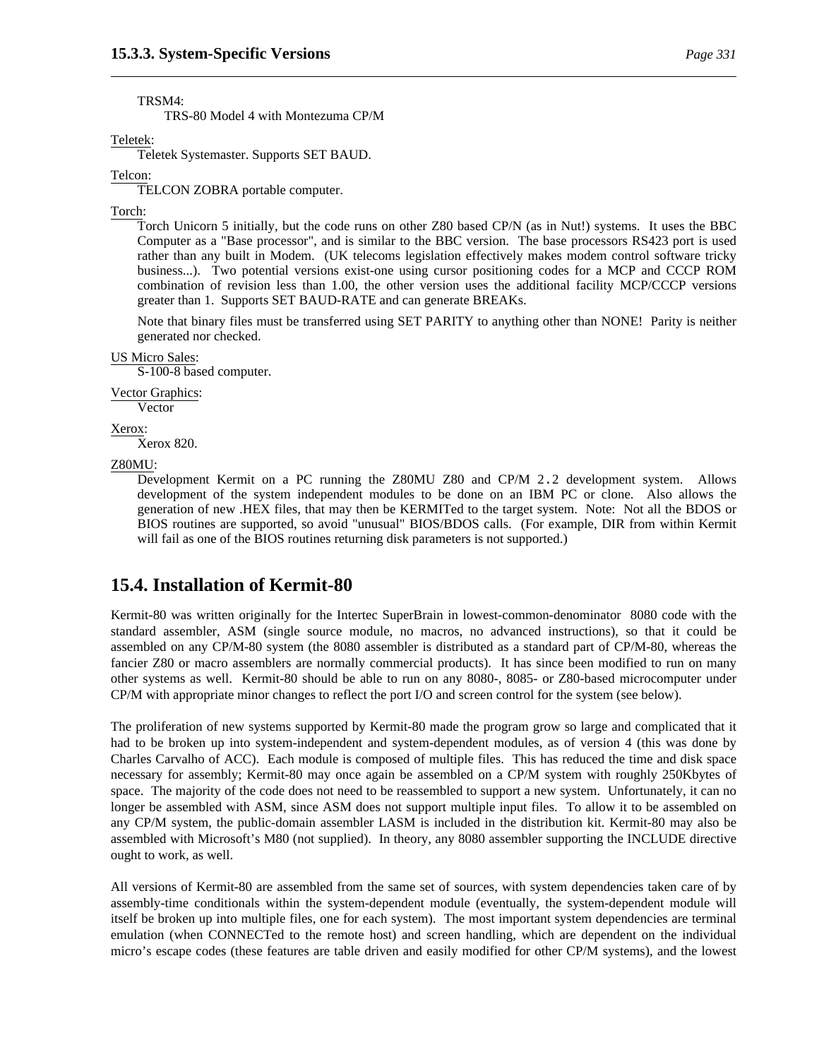TRSM4:
TRS-80 Model 4 with Montezuma CP/M

Teletek:
Teletek Systemaster. Supports SET BAUD.

Telcon:
TELCON ZOBRA portable computer.

Torch:
Torch Unicorn 5 initially, but the code runs on other Z80 based CP/N (as in Nut!) systems. It uses the BBC Computer as a "Base processor", and is similar to the BBC version. The base processors RS423 port is used rather than any built in Modem. (UK telecoms legislation effectively makes modem control software tricky business...). Two potential versions exist-one using cursor positioning codes for a MCP and CCCP ROM combination of revision less than 1.00, the other version uses the additional facility MCP/CCCP versions greater than 1. Supports SET BAUD-RATE and can generate BREAKs.

Note that binary files must be transferred using SET PARITY to anything other than NONE! Parity is neither generated nor checked.

US Micro Sales:
S-100-8 based computer.

Vector Graphics:
Vector

Xerox:
Xerox 820.

Z80MU:
Development Kermit on a PC running the Z80MU Z80 and CP/M 2.2 development system. Allows development of the system independent modules to be done on an IBM PC or clone. Also allows the generation of new .HEX files, that may then be KERMITed to the target system. Note: Not all the BDOS or BIOS routines are supported, so avoid "unusual" BIOS/BDOS calls. (For example, DIR from within Kermit will fail as one of the BIOS routines returning disk parameters is not supported.)

## 15.4. Installation of Kermit-80

Kermit-80 was written originally for the Intertec SuperBrain in lowest-common-denominator 8080 code with the standard assembler, ASM (single source module, no macros, no advanced instructions), so that it could be assembled on any CP/M-80 system (the 8080 assembler is distributed as a standard part of CP/M-80, whereas the fancier Z80 or macro assemblers are normally commercial products). It has since been modified to run on many other systems as well. Kermit-80 should be able to run on any 8080-, 8085- or Z80-based microcomputer under CP/M with appropriate minor changes to reflect the port I/O and screen control for the system (see below).

The proliferation of new systems supported by Kermit-80 made the program grow so large and complicated that it had to be broken up into system-independent and system-dependent modules, as of version 4 (this was done by Charles Carvalho of ACC). Each module is composed of multiple files. This has reduced the time and disk space necessary for assembly; Kermit-80 may once again be assembled on a CP/M system with roughly 250Kbytes of space. The majority of the code does not need to be reassembled to support a new system. Unfortunately, it can no longer be assembled with ASM, since ASM does not support multiple input files. To allow it to be assembled on any CP/M system, the public-domain assembler LASM is included in the distribution kit. Kermit-80 may also be assembled with Microsoft's M80 (not supplied). In theory, any 8080 assembler supporting the INCLUDE directive ought to work, as well.

All versions of Kermit-80 are assembled from the same set of sources, with system dependencies taken care of by assembly-time conditionals within the system-dependent module (eventually, the system-dependent module will itself be broken up into multiple files, one for each system). The most important system dependencies are terminal emulation (when CONNECTed to the remote host) and screen handling, which are dependent on the individual micro's escape codes (these features are table driven and easily modified for other CP/M systems), and the lowest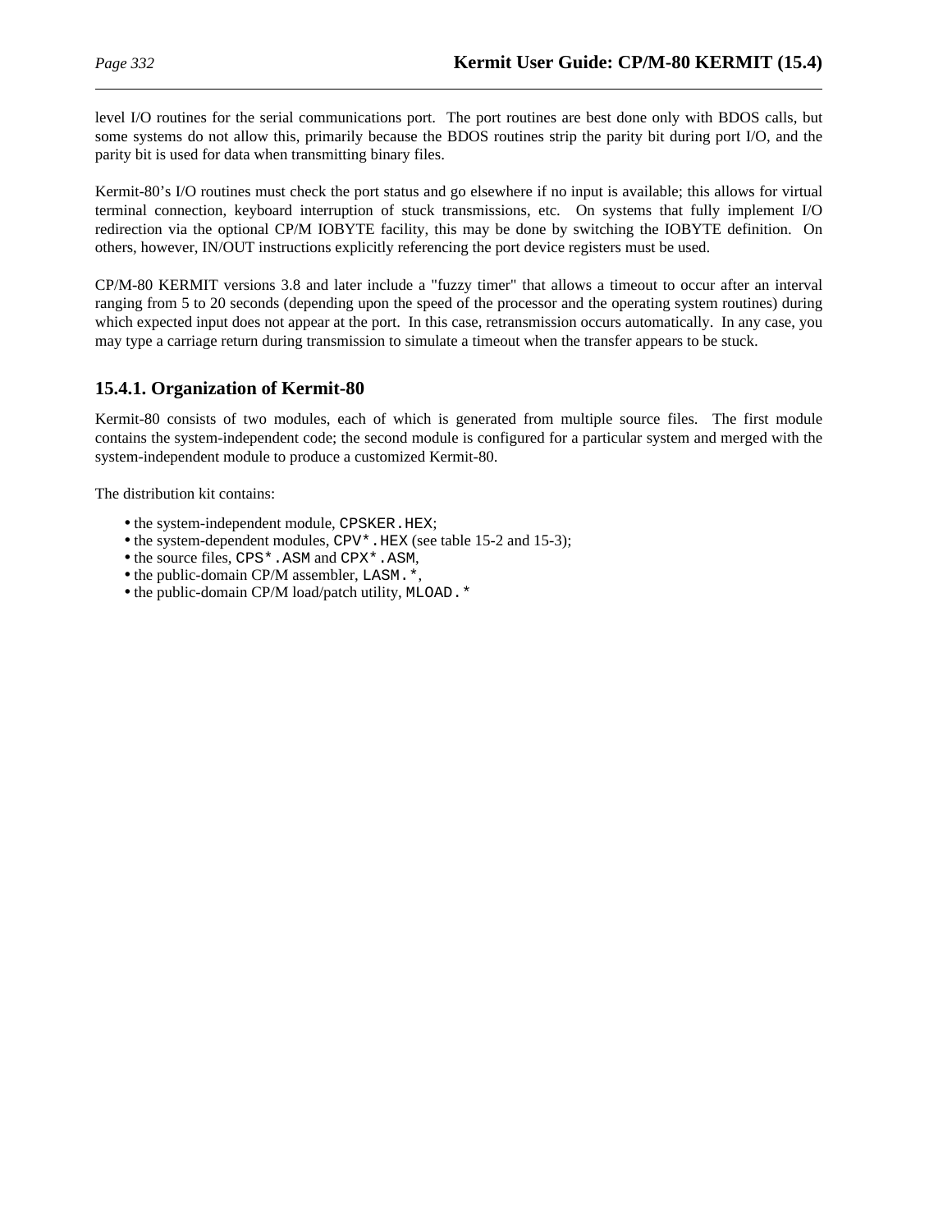level I/O routines for the serial communications port. The port routines are best done only with BDOS calls, but some systems do not allow this, primarily because the BDOS routines strip the parity bit during port I/O, and the parity bit is used for data when transmitting binary files.

Kermit-80's I/O routines must check the port status and go elsewhere if no input is available; this allows for virtual terminal connection, keyboard interruption of stuck transmissions, etc. On systems that fully implement I/O redirection via the optional CP/M IOBYTE facility, this may be done by switching the IOBYTE definition. On others, however, IN/OUT instructions explicitly referencing the port device registers must be used.

CP/M-80 KERMIT versions 3.8 and later include a "fuzzy timer" that allows a timeout to occur after an interval ranging from 5 to 20 seconds (depending upon the speed of the processor and the operating system routines) during which expected input does not appear at the port. In this case, retransmission occurs automatically. In any case, you may type a carriage return during transmission to simulate a timeout when the transfer appears to be stuck.

### 15.4.1. Organization of Kermit-80

Kermit-80 consists of two modules, each of which is generated from multiple source files. The first module contains the system-independent code; the second module is configured for a particular system and merged with the system-independent module to produce a customized Kermit-80.

The distribution kit contains:

- the system-independent module, `CPSKER.HEX`;
- the system-dependent modules, `CPV*.HEX` (see table 15-2 and 15-3);
- the source files, `CPS*.ASM` and `CPX*.ASM`,
- the public-domain CP/M assembler, `LASM.*`,
- the public-domain CP/M load/patch utility, `MLOAD.*`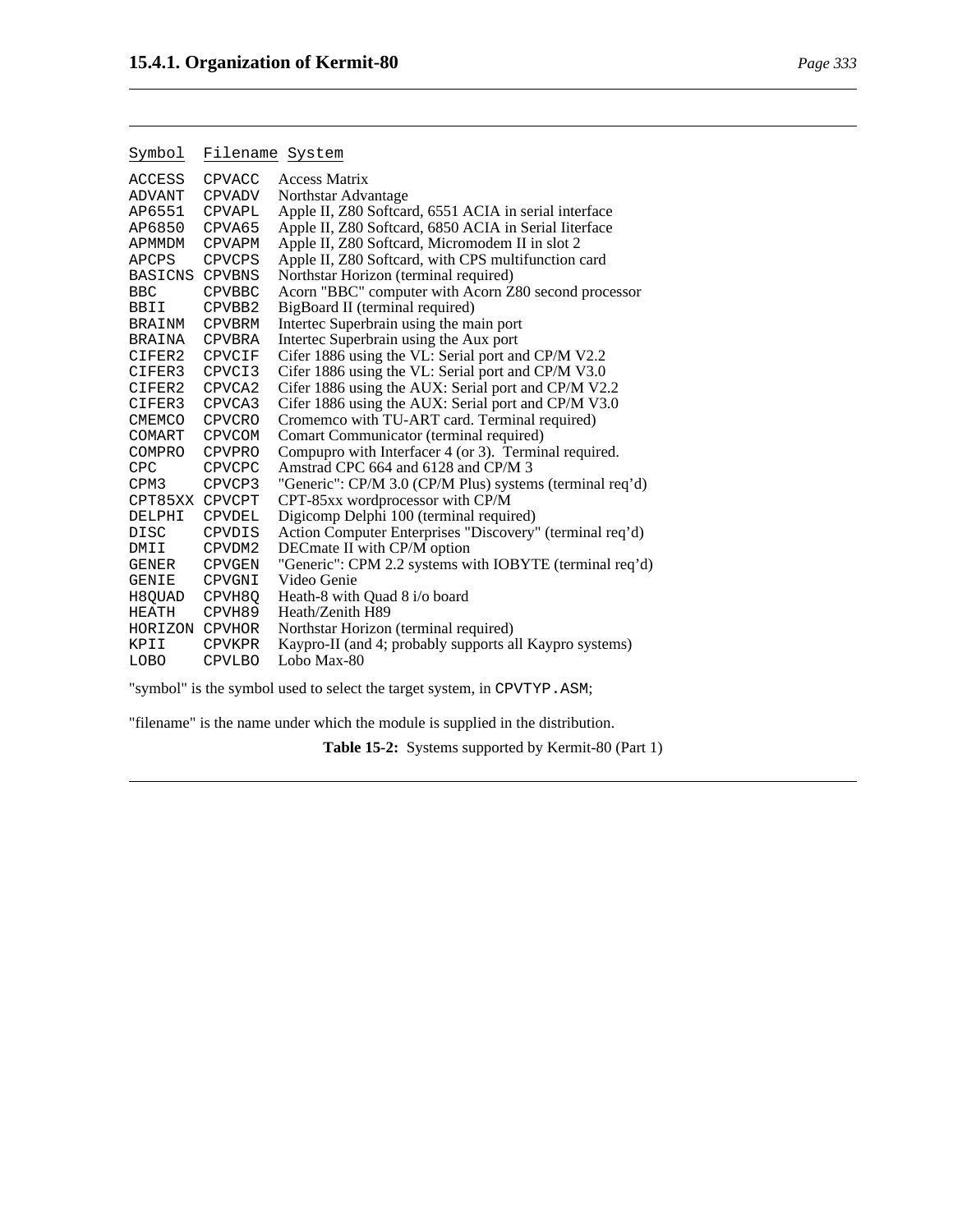| Symbol | Filename | System |
|---|---|---|
| ACCESS | CPVACC | Access Matrix |
| ADVANT | CPVADV | Northstar Advantage |
| AP6551 | CPVAPL | Apple II, Z80 Softcard, 6551 ACIA in serial interface |
| AP6850 | CPVA65 | Apple II, Z80 Softcard, 6850 ACIA in Serial Iiterface |
| APMMDM | CPVAPM | Apple II, Z80 Softcard, Micromodem II in slot 2 |
| APCPS | CPVCPS | Apple II, Z80 Softcard, with CPS multifunction card |
| BASICNS | CPVBNS | Northstar Horizon (terminal required) |
| BBC | CPVBBC | Acorn "BBC" computer with Acorn Z80 second processor |
| BBII | CPVBB2 | BigBoard II (terminal required) |
| BRAINM | CPVBRM | Intertec Superbrain using the main port |
| BRAINA | CPVBRA | Intertec Superbrain using the Aux port |
| CIFER2 | CPVCIF | Cifer 1886 using the VL: Serial port and CP/M V2.2 |
| CIFER3 | CPVCI3 | Cifer 1886 using the VL: Serial port and CP/M V3.0 |
| CIFER2 | CPVCA2 | Cifer 1886 using the AUX: Serial port and CP/M V2.2 |
| CIFER3 | CPVCA3 | Cifer 1886 using the AUX: Serial port and CP/M V3.0 |
| CMEMCO | CPVCRO | Cromemco with TU-ART card. Terminal required) |
| COMART | CPVCOM | Comart Communicator (terminal required) |
| COMPRO | CPVPRO | Compupro with Interfacer 4 (or 3). Terminal required. |
| CPC | CPVCPC | Amstrad CPC 664 and 6128 and CP/M 3 |
| CPM3 | CPVCP3 | "Generic": CP/M 3.0 (CP/M Plus) systems (terminal req'd) |
| CPT85XX | CPVCPT | CPT-85xx wordprocessor with CP/M |
| DELPHI | CPVDEL | Digicomp Delphi 100 (terminal required) |
| DISC | CPVDIS | Action Computer Enterprises "Discovery" (terminal req'd) |
| DMII | CPVDM2 | DECmate II with CP/M option |
| GENER | CPVGEN | "Generic": CPM 2.2 systems with IOBYTE (terminal req'd) |
| GENIE | CPVGNI | Video Genie |
| H8QUAD | CPVH8Q | Heath-8 with Quad 8 i/o board |
| HEATH | CPVH89 | Heath/Zenith H89 |
| HORIZON | CPVHOR | Northstar Horizon (terminal required) |
| KPII | CPVKPR | Kaypro-II (and 4; probably supports all Kaypro systems) |
| LOBO | CPVLBO | Lobo Max-80 |

"symbol" is the symbol used to select the target system, in `CPVTYP.ASM`;

"filename" is the name under which the module is supplied in the distribution.

**Table 15-2:** Systems supported by Kermit-80 (Part 1)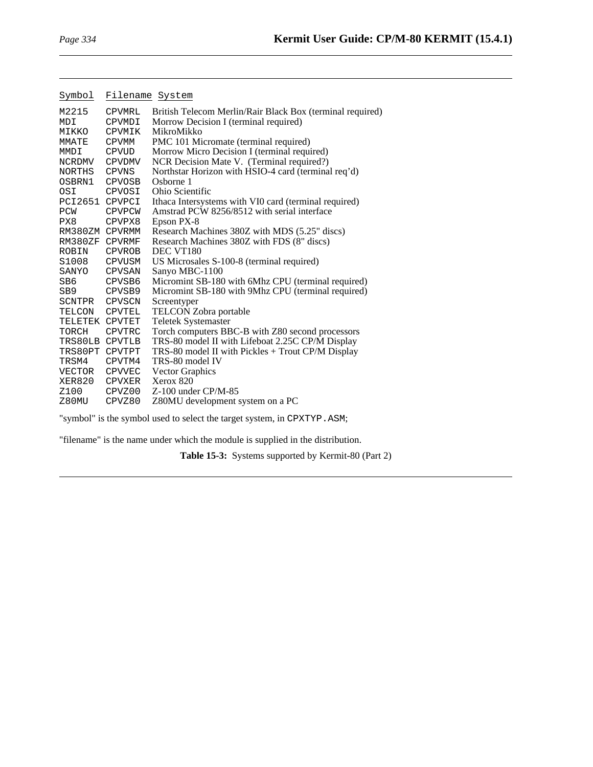| Symbol | Filename | System |
|---|---|---|
| M2215 | CPVMRL | British Telecom Merlin/Rair Black Box (terminal required) |
| MDI | CPVMDI | Morrow Decision I (terminal required) |
| MIKKO | CPVMIK | MikroMikko |
| MMATE | CPVMM | PMC 101 Micromate (terminal required) |
| MMDI | CPVUD | Morrow Micro Decision I (terminal required) |
| NCRDMV | CPVDMV | NCR Decision Mate V. (Terminal required?) |
| NORTHS | CPVNS | Northstar Horizon with HSIO-4 card (terminal req'd) |
| OSBRN1 | CPVOSB | Osborne 1 |
| OSI | CPVOSI | Ohio Scientific |
| PCI2651 | CPVPCI | Ithaca Intersystems with VI0 card (terminal required) |
| PCW | CPVPCW | Amstrad PCW 8256/8512 with serial interface |
| PX8 | CPVPX8 | Epson PX-8 |
| RM380ZM | CPVRMM | Research Machines 380Z with MDS (5.25" discs) |
| RM380ZF | CPVRMF | Research Machines 380Z with FDS (8" discs) |
| ROBIN | CPVROB | DEC VT180 |
| S1008 | CPVUSM | US Microsales S-100-8 (terminal required) |
| SANYO | CPVSAN | Sanyo MBC-1100 |
| SB6 | CPVSB6 | Micromint SB-180 with 6Mhz CPU (terminal required) |
| SB9 | CPVSB9 | Micromint SB-180 with 9Mhz CPU (terminal required) |
| SCNTPR | CPVSCN | Screentyper |
| TELCON | CPVTEL | TELCON Zobra portable |
| TELETEK | CPVTET | Teletek Systemaster |
| TORCH | CPVTRC | Torch computers BBC-B with Z80 second processors |
| TRS80LB | CPVTLB | TRS-80 model II with Lifeboat 2.25C CP/M Display |
| TRS80PT | CPVTPT | TRS-80 model II with Pickles + Trout CP/M Display |
| TRSM4 | CPVTM4 | TRS-80 model IV |
| VECTOR | CPVVEC | Vector Graphics |
| XER820 | CPVXER | Xerox 820 |
| Z100 | CPVZ00 | Z-100 under CP/M-85 |
| Z80MU | CPVZ80 | Z80MU development system on a PC |

"symbol" is the symbol used to select the target system, in CPXTYP.ASM;

"filename" is the name under which the module is supplied in the distribution.

**Table 15-3:** Systems supported by Kermit-80 (Part 2)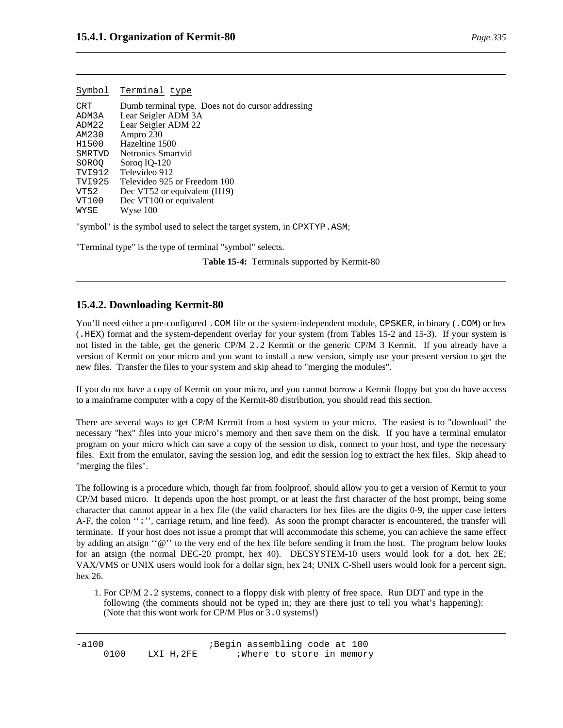| Symbol | Terminal type |
|---|---|
| CRT | Dumb terminal type. Does not do cursor addressing |
| ADM3A | Lear Seigler ADM 3A |
| ADM22 | Lear Seigler ADM 22 |
| AM230 | Ampro 230 |
| H1500 | Hazeltine 1500 |
| SMRTVD | Netronics Smartvid |
| SOROQ | Soroq IQ-120 |
| TVI912 | Televideo 912 |
| TVI925 | Televideo 925 or Freedom 100 |
| VT52 | Dec VT52 or equivalent (H19) |
| VT100 | Dec VT100 or equivalent |
| WYSE | Wyse 100 |

"symbol" is the symbol used to select the target system, in CPXTYP.ASM;

"Terminal type" is the type of terminal "symbol" selects.

**Table 15-4:** Terminals supported by Kermit-80

### 15.4.2. Downloading Kermit-80

You'll need either a pre-configured .COM file or the system-independent module, CPSKER, in binary (.COM) or hex (.HEX) format and the system-dependent overlay for your system (from Tables 15-2 and 15-3). If your system is not listed in the table, get the generic CP/M 2.2 Kermit or the generic CP/M 3 Kermit. If you already have a version of Kermit on your micro and you want to install a new version, simply use your present version to get the new files. Transfer the files to your system and skip ahead to "merging the modules".

If you do not have a copy of Kermit on your micro, and you cannot borrow a Kermit floppy but you do have access to a mainframe computer with a copy of the Kermit-80 distribution, you should read this section.

There are several ways to get CP/M Kermit from a host system to your micro. The easiest is to "download" the necessary "hex" files into your micro's memory and then save them on the disk. If you have a terminal emulator program on your micro which can save a copy of the session to disk, connect to your host, and type the necessary files. Exit from the emulator, saving the session log, and edit the session log to extract the hex files. Skip ahead to "merging the files".

The following is a procedure which, though far from foolproof, should allow you to get a version of Kermit to your CP/M based micro. It depends upon the host prompt, or at least the first character of the host prompt, being some character that cannot appear in a hex file (the valid characters for hex files are the digits 0-9, the upper case letters A-F, the colon ``:'', carriage return, and line feed). As soon the prompt character is encountered, the transfer will terminate. If your host does not issue a prompt that will accommodate this scheme, you can achieve the same effect by adding an atsign ``@'' to the very end of the hex file before sending it from the host. The program below looks for an atsign (the normal DEC-20 prompt, hex 40). DECSYSTEM-10 users would look for a dot, hex 2E; VAX/VMS or UNIX users would look for a dollar sign, hex 24; UNIX C-Shell users would look for a percent sign, hex 26.

1. For CP/M 2.2 systems, connect to a floppy disk with plenty of free space. Run DDT and type in the following (the comments should not be typed in; they are there just to tell you what's happening): (Note that this wont work for CP/M Plus or 3.0 systems!)

```
-a100                   ;Begin assembling code at 100
     0100    LXI H,2FE       ;Where to store in memory
```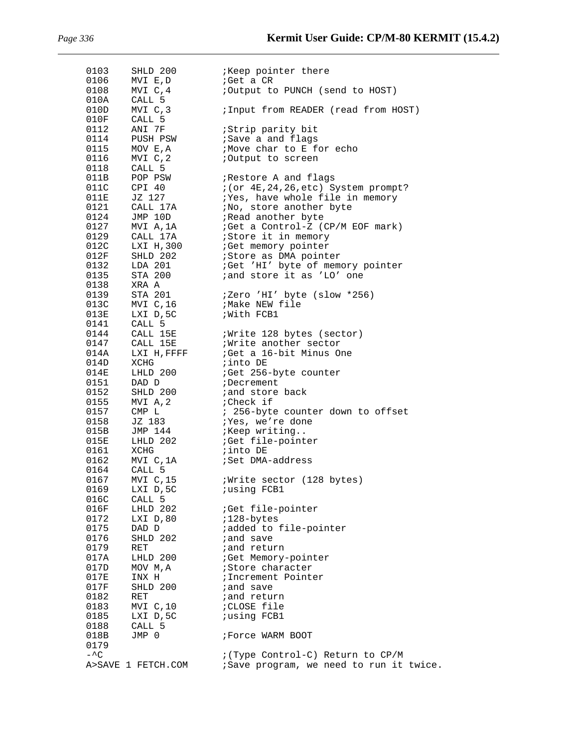```
0103    SHLD 200        ;Keep pointer there
0106    MVI E,D         ;Get a CR
0108    MVI C,4         ;Output to PUNCH (send to HOST)
010A    CALL 5
010D    MVI C,3         ;Input from READER (read from HOST)
010F    CALL 5
0112    ANI 7F          ;Strip parity bit
0114    PUSH PSW        ;Save a and flags
0115    MOV E,A         ;Move char to E for echo
0116    MVI C,2         ;Output to screen
0118    CALL 5
011B    POP PSW         ;Restore A and flags
011C    CPI 40          ;(or 4E,24,26,etc) System prompt?
011E    JZ 127          ;Yes, have whole file in memory
0121    CALL 17A        ;No, store another byte
0124    JMP 10D         ;Read another byte
0127    MVI A,1A        ;Get a Control-Z (CP/M EOF mark)
0129    CALL 17A        ;Store it in memory
012C    LXI H,300       ;Get memory pointer
012F    SHLD 202        ;Store as DMA pointer
0132    LDA 201         ;Get 'HI' byte of memory pointer
0135    STA 200         ;and store it as 'LO' one
0138    XRA A
0139    STA 201         ;Zero 'HI' byte (slow *256)
013C    MVI C,16        ;Make NEW file
013E    LXI D,5C        ;With FCB1
0141    CALL 5
0144    CALL 15E        ;Write 128 bytes (sector)
0147    CALL 15E        ;Write another sector
014A    LXI H,FFFF      ;Get a 16-bit Minus One
014D    XCHG            ;into DE
014E    LHLD 200        ;Get 256-byte counter
0151    DAD D           ;Decrement
0152    SHLD 200        ;and store back
0155    MVI A,2         ;Check if
0157    CMP L           ; 256-byte counter down to offset
0158    JZ 183          ;Yes, we're done
015B    JMP 144         ;Keep writing..
015E    LHLD 202        ;Get file-pointer
0161    XCHG            ;into DE
0162    MVI C,1A        ;Set DMA-address
0164    CALL 5
0167    MVI C,15        ;Write sector (128 bytes)
0169    LXI D,5C        ;using FCB1
016C    CALL 5
016F    LHLD 202        ;Get file-pointer
0172    LXI D,80        ;128-bytes
0175    DAD D           ;added to file-pointer
0176    SHLD 202        ;and save
0179    RET             ;and return
017A    LHLD 200        ;Get Memory-pointer
017D    MOV M,A         ;Store character
017E    INX H           ;Increment Pointer
017F    SHLD 200        ;and save
0182    RET             ;and return
0183    MVI C,10        ;CLOSE file
0185    LXI D,5C        ;using FCB1
0188    CALL 5
018B    JMP 0           ;Force WARM BOOT
0179
-^C                     ;(Type Control-C) Return to CP/M
A>SAVE 1 FETCH.COM      ;Save program, we need to run it twice.
```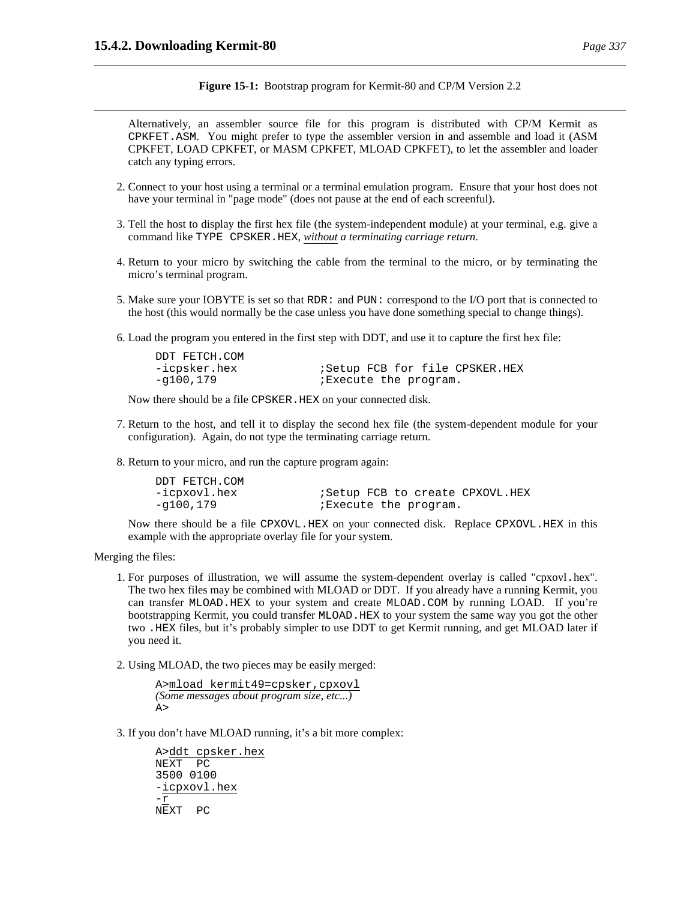**Figure 15-1:** Bootstrap program for Kermit-80 and CP/M Version 2.2

Alternatively, an assembler source file for this program is distributed with CP/M Kermit as CPKFET.ASM. You might prefer to type the assembler version in and assemble and load it (ASM CPKFET, LOAD CPKFET, or MASM CPKFET, MLOAD CPKFET), to let the assembler and loader catch any typing errors.

2. Connect to your host using a terminal or a terminal emulation program. Ensure that your host does not have your terminal in "page mode" (does not pause at the end of each screenful).

3. Tell the host to display the first hex file (the system-independent module) at your terminal, e.g. give a command like TYPE CPSKER.HEX, *without a terminating carriage return*.

4. Return to your micro by switching the cable from the terminal to the micro, or by terminating the micro's terminal program.

5. Make sure your IOBYTE is set so that RDR: and PUN: correspond to the I/O port that is connected to the host (this would normally be the case unless you have done something special to change things).

6. Load the program you entered in the first step with DDT, and use it to capture the first hex file:

```
DDT FETCH.COM
-icpsker.hex            ;Setup FCB for file CPSKER.HEX
-g100,179               ;Execute the program.
```

   Now there should be a file CPSKER.HEX on your connected disk.

7. Return to the host, and tell it to display the second hex file (the system-dependent module for your configuration). Again, do not type the terminating carriage return.

8. Return to your micro, and run the capture program again:

```
DDT FETCH.COM
-icpxovl.hex            ;Setup FCB to create CPXOVL.HEX
-g100,179               ;Execute the program.
```

   Now there should be a file CPXOVL.HEX on your connected disk. Replace CPXOVL.HEX in this example with the appropriate overlay file for your system.

Merging the files:

1. For purposes of illustration, we will assume the system-dependent overlay is called "cpxovl.hex". The two hex files may be combined with MLOAD or DDT. If you already have a running Kermit, you can transfer MLOAD.HEX to your system and create MLOAD.COM by running LOAD. If you're bootstrapping Kermit, you could transfer MLOAD.HEX to your system the same way you got the other two .HEX files, but it's probably simpler to use DDT to get Kermit running, and get MLOAD later if you need it.

2. Using MLOAD, the two pieces may be easily merged:

```
A>mload kermit49=cpsker,cpxovl
(Some messages about program size, etc...)
A>
```

3. If you don't have MLOAD running, it's a bit more complex:

```
A>ddt cpsker.hex
NEXT  PC
3500 0100
-icpxovl.hex
-r
NEXT  PC
```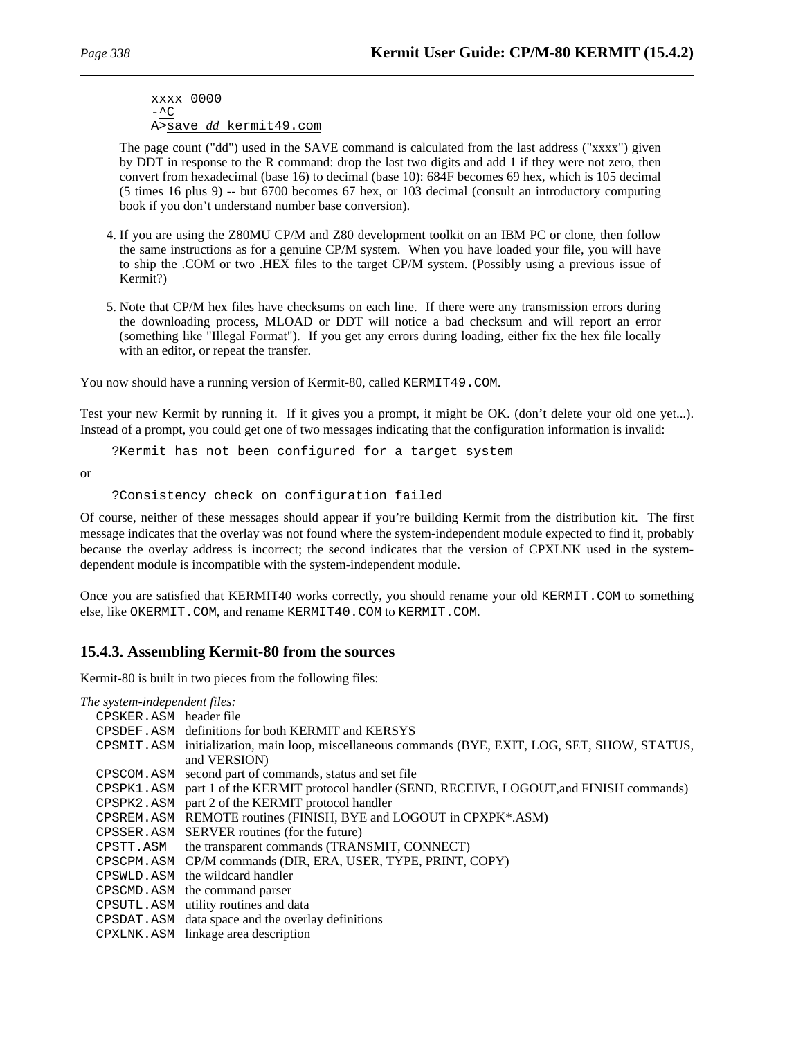```
xxxx 0000
-^C
A>save dd kermit49.com
```

The page count ("dd") used in the SAVE command is calculated from the last address ("xxxx") given by DDT in response to the R command: drop the last two digits and add 1 if they were not zero, then convert from hexadecimal (base 16) to decimal (base 10): 684F becomes 69 hex, which is 105 decimal (5 times 16 plus 9) -- but 6700 becomes 67 hex, or 103 decimal (consult an introductory computing book if you don't understand number base conversion).

4. If you are using the Z80MU CP/M and Z80 development toolkit on an IBM PC or clone, then follow the same instructions as for a genuine CP/M system. When you have loaded your file, you will have to ship the .COM or two .HEX files to the target CP/M system. (Possibly using a previous issue of Kermit?)

5. Note that CP/M hex files have checksums on each line. If there were any transmission errors during the downloading process, MLOAD or DDT will notice a bad checksum and will report an error (something like "Illegal Format"). If you get any errors during loading, either fix the hex file locally with an editor, or repeat the transfer.

You now should have a running version of Kermit-80, called `KERMIT49.COM`.

Test your new Kermit by running it. If it gives you a prompt, it might be OK. (don't delete your old one yet...). Instead of a prompt, you could get one of two messages indicating that the configuration information is invalid:

```
?Kermit has not been configured for a target system
```

or

```
?Consistency check on configuration failed
```

Of course, neither of these messages should appear if you're building Kermit from the distribution kit. The first message indicates that the overlay was not found where the system-independent module expected to find it, probably because the overlay address is incorrect; the second indicates that the version of CPXLNK used in the system-dependent module is incompatible with the system-independent module.

Once you are satisfied that KERMIT40 works correctly, you should rename your old `KERMIT.COM` to something else, like `OKERMIT.COM`, and rename `KERMIT40.COM` to `KERMIT.COM`.

### 15.4.3. Assembling Kermit-80 from the sources

Kermit-80 is built in two pieces from the following files:

*The system-independent files:*

| | |
|---|---|
| `CPSKER.ASM` | header file |
| `CPSDEF.ASM` | definitions for both KERMIT and KERSYS |
| `CPSMIT.ASM` | initialization, main loop, miscellaneous commands (BYE, EXIT, LOG, SET, SHOW, STATUS, and VERSION) |
| `CPSCOM.ASM` | second part of commands, status and set file |
| `CPSPK1.ASM` | part 1 of the KERMIT protocol handler (SEND, RECEIVE, LOGOUT,and FINISH commands) |
| `CPSPK2.ASM` | part 2 of the KERMIT protocol handler |
| `CPSREM.ASM` | REMOTE routines (FINISH, BYE and LOGOUT in CPXPK*.ASM) |
| `CPSSER.ASM` | SERVER routines (for the future) |
| `CPSTT.ASM` | the transparent commands (TRANSMIT, CONNECT) |
| `CPSCPM.ASM` | CP/M commands (DIR, ERA, USER, TYPE, PRINT, COPY) |
| `CPSWLD.ASM` | the wildcard handler |
| `CPSCMD.ASM` | the command parser |
| `CPSUTL.ASM` | utility routines and data |
| `CPSDAT.ASM` | data space and the overlay definitions |
| `CPXLNK.ASM` | linkage area description |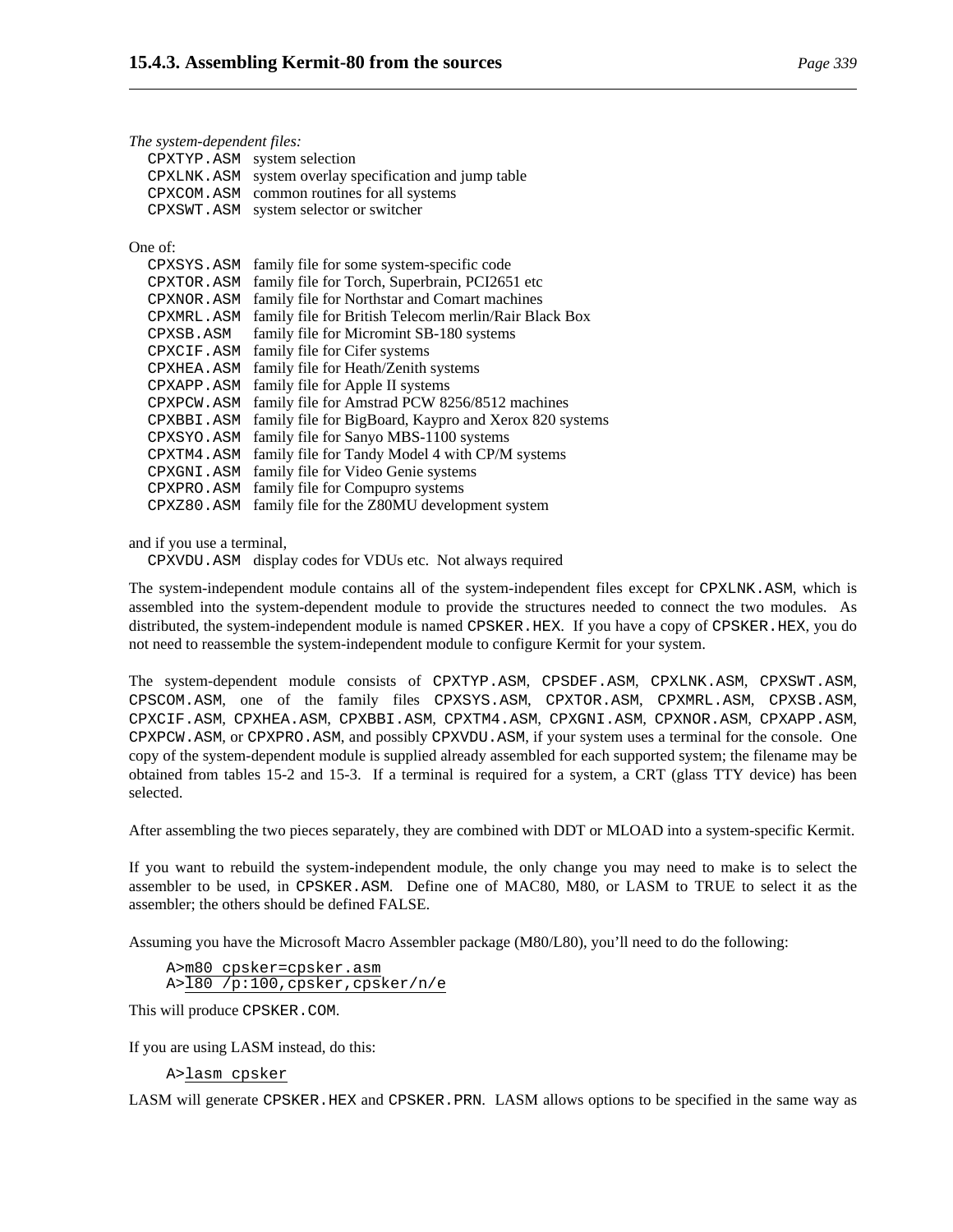*The system-dependent files:*

| | |
|---|---|
| `CPXTYP.ASM` | system selection |
| `CPXLNK.ASM` | system overlay specification and jump table |
| `CPXCOM.ASM` | common routines for all systems |
| `CPXSWT.ASM` | system selector or switcher |

One of:

| | |
|---|---|
| `CPXSYS.ASM` | family file for some system-specific code |
| `CPXTOR.ASM` | family file for Torch, Superbrain, PCI2651 etc |
| `CPXNOR.ASM` | family file for Northstar and Comart machines |
| `CPXMRL.ASM` | family file for British Telecom merlin/Rair Black Box |
| `CPXSB.ASM` | family file for Micromint SB-180 systems |
| `CPXCIF.ASM` | family file for Cifer systems |
| `CPXHEA.ASM` | family file for Heath/Zenith systems |
| `CPXAPP.ASM` | family file for Apple II systems |
| `CPXPCW.ASM` | family file for Amstrad PCW 8256/8512 machines |
| `CPXBBI.ASM` | family file for BigBoard, Kaypro and Xerox 820 systems |
| `CPXSYO.ASM` | family file for Sanyo MBS-1100 systems |
| `CPXTM4.ASM` | family file for Tandy Model 4 with CP/M systems |
| `CPXGNI.ASM` | family file for Video Genie systems |
| `CPXPRO.ASM` | family file for Compupro systems |
| `CPXZ80.ASM` | family file for the Z80MU development system |

and if you use a terminal,

| | |
|---|---|
| `CPXVDU.ASM` | display codes for VDUs etc. Not always required |

The system-independent module contains all of the system-independent files except for `CPXLNK.ASM`, which is assembled into the system-dependent module to provide the structures needed to connect the two modules. As distributed, the system-independent module is named `CPSKER.HEX`. If you have a copy of `CPSKER.HEX`, you do not need to reassemble the system-independent module to configure Kermit for your system.

The system-dependent module consists of `CPXTYP.ASM`, `CPSDEF.ASM`, `CPXLNK.ASM`, `CPXSWT.ASM`, `CPSCOM.ASM`, one of the family files `CPXSYS.ASM`, `CPXTOR.ASM`, `CPXMRL.ASM`, `CPXSB.ASM`, `CPXCIF.ASM`, `CPXHEA.ASM`, `CPXBBI.ASM`, `CPXTM4.ASM`, `CPXGNI.ASM`, `CPXNOR.ASM`, `CPXAPP.ASM`, `CPXPCW.ASM`, or `CPXPRO.ASM`, and possibly `CPXVDU.ASM`, if your system uses a terminal for the console. One copy of the system-dependent module is supplied already assembled for each supported system; the filename may be obtained from tables 15-2 and 15-3. If a terminal is required for a system, a CRT (glass TTY device) has been selected.

After assembling the two pieces separately, they are combined with DDT or MLOAD into a system-specific Kermit.

If you want to rebuild the system-independent module, the only change you may need to make is to select the assembler to be used, in `CPSKER.ASM`. Define one of MAC80, M80, or LASM to TRUE to select it as the assembler; the others should be defined FALSE.

Assuming you have the Microsoft Macro Assembler package (M80/L80), you'll need to do the following:

```
A>m80 cpsker=cpsker.asm
A>l80 /p:100,cpsker,cpsker/n/e
```

This will produce `CPSKER.COM`.

If you are using LASM instead, do this:

```
A>lasm cpsker
```

LASM will generate `CPSKER.HEX` and `CPSKER.PRN`. LASM allows options to be specified in the same way as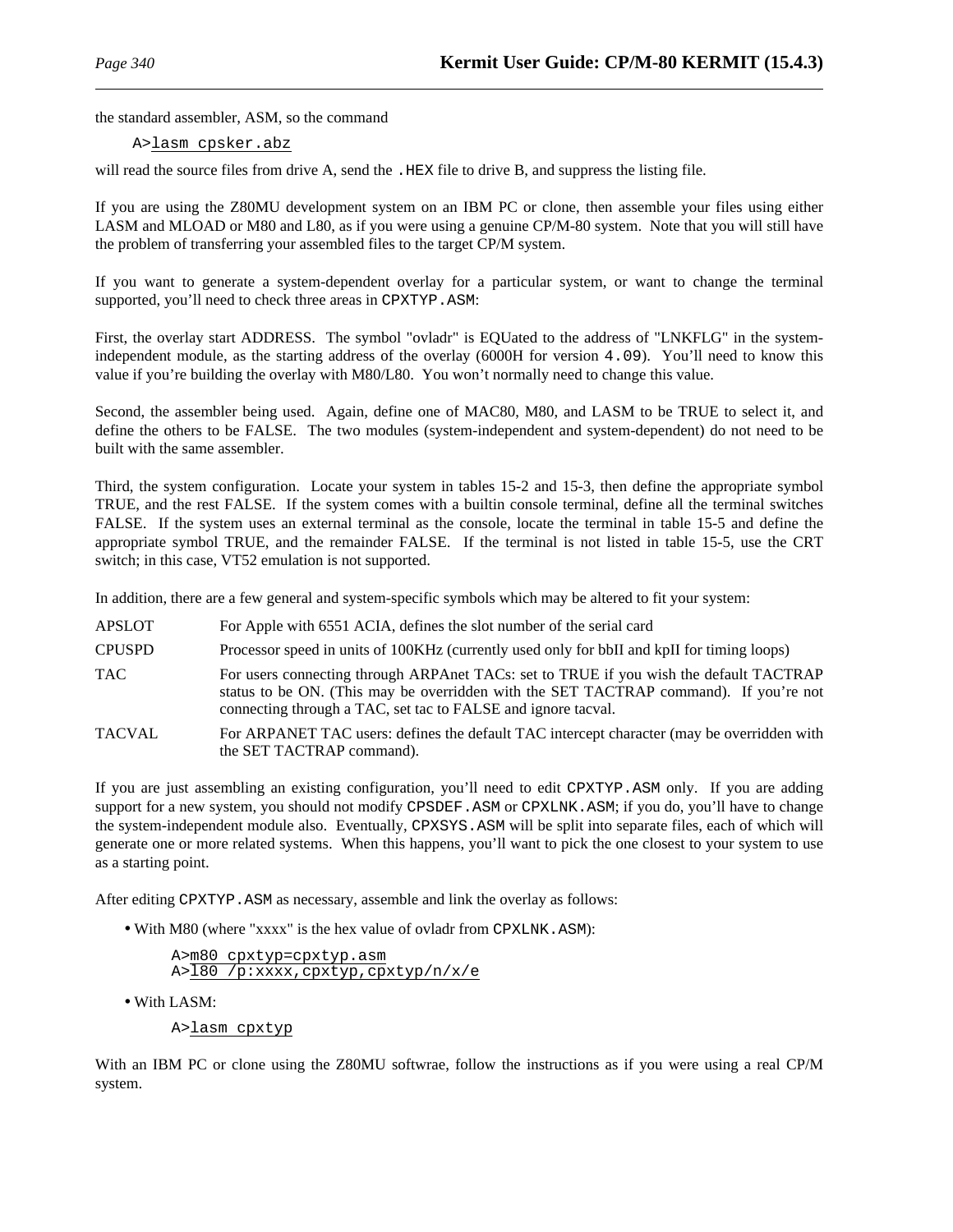the standard assembler, ASM, so the command

```
A>lasm cpsker.abz
```

will read the source files from drive A, send the `.HEX` file to drive B, and suppress the listing file.

If you are using the Z80MU development system on an IBM PC or clone, then assemble your files using either LASM and MLOAD or M80 and L80, as if you were using a genuine CP/M-80 system. Note that you will still have the problem of transferring your assembled files to the target CP/M system.

If you want to generate a system-dependent overlay for a particular system, or want to change the terminal supported, you'll need to check three areas in `CPXTYP.ASM`:

First, the overlay start ADDRESS. The symbol "ovladr" is EQUated to the address of "LNKFLG" in the system-independent module, as the starting address of the overlay (6000H for version `4.09`). You'll need to know this value if you're building the overlay with M80/L80. You won't normally need to change this value.

Second, the assembler being used. Again, define one of MAC80, M80, and LASM to be TRUE to select it, and define the others to be FALSE. The two modules (system-independent and system-dependent) do not need to be built with the same assembler.

Third, the system configuration. Locate your system in tables 15-2 and 15-3, then define the appropriate symbol TRUE, and the rest FALSE. If the system comes with a builtin console terminal, define all the terminal switches FALSE. If the system uses an external terminal as the console, locate the terminal in table 15-5 and define the appropriate symbol TRUE, and the remainder FALSE. If the terminal is not listed in table 15-5, use the CRT switch; in this case, VT52 emulation is not supported.

In addition, there are a few general and system-specific symbols which may be altered to fit your system:

APSLOT
: For Apple with 6551 ACIA, defines the slot number of the serial card

CPUSPD
: Processor speed in units of 100KHz (currently used only for bbII and kpII for timing loops)

TAC
: For users connecting through ARPAnet TACs: set to TRUE if you wish the default TACTRAP status to be ON. (This may be overridden with the SET TACTRAP command). If you're not connecting through a TAC, set tac to FALSE and ignore tacval.

TACVAL
: For ARPANET TAC users: defines the default TAC intercept character (may be overridden with the SET TACTRAP command).

If you are just assembling an existing configuration, you'll need to edit `CPXTYP.ASM` only. If you are adding support for a new system, you should not modify `CPSDEF.ASM` or `CPXLNK.ASM`; if you do, you'll have to change the system-independent module also. Eventually, `CPXSYS.ASM` will be split into separate files, each of which will generate one or more related systems. When this happens, you'll want to pick the one closest to your system to use as a starting point.

After editing `CPXTYP.ASM` as necessary, assemble and link the overlay as follows:

- With M80 (where "xxxx" is the hex value of ovladr from `CPXLNK.ASM`):

  ```
  A>m80 cpxtyp=cpxtyp.asm
  A>l80 /p:xxxx,cpxtyp,cpxtyp/n/x/e
  ```

- With LASM:

  ```
  A>lasm cpxtyp
  ```

With an IBM PC or clone using the Z80MU softwrae, follow the instructions as if you were using a real CP/M system.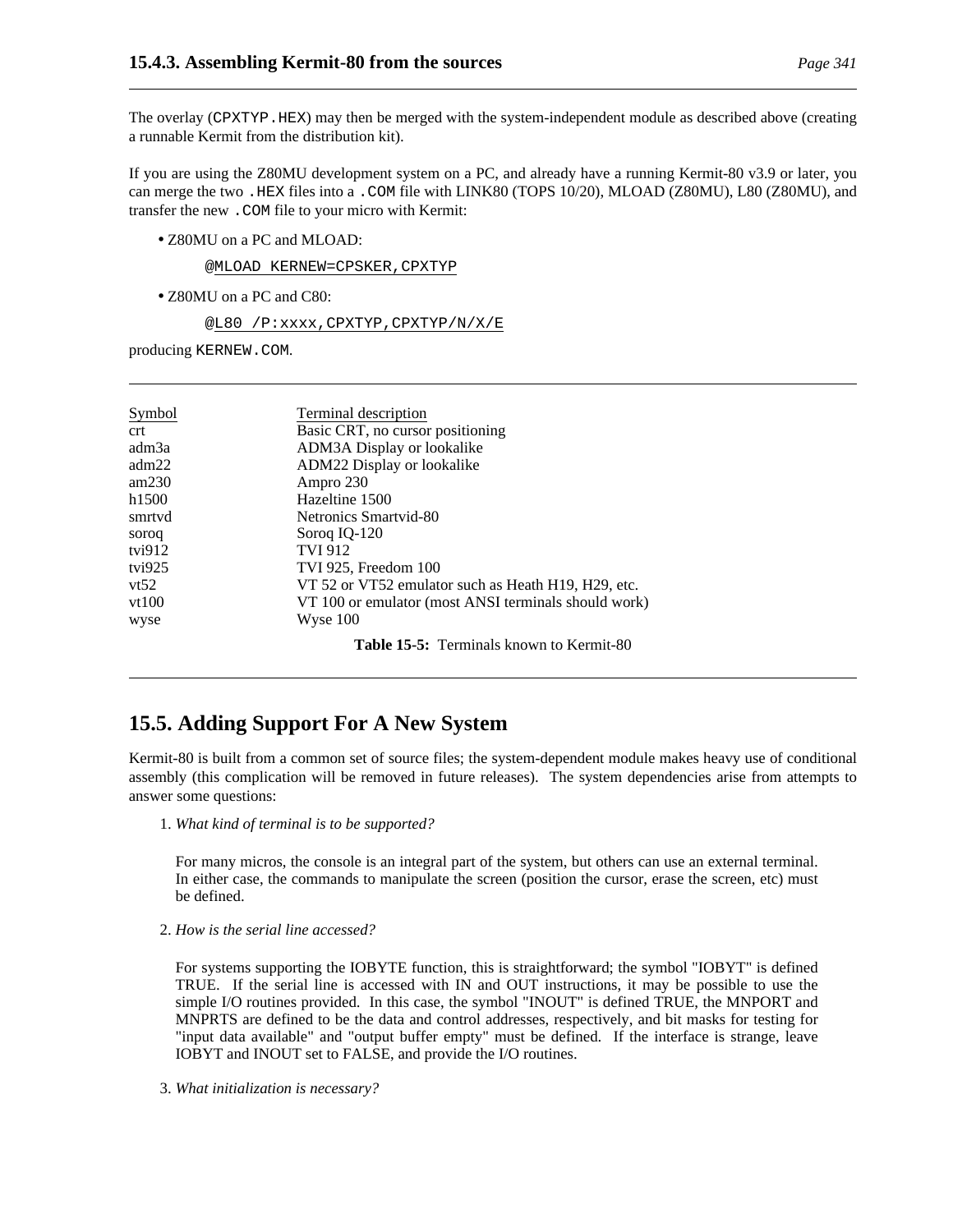The overlay (`CPXTYP.HEX`) may then be merged with the system-independent module as described above (creating a runnable Kermit from the distribution kit).

If you are using the Z80MU development system on a PC, and already have a running Kermit-80 v3.9 or later, you can merge the two `.HEX` files into a `.COM` file with LINK80 (TOPS 10/20), MLOAD (Z80MU), L80 (Z80MU), and transfer the new `.COM` file to your micro with Kermit:

- Z80MU on a PC and MLOAD:

```
@MLOAD KERNEW=CPSKER,CPXTYP
```

- Z80MU on a PC and C80:

```
@L80 /P:xxxx,CPXTYP,CPXTYP/N/X/E
```

producing `KERNEW.COM`.

| Symbol | Terminal description |
|---|---|
| crt | Basic CRT, no cursor positioning |
| adm3a | ADM3A Display or lookalike |
| adm22 | ADM22 Display or lookalike |
| am230 | Ampro 230 |
| h1500 | Hazeltine 1500 |
| smrtvd | Netronics Smartvid-80 |
| soroq | Soroq IQ-120 |
| tvi912 | TVI 912 |
| tvi925 | TVI 925, Freedom 100 |
| vt52 | VT 52 or VT52 emulator such as Heath H19, H29, etc. |
| vt100 | VT 100 or emulator (most ANSI terminals should work) |
| wyse | Wyse 100 |

**Table 15-5:** Terminals known to Kermit-80

## 15.5. Adding Support For A New System

Kermit-80 is built from a common set of source files; the system-dependent module makes heavy use of conditional assembly (this complication will be removed in future releases). The system dependencies arise from attempts to answer some questions:

1. *What kind of terminal is to be supported?*

   For many micros, the console is an integral part of the system, but others can use an external terminal. In either case, the commands to manipulate the screen (position the cursor, erase the screen, etc) must be defined.

2. *How is the serial line accessed?*

   For systems supporting the IOBYTE function, this is straightforward; the symbol "IOBYT" is defined TRUE. If the serial line is accessed with IN and OUT instructions, it may be possible to use the simple I/O routines provided. In this case, the symbol "INOUT" is defined TRUE, the MNPORT and MNPRTS are defined to be the data and control addresses, respectively, and bit masks for testing for "input data available" and "output buffer empty" must be defined. If the interface is strange, leave IOBYT and INOUT set to FALSE, and provide the I/O routines.

3. *What initialization is necessary?*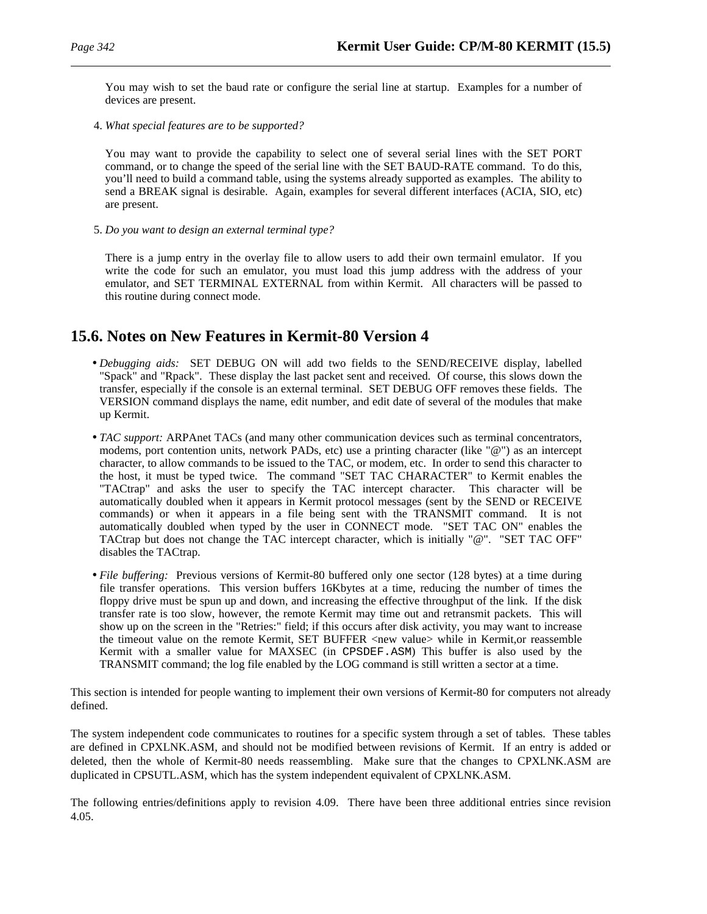You may wish to set the baud rate or configure the serial line at startup. Examples for a number of devices are present.

4. *What special features are to be supported?*

   You may want to provide the capability to select one of several serial lines with the SET PORT command, or to change the speed of the serial line with the SET BAUD-RATE command. To do this, you'll need to build a command table, using the systems already supported as examples. The ability to send a BREAK signal is desirable. Again, examples for several different interfaces (ACIA, SIO, etc) are present.

5. *Do you want to design an external terminal type?*

   There is a jump entry in the overlay file to allow users to add their own termainl emulator. If you write the code for such an emulator, you must load this jump address with the address of your emulator, and SET TERMINAL EXTERNAL from within Kermit. All characters will be passed to this routine during connect mode.

## 15.6. Notes on New Features in Kermit-80 Version 4

- *Debugging aids:* SET DEBUG ON will add two fields to the SEND/RECEIVE display, labelled "Spack" and "Rpack". These display the last packet sent and received. Of course, this slows down the transfer, especially if the console is an external terminal. SET DEBUG OFF removes these fields. The VERSION command displays the name, edit number, and edit date of several of the modules that make up Kermit.

- *TAC support:* ARPAnet TACs (and many other communication devices such as terminal concentrators, modems, port contention units, network PADs, etc) use a printing character (like "@") as an intercept character, to allow commands to be issued to the TAC, or modem, etc. In order to send this character to the host, it must be typed twice. The command "SET TAC CHARACTER" to Kermit enables the "TACtrap" and asks the user to specify the TAC intercept character. This character will be automatically doubled when it appears in Kermit protocol messages (sent by the SEND or RECEIVE commands) or when it appears in a file being sent with the TRANSMIT command. It is not automatically doubled when typed by the user in CONNECT mode. "SET TAC ON" enables the TACtrap but does not change the TAC intercept character, which is initially "@". "SET TAC OFF" disables the TACtrap.

- *File buffering:* Previous versions of Kermit-80 buffered only one sector (128 bytes) at a time during file transfer operations. This version buffers 16Kbytes at a time, reducing the number of times the floppy drive must be spun up and down, and increasing the effective throughput of the link. If the disk transfer rate is too slow, however, the remote Kermit may time out and retransmit packets. This will show up on the screen in the "Retries:" field; if this occurs after disk activity, you may want to increase the timeout value on the remote Kermit, SET BUFFER <new value> while in Kermit,or reassemble Kermit with a smaller value for MAXSEC (in `CPSDEF.ASM`) This buffer is also used by the TRANSMIT command; the log file enabled by the LOG command is still written a sector at a time.

This section is intended for people wanting to implement their own versions of Kermit-80 for computers not already defined.

The system independent code communicates to routines for a specific system through a set of tables. These tables are defined in CPXLNK.ASM, and should not be modified between revisions of Kermit. If an entry is added or deleted, then the whole of Kermit-80 needs reassembling. Make sure that the changes to CPXLNK.ASM are duplicated in CPSUTL.ASM, which has the system independent equivalent of CPXLNK.ASM.

The following entries/definitions apply to revision 4.09. There have been three additional entries since revision 4.05.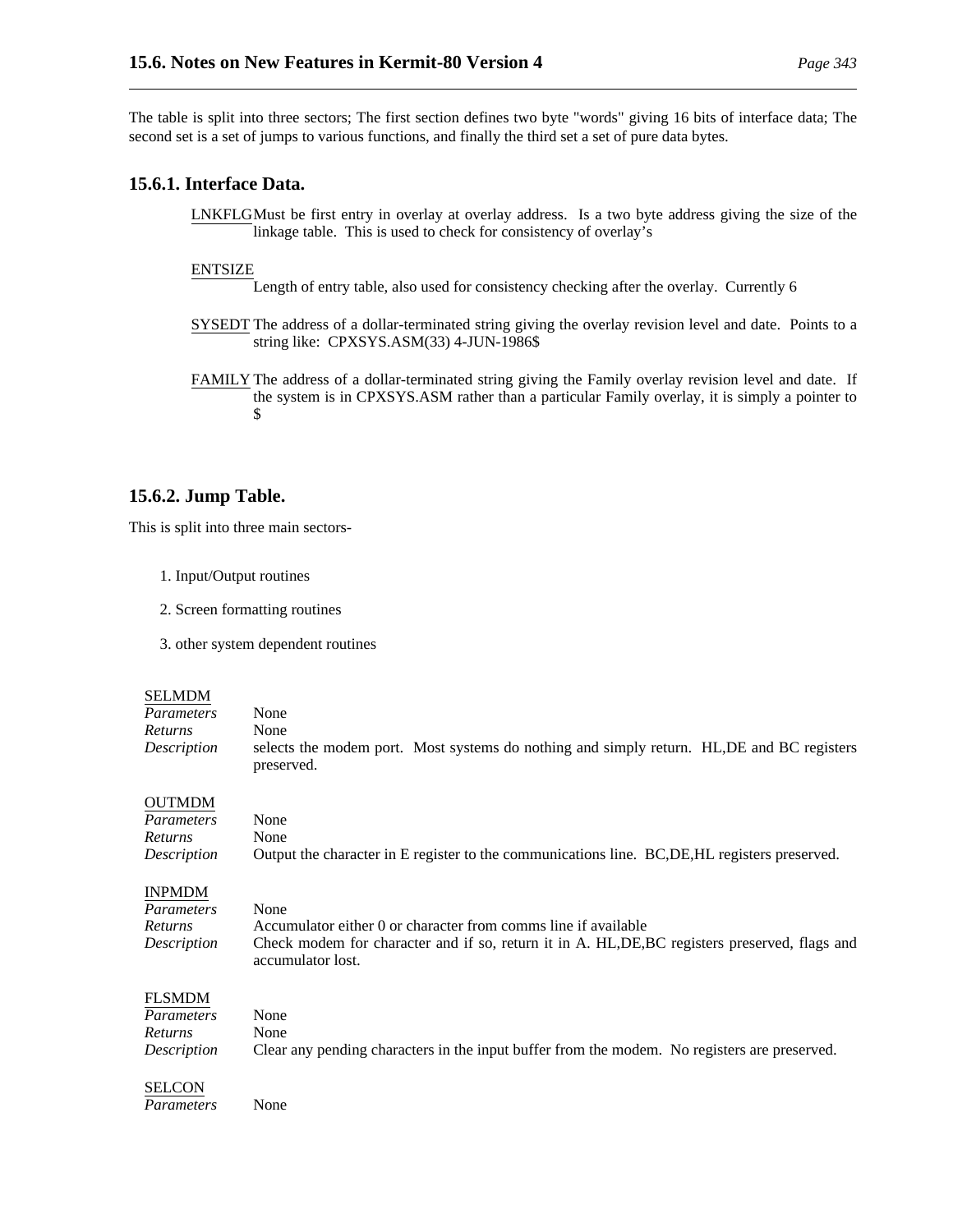The table is split into three sectors; The first section defines two byte "words" giving 16 bits of interface data; The second set is a set of jumps to various functions, and finally the third set a set of pure data bytes.

### 15.6.1. Interface Data.

LNKFLG
: Must be first entry in overlay at overlay address. Is a two byte address giving the size of the linkage table. This is used to check for consistency of overlay's

ENTSIZE
: Length of entry table, also used for consistency checking after the overlay. Currently 6

SYSEDT
: The address of a dollar-terminated string giving the overlay revision level and date. Points to a string like: CPXSYS.ASM(33) 4-JUN-1986$

FAMILY
: The address of a dollar-terminated string giving the Family overlay revision level and date. If the system is in CPXSYS.ASM rather than a particular Family overlay, it is simply a pointer to $

### 15.6.2. Jump Table.

This is split into three main sectors-

1. Input/Output routines
2. Screen formatting routines
3. other system dependent routines

SELMDM
*Parameters* None
*Returns* None
*Description* selects the modem port. Most systems do nothing and simply return. HL,DE and BC registers preserved.

OUTMDM
*Parameters* None
*Returns* None
*Description* Output the character in E register to the communications line. BC,DE,HL registers preserved.

INPMDM
*Parameters* None
*Returns* Accumulator either 0 or character from comms line if available
*Description* Check modem for character and if so, return it in A. HL,DE,BC registers preserved, flags and accumulator lost.

FLSMDM
*Parameters* None
*Returns* None
*Description* Clear any pending characters in the input buffer from the modem. No registers are preserved.

SELCON
*Parameters* None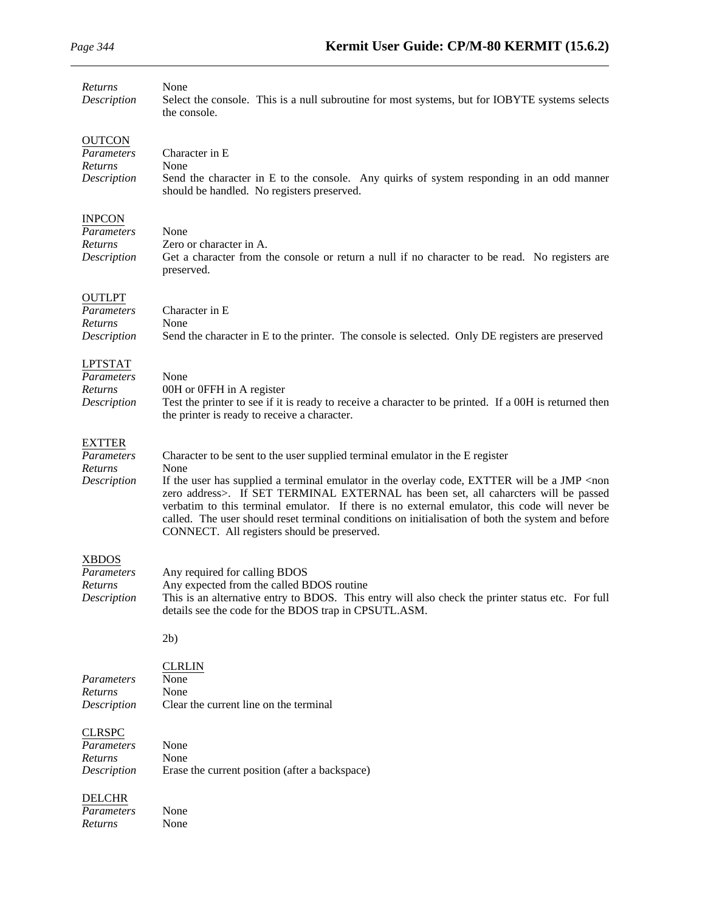*Returns* None
*Description* Select the console. This is a null subroutine for most systems, but for IOBYTE systems selects the console.

OUTCON
*Parameters* Character in E
*Returns* None
*Description* Send the character in E to the console. Any quirks of system responding in an odd manner should be handled. No registers preserved.

INPCON
*Parameters* None
*Returns* Zero or character in A.
*Description* Get a character from the console or return a null if no character to be read. No registers are preserved.

OUTLPT
*Parameters* Character in E
*Returns* None
*Description* Send the character in E to the printer. The console is selected. Only DE registers are preserved

LPTSTAT
*Parameters* None
*Returns* 00H or 0FFH in A register
*Description* Test the printer to see if it is ready to receive a character to be printed. If a 00H is returned then the printer is ready to receive a character.

EXTTER
*Parameters* Character to be sent to the user supplied terminal emulator in the E register
*Returns* None
*Description* If the user has supplied a terminal emulator in the overlay code, EXTTER will be a JMP <non zero address>. If SET TERMINAL EXTERNAL has been set, all caharcters will be passed verbatim to this terminal emulator. If there is no external emulator, this code will never be called. The user should reset terminal conditions on initialisation of both the system and before CONNECT. All registers should be preserved.

XBDOS
*Parameters* Any required for calling BDOS
*Returns* Any expected from the called BDOS routine
*Description* This is an alternative entry to BDOS. This entry will also check the printer status etc. For full details see the code for the BDOS trap in CPSUTL.ASM.

2b)

CLRLIN
*Parameters* None
*Returns* None
*Description* Clear the current line on the terminal

CLRSPC
*Parameters* None
*Returns* None
*Description* Erase the current position (after a backspace)

DELCHR
*Parameters* None
*Returns* None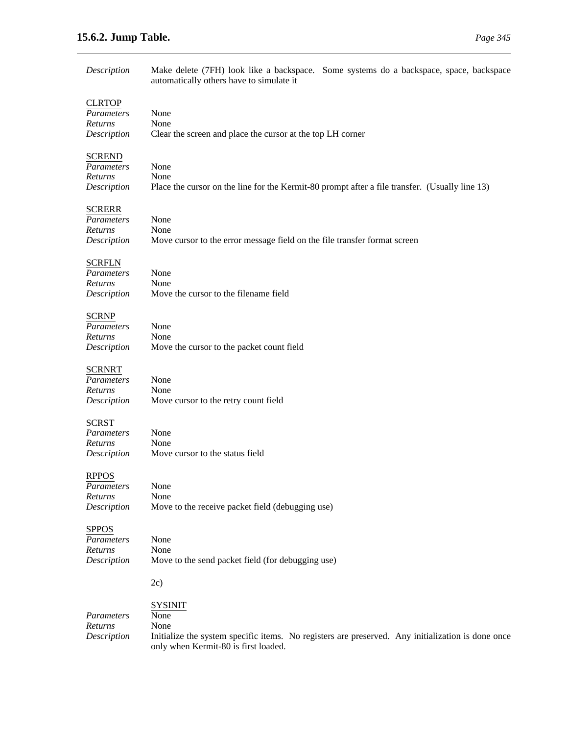| | |
|---|---|
| *Description* | Make delete (7FH) look like a backspace. Some systems do a backspace, space, backspace automatically others have to simulate it |

<u>CLRTOP</u>

| | |
|---|---|
| *Parameters* | None |
| *Returns* | None |
| *Description* | Clear the screen and place the cursor at the top LH corner |

<u>SCREND</u>

| | |
|---|---|
| *Parameters* | None |
| *Returns* | None |
| *Description* | Place the cursor on the line for the Kermit-80 prompt after a file transfer. (Usually line 13) |

<u>SCRERR</u>

| | |
|---|---|
| *Parameters* | None |
| *Returns* | None |
| *Description* | Move cursor to the error message field on the file transfer format screen |

<u>SCRFLN</u>

| | |
|---|---|
| *Parameters* | None |
| *Returns* | None |
| *Description* | Move the cursor to the filename field |

<u>SCRNP</u>

| | |
|---|---|
| *Parameters* | None |
| *Returns* | None |
| *Description* | Move the cursor to the packet count field |

<u>SCRNRT</u>

| | |
|---|---|
| *Parameters* | None |
| *Returns* | None |
| *Description* | Move cursor to the retry count field |

<u>SCRST</u>

| | |
|---|---|
| *Parameters* | None |
| *Returns* | None |
| *Description* | Move cursor to the status field |

<u>RPPOS</u>

| | |
|---|---|
| *Parameters* | None |
| *Returns* | None |
| *Description* | Move to the receive packet field (debugging use) |

<u>SPPOS</u>

| | |
|---|---|
| *Parameters* | None |
| *Returns* | None |
| *Description* | Move to the send packet field (for debugging use) |

2c)

<u>SYSINIT</u>

| | |
|---|---|
| *Parameters* | None |
| *Returns* | None |
| *Description* | Initialize the system specific items. No registers are preserved. Any initialization is done once only when Kermit-80 is first loaded. |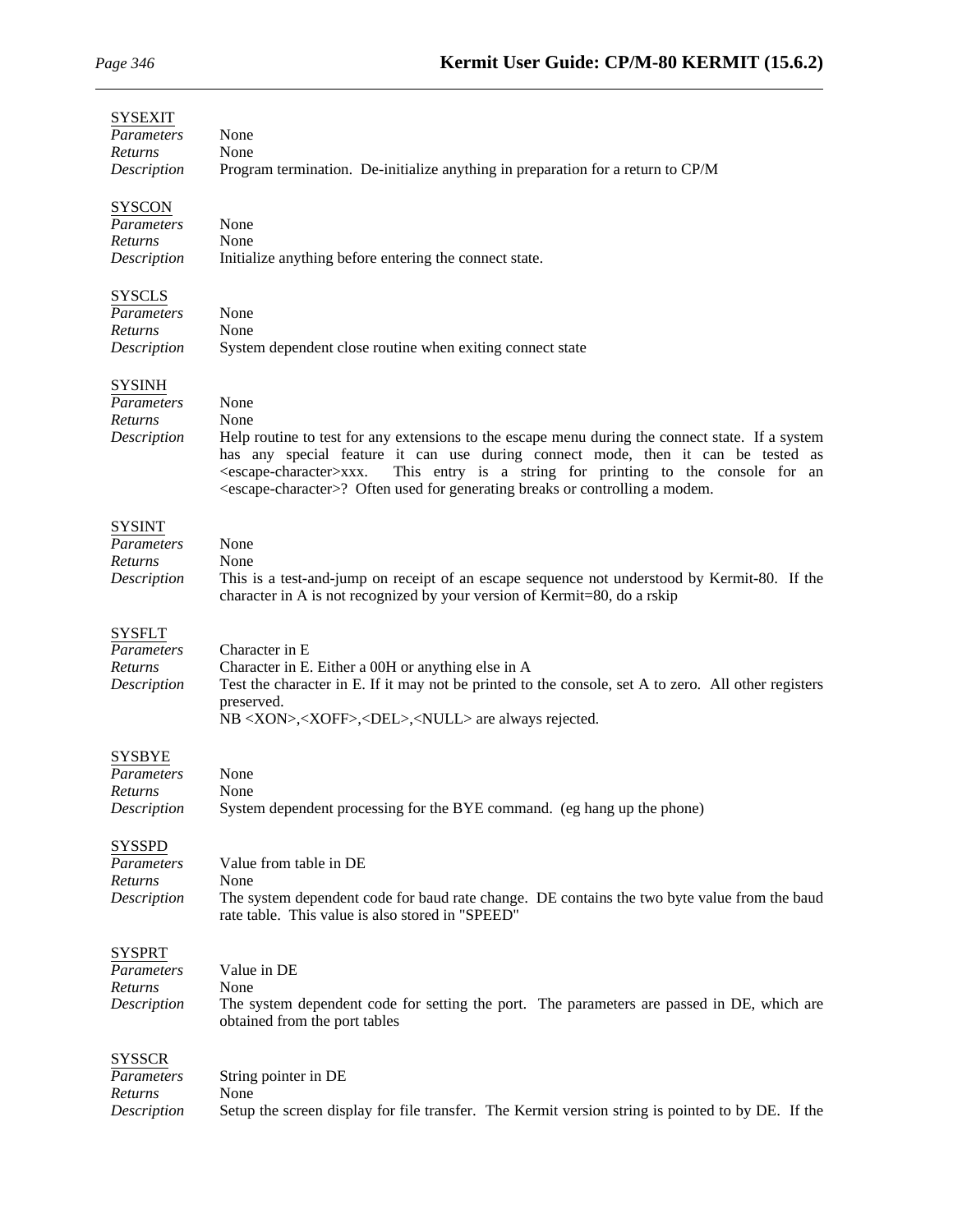<u>SYSEXIT</u>

*Parameters* None
*Returns* None
*Description* Program termination. De-initialize anything in preparation for a return to CP/M

<u>SYSCON</u>

*Parameters* None
*Returns* None
*Description* Initialize anything before entering the connect state.

<u>SYSCLS</u>

*Parameters* None
*Returns* None
*Description* System dependent close routine when exiting connect state

<u>SYSINH</u>

*Parameters* None
*Returns* None
*Description* Help routine to test for any extensions to the escape menu during the connect state. If a system has any special feature it can use during connect mode, then it can be tested as <escape-character>xxx. This entry is a string for printing to the console for an <escape-character>? Often used for generating breaks or controlling a modem.

<u>SYSINT</u>

*Parameters* None
*Returns* None
*Description* This is a test-and-jump on receipt of an escape sequence not understood by Kermit-80. If the character in A is not recognized by your version of Kermit=80, do a rskip

<u>SYSFLT</u>

*Parameters* Character in E
*Returns* Character in E. Either a 00H or anything else in A
*Description* Test the character in E. If it may not be printed to the console, set A to zero. All other registers preserved.
NB <XON>,<XOFF>,<DEL>,<NULL> are always rejected.

<u>SYSBYE</u>

*Parameters* None
*Returns* None
*Description* System dependent processing for the BYE command. (eg hang up the phone)

<u>SYSSPD</u>

*Parameters* Value from table in DE
*Returns* None
*Description* The system dependent code for baud rate change. DE contains the two byte value from the baud rate table. This value is also stored in "SPEED"

<u>SYSPRT</u>

*Parameters* Value in DE
*Returns* None
*Description* The system dependent code for setting the port. The parameters are passed in DE, which are obtained from the port tables

<u>SYSSCR</u>

*Parameters* String pointer in DE
*Returns* None
*Description* Setup the screen display for file transfer. The Kermit version string is pointed to by DE. If the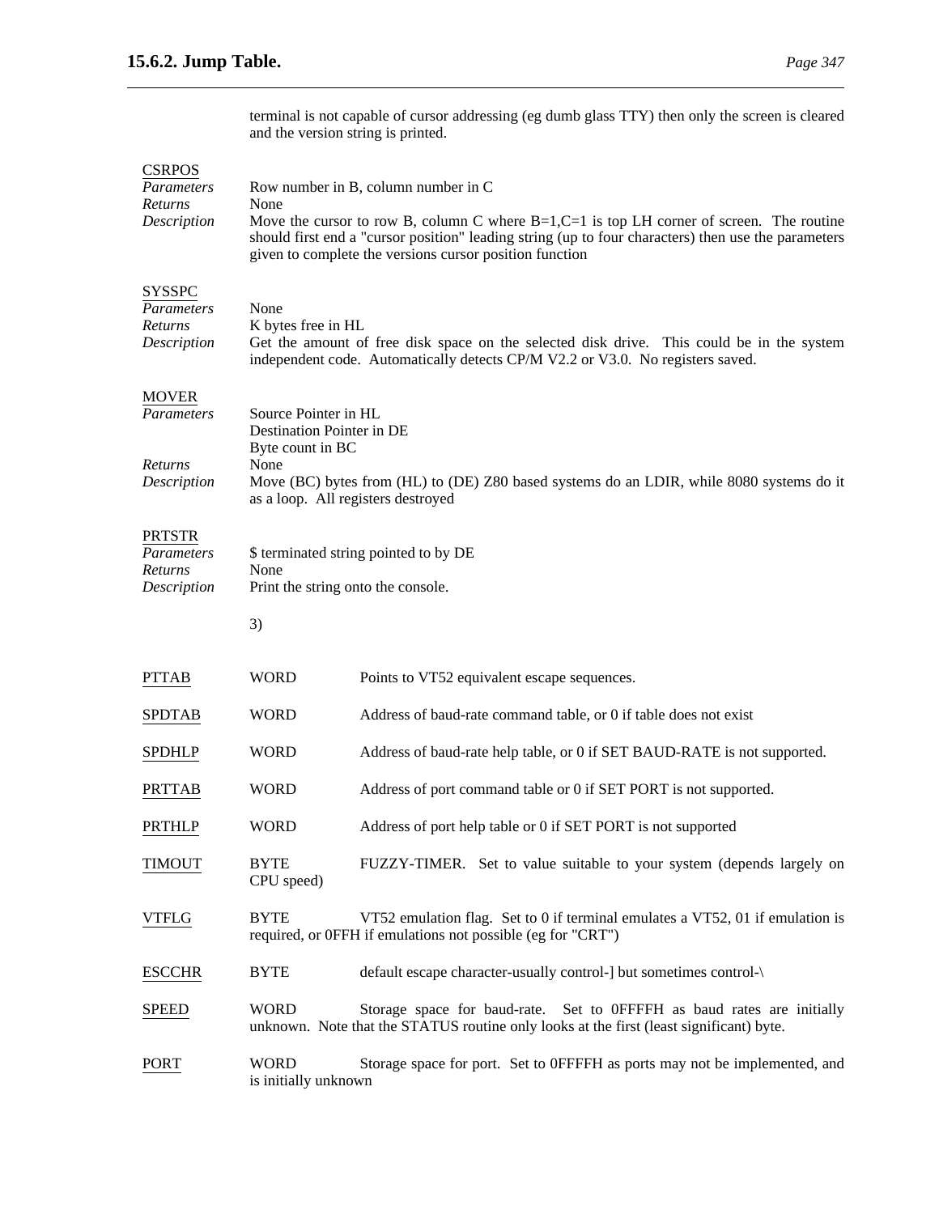terminal is not capable of cursor addressing (eg dumb glass TTY) then only the screen is cleared and the version string is printed.

**CSRPOS**

| | |
|---|---|
| *Parameters* | Row number in B, column number in C |
| *Returns* | None |
| *Description* | Move the cursor to row B, column C where B=1,C=1 is top LH corner of screen. The routine should first end a "cursor position" leading string (up to four characters) then use the parameters given to complete the versions cursor position function |

**SYSSPC**

| | |
|---|---|
| *Parameters* | None |
| *Returns* | K bytes free in HL |
| *Description* | Get the amount of free disk space on the selected disk drive. This could be in the system independent code. Automatically detects CP/M V2.2 or V3.0. No registers saved. |

**MOVER**

| | |
|---|---|
| *Parameters* | Source Pointer in HL<br>Destination Pointer in DE<br>Byte count in BC |
| *Returns* | None |
| *Description* | Move (BC) bytes from (HL) to (DE) Z80 based systems do an LDIR, while 8080 systems do it as a loop. All registers destroyed |

**PRTSTR**

| | |
|---|---|
| *Parameters* | $ terminated string pointed to by DE |
| *Returns* | None |
| *Description* | Print the string onto the console. |

3)

| | | |
|---|---|---|
| PTTAB | WORD | Points to VT52 equivalent escape sequences. |
| SPDTAB | WORD | Address of baud-rate command table, or 0 if table does not exist |
| SPDHLP | WORD | Address of baud-rate help table, or 0 if SET BAUD-RATE is not supported. |
| PRTTAB | WORD | Address of port command table or 0 if SET PORT is not supported. |
| PRTHLP | WORD | Address of port help table or 0 if SET PORT is not supported |
| TIMOUT | BYTE | FUZZY-TIMER. Set to value suitable to your system (depends largely on CPU speed) |
| VTFLG | BYTE | VT52 emulation flag. Set to 0 if terminal emulates a VT52, 01 if emulation is required, or 0FFH if emulations not possible (eg for "CRT") |
| ESCCHR | BYTE | default escape character-usually control-] but sometimes control-\ |
| SPEED | WORD | Storage space for baud-rate. Set to 0FFFFH as baud rates are initially unknown. Note that the STATUS routine only looks at the first (least significant) byte. |
| PORT | WORD | Storage space for port. Set to 0FFFFH as ports may not be implemented, and is initially unknown |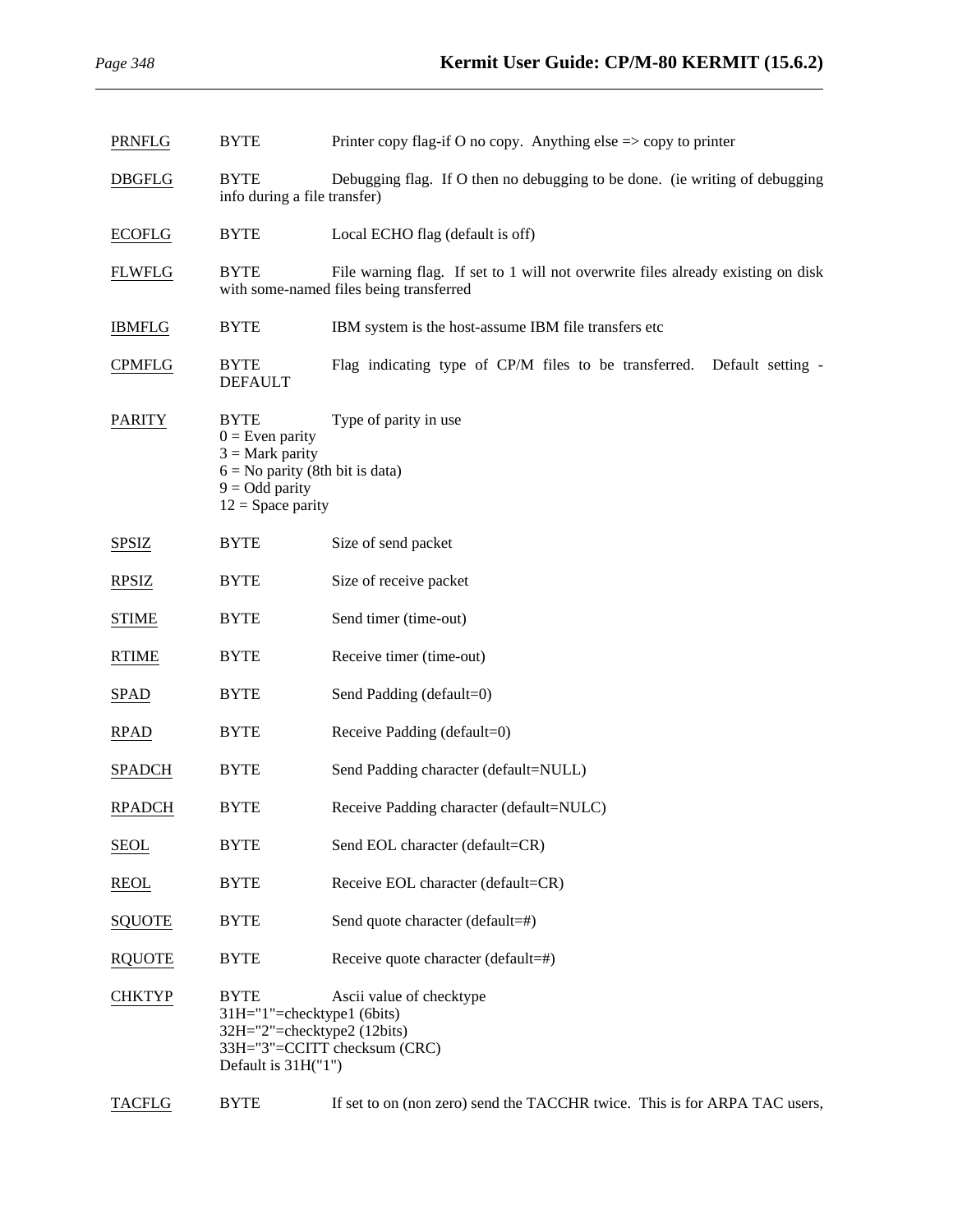| | | |
|---|---|---|
| PRNFLG | BYTE | Printer copy flag-if O no copy. Anything else => copy to printer |
| DBGFLG | BYTE | Debugging flag. If O then no debugging to be done. (ie writing of debugging info during a file transfer) |
| ECOFLG | BYTE | Local ECHO flag (default is off) |
| FLWFLG | BYTE | File warning flag. If set to 1 will not overwrite files already existing on disk with some-named files being transferred |
| IBMFLG | BYTE | IBM system is the host-assume IBM file transfers etc |
| CPMFLG | BYTE | Flag indicating type of CP/M files to be transferred. Default setting - DEFAULT |
| PARITY | BYTE | Type of parity in use<br>0 = Even parity<br>3 = Mark parity<br>6 = No parity (8th bit is data)<br>9 = Odd parity<br>12 = Space parity |
| SPSIZ | BYTE | Size of send packet |
| RPSIZ | BYTE | Size of receive packet |
| STIME | BYTE | Send timer (time-out) |
| RTIME | BYTE | Receive timer (time-out) |
| SPAD | BYTE | Send Padding (default=0) |
| RPAD | BYTE | Receive Padding (default=0) |
| SPADCH | BYTE | Send Padding character (default=NULL) |
| RPADCH | BYTE | Receive Padding character (default=NULC) |
| SEOL | BYTE | Send EOL character (default=CR) |
| REOL | BYTE | Receive EOL character (default=CR) |
| SQUOTE | BYTE | Send quote character (default=#) |
| RQUOTE | BYTE | Receive quote character (default=#) |
| CHKTYP | BYTE | Ascii value of checktype<br>31H="1"=checktype1 (6bits)<br>32H="2"=checktype2 (12bits)<br>33H="3"=CCITT checksum (CRC)<br>Default is 31H("1") |
| TACFLG | BYTE | If set to on (non zero) send the TACCHR twice. This is for ARPA TAC users, |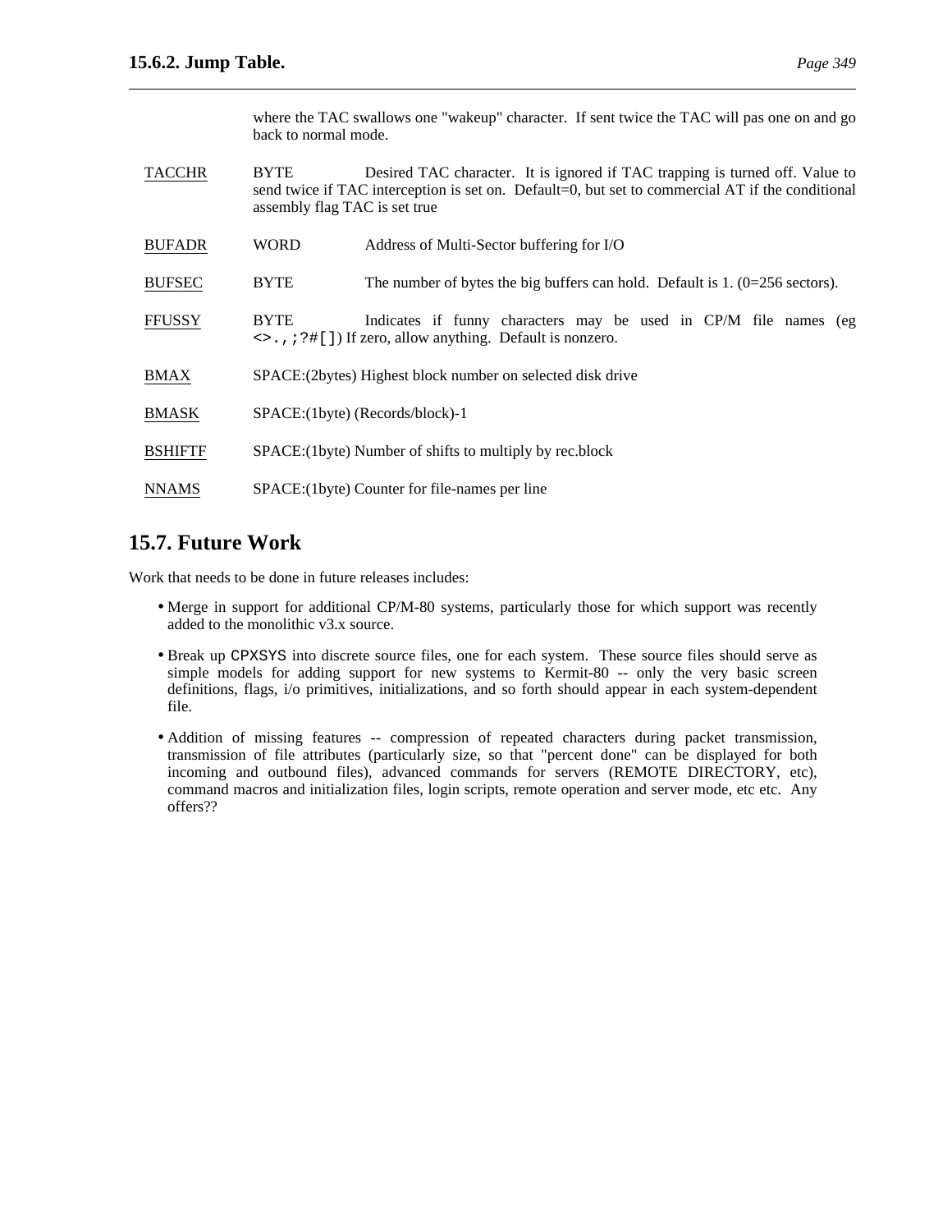where the TAC swallows one "wakeup" character. If sent twice the TAC will pas one on and go back to normal mode.

<u>TACCHR</u> BYTE Desired TAC character. It is ignored if TAC trapping is turned off. Value to send twice if TAC interception is set on. Default=0, but set to commercial AT if the conditional assembly flag TAC is set true

<u>BUFADR</u> WORD Address of Multi-Sector buffering for I/O

<u>BUFSEC</u> BYTE The number of bytes the big buffers can hold. Default is 1. (0=256 sectors).

<u>FFUSSY</u> BYTE Indicates if funny characters may be used in CP/M file names (eg `<>.,;?#[]`) If zero, allow anything. Default is nonzero.

<u>BMAX</u> SPACE:(2bytes) Highest block number on selected disk drive

<u>BMASK</u> SPACE:(1byte) (Records/block)-1

<u>BSHIFTF</u> SPACE:(1byte) Number of shifts to multiply by rec.block

<u>NNAMS</u> SPACE:(1byte) Counter for file-names per line

## 15.7. Future Work

Work that needs to be done in future releases includes:

- Merge in support for additional CP/M-80 systems, particularly those for which support was recently added to the monolithic v3.x source.
- Break up `CPXSYS` into discrete source files, one for each system. These source files should serve as simple models for adding support for new systems to Kermit-80 -- only the very basic screen definitions, flags, i/o primitives, initializations, and so forth should appear in each system-dependent file.
- Addition of missing features -- compression of repeated characters during packet transmission, transmission of file attributes (particularly size, so that "percent done" can be displayed for both incoming and outbound files), advanced commands for servers (REMOTE DIRECTORY, etc), command macros and initialization files, login scripts, remote operation and server mode, etc etc. Any offers??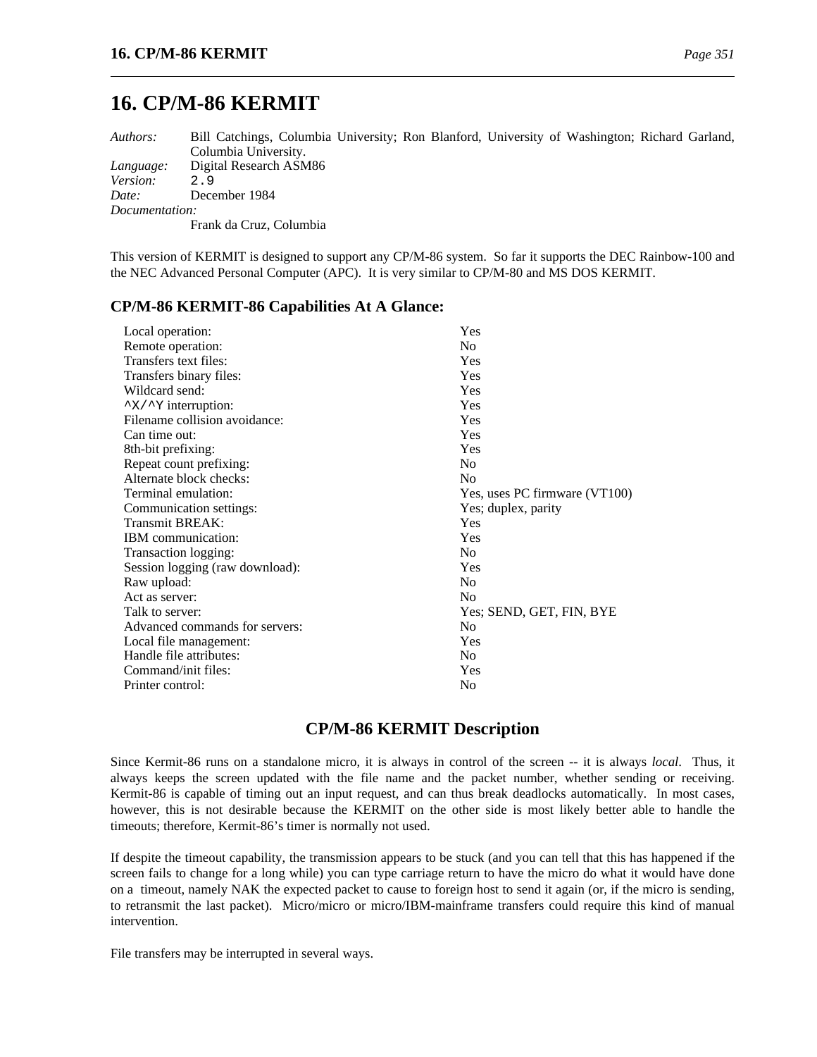# 16. CP/M-86 KERMIT

*Authors:* Bill Catchings, Columbia University; Ron Blanford, University of Washington; Richard Garland, Columbia University.
*Language:* Digital Research ASM86
*Version:* 2.9
*Date:* December 1984
*Documentation:*
Frank da Cruz, Columbia

This version of KERMIT is designed to support any CP/M-86 system. So far it supports the DEC Rainbow-100 and the NEC Advanced Personal Computer (APC). It is very similar to CP/M-80 and MS DOS KERMIT.

### CP/M-86 KERMIT-86 Capabilities At A Glance:

| | |
|---|---|
| Local operation: | Yes |
| Remote operation: | No |
| Transfers text files: | Yes |
| Transfers binary files: | Yes |
| Wildcard send: | Yes |
| ^X/^Y interruption: | Yes |
| Filename collision avoidance: | Yes |
| Can time out: | Yes |
| 8th-bit prefixing: | Yes |
| Repeat count prefixing: | No |
| Alternate block checks: | No |
| Terminal emulation: | Yes, uses PC firmware (VT100) |
| Communication settings: | Yes; duplex, parity |
| Transmit BREAK: | Yes |
| IBM communication: | Yes |
| Transaction logging: | No |
| Session logging (raw download): | Yes |
| Raw upload: | No |
| Act as server: | No |
| Talk to server: | Yes; SEND, GET, FIN, BYE |
| Advanced commands for servers: | No |
| Local file management: | Yes |
| Handle file attributes: | No |
| Command/init files: | Yes |
| Printer control: | No |

## CP/M-86 KERMIT Description

Since Kermit-86 runs on a standalone micro, it is always in control of the screen -- it is always *local*. Thus, it always keeps the screen updated with the file name and the packet number, whether sending or receiving. Kermit-86 is capable of timing out an input request, and can thus break deadlocks automatically. In most cases, however, this is not desirable because the KERMIT on the other side is most likely better able to handle the timeouts; therefore, Kermit-86's timer is normally not used.

If despite the timeout capability, the transmission appears to be stuck (and you can tell that this has happened if the screen fails to change for a long while) you can type carriage return to have the micro do what it would have done on a timeout, namely NAK the expected packet to cause to foreign host to send it again (or, if the micro is sending, to retransmit the last packet). Micro/micro or micro/IBM-mainframe transfers could require this kind of manual intervention.

File transfers may be interrupted in several ways.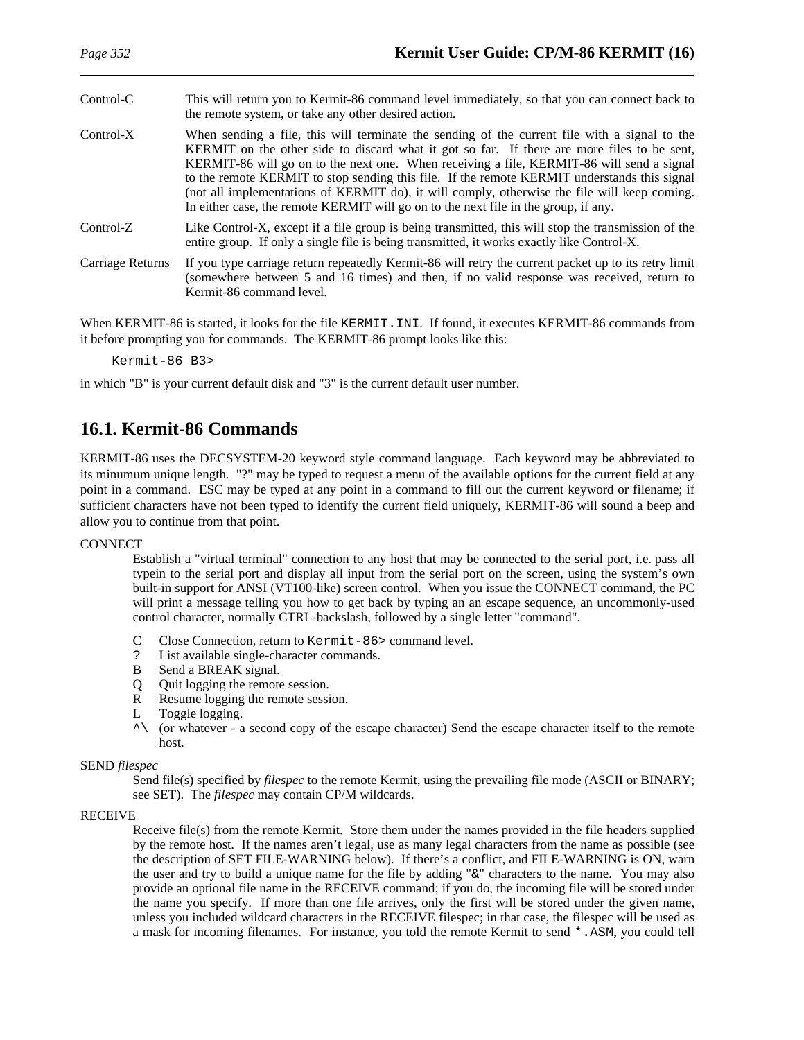Control-C
: This will return you to Kermit-86 command level immediately, so that you can connect back to the remote system, or take any other desired action.

Control-X
: When sending a file, this will terminate the sending of the current file with a signal to the KERMIT on the other side to discard what it got so far. If there are more files to be sent, KERMIT-86 will go on to the next one. When receiving a file, KERMIT-86 will send a signal to the remote KERMIT to stop sending this file. If the remote KERMIT understands this signal (not all implementations of KERMIT do), it will comply, otherwise the file will keep coming. In either case, the remote KERMIT will go on to the next file in the group, if any.

Control-Z
: Like Control-X, except if a file group is being transmitted, this will stop the transmission of the entire group. If only a single file is being transmitted, it works exactly like Control-X.

Carriage Returns
: If you type carriage return repeatedly Kermit-86 will retry the current packet up to its retry limit (somewhere between 5 and 16 times) and then, if no valid response was received, return to Kermit-86 command level.

When KERMIT-86 is started, it looks for the file `KERMIT.INI`. If found, it executes KERMIT-86 commands from it before prompting you for commands. The KERMIT-86 prompt looks like this:

```
Kermit-86 B3>
```

in which "B" is your current default disk and "3" is the current default user number.

## 16.1. Kermit-86 Commands

KERMIT-86 uses the DECSYSTEM-20 keyword style command language. Each keyword may be abbreviated to its minumum unique length. "?" may be typed to request a menu of the available options for the current field at any point in a command. ESC may be typed at any point in a command to fill out the current keyword or filename; if sufficient characters have not been typed to identify the current field uniquely, KERMIT-86 will sound a beep and allow you to continue from that point.

CONNECT
: Establish a "virtual terminal" connection to any host that may be connected to the serial port, i.e. pass all typein to the serial port and display all input from the serial port on the screen, using the system's own built-in support for ANSI (VT100-like) screen control. When you issue the CONNECT command, the PC will print a message telling you how to get back by typing an an escape sequence, an uncommonly-used control character, normally CTRL-backslash, followed by a single letter "command".

- C Close Connection, return to `Kermit-86>` command level.
- `?` List available single-character commands.
- B Send a BREAK signal.
- Q Quit logging the remote session.
- R Resume logging the remote session.
- L Toggle logging.
- `^\` (or whatever - a second copy of the escape character) Send the escape character itself to the remote host.

SEND *filespec*
: Send file(s) specified by *filespec* to the remote Kermit, using the prevailing file mode (ASCII or BINARY; see SET). The *filespec* may contain CP/M wildcards.

RECEIVE
: Receive file(s) from the remote Kermit. Store them under the names provided in the file headers supplied by the remote host. If the names aren't legal, use as many legal characters from the name as possible (see the description of SET FILE-WARNING below). If there's a conflict, and FILE-WARNING is ON, warn the user and try to build a unique name for the file by adding "&" characters to the name. You may also provide an optional file name in the RECEIVE command; if you do, the incoming file will be stored under the name you specify. If more than one file arrives, only the first will be stored under the given name, unless you included wildcard characters in the RECEIVE filespec; in that case, the filespec will be used as a mask for incoming filenames. For instance, you told the remote Kermit to send `*.ASM`, you could tell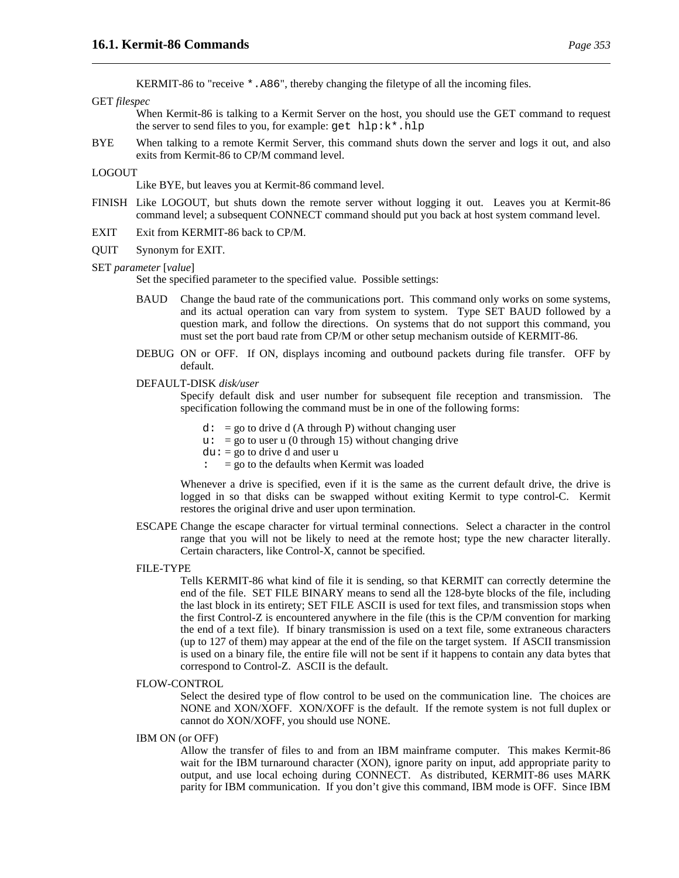KERMIT-86 to "receive `*.A86`", thereby changing the filetype of all the incoming files.

GET *filespec*
: When Kermit-86 is talking to a Kermit Server on the host, you should use the GET command to request the server to send files to you, for example: `get hlp:k*.hlp`

BYE
: When talking to a remote Kermit Server, this command shuts down the server and logs it out, and also exits from Kermit-86 to CP/M command level.

LOGOUT
: Like BYE, but leaves you at Kermit-86 command level.

FINISH
: Like LOGOUT, but shuts down the remote server without logging it out. Leaves you at Kermit-86 command level; a subsequent CONNECT command should put you back at host system command level.

EXIT
: Exit from KERMIT-86 back to CP/M.

QUIT
: Synonym for EXIT.

SET *parameter* [*value*]
: Set the specified parameter to the specified value. Possible settings:

  BAUD
  : Change the baud rate of the communications port. This command only works on some systems, and its actual operation can vary from system to system. Type SET BAUD followed by a question mark, and follow the directions. On systems that do not support this command, you must set the port baud rate from CP/M or other setup mechanism outside of KERMIT-86.

  DEBUG
  : ON or OFF. If ON, displays incoming and outbound packets during file transfer. OFF by default.

  DEFAULT-DISK *disk/user*
  : Specify default disk and user number for subsequent file reception and transmission. The specification following the command must be in one of the following forms:

    `d:` = go to drive d (A through P) without changing user
    `u:` = go to user u (0 through 15) without changing drive
    `du:` = go to drive d and user u
    `:` = go to the defaults when Kermit was loaded

    Whenever a drive is specified, even if it is the same as the current default drive, the drive is logged in so that disks can be swapped without exiting Kermit to type control-C. Kermit restores the original drive and user upon termination.

  ESCAPE
  : Change the escape character for virtual terminal connections. Select a character in the control range that you will not be likely to need at the remote host; type the new character literally. Certain characters, like Control-X, cannot be specified.

  FILE-TYPE
  : Tells KERMIT-86 what kind of file it is sending, so that KERMIT can correctly determine the end of the file. SET FILE BINARY means to send all the 128-byte blocks of the file, including the last block in its entirety; SET FILE ASCII is used for text files, and transmission stops when the first Control-Z is encountered anywhere in the file (this is the CP/M convention for marking the end of a text file). If binary transmission is used on a text file, some extraneous characters (up to 127 of them) may appear at the end of the file on the target system. If ASCII transmission is used on a binary file, the entire file will not be sent if it happens to contain any data bytes that correspond to Control-Z. ASCII is the default.

  FLOW-CONTROL
  : Select the desired type of flow control to be used on the communication line. The choices are NONE and XON/XOFF. XON/XOFF is the default. If the remote system is not full duplex or cannot do XON/XOFF, you should use NONE.

  IBM ON (or OFF)
  : Allow the transfer of files to and from an IBM mainframe computer. This makes Kermit-86 wait for the IBM turnaround character (XON), ignore parity on input, add appropriate parity to output, and use local echoing during CONNECT. As distributed, KERMIT-86 uses MARK parity for IBM communication. If you don't give this command, IBM mode is OFF. Since IBM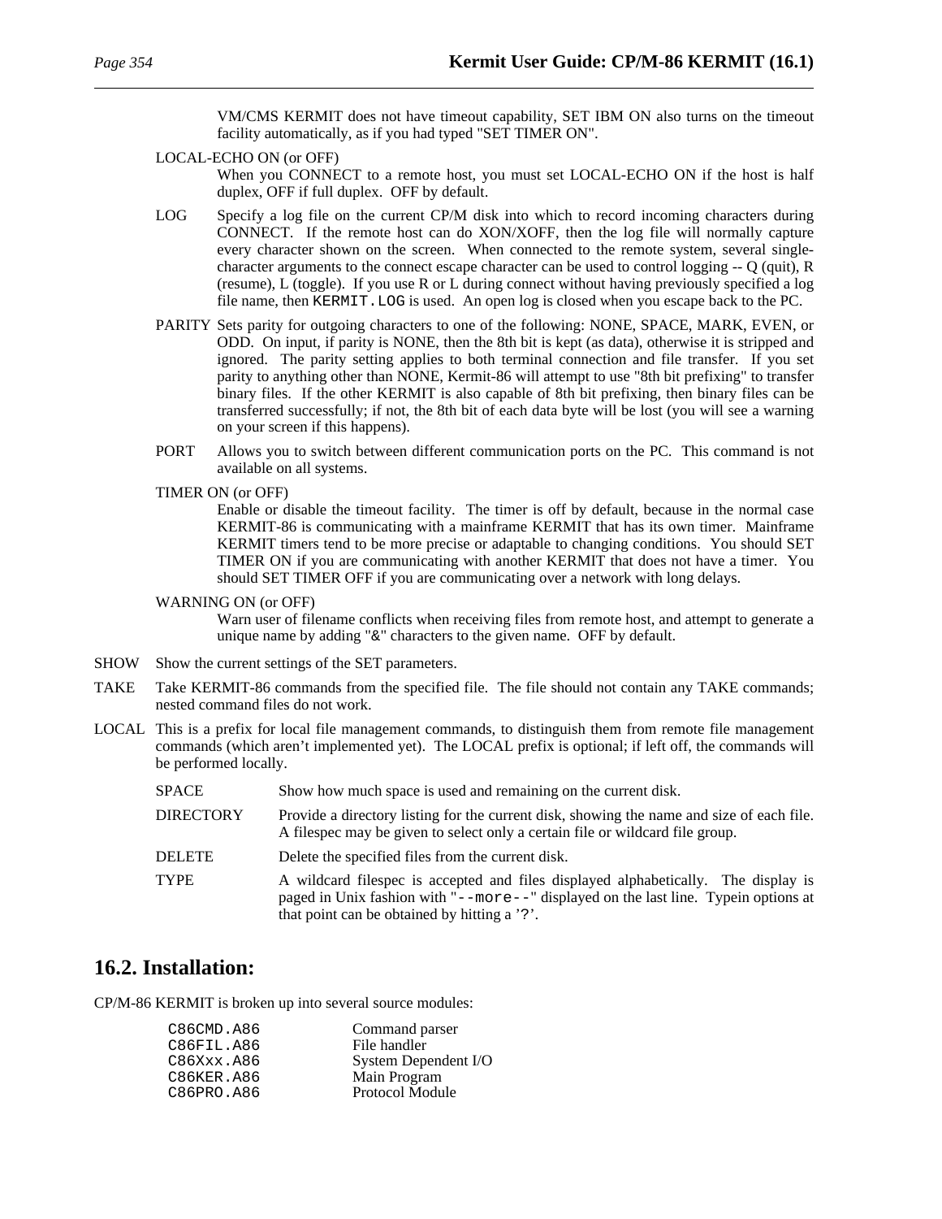VM/CMS KERMIT does not have timeout capability, SET IBM ON also turns on the timeout facility automatically, as if you had typed "SET TIMER ON".

LOCAL-ECHO ON (or OFF)
: When you CONNECT to a remote host, you must set LOCAL-ECHO ON if the host is half duplex, OFF if full duplex. OFF by default.

LOG
: Specify a log file on the current CP/M disk into which to record incoming characters during CONNECT. If the remote host can do XON/XOFF, then the log file will normally capture every character shown on the screen. When connected to the remote system, several single-character arguments to the connect escape character can be used to control logging -- Q (quit), R (resume), L (toggle). If you use R or L during connect without having previously specified a log file name, then `KERMIT.LOG` is used. An open log is closed when you escape back to the PC.

PARITY
: Sets parity for outgoing characters to one of the following: NONE, SPACE, MARK, EVEN, or ODD. On input, if parity is NONE, then the 8th bit is kept (as data), otherwise it is stripped and ignored. The parity setting applies to both terminal connection and file transfer. If you set parity to anything other than NONE, Kermit-86 will attempt to use "8th bit prefixing" to transfer binary files. If the other KERMIT is also capable of 8th bit prefixing, then binary files can be transferred successfully; if not, the 8th bit of each data byte will be lost (you will see a warning on your screen if this happens).

PORT
: Allows you to switch between different communication ports on the PC. This command is not available on all systems.

TIMER ON (or OFF)
: Enable or disable the timeout facility. The timer is off by default, because in the normal case KERMIT-86 is communicating with a mainframe KERMIT that has its own timer. Mainframe KERMIT timers tend to be more precise or adaptable to changing conditions. You should SET TIMER ON if you are communicating with another KERMIT that does not have a timer. You should SET TIMER OFF if you are communicating over a network with long delays.

WARNING ON (or OFF)
: Warn user of filename conflicts when receiving files from remote host, and attempt to generate a unique name by adding "&" characters to the given name. OFF by default.

SHOW
: Show the current settings of the SET parameters.

TAKE
: Take KERMIT-86 commands from the specified file. The file should not contain any TAKE commands; nested command files do not work.

LOCAL
: This is a prefix for local file management commands, to distinguish them from remote file management commands (which aren't implemented yet). The LOCAL prefix is optional; if left off, the commands will be performed locally.

| | |
|---|---|
| SPACE | Show how much space is used and remaining on the current disk. |
| DIRECTORY | Provide a directory listing for the current disk, showing the name and size of each file. A filespec may be given to select only a certain file or wildcard file group. |
| DELETE | Delete the specified files from the current disk. |
| TYPE | A wildcard filespec is accepted and files displayed alphabetically. The display is paged in Unix fashion with "`--more--`" displayed on the last line. Typein options at that point can be obtained by hitting a '`?`'. |

## 16.2. Installation:

CP/M-86 KERMIT is broken up into several source modules:

| | |
|---|---|
| `C86CMD.A86` | Command parser |
| `C86FIL.A86` | File handler |
| `C86Xxx.A86` | System Dependent I/O |
| `C86KER.A86` | Main Program |
| `C86PRO.A86` | Protocol Module |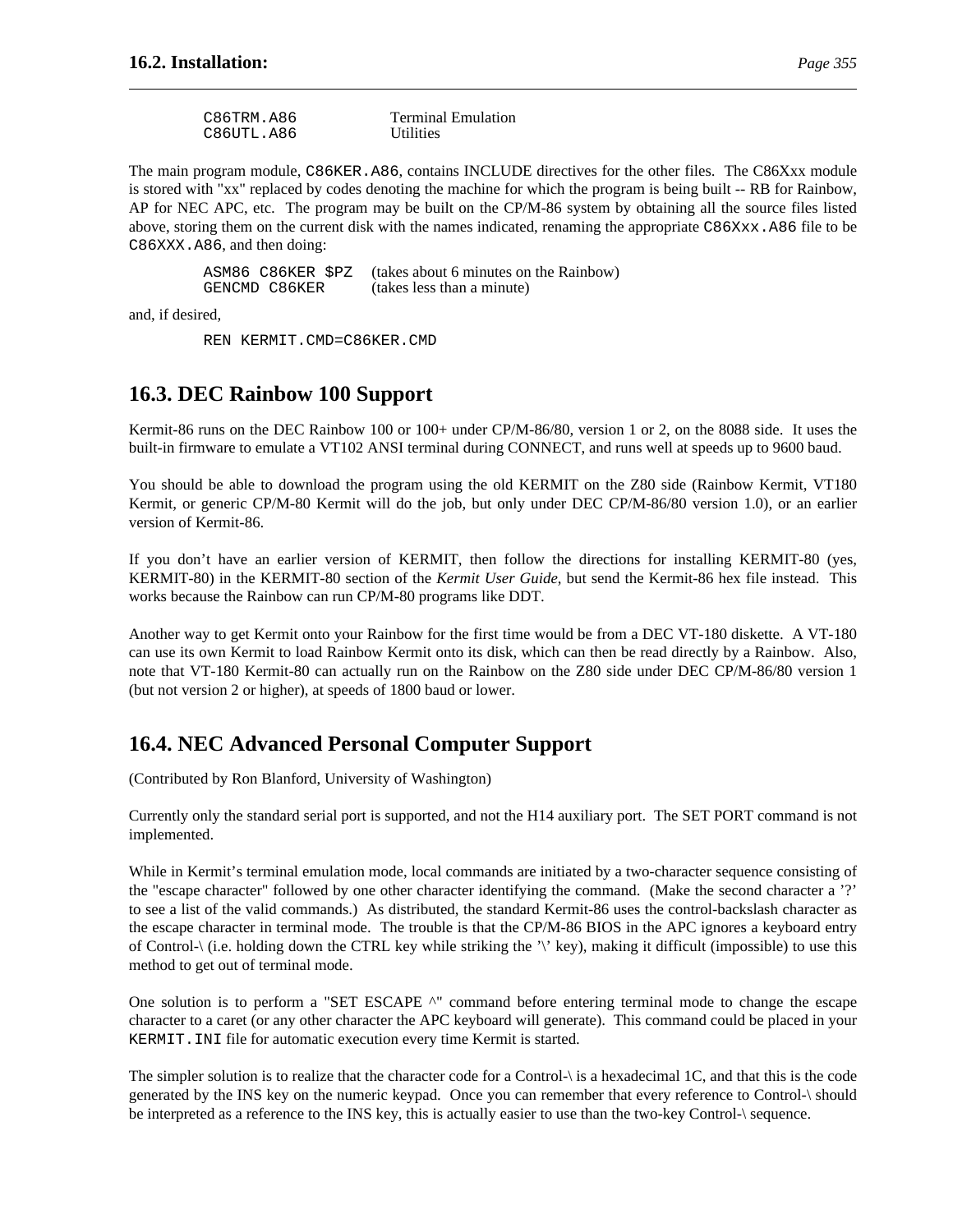```
C86TRM.A86          Terminal Emulation
C86UTL.A86          Utilities
```

The main program module, `C86KER.A86`, contains INCLUDE directives for the other files. The C86Xxx module is stored with "xx" replaced by codes denoting the machine for which the program is being built -- RB for Rainbow, AP for NEC APC, etc. The program may be built on the CP/M-86 system by obtaining all the source files listed above, storing them on the current disk with the names indicated, renaming the appropriate `C86Xxx.A86` file to be `C86XXX.A86`, and then doing:

```
ASM86 C86KER $PZ    (takes about 6 minutes on the Rainbow)
GENCMD C86KER       (takes less than a minute)
```

and, if desired,

```
REN KERMIT.CMD=C86KER.CMD
```

## 16.3. DEC Rainbow 100 Support

Kermit-86 runs on the DEC Rainbow 100 or 100+ under CP/M-86/80, version 1 or 2, on the 8088 side. It uses the built-in firmware to emulate a VT102 ANSI terminal during CONNECT, and runs well at speeds up to 9600 baud.

You should be able to download the program using the old KERMIT on the Z80 side (Rainbow Kermit, VT180 Kermit, or generic CP/M-80 Kermit will do the job, but only under DEC CP/M-86/80 version 1.0), or an earlier version of Kermit-86.

If you don't have an earlier version of KERMIT, then follow the directions for installing KERMIT-80 (yes, KERMIT-80) in the KERMIT-80 section of the *Kermit User Guide*, but send the Kermit-86 hex file instead. This works because the Rainbow can run CP/M-80 programs like DDT.

Another way to get Kermit onto your Rainbow for the first time would be from a DEC VT-180 diskette. A VT-180 can use its own Kermit to load Rainbow Kermit onto its disk, which can then be read directly by a Rainbow. Also, note that VT-180 Kermit-80 can actually run on the Rainbow on the Z80 side under DEC CP/M-86/80 version 1 (but not version 2 or higher), at speeds of 1800 baud or lower.

## 16.4. NEC Advanced Personal Computer Support

(Contributed by Ron Blanford, University of Washington)

Currently only the standard serial port is supported, and not the H14 auxiliary port. The SET PORT command is not implemented.

While in Kermit's terminal emulation mode, local commands are initiated by a two-character sequence consisting of the "escape character" followed by one other character identifying the command. (Make the second character a '?' to see a list of the valid commands.) As distributed, the standard Kermit-86 uses the control-backslash character as the escape character in terminal mode. The trouble is that the CP/M-86 BIOS in the APC ignores a keyboard entry of Control-\ (i.e. holding down the CTRL key while striking the '\' key), making it difficult (impossible) to use this method to get out of terminal mode.

One solution is to perform a "SET ESCAPE ^" command before entering terminal mode to change the escape character to a caret (or any other character the APC keyboard will generate). This command could be placed in your `KERMIT.INI` file for automatic execution every time Kermit is started.

The simpler solution is to realize that the character code for a Control-\ is a hexadecimal 1C, and that this is the code generated by the INS key on the numeric keypad. Once you can remember that every reference to Control-\ should be interpreted as a reference to the INS key, this is actually easier to use than the two-key Control-\ sequence.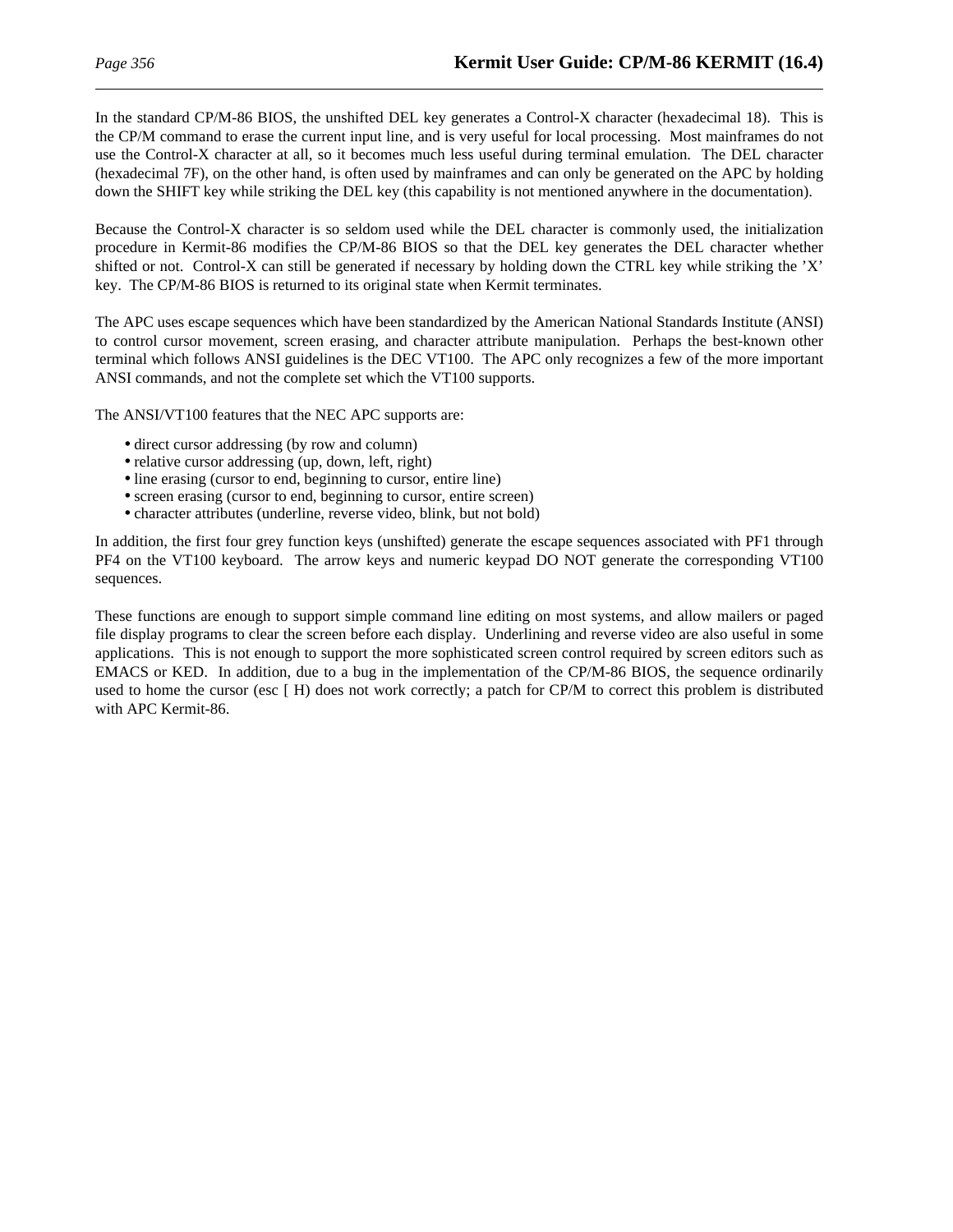In the standard CP/M-86 BIOS, the unshifted DEL key generates a Control-X character (hexadecimal 18). This is the CP/M command to erase the current input line, and is very useful for local processing. Most mainframes do not use the Control-X character at all, so it becomes much less useful during terminal emulation. The DEL character (hexadecimal 7F), on the other hand, is often used by mainframes and can only be generated on the APC by holding down the SHIFT key while striking the DEL key (this capability is not mentioned anywhere in the documentation).

Because the Control-X character is so seldom used while the DEL character is commonly used, the initialization procedure in Kermit-86 modifies the CP/M-86 BIOS so that the DEL key generates the DEL character whether shifted or not. Control-X can still be generated if necessary by holding down the CTRL key while striking the 'X' key. The CP/M-86 BIOS is returned to its original state when Kermit terminates.

The APC uses escape sequences which have been standardized by the American National Standards Institute (ANSI) to control cursor movement, screen erasing, and character attribute manipulation. Perhaps the best-known other terminal which follows ANSI guidelines is the DEC VT100. The APC only recognizes a few of the more important ANSI commands, and not the complete set which the VT100 supports.

The ANSI/VT100 features that the NEC APC supports are:

- direct cursor addressing (by row and column)
- relative cursor addressing (up, down, left, right)
- line erasing (cursor to end, beginning to cursor, entire line)
- screen erasing (cursor to end, beginning to cursor, entire screen)
- character attributes (underline, reverse video, blink, but not bold)

In addition, the first four grey function keys (unshifted) generate the escape sequences associated with PF1 through PF4 on the VT100 keyboard. The arrow keys and numeric keypad DO NOT generate the corresponding VT100 sequences.

These functions are enough to support simple command line editing on most systems, and allow mailers or paged file display programs to clear the screen before each display. Underlining and reverse video are also useful in some applications. This is not enough to support the more sophisticated screen control required by screen editors such as EMACS or KED. In addition, due to a bug in the implementation of the CP/M-86 BIOS, the sequence ordinarily used to home the cursor (esc [ H) does not work correctly; a patch for CP/M to correct this problem is distributed with APC Kermit-86.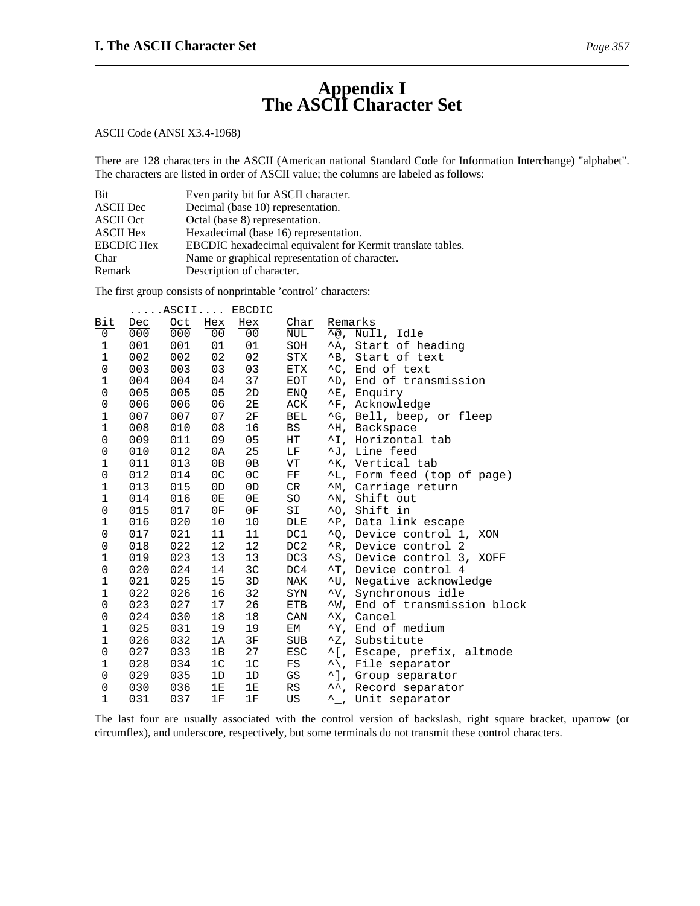# Appendix I
# The ASCII Character Set

ASCII Code (ANSI X3.4-1968)

There are 128 characters in the ASCII (American national Standard Code for Information Interchange) "alphabet". The characters are listed in order of ASCII value; the columns are labeled as follows:

| | |
|---|---|
| Bit | Even parity bit for ASCII character. |
| ASCII Dec | Decimal (base 10) representation. |
| ASCII Oct | Octal (base 8) representation. |
| ASCII Hex | Hexadecimal (base 16) representation. |
| EBCDIC Hex | EBCDIC hexadecimal equivalent for Kermit translate tables. |
| Char | Name or graphical representation of character. |
| Remark | Description of character. |

The first group consists of nonprintable 'control' characters:

| | .....ASCII.... | | | EBCDIC | | |
|---|---|---|---|---|---|---|
| Bit | Dec | Oct | Hex | Hex | Char | Remarks |
| 0 | 000 | 000 | 00 | 00 | NUL | ^@, Null, Idle |
| 1 | 001 | 001 | 01 | 01 | SOH | ^A, Start of heading |
| 1 | 002 | 002 | 02 | 02 | STX | ^B, Start of text |
| 0 | 003 | 003 | 03 | 03 | ETX | ^C, End of text |
| 1 | 004 | 004 | 04 | 37 | EOT | ^D, End of transmission |
| 0 | 005 | 005 | 05 | 2D | ENQ | ^E, Enquiry |
| 0 | 006 | 006 | 06 | 2E | ACK | ^F, Acknowledge |
| 1 | 007 | 007 | 07 | 2F | BEL | ^G, Bell, beep, or fleep |
| 1 | 008 | 010 | 08 | 16 | BS | ^H, Backspace |
| 0 | 009 | 011 | 09 | 05 | HT | ^I, Horizontal tab |
| 0 | 010 | 012 | 0A | 25 | LF | ^J, Line feed |
| 1 | 011 | 013 | 0B | 0B | VT | ^K, Vertical tab |
| 0 | 012 | 014 | 0C | 0C | FF | ^L, Form feed (top of page) |
| 1 | 013 | 015 | 0D | 0D | CR | ^M, Carriage return |
| 1 | 014 | 016 | 0E | 0E | SO | ^N, Shift out |
| 0 | 015 | 017 | 0F | 0F | SI | ^O, Shift in |
| 1 | 016 | 020 | 10 | 10 | DLE | ^P, Data link escape |
| 0 | 017 | 021 | 11 | 11 | DC1 | ^Q, Device control 1, XON |
| 0 | 018 | 022 | 12 | 12 | DC2 | ^R, Device control 2 |
| 1 | 019 | 023 | 13 | 13 | DC3 | ^S, Device control 3, XOFF |
| 0 | 020 | 024 | 14 | 3C | DC4 | ^T, Device control 4 |
| 1 | 021 | 025 | 15 | 3D | NAK | ^U, Negative acknowledge |
| 1 | 022 | 026 | 16 | 32 | SYN | ^V, Synchronous idle |
| 0 | 023 | 027 | 17 | 26 | ETB | ^W, End of transmission block |
| 0 | 024 | 030 | 18 | 18 | CAN | ^X, Cancel |
| 1 | 025 | 031 | 19 | 19 | EM | ^Y, End of medium |
| 1 | 026 | 032 | 1A | 3F | SUB | ^Z, Substitute |
| 0 | 027 | 033 | 1B | 27 | ESC | ^[, Escape, prefix, altmode |
| 1 | 028 | 034 | 1C | 1C | FS | ^\, File separator |
| 0 | 029 | 035 | 1D | 1D | GS | ^], Group separator |
| 0 | 030 | 036 | 1E | 1E | RS | ^^, Record separator |
| 1 | 031 | 037 | 1F | 1F | US | ^_, Unit separator |

The last four are usually associated with the control version of backslash, right square bracket, uparrow (or circumflex), and underscore, respectively, but some terminals do not transmit these control characters.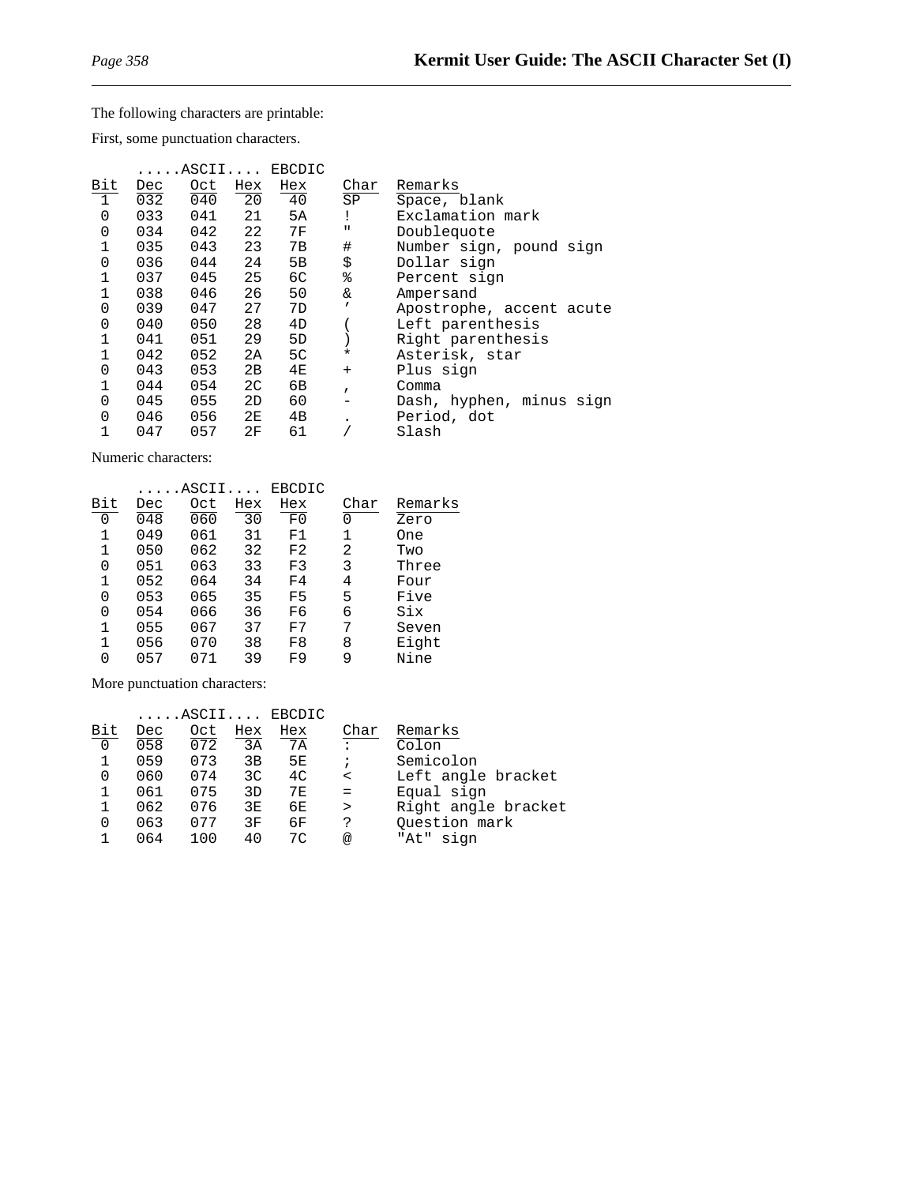The following characters are printable:

First, some punctuation characters.

| Bit | .....ASCII.... Dec | Oct | Hex | EBCDIC Hex | Char | Remarks |
|---|---|---|---|---|---|---|
| 1 | 032 | 040 | 20 | 40 | SP | Space, blank |
| 0 | 033 | 041 | 21 | 5A | ! | Exclamation mark |
| 0 | 034 | 042 | 22 | 7F | " | Doublequote |
| 1 | 035 | 043 | 23 | 7B | # | Number sign, pound sign |
| 0 | 036 | 044 | 24 | 5B | $ | Dollar sign |
| 1 | 037 | 045 | 25 | 6C | % | Percent sign |
| 1 | 038 | 046 | 26 | 50 | & | Ampersand |
| 0 | 039 | 047 | 27 | 7D | ' | Apostrophe, accent acute |
| 0 | 040 | 050 | 28 | 4D | ( | Left parenthesis |
| 1 | 041 | 051 | 29 | 5D | ) | Right parenthesis |
| 1 | 042 | 052 | 2A | 5C | * | Asterisk, star |
| 0 | 043 | 053 | 2B | 4E | + | Plus sign |
| 1 | 044 | 054 | 2C | 6B | , | Comma |
| 0 | 045 | 055 | 2D | 60 | - | Dash, hyphen, minus sign |
| 0 | 046 | 056 | 2E | 4B | . | Period, dot |
| 1 | 047 | 057 | 2F | 61 | / | Slash |

Numeric characters:

| Bit | .....ASCII.... Dec | Oct | Hex | EBCDIC Hex | Char | Remarks |
|---|---|---|---|---|---|---|
| 0 | 048 | 060 | 30 | F0 | 0 | Zero |
| 1 | 049 | 061 | 31 | F1 | 1 | One |
| 1 | 050 | 062 | 32 | F2 | 2 | Two |
| 0 | 051 | 063 | 33 | F3 | 3 | Three |
| 1 | 052 | 064 | 34 | F4 | 4 | Four |
| 0 | 053 | 065 | 35 | F5 | 5 | Five |
| 0 | 054 | 066 | 36 | F6 | 6 | Six |
| 1 | 055 | 067 | 37 | F7 | 7 | Seven |
| 1 | 056 | 070 | 38 | F8 | 8 | Eight |
| 0 | 057 | 071 | 39 | F9 | 9 | Nine |

More punctuation characters:

| Bit | .....ASCII.... Dec | Oct | Hex | EBCDIC Hex | Char | Remarks |
|---|---|---|---|---|---|---|
| 0 | 058 | 072 | 3A | 7A | : | Colon |
| 1 | 059 | 073 | 3B | 5E | ; | Semicolon |
| 0 | 060 | 074 | 3C | 4C | < | Left angle bracket |
| 1 | 061 | 075 | 3D | 7E | = | Equal sign |
| 1 | 062 | 076 | 3E | 6E | > | Right angle bracket |
| 0 | 063 | 077 | 3F | 6F | ? | Question mark |
| 1 | 064 | 100 | 40 | 7C | @ | "At" sign |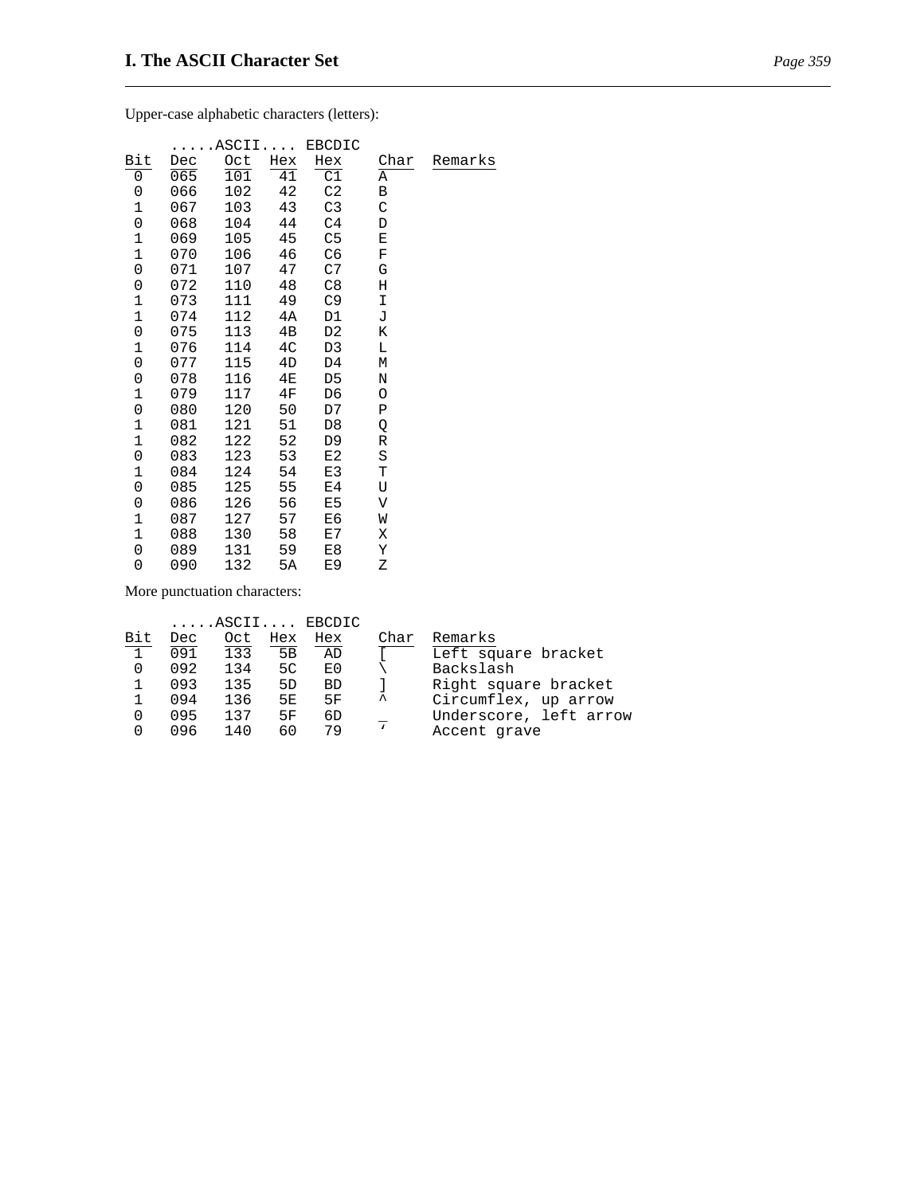Upper-case alphabetic characters (letters):

| | .....ASCII.... | | | EBCDIC | | |
|---|---|---|---|---|---|---|
| Bit | Dec | Oct | Hex | Hex | Char | Remarks |
| 0 | 065 | 101 | 41 | C1 | A | |
| 0 | 066 | 102 | 42 | C2 | B | |
| 1 | 067 | 103 | 43 | C3 | C | |
| 0 | 068 | 104 | 44 | C4 | D | |
| 1 | 069 | 105 | 45 | C5 | E | |
| 1 | 070 | 106 | 46 | C6 | F | |
| 0 | 071 | 107 | 47 | C7 | G | |
| 0 | 072 | 110 | 48 | C8 | H | |
| 1 | 073 | 111 | 49 | C9 | I | |
| 1 | 074 | 112 | 4A | D1 | J | |
| 0 | 075 | 113 | 4B | D2 | K | |
| 1 | 076 | 114 | 4C | D3 | L | |
| 0 | 077 | 115 | 4D | D4 | M | |
| 0 | 078 | 116 | 4E | D5 | N | |
| 1 | 079 | 117 | 4F | D6 | O | |
| 0 | 080 | 120 | 50 | D7 | P | |
| 1 | 081 | 121 | 51 | D8 | Q | |
| 1 | 082 | 122 | 52 | D9 | R | |
| 0 | 083 | 123 | 53 | E2 | S | |
| 1 | 084 | 124 | 54 | E3 | T | |
| 0 | 085 | 125 | 55 | E4 | U | |
| 0 | 086 | 126 | 56 | E5 | V | |
| 1 | 087 | 127 | 57 | E6 | W | |
| 1 | 088 | 130 | 58 | E7 | X | |
| 0 | 089 | 131 | 59 | E8 | Y | |
| 0 | 090 | 132 | 5A | E9 | Z | |

More punctuation characters:

| | .....ASCII.... | | | EBCDIC | | |
|---|---|---|---|---|---|---|
| Bit | Dec | Oct | Hex | Hex | Char | Remarks |
| 1 | 091 | 133 | 5B | AD | [ | Left square bracket |
| 0 | 092 | 134 | 5C | E0 | \ | Backslash |
| 1 | 093 | 135 | 5D | BD | ] | Right square bracket |
| 1 | 094 | 136 | 5E | 5F | ^ | Circumflex, up arrow |
| 0 | 095 | 137 | 5F | 6D | _ | Underscore, left arrow |
| 0 | 096 | 140 | 60 | 79 | ` | Accent grave |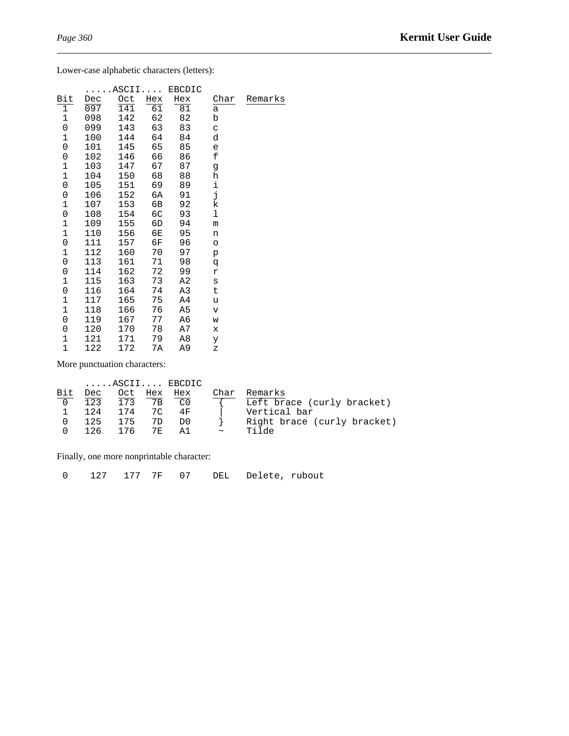Lower-case alphabetic characters (letters):

| | .....ASCII.... | | | EBCDIC | | |
|---|---|---|---|---|---|---|
| Bit | Dec | Oct | Hex | Hex | Char | Remarks |
| 1 | 097 | 141 | 61 | 81 | a | |
| 1 | 098 | 142 | 62 | 82 | b | |
| 0 | 099 | 143 | 63 | 83 | c | |
| 1 | 100 | 144 | 64 | 84 | d | |
| 0 | 101 | 145 | 65 | 85 | e | |
| 0 | 102 | 146 | 66 | 86 | f | |
| 1 | 103 | 147 | 67 | 87 | g | |
| 1 | 104 | 150 | 68 | 88 | h | |
| 0 | 105 | 151 | 69 | 89 | i | |
| 0 | 106 | 152 | 6A | 91 | j | |
| 1 | 107 | 153 | 6B | 92 | k | |
| 0 | 108 | 154 | 6C | 93 | l | |
| 1 | 109 | 155 | 6D | 94 | m | |
| 1 | 110 | 156 | 6E | 95 | n | |
| 0 | 111 | 157 | 6F | 96 | o | |
| 1 | 112 | 160 | 70 | 97 | p | |
| 0 | 113 | 161 | 71 | 98 | q | |
| 0 | 114 | 162 | 72 | 99 | r | |
| 1 | 115 | 163 | 73 | A2 | s | |
| 0 | 116 | 164 | 74 | A3 | t | |
| 1 | 117 | 165 | 75 | A4 | u | |
| 1 | 118 | 166 | 76 | A5 | v | |
| 0 | 119 | 167 | 77 | A6 | w | |
| 0 | 120 | 170 | 78 | A7 | x | |
| 1 | 121 | 171 | 79 | A8 | y | |
| 1 | 122 | 172 | 7A | A9 | z | |

More punctuation characters:

| | .....ASCII.... | | | EBCDIC | | |
|---|---|---|---|---|---|---|
| Bit | Dec | Oct | Hex | Hex | Char | Remarks |
| 0 | 123 | 173 | 7B | C0 | { | Left brace (curly bracket) |
| 1 | 124 | 174 | 7C | 4F | \| | Vertical bar |
| 0 | 125 | 175 | 7D | D0 | } | Right brace (curly bracket) |
| 0 | 126 | 176 | 7E | A1 | ~ | Tilde |

Finally, one more nonprintable character:

| Bit | Dec | Oct | Hex | Hex | Char | Remarks |
|---|---|---|---|---|---|---|
| 0 | 127 | 177 | 7F | 07 | DEL | Delete, rubout |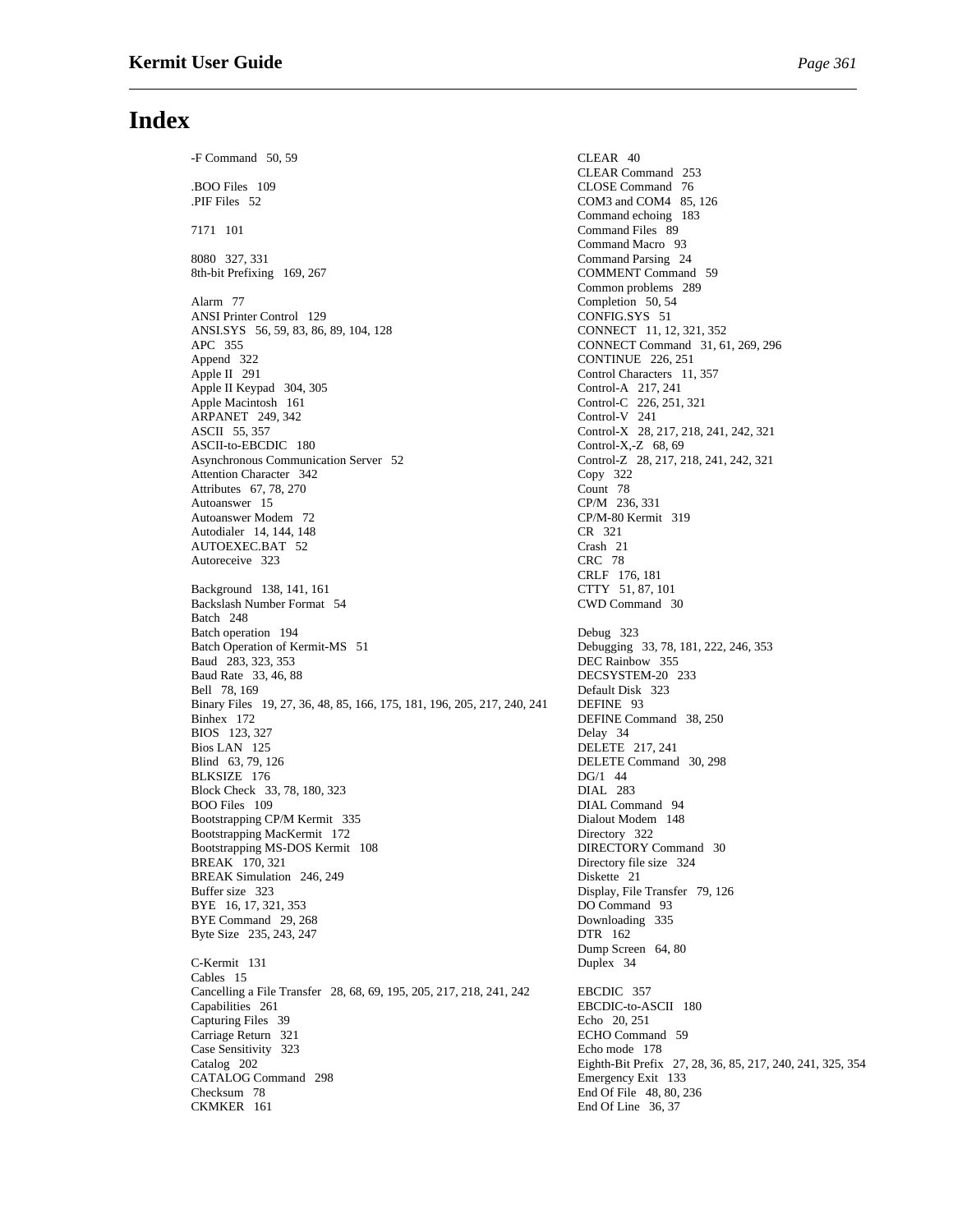# Index

-F Command 50, 59

.BOO Files 109
.PIF Files 52

7171 101

8080 327, 331
8th-bit Prefixing 169, 267

Alarm 77
ANSI Printer Control 129
ANSI.SYS 56, 59, 83, 86, 89, 104, 128
APC 355
Append 322
Apple II 291
Apple II Keypad 304, 305
Apple Macintosh 161
ARPANET 249, 342
ASCII 55, 357
ASCII-to-EBCDIC 180
Asynchronous Communication Server 52
Attention Character 342
Attributes 67, 78, 270
Autoanswer 15
Autoanswer Modem 72
Autodialer 14, 144, 148
AUTOEXEC.BAT 52
Autoreceive 323

Background 138, 141, 161
Backslash Number Format 54
Batch 248
Batch operation 194
Batch Operation of Kermit-MS 51
Baud 283, 323, 353
Baud Rate 33, 46, 88
Bell 78, 169
Binary Files 19, 27, 36, 48, 85, 166, 175, 181, 196, 205, 217, 240, 241
Binhex 172
BIOS 123, 327
Bios LAN 125
Blind 63, 79, 126
BLKSIZE 176
Block Check 33, 78, 180, 323
BOO Files 109
Bootstrapping CP/M Kermit 335
Bootstrapping MacKermit 172
Bootstrapping MS-DOS Kermit 108
BREAK 170, 321
BREAK Simulation 246, 249
Buffer size 323
BYE 16, 17, 321, 353
BYE Command 29, 268
Byte Size 235, 243, 247

C-Kermit 131
Cables 15
Cancelling a File Transfer 28, 68, 69, 195, 205, 217, 218, 241, 242
Capabilities 261
Capturing Files 39
Carriage Return 321
Case Sensitivity 323
Catalog 202
CATALOG Command 298
Checksum 78
CKMKER 161

CLEAR 40
CLEAR Command 253
CLOSE Command 76
COM3 and COM4 85, 126
Command echoing 183
Command Files 89
Command Macro 93
Command Parsing 24
COMMENT Command 59
Common problems 289
Completion 50, 54
CONFIG.SYS 51
CONNECT 11, 12, 321, 352
CONNECT Command 31, 61, 269, 296
CONTINUE 226, 251
Control Characters 11, 357
Control-A 217, 241
Control-C 226, 251, 321
Control-V 241
Control-X 28, 217, 218, 241, 242, 321
Control-X,-Z 68, 69
Control-Z 28, 217, 218, 241, 242, 321
Copy 322
Count 78
CP/M 236, 331
CP/M-80 Kermit 319
CR 321
Crash 21
CRC 78
CRLF 176, 181
CTTY 51, 87, 101
CWD Command 30

Debug 323
Debugging 33, 78, 181, 222, 246, 353
DEC Rainbow 355
DECSYSTEM-20 233
Default Disk 323
DEFINE 93
DEFINE Command 38, 250
Delay 34
DELETE 217, 241
DELETE Command 30, 298
DG/1 44
DIAL 283
DIAL Command 94
Dialout Modem 148
Directory 322
DIRECTORY Command 30
Directory file size 324
Diskette 21
Display, File Transfer 79, 126
DO Command 93
Downloading 335
DTR 162
Dump Screen 64, 80
Duplex 34

EBCDIC 357
EBCDIC-to-ASCII 180
Echo 20, 251
ECHO Command 59
Echo mode 178
Eighth-Bit Prefix 27, 28, 36, 85, 217, 240, 241, 325, 354
Emergency Exit 133
End Of File 48, 80, 236
End Of Line 36, 37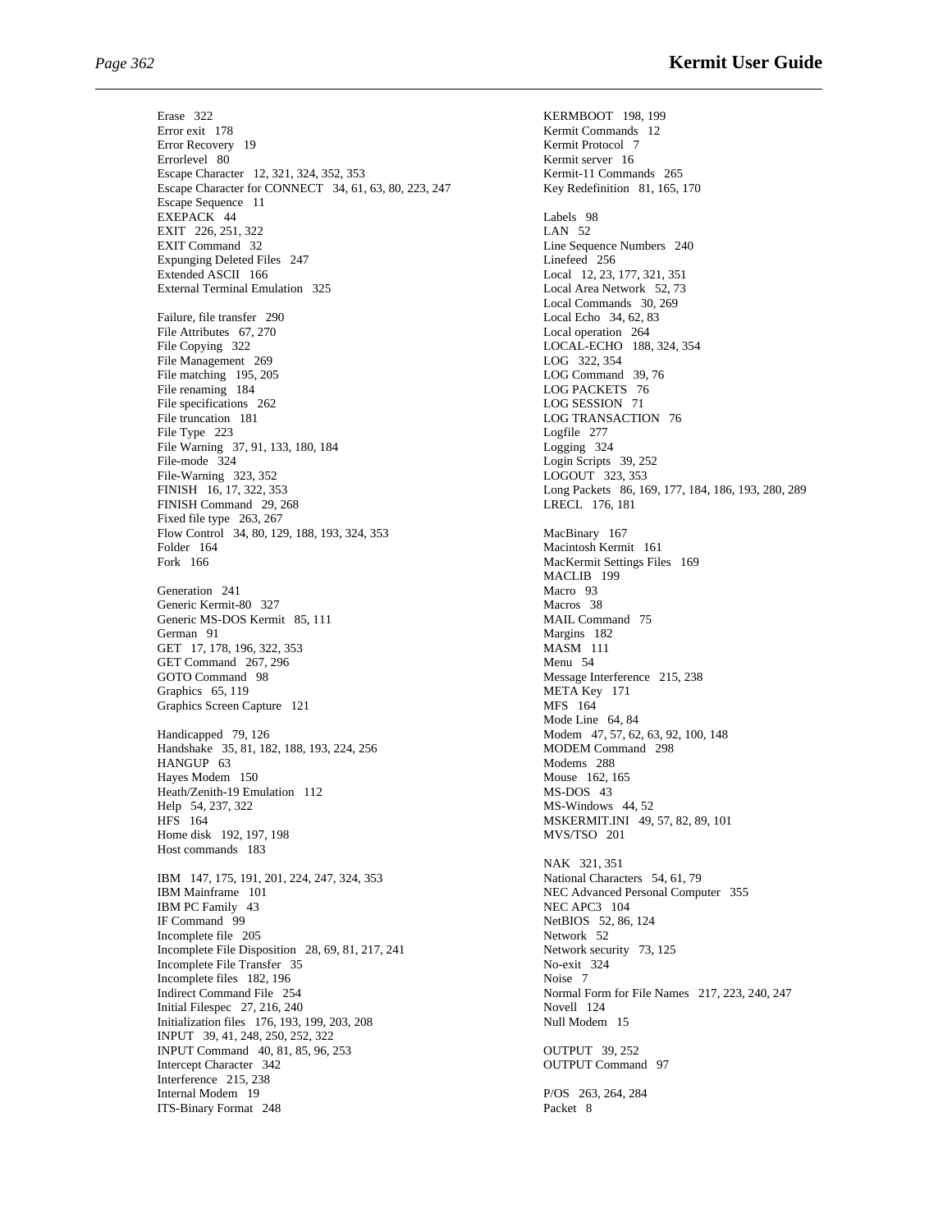Erase 322
Error exit 178
Error Recovery 19
Errorlevel 80
Escape Character 12, 321, 324, 352, 353
Escape Character for CONNECT 34, 61, 63, 80, 223, 247
Escape Sequence 11
EXEPACK 44
EXIT 226, 251, 322
EXIT Command 32
Expunging Deleted Files 247
Extended ASCII 166
External Terminal Emulation 325

Failure, file transfer 290
File Attributes 67, 270
File Copying 322
File Management 269
File matching 195, 205
File renaming 184
File specifications 262
File truncation 181
File Type 223
File Warning 37, 91, 133, 180, 184
File-mode 324
File-Warning 323, 352
FINISH 16, 17, 322, 353
FINISH Command 29, 268
Fixed file type 263, 267
Flow Control 34, 80, 129, 188, 193, 324, 353
Folder 164
Fork 166

Generation 241
Generic Kermit-80 327
Generic MS-DOS Kermit 85, 111
German 91
GET 17, 178, 196, 322, 353
GET Command 267, 296
GOTO Command 98
Graphics 65, 119
Graphics Screen Capture 121

Handicapped 79, 126
Handshake 35, 81, 182, 188, 193, 224, 256
HANGUP 63
Hayes Modem 150
Heath/Zenith-19 Emulation 112
Help 54, 237, 322
HFS 164
Home disk 192, 197, 198
Host commands 183

IBM 147, 175, 191, 201, 224, 247, 324, 353
IBM Mainframe 101
IBM PC Family 43
IF Command 99
Incomplete file 205
Incomplete File Disposition 28, 69, 81, 217, 241
Incomplete File Transfer 35
Incomplete files 182, 196
Indirect Command File 254
Initial Filespec 27, 216, 240
Initialization files 176, 193, 199, 203, 208
INPUT 39, 41, 248, 250, 252, 322
INPUT Command 40, 81, 85, 96, 253
Intercept Character 342
Interference 215, 238
Internal Modem 19
ITS-Binary Format 248

KERMBOOT 198, 199
Kermit Commands 12
Kermit Protocol 7
Kermit server 16
Kermit-11 Commands 265
Key Redefinition 81, 165, 170

Labels 98
LAN 52
Line Sequence Numbers 240
Linefeed 256
Local 12, 23, 177, 321, 351
Local Area Network 52, 73
Local Commands 30, 269
Local Echo 34, 62, 83
Local operation 264
LOCAL-ECHO 188, 324, 354
LOG 322, 354
LOG Command 39, 76
LOG PACKETS 76
LOG SESSION 71
LOG TRANSACTION 76
Logfile 277
Logging 324
Login Scripts 39, 252
LOGOUT 323, 353
Long Packets 86, 169, 177, 184, 186, 193, 280, 289
LRECL 176, 181

MacBinary 167
Macintosh Kermit 161
MacKermit Settings Files 169
MACLIB 199
Macro 93
Macros 38
MAIL Command 75
Margins 182
MASM 111
Menu 54
Message Interference 215, 238
META Key 171
MFS 164
Mode Line 64, 84
Modem 47, 57, 62, 63, 92, 100, 148
MODEM Command 298
Modems 288
Mouse 162, 165
MS-DOS 43
MS-Windows 44, 52
MSKERMIT.INI 49, 57, 82, 89, 101
MVS/TSO 201

NAK 321, 351
National Characters 54, 61, 79
NEC Advanced Personal Computer 355
NEC APC3 104
NetBIOS 52, 86, 124
Network 52
Network security 73, 125
No-exit 324
Noise 7
Normal Form for File Names 217, 223, 240, 247
Novell 124
Null Modem 15

OUTPUT 39, 252
OUTPUT Command 97

P/OS 263, 264, 284
Packet 8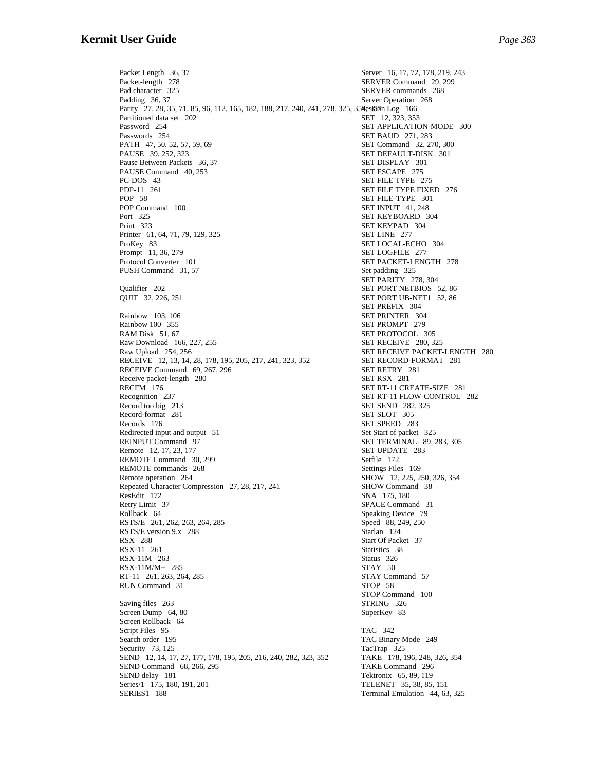Packet Length 36, 37
Packet-length 278
Pad character 325
Padding 36, 37
Parity 27, 28, 35, 71, 85, 96, 112, 165, 182, 188, 217, 240, 241, 278, 325, 354, 355
Partitioned data set 202
Password 254
Passwords 254
PATH 47, 50, 52, 57, 59, 69
PAUSE 39, 252, 323
Pause Between Packets 36, 37
PAUSE Command 40, 253
PC-DOS 43
PDP-11 261
POP 58
POP Command 100
Port 325
Print 323
Printer 61, 64, 71, 79, 129, 325
ProKey 83
Prompt 11, 36, 279
Protocol Converter 101
PUSH Command 31, 57

Qualifier 202
QUIT 32, 226, 251

Rainbow 103, 106
Rainbow 100 355
RAM Disk 51, 67
Raw Download 166, 227, 255
Raw Upload 254, 256
RECEIVE 12, 13, 14, 28, 178, 195, 205, 217, 241, 323, 352
RECEIVE Command 69, 267, 296
Receive packet-length 280
RECFM 176
Recognition 237
Record too big 213
Record-format 281
Records 176
Redirected input and output 51
REINPUT Command 97
Remote 12, 17, 23, 177
REMOTE Command 30, 299
REMOTE commands 268
Remote operation 264
Repeated Character Compression 27, 28, 217, 241
ResEdit 172
Retry Limit 37
Rollback 64
RSTS/E 261, 262, 263, 264, 285
RSTS/E version 9.x 288
RSX 288
RSX-11 261
RSX-11M 263
RSX-11M/M+ 285
RT-11 261, 263, 264, 285
RUN Command 31

Saving files 263
Screen Dump 64, 80
Screen Rollback 64
Script Files 95
Search order 195
Security 73, 125
SEND 12, 14, 17, 27, 177, 178, 195, 205, 216, 240, 282, 323, 352
SEND Command 68, 266, 295
SEND delay 181
Series/1 175, 180, 191, 201
SERIES1 188
Server 16, 17, 72, 178, 219, 243
SERVER Command 29, 299
SERVER commands 268
Server Operation 268
Session Log 166
SET 12, 323, 353
SET APPLICATION-MODE 300
SET BAUD 271, 283
SET Command 32, 270, 300
SET DEFAULT-DISK 301
SET DISPLAY 301
SET ESCAPE 275
SET FILE TYPE 275
SET FILE TYPE FIXED 276
SET FILE-TYPE 301
SET INPUT 41, 248
SET KEYBOARD 304
SET KEYPAD 304
SET LINE 277
SET LOCAL-ECHO 304
SET LOGFILE 277
SET PACKET-LENGTH 278
Set padding 325
SET PARITY 278, 304
SET PORT NETBIOS 52, 86
SET PORT UB-NET1 52, 86
SET PREFIX 304
SET PRINTER 304
SET PROMPT 279
SET PROTOCOL 305
SET RECEIVE 280, 325
SET RECEIVE PACKET-LENGTH 280
SET RECORD-FORMAT 281
SET RETRY 281
SET RSX 281
SET RT-11 CREATE-SIZE 281
SET RT-11 FLOW-CONTROL 282
SET SEND 282, 325
SET SLOT 305
SET SPEED 283
Set Start of packet 325
SET TERMINAL 89, 283, 305
SET UPDATE 283
Setfile 172
Settings Files 169
SHOW 12, 225, 250, 326, 354
SHOW Command 38
SNA 175, 180
SPACE Command 31
Speaking Device 79
Speed 88, 249, 250
Starlan 124
Start Of Packet 37
Statistics 38
Status 326
STAY 50
STAY Command 57
STOP 58
STOP Command 100
STRING 326
SuperKey 83

TAC 342
TAC Binary Mode 249
TacTrap 325
TAKE 178, 196, 248, 326, 354
TAKE Command 296
Tektronix 65, 89, 119
TELENET 35, 38, 85, 151
Terminal Emulation 44, 63, 325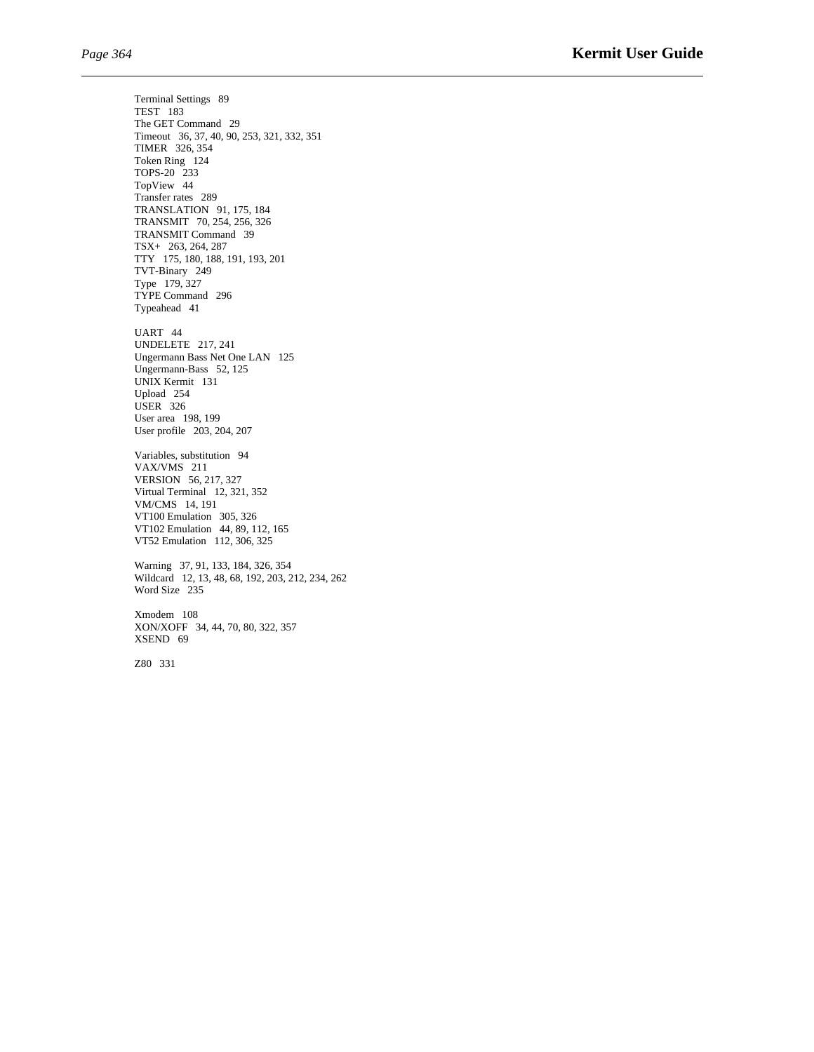Terminal Settings 89
TEST 183
The GET Command 29
Timeout 36, 37, 40, 90, 253, 321, 332, 351
TIMER 326, 354
Token Ring 124
TOPS-20 233
TopView 44
Transfer rates 289
TRANSLATION 91, 175, 184
TRANSMIT 70, 254, 256, 326
TRANSMIT Command 39
TSX+ 263, 264, 287
TTY 175, 180, 188, 191, 193, 201
TVT-Binary 249
Type 179, 327
TYPE Command 296
Typeahead 41

UART 44
UNDELETE 217, 241
Ungermann Bass Net One LAN 125
Ungermann-Bass 52, 125
UNIX Kermit 131
Upload 254
USER 326
User area 198, 199
User profile 203, 204, 207

Variables, substitution 94
VAX/VMS 211
VERSION 56, 217, 327
Virtual Terminal 12, 321, 352
VM/CMS 14, 191
VT100 Emulation 305, 326
VT102 Emulation 44, 89, 112, 165
VT52 Emulation 112, 306, 325

Warning 37, 91, 133, 184, 326, 354
Wildcard 12, 13, 48, 68, 192, 203, 212, 234, 262
Word Size 235

Xmodem 108
XON/XOFF 34, 44, 70, 80, 322, 357
XSEND 69

Z80 331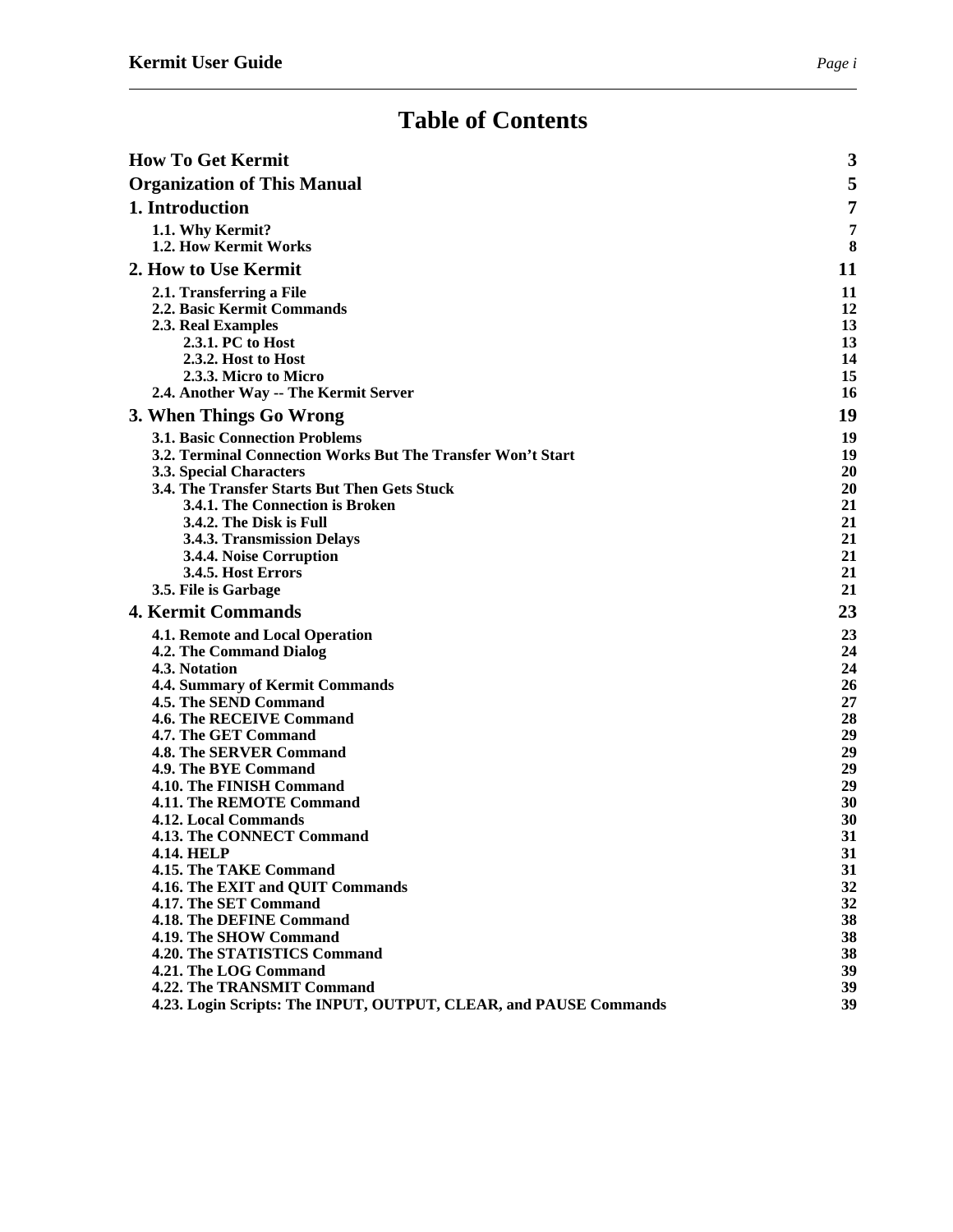# Table of Contents

| | |
|---|---|
| **How To Get Kermit** | **3** |
| **Organization of This Manual** | **5** |
| **1. Introduction** | **7** |
| 1.1. Why Kermit? | 7 |
| 1.2. How Kermit Works | 8 |
| **2. How to Use Kermit** | **11** |
| 2.1. Transferring a File | 11 |
| 2.2. Basic Kermit Commands | 12 |
| 2.3. Real Examples | 13 |
| 2.3.1. PC to Host | 13 |
| 2.3.2. Host to Host | 14 |
| 2.3.3. Micro to Micro | 15 |
| 2.4. Another Way -- The Kermit Server | 16 |
| **3. When Things Go Wrong** | **19** |
| 3.1. Basic Connection Problems | 19 |
| 3.2. Terminal Connection Works But The Transfer Won't Start | 19 |
| 3.3. Special Characters | 20 |
| 3.4. The Transfer Starts But Then Gets Stuck | 20 |
| 3.4.1. The Connection is Broken | 21 |
| 3.4.2. The Disk is Full | 21 |
| 3.4.3. Transmission Delays | 21 |
| 3.4.4. Noise Corruption | 21 |
| 3.4.5. Host Errors | 21 |
| 3.5. File is Garbage | 21 |
| **4. Kermit Commands** | **23** |
| 4.1. Remote and Local Operation | 23 |
| 4.2. The Command Dialog | 24 |
| 4.3. Notation | 24 |
| 4.4. Summary of Kermit Commands | 26 |
| 4.5. The SEND Command | 27 |
| 4.6. The RECEIVE Command | 28 |
| 4.7. The GET Command | 29 |
| 4.8. The SERVER Command | 29 |
| 4.9. The BYE Command | 29 |
| 4.10. The FINISH Command | 29 |
| 4.11. The REMOTE Command | 30 |
| 4.12. Local Commands | 30 |
| 4.13. The CONNECT Command | 31 |
| 4.14. HELP | 31 |
| 4.15. The TAKE Command | 31 |
| 4.16. The EXIT and QUIT Commands | 32 |
| 4.17. The SET Command | 32 |
| 4.18. The DEFINE Command | 38 |
| 4.19. The SHOW Command | 38 |
| 4.20. The STATISTICS Command | 38 |
| 4.21. The LOG Command | 39 |
| 4.22. The TRANSMIT Command | 39 |
| 4.23. Login Scripts: The INPUT, OUTPUT, CLEAR, and PAUSE Commands | 39 |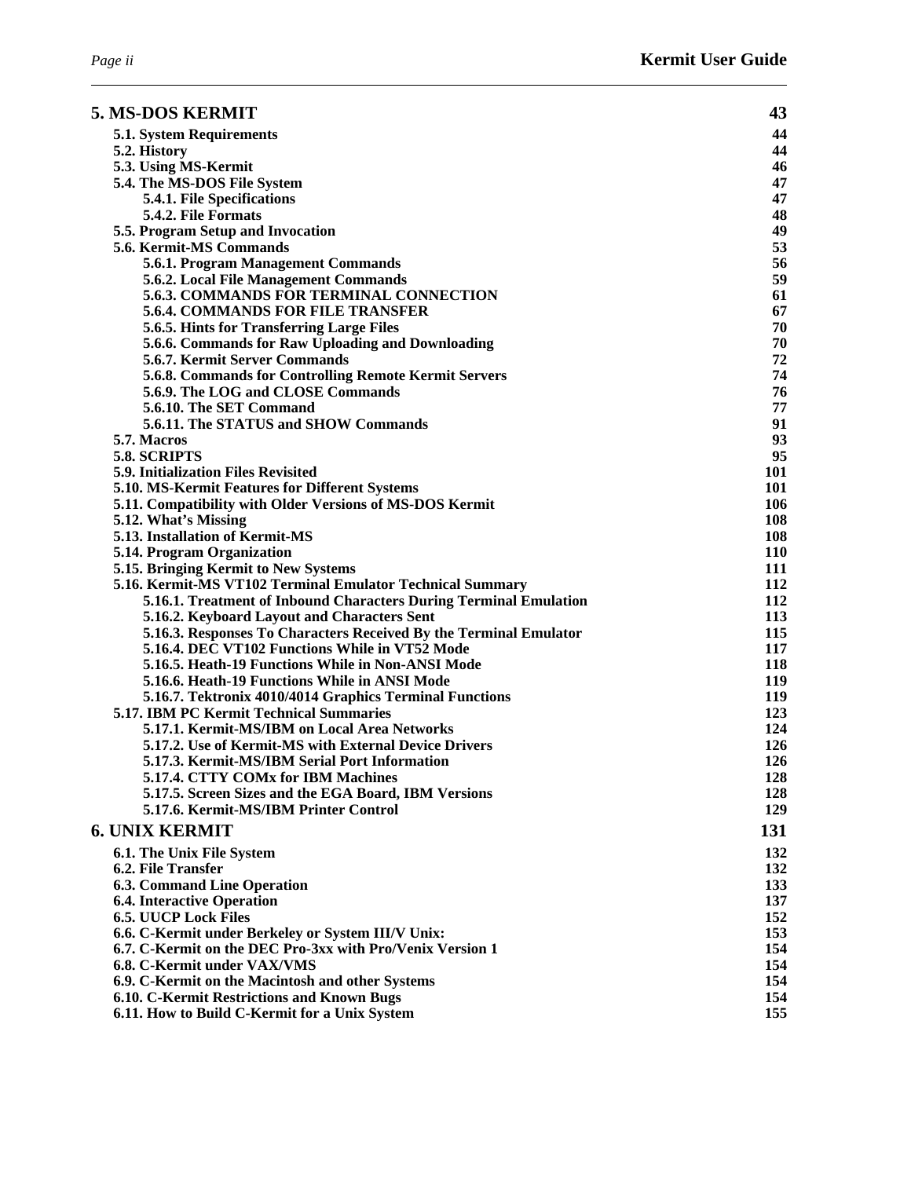| | |
|---|---|
| **5. MS-DOS KERMIT** | **43** |
| 5.1. System Requirements | 44 |
| 5.2. History | 44 |
| 5.3. Using MS-Kermit | 46 |
| 5.4. The MS-DOS File System | 47 |
| 5.4.1. File Specifications | 47 |
| 5.4.2. File Formats | 48 |
| 5.5. Program Setup and Invocation | 49 |
| 5.6. Kermit-MS Commands | 53 |
| 5.6.1. Program Management Commands | 56 |
| 5.6.2. Local File Management Commands | 59 |
| 5.6.3. COMMANDS FOR TERMINAL CONNECTION | 61 |
| 5.6.4. COMMANDS FOR FILE TRANSFER | 67 |
| 5.6.5. Hints for Transferring Large Files | 70 |
| 5.6.6. Commands for Raw Uploading and Downloading | 70 |
| 5.6.7. Kermit Server Commands | 72 |
| 5.6.8. Commands for Controlling Remote Kermit Servers | 74 |
| 5.6.9. The LOG and CLOSE Commands | 76 |
| 5.6.10. The SET Command | 77 |
| 5.6.11. The STATUS and SHOW Commands | 91 |
| 5.7. Macros | 93 |
| 5.8. SCRIPTS | 95 |
| 5.9. Initialization Files Revisited | 101 |
| 5.10. MS-Kermit Features for Different Systems | 101 |
| 5.11. Compatibility with Older Versions of MS-DOS Kermit | 106 |
| 5.12. What's Missing | 108 |
| 5.13. Installation of Kermit-MS | 108 |
| 5.14. Program Organization | 110 |
| 5.15. Bringing Kermit to New Systems | 111 |
| 5.16. Kermit-MS VT102 Terminal Emulator Technical Summary | 112 |
| 5.16.1. Treatment of Inbound Characters During Terminal Emulation | 112 |
| 5.16.2. Keyboard Layout and Characters Sent | 113 |
| 5.16.3. Responses To Characters Received By the Terminal Emulator | 115 |
| 5.16.4. DEC VT102 Functions While in VT52 Mode | 117 |
| 5.16.5. Heath-19 Functions While in Non-ANSI Mode | 118 |
| 5.16.6. Heath-19 Functions While in ANSI Mode | 119 |
| 5.16.7. Tektronix 4010/4014 Graphics Terminal Functions | 119 |
| 5.17. IBM PC Kermit Technical Summaries | 123 |
| 5.17.1. Kermit-MS/IBM on Local Area Networks | 124 |
| 5.17.2. Use of Kermit-MS with External Device Drivers | 126 |
| 5.17.3. Kermit-MS/IBM Serial Port Information | 126 |
| 5.17.4. CTTY COMx for IBM Machines | 128 |
| 5.17.5. Screen Sizes and the EGA Board, IBM Versions | 128 |
| 5.17.6. Kermit-MS/IBM Printer Control | 129 |
| **6. UNIX KERMIT** | **131** |
| 6.1. The Unix File System | 132 |
| 6.2. File Transfer | 132 |
| 6.3. Command Line Operation | 133 |
| 6.4. Interactive Operation | 137 |
| 6.5. UUCP Lock Files | 152 |
| 6.6. C-Kermit under Berkeley or System III/V Unix: | 153 |
| 6.7. C-Kermit on the DEC Pro-3xx with Pro/Venix Version 1 | 154 |
| 6.8. C-Kermit under VAX/VMS | 154 |
| 6.9. C-Kermit on the Macintosh and other Systems | 154 |
| 6.10. C-Kermit Restrictions and Known Bugs | 154 |
| 6.11. How to Build C-Kermit for a Unix System | 155 |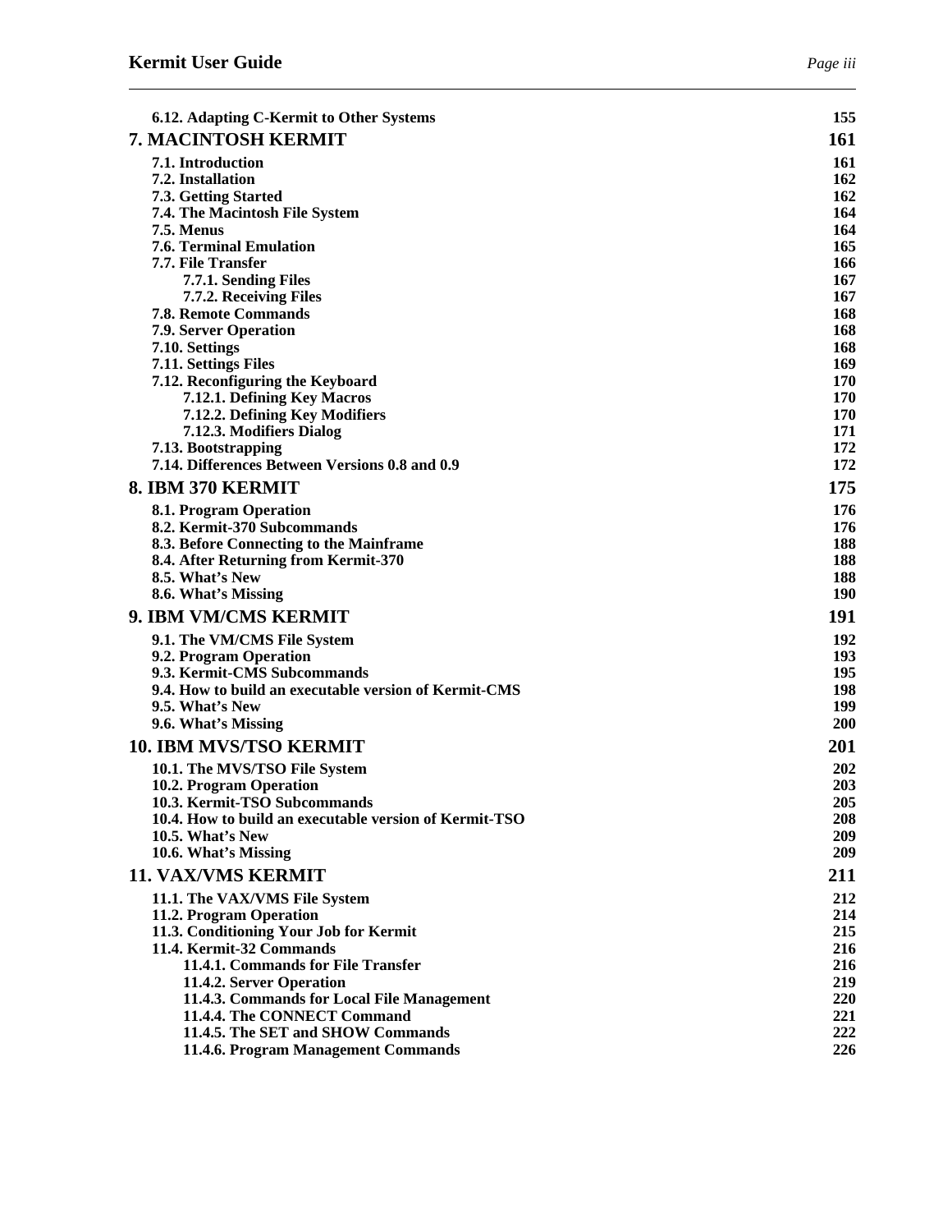6.12. Adapting C-Kermit to Other Systems 155

**7. MACINTOSH KERMIT** **161**

7.1. Introduction 161
7.2. Installation 162
7.3. Getting Started 162
7.4. The Macintosh File System 164
7.5. Menus 164
7.6. Terminal Emulation 165
7.7. File Transfer 166
    7.7.1. Sending Files 167
    7.7.2. Receiving Files 167
7.8. Remote Commands 168
7.9. Server Operation 168
7.10. Settings 168
7.11. Settings Files 169
7.12. Reconfiguring the Keyboard 170
    7.12.1. Defining Key Macros 170
    7.12.2. Defining Key Modifiers 170
    7.12.3. Modifiers Dialog 171
7.13. Bootstrapping 172
7.14. Differences Between Versions 0.8 and 0.9 172

**8. IBM 370 KERMIT** **175**

8.1. Program Operation 176
8.2. Kermit-370 Subcommands 176
8.3. Before Connecting to the Mainframe 188
8.4. After Returning from Kermit-370 188
8.5. What's New 188
8.6. What's Missing 190

**9. IBM VM/CMS KERMIT** **191**

9.1. The VM/CMS File System 192
9.2. Program Operation 193
9.3. Kermit-CMS Subcommands 195
9.4. How to build an executable version of Kermit-CMS 198
9.5. What's New 199
9.6. What's Missing 200

**10. IBM MVS/TSO KERMIT** **201**

10.1. The MVS/TSO File System 202
10.2. Program Operation 203
10.3. Kermit-TSO Subcommands 205
10.4. How to build an executable version of Kermit-TSO 208
10.5. What's New 209
10.6. What's Missing 209

**11. VAX/VMS KERMIT** **211**

11.1. The VAX/VMS File System 212
11.2. Program Operation 214
11.3. Conditioning Your Job for Kermit 215
11.4. Kermit-32 Commands 216
    11.4.1. Commands for File Transfer 216
    11.4.2. Server Operation 219
    11.4.3. Commands for Local File Management 220
    11.4.4. The CONNECT Command 221
    11.4.5. The SET and SHOW Commands 222
    11.4.6. Program Management Commands 226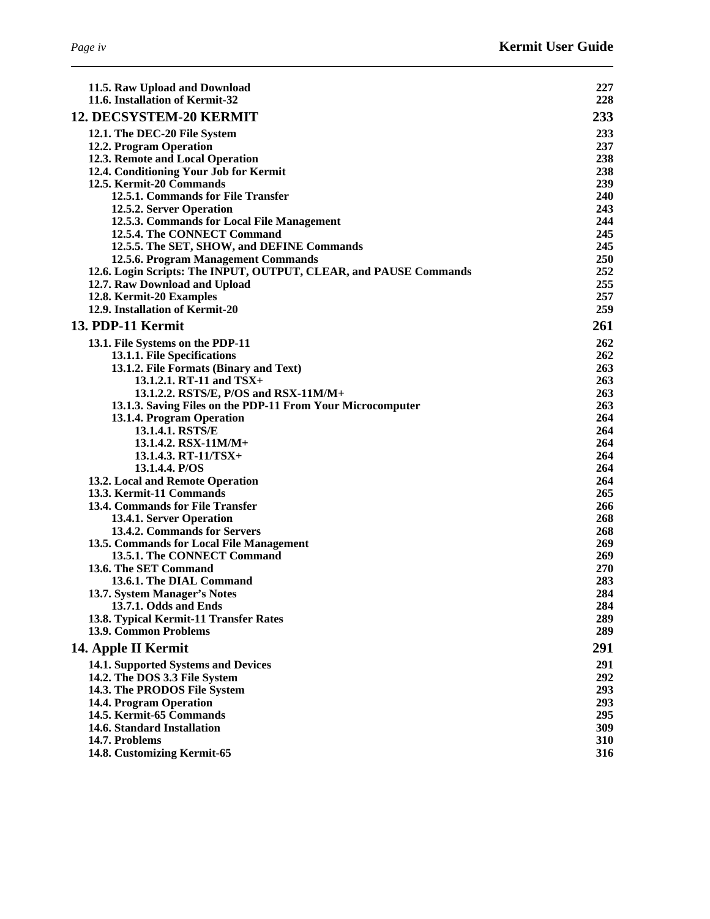| | |
|---|---|
| 11.5. Raw Upload and Download | 227 |
| 11.6. Installation of Kermit-32 | 228 |
| **12. DECSYSTEM-20 KERMIT** | **233** |
| 12.1. The DEC-20 File System | 233 |
| 12.2. Program Operation | 237 |
| 12.3. Remote and Local Operation | 238 |
| 12.4. Conditioning Your Job for Kermit | 238 |
| 12.5. Kermit-20 Commands | 239 |
| 12.5.1. Commands for File Transfer | 240 |
| 12.5.2. Server Operation | 243 |
| 12.5.3. Commands for Local File Management | 244 |
| 12.5.4. The CONNECT Command | 245 |
| 12.5.5. The SET, SHOW, and DEFINE Commands | 245 |
| 12.5.6. Program Management Commands | 250 |
| 12.6. Login Scripts: The INPUT, OUTPUT, CLEAR, and PAUSE Commands | 252 |
| 12.7. Raw Download and Upload | 255 |
| 12.8. Kermit-20 Examples | 257 |
| 12.9. Installation of Kermit-20 | 259 |
| **13. PDP-11 Kermit** | **261** |
| 13.1. File Systems on the PDP-11 | 262 |
| 13.1.1. File Specifications | 262 |
| 13.1.2. File Formats (Binary and Text) | 263 |
| 13.1.2.1. RT-11 and TSX+ | 263 |
| 13.1.2.2. RSTS/E, P/OS and RSX-11M/M+ | 263 |
| 13.1.3. Saving Files on the PDP-11 From Your Microcomputer | 263 |
| 13.1.4. Program Operation | 264 |
| 13.1.4.1. RSTS/E | 264 |
| 13.1.4.2. RSX-11M/M+ | 264 |
| 13.1.4.3. RT-11/TSX+ | 264 |
| 13.1.4.4. P/OS | 264 |
| 13.2. Local and Remote Operation | 264 |
| 13.3. Kermit-11 Commands | 265 |
| 13.4. Commands for File Transfer | 266 |
| 13.4.1. Server Operation | 268 |
| 13.4.2. Commands for Servers | 268 |
| 13.5. Commands for Local File Management | 269 |
| 13.5.1. The CONNECT Command | 269 |
| 13.6. The SET Command | 270 |
| 13.6.1. The DIAL Command | 283 |
| 13.7. System Manager's Notes | 284 |
| 13.7.1. Odds and Ends | 284 |
| 13.8. Typical Kermit-11 Transfer Rates | 289 |
| 13.9. Common Problems | 289 |
| **14. Apple II Kermit** | **291** |
| 14.1. Supported Systems and Devices | 291 |
| 14.2. The DOS 3.3 File System | 292 |
| 14.3. The PRODOS File System | 293 |
| 14.4. Program Operation | 293 |
| 14.5. Kermit-65 Commands | 295 |
| 14.6. Standard Installation | 309 |
| 14.7. Problems | 310 |
| 14.8. Customizing Kermit-65 | 316 |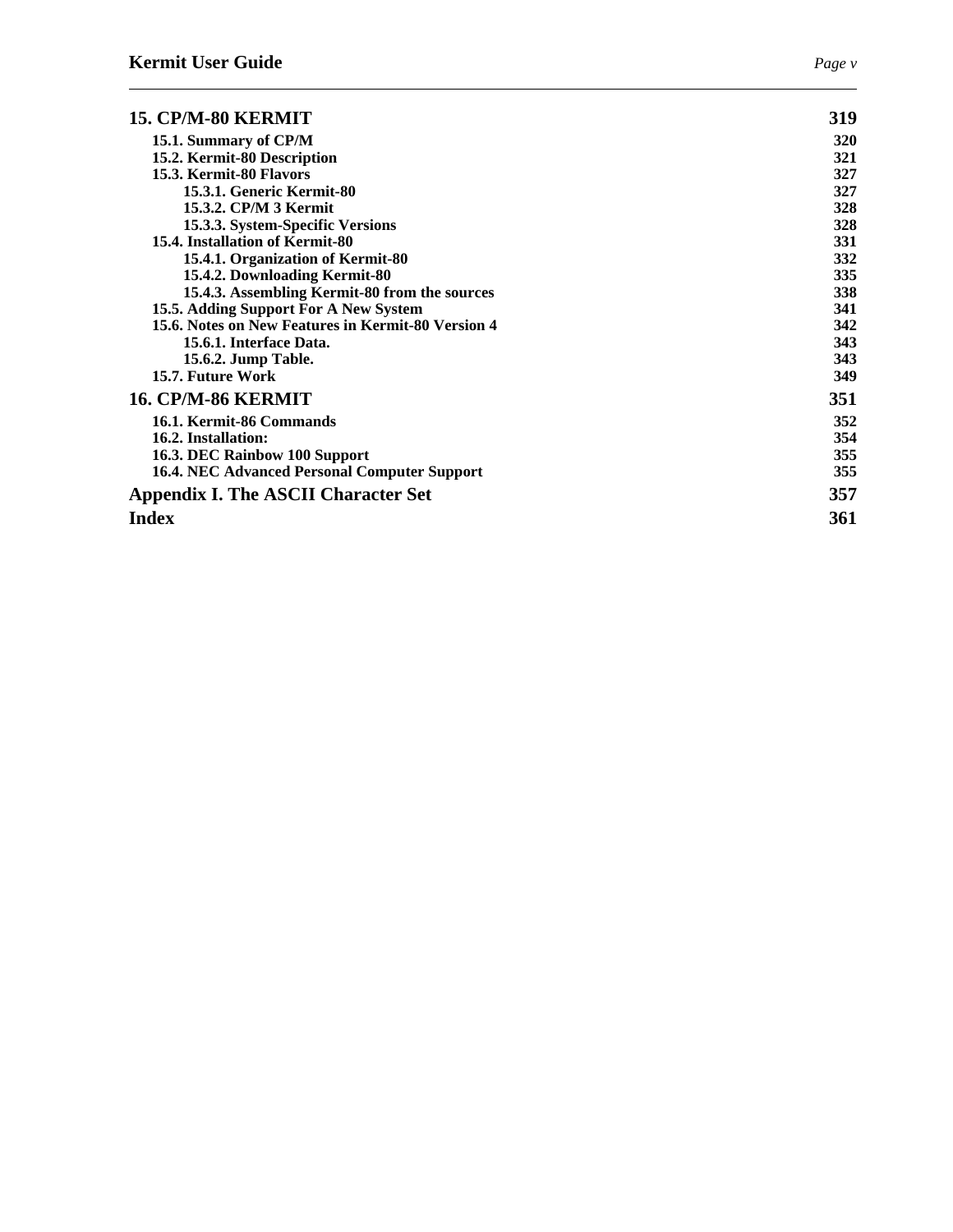| | |
|---|---|
| **15. CP/M-80 KERMIT** | **319** |
| 15.1. Summary of CP/M | 320 |
| 15.2. Kermit-80 Description | 321 |
| 15.3. Kermit-80 Flavors | 327 |
| 15.3.1. Generic Kermit-80 | 327 |
| 15.3.2. CP/M 3 Kermit | 328 |
| 15.3.3. System-Specific Versions | 328 |
| 15.4. Installation of Kermit-80 | 331 |
| 15.4.1. Organization of Kermit-80 | 332 |
| 15.4.2. Downloading Kermit-80 | 335 |
| 15.4.3. Assembling Kermit-80 from the sources | 338 |
| 15.5. Adding Support For A New System | 341 |
| 15.6. Notes on New Features in Kermit-80 Version 4 | 342 |
| 15.6.1. Interface Data. | 343 |
| 15.6.2. Jump Table. | 343 |
| 15.7. Future Work | 349 |
| **16. CP/M-86 KERMIT** | **351** |
| 16.1. Kermit-86 Commands | 352 |
| 16.2. Installation: | 354 |
| 16.3. DEC Rainbow 100 Support | 355 |
| 16.4. NEC Advanced Personal Computer Support | 355 |
| **Appendix I. The ASCII Character Set** | **357** |
| **Index** | **361** |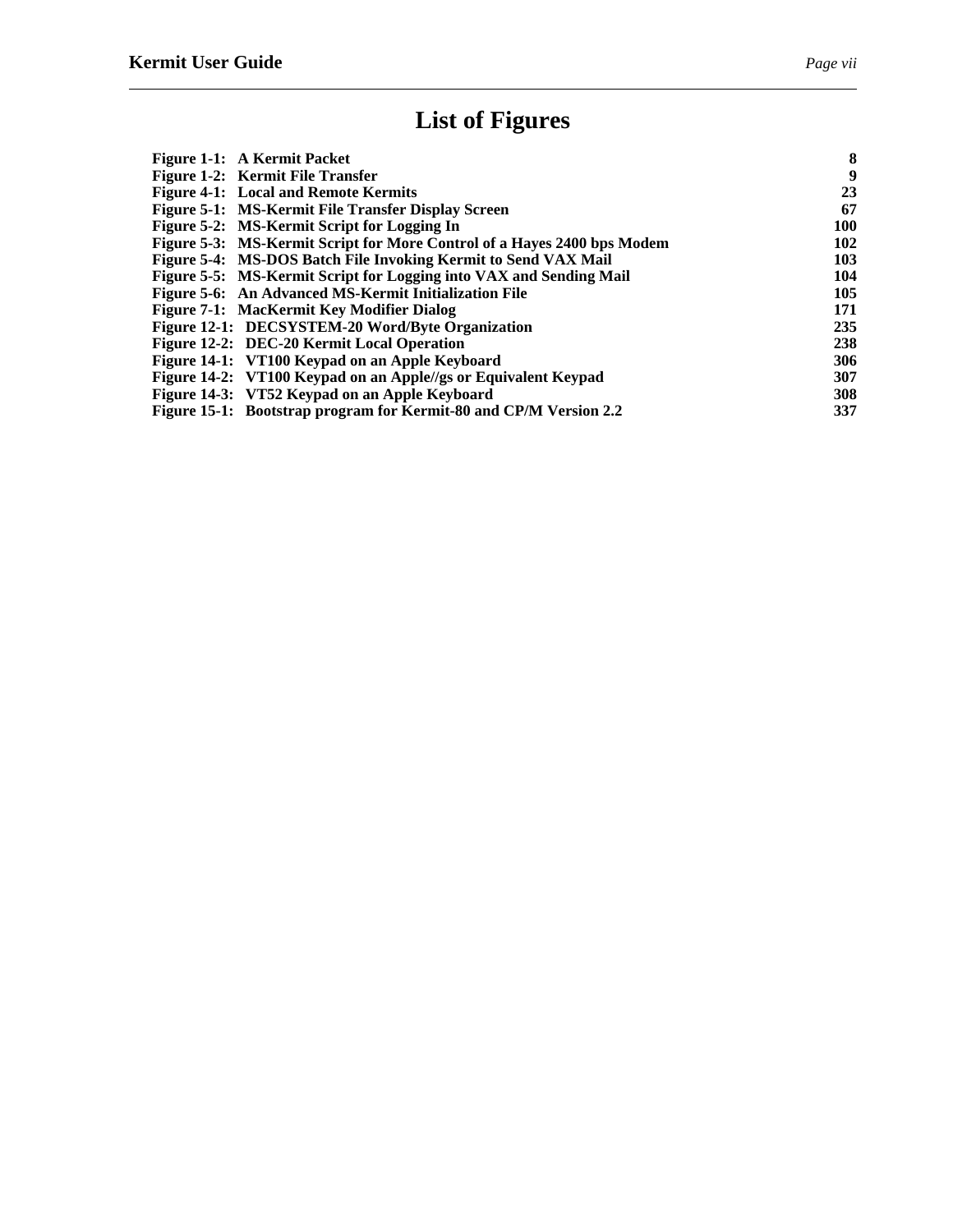# List of Figures

| | |
|---|---|
| **Figure 1-1: A Kermit Packet** | **8** |
| **Figure 1-2: Kermit File Transfer** | **9** |
| **Figure 4-1: Local and Remote Kermits** | **23** |
| **Figure 5-1: MS-Kermit File Transfer Display Screen** | **67** |
| **Figure 5-2: MS-Kermit Script for Logging In** | **100** |
| **Figure 5-3: MS-Kermit Script for More Control of a Hayes 2400 bps Modem** | **102** |
| **Figure 5-4: MS-DOS Batch File Invoking Kermit to Send VAX Mail** | **103** |
| **Figure 5-5: MS-Kermit Script for Logging into VAX and Sending Mail** | **104** |
| **Figure 5-6: An Advanced MS-Kermit Initialization File** | **105** |
| **Figure 7-1: MacKermit Key Modifier Dialog** | **171** |
| **Figure 12-1: DECSYSTEM-20 Word/Byte Organization** | **235** |
| **Figure 12-2: DEC-20 Kermit Local Operation** | **238** |
| **Figure 14-1: VT100 Keypad on an Apple Keyboard** | **306** |
| **Figure 14-2: VT100 Keypad on an Apple//gs or Equivalent Keypad** | **307** |
| **Figure 14-3: VT52 Keypad on an Apple Keyboard** | **308** |
| **Figure 15-1: Bootstrap program for Kermit-80 and CP/M Version 2.2** | **337** |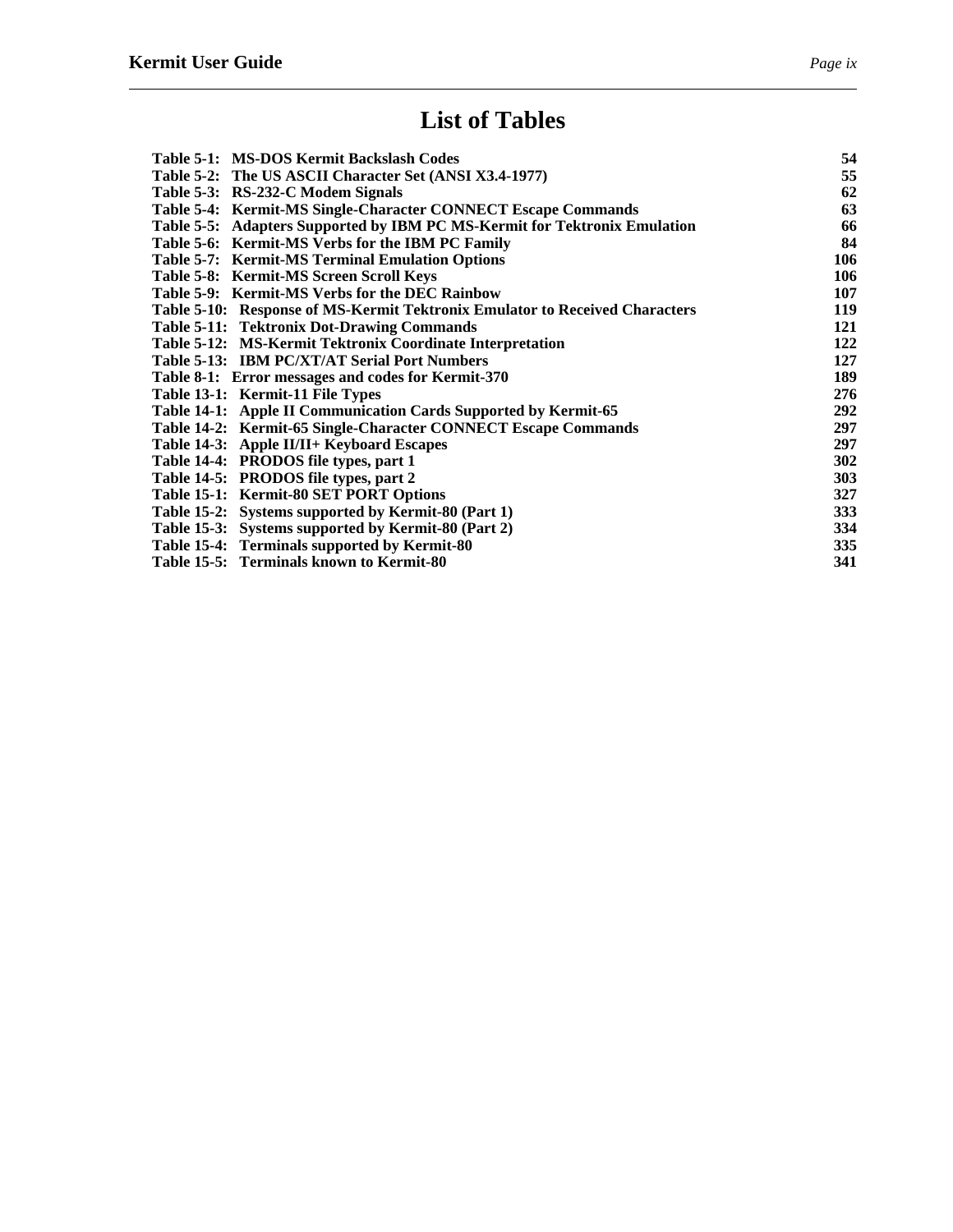# List of Tables

| | |
|---|---|
| **Table 5-1: MS-DOS Kermit Backslash Codes** | **54** |
| **Table 5-2: The US ASCII Character Set (ANSI X3.4-1977)** | **55** |
| **Table 5-3: RS-232-C Modem Signals** | **62** |
| **Table 5-4: Kermit-MS Single-Character CONNECT Escape Commands** | **63** |
| **Table 5-5: Adapters Supported by IBM PC MS-Kermit for Tektronix Emulation** | **66** |
| **Table 5-6: Kermit-MS Verbs for the IBM PC Family** | **84** |
| **Table 5-7: Kermit-MS Terminal Emulation Options** | **106** |
| **Table 5-8: Kermit-MS Screen Scroll Keys** | **106** |
| **Table 5-9: Kermit-MS Verbs for the DEC Rainbow** | **107** |
| **Table 5-10: Response of MS-Kermit Tektronix Emulator to Received Characters** | **119** |
| **Table 5-11: Tektronix Dot-Drawing Commands** | **121** |
| **Table 5-12: MS-Kermit Tektronix Coordinate Interpretation** | **122** |
| **Table 5-13: IBM PC/XT/AT Serial Port Numbers** | **127** |
| **Table 8-1: Error messages and codes for Kermit-370** | **189** |
| **Table 13-1: Kermit-11 File Types** | **276** |
| **Table 14-1: Apple II Communication Cards Supported by Kermit-65** | **292** |
| **Table 14-2: Kermit-65 Single-Character CONNECT Escape Commands** | **297** |
| **Table 14-3: Apple II/II+ Keyboard Escapes** | **297** |
| **Table 14-4: PRODOS file types, part 1** | **302** |
| **Table 14-5: PRODOS file types, part 2** | **303** |
| **Table 15-1: Kermit-80 SET PORT Options** | **327** |
| **Table 15-2: Systems supported by Kermit-80 (Part 1)** | **333** |
| **Table 15-3: Systems supported by Kermit-80 (Part 2)** | **334** |
| **Table 15-4: Terminals supported by Kermit-80** | **335** |
| **Table 15-5: Terminals known to Kermit-80** | **341** |